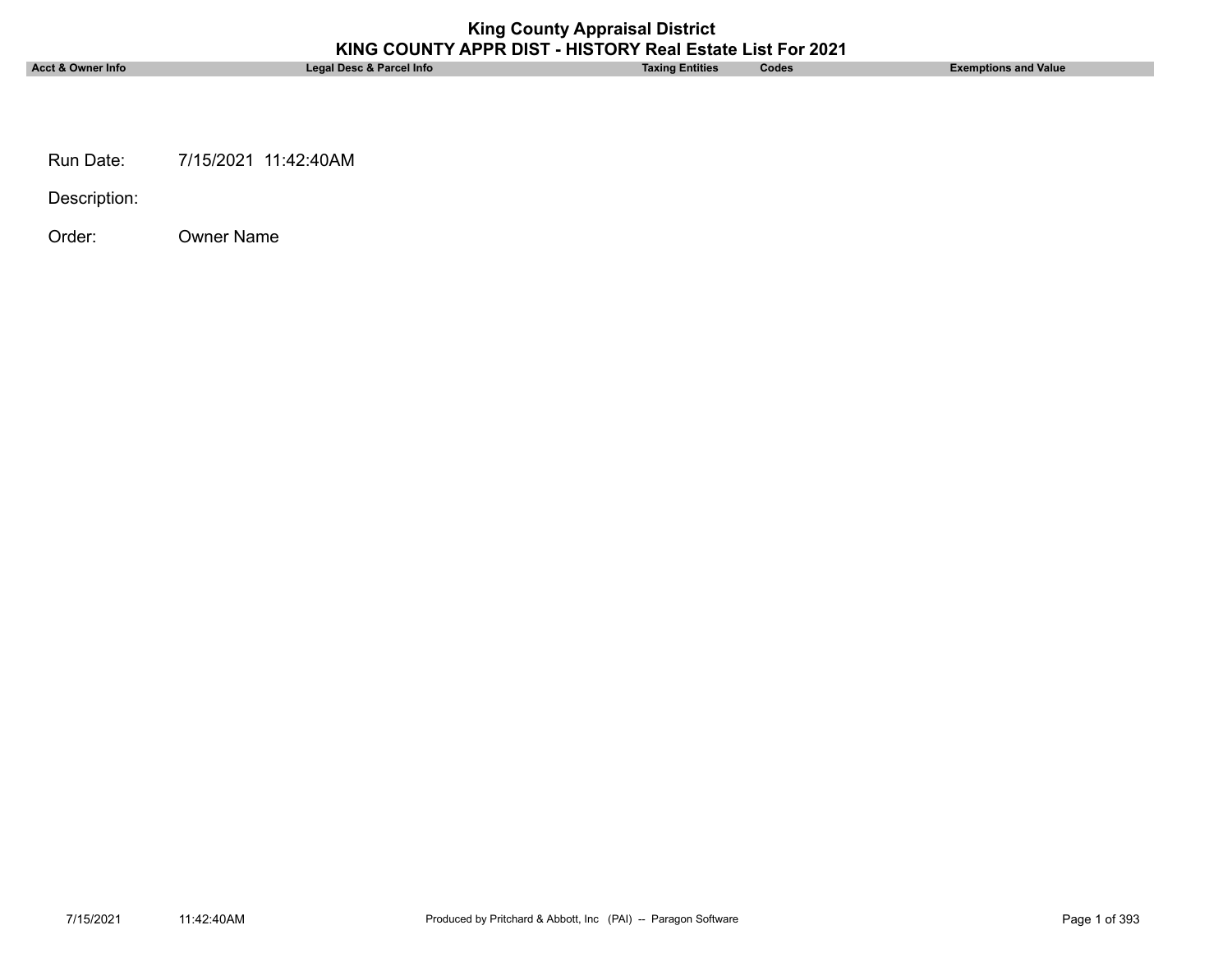# King County Appraisal District

## KING COUNTY APPR DIST - HISTORY Real Estate List For 2021

| Acct & Owner Info | Legal Desc & Parcel Info | Taxing Entities | Codes | Exemptions and Value |
|---|---|---|---|---|

Run Date: 7/15/2021 11:42:40AM

Description:

Order: Owner Name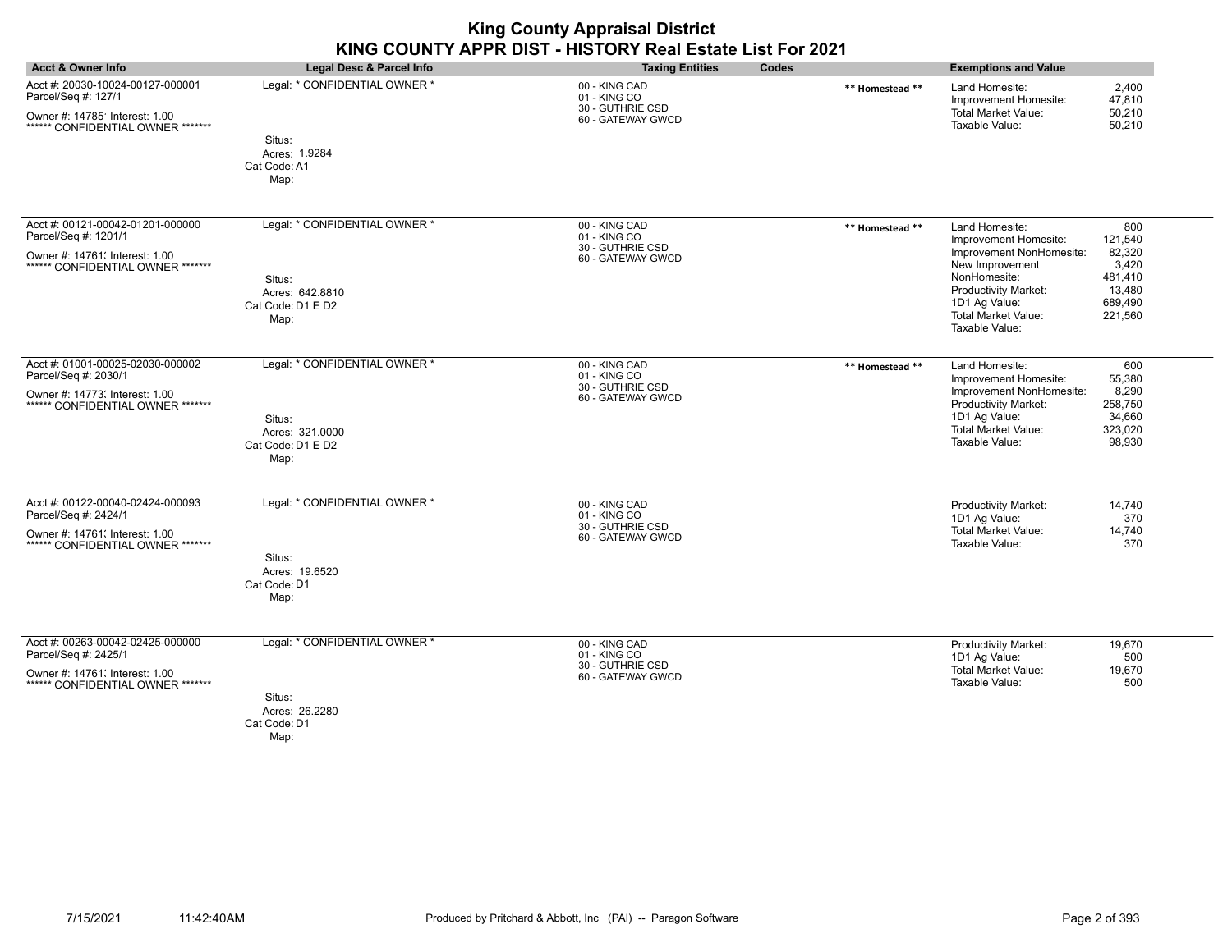# King County Appraisal District

## KING COUNTY APPR DIST - HISTORY Real Estate List For 2021

| Acct & Owner Info | Legal Desc & Parcel Info | Taxing Entities | Codes | Exemptions and Value |
|---|---|---|---|---|
| Acct #: 20030-10024-00127-000001<br>Parcel/Seq #: 127/1<br>Owner #: 14785' Interest: 1.00<br>****** CONFIDENTIAL OWNER ******* | Legal: * CONFIDENTIAL OWNER *<br>Situs:<br>Acres: 1.9284<br>Cat Code: A1<br>Map: | 00 - KING CAD<br>01 - KING CO<br>30 - GUTHRIE CSD<br>60 - GATEWAY GWCD | ** Homestead ** | Land Homesite: 2,400<br>Improvement Homesite: 47,810<br>Total Market Value: 50,210<br>Taxable Value: 50,210 |
| Acct #: 00121-00042-01201-000000<br>Parcel/Seq #: 1201/1<br>Owner #: 14761: Interest: 1.00<br>****** CONFIDENTIAL OWNER ******* | Legal: * CONFIDENTIAL OWNER *<br>Situs:<br>Acres: 642.8810<br>Cat Code: D1 E D2<br>Map: | 00 - KING CAD<br>01 - KING CO<br>30 - GUTHRIE CSD<br>60 - GATEWAY GWCD | ** Homestead ** | Land Homesite: 800<br>Improvement Homesite: 121,540<br>Improvement NonHomesite: 82,320<br>New Improvement 3,420<br>NonHomesite: 481,410<br>Productivity Market: 13,480<br>1D1 Ag Value: 689,490<br>Total Market Value: 221,560<br>Taxable Value: |
| Acct #: 01001-00025-02030-000002<br>Parcel/Seq #: 2030/1<br>Owner #: 14773: Interest: 1.00<br>****** CONFIDENTIAL OWNER ******* | Legal: * CONFIDENTIAL OWNER *<br>Situs:<br>Acres: 321.0000<br>Cat Code: D1 E D2<br>Map: | 00 - KING CAD<br>01 - KING CO<br>30 - GUTHRIE CSD<br>60 - GATEWAY GWCD | ** Homestead ** | Land Homesite: 600<br>Improvement Homesite: 55,380<br>Improvement NonHomesite: 8,290<br>Productivity Market: 258,750<br>1D1 Ag Value: 34,660<br>Total Market Value: 323,020<br>Taxable Value: 98,930 |
| Acct #: 00122-00040-02424-000093<br>Parcel/Seq #: 2424/1<br>Owner #: 14761: Interest: 1.00<br>****** CONFIDENTIAL OWNER ******* | Legal: * CONFIDENTIAL OWNER *<br>Situs:<br>Acres: 19.6520<br>Cat Code: D1<br>Map: | 00 - KING CAD<br>01 - KING CO<br>30 - GUTHRIE CSD<br>60 - GATEWAY GWCD | | Productivity Market: 14,740<br>1D1 Ag Value: 370<br>Total Market Value: 14,740<br>Taxable Value: 370 |
| Acct #: 00263-00042-02425-000000<br>Parcel/Seq #: 2425/1<br>Owner #: 14761: Interest: 1.00<br>****** CONFIDENTIAL OWNER ******* | Legal: * CONFIDENTIAL OWNER *<br>Situs:<br>Acres: 26.2280<br>Cat Code: D1<br>Map: | 00 - KING CAD<br>01 - KING CO<br>30 - GUTHRIE CSD<br>60 - GATEWAY GWCD | | Productivity Market: 19,670<br>1D1 Ag Value: 500<br>Total Market Value: 19,670<br>Taxable Value: 500 |

7/15/2021 11:42:40AM Produced by Pritchard & Abbott, Inc (PAI) -- Paragon Software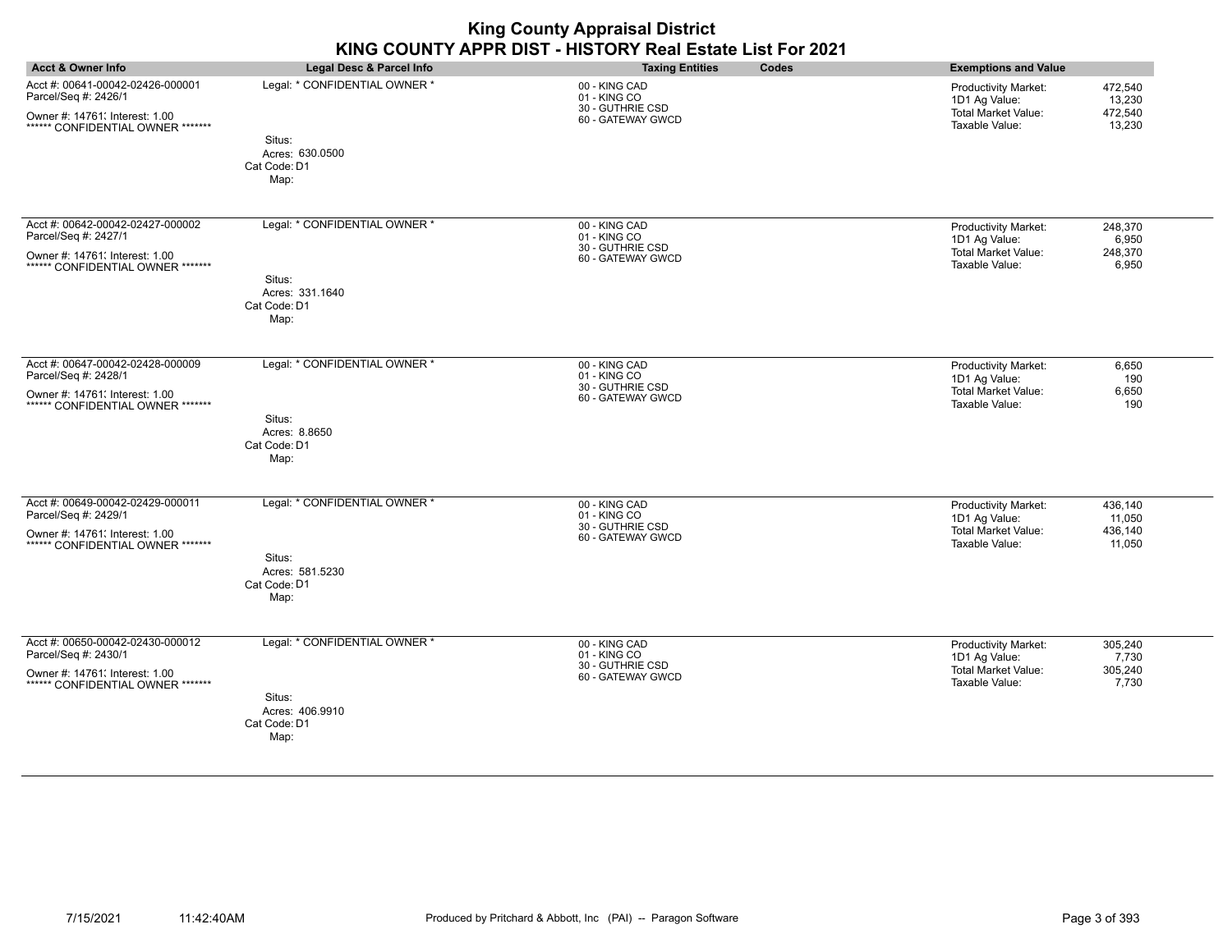# King County Appraisal District

## KING COUNTY APPR DIST - HISTORY Real Estate List For 2021

| Acct & Owner Info | Legal Desc & Parcel Info | Taxing Entities | Codes | Exemptions and Value |
|---|---|---|---|---|
| Acct #: 00641-00042-02426-000001<br>Parcel/Seq #: 2426/1<br>Owner #: 14761; Interest: 1.00<br>****** CONFIDENTIAL OWNER ******* | Legal: * CONFIDENTIAL OWNER *<br>Situs:<br>Acres: 630.0500<br>Cat Code: D1<br>Map: | 00 - KING CAD<br>01 - KING CO<br>30 - GUTHRIE CSD<br>60 - GATEWAY GWCD | | Productivity Market: 472,540<br>1D1 Ag Value: 13,230<br>Total Market Value: 472,540<br>Taxable Value: 13,230 |
| Acct #: 00642-00042-02427-000002<br>Parcel/Seq #: 2427/1<br>Owner #: 14761; Interest: 1.00<br>****** CONFIDENTIAL OWNER ******* | Legal: * CONFIDENTIAL OWNER *<br>Situs:<br>Acres: 331.1640<br>Cat Code: D1<br>Map: | 00 - KING CAD<br>01 - KING CO<br>30 - GUTHRIE CSD<br>60 - GATEWAY GWCD | | Productivity Market: 248,370<br>1D1 Ag Value: 6,950<br>Total Market Value: 248,370<br>Taxable Value: 6,950 |
| Acct #: 00647-00042-02428-000009<br>Parcel/Seq #: 2428/1<br>Owner #: 14761; Interest: 1.00<br>****** CONFIDENTIAL OWNER ******* | Legal: * CONFIDENTIAL OWNER *<br>Situs:<br>Acres: 8.8650<br>Cat Code: D1<br>Map: | 00 - KING CAD<br>01 - KING CO<br>30 - GUTHRIE CSD<br>60 - GATEWAY GWCD | | Productivity Market: 6,650<br>1D1 Ag Value: 190<br>Total Market Value: 6,650<br>Taxable Value: 190 |
| Acct #: 00649-00042-02429-000011<br>Parcel/Seq #: 2429/1<br>Owner #: 14761; Interest: 1.00<br>****** CONFIDENTIAL OWNER ******* | Legal: * CONFIDENTIAL OWNER *<br>Situs:<br>Acres: 581.5230<br>Cat Code: D1<br>Map: | 00 - KING CAD<br>01 - KING CO<br>30 - GUTHRIE CSD<br>60 - GATEWAY GWCD | | Productivity Market: 436,140<br>1D1 Ag Value: 11,050<br>Total Market Value: 436,140<br>Taxable Value: 11,050 |
| Acct #: 00650-00042-02430-000012<br>Parcel/Seq #: 2430/1<br>Owner #: 14761; Interest: 1.00<br>****** CONFIDENTIAL OWNER ******* | Legal: * CONFIDENTIAL OWNER *<br>Situs:<br>Acres: 406.9910<br>Cat Code: D1<br>Map: | 00 - KING CAD<br>01 - KING CO<br>30 - GUTHRIE CSD<br>60 - GATEWAY GWCD | | Productivity Market: 305,240<br>1D1 Ag Value: 7,730<br>Total Market Value: 305,240<br>Taxable Value: 7,730 |

7/15/2021 11:42:40AM Produced by Pritchard & Abbott, Inc (PAI) -- Paragon Software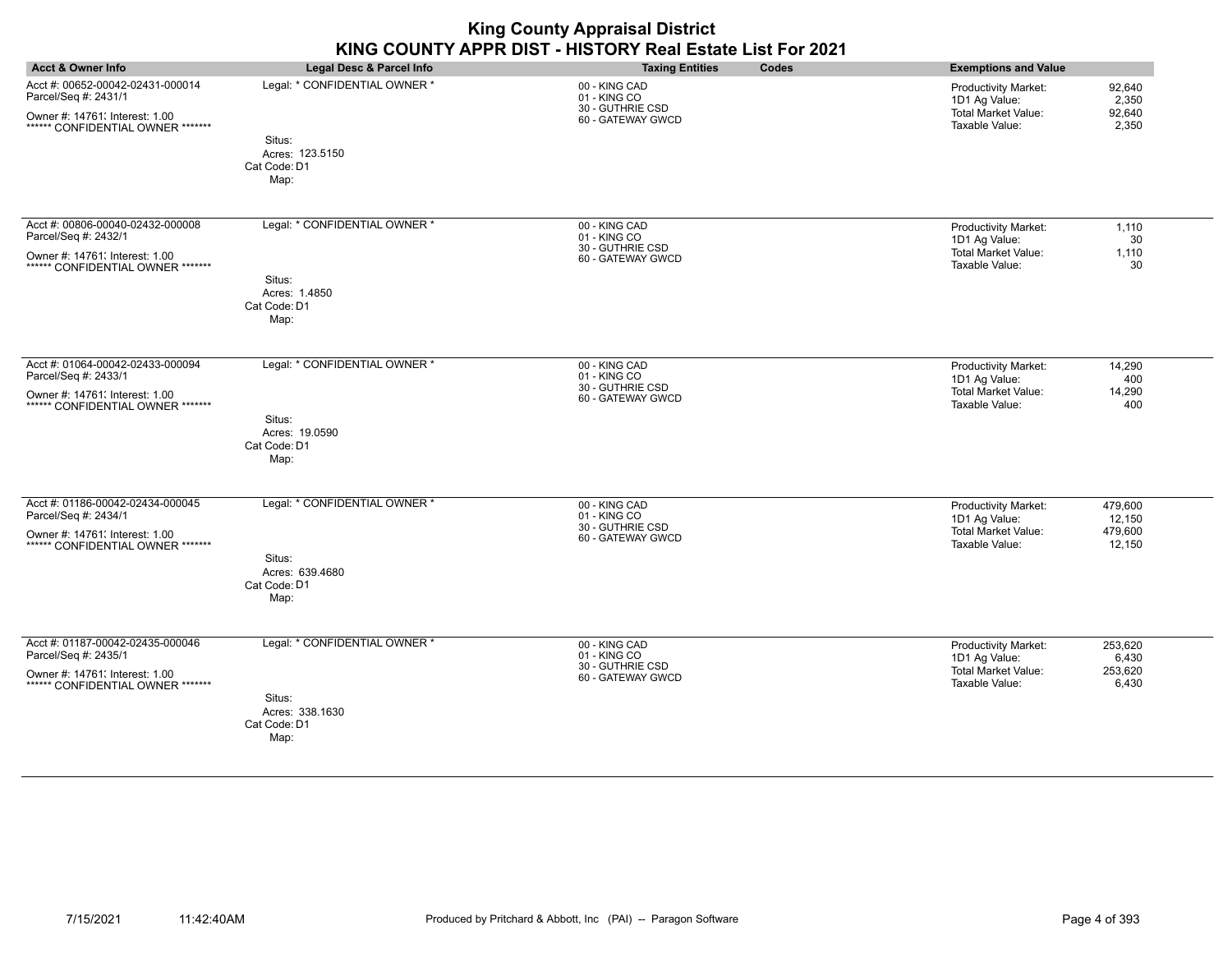# King County Appraisal District

## KING COUNTY APPR DIST - HISTORY Real Estate List For 2021

| Acct & Owner Info | Legal Desc & Parcel Info | Taxing Entities | Codes | Exemptions and Value | |
|---|---|---|---|---|---|
| Acct #: 00652-00042-02431-000014<br>Parcel/Seq #: 2431/1<br>Owner #: 14761; Interest: 1.00<br>****** CONFIDENTIAL OWNER ******* | Legal: * CONFIDENTIAL OWNER *<br>Situs:<br>Acres: 123.5150<br>Cat Code: D1<br>Map: | 00 - KING CAD<br>01 - KING CO<br>30 - GUTHRIE CSD<br>60 - GATEWAY GWCD | | Productivity Market:<br>1D1 Ag Value:<br>Total Market Value:<br>Taxable Value: | 92,640<br>2,350<br>92,640<br>2,350 |
| Acct #: 00806-00040-02432-000008<br>Parcel/Seq #: 2432/1<br>Owner #: 14761; Interest: 1.00<br>****** CONFIDENTIAL OWNER ******* | Legal: * CONFIDENTIAL OWNER *<br>Situs:<br>Acres: 1.4850<br>Cat Code: D1<br>Map: | 00 - KING CAD<br>01 - KING CO<br>30 - GUTHRIE CSD<br>60 - GATEWAY GWCD | | Productivity Market:<br>1D1 Ag Value:<br>Total Market Value:<br>Taxable Value: | 1,110<br>30<br>1,110<br>30 |
| Acct #: 01064-00042-02433-000094<br>Parcel/Seq #: 2433/1<br>Owner #: 14761; Interest: 1.00<br>****** CONFIDENTIAL OWNER ******* | Legal: * CONFIDENTIAL OWNER *<br>Situs:<br>Acres: 19.0590<br>Cat Code: D1<br>Map: | 00 - KING CAD<br>01 - KING CO<br>30 - GUTHRIE CSD<br>60 - GATEWAY GWCD | | Productivity Market:<br>1D1 Ag Value:<br>Total Market Value:<br>Taxable Value: | 14,290<br>400<br>14,290<br>400 |
| Acct #: 01186-00042-02434-000045<br>Parcel/Seq #: 2434/1<br>Owner #: 14761; Interest: 1.00<br>****** CONFIDENTIAL OWNER ******* | Legal: * CONFIDENTIAL OWNER *<br>Situs:<br>Acres: 639.4680<br>Cat Code: D1<br>Map: | 00 - KING CAD<br>01 - KING CO<br>30 - GUTHRIE CSD<br>60 - GATEWAY GWCD | | Productivity Market:<br>1D1 Ag Value:<br>Total Market Value:<br>Taxable Value: | 479,600<br>12,150<br>479,600<br>12,150 |
| Acct #: 01187-00042-02435-000046<br>Parcel/Seq #: 2435/1<br>Owner #: 14761; Interest: 1.00<br>****** CONFIDENTIAL OWNER ******* | Legal: * CONFIDENTIAL OWNER *<br>Situs:<br>Acres: 338.1630<br>Cat Code: D1<br>Map: | 00 - KING CAD<br>01 - KING CO<br>30 - GUTHRIE CSD<br>60 - GATEWAY GWCD | | Productivity Market:<br>1D1 Ag Value:<br>Total Market Value:<br>Taxable Value: | 253,620<br>6,430<br>253,620<br>6,430 |

7/15/2021 11:42:40AM Produced by Pritchard & Abbott, Inc (PAI) -- Paragon Software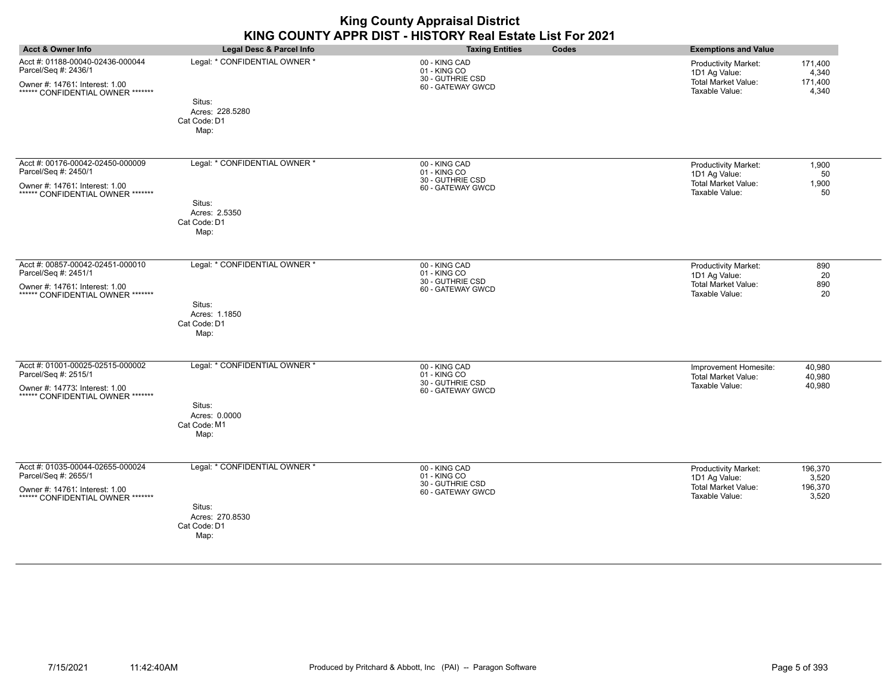# King County Appraisal District

## KING COUNTY APPR DIST - HISTORY Real Estate List For 2021

| Acct & Owner Info | Legal Desc & Parcel Info | Taxing Entities | Codes | Exemptions and Value |
|---|---|---|---|---|
| Acct #: 01188-00040-02436-000044<br>Parcel/Seq #: 2436/1<br>Owner #: 14761; Interest: 1.00<br>****** CONFIDENTIAL OWNER ******* | Legal: * CONFIDENTIAL OWNER *<br>Situs:<br>Acres: 228.5280<br>Cat Code: D1<br>Map: | 00 - KING CAD<br>01 - KING CO<br>30 - GUTHRIE CSD<br>60 - GATEWAY GWCD | | Productivity Market: 171,400<br>1D1 Ag Value: 4,340<br>Total Market Value: 171,400<br>Taxable Value: 4,340 |
| Acct #: 00176-00042-02450-000009<br>Parcel/Seq #: 2450/1<br>Owner #: 14761; Interest: 1.00<br>****** CONFIDENTIAL OWNER ******* | Legal: * CONFIDENTIAL OWNER *<br>Situs:<br>Acres: 2.5350<br>Cat Code: D1<br>Map: | 00 - KING CAD<br>01 - KING CO<br>30 - GUTHRIE CSD<br>60 - GATEWAY GWCD | | Productivity Market: 1,900<br>1D1 Ag Value: 50<br>Total Market Value: 1,900<br>Taxable Value: 50 |
| Acct #: 00857-00042-02451-000010<br>Parcel/Seq #: 2451/1<br>Owner #: 14761; Interest: 1.00<br>****** CONFIDENTIAL OWNER ******* | Legal: * CONFIDENTIAL OWNER *<br>Situs:<br>Acres: 1.1850<br>Cat Code: D1<br>Map: | 00 - KING CAD<br>01 - KING CO<br>30 - GUTHRIE CSD<br>60 - GATEWAY GWCD | | Productivity Market: 890<br>1D1 Ag Value: 20<br>Total Market Value: 890<br>Taxable Value: 20 |
| Acct #: 01001-00025-02515-000002<br>Parcel/Seq #: 2515/1<br>Owner #: 14773; Interest: 1.00<br>****** CONFIDENTIAL OWNER ******* | Legal: * CONFIDENTIAL OWNER *<br>Situs:<br>Acres: 0.0000<br>Cat Code: M1<br>Map: | 00 - KING CAD<br>01 - KING CO<br>30 - GUTHRIE CSD<br>60 - GATEWAY GWCD | | Improvement Homesite: 40,980<br>Total Market Value: 40,980<br>Taxable Value: 40,980 |
| Acct #: 01035-00044-02655-000024<br>Parcel/Seq #: 2655/1<br>Owner #: 14761; Interest: 1.00<br>****** CONFIDENTIAL OWNER ******* | Legal: * CONFIDENTIAL OWNER *<br>Situs:<br>Acres: 270.8530<br>Cat Code: D1<br>Map: | 00 - KING CAD<br>01 - KING CO<br>30 - GUTHRIE CSD<br>60 - GATEWAY GWCD | | Productivity Market: 196,370<br>1D1 Ag Value: 3,520<br>Total Market Value: 196,370<br>Taxable Value: 3,520 |

7/15/2021 11:42:40AM Produced by Pritchard & Abbott, Inc (PAI) -- Paragon Software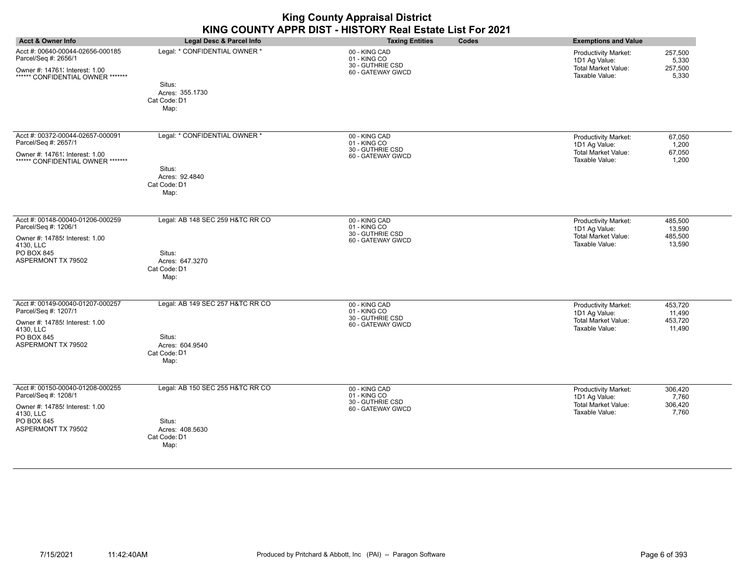# King County Appraisal District

## KING COUNTY APPR DIST - HISTORY Real Estate List For 2021

| Acct & Owner Info | Legal Desc & Parcel Info | Taxing Entities | Codes | Exemptions and Value |
|---|---|---|---|---|
| Acct #: 00640-00044-02656-000185<br>Parcel/Seq #: 2656/1<br>Owner #: 14761: Interest: 1.00<br>****** CONFIDENTIAL OWNER ******* | Legal: * CONFIDENTIAL OWNER *<br>Situs:<br>Acres: 355.1730<br>Cat Code: D1<br>Map: | 00 - KING CAD<br>01 - KING CO<br>30 - GUTHRIE CSD<br>60 - GATEWAY GWCD | | Productivity Market: 257,500<br>1D1 Ag Value: 5,330<br>Total Market Value: 257,500<br>Taxable Value: 5,330 |
| Acct #: 00372-00044-02657-000091<br>Parcel/Seq #: 2657/1<br>Owner #: 14761: Interest: 1.00<br>****** CONFIDENTIAL OWNER ******* | Legal: * CONFIDENTIAL OWNER *<br>Situs:<br>Acres: 92.4840<br>Cat Code: D1<br>Map: | 00 - KING CAD<br>01 - KING CO<br>30 - GUTHRIE CSD<br>60 - GATEWAY GWCD | | Productivity Market: 67,050<br>1D1 Ag Value: 1,200<br>Total Market Value: 67,050<br>Taxable Value: 1,200 |
| Acct #: 00148-00040-01206-000259<br>Parcel/Seq #: 1206/1<br>Owner #: 14785! Interest: 1.00<br>4130, LLC<br>PO BOX 845<br>ASPERMONT TX 79502 | Legal: AB 148 SEC 259 H&TC RR CO<br>Situs:<br>Acres: 647.3270<br>Cat Code: D1<br>Map: | 00 - KING CAD<br>01 - KING CO<br>30 - GUTHRIE CSD<br>60 - GATEWAY GWCD | | Productivity Market: 485,500<br>1D1 Ag Value: 13,590<br>Total Market Value: 485,500<br>Taxable Value: 13,590 |
| Acct #: 00149-00040-01207-000257<br>Parcel/Seq #: 1207/1<br>Owner #: 14785! Interest: 1.00<br>4130, LLC<br>PO BOX 845<br>ASPERMONT TX 79502 | Legal: AB 149 SEC 257 H&TC RR CO<br>Situs:<br>Acres: 604.9540<br>Cat Code: D1<br>Map: | 00 - KING CAD<br>01 - KING CO<br>30 - GUTHRIE CSD<br>60 - GATEWAY GWCD | | Productivity Market: 453,720<br>1D1 Ag Value: 11,490<br>Total Market Value: 453,720<br>Taxable Value: 11,490 |
| Acct #: 00150-00040-01208-000255<br>Parcel/Seq #: 1208/1<br>Owner #: 14785! Interest: 1.00<br>4130, LLC<br>PO BOX 845<br>ASPERMONT TX 79502 | Legal: AB 150 SEC 255 H&TC RR CO<br>Situs:<br>Acres: 408.5630<br>Cat Code: D1<br>Map: | 00 - KING CAD<br>01 - KING CO<br>30 - GUTHRIE CSD<br>60 - GATEWAY GWCD | | Productivity Market: 306,420<br>1D1 Ag Value: 7,760<br>Total Market Value: 306,420<br>Taxable Value: 7,760 |

7/15/2021 11:42:40AM Produced by Pritchard & Abbott, Inc (PAI) -- Paragon Software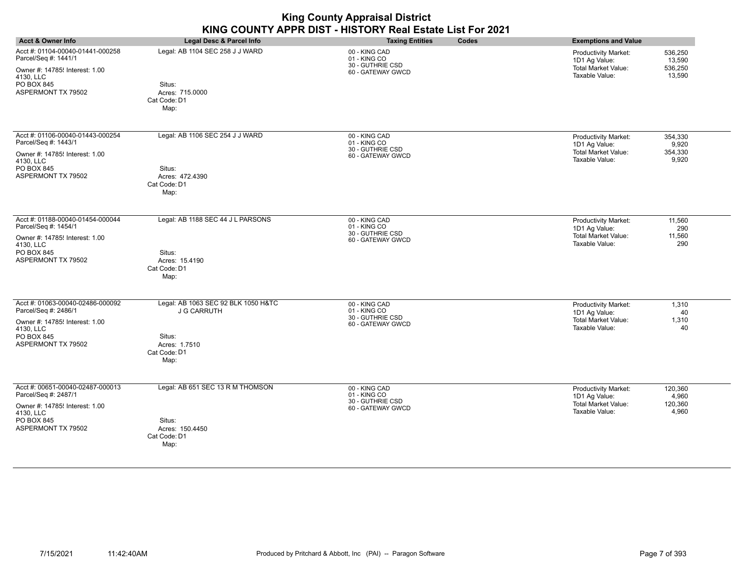# King County Appraisal District

## KING COUNTY APPR DIST - HISTORY Real Estate List For 2021

| Acct & Owner Info | Legal Desc & Parcel Info | Taxing Entities | Codes | Exemptions and Value |
|---|---|---|---|---|
| Acct #: 01104-00040-01441-000258<br>Parcel/Seq #: 1441/1<br>Owner #: 14785! Interest: 1.00<br>4130, LLC<br>PO BOX 845<br>ASPERMONT TX 79502 | Legal: AB 1104 SEC 258 J J WARD<br>Situs:<br>Acres: 715.0000<br>Cat Code: D1<br>Map: | 00 - KING CAD<br>01 - KING CO<br>30 - GUTHRIE CSD<br>60 - GATEWAY GWCD | | Productivity Market: 536,250<br>1D1 Ag Value: 13,590<br>Total Market Value: 536,250<br>Taxable Value: 13,590 |
| Acct #: 01106-00040-01443-000254<br>Parcel/Seq #: 1443/1<br>Owner #: 14785! Interest: 1.00<br>4130, LLC<br>PO BOX 845<br>ASPERMONT TX 79502 | Legal: AB 1106 SEC 254 J J WARD<br>Situs:<br>Acres: 472.4390<br>Cat Code: D1<br>Map: | 00 - KING CAD<br>01 - KING CO<br>30 - GUTHRIE CSD<br>60 - GATEWAY GWCD | | Productivity Market: 354,330<br>1D1 Ag Value: 9,920<br>Total Market Value: 354,330<br>Taxable Value: 9,920 |
| Acct #: 01188-00040-01454-000044<br>Parcel/Seq #: 1454/1<br>Owner #: 14785! Interest: 1.00<br>4130, LLC<br>PO BOX 845<br>ASPERMONT TX 79502 | Legal: AB 1188 SEC 44 J L PARSONS<br>Situs:<br>Acres: 15.4190<br>Cat Code: D1<br>Map: | 00 - KING CAD<br>01 - KING CO<br>30 - GUTHRIE CSD<br>60 - GATEWAY GWCD | | Productivity Market: 11,560<br>1D1 Ag Value: 290<br>Total Market Value: 11,560<br>Taxable Value: 290 |
| Acct #: 01063-00040-02486-000092<br>Parcel/Seq #: 2486/1<br>Owner #: 14785! Interest: 1.00<br>4130, LLC<br>PO BOX 845<br>ASPERMONT TX 79502 | Legal: AB 1063 SEC 92 BLK 1050 H&TC J G CARRUTH<br>Situs:<br>Acres: 1.7510<br>Cat Code: D1<br>Map: | 00 - KING CAD<br>01 - KING CO<br>30 - GUTHRIE CSD<br>60 - GATEWAY GWCD | | Productivity Market: 1,310<br>1D1 Ag Value: 40<br>Total Market Value: 1,310<br>Taxable Value: 40 |
| Acct #: 00651-00040-02487-000013<br>Parcel/Seq #: 2487/1<br>Owner #: 14785! Interest: 1.00<br>4130, LLC<br>PO BOX 845<br>ASPERMONT TX 79502 | Legal: AB 651 SEC 13 R M THOMSON<br>Situs:<br>Acres: 150.4450<br>Cat Code: D1<br>Map: | 00 - KING CAD<br>01 - KING CO<br>30 - GUTHRIE CSD<br>60 - GATEWAY GWCD | | Productivity Market: 120,360<br>1D1 Ag Value: 4,960<br>Total Market Value: 120,360<br>Taxable Value: 4,960 |

7/15/2021 11:42:40AM Produced by Pritchard & Abbott, Inc (PAI) -- Paragon Software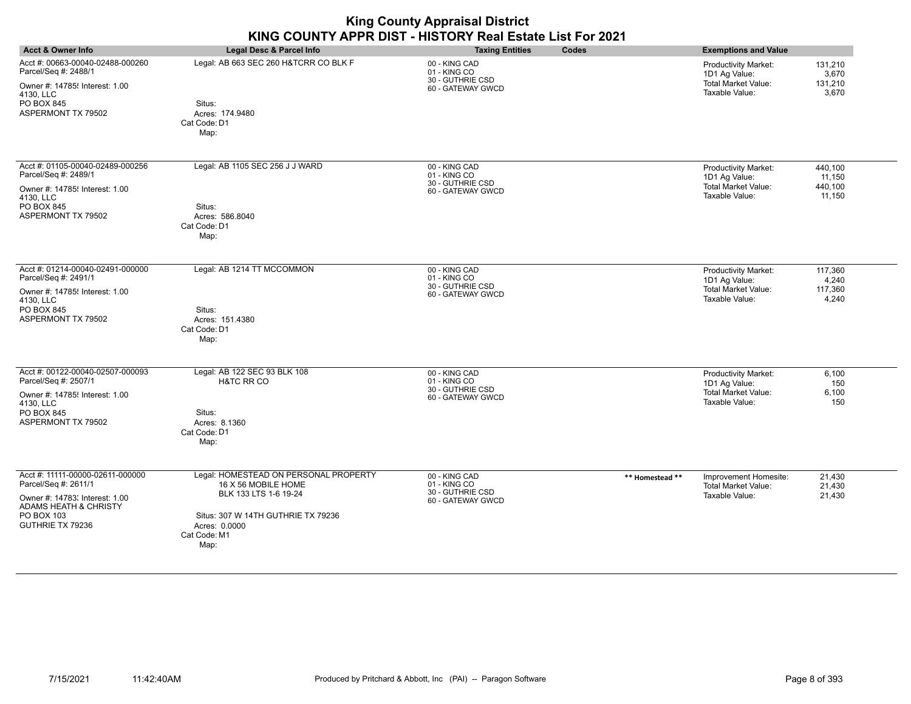# King County Appraisal District

## KING COUNTY APPR DIST - HISTORY Real Estate List For 2021

| Acct & Owner Info | Legal Desc & Parcel Info | Taxing Entities | Codes | Exemptions and Value |
|---|---|---|---|---|
| Acct #: 00663-00040-02488-000260<br>Parcel/Seq #: 2488/1<br>Owner #: 14785! Interest: 1.00<br>4130, LLC<br>PO BOX 845<br>ASPERMONT TX 79502 | Legal: AB 663 SEC 260 H&TCRR CO BLK F<br>Situs:<br>Acres: 174.9480<br>Cat Code: D1<br>Map: | 00 - KING CAD<br>01 - KING CO<br>30 - GUTHRIE CSD<br>60 - GATEWAY GWCD | | Productivity Market: 131,210<br>1D1 Ag Value: 3,670<br>Total Market Value: 131,210<br>Taxable Value: 3,670 |
| Acct #: 01105-00040-02489-000256<br>Parcel/Seq #: 2489/1<br>Owner #: 14785! Interest: 1.00<br>4130, LLC<br>PO BOX 845<br>ASPERMONT TX 79502 | Legal: AB 1105 SEC 256 J J WARD<br>Situs:<br>Acres: 586.8040<br>Cat Code: D1<br>Map: | 00 - KING CAD<br>01 - KING CO<br>30 - GUTHRIE CSD<br>60 - GATEWAY GWCD | | Productivity Market: 440,100<br>1D1 Ag Value: 11,150<br>Total Market Value: 440,100<br>Taxable Value: 11,150 |
| Acct #: 01214-00040-02491-000000<br>Parcel/Seq #: 2491/1<br>Owner #: 14785! Interest: 1.00<br>4130, LLC<br>PO BOX 845<br>ASPERMONT TX 79502 | Legal: AB 1214 TT MCCOMMON<br>Situs:<br>Acres: 151.4380<br>Cat Code: D1<br>Map: | 00 - KING CAD<br>01 - KING CO<br>30 - GUTHRIE CSD<br>60 - GATEWAY GWCD | | Productivity Market: 117,360<br>1D1 Ag Value: 4,240<br>Total Market Value: 117,360<br>Taxable Value: 4,240 |
| Acct #: 00122-00040-02507-000093<br>Parcel/Seq #: 2507/1<br>Owner #: 14785! Interest: 1.00<br>4130, LLC<br>PO BOX 845<br>ASPERMONT TX 79502 | Legal: AB 122 SEC 93 BLK 108<br>H&TC RR CO<br>Situs:<br>Acres: 8.1360<br>Cat Code: D1<br>Map: | 00 - KING CAD<br>01 - KING CO<br>30 - GUTHRIE CSD<br>60 - GATEWAY GWCD | | Productivity Market: 6,100<br>1D1 Ag Value: 150<br>Total Market Value: 6,100<br>Taxable Value: 150 |
| Acct #: 11111-00000-02611-000000<br>Parcel/Seq #: 2611/1<br>Owner #: 14783: Interest: 1.00<br>ADAMS HEATH & CHRISTY<br>PO BOX 103<br>GUTHRIE TX 79236 | Legal: HOMESTEAD ON PERSONAL PROPERTY<br>16 X 56 MOBILE HOME<br>BLK 133 LTS 1-6 19-24<br>Situs: 307 W 14TH GUTHRIE TX 79236<br>Acres: 0.0000<br>Cat Code: M1<br>Map: | 00 - KING CAD<br>01 - KING CO<br>30 - GUTHRIE CSD<br>60 - GATEWAY GWCD | ** Homestead ** | Improvement Homesite: 21,430<br>Total Market Value: 21,430<br>Taxable Value: 21,430 |

7/15/2021 11:42:40AM Produced by Pritchard & Abbott, Inc (PAI) -- Paragon Software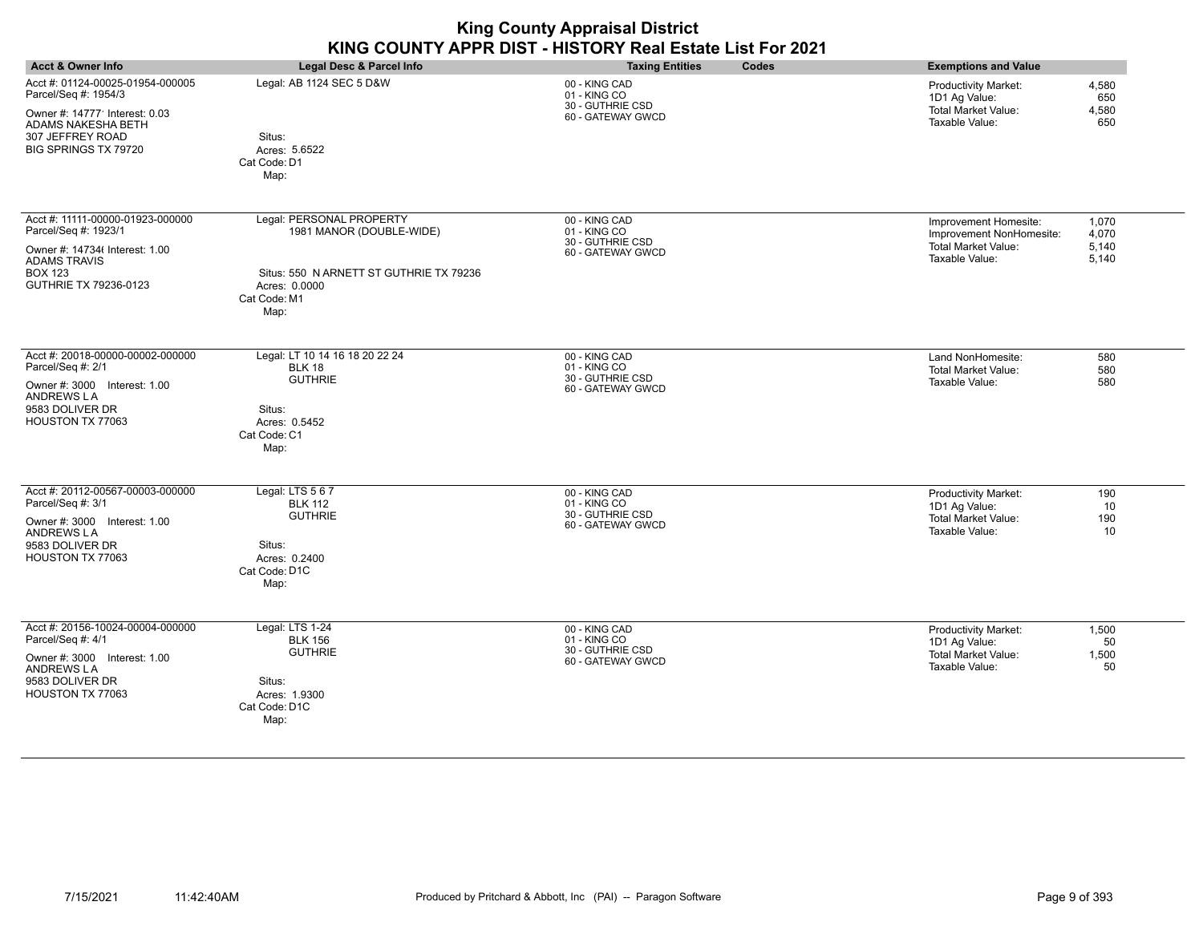# King County Appraisal District

## KING COUNTY APPR DIST - HISTORY Real Estate List For 2021

| Acct & Owner Info | Legal Desc & Parcel Info | Taxing Entities | Codes | Exemptions and Value |
|---|---|---|---|---|
| Acct #: 01124-00025-01954-000005<br>Parcel/Seq #: 1954/3<br>Owner #: 14777' Interest: 0.03<br>ADAMS NAKESHA BETH<br>307 JEFFREY ROAD<br>BIG SPRINGS TX 79720 | Legal: AB 1124 SEC 5 D&W<br>Situs:<br>Acres: 5.6522<br>Cat Code: D1<br>Map: | 00 - KING CAD<br>01 - KING CO<br>30 - GUTHRIE CSD<br>60 - GATEWAY GWCD | | Productivity Market: 4,580<br>1D1 Ag Value: 650<br>Total Market Value: 4,580<br>Taxable Value: 650 |
| Acct #: 11111-00000-01923-000000<br>Parcel/Seq #: 1923/1<br>Owner #: 14734( Interest: 1.00<br>ADAMS TRAVIS<br>BOX 123<br>GUTHRIE TX 79236-0123 | Legal: PERSONAL PROPERTY<br>1981 MANOR (DOUBLE-WIDE)<br>Situs: 550 N ARNETT ST GUTHRIE TX 79236<br>Acres: 0.0000<br>Cat Code: M1<br>Map: | 00 - KING CAD<br>01 - KING CO<br>30 - GUTHRIE CSD<br>60 - GATEWAY GWCD | | Improvement Homesite: 1,070<br>Improvement NonHomesite: 4,070<br>Total Market Value: 5,140<br>Taxable Value: 5,140 |
| Acct #: 20018-00000-00002-000000<br>Parcel/Seq #: 2/1<br>Owner #: 3000 Interest: 1.00<br>ANDREWS L A<br>9583 DOLIVER DR<br>HOUSTON TX 77063 | Legal: LT 10 14 16 18 20 22 24<br>BLK 18<br>GUTHRIE<br>Situs:<br>Acres: 0.5452<br>Cat Code: C1<br>Map: | 00 - KING CAD<br>01 - KING CO<br>30 - GUTHRIE CSD<br>60 - GATEWAY GWCD | | Land NonHomesite: 580<br>Total Market Value: 580<br>Taxable Value: 580 |
| Acct #: 20112-00567-00003-000000<br>Parcel/Seq #: 3/1<br>Owner #: 3000 Interest: 1.00<br>ANDREWS L A<br>9583 DOLIVER DR<br>HOUSTON TX 77063 | Legal: LTS 5 6 7<br>BLK 112<br>GUTHRIE<br>Situs:<br>Acres: 0.2400<br>Cat Code: D1C<br>Map: | 00 - KING CAD<br>01 - KING CO<br>30 - GUTHRIE CSD<br>60 - GATEWAY GWCD | | Productivity Market: 190<br>1D1 Ag Value: 10<br>Total Market Value: 190<br>Taxable Value: 10 |
| Acct #: 20156-10024-00004-000000<br>Parcel/Seq #: 4/1<br>Owner #: 3000 Interest: 1.00<br>ANDREWS L A<br>9583 DOLIVER DR<br>HOUSTON TX 77063 | Legal: LTS 1-24<br>BLK 156<br>GUTHRIE<br>Situs:<br>Acres: 1.9300<br>Cat Code: D1C<br>Map: | 00 - KING CAD<br>01 - KING CO<br>30 - GUTHRIE CSD<br>60 - GATEWAY GWCD | | Productivity Market: 1,500<br>1D1 Ag Value: 50<br>Total Market Value: 1,500<br>Taxable Value: 50 |

7/15/2021 11:42:40AM Produced by Pritchard & Abbott, Inc (PAI) -- Paragon Software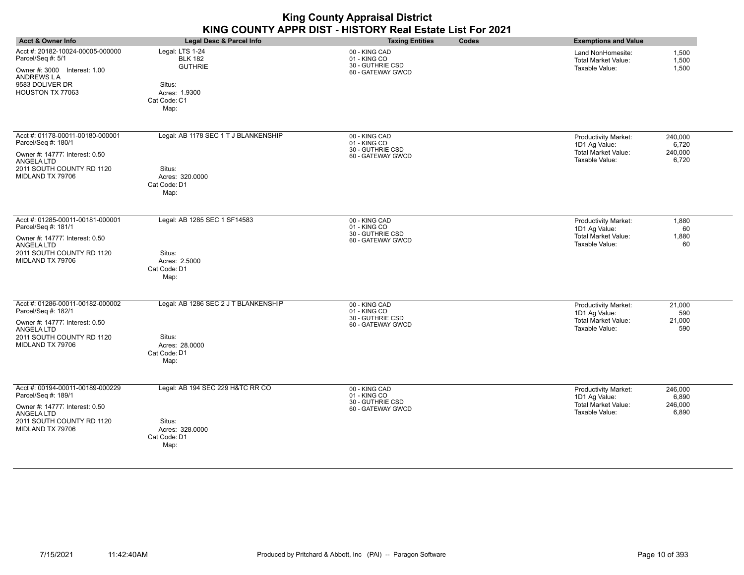# King County Appraisal District

## KING COUNTY APPR DIST - HISTORY Real Estate List For 2021

| Acct & Owner Info | Legal Desc & Parcel Info | Taxing Entities | Codes | Exemptions and Value |
|---|---|---|---|---|
| Acct #: 20182-10024-00005-000000<br>Parcel/Seq #: 5/1<br>Owner #: 3000 Interest: 1.00<br>ANDREWS L A<br>9583 DOLIVER DR<br>HOUSTON TX 77063 | Legal: LTS 1-24<br>BLK 182<br>GUTHRIE<br>Situs:<br>Acres: 1.9300<br>Cat Code: C1<br>Map: | 00 - KING CAD<br>01 - KING CO<br>30 - GUTHRIE CSD<br>60 - GATEWAY GWCD | | Land NonHomesite: 1,500<br>Total Market Value: 1,500<br>Taxable Value: 1,500 |
| Acct #: 01178-00011-00180-000001<br>Parcel/Seq #: 180/1<br>Owner #: 14777 Interest: 0.50<br>ANGELA LTD<br>2011 SOUTH COUNTY RD 1120<br>MIDLAND TX 79706 | Legal: AB 1178 SEC 1 T J BLANKENSHIP<br>Situs:<br>Acres: 320.0000<br>Cat Code: D1<br>Map: | 00 - KING CAD<br>01 - KING CO<br>30 - GUTHRIE CSD<br>60 - GATEWAY GWCD | | Productivity Market: 240,000<br>1D1 Ag Value: 6,720<br>Total Market Value: 240,000<br>Taxable Value: 6,720 |
| Acct #: 01285-00011-00181-000001<br>Parcel/Seq #: 181/1<br>Owner #: 14777 Interest: 0.50<br>ANGELA LTD<br>2011 SOUTH COUNTY RD 1120<br>MIDLAND TX 79706 | Legal: AB 1285 SEC 1 SF14583<br>Situs:<br>Acres: 2.5000<br>Cat Code: D1<br>Map: | 00 - KING CAD<br>01 - KING CO<br>30 - GUTHRIE CSD<br>60 - GATEWAY GWCD | | Productivity Market: 1,880<br>1D1 Ag Value: 60<br>Total Market Value: 1,880<br>Taxable Value: 60 |
| Acct #: 01286-00011-00182-000002<br>Parcel/Seq #: 182/1<br>Owner #: 14777 Interest: 0.50<br>ANGELA LTD<br>2011 SOUTH COUNTY RD 1120<br>MIDLAND TX 79706 | Legal: AB 1286 SEC 2 J T BLANKENSHIP<br>Situs:<br>Acres: 28.0000<br>Cat Code: D1<br>Map: | 00 - KING CAD<br>01 - KING CO<br>30 - GUTHRIE CSD<br>60 - GATEWAY GWCD | | Productivity Market: 21,000<br>1D1 Ag Value: 590<br>Total Market Value: 21,000<br>Taxable Value: 590 |
| Acct #: 00194-00011-00189-000229<br>Parcel/Seq #: 189/1<br>Owner #: 14777 Interest: 0.50<br>ANGELA LTD<br>2011 SOUTH COUNTY RD 1120<br>MIDLAND TX 79706 | Legal: AB 194 SEC 229 H&TC RR CO<br>Situs:<br>Acres: 328.0000<br>Cat Code: D1<br>Map: | 00 - KING CAD<br>01 - KING CO<br>30 - GUTHRIE CSD<br>60 - GATEWAY GWCD | | Productivity Market: 246,000<br>1D1 Ag Value: 6,890<br>Total Market Value: 246,000<br>Taxable Value: 6,890 |

7/15/2021 11:42:40AM Produced by Pritchard & Abbott, Inc (PAI) -- Paragon Software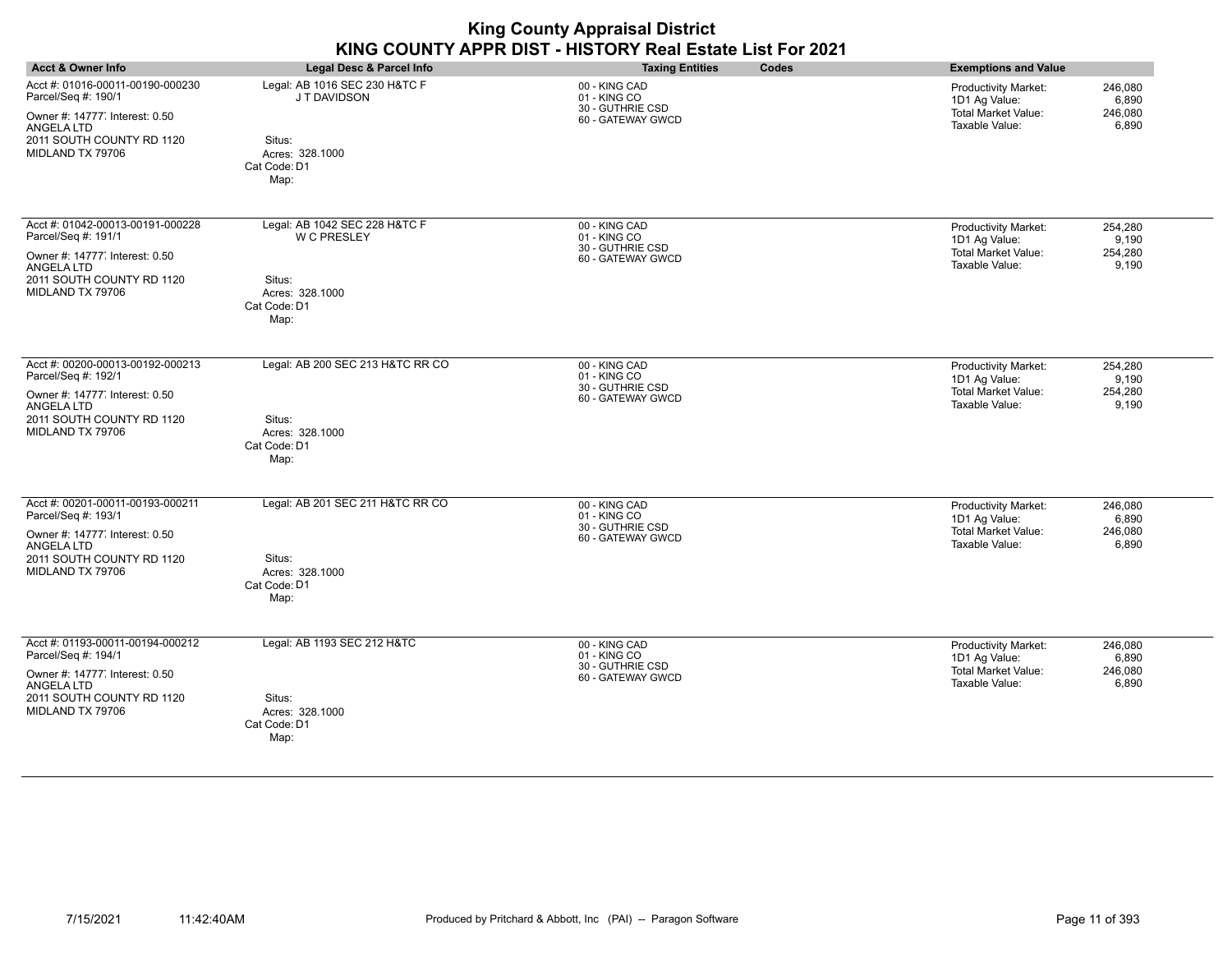# King County Appraisal District

## KING COUNTY APPR DIST - HISTORY Real Estate List For 2021

| Acct & Owner Info | Legal Desc & Parcel Info | Taxing Entities | Codes | Exemptions and Value |
|---|---|---|---|---|
| Acct #: 01016-00011-00190-000230<br>Parcel/Seq #: 190/1<br>Owner #: 14777; Interest: 0.50<br>ANGELA LTD<br>2011 SOUTH COUNTY RD 1120<br>MIDLAND TX 79706 | Legal: AB 1016 SEC 230 H&TC F J T DAVIDSON<br>Situs:<br>Acres: 328.1000<br>Cat Code: D1<br>Map: | 00 - KING CAD<br>01 - KING CO<br>30 - GUTHRIE CSD<br>60 - GATEWAY GWCD | | Productivity Market: 246,080<br>1D1 Ag Value: 6,890<br>Total Market Value: 246,080<br>Taxable Value: 6,890 |
| Acct #: 01042-00013-00191-000228<br>Parcel/Seq #: 191/1<br>Owner #: 14777; Interest: 0.50<br>ANGELA LTD<br>2011 SOUTH COUNTY RD 1120<br>MIDLAND TX 79706 | Legal: AB 1042 SEC 228 H&TC F W C PRESLEY<br>Situs:<br>Acres: 328.1000<br>Cat Code: D1<br>Map: | 00 - KING CAD<br>01 - KING CO<br>30 - GUTHRIE CSD<br>60 - GATEWAY GWCD | | Productivity Market: 254,280<br>1D1 Ag Value: 9,190<br>Total Market Value: 254,280<br>Taxable Value: 9,190 |
| Acct #: 00200-00013-00192-000213<br>Parcel/Seq #: 192/1<br>Owner #: 14777; Interest: 0.50<br>ANGELA LTD<br>2011 SOUTH COUNTY RD 1120<br>MIDLAND TX 79706 | Legal: AB 200 SEC 213 H&TC RR CO<br>Situs:<br>Acres: 328.1000<br>Cat Code: D1<br>Map: | 00 - KING CAD<br>01 - KING CO<br>30 - GUTHRIE CSD<br>60 - GATEWAY GWCD | | Productivity Market: 254,280<br>1D1 Ag Value: 9,190<br>Total Market Value: 254,280<br>Taxable Value: 9,190 |
| Acct #: 00201-00011-00193-000211<br>Parcel/Seq #: 193/1<br>Owner #: 14777; Interest: 0.50<br>ANGELA LTD<br>2011 SOUTH COUNTY RD 1120<br>MIDLAND TX 79706 | Legal: AB 201 SEC 211 H&TC RR CO<br>Situs:<br>Acres: 328.1000<br>Cat Code: D1<br>Map: | 00 - KING CAD<br>01 - KING CO<br>30 - GUTHRIE CSD<br>60 - GATEWAY GWCD | | Productivity Market: 246,080<br>1D1 Ag Value: 6,890<br>Total Market Value: 246,080<br>Taxable Value: 6,890 |
| Acct #: 01193-00011-00194-000212<br>Parcel/Seq #: 194/1<br>Owner #: 14777; Interest: 0.50<br>ANGELA LTD<br>2011 SOUTH COUNTY RD 1120<br>MIDLAND TX 79706 | Legal: AB 1193 SEC 212 H&TC<br>Situs:<br>Acres: 328.1000<br>Cat Code: D1<br>Map: | 00 - KING CAD<br>01 - KING CO<br>30 - GUTHRIE CSD<br>60 - GATEWAY GWCD | | Productivity Market: 246,080<br>1D1 Ag Value: 6,890<br>Total Market Value: 246,080<br>Taxable Value: 6,890 |

7/15/2021 11:42:40AM Produced by Pritchard & Abbott, Inc (PAI) -- Paragon Software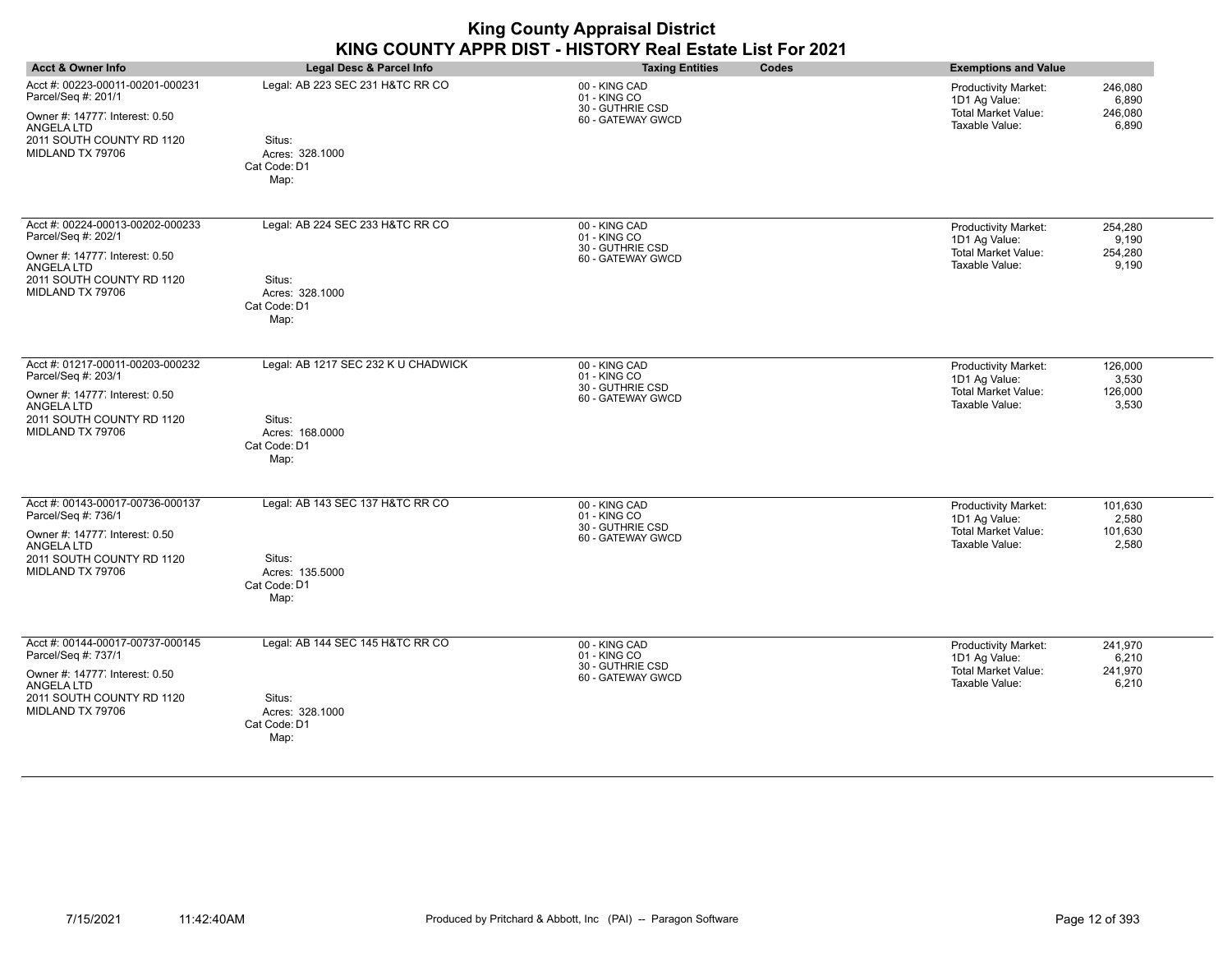# King County Appraisal District

## KING COUNTY APPR DIST - HISTORY Real Estate List For 2021

| Acct & Owner Info | Legal Desc & Parcel Info | Taxing Entities | Codes | Exemptions and Value |
|---|---|---|---|---|
| Acct #: 00223-00011-00201-000231<br>Parcel/Seq #: 201/1<br>Owner #: 14777; Interest: 0.50<br>ANGELA LTD<br>2011 SOUTH COUNTY RD 1120<br>MIDLAND TX 79706 | Legal: AB 223 SEC 231 H&TC RR CO<br>Situs:<br>Acres: 328.1000<br>Cat Code: D1<br>Map: | 00 - KING CAD<br>01 - KING CO<br>30 - GUTHRIE CSD<br>60 - GATEWAY GWCD | | Productivity Market: 246,080<br>1D1 Ag Value: 6,890<br>Total Market Value: 246,080<br>Taxable Value: 6,890 |
| Acct #: 00224-00013-00202-000233<br>Parcel/Seq #: 202/1<br>Owner #: 14777; Interest: 0.50<br>ANGELA LTD<br>2011 SOUTH COUNTY RD 1120<br>MIDLAND TX 79706 | Legal: AB 224 SEC 233 H&TC RR CO<br>Situs:<br>Acres: 328.1000<br>Cat Code: D1<br>Map: | 00 - KING CAD<br>01 - KING CO<br>30 - GUTHRIE CSD<br>60 - GATEWAY GWCD | | Productivity Market: 254,280<br>1D1 Ag Value: 9,190<br>Total Market Value: 254,280<br>Taxable Value: 9,190 |
| Acct #: 01217-00011-00203-000232<br>Parcel/Seq #: 203/1<br>Owner #: 14777; Interest: 0.50<br>ANGELA LTD<br>2011 SOUTH COUNTY RD 1120<br>MIDLAND TX 79706 | Legal: AB 1217 SEC 232 K U CHADWICK<br>Situs:<br>Acres: 168.0000<br>Cat Code: D1<br>Map: | 00 - KING CAD<br>01 - KING CO<br>30 - GUTHRIE CSD<br>60 - GATEWAY GWCD | | Productivity Market: 126,000<br>1D1 Ag Value: 3,530<br>Total Market Value: 126,000<br>Taxable Value: 3,530 |
| Acct #: 00143-00017-00736-000137<br>Parcel/Seq #: 736/1<br>Owner #: 14777; Interest: 0.50<br>ANGELA LTD<br>2011 SOUTH COUNTY RD 1120<br>MIDLAND TX 79706 | Legal: AB 143 SEC 137 H&TC RR CO<br>Situs:<br>Acres: 135.5000<br>Cat Code: D1<br>Map: | 00 - KING CAD<br>01 - KING CO<br>30 - GUTHRIE CSD<br>60 - GATEWAY GWCD | | Productivity Market: 101,630<br>1D1 Ag Value: 2,580<br>Total Market Value: 101,630<br>Taxable Value: 2,580 |
| Acct #: 00144-00017-00737-000145<br>Parcel/Seq #: 737/1<br>Owner #: 14777; Interest: 0.50<br>ANGELA LTD<br>2011 SOUTH COUNTY RD 1120<br>MIDLAND TX 79706 | Legal: AB 144 SEC 145 H&TC RR CO<br>Situs:<br>Acres: 328.1000<br>Cat Code: D1<br>Map: | 00 - KING CAD<br>01 - KING CO<br>30 - GUTHRIE CSD<br>60 - GATEWAY GWCD | | Productivity Market: 241,970<br>1D1 Ag Value: 6,210<br>Total Market Value: 241,970<br>Taxable Value: 6,210 |

7/15/2021 11:42:40AM Produced by Pritchard & Abbott, Inc (PAI) -- Paragon Software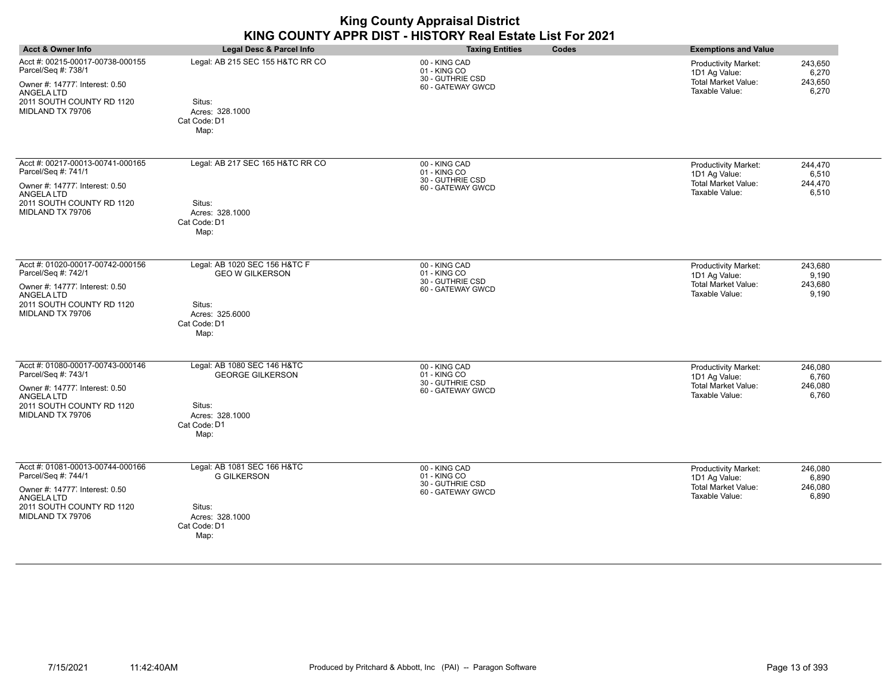# King County Appraisal District

## KING COUNTY APPR DIST - HISTORY Real Estate List For 2021

| Acct & Owner Info | Legal Desc & Parcel Info | Taxing Entities | Codes | Exemptions and Value |
|---|---|---|---|---|
| Acct #: 00215-00017-00738-000155<br>Parcel/Seq #: 738/1<br>Owner #: 14777; Interest: 0.50<br>ANGELA LTD<br>2011 SOUTH COUNTY RD 1120<br>MIDLAND TX 79706 | Legal: AB 215 SEC 155 H&TC RR CO<br>Situs:<br>Acres: 328.1000<br>Cat Code: D1<br>Map: | 00 - KING CAD<br>01 - KING CO<br>30 - GUTHRIE CSD<br>60 - GATEWAY GWCD | | Productivity Market: 243,650<br>1D1 Ag Value: 6,270<br>Total Market Value: 243,650<br>Taxable Value: 6,270 |
| Acct #: 00217-00013-00741-000165<br>Parcel/Seq #: 741/1<br>Owner #: 14777; Interest: 0.50<br>ANGELA LTD<br>2011 SOUTH COUNTY RD 1120<br>MIDLAND TX 79706 | Legal: AB 217 SEC 165 H&TC RR CO<br>Situs:<br>Acres: 328.1000<br>Cat Code: D1<br>Map: | 00 - KING CAD<br>01 - KING CO<br>30 - GUTHRIE CSD<br>60 - GATEWAY GWCD | | Productivity Market: 244,470<br>1D1 Ag Value: 6,510<br>Total Market Value: 244,470<br>Taxable Value: 6,510 |
| Acct #: 01020-00017-00742-000156<br>Parcel/Seq #: 742/1<br>Owner #: 14777; Interest: 0.50<br>ANGELA LTD<br>2011 SOUTH COUNTY RD 1120<br>MIDLAND TX 79706 | Legal: AB 1020 SEC 156 H&TC F GEO W GILKERSON<br>Situs:<br>Acres: 325.6000<br>Cat Code: D1<br>Map: | 00 - KING CAD<br>01 - KING CO<br>30 - GUTHRIE CSD<br>60 - GATEWAY GWCD | | Productivity Market: 243,680<br>1D1 Ag Value: 9,190<br>Total Market Value: 243,680<br>Taxable Value: 9,190 |
| Acct #: 01080-00017-00743-000146<br>Parcel/Seq #: 743/1<br>Owner #: 14777; Interest: 0.50<br>ANGELA LTD<br>2011 SOUTH COUNTY RD 1120<br>MIDLAND TX 79706 | Legal: AB 1080 SEC 146 H&TC GEORGE GILKERSON<br>Situs:<br>Acres: 328.1000<br>Cat Code: D1<br>Map: | 00 - KING CAD<br>01 - KING CO<br>30 - GUTHRIE CSD<br>60 - GATEWAY GWCD | | Productivity Market: 246,080<br>1D1 Ag Value: 6,760<br>Total Market Value: 246,080<br>Taxable Value: 6,760 |
| Acct #: 01081-00013-00744-000166<br>Parcel/Seq #: 744/1<br>Owner #: 14777; Interest: 0.50<br>ANGELA LTD<br>2011 SOUTH COUNTY RD 1120<br>MIDLAND TX 79706 | Legal: AB 1081 SEC 166 H&TC G GILKERSON<br>Situs:<br>Acres: 328.1000<br>Cat Code: D1<br>Map: | 00 - KING CAD<br>01 - KING CO<br>30 - GUTHRIE CSD<br>60 - GATEWAY GWCD | | Productivity Market: 246,080<br>1D1 Ag Value: 6,890<br>Total Market Value: 246,080<br>Taxable Value: 6,890 |

7/15/2021 11:42:40AM Produced by Pritchard & Abbott, Inc (PAI) -- Paragon Software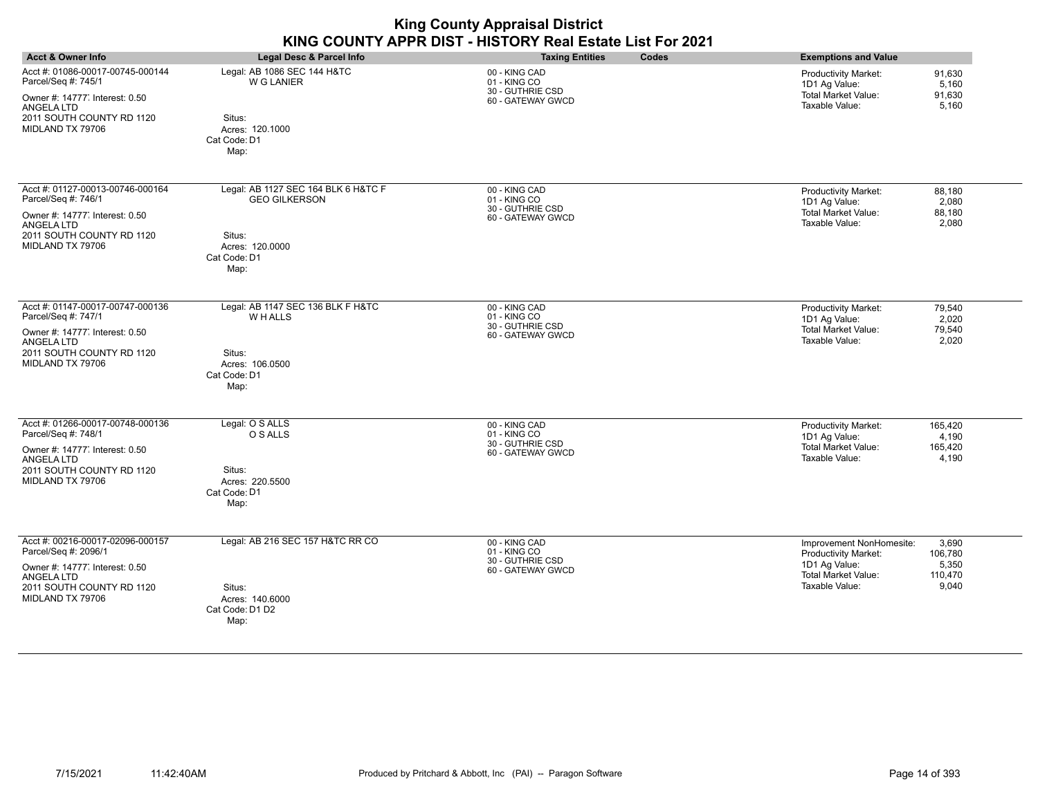# King County Appraisal District

## KING COUNTY APPR DIST - HISTORY Real Estate List For 2021

| Acct & Owner Info | Legal Desc & Parcel Info | Taxing Entities | Codes | Exemptions and Value |
|---|---|---|---|---|
| Acct #: 01086-00017-00745-000144<br>Parcel/Seq #: 745/1<br>Owner #: 14777; Interest: 0.50<br>ANGELA LTD<br>2011 SOUTH COUNTY RD 1120<br>MIDLAND TX 79706 | Legal: AB 1086 SEC 144 H&TC<br>W G LANIER<br>Situs:<br>Acres: 120.1000<br>Cat Code: D1<br>Map: | 00 - KING CAD<br>01 - KING CO<br>30 - GUTHRIE CSD<br>60 - GATEWAY GWCD | | Productivity Market: 91,630<br>1D1 Ag Value: 5,160<br>Total Market Value: 91,630<br>Taxable Value: 5,160 |
| Acct #: 01127-00013-00746-000164<br>Parcel/Seq #: 746/1<br>Owner #: 14777; Interest: 0.50<br>ANGELA LTD<br>2011 SOUTH COUNTY RD 1120<br>MIDLAND TX 79706 | Legal: AB 1127 SEC 164 BLK 6 H&TC F<br>GEO GILKERSON<br>Situs:<br>Acres: 120.0000<br>Cat Code: D1<br>Map: | 00 - KING CAD<br>01 - KING CO<br>30 - GUTHRIE CSD<br>60 - GATEWAY GWCD | | Productivity Market: 88,180<br>1D1 Ag Value: 2,080<br>Total Market Value: 88,180<br>Taxable Value: 2,080 |
| Acct #: 01147-00017-00747-000136<br>Parcel/Seq #: 747/1<br>Owner #: 14777; Interest: 0.50<br>ANGELA LTD<br>2011 SOUTH COUNTY RD 1120<br>MIDLAND TX 79706 | Legal: AB 1147 SEC 136 BLK F H&TC<br>W H ALLS<br>Situs:<br>Acres: 106.0500<br>Cat Code: D1<br>Map: | 00 - KING CAD<br>01 - KING CO<br>30 - GUTHRIE CSD<br>60 - GATEWAY GWCD | | Productivity Market: 79,540<br>1D1 Ag Value: 2,020<br>Total Market Value: 79,540<br>Taxable Value: 2,020 |
| Acct #: 01266-00017-00748-000136<br>Parcel/Seq #: 748/1<br>Owner #: 14777; Interest: 0.50<br>ANGELA LTD<br>2011 SOUTH COUNTY RD 1120<br>MIDLAND TX 79706 | Legal: O S ALLS<br>O S ALLS<br>Situs:<br>Acres: 220.5500<br>Cat Code: D1<br>Map: | 00 - KING CAD<br>01 - KING CO<br>30 - GUTHRIE CSD<br>60 - GATEWAY GWCD | | Productivity Market: 165,420<br>1D1 Ag Value: 4,190<br>Total Market Value: 165,420<br>Taxable Value: 4,190 |
| Acct #: 00216-00017-02096-000157<br>Parcel/Seq #: 2096/1<br>Owner #: 14777; Interest: 0.50<br>ANGELA LTD<br>2011 SOUTH COUNTY RD 1120<br>MIDLAND TX 79706 | Legal: AB 216 SEC 157 H&TC RR CO<br>Situs:<br>Acres: 140.6000<br>Cat Code: D1 D2<br>Map: | 00 - KING CAD<br>01 - KING CO<br>30 - GUTHRIE CSD<br>60 - GATEWAY GWCD | | Improvement NonHomesite: 3,690<br>Productivity Market: 106,780<br>1D1 Ag Value: 5,350<br>Total Market Value: 110,470<br>Taxable Value: 9,040 |

7/15/2021 11:42:40AM Produced by Pritchard & Abbott, Inc (PAI) -- Paragon Software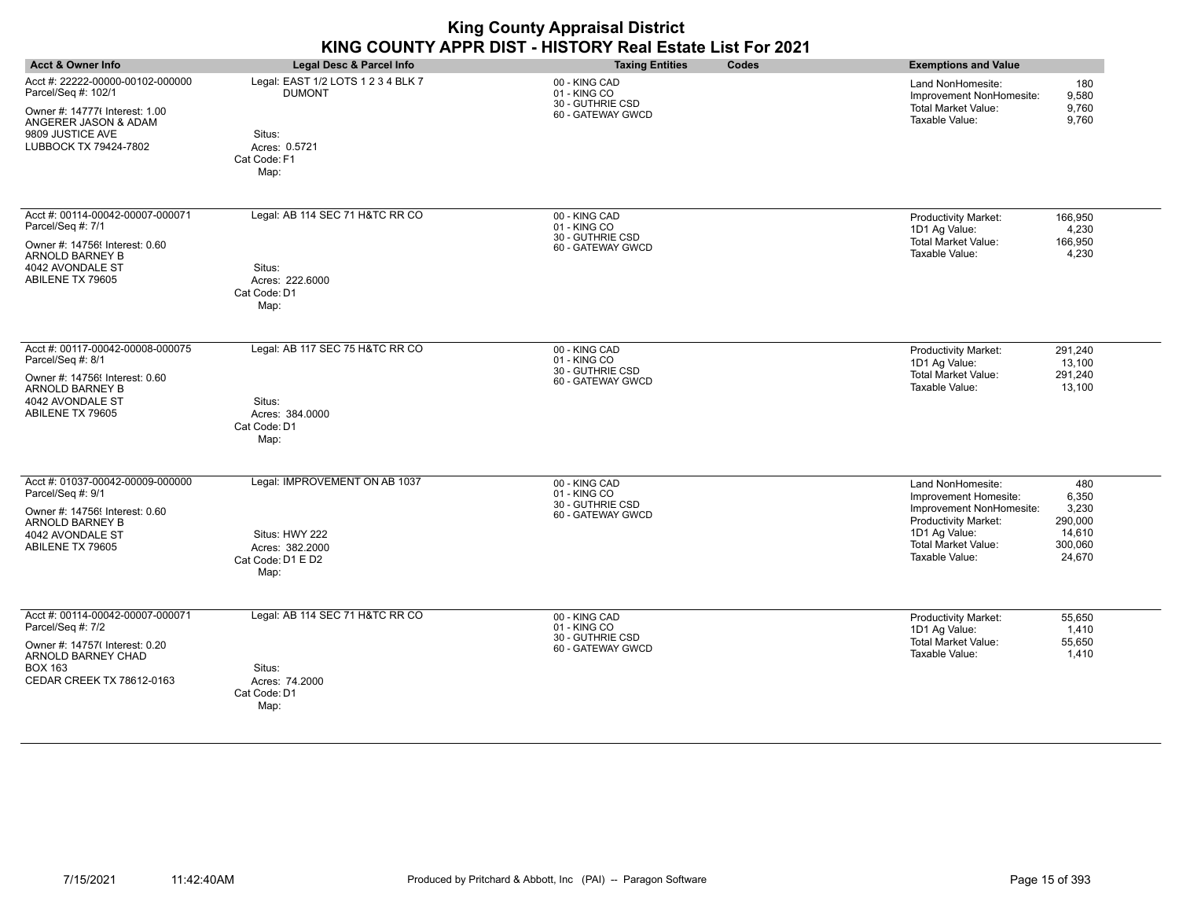# King County Appraisal District

## KING COUNTY APPR DIST - HISTORY Real Estate List For 2021

| Acct & Owner Info | Legal Desc & Parcel Info | Taxing Entities | Codes | Exemptions and Value |
|---|---|---|---|---|
| Acct #: 22222-00000-00102-000000<br>Parcel/Seq #: 102/1<br>Owner #: 14777( Interest: 1.00<br>ANGERER JASON & ADAM<br>9809 JUSTICE AVE<br>LUBBOCK TX 79424-7802 | Legal: EAST 1/2 LOTS 1 2 3 4 BLK 7 DUMONT<br>Situs:<br>Acres: 0.5721<br>Cat Code: F1<br>Map: | 00 - KING CAD<br>01 - KING CO<br>30 - GUTHRIE CSD<br>60 - GATEWAY GWCD | | Land NonHomesite: 180<br>Improvement NonHomesite: 9,580<br>Total Market Value: 9,760<br>Taxable Value: 9,760 |
| Acct #: 00114-00042-00007-000071<br>Parcel/Seq #: 7/1<br>Owner #: 14756( Interest: 0.60<br>ARNOLD BARNEY B<br>4042 AVONDALE ST<br>ABILENE TX 79605 | Legal: AB 114 SEC 71 H&TC RR CO<br>Situs:<br>Acres: 222.6000<br>Cat Code: D1<br>Map: | 00 - KING CAD<br>01 - KING CO<br>30 - GUTHRIE CSD<br>60 - GATEWAY GWCD | | Productivity Market: 166,950<br>1D1 Ag Value: 4,230<br>Total Market Value: 166,950<br>Taxable Value: 4,230 |
| Acct #: 00117-00042-00008-000075<br>Parcel/Seq #: 8/1<br>Owner #: 14756( Interest: 0.60<br>ARNOLD BARNEY B<br>4042 AVONDALE ST<br>ABILENE TX 79605 | Legal: AB 117 SEC 75 H&TC RR CO<br>Situs:<br>Acres: 384.0000<br>Cat Code: D1<br>Map: | 00 - KING CAD<br>01 - KING CO<br>30 - GUTHRIE CSD<br>60 - GATEWAY GWCD | | Productivity Market: 291,240<br>1D1 Ag Value: 13,100<br>Total Market Value: 291,240<br>Taxable Value: 13,100 |
| Acct #: 01037-00042-00009-000000<br>Parcel/Seq #: 9/1<br>Owner #: 14756( Interest: 0.60<br>ARNOLD BARNEY B<br>4042 AVONDALE ST<br>ABILENE TX 79605 | Legal: IMPROVEMENT ON AB 1037<br>Situs: HWY 222<br>Acres: 382.2000<br>Cat Code: D1 E D2<br>Map: | 00 - KING CAD<br>01 - KING CO<br>30 - GUTHRIE CSD<br>60 - GATEWAY GWCD | | Land NonHomesite: 480<br>Improvement Homesite: 6,350<br>Improvement NonHomesite: 3,230<br>Productivity Market: 290,000<br>1D1 Ag Value: 14,610<br>Total Market Value: 300,060<br>Taxable Value: 24,670 |
| Acct #: 00114-00042-00007-000071<br>Parcel/Seq #: 7/2<br>Owner #: 14757( Interest: 0.20<br>ARNOLD BARNEY CHAD<br>BOX 163<br>CEDAR CREEK TX 78612-0163 | Legal: AB 114 SEC 71 H&TC RR CO<br>Situs:<br>Acres: 74.2000<br>Cat Code: D1<br>Map: | 00 - KING CAD<br>01 - KING CO<br>30 - GUTHRIE CSD<br>60 - GATEWAY GWCD | | Productivity Market: 55,650<br>1D1 Ag Value: 1,410<br>Total Market Value: 55,650<br>Taxable Value: 1,410 |

7/15/2021 11:42:40AM Produced by Pritchard & Abbott, Inc (PAI) -- Paragon Software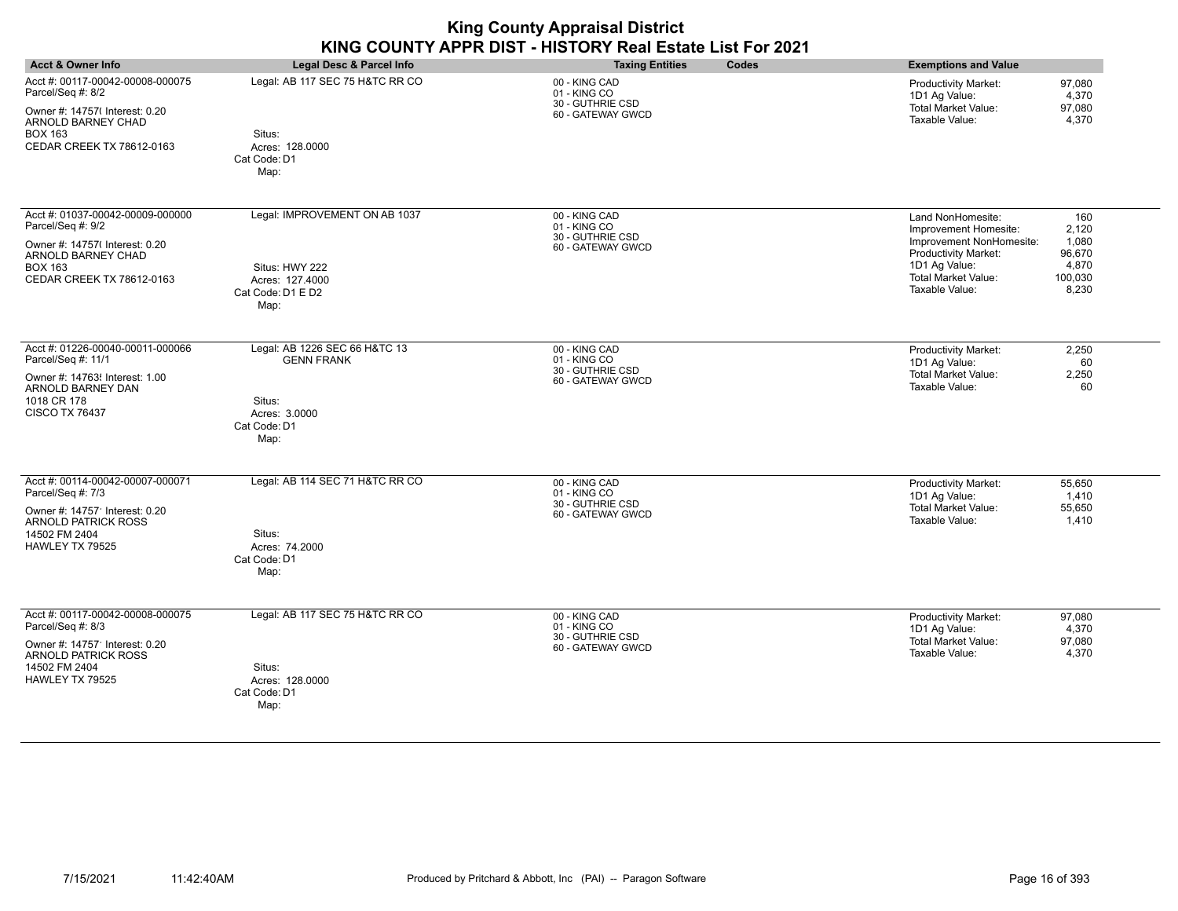# King County Appraisal District
## KING COUNTY APPR DIST - HISTORY Real Estate List For 2021

| Acct & Owner Info | Legal Desc & Parcel Info | Taxing Entities | Codes | Exemptions and Value |
|---|---|---|---|---|
| Acct #: 00117-00042-00008-000075<br>Parcel/Seq #: 8/2<br>Owner #: 14757( Interest: 0.20<br>ARNOLD BARNEY CHAD<br>BOX 163<br>CEDAR CREEK TX 78612-0163 | Legal: AB 117 SEC 75 H&TC RR CO<br>Situs:<br>Acres: 128.0000<br>Cat Code: D1<br>Map: | 00 - KING CAD<br>01 - KING CO<br>30 - GUTHRIE CSD<br>60 - GATEWAY GWCD | | Productivity Market: 97,080<br>1D1 Ag Value: 4,370<br>Total Market Value: 97,080<br>Taxable Value: 4,370 |
| Acct #: 01037-00042-00009-000000<br>Parcel/Seq #: 9/2<br>Owner #: 14757( Interest: 0.20<br>ARNOLD BARNEY CHAD<br>BOX 163<br>CEDAR CREEK TX 78612-0163 | Legal: IMPROVEMENT ON AB 1037<br>Situs: HWY 222<br>Acres: 127.4000<br>Cat Code: D1 E D2<br>Map: | 00 - KING CAD<br>01 - KING CO<br>30 - GUTHRIE CSD<br>60 - GATEWAY GWCD | | Land NonHomesite: 160<br>Improvement Homesite: 2,120<br>Improvement NonHomesite: 1,080<br>Productivity Market: 96,670<br>1D1 Ag Value: 4,870<br>Total Market Value: 100,030<br>Taxable Value: 8,230 |
| Acct #: 01226-00040-00011-000066<br>Parcel/Seq #: 11/1<br>Owner #: 14763! Interest: 1.00<br>ARNOLD BARNEY DAN<br>1018 CR 178<br>CISCO TX 76437 | Legal: AB 1226 SEC 66 H&TC 13 GENN FRANK<br>Situs:<br>Acres: 3.0000<br>Cat Code: D1<br>Map: | 00 - KING CAD<br>01 - KING CO<br>30 - GUTHRIE CSD<br>60 - GATEWAY GWCD | | Productivity Market: 2,250<br>1D1 Ag Value: 60<br>Total Market Value: 2,250<br>Taxable Value: 60 |
| Acct #: 00114-00042-00007-000071<br>Parcel/Seq #: 7/3<br>Owner #: 14757' Interest: 0.20<br>ARNOLD PATRICK ROSS<br>14502 FM 2404<br>HAWLEY TX 79525 | Legal: AB 114 SEC 71 H&TC RR CO<br>Situs:<br>Acres: 74.2000<br>Cat Code: D1<br>Map: | 00 - KING CAD<br>01 - KING CO<br>30 - GUTHRIE CSD<br>60 - GATEWAY GWCD | | Productivity Market: 55,650<br>1D1 Ag Value: 1,410<br>Total Market Value: 55,650<br>Taxable Value: 1,410 |
| Acct #: 00117-00042-00008-000075<br>Parcel/Seq #: 8/3<br>Owner #: 14757' Interest: 0.20<br>ARNOLD PATRICK ROSS<br>14502 FM 2404<br>HAWLEY TX 79525 | Legal: AB 117 SEC 75 H&TC RR CO<br>Situs:<br>Acres: 128.0000<br>Cat Code: D1<br>Map: | 00 - KING CAD<br>01 - KING CO<br>30 - GUTHRIE CSD<br>60 - GATEWAY GWCD | | Productivity Market: 97,080<br>1D1 Ag Value: 4,370<br>Total Market Value: 97,080<br>Taxable Value: 4,370 |

7/15/2021 11:42:40AM Produced by Pritchard & Abbott, Inc (PAI) -- Paragon Software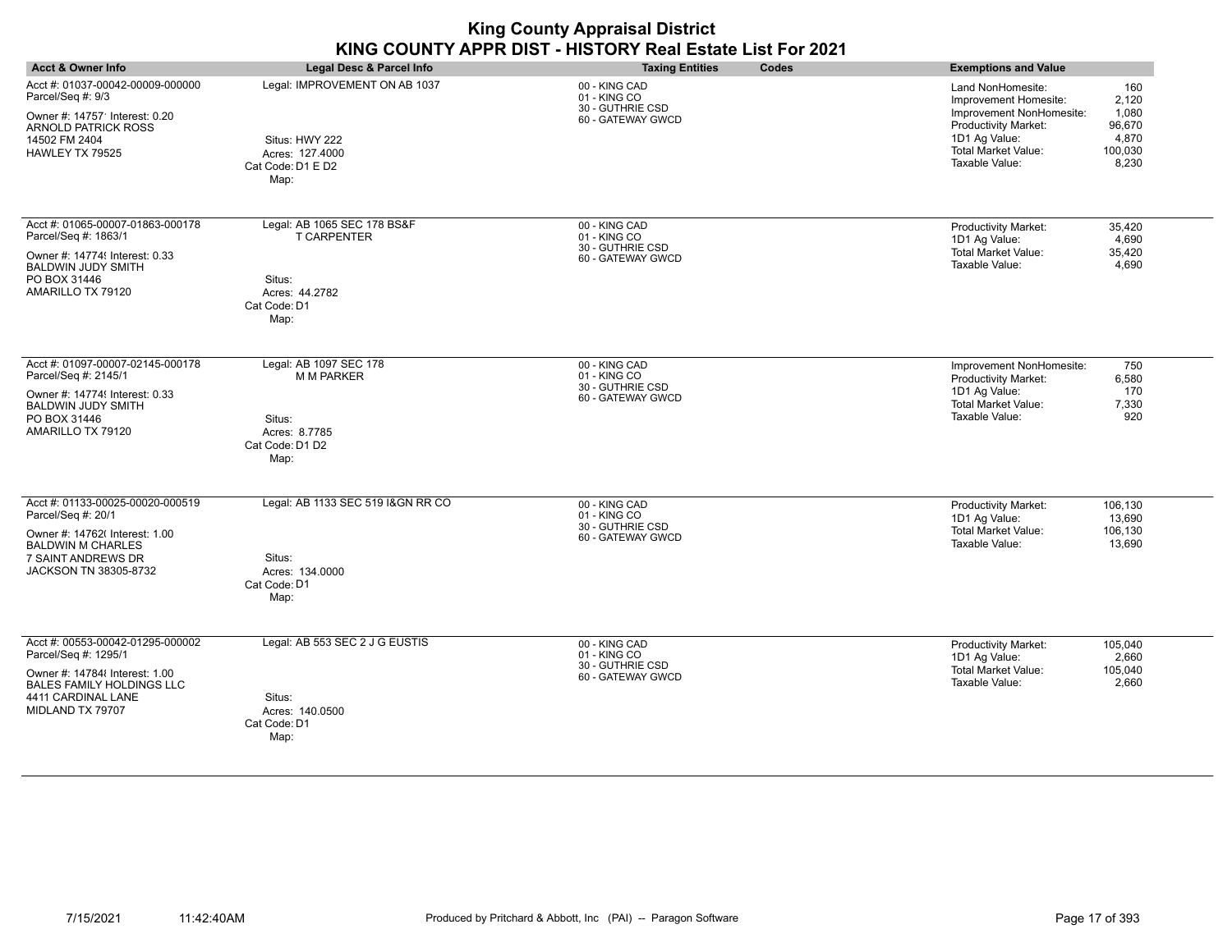# King County Appraisal District

## KING COUNTY APPR DIST - HISTORY Real Estate List For 2021

| Acct & Owner Info | Legal Desc & Parcel Info | Taxing Entities | Codes | Exemptions and Value |
|---|---|---|---|---|
| Acct #: 01037-00042-00009-000000<br>Parcel/Seq #: 9/3<br>Owner #: 14757' Interest: 0.20<br>ARNOLD PATRICK ROSS<br>14502 FM 2404<br>HAWLEY TX 79525 | Legal: IMPROVEMENT ON AB 1037<br>Situs: HWY 222<br>Acres: 127.4000<br>Cat Code: D1 E D2<br>Map: | 00 - KING CAD<br>01 - KING CO<br>30 - GUTHRIE CSD<br>60 - GATEWAY GWCD | | Land NonHomesite: 160<br>Improvement Homesite: 2,120<br>Improvement NonHomesite: 1,080<br>Productivity Market: 96,670<br>1D1 Ag Value: 4,870<br>Total Market Value: 100,030<br>Taxable Value: 8,230 |
| Acct #: 01065-00007-01863-000178<br>Parcel/Seq #: 1863/1<br>Owner #: 14774( Interest: 0.33<br>BALDWIN JUDY SMITH<br>PO BOX 31446<br>AMARILLO TX 79120 | Legal: AB 1065 SEC 178 BS&F T CARPENTER<br>Situs:<br>Acres: 44.2782<br>Cat Code: D1<br>Map: | 00 - KING CAD<br>01 - KING CO<br>30 - GUTHRIE CSD<br>60 - GATEWAY GWCD | | Productivity Market: 35,420<br>1D1 Ag Value: 4,690<br>Total Market Value: 35,420<br>Taxable Value: 4,690 |
| Acct #: 01097-00007-02145-000178<br>Parcel/Seq #: 2145/1<br>Owner #: 14774( Interest: 0.33<br>BALDWIN JUDY SMITH<br>PO BOX 31446<br>AMARILLO TX 79120 | Legal: AB 1097 SEC 178 M M PARKER<br>Situs:<br>Acres: 8.7785<br>Cat Code: D1 D2<br>Map: | 00 - KING CAD<br>01 - KING CO<br>30 - GUTHRIE CSD<br>60 - GATEWAY GWCD | | Improvement NonHomesite: 750<br>Productivity Market: 6,580<br>1D1 Ag Value: 170<br>Total Market Value: 7,330<br>Taxable Value: 920 |
| Acct #: 01133-00025-00020-000519<br>Parcel/Seq #: 20/1<br>Owner #: 14762( Interest: 1.00<br>BALDWIN M CHARLES<br>7 SAINT ANDREWS DR<br>JACKSON TN 38305-8732 | Legal: AB 1133 SEC 519 I&GN RR CO<br>Situs:<br>Acres: 134.0000<br>Cat Code: D1<br>Map: | 00 - KING CAD<br>01 - KING CO<br>30 - GUTHRIE CSD<br>60 - GATEWAY GWCD | | Productivity Market: 106,130<br>1D1 Ag Value: 13,690<br>Total Market Value: 106,130<br>Taxable Value: 13,690 |
| Acct #: 00553-00042-01295-000002<br>Parcel/Seq #: 1295/1<br>Owner #: 14784( Interest: 1.00<br>BALES FAMILY HOLDINGS LLC<br>4411 CARDINAL LANE<br>MIDLAND TX 79707 | Legal: AB 553 SEC 2 J G EUSTIS<br>Situs:<br>Acres: 140.0500<br>Cat Code: D1<br>Map: | 00 - KING CAD<br>01 - KING CO<br>30 - GUTHRIE CSD<br>60 - GATEWAY GWCD | | Productivity Market: 105,040<br>1D1 Ag Value: 2,660<br>Total Market Value: 105,040<br>Taxable Value: 2,660 |

7/15/2021 11:42:40AM Produced by Pritchard & Abbott, Inc (PAI) -- Paragon Software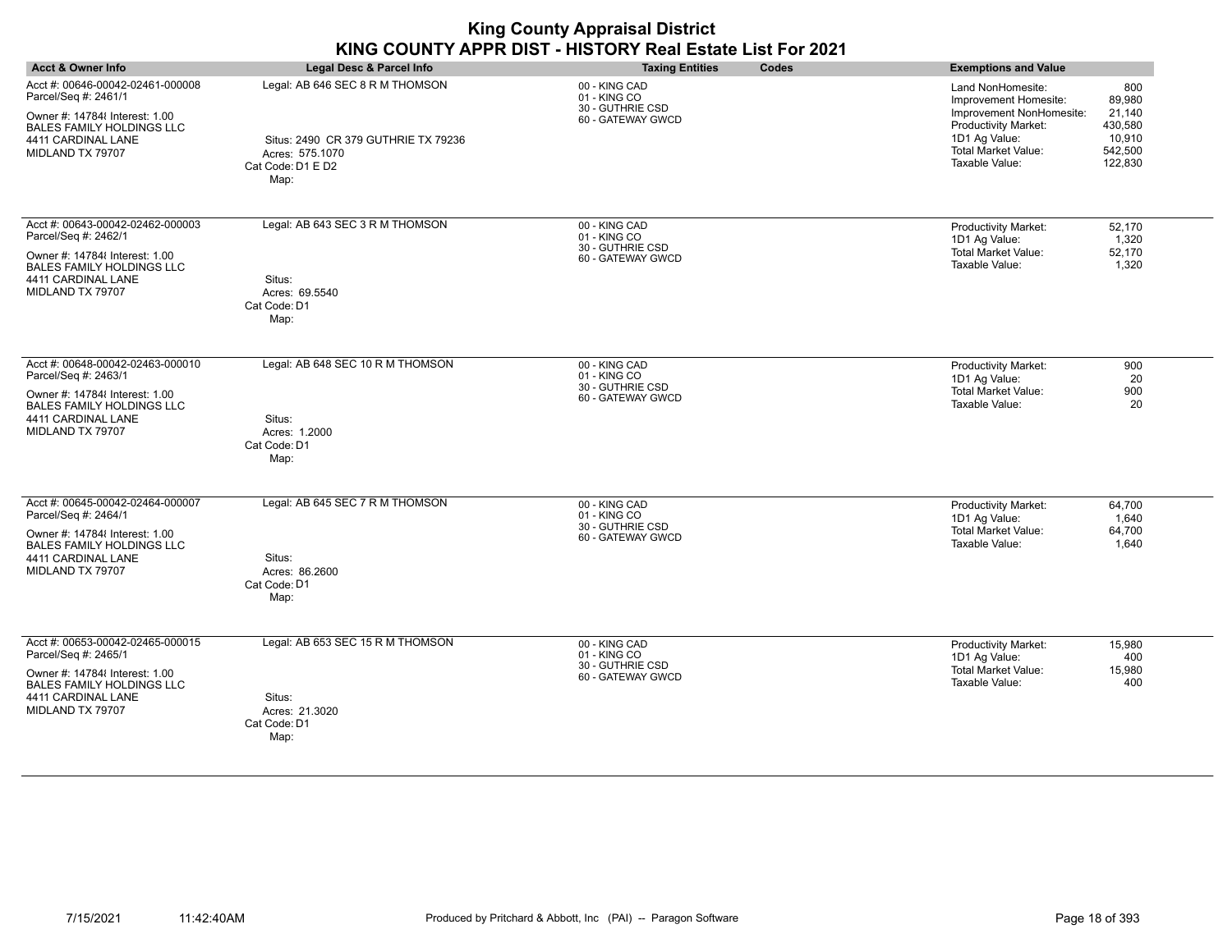# King County Appraisal District

## KING COUNTY APPR DIST - HISTORY Real Estate List For 2021

| Acct & Owner Info | Legal Desc & Parcel Info | Taxing Entities | Codes | Exemptions and Value |
|---|---|---|---|---|
| Acct #: 00646-00042-02461-000008<br>Parcel/Seq #: 2461/1<br>Owner #: 147848 Interest: 1.00<br>BALES FAMILY HOLDINGS LLC<br>4411 CARDINAL LANE<br>MIDLAND TX 79707 | Legal: AB 646 SEC 8 R M THOMSON<br>Situs: 2490 CR 379 GUTHRIE TX 79236<br>Acres: 575.1070<br>Cat Code: D1 E D2<br>Map: | 00 - KING CAD<br>01 - KING CO<br>30 - GUTHRIE CSD<br>60 - GATEWAY GWCD | | Land NonHomesite: 800<br>Improvement Homesite: 89,980<br>Improvement NonHomesite: 21,140<br>Productivity Market: 430,580<br>1D1 Ag Value: 10,910<br>Total Market Value: 542,500<br>Taxable Value: 122,830 |
| Acct #: 00643-00042-02462-000003<br>Parcel/Seq #: 2462/1<br>Owner #: 147848 Interest: 1.00<br>BALES FAMILY HOLDINGS LLC<br>4411 CARDINAL LANE<br>MIDLAND TX 79707 | Legal: AB 643 SEC 3 R M THOMSON<br>Situs:<br>Acres: 69.5540<br>Cat Code: D1<br>Map: | 00 - KING CAD<br>01 - KING CO<br>30 - GUTHRIE CSD<br>60 - GATEWAY GWCD | | Productivity Market: 52,170<br>1D1 Ag Value: 1,320<br>Total Market Value: 52,170<br>Taxable Value: 1,320 |
| Acct #: 00648-00042-02463-000010<br>Parcel/Seq #: 2463/1<br>Owner #: 147848 Interest: 1.00<br>BALES FAMILY HOLDINGS LLC<br>4411 CARDINAL LANE<br>MIDLAND TX 79707 | Legal: AB 648 SEC 10 R M THOMSON<br>Situs:<br>Acres: 1.2000<br>Cat Code: D1<br>Map: | 00 - KING CAD<br>01 - KING CO<br>30 - GUTHRIE CSD<br>60 - GATEWAY GWCD | | Productivity Market: 900<br>1D1 Ag Value: 20<br>Total Market Value: 900<br>Taxable Value: 20 |
| Acct #: 00645-00042-02464-000007<br>Parcel/Seq #: 2464/1<br>Owner #: 147848 Interest: 1.00<br>BALES FAMILY HOLDINGS LLC<br>4411 CARDINAL LANE<br>MIDLAND TX 79707 | Legal: AB 645 SEC 7 R M THOMSON<br>Situs:<br>Acres: 86.2600<br>Cat Code: D1<br>Map: | 00 - KING CAD<br>01 - KING CO<br>30 - GUTHRIE CSD<br>60 - GATEWAY GWCD | | Productivity Market: 64,700<br>1D1 Ag Value: 1,640<br>Total Market Value: 64,700<br>Taxable Value: 1,640 |
| Acct #: 00653-00042-02465-000015<br>Parcel/Seq #: 2465/1<br>Owner #: 147848 Interest: 1.00<br>BALES FAMILY HOLDINGS LLC<br>4411 CARDINAL LANE<br>MIDLAND TX 79707 | Legal: AB 653 SEC 15 R M THOMSON<br>Situs:<br>Acres: 21.3020<br>Cat Code: D1<br>Map: | 00 - KING CAD<br>01 - KING CO<br>30 - GUTHRIE CSD<br>60 - GATEWAY GWCD | | Productivity Market: 15,980<br>1D1 Ag Value: 400<br>Total Market Value: 15,980<br>Taxable Value: 400 |

7/15/2021 11:42:40AM Produced by Pritchard & Abbott, Inc (PAI) -- Paragon Software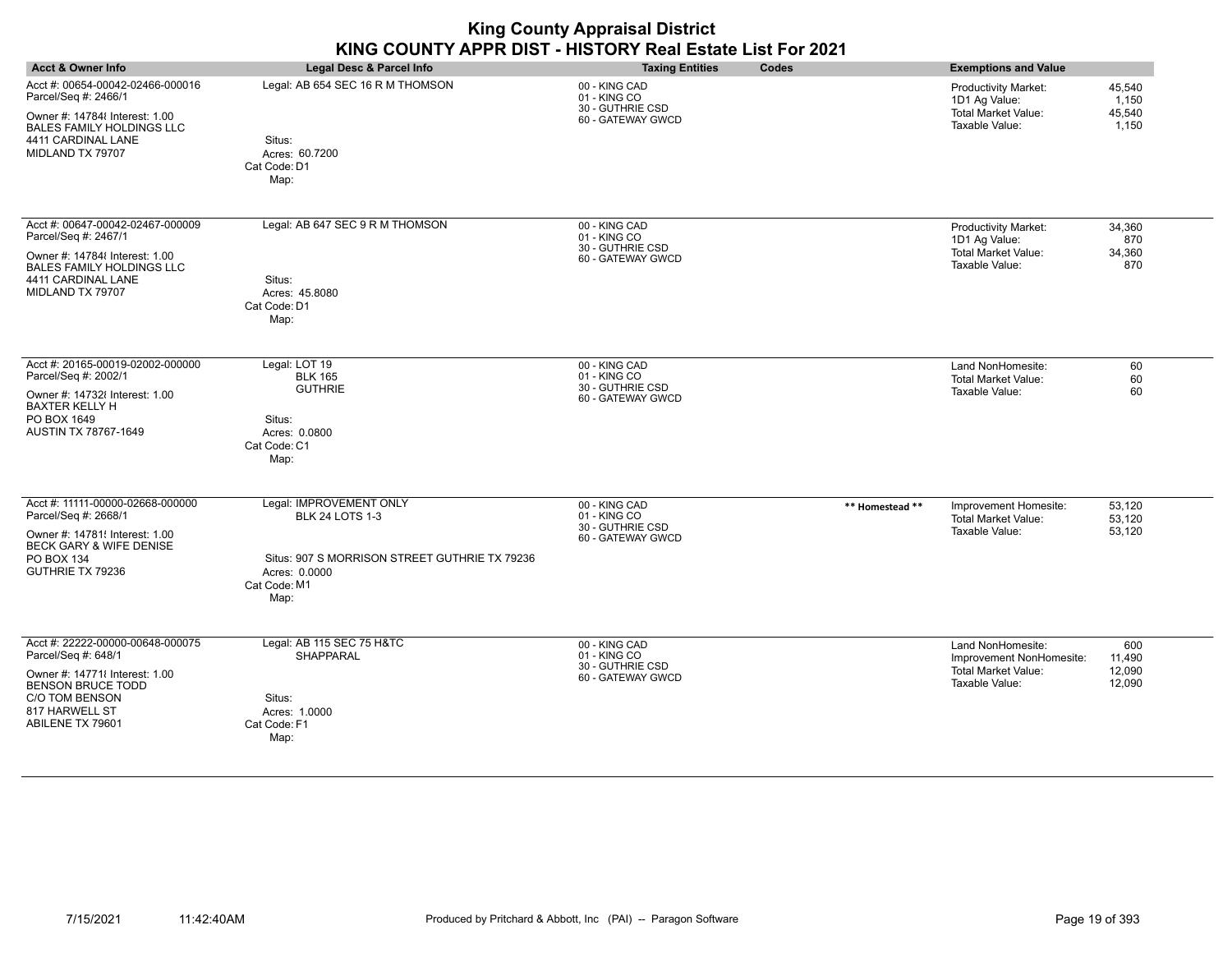# King County Appraisal District
## KING COUNTY APPR DIST - HISTORY Real Estate List For 2021

| Acct & Owner Info | Legal Desc & Parcel Info | Taxing Entities | Codes | Exemptions and Value |
|---|---|---|---|---|
| Acct #: 00654-00042-02466-000016<br>Parcel/Seq #: 2466/1<br>Owner #: 14784( Interest: 1.00<br>BALES FAMILY HOLDINGS LLC<br>4411 CARDINAL LANE<br>MIDLAND TX 79707 | Legal: AB 654 SEC 16 R M THOMSON<br>Situs:<br>Acres: 60.7200<br>Cat Code: D1<br>Map: | 00 - KING CAD<br>01 - KING CO<br>30 - GUTHRIE CSD<br>60 - GATEWAY GWCD | | Productivity Market: 45,540<br>1D1 Ag Value: 1,150<br>Total Market Value: 45,540<br>Taxable Value: 1,150 |
| Acct #: 00647-00042-02467-000009<br>Parcel/Seq #: 2467/1<br>Owner #: 14784( Interest: 1.00<br>BALES FAMILY HOLDINGS LLC<br>4411 CARDINAL LANE<br>MIDLAND TX 79707 | Legal: AB 647 SEC 9 R M THOMSON<br>Situs:<br>Acres: 45.8080<br>Cat Code: D1<br>Map: | 00 - KING CAD<br>01 - KING CO<br>30 - GUTHRIE CSD<br>60 - GATEWAY GWCD | | Productivity Market: 34,360<br>1D1 Ag Value: 870<br>Total Market Value: 34,360<br>Taxable Value: 870 |
| Acct #: 20165-00019-02002-000000<br>Parcel/Seq #: 2002/1<br>Owner #: 14732( Interest: 1.00<br>BAXTER KELLY H<br>PO BOX 1649<br>AUSTIN TX 78767-1649 | Legal: LOT 19<br>BLK 165<br>GUTHRIE<br>Situs:<br>Acres: 0.0800<br>Cat Code: C1<br>Map: | 00 - KING CAD<br>01 - KING CO<br>30 - GUTHRIE CSD<br>60 - GATEWAY GWCD | | Land NonHomesite: 60<br>Total Market Value: 60<br>Taxable Value: 60 |
| Acct #: 11111-00000-02668-000000<br>Parcel/Seq #: 2668/1<br>Owner #: 14781( Interest: 1.00<br>BECK GARY & WIFE DENISE<br>PO BOX 134<br>GUTHRIE TX 79236 | Legal: IMPROVEMENT ONLY<br>BLK 24 LOTS 1-3<br>Situs: 907 S MORRISON STREET GUTHRIE TX 79236<br>Acres: 0.0000<br>Cat Code: M1<br>Map: | 00 - KING CAD<br>01 - KING CO<br>30 - GUTHRIE CSD<br>60 - GATEWAY GWCD | ** Homestead ** | Improvement Homesite: 53,120<br>Total Market Value: 53,120<br>Taxable Value: 53,120 |
| Acct #: 22222-00000-00648-000075<br>Parcel/Seq #: 648/1<br>Owner #: 14771( Interest: 1.00<br>BENSON BRUCE TODD<br>C/O TOM BENSON<br>817 HARWELL ST<br>ABILENE TX 79601 | Legal: AB 115 SEC 75 H&TC<br>SHAPPARAL<br>Situs:<br>Acres: 1.0000<br>Cat Code: F1<br>Map: | 00 - KING CAD<br>01 - KING CO<br>30 - GUTHRIE CSD<br>60 - GATEWAY GWCD | | Land NonHomesite: 600<br>Improvement NonHomesite: 11,490<br>Total Market Value: 12,090<br>Taxable Value: 12,090 |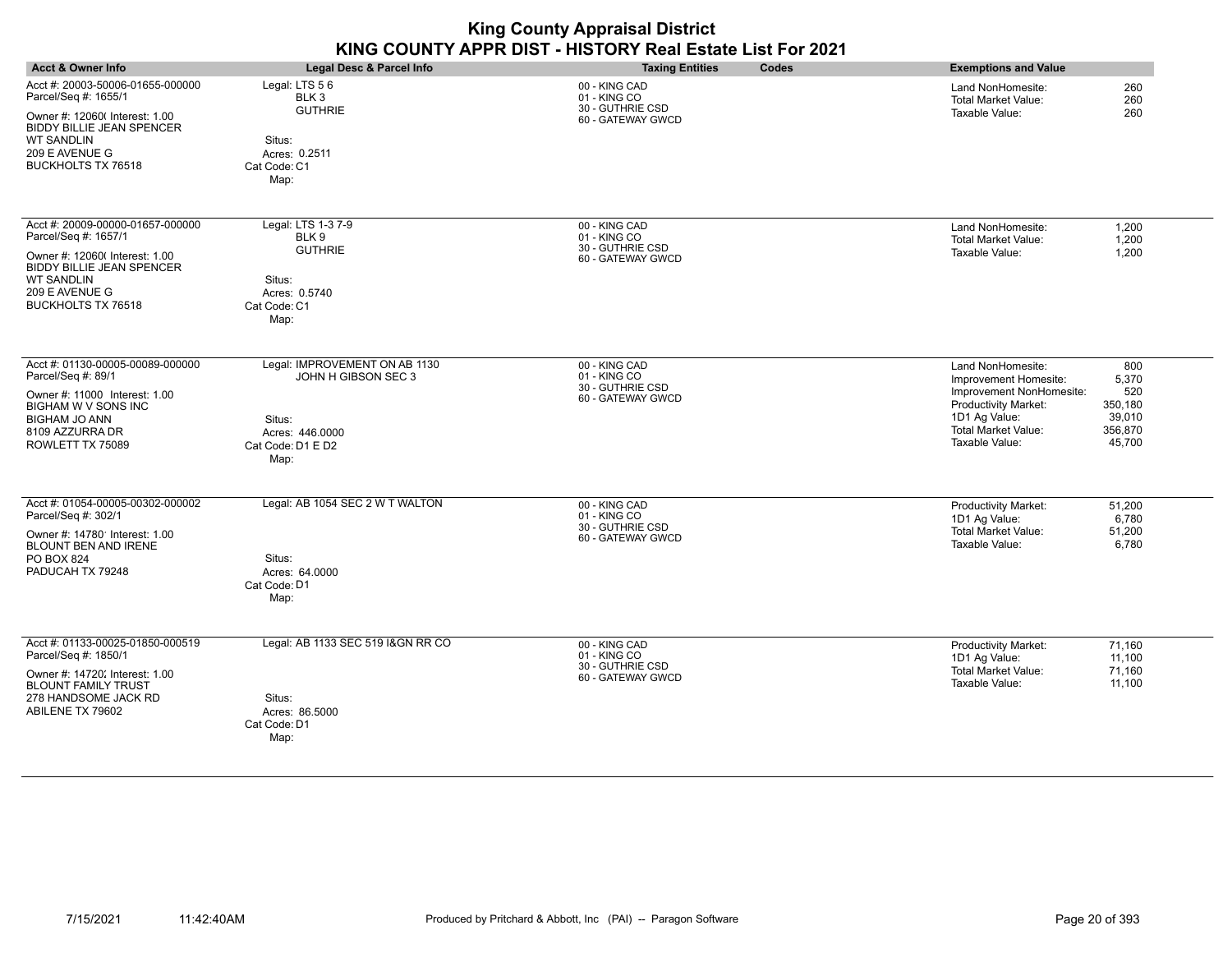# King County Appraisal District

## KING COUNTY APPR DIST - HISTORY Real Estate List For 2021

| Acct & Owner Info | Legal Desc & Parcel Info | Taxing Entities | Codes | Exemptions and Value |
|---|---|---|---|---|
| Acct #: 20003-50006-01655-000000<br>Parcel/Seq #: 1655/1<br>Owner #: 12060( Interest: 1.00<br>BIDDY BILLIE JEAN SPENCER<br>WT SANDLIN<br>209 E AVENUE G<br>BUCKHOLTS TX 76518 | Legal: LTS 5 6<br>BLK 3<br>GUTHRIE<br>Situs:<br>Acres: 0.2511<br>Cat Code: C1<br>Map: | 00 - KING CAD<br>01 - KING CO<br>30 - GUTHRIE CSD<br>60 - GATEWAY GWCD | | Land NonHomesite: 260<br>Total Market Value: 260<br>Taxable Value: 260 |
| Acct #: 20009-00000-01657-000000<br>Parcel/Seq #: 1657/1<br>Owner #: 12060( Interest: 1.00<br>BIDDY BILLIE JEAN SPENCER<br>WT SANDLIN<br>209 E AVENUE G<br>BUCKHOLTS TX 76518 | Legal: LTS 1-3 7-9<br>BLK 9<br>GUTHRIE<br>Situs:<br>Acres: 0.5740<br>Cat Code: C1<br>Map: | 00 - KING CAD<br>01 - KING CO<br>30 - GUTHRIE CSD<br>60 - GATEWAY GWCD | | Land NonHomesite: 1,200<br>Total Market Value: 1,200<br>Taxable Value: 1,200 |
| Acct #: 01130-00005-00089-000000<br>Parcel/Seq #: 89/1<br>Owner #: 11000 Interest: 1.00<br>BIGHAM W V SONS INC<br>BIGHAM JO ANN<br>8109 AZZURRA DR<br>ROWLETT TX 75089 | Legal: IMPROVEMENT ON AB 1130<br>JOHN H GIBSON SEC 3<br>Situs:<br>Acres: 446.0000<br>Cat Code: D1 E D2<br>Map: | 00 - KING CAD<br>01 - KING CO<br>30 - GUTHRIE CSD<br>60 - GATEWAY GWCD | | Land NonHomesite: 800<br>Improvement Homesite: 5,370<br>Improvement NonHomesite: 520<br>Productivity Market: 350,180<br>1D1 Ag Value: 39,010<br>Total Market Value: 356,870<br>Taxable Value: 45,700 |
| Acct #: 01054-00005-00302-000002<br>Parcel/Seq #: 302/1<br>Owner #: 14780' Interest: 1.00<br>BLOUNT BEN AND IRENE<br>PO BOX 824<br>PADUCAH TX 79248 | Legal: AB 1054 SEC 2 W T WALTON<br>Situs:<br>Acres: 64.0000<br>Cat Code: D1<br>Map: | 00 - KING CAD<br>01 - KING CO<br>30 - GUTHRIE CSD<br>60 - GATEWAY GWCD | | Productivity Market: 51,200<br>1D1 Ag Value: 6,780<br>Total Market Value: 51,200<br>Taxable Value: 6,780 |
| Acct #: 01133-00025-01850-000519<br>Parcel/Seq #: 1850/1<br>Owner #: 14720: Interest: 1.00<br>BLOUNT FAMILY TRUST<br>278 HANDSOME JACK RD<br>ABILENE TX 79602 | Legal: AB 1133 SEC 519 I&GN RR CO<br>Situs:<br>Acres: 86.5000<br>Cat Code: D1<br>Map: | 00 - KING CAD<br>01 - KING CO<br>30 - GUTHRIE CSD<br>60 - GATEWAY GWCD | | Productivity Market: 71,160<br>1D1 Ag Value: 11,100<br>Total Market Value: 71,160<br>Taxable Value: 11,100 |

7/15/2021 11:42:40AM Produced by Pritchard & Abbott, Inc (PAI) -- Paragon Software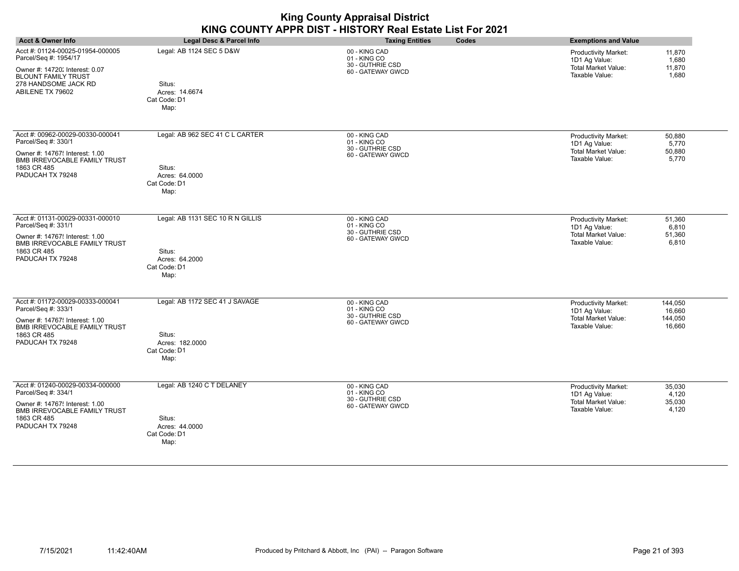# King County Appraisal District

## KING COUNTY APPR DIST - HISTORY Real Estate List For 2021

| Acct & Owner Info | Legal Desc & Parcel Info | Taxing Entities | Codes | Exemptions and Value |
|---|---|---|---|---|
| Acct #: 01124-00025-01954-000005<br>Parcel/Seq #: 1954/17<br>Owner #: 14720; Interest: 0.07<br>BLOUNT FAMILY TRUST<br>278 HANDSOME JACK RD<br>ABILENE TX 79602 | Legal: AB 1124 SEC 5 D&W<br>Situs:<br>Acres: 14.6674<br>Cat Code: D1<br>Map: | 00 - KING CAD<br>01 - KING CO<br>30 - GUTHRIE CSD<br>60 - GATEWAY GWCD | | Productivity Market: 11,870<br>1D1 Ag Value: 1,680<br>Total Market Value: 11,870<br>Taxable Value: 1,680 |
| Acct #: 00962-00029-00330-000041<br>Parcel/Seq #: 330/1<br>Owner #: 14767! Interest: 1.00<br>BMB IRREVOCABLE FAMILY TRUST<br>1863 CR 485<br>PADUCAH TX 79248 | Legal: AB 962 SEC 41 C L CARTER<br>Situs:<br>Acres: 64.0000<br>Cat Code: D1<br>Map: | 00 - KING CAD<br>01 - KING CO<br>30 - GUTHRIE CSD<br>60 - GATEWAY GWCD | | Productivity Market: 50,880<br>1D1 Ag Value: 5,770<br>Total Market Value: 50,880<br>Taxable Value: 5,770 |
| Acct #: 01131-00029-00331-000010<br>Parcel/Seq #: 331/1<br>Owner #: 14767! Interest: 1.00<br>BMB IRREVOCABLE FAMILY TRUST<br>1863 CR 485<br>PADUCAH TX 79248 | Legal: AB 1131 SEC 10 R N GILLIS<br>Situs:<br>Acres: 64.2000<br>Cat Code: D1<br>Map: | 00 - KING CAD<br>01 - KING CO<br>30 - GUTHRIE CSD<br>60 - GATEWAY GWCD | | Productivity Market: 51,360<br>1D1 Ag Value: 6,810<br>Total Market Value: 51,360<br>Taxable Value: 6,810 |
| Acct #: 01172-00029-00333-000041<br>Parcel/Seq #: 333/1<br>Owner #: 14767! Interest: 1.00<br>BMB IRREVOCABLE FAMILY TRUST<br>1863 CR 485<br>PADUCAH TX 79248 | Legal: AB 1172 SEC 41 J SAVAGE<br>Situs:<br>Acres: 182.0000<br>Cat Code: D1<br>Map: | 00 - KING CAD<br>01 - KING CO<br>30 - GUTHRIE CSD<br>60 - GATEWAY GWCD | | Productivity Market: 144,050<br>1D1 Ag Value: 16,660<br>Total Market Value: 144,050<br>Taxable Value: 16,660 |
| Acct #: 01240-00029-00334-000000<br>Parcel/Seq #: 334/1<br>Owner #: 14767! Interest: 1.00<br>BMB IRREVOCABLE FAMILY TRUST<br>1863 CR 485<br>PADUCAH TX 79248 | Legal: AB 1240 C T DELANEY<br>Situs:<br>Acres: 44.0000<br>Cat Code: D1<br>Map: | 00 - KING CAD<br>01 - KING CO<br>30 - GUTHRIE CSD<br>60 - GATEWAY GWCD | | Productivity Market: 35,030<br>1D1 Ag Value: 4,120<br>Total Market Value: 35,030<br>Taxable Value: 4,120 |

7/15/2021 11:42:40AM Produced by Pritchard & Abbott, Inc (PAI) -- Paragon Software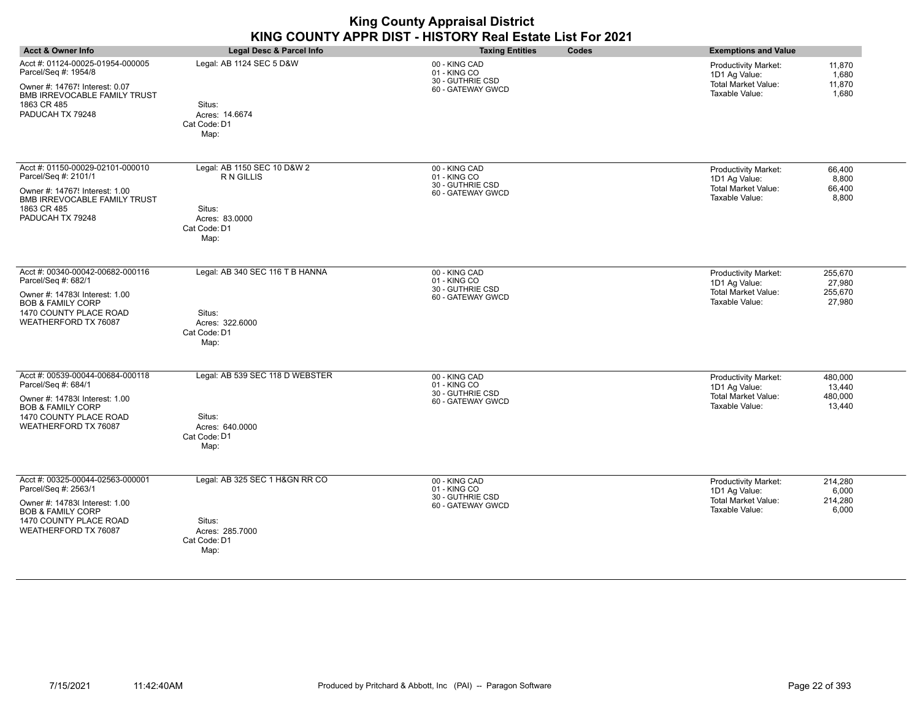# King County Appraisal District

## KING COUNTY APPR DIST - HISTORY Real Estate List For 2021

| Acct & Owner Info | Legal Desc & Parcel Info | Taxing Entities | Codes | Exemptions and Value |
|---|---|---|---|---|
| Acct #: 01124-00025-01954-000005<br>Parcel/Seq #: 1954/8<br>Owner #: 14767! Interest: 0.07<br>BMB IRREVOCABLE FAMILY TRUST<br>1863 CR 485<br>PADUCAH TX 79248 | Legal: AB 1124 SEC 5 D&W<br>Situs:<br>Acres: 14.6674<br>Cat Code: D1<br>Map: | 00 - KING CAD<br>01 - KING CO<br>30 - GUTHRIE CSD<br>60 - GATEWAY GWCD | | Productivity Market: 11,870<br>1D1 Ag Value: 1,680<br>Total Market Value: 11,870<br>Taxable Value: 1,680 |
| Acct #: 01150-00029-02101-000010<br>Parcel/Seq #: 2101/1<br>Owner #: 14767! Interest: 1.00<br>BMB IRREVOCABLE FAMILY TRUST<br>1863 CR 485<br>PADUCAH TX 79248 | Legal: AB 1150 SEC 10 D&W 2<br>R N GILLIS<br>Situs:<br>Acres: 83.0000<br>Cat Code: D1<br>Map: | 00 - KING CAD<br>01 - KING CO<br>30 - GUTHRIE CSD<br>60 - GATEWAY GWCD | | Productivity Market: 66,400<br>1D1 Ag Value: 8,800<br>Total Market Value: 66,400<br>Taxable Value: 8,800 |
| Acct #: 00340-00042-00682-000116<br>Parcel/Seq #: 682/1<br>Owner #: 14783( Interest: 1.00<br>BOB & FAMILY CORP<br>1470 COUNTY PLACE ROAD<br>WEATHERFORD TX 76087 | Legal: AB 340 SEC 116 T B HANNA<br>Situs:<br>Acres: 322.6000<br>Cat Code: D1<br>Map: | 00 - KING CAD<br>01 - KING CO<br>30 - GUTHRIE CSD<br>60 - GATEWAY GWCD | | Productivity Market: 255,670<br>1D1 Ag Value: 27,980<br>Total Market Value: 255,670<br>Taxable Value: 27,980 |
| Acct #: 00539-00044-00684-000118<br>Parcel/Seq #: 684/1<br>Owner #: 14783( Interest: 1.00<br>BOB & FAMILY CORP<br>1470 COUNTY PLACE ROAD<br>WEATHERFORD TX 76087 | Legal: AB 539 SEC 118 D WEBSTER<br>Situs:<br>Acres: 640.0000<br>Cat Code: D1<br>Map: | 00 - KING CAD<br>01 - KING CO<br>30 - GUTHRIE CSD<br>60 - GATEWAY GWCD | | Productivity Market: 480,000<br>1D1 Ag Value: 13,440<br>Total Market Value: 480,000<br>Taxable Value: 13,440 |
| Acct #: 00325-00044-02563-000001<br>Parcel/Seq #: 2563/1<br>Owner #: 14783( Interest: 1.00<br>BOB & FAMILY CORP<br>1470 COUNTY PLACE ROAD<br>WEATHERFORD TX 76087 | Legal: AB 325 SEC 1 H&GN RR CO<br>Situs:<br>Acres: 285.7000<br>Cat Code: D1<br>Map: | 00 - KING CAD<br>01 - KING CO<br>30 - GUTHRIE CSD<br>60 - GATEWAY GWCD | | Productivity Market: 214,280<br>1D1 Ag Value: 6,000<br>Total Market Value: 214,280<br>Taxable Value: 6,000 |

7/15/2021 11:42:40AM Produced by Pritchard & Abbott, Inc (PAI) -- Paragon Software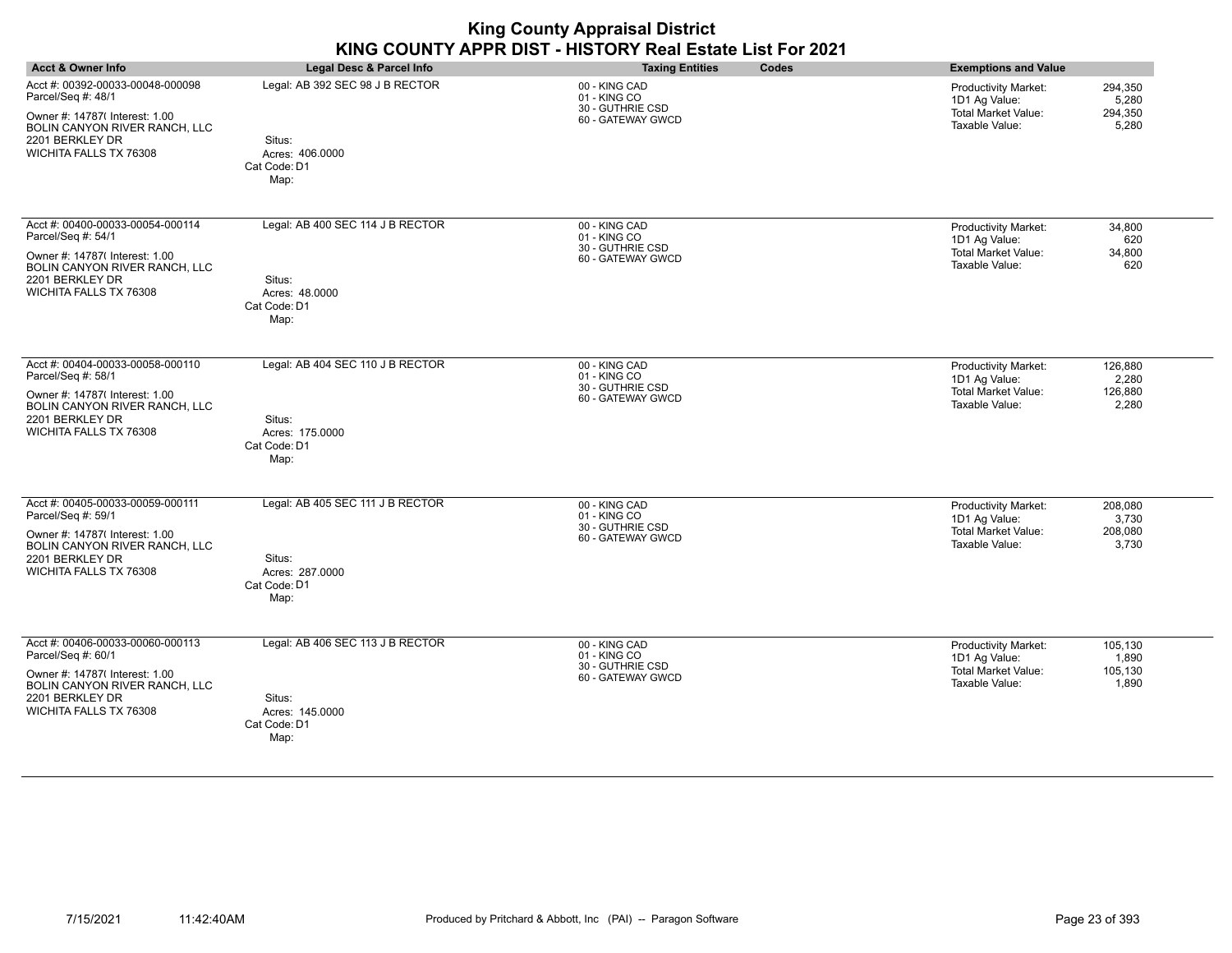# King County Appraisal District

## KING COUNTY APPR DIST - HISTORY Real Estate List For 2021

| Acct & Owner Info | Legal Desc & Parcel Info | Taxing Entities | Codes | Exemptions and Value | |
|---|---|---|---|---|---|
| Acct #: 00392-00033-00048-000098<br>Parcel/Seq #: 48/1<br>Owner #: 14787( Interest: 1.00<br>BOLIN CANYON RIVER RANCH, LLC<br>2201 BERKLEY DR<br>WICHITA FALLS TX 76308 | Legal: AB 392 SEC 98 J B RECTOR<br>Situs:<br>Acres: 406.0000<br>Cat Code: D1<br>Map: | 00 - KING CAD<br>01 - KING CO<br>30 - GUTHRIE CSD<br>60 - GATEWAY GWCD | | Productivity Market:<br>1D1 Ag Value:<br>Total Market Value:<br>Taxable Value: | 294,350<br>5,280<br>294,350<br>5,280 |
| Acct #: 00400-00033-00054-000114<br>Parcel/Seq #: 54/1<br>Owner #: 14787( Interest: 1.00<br>BOLIN CANYON RIVER RANCH, LLC<br>2201 BERKLEY DR<br>WICHITA FALLS TX 76308 | Legal: AB 400 SEC 114 J B RECTOR<br>Situs:<br>Acres: 48.0000<br>Cat Code: D1<br>Map: | 00 - KING CAD<br>01 - KING CO<br>30 - GUTHRIE CSD<br>60 - GATEWAY GWCD | | Productivity Market:<br>1D1 Ag Value:<br>Total Market Value:<br>Taxable Value: | 34,800<br>620<br>34,800<br>620 |
| Acct #: 00404-00033-00058-000110<br>Parcel/Seq #: 58/1<br>Owner #: 14787( Interest: 1.00<br>BOLIN CANYON RIVER RANCH, LLC<br>2201 BERKLEY DR<br>WICHITA FALLS TX 76308 | Legal: AB 404 SEC 110 J B RECTOR<br>Situs:<br>Acres: 175.0000<br>Cat Code: D1<br>Map: | 00 - KING CAD<br>01 - KING CO<br>30 - GUTHRIE CSD<br>60 - GATEWAY GWCD | | Productivity Market:<br>1D1 Ag Value:<br>Total Market Value:<br>Taxable Value: | 126,880<br>2,280<br>126,880<br>2,280 |
| Acct #: 00405-00033-00059-000111<br>Parcel/Seq #: 59/1<br>Owner #: 14787( Interest: 1.00<br>BOLIN CANYON RIVER RANCH, LLC<br>2201 BERKLEY DR<br>WICHITA FALLS TX 76308 | Legal: AB 405 SEC 111 J B RECTOR<br>Situs:<br>Acres: 287.0000<br>Cat Code: D1<br>Map: | 00 - KING CAD<br>01 - KING CO<br>30 - GUTHRIE CSD<br>60 - GATEWAY GWCD | | Productivity Market:<br>1D1 Ag Value:<br>Total Market Value:<br>Taxable Value: | 208,080<br>3,730<br>208,080<br>3,730 |
| Acct #: 00406-00033-00060-000113<br>Parcel/Seq #: 60/1<br>Owner #: 14787( Interest: 1.00<br>BOLIN CANYON RIVER RANCH, LLC<br>2201 BERKLEY DR<br>WICHITA FALLS TX 76308 | Legal: AB 406 SEC 113 J B RECTOR<br>Situs:<br>Acres: 145.0000<br>Cat Code: D1<br>Map: | 00 - KING CAD<br>01 - KING CO<br>30 - GUTHRIE CSD<br>60 - GATEWAY GWCD | | Productivity Market:<br>1D1 Ag Value:<br>Total Market Value:<br>Taxable Value: | 105,130<br>1,890<br>105,130<br>1,890 |

7/15/2021 11:42:40AM Produced by Pritchard & Abbott, Inc (PAI) -- Paragon Software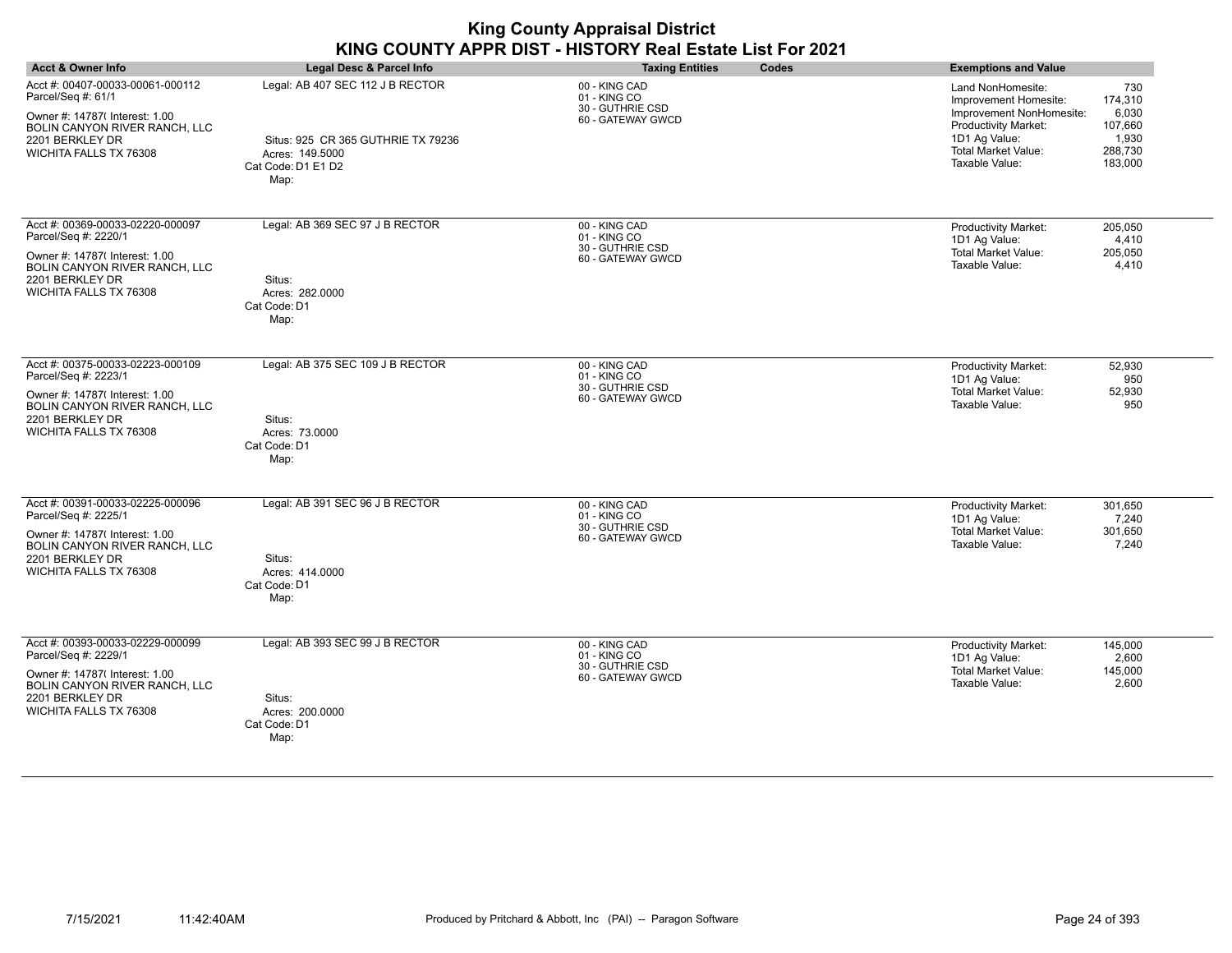# King County Appraisal District
## KING COUNTY APPR DIST - HISTORY Real Estate List For 2021

| Acct & Owner Info | Legal Desc & Parcel Info | Taxing Entities | Codes | Exemptions and Value |
|---|---|---|---|---|
| Acct #: 00407-00033-00061-000112<br>Parcel/Seq #: 61/1<br>Owner #: 14787( Interest: 1.00<br>BOLIN CANYON RIVER RANCH, LLC<br>2201 BERKLEY DR<br>WICHITA FALLS TX 76308 | Legal: AB 407 SEC 112 J B RECTOR<br>Situs: 925 CR 365 GUTHRIE TX 79236<br>Acres: 149.5000<br>Cat Code: D1 E1 D2<br>Map: | 00 - KING CAD<br>01 - KING CO<br>30 - GUTHRIE CSD<br>60 - GATEWAY GWCD | | Land NonHomesite: 730<br>Improvement Homesite: 174,310<br>Improvement NonHomesite: 6,030<br>Productivity Market: 107,660<br>1D1 Ag Value: 1,930<br>Total Market Value: 288,730<br>Taxable Value: 183,000 |
| Acct #: 00369-00033-02220-000097<br>Parcel/Seq #: 2220/1<br>Owner #: 14787( Interest: 1.00<br>BOLIN CANYON RIVER RANCH, LLC<br>2201 BERKLEY DR<br>WICHITA FALLS TX 76308 | Legal: AB 369 SEC 97 J B RECTOR<br>Situs:<br>Acres: 282.0000<br>Cat Code: D1<br>Map: | 00 - KING CAD<br>01 - KING CO<br>30 - GUTHRIE CSD<br>60 - GATEWAY GWCD | | Productivity Market: 205,050<br>1D1 Ag Value: 4,410<br>Total Market Value: 205,050<br>Taxable Value: 4,410 |
| Acct #: 00375-00033-02223-000109<br>Parcel/Seq #: 2223/1<br>Owner #: 14787( Interest: 1.00<br>BOLIN CANYON RIVER RANCH, LLC<br>2201 BERKLEY DR<br>WICHITA FALLS TX 76308 | Legal: AB 375 SEC 109 J B RECTOR<br>Situs:<br>Acres: 73.0000<br>Cat Code: D1<br>Map: | 00 - KING CAD<br>01 - KING CO<br>30 - GUTHRIE CSD<br>60 - GATEWAY GWCD | | Productivity Market: 52,930<br>1D1 Ag Value: 950<br>Total Market Value: 52,930<br>Taxable Value: 950 |
| Acct #: 00391-00033-02225-000096<br>Parcel/Seq #: 2225/1<br>Owner #: 14787( Interest: 1.00<br>BOLIN CANYON RIVER RANCH, LLC<br>2201 BERKLEY DR<br>WICHITA FALLS TX 76308 | Legal: AB 391 SEC 96 J B RECTOR<br>Situs:<br>Acres: 414.0000<br>Cat Code: D1<br>Map: | 00 - KING CAD<br>01 - KING CO<br>30 - GUTHRIE CSD<br>60 - GATEWAY GWCD | | Productivity Market: 301,650<br>1D1 Ag Value: 7,240<br>Total Market Value: 301,650<br>Taxable Value: 7,240 |
| Acct #: 00393-00033-02229-000099<br>Parcel/Seq #: 2229/1<br>Owner #: 14787( Interest: 1.00<br>BOLIN CANYON RIVER RANCH, LLC<br>2201 BERKLEY DR<br>WICHITA FALLS TX 76308 | Legal: AB 393 SEC 99 J B RECTOR<br>Situs:<br>Acres: 200.0000<br>Cat Code: D1<br>Map: | 00 - KING CAD<br>01 - KING CO<br>30 - GUTHRIE CSD<br>60 - GATEWAY GWCD | | Productivity Market: 145,000<br>1D1 Ag Value: 2,600<br>Total Market Value: 145,000<br>Taxable Value: 2,600 |

7/15/2021 11:42:40AM Produced by Pritchard & Abbott, Inc (PAI) -- Paragon Software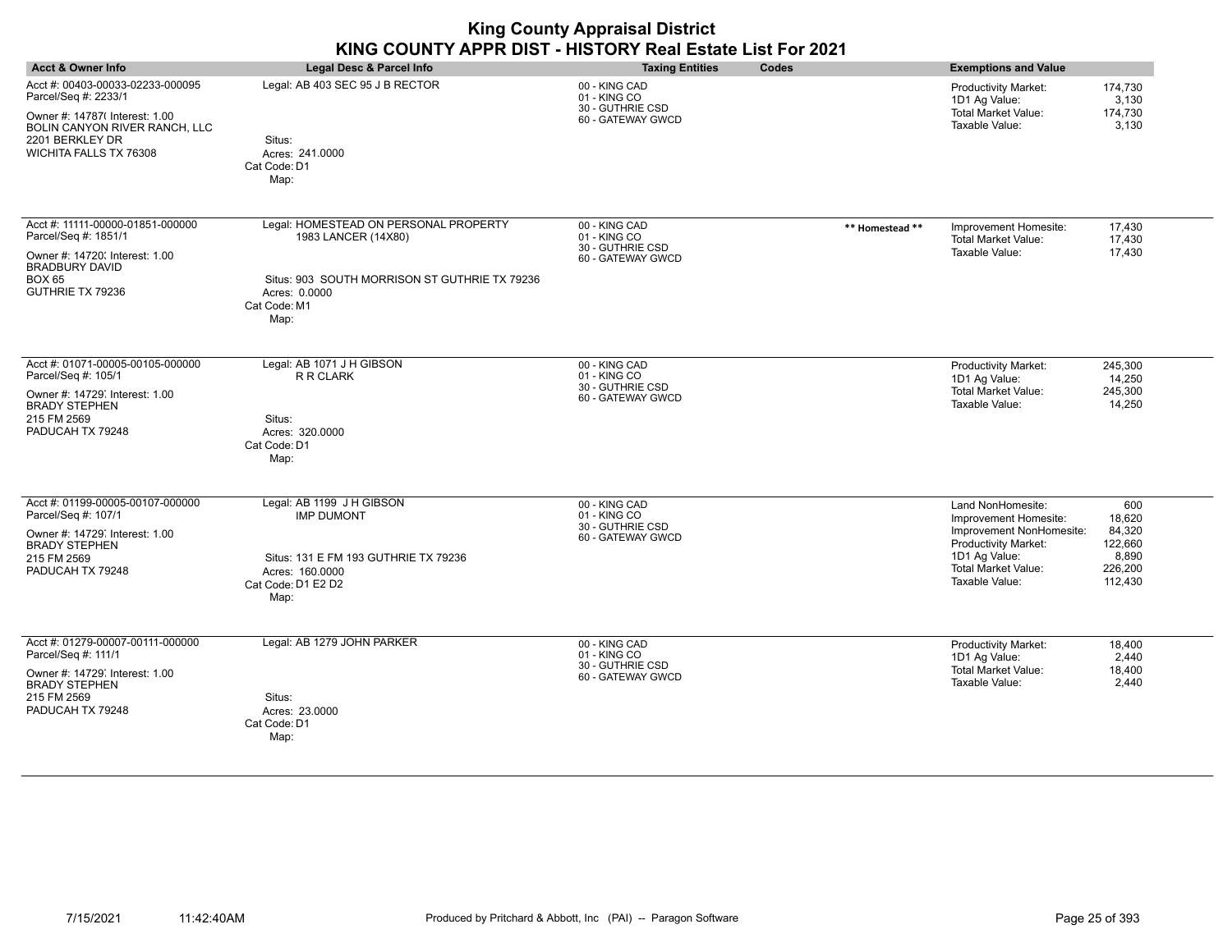# King County Appraisal District

## KING COUNTY APPR DIST - HISTORY Real Estate List For 2021

| Acct & Owner Info | Legal Desc & Parcel Info | Taxing Entities | Codes | Exemptions and Value |
|---|---|---|---|---|
| Acct #: 00403-00033-02233-000095<br>Parcel/Seq #: 2233/1<br>Owner #: 14787( Interest: 1.00<br>BOLIN CANYON RIVER RANCH, LLC<br>2201 BERKLEY DR<br>WICHITA FALLS TX 76308 | Legal: AB 403 SEC 95 J B RECTOR<br>Situs:<br>Acres: 241.0000<br>Cat Code: D1<br>Map: | 00 - KING CAD<br>01 - KING CO<br>30 - GUTHRIE CSD<br>60 - GATEWAY GWCD | | Productivity Market: 174,730<br>1D1 Ag Value: 3,130<br>Total Market Value: 174,730<br>Taxable Value: 3,130 |
| Acct #: 11111-00000-01851-000000<br>Parcel/Seq #: 1851/1<br>Owner #: 14720: Interest: 1.00<br>BRADBURY DAVID<br>BOX 65<br>GUTHRIE TX 79236 | Legal: HOMESTEAD ON PERSONAL PROPERTY<br>1983 LANCER (14X80)<br>Situs: 903 SOUTH MORRISON ST GUTHRIE TX 79236<br>Acres: 0.0000<br>Cat Code: M1<br>Map: | 00 - KING CAD<br>01 - KING CO<br>30 - GUTHRIE CSD<br>60 - GATEWAY GWCD | ** Homestead ** | Improvement Homesite: 17,430<br>Total Market Value: 17,430<br>Taxable Value: 17,430 |
| Acct #: 01071-00005-00105-000000<br>Parcel/Seq #: 105/1<br>Owner #: 14729: Interest: 1.00<br>BRADY STEPHEN<br>215 FM 2569<br>PADUCAH TX 79248 | Legal: AB 1071 J H GIBSON<br>R R CLARK<br>Situs:<br>Acres: 320.0000<br>Cat Code: D1<br>Map: | 00 - KING CAD<br>01 - KING CO<br>30 - GUTHRIE CSD<br>60 - GATEWAY GWCD | | Productivity Market: 245,300<br>1D1 Ag Value: 14,250<br>Total Market Value: 245,300<br>Taxable Value: 14,250 |
| Acct #: 01199-00005-00107-000000<br>Parcel/Seq #: 107/1<br>Owner #: 14729: Interest: 1.00<br>BRADY STEPHEN<br>215 FM 2569<br>PADUCAH TX 79248 | Legal: AB 1199 J H GIBSON<br>IMP DUMONT<br>Situs: 131 E FM 193 GUTHRIE TX 79236<br>Acres: 160.0000<br>Cat Code: D1 E2 D2<br>Map: | 00 - KING CAD<br>01 - KING CO<br>30 - GUTHRIE CSD<br>60 - GATEWAY GWCD | | Land NonHomesite: 600<br>Improvement Homesite: 18,620<br>Improvement NonHomesite: 84,320<br>Productivity Market: 122,660<br>1D1 Ag Value: 8,890<br>Total Market Value: 226,200<br>Taxable Value: 112,430 |
| Acct #: 01279-00007-00111-000000<br>Parcel/Seq #: 111/1<br>Owner #: 14729: Interest: 1.00<br>BRADY STEPHEN<br>215 FM 2569<br>PADUCAH TX 79248 | Legal: AB 1279 JOHN PARKER<br>Situs:<br>Acres: 23.0000<br>Cat Code: D1<br>Map: | 00 - KING CAD<br>01 - KING CO<br>30 - GUTHRIE CSD<br>60 - GATEWAY GWCD | | Productivity Market: 18,400<br>1D1 Ag Value: 2,440<br>Total Market Value: 18,400<br>Taxable Value: 2,440 |

7/15/2021 11:42:40AM Produced by Pritchard & Abbott, Inc (PAI) -- Paragon Software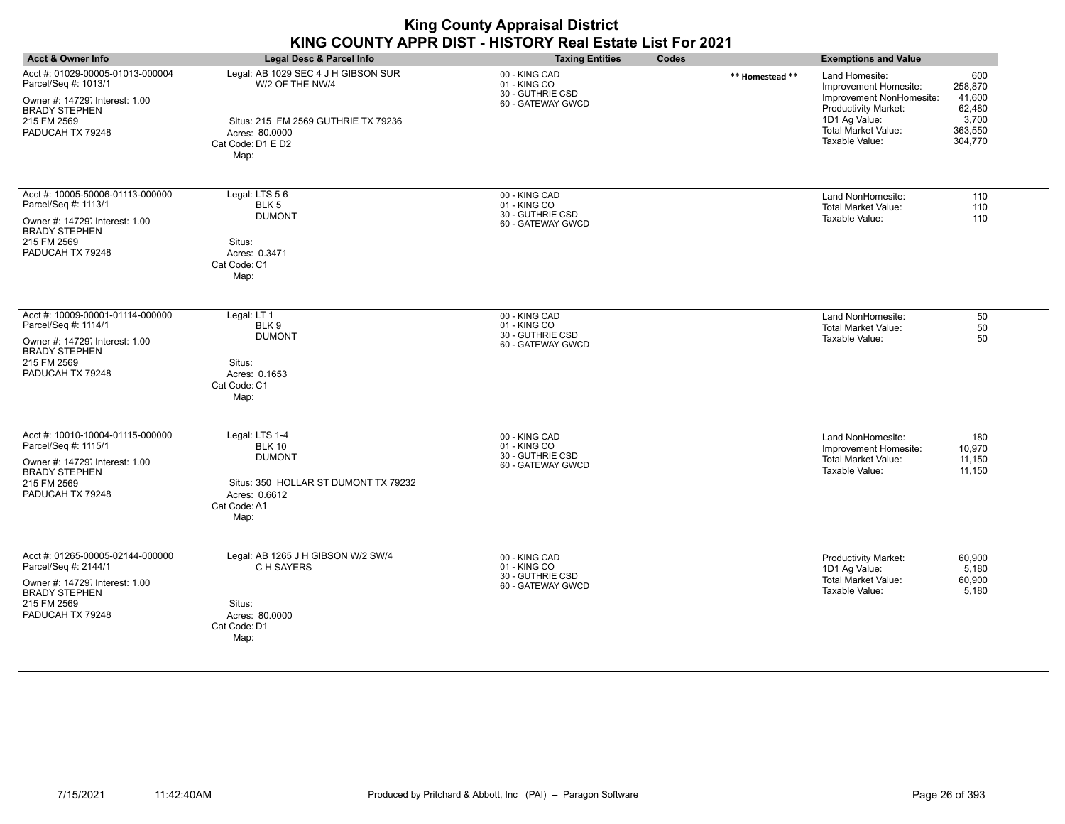# King County Appraisal District

## KING COUNTY APPR DIST - HISTORY Real Estate List For 2021

| Acct & Owner Info | Legal Desc & Parcel Info | Taxing Entities | Codes | Exemptions and Value |
|---|---|---|---|---|
| Acct #: 01029-00005-01013-000004<br>Parcel/Seq #: 1013/1<br>Owner #: 14729; Interest: 1.00<br>BRADY STEPHEN<br>215 FM 2569<br>PADUCAH TX 79248 | Legal: AB 1029 SEC 4 J H GIBSON SUR W/2 OF THE NW/4<br>Situs: 215 FM 2569 GUTHRIE TX 79236<br>Acres: 80.0000<br>Cat Code: D1 E D2<br>Map: | 00 - KING CAD<br>01 - KING CO<br>30 - GUTHRIE CSD<br>60 - GATEWAY GWCD | ** Homestead ** | Land Homesite: 600<br>Improvement Homesite: 258,870<br>Improvement NonHomesite: 41,600<br>Productivity Market: 62,480<br>1D1 Ag Value: 3,700<br>Total Market Value: 363,550<br>Taxable Value: 304,770 |
| Acct #: 10005-50006-01113-000000<br>Parcel/Seq #: 1113/1<br>Owner #: 14729; Interest: 1.00<br>BRADY STEPHEN<br>215 FM 2569<br>PADUCAH TX 79248 | Legal: LTS 5 6 BLK 5 DUMONT<br>Situs:<br>Acres: 0.3471<br>Cat Code: C1<br>Map: | 00 - KING CAD<br>01 - KING CO<br>30 - GUTHRIE CSD<br>60 - GATEWAY GWCD | | Land NonHomesite: 110<br>Total Market Value: 110<br>Taxable Value: 110 |
| Acct #: 10009-00001-01114-000000<br>Parcel/Seq #: 1114/1<br>Owner #: 14729; Interest: 1.00<br>BRADY STEPHEN<br>215 FM 2569<br>PADUCAH TX 79248 | Legal: LT 1 BLK 9 DUMONT<br>Situs:<br>Acres: 0.1653<br>Cat Code: C1<br>Map: | 00 - KING CAD<br>01 - KING CO<br>30 - GUTHRIE CSD<br>60 - GATEWAY GWCD | | Land NonHomesite: 50<br>Total Market Value: 50<br>Taxable Value: 50 |
| Acct #: 10010-10004-01115-000000<br>Parcel/Seq #: 1115/1<br>Owner #: 14729; Interest: 1.00<br>BRADY STEPHEN<br>215 FM 2569<br>PADUCAH TX 79248 | Legal: LTS 1-4 BLK 10 DUMONT<br>Situs: 350 HOLLAR ST DUMONT TX 79232<br>Acres: 0.6612<br>Cat Code: A1<br>Map: | 00 - KING CAD<br>01 - KING CO<br>30 - GUTHRIE CSD<br>60 - GATEWAY GWCD | | Land NonHomesite: 180<br>Improvement Homesite: 10,970<br>Total Market Value: 11,150<br>Taxable Value: 11,150 |
| Acct #: 01265-00005-02144-000000<br>Parcel/Seq #: 2144/1<br>Owner #: 14729; Interest: 1.00<br>BRADY STEPHEN<br>215 FM 2569<br>PADUCAH TX 79248 | Legal: AB 1265 J H GIBSON W/2 SW/4 C H SAYERS<br>Situs:<br>Acres: 80.0000<br>Cat Code: D1<br>Map: | 00 - KING CAD<br>01 - KING CO<br>30 - GUTHRIE CSD<br>60 - GATEWAY GWCD | | Productivity Market: 60,900<br>1D1 Ag Value: 5,180<br>Total Market Value: 60,900<br>Taxable Value: 5,180 |

7/15/2021 11:42:40AM Produced by Pritchard & Abbott, Inc (PAI) -- Paragon Software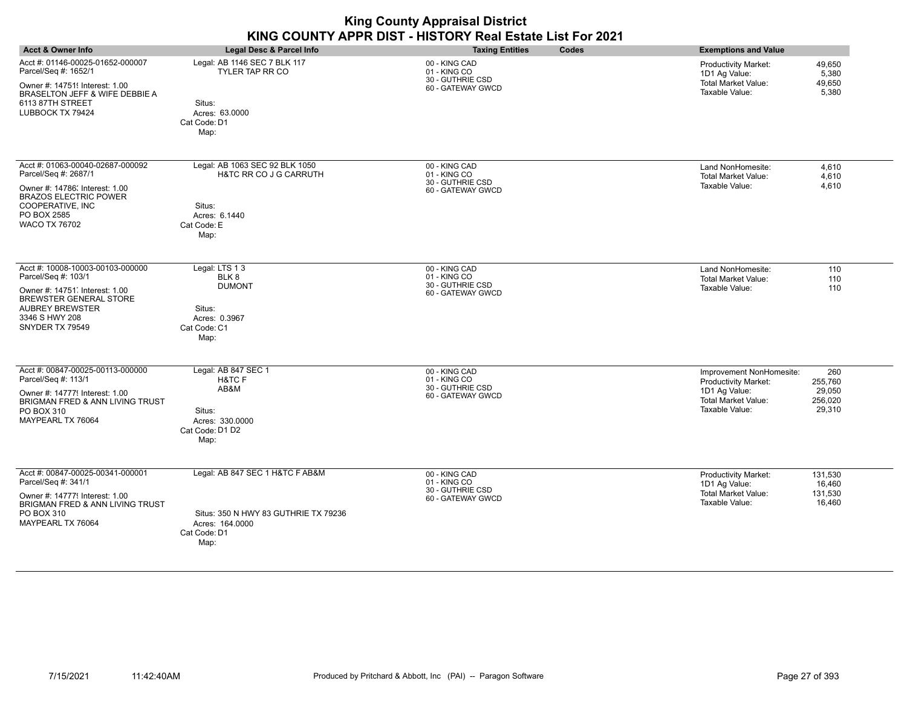# King County Appraisal District

## KING COUNTY APPR DIST - HISTORY Real Estate List For 2021

| Acct & Owner Info | Legal Desc & Parcel Info | Taxing Entities | Codes | Exemptions and Value |
|---|---|---|---|---|
| Acct #: 01146-00025-01652-000007<br>Parcel/Seq #: 1652/1<br>Owner #: 14751! Interest: 1.00<br>BRASELTON JEFF & WIFE DEBBIE A<br>6113 87TH STREET<br>LUBBOCK TX 79424 | Legal: AB 1146 SEC 7 BLK 117<br>TYLER TAP RR CO<br>Situs:<br>Acres: 63.0000<br>Cat Code: D1<br>Map: | 00 - KING CAD<br>01 - KING CO<br>30 - GUTHRIE CSD<br>60 - GATEWAY GWCD | | Productivity Market: 49,650<br>1D1 Ag Value: 5,380<br>Total Market Value: 49,650<br>Taxable Value: 5,380 |
| Acct #: 01063-00040-02687-000092<br>Parcel/Seq #: 2687/1<br>Owner #: 14786: Interest: 1.00<br>BRAZOS ELECTRIC POWER COOPERATIVE, INC<br>PO BOX 2585<br>WACO TX 76702 | Legal: AB 1063 SEC 92 BLK 1050<br>H&TC RR CO J G CARRUTH<br>Situs:<br>Acres: 6.1440<br>Cat Code: E<br>Map: | 00 - KING CAD<br>01 - KING CO<br>30 - GUTHRIE CSD<br>60 - GATEWAY GWCD | | Land NonHomesite: 4,610<br>Total Market Value: 4,610<br>Taxable Value: 4,610 |
| Acct #: 10008-10003-00103-000000<br>Parcel/Seq #: 103/1<br>Owner #: 14751: Interest: 1.00<br>BREWSTER GENERAL STORE<br>AUBREY BREWSTER<br>3346 S HWY 208<br>SNYDER TX 79549 | Legal: LTS 1 3<br>BLK 8<br>DUMONT<br>Situs:<br>Acres: 0.3967<br>Cat Code: C1<br>Map: | 00 - KING CAD<br>01 - KING CO<br>30 - GUTHRIE CSD<br>60 - GATEWAY GWCD | | Land NonHomesite: 110<br>Total Market Value: 110<br>Taxable Value: 110 |
| Acct #: 00847-00025-00113-000000<br>Parcel/Seq #: 113/1<br>Owner #: 14777! Interest: 1.00<br>BRIGMAN FRED & ANN LIVING TRUST<br>PO BOX 310<br>MAYPEARL TX 76064 | Legal: AB 847 SEC 1<br>H&TC F<br>AB&M<br>Situs:<br>Acres: 330.0000<br>Cat Code: D1 D2<br>Map: | 00 - KING CAD<br>01 - KING CO<br>30 - GUTHRIE CSD<br>60 - GATEWAY GWCD | | Improvement NonHomesite: 260<br>Productivity Market: 255,760<br>1D1 Ag Value: 29,050<br>Total Market Value: 256,020<br>Taxable Value: 29,310 |
| Acct #: 00847-00025-00341-000001<br>Parcel/Seq #: 341/1<br>Owner #: 14777! Interest: 1.00<br>BRIGMAN FRED & ANN LIVING TRUST<br>PO BOX 310<br>MAYPEARL TX 76064 | Legal: AB 847 SEC 1 H&TC F AB&M<br>Situs: 350 N HWY 83 GUTHRIE TX 79236<br>Acres: 164.0000<br>Cat Code: D1<br>Map: | 00 - KING CAD<br>01 - KING CO<br>30 - GUTHRIE CSD<br>60 - GATEWAY GWCD | | Productivity Market: 131,530<br>1D1 Ag Value: 16,460<br>Total Market Value: 131,530<br>Taxable Value: 16,460 |

7/15/2021 11:42:40AM Produced by Pritchard & Abbott, Inc (PAI) -- Paragon Software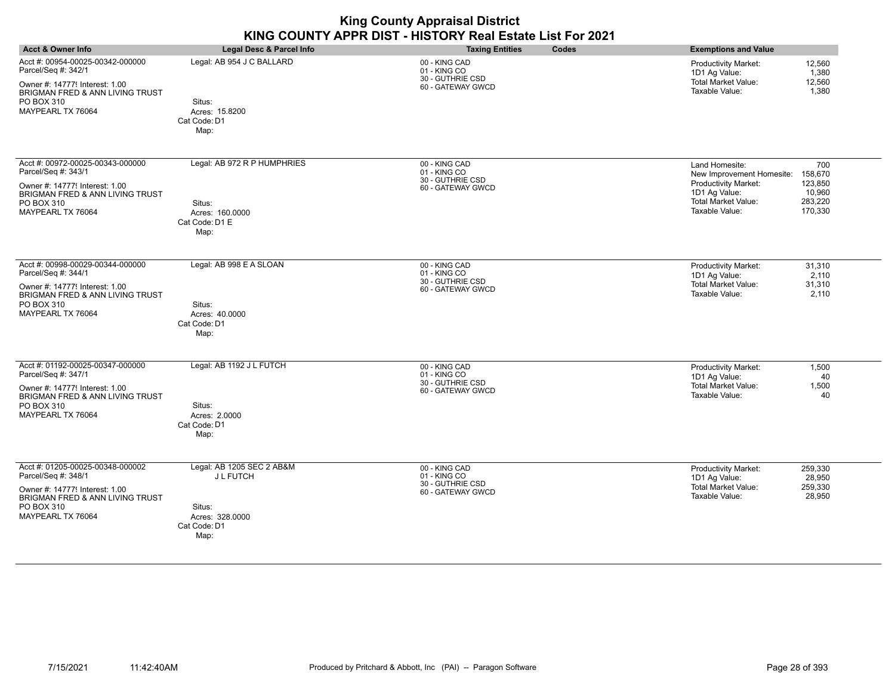# King County Appraisal District

## KING COUNTY APPR DIST - HISTORY Real Estate List For 2021

| Acct & Owner Info | Legal Desc & Parcel Info | Taxing Entities | Codes | Exemptions and Value |
|---|---|---|---|---|
| Acct #: 00954-00025-00342-000000<br>Parcel/Seq #: 342/1<br>Owner #: 14777! Interest: 1.00<br>BRIGMAN FRED & ANN LIVING TRUST<br>PO BOX 310<br>MAYPEARL TX 76064 | Legal: AB 954 J C BALLARD<br>Situs:<br>Acres: 15.8200<br>Cat Code: D1<br>Map: | 00 - KING CAD<br>01 - KING CO<br>30 - GUTHRIE CSD<br>60 - GATEWAY GWCD | | Productivity Market: 12,560<br>1D1 Ag Value: 1,380<br>Total Market Value: 12,560<br>Taxable Value: 1,380 |
| Acct #: 00972-00025-00343-000000<br>Parcel/Seq #: 343/1<br>Owner #: 14777! Interest: 1.00<br>BRIGMAN FRED & ANN LIVING TRUST<br>PO BOX 310<br>MAYPEARL TX 76064 | Legal: AB 972 R P HUMPHRIES<br>Situs:<br>Acres: 160.0000<br>Cat Code: D1 E<br>Map: | 00 - KING CAD<br>01 - KING CO<br>30 - GUTHRIE CSD<br>60 - GATEWAY GWCD | | Land Homesite: 700<br>New Improvement Homesite: 158,670<br>Productivity Market: 123,850<br>1D1 Ag Value: 10,960<br>Total Market Value: 283,220<br>Taxable Value: 170,330 |
| Acct #: 00998-00029-00344-000000<br>Parcel/Seq #: 344/1<br>Owner #: 14777! Interest: 1.00<br>BRIGMAN FRED & ANN LIVING TRUST<br>PO BOX 310<br>MAYPEARL TX 76064 | Legal: AB 998 E A SLOAN<br>Situs:<br>Acres: 40.0000<br>Cat Code: D1<br>Map: | 00 - KING CAD<br>01 - KING CO<br>30 - GUTHRIE CSD<br>60 - GATEWAY GWCD | | Productivity Market: 31,310<br>1D1 Ag Value: 2,110<br>Total Market Value: 31,310<br>Taxable Value: 2,110 |
| Acct #: 01192-00025-00347-000000<br>Parcel/Seq #: 347/1<br>Owner #: 14777! Interest: 1.00<br>BRIGMAN FRED & ANN LIVING TRUST<br>PO BOX 310<br>MAYPEARL TX 76064 | Legal: AB 1192 J L FUTCH<br>Situs:<br>Acres: 2.0000<br>Cat Code: D1<br>Map: | 00 - KING CAD<br>01 - KING CO<br>30 - GUTHRIE CSD<br>60 - GATEWAY GWCD | | Productivity Market: 1,500<br>1D1 Ag Value: 40<br>Total Market Value: 1,500<br>Taxable Value: 40 |
| Acct #: 01205-00025-00348-000002<br>Parcel/Seq #: 348/1<br>Owner #: 14777! Interest: 1.00<br>BRIGMAN FRED & ANN LIVING TRUST<br>PO BOX 310<br>MAYPEARL TX 76064 | Legal: AB 1205 SEC 2 AB&M J L FUTCH<br>Situs:<br>Acres: 328.0000<br>Cat Code: D1<br>Map: | 00 - KING CAD<br>01 - KING CO<br>30 - GUTHRIE CSD<br>60 - GATEWAY GWCD | | Productivity Market: 259,330<br>1D1 Ag Value: 28,950<br>Total Market Value: 259,330<br>Taxable Value: 28,950 |

7/15/2021 11:42:40AM Produced by Pritchard & Abbott, Inc (PAI) -- Paragon Software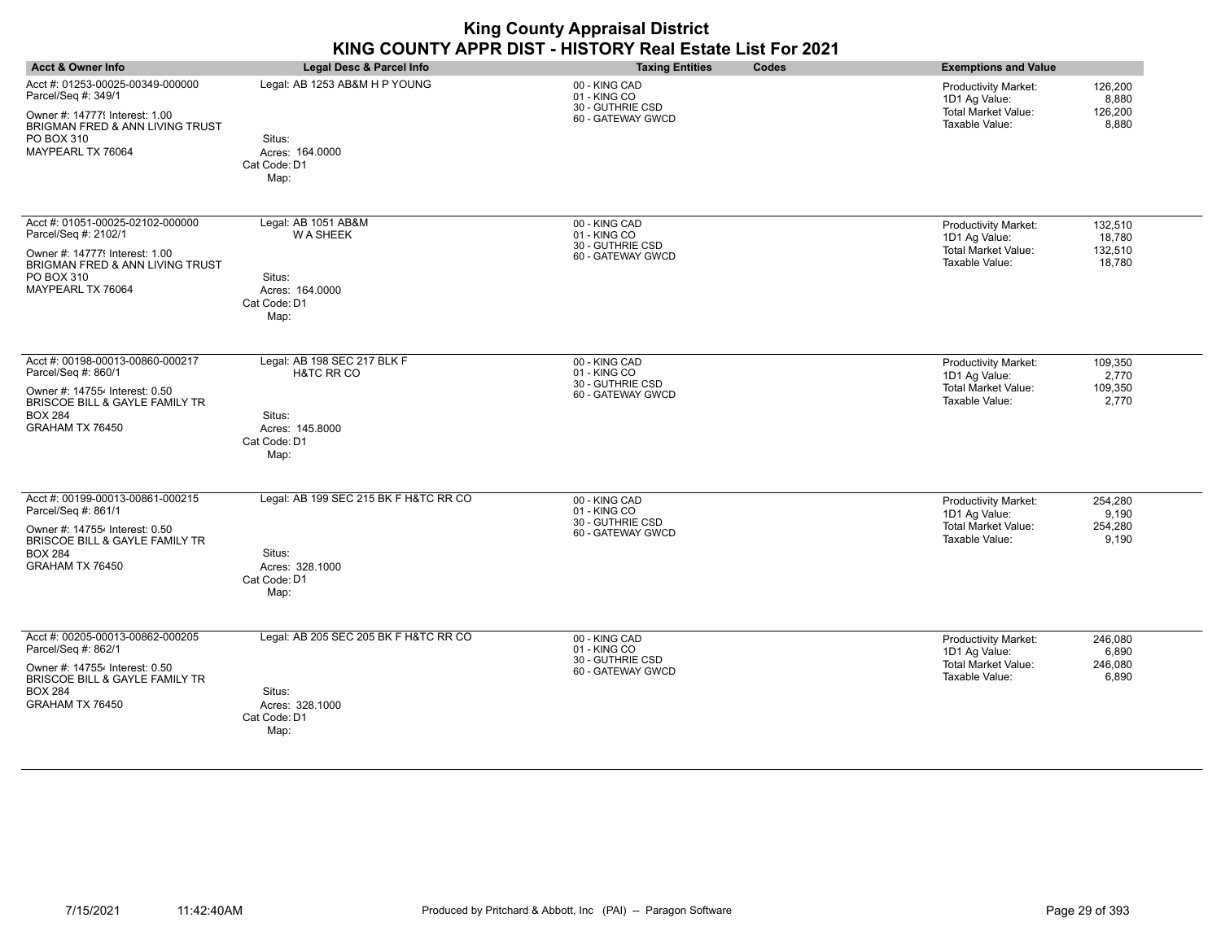# King County Appraisal District

## KING COUNTY APPR DIST - HISTORY Real Estate List For 2021

| Acct & Owner Info | Legal Desc & Parcel Info | Taxing Entities | Codes | Exemptions and Value |
|---|---|---|---|---|
| Acct #: 01253-00025-00349-000000<br>Parcel/Seq #: 349/1<br>Owner #: 14777( Interest: 1.00<br>BRIGMAN FRED & ANN LIVING TRUST<br>PO BOX 310<br>MAYPEARL TX 76064 | Legal: AB 1253 AB&M H P YOUNG<br>Situs:<br>Acres: 164.0000<br>Cat Code: D1<br>Map: | 00 - KING CAD<br>01 - KING CO<br>30 - GUTHRIE CSD<br>60 - GATEWAY GWCD | | Productivity Market: 126,200<br>1D1 Ag Value: 8,880<br>Total Market Value: 126,200<br>Taxable Value: 8,880 |
| Acct #: 01051-00025-02102-000000<br>Parcel/Seq #: 2102/1<br>Owner #: 14777( Interest: 1.00<br>BRIGMAN FRED & ANN LIVING TRUST<br>PO BOX 310<br>MAYPEARL TX 76064 | Legal: AB 1051 AB&M W A SHEEK<br>Situs:<br>Acres: 164.0000<br>Cat Code: D1<br>Map: | 00 - KING CAD<br>01 - KING CO<br>30 - GUTHRIE CSD<br>60 - GATEWAY GWCD | | Productivity Market: 132,510<br>1D1 Ag Value: 18,780<br>Total Market Value: 132,510<br>Taxable Value: 18,780 |
| Acct #: 00198-00013-00860-000217<br>Parcel/Seq #: 860/1<br>Owner #: 14755( Interest: 0.50<br>BRISCOE BILL & GAYLE FAMILY TR<br>BOX 284<br>GRAHAM TX 76450 | Legal: AB 198 SEC 217 BLK F H&TC RR CO<br>Situs:<br>Acres: 145.8000<br>Cat Code: D1<br>Map: | 00 - KING CAD<br>01 - KING CO<br>30 - GUTHRIE CSD<br>60 - GATEWAY GWCD | | Productivity Market: 109,350<br>1D1 Ag Value: 2,770<br>Total Market Value: 109,350<br>Taxable Value: 2,770 |
| Acct #: 00199-00013-00861-000215<br>Parcel/Seq #: 861/1<br>Owner #: 14755( Interest: 0.50<br>BRISCOE BILL & GAYLE FAMILY TR<br>BOX 284<br>GRAHAM TX 76450 | Legal: AB 199 SEC 215 BK F H&TC RR CO<br>Situs:<br>Acres: 328.1000<br>Cat Code: D1<br>Map: | 00 - KING CAD<br>01 - KING CO<br>30 - GUTHRIE CSD<br>60 - GATEWAY GWCD | | Productivity Market: 254,280<br>1D1 Ag Value: 9,190<br>Total Market Value: 254,280<br>Taxable Value: 9,190 |
| Acct #: 00205-00013-00862-000205<br>Parcel/Seq #: 862/1<br>Owner #: 14755( Interest: 0.50<br>BRISCOE BILL & GAYLE FAMILY TR<br>BOX 284<br>GRAHAM TX 76450 | Legal: AB 205 SEC 205 BK F H&TC RR CO<br>Situs:<br>Acres: 328.1000<br>Cat Code: D1<br>Map: | 00 - KING CAD<br>01 - KING CO<br>30 - GUTHRIE CSD<br>60 - GATEWAY GWCD | | Productivity Market: 246,080<br>1D1 Ag Value: 6,890<br>Total Market Value: 246,080<br>Taxable Value: 6,890 |

7/15/2021 11:42:40AM Produced by Pritchard & Abbott, Inc (PAI) -- Paragon Software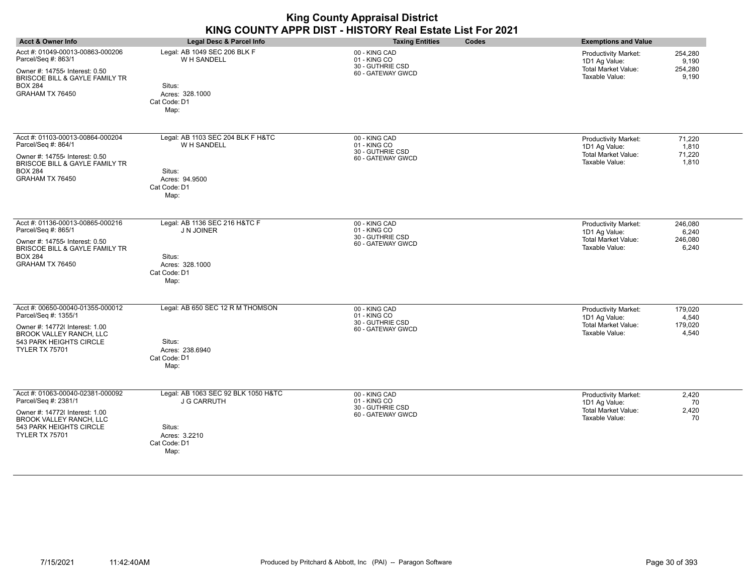# King County Appraisal District

## KING COUNTY APPR DIST - HISTORY Real Estate List For 2021

| Acct & Owner Info | Legal Desc & Parcel Info | Taxing Entities | Codes | Exemptions and Value |
|---|---|---|---|---|
| Acct #: 01049-00013-00863-000206<br>Parcel/Seq #: 863/1<br>Owner #: 14755( Interest: 0.50<br>BRISCOE BILL & GAYLE FAMILY TR<br>BOX 284<br>GRAHAM TX 76450 | Legal: AB 1049 SEC 206 BLK F<br>W H SANDELL<br>Situs:<br>Acres: 328.1000<br>Cat Code: D1<br>Map: | 00 - KING CAD<br>01 - KING CO<br>30 - GUTHRIE CSD<br>60 - GATEWAY GWCD | | Productivity Market: 254,280<br>1D1 Ag Value: 9,190<br>Total Market Value: 254,280<br>Taxable Value: 9,190 |
| Acct #: 01103-00013-00864-000204<br>Parcel/Seq #: 864/1<br>Owner #: 14755( Interest: 0.50<br>BRISCOE BILL & GAYLE FAMILY TR<br>BOX 284<br>GRAHAM TX 76450 | Legal: AB 1103 SEC 204 BLK F H&TC<br>W H SANDELL<br>Situs:<br>Acres: 94.9500<br>Cat Code: D1<br>Map: | 00 - KING CAD<br>01 - KING CO<br>30 - GUTHRIE CSD<br>60 - GATEWAY GWCD | | Productivity Market: 71,220<br>1D1 Ag Value: 1,810<br>Total Market Value: 71,220<br>Taxable Value: 1,810 |
| Acct #: 01136-00013-00865-000216<br>Parcel/Seq #: 865/1<br>Owner #: 14755( Interest: 0.50<br>BRISCOE BILL & GAYLE FAMILY TR<br>BOX 284<br>GRAHAM TX 76450 | Legal: AB 1136 SEC 216 H&TC F<br>J N JOINER<br>Situs:<br>Acres: 328.1000<br>Cat Code: D1<br>Map: | 00 - KING CAD<br>01 - KING CO<br>30 - GUTHRIE CSD<br>60 - GATEWAY GWCD | | Productivity Market: 246,080<br>1D1 Ag Value: 6,240<br>Total Market Value: 246,080<br>Taxable Value: 6,240 |
| Acct #: 00650-00040-01355-000012<br>Parcel/Seq #: 1355/1<br>Owner #: 14772( Interest: 1.00<br>BROOK VALLEY RANCH, LLC<br>543 PARK HEIGHTS CIRCLE<br>TYLER TX 75701 | Legal: AB 650 SEC 12 R M THOMSON<br>Situs:<br>Acres: 238.6940<br>Cat Code: D1<br>Map: | 00 - KING CAD<br>01 - KING CO<br>30 - GUTHRIE CSD<br>60 - GATEWAY GWCD | | Productivity Market: 179,020<br>1D1 Ag Value: 4,540<br>Total Market Value: 179,020<br>Taxable Value: 4,540 |
| Acct #: 01063-00040-02381-000092<br>Parcel/Seq #: 2381/1<br>Owner #: 14772( Interest: 1.00<br>BROOK VALLEY RANCH, LLC<br>543 PARK HEIGHTS CIRCLE<br>TYLER TX 75701 | Legal: AB 1063 SEC 92 BLK 1050 H&TC<br>J G CARRUTH<br>Situs:<br>Acres: 3.2210<br>Cat Code: D1<br>Map: | 00 - KING CAD<br>01 - KING CO<br>30 - GUTHRIE CSD<br>60 - GATEWAY GWCD | | Productivity Market: 2,420<br>1D1 Ag Value: 70<br>Total Market Value: 2,420<br>Taxable Value: 70 |

7/15/2021 11:42:40AM Produced by Pritchard & Abbott, Inc (PAI) -- Paragon Software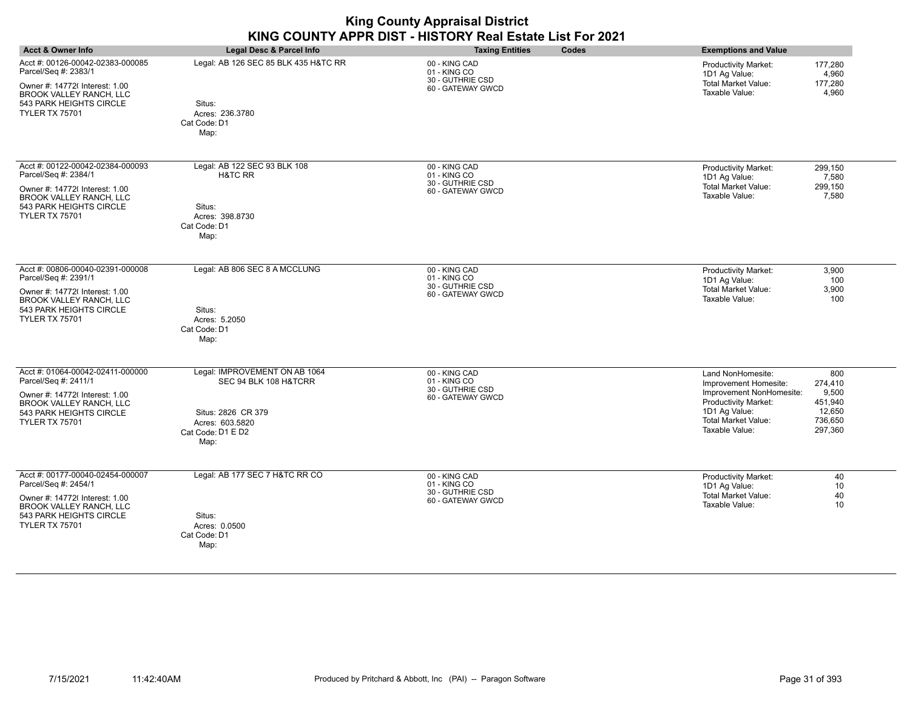# King County Appraisal District

## KING COUNTY APPR DIST - HISTORY Real Estate List For 2021

| Acct & Owner Info | Legal Desc & Parcel Info | Taxing Entities | Codes | Exemptions and Value |
|---|---|---|---|---|
| Acct #: 00126-00042-02383-000085<br>Parcel/Seq #: 2383/1<br>Owner #: 14772( Interest: 1.00<br>BROOK VALLEY RANCH, LLC<br>543 PARK HEIGHTS CIRCLE<br>TYLER TX 75701 | Legal: AB 126 SEC 85 BLK 435 H&TC RR<br>Situs:<br>Acres: 236.3780<br>Cat Code: D1<br>Map: | 00 - KING CAD<br>01 - KING CO<br>30 - GUTHRIE CSD<br>60 - GATEWAY GWCD | | Productivity Market: 177,280<br>1D1 Ag Value: 4,960<br>Total Market Value: 177,280<br>Taxable Value: 4,960 |
| Acct #: 00122-00042-02384-000093<br>Parcel/Seq #: 2384/1<br>Owner #: 14772( Interest: 1.00<br>BROOK VALLEY RANCH, LLC<br>543 PARK HEIGHTS CIRCLE<br>TYLER TX 75701 | Legal: AB 122 SEC 93 BLK 108 H&TC RR<br>Situs:<br>Acres: 398.8730<br>Cat Code: D1<br>Map: | 00 - KING CAD<br>01 - KING CO<br>30 - GUTHRIE CSD<br>60 - GATEWAY GWCD | | Productivity Market: 299,150<br>1D1 Ag Value: 7,580<br>Total Market Value: 299,150<br>Taxable Value: 7,580 |
| Acct #: 00806-00040-02391-000008<br>Parcel/Seq #: 2391/1<br>Owner #: 14772( Interest: 1.00<br>BROOK VALLEY RANCH, LLC<br>543 PARK HEIGHTS CIRCLE<br>TYLER TX 75701 | Legal: AB 806 SEC 8 A MCCLUNG<br>Situs:<br>Acres: 5.2050<br>Cat Code: D1<br>Map: | 00 - KING CAD<br>01 - KING CO<br>30 - GUTHRIE CSD<br>60 - GATEWAY GWCD | | Productivity Market: 3,900<br>1D1 Ag Value: 100<br>Total Market Value: 3,900<br>Taxable Value: 100 |
| Acct #: 01064-00042-02411-000000<br>Parcel/Seq #: 2411/1<br>Owner #: 14772( Interest: 1.00<br>BROOK VALLEY RANCH, LLC<br>543 PARK HEIGHTS CIRCLE<br>TYLER TX 75701 | Legal: IMPROVEMENT ON AB 1064 SEC 94 BLK 108 H&TCRR<br>Situs: 2826 CR 379<br>Acres: 603.5820<br>Cat Code: D1 E D2<br>Map: | 00 - KING CAD<br>01 - KING CO<br>30 - GUTHRIE CSD<br>60 - GATEWAY GWCD | | Land NonHomesite: 800<br>Improvement Homesite: 274,410<br>Improvement NonHomesite: 9,500<br>Productivity Market: 451,940<br>1D1 Ag Value: 12,650<br>Total Market Value: 736,650<br>Taxable Value: 297,360 |
| Acct #: 00177-00040-02454-000007<br>Parcel/Seq #: 2454/1<br>Owner #: 14772( Interest: 1.00<br>BROOK VALLEY RANCH, LLC<br>543 PARK HEIGHTS CIRCLE<br>TYLER TX 75701 | Legal: AB 177 SEC 7 H&TC RR CO<br>Situs:<br>Acres: 0.0500<br>Cat Code: D1<br>Map: | 00 - KING CAD<br>01 - KING CO<br>30 - GUTHRIE CSD<br>60 - GATEWAY GWCD | | Productivity Market: 40<br>1D1 Ag Value: 10<br>Total Market Value: 40<br>Taxable Value: 10 |

7/15/2021 11:42:40AM Produced by Pritchard & Abbott, Inc (PAI) -- Paragon Software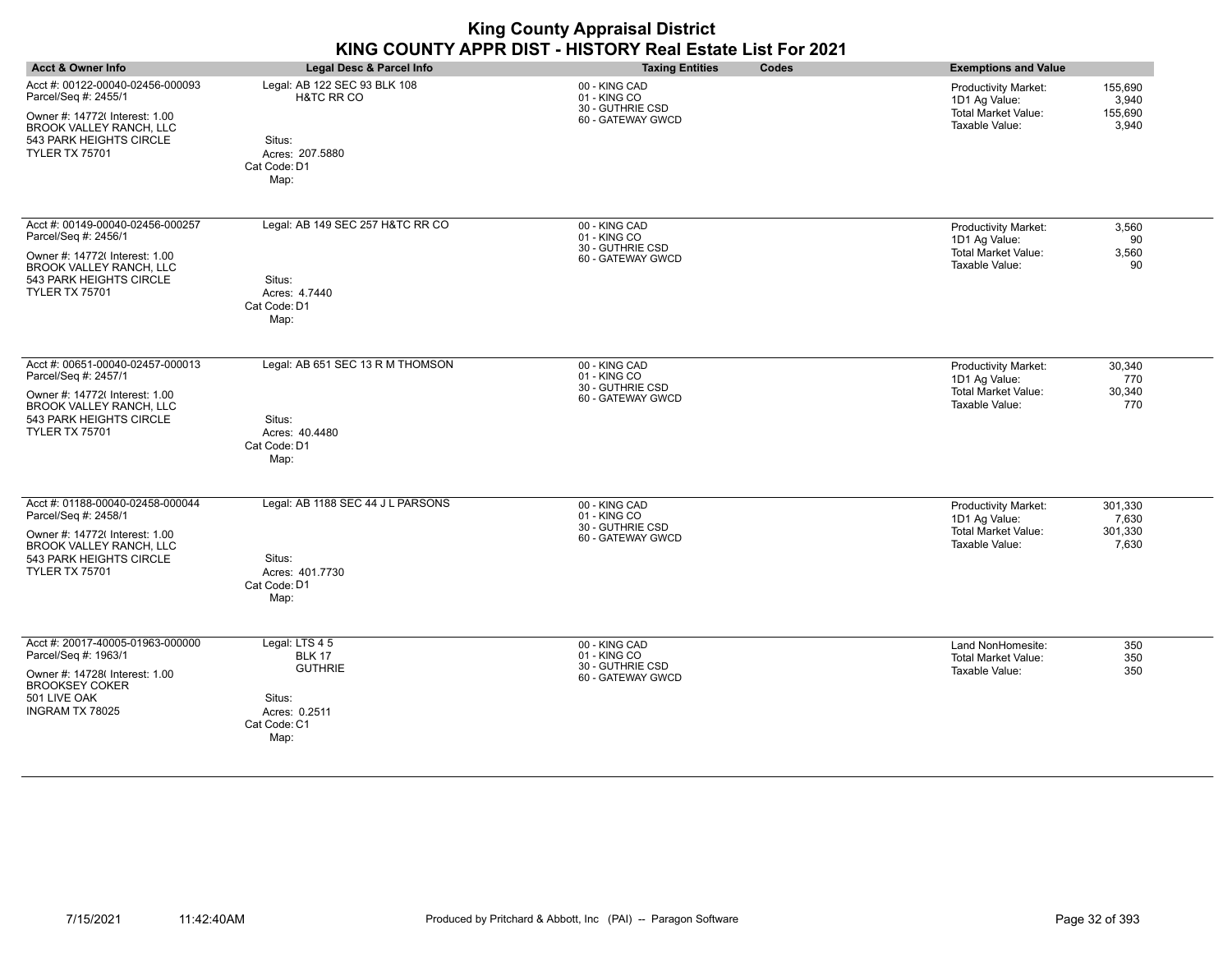# King County Appraisal District

## KING COUNTY APPR DIST - HISTORY Real Estate List For 2021

| Acct & Owner Info | Legal Desc & Parcel Info | Taxing Entities | Codes | Exemptions and Value |
|---|---|---|---|---|
| Acct #: 00122-00040-02456-000093<br>Parcel/Seq #: 2455/1<br>Owner #: 14772( Interest: 1.00<br>BROOK VALLEY RANCH, LLC<br>543 PARK HEIGHTS CIRCLE<br>TYLER TX 75701 | Legal: AB 122 SEC 93 BLK 108<br>H&TC RR CO<br>Situs:<br>Acres: 207.5880<br>Cat Code: D1<br>Map: | 00 - KING CAD<br>01 - KING CO<br>30 - GUTHRIE CSD<br>60 - GATEWAY GWCD | | Productivity Market: 155,690<br>1D1 Ag Value: 3,940<br>Total Market Value: 155,690<br>Taxable Value: 3,940 |
| Acct #: 00149-00040-02456-000257<br>Parcel/Seq #: 2456/1<br>Owner #: 14772( Interest: 1.00<br>BROOK VALLEY RANCH, LLC<br>543 PARK HEIGHTS CIRCLE<br>TYLER TX 75701 | Legal: AB 149 SEC 257 H&TC RR CO<br>Situs:<br>Acres: 4.7440<br>Cat Code: D1<br>Map: | 00 - KING CAD<br>01 - KING CO<br>30 - GUTHRIE CSD<br>60 - GATEWAY GWCD | | Productivity Market: 3,560<br>1D1 Ag Value: 90<br>Total Market Value: 3,560<br>Taxable Value: 90 |
| Acct #: 00651-00040-02457-000013<br>Parcel/Seq #: 2457/1<br>Owner #: 14772( Interest: 1.00<br>BROOK VALLEY RANCH, LLC<br>543 PARK HEIGHTS CIRCLE<br>TYLER TX 75701 | Legal: AB 651 SEC 13 R M THOMSON<br>Situs:<br>Acres: 40.4480<br>Cat Code: D1<br>Map: | 00 - KING CAD<br>01 - KING CO<br>30 - GUTHRIE CSD<br>60 - GATEWAY GWCD | | Productivity Market: 30,340<br>1D1 Ag Value: 770<br>Total Market Value: 30,340<br>Taxable Value: 770 |
| Acct #: 01188-00040-02458-000044<br>Parcel/Seq #: 2458/1<br>Owner #: 14772( Interest: 1.00<br>BROOK VALLEY RANCH, LLC<br>543 PARK HEIGHTS CIRCLE<br>TYLER TX 75701 | Legal: AB 1188 SEC 44 J L PARSONS<br>Situs:<br>Acres: 401.7730<br>Cat Code: D1<br>Map: | 00 - KING CAD<br>01 - KING CO<br>30 - GUTHRIE CSD<br>60 - GATEWAY GWCD | | Productivity Market: 301,330<br>1D1 Ag Value: 7,630<br>Total Market Value: 301,330<br>Taxable Value: 7,630 |
| Acct #: 20017-40005-01963-000000<br>Parcel/Seq #: 1963/1<br>Owner #: 14728( Interest: 1.00<br>BROOKSEY COKER<br>501 LIVE OAK<br>INGRAM TX 78025 | Legal: LTS 4 5<br>BLK 17<br>GUTHRIE<br>Situs:<br>Acres: 0.2511<br>Cat Code: C1<br>Map: | 00 - KING CAD<br>01 - KING CO<br>30 - GUTHRIE CSD<br>60 - GATEWAY GWCD | | Land NonHomesite: 350<br>Total Market Value: 350<br>Taxable Value: 350 |

7/15/2021 11:42:40AM Produced by Pritchard & Abbott, Inc (PAI) -- Paragon Software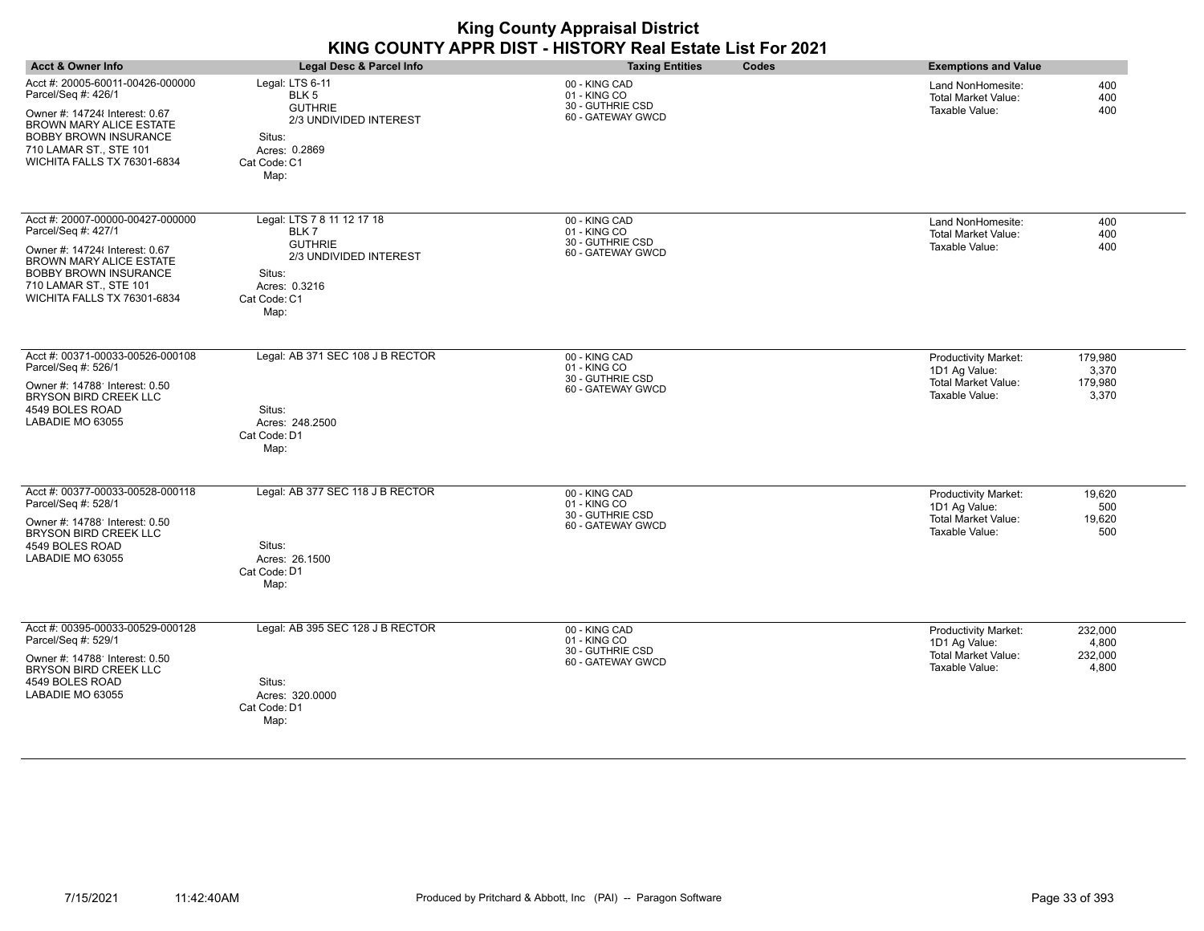# King County Appraisal District

## KING COUNTY APPR DIST - HISTORY Real Estate List For 2021

| Acct & Owner Info | Legal Desc & Parcel Info | Taxing Entities | Codes | Exemptions and Value |
|---|---|---|---|---|
| Acct #: 20005-60011-00426-000000<br>Parcel/Seq #: 426/1<br>Owner #: 14724{ Interest: 0.67<br>BROWN MARY ALICE ESTATE<br>BOBBY BROWN INSURANCE<br>710 LAMAR ST., STE 101<br>WICHITA FALLS TX 76301-6834 | Legal: LTS 6-11<br>BLK 5<br>GUTHRIE<br>2/3 UNDIVIDED INTEREST<br>Situs:<br>Acres: 0.2869<br>Cat Code: C1<br>Map: | 00 - KING CAD<br>01 - KING CO<br>30 - GUTHRIE CSD<br>60 - GATEWAY GWCD | | Land NonHomesite: 400<br>Total Market Value: 400<br>Taxable Value: 400 |
| Acct #: 20007-00000-00427-000000<br>Parcel/Seq #: 427/1<br>Owner #: 14724{ Interest: 0.67<br>BROWN MARY ALICE ESTATE<br>BOBBY BROWN INSURANCE<br>710 LAMAR ST., STE 101<br>WICHITA FALLS TX 76301-6834 | Legal: LTS 7 8 11 12 17 18<br>BLK 7<br>GUTHRIE<br>2/3 UNDIVIDED INTEREST<br>Situs:<br>Acres: 0.3216<br>Cat Code: C1<br>Map: | 00 - KING CAD<br>01 - KING CO<br>30 - GUTHRIE CSD<br>60 - GATEWAY GWCD | | Land NonHomesite: 400<br>Total Market Value: 400<br>Taxable Value: 400 |
| Acct #: 00371-00033-00526-000108<br>Parcel/Seq #: 526/1<br>Owner #: 14788' Interest: 0.50<br>BRYSON BIRD CREEK LLC<br>4549 BOLES ROAD<br>LABADIE MO 63055 | Legal: AB 371 SEC 108 J B RECTOR<br>Situs:<br>Acres: 248.2500<br>Cat Code: D1<br>Map: | 00 - KING CAD<br>01 - KING CO<br>30 - GUTHRIE CSD<br>60 - GATEWAY GWCD | | Productivity Market: 179,980<br>1D1 Ag Value: 3,370<br>Total Market Value: 179,980<br>Taxable Value: 3,370 |
| Acct #: 00377-00033-00528-000118<br>Parcel/Seq #: 528/1<br>Owner #: 14788' Interest: 0.50<br>BRYSON BIRD CREEK LLC<br>4549 BOLES ROAD<br>LABADIE MO 63055 | Legal: AB 377 SEC 118 J B RECTOR<br>Situs:<br>Acres: 26.1500<br>Cat Code: D1<br>Map: | 00 - KING CAD<br>01 - KING CO<br>30 - GUTHRIE CSD<br>60 - GATEWAY GWCD | | Productivity Market: 19,620<br>1D1 Ag Value: 500<br>Total Market Value: 19,620<br>Taxable Value: 500 |
| Acct #: 00395-00033-00529-000128<br>Parcel/Seq #: 529/1<br>Owner #: 14788' Interest: 0.50<br>BRYSON BIRD CREEK LLC<br>4549 BOLES ROAD<br>LABADIE MO 63055 | Legal: AB 395 SEC 128 J B RECTOR<br>Situs:<br>Acres: 320.0000<br>Cat Code: D1<br>Map: | 00 - KING CAD<br>01 - KING CO<br>30 - GUTHRIE CSD<br>60 - GATEWAY GWCD | | Productivity Market: 232,000<br>1D1 Ag Value: 4,800<br>Total Market Value: 232,000<br>Taxable Value: 4,800 |

7/15/2021 11:42:40AM Produced by Pritchard & Abbott, Inc (PAI) -- Paragon Software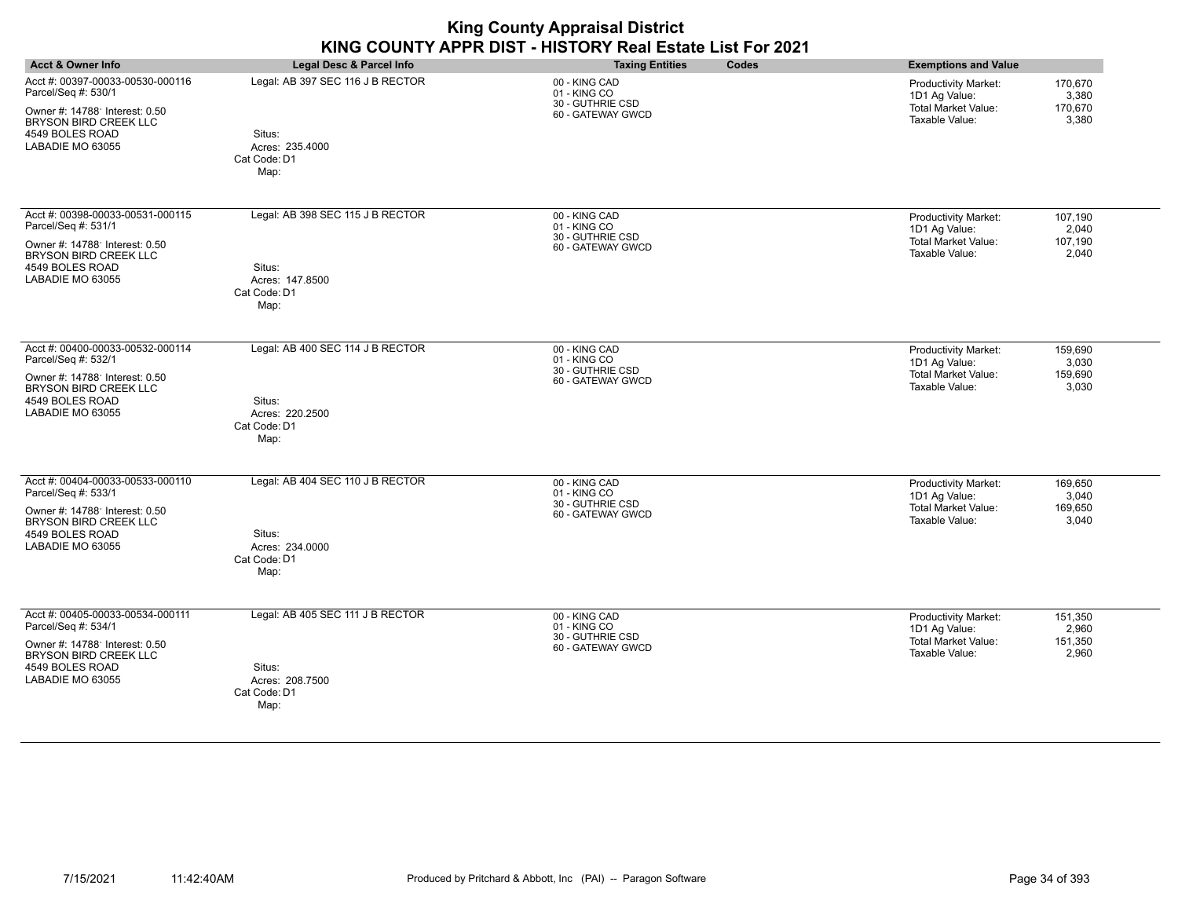# King County Appraisal District

## KING COUNTY APPR DIST - HISTORY Real Estate List For 2021

| Acct & Owner Info | Legal Desc & Parcel Info | Taxing Entities | Codes | Exemptions and Value |
|---|---|---|---|---|
| Acct #: 00397-00033-00530-000116<br>Parcel/Seq #: 530/1<br>Owner #: 14788 Interest: 0.50<br>BRYSON BIRD CREEK LLC<br>4549 BOLES ROAD<br>LABADIE MO 63055 | Legal: AB 397 SEC 116 J B RECTOR<br>Situs:<br>Acres: 235.4000<br>Cat Code: D1<br>Map: | 00 - KING CAD<br>01 - KING CO<br>30 - GUTHRIE CSD<br>60 - GATEWAY GWCD | | Productivity Market: 170,670<br>1D1 Ag Value: 3,380<br>Total Market Value: 170,670<br>Taxable Value: 3,380 |
| Acct #: 00398-00033-00531-000115<br>Parcel/Seq #: 531/1<br>Owner #: 14788 Interest: 0.50<br>BRYSON BIRD CREEK LLC<br>4549 BOLES ROAD<br>LABADIE MO 63055 | Legal: AB 398 SEC 115 J B RECTOR<br>Situs:<br>Acres: 147.8500<br>Cat Code: D1<br>Map: | 00 - KING CAD<br>01 - KING CO<br>30 - GUTHRIE CSD<br>60 - GATEWAY GWCD | | Productivity Market: 107,190<br>1D1 Ag Value: 2,040<br>Total Market Value: 107,190<br>Taxable Value: 2,040 |
| Acct #: 00400-00033-00532-000114<br>Parcel/Seq #: 532/1<br>Owner #: 14788 Interest: 0.50<br>BRYSON BIRD CREEK LLC<br>4549 BOLES ROAD<br>LABADIE MO 63055 | Legal: AB 400 SEC 114 J B RECTOR<br>Situs:<br>Acres: 220.2500<br>Cat Code: D1<br>Map: | 00 - KING CAD<br>01 - KING CO<br>30 - GUTHRIE CSD<br>60 - GATEWAY GWCD | | Productivity Market: 159,690<br>1D1 Ag Value: 3,030<br>Total Market Value: 159,690<br>Taxable Value: 3,030 |
| Acct #: 00404-00033-00533-000110<br>Parcel/Seq #: 533/1<br>Owner #: 14788 Interest: 0.50<br>BRYSON BIRD CREEK LLC<br>4549 BOLES ROAD<br>LABADIE MO 63055 | Legal: AB 404 SEC 110 J B RECTOR<br>Situs:<br>Acres: 234.0000<br>Cat Code: D1<br>Map: | 00 - KING CAD<br>01 - KING CO<br>30 - GUTHRIE CSD<br>60 - GATEWAY GWCD | | Productivity Market: 169,650<br>1D1 Ag Value: 3,040<br>Total Market Value: 169,650<br>Taxable Value: 3,040 |
| Acct #: 00405-00033-00534-000111<br>Parcel/Seq #: 534/1<br>Owner #: 14788 Interest: 0.50<br>BRYSON BIRD CREEK LLC<br>4549 BOLES ROAD<br>LABADIE MO 63055 | Legal: AB 405 SEC 111 J B RECTOR<br>Situs:<br>Acres: 208.7500<br>Cat Code: D1<br>Map: | 00 - KING CAD<br>01 - KING CO<br>30 - GUTHRIE CSD<br>60 - GATEWAY GWCD | | Productivity Market: 151,350<br>1D1 Ag Value: 2,960<br>Total Market Value: 151,350<br>Taxable Value: 2,960 |

7/15/2021 11:42:40AM Produced by Pritchard & Abbott, Inc (PAI) -- Paragon Software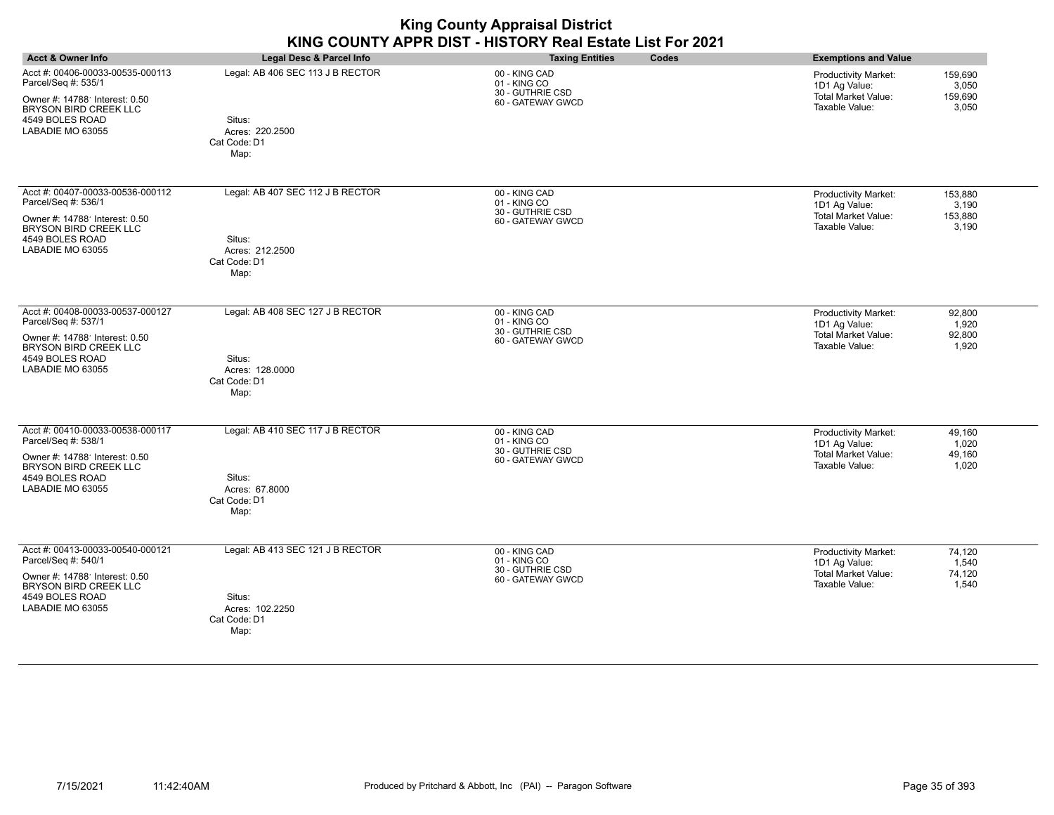# King County Appraisal District

## KING COUNTY APPR DIST - HISTORY Real Estate List For 2021

| Acct & Owner Info | Legal Desc & Parcel Info | Taxing Entities | Codes | Exemptions and Value |
|---|---|---|---|---|
| Acct #: 00406-00033-00535-000113<br>Parcel/Seq #: 535/1<br>Owner #: 14788 Interest: 0.50<br>BRYSON BIRD CREEK LLC<br>4549 BOLES ROAD<br>LABADIE MO 63055 | Legal: AB 406 SEC 113 J B RECTOR<br>Situs:<br>Acres: 220.2500<br>Cat Code: D1<br>Map: | 00 - KING CAD<br>01 - KING CO<br>30 - GUTHRIE CSD<br>60 - GATEWAY GWCD | | Productivity Market: 159,690<br>1D1 Ag Value: 3,050<br>Total Market Value: 159,690<br>Taxable Value: 3,050 |
| Acct #: 00407-00033-00536-000112<br>Parcel/Seq #: 536/1<br>Owner #: 14788 Interest: 0.50<br>BRYSON BIRD CREEK LLC<br>4549 BOLES ROAD<br>LABADIE MO 63055 | Legal: AB 407 SEC 112 J B RECTOR<br>Situs:<br>Acres: 212.2500<br>Cat Code: D1<br>Map: | 00 - KING CAD<br>01 - KING CO<br>30 - GUTHRIE CSD<br>60 - GATEWAY GWCD | | Productivity Market: 153,880<br>1D1 Ag Value: 3,190<br>Total Market Value: 153,880<br>Taxable Value: 3,190 |
| Acct #: 00408-00033-00537-000127<br>Parcel/Seq #: 537/1<br>Owner #: 14788 Interest: 0.50<br>BRYSON BIRD CREEK LLC<br>4549 BOLES ROAD<br>LABADIE MO 63055 | Legal: AB 408 SEC 127 J B RECTOR<br>Situs:<br>Acres: 128.0000<br>Cat Code: D1<br>Map: | 00 - KING CAD<br>01 - KING CO<br>30 - GUTHRIE CSD<br>60 - GATEWAY GWCD | | Productivity Market: 92,800<br>1D1 Ag Value: 1,920<br>Total Market Value: 92,800<br>Taxable Value: 1,920 |
| Acct #: 00410-00033-00538-000117<br>Parcel/Seq #: 538/1<br>Owner #: 14788 Interest: 0.50<br>BRYSON BIRD CREEK LLC<br>4549 BOLES ROAD<br>LABADIE MO 63055 | Legal: AB 410 SEC 117 J B RECTOR<br>Situs:<br>Acres: 67.8000<br>Cat Code: D1<br>Map: | 00 - KING CAD<br>01 - KING CO<br>30 - GUTHRIE CSD<br>60 - GATEWAY GWCD | | Productivity Market: 49,160<br>1D1 Ag Value: 1,020<br>Total Market Value: 49,160<br>Taxable Value: 1,020 |
| Acct #: 00413-00033-00540-000121<br>Parcel/Seq #: 540/1<br>Owner #: 14788 Interest: 0.50<br>BRYSON BIRD CREEK LLC<br>4549 BOLES ROAD<br>LABADIE MO 63055 | Legal: AB 413 SEC 121 J B RECTOR<br>Situs:<br>Acres: 102.2250<br>Cat Code: D1<br>Map: | 00 - KING CAD<br>01 - KING CO<br>30 - GUTHRIE CSD<br>60 - GATEWAY GWCD | | Productivity Market: 74,120<br>1D1 Ag Value: 1,540<br>Total Market Value: 74,120<br>Taxable Value: 1,540 |

7/15/2021 11:42:40AM Produced by Pritchard & Abbott, Inc (PAI) -- Paragon Software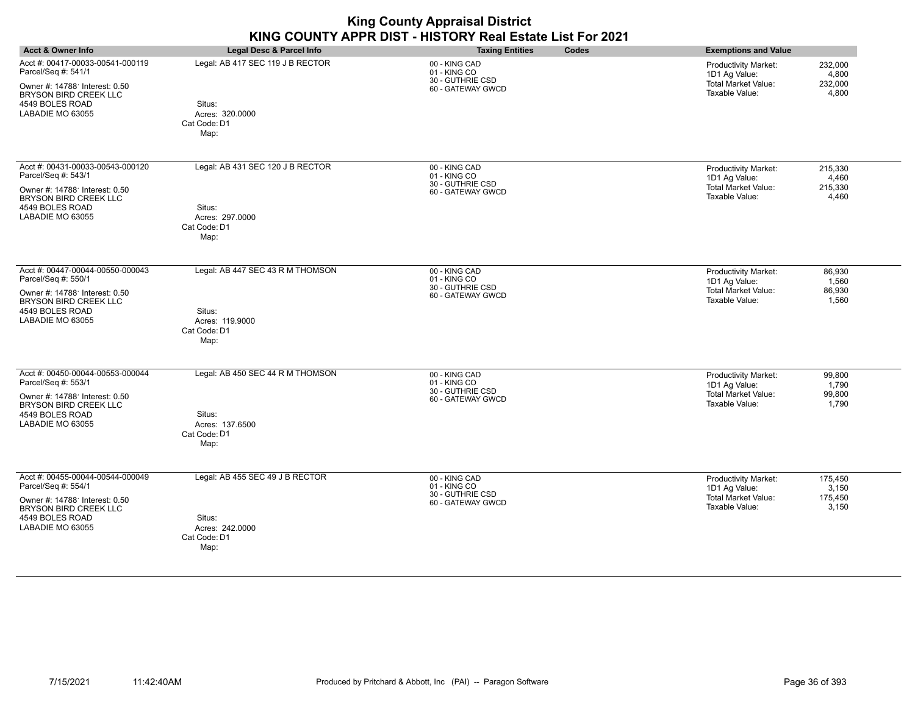# King County Appraisal District

## KING COUNTY APPR DIST - HISTORY Real Estate List For 2021

| Acct & Owner Info | Legal Desc & Parcel Info | Taxing Entities | Codes | Exemptions and Value |
|---|---|---|---|---|
| Acct #: 00417-00033-00541-000119<br>Parcel/Seq #: 541/1<br>Owner #: 14788 Interest: 0.50<br>BRYSON BIRD CREEK LLC<br>4549 BOLES ROAD<br>LABADIE MO 63055 | Legal: AB 417 SEC 119 J B RECTOR<br>Situs:<br>Acres: 320.0000<br>Cat Code: D1<br>Map: | 00 - KING CAD<br>01 - KING CO<br>30 - GUTHRIE CSD<br>60 - GATEWAY GWCD | | Productivity Market: 232,000<br>1D1 Ag Value: 4,800<br>Total Market Value: 232,000<br>Taxable Value: 4,800 |
| Acct #: 00431-00033-00543-000120<br>Parcel/Seq #: 543/1<br>Owner #: 14788 Interest: 0.50<br>BRYSON BIRD CREEK LLC<br>4549 BOLES ROAD<br>LABADIE MO 63055 | Legal: AB 431 SEC 120 J B RECTOR<br>Situs:<br>Acres: 297.0000<br>Cat Code: D1<br>Map: | 00 - KING CAD<br>01 - KING CO<br>30 - GUTHRIE CSD<br>60 - GATEWAY GWCD | | Productivity Market: 215,330<br>1D1 Ag Value: 4,460<br>Total Market Value: 215,330<br>Taxable Value: 4,460 |
| Acct #: 00447-00044-00550-000043<br>Parcel/Seq #: 550/1<br>Owner #: 14788 Interest: 0.50<br>BRYSON BIRD CREEK LLC<br>4549 BOLES ROAD<br>LABADIE MO 63055 | Legal: AB 447 SEC 43 R M THOMSON<br>Situs:<br>Acres: 119.9000<br>Cat Code: D1<br>Map: | 00 - KING CAD<br>01 - KING CO<br>30 - GUTHRIE CSD<br>60 - GATEWAY GWCD | | Productivity Market: 86,930<br>1D1 Ag Value: 1,560<br>Total Market Value: 86,930<br>Taxable Value: 1,560 |
| Acct #: 00450-00044-00553-000044<br>Parcel/Seq #: 553/1<br>Owner #: 14788 Interest: 0.50<br>BRYSON BIRD CREEK LLC<br>4549 BOLES ROAD<br>LABADIE MO 63055 | Legal: AB 450 SEC 44 R M THOMSON<br>Situs:<br>Acres: 137.6500<br>Cat Code: D1<br>Map: | 00 - KING CAD<br>01 - KING CO<br>30 - GUTHRIE CSD<br>60 - GATEWAY GWCD | | Productivity Market: 99,800<br>1D1 Ag Value: 1,790<br>Total Market Value: 99,800<br>Taxable Value: 1,790 |
| Acct #: 00455-00044-00544-000049<br>Parcel/Seq #: 554/1<br>Owner #: 14788 Interest: 0.50<br>BRYSON BIRD CREEK LLC<br>4549 BOLES ROAD<br>LABADIE MO 63055 | Legal: AB 455 SEC 49 J B RECTOR<br>Situs:<br>Acres: 242.0000<br>Cat Code: D1<br>Map: | 00 - KING CAD<br>01 - KING CO<br>30 - GUTHRIE CSD<br>60 - GATEWAY GWCD | | Productivity Market: 175,450<br>1D1 Ag Value: 3,150<br>Total Market Value: 175,450<br>Taxable Value: 3,150 |

7/15/2021 11:42:40AM Produced by Pritchard & Abbott, Inc (PAI) -- Paragon Software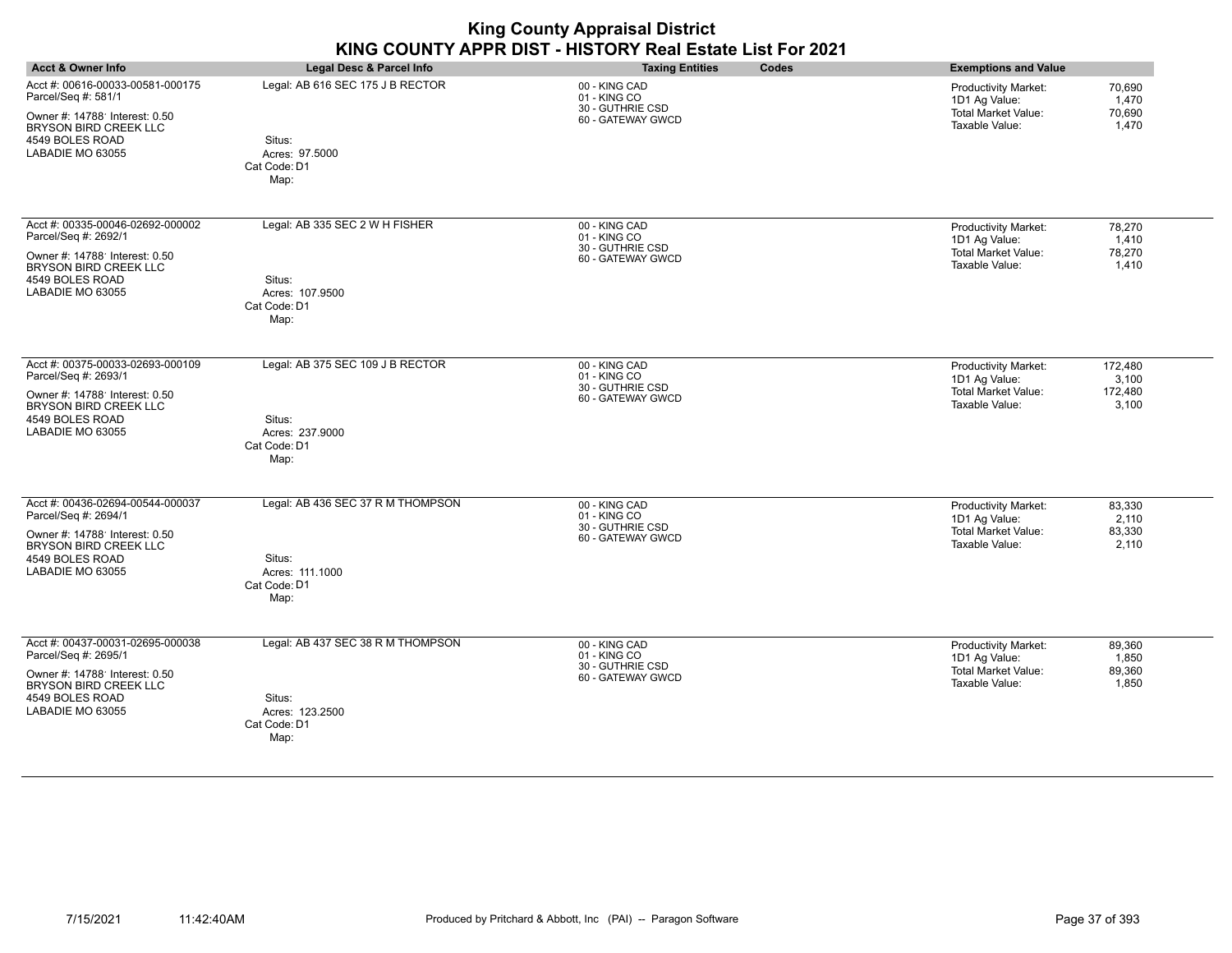# King County Appraisal District

## KING COUNTY APPR DIST - HISTORY Real Estate List For 2021

| Acct & Owner Info | Legal Desc & Parcel Info | Taxing Entities | Codes | Exemptions and Value |
|---|---|---|---|---|
| Acct #: 00616-00033-00581-000175<br>Parcel/Seq #: 581/1<br>Owner #: 14788 Interest: 0.50<br>BRYSON BIRD CREEK LLC<br>4549 BOLES ROAD<br>LABADIE MO 63055 | Legal: AB 616 SEC 175 J B RECTOR<br>Situs:<br>Acres: 97.5000<br>Cat Code: D1<br>Map: | 00 - KING CAD<br>01 - KING CO<br>30 - GUTHRIE CSD<br>60 - GATEWAY GWCD | | Productivity Market: 70,690<br>1D1 Ag Value: 1,470<br>Total Market Value: 70,690<br>Taxable Value: 1,470 |
| Acct #: 00335-00046-02692-000002<br>Parcel/Seq #: 2692/1<br>Owner #: 14788 Interest: 0.50<br>BRYSON BIRD CREEK LLC<br>4549 BOLES ROAD<br>LABADIE MO 63055 | Legal: AB 335 SEC 2 W H FISHER<br>Situs:<br>Acres: 107.9500<br>Cat Code: D1<br>Map: | 00 - KING CAD<br>01 - KING CO<br>30 - GUTHRIE CSD<br>60 - GATEWAY GWCD | | Productivity Market: 78,270<br>1D1 Ag Value: 1,410<br>Total Market Value: 78,270<br>Taxable Value: 1,410 |
| Acct #: 00375-00033-02693-000109<br>Parcel/Seq #: 2693/1<br>Owner #: 14788 Interest: 0.50<br>BRYSON BIRD CREEK LLC<br>4549 BOLES ROAD<br>LABADIE MO 63055 | Legal: AB 375 SEC 109 J B RECTOR<br>Situs:<br>Acres: 237.9000<br>Cat Code: D1<br>Map: | 00 - KING CAD<br>01 - KING CO<br>30 - GUTHRIE CSD<br>60 - GATEWAY GWCD | | Productivity Market: 172,480<br>1D1 Ag Value: 3,100<br>Total Market Value: 172,480<br>Taxable Value: 3,100 |
| Acct #: 00436-02694-00544-000037<br>Parcel/Seq #: 2694/1<br>Owner #: 14788 Interest: 0.50<br>BRYSON BIRD CREEK LLC<br>4549 BOLES ROAD<br>LABADIE MO 63055 | Legal: AB 436 SEC 37 R M THOMPSON<br>Situs:<br>Acres: 111.1000<br>Cat Code: D1<br>Map: | 00 - KING CAD<br>01 - KING CO<br>30 - GUTHRIE CSD<br>60 - GATEWAY GWCD | | Productivity Market: 83,330<br>1D1 Ag Value: 2,110<br>Total Market Value: 83,330<br>Taxable Value: 2,110 |
| Acct #: 00437-00031-02695-000038<br>Parcel/Seq #: 2695/1<br>Owner #: 14788 Interest: 0.50<br>BRYSON BIRD CREEK LLC<br>4549 BOLES ROAD<br>LABADIE MO 63055 | Legal: AB 437 SEC 38 R M THOMPSON<br>Situs:<br>Acres: 123.2500<br>Cat Code: D1<br>Map: | 00 - KING CAD<br>01 - KING CO<br>30 - GUTHRIE CSD<br>60 - GATEWAY GWCD | | Productivity Market: 89,360<br>1D1 Ag Value: 1,850<br>Total Market Value: 89,360<br>Taxable Value: 1,850 |

7/15/2021 11:42:40AM Produced by Pritchard & Abbott, Inc (PAI) -- Paragon Software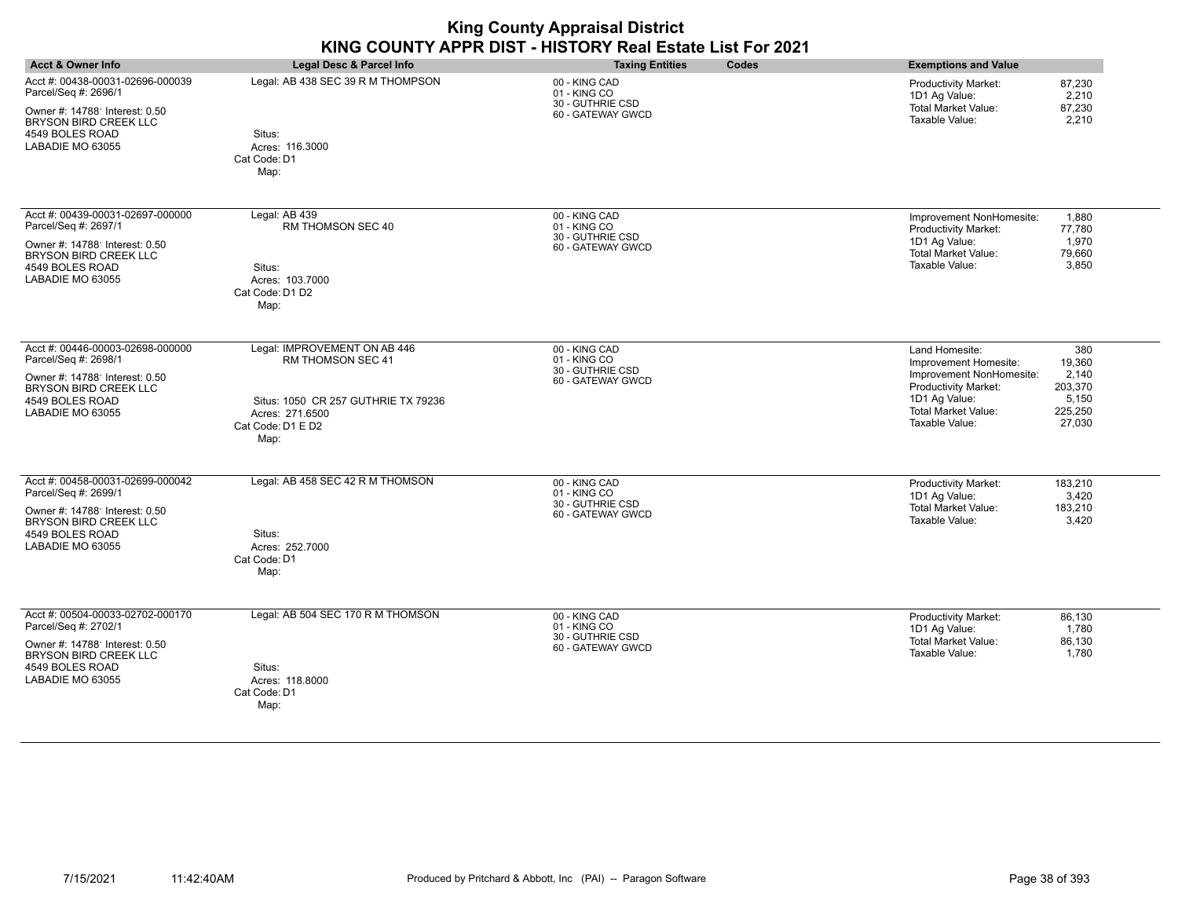# King County Appraisal District

## KING COUNTY APPR DIST - HISTORY Real Estate List For 2021

| Acct & Owner Info | Legal Desc & Parcel Info | Taxing Entities | Codes | Exemptions and Value |
|---|---|---|---|---|
| Acct #: 00438-00031-02696-000039<br>Parcel/Seq #: 2696/1<br>Owner #: 14788 Interest: 0.50<br>BRYSON BIRD CREEK LLC<br>4549 BOLES ROAD<br>LABADIE MO 63055 | Legal: AB 438 SEC 39 R M THOMPSON<br>Situs:<br>Acres: 116.3000<br>Cat Code: D1<br>Map: | 00 - KING CAD<br>01 - KING CO<br>30 - GUTHRIE CSD<br>60 - GATEWAY GWCD | | Productivity Market: 87,230<br>1D1 Ag Value: 2,210<br>Total Market Value: 87,230<br>Taxable Value: 2,210 |
| Acct #: 00439-00031-02697-000000<br>Parcel/Seq #: 2697/1<br>Owner #: 14788 Interest: 0.50<br>BRYSON BIRD CREEK LLC<br>4549 BOLES ROAD<br>LABADIE MO 63055 | Legal: AB 439 RM THOMSON SEC 40<br>Situs:<br>Acres: 103.7000<br>Cat Code: D1 D2<br>Map: | 00 - KING CAD<br>01 - KING CO<br>30 - GUTHRIE CSD<br>60 - GATEWAY GWCD | | Improvement NonHomesite: 1,880<br>Productivity Market: 77,780<br>1D1 Ag Value: 1,970<br>Total Market Value: 79,660<br>Taxable Value: 3,850 |
| Acct #: 00446-00003-02698-000000<br>Parcel/Seq #: 2698/1<br>Owner #: 14788 Interest: 0.50<br>BRYSON BIRD CREEK LLC<br>4549 BOLES ROAD<br>LABADIE MO 63055 | Legal: IMPROVEMENT ON AB 446 RM THOMSON SEC 41<br>Situs: 1050 CR 257 GUTHRIE TX 79236<br>Acres: 271.6500<br>Cat Code: D1 E D2<br>Map: | 00 - KING CAD<br>01 - KING CO<br>30 - GUTHRIE CSD<br>60 - GATEWAY GWCD | | Land Homesite: 380<br>Improvement Homesite: 19,360<br>Improvement NonHomesite: 2,140<br>Productivity Market: 203,370<br>1D1 Ag Value: 5,150<br>Total Market Value: 225,250<br>Taxable Value: 27,030 |
| Acct #: 00458-00031-02699-000042<br>Parcel/Seq #: 2699/1<br>Owner #: 14788 Interest: 0.50<br>BRYSON BIRD CREEK LLC<br>4549 BOLES ROAD<br>LABADIE MO 63055 | Legal: AB 458 SEC 42 R M THOMSON<br>Situs:<br>Acres: 252.7000<br>Cat Code: D1<br>Map: | 00 - KING CAD<br>01 - KING CO<br>30 - GUTHRIE CSD<br>60 - GATEWAY GWCD | | Productivity Market: 183,210<br>1D1 Ag Value: 3,420<br>Total Market Value: 183,210<br>Taxable Value: 3,420 |
| Acct #: 00504-00033-02702-000170<br>Parcel/Seq #: 2702/1<br>Owner #: 14788 Interest: 0.50<br>BRYSON BIRD CREEK LLC<br>4549 BOLES ROAD<br>LABADIE MO 63055 | Legal: AB 504 SEC 170 R M THOMSON<br>Situs:<br>Acres: 118.8000<br>Cat Code: D1<br>Map: | 00 - KING CAD<br>01 - KING CO<br>30 - GUTHRIE CSD<br>60 - GATEWAY GWCD | | Productivity Market: 86,130<br>1D1 Ag Value: 1,780<br>Total Market Value: 86,130<br>Taxable Value: 1,780 |

7/15/2021 11:42:40AM Produced by Pritchard & Abbott, Inc (PAI) -- Paragon Software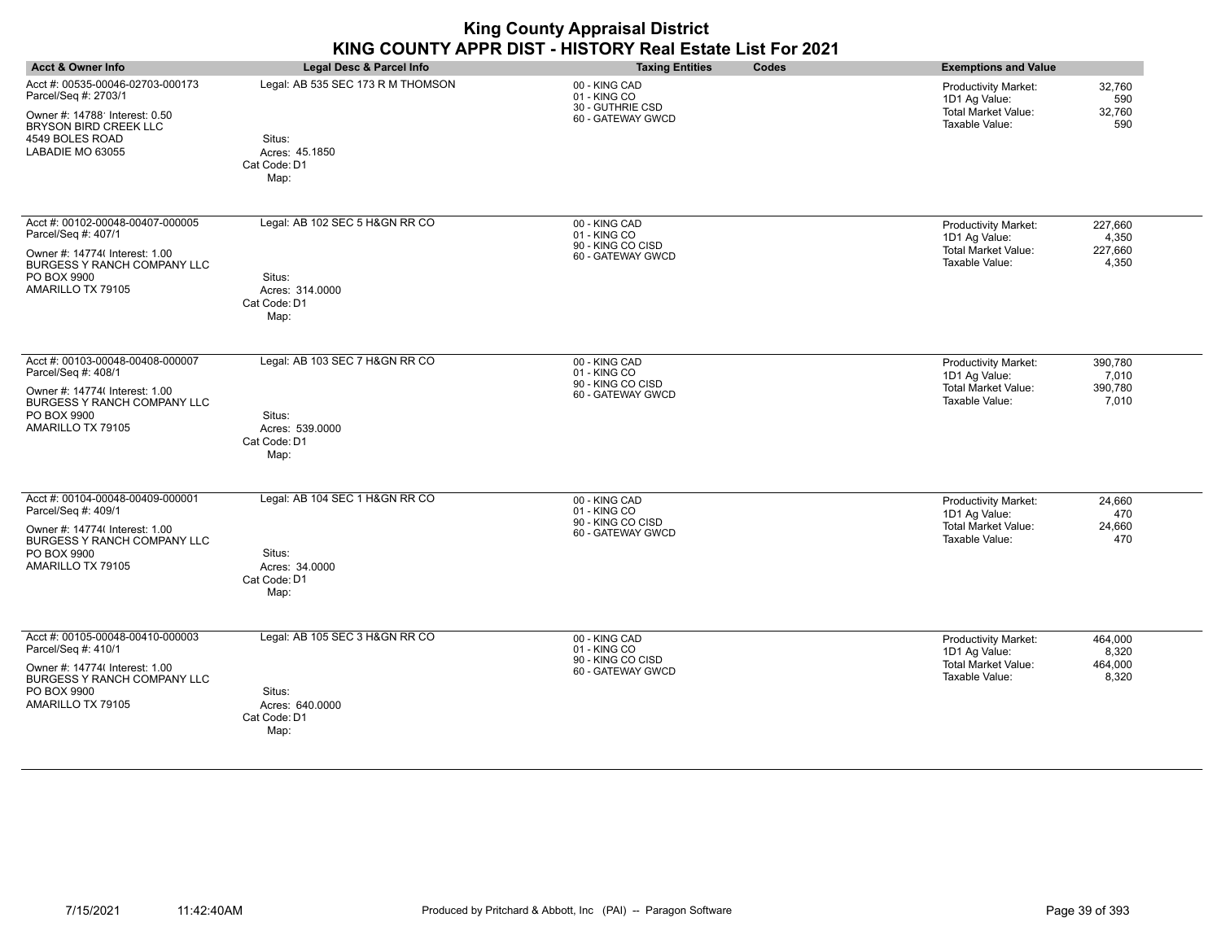# King County Appraisal District

## KING COUNTY APPR DIST - HISTORY Real Estate List For 2021

| Acct & Owner Info | Legal Desc & Parcel Info | Taxing Entities | Codes | Exemptions and Value |
|---|---|---|---|---|
| Acct #: 00535-00046-02703-000173<br>Parcel/Seq #: 2703/1<br>Owner #: 14788' Interest: 0.50<br>BRYSON BIRD CREEK LLC<br>4549 BOLES ROAD<br>LABADIE MO 63055 | Legal: AB 535 SEC 173 R M THOMSON<br>Situs:<br>Acres: 45.1850<br>Cat Code: D1<br>Map: | 00 - KING CAD<br>01 - KING CO<br>30 - GUTHRIE CSD<br>60 - GATEWAY GWCD | | Productivity Market: 32,760<br>1D1 Ag Value: 590<br>Total Market Value: 32,760<br>Taxable Value: 590 |
| Acct #: 00102-00048-00407-000005<br>Parcel/Seq #: 407/1<br>Owner #: 14774( Interest: 1.00<br>BURGESS Y RANCH COMPANY LLC<br>PO BOX 9900<br>AMARILLO TX 79105 | Legal: AB 102 SEC 5 H&GN RR CO<br>Situs:<br>Acres: 314.0000<br>Cat Code: D1<br>Map: | 00 - KING CAD<br>01 - KING CO<br>90 - KING CO CISD<br>60 - GATEWAY GWCD | | Productivity Market: 227,660<br>1D1 Ag Value: 4,350<br>Total Market Value: 227,660<br>Taxable Value: 4,350 |
| Acct #: 00103-00048-00408-000007<br>Parcel/Seq #: 408/1<br>Owner #: 14774( Interest: 1.00<br>BURGESS Y RANCH COMPANY LLC<br>PO BOX 9900<br>AMARILLO TX 79105 | Legal: AB 103 SEC 7 H&GN RR CO<br>Situs:<br>Acres: 539.0000<br>Cat Code: D1<br>Map: | 00 - KING CAD<br>01 - KING CO<br>90 - KING CO CISD<br>60 - GATEWAY GWCD | | Productivity Market: 390,780<br>1D1 Ag Value: 7,010<br>Total Market Value: 390,780<br>Taxable Value: 7,010 |
| Acct #: 00104-00048-00409-000001<br>Parcel/Seq #: 409/1<br>Owner #: 14774( Interest: 1.00<br>BURGESS Y RANCH COMPANY LLC<br>PO BOX 9900<br>AMARILLO TX 79105 | Legal: AB 104 SEC 1 H&GN RR CO<br>Situs:<br>Acres: 34.0000<br>Cat Code: D1<br>Map: | 00 - KING CAD<br>01 - KING CO<br>90 - KING CO CISD<br>60 - GATEWAY GWCD | | Productivity Market: 24,660<br>1D1 Ag Value: 470<br>Total Market Value: 24,660<br>Taxable Value: 470 |
| Acct #: 00105-00048-00410-000003<br>Parcel/Seq #: 410/1<br>Owner #: 14774( Interest: 1.00<br>BURGESS Y RANCH COMPANY LLC<br>PO BOX 9900<br>AMARILLO TX 79105 | Legal: AB 105 SEC 3 H&GN RR CO<br>Situs:<br>Acres: 640.0000<br>Cat Code: D1<br>Map: | 00 - KING CAD<br>01 - KING CO<br>90 - KING CO CISD<br>60 - GATEWAY GWCD | | Productivity Market: 464,000<br>1D1 Ag Value: 8,320<br>Total Market Value: 464,000<br>Taxable Value: 8,320 |

7/15/2021 11:42:40AM Produced by Pritchard & Abbott, Inc (PAI) -- Paragon Software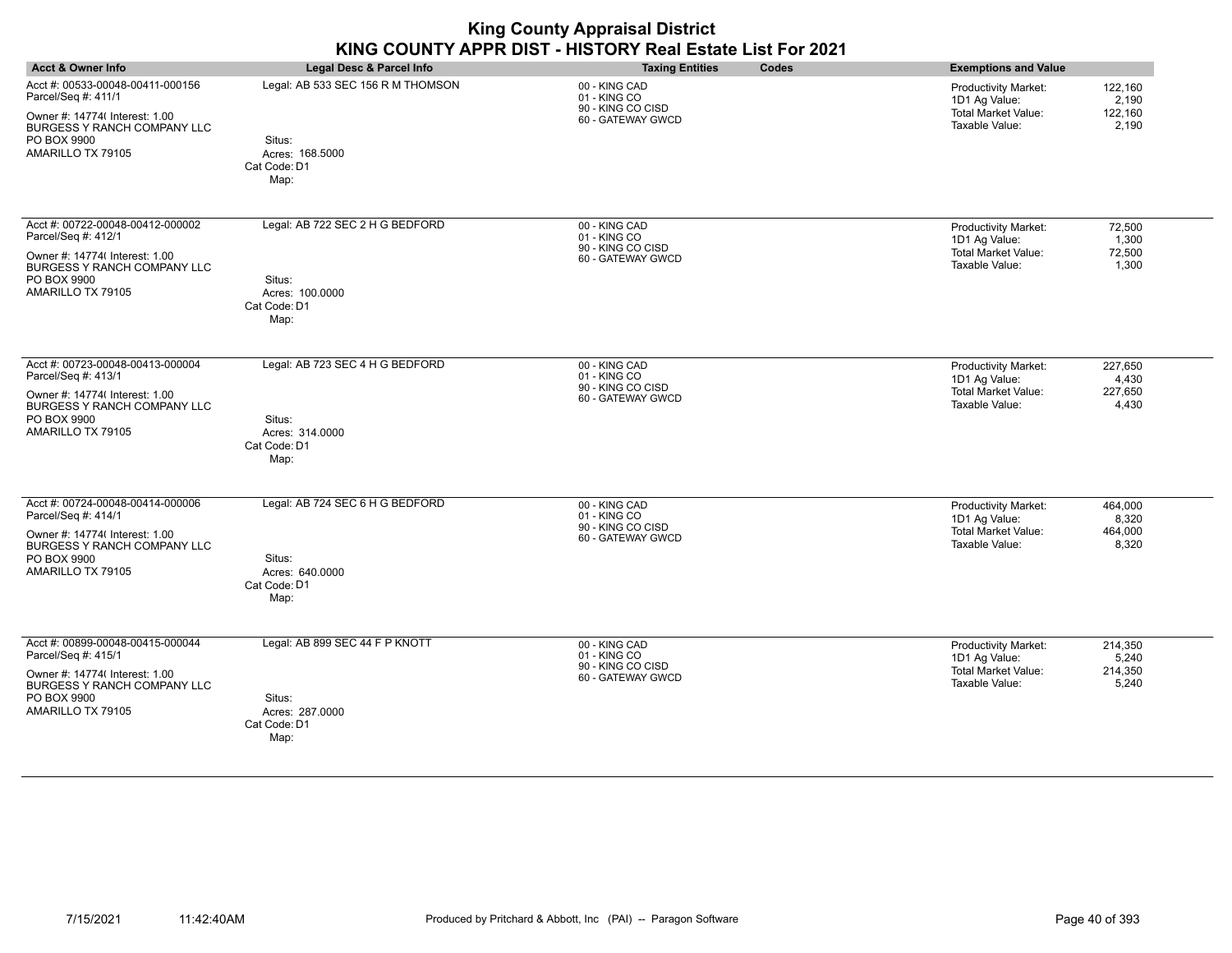# King County Appraisal District

## KING COUNTY APPR DIST - HISTORY Real Estate List For 2021

| Acct & Owner Info | Legal Desc & Parcel Info | Taxing Entities | Codes | Exemptions and Value |
|---|---|---|---|---|
| Acct #: 00533-00048-00411-000156<br>Parcel/Seq #: 411/1<br>Owner #: 14774( Interest: 1.00<br>BURGESS Y RANCH COMPANY LLC<br>PO BOX 9900<br>AMARILLO TX 79105 | Legal: AB 533 SEC 156 R M THOMSON<br>Situs:<br>Acres: 168.5000<br>Cat Code: D1<br>Map: | 00 - KING CAD<br>01 - KING CO<br>90 - KING CO CISD<br>60 - GATEWAY GWCD | | Productivity Market: 122,160<br>1D1 Ag Value: 2,190<br>Total Market Value: 122,160<br>Taxable Value: 2,190 |
| Acct #: 00722-00048-00412-000002<br>Parcel/Seq #: 412/1<br>Owner #: 14774( Interest: 1.00<br>BURGESS Y RANCH COMPANY LLC<br>PO BOX 9900<br>AMARILLO TX 79105 | Legal: AB 722 SEC 2 H G BEDFORD<br>Situs:<br>Acres: 100.0000<br>Cat Code: D1<br>Map: | 00 - KING CAD<br>01 - KING CO<br>90 - KING CO CISD<br>60 - GATEWAY GWCD | | Productivity Market: 72,500<br>1D1 Ag Value: 1,300<br>Total Market Value: 72,500<br>Taxable Value: 1,300 |
| Acct #: 00723-00048-00413-000004<br>Parcel/Seq #: 413/1<br>Owner #: 14774( Interest: 1.00<br>BURGESS Y RANCH COMPANY LLC<br>PO BOX 9900<br>AMARILLO TX 79105 | Legal: AB 723 SEC 4 H G BEDFORD<br>Situs:<br>Acres: 314.0000<br>Cat Code: D1<br>Map: | 00 - KING CAD<br>01 - KING CO<br>90 - KING CO CISD<br>60 - GATEWAY GWCD | | Productivity Market: 227,650<br>1D1 Ag Value: 4,430<br>Total Market Value: 227,650<br>Taxable Value: 4,430 |
| Acct #: 00724-00048-00414-000006<br>Parcel/Seq #: 414/1<br>Owner #: 14774( Interest: 1.00<br>BURGESS Y RANCH COMPANY LLC<br>PO BOX 9900<br>AMARILLO TX 79105 | Legal: AB 724 SEC 6 H G BEDFORD<br>Situs:<br>Acres: 640.0000<br>Cat Code: D1<br>Map: | 00 - KING CAD<br>01 - KING CO<br>90 - KING CO CISD<br>60 - GATEWAY GWCD | | Productivity Market: 464,000<br>1D1 Ag Value: 8,320<br>Total Market Value: 464,000<br>Taxable Value: 8,320 |
| Acct #: 00899-00048-00415-000044<br>Parcel/Seq #: 415/1<br>Owner #: 14774( Interest: 1.00<br>BURGESS Y RANCH COMPANY LLC<br>PO BOX 9900<br>AMARILLO TX 79105 | Legal: AB 899 SEC 44 F P KNOTT<br>Situs:<br>Acres: 287.0000<br>Cat Code: D1<br>Map: | 00 - KING CAD<br>01 - KING CO<br>90 - KING CO CISD<br>60 - GATEWAY GWCD | | Productivity Market: 214,350<br>1D1 Ag Value: 5,240<br>Total Market Value: 214,350<br>Taxable Value: 5,240 |

7/15/2021 11:42:40AM Produced by Pritchard & Abbott, Inc (PAI) -- Paragon Software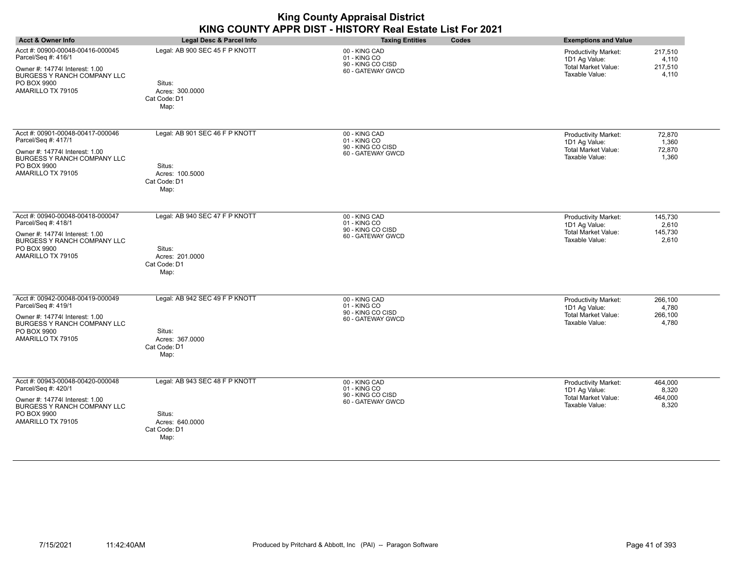# King County Appraisal District

## KING COUNTY APPR DIST - HISTORY Real Estate List For 2021

| Acct & Owner Info | Legal Desc & Parcel Info | Taxing Entities | Codes | Exemptions and Value |
|---|---|---|---|---|
| Acct #: 00900-00048-00416-000045<br>Parcel/Seq #: 416/1<br>Owner #: 14774( Interest: 1.00<br>BURGESS Y RANCH COMPANY LLC<br>PO BOX 9900<br>AMARILLO TX 79105 | Legal: AB 900 SEC 45 F P KNOTT<br>Situs:<br>Acres: 300.0000<br>Cat Code: D1<br>Map: | 00 - KING CAD<br>01 - KING CO<br>90 - KING CO CISD<br>60 - GATEWAY GWCD | | Productivity Market: 217,510<br>1D1 Ag Value: 4,110<br>Total Market Value: 217,510<br>Taxable Value: 4,110 |
| Acct #: 00901-00048-00417-000046<br>Parcel/Seq #: 417/1<br>Owner #: 14774( Interest: 1.00<br>BURGESS Y RANCH COMPANY LLC<br>PO BOX 9900<br>AMARILLO TX 79105 | Legal: AB 901 SEC 46 F P KNOTT<br>Situs:<br>Acres: 100.5000<br>Cat Code: D1<br>Map: | 00 - KING CAD<br>01 - KING CO<br>90 - KING CO CISD<br>60 - GATEWAY GWCD | | Productivity Market: 72,870<br>1D1 Ag Value: 1,360<br>Total Market Value: 72,870<br>Taxable Value: 1,360 |
| Acct #: 00940-00048-00418-000047<br>Parcel/Seq #: 418/1<br>Owner #: 14774( Interest: 1.00<br>BURGESS Y RANCH COMPANY LLC<br>PO BOX 9900<br>AMARILLO TX 79105 | Legal: AB 940 SEC 47 F P KNOTT<br>Situs:<br>Acres: 201.0000<br>Cat Code: D1<br>Map: | 00 - KING CAD<br>01 - KING CO<br>90 - KING CO CISD<br>60 - GATEWAY GWCD | | Productivity Market: 145,730<br>1D1 Ag Value: 2,610<br>Total Market Value: 145,730<br>Taxable Value: 2,610 |
| Acct #: 00942-00048-00419-000049<br>Parcel/Seq #: 419/1<br>Owner #: 14774( Interest: 1.00<br>BURGESS Y RANCH COMPANY LLC<br>PO BOX 9900<br>AMARILLO TX 79105 | Legal: AB 942 SEC 49 F P KNOTT<br>Situs:<br>Acres: 367.0000<br>Cat Code: D1<br>Map: | 00 - KING CAD<br>01 - KING CO<br>90 - KING CO CISD<br>60 - GATEWAY GWCD | | Productivity Market: 266,100<br>1D1 Ag Value: 4,780<br>Total Market Value: 266,100<br>Taxable Value: 4,780 |
| Acct #: 00943-00048-00420-000048<br>Parcel/Seq #: 420/1<br>Owner #: 14774( Interest: 1.00<br>BURGESS Y RANCH COMPANY LLC<br>PO BOX 9900<br>AMARILLO TX 79105 | Legal: AB 943 SEC 48 F P KNOTT<br>Situs:<br>Acres: 640.0000<br>Cat Code: D1<br>Map: | 00 - KING CAD<br>01 - KING CO<br>90 - KING CO CISD<br>60 - GATEWAY GWCD | | Productivity Market: 464,000<br>1D1 Ag Value: 8,320<br>Total Market Value: 464,000<br>Taxable Value: 8,320 |

7/15/2021 11:42:40AM Produced by Pritchard & Abbott, Inc (PAI) -- Paragon Software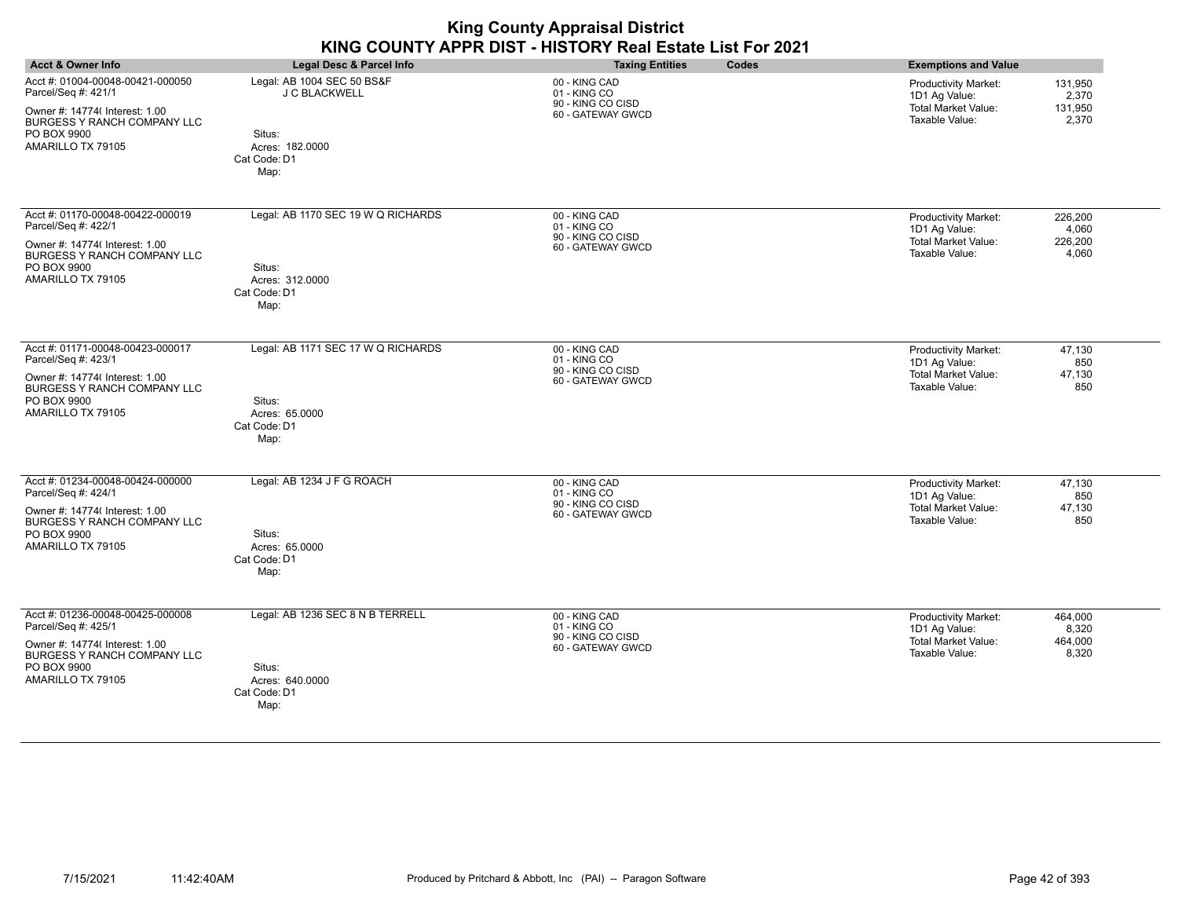# King County Appraisal District

## KING COUNTY APPR DIST - HISTORY Real Estate List For 2021

| Acct & Owner Info | Legal Desc & Parcel Info | Taxing Entities | Codes | Exemptions and Value |
|---|---|---|---|---|
| Acct #: 01004-00048-00421-000050<br>Parcel/Seq #: 421/1<br>Owner #: 14774( Interest: 1.00<br>BURGESS Y RANCH COMPANY LLC<br>PO BOX 9900<br>AMARILLO TX 79105 | Legal: AB 1004 SEC 50 BS&F J C BLACKWELL<br>Situs:<br>Acres: 182.0000<br>Cat Code: D1<br>Map: | 00 - KING CAD<br>01 - KING CO<br>90 - KING CO CISD<br>60 - GATEWAY GWCD | | Productivity Market: 131,950<br>1D1 Ag Value: 2,370<br>Total Market Value: 131,950<br>Taxable Value: 2,370 |
| Acct #: 01170-00048-00422-000019<br>Parcel/Seq #: 422/1<br>Owner #: 14774( Interest: 1.00<br>BURGESS Y RANCH COMPANY LLC<br>PO BOX 9900<br>AMARILLO TX 79105 | Legal: AB 1170 SEC 19 W Q RICHARDS<br>Situs:<br>Acres: 312.0000<br>Cat Code: D1<br>Map: | 00 - KING CAD<br>01 - KING CO<br>90 - KING CO CISD<br>60 - GATEWAY GWCD | | Productivity Market: 226,200<br>1D1 Ag Value: 4,060<br>Total Market Value: 226,200<br>Taxable Value: 4,060 |
| Acct #: 01171-00048-00423-000017<br>Parcel/Seq #: 423/1<br>Owner #: 14774( Interest: 1.00<br>BURGESS Y RANCH COMPANY LLC<br>PO BOX 9900<br>AMARILLO TX 79105 | Legal: AB 1171 SEC 17 W Q RICHARDS<br>Situs:<br>Acres: 65.0000<br>Cat Code: D1<br>Map: | 00 - KING CAD<br>01 - KING CO<br>90 - KING CO CISD<br>60 - GATEWAY GWCD | | Productivity Market: 47,130<br>1D1 Ag Value: 850<br>Total Market Value: 47,130<br>Taxable Value: 850 |
| Acct #: 01234-00048-00424-000000<br>Parcel/Seq #: 424/1<br>Owner #: 14774( Interest: 1.00<br>BURGESS Y RANCH COMPANY LLC<br>PO BOX 9900<br>AMARILLO TX 79105 | Legal: AB 1234 J F G ROACH<br>Situs:<br>Acres: 65.0000<br>Cat Code: D1<br>Map: | 00 - KING CAD<br>01 - KING CO<br>90 - KING CO CISD<br>60 - GATEWAY GWCD | | Productivity Market: 47,130<br>1D1 Ag Value: 850<br>Total Market Value: 47,130<br>Taxable Value: 850 |
| Acct #: 01236-00048-00425-000008<br>Parcel/Seq #: 425/1<br>Owner #: 14774( Interest: 1.00<br>BURGESS Y RANCH COMPANY LLC<br>PO BOX 9900<br>AMARILLO TX 79105 | Legal: AB 1236 SEC 8 N B TERRELL<br>Situs:<br>Acres: 640.0000<br>Cat Code: D1<br>Map: | 00 - KING CAD<br>01 - KING CO<br>90 - KING CO CISD<br>60 - GATEWAY GWCD | | Productivity Market: 464,000<br>1D1 Ag Value: 8,320<br>Total Market Value: 464,000<br>Taxable Value: 8,320 |

7/15/2021 11:42:40AM Produced by Pritchard & Abbott, Inc (PAI) -- Paragon Software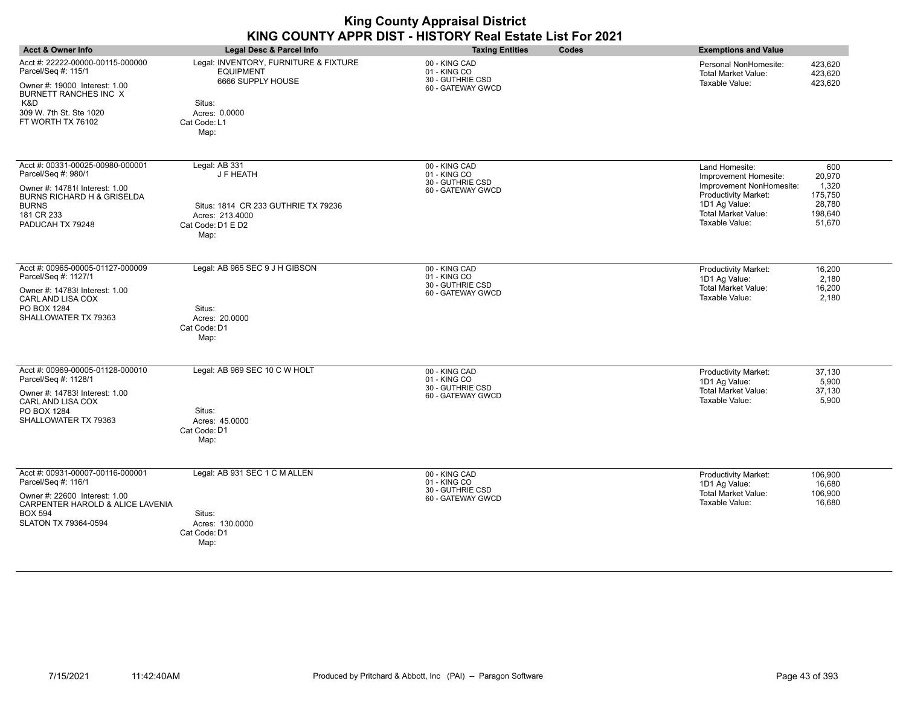# King County Appraisal District
## KING COUNTY APPR DIST - HISTORY Real Estate List For 2021

| Acct & Owner Info | Legal Desc & Parcel Info | Taxing Entities | Codes | Exemptions and Value |
|---|---|---|---|---|
| Acct #: 22222-00000-00115-000000<br>Parcel/Seq #: 115/1<br>Owner #: 19000 Interest: 1.00<br>BURNETT RANCHES INC X K&D<br>309 W. 7th St. Ste 1020<br>FT WORTH TX 76102 | Legal: INVENTORY, FURNITURE & FIXTURE EQUIPMENT 6666 SUPPLY HOUSE<br>Situs:<br>Acres: 0.0000<br>Cat Code: L1<br>Map: | 00 - KING CAD<br>01 - KING CO<br>30 - GUTHRIE CSD<br>60 - GATEWAY GWCD | | Personal NonHomesite: 423,620<br>Total Market Value: 423,620<br>Taxable Value: 423,620 |
| Acct #: 00331-00025-00980-000001<br>Parcel/Seq #: 980/1<br>Owner #: 14781( Interest: 1.00<br>BURNS RICHARD H & GRISELDA BURNS<br>181 CR 233<br>PADUCAH TX 79248 | Legal: AB 331 J F HEATH<br>Situs: 1814 CR 233 GUTHRIE TX 79236<br>Acres: 213.4000<br>Cat Code: D1 E D2<br>Map: | 00 - KING CAD<br>01 - KING CO<br>30 - GUTHRIE CSD<br>60 - GATEWAY GWCD | | Land Homesite: 600<br>Improvement Homesite: 20,970<br>Improvement NonHomesite: 1,320<br>Productivity Market: 175,750<br>1D1 Ag Value: 28,780<br>Total Market Value: 198,640<br>Taxable Value: 51,670 |
| Acct #: 00965-00005-01127-000009<br>Parcel/Seq #: 1127/1<br>Owner #: 14783( Interest: 1.00<br>CARL AND LISA COX<br>PO BOX 1284<br>SHALLOWATER TX 79363 | Legal: AB 965 SEC 9 J H GIBSON<br>Situs:<br>Acres: 20.0000<br>Cat Code: D1<br>Map: | 00 - KING CAD<br>01 - KING CO<br>30 - GUTHRIE CSD<br>60 - GATEWAY GWCD | | Productivity Market: 16,200<br>1D1 Ag Value: 2,180<br>Total Market Value: 16,200<br>Taxable Value: 2,180 |
| Acct #: 00969-00005-01128-000010<br>Parcel/Seq #: 1128/1<br>Owner #: 14783( Interest: 1.00<br>CARL AND LISA COX<br>PO BOX 1284<br>SHALLOWATER TX 79363 | Legal: AB 969 SEC 10 C W HOLT<br>Situs:<br>Acres: 45.0000<br>Cat Code: D1<br>Map: | 00 - KING CAD<br>01 - KING CO<br>30 - GUTHRIE CSD<br>60 - GATEWAY GWCD | | Productivity Market: 37,130<br>1D1 Ag Value: 5,900<br>Total Market Value: 37,130<br>Taxable Value: 5,900 |
| Acct #: 00931-00007-00116-000001<br>Parcel/Seq #: 116/1<br>Owner #: 22600 Interest: 1.00<br>CARPENTER HAROLD & ALICE LAVENIA<br>BOX 594<br>SLATON TX 79364-0594 | Legal: AB 931 SEC 1 C M ALLEN<br>Situs:<br>Acres: 130.0000<br>Cat Code: D1<br>Map: | 00 - KING CAD<br>01 - KING CO<br>30 - GUTHRIE CSD<br>60 - GATEWAY GWCD | | Productivity Market: 106,900<br>1D1 Ag Value: 16,680<br>Total Market Value: 106,900<br>Taxable Value: 16,680 |

7/15/2021 11:42:40AM Produced by Pritchard & Abbott, Inc (PAI) -- Paragon Software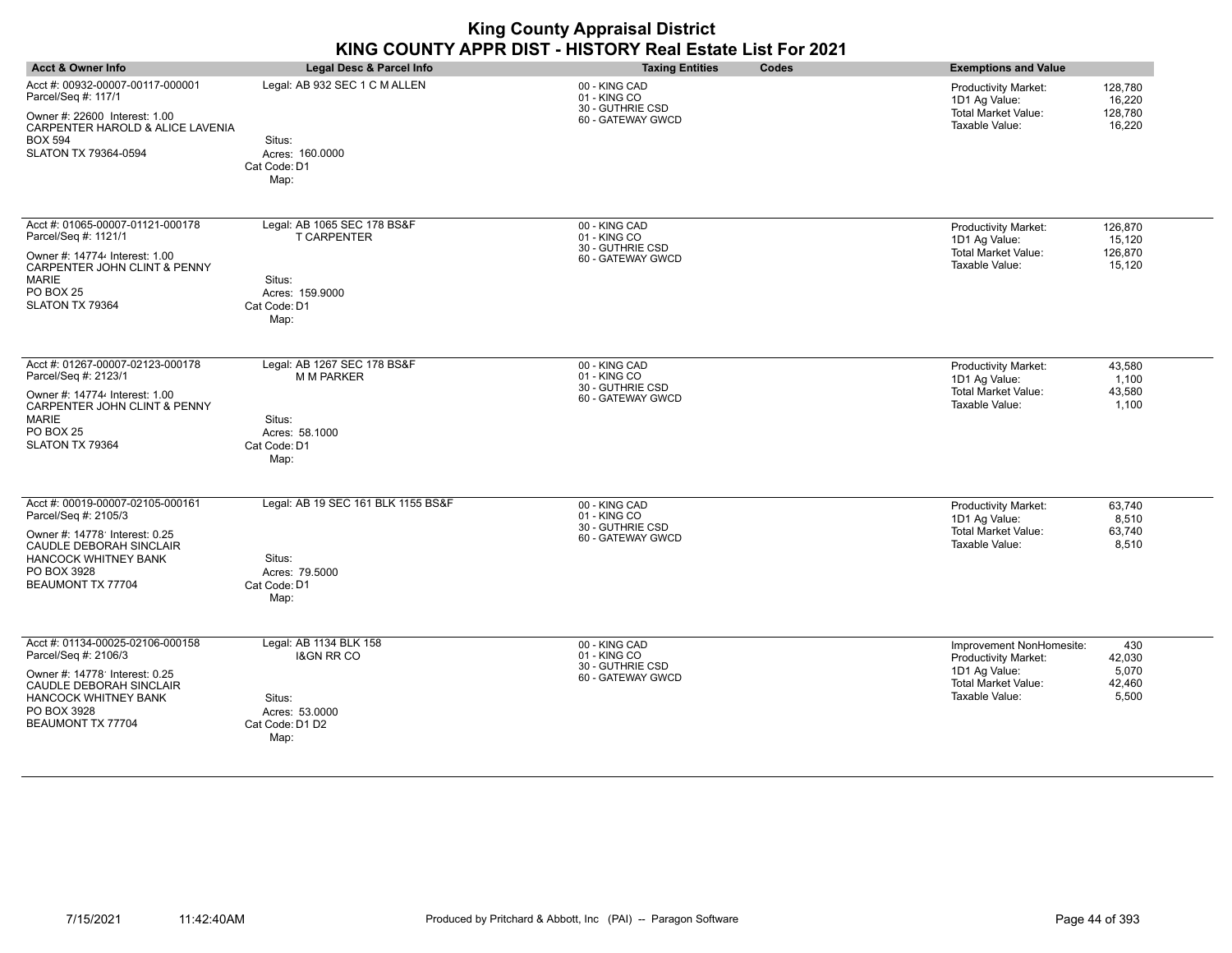# King County Appraisal District

## KING COUNTY APPR DIST - HISTORY Real Estate List For 2021

| Acct & Owner Info | Legal Desc & Parcel Info | Taxing Entities | Codes | Exemptions and Value |
|---|---|---|---|---|
| Acct #: 00932-00007-00117-000001<br>Parcel/Seq #: 117/1<br>Owner #: 22600 Interest: 1.00<br>CARPENTER HAROLD & ALICE LAVENIA<br>BOX 594<br>SLATON TX 79364-0594 | Legal: AB 932 SEC 1 C M ALLEN<br>Situs:<br>Acres: 160.0000<br>Cat Code: D1<br>Map: | 00 - KING CAD<br>01 - KING CO<br>30 - GUTHRIE CSD<br>60 - GATEWAY GWCD | | Productivity Market: 128,780<br>1D1 Ag Value: 16,220<br>Total Market Value: 128,780<br>Taxable Value: 16,220 |
| Acct #: 01065-00007-01121-000178<br>Parcel/Seq #: 1121/1<br>Owner #: 14774 Interest: 1.00<br>CARPENTER JOHN CLINT & PENNY MARIE<br>PO BOX 25<br>SLATON TX 79364 | Legal: AB 1065 SEC 178 BS&F T CARPENTER<br>Situs:<br>Acres: 159.9000<br>Cat Code: D1<br>Map: | 00 - KING CAD<br>01 - KING CO<br>30 - GUTHRIE CSD<br>60 - GATEWAY GWCD | | Productivity Market: 126,870<br>1D1 Ag Value: 15,120<br>Total Market Value: 126,870<br>Taxable Value: 15,120 |
| Acct #: 01267-00007-02123-000178<br>Parcel/Seq #: 2123/1<br>Owner #: 14774 Interest: 1.00<br>CARPENTER JOHN CLINT & PENNY MARIE<br>PO BOX 25<br>SLATON TX 79364 | Legal: AB 1267 SEC 178 BS&F M M PARKER<br>Situs:<br>Acres: 58.1000<br>Cat Code: D1<br>Map: | 00 - KING CAD<br>01 - KING CO<br>30 - GUTHRIE CSD<br>60 - GATEWAY GWCD | | Productivity Market: 43,580<br>1D1 Ag Value: 1,100<br>Total Market Value: 43,580<br>Taxable Value: 1,100 |
| Acct #: 00019-00007-02105-000161<br>Parcel/Seq #: 2105/3<br>Owner #: 14778 Interest: 0.25<br>CAUDLE DEBORAH SINCLAIR<br>HANCOCK WHITNEY BANK<br>PO BOX 3928<br>BEAUMONT TX 77704 | Legal: AB 19 SEC 161 BLK 1155 BS&F<br>Situs:<br>Acres: 79.5000<br>Cat Code: D1<br>Map: | 00 - KING CAD<br>01 - KING CO<br>30 - GUTHRIE CSD<br>60 - GATEWAY GWCD | | Productivity Market: 63,740<br>1D1 Ag Value: 8,510<br>Total Market Value: 63,740<br>Taxable Value: 8,510 |
| Acct #: 01134-00025-02106-000158<br>Parcel/Seq #: 2106/3<br>Owner #: 14778 Interest: 0.25<br>CAUDLE DEBORAH SINCLAIR<br>HANCOCK WHITNEY BANK<br>PO BOX 3928<br>BEAUMONT TX 77704 | Legal: AB 1134 BLK 158 I&GN RR CO<br>Situs:<br>Acres: 53.0000<br>Cat Code: D1 D2<br>Map: | 00 - KING CAD<br>01 - KING CO<br>30 - GUTHRIE CSD<br>60 - GATEWAY GWCD | | Improvement NonHomesite: 430<br>Productivity Market: 42,030<br>1D1 Ag Value: 5,070<br>Total Market Value: 42,460<br>Taxable Value: 5,500 |

7/15/2021 11:42:40AM Produced by Pritchard & Abbott, Inc (PAI) -- Paragon Software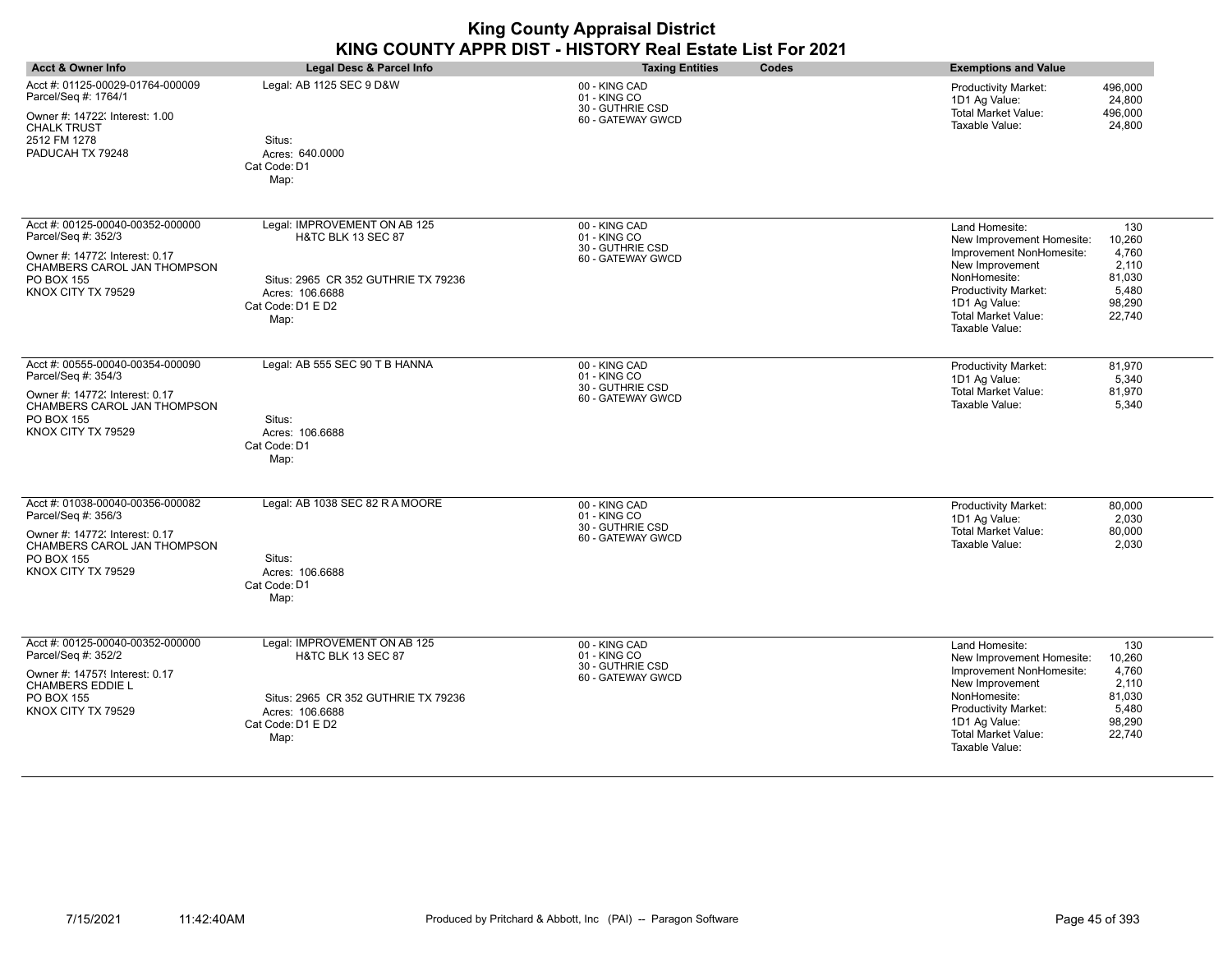# King County Appraisal District

## KING COUNTY APPR DIST - HISTORY Real Estate List For 2021

| Acct & Owner Info | Legal Desc & Parcel Info | Taxing Entities | Codes | Exemptions and Value |
|---|---|---|---|---|
| Acct #: 01125-00029-01764-000009<br>Parcel/Seq #: 1764/1<br>Owner #: 14722: Interest: 1.00<br>CHALK TRUST<br>2512 FM 1278<br>PADUCAH TX 79248 | Legal: AB 1125 SEC 9 D&W<br>Situs:<br>Acres: 640.0000<br>Cat Code: D1<br>Map: | 00 - KING CAD<br>01 - KING CO<br>30 - GUTHRIE CSD<br>60 - GATEWAY GWCD | | Productivity Market: 496,000<br>1D1 Ag Value: 24,800<br>Total Market Value: 496,000<br>Taxable Value: 24,800 |
| Acct #: 00125-00040-00352-000000<br>Parcel/Seq #: 352/3<br>Owner #: 14772: Interest: 0.17<br>CHAMBERS CAROL JAN THOMPSON<br>PO BOX 155<br>KNOX CITY TX 79529 | Legal: IMPROVEMENT ON AB 125 H&TC BLK 13 SEC 87<br>Situs: 2965 CR 352 GUTHRIE TX 79236<br>Acres: 106.6688<br>Cat Code: D1 E D2<br>Map: | 00 - KING CAD<br>01 - KING CO<br>30 - GUTHRIE CSD<br>60 - GATEWAY GWCD | | Land Homesite: 130<br>New Improvement Homesite: 10,260<br>Improvement NonHomesite: 4,760<br>New Improvement NonHomesite: 2,110<br>Productivity Market: 81,030<br>1D1 Ag Value: 5,480<br>Total Market Value: 98,290<br>Taxable Value: 22,740 |
| Acct #: 00555-00040-00354-000090<br>Parcel/Seq #: 354/3<br>Owner #: 14772: Interest: 0.17<br>CHAMBERS CAROL JAN THOMPSON<br>PO BOX 155<br>KNOX CITY TX 79529 | Legal: AB 555 SEC 90 T B HANNA<br>Situs:<br>Acres: 106.6688<br>Cat Code: D1<br>Map: | 00 - KING CAD<br>01 - KING CO<br>30 - GUTHRIE CSD<br>60 - GATEWAY GWCD | | Productivity Market: 81,970<br>1D1 Ag Value: 5,340<br>Total Market Value: 81,970<br>Taxable Value: 5,340 |
| Acct #: 01038-00040-00356-000082<br>Parcel/Seq #: 356/3<br>Owner #: 14772: Interest: 0.17<br>CHAMBERS CAROL JAN THOMPSON<br>PO BOX 155<br>KNOX CITY TX 79529 | Legal: AB 1038 SEC 82 R A MOORE<br>Situs:<br>Acres: 106.6688<br>Cat Code: D1<br>Map: | 00 - KING CAD<br>01 - KING CO<br>30 - GUTHRIE CSD<br>60 - GATEWAY GWCD | | Productivity Market: 80,000<br>1D1 Ag Value: 2,030<br>Total Market Value: 80,000<br>Taxable Value: 2,030 |
| Acct #: 00125-00040-00352-000000<br>Parcel/Seq #: 352/2<br>Owner #: 14757: Interest: 0.17<br>CHAMBERS EDDIE L<br>PO BOX 155<br>KNOX CITY TX 79529 | Legal: IMPROVEMENT ON AB 125 H&TC BLK 13 SEC 87<br>Situs: 2965 CR 352 GUTHRIE TX 79236<br>Acres: 106.6688<br>Cat Code: D1 E D2<br>Map: | 00 - KING CAD<br>01 - KING CO<br>30 - GUTHRIE CSD<br>60 - GATEWAY GWCD | | Land Homesite: 130<br>New Improvement Homesite: 10,260<br>Improvement NonHomesite: 4,760<br>New Improvement NonHomesite: 2,110<br>Productivity Market: 81,030<br>1D1 Ag Value: 5,480<br>Total Market Value: 98,290<br>Taxable Value: 22,740 |

7/15/2021 11:42:40AM Produced by Pritchard & Abbott, Inc (PAI) -- Paragon Software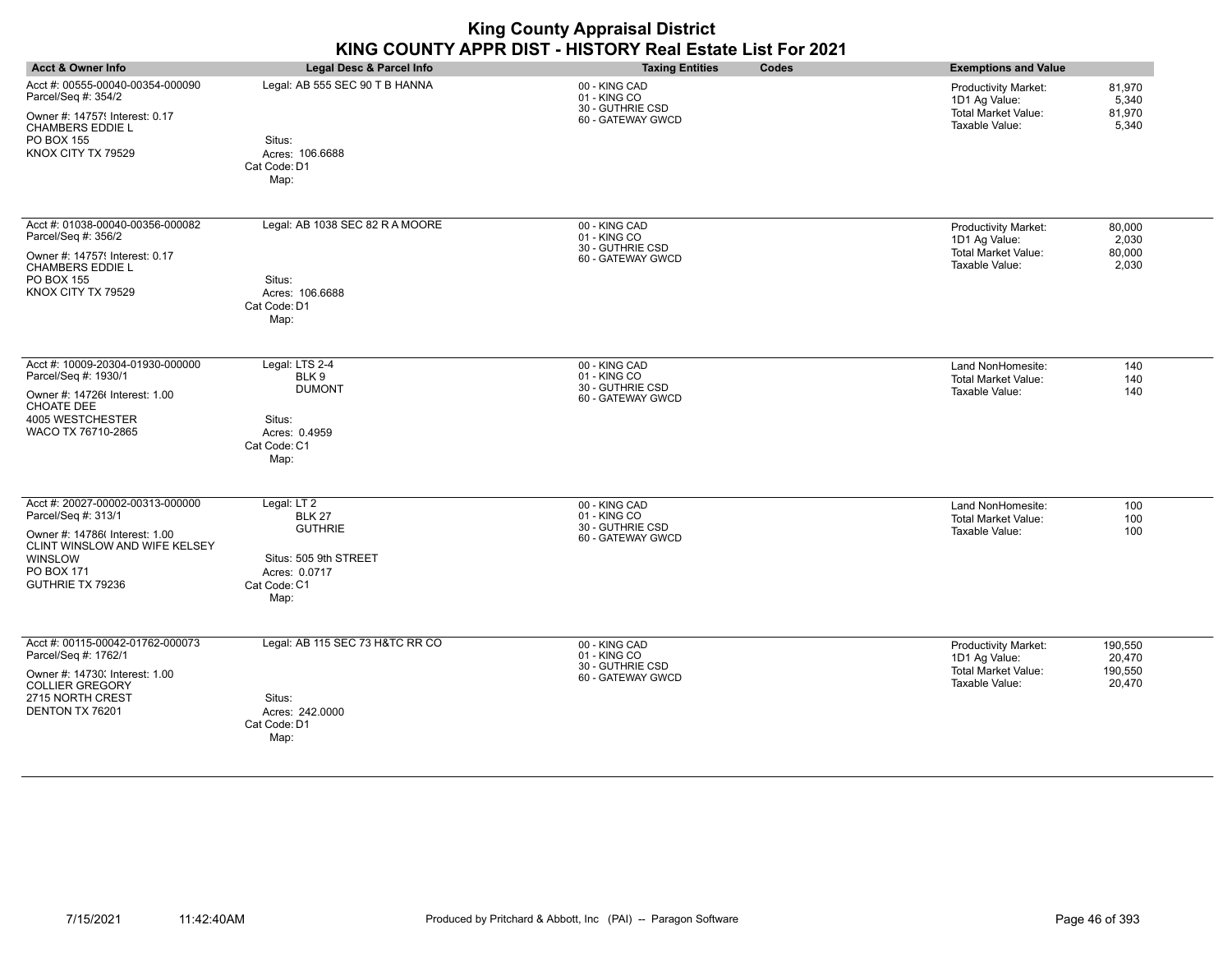# King County Appraisal District

## KING COUNTY APPR DIST - HISTORY Real Estate List For 2021

| Acct & Owner Info | Legal Desc & Parcel Info | Taxing Entities | Codes | Exemptions and Value |
|---|---|---|---|---|
| Acct #: 00555-00040-00354-000090<br>Parcel/Seq #: 354/2<br>Owner #: 14757! Interest: 0.17<br>CHAMBERS EDDIE L<br>PO BOX 155<br>KNOX CITY TX 79529 | Legal: AB 555 SEC 90 T B HANNA<br>Situs:<br>Acres: 106.6688<br>Cat Code: D1<br>Map: | 00 - KING CAD<br>01 - KING CO<br>30 - GUTHRIE CSD<br>60 - GATEWAY GWCD | | Productivity Market: 81,970<br>1D1 Ag Value: 5,340<br>Total Market Value: 81,970<br>Taxable Value: 5,340 |
| Acct #: 01038-00040-00356-000082<br>Parcel/Seq #: 356/2<br>Owner #: 14757! Interest: 0.17<br>CHAMBERS EDDIE L<br>PO BOX 155<br>KNOX CITY TX 79529 | Legal: AB 1038 SEC 82 R A MOORE<br>Situs:<br>Acres: 106.6688<br>Cat Code: D1<br>Map: | 00 - KING CAD<br>01 - KING CO<br>30 - GUTHRIE CSD<br>60 - GATEWAY GWCD | | Productivity Market: 80,000<br>1D1 Ag Value: 2,030<br>Total Market Value: 80,000<br>Taxable Value: 2,030 |
| Acct #: 10009-20304-01930-000000<br>Parcel/Seq #: 1930/1<br>Owner #: 14726( Interest: 1.00<br>CHOATE DEE<br>4005 WESTCHESTER<br>WACO TX 76710-2865 | Legal: LTS 2-4<br>BLK 9<br>DUMONT<br>Situs:<br>Acres: 0.4959<br>Cat Code: C1<br>Map: | 00 - KING CAD<br>01 - KING CO<br>30 - GUTHRIE CSD<br>60 - GATEWAY GWCD | | Land NonHomesite: 140<br>Total Market Value: 140<br>Taxable Value: 140 |
| Acct #: 20027-00002-00313-000000<br>Parcel/Seq #: 313/1<br>Owner #: 14786( Interest: 1.00<br>CLINT WINSLOW AND WIFE KELSEY WINSLOW<br>PO BOX 171<br>GUTHRIE TX 79236 | Legal: LT 2<br>BLK 27<br>GUTHRIE<br>Situs: 505 9th STREET<br>Acres: 0.0717<br>Cat Code: C1<br>Map: | 00 - KING CAD<br>01 - KING CO<br>30 - GUTHRIE CSD<br>60 - GATEWAY GWCD | | Land NonHomesite: 100<br>Total Market Value: 100<br>Taxable Value: 100 |
| Acct #: 00115-00042-01762-000073<br>Parcel/Seq #: 1762/1<br>Owner #: 14730: Interest: 1.00<br>COLLIER GREGORY<br>2715 NORTH CREST<br>DENTON TX 76201 | Legal: AB 115 SEC 73 H&TC RR CO<br>Situs:<br>Acres: 242.0000<br>Cat Code: D1<br>Map: | 00 - KING CAD<br>01 - KING CO<br>30 - GUTHRIE CSD<br>60 - GATEWAY GWCD | | Productivity Market: 190,550<br>1D1 Ag Value: 20,470<br>Total Market Value: 190,550<br>Taxable Value: 20,470 |

7/15/2021 11:42:40AM Produced by Pritchard & Abbott, Inc (PAI) -- Paragon Software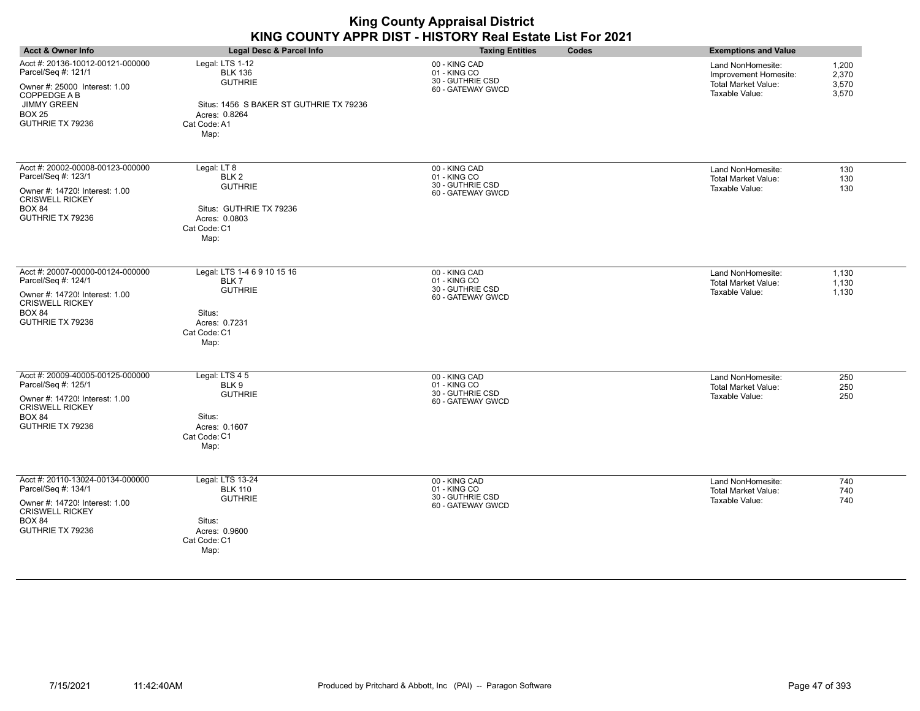# King County Appraisal District

## KING COUNTY APPR DIST - HISTORY Real Estate List For 2021

| Acct & Owner Info | Legal Desc & Parcel Info | Taxing Entities | Codes | Exemptions and Value |
|---|---|---|---|---|
| Acct #: 20136-10012-00121-000000<br>Parcel/Seq #: 121/1<br>Owner #: 25000 Interest: 1.00<br>COPPEDGE A B<br>JIMMY GREEN<br>BOX 25<br>GUTHRIE TX 79236 | Legal: LTS 1-12<br>BLK 136<br>GUTHRIE<br>Situs: 1456 S BAKER ST GUTHRIE TX 79236<br>Acres: 0.8264<br>Cat Code: A1<br>Map: | 00 - KING CAD<br>01 - KING CO<br>30 - GUTHRIE CSD<br>60 - GATEWAY GWCD | | Land NonHomesite: 1,200<br>Improvement Homesite: 2,370<br>Total Market Value: 3,570<br>Taxable Value: 3,570 |
| Acct #: 20002-00008-00123-000000<br>Parcel/Seq #: 123/1<br>Owner #: 14720! Interest: 1.00<br>CRISWELL RICKEY<br>BOX 84<br>GUTHRIE TX 79236 | Legal: LT 8<br>BLK 2<br>GUTHRIE<br>Situs: GUTHRIE TX 79236<br>Acres: 0.0803<br>Cat Code: C1<br>Map: | 00 - KING CAD<br>01 - KING CO<br>30 - GUTHRIE CSD<br>60 - GATEWAY GWCD | | Land NonHomesite: 130<br>Total Market Value: 130<br>Taxable Value: 130 |
| Acct #: 20007-00000-00124-000000<br>Parcel/Seq #: 124/1<br>Owner #: 14720! Interest: 1.00<br>CRISWELL RICKEY<br>BOX 84<br>GUTHRIE TX 79236 | Legal: LTS 1-4 6 9 10 15 16<br>BLK 7<br>GUTHRIE<br>Situs:<br>Acres: 0.7231<br>Cat Code: C1<br>Map: | 00 - KING CAD<br>01 - KING CO<br>30 - GUTHRIE CSD<br>60 - GATEWAY GWCD | | Land NonHomesite: 1,130<br>Total Market Value: 1,130<br>Taxable Value: 1,130 |
| Acct #: 20009-40005-00125-000000<br>Parcel/Seq #: 125/1<br>Owner #: 14720! Interest: 1.00<br>CRISWELL RICKEY<br>BOX 84<br>GUTHRIE TX 79236 | Legal: LTS 4 5<br>BLK 9<br>GUTHRIE<br>Situs:<br>Acres: 0.1607<br>Cat Code: C1<br>Map: | 00 - KING CAD<br>01 - KING CO<br>30 - GUTHRIE CSD<br>60 - GATEWAY GWCD | | Land NonHomesite: 250<br>Total Market Value: 250<br>Taxable Value: 250 |
| Acct #: 20110-13024-00134-000000<br>Parcel/Seq #: 134/1<br>Owner #: 14720! Interest: 1.00<br>CRISWELL RICKEY<br>BOX 84<br>GUTHRIE TX 79236 | Legal: LTS 13-24<br>BLK 110<br>GUTHRIE<br>Situs:<br>Acres: 0.9600<br>Cat Code: C1<br>Map: | 00 - KING CAD<br>01 - KING CO<br>30 - GUTHRIE CSD<br>60 - GATEWAY GWCD | | Land NonHomesite: 740<br>Total Market Value: 740<br>Taxable Value: 740 |

7/15/2021 11:42:40AM Produced by Pritchard & Abbott, Inc (PAI) -- Paragon Software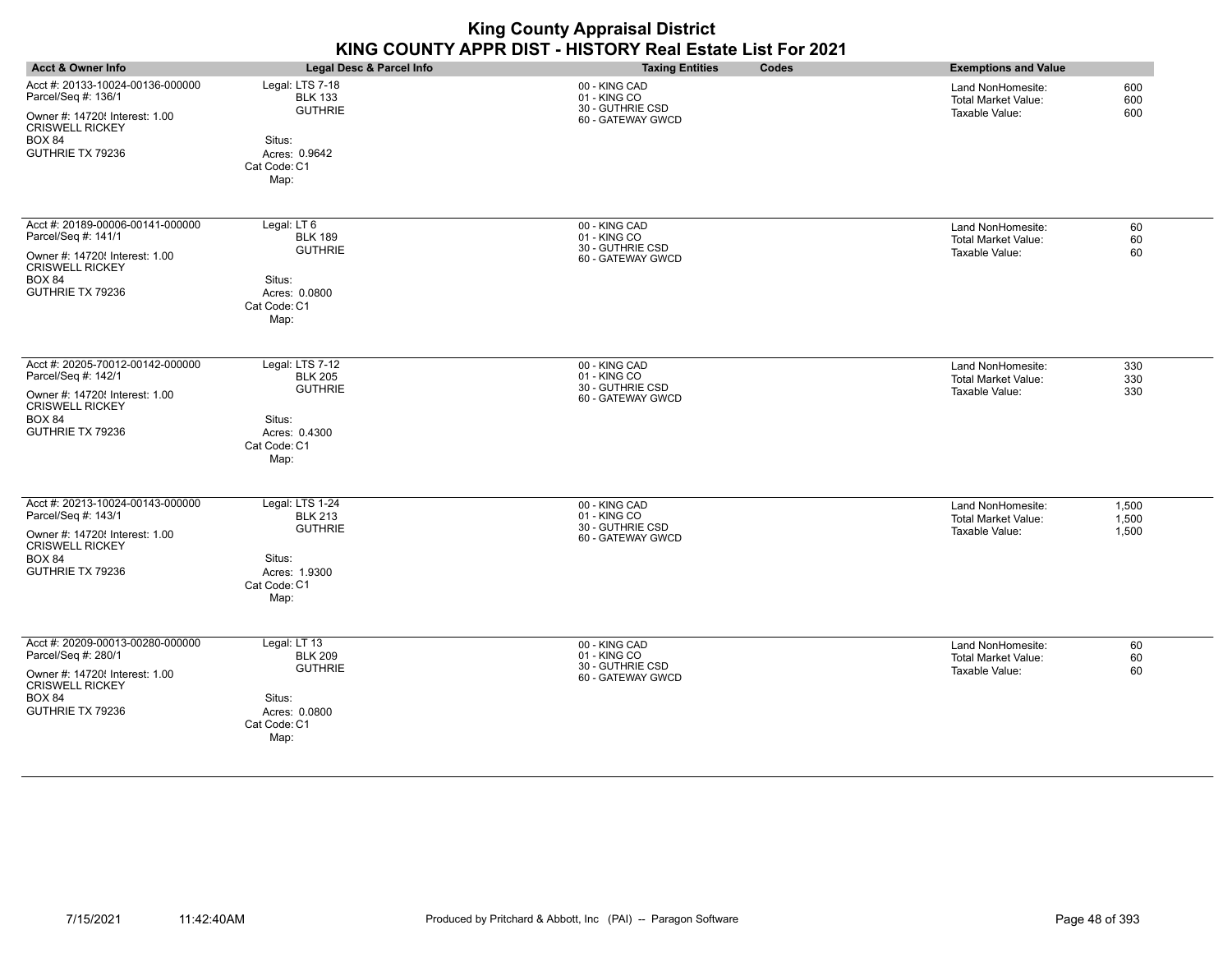# King County Appraisal District

## KING COUNTY APPR DIST - HISTORY Real Estate List For 2021

| Acct & Owner Info | Legal Desc & Parcel Info | Taxing Entities | Codes | Exemptions and Value |
|---|---|---|---|---|
| Acct #: 20133-10024-00136-000000<br>Parcel/Seq #: 136/1<br>Owner #: 14720! Interest: 1.00<br>CRISWELL RICKEY<br>BOX 84<br>GUTHRIE TX 79236 | Legal: LTS 7-18<br>BLK 133<br>GUTHRIE<br>Situs:<br>Acres: 0.9642<br>Cat Code: C1<br>Map: | 00 - KING CAD<br>01 - KING CO<br>30 - GUTHRIE CSD<br>60 - GATEWAY GWCD | | Land NonHomesite: 600<br>Total Market Value: 600<br>Taxable Value: 600 |
| Acct #: 20189-00006-00141-000000<br>Parcel/Seq #: 141/1<br>Owner #: 14720! Interest: 1.00<br>CRISWELL RICKEY<br>BOX 84<br>GUTHRIE TX 79236 | Legal: LT 6<br>BLK 189<br>GUTHRIE<br>Situs:<br>Acres: 0.0800<br>Cat Code: C1<br>Map: | 00 - KING CAD<br>01 - KING CO<br>30 - GUTHRIE CSD<br>60 - GATEWAY GWCD | | Land NonHomesite: 60<br>Total Market Value: 60<br>Taxable Value: 60 |
| Acct #: 20205-70012-00142-000000<br>Parcel/Seq #: 142/1<br>Owner #: 14720! Interest: 1.00<br>CRISWELL RICKEY<br>BOX 84<br>GUTHRIE TX 79236 | Legal: LTS 7-12<br>BLK 205<br>GUTHRIE<br>Situs:<br>Acres: 0.4300<br>Cat Code: C1<br>Map: | 00 - KING CAD<br>01 - KING CO<br>30 - GUTHRIE CSD<br>60 - GATEWAY GWCD | | Land NonHomesite: 330<br>Total Market Value: 330<br>Taxable Value: 330 |
| Acct #: 20213-10024-00143-000000<br>Parcel/Seq #: 143/1<br>Owner #: 14720! Interest: 1.00<br>CRISWELL RICKEY<br>BOX 84<br>GUTHRIE TX 79236 | Legal: LTS 1-24<br>BLK 213<br>GUTHRIE<br>Situs:<br>Acres: 1.9300<br>Cat Code: C1<br>Map: | 00 - KING CAD<br>01 - KING CO<br>30 - GUTHRIE CSD<br>60 - GATEWAY GWCD | | Land NonHomesite: 1,500<br>Total Market Value: 1,500<br>Taxable Value: 1,500 |
| Acct #: 20209-00013-00280-000000<br>Parcel/Seq #: 280/1<br>Owner #: 14720! Interest: 1.00<br>CRISWELL RICKEY<br>BOX 84<br>GUTHRIE TX 79236 | Legal: LT 13<br>BLK 209<br>GUTHRIE<br>Situs:<br>Acres: 0.0800<br>Cat Code: C1<br>Map: | 00 - KING CAD<br>01 - KING CO<br>30 - GUTHRIE CSD<br>60 - GATEWAY GWCD | | Land NonHomesite: 60<br>Total Market Value: 60<br>Taxable Value: 60 |

7/15/2021 11:42:40AM Produced by Pritchard & Abbott, Inc (PAI) -- Paragon Software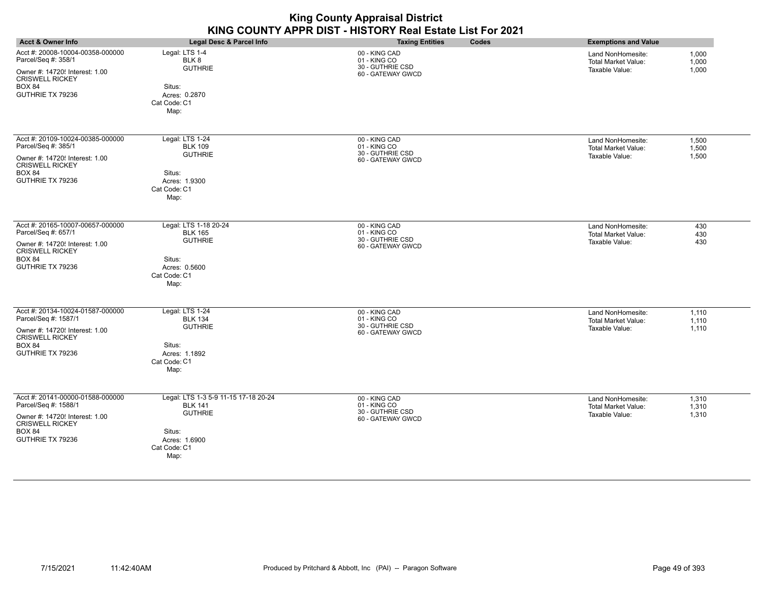# King County Appraisal District

## KING COUNTY APPR DIST - HISTORY Real Estate List For 2021

| Acct & Owner Info | Legal Desc & Parcel Info | Taxing Entities | Codes | Exemptions and Value |
|---|---|---|---|---|
| Acct #: 20008-10004-00358-000000<br>Parcel/Seq #: 358/1<br>Owner #: 14720! Interest: 1.00<br>CRISWELL RICKEY<br>BOX 84<br>GUTHRIE TX 79236 | Legal: LTS 1-4<br>BLK 8<br>GUTHRIE<br>Situs:<br>Acres: 0.2870<br>Cat Code: C1<br>Map: | 00 - KING CAD<br>01 - KING CO<br>30 - GUTHRIE CSD<br>60 - GATEWAY GWCD | | Land NonHomesite: 1,000<br>Total Market Value: 1,000<br>Taxable Value: 1,000 |
| Acct #: 20109-10024-00385-000000<br>Parcel/Seq #: 385/1<br>Owner #: 14720! Interest: 1.00<br>CRISWELL RICKEY<br>BOX 84<br>GUTHRIE TX 79236 | Legal: LTS 1-24<br>BLK 109<br>GUTHRIE<br>Situs:<br>Acres: 1.9300<br>Cat Code: C1<br>Map: | 00 - KING CAD<br>01 - KING CO<br>30 - GUTHRIE CSD<br>60 - GATEWAY GWCD | | Land NonHomesite: 1,500<br>Total Market Value: 1,500<br>Taxable Value: 1,500 |
| Acct #: 20165-10007-00657-000000<br>Parcel/Seq #: 657/1<br>Owner #: 14720! Interest: 1.00<br>CRISWELL RICKEY<br>BOX 84<br>GUTHRIE TX 79236 | Legal: LTS 1-18 20-24<br>BLK 165<br>GUTHRIE<br>Situs:<br>Acres: 0.5600<br>Cat Code: C1<br>Map: | 00 - KING CAD<br>01 - KING CO<br>30 - GUTHRIE CSD<br>60 - GATEWAY GWCD | | Land NonHomesite: 430<br>Total Market Value: 430<br>Taxable Value: 430 |
| Acct #: 20134-10024-01587-000000<br>Parcel/Seq #: 1587/1<br>Owner #: 14720! Interest: 1.00<br>CRISWELL RICKEY<br>BOX 84<br>GUTHRIE TX 79236 | Legal: LTS 1-24<br>BLK 134<br>GUTHRIE<br>Situs:<br>Acres: 1.1892<br>Cat Code: C1<br>Map: | 00 - KING CAD<br>01 - KING CO<br>30 - GUTHRIE CSD<br>60 - GATEWAY GWCD | | Land NonHomesite: 1,110<br>Total Market Value: 1,110<br>Taxable Value: 1,110 |
| Acct #: 20141-00000-01588-000000<br>Parcel/Seq #: 1588/1<br>Owner #: 14720! Interest: 1.00<br>CRISWELL RICKEY<br>BOX 84<br>GUTHRIE TX 79236 | Legal: LTS 1-3 5-9 11-15 17-18 20-24<br>BLK 141<br>GUTHRIE<br>Situs:<br>Acres: 1.6900<br>Cat Code: C1<br>Map: | 00 - KING CAD<br>01 - KING CO<br>30 - GUTHRIE CSD<br>60 - GATEWAY GWCD | | Land NonHomesite: 1,310<br>Total Market Value: 1,310<br>Taxable Value: 1,310 |

7/15/2021 11:42:40AM Produced by Pritchard & Abbott, Inc (PAI) -- Paragon Software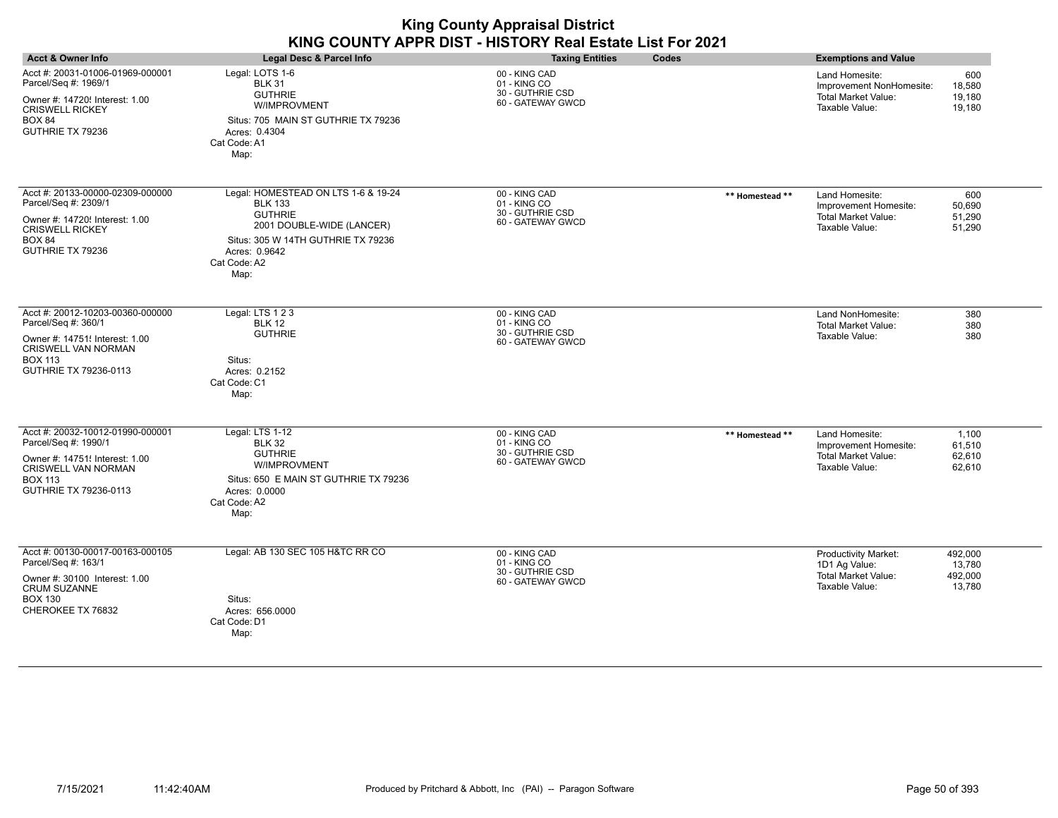# King County Appraisal District

## KING COUNTY APPR DIST - HISTORY Real Estate List For 2021

| Acct & Owner Info | Legal Desc & Parcel Info | Taxing Entities | Codes | Exemptions and Value |
|---|---|---|---|---|
| Acct #: 20031-01006-01969-000001<br>Parcel/Seq #: 1969/1<br>Owner #: 14720! Interest: 1.00<br>CRISWELL RICKEY<br>BOX 84<br>GUTHRIE TX 79236 | Legal: LOTS 1-6<br>BLK 31<br>GUTHRIE<br>W/IMPROVMENT<br>Situs: 705 MAIN ST GUTHRIE TX 79236<br>Acres: 0.4304<br>Cat Code: A1<br>Map: | 00 - KING CAD<br>01 - KING CO<br>30 - GUTHRIE CSD<br>60 - GATEWAY GWCD | | Land Homesite: 600<br>Improvement NonHomesite: 18,580<br>Total Market Value: 19,180<br>Taxable Value: 19,180 |
| Acct #: 20133-00000-02309-000000<br>Parcel/Seq #: 2309/1<br>Owner #: 14720! Interest: 1.00<br>CRISWELL RICKEY<br>BOX 84<br>GUTHRIE TX 79236 | Legal: HOMESTEAD ON LTS 1-6 & 19-24<br>BLK 133<br>GUTHRIE<br>2001 DOUBLE-WIDE (LANCER)<br>Situs: 305 W 14TH GUTHRIE TX 79236<br>Acres: 0.9642<br>Cat Code: A2<br>Map: | 00 - KING CAD<br>01 - KING CO<br>30 - GUTHRIE CSD<br>60 - GATEWAY GWCD | ** Homestead ** | Land Homesite: 600<br>Improvement Homesite: 50,690<br>Total Market Value: 51,290<br>Taxable Value: 51,290 |
| Acct #: 20012-10203-00360-000000<br>Parcel/Seq #: 360/1<br>Owner #: 14751! Interest: 1.00<br>CRISWELL VAN NORMAN<br>BOX 113<br>GUTHRIE TX 79236-0113 | Legal: LTS 1 2 3<br>BLK 12<br>GUTHRIE<br>Situs:<br>Acres: 0.2152<br>Cat Code: C1<br>Map: | 00 - KING CAD<br>01 - KING CO<br>30 - GUTHRIE CSD<br>60 - GATEWAY GWCD | | Land NonHomesite: 380<br>Total Market Value: 380<br>Taxable Value: 380 |
| Acct #: 20032-10012-01990-000001<br>Parcel/Seq #: 1990/1<br>Owner #: 14751! Interest: 1.00<br>CRISWELL VAN NORMAN<br>BOX 113<br>GUTHRIE TX 79236-0113 | Legal: LTS 1-12<br>BLK 32<br>GUTHRIE<br>W/IMPROVMENT<br>Situs: 650 E MAIN ST GUTHRIE TX 79236<br>Acres: 0.0000<br>Cat Code: A2<br>Map: | 00 - KING CAD<br>01 - KING CO<br>30 - GUTHRIE CSD<br>60 - GATEWAY GWCD | ** Homestead ** | Land Homesite: 1,100<br>Improvement Homesite: 61,510<br>Total Market Value: 62,610<br>Taxable Value: 62,610 |
| Acct #: 00130-00017-00163-000105<br>Parcel/Seq #: 163/1<br>Owner #: 30100 Interest: 1.00<br>CRUM SUZANNE<br>BOX 130<br>CHEROKEE TX 76832 | Legal: AB 130 SEC 105 H&TC RR CO<br>Situs:<br>Acres: 656.0000<br>Cat Code: D1<br>Map: | 00 - KING CAD<br>01 - KING CO<br>30 - GUTHRIE CSD<br>60 - GATEWAY GWCD | | Productivity Market: 492,000<br>1D1 Ag Value: 13,780<br>Total Market Value: 492,000<br>Taxable Value: 13,780 |

7/15/2021 11:42:40AM Produced by Pritchard & Abbott, Inc (PAI) -- Paragon Software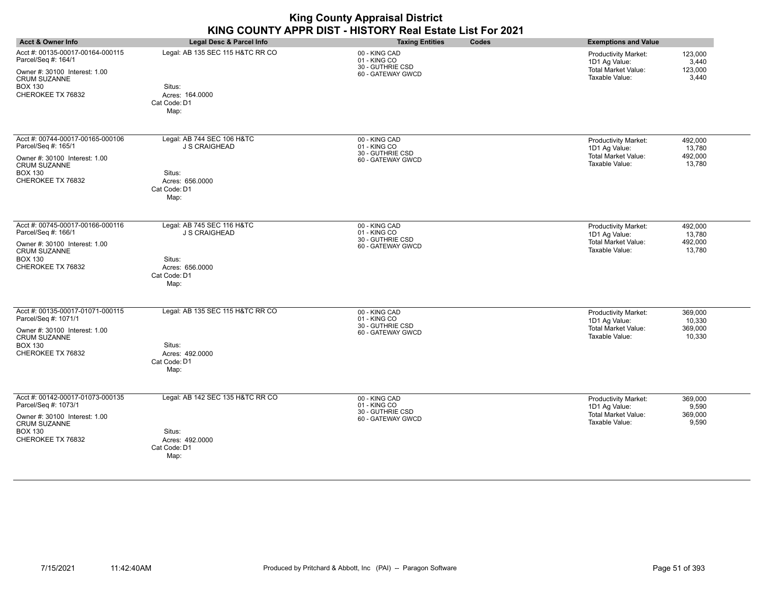# King County Appraisal District

## KING COUNTY APPR DIST - HISTORY Real Estate List For 2021

| Acct & Owner Info | Legal Desc & Parcel Info | Taxing Entities | Codes | Exemptions and Value |
|---|---|---|---|---|
| Acct #: 00135-00017-00164-000115<br>Parcel/Seq #: 164/1<br>Owner #: 30100 Interest: 1.00<br>CRUM SUZANNE<br>BOX 130<br>CHEROKEE TX 76832 | Legal: AB 135 SEC 115 H&TC RR CO<br>Situs:<br>Acres: 164.0000<br>Cat Code: D1<br>Map: | 00 - KING CAD<br>01 - KING CO<br>30 - GUTHRIE CSD<br>60 - GATEWAY GWCD | | Productivity Market: 123,000<br>1D1 Ag Value: 3,440<br>Total Market Value: 123,000<br>Taxable Value: 3,440 |
| Acct #: 00744-00017-00165-000106<br>Parcel/Seq #: 165/1<br>Owner #: 30100 Interest: 1.00<br>CRUM SUZANNE<br>BOX 130<br>CHEROKEE TX 76832 | Legal: AB 744 SEC 106 H&TC<br>J S CRAIGHEAD<br>Situs:<br>Acres: 656.0000<br>Cat Code: D1<br>Map: | 00 - KING CAD<br>01 - KING CO<br>30 - GUTHRIE CSD<br>60 - GATEWAY GWCD | | Productivity Market: 492,000<br>1D1 Ag Value: 13,780<br>Total Market Value: 492,000<br>Taxable Value: 13,780 |
| Acct #: 00745-00017-00166-000116<br>Parcel/Seq #: 166/1<br>Owner #: 30100 Interest: 1.00<br>CRUM SUZANNE<br>BOX 130<br>CHEROKEE TX 76832 | Legal: AB 745 SEC 116 H&TC<br>J S CRAIGHEAD<br>Situs:<br>Acres: 656.0000<br>Cat Code: D1<br>Map: | 00 - KING CAD<br>01 - KING CO<br>30 - GUTHRIE CSD<br>60 - GATEWAY GWCD | | Productivity Market: 492,000<br>1D1 Ag Value: 13,780<br>Total Market Value: 492,000<br>Taxable Value: 13,780 |
| Acct #: 00135-00017-01071-000115<br>Parcel/Seq #: 1071/1<br>Owner #: 30100 Interest: 1.00<br>CRUM SUZANNE<br>BOX 130<br>CHEROKEE TX 76832 | Legal: AB 135 SEC 115 H&TC RR CO<br>Situs:<br>Acres: 492.0000<br>Cat Code: D1<br>Map: | 00 - KING CAD<br>01 - KING CO<br>30 - GUTHRIE CSD<br>60 - GATEWAY GWCD | | Productivity Market: 369,000<br>1D1 Ag Value: 10,330<br>Total Market Value: 369,000<br>Taxable Value: 10,330 |
| Acct #: 00142-00017-01073-000135<br>Parcel/Seq #: 1073/1<br>Owner #: 30100 Interest: 1.00<br>CRUM SUZANNE<br>BOX 130<br>CHEROKEE TX 76832 | Legal: AB 142 SEC 135 H&TC RR CO<br>Situs:<br>Acres: 492.0000<br>Cat Code: D1<br>Map: | 00 - KING CAD<br>01 - KING CO<br>30 - GUTHRIE CSD<br>60 - GATEWAY GWCD | | Productivity Market: 369,000<br>1D1 Ag Value: 9,590<br>Total Market Value: 369,000<br>Taxable Value: 9,590 |

7/15/2021 11:42:40AM Produced by Pritchard & Abbott, Inc (PAI) -- Paragon Software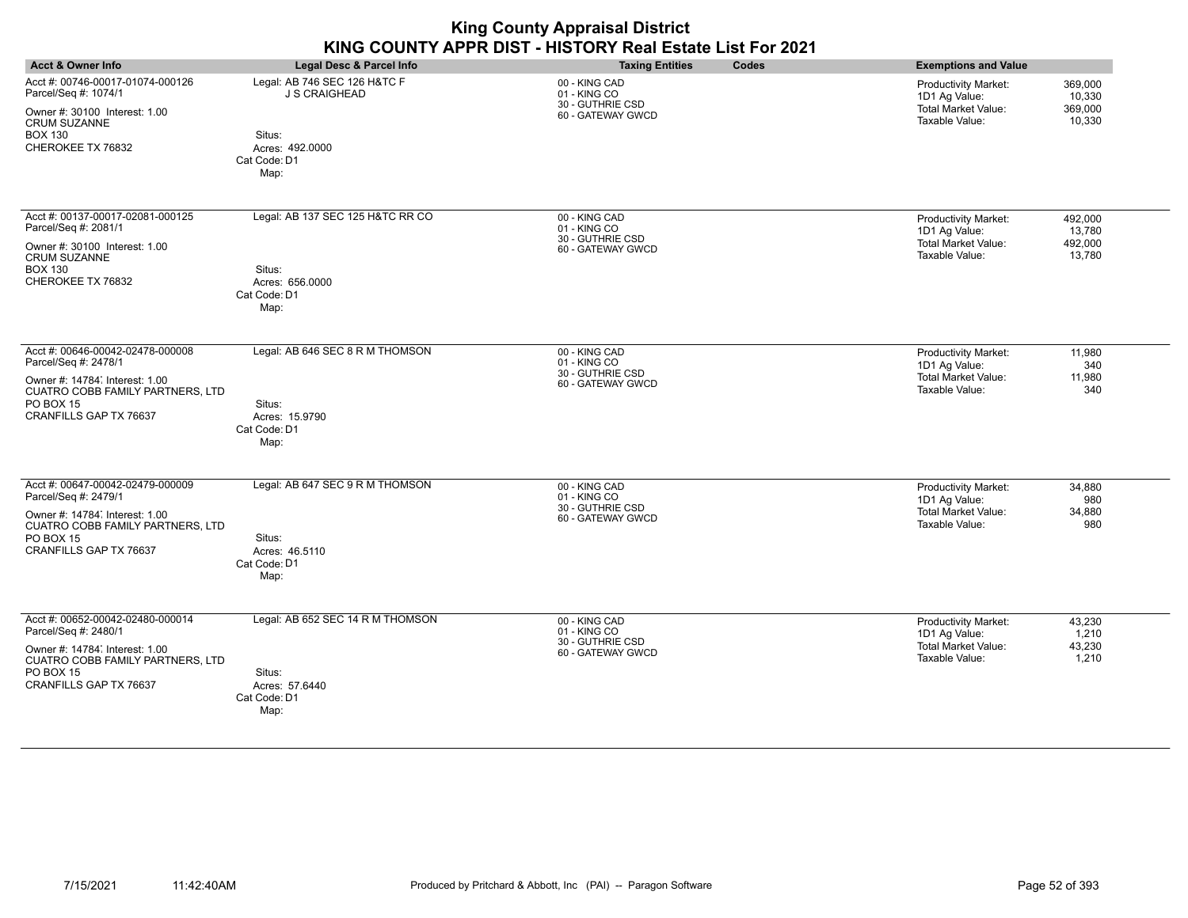# King County Appraisal District

## KING COUNTY APPR DIST - HISTORY Real Estate List For 2021

| Acct & Owner Info | Legal Desc & Parcel Info | Taxing Entities | Codes | Exemptions and Value |
|---|---|---|---|---|
| Acct #: 00746-00017-01074-000126<br>Parcel/Seq #: 1074/1<br>Owner #: 30100 Interest: 1.00<br>CRUM SUZANNE<br>BOX 130<br>CHEROKEE TX 76832 | Legal: AB 746 SEC 126 H&TC F J S CRAIGHEAD<br>Situs:<br>Acres: 492.0000<br>Cat Code: D1<br>Map: | 00 - KING CAD<br>01 - KING CO<br>30 - GUTHRIE CSD<br>60 - GATEWAY GWCD | | Productivity Market: 369,000<br>1D1 Ag Value: 10,330<br>Total Market Value: 369,000<br>Taxable Value: 10,330 |
| Acct #: 00137-00017-02081-000125<br>Parcel/Seq #: 2081/1<br>Owner #: 30100 Interest: 1.00<br>CRUM SUZANNE<br>BOX 130<br>CHEROKEE TX 76832 | Legal: AB 137 SEC 125 H&TC RR CO<br>Situs:<br>Acres: 656.0000<br>Cat Code: D1<br>Map: | 00 - KING CAD<br>01 - KING CO<br>30 - GUTHRIE CSD<br>60 - GATEWAY GWCD | | Productivity Market: 492,000<br>1D1 Ag Value: 13,780<br>Total Market Value: 492,000<br>Taxable Value: 13,780 |
| Acct #: 00646-00042-02478-000008<br>Parcel/Seq #: 2478/1<br>Owner #: 14784 Interest: 1.00<br>CUATRO COBB FAMILY PARTNERS, LTD<br>PO BOX 15<br>CRANFILLS GAP TX 76637 | Legal: AB 646 SEC 8 R M THOMSON<br>Situs:<br>Acres: 15.9790<br>Cat Code: D1<br>Map: | 00 - KING CAD<br>01 - KING CO<br>30 - GUTHRIE CSD<br>60 - GATEWAY GWCD | | Productivity Market: 11,980<br>1D1 Ag Value: 340<br>Total Market Value: 11,980<br>Taxable Value: 340 |
| Acct #: 00647-00042-02479-000009<br>Parcel/Seq #: 2479/1<br>Owner #: 14784 Interest: 1.00<br>CUATRO COBB FAMILY PARTNERS, LTD<br>PO BOX 15<br>CRANFILLS GAP TX 76637 | Legal: AB 647 SEC 9 R M THOMSON<br>Situs:<br>Acres: 46.5110<br>Cat Code: D1<br>Map: | 00 - KING CAD<br>01 - KING CO<br>30 - GUTHRIE CSD<br>60 - GATEWAY GWCD | | Productivity Market: 34,880<br>1D1 Ag Value: 980<br>Total Market Value: 34,880<br>Taxable Value: 980 |
| Acct #: 00652-00042-02480-000014<br>Parcel/Seq #: 2480/1<br>Owner #: 14784 Interest: 1.00<br>CUATRO COBB FAMILY PARTNERS, LTD<br>PO BOX 15<br>CRANFILLS GAP TX 76637 | Legal: AB 652 SEC 14 R M THOMSON<br>Situs:<br>Acres: 57.6440<br>Cat Code: D1<br>Map: | 00 - KING CAD<br>01 - KING CO<br>30 - GUTHRIE CSD<br>60 - GATEWAY GWCD | | Productivity Market: 43,230<br>1D1 Ag Value: 1,210<br>Total Market Value: 43,230<br>Taxable Value: 1,210 |

7/15/2021 11:42:40AM Produced by Pritchard & Abbott, Inc (PAI) -- Paragon Software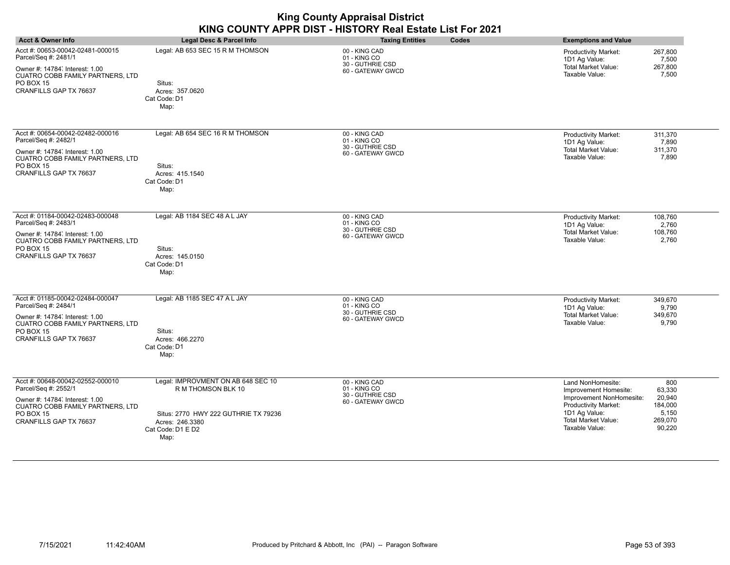# King County Appraisal District

## KING COUNTY APPR DIST - HISTORY Real Estate List For 2021

| Acct & Owner Info | Legal Desc & Parcel Info | Taxing Entities | Codes | Exemptions and Value |
|---|---|---|---|---|
| Acct #: 00653-00042-02481-000015<br>Parcel/Seq #: 2481/1<br>Owner #: 14784; Interest: 1.00<br>CUATRO COBB FAMILY PARTNERS, LTD<br>PO BOX 15<br>CRANFILLS GAP TX 76637 | Legal: AB 653 SEC 15 R M THOMSON<br>Situs:<br>Acres: 357.0620<br>Cat Code: D1<br>Map: | 00 - KING CAD<br>01 - KING CO<br>30 - GUTHRIE CSD<br>60 - GATEWAY GWCD | | Productivity Market: 267,800<br>1D1 Ag Value: 7,500<br>Total Market Value: 267,800<br>Taxable Value: 7,500 |
| Acct #: 00654-00042-02482-000016<br>Parcel/Seq #: 2482/1<br>Owner #: 14784; Interest: 1.00<br>CUATRO COBB FAMILY PARTNERS, LTD<br>PO BOX 15<br>CRANFILLS GAP TX 76637 | Legal: AB 654 SEC 16 R M THOMSON<br>Situs:<br>Acres: 415.1540<br>Cat Code: D1<br>Map: | 00 - KING CAD<br>01 - KING CO<br>30 - GUTHRIE CSD<br>60 - GATEWAY GWCD | | Productivity Market: 311,370<br>1D1 Ag Value: 7,890<br>Total Market Value: 311,370<br>Taxable Value: 7,890 |
| Acct #: 01184-00042-02483-000048<br>Parcel/Seq #: 2483/1<br>Owner #: 14784; Interest: 1.00<br>CUATRO COBB FAMILY PARTNERS, LTD<br>PO BOX 15<br>CRANFILLS GAP TX 76637 | Legal: AB 1184 SEC 48 A L JAY<br>Situs:<br>Acres: 145.0150<br>Cat Code: D1<br>Map: | 00 - KING CAD<br>01 - KING CO<br>30 - GUTHRIE CSD<br>60 - GATEWAY GWCD | | Productivity Market: 108,760<br>1D1 Ag Value: 2,760<br>Total Market Value: 108,760<br>Taxable Value: 2,760 |
| Acct #: 01185-00042-02484-000047<br>Parcel/Seq #: 2484/1<br>Owner #: 14784; Interest: 1.00<br>CUATRO COBB FAMILY PARTNERS, LTD<br>PO BOX 15<br>CRANFILLS GAP TX 76637 | Legal: AB 1185 SEC 47 A L JAY<br>Situs:<br>Acres: 466.2270<br>Cat Code: D1<br>Map: | 00 - KING CAD<br>01 - KING CO<br>30 - GUTHRIE CSD<br>60 - GATEWAY GWCD | | Productivity Market: 349,670<br>1D1 Ag Value: 9,790<br>Total Market Value: 349,670<br>Taxable Value: 9,790 |
| Acct #: 00648-00042-02552-000010<br>Parcel/Seq #: 2552/1<br>Owner #: 14784; Interest: 1.00<br>CUATRO COBB FAMILY PARTNERS, LTD<br>PO BOX 15<br>CRANFILLS GAP TX 76637 | Legal: IMPROVMENT ON AB 648 SEC 10 R M THOMSON BLK 10<br>Situs: 2770 HWY 222 GUTHRIE TX 79236<br>Acres: 246.3380<br>Cat Code: D1 E D2<br>Map: | 00 - KING CAD<br>01 - KING CO<br>30 - GUTHRIE CSD<br>60 - GATEWAY GWCD | | Land NonHomesite: 800<br>Improvement Homesite: 63,330<br>Improvement NonHomesite: 20,940<br>Productivity Market: 184,000<br>1D1 Ag Value: 5,150<br>Total Market Value: 269,070<br>Taxable Value: 90,220 |

7/15/2021 11:42:40AM Produced by Pritchard & Abbott, Inc (PAI) -- Paragon Software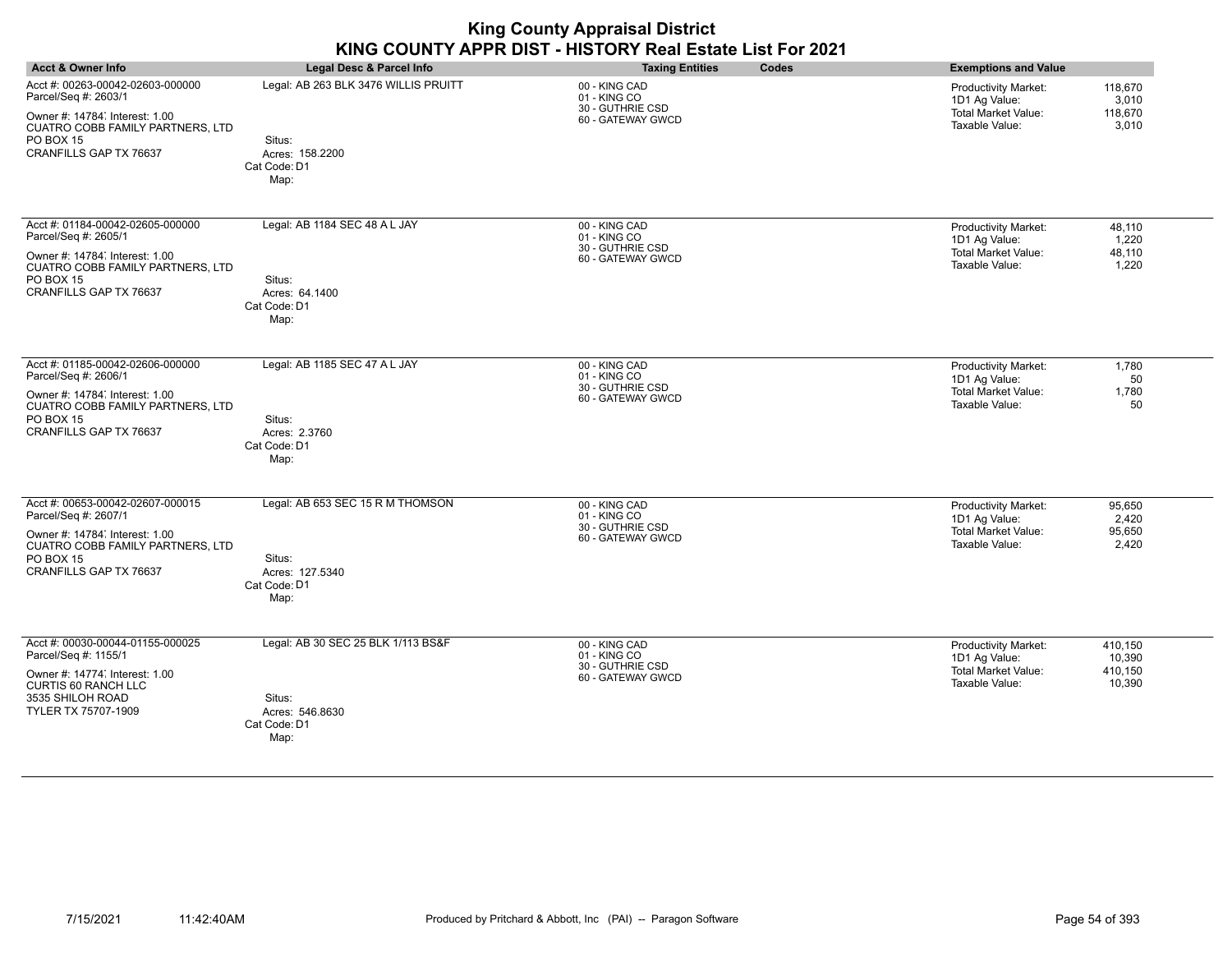# King County Appraisal District

## KING COUNTY APPR DIST - HISTORY Real Estate List For 2021

| Acct & Owner Info | Legal Desc & Parcel Info | Taxing Entities | Codes | Exemptions and Value |
| --- | --- | --- | --- | --- |
| Acct #: 00263-00042-02603-000000<br>Parcel/Seq #: 2603/1<br>Owner #: 14784; Interest: 1.00<br>CUATRO COBB FAMILY PARTNERS, LTD<br>PO BOX 15<br>CRANFILLS GAP TX 76637 | Legal: AB 263 BLK 3476 WILLIS PRUITT<br>Situs:<br>Acres: 158.2200<br>Cat Code: D1<br>Map: | 00 - KING CAD<br>01 - KING CO<br>30 - GUTHRIE CSD<br>60 - GATEWAY GWCD | | Productivity Market: 118,670<br>1D1 Ag Value: 3,010<br>Total Market Value: 118,670<br>Taxable Value: 3,010 |
| Acct #: 01184-00042-02605-000000<br>Parcel/Seq #: 2605/1<br>Owner #: 14784; Interest: 1.00<br>CUATRO COBB FAMILY PARTNERS, LTD<br>PO BOX 15<br>CRANFILLS GAP TX 76637 | Legal: AB 1184 SEC 48 A L JAY<br>Situs:<br>Acres: 64.1400<br>Cat Code: D1<br>Map: | 00 - KING CAD<br>01 - KING CO<br>30 - GUTHRIE CSD<br>60 - GATEWAY GWCD | | Productivity Market: 48,110<br>1D1 Ag Value: 1,220<br>Total Market Value: 48,110<br>Taxable Value: 1,220 |
| Acct #: 01185-00042-02606-000000<br>Parcel/Seq #: 2606/1<br>Owner #: 14784; Interest: 1.00<br>CUATRO COBB FAMILY PARTNERS, LTD<br>PO BOX 15<br>CRANFILLS GAP TX 76637 | Legal: AB 1185 SEC 47 A L JAY<br>Situs:<br>Acres: 2.3760<br>Cat Code: D1<br>Map: | 00 - KING CAD<br>01 - KING CO<br>30 - GUTHRIE CSD<br>60 - GATEWAY GWCD | | Productivity Market: 1,780<br>1D1 Ag Value: 50<br>Total Market Value: 1,780<br>Taxable Value: 50 |
| Acct #: 00653-00042-02607-000015<br>Parcel/Seq #: 2607/1<br>Owner #: 14784; Interest: 1.00<br>CUATRO COBB FAMILY PARTNERS, LTD<br>PO BOX 15<br>CRANFILLS GAP TX 76637 | Legal: AB 653 SEC 15 R M THOMSON<br>Situs:<br>Acres: 127.5340<br>Cat Code: D1<br>Map: | 00 - KING CAD<br>01 - KING CO<br>30 - GUTHRIE CSD<br>60 - GATEWAY GWCD | | Productivity Market: 95,650<br>1D1 Ag Value: 2,420<br>Total Market Value: 95,650<br>Taxable Value: 2,420 |
| Acct #: 00030-00044-01155-000025<br>Parcel/Seq #: 1155/1<br>Owner #: 14774; Interest: 1.00<br>CURTIS 60 RANCH LLC<br>3535 SHILOH ROAD<br>TYLER TX 75707-1909 | Legal: AB 30 SEC 25 BLK 1/113 BS&F<br>Situs:<br>Acres: 546.8630<br>Cat Code: D1<br>Map: | 00 - KING CAD<br>01 - KING CO<br>30 - GUTHRIE CSD<br>60 - GATEWAY GWCD | | Productivity Market: 410,150<br>1D1 Ag Value: 10,390<br>Total Market Value: 410,150<br>Taxable Value: 10,390 |

7/15/2021 11:42:40AM Produced by Pritchard & Abbott, Inc (PAI) -- Paragon Software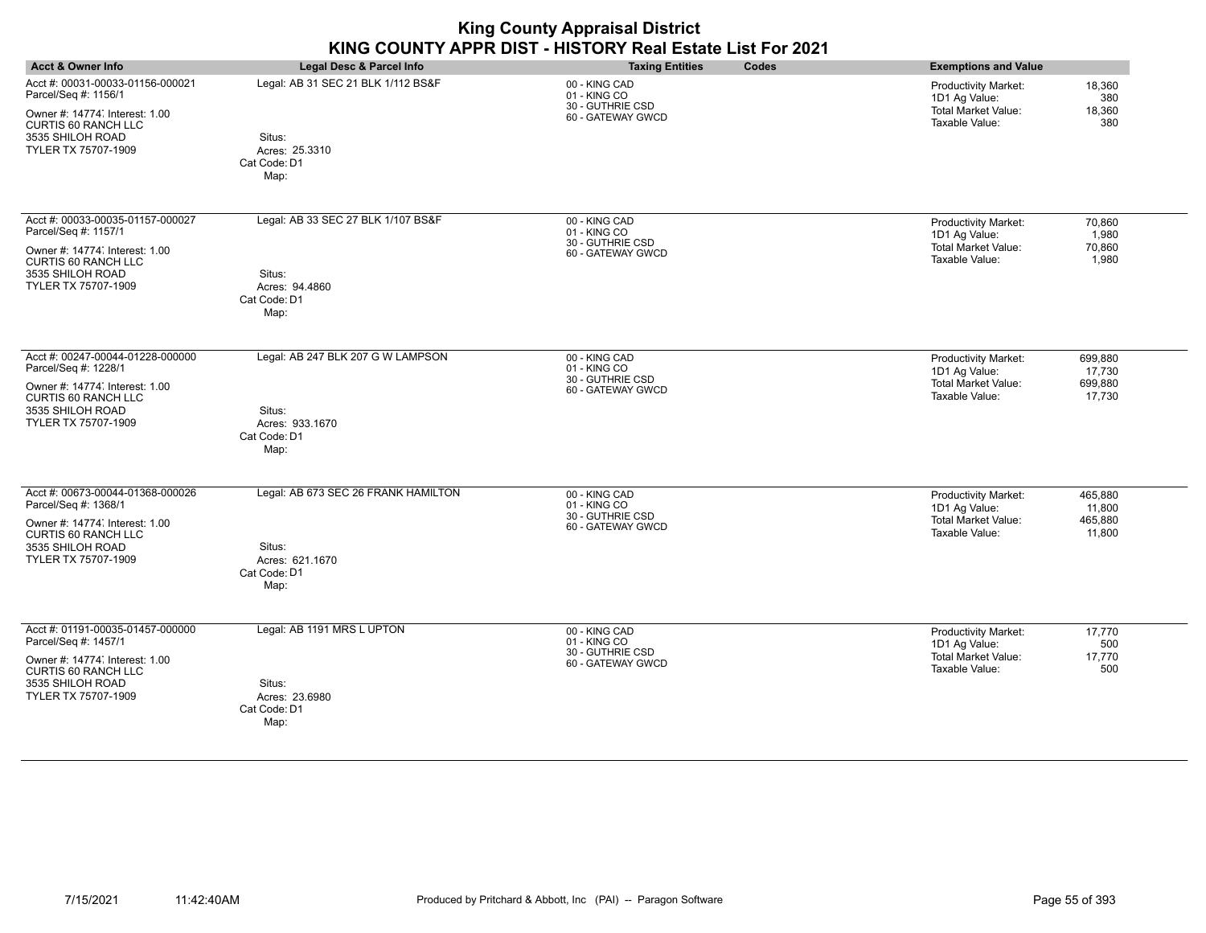# King County Appraisal District

## KING COUNTY APPR DIST - HISTORY Real Estate List For 2021

| Acct & Owner Info | Legal Desc & Parcel Info | Taxing Entities | Codes | Exemptions and Value |
|---|---|---|---|---|
| Acct #: 00031-00033-01156-000021<br>Parcel/Seq #: 1156/1<br>Owner #: 14774; Interest: 1.00<br>CURTIS 60 RANCH LLC<br>3535 SHILOH ROAD<br>TYLER TX 75707-1909 | Legal: AB 31 SEC 21 BLK 1/112 BS&F<br>Situs:<br>Acres: 25.3310<br>Cat Code: D1<br>Map: | 00 - KING CAD<br>01 - KING CO<br>30 - GUTHRIE CSD<br>60 - GATEWAY GWCD | | Productivity Market: 18,360<br>1D1 Ag Value: 380<br>Total Market Value: 18,360<br>Taxable Value: 380 |
| Acct #: 00033-00035-01157-000027<br>Parcel/Seq #: 1157/1<br>Owner #: 14774; Interest: 1.00<br>CURTIS 60 RANCH LLC<br>3535 SHILOH ROAD<br>TYLER TX 75707-1909 | Legal: AB 33 SEC 27 BLK 1/107 BS&F<br>Situs:<br>Acres: 94.4860<br>Cat Code: D1<br>Map: | 00 - KING CAD<br>01 - KING CO<br>30 - GUTHRIE CSD<br>60 - GATEWAY GWCD | | Productivity Market: 70,860<br>1D1 Ag Value: 1,980<br>Total Market Value: 70,860<br>Taxable Value: 1,980 |
| Acct #: 00247-00044-01228-000000<br>Parcel/Seq #: 1228/1<br>Owner #: 14774; Interest: 1.00<br>CURTIS 60 RANCH LLC<br>3535 SHILOH ROAD<br>TYLER TX 75707-1909 | Legal: AB 247 BLK 207 G W LAMPSON<br>Situs:<br>Acres: 933.1670<br>Cat Code: D1<br>Map: | 00 - KING CAD<br>01 - KING CO<br>30 - GUTHRIE CSD<br>60 - GATEWAY GWCD | | Productivity Market: 699,880<br>1D1 Ag Value: 17,730<br>Total Market Value: 699,880<br>Taxable Value: 17,730 |
| Acct #: 00673-00044-01368-000026<br>Parcel/Seq #: 1368/1<br>Owner #: 14774; Interest: 1.00<br>CURTIS 60 RANCH LLC<br>3535 SHILOH ROAD<br>TYLER TX 75707-1909 | Legal: AB 673 SEC 26 FRANK HAMILTON<br>Situs:<br>Acres: 621.1670<br>Cat Code: D1<br>Map: | 00 - KING CAD<br>01 - KING CO<br>30 - GUTHRIE CSD<br>60 - GATEWAY GWCD | | Productivity Market: 465,880<br>1D1 Ag Value: 11,800<br>Total Market Value: 465,880<br>Taxable Value: 11,800 |
| Acct #: 01191-00035-01457-000000<br>Parcel/Seq #: 1457/1<br>Owner #: 14774; Interest: 1.00<br>CURTIS 60 RANCH LLC<br>3535 SHILOH ROAD<br>TYLER TX 75707-1909 | Legal: AB 1191 MRS L UPTON<br>Situs:<br>Acres: 23.6980<br>Cat Code: D1<br>Map: | 00 - KING CAD<br>01 - KING CO<br>30 - GUTHRIE CSD<br>60 - GATEWAY GWCD | | Productivity Market: 17,770<br>1D1 Ag Value: 500<br>Total Market Value: 17,770<br>Taxable Value: 500 |

7/15/2021 11:42:40AM Produced by Pritchard & Abbott, Inc (PAI) -- Paragon Software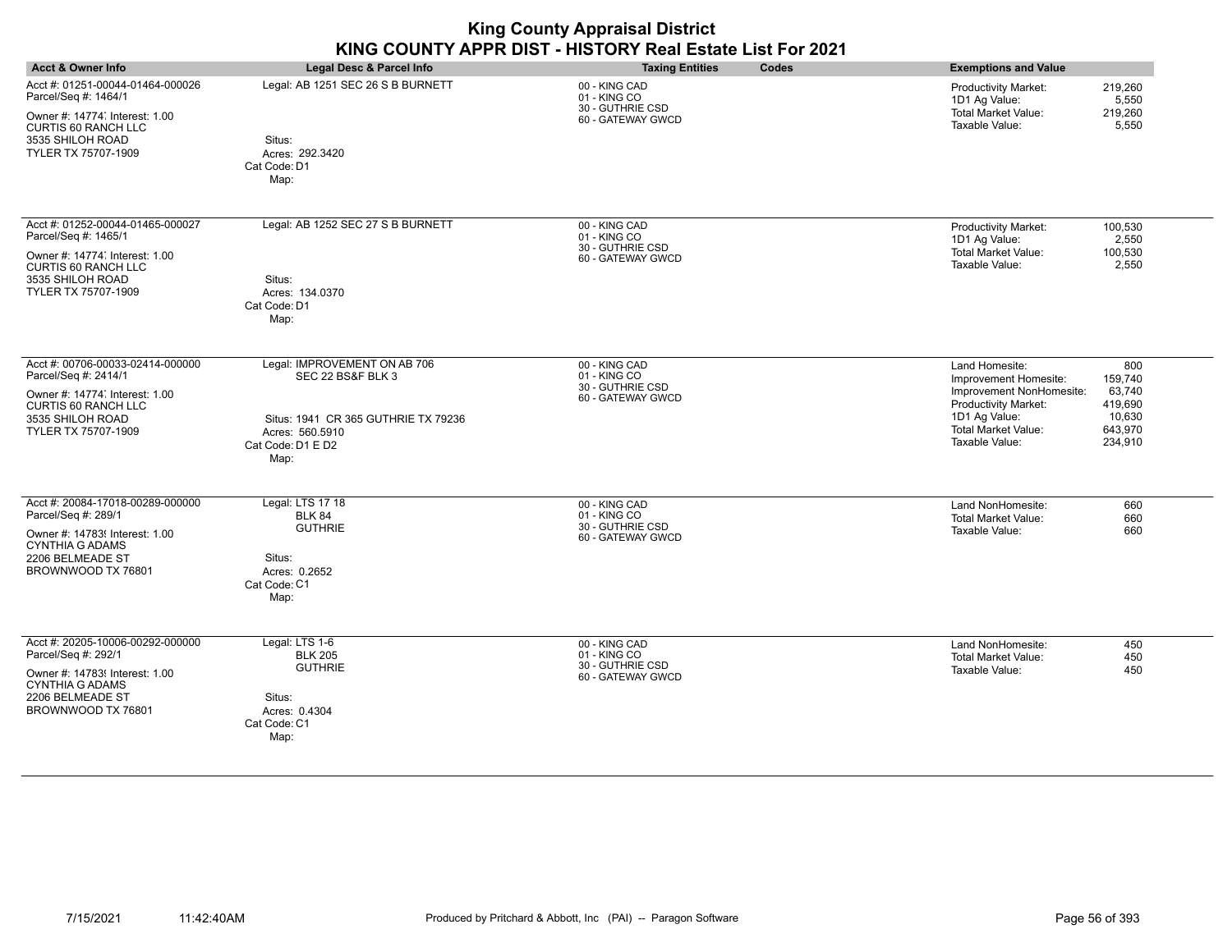# King County Appraisal District

## KING COUNTY APPR DIST - HISTORY Real Estate List For 2021

| Acct & Owner Info | Legal Desc & Parcel Info | Taxing Entities | Codes | Exemptions and Value |
|---|---|---|---|---|
| Acct #: 01251-00044-01464-000026<br>Parcel/Seq #: 1464/1<br>Owner #: 14774; Interest: 1.00<br>CURTIS 60 RANCH LLC<br>3535 SHILOH ROAD<br>TYLER TX 75707-1909 | Legal: AB 1251 SEC 26 S B BURNETT<br>Situs:<br>Acres: 292.3420<br>Cat Code: D1<br>Map: | 00 - KING CAD<br>01 - KING CO<br>30 - GUTHRIE CSD<br>60 - GATEWAY GWCD | | Productivity Market: 219,260<br>1D1 Ag Value: 5,550<br>Total Market Value: 219,260<br>Taxable Value: 5,550 |
| Acct #: 01252-00044-01465-000027<br>Parcel/Seq #: 1465/1<br>Owner #: 14774; Interest: 1.00<br>CURTIS 60 RANCH LLC<br>3535 SHILOH ROAD<br>TYLER TX 75707-1909 | Legal: AB 1252 SEC 27 S B BURNETT<br>Situs:<br>Acres: 134.0370<br>Cat Code: D1<br>Map: | 00 - KING CAD<br>01 - KING CO<br>30 - GUTHRIE CSD<br>60 - GATEWAY GWCD | | Productivity Market: 100,530<br>1D1 Ag Value: 2,550<br>Total Market Value: 100,530<br>Taxable Value: 2,550 |
| Acct #: 00706-00033-02414-000000<br>Parcel/Seq #: 2414/1<br>Owner #: 14774; Interest: 1.00<br>CURTIS 60 RANCH LLC<br>3535 SHILOH ROAD<br>TYLER TX 75707-1909 | Legal: IMPROVEMENT ON AB 706 SEC 22 BS&F BLK 3<br>Situs: 1941 CR 365 GUTHRIE TX 79236<br>Acres: 560.5910<br>Cat Code: D1 E D2<br>Map: | 00 - KING CAD<br>01 - KING CO<br>30 - GUTHRIE CSD<br>60 - GATEWAY GWCD | | Land Homesite: 800<br>Improvement Homesite: 159,740<br>Improvement NonHomesite: 63,740<br>Productivity Market: 419,690<br>1D1 Ag Value: 10,630<br>Total Market Value: 643,970<br>Taxable Value: 234,910 |
| Acct #: 20084-17018-00289-000000<br>Parcel/Seq #: 289/1<br>Owner #: 14783; Interest: 1.00<br>CYNTHIA G ADAMS<br>2206 BELMEADE ST<br>BROWNWOOD TX 76801 | Legal: LTS 17 18 BLK 84 GUTHRIE<br>Situs:<br>Acres: 0.2652<br>Cat Code: C1<br>Map: | 00 - KING CAD<br>01 - KING CO<br>30 - GUTHRIE CSD<br>60 - GATEWAY GWCD | | Land NonHomesite: 660<br>Total Market Value: 660<br>Taxable Value: 660 |
| Acct #: 20205-10006-00292-000000<br>Parcel/Seq #: 292/1<br>Owner #: 14783; Interest: 1.00<br>CYNTHIA G ADAMS<br>2206 BELMEADE ST<br>BROWNWOOD TX 76801 | Legal: LTS 1-6 BLK 205 GUTHRIE<br>Situs:<br>Acres: 0.4304<br>Cat Code: C1<br>Map: | 00 - KING CAD<br>01 - KING CO<br>30 - GUTHRIE CSD<br>60 - GATEWAY GWCD | | Land NonHomesite: 450<br>Total Market Value: 450<br>Taxable Value: 450 |

7/15/2021 11:42:40AM Produced by Pritchard & Abbott, Inc (PAI) -- Paragon Software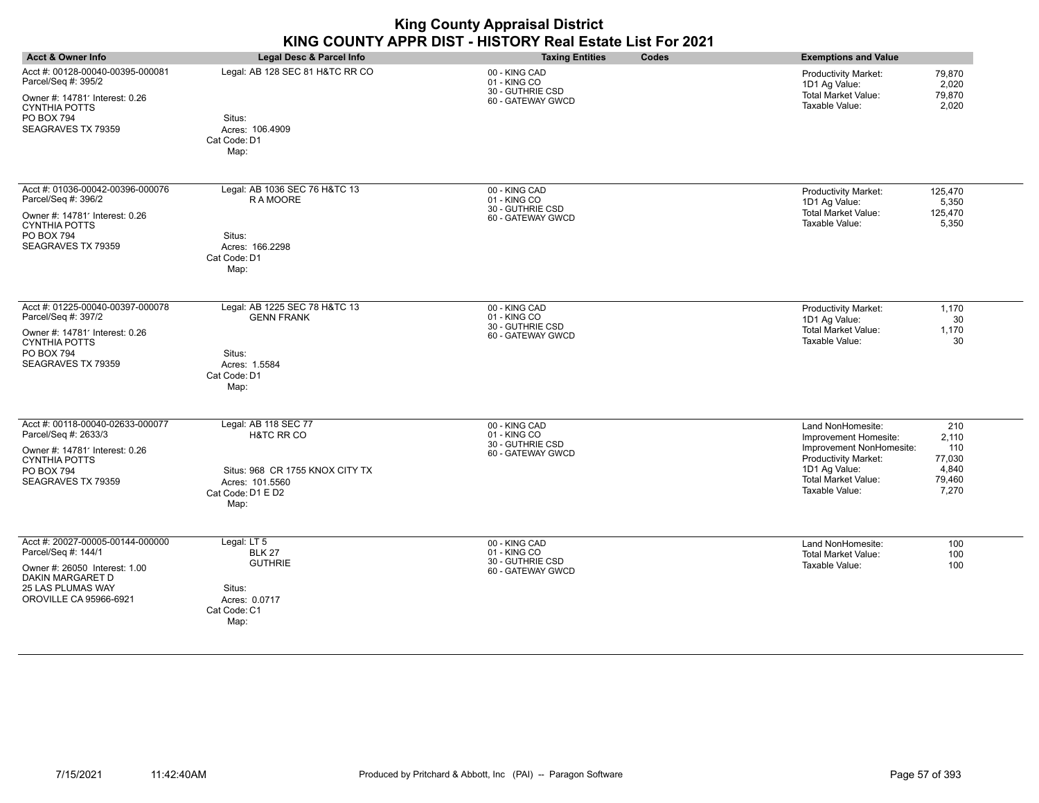# King County Appraisal District

## KING COUNTY APPR DIST - HISTORY Real Estate List For 2021

| Acct & Owner Info | Legal Desc & Parcel Info | Taxing Entities | Codes | Exemptions and Value |
|---|---|---|---|---|
| Acct #: 00128-00040-00395-000081<br>Parcel/Seq #: 395/2<br>Owner #: 14781´ Interest: 0.26<br>CYNTHIA POTTS<br>PO BOX 794<br>SEAGRAVES TX 79359 | Legal: AB 128 SEC 81 H&TC RR CO<br>Situs:<br>Acres: 106.4909<br>Cat Code: D1<br>Map: | 00 - KING CAD<br>01 - KING CO<br>30 - GUTHRIE CSD<br>60 - GATEWAY GWCD | | Productivity Market: 79,870<br>1D1 Ag Value: 2,020<br>Total Market Value: 79,870<br>Taxable Value: 2,020 |
| Acct #: 01036-00042-00396-000076<br>Parcel/Seq #: 396/2<br>Owner #: 14781´ Interest: 0.26<br>CYNTHIA POTTS<br>PO BOX 794<br>SEAGRAVES TX 79359 | Legal: AB 1036 SEC 76 H&TC 13<br>R A MOORE<br>Situs:<br>Acres: 166.2298<br>Cat Code: D1<br>Map: | 00 - KING CAD<br>01 - KING CO<br>30 - GUTHRIE CSD<br>60 - GATEWAY GWCD | | Productivity Market: 125,470<br>1D1 Ag Value: 5,350<br>Total Market Value: 125,470<br>Taxable Value: 5,350 |
| Acct #: 01225-00040-00397-000078<br>Parcel/Seq #: 397/2<br>Owner #: 14781´ Interest: 0.26<br>CYNTHIA POTTS<br>PO BOX 794<br>SEAGRAVES TX 79359 | Legal: AB 1225 SEC 78 H&TC 13<br>GENN FRANK<br>Situs:<br>Acres: 1.5584<br>Cat Code: D1<br>Map: | 00 - KING CAD<br>01 - KING CO<br>30 - GUTHRIE CSD<br>60 - GATEWAY GWCD | | Productivity Market: 1,170<br>1D1 Ag Value: 30<br>Total Market Value: 1,170<br>Taxable Value: 30 |
| Acct #: 00118-00040-02633-000077<br>Parcel/Seq #: 2633/3<br>Owner #: 14781´ Interest: 0.26<br>CYNTHIA POTTS<br>PO BOX 794<br>SEAGRAVES TX 79359 | Legal: AB 118 SEC 77<br>H&TC RR CO<br>Situs: 968 CR 1755 KNOX CITY TX<br>Acres: 101.5560<br>Cat Code: D1 E D2<br>Map: | 00 - KING CAD<br>01 - KING CO<br>30 - GUTHRIE CSD<br>60 - GATEWAY GWCD | | Land NonHomesite: 210<br>Improvement Homesite: 2,110<br>Improvement NonHomesite: 110<br>Productivity Market: 77,030<br>1D1 Ag Value: 4,840<br>Total Market Value: 79,460<br>Taxable Value: 7,270 |
| Acct #: 20027-00005-00144-000000<br>Parcel/Seq #: 144/1<br>Owner #: 26050 Interest: 1.00<br>DAKIN MARGARET D<br>25 LAS PLUMAS WAY<br>OROVILLE CA 95966-6921 | Legal: LT 5<br>BLK 27<br>GUTHRIE<br>Situs:<br>Acres: 0.0717<br>Cat Code: C1<br>Map: | 00 - KING CAD<br>01 - KING CO<br>30 - GUTHRIE CSD<br>60 - GATEWAY GWCD | | Land NonHomesite: 100<br>Total Market Value: 100<br>Taxable Value: 100 |

7/15/2021 11:42:40AM Produced by Pritchard & Abbott, Inc (PAI) -- Paragon Software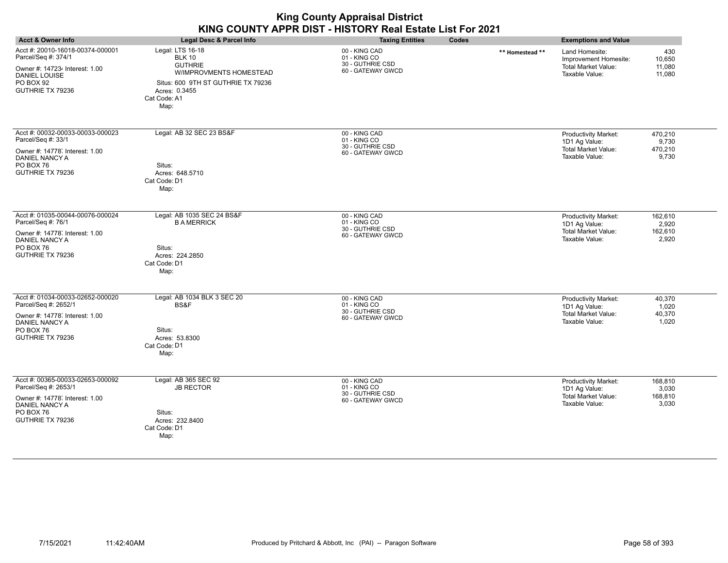# King County Appraisal District

## KING COUNTY APPR DIST - HISTORY Real Estate List For 2021

| Acct & Owner Info | Legal Desc & Parcel Info | Taxing Entities | Codes | Exemptions and Value |
|---|---|---|---|---|
| Acct #: 20010-16018-00374-000001<br>Parcel/Seq #: 374/1<br>Owner #: 14723 Interest: 1.00<br>DANIEL LOUISE<br>PO BOX 92<br>GUTHRIE TX 79236 | Legal: LTS 16-18<br>BLK 10<br>GUTHRIE<br>W/IMPROVMENTS HOMESTEAD<br>Situs: 600 9TH ST GUTHRIE TX 79236<br>Acres: 0.3455<br>Cat Code: A1<br>Map: | 00 - KING CAD<br>01 - KING CO<br>30 - GUTHRIE CSD<br>60 - GATEWAY GWCD | ** Homestead ** | Land Homesite: 430<br>Improvement Homesite: 10,650<br>Total Market Value: 11,080<br>Taxable Value: 11,080 |
| Acct #: 00032-00033-00033-000023<br>Parcel/Seq #: 33/1<br>Owner #: 14778 Interest: 1.00<br>DANIEL NANCY A<br>PO BOX 76<br>GUTHRIE TX 79236 | Legal: AB 32 SEC 23 BS&F<br>Situs:<br>Acres: 648.5710<br>Cat Code: D1<br>Map: | 00 - KING CAD<br>01 - KING CO<br>30 - GUTHRIE CSD<br>60 - GATEWAY GWCD | | Productivity Market: 470,210<br>1D1 Ag Value: 9,730<br>Total Market Value: 470,210<br>Taxable Value: 9,730 |
| Acct #: 01035-00044-00076-000024<br>Parcel/Seq #: 76/1<br>Owner #: 14778 Interest: 1.00<br>DANIEL NANCY A<br>PO BOX 76<br>GUTHRIE TX 79236 | Legal: AB 1035 SEC 24 BS&F<br>B A MERRICK<br>Situs:<br>Acres: 224.2850<br>Cat Code: D1<br>Map: | 00 - KING CAD<br>01 - KING CO<br>30 - GUTHRIE CSD<br>60 - GATEWAY GWCD | | Productivity Market: 162,610<br>1D1 Ag Value: 2,920<br>Total Market Value: 162,610<br>Taxable Value: 2,920 |
| Acct #: 01034-00033-02652-000020<br>Parcel/Seq #: 2652/1<br>Owner #: 14778 Interest: 1.00<br>DANIEL NANCY A<br>PO BOX 76<br>GUTHRIE TX 79236 | Legal: AB 1034 BLK 3 SEC 20<br>BS&F<br>Situs:<br>Acres: 53.8300<br>Cat Code: D1<br>Map: | 00 - KING CAD<br>01 - KING CO<br>30 - GUTHRIE CSD<br>60 - GATEWAY GWCD | | Productivity Market: 40,370<br>1D1 Ag Value: 1,020<br>Total Market Value: 40,370<br>Taxable Value: 1,020 |
| Acct #: 00365-00033-02653-000092<br>Parcel/Seq #: 2653/1<br>Owner #: 14778 Interest: 1.00<br>DANIEL NANCY A<br>PO BOX 76<br>GUTHRIE TX 79236 | Legal: AB 365 SEC 92<br>JB RECTOR<br>Situs:<br>Acres: 232.8400<br>Cat Code: D1<br>Map: | 00 - KING CAD<br>01 - KING CO<br>30 - GUTHRIE CSD<br>60 - GATEWAY GWCD | | Productivity Market: 168,810<br>1D1 Ag Value: 3,030<br>Total Market Value: 168,810<br>Taxable Value: 3,030 |

7/15/2021 11:42:40AM Produced by Pritchard & Abbott, Inc (PAI) -- Paragon Software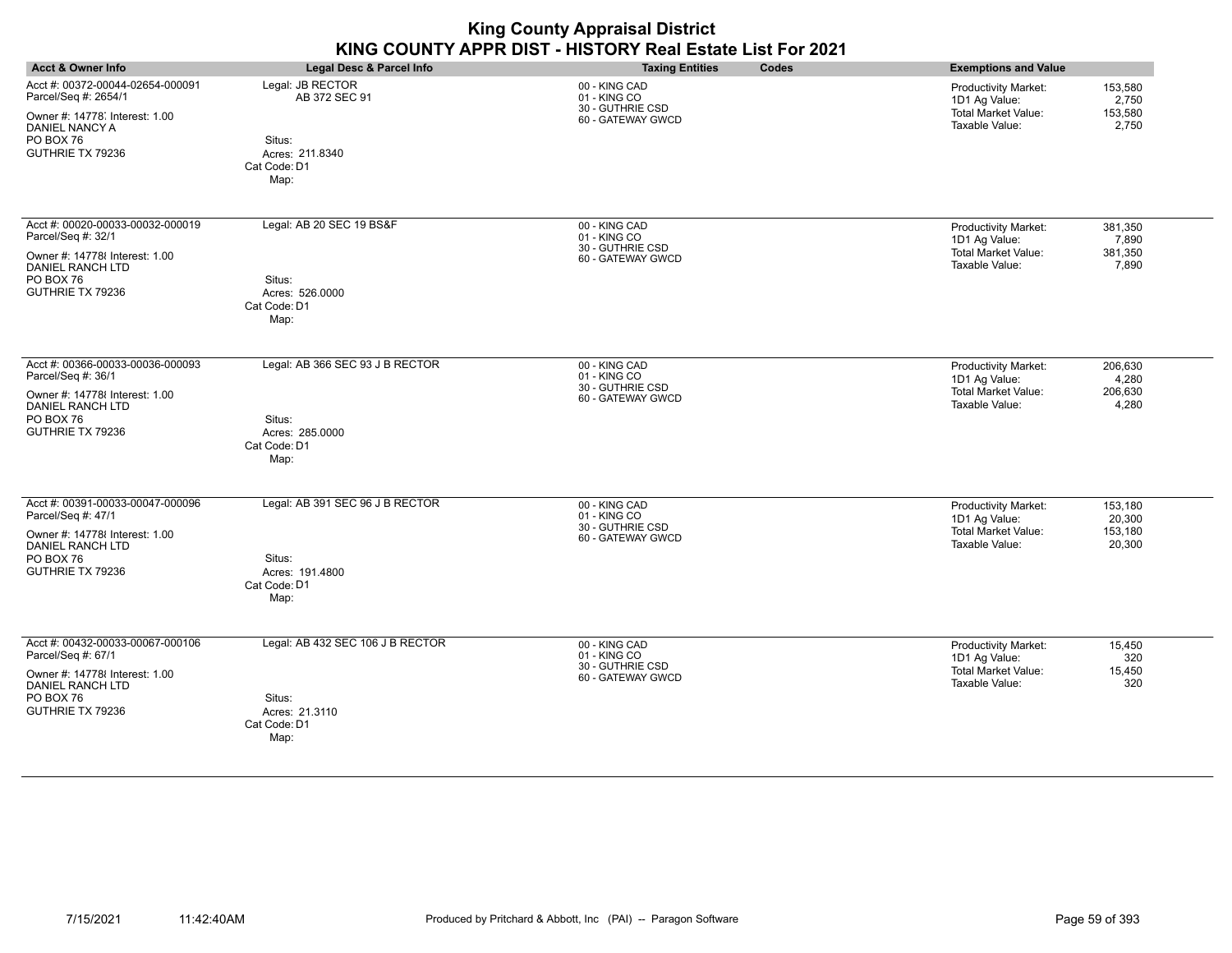# King County Appraisal District

## KING COUNTY APPR DIST - HISTORY Real Estate List For 2021

| Acct & Owner Info | Legal Desc & Parcel Info | Taxing Entities | Codes | Exemptions and Value |
|---|---|---|---|---|
| Acct #: 00372-00044-02654-000091<br>Parcel/Seq #: 2654/1<br>Owner #: 14778; Interest: 1.00<br>DANIEL NANCY A<br>PO BOX 76<br>GUTHRIE TX 79236 | Legal: JB RECTOR<br>AB 372 SEC 91<br>Situs:<br>Acres: 211.8340<br>Cat Code: D1<br>Map: | 00 - KING CAD<br>01 - KING CO<br>30 - GUTHRIE CSD<br>60 - GATEWAY GWCD | | Productivity Market: 153,580<br>1D1 Ag Value: 2,750<br>Total Market Value: 153,580<br>Taxable Value: 2,750 |
| Acct #: 00020-00033-00032-000019<br>Parcel/Seq #: 32/1<br>Owner #: 14778( Interest: 1.00<br>DANIEL RANCH LTD<br>PO BOX 76<br>GUTHRIE TX 79236 | Legal: AB 20 SEC 19 BS&F<br>Situs:<br>Acres: 526.0000<br>Cat Code: D1<br>Map: | 00 - KING CAD<br>01 - KING CO<br>30 - GUTHRIE CSD<br>60 - GATEWAY GWCD | | Productivity Market: 381,350<br>1D1 Ag Value: 7,890<br>Total Market Value: 381,350<br>Taxable Value: 7,890 |
| Acct #: 00366-00033-00036-000093<br>Parcel/Seq #: 36/1<br>Owner #: 14778( Interest: 1.00<br>DANIEL RANCH LTD<br>PO BOX 76<br>GUTHRIE TX 79236 | Legal: AB 366 SEC 93 J B RECTOR<br>Situs:<br>Acres: 285.0000<br>Cat Code: D1<br>Map: | 00 - KING CAD<br>01 - KING CO<br>30 - GUTHRIE CSD<br>60 - GATEWAY GWCD | | Productivity Market: 206,630<br>1D1 Ag Value: 4,280<br>Total Market Value: 206,630<br>Taxable Value: 4,280 |
| Acct #: 00391-00033-00047-000096<br>Parcel/Seq #: 47/1<br>Owner #: 14778( Interest: 1.00<br>DANIEL RANCH LTD<br>PO BOX 76<br>GUTHRIE TX 79236 | Legal: AB 391 SEC 96 J B RECTOR<br>Situs:<br>Acres: 191.4800<br>Cat Code: D1<br>Map: | 00 - KING CAD<br>01 - KING CO<br>30 - GUTHRIE CSD<br>60 - GATEWAY GWCD | | Productivity Market: 153,180<br>1D1 Ag Value: 20,300<br>Total Market Value: 153,180<br>Taxable Value: 20,300 |
| Acct #: 00432-00033-00067-000106<br>Parcel/Seq #: 67/1<br>Owner #: 14778( Interest: 1.00<br>DANIEL RANCH LTD<br>PO BOX 76<br>GUTHRIE TX 79236 | Legal: AB 432 SEC 106 J B RECTOR<br>Situs:<br>Acres: 21.3110<br>Cat Code: D1<br>Map: | 00 - KING CAD<br>01 - KING CO<br>30 - GUTHRIE CSD<br>60 - GATEWAY GWCD | | Productivity Market: 15,450<br>1D1 Ag Value: 320<br>Total Market Value: 15,450<br>Taxable Value: 320 |

7/15/2021 11:42:40AM Produced by Pritchard & Abbott, Inc (PAI) -- Paragon Software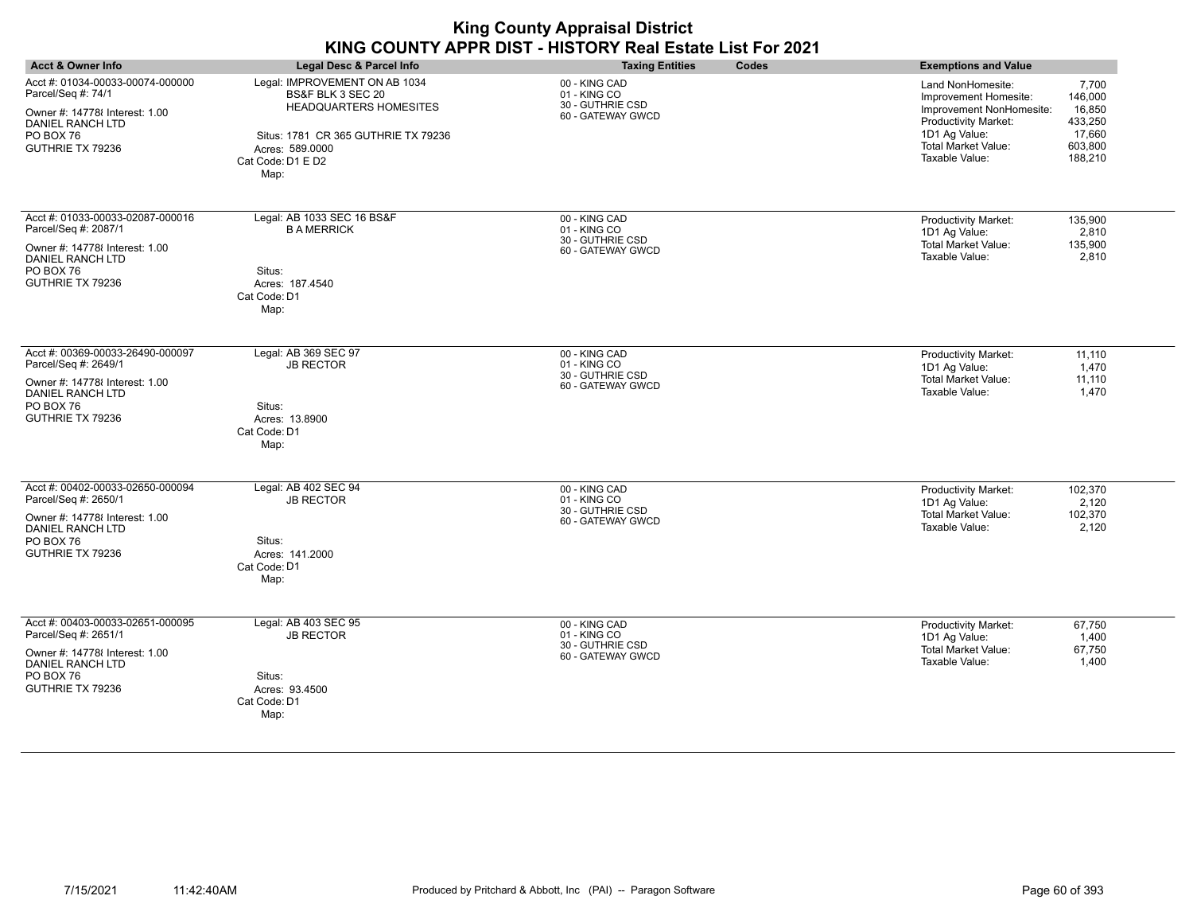# King County Appraisal District

## KING COUNTY APPR DIST - HISTORY Real Estate List For 2021

| Acct & Owner Info | Legal Desc & Parcel Info | Taxing Entities | Codes | Exemptions and Value |
|---|---|---|---|---|
| Acct #: 01034-00033-00074-000000<br>Parcel/Seq #: 74/1<br>Owner #: 14778( Interest: 1.00<br>DANIEL RANCH LTD<br>PO BOX 76<br>GUTHRIE TX 79236 | Legal: IMPROVEMENT ON AB 1034 BS&F BLK 3 SEC 20 HEADQUARTERS HOMESITES<br>Situs: 1781 CR 365 GUTHRIE TX 79236<br>Acres: 589.0000<br>Cat Code: D1 E D2<br>Map: | 00 - KING CAD<br>01 - KING CO<br>30 - GUTHRIE CSD<br>60 - GATEWAY GWCD | | Land NonHomesite: 7,700<br>Improvement Homesite: 146,000<br>Improvement NonHomesite: 16,850<br>Productivity Market: 433,250<br>1D1 Ag Value: 17,660<br>Total Market Value: 603,800<br>Taxable Value: 188,210 |
| Acct #: 01033-00033-02087-000016<br>Parcel/Seq #: 2087/1<br>Owner #: 14778( Interest: 1.00<br>DANIEL RANCH LTD<br>PO BOX 76<br>GUTHRIE TX 79236 | Legal: AB 1033 SEC 16 BS&F B A MERRICK<br>Situs:<br>Acres: 187.4540<br>Cat Code: D1<br>Map: | 00 - KING CAD<br>01 - KING CO<br>30 - GUTHRIE CSD<br>60 - GATEWAY GWCD | | Productivity Market: 135,900<br>1D1 Ag Value: 2,810<br>Total Market Value: 135,900<br>Taxable Value: 2,810 |
| Acct #: 00369-00033-26490-000097<br>Parcel/Seq #: 2649/1<br>Owner #: 14778( Interest: 1.00<br>DANIEL RANCH LTD<br>PO BOX 76<br>GUTHRIE TX 79236 | Legal: AB 369 SEC 97 JB RECTOR<br>Situs:<br>Acres: 13.8900<br>Cat Code: D1<br>Map: | 00 - KING CAD<br>01 - KING CO<br>30 - GUTHRIE CSD<br>60 - GATEWAY GWCD | | Productivity Market: 11,110<br>1D1 Ag Value: 1,470<br>Total Market Value: 11,110<br>Taxable Value: 1,470 |
| Acct #: 00402-00033-02650-000094<br>Parcel/Seq #: 2650/1<br>Owner #: 14778( Interest: 1.00<br>DANIEL RANCH LTD<br>PO BOX 76<br>GUTHRIE TX 79236 | Legal: AB 402 SEC 94 JB RECTOR<br>Situs:<br>Acres: 141.2000<br>Cat Code: D1<br>Map: | 00 - KING CAD<br>01 - KING CO<br>30 - GUTHRIE CSD<br>60 - GATEWAY GWCD | | Productivity Market: 102,370<br>1D1 Ag Value: 2,120<br>Total Market Value: 102,370<br>Taxable Value: 2,120 |
| Acct #: 00403-00033-02651-000095<br>Parcel/Seq #: 2651/1<br>Owner #: 14778( Interest: 1.00<br>DANIEL RANCH LTD<br>PO BOX 76<br>GUTHRIE TX 79236 | Legal: AB 403 SEC 95 JB RECTOR<br>Situs:<br>Acres: 93.4500<br>Cat Code: D1<br>Map: | 00 - KING CAD<br>01 - KING CO<br>30 - GUTHRIE CSD<br>60 - GATEWAY GWCD | | Productivity Market: 67,750<br>1D1 Ag Value: 1,400<br>Total Market Value: 67,750<br>Taxable Value: 1,400 |

7/15/2021 11:42:40AM Produced by Pritchard & Abbott, Inc (PAI) -- Paragon Software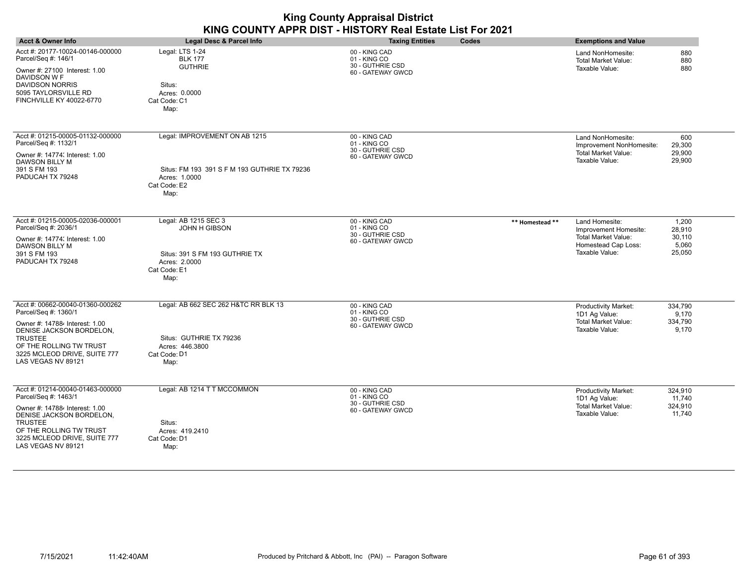# King County Appraisal District

## KING COUNTY APPR DIST - HISTORY Real Estate List For 2021

| Acct & Owner Info | Legal Desc & Parcel Info | Taxing Entities | Codes | Exemptions and Value |
|---|---|---|---|---|
| Acct #: 20177-10024-00146-000000<br>Parcel/Seq #: 146/1<br>Owner #: 27100 Interest: 1.00<br>DAVIDSON W F<br>DAVIDSON NORRIS<br>5095 TAYLORSVILLE RD<br>FINCHVILLE KY 40022-6770 | Legal: LTS 1-24<br>BLK 177<br>GUTHRIE<br>Situs:<br>Acres: 0.0000<br>Cat Code: C1<br>Map: | 00 - KING CAD<br>01 - KING CO<br>30 - GUTHRIE CSD<br>60 - GATEWAY GWCD | | Land NonHomesite: 880<br>Total Market Value: 880<br>Taxable Value: 880 |
| Acct #: 01215-00005-01132-000000<br>Parcel/Seq #: 1132/1<br>Owner #: 14774; Interest: 1.00<br>DAWSON BILLY M<br>391 S FM 193<br>PADUCAH TX 79248 | Legal: IMPROVEMENT ON AB 1215<br>Situs: FM 193 391 S F M 193 GUTHRIE TX 79236<br>Acres: 1.0000<br>Cat Code: E2<br>Map: | 00 - KING CAD<br>01 - KING CO<br>30 - GUTHRIE CSD<br>60 - GATEWAY GWCD | | Land NonHomesite: 600<br>Improvement NonHomesite: 29,300<br>Total Market Value: 29,900<br>Taxable Value: 29,900 |
| Acct #: 01215-00005-02036-000001<br>Parcel/Seq #: 2036/1<br>Owner #: 14774; Interest: 1.00<br>DAWSON BILLY M<br>391 S FM 193<br>PADUCAH TX 79248 | Legal: AB 1215 SEC 3<br>JOHN H GIBSON<br>Situs: 391 S FM 193 GUTHRIE TX<br>Acres: 2.0000<br>Cat Code: E1<br>Map: | 00 - KING CAD<br>01 - KING CO<br>30 - GUTHRIE CSD<br>60 - GATEWAY GWCD | ** Homestead ** | Land Homesite: 1,200<br>Improvement Homesite: 28,910<br>Total Market Value: 30,110<br>Homestead Cap Loss: 5,060<br>Taxable Value: 25,050 |
| Acct #: 00662-00040-01360-000262<br>Parcel/Seq #: 1360/1<br>Owner #: 14788 Interest: 1.00<br>DENISE JACKSON BORDELON, TRUSTEE<br>OF THE ROLLING TW TRUST<br>3225 MCLEOD DRIVE, SUITE 777<br>LAS VEGAS NV 89121 | Legal: AB 662 SEC 262 H&TC RR BLK 13<br>Situs: GUTHRIE TX 79236<br>Acres: 446.3800<br>Cat Code: D1<br>Map: | 00 - KING CAD<br>01 - KING CO<br>30 - GUTHRIE CSD<br>60 - GATEWAY GWCD | | Productivity Market: 334,790<br>1D1 Ag Value: 9,170<br>Total Market Value: 334,790<br>Taxable Value: 9,170 |
| Acct #: 01214-00040-01463-000000<br>Parcel/Seq #: 1463/1<br>Owner #: 14788 Interest: 1.00<br>DENISE JACKSON BORDELON, TRUSTEE<br>OF THE ROLLING TW TRUST<br>3225 MCLEOD DRIVE, SUITE 777<br>LAS VEGAS NV 89121 | Legal: AB 1214 T T MCCOMMON<br>Situs:<br>Acres: 419.2410<br>Cat Code: D1<br>Map: | 00 - KING CAD<br>01 - KING CO<br>30 - GUTHRIE CSD<br>60 - GATEWAY GWCD | | Productivity Market: 324,910<br>1D1 Ag Value: 11,740<br>Total Market Value: 324,910<br>Taxable Value: 11,740 |

7/15/2021 11:42:40AM Produced by Pritchard & Abbott, Inc (PAI) -- Paragon Software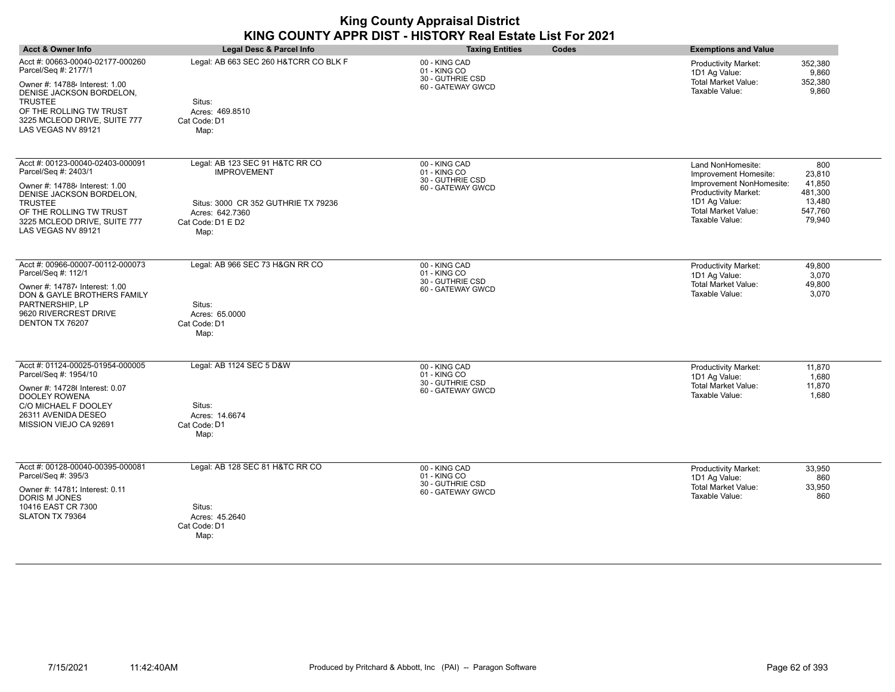# King County Appraisal District

## KING COUNTY APPR DIST - HISTORY Real Estate List For 2021

| Acct & Owner Info | Legal Desc & Parcel Info | Taxing Entities | Codes | Exemptions and Value |
|---|---|---|---|---|
| Acct #: 00663-00040-02177-000260<br>Parcel/Seq #: 2177/1<br>Owner #: 14788‹ Interest: 1.00<br>DENISE JACKSON BORDELON, TRUSTEE<br>OF THE ROLLING TW TRUST<br>3225 MCLEOD DRIVE, SUITE 777<br>LAS VEGAS NV 89121 | Legal: AB 663 SEC 260 H&TCRR CO BLK F<br>Situs:<br>Acres: 469.8510<br>Cat Code: D1<br>Map: | 00 - KING CAD<br>01 - KING CO<br>30 - GUTHRIE CSD<br>60 - GATEWAY GWCD | | Productivity Market: 352,380<br>1D1 Ag Value: 9,860<br>Total Market Value: 352,380<br>Taxable Value: 9,860 |
| Acct #: 00123-00040-02403-000091<br>Parcel/Seq #: 2403/1<br>Owner #: 14788‹ Interest: 1.00<br>DENISE JACKSON BORDELON, TRUSTEE<br>OF THE ROLLING TW TRUST<br>3225 MCLEOD DRIVE, SUITE 777<br>LAS VEGAS NV 89121 | Legal: AB 123 SEC 91 H&TC RR CO IMPROVEMENT<br>Situs: 3000 CR 352 GUTHRIE TX 79236<br>Acres: 642.7360<br>Cat Code: D1 E D2<br>Map: | 00 - KING CAD<br>01 - KING CO<br>30 - GUTHRIE CSD<br>60 - GATEWAY GWCD | | Land NonHomesite: 800<br>Improvement Homesite: 23,810<br>Improvement NonHomesite: 41,850<br>Productivity Market: 481,300<br>1D1 Ag Value: 13,480<br>Total Market Value: 547,760<br>Taxable Value: 79,940 |
| Acct #: 00966-00007-00112-000073<br>Parcel/Seq #: 112/1<br>Owner #: 14787‹ Interest: 1.00<br>DON & GAYLE BROTHERS FAMILY PARTNERSHIP, LP<br>9620 RIVERCREST DRIVE<br>DENTON TX 76207 | Legal: AB 966 SEC 73 H&GN RR CO<br>Situs:<br>Acres: 65.0000<br>Cat Code: D1<br>Map: | 00 - KING CAD<br>01 - KING CO<br>30 - GUTHRIE CSD<br>60 - GATEWAY GWCD | | Productivity Market: 49,800<br>1D1 Ag Value: 3,070<br>Total Market Value: 49,800<br>Taxable Value: 3,070 |
| Acct #: 01124-00025-01954-000005<br>Parcel/Seq #: 1954/10<br>Owner #: 14728( Interest: 0.07<br>DOOLEY ROWENA<br>C/O MICHAEL F DOOLEY<br>26311 AVENIDA DESEO<br>MISSION VIEJO CA 92691 | Legal: AB 1124 SEC 5 D&W<br>Situs:<br>Acres: 14.6674<br>Cat Code: D1<br>Map: | 00 - KING CAD<br>01 - KING CO<br>30 - GUTHRIE CSD<br>60 - GATEWAY GWCD | | Productivity Market: 11,870<br>1D1 Ag Value: 1,680<br>Total Market Value: 11,870<br>Taxable Value: 1,680 |
| Acct #: 00128-00040-00395-000081<br>Parcel/Seq #: 395/3<br>Owner #: 14781‡ Interest: 0.11<br>DORIS M JONES<br>10416 EAST CR 7300<br>SLATON TX 79364 | Legal: AB 128 SEC 81 H&TC RR CO<br>Situs:<br>Acres: 45.2640<br>Cat Code: D1<br>Map: | 00 - KING CAD<br>01 - KING CO<br>30 - GUTHRIE CSD<br>60 - GATEWAY GWCD | | Productivity Market: 33,950<br>1D1 Ag Value: 860<br>Total Market Value: 33,950<br>Taxable Value: 860 |

7/15/2021 11:42:40AM Produced by Pritchard & Abbott, Inc (PAI) -- Paragon Software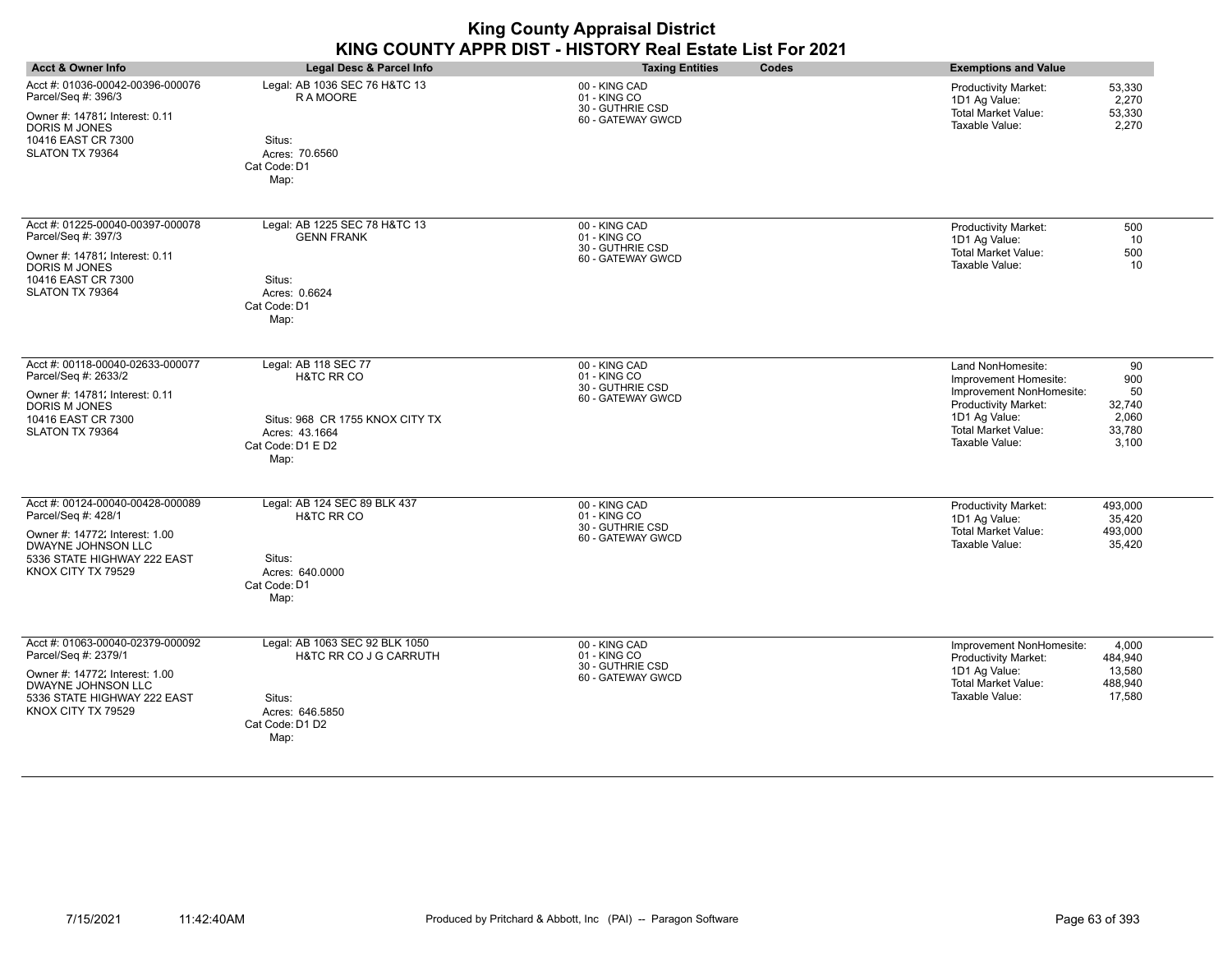# King County Appraisal District

## KING COUNTY APPR DIST - HISTORY Real Estate List For 2021

| Acct & Owner Info | Legal Desc & Parcel Info | Taxing Entities | Codes | Exemptions and Value |
|---|---|---|---|---|
| Acct #: 01036-00042-00396-000076<br>Parcel/Seq #: 396/3<br>Owner #: 14781; Interest: 0.11<br>DORIS M JONES<br>10416 EAST CR 7300<br>SLATON TX 79364 | Legal: AB 1036 SEC 76 H&TC 13<br>R A MOORE<br>Situs:<br>Acres: 70.6560<br>Cat Code: D1<br>Map: | 00 - KING CAD<br>01 - KING CO<br>30 - GUTHRIE CSD<br>60 - GATEWAY GWCD | | Productivity Market: 53,330<br>1D1 Ag Value: 2,270<br>Total Market Value: 53,330<br>Taxable Value: 2,270 |
| Acct #: 01225-00040-00397-000078<br>Parcel/Seq #: 397/3<br>Owner #: 14781; Interest: 0.11<br>DORIS M JONES<br>10416 EAST CR 7300<br>SLATON TX 79364 | Legal: AB 1225 SEC 78 H&TC 13<br>GENN FRANK<br>Situs:<br>Acres: 0.6624<br>Cat Code: D1<br>Map: | 00 - KING CAD<br>01 - KING CO<br>30 - GUTHRIE CSD<br>60 - GATEWAY GWCD | | Productivity Market: 500<br>1D1 Ag Value: 10<br>Total Market Value: 500<br>Taxable Value: 10 |
| Acct #: 00118-00040-02633-000077<br>Parcel/Seq #: 2633/2<br>Owner #: 14781; Interest: 0.11<br>DORIS M JONES<br>10416 EAST CR 7300<br>SLATON TX 79364 | Legal: AB 118 SEC 77<br>H&TC RR CO<br>Situs: 968 CR 1755 KNOX CITY TX<br>Acres: 43.1664<br>Cat Code: D1 E D2<br>Map: | 00 - KING CAD<br>01 - KING CO<br>30 - GUTHRIE CSD<br>60 - GATEWAY GWCD | | Land NonHomesite: 90<br>Improvement Homesite: 900<br>Improvement NonHomesite: 50<br>Productivity Market: 32,740<br>1D1 Ag Value: 2,060<br>Total Market Value: 33,780<br>Taxable Value: 3,100 |
| Acct #: 00124-00040-00428-000089<br>Parcel/Seq #: 428/1<br>Owner #: 14772; Interest: 1.00<br>DWAYNE JOHNSON LLC<br>5336 STATE HIGHWAY 222 EAST<br>KNOX CITY TX 79529 | Legal: AB 124 SEC 89 BLK 437<br>H&TC RR CO<br>Situs:<br>Acres: 640.0000<br>Cat Code: D1<br>Map: | 00 - KING CAD<br>01 - KING CO<br>30 - GUTHRIE CSD<br>60 - GATEWAY GWCD | | Productivity Market: 493,000<br>1D1 Ag Value: 35,420<br>Total Market Value: 493,000<br>Taxable Value: 35,420 |
| Acct #: 01063-00040-02379-000092<br>Parcel/Seq #: 2379/1<br>Owner #: 14772; Interest: 1.00<br>DWAYNE JOHNSON LLC<br>5336 STATE HIGHWAY 222 EAST<br>KNOX CITY TX 79529 | Legal: AB 1063 SEC 92 BLK 1050<br>H&TC RR CO J G CARRUTH<br>Situs:<br>Acres: 646.5850<br>Cat Code: D1 D2<br>Map: | 00 - KING CAD<br>01 - KING CO<br>30 - GUTHRIE CSD<br>60 - GATEWAY GWCD | | Improvement NonHomesite: 4,000<br>Productivity Market: 484,940<br>1D1 Ag Value: 13,580<br>Total Market Value: 488,940<br>Taxable Value: 17,580 |

7/15/2021 11:42:40AM Produced by Pritchard & Abbott, Inc (PAI) -- Paragon Software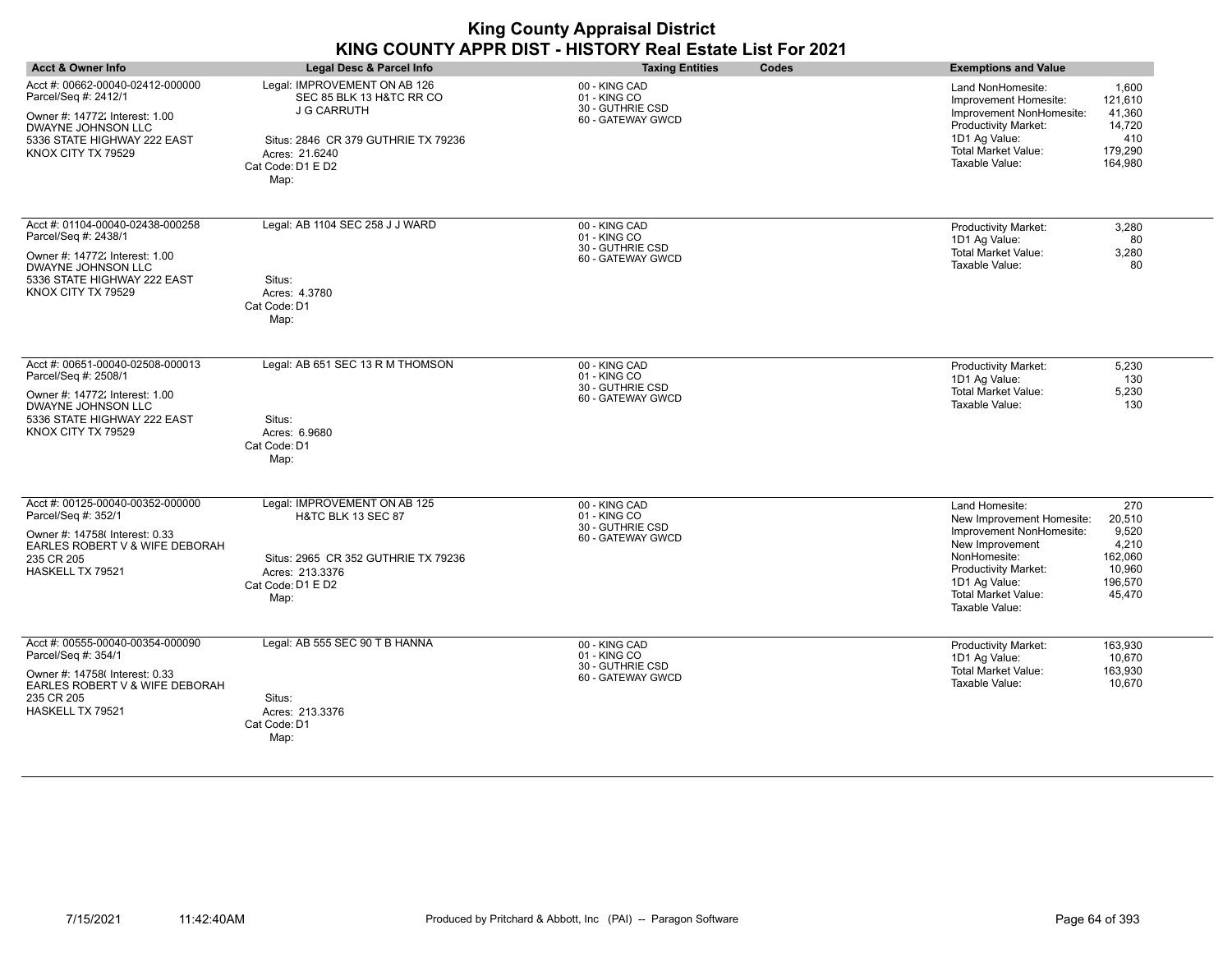# King County Appraisal District

## KING COUNTY APPR DIST - HISTORY Real Estate List For 2021

| Acct & Owner Info | Legal Desc & Parcel Info | Taxing Entities | Codes | Exemptions and Value |
|---|---|---|---|---|
| Acct #: 00662-00040-02412-000000<br>Parcel/Seq #: 2412/1<br>Owner #: 14772( Interest: 1.00<br>DWAYNE JOHNSON LLC<br>5336 STATE HIGHWAY 222 EAST<br>KNOX CITY TX 79529 | Legal: IMPROVEMENT ON AB 126 SEC 85 BLK 13 H&TC RR CO J G CARRUTH<br>Situs: 2846 CR 379 GUTHRIE TX 79236<br>Acres: 21.6240<br>Cat Code: D1 E D2<br>Map: | 00 - KING CAD<br>01 - KING CO<br>30 - GUTHRIE CSD<br>60 - GATEWAY GWCD | | Land NonHomesite: 1,600<br>Improvement Homesite: 121,610<br>Improvement NonHomesite: 41,360<br>Productivity Market: 14,720<br>1D1 Ag Value: 410<br>Total Market Value: 179,290<br>Taxable Value: 164,980 |
| Acct #: 01104-00040-02438-000258<br>Parcel/Seq #: 2438/1<br>Owner #: 14772( Interest: 1.00<br>DWAYNE JOHNSON LLC<br>5336 STATE HIGHWAY 222 EAST<br>KNOX CITY TX 79529 | Legal: AB 1104 SEC 258 J J WARD<br>Situs:<br>Acres: 4.3780<br>Cat Code: D1<br>Map: | 00 - KING CAD<br>01 - KING CO<br>30 - GUTHRIE CSD<br>60 - GATEWAY GWCD | | Productivity Market: 3,280<br>1D1 Ag Value: 80<br>Total Market Value: 3,280<br>Taxable Value: 80 |
| Acct #: 00651-00040-02508-000013<br>Parcel/Seq #: 2508/1<br>Owner #: 14772( Interest: 1.00<br>DWAYNE JOHNSON LLC<br>5336 STATE HIGHWAY 222 EAST<br>KNOX CITY TX 79529 | Legal: AB 651 SEC 13 R M THOMSON<br>Situs:<br>Acres: 6.9680<br>Cat Code: D1<br>Map: | 00 - KING CAD<br>01 - KING CO<br>30 - GUTHRIE CSD<br>60 - GATEWAY GWCD | | Productivity Market: 5,230<br>1D1 Ag Value: 130<br>Total Market Value: 5,230<br>Taxable Value: 130 |
| Acct #: 00125-00040-00352-000000<br>Parcel/Seq #: 352/1<br>Owner #: 14758( Interest: 0.33<br>EARLES ROBERT V & WIFE DEBORAH<br>235 CR 205<br>HASKELL TX 79521 | Legal: IMPROVEMENT ON AB 125 H&TC BLK 13 SEC 87<br>Situs: 2965 CR 352 GUTHRIE TX 79236<br>Acres: 213.3376<br>Cat Code: D1 E D2<br>Map: | 00 - KING CAD<br>01 - KING CO<br>30 - GUTHRIE CSD<br>60 - GATEWAY GWCD | | Land Homesite: 270<br>New Improvement Homesite: 20,510<br>Improvement NonHomesite: 9,520<br>New Improvement NonHomesite: 4,210<br>Productivity Market: 162,060<br>1D1 Ag Value: 10,960<br>Total Market Value: 196,570<br>Taxable Value: 45,470 |
| Acct #: 00555-00040-00354-000090<br>Parcel/Seq #: 354/1<br>Owner #: 14758( Interest: 0.33<br>EARLES ROBERT V & WIFE DEBORAH<br>235 CR 205<br>HASKELL TX 79521 | Legal: AB 555 SEC 90 T B HANNA<br>Situs:<br>Acres: 213.3376<br>Cat Code: D1<br>Map: | 00 - KING CAD<br>01 - KING CO<br>30 - GUTHRIE CSD<br>60 - GATEWAY GWCD | | Productivity Market: 163,930<br>1D1 Ag Value: 10,670<br>Total Market Value: 163,930<br>Taxable Value: 10,670 |

7/15/2021 11:42:40AM Produced by Pritchard & Abbott, Inc (PAI) -- Paragon Software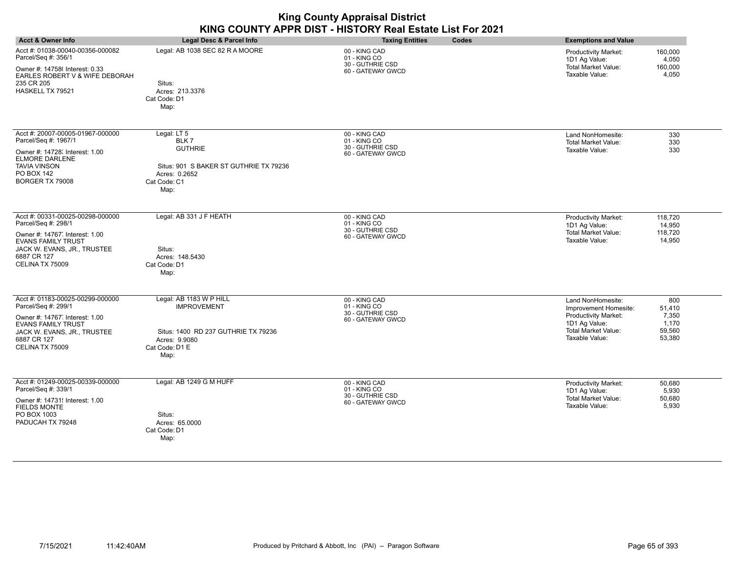# King County Appraisal District

## KING COUNTY APPR DIST - HISTORY Real Estate List For 2021

| Acct & Owner Info | Legal Desc & Parcel Info | Taxing Entities | Codes | Exemptions and Value |
|---|---|---|---|---|
| Acct #: 01038-00040-00356-000082<br>Parcel/Seq #: 356/1<br>Owner #: 14758( Interest: 0.33<br>EARLES ROBERT V & WIFE DEBORAH<br>235 CR 205<br>HASKELL TX 79521 | Legal: AB 1038 SEC 82 R A MOORE<br>Situs:<br>Acres: 213.3376<br>Cat Code: D1<br>Map: | 00 - KING CAD<br>01 - KING CO<br>30 - GUTHRIE CSD<br>60 - GATEWAY GWCD | | Productivity Market: 160,000<br>1D1 Ag Value: 4,050<br>Total Market Value: 160,000<br>Taxable Value: 4,050 |
| Acct #: 20007-00005-01967-000000<br>Parcel/Seq #: 1967/1<br>Owner #: 14728: Interest: 1.00<br>ELMORE DARLENE<br>TAVIA VINSON<br>PO BOX 142<br>BORGER TX 79008 | Legal: LT 5<br>BLK 7<br>GUTHRIE<br>Situs: 901 S BAKER ST GUTHRIE TX 79236<br>Acres: 0.2652<br>Cat Code: C1<br>Map: | 00 - KING CAD<br>01 - KING CO<br>30 - GUTHRIE CSD<br>60 - GATEWAY GWCD | | Land NonHomesite: 330<br>Total Market Value: 330<br>Taxable Value: 330 |
| Acct #: 00331-00025-00298-000000<br>Parcel/Seq #: 298/1<br>Owner #: 14767: Interest: 1.00<br>EVANS FAMILY TRUST<br>JACK W. EVANS, JR., TRUSTEE<br>6887 CR 127<br>CELINA TX 75009 | Legal: AB 331 J F HEATH<br>Situs:<br>Acres: 148.5430<br>Cat Code: D1<br>Map: | 00 - KING CAD<br>01 - KING CO<br>30 - GUTHRIE CSD<br>60 - GATEWAY GWCD | | Productivity Market: 118,720<br>1D1 Ag Value: 14,950<br>Total Market Value: 118,720<br>Taxable Value: 14,950 |
| Acct #: 01183-00025-00299-000000<br>Parcel/Seq #: 299/1<br>Owner #: 14767: Interest: 1.00<br>EVANS FAMILY TRUST<br>JACK W. EVANS, JR., TRUSTEE<br>6887 CR 127<br>CELINA TX 75009 | Legal: AB 1183 W P HILL<br>IMPROVEMENT<br>Situs: 1400 RD 237 GUTHRIE TX 79236<br>Acres: 9.9080<br>Cat Code: D1 E<br>Map: | 00 - KING CAD<br>01 - KING CO<br>30 - GUTHRIE CSD<br>60 - GATEWAY GWCD | | Land NonHomesite: 800<br>Improvement Homesite: 51,410<br>Productivity Market: 7,350<br>1D1 Ag Value: 1,170<br>Total Market Value: 59,560<br>Taxable Value: 53,380 |
| Acct #: 01249-00025-00339-000000<br>Parcel/Seq #: 339/1<br>Owner #: 14731! Interest: 1.00<br>FIELDS MONTE<br>PO BOX 1003<br>PADUCAH TX 79248 | Legal: AB 1249 G M HUFF<br>Situs:<br>Acres: 65.0000<br>Cat Code: D1<br>Map: | 00 - KING CAD<br>01 - KING CO<br>30 - GUTHRIE CSD<br>60 - GATEWAY GWCD | | Productivity Market: 50,680<br>1D1 Ag Value: 5,930<br>Total Market Value: 50,680<br>Taxable Value: 5,930 |

7/15/2021 11:42:40AM Produced by Pritchard & Abbott, Inc (PAI) -- Paragon Software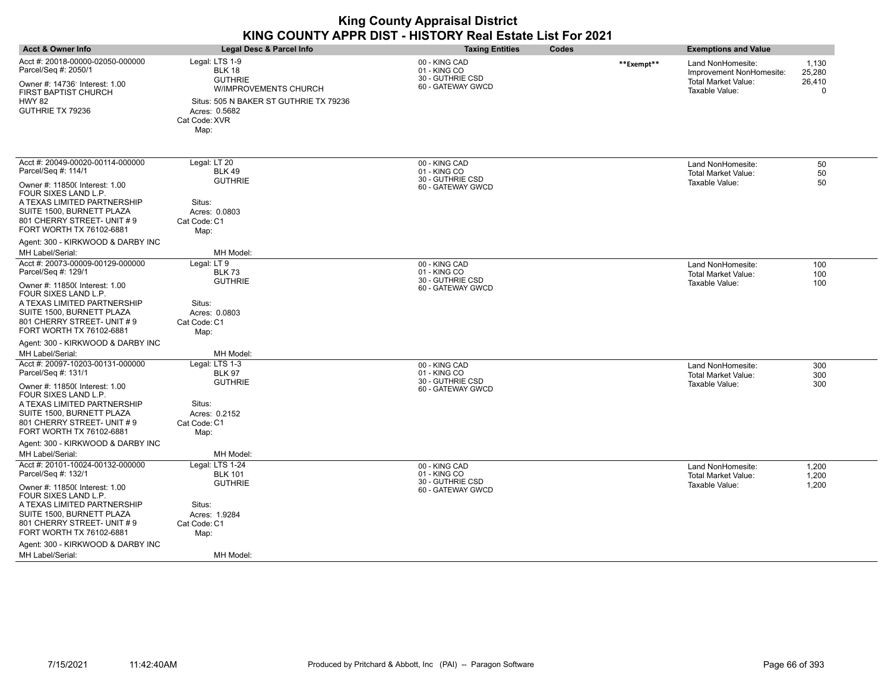# King County Appraisal District

## KING COUNTY APPR DIST - HISTORY Real Estate List For 2021

| Acct & Owner Info | Legal Desc & Parcel Info | Taxing Entities | Codes | Exemptions and Value |
|---|---|---|---|---|
| Acct #: 20018-00000-02050-000000<br>Parcel/Seq #: 2050/1<br>Owner #: 14736' Interest: 1.00<br>FIRST BAPTIST CHURCH<br>HWY 82<br>GUTHRIE TX 79236 | Legal: LTS 1-9<br>BLK 18<br>GUTHRIE<br>W/IMPROVEMENTS CHURCH<br>Situs: 505 N BAKER ST GUTHRIE TX 79236<br>Acres: 0.5682<br>Cat Code: XVR<br>Map: | 00 - KING CAD<br>01 - KING CO<br>30 - GUTHRIE CSD<br>60 - GATEWAY GWCD | \*\*Exempt\*\* | Land NonHomesite: 1,130<br>Improvement NonHomesite: 25,280<br>Total Market Value: 26,410<br>Taxable Value: 0 |
| Acct #: 20049-00020-00114-000000<br>Parcel/Seq #: 114/1<br>Owner #: 11850( Interest: 1.00<br>FOUR SIXES LAND L.P.<br>A TEXAS LIMITED PARTNERSHIP<br>SUITE 1500, BURNETT PLAZA<br>801 CHERRY STREET- UNIT # 9<br>FORT WORTH TX 76102-6881<br>Agent: 300 - KIRKWOOD & DARBY INC<br>MH Label/Serial: | Legal: LT 20<br>BLK 49<br>GUTHRIE<br>Situs:<br>Acres: 0.0803<br>Cat Code: C1<br>Map:<br>MH Model: | 00 - KING CAD<br>01 - KING CO<br>30 - GUTHRIE CSD<br>60 - GATEWAY GWCD | | Land NonHomesite: 50<br>Total Market Value: 50<br>Taxable Value: 50 |
| Acct #: 20073-00009-00129-000000<br>Parcel/Seq #: 129/1<br>Owner #: 11850( Interest: 1.00<br>FOUR SIXES LAND L.P.<br>A TEXAS LIMITED PARTNERSHIP<br>SUITE 1500, BURNETT PLAZA<br>801 CHERRY STREET- UNIT # 9<br>FORT WORTH TX 76102-6881<br>Agent: 300 - KIRKWOOD & DARBY INC<br>MH Label/Serial: | Legal: LT 9<br>BLK 73<br>GUTHRIE<br>Situs:<br>Acres: 0.0803<br>Cat Code: C1<br>Map:<br>MH Model: | 00 - KING CAD<br>01 - KING CO<br>30 - GUTHRIE CSD<br>60 - GATEWAY GWCD | | Land NonHomesite: 100<br>Total Market Value: 100<br>Taxable Value: 100 |
| Acct #: 20097-10203-00131-000000<br>Parcel/Seq #: 131/1<br>Owner #: 11850( Interest: 1.00<br>FOUR SIXES LAND L.P.<br>A TEXAS LIMITED PARTNERSHIP<br>SUITE 1500, BURNETT PLAZA<br>801 CHERRY STREET- UNIT # 9<br>FORT WORTH TX 76102-6881<br>Agent: 300 - KIRKWOOD & DARBY INC<br>MH Label/Serial: | Legal: LTS 1-3<br>BLK 97<br>GUTHRIE<br>Situs:<br>Acres: 0.2152<br>Cat Code: C1<br>Map:<br>MH Model: | 00 - KING CAD<br>01 - KING CO<br>30 - GUTHRIE CSD<br>60 - GATEWAY GWCD | | Land NonHomesite: 300<br>Total Market Value: 300<br>Taxable Value: 300 |
| Acct #: 20101-10024-00132-000000<br>Parcel/Seq #: 132/1<br>Owner #: 11850( Interest: 1.00<br>FOUR SIXES LAND L.P.<br>A TEXAS LIMITED PARTNERSHIP<br>SUITE 1500, BURNETT PLAZA<br>801 CHERRY STREET- UNIT # 9<br>FORT WORTH TX 76102-6881<br>Agent: 300 - KIRKWOOD & DARBY INC<br>MH Label/Serial: | Legal: LTS 1-24<br>BLK 101<br>GUTHRIE<br>Situs:<br>Acres: 1.9284<br>Cat Code: C1<br>Map:<br>MH Model: | 00 - KING CAD<br>01 - KING CO<br>30 - GUTHRIE CSD<br>60 - GATEWAY GWCD | | Land NonHomesite: 1,200<br>Total Market Value: 1,200<br>Taxable Value: 1,200 |

7/15/2021 11:42:40AM Produced by Pritchard & Abbott, Inc (PAI) -- Paragon Software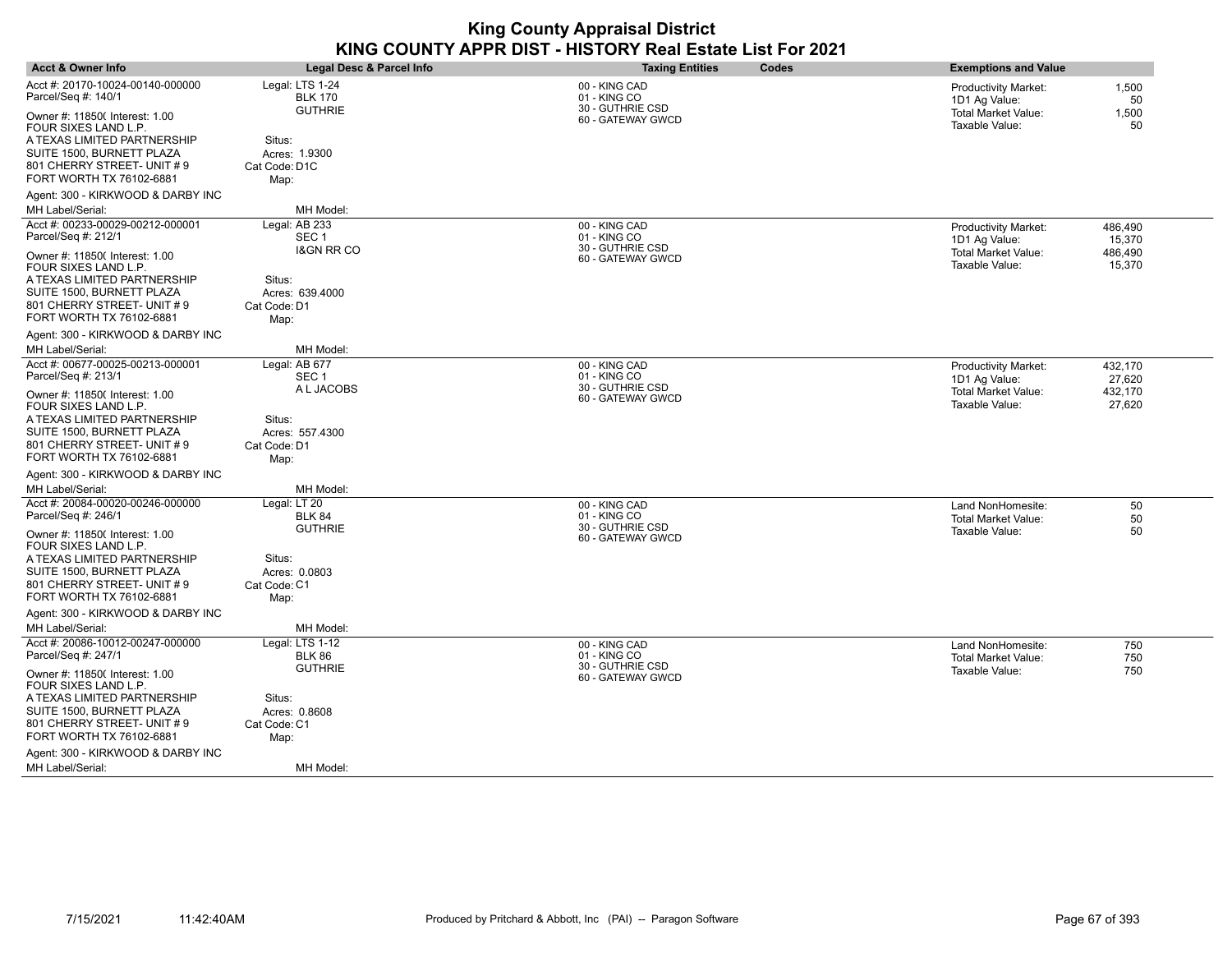# King County Appraisal District

## KING COUNTY APPR DIST - HISTORY Real Estate List For 2021

| Acct & Owner Info | Legal Desc & Parcel Info | Taxing Entities | Codes | Exemptions and Value |
|---|---|---|---|---|
| Acct #: 20170-10024-00140-000000<br>Parcel/Seq #: 140/1<br>Owner #: 11850( Interest: 1.00<br>FOUR SIXES LAND L.P.<br>A TEXAS LIMITED PARTNERSHIP<br>SUITE 1500, BURNETT PLAZA<br>801 CHERRY STREET- UNIT # 9<br>FORT WORTH TX 76102-6881<br>Agent: 300 - KIRKWOOD & DARBY INC<br>MH Label/Serial: | Legal: LTS 1-24<br>BLK 170<br>GUTHRIE<br>Situs:<br>Acres: 1.9300<br>Cat Code: D1C<br>Map:<br>MH Model: | 00 - KING CAD<br>01 - KING CO<br>30 - GUTHRIE CSD<br>60 - GATEWAY GWCD | | Productivity Market: 1,500<br>1D1 Ag Value: 50<br>Total Market Value: 1,500<br>Taxable Value: 50 |
| Acct #: 00233-00029-00212-000001<br>Parcel/Seq #: 212/1<br>Owner #: 11850( Interest: 1.00<br>FOUR SIXES LAND L.P.<br>A TEXAS LIMITED PARTNERSHIP<br>SUITE 1500, BURNETT PLAZA<br>801 CHERRY STREET- UNIT # 9<br>FORT WORTH TX 76102-6881<br>Agent: 300 - KIRKWOOD & DARBY INC<br>MH Label/Serial: | Legal: AB 233<br>SEC 1<br>I&GN RR CO<br>Situs:<br>Acres: 639.4000<br>Cat Code: D1<br>Map:<br>MH Model: | 00 - KING CAD<br>01 - KING CO<br>30 - GUTHRIE CSD<br>60 - GATEWAY GWCD | | Productivity Market: 486,490<br>1D1 Ag Value: 15,370<br>Total Market Value: 486,490<br>Taxable Value: 15,370 |
| Acct #: 00677-00025-00213-000001<br>Parcel/Seq #: 213/1<br>Owner #: 11850( Interest: 1.00<br>FOUR SIXES LAND L.P.<br>A TEXAS LIMITED PARTNERSHIP<br>SUITE 1500, BURNETT PLAZA<br>801 CHERRY STREET- UNIT # 9<br>FORT WORTH TX 76102-6881<br>Agent: 300 - KIRKWOOD & DARBY INC<br>MH Label/Serial: | Legal: AB 677<br>SEC 1<br>A L JACOBS<br>Situs:<br>Acres: 557.4300<br>Cat Code: D1<br>Map:<br>MH Model: | 00 - KING CAD<br>01 - KING CO<br>30 - GUTHRIE CSD<br>60 - GATEWAY GWCD | | Productivity Market: 432,170<br>1D1 Ag Value: 27,620<br>Total Market Value: 432,170<br>Taxable Value: 27,620 |
| Acct #: 20084-00020-00246-000000<br>Parcel/Seq #: 246/1<br>Owner #: 11850( Interest: 1.00<br>FOUR SIXES LAND L.P.<br>A TEXAS LIMITED PARTNERSHIP<br>SUITE 1500, BURNETT PLAZA<br>801 CHERRY STREET- UNIT # 9<br>FORT WORTH TX 76102-6881<br>Agent: 300 - KIRKWOOD & DARBY INC<br>MH Label/Serial: | Legal: LT 20<br>BLK 84<br>GUTHRIE<br>Situs:<br>Acres: 0.0803<br>Cat Code: C1<br>Map:<br>MH Model: | 00 - KING CAD<br>01 - KING CO<br>30 - GUTHRIE CSD<br>60 - GATEWAY GWCD | | Land NonHomesite: 50<br>Total Market Value: 50<br>Taxable Value: 50 |
| Acct #: 20086-10012-00247-000000<br>Parcel/Seq #: 247/1<br>Owner #: 11850( Interest: 1.00<br>FOUR SIXES LAND L.P.<br>A TEXAS LIMITED PARTNERSHIP<br>SUITE 1500, BURNETT PLAZA<br>801 CHERRY STREET- UNIT # 9<br>FORT WORTH TX 76102-6881<br>Agent: 300 - KIRKWOOD & DARBY INC<br>MH Label/Serial: | Legal: LTS 1-12<br>BLK 86<br>GUTHRIE<br>Situs:<br>Acres: 0.8608<br>Cat Code: C1<br>Map:<br>MH Model: | 00 - KING CAD<br>01 - KING CO<br>30 - GUTHRIE CSD<br>60 - GATEWAY GWCD | | Land NonHomesite: 750<br>Total Market Value: 750<br>Taxable Value: 750 |

7/15/2021 11:42:40AM Produced by Pritchard & Abbott, Inc (PAI) -- Paragon Software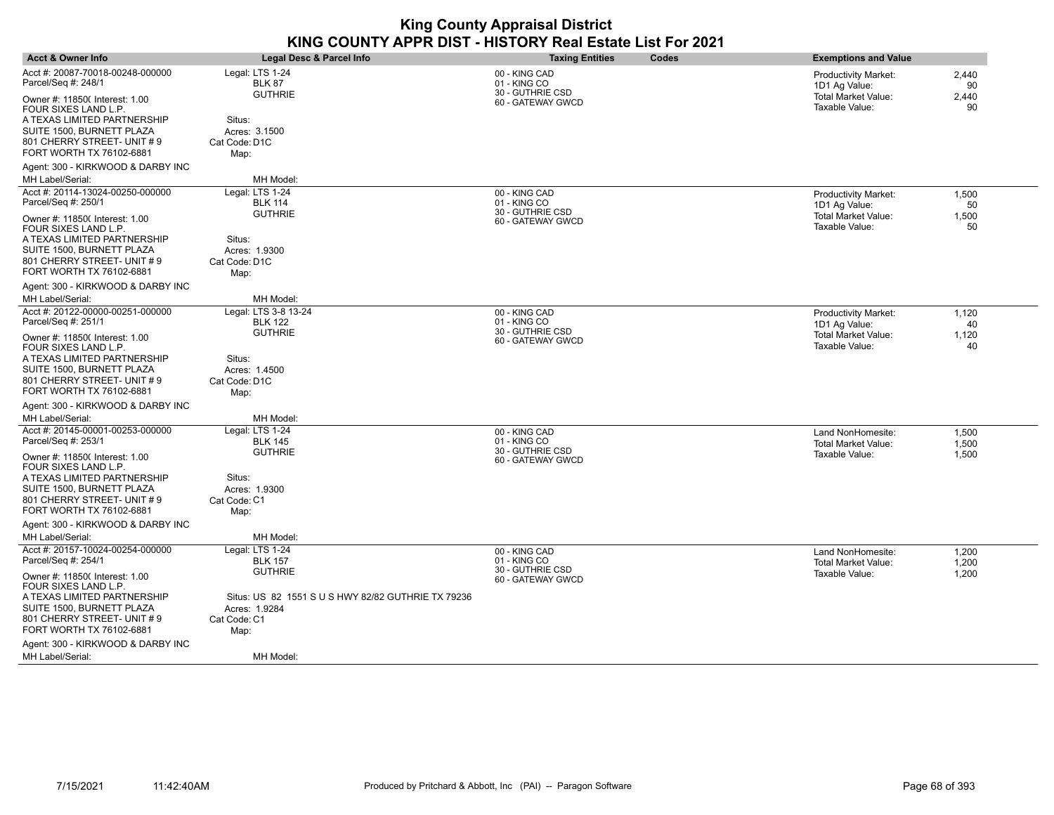# King County Appraisal District

## KING COUNTY APPR DIST - HISTORY Real Estate List For 2021

| Acct & Owner Info | Legal Desc & Parcel Info | Taxing Entities | Codes | Exemptions and Value |
|---|---|---|---|---|
| Acct #: 20087-70018-00248-000000<br>Parcel/Seq #: 248/1<br>Owner #: 11850( Interest: 1.00<br>FOUR SIXES LAND L.P.<br>A TEXAS LIMITED PARTNERSHIP<br>SUITE 1500, BURNETT PLAZA<br>801 CHERRY STREET- UNIT # 9<br>FORT WORTH TX 76102-6881<br>Agent: 300 - KIRKWOOD & DARBY INC<br>MH Label/Serial: | Legal: LTS 1-24<br>BLK 87<br>GUTHRIE<br>Situs:<br>Acres: 3.1500<br>Cat Code: D1C<br>Map:<br>MH Model: | 00 - KING CAD<br>01 - KING CO<br>30 - GUTHRIE CSD<br>60 - GATEWAY GWCD | | Productivity Market: 2,440<br>1D1 Ag Value: 90<br>Total Market Value: 2,440<br>Taxable Value: 90 |
| Acct #: 20114-13024-00250-000000<br>Parcel/Seq #: 250/1<br>Owner #: 11850( Interest: 1.00<br>FOUR SIXES LAND L.P.<br>A TEXAS LIMITED PARTNERSHIP<br>SUITE 1500, BURNETT PLAZA<br>801 CHERRY STREET- UNIT # 9<br>FORT WORTH TX 76102-6881<br>Agent: 300 - KIRKWOOD & DARBY INC<br>MH Label/Serial: | Legal: LTS 1-24<br>BLK 114<br>GUTHRIE<br>Situs:<br>Acres: 1.9300<br>Cat Code: D1C<br>Map:<br>MH Model: | 00 - KING CAD<br>01 - KING CO<br>30 - GUTHRIE CSD<br>60 - GATEWAY GWCD | | Productivity Market: 1,500<br>1D1 Ag Value: 50<br>Total Market Value: 1,500<br>Taxable Value: 50 |
| Acct #: 20122-00000-00251-000000<br>Parcel/Seq #: 251/1<br>Owner #: 11850( Interest: 1.00<br>FOUR SIXES LAND L.P.<br>A TEXAS LIMITED PARTNERSHIP<br>SUITE 1500, BURNETT PLAZA<br>801 CHERRY STREET- UNIT # 9<br>FORT WORTH TX 76102-6881<br>Agent: 300 - KIRKWOOD & DARBY INC<br>MH Label/Serial: | Legal: LTS 3-8 13-24<br>BLK 122<br>GUTHRIE<br>Situs:<br>Acres: 1.4500<br>Cat Code: D1C<br>Map:<br>MH Model: | 00 - KING CAD<br>01 - KING CO<br>30 - GUTHRIE CSD<br>60 - GATEWAY GWCD | | Productivity Market: 1,120<br>1D1 Ag Value: 40<br>Total Market Value: 1,120<br>Taxable Value: 40 |
| Acct #: 20145-00001-00253-000000<br>Parcel/Seq #: 253/1<br>Owner #: 11850( Interest: 1.00<br>FOUR SIXES LAND L.P.<br>A TEXAS LIMITED PARTNERSHIP<br>SUITE 1500, BURNETT PLAZA<br>801 CHERRY STREET- UNIT # 9<br>FORT WORTH TX 76102-6881<br>Agent: 300 - KIRKWOOD & DARBY INC<br>MH Label/Serial: | Legal: LTS 1-24<br>BLK 145<br>GUTHRIE<br>Situs:<br>Acres: 1.9300<br>Cat Code: C1<br>Map:<br>MH Model: | 00 - KING CAD<br>01 - KING CO<br>30 - GUTHRIE CSD<br>60 - GATEWAY GWCD | | Land NonHomesite: 1,500<br>Total Market Value: 1,500<br>Taxable Value: 1,500 |
| Acct #: 20157-10024-00254-000000<br>Parcel/Seq #: 254/1<br>Owner #: 11850( Interest: 1.00<br>FOUR SIXES LAND L.P.<br>A TEXAS LIMITED PARTNERSHIP<br>SUITE 1500, BURNETT PLAZA<br>801 CHERRY STREET- UNIT # 9<br>FORT WORTH TX 76102-6881<br>Agent: 300 - KIRKWOOD & DARBY INC<br>MH Label/Serial: | Legal: LTS 1-24<br>BLK 157<br>GUTHRIE<br>Situs: US 82 1551 S U S HWY 82/82 GUTHRIE TX 79236<br>Acres: 1.9284<br>Cat Code: C1<br>Map:<br>MH Model: | 00 - KING CAD<br>01 - KING CO<br>30 - GUTHRIE CSD<br>60 - GATEWAY GWCD | | Land NonHomesite: 1,200<br>Total Market Value: 1,200<br>Taxable Value: 1,200 |

7/15/2021 11:42:40AM Produced by Pritchard & Abbott, Inc (PAI) -- Paragon Software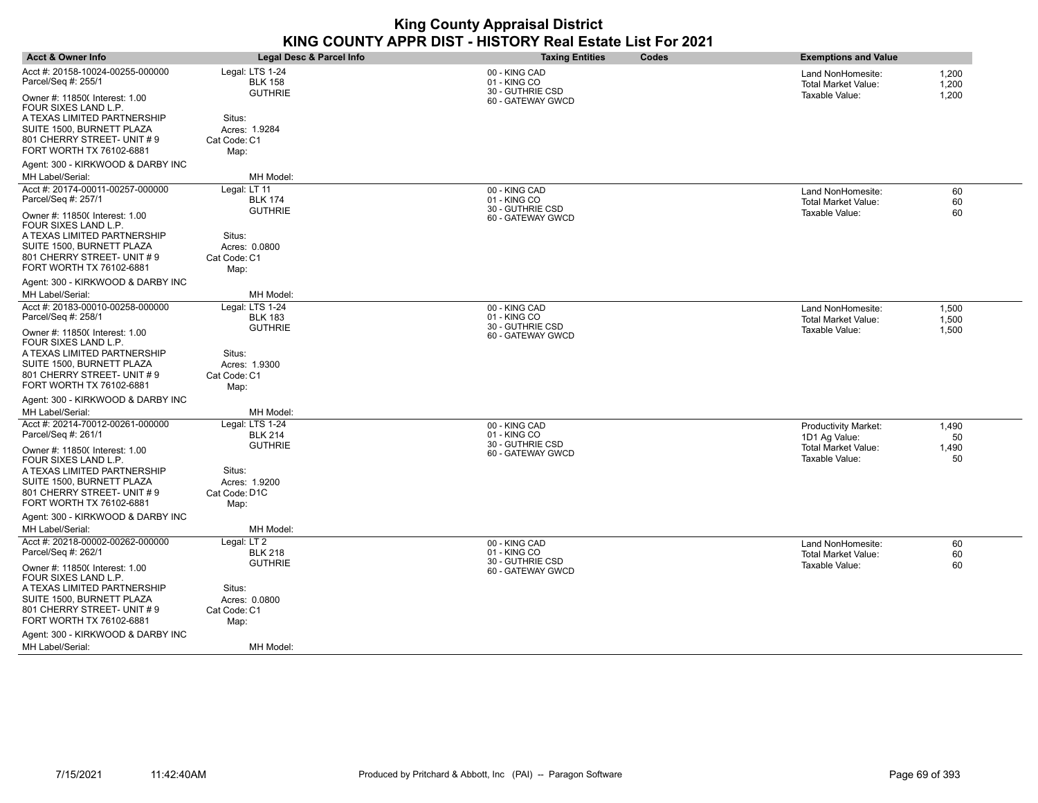# King County Appraisal District

## KING COUNTY APPR DIST - HISTORY Real Estate List For 2021

| Acct & Owner Info | Legal Desc & Parcel Info | Taxing Entities | Codes | Exemptions and Value |
|---|---|---|---|---|
| Acct #: 20158-10024-00255-000000<br>Parcel/Seq #: 255/1<br>Owner #: 11850( Interest: 1.00<br>FOUR SIXES LAND L.P.<br>A TEXAS LIMITED PARTNERSHIP<br>SUITE 1500, BURNETT PLAZA<br>801 CHERRY STREET- UNIT # 9<br>FORT WORTH TX 76102-6881<br>Agent: 300 - KIRKWOOD & DARBY INC<br>MH Label/Serial: | Legal: LTS 1-24<br>BLK 158<br>GUTHRIE<br>Situs:<br>Acres: 1.9284<br>Cat Code: C1<br>Map:<br>MH Model: | 00 - KING CAD<br>01 - KING CO<br>30 - GUTHRIE CSD<br>60 - GATEWAY GWCD | | Land NonHomesite: 1,200<br>Total Market Value: 1,200<br>Taxable Value: 1,200 |
| Acct #: 20174-00011-00257-000000<br>Parcel/Seq #: 257/1<br>Owner #: 11850( Interest: 1.00<br>FOUR SIXES LAND L.P.<br>A TEXAS LIMITED PARTNERSHIP<br>SUITE 1500, BURNETT PLAZA<br>801 CHERRY STREET- UNIT # 9<br>FORT WORTH TX 76102-6881<br>Agent: 300 - KIRKWOOD & DARBY INC<br>MH Label/Serial: | Legal: LT 11<br>BLK 174<br>GUTHRIE<br>Situs:<br>Acres: 0.0800<br>Cat Code: C1<br>Map:<br>MH Model: | 00 - KING CAD<br>01 - KING CO<br>30 - GUTHRIE CSD<br>60 - GATEWAY GWCD | | Land NonHomesite: 60<br>Total Market Value: 60<br>Taxable Value: 60 |
| Acct #: 20183-00010-00258-000000<br>Parcel/Seq #: 258/1<br>Owner #: 11850( Interest: 1.00<br>FOUR SIXES LAND L.P.<br>A TEXAS LIMITED PARTNERSHIP<br>SUITE 1500, BURNETT PLAZA<br>801 CHERRY STREET- UNIT # 9<br>FORT WORTH TX 76102-6881<br>Agent: 300 - KIRKWOOD & DARBY INC<br>MH Label/Serial: | Legal: LTS 1-24<br>BLK 183<br>GUTHRIE<br>Situs:<br>Acres: 1.9300<br>Cat Code: C1<br>Map:<br>MH Model: | 00 - KING CAD<br>01 - KING CO<br>30 - GUTHRIE CSD<br>60 - GATEWAY GWCD | | Land NonHomesite: 1,500<br>Total Market Value: 1,500<br>Taxable Value: 1,500 |
| Acct #: 20214-70012-00261-000000<br>Parcel/Seq #: 261/1<br>Owner #: 11850( Interest: 1.00<br>FOUR SIXES LAND L.P.<br>A TEXAS LIMITED PARTNERSHIP<br>SUITE 1500, BURNETT PLAZA<br>801 CHERRY STREET- UNIT # 9<br>FORT WORTH TX 76102-6881<br>Agent: 300 - KIRKWOOD & DARBY INC<br>MH Label/Serial: | Legal: LTS 1-24<br>BLK 214<br>GUTHRIE<br>Situs:<br>Acres: 1.9200<br>Cat Code: D1C<br>Map:<br>MH Model: | 00 - KING CAD<br>01 - KING CO<br>30 - GUTHRIE CSD<br>60 - GATEWAY GWCD | | Productivity Market: 1,490<br>1D1 Ag Value: 50<br>Total Market Value: 1,490<br>Taxable Value: 50 |
| Acct #: 20218-00002-00262-000000<br>Parcel/Seq #: 262/1<br>Owner #: 11850( Interest: 1.00<br>FOUR SIXES LAND L.P.<br>A TEXAS LIMITED PARTNERSHIP<br>SUITE 1500, BURNETT PLAZA<br>801 CHERRY STREET- UNIT # 9<br>FORT WORTH TX 76102-6881<br>Agent: 300 - KIRKWOOD & DARBY INC<br>MH Label/Serial: | Legal: LT 2<br>BLK 218<br>GUTHRIE<br>Situs:<br>Acres: 0.0800<br>Cat Code: C1<br>Map:<br>MH Model: | 00 - KING CAD<br>01 - KING CO<br>30 - GUTHRIE CSD<br>60 - GATEWAY GWCD | | Land NonHomesite: 60<br>Total Market Value: 60<br>Taxable Value: 60 |

7/15/2021 11:42:40AM Produced by Pritchard & Abbott, Inc (PAI) -- Paragon Software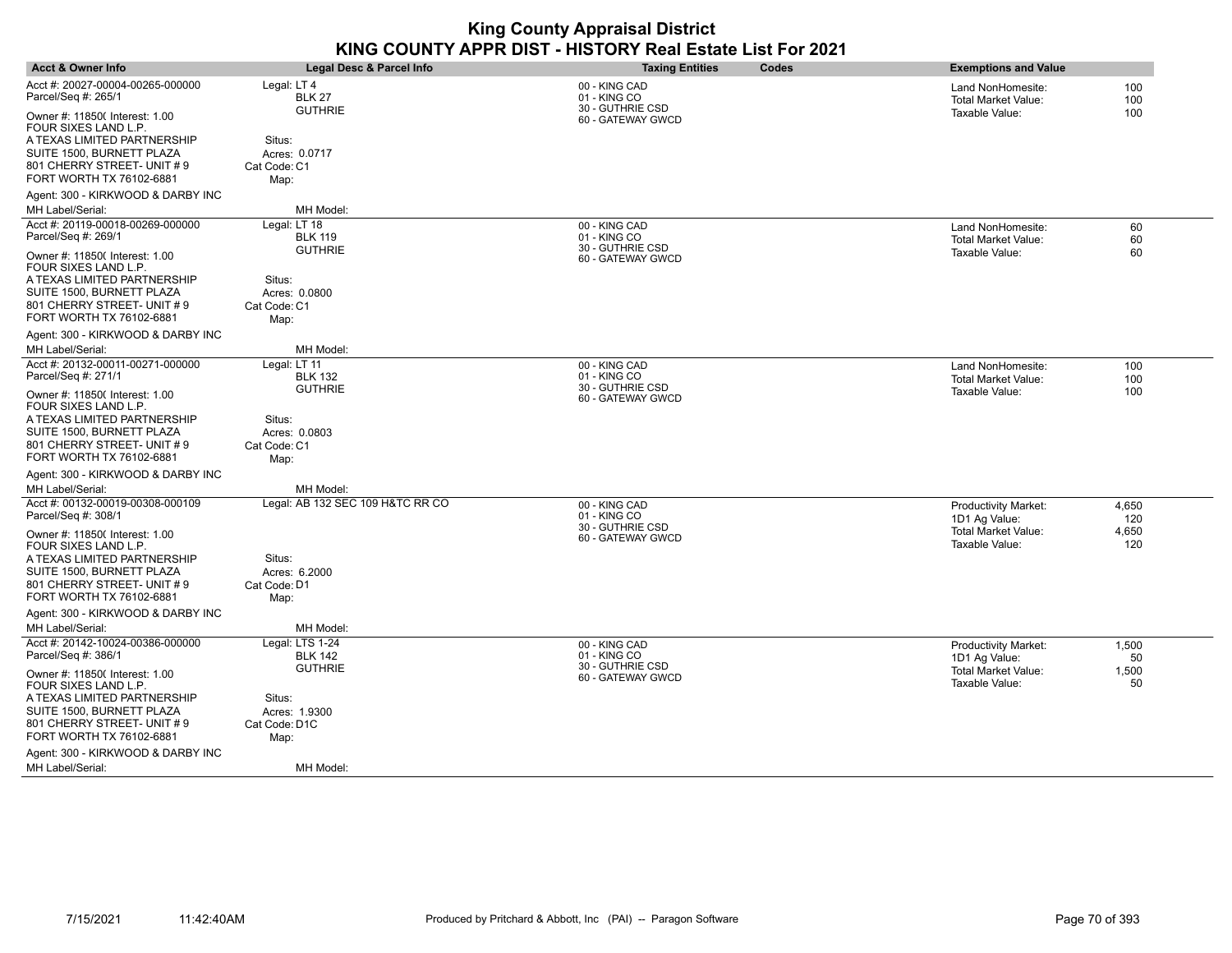# King County Appraisal District
## KING COUNTY APPR DIST - HISTORY Real Estate List For 2021

| Acct & Owner Info | Legal Desc & Parcel Info | Taxing Entities | Codes | Exemptions and Value |
|---|---|---|---|---|
| Acct #: 20027-00004-00265-000000<br>Parcel/Seq #: 265/1<br>Owner #: 11850( Interest: 1.00<br>FOUR SIXES LAND L.P.<br>A TEXAS LIMITED PARTNERSHIP<br>SUITE 1500, BURNETT PLAZA<br>801 CHERRY STREET- UNIT # 9<br>FORT WORTH TX 76102-6881<br>Agent: 300 - KIRKWOOD & DARBY INC<br>MH Label/Serial: | Legal: LT 4<br>BLK 27<br>GUTHRIE<br>Situs:<br>Acres: 0.0717<br>Cat Code: C1<br>Map:<br>MH Model: | 00 - KING CAD<br>01 - KING CO<br>30 - GUTHRIE CSD<br>60 - GATEWAY GWCD | | Land NonHomesite: 100<br>Total Market Value: 100<br>Taxable Value: 100 |
| Acct #: 20119-00018-00269-000000<br>Parcel/Seq #: 269/1<br>Owner #: 11850( Interest: 1.00<br>FOUR SIXES LAND L.P.<br>A TEXAS LIMITED PARTNERSHIP<br>SUITE 1500, BURNETT PLAZA<br>801 CHERRY STREET- UNIT # 9<br>FORT WORTH TX 76102-6881<br>Agent: 300 - KIRKWOOD & DARBY INC<br>MH Label/Serial: | Legal: LT 18<br>BLK 119<br>GUTHRIE<br>Situs:<br>Acres: 0.0800<br>Cat Code: C1<br>Map:<br>MH Model: | 00 - KING CAD<br>01 - KING CO<br>30 - GUTHRIE CSD<br>60 - GATEWAY GWCD | | Land NonHomesite: 60<br>Total Market Value: 60<br>Taxable Value: 60 |
| Acct #: 20132-00011-00271-000000<br>Parcel/Seq #: 271/1<br>Owner #: 11850( Interest: 1.00<br>FOUR SIXES LAND L.P.<br>A TEXAS LIMITED PARTNERSHIP<br>SUITE 1500, BURNETT PLAZA<br>801 CHERRY STREET- UNIT # 9<br>FORT WORTH TX 76102-6881<br>Agent: 300 - KIRKWOOD & DARBY INC<br>MH Label/Serial: | Legal: LT 11<br>BLK 132<br>GUTHRIE<br>Situs:<br>Acres: 0.0803<br>Cat Code: C1<br>Map:<br>MH Model: | 00 - KING CAD<br>01 - KING CO<br>30 - GUTHRIE CSD<br>60 - GATEWAY GWCD | | Land NonHomesite: 100<br>Total Market Value: 100<br>Taxable Value: 100 |
| Acct #: 00132-00019-00308-000109<br>Parcel/Seq #: 308/1<br>Owner #: 11850( Interest: 1.00<br>FOUR SIXES LAND L.P.<br>A TEXAS LIMITED PARTNERSHIP<br>SUITE 1500, BURNETT PLAZA<br>801 CHERRY STREET- UNIT # 9<br>FORT WORTH TX 76102-6881<br>Agent: 300 - KIRKWOOD & DARBY INC<br>MH Label/Serial: | Legal: AB 132 SEC 109 H&TC RR CO<br>Situs:<br>Acres: 6.2000<br>Cat Code: D1<br>Map:<br>MH Model: | 00 - KING CAD<br>01 - KING CO<br>30 - GUTHRIE CSD<br>60 - GATEWAY GWCD | | Productivity Market: 4,650<br>1D1 Ag Value: 120<br>Total Market Value: 4,650<br>Taxable Value: 120 |
| Acct #: 20142-10024-00386-000000<br>Parcel/Seq #: 386/1<br>Owner #: 11850( Interest: 1.00<br>FOUR SIXES LAND L.P.<br>A TEXAS LIMITED PARTNERSHIP<br>SUITE 1500, BURNETT PLAZA<br>801 CHERRY STREET- UNIT # 9<br>FORT WORTH TX 76102-6881<br>Agent: 300 - KIRKWOOD & DARBY INC<br>MH Label/Serial: | Legal: LTS 1-24<br>BLK 142<br>GUTHRIE<br>Situs:<br>Acres: 1.9300<br>Cat Code: D1C<br>Map:<br>MH Model: | 00 - KING CAD<br>01 - KING CO<br>30 - GUTHRIE CSD<br>60 - GATEWAY GWCD | | Productivity Market: 1,500<br>1D1 Ag Value: 50<br>Total Market Value: 1,500<br>Taxable Value: 50 |

7/15/2021 11:42:40AM Produced by Pritchard & Abbott, Inc (PAI) -- Paragon Software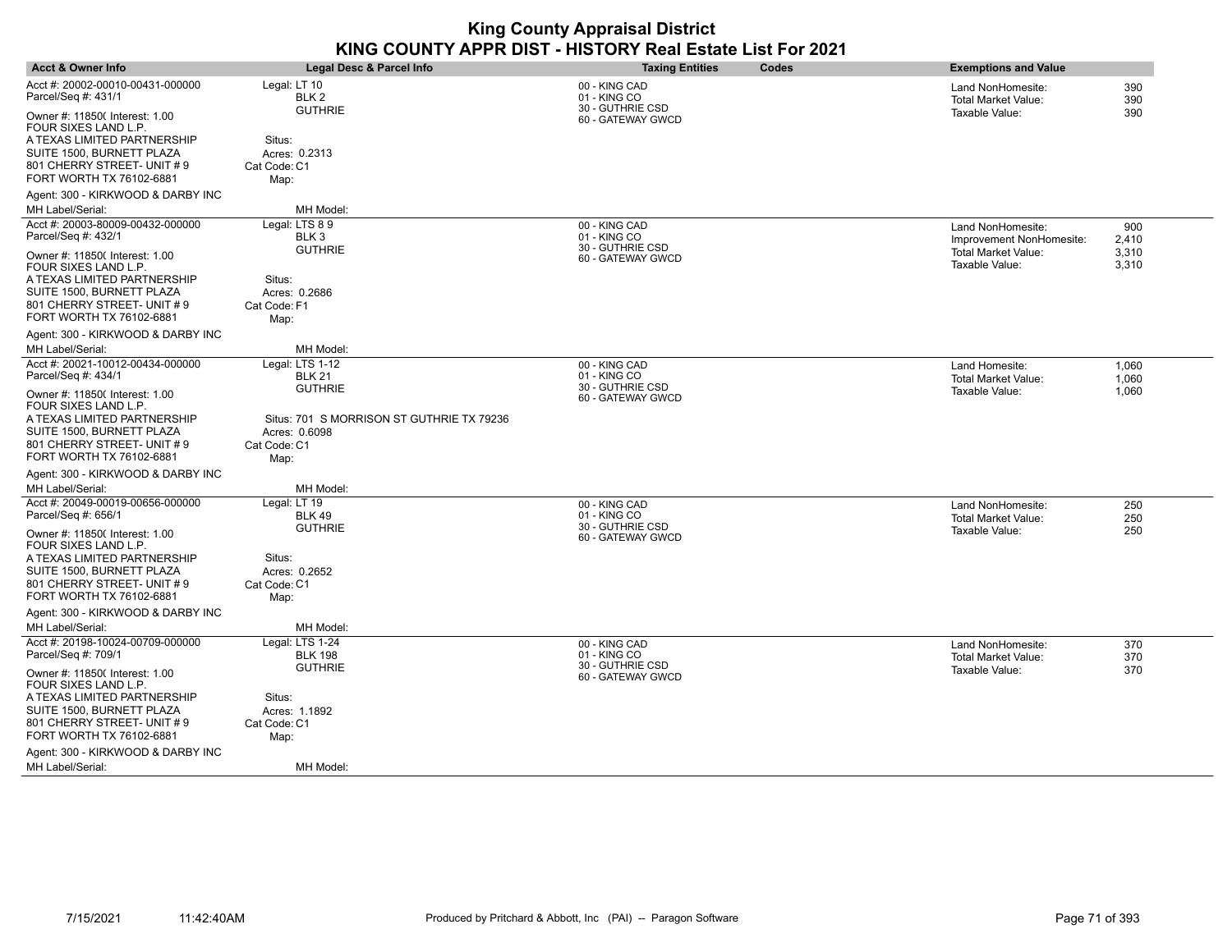# King County Appraisal District

## KING COUNTY APPR DIST - HISTORY Real Estate List For 2021

| Acct & Owner Info | Legal Desc & Parcel Info | Taxing Entities | Codes | Exemptions and Value |
|---|---|---|---|---|
| Acct #: 20002-00010-00431-000000<br>Parcel/Seq #: 431/1<br>Owner #: 11850( Interest: 1.00<br>FOUR SIXES LAND L.P.<br>A TEXAS LIMITED PARTNERSHIP<br>SUITE 1500, BURNETT PLAZA<br>801 CHERRY STREET- UNIT # 9<br>FORT WORTH TX 76102-6881<br>Agent: 300 - KIRKWOOD & DARBY INC<br>MH Label/Serial: | Legal: LT 10<br>BLK 2<br>GUTHRIE<br>Situs:<br>Acres: 0.2313<br>Cat Code: C1<br>Map:<br>MH Model: | 00 - KING CAD<br>01 - KING CO<br>30 - GUTHRIE CSD<br>60 - GATEWAY GWCD | | Land NonHomesite: 390<br>Total Market Value: 390<br>Taxable Value: 390 |
| Acct #: 20003-80009-00432-000000<br>Parcel/Seq #: 432/1<br>Owner #: 11850( Interest: 1.00<br>FOUR SIXES LAND L.P.<br>A TEXAS LIMITED PARTNERSHIP<br>SUITE 1500, BURNETT PLAZA<br>801 CHERRY STREET- UNIT # 9<br>FORT WORTH TX 76102-6881<br>Agent: 300 - KIRKWOOD & DARBY INC<br>MH Label/Serial: | Legal: LTS 8 9<br>BLK 3<br>GUTHRIE<br>Situs:<br>Acres: 0.2686<br>Cat Code: F1<br>Map:<br>MH Model: | 00 - KING CAD<br>01 - KING CO<br>30 - GUTHRIE CSD<br>60 - GATEWAY GWCD | | Land NonHomesite: 900<br>Improvement NonHomesite: 2,410<br>Total Market Value: 3,310<br>Taxable Value: 3,310 |
| Acct #: 20021-10012-00434-000000<br>Parcel/Seq #: 434/1<br>Owner #: 11850( Interest: 1.00<br>FOUR SIXES LAND L.P.<br>A TEXAS LIMITED PARTNERSHIP<br>SUITE 1500, BURNETT PLAZA<br>801 CHERRY STREET- UNIT # 9<br>FORT WORTH TX 76102-6881<br>Agent: 300 - KIRKWOOD & DARBY INC<br>MH Label/Serial: | Legal: LTS 1-12<br>BLK 21<br>GUTHRIE<br>Situs: 701 S MORRISON ST GUTHRIE TX 79236<br>Acres: 0.6098<br>Cat Code: C1<br>Map:<br>MH Model: | 00 - KING CAD<br>01 - KING CO<br>30 - GUTHRIE CSD<br>60 - GATEWAY GWCD | | Land Homesite: 1,060<br>Total Market Value: 1,060<br>Taxable Value: 1,060 |
| Acct #: 20049-00019-00656-000000<br>Parcel/Seq #: 656/1<br>Owner #: 11850( Interest: 1.00<br>FOUR SIXES LAND L.P.<br>A TEXAS LIMITED PARTNERSHIP<br>SUITE 1500, BURNETT PLAZA<br>801 CHERRY STREET- UNIT # 9<br>FORT WORTH TX 76102-6881<br>Agent: 300 - KIRKWOOD & DARBY INC<br>MH Label/Serial: | Legal: LT 19<br>BLK 49<br>GUTHRIE<br>Situs:<br>Acres: 0.2652<br>Cat Code: C1<br>Map:<br>MH Model: | 00 - KING CAD<br>01 - KING CO<br>30 - GUTHRIE CSD<br>60 - GATEWAY GWCD | | Land NonHomesite: 250<br>Total Market Value: 250<br>Taxable Value: 250 |
| Acct #: 20198-10024-00709-000000<br>Parcel/Seq #: 709/1<br>Owner #: 11850( Interest: 1.00<br>FOUR SIXES LAND L.P.<br>A TEXAS LIMITED PARTNERSHIP<br>SUITE 1500, BURNETT PLAZA<br>801 CHERRY STREET- UNIT # 9<br>FORT WORTH TX 76102-6881<br>Agent: 300 - KIRKWOOD & DARBY INC<br>MH Label/Serial: | Legal: LTS 1-24<br>BLK 198<br>GUTHRIE<br>Situs:<br>Acres: 1.1892<br>Cat Code: C1<br>Map:<br>MH Model: | 00 - KING CAD<br>01 - KING CO<br>30 - GUTHRIE CSD<br>60 - GATEWAY GWCD | | Land NonHomesite: 370<br>Total Market Value: 370<br>Taxable Value: 370 |

7/15/2021 11:42:40AM Produced by Pritchard & Abbott, Inc (PAI) -- Paragon Software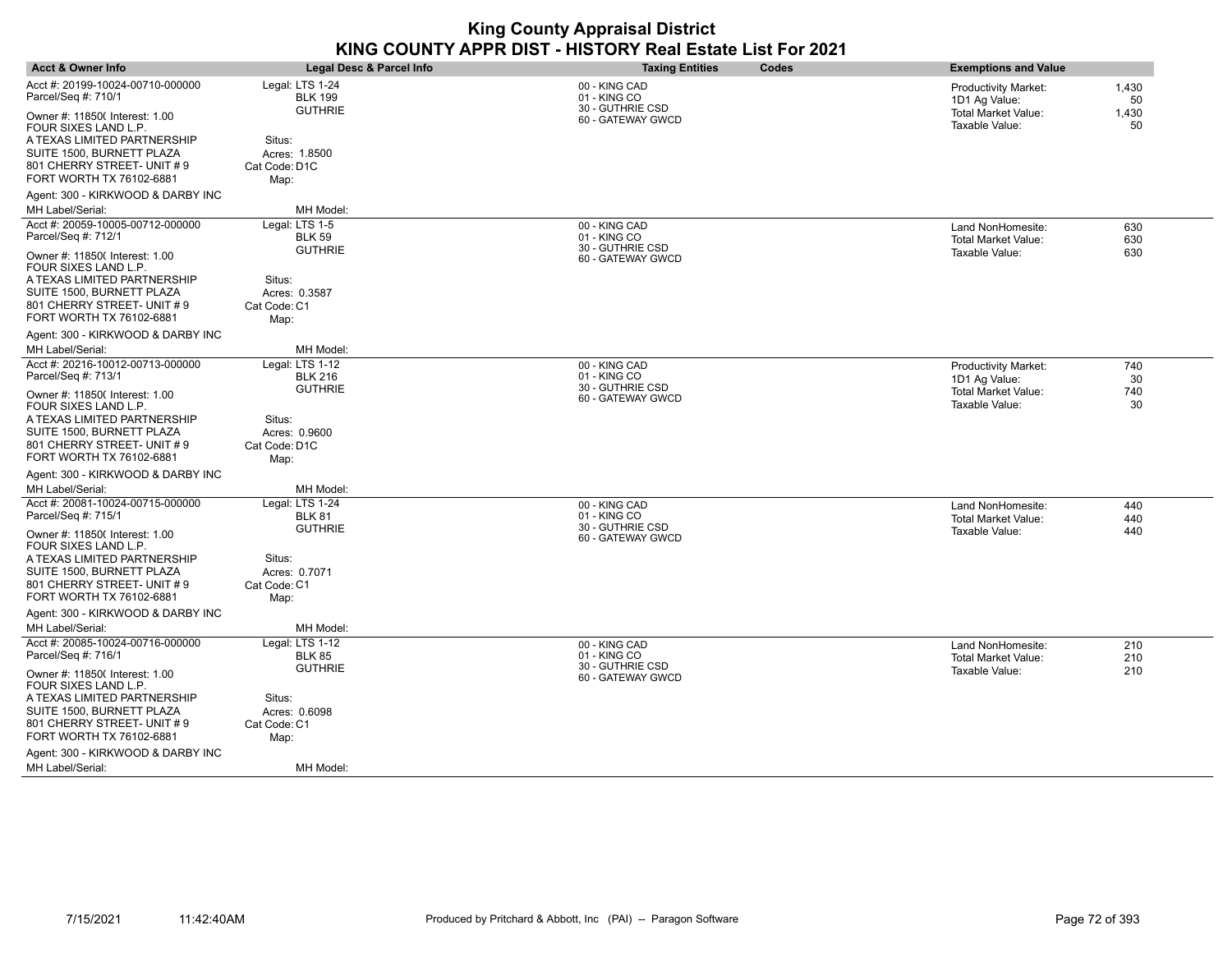# King County Appraisal District
## KING COUNTY APPR DIST - HISTORY Real Estate List For 2021

| Acct & Owner Info | Legal Desc & Parcel Info | Taxing Entities | Codes | Exemptions and Value |
|---|---|---|---|---|
| Acct #: 20199-10024-00710-000000<br>Parcel/Seq #: 710/1<br>Owner #: 11850( Interest: 1.00<br>FOUR SIXES LAND L.P.<br>A TEXAS LIMITED PARTNERSHIP<br>SUITE 1500, BURNETT PLAZA<br>801 CHERRY STREET- UNIT # 9<br>FORT WORTH TX 76102-6881<br>Agent: 300 - KIRKWOOD & DARBY INC<br>MH Label/Serial: | Legal: LTS 1-24<br>BLK 199<br>GUTHRIE<br>Situs:<br>Acres: 1.8500<br>Cat Code: D1C<br>Map:<br>MH Model: | 00 - KING CAD<br>01 - KING CO<br>30 - GUTHRIE CSD<br>60 - GATEWAY GWCD | | Productivity Market: 1,430<br>1D1 Ag Value: 50<br>Total Market Value: 1,430<br>Taxable Value: 50 |
| Acct #: 20059-10005-00712-000000<br>Parcel/Seq #: 712/1<br>Owner #: 11850( Interest: 1.00<br>FOUR SIXES LAND L.P.<br>A TEXAS LIMITED PARTNERSHIP<br>SUITE 1500, BURNETT PLAZA<br>801 CHERRY STREET- UNIT # 9<br>FORT WORTH TX 76102-6881<br>Agent: 300 - KIRKWOOD & DARBY INC<br>MH Label/Serial: | Legal: LTS 1-5<br>BLK 59<br>GUTHRIE<br>Situs:<br>Acres: 0.3587<br>Cat Code: C1<br>Map:<br>MH Model: | 00 - KING CAD<br>01 - KING CO<br>30 - GUTHRIE CSD<br>60 - GATEWAY GWCD | | Land NonHomesite: 630<br>Total Market Value: 630<br>Taxable Value: 630 |
| Acct #: 20216-10012-00713-000000<br>Parcel/Seq #: 713/1<br>Owner #: 11850( Interest: 1.00<br>FOUR SIXES LAND L.P.<br>A TEXAS LIMITED PARTNERSHIP<br>SUITE 1500, BURNETT PLAZA<br>801 CHERRY STREET- UNIT # 9<br>FORT WORTH TX 76102-6881<br>Agent: 300 - KIRKWOOD & DARBY INC<br>MH Label/Serial: | Legal: LTS 1-12<br>BLK 216<br>GUTHRIE<br>Situs:<br>Acres: 0.9600<br>Cat Code: D1C<br>Map:<br>MH Model: | 00 - KING CAD<br>01 - KING CO<br>30 - GUTHRIE CSD<br>60 - GATEWAY GWCD | | Productivity Market: 740<br>1D1 Ag Value: 30<br>Total Market Value: 740<br>Taxable Value: 30 |
| Acct #: 20081-10024-00715-000000<br>Parcel/Seq #: 715/1<br>Owner #: 11850( Interest: 1.00<br>FOUR SIXES LAND L.P.<br>A TEXAS LIMITED PARTNERSHIP<br>SUITE 1500, BURNETT PLAZA<br>801 CHERRY STREET- UNIT # 9<br>FORT WORTH TX 76102-6881<br>Agent: 300 - KIRKWOOD & DARBY INC<br>MH Label/Serial: | Legal: LTS 1-24<br>BLK 81<br>GUTHRIE<br>Situs:<br>Acres: 0.7071<br>Cat Code: C1<br>Map:<br>MH Model: | 00 - KING CAD<br>01 - KING CO<br>30 - GUTHRIE CSD<br>60 - GATEWAY GWCD | | Land NonHomesite: 440<br>Total Market Value: 440<br>Taxable Value: 440 |
| Acct #: 20085-10024-00716-000000<br>Parcel/Seq #: 716/1<br>Owner #: 11850( Interest: 1.00<br>FOUR SIXES LAND L.P.<br>A TEXAS LIMITED PARTNERSHIP<br>SUITE 1500, BURNETT PLAZA<br>801 CHERRY STREET- UNIT # 9<br>FORT WORTH TX 76102-6881<br>Agent: 300 - KIRKWOOD & DARBY INC<br>MH Label/Serial: | Legal: LTS 1-12<br>BLK 85<br>GUTHRIE<br>Situs:<br>Acres: 0.6098<br>Cat Code: C1<br>Map:<br>MH Model: | 00 - KING CAD<br>01 - KING CO<br>30 - GUTHRIE CSD<br>60 - GATEWAY GWCD | | Land NonHomesite: 210<br>Total Market Value: 210<br>Taxable Value: 210 |

7/15/2021 11:42:40AM Produced by Pritchard & Abbott, Inc (PAI) -- Paragon Software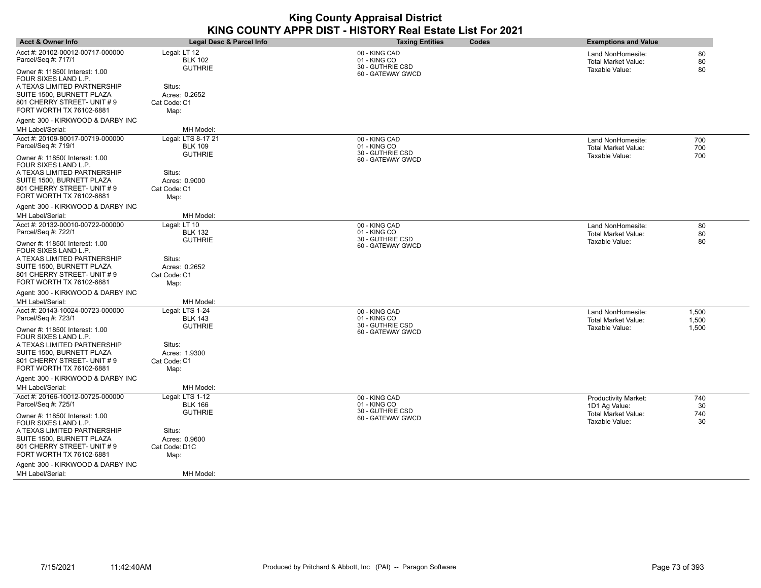# King County Appraisal District

## KING COUNTY APPR DIST - HISTORY Real Estate List For 2021

| Acct & Owner Info | Legal Desc & Parcel Info | Taxing Entities | Codes | Exemptions and Value |
|---|---|---|---|---|
| Acct #: 20102-00012-00717-000000<br>Parcel/Seq #: 717/1<br>Owner #: 11850( Interest: 1.00<br>FOUR SIXES LAND L.P.<br>A TEXAS LIMITED PARTNERSHIP<br>SUITE 1500, BURNETT PLAZA<br>801 CHERRY STREET- UNIT # 9<br>FORT WORTH TX 76102-6881<br>Agent: 300 - KIRKWOOD & DARBY INC<br>MH Label/Serial: | Legal: LT 12<br>BLK 102<br>GUTHRIE<br>Situs:<br>Acres: 0.2652<br>Cat Code: C1<br>Map:<br>MH Model: | 00 - KING CAD<br>01 - KING CO<br>30 - GUTHRIE CSD<br>60 - GATEWAY GWCD | | Land NonHomesite: 80<br>Total Market Value: 80<br>Taxable Value: 80 |
| Acct #: 20109-80017-00719-000000<br>Parcel/Seq #: 719/1<br>Owner #: 11850( Interest: 1.00<br>FOUR SIXES LAND L.P.<br>A TEXAS LIMITED PARTNERSHIP<br>SUITE 1500, BURNETT PLAZA<br>801 CHERRY STREET- UNIT # 9<br>FORT WORTH TX 76102-6881<br>Agent: 300 - KIRKWOOD & DARBY INC<br>MH Label/Serial: | Legal: LTS 8-17 21<br>BLK 109<br>GUTHRIE<br>Situs:<br>Acres: 0.9000<br>Cat Code: C1<br>Map:<br>MH Model: | 00 - KING CAD<br>01 - KING CO<br>30 - GUTHRIE CSD<br>60 - GATEWAY GWCD | | Land NonHomesite: 700<br>Total Market Value: 700<br>Taxable Value: 700 |
| Acct #: 20132-00010-00722-000000<br>Parcel/Seq #: 722/1<br>Owner #: 11850( Interest: 1.00<br>FOUR SIXES LAND L.P.<br>A TEXAS LIMITED PARTNERSHIP<br>SUITE 1500, BURNETT PLAZA<br>801 CHERRY STREET- UNIT # 9<br>FORT WORTH TX 76102-6881<br>Agent: 300 - KIRKWOOD & DARBY INC<br>MH Label/Serial: | Legal: LT 10<br>BLK 132<br>GUTHRIE<br>Situs:<br>Acres: 0.2652<br>Cat Code: C1<br>Map:<br>MH Model: | 00 - KING CAD<br>01 - KING CO<br>30 - GUTHRIE CSD<br>60 - GATEWAY GWCD | | Land NonHomesite: 80<br>Total Market Value: 80<br>Taxable Value: 80 |
| Acct #: 20143-10024-00723-000000<br>Parcel/Seq #: 723/1<br>Owner #: 11850( Interest: 1.00<br>FOUR SIXES LAND L.P.<br>A TEXAS LIMITED PARTNERSHIP<br>SUITE 1500, BURNETT PLAZA<br>801 CHERRY STREET- UNIT # 9<br>FORT WORTH TX 76102-6881<br>Agent: 300 - KIRKWOOD & DARBY INC<br>MH Label/Serial: | Legal: LTS 1-24<br>BLK 143<br>GUTHRIE<br>Situs:<br>Acres: 1.9300<br>Cat Code: C1<br>Map:<br>MH Model: | 00 - KING CAD<br>01 - KING CO<br>30 - GUTHRIE CSD<br>60 - GATEWAY GWCD | | Land NonHomesite: 1,500<br>Total Market Value: 1,500<br>Taxable Value: 1,500 |
| Acct #: 20166-10012-00725-000000<br>Parcel/Seq #: 725/1<br>Owner #: 11850( Interest: 1.00<br>FOUR SIXES LAND L.P.<br>A TEXAS LIMITED PARTNERSHIP<br>SUITE 1500, BURNETT PLAZA<br>801 CHERRY STREET- UNIT # 9<br>FORT WORTH TX 76102-6881<br>Agent: 300 - KIRKWOOD & DARBY INC<br>MH Label/Serial: | Legal: LTS 1-12<br>BLK 166<br>GUTHRIE<br>Situs:<br>Acres: 0.9600<br>Cat Code: D1C<br>Map:<br>MH Model: | 00 - KING CAD<br>01 - KING CO<br>30 - GUTHRIE CSD<br>60 - GATEWAY GWCD | | Productivity Market: 740<br>1D1 Ag Value: 30<br>Total Market Value: 740<br>Taxable Value: 30 |

7/15/2021 11:42:40AM Produced by Pritchard & Abbott, Inc (PAI) -- Paragon Software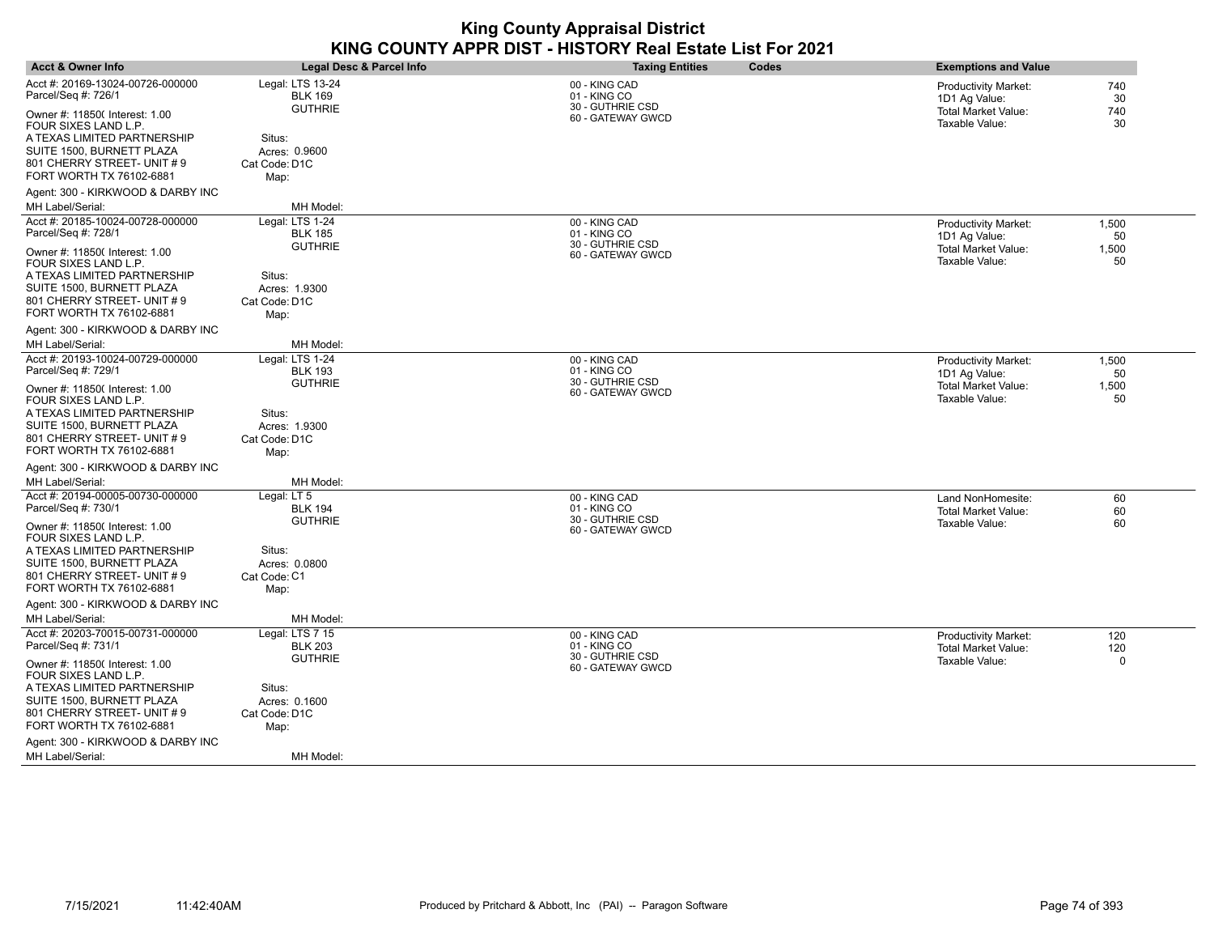# King County Appraisal District
## KING COUNTY APPR DIST - HISTORY Real Estate List For 2021

| Acct & Owner Info | Legal Desc & Parcel Info | Taxing Entities | Codes | Exemptions and Value |
|---|---|---|---|---|
| Acct #: 20169-13024-00726-000000<br>Parcel/Seq #: 726/1<br>Owner #: 11850( Interest: 1.00<br>FOUR SIXES LAND L.P.<br>A TEXAS LIMITED PARTNERSHIP<br>SUITE 1500, BURNETT PLAZA<br>801 CHERRY STREET- UNIT # 9<br>FORT WORTH TX 76102-6881<br>Agent: 300 - KIRKWOOD & DARBY INC<br>MH Label/Serial: | Legal: LTS 13-24<br>BLK 169<br>GUTHRIE<br>Situs:<br>Acres: 0.9600<br>Cat Code: D1C<br>Map:<br>MH Model: | 00 - KING CAD<br>01 - KING CO<br>30 - GUTHRIE CSD<br>60 - GATEWAY GWCD | | Productivity Market: 740<br>1D1 Ag Value: 30<br>Total Market Value: 740<br>Taxable Value: 30 |
| Acct #: 20185-10024-00728-000000<br>Parcel/Seq #: 728/1<br>Owner #: 11850( Interest: 1.00<br>FOUR SIXES LAND L.P.<br>A TEXAS LIMITED PARTNERSHIP<br>SUITE 1500, BURNETT PLAZA<br>801 CHERRY STREET- UNIT # 9<br>FORT WORTH TX 76102-6881<br>Agent: 300 - KIRKWOOD & DARBY INC<br>MH Label/Serial: | Legal: LTS 1-24<br>BLK 185<br>GUTHRIE<br>Situs:<br>Acres: 1.9300<br>Cat Code: D1C<br>Map:<br>MH Model: | 00 - KING CAD<br>01 - KING CO<br>30 - GUTHRIE CSD<br>60 - GATEWAY GWCD | | Productivity Market: 1,500<br>1D1 Ag Value: 50<br>Total Market Value: 1,500<br>Taxable Value: 50 |
| Acct #: 20193-10024-00729-000000<br>Parcel/Seq #: 729/1<br>Owner #: 11850( Interest: 1.00<br>FOUR SIXES LAND L.P.<br>A TEXAS LIMITED PARTNERSHIP<br>SUITE 1500, BURNETT PLAZA<br>801 CHERRY STREET- UNIT # 9<br>FORT WORTH TX 76102-6881<br>Agent: 300 - KIRKWOOD & DARBY INC<br>MH Label/Serial: | Legal: LTS 1-24<br>BLK 193<br>GUTHRIE<br>Situs:<br>Acres: 1.9300<br>Cat Code: D1C<br>Map:<br>MH Model: | 00 - KING CAD<br>01 - KING CO<br>30 - GUTHRIE CSD<br>60 - GATEWAY GWCD | | Productivity Market: 1,500<br>1D1 Ag Value: 50<br>Total Market Value: 1,500<br>Taxable Value: 50 |
| Acct #: 20194-00005-00730-000000<br>Parcel/Seq #: 730/1<br>Owner #: 11850( Interest: 1.00<br>FOUR SIXES LAND L.P.<br>A TEXAS LIMITED PARTNERSHIP<br>SUITE 1500, BURNETT PLAZA<br>801 CHERRY STREET- UNIT # 9<br>FORT WORTH TX 76102-6881<br>Agent: 300 - KIRKWOOD & DARBY INC<br>MH Label/Serial: | Legal: LT 5<br>BLK 194<br>GUTHRIE<br>Situs:<br>Acres: 0.0800<br>Cat Code: C1<br>Map:<br>MH Model: | 00 - KING CAD<br>01 - KING CO<br>30 - GUTHRIE CSD<br>60 - GATEWAY GWCD | | Land NonHomesite: 60<br>Total Market Value: 60<br>Taxable Value: 60 |
| Acct #: 20203-70015-00731-000000<br>Parcel/Seq #: 731/1<br>Owner #: 11850( Interest: 1.00<br>FOUR SIXES LAND L.P.<br>A TEXAS LIMITED PARTNERSHIP<br>SUITE 1500, BURNETT PLAZA<br>801 CHERRY STREET- UNIT # 9<br>FORT WORTH TX 76102-6881<br>Agent: 300 - KIRKWOOD & DARBY INC<br>MH Label/Serial: | Legal: LTS 7 15<br>BLK 203<br>GUTHRIE<br>Situs:<br>Acres: 0.1600<br>Cat Code: D1C<br>Map:<br>MH Model: | 00 - KING CAD<br>01 - KING CO<br>30 - GUTHRIE CSD<br>60 - GATEWAY GWCD | | Productivity Market: 120<br>Total Market Value: 120<br>Taxable Value: 0 |

7/15/2021 11:42:40AM Produced by Pritchard & Abbott, Inc (PAI) -- Paragon Software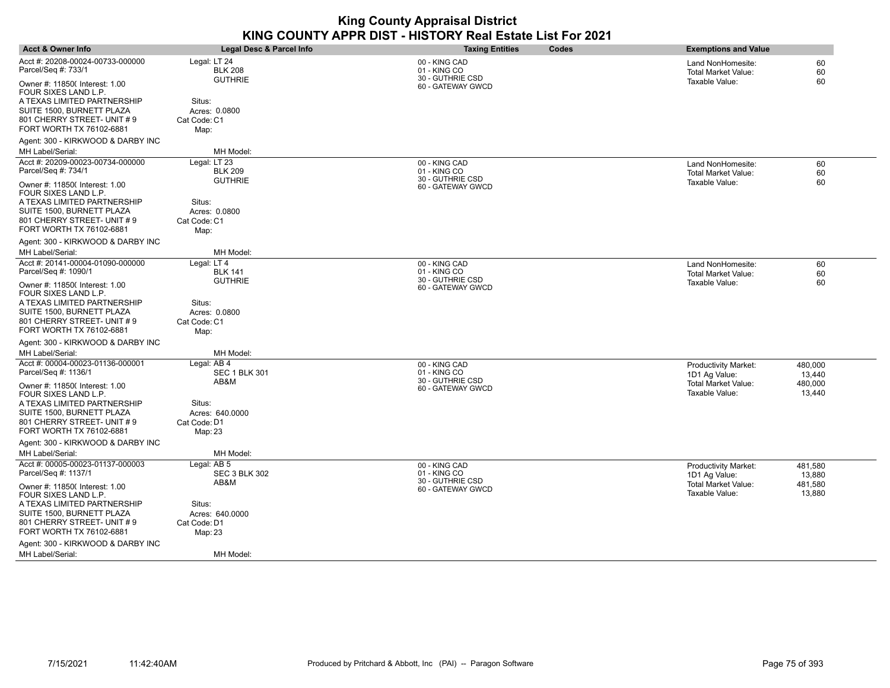# King County Appraisal District
## KING COUNTY APPR DIST - HISTORY Real Estate List For 2021

| Acct & Owner Info | Legal Desc & Parcel Info | Taxing Entities | Codes | Exemptions and Value |
|---|---|---|---|---|
| Acct #: 20208-00024-00733-000000<br>Parcel/Seq #: 733/1<br>Owner #: 11850( Interest: 1.00<br>FOUR SIXES LAND L.P.<br>A TEXAS LIMITED PARTNERSHIP<br>SUITE 1500, BURNETT PLAZA<br>801 CHERRY STREET- UNIT # 9<br>FORT WORTH TX 76102-6881<br>Agent: 300 - KIRKWOOD & DARBY INC<br>MH Label/Serial: | Legal: LT 24<br>BLK 208<br>GUTHRIE<br>Situs:<br>Acres: 0.0800<br>Cat Code: C1<br>Map:<br>MH Model: | 00 - KING CAD<br>01 - KING CO<br>30 - GUTHRIE CSD<br>60 - GATEWAY GWCD | | Land NonHomesite: 60<br>Total Market Value: 60<br>Taxable Value: 60 |
| Acct #: 20209-00023-00734-000000<br>Parcel/Seq #: 734/1<br>Owner #: 11850( Interest: 1.00<br>FOUR SIXES LAND L.P.<br>A TEXAS LIMITED PARTNERSHIP<br>SUITE 1500, BURNETT PLAZA<br>801 CHERRY STREET- UNIT # 9<br>FORT WORTH TX 76102-6881<br>Agent: 300 - KIRKWOOD & DARBY INC<br>MH Label/Serial: | Legal: LT 23<br>BLK 209<br>GUTHRIE<br>Situs:<br>Acres: 0.0800<br>Cat Code: C1<br>Map:<br>MH Model: | 00 - KING CAD<br>01 - KING CO<br>30 - GUTHRIE CSD<br>60 - GATEWAY GWCD | | Land NonHomesite: 60<br>Total Market Value: 60<br>Taxable Value: 60 |
| Acct #: 20141-00004-01090-000000<br>Parcel/Seq #: 1090/1<br>Owner #: 11850( Interest: 1.00<br>FOUR SIXES LAND L.P.<br>A TEXAS LIMITED PARTNERSHIP<br>SUITE 1500, BURNETT PLAZA<br>801 CHERRY STREET- UNIT # 9<br>FORT WORTH TX 76102-6881<br>Agent: 300 - KIRKWOOD & DARBY INC<br>MH Label/Serial: | Legal: LT 4<br>BLK 141<br>GUTHRIE<br>Situs:<br>Acres: 0.0800<br>Cat Code: C1<br>Map:<br>MH Model: | 00 - KING CAD<br>01 - KING CO<br>30 - GUTHRIE CSD<br>60 - GATEWAY GWCD | | Land NonHomesite: 60<br>Total Market Value: 60<br>Taxable Value: 60 |
| Acct #: 00004-00023-01136-000001<br>Parcel/Seq #: 1136/1<br>Owner #: 11850( Interest: 1.00<br>FOUR SIXES LAND L.P.<br>A TEXAS LIMITED PARTNERSHIP<br>SUITE 1500, BURNETT PLAZA<br>801 CHERRY STREET- UNIT # 9<br>FORT WORTH TX 76102-6881<br>Agent: 300 - KIRKWOOD & DARBY INC<br>MH Label/Serial: | Legal: AB 4<br>SEC 1 BLK 301<br>AB&M<br>Situs:<br>Acres: 640.0000<br>Cat Code: D1<br>Map: 23<br>MH Model: | 00 - KING CAD<br>01 - KING CO<br>30 - GUTHRIE CSD<br>60 - GATEWAY GWCD | | Productivity Market: 480,000<br>1D1 Ag Value: 13,440<br>Total Market Value: 480,000<br>Taxable Value: 13,440 |
| Acct #: 00005-00023-01137-000003<br>Parcel/Seq #: 1137/1<br>Owner #: 11850( Interest: 1.00<br>FOUR SIXES LAND L.P.<br>A TEXAS LIMITED PARTNERSHIP<br>SUITE 1500, BURNETT PLAZA<br>801 CHERRY STREET- UNIT # 9<br>FORT WORTH TX 76102-6881<br>Agent: 300 - KIRKWOOD & DARBY INC<br>MH Label/Serial: | Legal: AB 5<br>SEC 3 BLK 302<br>AB&M<br>Situs:<br>Acres: 640.0000<br>Cat Code: D1<br>Map: 23<br>MH Model: | 00 - KING CAD<br>01 - KING CO<br>30 - GUTHRIE CSD<br>60 - GATEWAY GWCD | | Productivity Market: 481,580<br>1D1 Ag Value: 13,880<br>Total Market Value: 481,580<br>Taxable Value: 13,880 |

7/15/2021 11:42:40AM Produced by Pritchard & Abbott, Inc (PAI) -- Paragon Software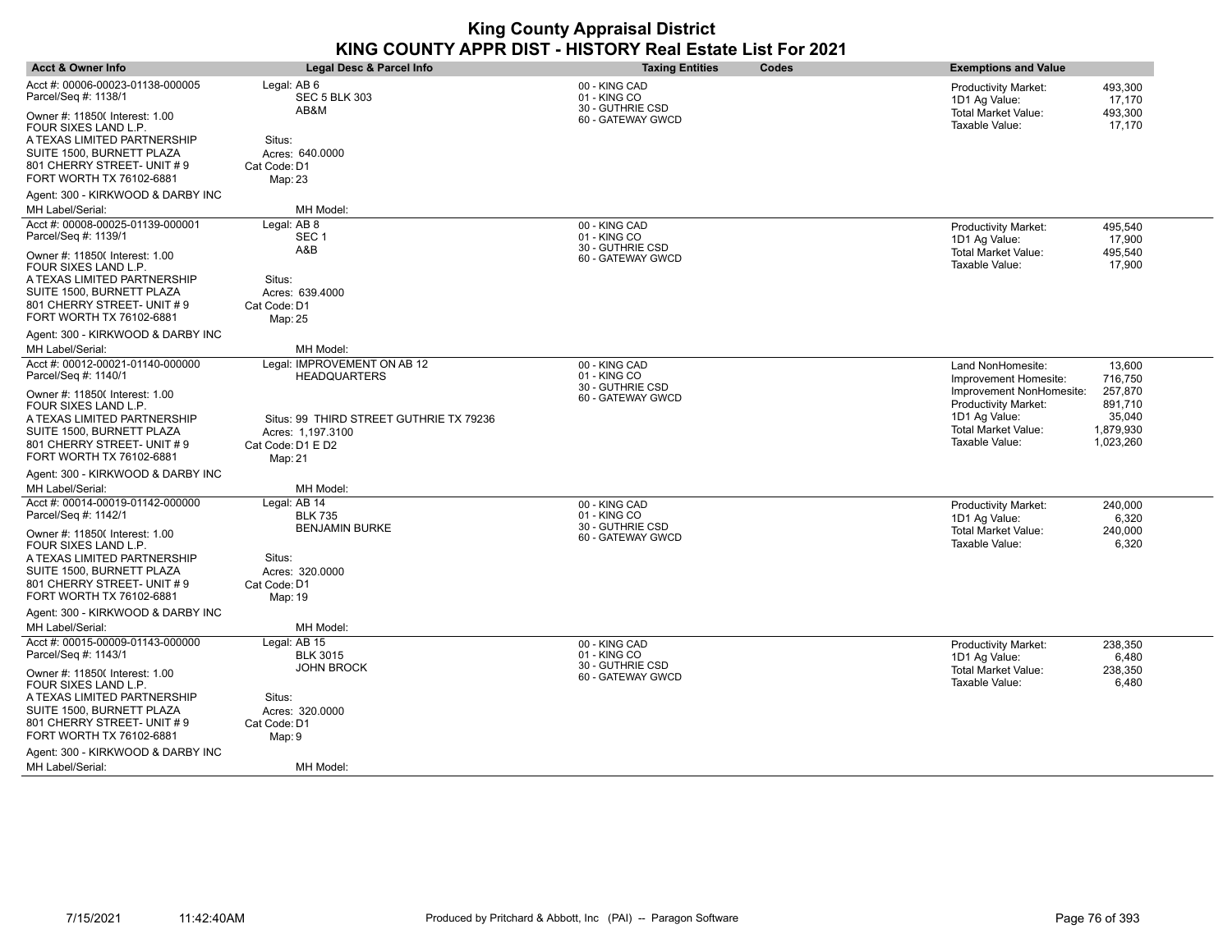# King County Appraisal District
## KING COUNTY APPR DIST - HISTORY Real Estate List For 2021

| Acct & Owner Info | Legal Desc & Parcel Info | Taxing Entities | Codes | Exemptions and Value |
|---|---|---|---|---|
| Acct #: 00006-00023-01138-000005<br>Parcel/Seq #: 1138/1<br>Owner #: 11850( Interest: 1.00<br>FOUR SIXES LAND L.P.<br>A TEXAS LIMITED PARTNERSHIP<br>SUITE 1500, BURNETT PLAZA<br>801 CHERRY STREET- UNIT # 9<br>FORT WORTH TX 76102-6881<br>Agent: 300 - KIRKWOOD & DARBY INC<br>MH Label/Serial: | Legal: AB 6<br>SEC 5 BLK 303<br>AB&M<br>Situs:<br>Acres: 640.0000<br>Cat Code: D1<br>Map: 23<br>MH Model: | 00 - KING CAD<br>01 - KING CO<br>30 - GUTHRIE CSD<br>60 - GATEWAY GWCD | | Productivity Market: 493,300<br>1D1 Ag Value: 17,170<br>Total Market Value: 493,300<br>Taxable Value: 17,170 |
| Acct #: 00008-00025-01139-000001<br>Parcel/Seq #: 1139/1<br>Owner #: 11850( Interest: 1.00<br>FOUR SIXES LAND L.P.<br>A TEXAS LIMITED PARTNERSHIP<br>SUITE 1500, BURNETT PLAZA<br>801 CHERRY STREET- UNIT # 9<br>FORT WORTH TX 76102-6881<br>Agent: 300 - KIRKWOOD & DARBY INC<br>MH Label/Serial: | Legal: AB 8<br>SEC 1<br>A&B<br>Situs:<br>Acres: 639.4000<br>Cat Code: D1<br>Map: 25<br>MH Model: | 00 - KING CAD<br>01 - KING CO<br>30 - GUTHRIE CSD<br>60 - GATEWAY GWCD | | Productivity Market: 495,540<br>1D1 Ag Value: 17,900<br>Total Market Value: 495,540<br>Taxable Value: 17,900 |
| Acct #: 00012-00021-01140-000000<br>Parcel/Seq #: 1140/1<br>Owner #: 11850( Interest: 1.00<br>FOUR SIXES LAND L.P.<br>A TEXAS LIMITED PARTNERSHIP<br>SUITE 1500, BURNETT PLAZA<br>801 CHERRY STREET- UNIT # 9<br>FORT WORTH TX 76102-6881<br>Agent: 300 - KIRKWOOD & DARBY INC<br>MH Label/Serial: | Legal: IMPROVEMENT ON AB 12<br>HEADQUARTERS<br>Situs: 99 THIRD STREET GUTHRIE TX 79236<br>Acres: 1,197.3100<br>Cat Code: D1 E D2<br>Map: 21<br>MH Model: | 00 - KING CAD<br>01 - KING CO<br>30 - GUTHRIE CSD<br>60 - GATEWAY GWCD | | Land NonHomesite: 13,600<br>Improvement Homesite: 716,750<br>Improvement NonHomesite: 257,870<br>Productivity Market: 891,710<br>1D1 Ag Value: 35,040<br>Total Market Value: 1,879,930<br>Taxable Value: 1,023,260 |
| Acct #: 00014-00019-01142-000000<br>Parcel/Seq #: 1142/1<br>Owner #: 11850( Interest: 1.00<br>FOUR SIXES LAND L.P.<br>A TEXAS LIMITED PARTNERSHIP<br>SUITE 1500, BURNETT PLAZA<br>801 CHERRY STREET- UNIT # 9<br>FORT WORTH TX 76102-6881<br>Agent: 300 - KIRKWOOD & DARBY INC<br>MH Label/Serial: | Legal: AB 14<br>BLK 735<br>BENJAMIN BURKE<br>Situs:<br>Acres: 320.0000<br>Cat Code: D1<br>Map: 19<br>MH Model: | 00 - KING CAD<br>01 - KING CO<br>30 - GUTHRIE CSD<br>60 - GATEWAY GWCD | | Productivity Market: 240,000<br>1D1 Ag Value: 6,320<br>Total Market Value: 240,000<br>Taxable Value: 6,320 |
| Acct #: 00015-00009-01143-000000<br>Parcel/Seq #: 1143/1<br>Owner #: 11850( Interest: 1.00<br>FOUR SIXES LAND L.P.<br>A TEXAS LIMITED PARTNERSHIP<br>SUITE 1500, BURNETT PLAZA<br>801 CHERRY STREET- UNIT # 9<br>FORT WORTH TX 76102-6881<br>Agent: 300 - KIRKWOOD & DARBY INC<br>MH Label/Serial: | Legal: AB 15<br>BLK 3015<br>JOHN BROCK<br>Situs:<br>Acres: 320.0000<br>Cat Code: D1<br>Map: 9<br>MH Model: | 00 - KING CAD<br>01 - KING CO<br>30 - GUTHRIE CSD<br>60 - GATEWAY GWCD | | Productivity Market: 238,350<br>1D1 Ag Value: 6,480<br>Total Market Value: 238,350<br>Taxable Value: 6,480 |

7/15/2021 11:42:40AM Produced by Pritchard & Abbott, Inc (PAI) -- Paragon Software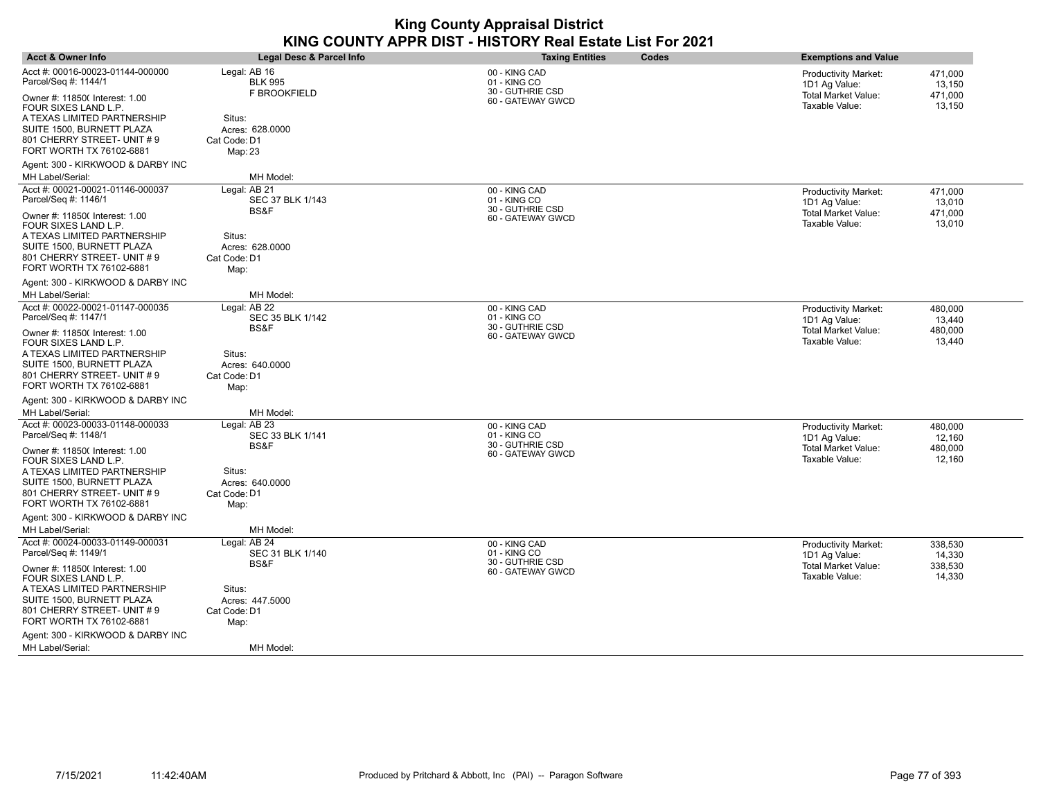# King County Appraisal District

## KING COUNTY APPR DIST - HISTORY Real Estate List For 2021

| Acct & Owner Info | Legal Desc & Parcel Info | Taxing Entities | Codes | Exemptions and Value |
|---|---|---|---|---|
| Acct #: 00016-00023-01144-000000<br>Parcel/Seq #: 1144/1<br>Owner #: 11850( Interest: 1.00<br>FOUR SIXES LAND L.P.<br>A TEXAS LIMITED PARTNERSHIP<br>SUITE 1500, BURNETT PLAZA<br>801 CHERRY STREET- UNIT # 9<br>FORT WORTH TX 76102-6881<br>Agent: 300 - KIRKWOOD & DARBY INC<br>MH Label/Serial: | Legal: AB 16<br>BLK 995<br>F BROOKFIELD<br>Situs:<br>Acres: 628.0000<br>Cat Code: D1<br>Map: 23<br>MH Model: | 00 - KING CAD<br>01 - KING CO<br>30 - GUTHRIE CSD<br>60 - GATEWAY GWCD | | Productivity Market: 471,000<br>1D1 Ag Value: 13,150<br>Total Market Value: 471,000<br>Taxable Value: 13,150 |
| Acct #: 00021-00021-01146-000037<br>Parcel/Seq #: 1146/1<br>Owner #: 11850( Interest: 1.00<br>FOUR SIXES LAND L.P.<br>A TEXAS LIMITED PARTNERSHIP<br>SUITE 1500, BURNETT PLAZA<br>801 CHERRY STREET- UNIT # 9<br>FORT WORTH TX 76102-6881<br>Agent: 300 - KIRKWOOD & DARBY INC<br>MH Label/Serial: | Legal: AB 21<br>SEC 37 BLK 1/143<br>BS&F<br>Situs:<br>Acres: 628.0000<br>Cat Code: D1<br>Map:<br>MH Model: | 00 - KING CAD<br>01 - KING CO<br>30 - GUTHRIE CSD<br>60 - GATEWAY GWCD | | Productivity Market: 471,000<br>1D1 Ag Value: 13,010<br>Total Market Value: 471,000<br>Taxable Value: 13,010 |
| Acct #: 00022-00021-01147-000035<br>Parcel/Seq #: 1147/1<br>Owner #: 11850( Interest: 1.00<br>FOUR SIXES LAND L.P.<br>A TEXAS LIMITED PARTNERSHIP<br>SUITE 1500, BURNETT PLAZA<br>801 CHERRY STREET- UNIT # 9<br>FORT WORTH TX 76102-6881<br>Agent: 300 - KIRKWOOD & DARBY INC<br>MH Label/Serial: | Legal: AB 22<br>SEC 35 BLK 1/142<br>BS&F<br>Situs:<br>Acres: 640.0000<br>Cat Code: D1<br>Map:<br>MH Model: | 00 - KING CAD<br>01 - KING CO<br>30 - GUTHRIE CSD<br>60 - GATEWAY GWCD | | Productivity Market: 480,000<br>1D1 Ag Value: 13,440<br>Total Market Value: 480,000<br>Taxable Value: 13,440 |
| Acct #: 00023-00033-01148-000033<br>Parcel/Seq #: 1148/1<br>Owner #: 11850( Interest: 1.00<br>FOUR SIXES LAND L.P.<br>A TEXAS LIMITED PARTNERSHIP<br>SUITE 1500, BURNETT PLAZA<br>801 CHERRY STREET- UNIT # 9<br>FORT WORTH TX 76102-6881<br>Agent: 300 - KIRKWOOD & DARBY INC<br>MH Label/Serial: | Legal: AB 23<br>SEC 33 BLK 1/141<br>BS&F<br>Situs:<br>Acres: 640.0000<br>Cat Code: D1<br>Map:<br>MH Model: | 00 - KING CAD<br>01 - KING CO<br>30 - GUTHRIE CSD<br>60 - GATEWAY GWCD | | Productivity Market: 480,000<br>1D1 Ag Value: 12,160<br>Total Market Value: 480,000<br>Taxable Value: 12,160 |
| Acct #: 00024-00033-01149-000031<br>Parcel/Seq #: 1149/1<br>Owner #: 11850( Interest: 1.00<br>FOUR SIXES LAND L.P.<br>A TEXAS LIMITED PARTNERSHIP<br>SUITE 1500, BURNETT PLAZA<br>801 CHERRY STREET- UNIT # 9<br>FORT WORTH TX 76102-6881<br>Agent: 300 - KIRKWOOD & DARBY INC<br>MH Label/Serial: | Legal: AB 24<br>SEC 31 BLK 1/140<br>BS&F<br>Situs:<br>Acres: 447.5000<br>Cat Code: D1<br>Map:<br>MH Model: | 00 - KING CAD<br>01 - KING CO<br>30 - GUTHRIE CSD<br>60 - GATEWAY GWCD | | Productivity Market: 338,530<br>1D1 Ag Value: 14,330<br>Total Market Value: 338,530<br>Taxable Value: 14,330 |

7/15/2021 11:42:40AM Produced by Pritchard & Abbott, Inc (PAI) -- Paragon Software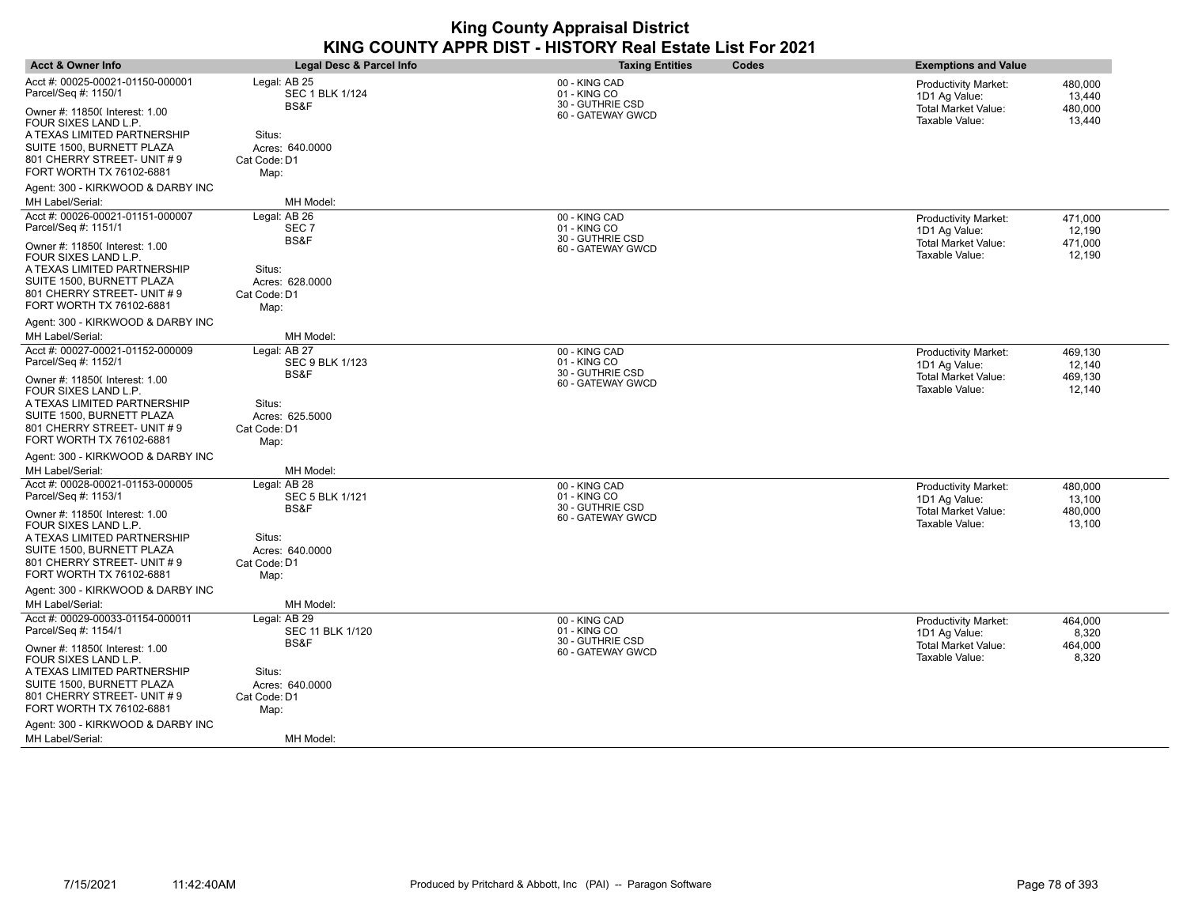# King County Appraisal District

## KING COUNTY APPR DIST - HISTORY Real Estate List For 2021

| Acct & Owner Info | Legal Desc & Parcel Info | Taxing Entities | Codes | Exemptions and Value |
|---|---|---|---|---|
| Acct #: 00025-00021-01150-000001<br>Parcel/Seq #: 1150/1<br>Owner #: 11850( Interest: 1.00<br>FOUR SIXES LAND L.P.<br>A TEXAS LIMITED PARTNERSHIP<br>SUITE 1500, BURNETT PLAZA<br>801 CHERRY STREET- UNIT # 9<br>FORT WORTH TX 76102-6881<br>Agent: 300 - KIRKWOOD & DARBY INC<br>MH Label/Serial: | Legal: AB 25<br>SEC 1 BLK 1/124<br>BS&F<br>Situs:<br>Acres: 640.0000<br>Cat Code: D1<br>Map:<br>MH Model: | 00 - KING CAD<br>01 - KING CO<br>30 - GUTHRIE CSD<br>60 - GATEWAY GWCD | | Productivity Market: 480,000<br>1D1 Ag Value: 13,440<br>Total Market Value: 480,000<br>Taxable Value: 13,440 |
| Acct #: 00026-00021-01151-000007<br>Parcel/Seq #: 1151/1<br>Owner #: 11850( Interest: 1.00<br>FOUR SIXES LAND L.P.<br>A TEXAS LIMITED PARTNERSHIP<br>SUITE 1500, BURNETT PLAZA<br>801 CHERRY STREET- UNIT # 9<br>FORT WORTH TX 76102-6881<br>Agent: 300 - KIRKWOOD & DARBY INC<br>MH Label/Serial: | Legal: AB 26<br>SEC 7<br>BS&F<br>Situs:<br>Acres: 628.0000<br>Cat Code: D1<br>Map:<br>MH Model: | 00 - KING CAD<br>01 - KING CO<br>30 - GUTHRIE CSD<br>60 - GATEWAY GWCD | | Productivity Market: 471,000<br>1D1 Ag Value: 12,190<br>Total Market Value: 471,000<br>Taxable Value: 12,190 |
| Acct #: 00027-00021-01152-000009<br>Parcel/Seq #: 1152/1<br>Owner #: 11850( Interest: 1.00<br>FOUR SIXES LAND L.P.<br>A TEXAS LIMITED PARTNERSHIP<br>SUITE 1500, BURNETT PLAZA<br>801 CHERRY STREET- UNIT # 9<br>FORT WORTH TX 76102-6881<br>Agent: 300 - KIRKWOOD & DARBY INC<br>MH Label/Serial: | Legal: AB 27<br>SEC 9 BLK 1/123<br>BS&F<br>Situs:<br>Acres: 625.5000<br>Cat Code: D1<br>Map:<br>MH Model: | 00 - KING CAD<br>01 - KING CO<br>30 - GUTHRIE CSD<br>60 - GATEWAY GWCD | | Productivity Market: 469,130<br>1D1 Ag Value: 12,140<br>Total Market Value: 469,130<br>Taxable Value: 12,140 |
| Acct #: 00028-00021-01153-000005<br>Parcel/Seq #: 1153/1<br>Owner #: 11850( Interest: 1.00<br>FOUR SIXES LAND L.P.<br>A TEXAS LIMITED PARTNERSHIP<br>SUITE 1500, BURNETT PLAZA<br>801 CHERRY STREET- UNIT # 9<br>FORT WORTH TX 76102-6881<br>Agent: 300 - KIRKWOOD & DARBY INC<br>MH Label/Serial: | Legal: AB 28<br>SEC 5 BLK 1/121<br>BS&F<br>Situs:<br>Acres: 640.0000<br>Cat Code: D1<br>Map:<br>MH Model: | 00 - KING CAD<br>01 - KING CO<br>30 - GUTHRIE CSD<br>60 - GATEWAY GWCD | | Productivity Market: 480,000<br>1D1 Ag Value: 13,100<br>Total Market Value: 480,000<br>Taxable Value: 13,100 |
| Acct #: 00029-00033-01154-000011<br>Parcel/Seq #: 1154/1<br>Owner #: 11850( Interest: 1.00<br>FOUR SIXES LAND L.P.<br>A TEXAS LIMITED PARTNERSHIP<br>SUITE 1500, BURNETT PLAZA<br>801 CHERRY STREET- UNIT # 9<br>FORT WORTH TX 76102-6881<br>Agent: 300 - KIRKWOOD & DARBY INC<br>MH Label/Serial: | Legal: AB 29<br>SEC 11 BLK 1/120<br>BS&F<br>Situs:<br>Acres: 640.0000<br>Cat Code: D1<br>Map:<br>MH Model: | 00 - KING CAD<br>01 - KING CO<br>30 - GUTHRIE CSD<br>60 - GATEWAY GWCD | | Productivity Market: 464,000<br>1D1 Ag Value: 8,320<br>Total Market Value: 464,000<br>Taxable Value: 8,320 |

7/15/2021 11:42:40AM Produced by Pritchard & Abbott, Inc (PAI) -- Paragon Software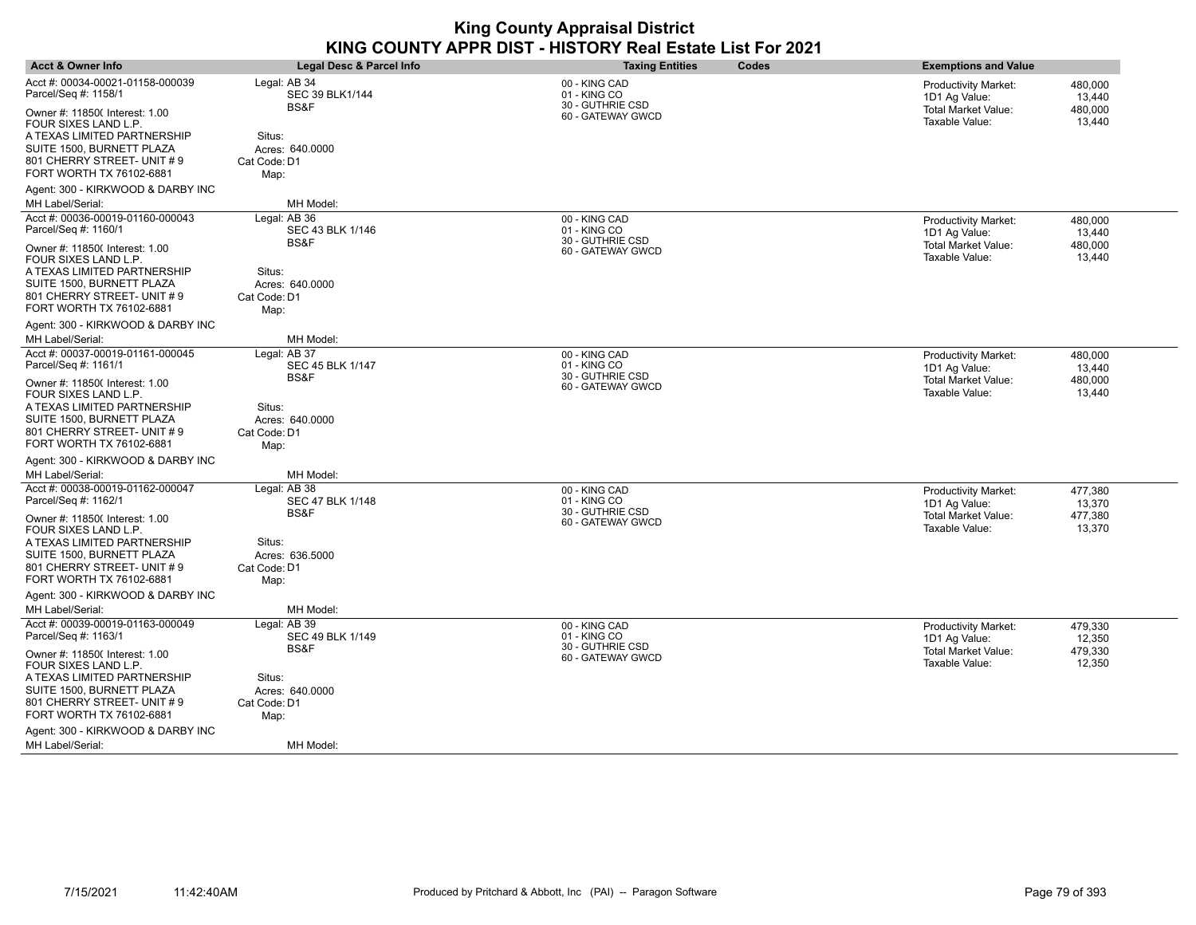# King County Appraisal District

## KING COUNTY APPR DIST - HISTORY Real Estate List For 2021

| Acct & Owner Info | Legal Desc & Parcel Info | Taxing Entities | Codes | Exemptions and Value |
|---|---|---|---|---|
| Acct #: 00034-00021-01158-000039<br>Parcel/Seq #: 1158/1<br>Owner #: 11850( Interest: 1.00<br>FOUR SIXES LAND L.P.<br>A TEXAS LIMITED PARTNERSHIP<br>SUITE 1500, BURNETT PLAZA<br>801 CHERRY STREET- UNIT # 9<br>FORT WORTH TX 76102-6881<br>Agent: 300 - KIRKWOOD & DARBY INC<br>MH Label/Serial: | Legal: AB 34<br>SEC 39 BLK1/144<br>BS&F<br>Situs:<br>Acres: 640.0000<br>Cat Code: D1<br>Map:<br>MH Model: | 00 - KING CAD<br>01 - KING CO<br>30 - GUTHRIE CSD<br>60 - GATEWAY GWCD | | Productivity Market: 480,000<br>1D1 Ag Value: 13,440<br>Total Market Value: 480,000<br>Taxable Value: 13,440 |
| Acct #: 00036-00019-01160-000043<br>Parcel/Seq #: 1160/1<br>Owner #: 11850( Interest: 1.00<br>FOUR SIXES LAND L.P.<br>A TEXAS LIMITED PARTNERSHIP<br>SUITE 1500, BURNETT PLAZA<br>801 CHERRY STREET- UNIT # 9<br>FORT WORTH TX 76102-6881<br>Agent: 300 - KIRKWOOD & DARBY INC<br>MH Label/Serial: | Legal: AB 36<br>SEC 43 BLK 1/146<br>BS&F<br>Situs:<br>Acres: 640.0000<br>Cat Code: D1<br>Map:<br>MH Model: | 00 - KING CAD<br>01 - KING CO<br>30 - GUTHRIE CSD<br>60 - GATEWAY GWCD | | Productivity Market: 480,000<br>1D1 Ag Value: 13,440<br>Total Market Value: 480,000<br>Taxable Value: 13,440 |
| Acct #: 00037-00019-01161-000045<br>Parcel/Seq #: 1161/1<br>Owner #: 11850( Interest: 1.00<br>FOUR SIXES LAND L.P.<br>A TEXAS LIMITED PARTNERSHIP<br>SUITE 1500, BURNETT PLAZA<br>801 CHERRY STREET- UNIT # 9<br>FORT WORTH TX 76102-6881<br>Agent: 300 - KIRKWOOD & DARBY INC<br>MH Label/Serial: | Legal: AB 37<br>SEC 45 BLK 1/147<br>BS&F<br>Situs:<br>Acres: 640.0000<br>Cat Code: D1<br>Map:<br>MH Model: | 00 - KING CAD<br>01 - KING CO<br>30 - GUTHRIE CSD<br>60 - GATEWAY GWCD | | Productivity Market: 480,000<br>1D1 Ag Value: 13,440<br>Total Market Value: 480,000<br>Taxable Value: 13,440 |
| Acct #: 00038-00019-01162-000047<br>Parcel/Seq #: 1162/1<br>Owner #: 11850( Interest: 1.00<br>FOUR SIXES LAND L.P.<br>A TEXAS LIMITED PARTNERSHIP<br>SUITE 1500, BURNETT PLAZA<br>801 CHERRY STREET- UNIT # 9<br>FORT WORTH TX 76102-6881<br>Agent: 300 - KIRKWOOD & DARBY INC<br>MH Label/Serial: | Legal: AB 38<br>SEC 47 BLK 1/148<br>BS&F<br>Situs:<br>Acres: 636.5000<br>Cat Code: D1<br>Map:<br>MH Model: | 00 - KING CAD<br>01 - KING CO<br>30 - GUTHRIE CSD<br>60 - GATEWAY GWCD | | Productivity Market: 477,380<br>1D1 Ag Value: 13,370<br>Total Market Value: 477,380<br>Taxable Value: 13,370 |
| Acct #: 00039-00019-01163-000049<br>Parcel/Seq #: 1163/1<br>Owner #: 11850( Interest: 1.00<br>FOUR SIXES LAND L.P.<br>A TEXAS LIMITED PARTNERSHIP<br>SUITE 1500, BURNETT PLAZA<br>801 CHERRY STREET- UNIT # 9<br>FORT WORTH TX 76102-6881<br>Agent: 300 - KIRKWOOD & DARBY INC<br>MH Label/Serial: | Legal: AB 39<br>SEC 49 BLK 1/149<br>BS&F<br>Situs:<br>Acres: 640.0000<br>Cat Code: D1<br>Map:<br>MH Model: | 00 - KING CAD<br>01 - KING CO<br>30 - GUTHRIE CSD<br>60 - GATEWAY GWCD | | Productivity Market: 479,330<br>1D1 Ag Value: 12,350<br>Total Market Value: 479,330<br>Taxable Value: 12,350 |

7/15/2021 11:42:40AM Produced by Pritchard & Abbott, Inc (PAI) -- Paragon Software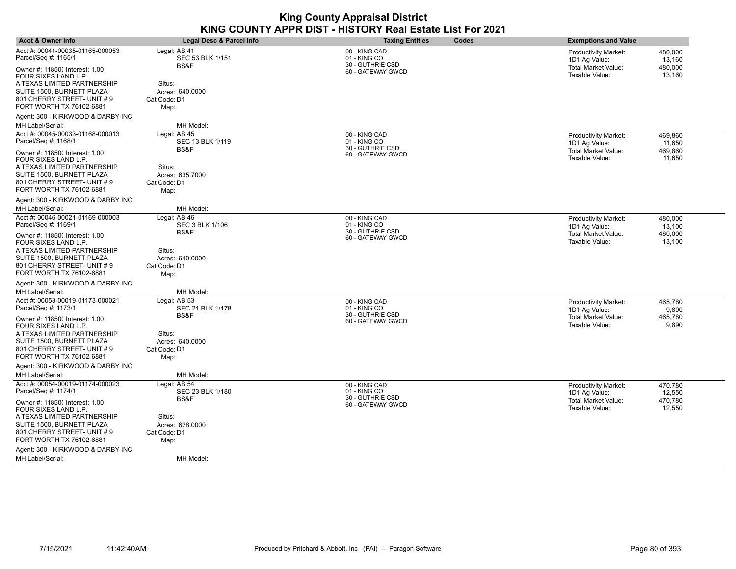# King County Appraisal District

## KING COUNTY APPR DIST - HISTORY Real Estate List For 2021

| Acct & Owner Info | Legal Desc & Parcel Info | Taxing Entities | Codes | Exemptions and Value |
|---|---|---|---|---|
| Acct #: 00041-00035-01165-000053<br>Parcel/Seq #: 1165/1<br>Owner #: 11850( Interest: 1.00<br>FOUR SIXES LAND L.P.<br>A TEXAS LIMITED PARTNERSHIP<br>SUITE 1500, BURNETT PLAZA<br>801 CHERRY STREET- UNIT # 9<br>FORT WORTH TX 76102-6881<br>Agent: 300 - KIRKWOOD & DARBY INC<br>MH Label/Serial: | Legal: AB 41<br>SEC 53 BLK 1/151<br>BS&F<br>Situs:<br>Acres: 640.0000<br>Cat Code: D1<br>Map:<br>MH Model: | 00 - KING CAD<br>01 - KING CO<br>30 - GUTHRIE CSD<br>60 - GATEWAY GWCD | | Productivity Market: 480,000<br>1D1 Ag Value: 13,160<br>Total Market Value: 480,000<br>Taxable Value: 13,160 |
| Acct #: 00045-00033-01168-000013<br>Parcel/Seq #: 1168/1<br>Owner #: 11850( Interest: 1.00<br>FOUR SIXES LAND L.P.<br>A TEXAS LIMITED PARTNERSHIP<br>SUITE 1500, BURNETT PLAZA<br>801 CHERRY STREET- UNIT # 9<br>FORT WORTH TX 76102-6881<br>Agent: 300 - KIRKWOOD & DARBY INC<br>MH Label/Serial: | Legal: AB 45<br>SEC 13 BLK 1/119<br>BS&F<br>Situs:<br>Acres: 635.7000<br>Cat Code: D1<br>Map:<br>MH Model: | 00 - KING CAD<br>01 - KING CO<br>30 - GUTHRIE CSD<br>60 - GATEWAY GWCD | | Productivity Market: 469,860<br>1D1 Ag Value: 11,650<br>Total Market Value: 469,860<br>Taxable Value: 11,650 |
| Acct #: 00046-00021-01169-000003<br>Parcel/Seq #: 1169/1<br>Owner #: 11850( Interest: 1.00<br>FOUR SIXES LAND L.P.<br>A TEXAS LIMITED PARTNERSHIP<br>SUITE 1500, BURNETT PLAZA<br>801 CHERRY STREET- UNIT # 9<br>FORT WORTH TX 76102-6881<br>Agent: 300 - KIRKWOOD & DARBY INC<br>MH Label/Serial: | Legal: AB 46<br>SEC 3 BLK 1/106<br>BS&F<br>Situs:<br>Acres: 640.0000<br>Cat Code: D1<br>Map:<br>MH Model: | 00 - KING CAD<br>01 - KING CO<br>30 - GUTHRIE CSD<br>60 - GATEWAY GWCD | | Productivity Market: 480,000<br>1D1 Ag Value: 13,100<br>Total Market Value: 480,000<br>Taxable Value: 13,100 |
| Acct #: 00053-00019-01173-000021<br>Parcel/Seq #: 1173/1<br>Owner #: 11850( Interest: 1.00<br>FOUR SIXES LAND L.P.<br>A TEXAS LIMITED PARTNERSHIP<br>SUITE 1500, BURNETT PLAZA<br>801 CHERRY STREET- UNIT # 9<br>FORT WORTH TX 76102-6881<br>Agent: 300 - KIRKWOOD & DARBY INC<br>MH Label/Serial: | Legal: AB 53<br>SEC 21 BLK 1/178<br>BS&F<br>Situs:<br>Acres: 640.0000<br>Cat Code: D1<br>Map:<br>MH Model: | 00 - KING CAD<br>01 - KING CO<br>30 - GUTHRIE CSD<br>60 - GATEWAY GWCD | | Productivity Market: 465,780<br>1D1 Ag Value: 9,890<br>Total Market Value: 465,780<br>Taxable Value: 9,890 |
| Acct #: 00054-00019-01174-000023<br>Parcel/Seq #: 1174/1<br>Owner #: 11850( Interest: 1.00<br>FOUR SIXES LAND L.P.<br>A TEXAS LIMITED PARTNERSHIP<br>SUITE 1500, BURNETT PLAZA<br>801 CHERRY STREET- UNIT # 9<br>FORT WORTH TX 76102-6881<br>Agent: 300 - KIRKWOOD & DARBY INC<br>MH Label/Serial: | Legal: AB 54<br>SEC 23 BLK 1/180<br>BS&F<br>Situs:<br>Acres: 628.0000<br>Cat Code: D1<br>Map:<br>MH Model: | 00 - KING CAD<br>01 - KING CO<br>30 - GUTHRIE CSD<br>60 - GATEWAY GWCD | | Productivity Market: 470,780<br>1D1 Ag Value: 12,550<br>Total Market Value: 470,780<br>Taxable Value: 12,550 |

7/15/2021 11:42:40AM Produced by Pritchard & Abbott, Inc (PAI) -- Paragon Software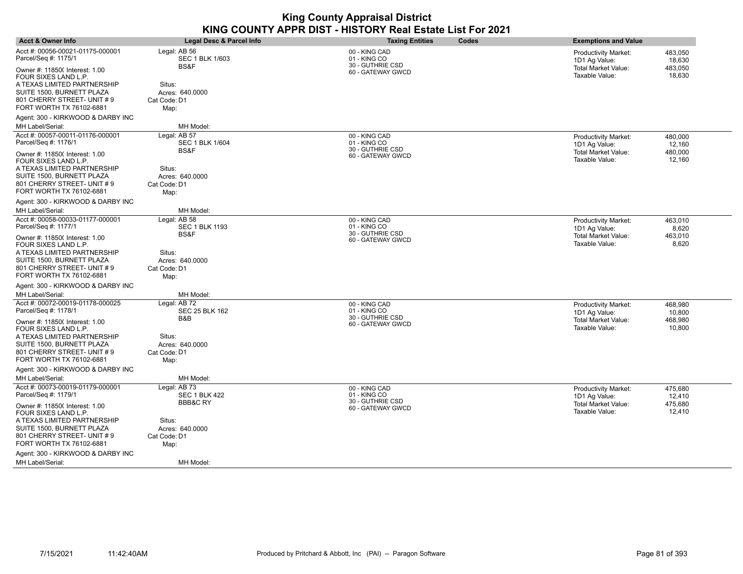# King County Appraisal District
## KING COUNTY APPR DIST - HISTORY Real Estate List For 2021

| Acct & Owner Info | Legal Desc & Parcel Info | Taxing Entities | Codes | Exemptions and Value |
|---|---|---|---|---|
| Acct #: 00056-00021-01175-000001<br>Parcel/Seq #: 1175/1<br>Owner #: 11850( Interest: 1.00<br>FOUR SIXES LAND L.P.<br>A TEXAS LIMITED PARTNERSHIP<br>SUITE 1500, BURNETT PLAZA<br>801 CHERRY STREET- UNIT # 9<br>FORT WORTH TX 76102-6881<br>Agent: 300 - KIRKWOOD & DARBY INC<br>MH Label/Serial: | Legal: AB 56<br>SEC 1 BLK 1/603<br>BS&F<br>Situs:<br>Acres: 640.0000<br>Cat Code: D1<br>Map:<br>MH Model: | 00 - KING CAD<br>01 - KING CO<br>30 - GUTHRIE CSD<br>60 - GATEWAY GWCD | | Productivity Market: 483,050<br>1D1 Ag Value: 18,630<br>Total Market Value: 483,050<br>Taxable Value: 18,630 |
| Acct #: 00057-00011-01176-000001<br>Parcel/Seq #: 1176/1<br>Owner #: 11850( Interest: 1.00<br>FOUR SIXES LAND L.P.<br>A TEXAS LIMITED PARTNERSHIP<br>SUITE 1500, BURNETT PLAZA<br>801 CHERRY STREET- UNIT # 9<br>FORT WORTH TX 76102-6881<br>Agent: 300 - KIRKWOOD & DARBY INC<br>MH Label/Serial: | Legal: AB 57<br>SEC 1 BLK 1/604<br>BS&F<br>Situs:<br>Acres: 640.0000<br>Cat Code: D1<br>Map:<br>MH Model: | 00 - KING CAD<br>01 - KING CO<br>30 - GUTHRIE CSD<br>60 - GATEWAY GWCD | | Productivity Market: 480,000<br>1D1 Ag Value: 12,160<br>Total Market Value: 480,000<br>Taxable Value: 12,160 |
| Acct #: 00058-00033-01177-000001<br>Parcel/Seq #: 1177/1<br>Owner #: 11850( Interest: 1.00<br>FOUR SIXES LAND L.P.<br>A TEXAS LIMITED PARTNERSHIP<br>SUITE 1500, BURNETT PLAZA<br>801 CHERRY STREET- UNIT # 9<br>FORT WORTH TX 76102-6881<br>Agent: 300 - KIRKWOOD & DARBY INC<br>MH Label/Serial: | Legal: AB 58<br>SEC 1 BLK 1193<br>BS&F<br>Situs:<br>Acres: 640.0000<br>Cat Code: D1<br>Map:<br>MH Model: | 00 - KING CAD<br>01 - KING CO<br>30 - GUTHRIE CSD<br>60 - GATEWAY GWCD | | Productivity Market: 463,010<br>1D1 Ag Value: 8,620<br>Total Market Value: 463,010<br>Taxable Value: 8,620 |
| Acct #: 00072-00019-01178-000025<br>Parcel/Seq #: 1178/1<br>Owner #: 11850( Interest: 1.00<br>FOUR SIXES LAND L.P.<br>A TEXAS LIMITED PARTNERSHIP<br>SUITE 1500, BURNETT PLAZA<br>801 CHERRY STREET- UNIT # 9<br>FORT WORTH TX 76102-6881<br>Agent: 300 - KIRKWOOD & DARBY INC<br>MH Label/Serial: | Legal: AB 72<br>SEC 25 BLK 162<br>B&B<br>Situs:<br>Acres: 640.0000<br>Cat Code: D1<br>Map:<br>MH Model: | 00 - KING CAD<br>01 - KING CO<br>30 - GUTHRIE CSD<br>60 - GATEWAY GWCD | | Productivity Market: 468,980<br>1D1 Ag Value: 10,800<br>Total Market Value: 468,980<br>Taxable Value: 10,800 |
| Acct #: 00073-00019-01179-000001<br>Parcel/Seq #: 1179/1<br>Owner #: 11850( Interest: 1.00<br>FOUR SIXES LAND L.P.<br>A TEXAS LIMITED PARTNERSHIP<br>SUITE 1500, BURNETT PLAZA<br>801 CHERRY STREET- UNIT # 9<br>FORT WORTH TX 76102-6881<br>Agent: 300 - KIRKWOOD & DARBY INC<br>MH Label/Serial: | Legal: AB 73<br>SEC 1 BLK 422<br>BBB&C RY<br>Situs:<br>Acres: 640.0000<br>Cat Code: D1<br>Map:<br>MH Model: | 00 - KING CAD<br>01 - KING CO<br>30 - GUTHRIE CSD<br>60 - GATEWAY GWCD | | Productivity Market: 475,680<br>1D1 Ag Value: 12,410<br>Total Market Value: 475,680<br>Taxable Value: 12,410 |

7/15/2021 11:42:40AM Produced by Pritchard & Abbott, Inc (PAI) -- Paragon Software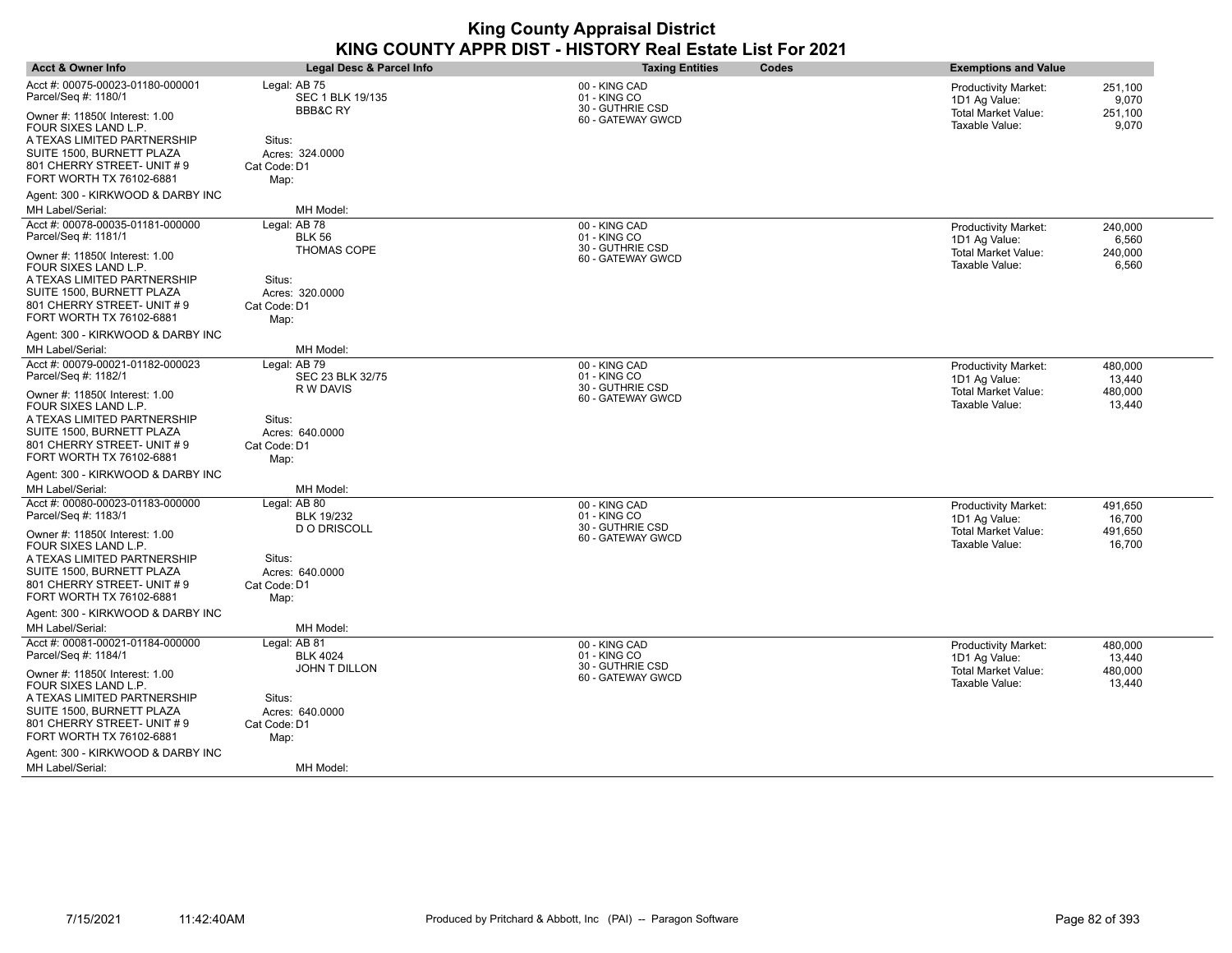# King County Appraisal District

## KING COUNTY APPR DIST - HISTORY Real Estate List For 2021

| Acct & Owner Info | Legal Desc & Parcel Info | Taxing Entities | Codes | Exemptions and Value |
|---|---|---|---|---|
| Acct #: 00075-00023-01180-000001<br>Parcel/Seq #: 1180/1<br>Owner #: 11850( Interest: 1.00<br>FOUR SIXES LAND L.P.<br>A TEXAS LIMITED PARTNERSHIP<br>SUITE 1500, BURNETT PLAZA<br>801 CHERRY STREET- UNIT # 9<br>FORT WORTH TX 76102-6881<br>Agent: 300 - KIRKWOOD & DARBY INC<br>MH Label/Serial: | Legal: AB 75<br>SEC 1 BLK 19/135<br>BBB&C RY<br>Situs:<br>Acres: 324.0000<br>Cat Code: D1<br>Map:<br>MH Model: | 00 - KING CAD<br>01 - KING CO<br>30 - GUTHRIE CSD<br>60 - GATEWAY GWCD | | Productivity Market: 251,100<br>1D1 Ag Value: 9,070<br>Total Market Value: 251,100<br>Taxable Value: 9,070 |
| Acct #: 00078-00035-01181-000000<br>Parcel/Seq #: 1181/1<br>Owner #: 11850( Interest: 1.00<br>FOUR SIXES LAND L.P.<br>A TEXAS LIMITED PARTNERSHIP<br>SUITE 1500, BURNETT PLAZA<br>801 CHERRY STREET- UNIT # 9<br>FORT WORTH TX 76102-6881<br>Agent: 300 - KIRKWOOD & DARBY INC<br>MH Label/Serial: | Legal: AB 78<br>BLK 56<br>THOMAS COPE<br>Situs:<br>Acres: 320.0000<br>Cat Code: D1<br>Map:<br>MH Model: | 00 - KING CAD<br>01 - KING CO<br>30 - GUTHRIE CSD<br>60 - GATEWAY GWCD | | Productivity Market: 240,000<br>1D1 Ag Value: 6,560<br>Total Market Value: 240,000<br>Taxable Value: 6,560 |
| Acct #: 00079-00021-01182-000023<br>Parcel/Seq #: 1182/1<br>Owner #: 11850( Interest: 1.00<br>FOUR SIXES LAND L.P.<br>A TEXAS LIMITED PARTNERSHIP<br>SUITE 1500, BURNETT PLAZA<br>801 CHERRY STREET- UNIT # 9<br>FORT WORTH TX 76102-6881<br>Agent: 300 - KIRKWOOD & DARBY INC<br>MH Label/Serial: | Legal: AB 79<br>SEC 23 BLK 32/75<br>R W DAVIS<br>Situs:<br>Acres: 640.0000<br>Cat Code: D1<br>Map:<br>MH Model: | 00 - KING CAD<br>01 - KING CO<br>30 - GUTHRIE CSD<br>60 - GATEWAY GWCD | | Productivity Market: 480,000<br>1D1 Ag Value: 13,440<br>Total Market Value: 480,000<br>Taxable Value: 13,440 |
| Acct #: 00080-00023-01183-000000<br>Parcel/Seq #: 1183/1<br>Owner #: 11850( Interest: 1.00<br>FOUR SIXES LAND L.P.<br>A TEXAS LIMITED PARTNERSHIP<br>SUITE 1500, BURNETT PLAZA<br>801 CHERRY STREET- UNIT # 9<br>FORT WORTH TX 76102-6881<br>Agent: 300 - KIRKWOOD & DARBY INC<br>MH Label/Serial: | Legal: AB 80<br>BLK 19/232<br>D O DRISCOLL<br>Situs:<br>Acres: 640.0000<br>Cat Code: D1<br>Map:<br>MH Model: | 00 - KING CAD<br>01 - KING CO<br>30 - GUTHRIE CSD<br>60 - GATEWAY GWCD | | Productivity Market: 491,650<br>1D1 Ag Value: 16,700<br>Total Market Value: 491,650<br>Taxable Value: 16,700 |
| Acct #: 00081-00021-01184-000000<br>Parcel/Seq #: 1184/1<br>Owner #: 11850( Interest: 1.00<br>FOUR SIXES LAND L.P.<br>A TEXAS LIMITED PARTNERSHIP<br>SUITE 1500, BURNETT PLAZA<br>801 CHERRY STREET- UNIT # 9<br>FORT WORTH TX 76102-6881<br>Agent: 300 - KIRKWOOD & DARBY INC<br>MH Label/Serial: | Legal: AB 81<br>BLK 4024<br>JOHN T DILLON<br>Situs:<br>Acres: 640.0000<br>Cat Code: D1<br>Map:<br>MH Model: | 00 - KING CAD<br>01 - KING CO<br>30 - GUTHRIE CSD<br>60 - GATEWAY GWCD | | Productivity Market: 480,000<br>1D1 Ag Value: 13,440<br>Total Market Value: 480,000<br>Taxable Value: 13,440 |

7/15/2021 11:42:40AM Produced by Pritchard & Abbott, Inc (PAI) -- Paragon Software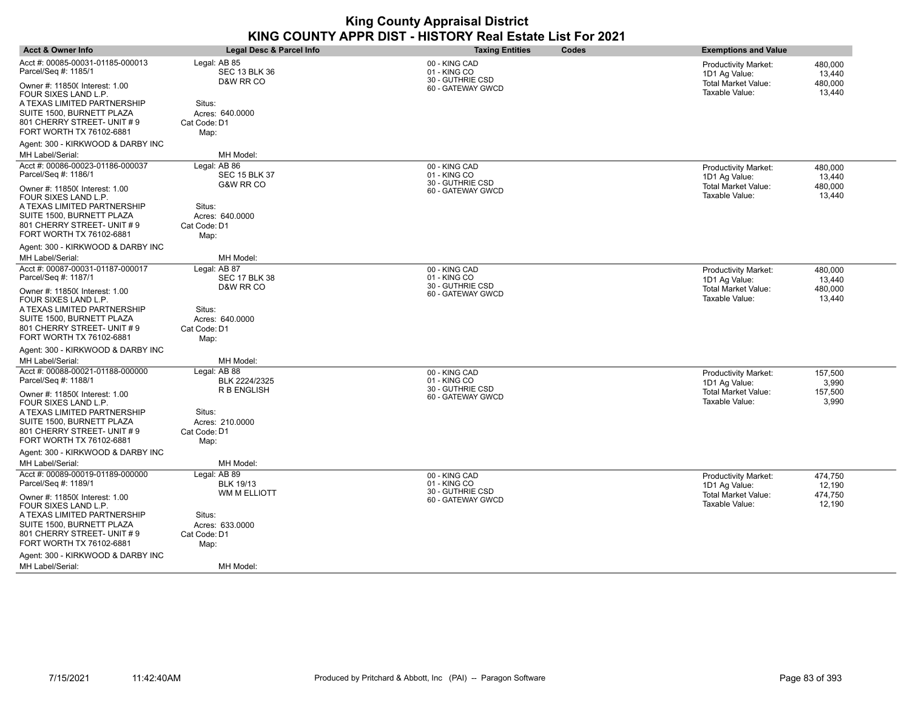# King County Appraisal District

## KING COUNTY APPR DIST - HISTORY Real Estate List For 2021

| Acct & Owner Info | Legal Desc & Parcel Info | Taxing Entities | Codes | Exemptions and Value |
|---|---|---|---|---|
| Acct #: 00085-00031-01185-000013<br>Parcel/Seq #: 1185/1<br>Owner #: 11850( Interest: 1.00<br>FOUR SIXES LAND L.P.<br>A TEXAS LIMITED PARTNERSHIP<br>SUITE 1500, BURNETT PLAZA<br>801 CHERRY STREET- UNIT # 9<br>FORT WORTH TX 76102-6881<br>Agent: 300 - KIRKWOOD & DARBY INC<br>MH Label/Serial: | Legal: AB 85<br>SEC 13 BLK 36<br>D&W RR CO<br>Situs:<br>Acres: 640.0000<br>Cat Code: D1<br>Map:<br>MH Model: | 00 - KING CAD<br>01 - KING CO<br>30 - GUTHRIE CSD<br>60 - GATEWAY GWCD | | Productivity Market: 480,000<br>1D1 Ag Value: 13,440<br>Total Market Value: 480,000<br>Taxable Value: 13,440 |
| Acct #: 00086-00023-01186-000037<br>Parcel/Seq #: 1186/1<br>Owner #: 11850( Interest: 1.00<br>FOUR SIXES LAND L.P.<br>A TEXAS LIMITED PARTNERSHIP<br>SUITE 1500, BURNETT PLAZA<br>801 CHERRY STREET- UNIT # 9<br>FORT WORTH TX 76102-6881<br>Agent: 300 - KIRKWOOD & DARBY INC<br>MH Label/Serial: | Legal: AB 86<br>SEC 15 BLK 37<br>G&W RR CO<br>Situs:<br>Acres: 640.0000<br>Cat Code: D1<br>Map:<br>MH Model: | 00 - KING CAD<br>01 - KING CO<br>30 - GUTHRIE CSD<br>60 - GATEWAY GWCD | | Productivity Market: 480,000<br>1D1 Ag Value: 13,440<br>Total Market Value: 480,000<br>Taxable Value: 13,440 |
| Acct #: 00087-00031-01187-000017<br>Parcel/Seq #: 1187/1<br>Owner #: 11850( Interest: 1.00<br>FOUR SIXES LAND L.P.<br>A TEXAS LIMITED PARTNERSHIP<br>SUITE 1500, BURNETT PLAZA<br>801 CHERRY STREET- UNIT # 9<br>FORT WORTH TX 76102-6881<br>Agent: 300 - KIRKWOOD & DARBY INC<br>MH Label/Serial: | Legal: AB 87<br>SEC 17 BLK 38<br>D&W RR CO<br>Situs:<br>Acres: 640.0000<br>Cat Code: D1<br>Map:<br>MH Model: | 00 - KING CAD<br>01 - KING CO<br>30 - GUTHRIE CSD<br>60 - GATEWAY GWCD | | Productivity Market: 480,000<br>1D1 Ag Value: 13,440<br>Total Market Value: 480,000<br>Taxable Value: 13,440 |
| Acct #: 00088-00021-01188-000000<br>Parcel/Seq #: 1188/1<br>Owner #: 11850( Interest: 1.00<br>FOUR SIXES LAND L.P.<br>A TEXAS LIMITED PARTNERSHIP<br>SUITE 1500, BURNETT PLAZA<br>801 CHERRY STREET- UNIT # 9<br>FORT WORTH TX 76102-6881<br>Agent: 300 - KIRKWOOD & DARBY INC<br>MH Label/Serial: | Legal: AB 88<br>BLK 2224/2325<br>R B ENGLISH<br>Situs:<br>Acres: 210.0000<br>Cat Code: D1<br>Map:<br>MH Model: | 00 - KING CAD<br>01 - KING CO<br>30 - GUTHRIE CSD<br>60 - GATEWAY GWCD | | Productivity Market: 157,500<br>1D1 Ag Value: 3,990<br>Total Market Value: 157,500<br>Taxable Value: 3,990 |
| Acct #: 00089-00019-01189-000000<br>Parcel/Seq #: 1189/1<br>Owner #: 11850( Interest: 1.00<br>FOUR SIXES LAND L.P.<br>A TEXAS LIMITED PARTNERSHIP<br>SUITE 1500, BURNETT PLAZA<br>801 CHERRY STREET- UNIT # 9<br>FORT WORTH TX 76102-6881<br>Agent: 300 - KIRKWOOD & DARBY INC<br>MH Label/Serial: | Legal: AB 89<br>BLK 19/13<br>WM M ELLIOTT<br>Situs:<br>Acres: 633.0000<br>Cat Code: D1<br>Map:<br>MH Model: | 00 - KING CAD<br>01 - KING CO<br>30 - GUTHRIE CSD<br>60 - GATEWAY GWCD | | Productivity Market: 474,750<br>1D1 Ag Value: 12,190<br>Total Market Value: 474,750<br>Taxable Value: 12,190 |

7/15/2021 11:42:40AM Produced by Pritchard & Abbott, Inc (PAI) -- Paragon Software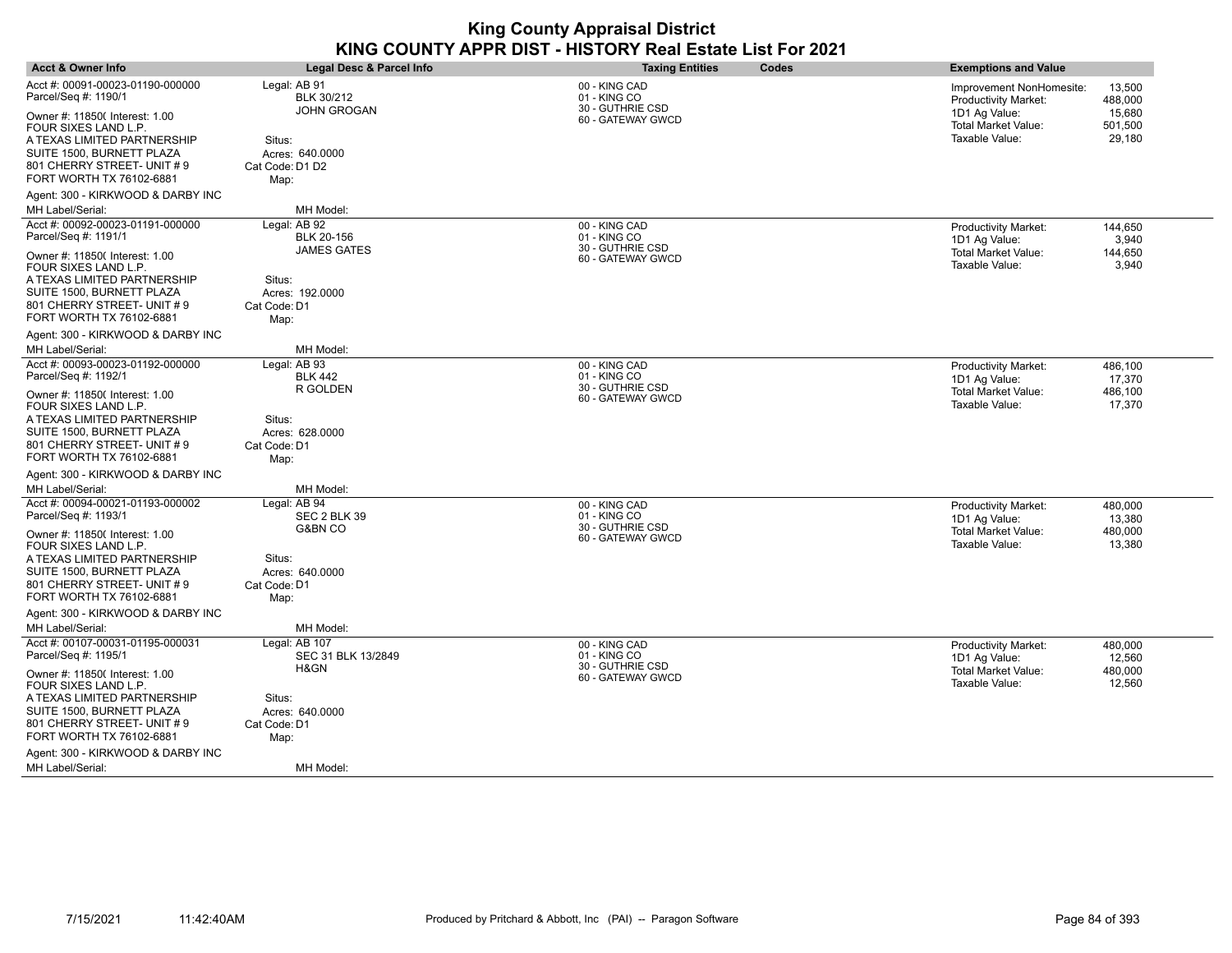# King County Appraisal District

## KING COUNTY APPR DIST - HISTORY Real Estate List For 2021

| Acct & Owner Info | Legal Desc & Parcel Info | Taxing Entities | Codes | Exemptions and Value |
|---|---|---|---|---|
| Acct #: 00091-00023-01190-000000<br>Parcel/Seq #: 1190/1<br>Owner #: 11850( Interest: 1.00<br>FOUR SIXES LAND L.P.<br>A TEXAS LIMITED PARTNERSHIP<br>SUITE 1500, BURNETT PLAZA<br>801 CHERRY STREET- UNIT # 9<br>FORT WORTH TX 76102-6881<br>Agent: 300 - KIRKWOOD & DARBY INC<br>MH Label/Serial: | Legal: AB 91<br>BLK 30/212<br>JOHN GROGAN<br>Situs:<br>Acres: 640.0000<br>Cat Code: D1 D2<br>Map:<br>MH Model: | 00 - KING CAD<br>01 - KING CO<br>30 - GUTHRIE CSD<br>60 - GATEWAY GWCD | | Improvement NonHomesite: 13,500<br>Productivity Market: 488,000<br>1D1 Ag Value: 15,680<br>Total Market Value: 501,500<br>Taxable Value: 29,180 |
| Acct #: 00092-00023-01191-000000<br>Parcel/Seq #: 1191/1<br>Owner #: 11850( Interest: 1.00<br>FOUR SIXES LAND L.P.<br>A TEXAS LIMITED PARTNERSHIP<br>SUITE 1500, BURNETT PLAZA<br>801 CHERRY STREET- UNIT # 9<br>FORT WORTH TX 76102-6881<br>Agent: 300 - KIRKWOOD & DARBY INC<br>MH Label/Serial: | Legal: AB 92<br>BLK 20-156<br>JAMES GATES<br>Situs:<br>Acres: 192.0000<br>Cat Code: D1<br>Map:<br>MH Model: | 00 - KING CAD<br>01 - KING CO<br>30 - GUTHRIE CSD<br>60 - GATEWAY GWCD | | Productivity Market: 144,650<br>1D1 Ag Value: 3,940<br>Total Market Value: 144,650<br>Taxable Value: 3,940 |
| Acct #: 00093-00023-01192-000000<br>Parcel/Seq #: 1192/1<br>Owner #: 11850( Interest: 1.00<br>FOUR SIXES LAND L.P.<br>A TEXAS LIMITED PARTNERSHIP<br>SUITE 1500, BURNETT PLAZA<br>801 CHERRY STREET- UNIT # 9<br>FORT WORTH TX 76102-6881<br>Agent: 300 - KIRKWOOD & DARBY INC<br>MH Label/Serial: | Legal: AB 93<br>BLK 442<br>R GOLDEN<br>Situs:<br>Acres: 628.0000<br>Cat Code: D1<br>Map:<br>MH Model: | 00 - KING CAD<br>01 - KING CO<br>30 - GUTHRIE CSD<br>60 - GATEWAY GWCD | | Productivity Market: 486,100<br>1D1 Ag Value: 17,370<br>Total Market Value: 486,100<br>Taxable Value: 17,370 |
| Acct #: 00094-00021-01193-000002<br>Parcel/Seq #: 1193/1<br>Owner #: 11850( Interest: 1.00<br>FOUR SIXES LAND L.P.<br>A TEXAS LIMITED PARTNERSHIP<br>SUITE 1500, BURNETT PLAZA<br>801 CHERRY STREET- UNIT # 9<br>FORT WORTH TX 76102-6881<br>Agent: 300 - KIRKWOOD & DARBY INC<br>MH Label/Serial: | Legal: AB 94<br>SEC 2 BLK 39<br>G&BN CO<br>Situs:<br>Acres: 640.0000<br>Cat Code: D1<br>Map:<br>MH Model: | 00 - KING CAD<br>01 - KING CO<br>30 - GUTHRIE CSD<br>60 - GATEWAY GWCD | | Productivity Market: 480,000<br>1D1 Ag Value: 13,380<br>Total Market Value: 480,000<br>Taxable Value: 13,380 |
| Acct #: 00107-00031-01195-000031<br>Parcel/Seq #: 1195/1<br>Owner #: 11850( Interest: 1.00<br>FOUR SIXES LAND L.P.<br>A TEXAS LIMITED PARTNERSHIP<br>SUITE 1500, BURNETT PLAZA<br>801 CHERRY STREET- UNIT # 9<br>FORT WORTH TX 76102-6881<br>Agent: 300 - KIRKWOOD & DARBY INC<br>MH Label/Serial: | Legal: AB 107<br>SEC 31 BLK 13/2849<br>H&GN<br>Situs:<br>Acres: 640.0000<br>Cat Code: D1<br>Map:<br>MH Model: | 00 - KING CAD<br>01 - KING CO<br>30 - GUTHRIE CSD<br>60 - GATEWAY GWCD | | Productivity Market: 480,000<br>1D1 Ag Value: 12,560<br>Total Market Value: 480,000<br>Taxable Value: 12,560 |

7/15/2021 11:42:40AM Produced by Pritchard & Abbott, Inc (PAI) -- Paragon Software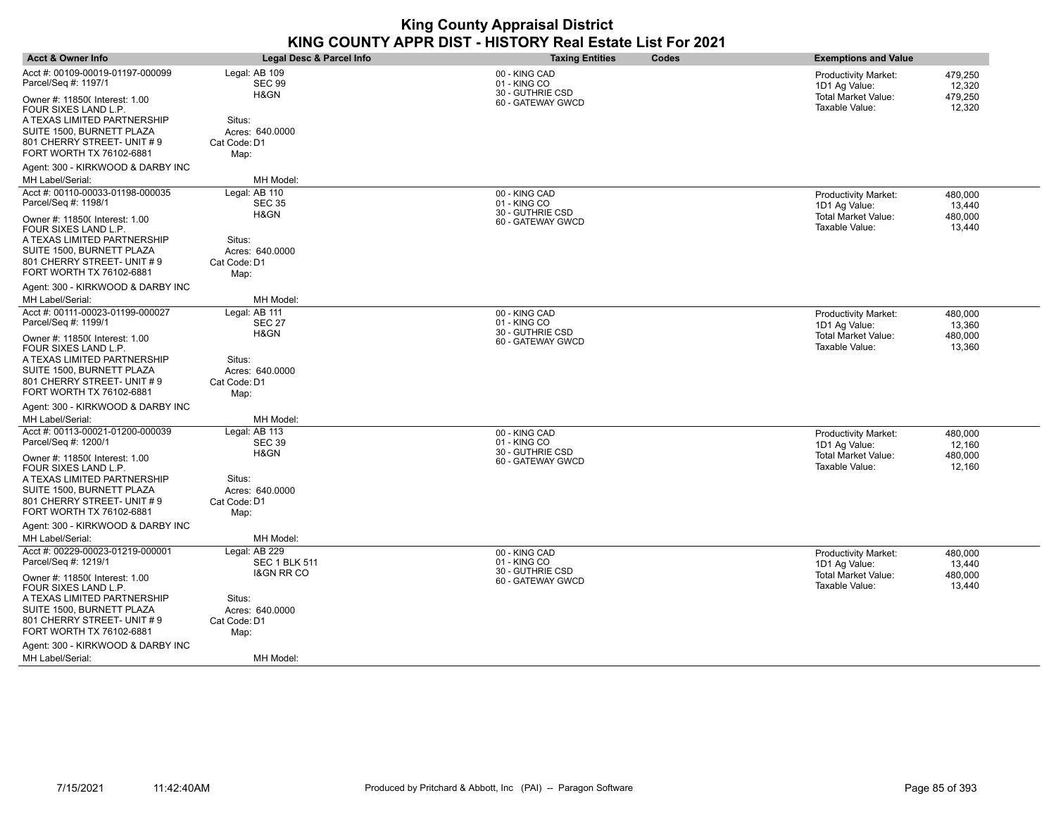# King County Appraisal District

## KING COUNTY APPR DIST - HISTORY Real Estate List For 2021

| Acct & Owner Info | Legal Desc & Parcel Info | Taxing Entities | Codes | Exemptions and Value | |
|---|---|---|---|---|---|
| Acct #: 00109-00019-01197-000099<br>Parcel/Seq #: 1197/1<br>Owner #: 11850( Interest: 1.00<br>FOUR SIXES LAND L.P.<br>A TEXAS LIMITED PARTNERSHIP<br>SUITE 1500, BURNETT PLAZA<br>801 CHERRY STREET- UNIT # 9<br>FORT WORTH TX 76102-6881<br>Agent: 300 - KIRKWOOD & DARBY INC<br>MH Label/Serial: | Legal: AB 109<br>SEC 99<br>H&GN<br>Situs:<br>Acres: 640.0000<br>Cat Code: D1<br>Map:<br>MH Model: | 00 - KING CAD<br>01 - KING CO<br>30 - GUTHRIE CSD<br>60 - GATEWAY GWCD | | Productivity Market:<br>1D1 Ag Value:<br>Total Market Value:<br>Taxable Value: | 479,250<br>12,320<br>479,250<br>12,320 |
| Acct #: 00110-00033-01198-000035<br>Parcel/Seq #: 1198/1<br>Owner #: 11850( Interest: 1.00<br>FOUR SIXES LAND L.P.<br>A TEXAS LIMITED PARTNERSHIP<br>SUITE 1500, BURNETT PLAZA<br>801 CHERRY STREET- UNIT # 9<br>FORT WORTH TX 76102-6881<br>Agent: 300 - KIRKWOOD & DARBY INC<br>MH Label/Serial: | Legal: AB 110<br>SEC 35<br>H&GN<br>Situs:<br>Acres: 640.0000<br>Cat Code: D1<br>Map:<br>MH Model: | 00 - KING CAD<br>01 - KING CO<br>30 - GUTHRIE CSD<br>60 - GATEWAY GWCD | | Productivity Market:<br>1D1 Ag Value:<br>Total Market Value:<br>Taxable Value: | 480,000<br>13,440<br>480,000<br>13,440 |
| Acct #: 00111-00023-01199-000027<br>Parcel/Seq #: 1199/1<br>Owner #: 11850( Interest: 1.00<br>FOUR SIXES LAND L.P.<br>A TEXAS LIMITED PARTNERSHIP<br>SUITE 1500, BURNETT PLAZA<br>801 CHERRY STREET- UNIT # 9<br>FORT WORTH TX 76102-6881<br>Agent: 300 - KIRKWOOD & DARBY INC<br>MH Label/Serial: | Legal: AB 111<br>SEC 27<br>H&GN<br>Situs:<br>Acres: 640.0000<br>Cat Code: D1<br>Map:<br>MH Model: | 00 - KING CAD<br>01 - KING CO<br>30 - GUTHRIE CSD<br>60 - GATEWAY GWCD | | Productivity Market:<br>1D1 Ag Value:<br>Total Market Value:<br>Taxable Value: | 480,000<br>13,360<br>480,000<br>13,360 |
| Acct #: 00113-00021-01200-000039<br>Parcel/Seq #: 1200/1<br>Owner #: 11850( Interest: 1.00<br>FOUR SIXES LAND L.P.<br>A TEXAS LIMITED PARTNERSHIP<br>SUITE 1500, BURNETT PLAZA<br>801 CHERRY STREET- UNIT # 9<br>FORT WORTH TX 76102-6881<br>Agent: 300 - KIRKWOOD & DARBY INC<br>MH Label/Serial: | Legal: AB 113<br>SEC 39<br>H&GN<br>Situs:<br>Acres: 640.0000<br>Cat Code: D1<br>Map:<br>MH Model: | 00 - KING CAD<br>01 - KING CO<br>30 - GUTHRIE CSD<br>60 - GATEWAY GWCD | | Productivity Market:<br>1D1 Ag Value:<br>Total Market Value:<br>Taxable Value: | 480,000<br>12,160<br>480,000<br>12,160 |
| Acct #: 00229-00023-01219-000001<br>Parcel/Seq #: 1219/1<br>Owner #: 11850( Interest: 1.00<br>FOUR SIXES LAND L.P.<br>A TEXAS LIMITED PARTNERSHIP<br>SUITE 1500, BURNETT PLAZA<br>801 CHERRY STREET- UNIT # 9<br>FORT WORTH TX 76102-6881<br>Agent: 300 - KIRKWOOD & DARBY INC<br>MH Label/Serial: | Legal: AB 229<br>SEC 1 BLK 511<br>I&GN RR CO<br>Situs:<br>Acres: 640.0000<br>Cat Code: D1<br>Map:<br>MH Model: | 00 - KING CAD<br>01 - KING CO<br>30 - GUTHRIE CSD<br>60 - GATEWAY GWCD | | Productivity Market:<br>1D1 Ag Value:<br>Total Market Value:<br>Taxable Value: | 480,000<br>13,440<br>480,000<br>13,440 |

7/15/2021 11:42:40AM Produced by Pritchard & Abbott, Inc (PAI) -- Paragon Software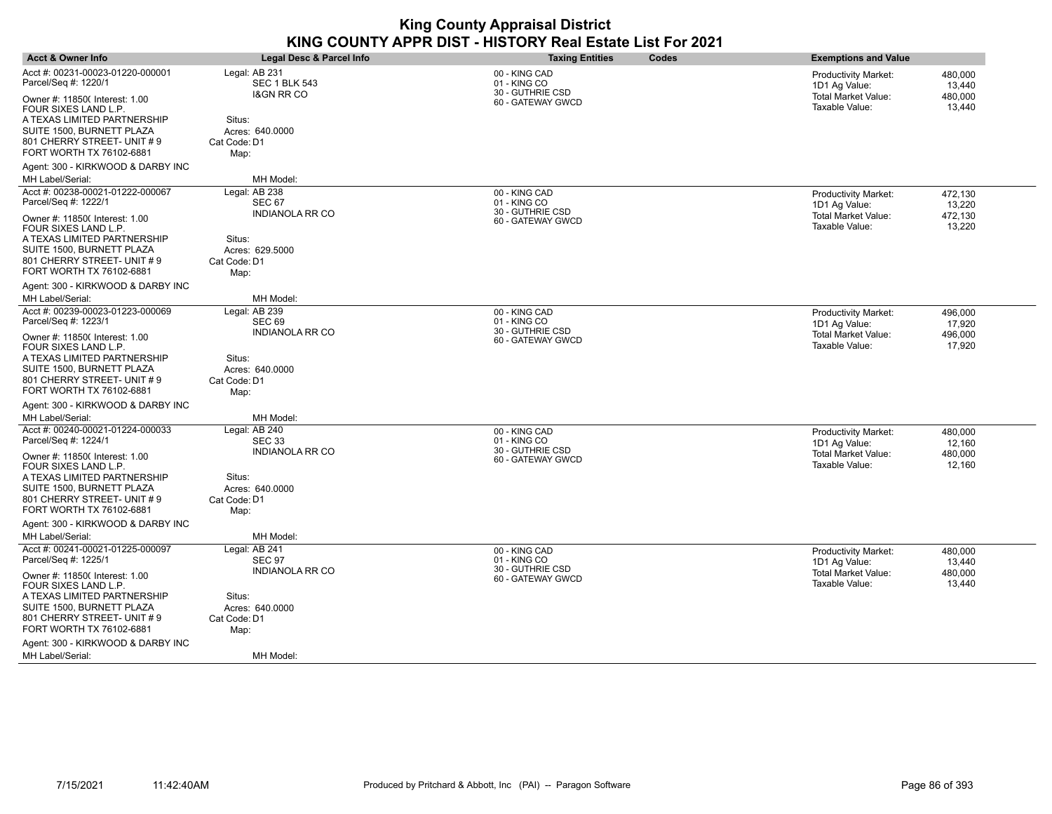# King County Appraisal District

## KING COUNTY APPR DIST - HISTORY Real Estate List For 2021

| Acct & Owner Info | Legal Desc & Parcel Info | Taxing Entities | Codes | Exemptions and Value |
|---|---|---|---|---|
| Acct #: 00231-00023-01220-000001<br>Parcel/Seq #: 1220/1<br>Owner #: 11850( Interest: 1.00<br>FOUR SIXES LAND L.P.<br>A TEXAS LIMITED PARTNERSHIP<br>SUITE 1500, BURNETT PLAZA<br>801 CHERRY STREET- UNIT # 9<br>FORT WORTH TX 76102-6881<br>Agent: 300 - KIRKWOOD & DARBY INC<br>MH Label/Serial: | Legal: AB 231<br>SEC 1 BLK 543<br>I&GN RR CO<br>Situs:<br>Acres: 640.0000<br>Cat Code: D1<br>Map:<br>MH Model: | 00 - KING CAD<br>01 - KING CO<br>30 - GUTHRIE CSD<br>60 - GATEWAY GWCD | | Productivity Market: 480,000<br>1D1 Ag Value: 13,440<br>Total Market Value: 480,000<br>Taxable Value: 13,440 |
| Acct #: 00238-00021-01222-000067<br>Parcel/Seq #: 1222/1<br>Owner #: 11850( Interest: 1.00<br>FOUR SIXES LAND L.P.<br>A TEXAS LIMITED PARTNERSHIP<br>SUITE 1500, BURNETT PLAZA<br>801 CHERRY STREET- UNIT # 9<br>FORT WORTH TX 76102-6881<br>Agent: 300 - KIRKWOOD & DARBY INC<br>MH Label/Serial: | Legal: AB 238<br>SEC 67<br>INDIANOLA RR CO<br>Situs:<br>Acres: 629.5000<br>Cat Code: D1<br>Map:<br>MH Model: | 00 - KING CAD<br>01 - KING CO<br>30 - GUTHRIE CSD<br>60 - GATEWAY GWCD | | Productivity Market: 472,130<br>1D1 Ag Value: 13,220<br>Total Market Value: 472,130<br>Taxable Value: 13,220 |
| Acct #: 00239-00023-01223-000069<br>Parcel/Seq #: 1223/1<br>Owner #: 11850( Interest: 1.00<br>FOUR SIXES LAND L.P.<br>A TEXAS LIMITED PARTNERSHIP<br>SUITE 1500, BURNETT PLAZA<br>801 CHERRY STREET- UNIT # 9<br>FORT WORTH TX 76102-6881<br>Agent: 300 - KIRKWOOD & DARBY INC<br>MH Label/Serial: | Legal: AB 239<br>SEC 69<br>INDIANOLA RR CO<br>Situs:<br>Acres: 640.0000<br>Cat Code: D1<br>Map:<br>MH Model: | 00 - KING CAD<br>01 - KING CO<br>30 - GUTHRIE CSD<br>60 - GATEWAY GWCD | | Productivity Market: 496,000<br>1D1 Ag Value: 17,920<br>Total Market Value: 496,000<br>Taxable Value: 17,920 |
| Acct #: 00240-00021-01224-000033<br>Parcel/Seq #: 1224/1<br>Owner #: 11850( Interest: 1.00<br>FOUR SIXES LAND L.P.<br>A TEXAS LIMITED PARTNERSHIP<br>SUITE 1500, BURNETT PLAZA<br>801 CHERRY STREET- UNIT # 9<br>FORT WORTH TX 76102-6881<br>Agent: 300 - KIRKWOOD & DARBY INC<br>MH Label/Serial: | Legal: AB 240<br>SEC 33<br>INDIANOLA RR CO<br>Situs:<br>Acres: 640.0000<br>Cat Code: D1<br>Map:<br>MH Model: | 00 - KING CAD<br>01 - KING CO<br>30 - GUTHRIE CSD<br>60 - GATEWAY GWCD | | Productivity Market: 480,000<br>1D1 Ag Value: 12,160<br>Total Market Value: 480,000<br>Taxable Value: 12,160 |
| Acct #: 00241-00021-01225-000097<br>Parcel/Seq #: 1225/1<br>Owner #: 11850( Interest: 1.00<br>FOUR SIXES LAND L.P.<br>A TEXAS LIMITED PARTNERSHIP<br>SUITE 1500, BURNETT PLAZA<br>801 CHERRY STREET- UNIT # 9<br>FORT WORTH TX 76102-6881<br>Agent: 300 - KIRKWOOD & DARBY INC<br>MH Label/Serial: | Legal: AB 241<br>SEC 97<br>INDIANOLA RR CO<br>Situs:<br>Acres: 640.0000<br>Cat Code: D1<br>Map:<br>MH Model: | 00 - KING CAD<br>01 - KING CO<br>30 - GUTHRIE CSD<br>60 - GATEWAY GWCD | | Productivity Market: 480,000<br>1D1 Ag Value: 13,440<br>Total Market Value: 480,000<br>Taxable Value: 13,440 |

7/15/2021 11:42:40AM Produced by Pritchard & Abbott, Inc (PAI) -- Paragon Software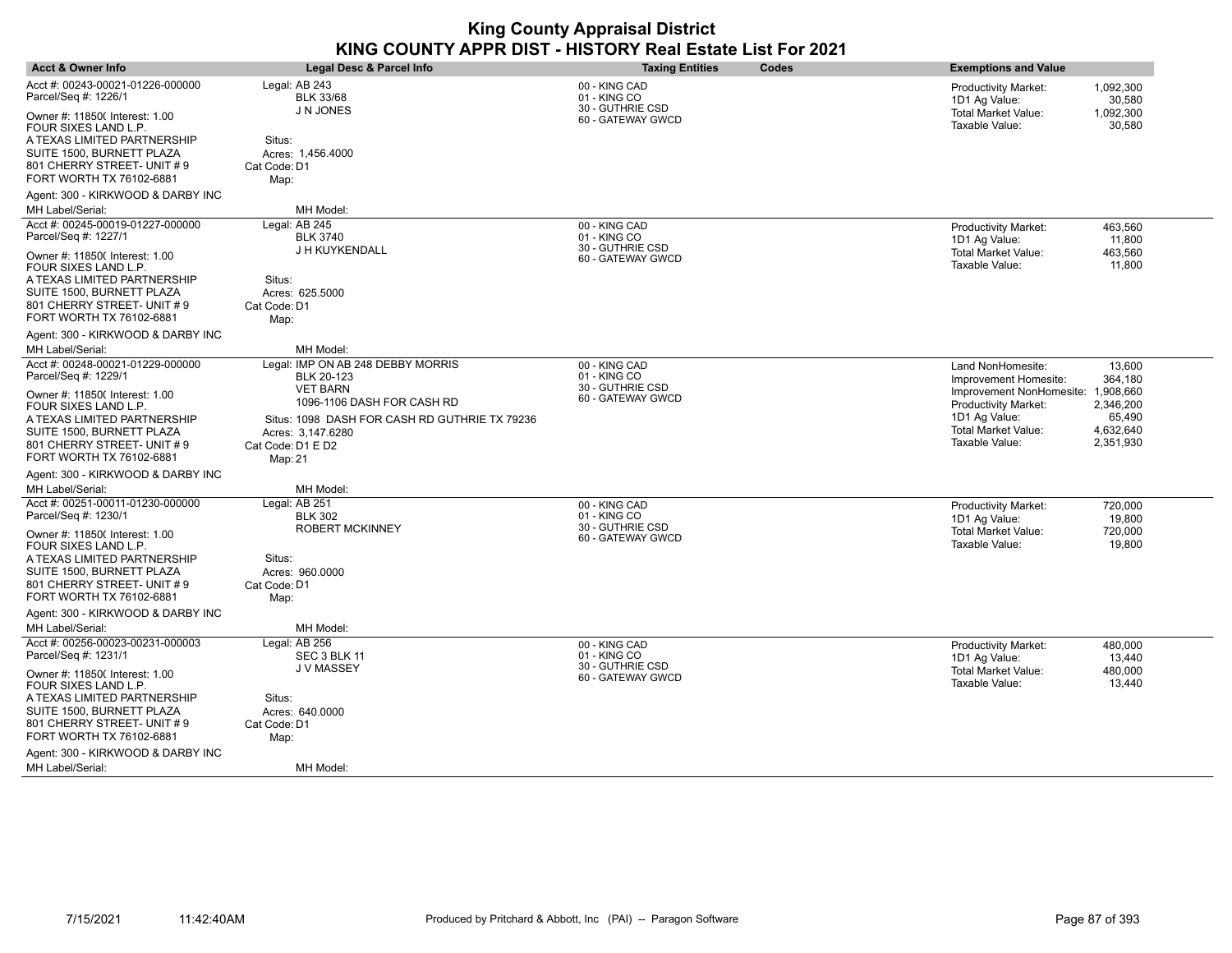# King County Appraisal District

## KING COUNTY APPR DIST - HISTORY Real Estate List For 2021

| Acct & Owner Info | Legal Desc & Parcel Info | Taxing Entities | Codes | Exemptions and Value |
|---|---|---|---|---|
| Acct #: 00243-00021-01226-000000<br>Parcel/Seq #: 1226/1<br>Owner #: 11850( Interest: 1.00<br>FOUR SIXES LAND L.P.<br>A TEXAS LIMITED PARTNERSHIP<br>SUITE 1500, BURNETT PLAZA<br>801 CHERRY STREET- UNIT # 9<br>FORT WORTH TX 76102-6881<br>Agent: 300 - KIRKWOOD & DARBY INC<br>MH Label/Serial: | Legal: AB 243<br>BLK 33/68<br>J N JONES<br>Situs:<br>Acres: 1,456.4000<br>Cat Code: D1<br>Map:<br>MH Model: | 00 - KING CAD<br>01 - KING CO<br>30 - GUTHRIE CSD<br>60 - GATEWAY GWCD | | Productivity Market: 1,092,300<br>1D1 Ag Value: 30,580<br>Total Market Value: 1,092,300<br>Taxable Value: 30,580 |
| Acct #: 00245-00019-01227-000000<br>Parcel/Seq #: 1227/1<br>Owner #: 11850( Interest: 1.00<br>FOUR SIXES LAND L.P.<br>A TEXAS LIMITED PARTNERSHIP<br>SUITE 1500, BURNETT PLAZA<br>801 CHERRY STREET- UNIT # 9<br>FORT WORTH TX 76102-6881<br>Agent: 300 - KIRKWOOD & DARBY INC<br>MH Label/Serial: | Legal: AB 245<br>BLK 3740<br>J H KUYKENDALL<br>Situs:<br>Acres: 625.5000<br>Cat Code: D1<br>Map:<br>MH Model: | 00 - KING CAD<br>01 - KING CO<br>30 - GUTHRIE CSD<br>60 - GATEWAY GWCD | | Productivity Market: 463,560<br>1D1 Ag Value: 11,800<br>Total Market Value: 463,560<br>Taxable Value: 11,800 |
| Acct #: 00248-00021-01229-000000<br>Parcel/Seq #: 1229/1<br>Owner #: 11850( Interest: 1.00<br>FOUR SIXES LAND L.P.<br>A TEXAS LIMITED PARTNERSHIP<br>SUITE 1500, BURNETT PLAZA<br>801 CHERRY STREET- UNIT # 9<br>FORT WORTH TX 76102-6881<br>Agent: 300 - KIRKWOOD & DARBY INC<br>MH Label/Serial: | Legal: IMP ON AB 248 DEBBY MORRIS<br>BLK 20-123<br>VET BARN<br>1096-1106 DASH FOR CASH RD<br>Situs: 1098 DASH FOR CASH RD GUTHRIE TX 79236<br>Acres: 3,147.6280<br>Cat Code: D1 E D2<br>Map: 21<br>MH Model: | 00 - KING CAD<br>01 - KING CO<br>30 - GUTHRIE CSD<br>60 - GATEWAY GWCD | | Land NonHomesite: 13,600<br>Improvement Homesite: 364,180<br>Improvement NonHomesite: 1,908,660<br>Productivity Market: 2,346,200<br>1D1 Ag Value: 65,490<br>Total Market Value: 4,632,640<br>Taxable Value: 2,351,930 |
| Acct #: 00251-00011-01230-000000<br>Parcel/Seq #: 1230/1<br>Owner #: 11850( Interest: 1.00<br>FOUR SIXES LAND L.P.<br>A TEXAS LIMITED PARTNERSHIP<br>SUITE 1500, BURNETT PLAZA<br>801 CHERRY STREET- UNIT # 9<br>FORT WORTH TX 76102-6881<br>Agent: 300 - KIRKWOOD & DARBY INC<br>MH Label/Serial: | Legal: AB 251<br>BLK 302<br>ROBERT MCKINNEY<br>Situs:<br>Acres: 960.0000<br>Cat Code: D1<br>Map:<br>MH Model: | 00 - KING CAD<br>01 - KING CO<br>30 - GUTHRIE CSD<br>60 - GATEWAY GWCD | | Productivity Market: 720,000<br>1D1 Ag Value: 19,800<br>Total Market Value: 720,000<br>Taxable Value: 19,800 |
| Acct #: 00256-00023-00231-000003<br>Parcel/Seq #: 1231/1<br>Owner #: 11850( Interest: 1.00<br>FOUR SIXES LAND L.P.<br>A TEXAS LIMITED PARTNERSHIP<br>SUITE 1500, BURNETT PLAZA<br>801 CHERRY STREET- UNIT # 9<br>FORT WORTH TX 76102-6881<br>Agent: 300 - KIRKWOOD & DARBY INC<br>MH Label/Serial: | Legal: AB 256<br>SEC 3 BLK 11<br>J V MASSEY<br>Situs:<br>Acres: 640.0000<br>Cat Code: D1<br>Map:<br>MH Model: | 00 - KING CAD<br>01 - KING CO<br>30 - GUTHRIE CSD<br>60 - GATEWAY GWCD | | Productivity Market: 480,000<br>1D1 Ag Value: 13,440<br>Total Market Value: 480,000<br>Taxable Value: 13,440 |

7/15/2021 11:42:40AM Produced by Pritchard & Abbott, Inc (PAI) -- Paragon Software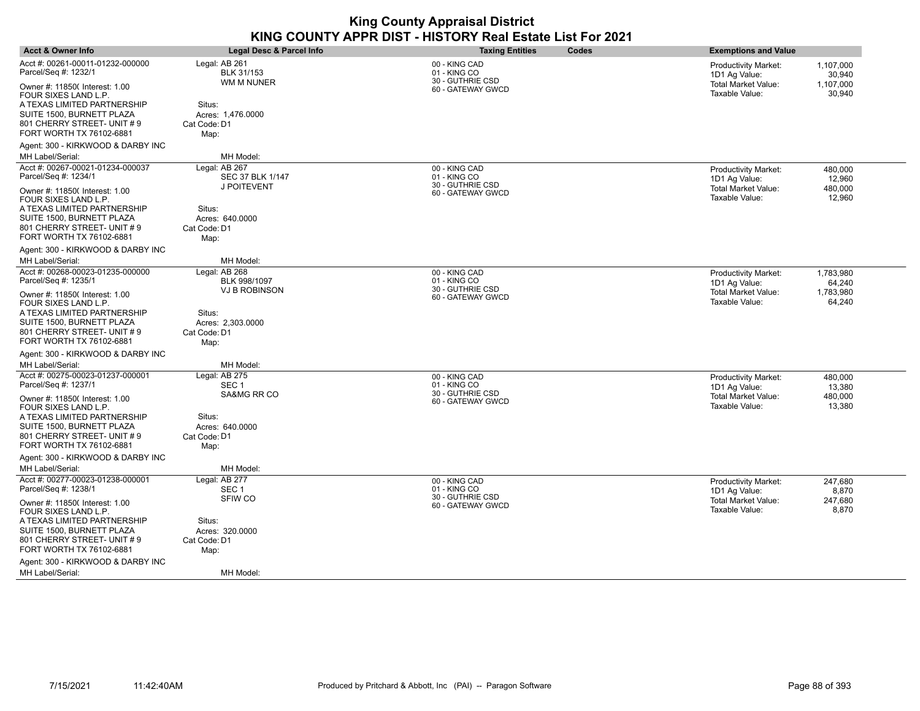# King County Appraisal District

## KING COUNTY APPR DIST - HISTORY Real Estate List For 2021

| Acct & Owner Info | Legal Desc & Parcel Info | Taxing Entities | Codes | Exemptions and Value |
|---|---|---|---|---|
| Acct #: 00261-00011-01232-000000<br>Parcel/Seq #: 1232/1<br>Owner #: 11850( Interest: 1.00<br>FOUR SIXES LAND L.P.<br>A TEXAS LIMITED PARTNERSHIP<br>SUITE 1500, BURNETT PLAZA<br>801 CHERRY STREET- UNIT # 9<br>FORT WORTH TX 76102-6881<br>Agent: 300 - KIRKWOOD & DARBY INC<br>MH Label/Serial: | Legal: AB 261<br>BLK 31/153<br>WM M NUNER<br>Situs:<br>Acres: 1,476.0000<br>Cat Code: D1<br>Map:<br>MH Model: | 00 - KING CAD<br>01 - KING CO<br>30 - GUTHRIE CSD<br>60 - GATEWAY GWCD | | Productivity Market: 1,107,000<br>1D1 Ag Value: 30,940<br>Total Market Value: 1,107,000<br>Taxable Value: 30,940 |
| Acct #: 00267-00021-01234-000037<br>Parcel/Seq #: 1234/1<br>Owner #: 11850( Interest: 1.00<br>FOUR SIXES LAND L.P.<br>A TEXAS LIMITED PARTNERSHIP<br>SUITE 1500, BURNETT PLAZA<br>801 CHERRY STREET- UNIT # 9<br>FORT WORTH TX 76102-6881<br>Agent: 300 - KIRKWOOD & DARBY INC<br>MH Label/Serial: | Legal: AB 267<br>SEC 37 BLK 1/147<br>J POITEVENT<br>Situs:<br>Acres: 640.0000<br>Cat Code: D1<br>Map:<br>MH Model: | 00 - KING CAD<br>01 - KING CO<br>30 - GUTHRIE CSD<br>60 - GATEWAY GWCD | | Productivity Market: 480,000<br>1D1 Ag Value: 12,960<br>Total Market Value: 480,000<br>Taxable Value: 12,960 |
| Acct #: 00268-00023-01235-000000<br>Parcel/Seq #: 1235/1<br>Owner #: 11850( Interest: 1.00<br>FOUR SIXES LAND L.P.<br>A TEXAS LIMITED PARTNERSHIP<br>SUITE 1500, BURNETT PLAZA<br>801 CHERRY STREET- UNIT # 9<br>FORT WORTH TX 76102-6881<br>Agent: 300 - KIRKWOOD & DARBY INC<br>MH Label/Serial: | Legal: AB 268<br>BLK 998/1097<br>VJ B ROBINSON<br>Situs:<br>Acres: 2,303.0000<br>Cat Code: D1<br>Map:<br>MH Model: | 00 - KING CAD<br>01 - KING CO<br>30 - GUTHRIE CSD<br>60 - GATEWAY GWCD | | Productivity Market: 1,783,980<br>1D1 Ag Value: 64,240<br>Total Market Value: 1,783,980<br>Taxable Value: 64,240 |
| Acct #: 00275-00023-01237-000001<br>Parcel/Seq #: 1237/1<br>Owner #: 11850( Interest: 1.00<br>FOUR SIXES LAND L.P.<br>A TEXAS LIMITED PARTNERSHIP<br>SUITE 1500, BURNETT PLAZA<br>801 CHERRY STREET- UNIT # 9<br>FORT WORTH TX 76102-6881<br>Agent: 300 - KIRKWOOD & DARBY INC<br>MH Label/Serial: | Legal: AB 275<br>SEC 1<br>SA&MG RR CO<br>Situs:<br>Acres: 640.0000<br>Cat Code: D1<br>Map:<br>MH Model: | 00 - KING CAD<br>01 - KING CO<br>30 - GUTHRIE CSD<br>60 - GATEWAY GWCD | | Productivity Market: 480,000<br>1D1 Ag Value: 13,380<br>Total Market Value: 480,000<br>Taxable Value: 13,380 |
| Acct #: 00277-00023-01238-000001<br>Parcel/Seq #: 1238/1<br>Owner #: 11850( Interest: 1.00<br>FOUR SIXES LAND L.P.<br>A TEXAS LIMITED PARTNERSHIP<br>SUITE 1500, BURNETT PLAZA<br>801 CHERRY STREET- UNIT # 9<br>FORT WORTH TX 76102-6881<br>Agent: 300 - KIRKWOOD & DARBY INC<br>MH Label/Serial: | Legal: AB 277<br>SEC 1<br>SFIW CO<br>Situs:<br>Acres: 320.0000<br>Cat Code: D1<br>Map:<br>MH Model: | 00 - KING CAD<br>01 - KING CO<br>30 - GUTHRIE CSD<br>60 - GATEWAY GWCD | | Productivity Market: 247,680<br>1D1 Ag Value: 8,870<br>Total Market Value: 247,680<br>Taxable Value: 8,870 |

7/15/2021 11:42:40AM Produced by Pritchard & Abbott, Inc (PAI) -- Paragon Software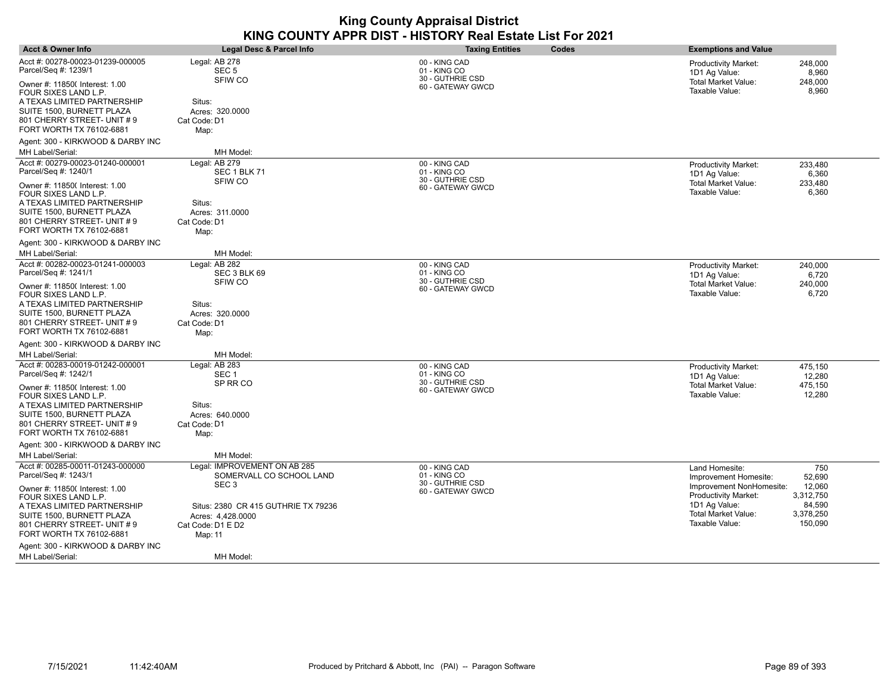# King County Appraisal District

## KING COUNTY APPR DIST - HISTORY Real Estate List For 2021

| Acct & Owner Info | Legal Desc & Parcel Info | Taxing Entities | Codes | Exemptions and Value |
|---|---|---|---|---|
| Acct #: 00278-00023-01239-000005<br>Parcel/Seq #: 1239/1<br>Owner #: 11850( Interest: 1.00<br>FOUR SIXES LAND L.P.<br>A TEXAS LIMITED PARTNERSHIP<br>SUITE 1500, BURNETT PLAZA<br>801 CHERRY STREET- UNIT # 9<br>FORT WORTH TX 76102-6881<br>Agent: 300 - KIRKWOOD & DARBY INC<br>MH Label/Serial: | Legal: AB 278<br>SEC 5<br>SFIW CO<br>Situs:<br>Acres: 320.0000<br>Cat Code: D1<br>Map:<br>MH Model: | 00 - KING CAD<br>01 - KING CO<br>30 - GUTHRIE CSD<br>60 - GATEWAY GWCD | | Productivity Market: 248,000<br>1D1 Ag Value: 8,960<br>Total Market Value: 248,000<br>Taxable Value: 8,960 |
| Acct #: 00279-00023-01240-000001<br>Parcel/Seq #: 1240/1<br>Owner #: 11850( Interest: 1.00<br>FOUR SIXES LAND L.P.<br>A TEXAS LIMITED PARTNERSHIP<br>SUITE 1500, BURNETT PLAZA<br>801 CHERRY STREET- UNIT # 9<br>FORT WORTH TX 76102-6881<br>Agent: 300 - KIRKWOOD & DARBY INC<br>MH Label/Serial: | Legal: AB 279<br>SEC 1 BLK 71<br>SFIW CO<br>Situs:<br>Acres: 311.0000<br>Cat Code: D1<br>Map:<br>MH Model: | 00 - KING CAD<br>01 - KING CO<br>30 - GUTHRIE CSD<br>60 - GATEWAY GWCD | | Productivity Market: 233,480<br>1D1 Ag Value: 6,360<br>Total Market Value: 233,480<br>Taxable Value: 6,360 |
| Acct #: 00282-00023-01241-000003<br>Parcel/Seq #: 1241/1<br>Owner #: 11850( Interest: 1.00<br>FOUR SIXES LAND L.P.<br>A TEXAS LIMITED PARTNERSHIP<br>SUITE 1500, BURNETT PLAZA<br>801 CHERRY STREET- UNIT # 9<br>FORT WORTH TX 76102-6881<br>Agent: 300 - KIRKWOOD & DARBY INC<br>MH Label/Serial: | Legal: AB 282<br>SEC 3 BLK 69<br>SFIW CO<br>Situs:<br>Acres: 320.0000<br>Cat Code: D1<br>Map:<br>MH Model: | 00 - KING CAD<br>01 - KING CO<br>30 - GUTHRIE CSD<br>60 - GATEWAY GWCD | | Productivity Market: 240,000<br>1D1 Ag Value: 6,720<br>Total Market Value: 240,000<br>Taxable Value: 6,720 |
| Acct #: 00283-00019-01242-000001<br>Parcel/Seq #: 1242/1<br>Owner #: 11850( Interest: 1.00<br>FOUR SIXES LAND L.P.<br>A TEXAS LIMITED PARTNERSHIP<br>SUITE 1500, BURNETT PLAZA<br>801 CHERRY STREET- UNIT # 9<br>FORT WORTH TX 76102-6881<br>Agent: 300 - KIRKWOOD & DARBY INC<br>MH Label/Serial: | Legal: AB 283<br>SEC 1<br>SP RR CO<br>Situs:<br>Acres: 640.0000<br>Cat Code: D1<br>Map:<br>MH Model: | 00 - KING CAD<br>01 - KING CO<br>30 - GUTHRIE CSD<br>60 - GATEWAY GWCD | | Productivity Market: 475,150<br>1D1 Ag Value: 12,280<br>Total Market Value: 475,150<br>Taxable Value: 12,280 |
| Acct #: 00285-00011-01243-000000<br>Parcel/Seq #: 1243/1<br>Owner #: 11850( Interest: 1.00<br>FOUR SIXES LAND L.P.<br>A TEXAS LIMITED PARTNERSHIP<br>SUITE 1500, BURNETT PLAZA<br>801 CHERRY STREET- UNIT # 9<br>FORT WORTH TX 76102-6881<br>Agent: 300 - KIRKWOOD & DARBY INC<br>MH Label/Serial: | Legal: IMPROVEMENT ON AB 285<br>SOMERVALL CO SCHOOL LAND<br>SEC 3<br>Situs: 2380 CR 415 GUTHRIE TX 79236<br>Acres: 4,428.0000<br>Cat Code: D1 E D2<br>Map: 11<br>MH Model: | 00 - KING CAD<br>01 - KING CO<br>30 - GUTHRIE CSD<br>60 - GATEWAY GWCD | | Land Homesite: 750<br>Improvement Homesite: 52,690<br>Improvement NonHomesite: 12,060<br>Productivity Market: 3,312,750<br>1D1 Ag Value: 84,590<br>Total Market Value: 3,378,250<br>Taxable Value: 150,090 |

7/15/2021 11:42:40AM Produced by Pritchard & Abbott, Inc (PAI) -- Paragon Software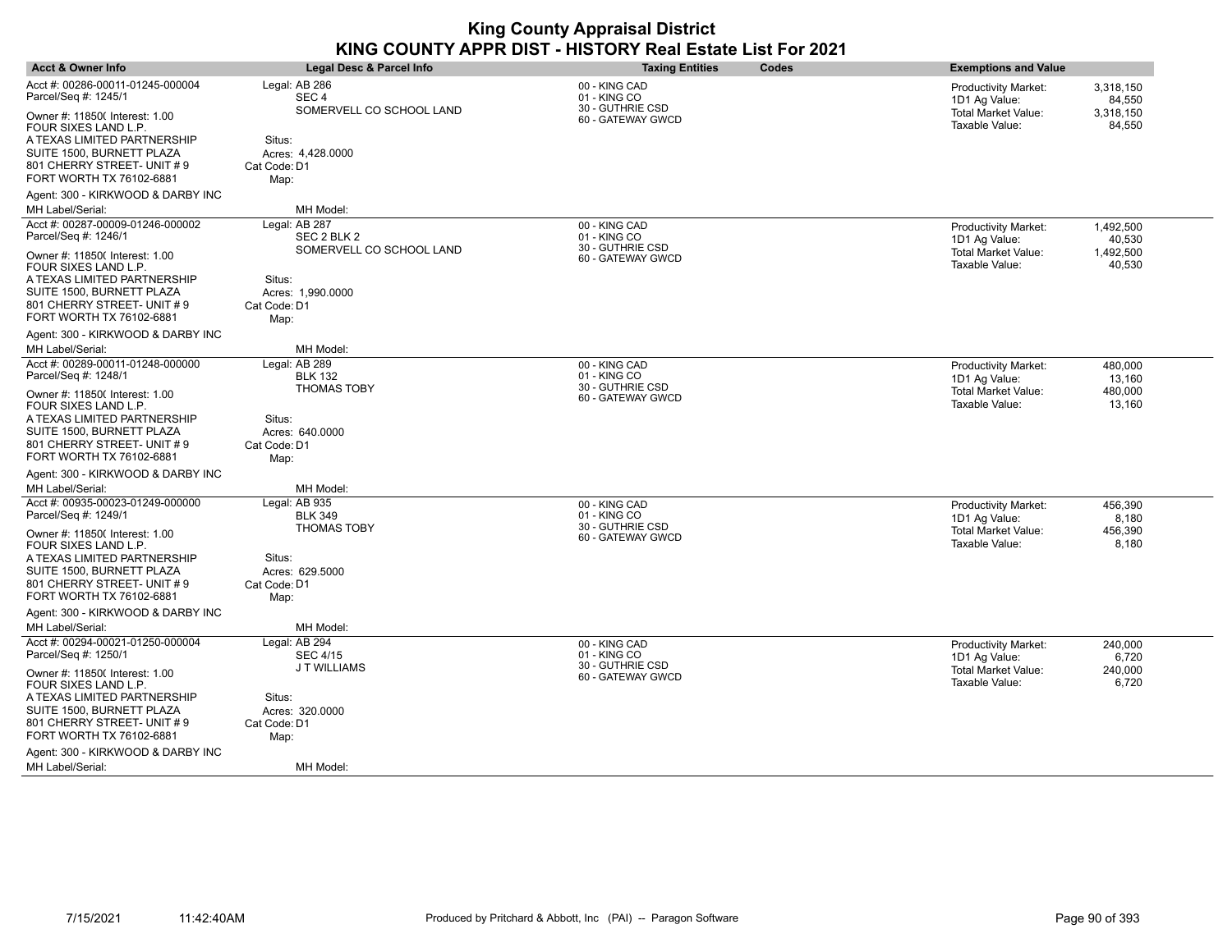# King County Appraisal District

## KING COUNTY APPR DIST - HISTORY Real Estate List For 2021

| Acct & Owner Info | Legal Desc & Parcel Info | Taxing Entities | Codes | Exemptions and Value |
|---|---|---|---|---|
| Acct #: 00286-00011-01245-000004<br>Parcel/Seq #: 1245/1<br>Owner #: 11850( Interest: 1.00<br>FOUR SIXES LAND L.P.<br>A TEXAS LIMITED PARTNERSHIP<br>SUITE 1500, BURNETT PLAZA<br>801 CHERRY STREET- UNIT # 9<br>FORT WORTH TX 76102-6881<br>Agent: 300 - KIRKWOOD & DARBY INC<br>MH Label/Serial: | Legal: AB 286<br>SEC 4<br>SOMERVELL CO SCHOOL LAND<br>Situs:<br>Acres: 4,428.0000<br>Cat Code: D1<br>Map:<br>MH Model: | 00 - KING CAD<br>01 - KING CO<br>30 - GUTHRIE CSD<br>60 - GATEWAY GWCD | | Productivity Market: 3,318,150<br>1D1 Ag Value: 84,550<br>Total Market Value: 3,318,150<br>Taxable Value: 84,550 |
| Acct #: 00287-00009-01246-000002<br>Parcel/Seq #: 1246/1<br>Owner #: 11850( Interest: 1.00<br>FOUR SIXES LAND L.P.<br>A TEXAS LIMITED PARTNERSHIP<br>SUITE 1500, BURNETT PLAZA<br>801 CHERRY STREET- UNIT # 9<br>FORT WORTH TX 76102-6881<br>Agent: 300 - KIRKWOOD & DARBY INC<br>MH Label/Serial: | Legal: AB 287<br>SEC 2 BLK 2<br>SOMERVELL CO SCHOOL LAND<br>Situs:<br>Acres: 1,990.0000<br>Cat Code: D1<br>Map:<br>MH Model: | 00 - KING CAD<br>01 - KING CO<br>30 - GUTHRIE CSD<br>60 - GATEWAY GWCD | | Productivity Market: 1,492,500<br>1D1 Ag Value: 40,530<br>Total Market Value: 1,492,500<br>Taxable Value: 40,530 |
| Acct #: 00289-00011-01248-000000<br>Parcel/Seq #: 1248/1<br>Owner #: 11850( Interest: 1.00<br>FOUR SIXES LAND L.P.<br>A TEXAS LIMITED PARTNERSHIP<br>SUITE 1500, BURNETT PLAZA<br>801 CHERRY STREET- UNIT # 9<br>FORT WORTH TX 76102-6881<br>Agent: 300 - KIRKWOOD & DARBY INC<br>MH Label/Serial: | Legal: AB 289<br>BLK 132<br>THOMAS TOBY<br>Situs:<br>Acres: 640.0000<br>Cat Code: D1<br>Map:<br>MH Model: | 00 - KING CAD<br>01 - KING CO<br>30 - GUTHRIE CSD<br>60 - GATEWAY GWCD | | Productivity Market: 480,000<br>1D1 Ag Value: 13,160<br>Total Market Value: 480,000<br>Taxable Value: 13,160 |
| Acct #: 00935-00023-01249-000000<br>Parcel/Seq #: 1249/1<br>Owner #: 11850( Interest: 1.00<br>FOUR SIXES LAND L.P.<br>A TEXAS LIMITED PARTNERSHIP<br>SUITE 1500, BURNETT PLAZA<br>801 CHERRY STREET- UNIT # 9<br>FORT WORTH TX 76102-6881<br>Agent: 300 - KIRKWOOD & DARBY INC<br>MH Label/Serial: | Legal: AB 935<br>BLK 349<br>THOMAS TOBY<br>Situs:<br>Acres: 629.5000<br>Cat Code: D1<br>Map:<br>MH Model: | 00 - KING CAD<br>01 - KING CO<br>30 - GUTHRIE CSD<br>60 - GATEWAY GWCD | | Productivity Market: 456,390<br>1D1 Ag Value: 8,180<br>Total Market Value: 456,390<br>Taxable Value: 8,180 |
| Acct #: 00294-00021-01250-000004<br>Parcel/Seq #: 1250/1<br>Owner #: 11850( Interest: 1.00<br>FOUR SIXES LAND L.P.<br>A TEXAS LIMITED PARTNERSHIP<br>SUITE 1500, BURNETT PLAZA<br>801 CHERRY STREET- UNIT # 9<br>FORT WORTH TX 76102-6881<br>Agent: 300 - KIRKWOOD & DARBY INC<br>MH Label/Serial: | Legal: AB 294<br>SEC 4/15<br>J T WILLIAMS<br>Situs:<br>Acres: 320.0000<br>Cat Code: D1<br>Map:<br>MH Model: | 00 - KING CAD<br>01 - KING CO<br>30 - GUTHRIE CSD<br>60 - GATEWAY GWCD | | Productivity Market: 240,000<br>1D1 Ag Value: 6,720<br>Total Market Value: 240,000<br>Taxable Value: 6,720 |

7/15/2021 11:42:40AM Produced by Pritchard & Abbott, Inc (PAI) -- Paragon Software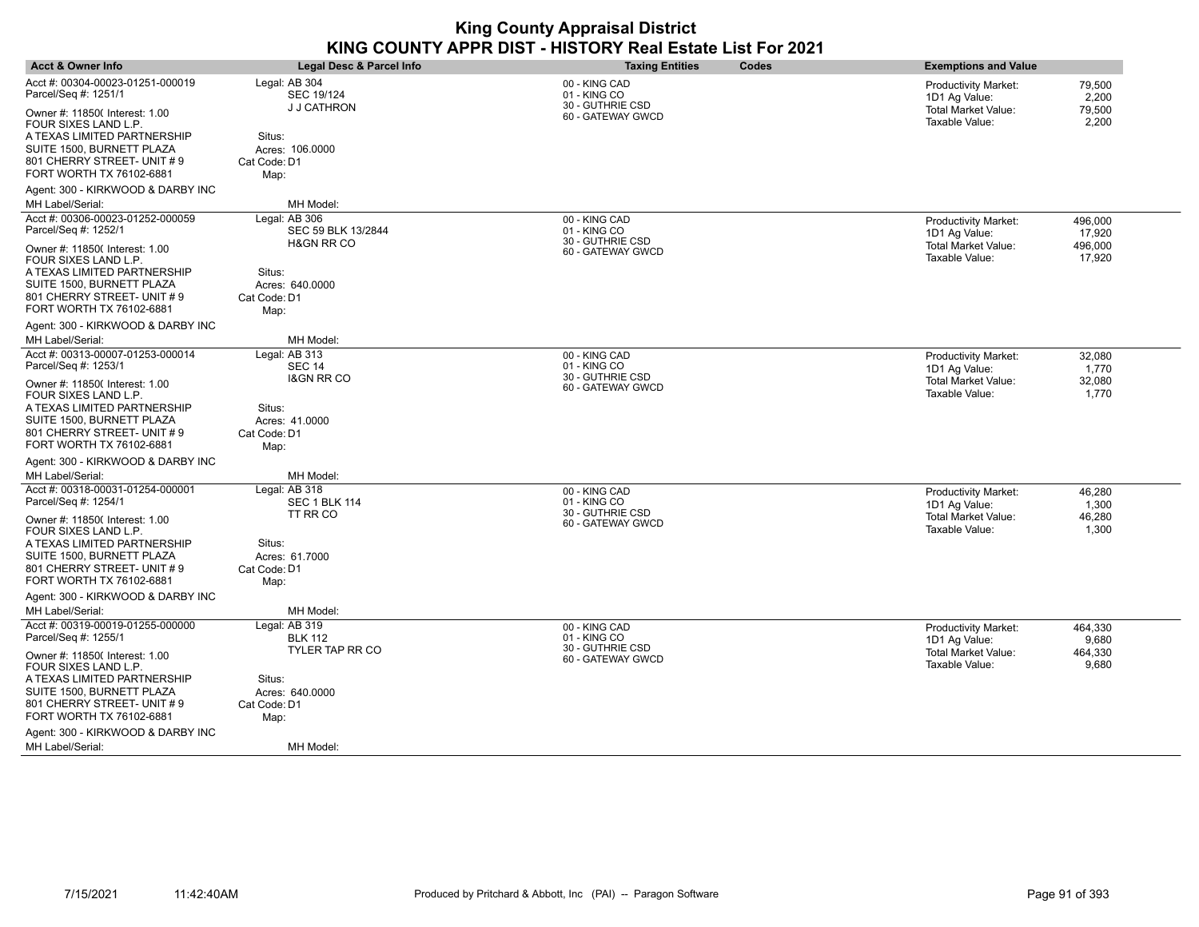# King County Appraisal District

## KING COUNTY APPR DIST - HISTORY Real Estate List For 2021

| Acct & Owner Info | Legal Desc & Parcel Info | Taxing Entities | Codes | Exemptions and Value |
|---|---|---|---|---|
| Acct #: 00304-00023-01251-000019<br>Parcel/Seq #: 1251/1<br>Owner #: 11850( Interest: 1.00<br>FOUR SIXES LAND L.P.<br>A TEXAS LIMITED PARTNERSHIP<br>SUITE 1500, BURNETT PLAZA<br>801 CHERRY STREET- UNIT # 9<br>FORT WORTH TX 76102-6881<br>Agent: 300 - KIRKWOOD & DARBY INC<br>MH Label/Serial: | Legal: AB 304<br>SEC 19/124<br>J J CATHRON<br>Situs:<br>Acres: 106.0000<br>Cat Code: D1<br>Map:<br>MH Model: | 00 - KING CAD<br>01 - KING CO<br>30 - GUTHRIE CSD<br>60 - GATEWAY GWCD | | Productivity Market: 79,500<br>1D1 Ag Value: 2,200<br>Total Market Value: 79,500<br>Taxable Value: 2,200 |
| Acct #: 00306-00023-01252-000059<br>Parcel/Seq #: 1252/1<br>Owner #: 11850( Interest: 1.00<br>FOUR SIXES LAND L.P.<br>A TEXAS LIMITED PARTNERSHIP<br>SUITE 1500, BURNETT PLAZA<br>801 CHERRY STREET- UNIT # 9<br>FORT WORTH TX 76102-6881<br>Agent: 300 - KIRKWOOD & DARBY INC<br>MH Label/Serial: | Legal: AB 306<br>SEC 59 BLK 13/2844<br>H&GN RR CO<br>Situs:<br>Acres: 640.0000<br>Cat Code: D1<br>Map:<br>MH Model: | 00 - KING CAD<br>01 - KING CO<br>30 - GUTHRIE CSD<br>60 - GATEWAY GWCD | | Productivity Market: 496,000<br>1D1 Ag Value: 17,920<br>Total Market Value: 496,000<br>Taxable Value: 17,920 |
| Acct #: 00313-00007-01253-000014<br>Parcel/Seq #: 1253/1<br>Owner #: 11850( Interest: 1.00<br>FOUR SIXES LAND L.P.<br>A TEXAS LIMITED PARTNERSHIP<br>SUITE 1500, BURNETT PLAZA<br>801 CHERRY STREET- UNIT # 9<br>FORT WORTH TX 76102-6881<br>Agent: 300 - KIRKWOOD & DARBY INC<br>MH Label/Serial: | Legal: AB 313<br>SEC 14<br>I&GN RR CO<br>Situs:<br>Acres: 41.0000<br>Cat Code: D1<br>Map:<br>MH Model: | 00 - KING CAD<br>01 - KING CO<br>30 - GUTHRIE CSD<br>60 - GATEWAY GWCD | | Productivity Market: 32,080<br>1D1 Ag Value: 1,770<br>Total Market Value: 32,080<br>Taxable Value: 1,770 |
| Acct #: 00318-00031-01254-000001<br>Parcel/Seq #: 1254/1<br>Owner #: 11850( Interest: 1.00<br>FOUR SIXES LAND L.P.<br>A TEXAS LIMITED PARTNERSHIP<br>SUITE 1500, BURNETT PLAZA<br>801 CHERRY STREET- UNIT # 9<br>FORT WORTH TX 76102-6881<br>Agent: 300 - KIRKWOOD & DARBY INC<br>MH Label/Serial: | Legal: AB 318<br>SEC 1 BLK 114<br>TT RR CO<br>Situs:<br>Acres: 61.7000<br>Cat Code: D1<br>Map:<br>MH Model: | 00 - KING CAD<br>01 - KING CO<br>30 - GUTHRIE CSD<br>60 - GATEWAY GWCD | | Productivity Market: 46,280<br>1D1 Ag Value: 1,300<br>Total Market Value: 46,280<br>Taxable Value: 1,300 |
| Acct #: 00319-00019-01255-000000<br>Parcel/Seq #: 1255/1<br>Owner #: 11850( Interest: 1.00<br>FOUR SIXES LAND L.P.<br>A TEXAS LIMITED PARTNERSHIP<br>SUITE 1500, BURNETT PLAZA<br>801 CHERRY STREET- UNIT # 9<br>FORT WORTH TX 76102-6881<br>Agent: 300 - KIRKWOOD & DARBY INC<br>MH Label/Serial: | Legal: AB 319<br>BLK 112<br>TYLER TAP RR CO<br>Situs:<br>Acres: 640.0000<br>Cat Code: D1<br>Map:<br>MH Model: | 00 - KING CAD<br>01 - KING CO<br>30 - GUTHRIE CSD<br>60 - GATEWAY GWCD | | Productivity Market: 464,330<br>1D1 Ag Value: 9,680<br>Total Market Value: 464,330<br>Taxable Value: 9,680 |

7/15/2021 11:42:40AM Produced by Pritchard & Abbott, Inc (PAI) -- Paragon Software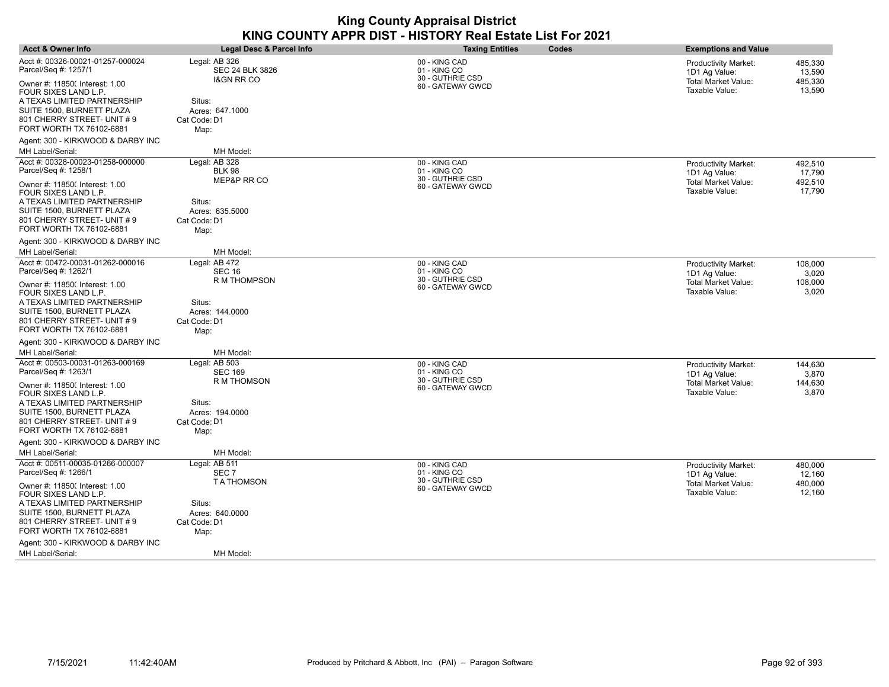# King County Appraisal District

## KING COUNTY APPR DIST - HISTORY Real Estate List For 2021

| Acct & Owner Info | Legal Desc & Parcel Info | Taxing Entities | Codes | Exemptions and Value | |
|---|---|---|---|---|---|
| Acct #: 00326-00021-01257-000024<br>Parcel/Seq #: 1257/1<br>Owner #: 11850( Interest: 1.00<br>FOUR SIXES LAND L.P.<br>A TEXAS LIMITED PARTNERSHIP<br>SUITE 1500, BURNETT PLAZA<br>801 CHERRY STREET- UNIT # 9<br>FORT WORTH TX 76102-6881<br>Agent: 300 - KIRKWOOD & DARBY INC<br>MH Label/Serial: | Legal: AB 326<br>SEC 24 BLK 3826<br>I&GN RR CO<br>Situs:<br>Acres: 647.1000<br>Cat Code: D1<br>Map:<br>MH Model: | 00 - KING CAD<br>01 - KING CO<br>30 - GUTHRIE CSD<br>60 - GATEWAY GWCD | | Productivity Market:<br>1D1 Ag Value:<br>Total Market Value:<br>Taxable Value: | 485,330<br>13,590<br>485,330<br>13,590 |
| Acct #: 00328-00023-01258-000000<br>Parcel/Seq #: 1258/1<br>Owner #: 11850( Interest: 1.00<br>FOUR SIXES LAND L.P.<br>A TEXAS LIMITED PARTNERSHIP<br>SUITE 1500, BURNETT PLAZA<br>801 CHERRY STREET- UNIT # 9<br>FORT WORTH TX 76102-6881<br>Agent: 300 - KIRKWOOD & DARBY INC<br>MH Label/Serial: | Legal: AB 328<br>BLK 98<br>MEP&P RR CO<br>Situs:<br>Acres: 635.5000<br>Cat Code: D1<br>Map:<br>MH Model: | 00 - KING CAD<br>01 - KING CO<br>30 - GUTHRIE CSD<br>60 - GATEWAY GWCD | | Productivity Market:<br>1D1 Ag Value:<br>Total Market Value:<br>Taxable Value: | 492,510<br>17,790<br>492,510<br>17,790 |
| Acct #: 00472-00031-01262-000016<br>Parcel/Seq #: 1262/1<br>Owner #: 11850( Interest: 1.00<br>FOUR SIXES LAND L.P.<br>A TEXAS LIMITED PARTNERSHIP<br>SUITE 1500, BURNETT PLAZA<br>801 CHERRY STREET- UNIT # 9<br>FORT WORTH TX 76102-6881<br>Agent: 300 - KIRKWOOD & DARBY INC<br>MH Label/Serial: | Legal: AB 472<br>SEC 16<br>R M THOMPSON<br>Situs:<br>Acres: 144.0000<br>Cat Code: D1<br>Map:<br>MH Model: | 00 - KING CAD<br>01 - KING CO<br>30 - GUTHRIE CSD<br>60 - GATEWAY GWCD | | Productivity Market:<br>1D1 Ag Value:<br>Total Market Value:<br>Taxable Value: | 108,000<br>3,020<br>108,000<br>3,020 |
| Acct #: 00503-00031-01263-000169<br>Parcel/Seq #: 1263/1<br>Owner #: 11850( Interest: 1.00<br>FOUR SIXES LAND L.P.<br>A TEXAS LIMITED PARTNERSHIP<br>SUITE 1500, BURNETT PLAZA<br>801 CHERRY STREET- UNIT # 9<br>FORT WORTH TX 76102-6881<br>Agent: 300 - KIRKWOOD & DARBY INC<br>MH Label/Serial: | Legal: AB 503<br>SEC 169<br>R M THOMSON<br>Situs:<br>Acres: 194.0000<br>Cat Code: D1<br>Map:<br>MH Model: | 00 - KING CAD<br>01 - KING CO<br>30 - GUTHRIE CSD<br>60 - GATEWAY GWCD | | Productivity Market:<br>1D1 Ag Value:<br>Total Market Value:<br>Taxable Value: | 144,630<br>3,870<br>144,630<br>3,870 |
| Acct #: 00511-00035-01266-000007<br>Parcel/Seq #: 1266/1<br>Owner #: 11850( Interest: 1.00<br>FOUR SIXES LAND L.P.<br>A TEXAS LIMITED PARTNERSHIP<br>SUITE 1500, BURNETT PLAZA<br>801 CHERRY STREET- UNIT # 9<br>FORT WORTH TX 76102-6881<br>Agent: 300 - KIRKWOOD & DARBY INC<br>MH Label/Serial: | Legal: AB 511<br>SEC 7<br>T A THOMSON<br>Situs:<br>Acres: 640.0000<br>Cat Code: D1<br>Map:<br>MH Model: | 00 - KING CAD<br>01 - KING CO<br>30 - GUTHRIE CSD<br>60 - GATEWAY GWCD | | Productivity Market:<br>1D1 Ag Value:<br>Total Market Value:<br>Taxable Value: | 480,000<br>12,160<br>480,000<br>12,160 |

7/15/2021 11:42:40AM Produced by Pritchard & Abbott, Inc (PAI) -- Paragon Software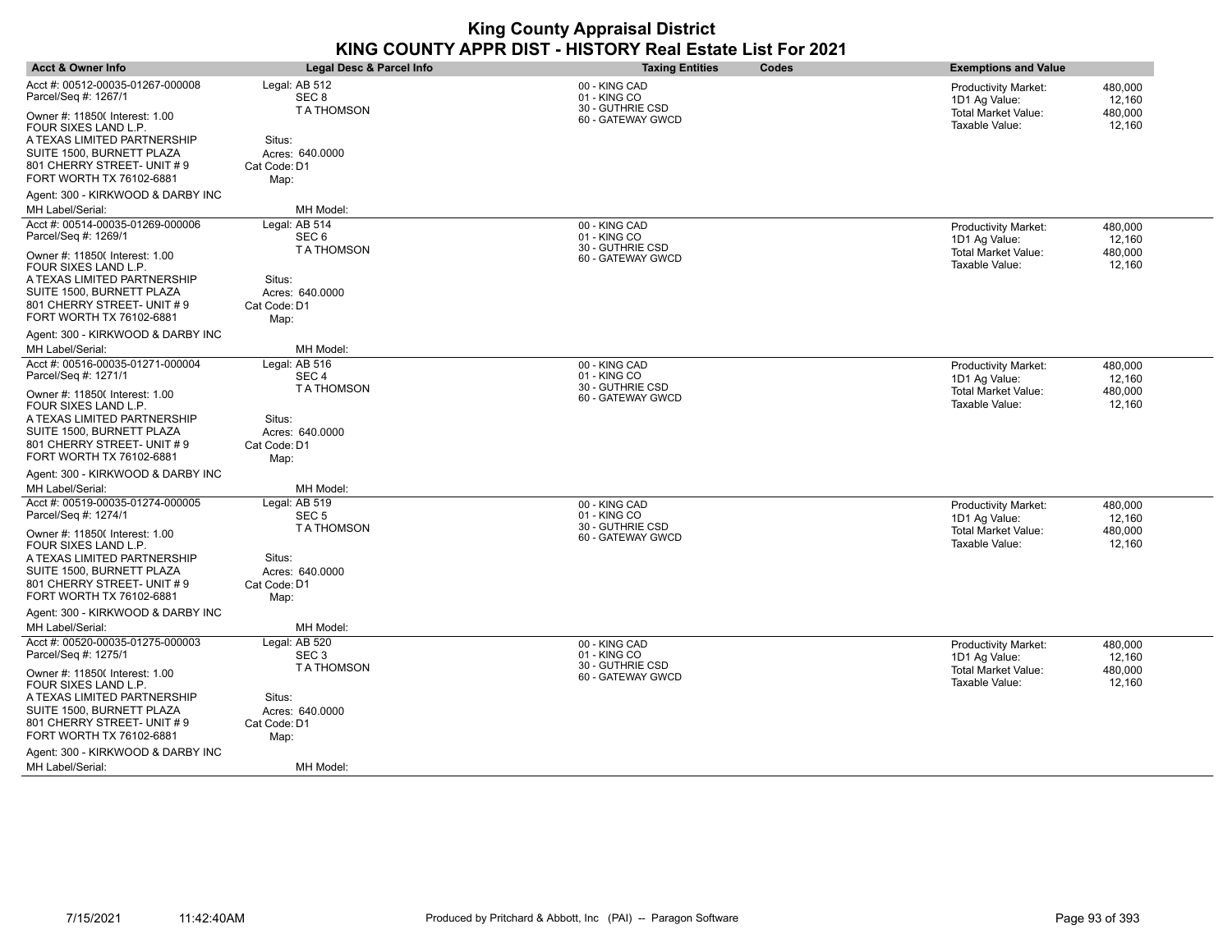# King County Appraisal District

## KING COUNTY APPR DIST - HISTORY Real Estate List For 2021

| Acct & Owner Info | Legal Desc & Parcel Info | Taxing Entities | Codes | Exemptions and Value |
|---|---|---|---|---|
| Acct #: 00512-00035-01267-000008<br>Parcel/Seq #: 1267/1<br>Owner #: 11850( Interest: 1.00<br>FOUR SIXES LAND L.P.<br>A TEXAS LIMITED PARTNERSHIP<br>SUITE 1500, BURNETT PLAZA<br>801 CHERRY STREET- UNIT # 9<br>FORT WORTH TX 76102-6881<br>Agent: 300 - KIRKWOOD & DARBY INC<br>MH Label/Serial: | Legal: AB 512<br>SEC 8<br>T A THOMSON<br>Situs:<br>Acres: 640.0000<br>Cat Code: D1<br>Map:<br>MH Model: | 00 - KING CAD<br>01 - KING CO<br>30 - GUTHRIE CSD<br>60 - GATEWAY GWCD | | Productivity Market: 480,000<br>1D1 Ag Value: 12,160<br>Total Market Value: 480,000<br>Taxable Value: 12,160 |
| Acct #: 00514-00035-01269-000006<br>Parcel/Seq #: 1269/1<br>Owner #: 11850( Interest: 1.00<br>FOUR SIXES LAND L.P.<br>A TEXAS LIMITED PARTNERSHIP<br>SUITE 1500, BURNETT PLAZA<br>801 CHERRY STREET- UNIT # 9<br>FORT WORTH TX 76102-6881<br>Agent: 300 - KIRKWOOD & DARBY INC<br>MH Label/Serial: | Legal: AB 514<br>SEC 6<br>T A THOMSON<br>Situs:<br>Acres: 640.0000<br>Cat Code: D1<br>Map:<br>MH Model: | 00 - KING CAD<br>01 - KING CO<br>30 - GUTHRIE CSD<br>60 - GATEWAY GWCD | | Productivity Market: 480,000<br>1D1 Ag Value: 12,160<br>Total Market Value: 480,000<br>Taxable Value: 12,160 |
| Acct #: 00516-00035-01271-000004<br>Parcel/Seq #: 1271/1<br>Owner #: 11850( Interest: 1.00<br>FOUR SIXES LAND L.P.<br>A TEXAS LIMITED PARTNERSHIP<br>SUITE 1500, BURNETT PLAZA<br>801 CHERRY STREET- UNIT # 9<br>FORT WORTH TX 76102-6881<br>Agent: 300 - KIRKWOOD & DARBY INC<br>MH Label/Serial: | Legal: AB 516<br>SEC 4<br>T A THOMSON<br>Situs:<br>Acres: 640.0000<br>Cat Code: D1<br>Map:<br>MH Model: | 00 - KING CAD<br>01 - KING CO<br>30 - GUTHRIE CSD<br>60 - GATEWAY GWCD | | Productivity Market: 480,000<br>1D1 Ag Value: 12,160<br>Total Market Value: 480,000<br>Taxable Value: 12,160 |
| Acct #: 00519-00035-01274-000005<br>Parcel/Seq #: 1274/1<br>Owner #: 11850( Interest: 1.00<br>FOUR SIXES LAND L.P.<br>A TEXAS LIMITED PARTNERSHIP<br>SUITE 1500, BURNETT PLAZA<br>801 CHERRY STREET- UNIT # 9<br>FORT WORTH TX 76102-6881<br>Agent: 300 - KIRKWOOD & DARBY INC<br>MH Label/Serial: | Legal: AB 519<br>SEC 5<br>T A THOMSON<br>Situs:<br>Acres: 640.0000<br>Cat Code: D1<br>Map:<br>MH Model: | 00 - KING CAD<br>01 - KING CO<br>30 - GUTHRIE CSD<br>60 - GATEWAY GWCD | | Productivity Market: 480,000<br>1D1 Ag Value: 12,160<br>Total Market Value: 480,000<br>Taxable Value: 12,160 |
| Acct #: 00520-00035-01275-000003<br>Parcel/Seq #: 1275/1<br>Owner #: 11850( Interest: 1.00<br>FOUR SIXES LAND L.P.<br>A TEXAS LIMITED PARTNERSHIP<br>SUITE 1500, BURNETT PLAZA<br>801 CHERRY STREET- UNIT # 9<br>FORT WORTH TX 76102-6881<br>Agent: 300 - KIRKWOOD & DARBY INC<br>MH Label/Serial: | Legal: AB 520<br>SEC 3<br>T A THOMSON<br>Situs:<br>Acres: 640.0000<br>Cat Code: D1<br>Map:<br>MH Model: | 00 - KING CAD<br>01 - KING CO<br>30 - GUTHRIE CSD<br>60 - GATEWAY GWCD | | Productivity Market: 480,000<br>1D1 Ag Value: 12,160<br>Total Market Value: 480,000<br>Taxable Value: 12,160 |

7/15/2021 11:42:40AM Produced by Pritchard & Abbott, Inc (PAI) -- Paragon Software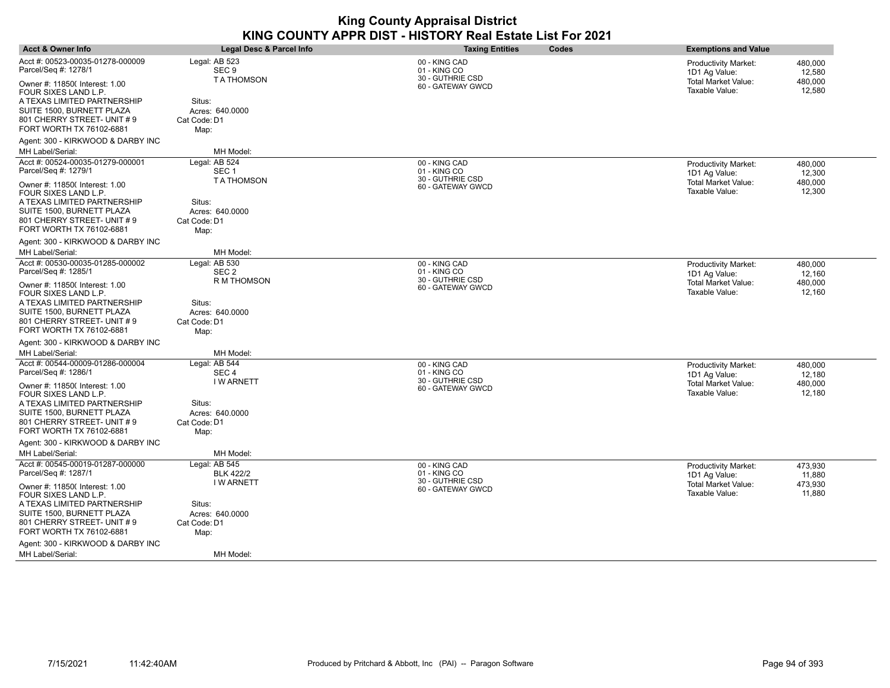# King County Appraisal District

## KING COUNTY APPR DIST - HISTORY Real Estate List For 2021

| Acct & Owner Info | Legal Desc & Parcel Info | Taxing Entities | Codes | Exemptions and Value |
|---|---|---|---|---|
| Acct #: 00523-00035-01278-000009<br>Parcel/Seq #: 1278/1<br>Owner #: 11850( Interest: 1.00<br>FOUR SIXES LAND L.P.<br>A TEXAS LIMITED PARTNERSHIP<br>SUITE 1500, BURNETT PLAZA<br>801 CHERRY STREET- UNIT # 9<br>FORT WORTH TX 76102-6881<br>Agent: 300 - KIRKWOOD & DARBY INC<br>MH Label/Serial: | Legal: AB 523<br>SEC 9<br>T A THOMSON<br>Situs:<br>Acres: 640.0000<br>Cat Code: D1<br>Map:<br>MH Model: | 00 - KING CAD<br>01 - KING CO<br>30 - GUTHRIE CSD<br>60 - GATEWAY GWCD | | Productivity Market: 480,000<br>1D1 Ag Value: 12,580<br>Total Market Value: 480,000<br>Taxable Value: 12,580 |
| Acct #: 00524-00035-01279-000001<br>Parcel/Seq #: 1279/1<br>Owner #: 11850( Interest: 1.00<br>FOUR SIXES LAND L.P.<br>A TEXAS LIMITED PARTNERSHIP<br>SUITE 1500, BURNETT PLAZA<br>801 CHERRY STREET- UNIT # 9<br>FORT WORTH TX 76102-6881<br>Agent: 300 - KIRKWOOD & DARBY INC<br>MH Label/Serial: | Legal: AB 524<br>SEC 1<br>T A THOMSON<br>Situs:<br>Acres: 640.0000<br>Cat Code: D1<br>Map:<br>MH Model: | 00 - KING CAD<br>01 - KING CO<br>30 - GUTHRIE CSD<br>60 - GATEWAY GWCD | | Productivity Market: 480,000<br>1D1 Ag Value: 12,300<br>Total Market Value: 480,000<br>Taxable Value: 12,300 |
| Acct #: 00530-00035-01285-000002<br>Parcel/Seq #: 1285/1<br>Owner #: 11850( Interest: 1.00<br>FOUR SIXES LAND L.P.<br>A TEXAS LIMITED PARTNERSHIP<br>SUITE 1500, BURNETT PLAZA<br>801 CHERRY STREET- UNIT # 9<br>FORT WORTH TX 76102-6881<br>Agent: 300 - KIRKWOOD & DARBY INC<br>MH Label/Serial: | Legal: AB 530<br>SEC 2<br>R M THOMSON<br>Situs:<br>Acres: 640.0000<br>Cat Code: D1<br>Map:<br>MH Model: | 00 - KING CAD<br>01 - KING CO<br>30 - GUTHRIE CSD<br>60 - GATEWAY GWCD | | Productivity Market: 480,000<br>1D1 Ag Value: 12,160<br>Total Market Value: 480,000<br>Taxable Value: 12,160 |
| Acct #: 00544-00009-01286-000004<br>Parcel/Seq #: 1286/1<br>Owner #: 11850( Interest: 1.00<br>FOUR SIXES LAND L.P.<br>A TEXAS LIMITED PARTNERSHIP<br>SUITE 1500, BURNETT PLAZA<br>801 CHERRY STREET- UNIT # 9<br>FORT WORTH TX 76102-6881<br>Agent: 300 - KIRKWOOD & DARBY INC<br>MH Label/Serial: | Legal: AB 544<br>SEC 4<br>I W ARNETT<br>Situs:<br>Acres: 640.0000<br>Cat Code: D1<br>Map:<br>MH Model: | 00 - KING CAD<br>01 - KING CO<br>30 - GUTHRIE CSD<br>60 - GATEWAY GWCD | | Productivity Market: 480,000<br>1D1 Ag Value: 12,180<br>Total Market Value: 480,000<br>Taxable Value: 12,180 |
| Acct #: 00545-00019-01287-000000<br>Parcel/Seq #: 1287/1<br>Owner #: 11850( Interest: 1.00<br>FOUR SIXES LAND L.P.<br>A TEXAS LIMITED PARTNERSHIP<br>SUITE 1500, BURNETT PLAZA<br>801 CHERRY STREET- UNIT # 9<br>FORT WORTH TX 76102-6881<br>Agent: 300 - KIRKWOOD & DARBY INC<br>MH Label/Serial: | Legal: AB 545<br>BLK 422/2<br>I W ARNETT<br>Situs:<br>Acres: 640.0000<br>Cat Code: D1<br>Map:<br>MH Model: | 00 - KING CAD<br>01 - KING CO<br>30 - GUTHRIE CSD<br>60 - GATEWAY GWCD | | Productivity Market: 473,930<br>1D1 Ag Value: 11,880<br>Total Market Value: 473,930<br>Taxable Value: 11,880 |

7/15/2021 11:42:40AM Produced by Pritchard & Abbott, Inc (PAI) -- Paragon Software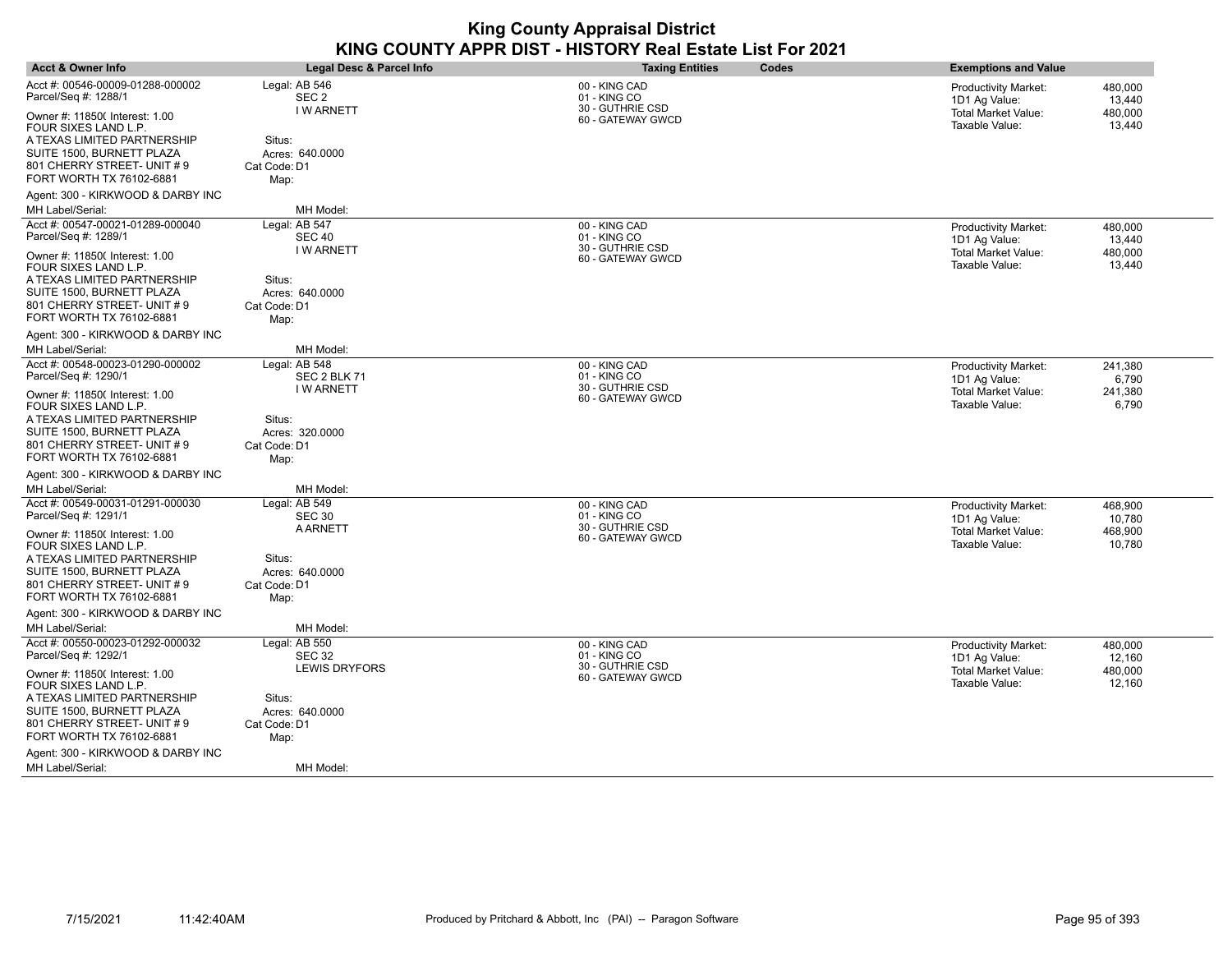# King County Appraisal District

## KING COUNTY APPR DIST - HISTORY Real Estate List For 2021

| Acct & Owner Info | Legal Desc & Parcel Info | Taxing Entities | Codes | Exemptions and Value |
|---|---|---|---|---|
| Acct #: 00546-00009-01288-000002<br>Parcel/Seq #: 1288/1<br>Owner #: 11850( Interest: 1.00<br>FOUR SIXES LAND L.P.<br>A TEXAS LIMITED PARTNERSHIP<br>SUITE 1500, BURNETT PLAZA<br>801 CHERRY STREET- UNIT # 9<br>FORT WORTH TX 76102-6881<br>Agent: 300 - KIRKWOOD & DARBY INC<br>MH Label/Serial: | Legal: AB 546<br>SEC 2<br>I W ARNETT<br>Situs:<br>Acres: 640.0000<br>Cat Code: D1<br>Map:<br>MH Model: | 00 - KING CAD<br>01 - KING CO<br>30 - GUTHRIE CSD<br>60 - GATEWAY GWCD | | Productivity Market: 480,000<br>1D1 Ag Value: 13,440<br>Total Market Value: 480,000<br>Taxable Value: 13,440 |
| Acct #: 00547-00021-01289-000040<br>Parcel/Seq #: 1289/1<br>Owner #: 11850( Interest: 1.00<br>FOUR SIXES LAND L.P.<br>A TEXAS LIMITED PARTNERSHIP<br>SUITE 1500, BURNETT PLAZA<br>801 CHERRY STREET- UNIT # 9<br>FORT WORTH TX 76102-6881<br>Agent: 300 - KIRKWOOD & DARBY INC<br>MH Label/Serial: | Legal: AB 547<br>SEC 40<br>I W ARNETT<br>Situs:<br>Acres: 640.0000<br>Cat Code: D1<br>Map:<br>MH Model: | 00 - KING CAD<br>01 - KING CO<br>30 - GUTHRIE CSD<br>60 - GATEWAY GWCD | | Productivity Market: 480,000<br>1D1 Ag Value: 13,440<br>Total Market Value: 480,000<br>Taxable Value: 13,440 |
| Acct #: 00548-00023-01290-000002<br>Parcel/Seq #: 1290/1<br>Owner #: 11850( Interest: 1.00<br>FOUR SIXES LAND L.P.<br>A TEXAS LIMITED PARTNERSHIP<br>SUITE 1500, BURNETT PLAZA<br>801 CHERRY STREET- UNIT # 9<br>FORT WORTH TX 76102-6881<br>Agent: 300 - KIRKWOOD & DARBY INC<br>MH Label/Serial: | Legal: AB 548<br>SEC 2 BLK 71<br>I W ARNETT<br>Situs:<br>Acres: 320.0000<br>Cat Code: D1<br>Map:<br>MH Model: | 00 - KING CAD<br>01 - KING CO<br>30 - GUTHRIE CSD<br>60 - GATEWAY GWCD | | Productivity Market: 241,380<br>1D1 Ag Value: 6,790<br>Total Market Value: 241,380<br>Taxable Value: 6,790 |
| Acct #: 00549-00031-01291-000030<br>Parcel/Seq #: 1291/1<br>Owner #: 11850( Interest: 1.00<br>FOUR SIXES LAND L.P.<br>A TEXAS LIMITED PARTNERSHIP<br>SUITE 1500, BURNETT PLAZA<br>801 CHERRY STREET- UNIT # 9<br>FORT WORTH TX 76102-6881<br>Agent: 300 - KIRKWOOD & DARBY INC<br>MH Label/Serial: | Legal: AB 549<br>SEC 30<br>A ARNETT<br>Situs:<br>Acres: 640.0000<br>Cat Code: D1<br>Map:<br>MH Model: | 00 - KING CAD<br>01 - KING CO<br>30 - GUTHRIE CSD<br>60 - GATEWAY GWCD | | Productivity Market: 468,900<br>1D1 Ag Value: 10,780<br>Total Market Value: 468,900<br>Taxable Value: 10,780 |
| Acct #: 00550-00023-01292-000032<br>Parcel/Seq #: 1292/1<br>Owner #: 11850( Interest: 1.00<br>FOUR SIXES LAND L.P.<br>A TEXAS LIMITED PARTNERSHIP<br>SUITE 1500, BURNETT PLAZA<br>801 CHERRY STREET- UNIT # 9<br>FORT WORTH TX 76102-6881<br>Agent: 300 - KIRKWOOD & DARBY INC<br>MH Label/Serial: | Legal: AB 550<br>SEC 32<br>LEWIS DRYFORS<br>Situs:<br>Acres: 640.0000<br>Cat Code: D1<br>Map:<br>MH Model: | 00 - KING CAD<br>01 - KING CO<br>30 - GUTHRIE CSD<br>60 - GATEWAY GWCD | | Productivity Market: 480,000<br>1D1 Ag Value: 12,160<br>Total Market Value: 480,000<br>Taxable Value: 12,160 |

7/15/2021 11:42:40AM Produced by Pritchard & Abbott, Inc (PAI) -- Paragon Software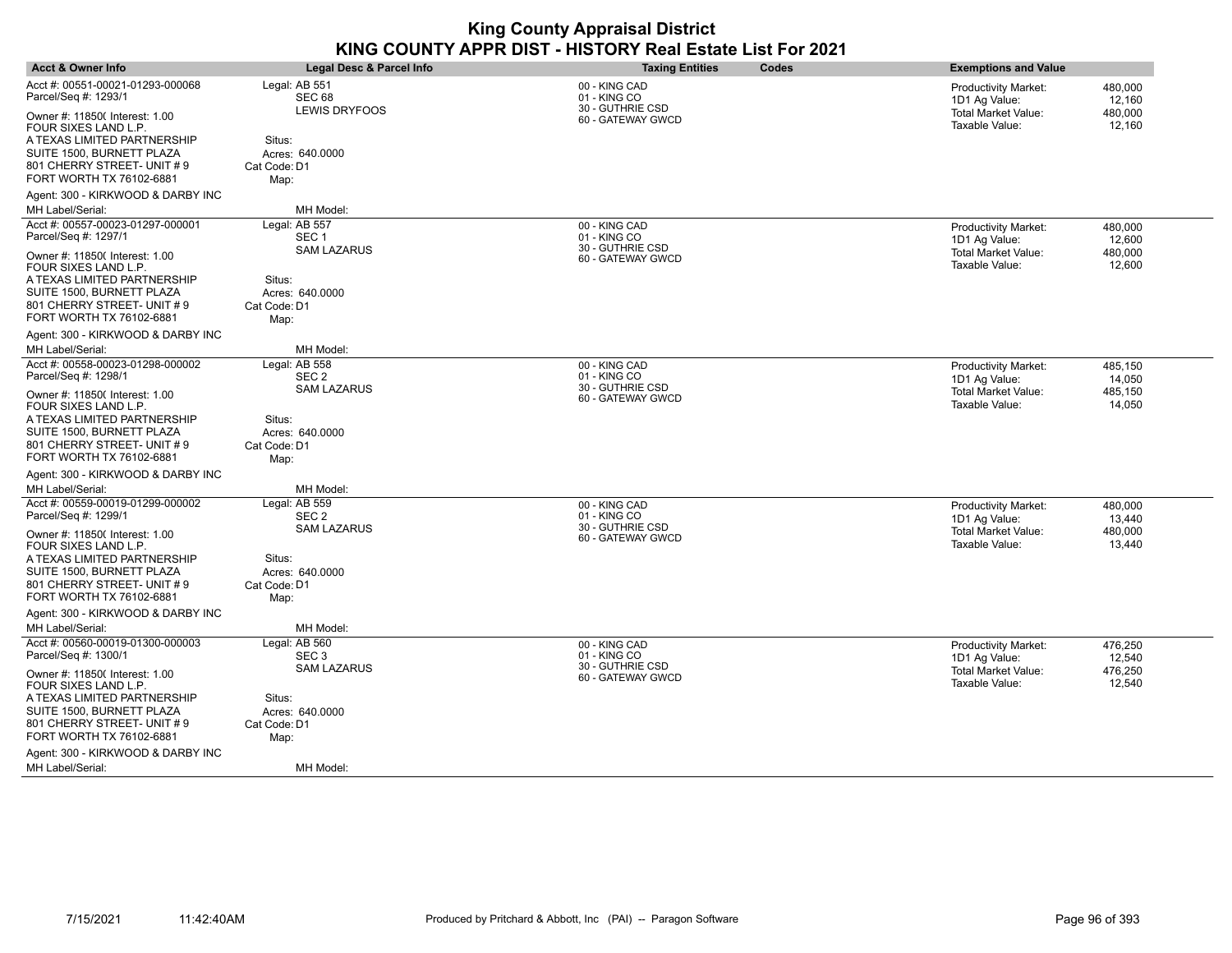# King County Appraisal District
## KING COUNTY APPR DIST - HISTORY Real Estate List For 2021

| Acct & Owner Info | Legal Desc & Parcel Info | Taxing Entities | Codes | Exemptions and Value |
|---|---|---|---|---|
| Acct #: 00551-00021-01293-000068<br>Parcel/Seq #: 1293/1<br>Owner #: 11850( Interest: 1.00<br>FOUR SIXES LAND L.P.<br>A TEXAS LIMITED PARTNERSHIP<br>SUITE 1500, BURNETT PLAZA<br>801 CHERRY STREET- UNIT # 9<br>FORT WORTH TX 76102-6881<br>Agent: 300 - KIRKWOOD & DARBY INC<br>MH Label/Serial: | Legal: AB 551<br>SEC 68<br>LEWIS DRYFOOS<br>Situs:<br>Acres: 640.0000<br>Cat Code: D1<br>Map:<br>MH Model: | 00 - KING CAD<br>01 - KING CO<br>30 - GUTHRIE CSD<br>60 - GATEWAY GWCD | | Productivity Market: 480,000<br>1D1 Ag Value: 12,160<br>Total Market Value: 480,000<br>Taxable Value: 12,160 |
| Acct #: 00557-00023-01297-000001<br>Parcel/Seq #: 1297/1<br>Owner #: 11850( Interest: 1.00<br>FOUR SIXES LAND L.P.<br>A TEXAS LIMITED PARTNERSHIP<br>SUITE 1500, BURNETT PLAZA<br>801 CHERRY STREET- UNIT # 9<br>FORT WORTH TX 76102-6881<br>Agent: 300 - KIRKWOOD & DARBY INC<br>MH Label/Serial: | Legal: AB 557<br>SEC 1<br>SAM LAZARUS<br>Situs:<br>Acres: 640.0000<br>Cat Code: D1<br>Map:<br>MH Model: | 00 - KING CAD<br>01 - KING CO<br>30 - GUTHRIE CSD<br>60 - GATEWAY GWCD | | Productivity Market: 480,000<br>1D1 Ag Value: 12,600<br>Total Market Value: 480,000<br>Taxable Value: 12,600 |
| Acct #: 00558-00023-01298-000002<br>Parcel/Seq #: 1298/1<br>Owner #: 11850( Interest: 1.00<br>FOUR SIXES LAND L.P.<br>A TEXAS LIMITED PARTNERSHIP<br>SUITE 1500, BURNETT PLAZA<br>801 CHERRY STREET- UNIT # 9<br>FORT WORTH TX 76102-6881<br>Agent: 300 - KIRKWOOD & DARBY INC<br>MH Label/Serial: | Legal: AB 558<br>SEC 2<br>SAM LAZARUS<br>Situs:<br>Acres: 640.0000<br>Cat Code: D1<br>Map:<br>MH Model: | 00 - KING CAD<br>01 - KING CO<br>30 - GUTHRIE CSD<br>60 - GATEWAY GWCD | | Productivity Market: 485,150<br>1D1 Ag Value: 14,050<br>Total Market Value: 485,150<br>Taxable Value: 14,050 |
| Acct #: 00559-00019-01299-000002<br>Parcel/Seq #: 1299/1<br>Owner #: 11850( Interest: 1.00<br>FOUR SIXES LAND L.P.<br>A TEXAS LIMITED PARTNERSHIP<br>SUITE 1500, BURNETT PLAZA<br>801 CHERRY STREET- UNIT # 9<br>FORT WORTH TX 76102-6881<br>Agent: 300 - KIRKWOOD & DARBY INC<br>MH Label/Serial: | Legal: AB 559<br>SEC 2<br>SAM LAZARUS<br>Situs:<br>Acres: 640.0000<br>Cat Code: D1<br>Map:<br>MH Model: | 00 - KING CAD<br>01 - KING CO<br>30 - GUTHRIE CSD<br>60 - GATEWAY GWCD | | Productivity Market: 480,000<br>1D1 Ag Value: 13,440<br>Total Market Value: 480,000<br>Taxable Value: 13,440 |
| Acct #: 00560-00019-01300-000003<br>Parcel/Seq #: 1300/1<br>Owner #: 11850( Interest: 1.00<br>FOUR SIXES LAND L.P.<br>A TEXAS LIMITED PARTNERSHIP<br>SUITE 1500, BURNETT PLAZA<br>801 CHERRY STREET- UNIT # 9<br>FORT WORTH TX 76102-6881<br>Agent: 300 - KIRKWOOD & DARBY INC<br>MH Label/Serial: | Legal: AB 560<br>SEC 3<br>SAM LAZARUS<br>Situs:<br>Acres: 640.0000<br>Cat Code: D1<br>Map:<br>MH Model: | 00 - KING CAD<br>01 - KING CO<br>30 - GUTHRIE CSD<br>60 - GATEWAY GWCD | | Productivity Market: 476,250<br>1D1 Ag Value: 12,540<br>Total Market Value: 476,250<br>Taxable Value: 12,540 |

7/15/2021 11:42:40AM Produced by Pritchard & Abbott, Inc (PAI) -- Paragon Software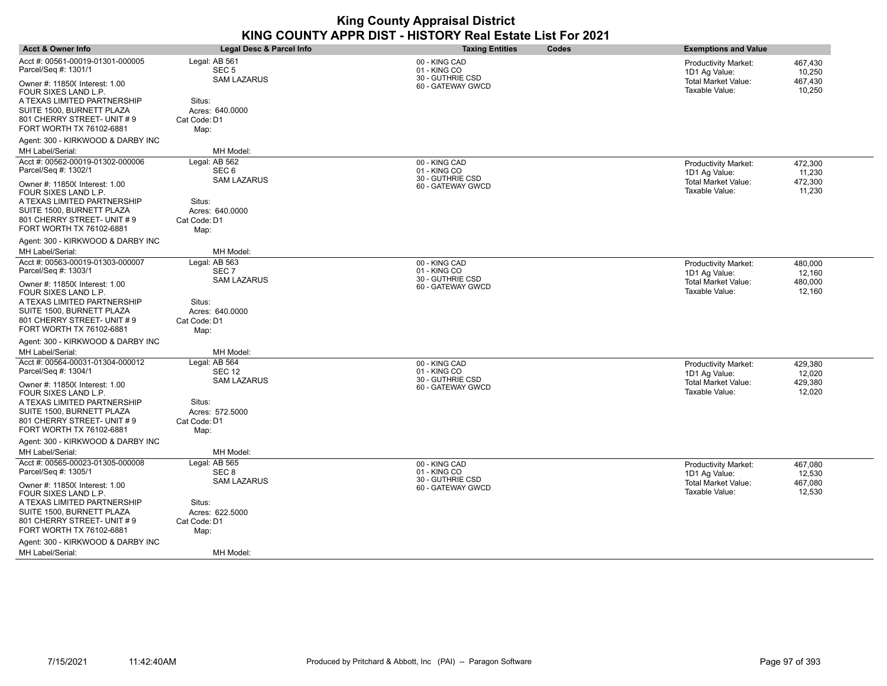# King County Appraisal District

## KING COUNTY APPR DIST - HISTORY Real Estate List For 2021

| Acct & Owner Info | Legal Desc & Parcel Info | Taxing Entities | Codes | Exemptions and Value |
|---|---|---|---|---|
| Acct #: 00561-00019-01301-000005<br>Parcel/Seq #: 1301/1<br>Owner #: 11850( Interest: 1.00<br>FOUR SIXES LAND L.P.<br>A TEXAS LIMITED PARTNERSHIP<br>SUITE 1500, BURNETT PLAZA<br>801 CHERRY STREET- UNIT # 9<br>FORT WORTH TX 76102-6881<br>Agent: 300 - KIRKWOOD & DARBY INC<br>MH Label/Serial: | Legal: AB 561<br>SEC 5<br>SAM LAZARUS<br>Situs:<br>Acres: 640.0000<br>Cat Code: D1<br>Map:<br>MH Model: | 00 - KING CAD<br>01 - KING CO<br>30 - GUTHRIE CSD<br>60 - GATEWAY GWCD | | Productivity Market: 467,430<br>1D1 Ag Value: 10,250<br>Total Market Value: 467,430<br>Taxable Value: 10,250 |
| Acct #: 00562-00019-01302-000006<br>Parcel/Seq #: 1302/1<br>Owner #: 11850( Interest: 1.00<br>FOUR SIXES LAND L.P.<br>A TEXAS LIMITED PARTNERSHIP<br>SUITE 1500, BURNETT PLAZA<br>801 CHERRY STREET- UNIT # 9<br>FORT WORTH TX 76102-6881<br>Agent: 300 - KIRKWOOD & DARBY INC<br>MH Label/Serial: | Legal: AB 562<br>SEC 6<br>SAM LAZARUS<br>Situs:<br>Acres: 640.0000<br>Cat Code: D1<br>Map:<br>MH Model: | 00 - KING CAD<br>01 - KING CO<br>30 - GUTHRIE CSD<br>60 - GATEWAY GWCD | | Productivity Market: 472,300<br>1D1 Ag Value: 11,230<br>Total Market Value: 472,300<br>Taxable Value: 11,230 |
| Acct #: 00563-00019-01303-000007<br>Parcel/Seq #: 1303/1<br>Owner #: 11850( Interest: 1.00<br>FOUR SIXES LAND L.P.<br>A TEXAS LIMITED PARTNERSHIP<br>SUITE 1500, BURNETT PLAZA<br>801 CHERRY STREET- UNIT # 9<br>FORT WORTH TX 76102-6881<br>Agent: 300 - KIRKWOOD & DARBY INC<br>MH Label/Serial: | Legal: AB 563<br>SEC 7<br>SAM LAZARUS<br>Situs:<br>Acres: 640.0000<br>Cat Code: D1<br>Map:<br>MH Model: | 00 - KING CAD<br>01 - KING CO<br>30 - GUTHRIE CSD<br>60 - GATEWAY GWCD | | Productivity Market: 480,000<br>1D1 Ag Value: 12,160<br>Total Market Value: 480,000<br>Taxable Value: 12,160 |
| Acct #: 00564-00031-01304-000012<br>Parcel/Seq #: 1304/1<br>Owner #: 11850( Interest: 1.00<br>FOUR SIXES LAND L.P.<br>A TEXAS LIMITED PARTNERSHIP<br>SUITE 1500, BURNETT PLAZA<br>801 CHERRY STREET- UNIT # 9<br>FORT WORTH TX 76102-6881<br>Agent: 300 - KIRKWOOD & DARBY INC<br>MH Label/Serial: | Legal: AB 564<br>SEC 12<br>SAM LAZARUS<br>Situs:<br>Acres: 572.5000<br>Cat Code: D1<br>Map:<br>MH Model: | 00 - KING CAD<br>01 - KING CO<br>30 - GUTHRIE CSD<br>60 - GATEWAY GWCD | | Productivity Market: 429,380<br>1D1 Ag Value: 12,020<br>Total Market Value: 429,380<br>Taxable Value: 12,020 |
| Acct #: 00565-00023-01305-000008<br>Parcel/Seq #: 1305/1<br>Owner #: 11850( Interest: 1.00<br>FOUR SIXES LAND L.P.<br>A TEXAS LIMITED PARTNERSHIP<br>SUITE 1500, BURNETT PLAZA<br>801 CHERRY STREET- UNIT # 9<br>FORT WORTH TX 76102-6881<br>Agent: 300 - KIRKWOOD & DARBY INC<br>MH Label/Serial: | Legal: AB 565<br>SEC 8<br>SAM LAZARUS<br>Situs:<br>Acres: 622.5000<br>Cat Code: D1<br>Map:<br>MH Model: | 00 - KING CAD<br>01 - KING CO<br>30 - GUTHRIE CSD<br>60 - GATEWAY GWCD | | Productivity Market: 467,080<br>1D1 Ag Value: 12,530<br>Total Market Value: 467,080<br>Taxable Value: 12,530 |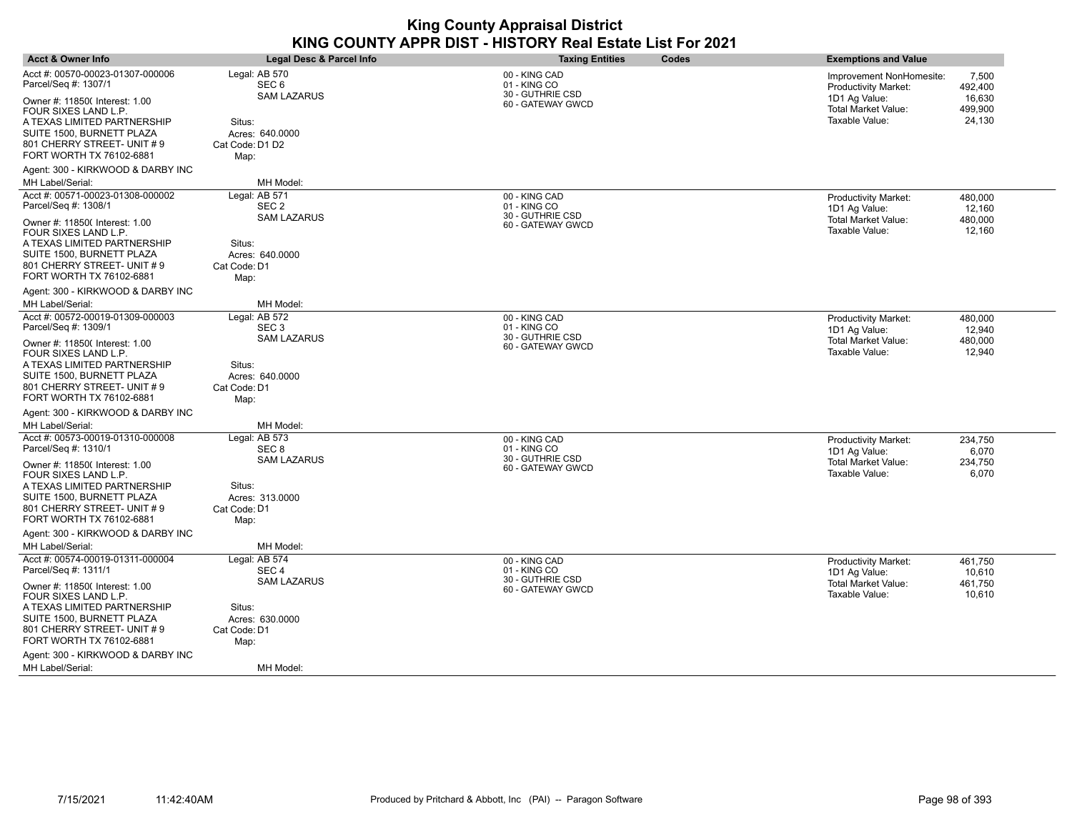# King County Appraisal District

## KING COUNTY APPR DIST - HISTORY Real Estate List For 2021

| Acct & Owner Info | Legal Desc & Parcel Info | Taxing Entities | Codes | Exemptions and Value |
|---|---|---|---|---|
| Acct #: 00570-00023-01307-000006<br>Parcel/Seq #: 1307/1<br>Owner #: 11850( Interest: 1.00<br>FOUR SIXES LAND L.P.<br>A TEXAS LIMITED PARTNERSHIP<br>SUITE 1500, BURNETT PLAZA<br>801 CHERRY STREET- UNIT # 9<br>FORT WORTH TX 76102-6881<br>Agent: 300 - KIRKWOOD & DARBY INC<br>MH Label/Serial: | Legal: AB 570<br>SEC 6<br>SAM LAZARUS<br>Situs:<br>Acres: 640.0000<br>Cat Code: D1 D2<br>Map:<br>MH Model: | 00 - KING CAD<br>01 - KING CO<br>30 - GUTHRIE CSD<br>60 - GATEWAY GWCD | | Improvement NonHomesite: 7,500<br>Productivity Market: 492,400<br>1D1 Ag Value: 16,630<br>Total Market Value: 499,900<br>Taxable Value: 24,130 |
| Acct #: 00571-00023-01308-000002<br>Parcel/Seq #: 1308/1<br>Owner #: 11850( Interest: 1.00<br>FOUR SIXES LAND L.P.<br>A TEXAS LIMITED PARTNERSHIP<br>SUITE 1500, BURNETT PLAZA<br>801 CHERRY STREET- UNIT # 9<br>FORT WORTH TX 76102-6881<br>Agent: 300 - KIRKWOOD & DARBY INC<br>MH Label/Serial: | Legal: AB 571<br>SEC 2<br>SAM LAZARUS<br>Situs:<br>Acres: 640.0000<br>Cat Code: D1<br>Map:<br>MH Model: | 00 - KING CAD<br>01 - KING CO<br>30 - GUTHRIE CSD<br>60 - GATEWAY GWCD | | Productivity Market: 480,000<br>1D1 Ag Value: 12,160<br>Total Market Value: 480,000<br>Taxable Value: 12,160 |
| Acct #: 00572-00019-01309-000003<br>Parcel/Seq #: 1309/1<br>Owner #: 11850( Interest: 1.00<br>FOUR SIXES LAND L.P.<br>A TEXAS LIMITED PARTNERSHIP<br>SUITE 1500, BURNETT PLAZA<br>801 CHERRY STREET- UNIT # 9<br>FORT WORTH TX 76102-6881<br>Agent: 300 - KIRKWOOD & DARBY INC<br>MH Label/Serial: | Legal: AB 572<br>SEC 3<br>SAM LAZARUS<br>Situs:<br>Acres: 640.0000<br>Cat Code: D1<br>Map:<br>MH Model: | 00 - KING CAD<br>01 - KING CO<br>30 - GUTHRIE CSD<br>60 - GATEWAY GWCD | | Productivity Market: 480,000<br>1D1 Ag Value: 12,940<br>Total Market Value: 480,000<br>Taxable Value: 12,940 |
| Acct #: 00573-00019-01310-000008<br>Parcel/Seq #: 1310/1<br>Owner #: 11850( Interest: 1.00<br>FOUR SIXES LAND L.P.<br>A TEXAS LIMITED PARTNERSHIP<br>SUITE 1500, BURNETT PLAZA<br>801 CHERRY STREET- UNIT # 9<br>FORT WORTH TX 76102-6881<br>Agent: 300 - KIRKWOOD & DARBY INC<br>MH Label/Serial: | Legal: AB 573<br>SEC 8<br>SAM LAZARUS<br>Situs:<br>Acres: 313.0000<br>Cat Code: D1<br>Map:<br>MH Model: | 00 - KING CAD<br>01 - KING CO<br>30 - GUTHRIE CSD<br>60 - GATEWAY GWCD | | Productivity Market: 234,750<br>1D1 Ag Value: 6,070<br>Total Market Value: 234,750<br>Taxable Value: 6,070 |
| Acct #: 00574-00019-01311-000004<br>Parcel/Seq #: 1311/1<br>Owner #: 11850( Interest: 1.00<br>FOUR SIXES LAND L.P.<br>A TEXAS LIMITED PARTNERSHIP<br>SUITE 1500, BURNETT PLAZA<br>801 CHERRY STREET- UNIT # 9<br>FORT WORTH TX 76102-6881<br>Agent: 300 - KIRKWOOD & DARBY INC<br>MH Label/Serial: | Legal: AB 574<br>SEC 4<br>SAM LAZARUS<br>Situs:<br>Acres: 630.0000<br>Cat Code: D1<br>Map:<br>MH Model: | 00 - KING CAD<br>01 - KING CO<br>30 - GUTHRIE CSD<br>60 - GATEWAY GWCD | | Productivity Market: 461,750<br>1D1 Ag Value: 10,610<br>Total Market Value: 461,750<br>Taxable Value: 10,610 |

7/15/2021 11:42:40AM Produced by Pritchard & Abbott, Inc (PAI) -- Paragon Software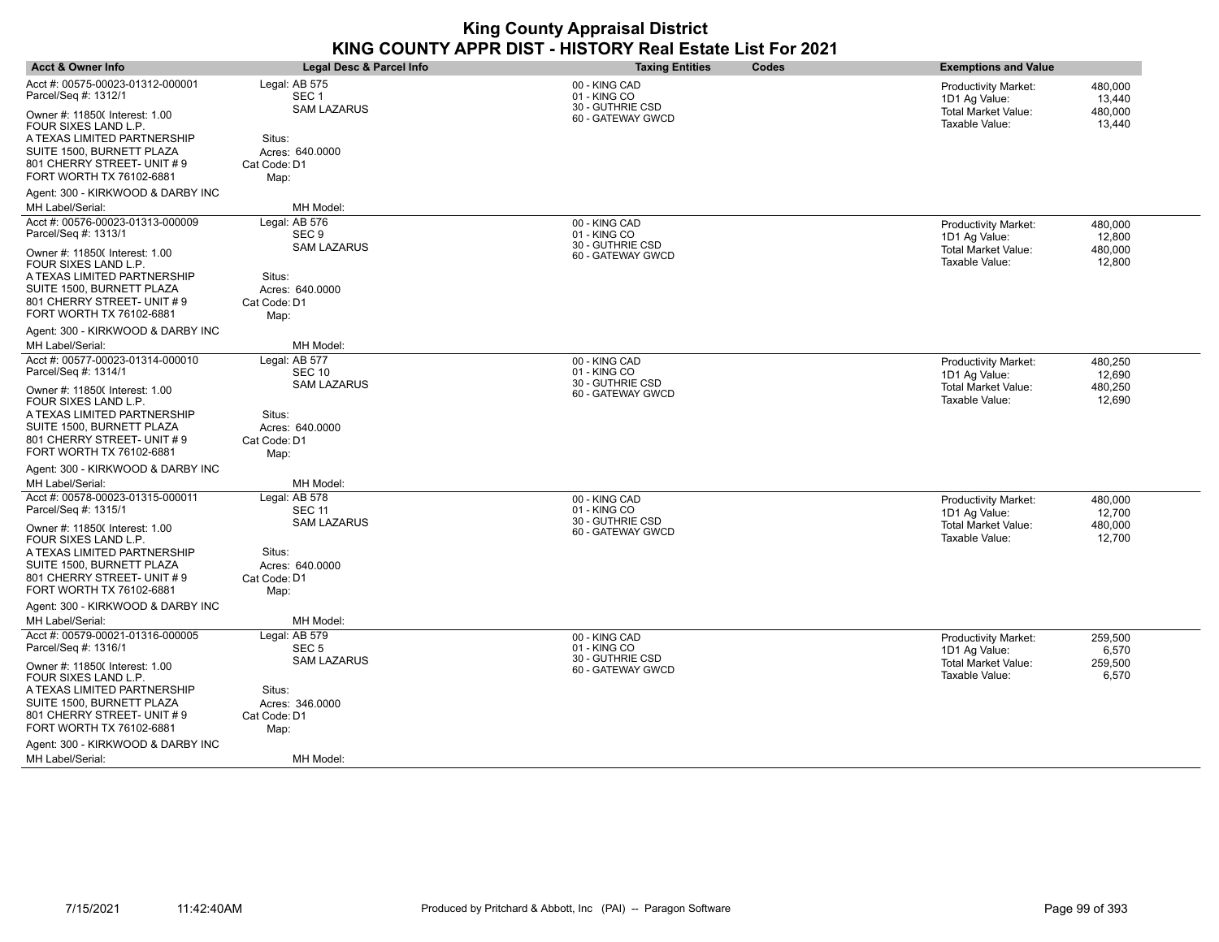# King County Appraisal District

## KING COUNTY APPR DIST - HISTORY Real Estate List For 2021

| Acct & Owner Info | Legal Desc & Parcel Info | Taxing Entities | Codes | Exemptions and Value |
|---|---|---|---|---|
| Acct #: 00575-00023-01312-000001<br>Parcel/Seq #: 1312/1<br>Owner #: 11850( Interest: 1.00<br>FOUR SIXES LAND L.P.<br>A TEXAS LIMITED PARTNERSHIP<br>SUITE 1500, BURNETT PLAZA<br>801 CHERRY STREET- UNIT # 9<br>FORT WORTH TX 76102-6881<br>Agent: 300 - KIRKWOOD & DARBY INC<br>MH Label/Serial: | Legal: AB 575<br>SEC 1<br>SAM LAZARUS<br>Situs:<br>Acres: 640.0000<br>Cat Code: D1<br>Map:<br>MH Model: | 00 - KING CAD<br>01 - KING CO<br>30 - GUTHRIE CSD<br>60 - GATEWAY GWCD | | Productivity Market: 480,000<br>1D1 Ag Value: 13,440<br>Total Market Value: 480,000<br>Taxable Value: 13,440 |
| Acct #: 00576-00023-01313-000009<br>Parcel/Seq #: 1313/1<br>Owner #: 11850( Interest: 1.00<br>FOUR SIXES LAND L.P.<br>A TEXAS LIMITED PARTNERSHIP<br>SUITE 1500, BURNETT PLAZA<br>801 CHERRY STREET- UNIT # 9<br>FORT WORTH TX 76102-6881<br>Agent: 300 - KIRKWOOD & DARBY INC<br>MH Label/Serial: | Legal: AB 576<br>SEC 9<br>SAM LAZARUS<br>Situs:<br>Acres: 640.0000<br>Cat Code: D1<br>Map:<br>MH Model: | 00 - KING CAD<br>01 - KING CO<br>30 - GUTHRIE CSD<br>60 - GATEWAY GWCD | | Productivity Market: 480,000<br>1D1 Ag Value: 12,800<br>Total Market Value: 480,000<br>Taxable Value: 12,800 |
| Acct #: 00577-00023-01314-000010<br>Parcel/Seq #: 1314/1<br>Owner #: 11850( Interest: 1.00<br>FOUR SIXES LAND L.P.<br>A TEXAS LIMITED PARTNERSHIP<br>SUITE 1500, BURNETT PLAZA<br>801 CHERRY STREET- UNIT # 9<br>FORT WORTH TX 76102-6881<br>Agent: 300 - KIRKWOOD & DARBY INC<br>MH Label/Serial: | Legal: AB 577<br>SEC 10<br>SAM LAZARUS<br>Situs:<br>Acres: 640.0000<br>Cat Code: D1<br>Map:<br>MH Model: | 00 - KING CAD<br>01 - KING CO<br>30 - GUTHRIE CSD<br>60 - GATEWAY GWCD | | Productivity Market: 480,250<br>1D1 Ag Value: 12,690<br>Total Market Value: 480,250<br>Taxable Value: 12,690 |
| Acct #: 00578-00023-01315-000011<br>Parcel/Seq #: 1315/1<br>Owner #: 11850( Interest: 1.00<br>FOUR SIXES LAND L.P.<br>A TEXAS LIMITED PARTNERSHIP<br>SUITE 1500, BURNETT PLAZA<br>801 CHERRY STREET- UNIT # 9<br>FORT WORTH TX 76102-6881<br>Agent: 300 - KIRKWOOD & DARBY INC<br>MH Label/Serial: | Legal: AB 578<br>SEC 11<br>SAM LAZARUS<br>Situs:<br>Acres: 640.0000<br>Cat Code: D1<br>Map:<br>MH Model: | 00 - KING CAD<br>01 - KING CO<br>30 - GUTHRIE CSD<br>60 - GATEWAY GWCD | | Productivity Market: 480,000<br>1D1 Ag Value: 12,700<br>Total Market Value: 480,000<br>Taxable Value: 12,700 |
| Acct #: 00579-00021-01316-000005<br>Parcel/Seq #: 1316/1<br>Owner #: 11850( Interest: 1.00<br>FOUR SIXES LAND L.P.<br>A TEXAS LIMITED PARTNERSHIP<br>SUITE 1500, BURNETT PLAZA<br>801 CHERRY STREET- UNIT # 9<br>FORT WORTH TX 76102-6881<br>Agent: 300 - KIRKWOOD & DARBY INC<br>MH Label/Serial: | Legal: AB 579<br>SEC 5<br>SAM LAZARUS<br>Situs:<br>Acres: 346.0000<br>Cat Code: D1<br>Map:<br>MH Model: | 00 - KING CAD<br>01 - KING CO<br>30 - GUTHRIE CSD<br>60 - GATEWAY GWCD | | Productivity Market: 259,500<br>1D1 Ag Value: 6,570<br>Total Market Value: 259,500<br>Taxable Value: 6,570 |

7/15/2021 11:42:40AM Produced by Pritchard & Abbott, Inc (PAI) -- Paragon Software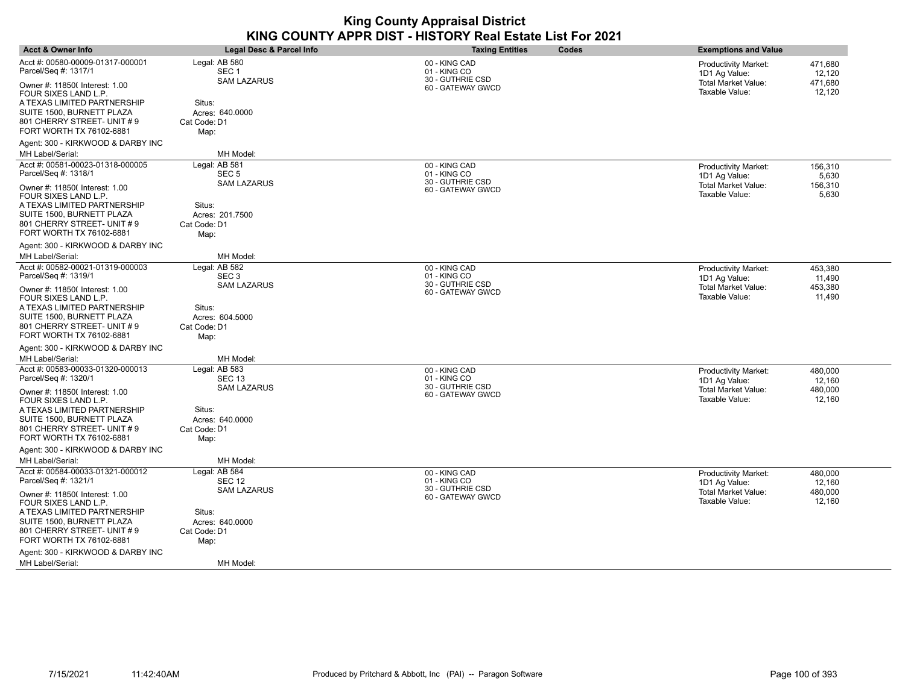# King County Appraisal District

## KING COUNTY APPR DIST - HISTORY Real Estate List For 2021

| Acct & Owner Info | Legal Desc & Parcel Info | Taxing Entities | Codes | Exemptions and Value |
|---|---|---|---|---|
| Acct #: 00580-00009-01317-000001<br>Parcel/Seq #: 1317/1<br>Owner #: 11850( Interest: 1.00<br>FOUR SIXES LAND L.P.<br>A TEXAS LIMITED PARTNERSHIP<br>SUITE 1500, BURNETT PLAZA<br>801 CHERRY STREET- UNIT # 9<br>FORT WORTH TX 76102-6881<br>Agent: 300 - KIRKWOOD & DARBY INC<br>MH Label/Serial: | Legal: AB 580<br>SEC 1<br>SAM LAZARUS<br>Situs:<br>Acres: 640.0000<br>Cat Code: D1<br>Map:<br>MH Model: | 00 - KING CAD<br>01 - KING CO<br>30 - GUTHRIE CSD<br>60 - GATEWAY GWCD | | Productivity Market: 471,680<br>1D1 Ag Value: 12,120<br>Total Market Value: 471,680<br>Taxable Value: 12,120 |
| Acct #: 00581-00023-01318-000005<br>Parcel/Seq #: 1318/1<br>Owner #: 11850( Interest: 1.00<br>FOUR SIXES LAND L.P.<br>A TEXAS LIMITED PARTNERSHIP<br>SUITE 1500, BURNETT PLAZA<br>801 CHERRY STREET- UNIT # 9<br>FORT WORTH TX 76102-6881<br>Agent: 300 - KIRKWOOD & DARBY INC<br>MH Label/Serial: | Legal: AB 581<br>SEC 5<br>SAM LAZARUS<br>Situs:<br>Acres: 201.7500<br>Cat Code: D1<br>Map:<br>MH Model: | 00 - KING CAD<br>01 - KING CO<br>30 - GUTHRIE CSD<br>60 - GATEWAY GWCD | | Productivity Market: 156,310<br>1D1 Ag Value: 5,630<br>Total Market Value: 156,310<br>Taxable Value: 5,630 |
| Acct #: 00582-00021-01319-000003<br>Parcel/Seq #: 1319/1<br>Owner #: 11850( Interest: 1.00<br>FOUR SIXES LAND L.P.<br>A TEXAS LIMITED PARTNERSHIP<br>SUITE 1500, BURNETT PLAZA<br>801 CHERRY STREET- UNIT # 9<br>FORT WORTH TX 76102-6881<br>Agent: 300 - KIRKWOOD & DARBY INC<br>MH Label/Serial: | Legal: AB 582<br>SEC 3<br>SAM LAZARUS<br>Situs:<br>Acres: 604.5000<br>Cat Code: D1<br>Map:<br>MH Model: | 00 - KING CAD<br>01 - KING CO<br>30 - GUTHRIE CSD<br>60 - GATEWAY GWCD | | Productivity Market: 453,380<br>1D1 Ag Value: 11,490<br>Total Market Value: 453,380<br>Taxable Value: 11,490 |
| Acct #: 00583-00033-01320-000013<br>Parcel/Seq #: 1320/1<br>Owner #: 11850( Interest: 1.00<br>FOUR SIXES LAND L.P.<br>A TEXAS LIMITED PARTNERSHIP<br>SUITE 1500, BURNETT PLAZA<br>801 CHERRY STREET- UNIT # 9<br>FORT WORTH TX 76102-6881<br>Agent: 300 - KIRKWOOD & DARBY INC<br>MH Label/Serial: | Legal: AB 583<br>SEC 13<br>SAM LAZARUS<br>Situs:<br>Acres: 640.0000<br>Cat Code: D1<br>Map:<br>MH Model: | 00 - KING CAD<br>01 - KING CO<br>30 - GUTHRIE CSD<br>60 - GATEWAY GWCD | | Productivity Market: 480,000<br>1D1 Ag Value: 12,160<br>Total Market Value: 480,000<br>Taxable Value: 12,160 |
| Acct #: 00584-00033-01321-000012<br>Parcel/Seq #: 1321/1<br>Owner #: 11850( Interest: 1.00<br>FOUR SIXES LAND L.P.<br>A TEXAS LIMITED PARTNERSHIP<br>SUITE 1500, BURNETT PLAZA<br>801 CHERRY STREET- UNIT # 9<br>FORT WORTH TX 76102-6881<br>Agent: 300 - KIRKWOOD & DARBY INC<br>MH Label/Serial: | Legal: AB 584<br>SEC 12<br>SAM LAZARUS<br>Situs:<br>Acres: 640.0000<br>Cat Code: D1<br>Map:<br>MH Model: | 00 - KING CAD<br>01 - KING CO<br>30 - GUTHRIE CSD<br>60 - GATEWAY GWCD | | Productivity Market: 480,000<br>1D1 Ag Value: 12,160<br>Total Market Value: 480,000<br>Taxable Value: 12,160 |

7/15/2021 11:42:40AM Produced by Pritchard & Abbott, Inc (PAI) -- Paragon Software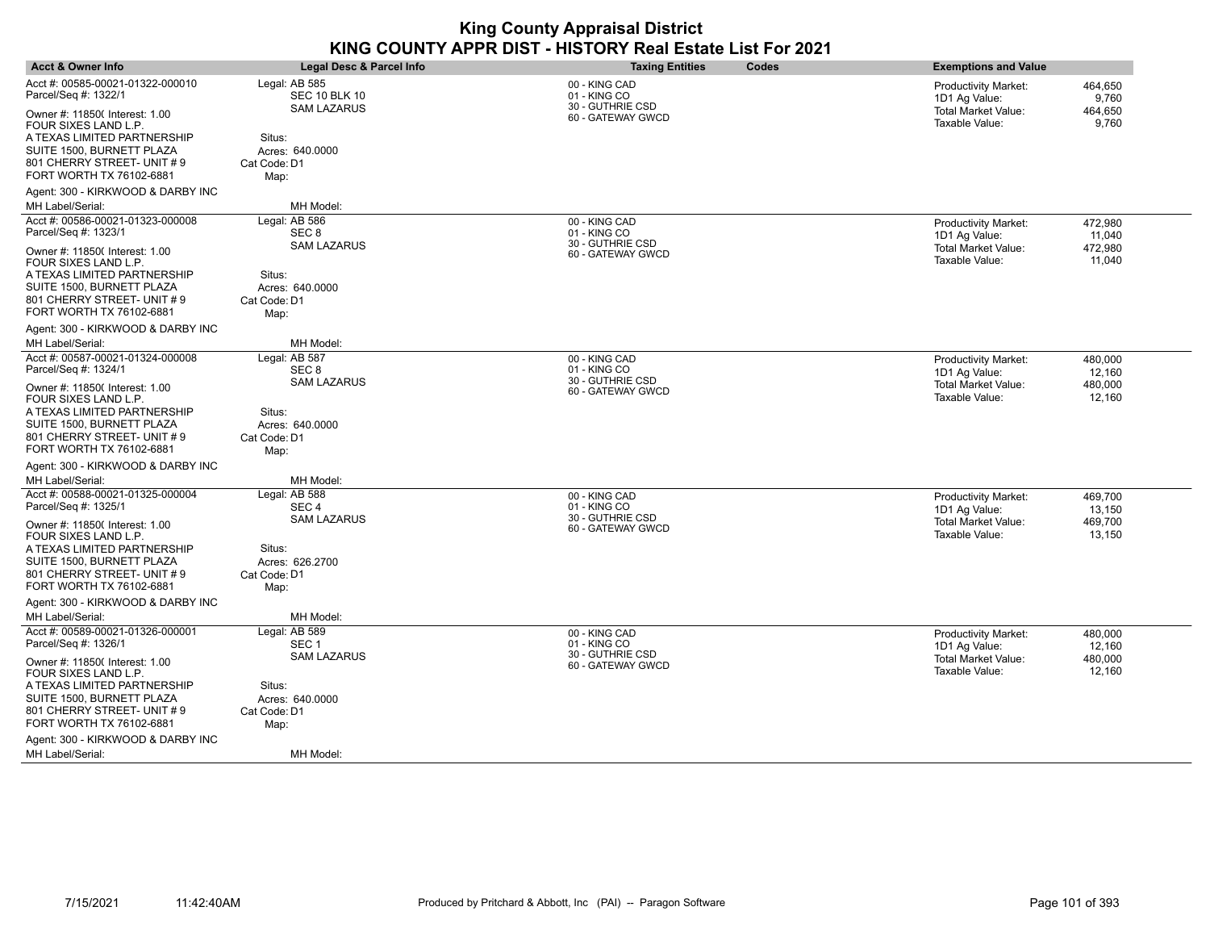# King County Appraisal District

## KING COUNTY APPR DIST - HISTORY Real Estate List For 2021

| Acct & Owner Info | Legal Desc & Parcel Info | Taxing Entities | Codes | Exemptions and Value |
|---|---|---|---|---|
| Acct #: 00585-00021-01322-000010<br>Parcel/Seq #: 1322/1<br>Owner #: 11850( Interest: 1.00<br>FOUR SIXES LAND L.P.<br>A TEXAS LIMITED PARTNERSHIP<br>SUITE 1500, BURNETT PLAZA<br>801 CHERRY STREET- UNIT # 9<br>FORT WORTH TX 76102-6881<br>Agent: 300 - KIRKWOOD & DARBY INC<br>MH Label/Serial: | Legal: AB 585<br>SEC 10 BLK 10<br>SAM LAZARUS<br>Situs:<br>Acres: 640.0000<br>Cat Code: D1<br>Map:<br>MH Model: | 00 - KING CAD<br>01 - KING CO<br>30 - GUTHRIE CSD<br>60 - GATEWAY GWCD | | Productivity Market: 464,650<br>1D1 Ag Value: 9,760<br>Total Market Value: 464,650<br>Taxable Value: 9,760 |
| Acct #: 00586-00021-01323-000008<br>Parcel/Seq #: 1323/1<br>Owner #: 11850( Interest: 1.00<br>FOUR SIXES LAND L.P.<br>A TEXAS LIMITED PARTNERSHIP<br>SUITE 1500, BURNETT PLAZA<br>801 CHERRY STREET- UNIT # 9<br>FORT WORTH TX 76102-6881<br>Agent: 300 - KIRKWOOD & DARBY INC<br>MH Label/Serial: | Legal: AB 586<br>SEC 8<br>SAM LAZARUS<br>Situs:<br>Acres: 640.0000<br>Cat Code: D1<br>Map:<br>MH Model: | 00 - KING CAD<br>01 - KING CO<br>30 - GUTHRIE CSD<br>60 - GATEWAY GWCD | | Productivity Market: 472,980<br>1D1 Ag Value: 11,040<br>Total Market Value: 472,980<br>Taxable Value: 11,040 |
| Acct #: 00587-00021-01324-000008<br>Parcel/Seq #: 1324/1<br>Owner #: 11850( Interest: 1.00<br>FOUR SIXES LAND L.P.<br>A TEXAS LIMITED PARTNERSHIP<br>SUITE 1500, BURNETT PLAZA<br>801 CHERRY STREET- UNIT # 9<br>FORT WORTH TX 76102-6881<br>Agent: 300 - KIRKWOOD & DARBY INC<br>MH Label/Serial: | Legal: AB 587<br>SEC 8<br>SAM LAZARUS<br>Situs:<br>Acres: 640.0000<br>Cat Code: D1<br>Map:<br>MH Model: | 00 - KING CAD<br>01 - KING CO<br>30 - GUTHRIE CSD<br>60 - GATEWAY GWCD | | Productivity Market: 480,000<br>1D1 Ag Value: 12,160<br>Total Market Value: 480,000<br>Taxable Value: 12,160 |
| Acct #: 00588-00021-01325-000004<br>Parcel/Seq #: 1325/1<br>Owner #: 11850( Interest: 1.00<br>FOUR SIXES LAND L.P.<br>A TEXAS LIMITED PARTNERSHIP<br>SUITE 1500, BURNETT PLAZA<br>801 CHERRY STREET- UNIT # 9<br>FORT WORTH TX 76102-6881<br>Agent: 300 - KIRKWOOD & DARBY INC<br>MH Label/Serial: | Legal: AB 588<br>SEC 4<br>SAM LAZARUS<br>Situs:<br>Acres: 626.2700<br>Cat Code: D1<br>Map:<br>MH Model: | 00 - KING CAD<br>01 - KING CO<br>30 - GUTHRIE CSD<br>60 - GATEWAY GWCD | | Productivity Market: 469,700<br>1D1 Ag Value: 13,150<br>Total Market Value: 469,700<br>Taxable Value: 13,150 |
| Acct #: 00589-00021-01326-000001<br>Parcel/Seq #: 1326/1<br>Owner #: 11850( Interest: 1.00<br>FOUR SIXES LAND L.P.<br>A TEXAS LIMITED PARTNERSHIP<br>SUITE 1500, BURNETT PLAZA<br>801 CHERRY STREET- UNIT # 9<br>FORT WORTH TX 76102-6881<br>Agent: 300 - KIRKWOOD & DARBY INC<br>MH Label/Serial: | Legal: AB 589<br>SEC 1<br>SAM LAZARUS<br>Situs:<br>Acres: 640.0000<br>Cat Code: D1<br>Map:<br>MH Model: | 00 - KING CAD<br>01 - KING CO<br>30 - GUTHRIE CSD<br>60 - GATEWAY GWCD | | Productivity Market: 480,000<br>1D1 Ag Value: 12,160<br>Total Market Value: 480,000<br>Taxable Value: 12,160 |

7/15/2021 11:42:40AM Produced by Pritchard & Abbott, Inc (PAI) -- Paragon Software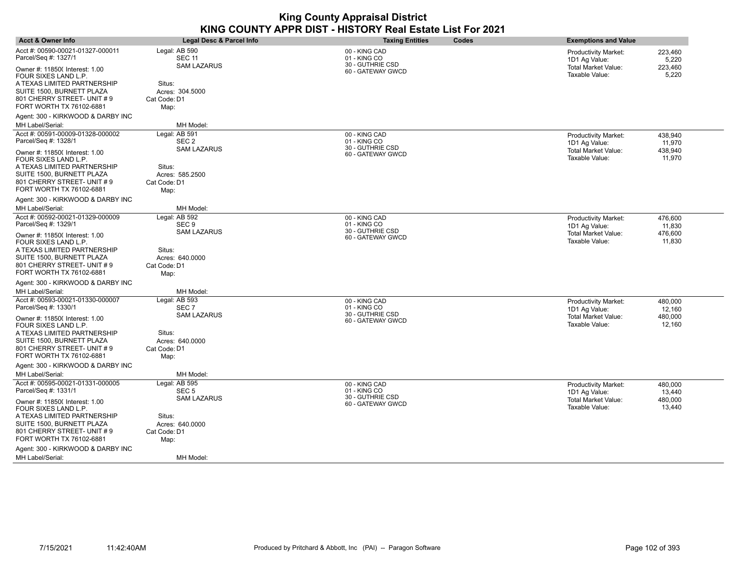# King County Appraisal District

## KING COUNTY APPR DIST - HISTORY Real Estate List For 2021

| Acct & Owner Info | Legal Desc & Parcel Info | Taxing Entities | Codes | Exemptions and Value |
|---|---|---|---|---|
| Acct #: 00590-00021-01327-000011<br>Parcel/Seq #: 1327/1<br>Owner #: 11850( Interest: 1.00<br>FOUR SIXES LAND L.P.<br>A TEXAS LIMITED PARTNERSHIP<br>SUITE 1500, BURNETT PLAZA<br>801 CHERRY STREET- UNIT # 9<br>FORT WORTH TX 76102-6881<br>Agent: 300 - KIRKWOOD & DARBY INC<br>MH Label/Serial: | Legal: AB 590<br>SEC 11<br>SAM LAZARUS<br>Situs:<br>Acres: 304.5000<br>Cat Code: D1<br>Map:<br>MH Model: | 00 - KING CAD<br>01 - KING CO<br>30 - GUTHRIE CSD<br>60 - GATEWAY GWCD | | Productivity Market: 223,460<br>1D1 Ag Value: 5,220<br>Total Market Value: 223,460<br>Taxable Value: 5,220 |
| Acct #: 00591-00009-01328-000002<br>Parcel/Seq #: 1328/1<br>Owner #: 11850( Interest: 1.00<br>FOUR SIXES LAND L.P.<br>A TEXAS LIMITED PARTNERSHIP<br>SUITE 1500, BURNETT PLAZA<br>801 CHERRY STREET- UNIT # 9<br>FORT WORTH TX 76102-6881<br>Agent: 300 - KIRKWOOD & DARBY INC<br>MH Label/Serial: | Legal: AB 591<br>SEC 2<br>SAM LAZARUS<br>Situs:<br>Acres: 585.2500<br>Cat Code: D1<br>Map:<br>MH Model: | 00 - KING CAD<br>01 - KING CO<br>30 - GUTHRIE CSD<br>60 - GATEWAY GWCD | | Productivity Market: 438,940<br>1D1 Ag Value: 11,970<br>Total Market Value: 438,940<br>Taxable Value: 11,970 |
| Acct #: 00592-00021-01329-000009<br>Parcel/Seq #: 1329/1<br>Owner #: 11850( Interest: 1.00<br>FOUR SIXES LAND L.P.<br>A TEXAS LIMITED PARTNERSHIP<br>SUITE 1500, BURNETT PLAZA<br>801 CHERRY STREET- UNIT # 9<br>FORT WORTH TX 76102-6881<br>Agent: 300 - KIRKWOOD & DARBY INC<br>MH Label/Serial: | Legal: AB 592<br>SEC 9<br>SAM LAZARUS<br>Situs:<br>Acres: 640.0000<br>Cat Code: D1<br>Map:<br>MH Model: | 00 - KING CAD<br>01 - KING CO<br>30 - GUTHRIE CSD<br>60 - GATEWAY GWCD | | Productivity Market: 476,600<br>1D1 Ag Value: 11,830<br>Total Market Value: 476,600<br>Taxable Value: 11,830 |
| Acct #: 00593-00021-01330-000007<br>Parcel/Seq #: 1330/1<br>Owner #: 11850( Interest: 1.00<br>FOUR SIXES LAND L.P.<br>A TEXAS LIMITED PARTNERSHIP<br>SUITE 1500, BURNETT PLAZA<br>801 CHERRY STREET- UNIT # 9<br>FORT WORTH TX 76102-6881<br>Agent: 300 - KIRKWOOD & DARBY INC<br>MH Label/Serial: | Legal: AB 593<br>SEC 7<br>SAM LAZARUS<br>Situs:<br>Acres: 640.0000<br>Cat Code: D1<br>Map:<br>MH Model: | 00 - KING CAD<br>01 - KING CO<br>30 - GUTHRIE CSD<br>60 - GATEWAY GWCD | | Productivity Market: 480,000<br>1D1 Ag Value: 12,160<br>Total Market Value: 480,000<br>Taxable Value: 12,160 |
| Acct #: 00595-00021-01331-000005<br>Parcel/Seq #: 1331/1<br>Owner #: 11850( Interest: 1.00<br>FOUR SIXES LAND L.P.<br>A TEXAS LIMITED PARTNERSHIP<br>SUITE 1500, BURNETT PLAZA<br>801 CHERRY STREET- UNIT # 9<br>FORT WORTH TX 76102-6881<br>Agent: 300 - KIRKWOOD & DARBY INC<br>MH Label/Serial: | Legal: AB 595<br>SEC 5<br>SAM LAZARUS<br>Situs:<br>Acres: 640.0000<br>Cat Code: D1<br>Map:<br>MH Model: | 00 - KING CAD<br>01 - KING CO<br>30 - GUTHRIE CSD<br>60 - GATEWAY GWCD | | Productivity Market: 480,000<br>1D1 Ag Value: 13,440<br>Total Market Value: 480,000<br>Taxable Value: 13,440 |

7/15/2021 11:42:40AM Produced by Pritchard & Abbott, Inc (PAI) -- Paragon Software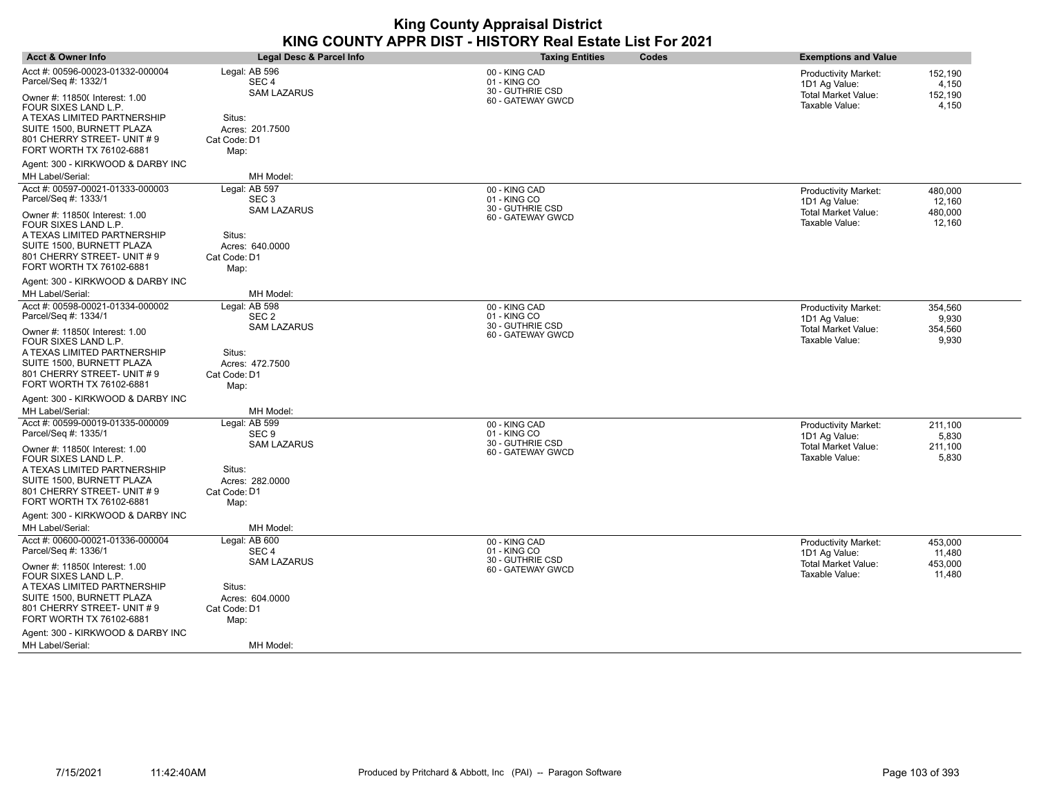# King County Appraisal District
## KING COUNTY APPR DIST - HISTORY Real Estate List For 2021

| Acct & Owner Info | Legal Desc & Parcel Info | Taxing Entities | Codes | Exemptions and Value |
|---|---|---|---|---|
| Acct #: 00596-00023-01332-000004<br>Parcel/Seq #: 1332/1<br>Owner #: 11850( Interest: 1.00<br>FOUR SIXES LAND L.P.<br>A TEXAS LIMITED PARTNERSHIP<br>SUITE 1500, BURNETT PLAZA<br>801 CHERRY STREET- UNIT # 9<br>FORT WORTH TX 76102-6881<br>Agent: 300 - KIRKWOOD & DARBY INC<br>MH Label/Serial: | Legal: AB 596<br>SEC 4<br>SAM LAZARUS<br>Situs:<br>Acres: 201.7500<br>Cat Code: D1<br>Map:<br>MH Model: | 00 - KING CAD<br>01 - KING CO<br>30 - GUTHRIE CSD<br>60 - GATEWAY GWCD | | Productivity Market: 152,190<br>1D1 Ag Value: 4,150<br>Total Market Value: 152,190<br>Taxable Value: 4,150 |
| Acct #: 00597-00021-01333-000003<br>Parcel/Seq #: 1333/1<br>Owner #: 11850( Interest: 1.00<br>FOUR SIXES LAND L.P.<br>A TEXAS LIMITED PARTNERSHIP<br>SUITE 1500, BURNETT PLAZA<br>801 CHERRY STREET- UNIT # 9<br>FORT WORTH TX 76102-6881<br>Agent: 300 - KIRKWOOD & DARBY INC<br>MH Label/Serial: | Legal: AB 597<br>SEC 3<br>SAM LAZARUS<br>Situs:<br>Acres: 640.0000<br>Cat Code: D1<br>Map:<br>MH Model: | 00 - KING CAD<br>01 - KING CO<br>30 - GUTHRIE CSD<br>60 - GATEWAY GWCD | | Productivity Market: 480,000<br>1D1 Ag Value: 12,160<br>Total Market Value: 480,000<br>Taxable Value: 12,160 |
| Acct #: 00598-00021-01334-000002<br>Parcel/Seq #: 1334/1<br>Owner #: 11850( Interest: 1.00<br>FOUR SIXES LAND L.P.<br>A TEXAS LIMITED PARTNERSHIP<br>SUITE 1500, BURNETT PLAZA<br>801 CHERRY STREET- UNIT # 9<br>FORT WORTH TX 76102-6881<br>Agent: 300 - KIRKWOOD & DARBY INC<br>MH Label/Serial: | Legal: AB 598<br>SEC 2<br>SAM LAZARUS<br>Situs:<br>Acres: 472.7500<br>Cat Code: D1<br>Map:<br>MH Model: | 00 - KING CAD<br>01 - KING CO<br>30 - GUTHRIE CSD<br>60 - GATEWAY GWCD | | Productivity Market: 354,560<br>1D1 Ag Value: 9,930<br>Total Market Value: 354,560<br>Taxable Value: 9,930 |
| Acct #: 00599-00019-01335-000009<br>Parcel/Seq #: 1335/1<br>Owner #: 11850( Interest: 1.00<br>FOUR SIXES LAND L.P.<br>A TEXAS LIMITED PARTNERSHIP<br>SUITE 1500, BURNETT PLAZA<br>801 CHERRY STREET- UNIT # 9<br>FORT WORTH TX 76102-6881<br>Agent: 300 - KIRKWOOD & DARBY INC<br>MH Label/Serial: | Legal: AB 599<br>SEC 9<br>SAM LAZARUS<br>Situs:<br>Acres: 282.0000<br>Cat Code: D1<br>Map:<br>MH Model: | 00 - KING CAD<br>01 - KING CO<br>30 - GUTHRIE CSD<br>60 - GATEWAY GWCD | | Productivity Market: 211,100<br>1D1 Ag Value: 5,830<br>Total Market Value: 211,100<br>Taxable Value: 5,830 |
| Acct #: 00600-00021-01336-000004<br>Parcel/Seq #: 1336/1<br>Owner #: 11850( Interest: 1.00<br>FOUR SIXES LAND L.P.<br>A TEXAS LIMITED PARTNERSHIP<br>SUITE 1500, BURNETT PLAZA<br>801 CHERRY STREET- UNIT # 9<br>FORT WORTH TX 76102-6881<br>Agent: 300 - KIRKWOOD & DARBY INC<br>MH Label/Serial: | Legal: AB 600<br>SEC 4<br>SAM LAZARUS<br>Situs:<br>Acres: 604.0000<br>Cat Code: D1<br>Map:<br>MH Model: | 00 - KING CAD<br>01 - KING CO<br>30 - GUTHRIE CSD<br>60 - GATEWAY GWCD | | Productivity Market: 453,000<br>1D1 Ag Value: 11,480<br>Total Market Value: 453,000<br>Taxable Value: 11,480 |

7/15/2021 11:42:40AM Produced by Pritchard & Abbott, Inc (PAI) -- Paragon Software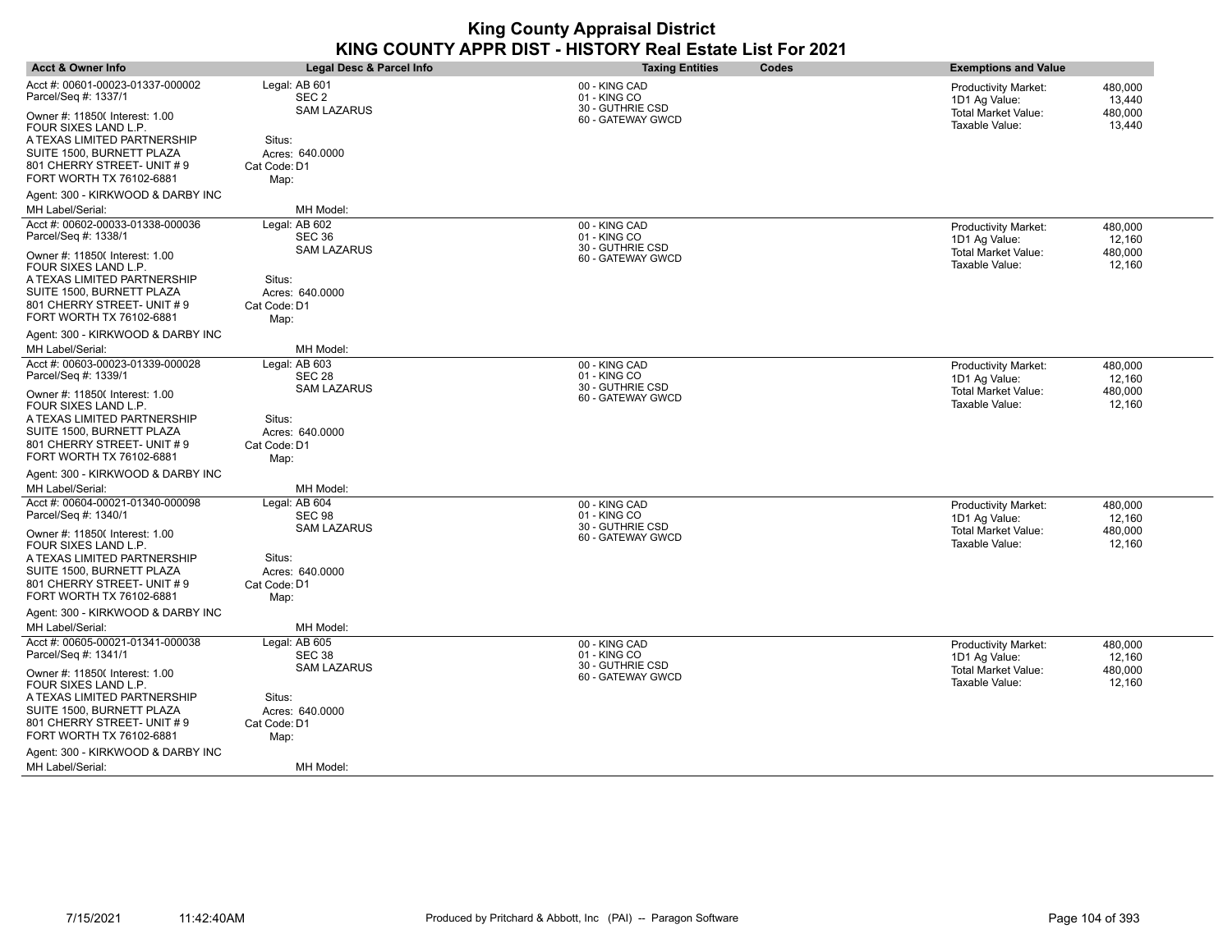# King County Appraisal District

## KING COUNTY APPR DIST - HISTORY Real Estate List For 2021

| Acct & Owner Info | Legal Desc & Parcel Info | Taxing Entities | Codes | Exemptions and Value |
|---|---|---|---|---|
| Acct #: 00601-00023-01337-000002<br>Parcel/Seq #: 1337/1<br>Owner #: 11850( Interest: 1.00<br>FOUR SIXES LAND L.P.<br>A TEXAS LIMITED PARTNERSHIP<br>SUITE 1500, BURNETT PLAZA<br>801 CHERRY STREET- UNIT # 9<br>FORT WORTH TX 76102-6881<br>Agent: 300 - KIRKWOOD & DARBY INC<br>MH Label/Serial: | Legal: AB 601<br>SEC 2<br>SAM LAZARUS<br>Situs:<br>Acres: 640.0000<br>Cat Code: D1<br>Map:<br>MH Model: | 00 - KING CAD<br>01 - KING CO<br>30 - GUTHRIE CSD<br>60 - GATEWAY GWCD | | Productivity Market: 480,000<br>1D1 Ag Value: 13,440<br>Total Market Value: 480,000<br>Taxable Value: 13,440 |
| Acct #: 00602-00033-01338-000036<br>Parcel/Seq #: 1338/1<br>Owner #: 11850( Interest: 1.00<br>FOUR SIXES LAND L.P.<br>A TEXAS LIMITED PARTNERSHIP<br>SUITE 1500, BURNETT PLAZA<br>801 CHERRY STREET- UNIT # 9<br>FORT WORTH TX 76102-6881<br>Agent: 300 - KIRKWOOD & DARBY INC<br>MH Label/Serial: | Legal: AB 602<br>SEC 36<br>SAM LAZARUS<br>Situs:<br>Acres: 640.0000<br>Cat Code: D1<br>Map:<br>MH Model: | 00 - KING CAD<br>01 - KING CO<br>30 - GUTHRIE CSD<br>60 - GATEWAY GWCD | | Productivity Market: 480,000<br>1D1 Ag Value: 12,160<br>Total Market Value: 480,000<br>Taxable Value: 12,160 |
| Acct #: 00603-00023-01339-000028<br>Parcel/Seq #: 1339/1<br>Owner #: 11850( Interest: 1.00<br>FOUR SIXES LAND L.P.<br>A TEXAS LIMITED PARTNERSHIP<br>SUITE 1500, BURNETT PLAZA<br>801 CHERRY STREET- UNIT # 9<br>FORT WORTH TX 76102-6881<br>Agent: 300 - KIRKWOOD & DARBY INC<br>MH Label/Serial: | Legal: AB 603<br>SEC 28<br>SAM LAZARUS<br>Situs:<br>Acres: 640.0000<br>Cat Code: D1<br>Map:<br>MH Model: | 00 - KING CAD<br>01 - KING CO<br>30 - GUTHRIE CSD<br>60 - GATEWAY GWCD | | Productivity Market: 480,000<br>1D1 Ag Value: 12,160<br>Total Market Value: 480,000<br>Taxable Value: 12,160 |
| Acct #: 00604-00021-01340-000098<br>Parcel/Seq #: 1340/1<br>Owner #: 11850( Interest: 1.00<br>FOUR SIXES LAND L.P.<br>A TEXAS LIMITED PARTNERSHIP<br>SUITE 1500, BURNETT PLAZA<br>801 CHERRY STREET- UNIT # 9<br>FORT WORTH TX 76102-6881<br>Agent: 300 - KIRKWOOD & DARBY INC<br>MH Label/Serial: | Legal: AB 604<br>SEC 98<br>SAM LAZARUS<br>Situs:<br>Acres: 640.0000<br>Cat Code: D1<br>Map:<br>MH Model: | 00 - KING CAD<br>01 - KING CO<br>30 - GUTHRIE CSD<br>60 - GATEWAY GWCD | | Productivity Market: 480,000<br>1D1 Ag Value: 12,160<br>Total Market Value: 480,000<br>Taxable Value: 12,160 |
| Acct #: 00605-00021-01341-000038<br>Parcel/Seq #: 1341/1<br>Owner #: 11850( Interest: 1.00<br>FOUR SIXES LAND L.P.<br>A TEXAS LIMITED PARTNERSHIP<br>SUITE 1500, BURNETT PLAZA<br>801 CHERRY STREET- UNIT # 9<br>FORT WORTH TX 76102-6881<br>Agent: 300 - KIRKWOOD & DARBY INC<br>MH Label/Serial: | Legal: AB 605<br>SEC 38<br>SAM LAZARUS<br>Situs:<br>Acres: 640.0000<br>Cat Code: D1<br>Map:<br>MH Model: | 00 - KING CAD<br>01 - KING CO<br>30 - GUTHRIE CSD<br>60 - GATEWAY GWCD | | Productivity Market: 480,000<br>1D1 Ag Value: 12,160<br>Total Market Value: 480,000<br>Taxable Value: 12,160 |

7/15/2021 11:42:40AM Produced by Pritchard & Abbott, Inc (PAI) -- Paragon Software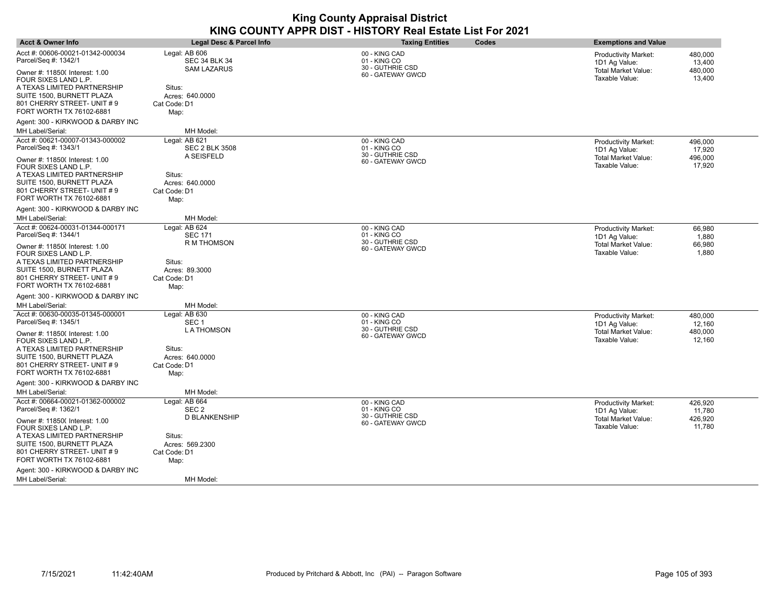# King County Appraisal District

## KING COUNTY APPR DIST - HISTORY Real Estate List For 2021

| Acct & Owner Info | Legal Desc & Parcel Info | Taxing Entities | Codes | Exemptions and Value | |
|---|---|---|---|---|---|
| Acct #: 00606-00021-01342-000034<br>Parcel/Seq #: 1342/1<br>Owner #: 11850( Interest: 1.00<br>FOUR SIXES LAND L.P.<br>A TEXAS LIMITED PARTNERSHIP<br>SUITE 1500, BURNETT PLAZA<br>801 CHERRY STREET- UNIT # 9<br>FORT WORTH TX 76102-6881<br>Agent: 300 - KIRKWOOD & DARBY INC<br>MH Label/Serial: | Legal: AB 606<br>SEC 34 BLK 34<br>SAM LAZARUS<br>Situs:<br>Acres: 640.0000<br>Cat Code: D1<br>Map:<br>MH Model: | 00 - KING CAD<br>01 - KING CO<br>30 - GUTHRIE CSD<br>60 - GATEWAY GWCD | | Productivity Market:<br>1D1 Ag Value:<br>Total Market Value:<br>Taxable Value: | 480,000<br>13,400<br>480,000<br>13,400 |
| Acct #: 00621-00007-01343-000002<br>Parcel/Seq #: 1343/1<br>Owner #: 11850( Interest: 1.00<br>FOUR SIXES LAND L.P.<br>A TEXAS LIMITED PARTNERSHIP<br>SUITE 1500, BURNETT PLAZA<br>801 CHERRY STREET- UNIT # 9<br>FORT WORTH TX 76102-6881<br>Agent: 300 - KIRKWOOD & DARBY INC<br>MH Label/Serial: | Legal: AB 621<br>SEC 2 BLK 3508<br>A SEISFELD<br>Situs:<br>Acres: 640.0000<br>Cat Code: D1<br>Map:<br>MH Model: | 00 - KING CAD<br>01 - KING CO<br>30 - GUTHRIE CSD<br>60 - GATEWAY GWCD | | Productivity Market:<br>1D1 Ag Value:<br>Total Market Value:<br>Taxable Value: | 496,000<br>17,920<br>496,000<br>17,920 |
| Acct #: 00624-00031-01344-000171<br>Parcel/Seq #: 1344/1<br>Owner #: 11850( Interest: 1.00<br>FOUR SIXES LAND L.P.<br>A TEXAS LIMITED PARTNERSHIP<br>SUITE 1500, BURNETT PLAZA<br>801 CHERRY STREET- UNIT # 9<br>FORT WORTH TX 76102-6881<br>Agent: 300 - KIRKWOOD & DARBY INC<br>MH Label/Serial: | Legal: AB 624<br>SEC 171<br>R M THOMSON<br>Situs:<br>Acres: 89.3000<br>Cat Code: D1<br>Map:<br>MH Model: | 00 - KING CAD<br>01 - KING CO<br>30 - GUTHRIE CSD<br>60 - GATEWAY GWCD | | Productivity Market:<br>1D1 Ag Value:<br>Total Market Value:<br>Taxable Value: | 66,980<br>1,880<br>66,980<br>1,880 |
| Acct #: 00630-00035-01345-000001<br>Parcel/Seq #: 1345/1<br>Owner #: 11850( Interest: 1.00<br>FOUR SIXES LAND L.P.<br>A TEXAS LIMITED PARTNERSHIP<br>SUITE 1500, BURNETT PLAZA<br>801 CHERRY STREET- UNIT # 9<br>FORT WORTH TX 76102-6881<br>Agent: 300 - KIRKWOOD & DARBY INC<br>MH Label/Serial: | Legal: AB 630<br>SEC 1<br>L A THOMSON<br>Situs:<br>Acres: 640.0000<br>Cat Code: D1<br>Map:<br>MH Model: | 00 - KING CAD<br>01 - KING CO<br>30 - GUTHRIE CSD<br>60 - GATEWAY GWCD | | Productivity Market:<br>1D1 Ag Value:<br>Total Market Value:<br>Taxable Value: | 480,000<br>12,160<br>480,000<br>12,160 |
| Acct #: 00664-00021-01362-000002<br>Parcel/Seq #: 1362/1<br>Owner #: 11850( Interest: 1.00<br>FOUR SIXES LAND L.P.<br>A TEXAS LIMITED PARTNERSHIP<br>SUITE 1500, BURNETT PLAZA<br>801 CHERRY STREET- UNIT # 9<br>FORT WORTH TX 76102-6881<br>Agent: 300 - KIRKWOOD & DARBY INC<br>MH Label/Serial: | Legal: AB 664<br>SEC 2<br>D BLANKENSHIP<br>Situs:<br>Acres: 569.2300<br>Cat Code: D1<br>Map:<br>MH Model: | 00 - KING CAD<br>01 - KING CO<br>30 - GUTHRIE CSD<br>60 - GATEWAY GWCD | | Productivity Market:<br>1D1 Ag Value:<br>Total Market Value:<br>Taxable Value: | 426,920<br>11,780<br>426,920<br>11,780 |

7/15/2021 11:42:40AM Produced by Pritchard & Abbott, Inc (PAI) -- Paragon Software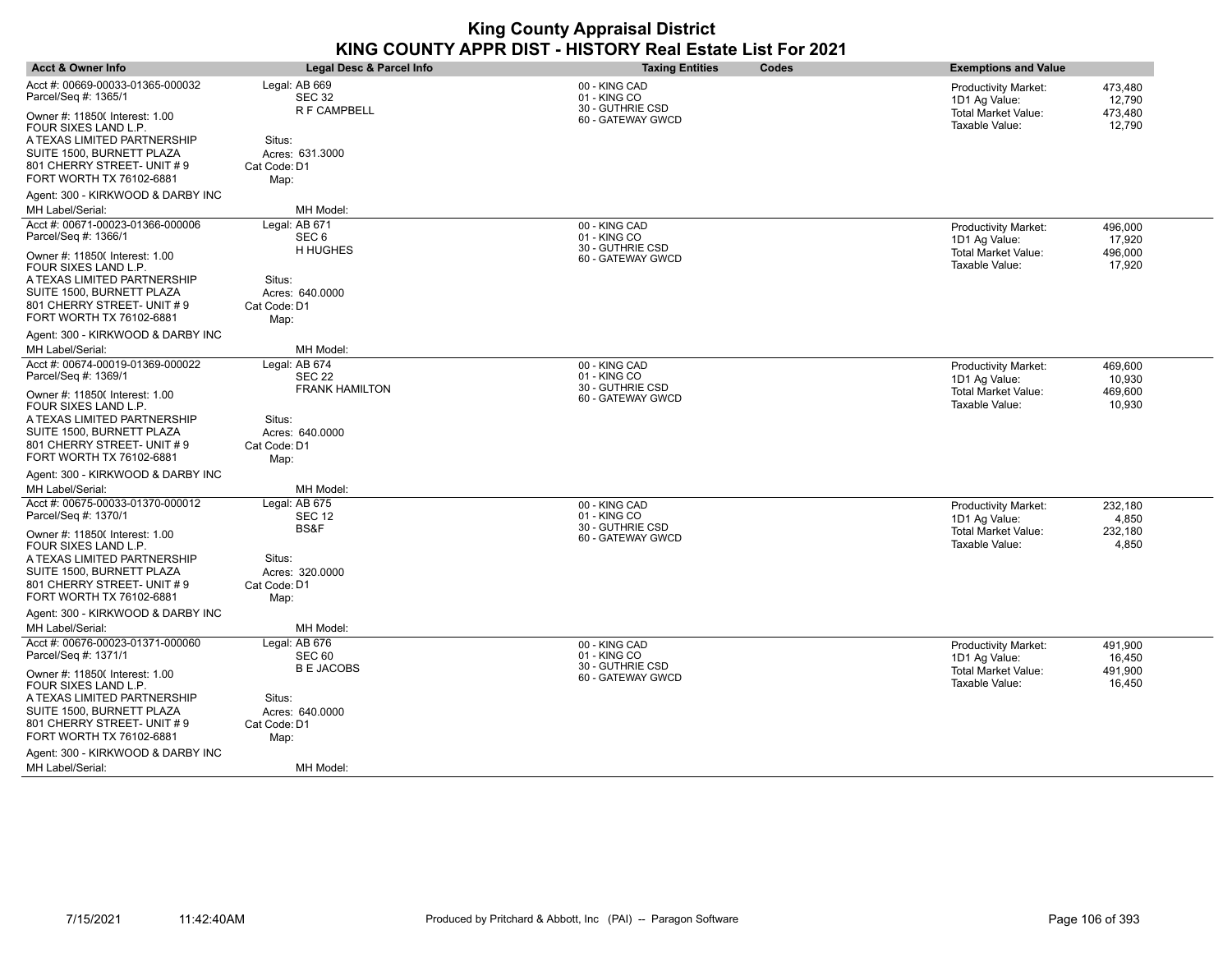# King County Appraisal District
## KING COUNTY APPR DIST - HISTORY Real Estate List For 2021

| Acct & Owner Info | Legal Desc & Parcel Info | Taxing Entities | Codes | Exemptions and Value |
|---|---|---|---|---|
| Acct #: 00669-00033-01365-000032<br>Parcel/Seq #: 1365/1<br>Owner #: 11850( Interest: 1.00<br>FOUR SIXES LAND L.P.<br>A TEXAS LIMITED PARTNERSHIP<br>SUITE 1500, BURNETT PLAZA<br>801 CHERRY STREET- UNIT # 9<br>FORT WORTH TX 76102-6881<br>Agent: 300 - KIRKWOOD & DARBY INC<br>MH Label/Serial: | Legal: AB 669<br>SEC 32<br>R F CAMPBELL<br>Situs:<br>Acres: 631.3000<br>Cat Code: D1<br>Map:<br>MH Model: | 00 - KING CAD<br>01 - KING CO<br>30 - GUTHRIE CSD<br>60 - GATEWAY GWCD | | Productivity Market: 473,480<br>1D1 Ag Value: 12,790<br>Total Market Value: 473,480<br>Taxable Value: 12,790 |
| Acct #: 00671-00023-01366-000006<br>Parcel/Seq #: 1366/1<br>Owner #: 11850( Interest: 1.00<br>FOUR SIXES LAND L.P.<br>A TEXAS LIMITED PARTNERSHIP<br>SUITE 1500, BURNETT PLAZA<br>801 CHERRY STREET- UNIT # 9<br>FORT WORTH TX 76102-6881<br>Agent: 300 - KIRKWOOD & DARBY INC<br>MH Label/Serial: | Legal: AB 671<br>SEC 6<br>H HUGHES<br>Situs:<br>Acres: 640.0000<br>Cat Code: D1<br>Map:<br>MH Model: | 00 - KING CAD<br>01 - KING CO<br>30 - GUTHRIE CSD<br>60 - GATEWAY GWCD | | Productivity Market: 496,000<br>1D1 Ag Value: 17,920<br>Total Market Value: 496,000<br>Taxable Value: 17,920 |
| Acct #: 00674-00019-01369-000022<br>Parcel/Seq #: 1369/1<br>Owner #: 11850( Interest: 1.00<br>FOUR SIXES LAND L.P.<br>A TEXAS LIMITED PARTNERSHIP<br>SUITE 1500, BURNETT PLAZA<br>801 CHERRY STREET- UNIT # 9<br>FORT WORTH TX 76102-6881<br>Agent: 300 - KIRKWOOD & DARBY INC<br>MH Label/Serial: | Legal: AB 674<br>SEC 22<br>FRANK HAMILTON<br>Situs:<br>Acres: 640.0000<br>Cat Code: D1<br>Map:<br>MH Model: | 00 - KING CAD<br>01 - KING CO<br>30 - GUTHRIE CSD<br>60 - GATEWAY GWCD | | Productivity Market: 469,600<br>1D1 Ag Value: 10,930<br>Total Market Value: 469,600<br>Taxable Value: 10,930 |
| Acct #: 00675-00033-01370-000012<br>Parcel/Seq #: 1370/1<br>Owner #: 11850( Interest: 1.00<br>FOUR SIXES LAND L.P.<br>A TEXAS LIMITED PARTNERSHIP<br>SUITE 1500, BURNETT PLAZA<br>801 CHERRY STREET- UNIT # 9<br>FORT WORTH TX 76102-6881<br>Agent: 300 - KIRKWOOD & DARBY INC<br>MH Label/Serial: | Legal: AB 675<br>SEC 12<br>BS&F<br>Situs:<br>Acres: 320.0000<br>Cat Code: D1<br>Map:<br>MH Model: | 00 - KING CAD<br>01 - KING CO<br>30 - GUTHRIE CSD<br>60 - GATEWAY GWCD | | Productivity Market: 232,180<br>1D1 Ag Value: 4,850<br>Total Market Value: 232,180<br>Taxable Value: 4,850 |
| Acct #: 00676-00023-01371-000060<br>Parcel/Seq #: 1371/1<br>Owner #: 11850( Interest: 1.00<br>FOUR SIXES LAND L.P.<br>A TEXAS LIMITED PARTNERSHIP<br>SUITE 1500, BURNETT PLAZA<br>801 CHERRY STREET- UNIT # 9<br>FORT WORTH TX 76102-6881<br>Agent: 300 - KIRKWOOD & DARBY INC<br>MH Label/Serial: | Legal: AB 676<br>SEC 60<br>B E JACOBS<br>Situs:<br>Acres: 640.0000<br>Cat Code: D1<br>Map:<br>MH Model: | 00 - KING CAD<br>01 - KING CO<br>30 - GUTHRIE CSD<br>60 - GATEWAY GWCD | | Productivity Market: 491,900<br>1D1 Ag Value: 16,450<br>Total Market Value: 491,900<br>Taxable Value: 16,450 |

7/15/2021 11:42:40AM Produced by Pritchard & Abbott, Inc (PAI) -- Paragon Software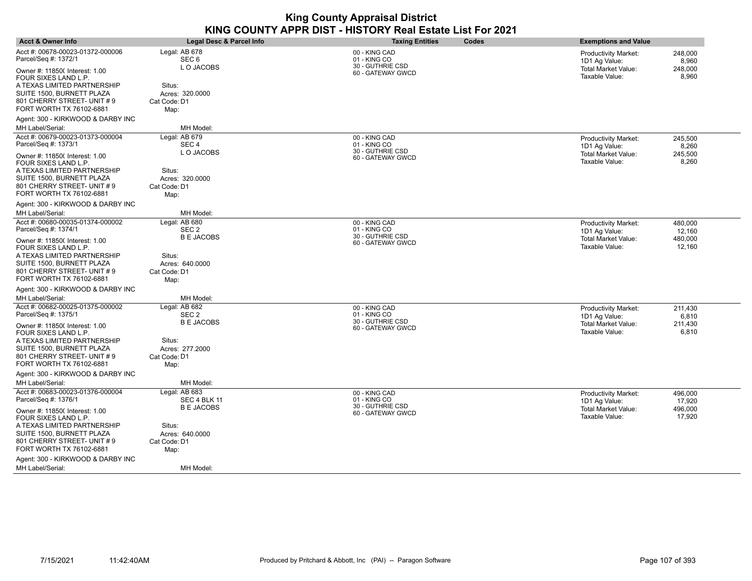# King County Appraisal District
## KING COUNTY APPR DIST - HISTORY Real Estate List For 2021

| Acct & Owner Info | Legal Desc & Parcel Info | Taxing Entities | Codes | Exemptions and Value |
|---|---|---|---|---|
| Acct #: 00678-00023-01372-000006<br>Parcel/Seq #: 1372/1<br>Owner #: 11850( Interest: 1.00<br>FOUR SIXES LAND L.P.<br>A TEXAS LIMITED PARTNERSHIP<br>SUITE 1500, BURNETT PLAZA<br>801 CHERRY STREET- UNIT # 9<br>FORT WORTH TX 76102-6881<br>Agent: 300 - KIRKWOOD & DARBY INC<br>MH Label/Serial: | Legal: AB 678<br>SEC 6<br>L O JACOBS<br>Situs:<br>Acres: 320.0000<br>Cat Code: D1<br>Map:<br>MH Model: | 00 - KING CAD<br>01 - KING CO<br>30 - GUTHRIE CSD<br>60 - GATEWAY GWCD | | Productivity Market: 248,000<br>1D1 Ag Value: 8,960<br>Total Market Value: 248,000<br>Taxable Value: 8,960 |
| Acct #: 00679-00023-01373-000004<br>Parcel/Seq #: 1373/1<br>Owner #: 11850( Interest: 1.00<br>FOUR SIXES LAND L.P.<br>A TEXAS LIMITED PARTNERSHIP<br>SUITE 1500, BURNETT PLAZA<br>801 CHERRY STREET- UNIT # 9<br>FORT WORTH TX 76102-6881<br>Agent: 300 - KIRKWOOD & DARBY INC<br>MH Label/Serial: | Legal: AB 679<br>SEC 4<br>L O JACOBS<br>Situs:<br>Acres: 320.0000<br>Cat Code: D1<br>Map:<br>MH Model: | 00 - KING CAD<br>01 - KING CO<br>30 - GUTHRIE CSD<br>60 - GATEWAY GWCD | | Productivity Market: 245,500<br>1D1 Ag Value: 8,260<br>Total Market Value: 245,500<br>Taxable Value: 8,260 |
| Acct #: 00680-00035-01374-000002<br>Parcel/Seq #: 1374/1<br>Owner #: 11850( Interest: 1.00<br>FOUR SIXES LAND L.P.<br>A TEXAS LIMITED PARTNERSHIP<br>SUITE 1500, BURNETT PLAZA<br>801 CHERRY STREET- UNIT # 9<br>FORT WORTH TX 76102-6881<br>Agent: 300 - KIRKWOOD & DARBY INC<br>MH Label/Serial: | Legal: AB 680<br>SEC 2<br>B E JACOBS<br>Situs:<br>Acres: 640.0000<br>Cat Code: D1<br>Map:<br>MH Model: | 00 - KING CAD<br>01 - KING CO<br>30 - GUTHRIE CSD<br>60 - GATEWAY GWCD | | Productivity Market: 480,000<br>1D1 Ag Value: 12,160<br>Total Market Value: 480,000<br>Taxable Value: 12,160 |
| Acct #: 00682-00025-01375-000002<br>Parcel/Seq #: 1375/1<br>Owner #: 11850( Interest: 1.00<br>FOUR SIXES LAND L.P.<br>A TEXAS LIMITED PARTNERSHIP<br>SUITE 1500, BURNETT PLAZA<br>801 CHERRY STREET- UNIT # 9<br>FORT WORTH TX 76102-6881<br>Agent: 300 - KIRKWOOD & DARBY INC<br>MH Label/Serial: | Legal: AB 682<br>SEC 2<br>B E JACOBS<br>Situs:<br>Acres: 277.2000<br>Cat Code: D1<br>Map:<br>MH Model: | 00 - KING CAD<br>01 - KING CO<br>30 - GUTHRIE CSD<br>60 - GATEWAY GWCD | | Productivity Market: 211,430<br>1D1 Ag Value: 6,810<br>Total Market Value: 211,430<br>Taxable Value: 6,810 |
| Acct #: 00683-00023-01376-000004<br>Parcel/Seq #: 1376/1<br>Owner #: 11850( Interest: 1.00<br>FOUR SIXES LAND L.P.<br>A TEXAS LIMITED PARTNERSHIP<br>SUITE 1500, BURNETT PLAZA<br>801 CHERRY STREET- UNIT # 9<br>FORT WORTH TX 76102-6881<br>Agent: 300 - KIRKWOOD & DARBY INC<br>MH Label/Serial: | Legal: AB 683<br>SEC 4 BLK 11<br>B E JACOBS<br>Situs:<br>Acres: 640.0000<br>Cat Code: D1<br>Map:<br>MH Model: | 00 - KING CAD<br>01 - KING CO<br>30 - GUTHRIE CSD<br>60 - GATEWAY GWCD | | Productivity Market: 496,000<br>1D1 Ag Value: 17,920<br>Total Market Value: 496,000<br>Taxable Value: 17,920 |

7/15/2021 11:42:40AM Produced by Pritchard & Abbott, Inc (PAI) -- Paragon Software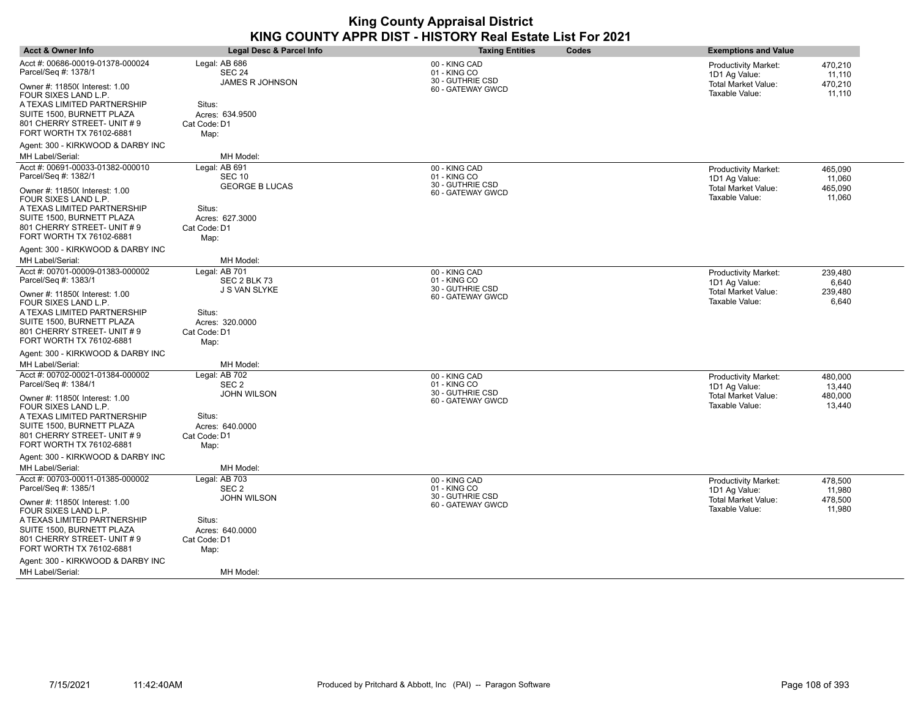# King County Appraisal District
## KING COUNTY APPR DIST - HISTORY Real Estate List For 2021

| Acct & Owner Info | Legal Desc & Parcel Info | Taxing Entities | Codes | Exemptions and Value |
|---|---|---|---|---|
| Acct #: 00686-00019-01378-000024<br>Parcel/Seq #: 1378/1<br>Owner #: 11850( Interest: 1.00<br>FOUR SIXES LAND L.P.<br>A TEXAS LIMITED PARTNERSHIP<br>SUITE 1500, BURNETT PLAZA<br>801 CHERRY STREET- UNIT # 9<br>FORT WORTH TX 76102-6881<br>Agent: 300 - KIRKWOOD & DARBY INC<br>MH Label/Serial: | Legal: AB 686<br>SEC 24<br>JAMES R JOHNSON<br>Situs:<br>Acres: 634.9500<br>Cat Code: D1<br>Map:<br>MH Model: | 00 - KING CAD<br>01 - KING CO<br>30 - GUTHRIE CSD<br>60 - GATEWAY GWCD | | Productivity Market: 470,210<br>1D1 Ag Value: 11,110<br>Total Market Value: 470,210<br>Taxable Value: 11,110 |
| Acct #: 00691-00033-01382-000010<br>Parcel/Seq #: 1382/1<br>Owner #: 11850( Interest: 1.00<br>FOUR SIXES LAND L.P.<br>A TEXAS LIMITED PARTNERSHIP<br>SUITE 1500, BURNETT PLAZA<br>801 CHERRY STREET- UNIT # 9<br>FORT WORTH TX 76102-6881<br>Agent: 300 - KIRKWOOD & DARBY INC<br>MH Label/Serial: | Legal: AB 691<br>SEC 10<br>GEORGE B LUCAS<br>Situs:<br>Acres: 627.3000<br>Cat Code: D1<br>Map:<br>MH Model: | 00 - KING CAD<br>01 - KING CO<br>30 - GUTHRIE CSD<br>60 - GATEWAY GWCD | | Productivity Market: 465,090<br>1D1 Ag Value: 11,060<br>Total Market Value: 465,090<br>Taxable Value: 11,060 |
| Acct #: 00701-00009-01383-000002<br>Parcel/Seq #: 1383/1<br>Owner #: 11850( Interest: 1.00<br>FOUR SIXES LAND L.P.<br>A TEXAS LIMITED PARTNERSHIP<br>SUITE 1500, BURNETT PLAZA<br>801 CHERRY STREET- UNIT # 9<br>FORT WORTH TX 76102-6881<br>Agent: 300 - KIRKWOOD & DARBY INC<br>MH Label/Serial: | Legal: AB 701<br>SEC 2 BLK 73<br>J S VAN SLYKE<br>Situs:<br>Acres: 320.0000<br>Cat Code: D1<br>Map:<br>MH Model: | 00 - KING CAD<br>01 - KING CO<br>30 - GUTHRIE CSD<br>60 - GATEWAY GWCD | | Productivity Market: 239,480<br>1D1 Ag Value: 6,640<br>Total Market Value: 239,480<br>Taxable Value: 6,640 |
| Acct #: 00702-00021-01384-000002<br>Parcel/Seq #: 1384/1<br>Owner #: 11850( Interest: 1.00<br>FOUR SIXES LAND L.P.<br>A TEXAS LIMITED PARTNERSHIP<br>SUITE 1500, BURNETT PLAZA<br>801 CHERRY STREET- UNIT # 9<br>FORT WORTH TX 76102-6881<br>Agent: 300 - KIRKWOOD & DARBY INC<br>MH Label/Serial: | Legal: AB 702<br>SEC 2<br>JOHN WILSON<br>Situs:<br>Acres: 640.0000<br>Cat Code: D1<br>Map:<br>MH Model: | 00 - KING CAD<br>01 - KING CO<br>30 - GUTHRIE CSD<br>60 - GATEWAY GWCD | | Productivity Market: 480,000<br>1D1 Ag Value: 13,440<br>Total Market Value: 480,000<br>Taxable Value: 13,440 |
| Acct #: 00703-00011-01385-000002<br>Parcel/Seq #: 1385/1<br>Owner #: 11850( Interest: 1.00<br>FOUR SIXES LAND L.P.<br>A TEXAS LIMITED PARTNERSHIP<br>SUITE 1500, BURNETT PLAZA<br>801 CHERRY STREET- UNIT # 9<br>FORT WORTH TX 76102-6881<br>Agent: 300 - KIRKWOOD & DARBY INC<br>MH Label/Serial: | Legal: AB 703<br>SEC 2<br>JOHN WILSON<br>Situs:<br>Acres: 640.0000<br>Cat Code: D1<br>Map:<br>MH Model: | 00 - KING CAD<br>01 - KING CO<br>30 - GUTHRIE CSD<br>60 - GATEWAY GWCD | | Productivity Market: 478,500<br>1D1 Ag Value: 11,980<br>Total Market Value: 478,500<br>Taxable Value: 11,980 |

7/15/2021 11:42:40AM Produced by Pritchard & Abbott, Inc (PAI) -- Paragon Software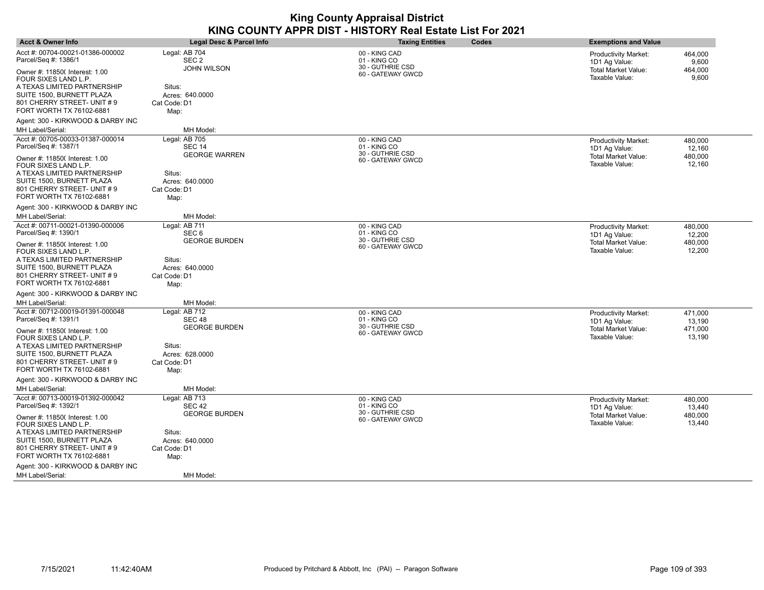# King County Appraisal District
## KING COUNTY APPR DIST - HISTORY Real Estate List For 2021

| Acct & Owner Info | Legal Desc & Parcel Info | Taxing Entities | Codes | Exemptions and Value |
|---|---|---|---|---|
| Acct #: 00704-00021-01386-000002<br>Parcel/Seq #: 1386/1<br>Owner #: 11850( Interest: 1.00<br>FOUR SIXES LAND L.P.<br>A TEXAS LIMITED PARTNERSHIP<br>SUITE 1500, BURNETT PLAZA<br>801 CHERRY STREET- UNIT # 9<br>FORT WORTH TX 76102-6881<br>Agent: 300 - KIRKWOOD & DARBY INC<br>MH Label/Serial: | Legal: AB 704<br>SEC 2<br>JOHN WILSON<br>Situs:<br>Acres: 640.0000<br>Cat Code: D1<br>Map:<br>MH Model: | 00 - KING CAD<br>01 - KING CO<br>30 - GUTHRIE CSD<br>60 - GATEWAY GWCD | | Productivity Market: 464,000<br>1D1 Ag Value: 9,600<br>Total Market Value: 464,000<br>Taxable Value: 9,600 |
| Acct #: 00705-00033-01387-000014<br>Parcel/Seq #: 1387/1<br>Owner #: 11850( Interest: 1.00<br>FOUR SIXES LAND L.P.<br>A TEXAS LIMITED PARTNERSHIP<br>SUITE 1500, BURNETT PLAZA<br>801 CHERRY STREET- UNIT # 9<br>FORT WORTH TX 76102-6881<br>Agent: 300 - KIRKWOOD & DARBY INC<br>MH Label/Serial: | Legal: AB 705<br>SEC 14<br>GEORGE WARREN<br>Situs:<br>Acres: 640.0000<br>Cat Code: D1<br>Map:<br>MH Model: | 00 - KING CAD<br>01 - KING CO<br>30 - GUTHRIE CSD<br>60 - GATEWAY GWCD | | Productivity Market: 480,000<br>1D1 Ag Value: 12,160<br>Total Market Value: 480,000<br>Taxable Value: 12,160 |
| Acct #: 00711-00021-01390-000006<br>Parcel/Seq #: 1390/1<br>Owner #: 11850( Interest: 1.00<br>FOUR SIXES LAND L.P.<br>A TEXAS LIMITED PARTNERSHIP<br>SUITE 1500, BURNETT PLAZA<br>801 CHERRY STREET- UNIT # 9<br>FORT WORTH TX 76102-6881<br>Agent: 300 - KIRKWOOD & DARBY INC<br>MH Label/Serial: | Legal: AB 711<br>SEC 6<br>GEORGE BURDEN<br>Situs:<br>Acres: 640.0000<br>Cat Code: D1<br>Map:<br>MH Model: | 00 - KING CAD<br>01 - KING CO<br>30 - GUTHRIE CSD<br>60 - GATEWAY GWCD | | Productivity Market: 480,000<br>1D1 Ag Value: 12,200<br>Total Market Value: 480,000<br>Taxable Value: 12,200 |
| Acct #: 00712-00019-01391-000048<br>Parcel/Seq #: 1391/1<br>Owner #: 11850( Interest: 1.00<br>FOUR SIXES LAND L.P.<br>A TEXAS LIMITED PARTNERSHIP<br>SUITE 1500, BURNETT PLAZA<br>801 CHERRY STREET- UNIT # 9<br>FORT WORTH TX 76102-6881<br>Agent: 300 - KIRKWOOD & DARBY INC<br>MH Label/Serial: | Legal: AB 712<br>SEC 48<br>GEORGE BURDEN<br>Situs:<br>Acres: 628.0000<br>Cat Code: D1<br>Map:<br>MH Model: | 00 - KING CAD<br>01 - KING CO<br>30 - GUTHRIE CSD<br>60 - GATEWAY GWCD | | Productivity Market: 471,000<br>1D1 Ag Value: 13,190<br>Total Market Value: 471,000<br>Taxable Value: 13,190 |
| Acct #: 00713-00019-01392-000042<br>Parcel/Seq #: 1392/1<br>Owner #: 11850( Interest: 1.00<br>FOUR SIXES LAND L.P.<br>A TEXAS LIMITED PARTNERSHIP<br>SUITE 1500, BURNETT PLAZA<br>801 CHERRY STREET- UNIT # 9<br>FORT WORTH TX 76102-6881<br>Agent: 300 - KIRKWOOD & DARBY INC<br>MH Label/Serial: | Legal: AB 713<br>SEC 42<br>GEORGE BURDEN<br>Situs:<br>Acres: 640.0000<br>Cat Code: D1<br>Map:<br>MH Model: | 00 - KING CAD<br>01 - KING CO<br>30 - GUTHRIE CSD<br>60 - GATEWAY GWCD | | Productivity Market: 480,000<br>1D1 Ag Value: 13,440<br>Total Market Value: 480,000<br>Taxable Value: 13,440 |

7/15/2021 11:42:40AM Produced by Pritchard & Abbott, Inc (PAI) -- Paragon Software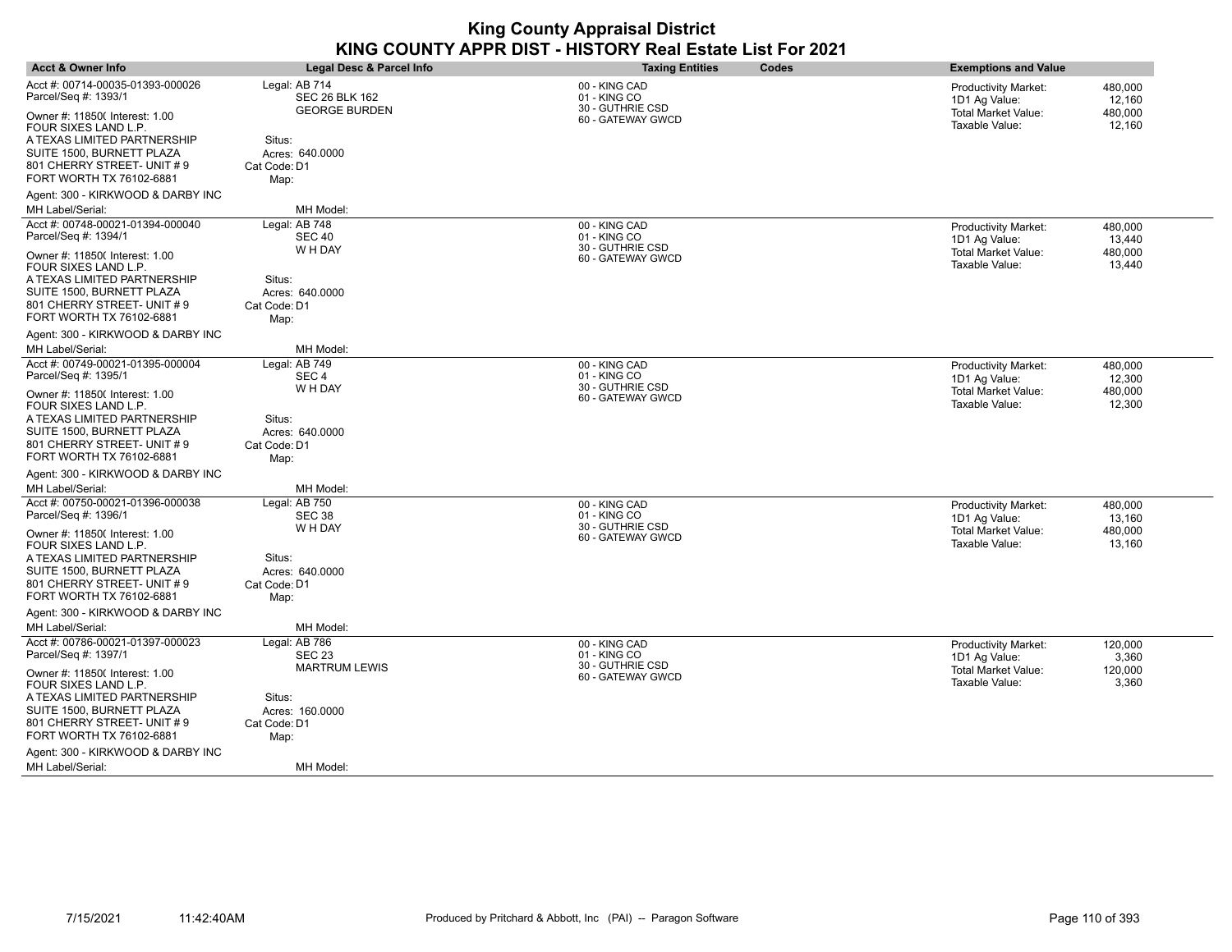# King County Appraisal District

## KING COUNTY APPR DIST - HISTORY Real Estate List For 2021

| Acct & Owner Info | Legal Desc & Parcel Info | Taxing Entities | Codes | Exemptions and Value |
|---|---|---|---|---|
| Acct #: 00714-00035-01393-000026<br>Parcel/Seq #: 1393/1<br>Owner #: 11850( Interest: 1.00<br>FOUR SIXES LAND L.P.<br>A TEXAS LIMITED PARTNERSHIP<br>SUITE 1500, BURNETT PLAZA<br>801 CHERRY STREET- UNIT # 9<br>FORT WORTH TX 76102-6881<br>Agent: 300 - KIRKWOOD & DARBY INC<br>MH Label/Serial: | Legal: AB 714<br>SEC 26 BLK 162<br>GEORGE BURDEN<br>Situs:<br>Acres: 640.0000<br>Cat Code: D1<br>Map:<br>MH Model: | 00 - KING CAD<br>01 - KING CO<br>30 - GUTHRIE CSD<br>60 - GATEWAY GWCD | | Productivity Market: 480,000<br>1D1 Ag Value: 12,160<br>Total Market Value: 480,000<br>Taxable Value: 12,160 |
| Acct #: 00748-00021-01394-000040<br>Parcel/Seq #: 1394/1<br>Owner #: 11850( Interest: 1.00<br>FOUR SIXES LAND L.P.<br>A TEXAS LIMITED PARTNERSHIP<br>SUITE 1500, BURNETT PLAZA<br>801 CHERRY STREET- UNIT # 9<br>FORT WORTH TX 76102-6881<br>Agent: 300 - KIRKWOOD & DARBY INC<br>MH Label/Serial: | Legal: AB 748<br>SEC 40<br>W H DAY<br>Situs:<br>Acres: 640.0000<br>Cat Code: D1<br>Map:<br>MH Model: | 00 - KING CAD<br>01 - KING CO<br>30 - GUTHRIE CSD<br>60 - GATEWAY GWCD | | Productivity Market: 480,000<br>1D1 Ag Value: 13,440<br>Total Market Value: 480,000<br>Taxable Value: 13,440 |
| Acct #: 00749-00021-01395-000004<br>Parcel/Seq #: 1395/1<br>Owner #: 11850( Interest: 1.00<br>FOUR SIXES LAND L.P.<br>A TEXAS LIMITED PARTNERSHIP<br>SUITE 1500, BURNETT PLAZA<br>801 CHERRY STREET- UNIT # 9<br>FORT WORTH TX 76102-6881<br>Agent: 300 - KIRKWOOD & DARBY INC<br>MH Label/Serial: | Legal: AB 749<br>SEC 4<br>W H DAY<br>Situs:<br>Acres: 640.0000<br>Cat Code: D1<br>Map:<br>MH Model: | 00 - KING CAD<br>01 - KING CO<br>30 - GUTHRIE CSD<br>60 - GATEWAY GWCD | | Productivity Market: 480,000<br>1D1 Ag Value: 12,300<br>Total Market Value: 480,000<br>Taxable Value: 12,300 |
| Acct #: 00750-00021-01396-000038<br>Parcel/Seq #: 1396/1<br>Owner #: 11850( Interest: 1.00<br>FOUR SIXES LAND L.P.<br>A TEXAS LIMITED PARTNERSHIP<br>SUITE 1500, BURNETT PLAZA<br>801 CHERRY STREET- UNIT # 9<br>FORT WORTH TX 76102-6881<br>Agent: 300 - KIRKWOOD & DARBY INC<br>MH Label/Serial: | Legal: AB 750<br>SEC 38<br>W H DAY<br>Situs:<br>Acres: 640.0000<br>Cat Code: D1<br>Map:<br>MH Model: | 00 - KING CAD<br>01 - KING CO<br>30 - GUTHRIE CSD<br>60 - GATEWAY GWCD | | Productivity Market: 480,000<br>1D1 Ag Value: 13,160<br>Total Market Value: 480,000<br>Taxable Value: 13,160 |
| Acct #: 00786-00021-01397-000023<br>Parcel/Seq #: 1397/1<br>Owner #: 11850( Interest: 1.00<br>FOUR SIXES LAND L.P.<br>A TEXAS LIMITED PARTNERSHIP<br>SUITE 1500, BURNETT PLAZA<br>801 CHERRY STREET- UNIT # 9<br>FORT WORTH TX 76102-6881<br>Agent: 300 - KIRKWOOD & DARBY INC<br>MH Label/Serial: | Legal: AB 786<br>SEC 23<br>MARTRUM LEWIS<br>Situs:<br>Acres: 160.0000<br>Cat Code: D1<br>Map:<br>MH Model: | 00 - KING CAD<br>01 - KING CO<br>30 - GUTHRIE CSD<br>60 - GATEWAY GWCD | | Productivity Market: 120,000<br>1D1 Ag Value: 3,360<br>Total Market Value: 120,000<br>Taxable Value: 3,360 |

7/15/2021 11:42:40AM Produced by Pritchard & Abbott, Inc (PAI) -- Paragon Software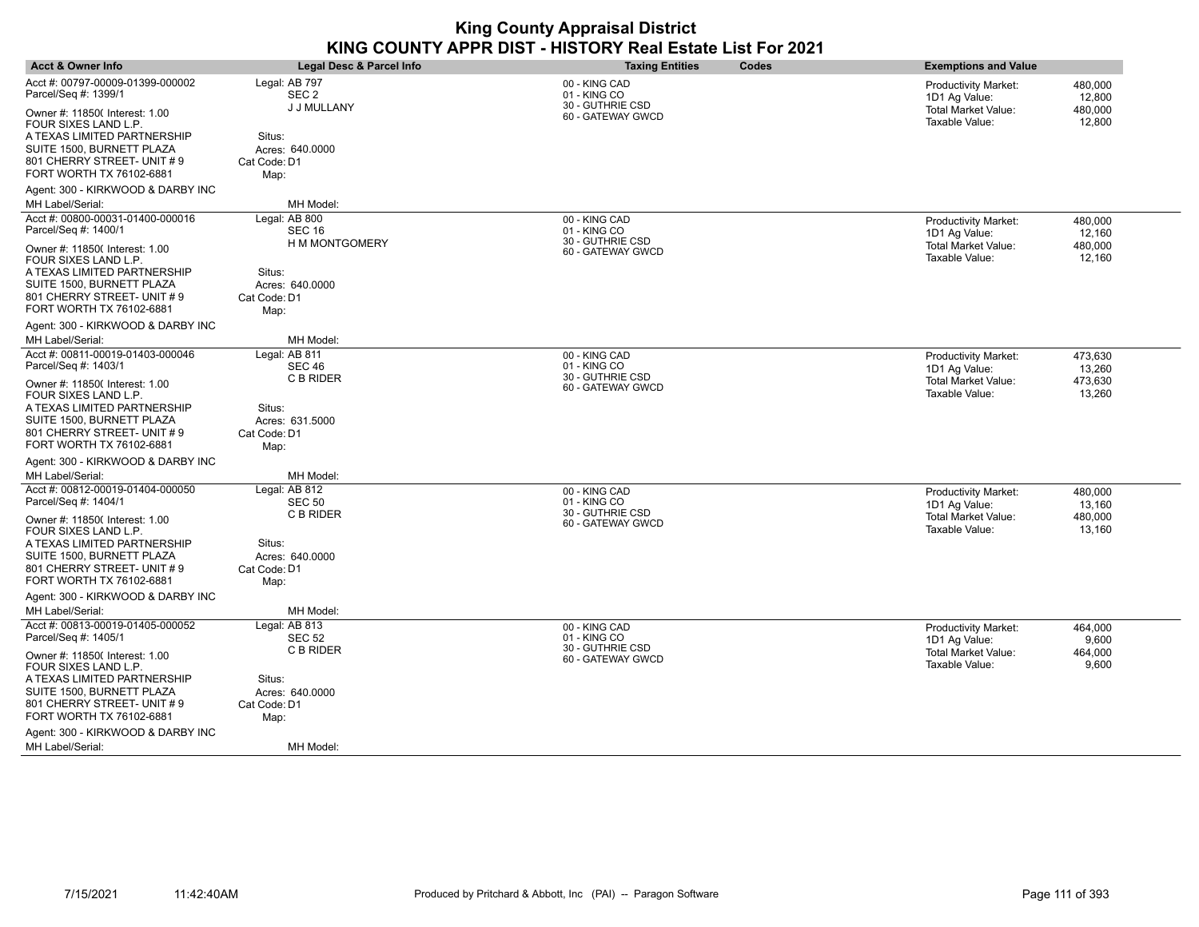# King County Appraisal District

## KING COUNTY APPR DIST - HISTORY Real Estate List For 2021

| Acct & Owner Info | Legal Desc & Parcel Info | Taxing Entities | Codes | Exemptions and Value |
|---|---|---|---|---|
| Acct #: 00797-00009-01399-000002<br>Parcel/Seq #: 1399/1<br>Owner #: 11850( Interest: 1.00<br>FOUR SIXES LAND L.P.<br>A TEXAS LIMITED PARTNERSHIP<br>SUITE 1500, BURNETT PLAZA<br>801 CHERRY STREET- UNIT # 9<br>FORT WORTH TX 76102-6881<br>Agent: 300 - KIRKWOOD & DARBY INC<br>MH Label/Serial: | Legal: AB 797<br>SEC 2<br>J J MULLANY<br>Situs:<br>Acres: 640.0000<br>Cat Code: D1<br>Map:<br>MH Model: | 00 - KING CAD<br>01 - KING CO<br>30 - GUTHRIE CSD<br>60 - GATEWAY GWCD | | Productivity Market: 480,000<br>1D1 Ag Value: 12,800<br>Total Market Value: 480,000<br>Taxable Value: 12,800 |
| Acct #: 00800-00031-01400-000016<br>Parcel/Seq #: 1400/1<br>Owner #: 11850( Interest: 1.00<br>FOUR SIXES LAND L.P.<br>A TEXAS LIMITED PARTNERSHIP<br>SUITE 1500, BURNETT PLAZA<br>801 CHERRY STREET- UNIT # 9<br>FORT WORTH TX 76102-6881<br>Agent: 300 - KIRKWOOD & DARBY INC<br>MH Label/Serial: | Legal: AB 800<br>SEC 16<br>H M MONTGOMERY<br>Situs:<br>Acres: 640.0000<br>Cat Code: D1<br>Map:<br>MH Model: | 00 - KING CAD<br>01 - KING CO<br>30 - GUTHRIE CSD<br>60 - GATEWAY GWCD | | Productivity Market: 480,000<br>1D1 Ag Value: 12,160<br>Total Market Value: 480,000<br>Taxable Value: 12,160 |
| Acct #: 00811-00019-01403-000046<br>Parcel/Seq #: 1403/1<br>Owner #: 11850( Interest: 1.00<br>FOUR SIXES LAND L.P.<br>A TEXAS LIMITED PARTNERSHIP<br>SUITE 1500, BURNETT PLAZA<br>801 CHERRY STREET- UNIT # 9<br>FORT WORTH TX 76102-6881<br>Agent: 300 - KIRKWOOD & DARBY INC<br>MH Label/Serial: | Legal: AB 811<br>SEC 46<br>C B RIDER<br>Situs:<br>Acres: 631.5000<br>Cat Code: D1<br>Map:<br>MH Model: | 00 - KING CAD<br>01 - KING CO<br>30 - GUTHRIE CSD<br>60 - GATEWAY GWCD | | Productivity Market: 473,630<br>1D1 Ag Value: 13,260<br>Total Market Value: 473,630<br>Taxable Value: 13,260 |
| Acct #: 00812-00019-01404-000050<br>Parcel/Seq #: 1404/1<br>Owner #: 11850( Interest: 1.00<br>FOUR SIXES LAND L.P.<br>A TEXAS LIMITED PARTNERSHIP<br>SUITE 1500, BURNETT PLAZA<br>801 CHERRY STREET- UNIT # 9<br>FORT WORTH TX 76102-6881<br>Agent: 300 - KIRKWOOD & DARBY INC<br>MH Label/Serial: | Legal: AB 812<br>SEC 50<br>C B RIDER<br>Situs:<br>Acres: 640.0000<br>Cat Code: D1<br>Map:<br>MH Model: | 00 - KING CAD<br>01 - KING CO<br>30 - GUTHRIE CSD<br>60 - GATEWAY GWCD | | Productivity Market: 480,000<br>1D1 Ag Value: 13,160<br>Total Market Value: 480,000<br>Taxable Value: 13,160 |
| Acct #: 00813-00019-01405-000052<br>Parcel/Seq #: 1405/1<br>Owner #: 11850( Interest: 1.00<br>FOUR SIXES LAND L.P.<br>A TEXAS LIMITED PARTNERSHIP<br>SUITE 1500, BURNETT PLAZA<br>801 CHERRY STREET- UNIT # 9<br>FORT WORTH TX 76102-6881<br>Agent: 300 - KIRKWOOD & DARBY INC<br>MH Label/Serial: | Legal: AB 813<br>SEC 52<br>C B RIDER<br>Situs:<br>Acres: 640.0000<br>Cat Code: D1<br>Map:<br>MH Model: | 00 - KING CAD<br>01 - KING CO<br>30 - GUTHRIE CSD<br>60 - GATEWAY GWCD | | Productivity Market: 464,000<br>1D1 Ag Value: 9,600<br>Total Market Value: 464,000<br>Taxable Value: 9,600 |

7/15/2021 11:42:40AM Produced by Pritchard & Abbott, Inc (PAI) -- Paragon Software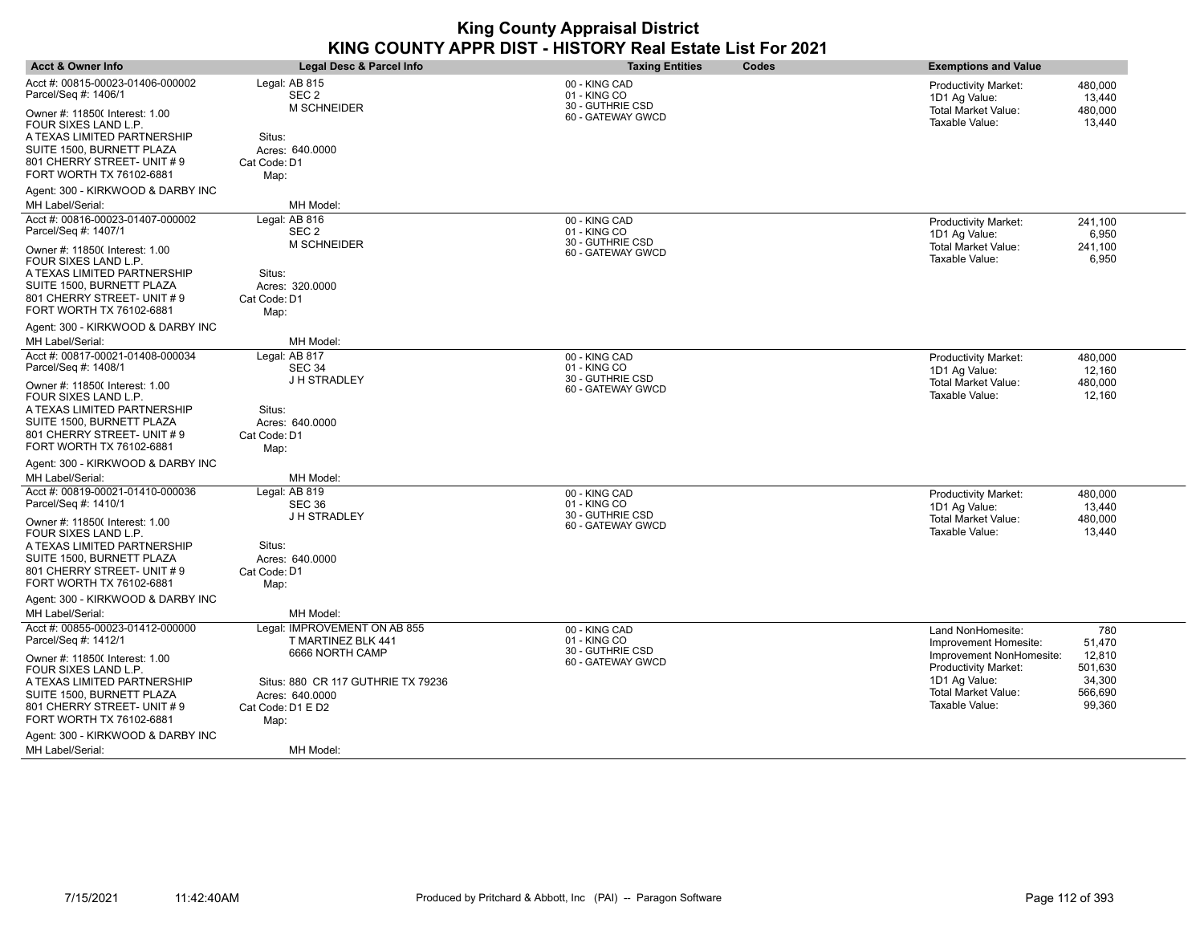# King County Appraisal District
## KING COUNTY APPR DIST - HISTORY Real Estate List For 2021

| Acct & Owner Info | Legal Desc & Parcel Info | Taxing Entities | Codes | Exemptions and Value |
|---|---|---|---|---|
| Acct #: 00815-00023-01406-000002<br>Parcel/Seq #: 1406/1<br>Owner #: 11850( Interest: 1.00<br>FOUR SIXES LAND L.P.<br>A TEXAS LIMITED PARTNERSHIP<br>SUITE 1500, BURNETT PLAZA<br>801 CHERRY STREET- UNIT # 9<br>FORT WORTH TX 76102-6881<br>Agent: 300 - KIRKWOOD & DARBY INC<br>MH Label/Serial: | Legal: AB 815<br>SEC 2<br>M SCHNEIDER<br>Situs:<br>Acres: 640.0000<br>Cat Code: D1<br>Map:<br>MH Model: | 00 - KING CAD<br>01 - KING CO<br>30 - GUTHRIE CSD<br>60 - GATEWAY GWCD | | Productivity Market: 480,000<br>1D1 Ag Value: 13,440<br>Total Market Value: 480,000<br>Taxable Value: 13,440 |
| Acct #: 00816-00023-01407-000002<br>Parcel/Seq #: 1407/1<br>Owner #: 11850( Interest: 1.00<br>FOUR SIXES LAND L.P.<br>A TEXAS LIMITED PARTNERSHIP<br>SUITE 1500, BURNETT PLAZA<br>801 CHERRY STREET- UNIT # 9<br>FORT WORTH TX 76102-6881<br>Agent: 300 - KIRKWOOD & DARBY INC<br>MH Label/Serial: | Legal: AB 816<br>SEC 2<br>M SCHNEIDER<br>Situs:<br>Acres: 320.0000<br>Cat Code: D1<br>Map:<br>MH Model: | 00 - KING CAD<br>01 - KING CO<br>30 - GUTHRIE CSD<br>60 - GATEWAY GWCD | | Productivity Market: 241,100<br>1D1 Ag Value: 6,950<br>Total Market Value: 241,100<br>Taxable Value: 6,950 |
| Acct #: 00817-00021-01408-000034<br>Parcel/Seq #: 1408/1<br>Owner #: 11850( Interest: 1.00<br>FOUR SIXES LAND L.P.<br>A TEXAS LIMITED PARTNERSHIP<br>SUITE 1500, BURNETT PLAZA<br>801 CHERRY STREET- UNIT # 9<br>FORT WORTH TX 76102-6881<br>Agent: 300 - KIRKWOOD & DARBY INC<br>MH Label/Serial: | Legal: AB 817<br>SEC 34<br>J H STRADLEY<br>Situs:<br>Acres: 640.0000<br>Cat Code: D1<br>Map:<br>MH Model: | 00 - KING CAD<br>01 - KING CO<br>30 - GUTHRIE CSD<br>60 - GATEWAY GWCD | | Productivity Market: 480,000<br>1D1 Ag Value: 12,160<br>Total Market Value: 480,000<br>Taxable Value: 12,160 |
| Acct #: 00819-00021-01410-000036<br>Parcel/Seq #: 1410/1<br>Owner #: 11850( Interest: 1.00<br>FOUR SIXES LAND L.P.<br>A TEXAS LIMITED PARTNERSHIP<br>SUITE 1500, BURNETT PLAZA<br>801 CHERRY STREET- UNIT # 9<br>FORT WORTH TX 76102-6881<br>Agent: 300 - KIRKWOOD & DARBY INC<br>MH Label/Serial: | Legal: AB 819<br>SEC 36<br>J H STRADLEY<br>Situs:<br>Acres: 640.0000<br>Cat Code: D1<br>Map:<br>MH Model: | 00 - KING CAD<br>01 - KING CO<br>30 - GUTHRIE CSD<br>60 - GATEWAY GWCD | | Productivity Market: 480,000<br>1D1 Ag Value: 13,440<br>Total Market Value: 480,000<br>Taxable Value: 13,440 |
| Acct #: 00855-00023-01412-000000<br>Parcel/Seq #: 1412/1<br>Owner #: 11850( Interest: 1.00<br>FOUR SIXES LAND L.P.<br>A TEXAS LIMITED PARTNERSHIP<br>SUITE 1500, BURNETT PLAZA<br>801 CHERRY STREET- UNIT # 9<br>FORT WORTH TX 76102-6881<br>Agent: 300 - KIRKWOOD & DARBY INC<br>MH Label/Serial: | Legal: IMPROVEMENT ON AB 855<br>T MARTINEZ BLK 441<br>6666 NORTH CAMP<br>Situs: 880 CR 117 GUTHRIE TX 79236<br>Acres: 640.0000<br>Cat Code: D1 E D2<br>Map:<br>MH Model: | 00 - KING CAD<br>01 - KING CO<br>30 - GUTHRIE CSD<br>60 - GATEWAY GWCD | | Land NonHomesite: 780<br>Improvement Homesite: 51,470<br>Improvement NonHomesite: 12,810<br>Productivity Market: 501,630<br>1D1 Ag Value: 34,300<br>Total Market Value: 566,690<br>Taxable Value: 99,360 |

7/15/2021 11:42:40AM Produced by Pritchard & Abbott, Inc (PAI) -- Paragon Software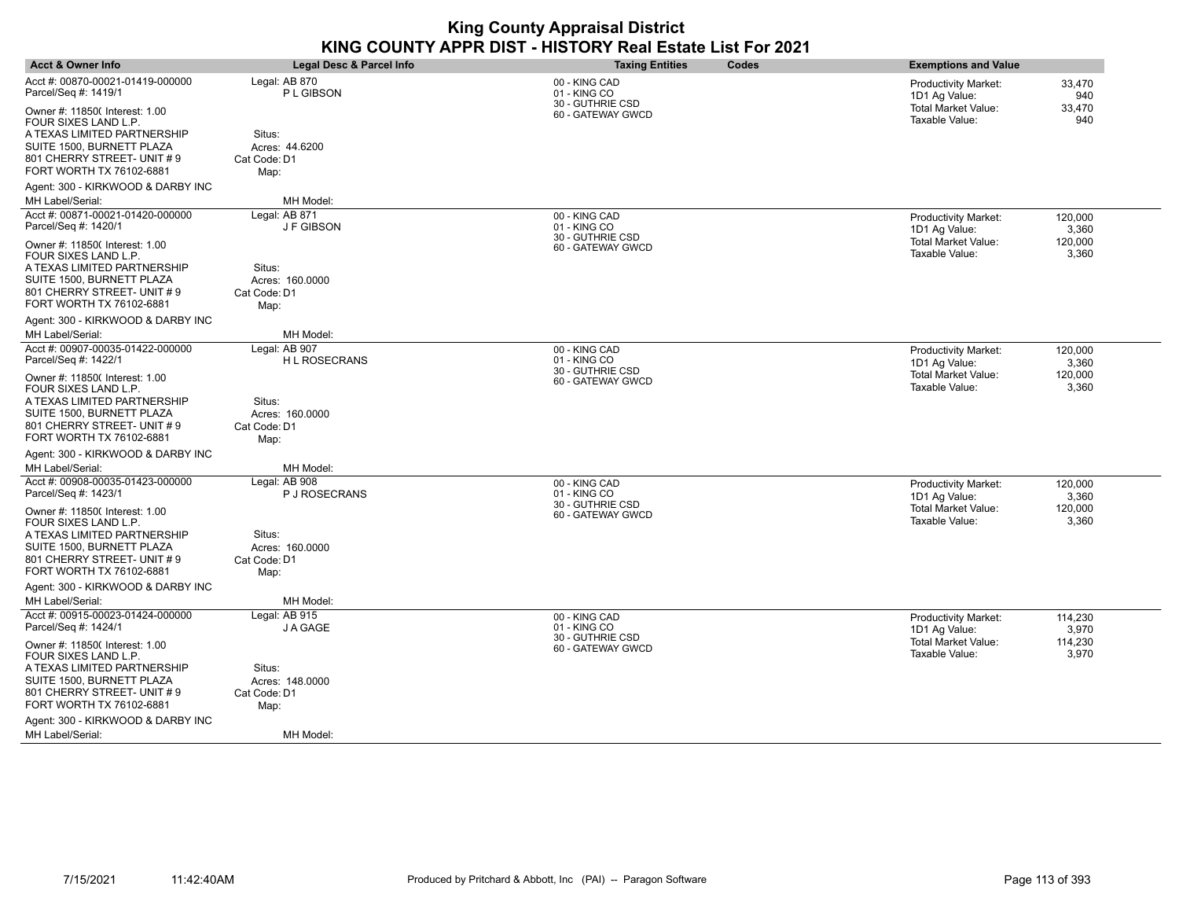# King County Appraisal District
## KING COUNTY APPR DIST - HISTORY Real Estate List For 2021

| Acct & Owner Info | Legal Desc & Parcel Info | Taxing Entities | Codes | Exemptions and Value | |
|---|---|---|---|---|---|
| Acct #: 00870-00021-01419-000000<br>Parcel/Seq #: 1419/1<br>Owner #: 11850( Interest: 1.00<br>FOUR SIXES LAND L.P.<br>A TEXAS LIMITED PARTNERSHIP<br>SUITE 1500, BURNETT PLAZA<br>801 CHERRY STREET- UNIT # 9<br>FORT WORTH TX 76102-6881<br>Agent: 300 - KIRKWOOD & DARBY INC<br>MH Label/Serial: | Legal: AB 870<br>P L GIBSON<br>Situs:<br>Acres: 44.6200<br>Cat Code: D1<br>Map:<br>MH Model: | 00 - KING CAD<br>01 - KING CO<br>30 - GUTHRIE CSD<br>60 - GATEWAY GWCD | | Productivity Market:<br>1D1 Ag Value:<br>Total Market Value:<br>Taxable Value: | 33,470<br>940<br>33,470<br>940 |
| Acct #: 00871-00021-01420-000000<br>Parcel/Seq #: 1420/1<br>Owner #: 11850( Interest: 1.00<br>FOUR SIXES LAND L.P.<br>A TEXAS LIMITED PARTNERSHIP<br>SUITE 1500, BURNETT PLAZA<br>801 CHERRY STREET- UNIT # 9<br>FORT WORTH TX 76102-6881<br>Agent: 300 - KIRKWOOD & DARBY INC<br>MH Label/Serial: | Legal: AB 871<br>J F GIBSON<br>Situs:<br>Acres: 160.0000<br>Cat Code: D1<br>Map:<br>MH Model: | 00 - KING CAD<br>01 - KING CO<br>30 - GUTHRIE CSD<br>60 - GATEWAY GWCD | | Productivity Market:<br>1D1 Ag Value:<br>Total Market Value:<br>Taxable Value: | 120,000<br>3,360<br>120,000<br>3,360 |
| Acct #: 00907-00035-01422-000000<br>Parcel/Seq #: 1422/1<br>Owner #: 11850( Interest: 1.00<br>FOUR SIXES LAND L.P.<br>A TEXAS LIMITED PARTNERSHIP<br>SUITE 1500, BURNETT PLAZA<br>801 CHERRY STREET- UNIT # 9<br>FORT WORTH TX 76102-6881<br>Agent: 300 - KIRKWOOD & DARBY INC<br>MH Label/Serial: | Legal: AB 907<br>H L ROSECRANS<br>Situs:<br>Acres: 160.0000<br>Cat Code: D1<br>Map:<br>MH Model: | 00 - KING CAD<br>01 - KING CO<br>30 - GUTHRIE CSD<br>60 - GATEWAY GWCD | | Productivity Market:<br>1D1 Ag Value:<br>Total Market Value:<br>Taxable Value: | 120,000<br>3,360<br>120,000<br>3,360 |
| Acct #: 00908-00035-01423-000000<br>Parcel/Seq #: 1423/1<br>Owner #: 11850( Interest: 1.00<br>FOUR SIXES LAND L.P.<br>A TEXAS LIMITED PARTNERSHIP<br>SUITE 1500, BURNETT PLAZA<br>801 CHERRY STREET- UNIT # 9<br>FORT WORTH TX 76102-6881<br>Agent: 300 - KIRKWOOD & DARBY INC<br>MH Label/Serial: | Legal: AB 908<br>P J ROSECRANS<br>Situs:<br>Acres: 160.0000<br>Cat Code: D1<br>Map:<br>MH Model: | 00 - KING CAD<br>01 - KING CO<br>30 - GUTHRIE CSD<br>60 - GATEWAY GWCD | | Productivity Market:<br>1D1 Ag Value:<br>Total Market Value:<br>Taxable Value: | 120,000<br>3,360<br>120,000<br>3,360 |
| Acct #: 00915-00023-01424-000000<br>Parcel/Seq #: 1424/1<br>Owner #: 11850( Interest: 1.00<br>FOUR SIXES LAND L.P.<br>A TEXAS LIMITED PARTNERSHIP<br>SUITE 1500, BURNETT PLAZA<br>801 CHERRY STREET- UNIT # 9<br>FORT WORTH TX 76102-6881<br>Agent: 300 - KIRKWOOD & DARBY INC<br>MH Label/Serial: | Legal: AB 915<br>J A GAGE<br>Situs:<br>Acres: 148.0000<br>Cat Code: D1<br>Map:<br>MH Model: | 00 - KING CAD<br>01 - KING CO<br>30 - GUTHRIE CSD<br>60 - GATEWAY GWCD | | Productivity Market:<br>1D1 Ag Value:<br>Total Market Value:<br>Taxable Value: | 114,230<br>3,970<br>114,230<br>3,970 |

7/15/2021 11:42:40AM Produced by Pritchard & Abbott, Inc (PAI) -- Paragon Software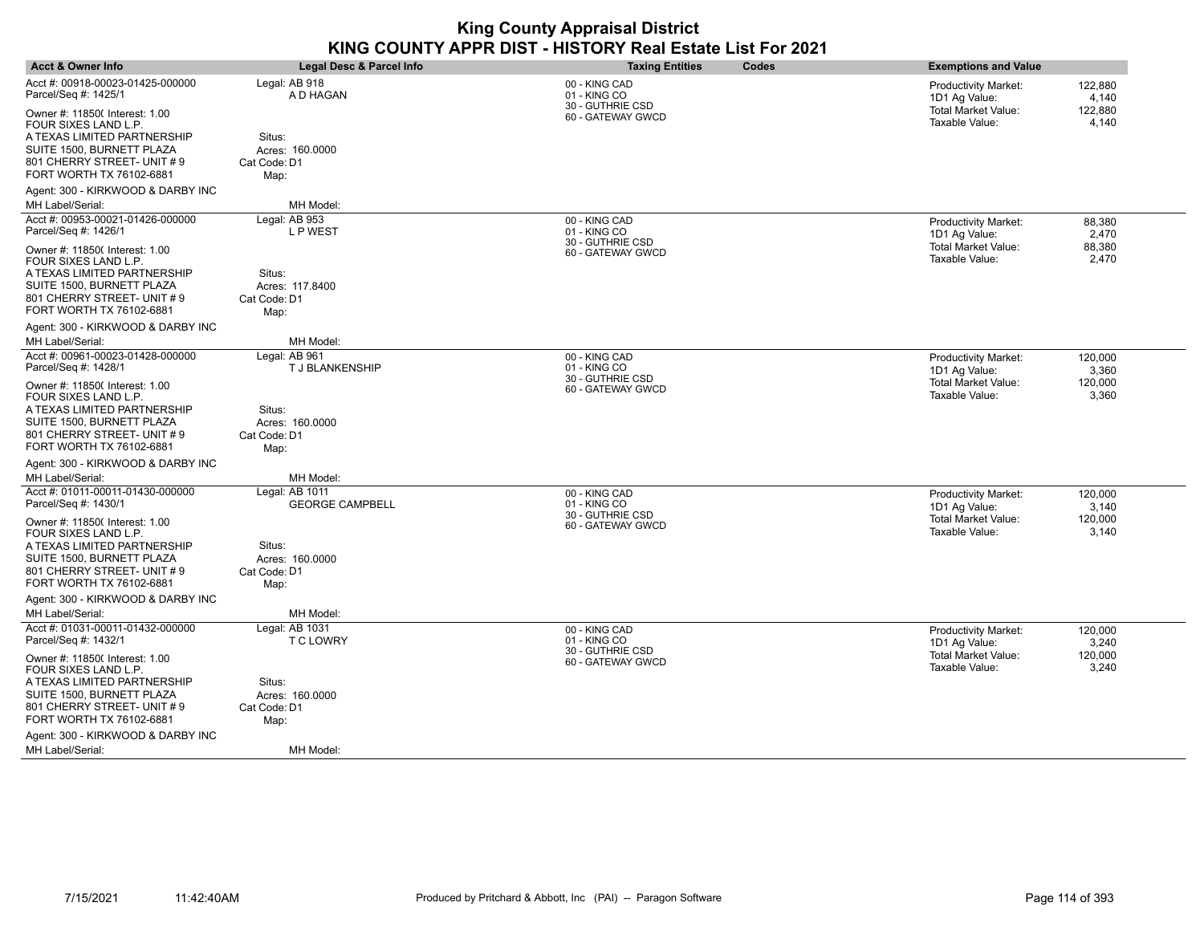# King County Appraisal District

## KING COUNTY APPR DIST - HISTORY Real Estate List For 2021

| Acct & Owner Info | Legal Desc & Parcel Info | Taxing Entities | Codes | Exemptions and Value |
|---|---|---|---|---|
| Acct #: 00918-00023-01425-000000<br>Parcel/Seq #: 1425/1<br>Owner #: 11850( Interest: 1.00<br>FOUR SIXES LAND L.P.<br>A TEXAS LIMITED PARTNERSHIP<br>SUITE 1500, BURNETT PLAZA<br>801 CHERRY STREET- UNIT # 9<br>FORT WORTH TX 76102-6881<br>Agent: 300 - KIRKWOOD & DARBY INC<br>MH Label/Serial: | Legal: AB 918<br>A D HAGAN<br>Situs:<br>Acres: 160.0000<br>Cat Code: D1<br>Map:<br>MH Model: | 00 - KING CAD<br>01 - KING CO<br>30 - GUTHRIE CSD<br>60 - GATEWAY GWCD | | Productivity Market: 122,880<br>1D1 Ag Value: 4,140<br>Total Market Value: 122,880<br>Taxable Value: 4,140 |
| Acct #: 00953-00021-01426-000000<br>Parcel/Seq #: 1426/1<br>Owner #: 11850( Interest: 1.00<br>FOUR SIXES LAND L.P.<br>A TEXAS LIMITED PARTNERSHIP<br>SUITE 1500, BURNETT PLAZA<br>801 CHERRY STREET- UNIT # 9<br>FORT WORTH TX 76102-6881<br>Agent: 300 - KIRKWOOD & DARBY INC<br>MH Label/Serial: | Legal: AB 953<br>L P WEST<br>Situs:<br>Acres: 117.8400<br>Cat Code: D1<br>Map:<br>MH Model: | 00 - KING CAD<br>01 - KING CO<br>30 - GUTHRIE CSD<br>60 - GATEWAY GWCD | | Productivity Market: 88,380<br>1D1 Ag Value: 2,470<br>Total Market Value: 88,380<br>Taxable Value: 2,470 |
| Acct #: 00961-00023-01428-000000<br>Parcel/Seq #: 1428/1<br>Owner #: 11850( Interest: 1.00<br>FOUR SIXES LAND L.P.<br>A TEXAS LIMITED PARTNERSHIP<br>SUITE 1500, BURNETT PLAZA<br>801 CHERRY STREET- UNIT # 9<br>FORT WORTH TX 76102-6881<br>Agent: 300 - KIRKWOOD & DARBY INC<br>MH Label/Serial: | Legal: AB 961<br>T J BLANKENSHIP<br>Situs:<br>Acres: 160.0000<br>Cat Code: D1<br>Map:<br>MH Model: | 00 - KING CAD<br>01 - KING CO<br>30 - GUTHRIE CSD<br>60 - GATEWAY GWCD | | Productivity Market: 120,000<br>1D1 Ag Value: 3,360<br>Total Market Value: 120,000<br>Taxable Value: 3,360 |
| Acct #: 01011-00011-01430-000000<br>Parcel/Seq #: 1430/1<br>Owner #: 11850( Interest: 1.00<br>FOUR SIXES LAND L.P.<br>A TEXAS LIMITED PARTNERSHIP<br>SUITE 1500, BURNETT PLAZA<br>801 CHERRY STREET- UNIT # 9<br>FORT WORTH TX 76102-6881<br>Agent: 300 - KIRKWOOD & DARBY INC<br>MH Label/Serial: | Legal: AB 1011<br>GEORGE CAMPBELL<br>Situs:<br>Acres: 160.0000<br>Cat Code: D1<br>Map:<br>MH Model: | 00 - KING CAD<br>01 - KING CO<br>30 - GUTHRIE CSD<br>60 - GATEWAY GWCD | | Productivity Market: 120,000<br>1D1 Ag Value: 3,140<br>Total Market Value: 120,000<br>Taxable Value: 3,140 |
| Acct #: 01031-00011-01432-000000<br>Parcel/Seq #: 1432/1<br>Owner #: 11850( Interest: 1.00<br>FOUR SIXES LAND L.P.<br>A TEXAS LIMITED PARTNERSHIP<br>SUITE 1500, BURNETT PLAZA<br>801 CHERRY STREET- UNIT # 9<br>FORT WORTH TX 76102-6881<br>Agent: 300 - KIRKWOOD & DARBY INC<br>MH Label/Serial: | Legal: AB 1031<br>T C LOWRY<br>Situs:<br>Acres: 160.0000<br>Cat Code: D1<br>Map:<br>MH Model: | 00 - KING CAD<br>01 - KING CO<br>30 - GUTHRIE CSD<br>60 - GATEWAY GWCD | | Productivity Market: 120,000<br>1D1 Ag Value: 3,240<br>Total Market Value: 120,000<br>Taxable Value: 3,240 |

7/15/2021 11:42:40AM Produced by Pritchard & Abbott, Inc (PAI) -- Paragon Software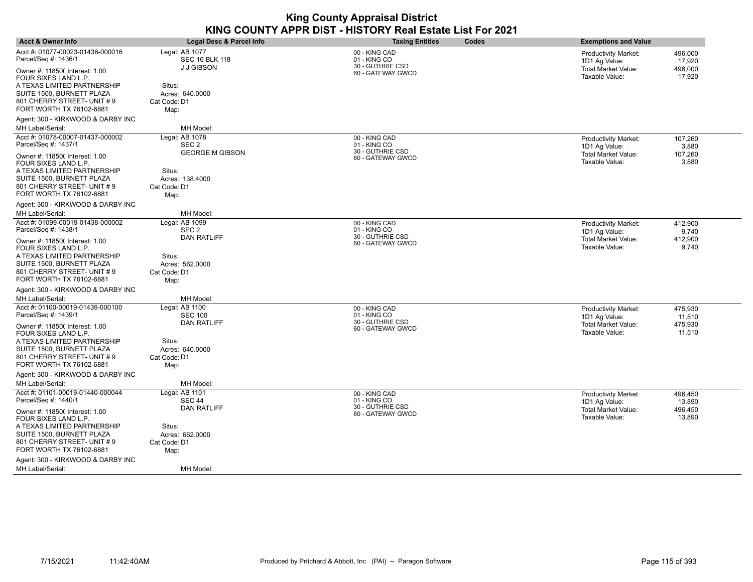# King County Appraisal District

## KING COUNTY APPR DIST - HISTORY Real Estate List For 2021

| Acct & Owner Info | Legal Desc & Parcel Info | Taxing Entities | Codes | Exemptions and Value |
|---|---|---|---|---|
| Acct #: 01077-00023-01436-000016<br>Parcel/Seq #: 1436/1<br>Owner #: 11850( Interest: 1.00<br>FOUR SIXES LAND L.P.<br>A TEXAS LIMITED PARTNERSHIP<br>SUITE 1500, BURNETT PLAZA<br>801 CHERRY STREET- UNIT # 9<br>FORT WORTH TX 76102-6881<br>Agent: 300 - KIRKWOOD & DARBY INC<br>MH Label/Serial: | Legal: AB 1077<br>SEC 16 BLK 118<br>J J GIBSON<br>Situs:<br>Acres: 640.0000<br>Cat Code: D1<br>Map:<br>MH Model: | 00 - KING CAD<br>01 - KING CO<br>30 - GUTHRIE CSD<br>60 - GATEWAY GWCD | | Productivity Market: 496,000<br>1D1 Ag Value: 17,920<br>Total Market Value: 496,000<br>Taxable Value: 17,920 |
| Acct #: 01078-00007-01437-000002<br>Parcel/Seq #: 1437/1<br>Owner #: 11850( Interest: 1.00<br>FOUR SIXES LAND L.P.<br>A TEXAS LIMITED PARTNERSHIP<br>SUITE 1500, BURNETT PLAZA<br>801 CHERRY STREET- UNIT # 9<br>FORT WORTH TX 76102-6881<br>Agent: 300 - KIRKWOOD & DARBY INC<br>MH Label/Serial: | Legal: AB 1078<br>SEC 2<br>GEORGE M GIBSON<br>Situs:<br>Acres: 138.4000<br>Cat Code: D1<br>Map:<br>MH Model: | 00 - KING CAD<br>01 - KING CO<br>30 - GUTHRIE CSD<br>60 - GATEWAY GWCD | | Productivity Market: 107,260<br>1D1 Ag Value: 3,880<br>Total Market Value: 107,260<br>Taxable Value: 3,880 |
| Acct #: 01099-00019-01438-000002<br>Parcel/Seq #: 1438/1<br>Owner #: 11850( Interest: 1.00<br>FOUR SIXES LAND L.P.<br>A TEXAS LIMITED PARTNERSHIP<br>SUITE 1500, BURNETT PLAZA<br>801 CHERRY STREET- UNIT # 9<br>FORT WORTH TX 76102-6881<br>Agent: 300 - KIRKWOOD & DARBY INC<br>MH Label/Serial: | Legal: AB 1099<br>SEC 2<br>DAN RATLIFF<br>Situs:<br>Acres: 562.0000<br>Cat Code: D1<br>Map:<br>MH Model: | 00 - KING CAD<br>01 - KING CO<br>30 - GUTHRIE CSD<br>60 - GATEWAY GWCD | | Productivity Market: 412,900<br>1D1 Ag Value: 9,740<br>Total Market Value: 412,900<br>Taxable Value: 9,740 |
| Acct #: 01100-00019-01439-000100<br>Parcel/Seq #: 1439/1<br>Owner #: 11850( Interest: 1.00<br>FOUR SIXES LAND L.P.<br>A TEXAS LIMITED PARTNERSHIP<br>SUITE 1500, BURNETT PLAZA<br>801 CHERRY STREET- UNIT # 9<br>FORT WORTH TX 76102-6881<br>Agent: 300 - KIRKWOOD & DARBY INC<br>MH Label/Serial: | Legal: AB 1100<br>SEC 100<br>DAN RATLIFF<br>Situs:<br>Acres: 640.0000<br>Cat Code: D1<br>Map:<br>MH Model: | 00 - KING CAD<br>01 - KING CO<br>30 - GUTHRIE CSD<br>60 - GATEWAY GWCD | | Productivity Market: 475,930<br>1D1 Ag Value: 11,510<br>Total Market Value: 475,930<br>Taxable Value: 11,510 |
| Acct #: 01101-00019-01440-000044<br>Parcel/Seq #: 1440/1<br>Owner #: 11850( Interest: 1.00<br>FOUR SIXES LAND L.P.<br>A TEXAS LIMITED PARTNERSHIP<br>SUITE 1500, BURNETT PLAZA<br>801 CHERRY STREET- UNIT # 9<br>FORT WORTH TX 76102-6881<br>Agent: 300 - KIRKWOOD & DARBY INC<br>MH Label/Serial: | Legal: AB 1101<br>SEC 44<br>DAN RATLIFF<br>Situs:<br>Acres: 662.0000<br>Cat Code: D1<br>Map:<br>MH Model: | 00 - KING CAD<br>01 - KING CO<br>30 - GUTHRIE CSD<br>60 - GATEWAY GWCD | | Productivity Market: 496,450<br>1D1 Ag Value: 13,890<br>Total Market Value: 496,450<br>Taxable Value: 13,890 |

7/15/2021 11:42:40AM Produced by Pritchard & Abbott, Inc (PAI) -- Paragon Software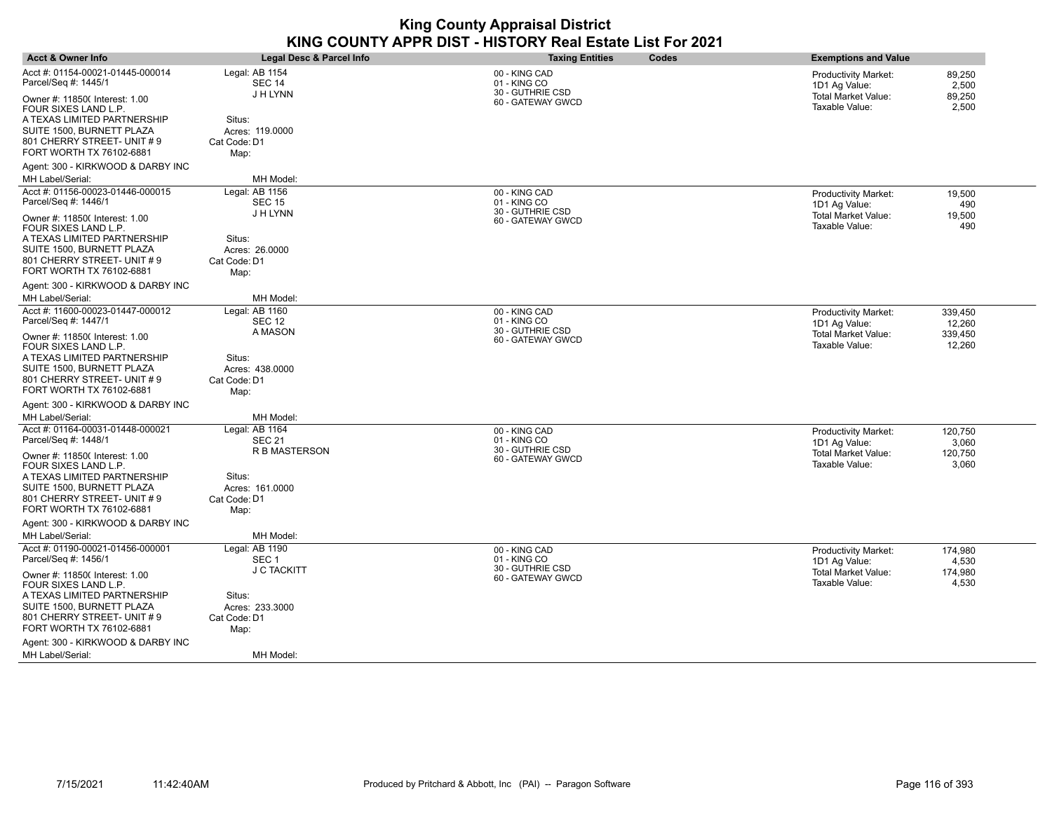# King County Appraisal District
## KING COUNTY APPR DIST - HISTORY Real Estate List For 2021

| Acct & Owner Info | Legal Desc & Parcel Info | Taxing Entities | Codes | Exemptions and Value |
|---|---|---|---|---|
| Acct #: 01154-00021-01445-000014<br>Parcel/Seq #: 1445/1<br>Owner #: 11850( Interest: 1.00<br>FOUR SIXES LAND L.P.<br>A TEXAS LIMITED PARTNERSHIP<br>SUITE 1500, BURNETT PLAZA<br>801 CHERRY STREET- UNIT # 9<br>FORT WORTH TX 76102-6881<br>Agent: 300 - KIRKWOOD & DARBY INC<br>MH Label/Serial: | Legal: AB 1154<br>SEC 14<br>J H LYNN<br>Situs:<br>Acres: 119.0000<br>Cat Code: D1<br>Map:<br>MH Model: | 00 - KING CAD<br>01 - KING CO<br>30 - GUTHRIE CSD<br>60 - GATEWAY GWCD | | Productivity Market: 89,250<br>1D1 Ag Value: 2,500<br>Total Market Value: 89,250<br>Taxable Value: 2,500 |
| Acct #: 01156-00023-01446-000015<br>Parcel/Seq #: 1446/1<br>Owner #: 11850( Interest: 1.00<br>FOUR SIXES LAND L.P.<br>A TEXAS LIMITED PARTNERSHIP<br>SUITE 1500, BURNETT PLAZA<br>801 CHERRY STREET- UNIT # 9<br>FORT WORTH TX 76102-6881<br>Agent: 300 - KIRKWOOD & DARBY INC<br>MH Label/Serial: | Legal: AB 1156<br>SEC 15<br>J H LYNN<br>Situs:<br>Acres: 26.0000<br>Cat Code: D1<br>Map:<br>MH Model: | 00 - KING CAD<br>01 - KING CO<br>30 - GUTHRIE CSD<br>60 - GATEWAY GWCD | | Productivity Market: 19,500<br>1D1 Ag Value: 490<br>Total Market Value: 19,500<br>Taxable Value: 490 |
| Acct #: 11600-00023-01447-000012<br>Parcel/Seq #: 1447/1<br>Owner #: 11850( Interest: 1.00<br>FOUR SIXES LAND L.P.<br>A TEXAS LIMITED PARTNERSHIP<br>SUITE 1500, BURNETT PLAZA<br>801 CHERRY STREET- UNIT # 9<br>FORT WORTH TX 76102-6881<br>Agent: 300 - KIRKWOOD & DARBY INC<br>MH Label/Serial: | Legal: AB 1160<br>SEC 12<br>A MASON<br>Situs:<br>Acres: 438.0000<br>Cat Code: D1<br>Map:<br>MH Model: | 00 - KING CAD<br>01 - KING CO<br>30 - GUTHRIE CSD<br>60 - GATEWAY GWCD | | Productivity Market: 339,450<br>1D1 Ag Value: 12,260<br>Total Market Value: 339,450<br>Taxable Value: 12,260 |
| Acct #: 01164-00031-01448-000021<br>Parcel/Seq #: 1448/1<br>Owner #: 11850( Interest: 1.00<br>FOUR SIXES LAND L.P.<br>A TEXAS LIMITED PARTNERSHIP<br>SUITE 1500, BURNETT PLAZA<br>801 CHERRY STREET- UNIT # 9<br>FORT WORTH TX 76102-6881<br>Agent: 300 - KIRKWOOD & DARBY INC<br>MH Label/Serial: | Legal: AB 1164<br>SEC 21<br>R B MASTERSON<br>Situs:<br>Acres: 161.0000<br>Cat Code: D1<br>Map:<br>MH Model: | 00 - KING CAD<br>01 - KING CO<br>30 - GUTHRIE CSD<br>60 - GATEWAY GWCD | | Productivity Market: 120,750<br>1D1 Ag Value: 3,060<br>Total Market Value: 120,750<br>Taxable Value: 3,060 |
| Acct #: 01190-00021-01456-000001<br>Parcel/Seq #: 1456/1<br>Owner #: 11850( Interest: 1.00<br>FOUR SIXES LAND L.P.<br>A TEXAS LIMITED PARTNERSHIP<br>SUITE 1500, BURNETT PLAZA<br>801 CHERRY STREET- UNIT # 9<br>FORT WORTH TX 76102-6881<br>Agent: 300 - KIRKWOOD & DARBY INC<br>MH Label/Serial: | Legal: AB 1190<br>SEC 1<br>J C TACKITT<br>Situs:<br>Acres: 233.3000<br>Cat Code: D1<br>Map:<br>MH Model: | 00 - KING CAD<br>01 - KING CO<br>30 - GUTHRIE CSD<br>60 - GATEWAY GWCD | | Productivity Market: 174,980<br>1D1 Ag Value: 4,530<br>Total Market Value: 174,980<br>Taxable Value: 4,530 |

7/15/2021 11:42:40AM Produced by Pritchard & Abbott, Inc (PAI) -- Paragon Software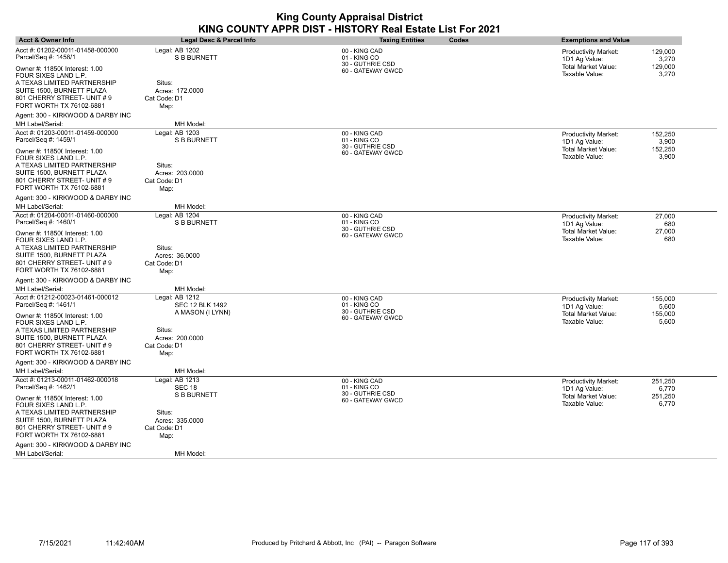# King County Appraisal District

## KING COUNTY APPR DIST - HISTORY Real Estate List For 2021

| Acct & Owner Info | Legal Desc & Parcel Info | Taxing Entities | Codes | Exemptions and Value |
|---|---|---|---|---|
| Acct #: 01202-00011-01458-000000<br>Parcel/Seq #: 1458/1<br>Owner #: 11850( Interest: 1.00<br>FOUR SIXES LAND L.P.<br>A TEXAS LIMITED PARTNERSHIP<br>SUITE 1500, BURNETT PLAZA<br>801 CHERRY STREET- UNIT # 9<br>FORT WORTH TX 76102-6881<br>Agent: 300 - KIRKWOOD & DARBY INC<br>MH Label/Serial: | Legal: AB 1202<br>S B BURNETT<br>Situs:<br>Acres: 172.0000<br>Cat Code: D1<br>Map:<br>MH Model: | 00 - KING CAD<br>01 - KING CO<br>30 - GUTHRIE CSD<br>60 - GATEWAY GWCD | | Productivity Market: 129,000<br>1D1 Ag Value: 3,270<br>Total Market Value: 129,000<br>Taxable Value: 3,270 |
| Acct #: 01203-00011-01459-000000<br>Parcel/Seq #: 1459/1<br>Owner #: 11850( Interest: 1.00<br>FOUR SIXES LAND L.P.<br>A TEXAS LIMITED PARTNERSHIP<br>SUITE 1500, BURNETT PLAZA<br>801 CHERRY STREET- UNIT # 9<br>FORT WORTH TX 76102-6881<br>Agent: 300 - KIRKWOOD & DARBY INC<br>MH Label/Serial: | Legal: AB 1203<br>S B BURNETT<br>Situs:<br>Acres: 203.0000<br>Cat Code: D1<br>Map:<br>MH Model: | 00 - KING CAD<br>01 - KING CO<br>30 - GUTHRIE CSD<br>60 - GATEWAY GWCD | | Productivity Market: 152,250<br>1D1 Ag Value: 3,900<br>Total Market Value: 152,250<br>Taxable Value: 3,900 |
| Acct #: 01204-00011-01460-000000<br>Parcel/Seq #: 1460/1<br>Owner #: 11850( Interest: 1.00<br>FOUR SIXES LAND L.P.<br>A TEXAS LIMITED PARTNERSHIP<br>SUITE 1500, BURNETT PLAZA<br>801 CHERRY STREET- UNIT # 9<br>FORT WORTH TX 76102-6881<br>Agent: 300 - KIRKWOOD & DARBY INC<br>MH Label/Serial: | Legal: AB 1204<br>S B BURNETT<br>Situs:<br>Acres: 36.0000<br>Cat Code: D1<br>Map:<br>MH Model: | 00 - KING CAD<br>01 - KING CO<br>30 - GUTHRIE CSD<br>60 - GATEWAY GWCD | | Productivity Market: 27,000<br>1D1 Ag Value: 680<br>Total Market Value: 27,000<br>Taxable Value: 680 |
| Acct #: 01212-00023-01461-000012<br>Parcel/Seq #: 1461/1<br>Owner #: 11850( Interest: 1.00<br>FOUR SIXES LAND L.P.<br>A TEXAS LIMITED PARTNERSHIP<br>SUITE 1500, BURNETT PLAZA<br>801 CHERRY STREET- UNIT # 9<br>FORT WORTH TX 76102-6881<br>Agent: 300 - KIRKWOOD & DARBY INC<br>MH Label/Serial: | Legal: AB 1212<br>SEC 12 BLK 1492<br>A MASON (I LYNN)<br>Situs:<br>Acres: 200.0000<br>Cat Code: D1<br>Map:<br>MH Model: | 00 - KING CAD<br>01 - KING CO<br>30 - GUTHRIE CSD<br>60 - GATEWAY GWCD | | Productivity Market: 155,000<br>1D1 Ag Value: 5,600<br>Total Market Value: 155,000<br>Taxable Value: 5,600 |
| Acct #: 01213-00011-01462-000018<br>Parcel/Seq #: 1462/1<br>Owner #: 11850( Interest: 1.00<br>FOUR SIXES LAND L.P.<br>A TEXAS LIMITED PARTNERSHIP<br>SUITE 1500, BURNETT PLAZA<br>801 CHERRY STREET- UNIT # 9<br>FORT WORTH TX 76102-6881<br>Agent: 300 - KIRKWOOD & DARBY INC<br>MH Label/Serial: | Legal: AB 1213<br>SEC 18<br>S B BURNETT<br>Situs:<br>Acres: 335.0000<br>Cat Code: D1<br>Map:<br>MH Model: | 00 - KING CAD<br>01 - KING CO<br>30 - GUTHRIE CSD<br>60 - GATEWAY GWCD | | Productivity Market: 251,250<br>1D1 Ag Value: 6,770<br>Total Market Value: 251,250<br>Taxable Value: 6,770 |

7/15/2021 11:42:40AM Produced by Pritchard & Abbott, Inc (PAI) -- Paragon Software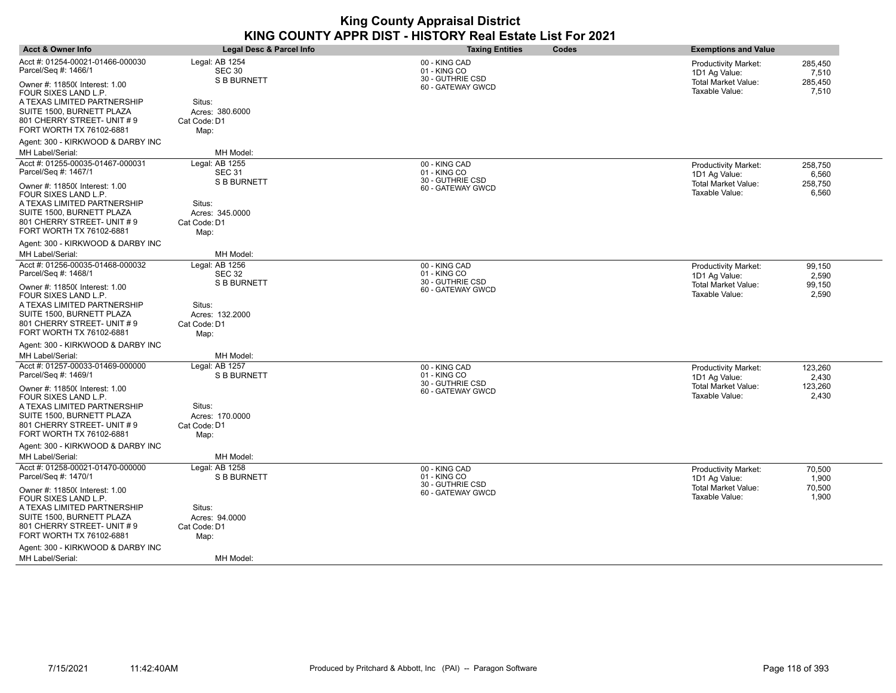# King County Appraisal District

## KING COUNTY APPR DIST - HISTORY Real Estate List For 2021

| Acct & Owner Info | Legal Desc & Parcel Info | Taxing Entities | Codes | Exemptions and Value |
|---|---|---|---|---|
| Acct #: 01254-00021-01466-000030<br>Parcel/Seq #: 1466/1<br>Owner #: 11850( Interest: 1.00<br>FOUR SIXES LAND L.P.<br>A TEXAS LIMITED PARTNERSHIP<br>SUITE 1500, BURNETT PLAZA<br>801 CHERRY STREET- UNIT # 9<br>FORT WORTH TX 76102-6881<br>Agent: 300 - KIRKWOOD & DARBY INC<br>MH Label/Serial: | Legal: AB 1254<br>SEC 30<br>S B BURNETT<br>Situs:<br>Acres: 380.6000<br>Cat Code: D1<br>Map:<br>MH Model: | 00 - KING CAD<br>01 - KING CO<br>30 - GUTHRIE CSD<br>60 - GATEWAY GWCD | | Productivity Market: 285,450<br>1D1 Ag Value: 7,510<br>Total Market Value: 285,450<br>Taxable Value: 7,510 |
| Acct #: 01255-00035-01467-000031<br>Parcel/Seq #: 1467/1<br>Owner #: 11850( Interest: 1.00<br>FOUR SIXES LAND L.P.<br>A TEXAS LIMITED PARTNERSHIP<br>SUITE 1500, BURNETT PLAZA<br>801 CHERRY STREET- UNIT # 9<br>FORT WORTH TX 76102-6881<br>Agent: 300 - KIRKWOOD & DARBY INC<br>MH Label/Serial: | Legal: AB 1255<br>SEC 31<br>S B BURNETT<br>Situs:<br>Acres: 345.0000<br>Cat Code: D1<br>Map:<br>MH Model: | 00 - KING CAD<br>01 - KING CO<br>30 - GUTHRIE CSD<br>60 - GATEWAY GWCD | | Productivity Market: 258,750<br>1D1 Ag Value: 6,560<br>Total Market Value: 258,750<br>Taxable Value: 6,560 |
| Acct #: 01256-00035-01468-000032<br>Parcel/Seq #: 1468/1<br>Owner #: 11850( Interest: 1.00<br>FOUR SIXES LAND L.P.<br>A TEXAS LIMITED PARTNERSHIP<br>SUITE 1500, BURNETT PLAZA<br>801 CHERRY STREET- UNIT # 9<br>FORT WORTH TX 76102-6881<br>Agent: 300 - KIRKWOOD & DARBY INC<br>MH Label/Serial: | Legal: AB 1256<br>SEC 32<br>S B BURNETT<br>Situs:<br>Acres: 132.2000<br>Cat Code: D1<br>Map:<br>MH Model: | 00 - KING CAD<br>01 - KING CO<br>30 - GUTHRIE CSD<br>60 - GATEWAY GWCD | | Productivity Market: 99,150<br>1D1 Ag Value: 2,590<br>Total Market Value: 99,150<br>Taxable Value: 2,590 |
| Acct #: 01257-00033-01469-000000<br>Parcel/Seq #: 1469/1<br>Owner #: 11850( Interest: 1.00<br>FOUR SIXES LAND L.P.<br>A TEXAS LIMITED PARTNERSHIP<br>SUITE 1500, BURNETT PLAZA<br>801 CHERRY STREET- UNIT # 9<br>FORT WORTH TX 76102-6881<br>Agent: 300 - KIRKWOOD & DARBY INC<br>MH Label/Serial: | Legal: AB 1257<br>S B BURNETT<br>Situs:<br>Acres: 170.0000<br>Cat Code: D1<br>Map:<br>MH Model: | 00 - KING CAD<br>01 - KING CO<br>30 - GUTHRIE CSD<br>60 - GATEWAY GWCD | | Productivity Market: 123,260<br>1D1 Ag Value: 2,430<br>Total Market Value: 123,260<br>Taxable Value: 2,430 |
| Acct #: 01258-00021-01470-000000<br>Parcel/Seq #: 1470/1<br>Owner #: 11850( Interest: 1.00<br>FOUR SIXES LAND L.P.<br>A TEXAS LIMITED PARTNERSHIP<br>SUITE 1500, BURNETT PLAZA<br>801 CHERRY STREET- UNIT # 9<br>FORT WORTH TX 76102-6881<br>Agent: 300 - KIRKWOOD & DARBY INC<br>MH Label/Serial: | Legal: AB 1258<br>S B BURNETT<br>Situs:<br>Acres: 94.0000<br>Cat Code: D1<br>Map:<br>MH Model: | 00 - KING CAD<br>01 - KING CO<br>30 - GUTHRIE CSD<br>60 - GATEWAY GWCD | | Productivity Market: 70,500<br>1D1 Ag Value: 1,900<br>Total Market Value: 70,500<br>Taxable Value: 1,900 |

7/15/2021 11:42:40AM Produced by Pritchard & Abbott, Inc (PAI) -- Paragon Software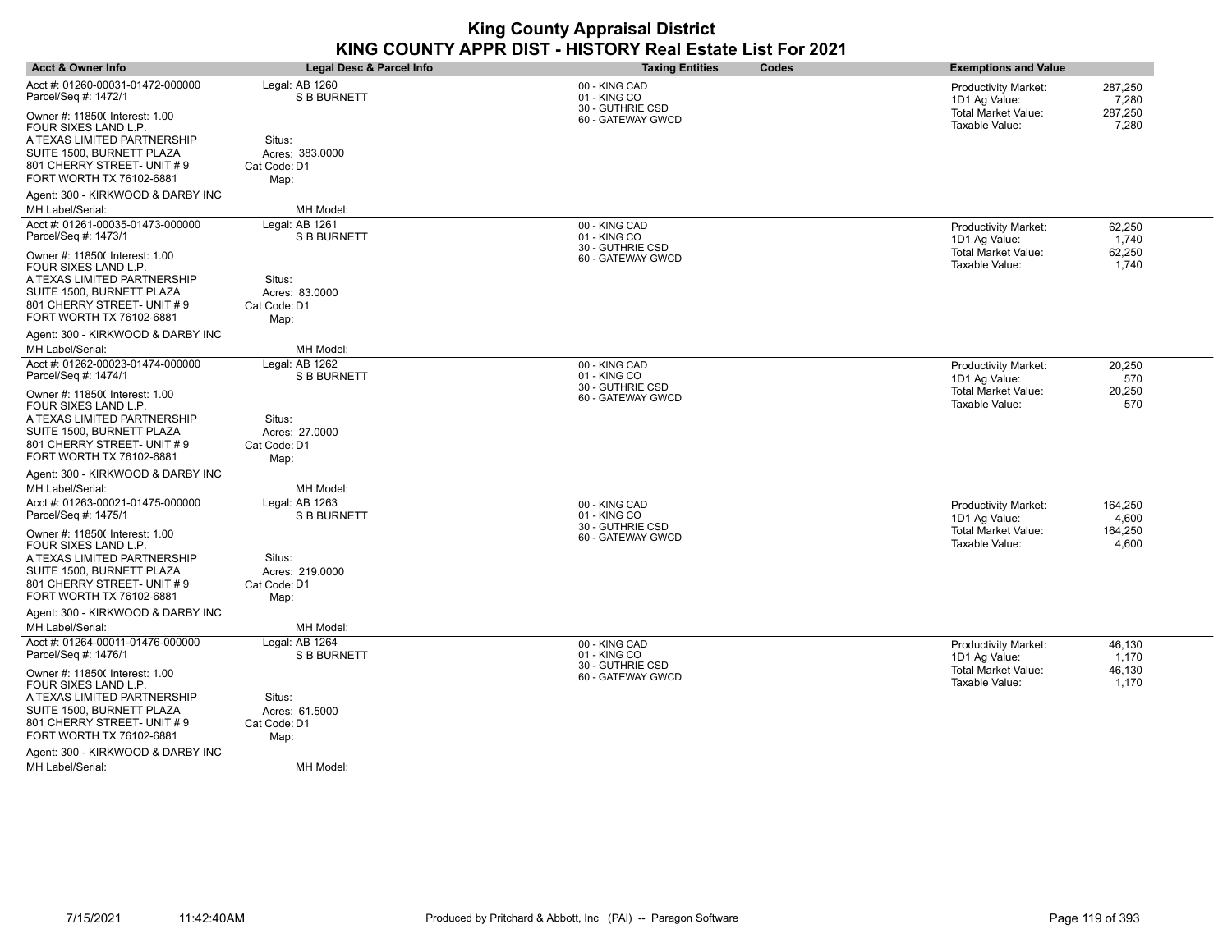# King County Appraisal District
## KING COUNTY APPR DIST - HISTORY Real Estate List For 2021

| Acct & Owner Info | Legal Desc & Parcel Info | Taxing Entities | Codes | Exemptions and Value |
|---|---|---|---|---|
| Acct #: 01260-00031-01472-000000<br>Parcel/Seq #: 1472/1<br>Owner #: 11850( Interest: 1.00<br>FOUR SIXES LAND L.P.<br>A TEXAS LIMITED PARTNERSHIP<br>SUITE 1500, BURNETT PLAZA<br>801 CHERRY STREET- UNIT # 9<br>FORT WORTH TX 76102-6881<br>Agent: 300 - KIRKWOOD & DARBY INC<br>MH Label/Serial: | Legal: AB 1260<br>S B BURNETT<br>Situs:<br>Acres: 383.0000<br>Cat Code: D1<br>Map:<br>MH Model: | 00 - KING CAD<br>01 - KING CO<br>30 - GUTHRIE CSD<br>60 - GATEWAY GWCD | | Productivity Market: 287,250<br>1D1 Ag Value: 7,280<br>Total Market Value: 287,250<br>Taxable Value: 7,280 |
| Acct #: 01261-00035-01473-000000<br>Parcel/Seq #: 1473/1<br>Owner #: 11850( Interest: 1.00<br>FOUR SIXES LAND L.P.<br>A TEXAS LIMITED PARTNERSHIP<br>SUITE 1500, BURNETT PLAZA<br>801 CHERRY STREET- UNIT # 9<br>FORT WORTH TX 76102-6881<br>Agent: 300 - KIRKWOOD & DARBY INC<br>MH Label/Serial: | Legal: AB 1261<br>S B BURNETT<br>Situs:<br>Acres: 83.0000<br>Cat Code: D1<br>Map:<br>MH Model: | 00 - KING CAD<br>01 - KING CO<br>30 - GUTHRIE CSD<br>60 - GATEWAY GWCD | | Productivity Market: 62,250<br>1D1 Ag Value: 1,740<br>Total Market Value: 62,250<br>Taxable Value: 1,740 |
| Acct #: 01262-00023-01474-000000<br>Parcel/Seq #: 1474/1<br>Owner #: 11850( Interest: 1.00<br>FOUR SIXES LAND L.P.<br>A TEXAS LIMITED PARTNERSHIP<br>SUITE 1500, BURNETT PLAZA<br>801 CHERRY STREET- UNIT # 9<br>FORT WORTH TX 76102-6881<br>Agent: 300 - KIRKWOOD & DARBY INC<br>MH Label/Serial: | Legal: AB 1262<br>S B BURNETT<br>Situs:<br>Acres: 27.0000<br>Cat Code: D1<br>Map:<br>MH Model: | 00 - KING CAD<br>01 - KING CO<br>30 - GUTHRIE CSD<br>60 - GATEWAY GWCD | | Productivity Market: 20,250<br>1D1 Ag Value: 570<br>Total Market Value: 20,250<br>Taxable Value: 570 |
| Acct #: 01263-00021-01475-000000<br>Parcel/Seq #: 1475/1<br>Owner #: 11850( Interest: 1.00<br>FOUR SIXES LAND L.P.<br>A TEXAS LIMITED PARTNERSHIP<br>SUITE 1500, BURNETT PLAZA<br>801 CHERRY STREET- UNIT # 9<br>FORT WORTH TX 76102-6881<br>Agent: 300 - KIRKWOOD & DARBY INC<br>MH Label/Serial: | Legal: AB 1263<br>S B BURNETT<br>Situs:<br>Acres: 219.0000<br>Cat Code: D1<br>Map:<br>MH Model: | 00 - KING CAD<br>01 - KING CO<br>30 - GUTHRIE CSD<br>60 - GATEWAY GWCD | | Productivity Market: 164,250<br>1D1 Ag Value: 4,600<br>Total Market Value: 164,250<br>Taxable Value: 4,600 |
| Acct #: 01264-00011-01476-000000<br>Parcel/Seq #: 1476/1<br>Owner #: 11850( Interest: 1.00<br>FOUR SIXES LAND L.P.<br>A TEXAS LIMITED PARTNERSHIP<br>SUITE 1500, BURNETT PLAZA<br>801 CHERRY STREET- UNIT # 9<br>FORT WORTH TX 76102-6881<br>Agent: 300 - KIRKWOOD & DARBY INC<br>MH Label/Serial: | Legal: AB 1264<br>S B BURNETT<br>Situs:<br>Acres: 61.5000<br>Cat Code: D1<br>Map:<br>MH Model: | 00 - KING CAD<br>01 - KING CO<br>30 - GUTHRIE CSD<br>60 - GATEWAY GWCD | | Productivity Market: 46,130<br>1D1 Ag Value: 1,170<br>Total Market Value: 46,130<br>Taxable Value: 1,170 |

7/15/2021 11:42:40AM Produced by Pritchard & Abbott, Inc (PAI) -- Paragon Software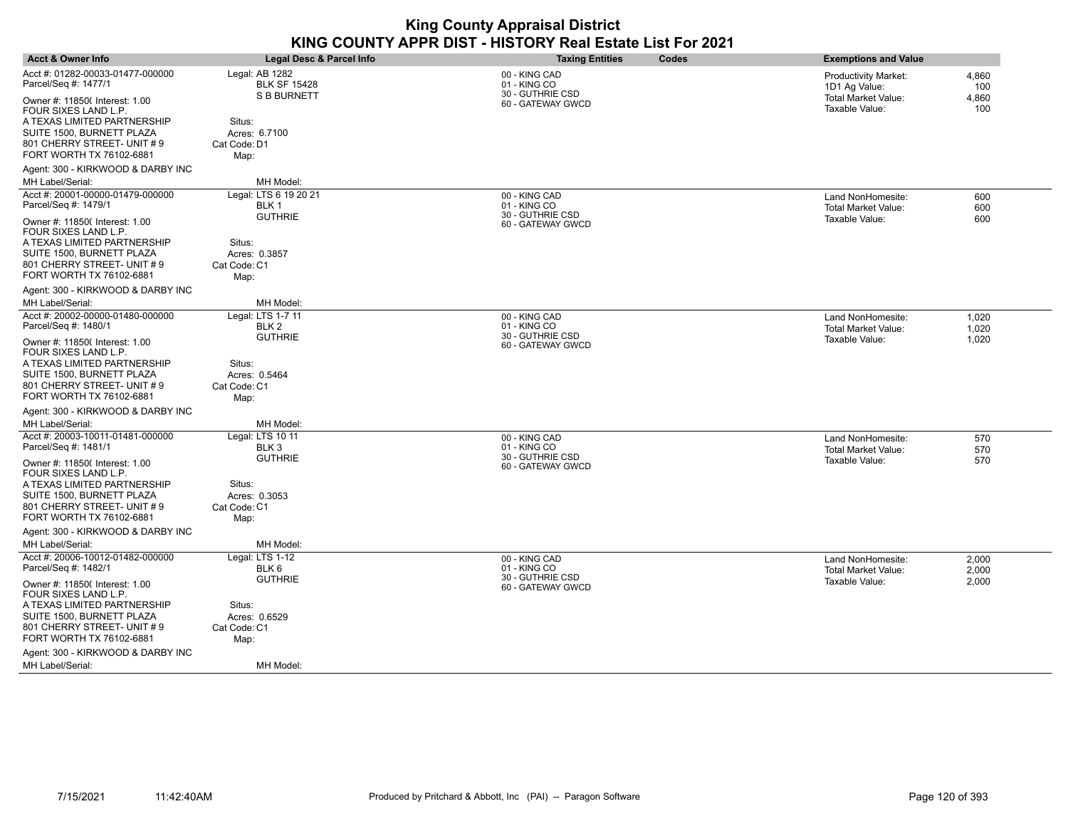# King County Appraisal District

## KING COUNTY APPR DIST - HISTORY Real Estate List For 2021

| Acct & Owner Info | Legal Desc & Parcel Info | Taxing Entities | Codes | Exemptions and Value |
|---|---|---|---|---|
| Acct #: 01282-00033-01477-000000<br>Parcel/Seq #: 1477/1<br>Owner #: 11850( Interest: 1.00<br>FOUR SIXES LAND L.P.<br>A TEXAS LIMITED PARTNERSHIP<br>SUITE 1500, BURNETT PLAZA<br>801 CHERRY STREET- UNIT # 9<br>FORT WORTH TX 76102-6881<br>Agent: 300 - KIRKWOOD & DARBY INC<br>MH Label/Serial: | Legal: AB 1282<br>BLK SF 15428<br>S B BURNETT<br>Situs:<br>Acres: 6.7100<br>Cat Code: D1<br>Map:<br>MH Model: | 00 - KING CAD<br>01 - KING CO<br>30 - GUTHRIE CSD<br>60 - GATEWAY GWCD | | Productivity Market: 4,860<br>1D1 Ag Value: 100<br>Total Market Value: 4,860<br>Taxable Value: 100 |
| Acct #: 20001-00000-01479-000000<br>Parcel/Seq #: 1479/1<br>Owner #: 11850( Interest: 1.00<br>FOUR SIXES LAND L.P.<br>A TEXAS LIMITED PARTNERSHIP<br>SUITE 1500, BURNETT PLAZA<br>801 CHERRY STREET- UNIT # 9<br>FORT WORTH TX 76102-6881<br>Agent: 300 - KIRKWOOD & DARBY INC<br>MH Label/Serial: | Legal: LTS 6 19 20 21<br>BLK 1<br>GUTHRIE<br>Situs:<br>Acres: 0.3857<br>Cat Code: C1<br>Map:<br>MH Model: | 00 - KING CAD<br>01 - KING CO<br>30 - GUTHRIE CSD<br>60 - GATEWAY GWCD | | Land NonHomesite: 600<br>Total Market Value: 600<br>Taxable Value: 600 |
| Acct #: 20002-00000-01480-000000<br>Parcel/Seq #: 1480/1<br>Owner #: 11850( Interest: 1.00<br>FOUR SIXES LAND L.P.<br>A TEXAS LIMITED PARTNERSHIP<br>SUITE 1500, BURNETT PLAZA<br>801 CHERRY STREET- UNIT # 9<br>FORT WORTH TX 76102-6881<br>Agent: 300 - KIRKWOOD & DARBY INC<br>MH Label/Serial: | Legal: LTS 1-7 11<br>BLK 2<br>GUTHRIE<br>Situs:<br>Acres: 0.5464<br>Cat Code: C1<br>Map:<br>MH Model: | 00 - KING CAD<br>01 - KING CO<br>30 - GUTHRIE CSD<br>60 - GATEWAY GWCD | | Land NonHomesite: 1,020<br>Total Market Value: 1,020<br>Taxable Value: 1,020 |
| Acct #: 20003-10011-01481-000000<br>Parcel/Seq #: 1481/1<br>Owner #: 11850( Interest: 1.00<br>FOUR SIXES LAND L.P.<br>A TEXAS LIMITED PARTNERSHIP<br>SUITE 1500, BURNETT PLAZA<br>801 CHERRY STREET- UNIT # 9<br>FORT WORTH TX 76102-6881<br>Agent: 300 - KIRKWOOD & DARBY INC<br>MH Label/Serial: | Legal: LTS 10 11<br>BLK 3<br>GUTHRIE<br>Situs:<br>Acres: 0.3053<br>Cat Code: C1<br>Map:<br>MH Model: | 00 - KING CAD<br>01 - KING CO<br>30 - GUTHRIE CSD<br>60 - GATEWAY GWCD | | Land NonHomesite: 570<br>Total Market Value: 570<br>Taxable Value: 570 |
| Acct #: 20006-10012-01482-000000<br>Parcel/Seq #: 1482/1<br>Owner #: 11850( Interest: 1.00<br>FOUR SIXES LAND L.P.<br>A TEXAS LIMITED PARTNERSHIP<br>SUITE 1500, BURNETT PLAZA<br>801 CHERRY STREET- UNIT # 9<br>FORT WORTH TX 76102-6881<br>Agent: 300 - KIRKWOOD & DARBY INC<br>MH Label/Serial: | Legal: LTS 1-12<br>BLK 6<br>GUTHRIE<br>Situs:<br>Acres: 0.6529<br>Cat Code: C1<br>Map:<br>MH Model: | 00 - KING CAD<br>01 - KING CO<br>30 - GUTHRIE CSD<br>60 - GATEWAY GWCD | | Land NonHomesite: 2,000<br>Total Market Value: 2,000<br>Taxable Value: 2,000 |

7/15/2021 11:42:40AM Produced by Pritchard & Abbott, Inc (PAI) -- Paragon Software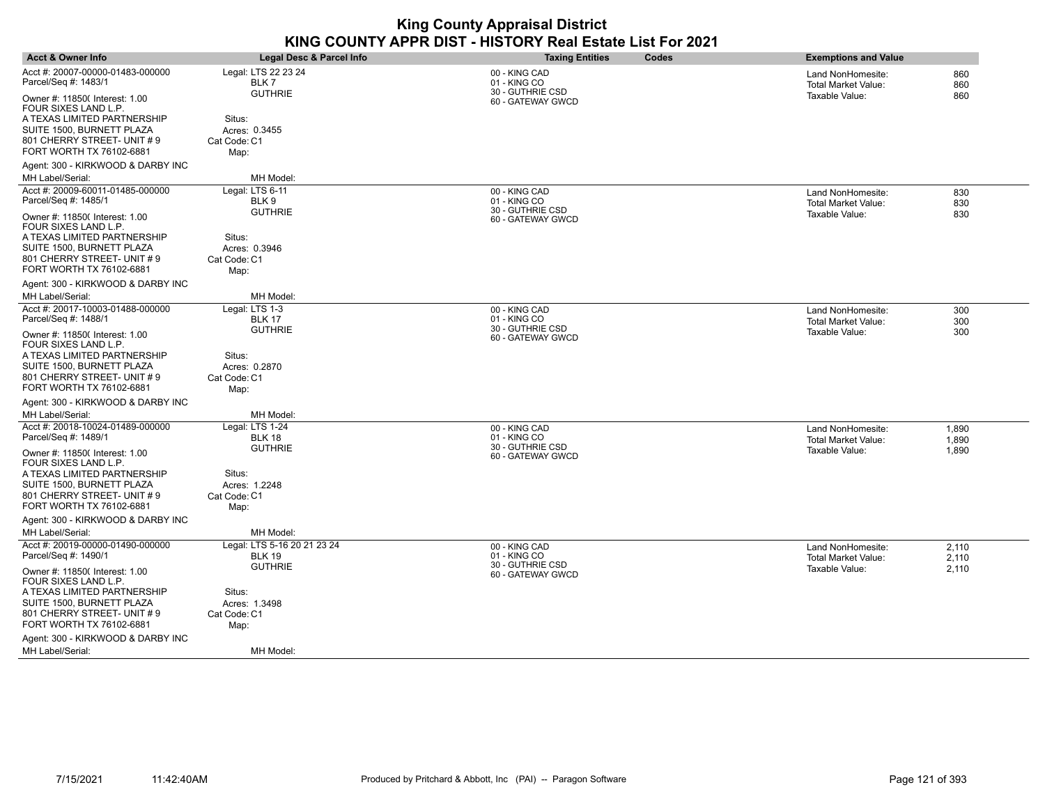# King County Appraisal District
## KING COUNTY APPR DIST - HISTORY Real Estate List For 2021

| Acct & Owner Info | Legal Desc & Parcel Info | Taxing Entities | Codes | Exemptions and Value |
|---|---|---|---|---|
| Acct #: 20007-00000-01483-000000<br>Parcel/Seq #: 1483/1<br>Owner #: 11850( Interest: 1.00<br>FOUR SIXES LAND L.P.<br>A TEXAS LIMITED PARTNERSHIP<br>SUITE 1500, BURNETT PLAZA<br>801 CHERRY STREET- UNIT # 9<br>FORT WORTH TX 76102-6881<br>Agent: 300 - KIRKWOOD & DARBY INC<br>MH Label/Serial: | Legal: LTS 22 23 24<br>BLK 7<br>GUTHRIE<br>Situs:<br>Acres: 0.3455<br>Cat Code: C1<br>Map:<br>MH Model: | 00 - KING CAD<br>01 - KING CO<br>30 - GUTHRIE CSD<br>60 - GATEWAY GWCD | | Land NonHomesite: 860<br>Total Market Value: 860<br>Taxable Value: 860 |
| Acct #: 20009-60011-01485-000000<br>Parcel/Seq #: 1485/1<br>Owner #: 11850( Interest: 1.00<br>FOUR SIXES LAND L.P.<br>A TEXAS LIMITED PARTNERSHIP<br>SUITE 1500, BURNETT PLAZA<br>801 CHERRY STREET- UNIT # 9<br>FORT WORTH TX 76102-6881<br>Agent: 300 - KIRKWOOD & DARBY INC<br>MH Label/Serial: | Legal: LTS 6-11<br>BLK 9<br>GUTHRIE<br>Situs:<br>Acres: 0.3946<br>Cat Code: C1<br>Map:<br>MH Model: | 00 - KING CAD<br>01 - KING CO<br>30 - GUTHRIE CSD<br>60 - GATEWAY GWCD | | Land NonHomesite: 830<br>Total Market Value: 830<br>Taxable Value: 830 |
| Acct #: 20017-10003-01488-000000<br>Parcel/Seq #: 1488/1<br>Owner #: 11850( Interest: 1.00<br>FOUR SIXES LAND L.P.<br>A TEXAS LIMITED PARTNERSHIP<br>SUITE 1500, BURNETT PLAZA<br>801 CHERRY STREET- UNIT # 9<br>FORT WORTH TX 76102-6881<br>Agent: 300 - KIRKWOOD & DARBY INC<br>MH Label/Serial: | Legal: LTS 1-3<br>BLK 17<br>GUTHRIE<br>Situs:<br>Acres: 0.2870<br>Cat Code: C1<br>Map:<br>MH Model: | 00 - KING CAD<br>01 - KING CO<br>30 - GUTHRIE CSD<br>60 - GATEWAY GWCD | | Land NonHomesite: 300<br>Total Market Value: 300<br>Taxable Value: 300 |
| Acct #: 20018-10024-01489-000000<br>Parcel/Seq #: 1489/1<br>Owner #: 11850( Interest: 1.00<br>FOUR SIXES LAND L.P.<br>A TEXAS LIMITED PARTNERSHIP<br>SUITE 1500, BURNETT PLAZA<br>801 CHERRY STREET- UNIT # 9<br>FORT WORTH TX 76102-6881<br>Agent: 300 - KIRKWOOD & DARBY INC<br>MH Label/Serial: | Legal: LTS 1-24<br>BLK 18<br>GUTHRIE<br>Situs:<br>Acres: 1.2248<br>Cat Code: C1<br>Map:<br>MH Model: | 00 - KING CAD<br>01 - KING CO<br>30 - GUTHRIE CSD<br>60 - GATEWAY GWCD | | Land NonHomesite: 1,890<br>Total Market Value: 1,890<br>Taxable Value: 1,890 |
| Acct #: 20019-00000-01490-000000<br>Parcel/Seq #: 1490/1<br>Owner #: 11850( Interest: 1.00<br>FOUR SIXES LAND L.P.<br>A TEXAS LIMITED PARTNERSHIP<br>SUITE 1500, BURNETT PLAZA<br>801 CHERRY STREET- UNIT # 9<br>FORT WORTH TX 76102-6881<br>Agent: 300 - KIRKWOOD & DARBY INC<br>MH Label/Serial: | Legal: LTS 5-16 20 21 23 24<br>BLK 19<br>GUTHRIE<br>Situs:<br>Acres: 1.3498<br>Cat Code: C1<br>Map:<br>MH Model: | 00 - KING CAD<br>01 - KING CO<br>30 - GUTHRIE CSD<br>60 - GATEWAY GWCD | | Land NonHomesite: 2,110<br>Total Market Value: 2,110<br>Taxable Value: 2,110 |

7/15/2021 11:42:40AM Produced by Pritchard & Abbott, Inc (PAI) -- Paragon Software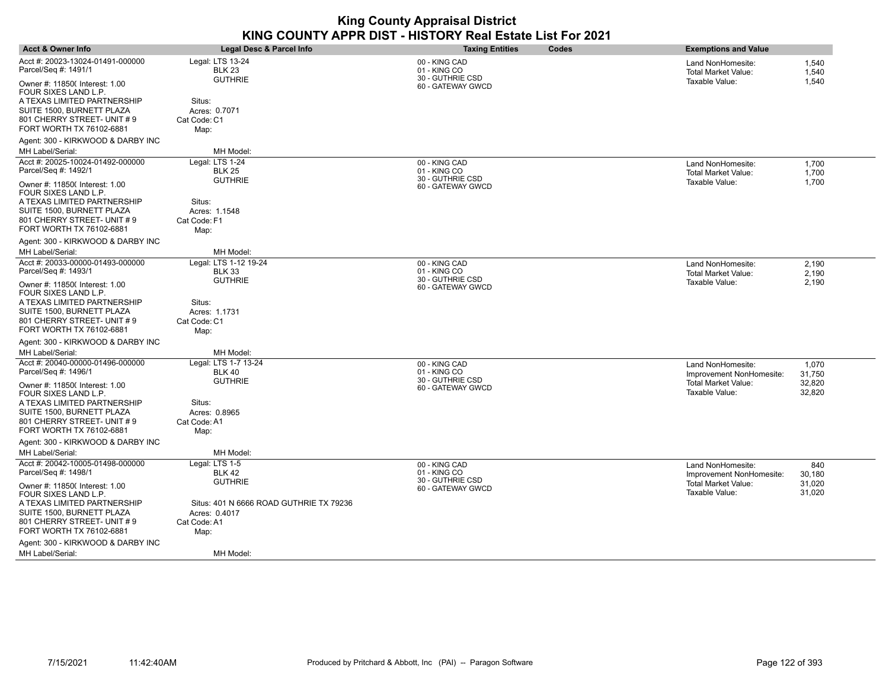# King County Appraisal District

## KING COUNTY APPR DIST - HISTORY Real Estate List For 2021

| Acct & Owner Info | Legal Desc & Parcel Info | Taxing Entities | Codes | Exemptions and Value |
|---|---|---|---|---|
| Acct #: 20023-13024-01491-000000<br>Parcel/Seq #: 1491/1<br>Owner #: 11850( Interest: 1.00<br>FOUR SIXES LAND L.P.<br>A TEXAS LIMITED PARTNERSHIP<br>SUITE 1500, BURNETT PLAZA<br>801 CHERRY STREET- UNIT # 9<br>FORT WORTH TX 76102-6881<br>Agent: 300 - KIRKWOOD & DARBY INC<br>MH Label/Serial: | Legal: LTS 13-24<br>BLK 23<br>GUTHRIE<br>Situs:<br>Acres: 0.7071<br>Cat Code: C1<br>Map:<br>MH Model: | 00 - KING CAD<br>01 - KING CO<br>30 - GUTHRIE CSD<br>60 - GATEWAY GWCD | | Land NonHomesite: 1,540<br>Total Market Value: 1,540<br>Taxable Value: 1,540 |
| Acct #: 20025-10024-01492-000000<br>Parcel/Seq #: 1492/1<br>Owner #: 11850( Interest: 1.00<br>FOUR SIXES LAND L.P.<br>A TEXAS LIMITED PARTNERSHIP<br>SUITE 1500, BURNETT PLAZA<br>801 CHERRY STREET- UNIT # 9<br>FORT WORTH TX 76102-6881<br>Agent: 300 - KIRKWOOD & DARBY INC<br>MH Label/Serial: | Legal: LTS 1-24<br>BLK 25<br>GUTHRIE<br>Situs:<br>Acres: 1.1548<br>Cat Code: F1<br>Map:<br>MH Model: | 00 - KING CAD<br>01 - KING CO<br>30 - GUTHRIE CSD<br>60 - GATEWAY GWCD | | Land NonHomesite: 1,700<br>Total Market Value: 1,700<br>Taxable Value: 1,700 |
| Acct #: 20033-00000-01493-000000<br>Parcel/Seq #: 1493/1<br>Owner #: 11850( Interest: 1.00<br>FOUR SIXES LAND L.P.<br>A TEXAS LIMITED PARTNERSHIP<br>SUITE 1500, BURNETT PLAZA<br>801 CHERRY STREET- UNIT # 9<br>FORT WORTH TX 76102-6881<br>Agent: 300 - KIRKWOOD & DARBY INC<br>MH Label/Serial: | Legal: LTS 1-12 19-24<br>BLK 33<br>GUTHRIE<br>Situs:<br>Acres: 1.1731<br>Cat Code: C1<br>Map:<br>MH Model: | 00 - KING CAD<br>01 - KING CO<br>30 - GUTHRIE CSD<br>60 - GATEWAY GWCD | | Land NonHomesite: 2,190<br>Total Market Value: 2,190<br>Taxable Value: 2,190 |
| Acct #: 20040-00000-01496-000000<br>Parcel/Seq #: 1496/1<br>Owner #: 11850( Interest: 1.00<br>FOUR SIXES LAND L.P.<br>A TEXAS LIMITED PARTNERSHIP<br>SUITE 1500, BURNETT PLAZA<br>801 CHERRY STREET- UNIT # 9<br>FORT WORTH TX 76102-6881<br>Agent: 300 - KIRKWOOD & DARBY INC<br>MH Label/Serial: | Legal: LTS 1-7 13-24<br>BLK 40<br>GUTHRIE<br>Situs:<br>Acres: 0.8965<br>Cat Code: A1<br>Map:<br>MH Model: | 00 - KING CAD<br>01 - KING CO<br>30 - GUTHRIE CSD<br>60 - GATEWAY GWCD | | Land NonHomesite: 1,070<br>Improvement NonHomesite: 31,750<br>Total Market Value: 32,820<br>Taxable Value: 32,820 |
| Acct #: 20042-10005-01498-000000<br>Parcel/Seq #: 1498/1<br>Owner #: 11850( Interest: 1.00<br>FOUR SIXES LAND L.P.<br>A TEXAS LIMITED PARTNERSHIP<br>SUITE 1500, BURNETT PLAZA<br>801 CHERRY STREET- UNIT # 9<br>FORT WORTH TX 76102-6881<br>Agent: 300 - KIRKWOOD & DARBY INC<br>MH Label/Serial: | Legal: LTS 1-5<br>BLK 42<br>GUTHRIE<br>Situs: 401 N 6666 ROAD GUTHRIE TX 79236<br>Acres: 0.4017<br>Cat Code: A1<br>Map:<br>MH Model: | 00 - KING CAD<br>01 - KING CO<br>30 - GUTHRIE CSD<br>60 - GATEWAY GWCD | | Land NonHomesite: 840<br>Improvement NonHomesite: 30,180<br>Total Market Value: 31,020<br>Taxable Value: 31,020 |

7/15/2021 11:42:40AM Produced by Pritchard & Abbott, Inc (PAI) -- Paragon Software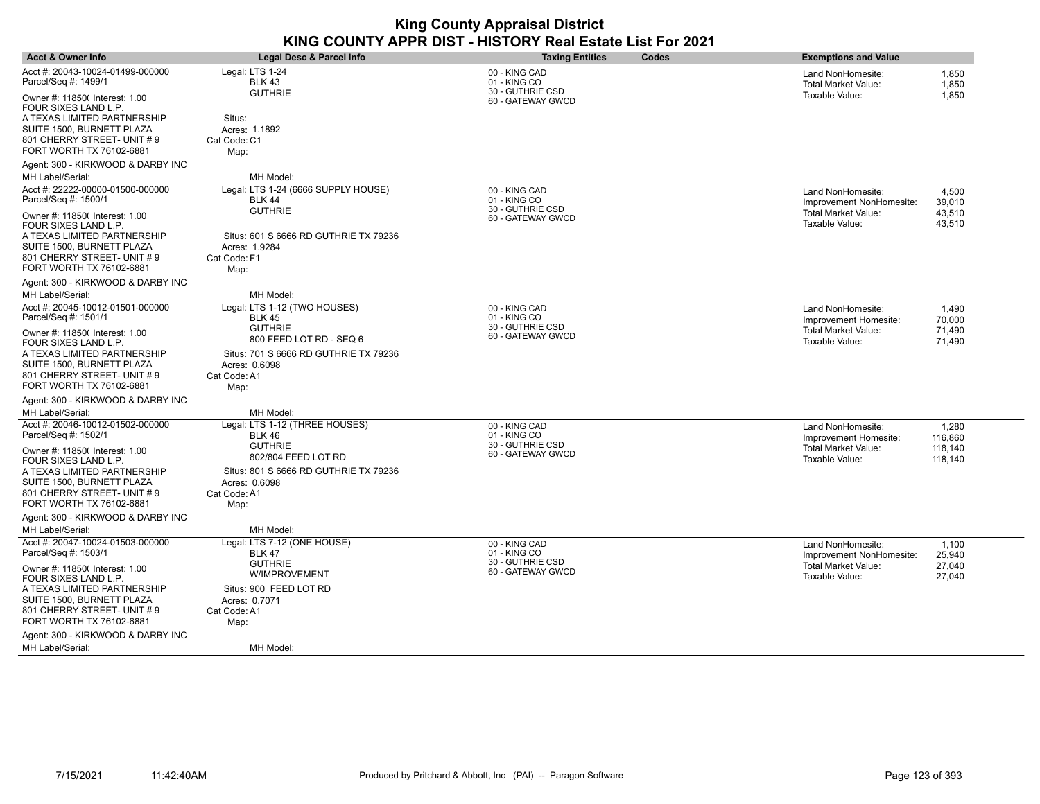# King County Appraisal District

## KING COUNTY APPR DIST - HISTORY Real Estate List For 2021

| Acct & Owner Info | Legal Desc & Parcel Info | Taxing Entities | Codes | Exemptions and Value |
|---|---|---|---|---|
| Acct #: 20043-10024-01499-000000<br>Parcel/Seq #: 1499/1<br>Owner #: 11850( Interest: 1.00<br>FOUR SIXES LAND L.P.<br>A TEXAS LIMITED PARTNERSHIP<br>SUITE 1500, BURNETT PLAZA<br>801 CHERRY STREET- UNIT # 9<br>FORT WORTH TX 76102-6881<br>Agent: 300 - KIRKWOOD & DARBY INC<br>MH Label/Serial: | Legal: LTS 1-24<br>BLK 43<br>GUTHRIE<br>Situs:<br>Acres: 1.1892<br>Cat Code: C1<br>Map:<br>MH Model: | 00 - KING CAD<br>01 - KING CO<br>30 - GUTHRIE CSD<br>60 - GATEWAY GWCD | | Land NonHomesite: 1,850<br>Total Market Value: 1,850<br>Taxable Value: 1,850 |
| Acct #: 22222-00000-01500-000000<br>Parcel/Seq #: 1500/1<br>Owner #: 11850( Interest: 1.00<br>FOUR SIXES LAND L.P.<br>A TEXAS LIMITED PARTNERSHIP<br>SUITE 1500, BURNETT PLAZA<br>801 CHERRY STREET- UNIT # 9<br>FORT WORTH TX 76102-6881<br>Agent: 300 - KIRKWOOD & DARBY INC<br>MH Label/Serial: | Legal: LTS 1-24 (6666 SUPPLY HOUSE)<br>BLK 44<br>GUTHRIE<br>Situs: 601 S 6666 RD GUTHRIE TX 79236<br>Acres: 1.9284<br>Cat Code: F1<br>Map:<br>MH Model: | 00 - KING CAD<br>01 - KING CO<br>30 - GUTHRIE CSD<br>60 - GATEWAY GWCD | | Land NonHomesite: 4,500<br>Improvement NonHomesite: 39,010<br>Total Market Value: 43,510<br>Taxable Value: 43,510 |
| Acct #: 20045-10012-01501-000000<br>Parcel/Seq #: 1501/1<br>Owner #: 11850( Interest: 1.00<br>FOUR SIXES LAND L.P.<br>A TEXAS LIMITED PARTNERSHIP<br>SUITE 1500, BURNETT PLAZA<br>801 CHERRY STREET- UNIT # 9<br>FORT WORTH TX 76102-6881<br>Agent: 300 - KIRKWOOD & DARBY INC<br>MH Label/Serial: | Legal: LTS 1-12 (TWO HOUSES)<br>BLK 45<br>GUTHRIE<br>800 FEED LOT RD - SEQ 6<br>Situs: 701 S 6666 RD GUTHRIE TX 79236<br>Acres: 0.6098<br>Cat Code: A1<br>Map:<br>MH Model: | 00 - KING CAD<br>01 - KING CO<br>30 - GUTHRIE CSD<br>60 - GATEWAY GWCD | | Land NonHomesite: 1,490<br>Improvement Homesite: 70,000<br>Total Market Value: 71,490<br>Taxable Value: 71,490 |
| Acct #: 20046-10012-01502-000000<br>Parcel/Seq #: 1502/1<br>Owner #: 11850( Interest: 1.00<br>FOUR SIXES LAND L.P.<br>A TEXAS LIMITED PARTNERSHIP<br>SUITE 1500, BURNETT PLAZA<br>801 CHERRY STREET- UNIT # 9<br>FORT WORTH TX 76102-6881<br>Agent: 300 - KIRKWOOD & DARBY INC<br>MH Label/Serial: | Legal: LTS 1-12 (THREE HOUSES)<br>BLK 46<br>GUTHRIE<br>802/804 FEED LOT RD<br>Situs: 801 S 6666 RD GUTHRIE TX 79236<br>Acres: 0.6098<br>Cat Code: A1<br>Map:<br>MH Model: | 00 - KING CAD<br>01 - KING CO<br>30 - GUTHRIE CSD<br>60 - GATEWAY GWCD | | Land NonHomesite: 1,280<br>Improvement Homesite: 116,860<br>Total Market Value: 118,140<br>Taxable Value: 118,140 |
| Acct #: 20047-10024-01503-000000<br>Parcel/Seq #: 1503/1<br>Owner #: 11850( Interest: 1.00<br>FOUR SIXES LAND L.P.<br>A TEXAS LIMITED PARTNERSHIP<br>SUITE 1500, BURNETT PLAZA<br>801 CHERRY STREET- UNIT # 9<br>FORT WORTH TX 76102-6881<br>Agent: 300 - KIRKWOOD & DARBY INC<br>MH Label/Serial: | Legal: LTS 7-12 (ONE HOUSE)<br>BLK 47<br>GUTHRIE<br>W/IMPROVEMENT<br>Situs: 900 FEED LOT RD<br>Acres: 0.7071<br>Cat Code: A1<br>Map:<br>MH Model: | 00 - KING CAD<br>01 - KING CO<br>30 - GUTHRIE CSD<br>60 - GATEWAY GWCD | | Land NonHomesite: 1,100<br>Improvement NonHomesite: 25,940<br>Total Market Value: 27,040<br>Taxable Value: 27,040 |

7/15/2021 11:42:40AM Produced by Pritchard & Abbott, Inc (PAI) -- Paragon Software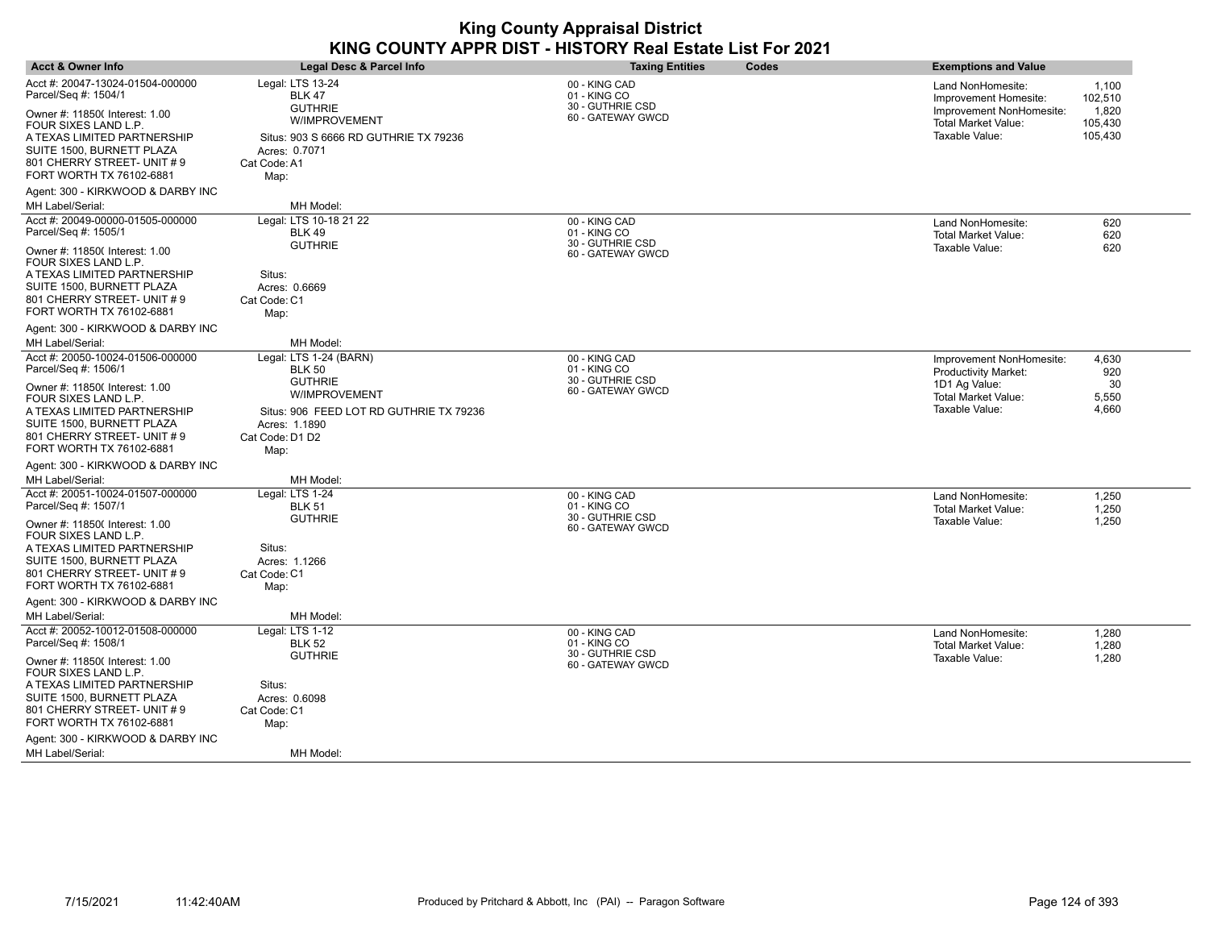# King County Appraisal District

## KING COUNTY APPR DIST - HISTORY Real Estate List For 2021

| Acct & Owner Info | Legal Desc & Parcel Info | Taxing Entities | Codes | Exemptions and Value |
|---|---|---|---|---|
| Acct #: 20047-13024-01504-000000<br>Parcel/Seq #: 1504/1<br>Owner #: 11850( Interest: 1.00<br>FOUR SIXES LAND L.P.<br>A TEXAS LIMITED PARTNERSHIP<br>SUITE 1500, BURNETT PLAZA<br>801 CHERRY STREET- UNIT # 9<br>FORT WORTH TX 76102-6881<br>Agent: 300 - KIRKWOOD & DARBY INC<br>MH Label/Serial: | Legal: LTS 13-24<br>BLK 47<br>GUTHRIE<br>W/IMPROVEMENT<br>Situs: 903 S 6666 RD GUTHRIE TX 79236<br>Acres: 0.7071<br>Cat Code: A1<br>Map:<br>MH Model: | 00 - KING CAD<br>01 - KING CO<br>30 - GUTHRIE CSD<br>60 - GATEWAY GWCD | | Land NonHomesite: 1,100<br>Improvement Homesite: 102,510<br>Improvement NonHomesite: 1,820<br>Total Market Value: 105,430<br>Taxable Value: 105,430 |
| Acct #: 20049-00000-01505-000000<br>Parcel/Seq #: 1505/1<br>Owner #: 11850( Interest: 1.00<br>FOUR SIXES LAND L.P.<br>A TEXAS LIMITED PARTNERSHIP<br>SUITE 1500, BURNETT PLAZA<br>801 CHERRY STREET- UNIT # 9<br>FORT WORTH TX 76102-6881<br>Agent: 300 - KIRKWOOD & DARBY INC<br>MH Label/Serial: | Legal: LTS 10-18 21 22<br>BLK 49<br>GUTHRIE<br>Situs:<br>Acres: 0.6669<br>Cat Code: C1<br>Map:<br>MH Model: | 00 - KING CAD<br>01 - KING CO<br>30 - GUTHRIE CSD<br>60 - GATEWAY GWCD | | Land NonHomesite: 620<br>Total Market Value: 620<br>Taxable Value: 620 |
| Acct #: 20050-10024-01506-000000<br>Parcel/Seq #: 1506/1<br>Owner #: 11850( Interest: 1.00<br>FOUR SIXES LAND L.P.<br>A TEXAS LIMITED PARTNERSHIP<br>SUITE 1500, BURNETT PLAZA<br>801 CHERRY STREET- UNIT # 9<br>FORT WORTH TX 76102-6881<br>Agent: 300 - KIRKWOOD & DARBY INC<br>MH Label/Serial: | Legal: LTS 1-24 (BARN)<br>BLK 50<br>GUTHRIE<br>W/IMPROVEMENT<br>Situs: 906 FEED LOT RD GUTHRIE TX 79236<br>Acres: 1.1890<br>Cat Code: D1 D2<br>Map:<br>MH Model: | 00 - KING CAD<br>01 - KING CO<br>30 - GUTHRIE CSD<br>60 - GATEWAY GWCD | | Improvement NonHomesite: 4,630<br>Productivity Market: 920<br>1D1 Ag Value: 30<br>Total Market Value: 5,550<br>Taxable Value: 4,660 |
| Acct #: 20051-10024-01507-000000<br>Parcel/Seq #: 1507/1<br>Owner #: 11850( Interest: 1.00<br>FOUR SIXES LAND L.P.<br>A TEXAS LIMITED PARTNERSHIP<br>SUITE 1500, BURNETT PLAZA<br>801 CHERRY STREET- UNIT # 9<br>FORT WORTH TX 76102-6881<br>Agent: 300 - KIRKWOOD & DARBY INC<br>MH Label/Serial: | Legal: LTS 1-24<br>BLK 51<br>GUTHRIE<br>Situs:<br>Acres: 1.1266<br>Cat Code: C1<br>Map:<br>MH Model: | 00 - KING CAD<br>01 - KING CO<br>30 - GUTHRIE CSD<br>60 - GATEWAY GWCD | | Land NonHomesite: 1,250<br>Total Market Value: 1,250<br>Taxable Value: 1,250 |
| Acct #: 20052-10012-01508-000000<br>Parcel/Seq #: 1508/1<br>Owner #: 11850( Interest: 1.00<br>FOUR SIXES LAND L.P.<br>A TEXAS LIMITED PARTNERSHIP<br>SUITE 1500, BURNETT PLAZA<br>801 CHERRY STREET- UNIT # 9<br>FORT WORTH TX 76102-6881<br>Agent: 300 - KIRKWOOD & DARBY INC<br>MH Label/Serial: | Legal: LTS 1-12<br>BLK 52<br>GUTHRIE<br>Situs:<br>Acres: 0.6098<br>Cat Code: C1<br>Map:<br>MH Model: | 00 - KING CAD<br>01 - KING CO<br>30 - GUTHRIE CSD<br>60 - GATEWAY GWCD | | Land NonHomesite: 1,280<br>Total Market Value: 1,280<br>Taxable Value: 1,280 |

7/15/2021 11:42:40AM Produced by Pritchard & Abbott, Inc (PAI) -- Paragon Software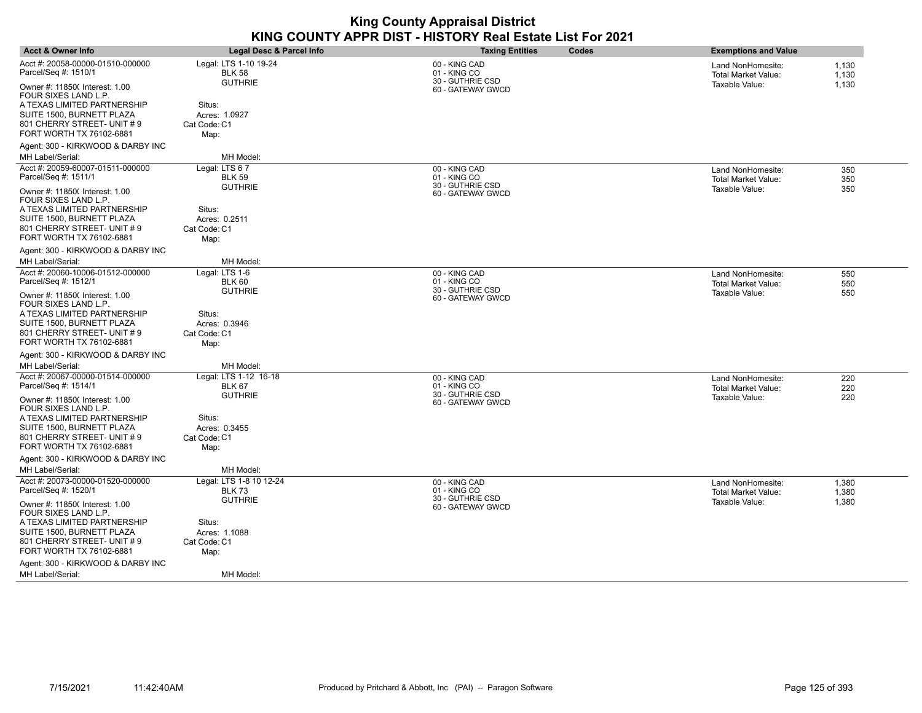# King County Appraisal District

## KING COUNTY APPR DIST - HISTORY Real Estate List For 2021

| Acct & Owner Info | Legal Desc & Parcel Info | Taxing Entities | Codes | Exemptions and Value |
|---|---|---|---|---|
| Acct #: 20058-00000-01510-000000<br>Parcel/Seq #: 1510/1<br>Owner #: 11850( Interest: 1.00<br>FOUR SIXES LAND L.P.<br>A TEXAS LIMITED PARTNERSHIP<br>SUITE 1500, BURNETT PLAZA<br>801 CHERRY STREET- UNIT # 9<br>FORT WORTH TX 76102-6881<br>Agent: 300 - KIRKWOOD & DARBY INC<br>MH Label/Serial: | Legal: LTS 1-10 19-24<br>BLK 58<br>GUTHRIE<br>Situs:<br>Acres: 1.0927<br>Cat Code: C1<br>Map:<br>MH Model: | 00 - KING CAD<br>01 - KING CO<br>30 - GUTHRIE CSD<br>60 - GATEWAY GWCD | | Land NonHomesite: 1,130<br>Total Market Value: 1,130<br>Taxable Value: 1,130 |
| Acct #: 20059-60007-01511-000000<br>Parcel/Seq #: 1511/1<br>Owner #: 11850( Interest: 1.00<br>FOUR SIXES LAND L.P.<br>A TEXAS LIMITED PARTNERSHIP<br>SUITE 1500, BURNETT PLAZA<br>801 CHERRY STREET- UNIT # 9<br>FORT WORTH TX 76102-6881<br>Agent: 300 - KIRKWOOD & DARBY INC<br>MH Label/Serial: | Legal: LTS 6 7<br>BLK 59<br>GUTHRIE<br>Situs:<br>Acres: 0.2511<br>Cat Code: C1<br>Map:<br>MH Model: | 00 - KING CAD<br>01 - KING CO<br>30 - GUTHRIE CSD<br>60 - GATEWAY GWCD | | Land NonHomesite: 350<br>Total Market Value: 350<br>Taxable Value: 350 |
| Acct #: 20060-10006-01512-000000<br>Parcel/Seq #: 1512/1<br>Owner #: 11850( Interest: 1.00<br>FOUR SIXES LAND L.P.<br>A TEXAS LIMITED PARTNERSHIP<br>SUITE 1500, BURNETT PLAZA<br>801 CHERRY STREET- UNIT # 9<br>FORT WORTH TX 76102-6881<br>Agent: 300 - KIRKWOOD & DARBY INC<br>MH Label/Serial: | Legal: LTS 1-6<br>BLK 60<br>GUTHRIE<br>Situs:<br>Acres: 0.3946<br>Cat Code: C1<br>Map:<br>MH Model: | 00 - KING CAD<br>01 - KING CO<br>30 - GUTHRIE CSD<br>60 - GATEWAY GWCD | | Land NonHomesite: 550<br>Total Market Value: 550<br>Taxable Value: 550 |
| Acct #: 20067-00000-01514-000000<br>Parcel/Seq #: 1514/1<br>Owner #: 11850( Interest: 1.00<br>FOUR SIXES LAND L.P.<br>A TEXAS LIMITED PARTNERSHIP<br>SUITE 1500, BURNETT PLAZA<br>801 CHERRY STREET- UNIT # 9<br>FORT WORTH TX 76102-6881<br>Agent: 300 - KIRKWOOD & DARBY INC<br>MH Label/Serial: | Legal: LTS 1-12 16-18<br>BLK 67<br>GUTHRIE<br>Situs:<br>Acres: 0.3455<br>Cat Code: C1<br>Map:<br>MH Model: | 00 - KING CAD<br>01 - KING CO<br>30 - GUTHRIE CSD<br>60 - GATEWAY GWCD | | Land NonHomesite: 220<br>Total Market Value: 220<br>Taxable Value: 220 |
| Acct #: 20073-00000-01520-000000<br>Parcel/Seq #: 1520/1<br>Owner #: 11850( Interest: 1.00<br>FOUR SIXES LAND L.P.<br>A TEXAS LIMITED PARTNERSHIP<br>SUITE 1500, BURNETT PLAZA<br>801 CHERRY STREET- UNIT # 9<br>FORT WORTH TX 76102-6881<br>Agent: 300 - KIRKWOOD & DARBY INC<br>MH Label/Serial: | Legal: LTS 1-8 10 12-24<br>BLK 73<br>GUTHRIE<br>Situs:<br>Acres: 1.1088<br>Cat Code: C1<br>Map:<br>MH Model: | 00 - KING CAD<br>01 - KING CO<br>30 - GUTHRIE CSD<br>60 - GATEWAY GWCD | | Land NonHomesite: 1,380<br>Total Market Value: 1,380<br>Taxable Value: 1,380 |

7/15/2021 11:42:40AM Produced by Pritchard & Abbott, Inc (PAI) -- Paragon Software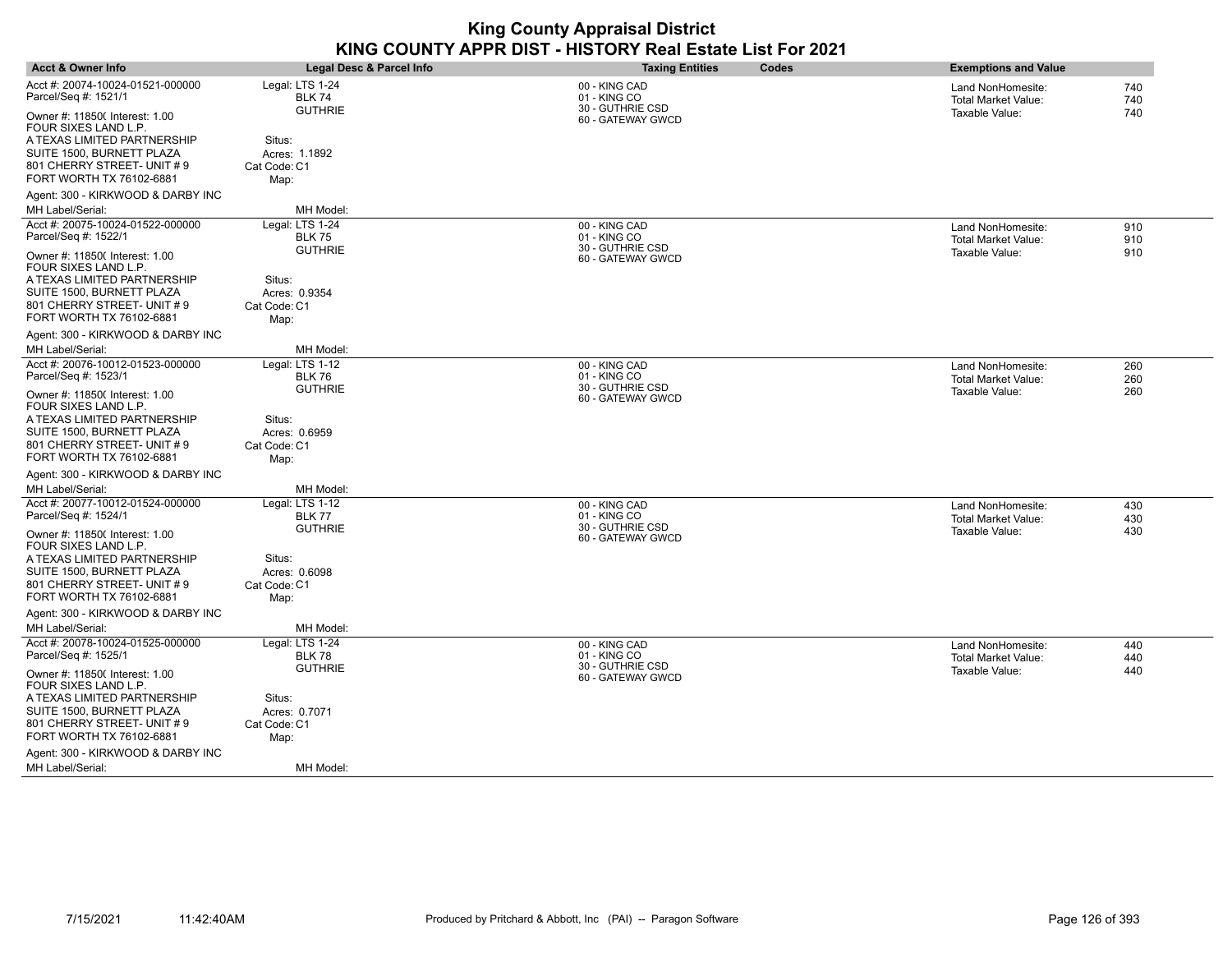# King County Appraisal District

## KING COUNTY APPR DIST - HISTORY Real Estate List For 2021

| Acct & Owner Info | Legal Desc & Parcel Info | Taxing Entities | Codes | Exemptions and Value |
|---|---|---|---|---|
| Acct #: 20074-10024-01521-000000<br>Parcel/Seq #: 1521/1<br>Owner #: 11850( Interest: 1.00<br>FOUR SIXES LAND L.P.<br>A TEXAS LIMITED PARTNERSHIP<br>SUITE 1500, BURNETT PLAZA<br>801 CHERRY STREET- UNIT # 9<br>FORT WORTH TX 76102-6881<br>Agent: 300 - KIRKWOOD & DARBY INC<br>MH Label/Serial: | Legal: LTS 1-24<br>BLK 74<br>GUTHRIE<br>Situs:<br>Acres: 1.1892<br>Cat Code: C1<br>Map:<br>MH Model: | 00 - KING CAD<br>01 - KING CO<br>30 - GUTHRIE CSD<br>60 - GATEWAY GWCD | | Land NonHomesite: 740<br>Total Market Value: 740<br>Taxable Value: 740 |
| Acct #: 20075-10024-01522-000000<br>Parcel/Seq #: 1522/1<br>Owner #: 11850( Interest: 1.00<br>FOUR SIXES LAND L.P.<br>A TEXAS LIMITED PARTNERSHIP<br>SUITE 1500, BURNETT PLAZA<br>801 CHERRY STREET- UNIT # 9<br>FORT WORTH TX 76102-6881<br>Agent: 300 - KIRKWOOD & DARBY INC<br>MH Label/Serial: | Legal: LTS 1-24<br>BLK 75<br>GUTHRIE<br>Situs:<br>Acres: 0.9354<br>Cat Code: C1<br>Map:<br>MH Model: | 00 - KING CAD<br>01 - KING CO<br>30 - GUTHRIE CSD<br>60 - GATEWAY GWCD | | Land NonHomesite: 910<br>Total Market Value: 910<br>Taxable Value: 910 |
| Acct #: 20076-10012-01523-000000<br>Parcel/Seq #: 1523/1<br>Owner #: 11850( Interest: 1.00<br>FOUR SIXES LAND L.P.<br>A TEXAS LIMITED PARTNERSHIP<br>SUITE 1500, BURNETT PLAZA<br>801 CHERRY STREET- UNIT # 9<br>FORT WORTH TX 76102-6881<br>Agent: 300 - KIRKWOOD & DARBY INC<br>MH Label/Serial: | Legal: LTS 1-12<br>BLK 76<br>GUTHRIE<br>Situs:<br>Acres: 0.6959<br>Cat Code: C1<br>Map:<br>MH Model: | 00 - KING CAD<br>01 - KING CO<br>30 - GUTHRIE CSD<br>60 - GATEWAY GWCD | | Land NonHomesite: 260<br>Total Market Value: 260<br>Taxable Value: 260 |
| Acct #: 20077-10012-01524-000000<br>Parcel/Seq #: 1524/1<br>Owner #: 11850( Interest: 1.00<br>FOUR SIXES LAND L.P.<br>A TEXAS LIMITED PARTNERSHIP<br>SUITE 1500, BURNETT PLAZA<br>801 CHERRY STREET- UNIT # 9<br>FORT WORTH TX 76102-6881<br>Agent: 300 - KIRKWOOD & DARBY INC<br>MH Label/Serial: | Legal: LTS 1-12<br>BLK 77<br>GUTHRIE<br>Situs:<br>Acres: 0.6098<br>Cat Code: C1<br>Map:<br>MH Model: | 00 - KING CAD<br>01 - KING CO<br>30 - GUTHRIE CSD<br>60 - GATEWAY GWCD | | Land NonHomesite: 430<br>Total Market Value: 430<br>Taxable Value: 430 |
| Acct #: 20078-10024-01525-000000<br>Parcel/Seq #: 1525/1<br>Owner #: 11850( Interest: 1.00<br>FOUR SIXES LAND L.P.<br>A TEXAS LIMITED PARTNERSHIP<br>SUITE 1500, BURNETT PLAZA<br>801 CHERRY STREET- UNIT # 9<br>FORT WORTH TX 76102-6881<br>Agent: 300 - KIRKWOOD & DARBY INC<br>MH Label/Serial: | Legal: LTS 1-24<br>BLK 78<br>GUTHRIE<br>Situs:<br>Acres: 0.7071<br>Cat Code: C1<br>Map:<br>MH Model: | 00 - KING CAD<br>01 - KING CO<br>30 - GUTHRIE CSD<br>60 - GATEWAY GWCD | | Land NonHomesite: 440<br>Total Market Value: 440<br>Taxable Value: 440 |

7/15/2021 11:42:40AM Produced by Pritchard & Abbott, Inc (PAI) -- Paragon Software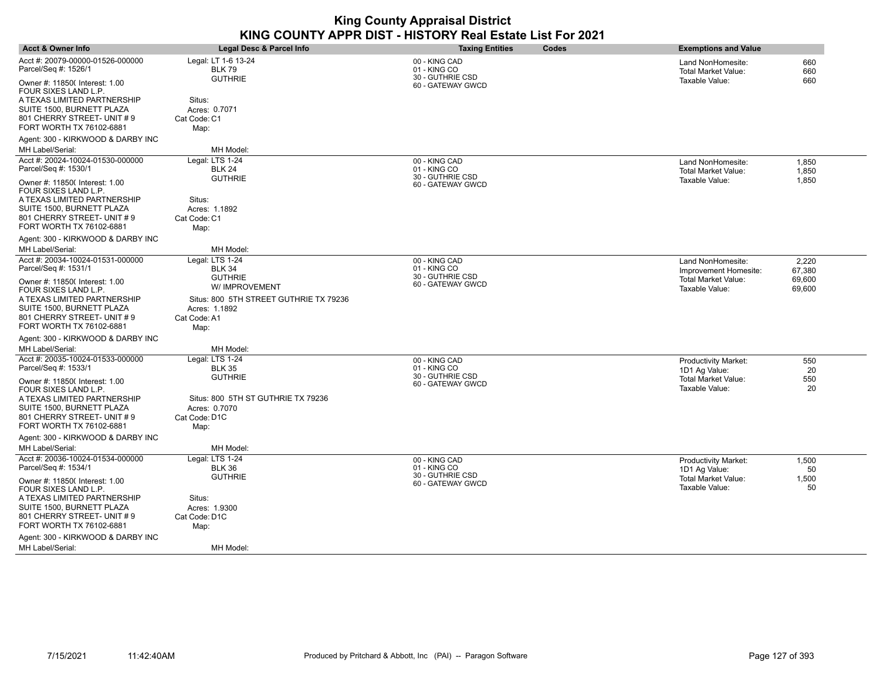# King County Appraisal District
## KING COUNTY APPR DIST - HISTORY Real Estate List For 2021

| Acct & Owner Info | Legal Desc & Parcel Info | Taxing Entities | Codes | Exemptions and Value |
|---|---|---|---|---|
| Acct #: 20079-00000-01526-000000<br>Parcel/Seq #: 1526/1<br>Owner #: 11850( Interest: 1.00<br>FOUR SIXES LAND L.P.<br>A TEXAS LIMITED PARTNERSHIP<br>SUITE 1500, BURNETT PLAZA<br>801 CHERRY STREET- UNIT # 9<br>FORT WORTH TX 76102-6881<br>Agent: 300 - KIRKWOOD & DARBY INC<br>MH Label/Serial: | Legal: LT 1-6 13-24<br>BLK 79<br>GUTHRIE<br>Situs:<br>Acres: 0.7071<br>Cat Code: C1<br>Map:<br>MH Model: | 00 - KING CAD<br>01 - KING CO<br>30 - GUTHRIE CSD<br>60 - GATEWAY GWCD | | Land NonHomesite: 660<br>Total Market Value: 660<br>Taxable Value: 660 |
| Acct #: 20024-10024-01530-000000<br>Parcel/Seq #: 1530/1<br>Owner #: 11850( Interest: 1.00<br>FOUR SIXES LAND L.P.<br>A TEXAS LIMITED PARTNERSHIP<br>SUITE 1500, BURNETT PLAZA<br>801 CHERRY STREET- UNIT # 9<br>FORT WORTH TX 76102-6881<br>Agent: 300 - KIRKWOOD & DARBY INC<br>MH Label/Serial: | Legal: LTS 1-24<br>BLK 24<br>GUTHRIE<br>Situs:<br>Acres: 1.1892<br>Cat Code: C1<br>Map:<br>MH Model: | 00 - KING CAD<br>01 - KING CO<br>30 - GUTHRIE CSD<br>60 - GATEWAY GWCD | | Land NonHomesite: 1,850<br>Total Market Value: 1,850<br>Taxable Value: 1,850 |
| Acct #: 20034-10024-01531-000000<br>Parcel/Seq #: 1531/1<br>Owner #: 11850( Interest: 1.00<br>FOUR SIXES LAND L.P.<br>A TEXAS LIMITED PARTNERSHIP<br>SUITE 1500, BURNETT PLAZA<br>801 CHERRY STREET- UNIT # 9<br>FORT WORTH TX 76102-6881<br>Agent: 300 - KIRKWOOD & DARBY INC<br>MH Label/Serial: | Legal: LTS 1-24<br>BLK 34<br>GUTHRIE<br>W/ IMPROVEMENT<br>Situs: 800 5TH STREET GUTHRIE TX 79236<br>Acres: 1.1892<br>Cat Code: A1<br>Map:<br>MH Model: | 00 - KING CAD<br>01 - KING CO<br>30 - GUTHRIE CSD<br>60 - GATEWAY GWCD | | Land NonHomesite: 2,220<br>Improvement Homesite: 67,380<br>Total Market Value: 69,600<br>Taxable Value: 69,600 |
| Acct #: 20035-10024-01533-000000<br>Parcel/Seq #: 1533/1<br>Owner #: 11850( Interest: 1.00<br>FOUR SIXES LAND L.P.<br>A TEXAS LIMITED PARTNERSHIP<br>SUITE 1500, BURNETT PLAZA<br>801 CHERRY STREET- UNIT # 9<br>FORT WORTH TX 76102-6881<br>Agent: 300 - KIRKWOOD & DARBY INC<br>MH Label/Serial: | Legal: LTS 1-24<br>BLK 35<br>GUTHRIE<br>Situs: 800 5TH ST GUTHRIE TX 79236<br>Acres: 0.7070<br>Cat Code: D1C<br>Map:<br>MH Model: | 00 - KING CAD<br>01 - KING CO<br>30 - GUTHRIE CSD<br>60 - GATEWAY GWCD | | Productivity Market: 550<br>1D1 Ag Value: 20<br>Total Market Value: 550<br>Taxable Value: 20 |
| Acct #: 20036-10024-01534-000000<br>Parcel/Seq #: 1534/1<br>Owner #: 11850( Interest: 1.00<br>FOUR SIXES LAND L.P.<br>A TEXAS LIMITED PARTNERSHIP<br>SUITE 1500, BURNETT PLAZA<br>801 CHERRY STREET- UNIT # 9<br>FORT WORTH TX 76102-6881<br>Agent: 300 - KIRKWOOD & DARBY INC<br>MH Label/Serial: | Legal: LTS 1-24<br>BLK 36<br>GUTHRIE<br>Situs:<br>Acres: 1.9300<br>Cat Code: D1C<br>Map:<br>MH Model: | 00 - KING CAD<br>01 - KING CO<br>30 - GUTHRIE CSD<br>60 - GATEWAY GWCD | | Productivity Market: 1,500<br>1D1 Ag Value: 50<br>Total Market Value: 1,500<br>Taxable Value: 50 |

7/15/2021 11:42:40AM Produced by Pritchard & Abbott, Inc (PAI) -- Paragon Software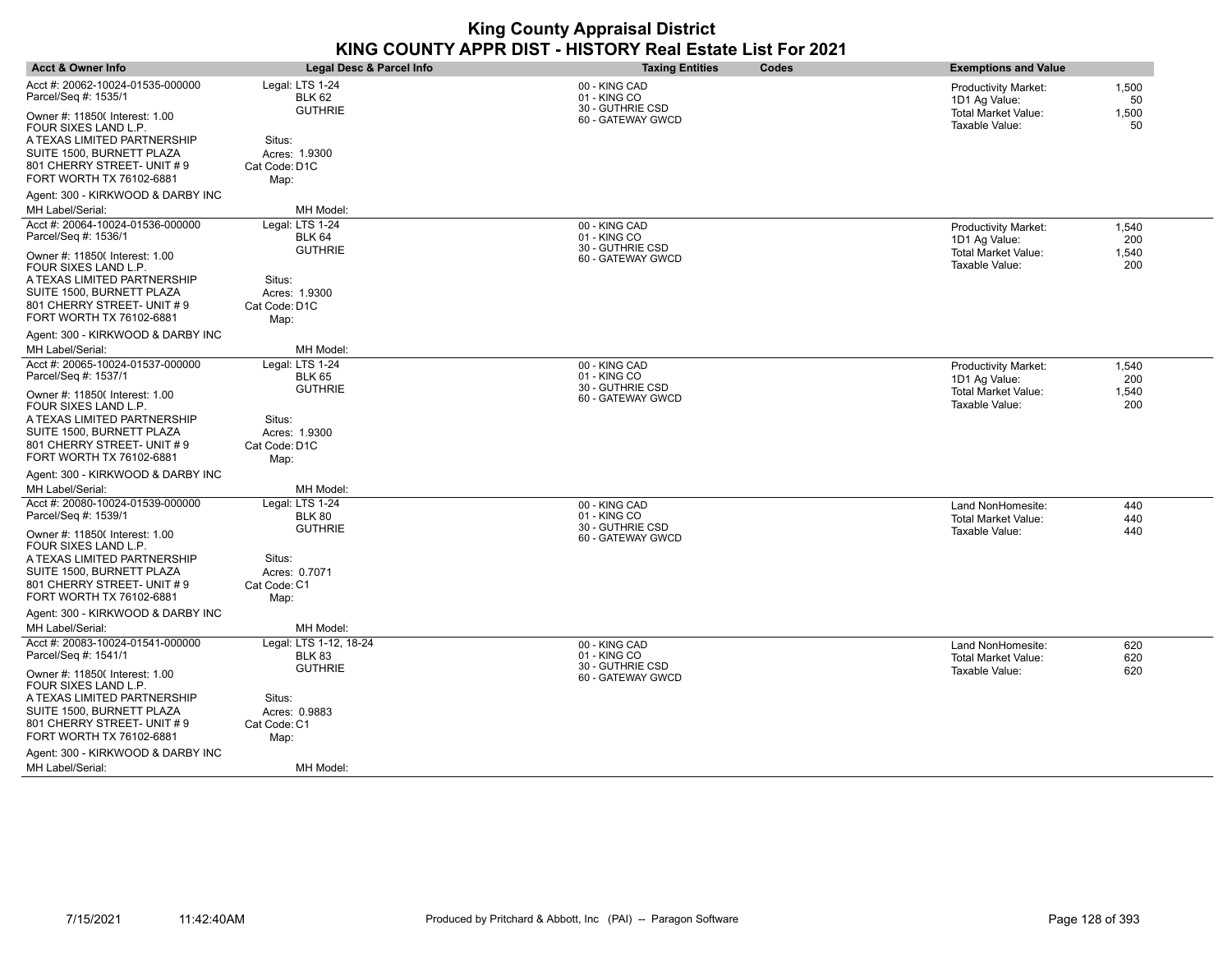# King County Appraisal District

## KING COUNTY APPR DIST - HISTORY Real Estate List For 2021

| Acct & Owner Info | Legal Desc & Parcel Info | Taxing Entities | Codes | Exemptions and Value |
|---|---|---|---|---|
| Acct #: 20062-10024-01535-000000<br>Parcel/Seq #: 1535/1<br>Owner #: 11850( Interest: 1.00<br>FOUR SIXES LAND L.P.<br>A TEXAS LIMITED PARTNERSHIP<br>SUITE 1500, BURNETT PLAZA<br>801 CHERRY STREET- UNIT # 9<br>FORT WORTH TX 76102-6881<br>Agent: 300 - KIRKWOOD & DARBY INC<br>MH Label/Serial: | Legal: LTS 1-24<br>BLK 62<br>GUTHRIE<br>Situs:<br>Acres: 1.9300<br>Cat Code: D1C<br>Map:<br>MH Model: | 00 - KING CAD<br>01 - KING CO<br>30 - GUTHRIE CSD<br>60 - GATEWAY GWCD | | Productivity Market: 1,500<br>1D1 Ag Value: 50<br>Total Market Value: 1,500<br>Taxable Value: 50 |
| Acct #: 20064-10024-01536-000000<br>Parcel/Seq #: 1536/1<br>Owner #: 11850( Interest: 1.00<br>FOUR SIXES LAND L.P.<br>A TEXAS LIMITED PARTNERSHIP<br>SUITE 1500, BURNETT PLAZA<br>801 CHERRY STREET- UNIT # 9<br>FORT WORTH TX 76102-6881<br>Agent: 300 - KIRKWOOD & DARBY INC<br>MH Label/Serial: | Legal: LTS 1-24<br>BLK 64<br>GUTHRIE<br>Situs:<br>Acres: 1.9300<br>Cat Code: D1C<br>Map:<br>MH Model: | 00 - KING CAD<br>01 - KING CO<br>30 - GUTHRIE CSD<br>60 - GATEWAY GWCD | | Productivity Market: 1,540<br>1D1 Ag Value: 200<br>Total Market Value: 1,540<br>Taxable Value: 200 |
| Acct #: 20065-10024-01537-000000<br>Parcel/Seq #: 1537/1<br>Owner #: 11850( Interest: 1.00<br>FOUR SIXES LAND L.P.<br>A TEXAS LIMITED PARTNERSHIP<br>SUITE 1500, BURNETT PLAZA<br>801 CHERRY STREET- UNIT # 9<br>FORT WORTH TX 76102-6881<br>Agent: 300 - KIRKWOOD & DARBY INC<br>MH Label/Serial: | Legal: LTS 1-24<br>BLK 65<br>GUTHRIE<br>Situs:<br>Acres: 1.9300<br>Cat Code: D1C<br>Map:<br>MH Model: | 00 - KING CAD<br>01 - KING CO<br>30 - GUTHRIE CSD<br>60 - GATEWAY GWCD | | Productivity Market: 1,540<br>1D1 Ag Value: 200<br>Total Market Value: 1,540<br>Taxable Value: 200 |
| Acct #: 20080-10024-01539-000000<br>Parcel/Seq #: 1539/1<br>Owner #: 11850( Interest: 1.00<br>FOUR SIXES LAND L.P.<br>A TEXAS LIMITED PARTNERSHIP<br>SUITE 1500, BURNETT PLAZA<br>801 CHERRY STREET- UNIT # 9<br>FORT WORTH TX 76102-6881<br>Agent: 300 - KIRKWOOD & DARBY INC<br>MH Label/Serial: | Legal: LTS 1-24<br>BLK 80<br>GUTHRIE<br>Situs:<br>Acres: 0.7071<br>Cat Code: C1<br>Map:<br>MH Model: | 00 - KING CAD<br>01 - KING CO<br>30 - GUTHRIE CSD<br>60 - GATEWAY GWCD | | Land NonHomesite: 440<br>Total Market Value: 440<br>Taxable Value: 440 |
| Acct #: 20083-10024-01541-000000<br>Parcel/Seq #: 1541/1<br>Owner #: 11850( Interest: 1.00<br>FOUR SIXES LAND L.P.<br>A TEXAS LIMITED PARTNERSHIP<br>SUITE 1500, BURNETT PLAZA<br>801 CHERRY STREET- UNIT # 9<br>FORT WORTH TX 76102-6881<br>Agent: 300 - KIRKWOOD & DARBY INC<br>MH Label/Serial: | Legal: LTS 1-12, 18-24<br>BLK 83<br>GUTHRIE<br>Situs:<br>Acres: 0.9883<br>Cat Code: C1<br>Map:<br>MH Model: | 00 - KING CAD<br>01 - KING CO<br>30 - GUTHRIE CSD<br>60 - GATEWAY GWCD | | Land NonHomesite: 620<br>Total Market Value: 620<br>Taxable Value: 620 |

7/15/2021 11:42:40AM Produced by Pritchard & Abbott, Inc (PAI) -- Paragon Software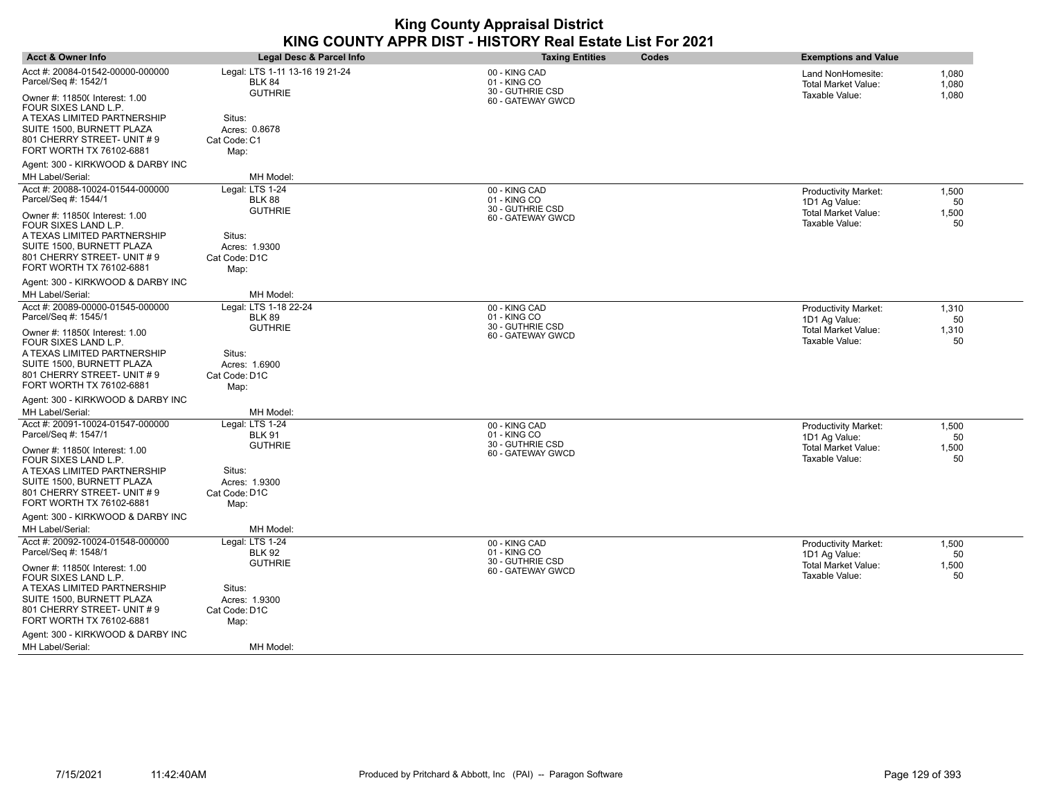# King County Appraisal District

## KING COUNTY APPR DIST - HISTORY Real Estate List For 2021

| Acct & Owner Info | Legal Desc & Parcel Info | Taxing Entities | Codes | Exemptions and Value |
|---|---|---|---|---|
| Acct #: 20084-01542-00000-000000<br>Parcel/Seq #: 1542/1<br>Owner #: 11850( Interest: 1.00<br>FOUR SIXES LAND L.P.<br>A TEXAS LIMITED PARTNERSHIP<br>SUITE 1500, BURNETT PLAZA<br>801 CHERRY STREET- UNIT # 9<br>FORT WORTH TX 76102-6881<br>Agent: 300 - KIRKWOOD & DARBY INC<br>MH Label/Serial: | Legal: LTS 1-11 13-16 19 21-24<br>BLK 84<br>GUTHRIE<br>Situs:<br>Acres: 0.8678<br>Cat Code: C1<br>Map:<br>MH Model: | 00 - KING CAD<br>01 - KING CO<br>30 - GUTHRIE CSD<br>60 - GATEWAY GWCD | | Land NonHomesite: 1,080<br>Total Market Value: 1,080<br>Taxable Value: 1,080 |
| Acct #: 20088-10024-01544-000000<br>Parcel/Seq #: 1544/1<br>Owner #: 11850( Interest: 1.00<br>FOUR SIXES LAND L.P.<br>A TEXAS LIMITED PARTNERSHIP<br>SUITE 1500, BURNETT PLAZA<br>801 CHERRY STREET- UNIT # 9<br>FORT WORTH TX 76102-6881<br>Agent: 300 - KIRKWOOD & DARBY INC<br>MH Label/Serial: | Legal: LTS 1-24<br>BLK 88<br>GUTHRIE<br>Situs:<br>Acres: 1.9300<br>Cat Code: D1C<br>Map:<br>MH Model: | 00 - KING CAD<br>01 - KING CO<br>30 - GUTHRIE CSD<br>60 - GATEWAY GWCD | | Productivity Market: 1,500<br>1D1 Ag Value: 50<br>Total Market Value: 1,500<br>Taxable Value: 50 |
| Acct #: 20089-00000-01545-000000<br>Parcel/Seq #: 1545/1<br>Owner #: 11850( Interest: 1.00<br>FOUR SIXES LAND L.P.<br>A TEXAS LIMITED PARTNERSHIP<br>SUITE 1500, BURNETT PLAZA<br>801 CHERRY STREET- UNIT # 9<br>FORT WORTH TX 76102-6881<br>Agent: 300 - KIRKWOOD & DARBY INC<br>MH Label/Serial: | Legal: LTS 1-18 22-24<br>BLK 89<br>GUTHRIE<br>Situs:<br>Acres: 1.6900<br>Cat Code: D1C<br>Map:<br>MH Model: | 00 - KING CAD<br>01 - KING CO<br>30 - GUTHRIE CSD<br>60 - GATEWAY GWCD | | Productivity Market: 1,310<br>1D1 Ag Value: 50<br>Total Market Value: 1,310<br>Taxable Value: 50 |
| Acct #: 20091-10024-01547-000000<br>Parcel/Seq #: 1547/1<br>Owner #: 11850( Interest: 1.00<br>FOUR SIXES LAND L.P.<br>A TEXAS LIMITED PARTNERSHIP<br>SUITE 1500, BURNETT PLAZA<br>801 CHERRY STREET- UNIT # 9<br>FORT WORTH TX 76102-6881<br>Agent: 300 - KIRKWOOD & DARBY INC<br>MH Label/Serial: | Legal: LTS 1-24<br>BLK 91<br>GUTHRIE<br>Situs:<br>Acres: 1.9300<br>Cat Code: D1C<br>Map:<br>MH Model: | 00 - KING CAD<br>01 - KING CO<br>30 - GUTHRIE CSD<br>60 - GATEWAY GWCD | | Productivity Market: 1,500<br>1D1 Ag Value: 50<br>Total Market Value: 1,500<br>Taxable Value: 50 |
| Acct #: 20092-10024-01548-000000<br>Parcel/Seq #: 1548/1<br>Owner #: 11850( Interest: 1.00<br>FOUR SIXES LAND L.P.<br>A TEXAS LIMITED PARTNERSHIP<br>SUITE 1500, BURNETT PLAZA<br>801 CHERRY STREET- UNIT # 9<br>FORT WORTH TX 76102-6881<br>Agent: 300 - KIRKWOOD & DARBY INC<br>MH Label/Serial: | Legal: LTS 1-24<br>BLK 92<br>GUTHRIE<br>Situs:<br>Acres: 1.9300<br>Cat Code: D1C<br>Map:<br>MH Model: | 00 - KING CAD<br>01 - KING CO<br>30 - GUTHRIE CSD<br>60 - GATEWAY GWCD | | Productivity Market: 1,500<br>1D1 Ag Value: 50<br>Total Market Value: 1,500<br>Taxable Value: 50 |

7/15/2021 11:42:40AM Produced by Pritchard & Abbott, Inc (PAI) -- Paragon Software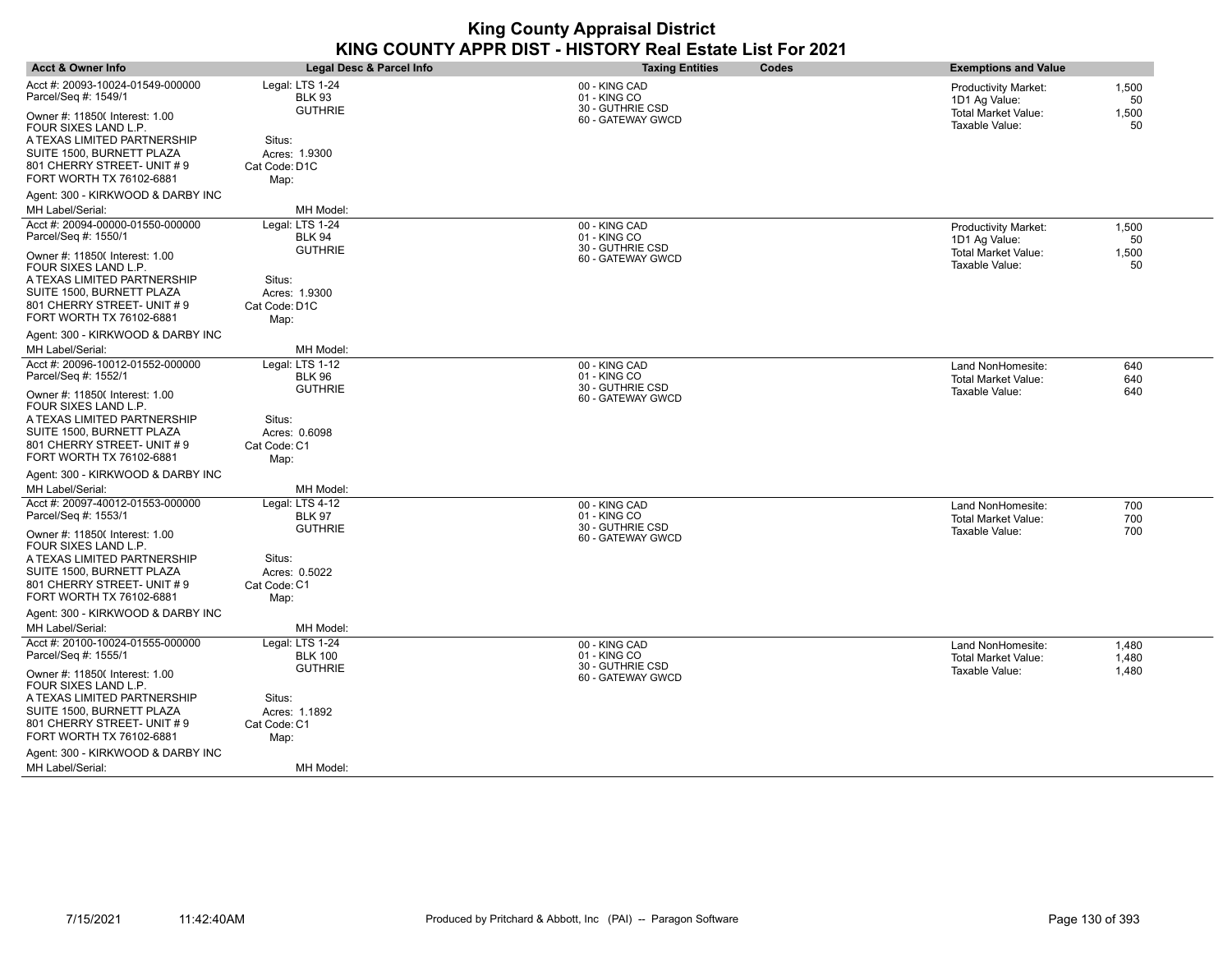# King County Appraisal District
## KING COUNTY APPR DIST - HISTORY Real Estate List For 2021

| Acct & Owner Info | Legal Desc & Parcel Info | Taxing Entities | Codes | Exemptions and Value |
|---|---|---|---|---|
| Acct #: 20093-10024-01549-000000<br>Parcel/Seq #: 1549/1<br>Owner #: 11850( Interest: 1.00<br>FOUR SIXES LAND L.P.<br>A TEXAS LIMITED PARTNERSHIP<br>SUITE 1500, BURNETT PLAZA<br>801 CHERRY STREET- UNIT # 9<br>FORT WORTH TX 76102-6881<br>Agent: 300 - KIRKWOOD & DARBY INC<br>MH Label/Serial: | Legal: LTS 1-24<br>BLK 93<br>GUTHRIE<br>Situs:<br>Acres: 1.9300<br>Cat Code: D1C<br>Map:<br>MH Model: | 00 - KING CAD<br>01 - KING CO<br>30 - GUTHRIE CSD<br>60 - GATEWAY GWCD | | Productivity Market: 1,500<br>1D1 Ag Value: 50<br>Total Market Value: 1,500<br>Taxable Value: 50 |
| Acct #: 20094-00000-01550-000000<br>Parcel/Seq #: 1550/1<br>Owner #: 11850( Interest: 1.00<br>FOUR SIXES LAND L.P.<br>A TEXAS LIMITED PARTNERSHIP<br>SUITE 1500, BURNETT PLAZA<br>801 CHERRY STREET- UNIT # 9<br>FORT WORTH TX 76102-6881<br>Agent: 300 - KIRKWOOD & DARBY INC<br>MH Label/Serial: | Legal: LTS 1-24<br>BLK 94<br>GUTHRIE<br>Situs:<br>Acres: 1.9300<br>Cat Code: D1C<br>Map:<br>MH Model: | 00 - KING CAD<br>01 - KING CO<br>30 - GUTHRIE CSD<br>60 - GATEWAY GWCD | | Productivity Market: 1,500<br>1D1 Ag Value: 50<br>Total Market Value: 1,500<br>Taxable Value: 50 |
| Acct #: 20096-10012-01552-000000<br>Parcel/Seq #: 1552/1<br>Owner #: 11850( Interest: 1.00<br>FOUR SIXES LAND L.P.<br>A TEXAS LIMITED PARTNERSHIP<br>SUITE 1500, BURNETT PLAZA<br>801 CHERRY STREET- UNIT # 9<br>FORT WORTH TX 76102-6881<br>Agent: 300 - KIRKWOOD & DARBY INC<br>MH Label/Serial: | Legal: LTS 1-12<br>BLK 96<br>GUTHRIE<br>Situs:<br>Acres: 0.6098<br>Cat Code: C1<br>Map:<br>MH Model: | 00 - KING CAD<br>01 - KING CO<br>30 - GUTHRIE CSD<br>60 - GATEWAY GWCD | | Land NonHomesite: 640<br>Total Market Value: 640<br>Taxable Value: 640 |
| Acct #: 20097-40012-01553-000000<br>Parcel/Seq #: 1553/1<br>Owner #: 11850( Interest: 1.00<br>FOUR SIXES LAND L.P.<br>A TEXAS LIMITED PARTNERSHIP<br>SUITE 1500, BURNETT PLAZA<br>801 CHERRY STREET- UNIT # 9<br>FORT WORTH TX 76102-6881<br>Agent: 300 - KIRKWOOD & DARBY INC<br>MH Label/Serial: | Legal: LTS 4-12<br>BLK 97<br>GUTHRIE<br>Situs:<br>Acres: 0.5022<br>Cat Code: C1<br>Map:<br>MH Model: | 00 - KING CAD<br>01 - KING CO<br>30 - GUTHRIE CSD<br>60 - GATEWAY GWCD | | Land NonHomesite: 700<br>Total Market Value: 700<br>Taxable Value: 700 |
| Acct #: 20100-10024-01555-000000<br>Parcel/Seq #: 1555/1<br>Owner #: 11850( Interest: 1.00<br>FOUR SIXES LAND L.P.<br>A TEXAS LIMITED PARTNERSHIP<br>SUITE 1500, BURNETT PLAZA<br>801 CHERRY STREET- UNIT # 9<br>FORT WORTH TX 76102-6881<br>Agent: 300 - KIRKWOOD & DARBY INC<br>MH Label/Serial: | Legal: LTS 1-24<br>BLK 100<br>GUTHRIE<br>Situs:<br>Acres: 1.1892<br>Cat Code: C1<br>Map:<br>MH Model: | 00 - KING CAD<br>01 - KING CO<br>30 - GUTHRIE CSD<br>60 - GATEWAY GWCD | | Land NonHomesite: 1,480<br>Total Market Value: 1,480<br>Taxable Value: 1,480 |

7/15/2021 11:42:40AM Produced by Pritchard & Abbott, Inc (PAI) -- Paragon Software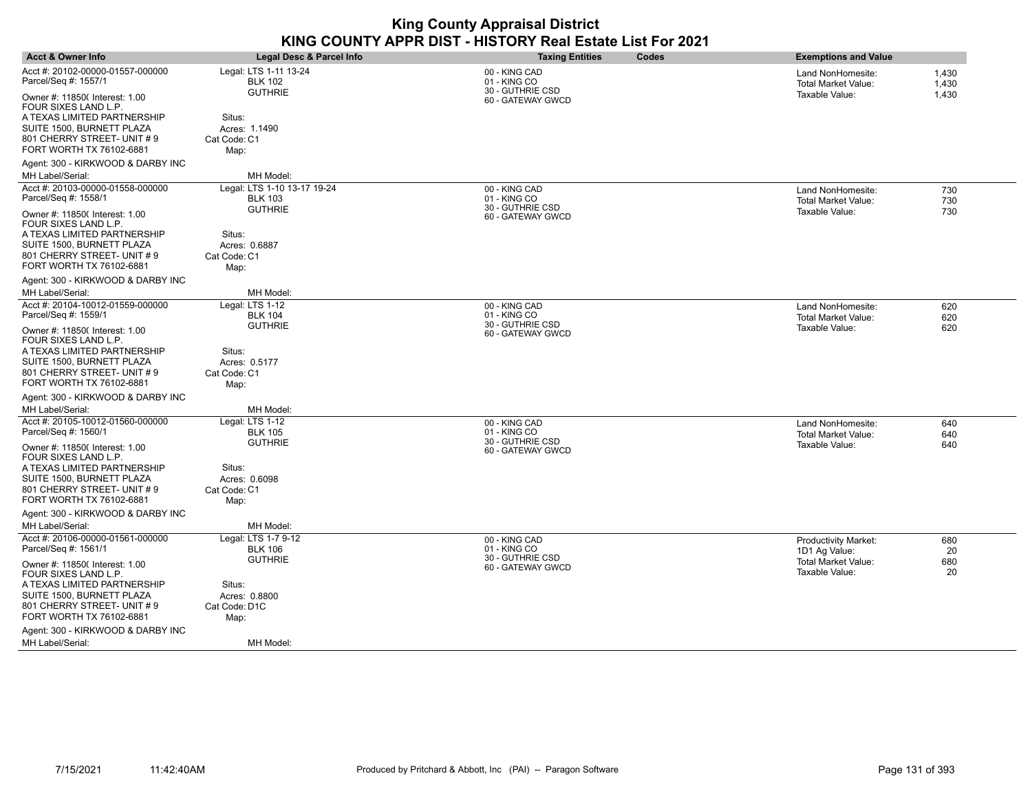# King County Appraisal District
## KING COUNTY APPR DIST - HISTORY Real Estate List For 2021

| Acct & Owner Info | Legal Desc & Parcel Info | Taxing Entities | Codes | Exemptions and Value |
|---|---|---|---|---|
| Acct #: 20102-00000-01557-000000<br>Parcel/Seq #: 1557/1<br>Owner #: 11850( Interest: 1.00<br>FOUR SIXES LAND L.P.<br>A TEXAS LIMITED PARTNERSHIP<br>SUITE 1500, BURNETT PLAZA<br>801 CHERRY STREET- UNIT # 9<br>FORT WORTH TX 76102-6881<br>Agent: 300 - KIRKWOOD & DARBY INC<br>MH Label/Serial: | Legal: LTS 1-11 13-24<br>BLK 102<br>GUTHRIE<br>Situs:<br>Acres: 1.1490<br>Cat Code: C1<br>Map:<br>MH Model: | 00 - KING CAD<br>01 - KING CO<br>30 - GUTHRIE CSD<br>60 - GATEWAY GWCD | | Land NonHomesite: 1,430<br>Total Market Value: 1,430<br>Taxable Value: 1,430 |
| Acct #: 20103-00000-01558-000000<br>Parcel/Seq #: 1558/1<br>Owner #: 11850( Interest: 1.00<br>FOUR SIXES LAND L.P.<br>A TEXAS LIMITED PARTNERSHIP<br>SUITE 1500, BURNETT PLAZA<br>801 CHERRY STREET- UNIT # 9<br>FORT WORTH TX 76102-6881<br>Agent: 300 - KIRKWOOD & DARBY INC<br>MH Label/Serial: | Legal: LTS 1-10 13-17 19-24<br>BLK 103<br>GUTHRIE<br>Situs:<br>Acres: 0.6887<br>Cat Code: C1<br>Map:<br>MH Model: | 00 - KING CAD<br>01 - KING CO<br>30 - GUTHRIE CSD<br>60 - GATEWAY GWCD | | Land NonHomesite: 730<br>Total Market Value: 730<br>Taxable Value: 730 |
| Acct #: 20104-10012-01559-000000<br>Parcel/Seq #: 1559/1<br>Owner #: 11850( Interest: 1.00<br>FOUR SIXES LAND L.P.<br>A TEXAS LIMITED PARTNERSHIP<br>SUITE 1500, BURNETT PLAZA<br>801 CHERRY STREET- UNIT # 9<br>FORT WORTH TX 76102-6881<br>Agent: 300 - KIRKWOOD & DARBY INC<br>MH Label/Serial: | Legal: LTS 1-12<br>BLK 104<br>GUTHRIE<br>Situs:<br>Acres: 0.5177<br>Cat Code: C1<br>Map:<br>MH Model: | 00 - KING CAD<br>01 - KING CO<br>30 - GUTHRIE CSD<br>60 - GATEWAY GWCD | | Land NonHomesite: 620<br>Total Market Value: 620<br>Taxable Value: 620 |
| Acct #: 20105-10012-01560-000000<br>Parcel/Seq #: 1560/1<br>Owner #: 11850( Interest: 1.00<br>FOUR SIXES LAND L.P.<br>A TEXAS LIMITED PARTNERSHIP<br>SUITE 1500, BURNETT PLAZA<br>801 CHERRY STREET- UNIT # 9<br>FORT WORTH TX 76102-6881<br>Agent: 300 - KIRKWOOD & DARBY INC<br>MH Label/Serial: | Legal: LTS 1-12<br>BLK 105<br>GUTHRIE<br>Situs:<br>Acres: 0.6098<br>Cat Code: C1<br>Map:<br>MH Model: | 00 - KING CAD<br>01 - KING CO<br>30 - GUTHRIE CSD<br>60 - GATEWAY GWCD | | Land NonHomesite: 640<br>Total Market Value: 640<br>Taxable Value: 640 |
| Acct #: 20106-00000-01561-000000<br>Parcel/Seq #: 1561/1<br>Owner #: 11850( Interest: 1.00<br>FOUR SIXES LAND L.P.<br>A TEXAS LIMITED PARTNERSHIP<br>SUITE 1500, BURNETT PLAZA<br>801 CHERRY STREET- UNIT # 9<br>FORT WORTH TX 76102-6881<br>Agent: 300 - KIRKWOOD & DARBY INC<br>MH Label/Serial: | Legal: LTS 1-7 9-12<br>BLK 106<br>GUTHRIE<br>Situs:<br>Acres: 0.8800<br>Cat Code: D1C<br>Map:<br>MH Model: | 00 - KING CAD<br>01 - KING CO<br>30 - GUTHRIE CSD<br>60 - GATEWAY GWCD | | Productivity Market: 680<br>1D1 Ag Value: 20<br>Total Market Value: 680<br>Taxable Value: 20 |

7/15/2021 11:42:40AM Produced by Pritchard & Abbott, Inc (PAI) -- Paragon Software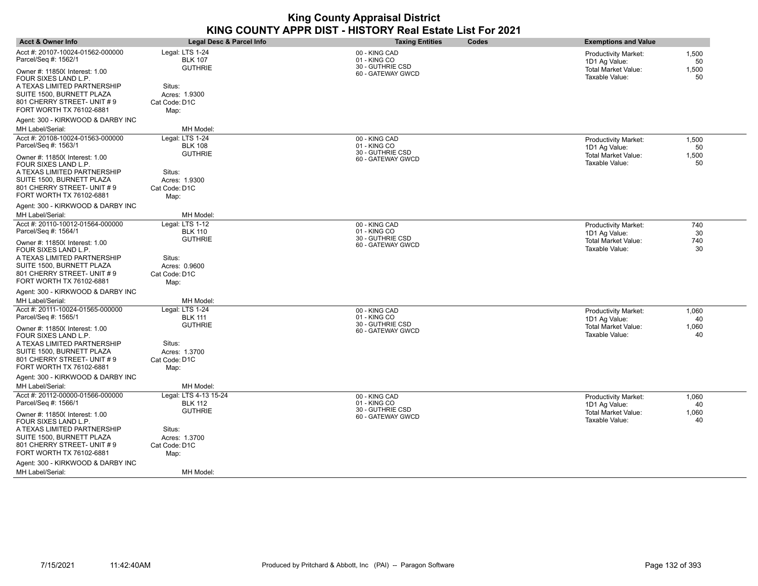# King County Appraisal District
## KING COUNTY APPR DIST - HISTORY Real Estate List For 2021

| Acct & Owner Info | Legal Desc & Parcel Info | Taxing Entities | Codes | Exemptions and Value |
|---|---|---|---|---|
| Acct #: 20107-10024-01562-000000<br>Parcel/Seq #: 1562/1<br>Owner #: 11850( Interest: 1.00<br>FOUR SIXES LAND L.P.<br>A TEXAS LIMITED PARTNERSHIP<br>SUITE 1500, BURNETT PLAZA<br>801 CHERRY STREET- UNIT # 9<br>FORT WORTH TX 76102-6881<br>Agent: 300 - KIRKWOOD & DARBY INC<br>MH Label/Serial: | Legal: LTS 1-24<br>BLK 107<br>GUTHRIE<br>Situs:<br>Acres: 1.9300<br>Cat Code: D1C<br>Map:<br>MH Model: | 00 - KING CAD<br>01 - KING CO<br>30 - GUTHRIE CSD<br>60 - GATEWAY GWCD | | Productivity Market: 1,500<br>1D1 Ag Value: 50<br>Total Market Value: 1,500<br>Taxable Value: 50 |
| Acct #: 20108-10024-01563-000000<br>Parcel/Seq #: 1563/1<br>Owner #: 11850( Interest: 1.00<br>FOUR SIXES LAND L.P.<br>A TEXAS LIMITED PARTNERSHIP<br>SUITE 1500, BURNETT PLAZA<br>801 CHERRY STREET- UNIT # 9<br>FORT WORTH TX 76102-6881<br>Agent: 300 - KIRKWOOD & DARBY INC<br>MH Label/Serial: | Legal: LTS 1-24<br>BLK 108<br>GUTHRIE<br>Situs:<br>Acres: 1.9300<br>Cat Code: D1C<br>Map:<br>MH Model: | 00 - KING CAD<br>01 - KING CO<br>30 - GUTHRIE CSD<br>60 - GATEWAY GWCD | | Productivity Market: 1,500<br>1D1 Ag Value: 50<br>Total Market Value: 1,500<br>Taxable Value: 50 |
| Acct #: 20110-10012-01564-000000<br>Parcel/Seq #: 1564/1<br>Owner #: 11850( Interest: 1.00<br>FOUR SIXES LAND L.P.<br>A TEXAS LIMITED PARTNERSHIP<br>SUITE 1500, BURNETT PLAZA<br>801 CHERRY STREET- UNIT # 9<br>FORT WORTH TX 76102-6881<br>Agent: 300 - KIRKWOOD & DARBY INC<br>MH Label/Serial: | Legal: LTS 1-12<br>BLK 110<br>GUTHRIE<br>Situs:<br>Acres: 0.9600<br>Cat Code: D1C<br>Map:<br>MH Model: | 00 - KING CAD<br>01 - KING CO<br>30 - GUTHRIE CSD<br>60 - GATEWAY GWCD | | Productivity Market: 740<br>1D1 Ag Value: 30<br>Total Market Value: 740<br>Taxable Value: 30 |
| Acct #: 20111-10024-01565-000000<br>Parcel/Seq #: 1565/1<br>Owner #: 11850( Interest: 1.00<br>FOUR SIXES LAND L.P.<br>A TEXAS LIMITED PARTNERSHIP<br>SUITE 1500, BURNETT PLAZA<br>801 CHERRY STREET- UNIT # 9<br>FORT WORTH TX 76102-6881<br>Agent: 300 - KIRKWOOD & DARBY INC<br>MH Label/Serial: | Legal: LTS 1-24<br>BLK 111<br>GUTHRIE<br>Situs:<br>Acres: 1.3700<br>Cat Code: D1C<br>Map:<br>MH Model: | 00 - KING CAD<br>01 - KING CO<br>30 - GUTHRIE CSD<br>60 - GATEWAY GWCD | | Productivity Market: 1,060<br>1D1 Ag Value: 40<br>Total Market Value: 1,060<br>Taxable Value: 40 |
| Acct #: 20112-00000-01566-000000<br>Parcel/Seq #: 1566/1<br>Owner #: 11850( Interest: 1.00<br>FOUR SIXES LAND L.P.<br>A TEXAS LIMITED PARTNERSHIP<br>SUITE 1500, BURNETT PLAZA<br>801 CHERRY STREET- UNIT # 9<br>FORT WORTH TX 76102-6881<br>Agent: 300 - KIRKWOOD & DARBY INC<br>MH Label/Serial: | Legal: LTS 4-13 15-24<br>BLK 112<br>GUTHRIE<br>Situs:<br>Acres: 1.3700<br>Cat Code: D1C<br>Map:<br>MH Model: | 00 - KING CAD<br>01 - KING CO<br>30 - GUTHRIE CSD<br>60 - GATEWAY GWCD | | Productivity Market: 1,060<br>1D1 Ag Value: 40<br>Total Market Value: 1,060<br>Taxable Value: 40 |

7/15/2021 11:42:40AM Produced by Pritchard & Abbott, Inc (PAI) -- Paragon Software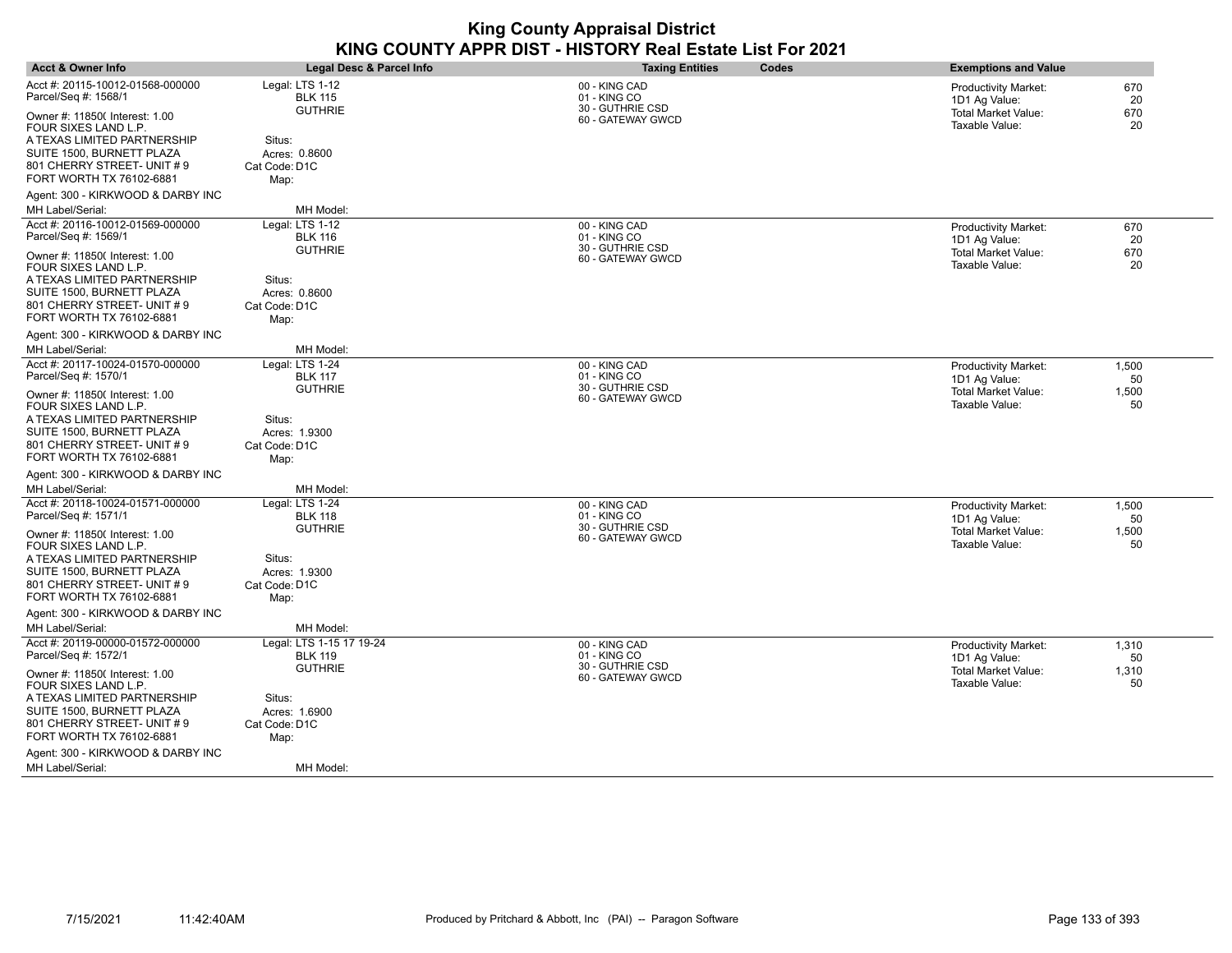# King County Appraisal District

## KING COUNTY APPR DIST - HISTORY Real Estate List For 2021

| Acct & Owner Info | Legal Desc & Parcel Info | Taxing Entities | Codes | Exemptions and Value |
|---|---|---|---|---|
| Acct #: 20115-10012-01568-000000<br>Parcel/Seq #: 1568/1<br>Owner #: 11850( Interest: 1.00<br>FOUR SIXES LAND L.P.<br>A TEXAS LIMITED PARTNERSHIP<br>SUITE 1500, BURNETT PLAZA<br>801 CHERRY STREET- UNIT # 9<br>FORT WORTH TX 76102-6881<br>Agent: 300 - KIRKWOOD & DARBY INC<br>MH Label/Serial: | Legal: LTS 1-12<br>BLK 115<br>GUTHRIE<br>Situs:<br>Acres: 0.8600<br>Cat Code: D1C<br>Map:<br>MH Model: | 00 - KING CAD<br>01 - KING CO<br>30 - GUTHRIE CSD<br>60 - GATEWAY GWCD | | Productivity Market: 670<br>1D1 Ag Value: 20<br>Total Market Value: 670<br>Taxable Value: 20 |
| Acct #: 20116-10012-01569-000000<br>Parcel/Seq #: 1569/1<br>Owner #: 11850( Interest: 1.00<br>FOUR SIXES LAND L.P.<br>A TEXAS LIMITED PARTNERSHIP<br>SUITE 1500, BURNETT PLAZA<br>801 CHERRY STREET- UNIT # 9<br>FORT WORTH TX 76102-6881<br>Agent: 300 - KIRKWOOD & DARBY INC<br>MH Label/Serial: | Legal: LTS 1-12<br>BLK 116<br>GUTHRIE<br>Situs:<br>Acres: 0.8600<br>Cat Code: D1C<br>Map:<br>MH Model: | 00 - KING CAD<br>01 - KING CO<br>30 - GUTHRIE CSD<br>60 - GATEWAY GWCD | | Productivity Market: 670<br>1D1 Ag Value: 20<br>Total Market Value: 670<br>Taxable Value: 20 |
| Acct #: 20117-10024-01570-000000<br>Parcel/Seq #: 1570/1<br>Owner #: 11850( Interest: 1.00<br>FOUR SIXES LAND L.P.<br>A TEXAS LIMITED PARTNERSHIP<br>SUITE 1500, BURNETT PLAZA<br>801 CHERRY STREET- UNIT # 9<br>FORT WORTH TX 76102-6881<br>Agent: 300 - KIRKWOOD & DARBY INC<br>MH Label/Serial: | Legal: LTS 1-24<br>BLK 117<br>GUTHRIE<br>Situs:<br>Acres: 1.9300<br>Cat Code: D1C<br>Map:<br>MH Model: | 00 - KING CAD<br>01 - KING CO<br>30 - GUTHRIE CSD<br>60 - GATEWAY GWCD | | Productivity Market: 1,500<br>1D1 Ag Value: 50<br>Total Market Value: 1,500<br>Taxable Value: 50 |
| Acct #: 20118-10024-01571-000000<br>Parcel/Seq #: 1571/1<br>Owner #: 11850( Interest: 1.00<br>FOUR SIXES LAND L.P.<br>A TEXAS LIMITED PARTNERSHIP<br>SUITE 1500, BURNETT PLAZA<br>801 CHERRY STREET- UNIT # 9<br>FORT WORTH TX 76102-6881<br>Agent: 300 - KIRKWOOD & DARBY INC<br>MH Label/Serial: | Legal: LTS 1-24<br>BLK 118<br>GUTHRIE<br>Situs:<br>Acres: 1.9300<br>Cat Code: D1C<br>Map:<br>MH Model: | 00 - KING CAD<br>01 - KING CO<br>30 - GUTHRIE CSD<br>60 - GATEWAY GWCD | | Productivity Market: 1,500<br>1D1 Ag Value: 50<br>Total Market Value: 1,500<br>Taxable Value: 50 |
| Acct #: 20119-00000-01572-000000<br>Parcel/Seq #: 1572/1<br>Owner #: 11850( Interest: 1.00<br>FOUR SIXES LAND L.P.<br>A TEXAS LIMITED PARTNERSHIP<br>SUITE 1500, BURNETT PLAZA<br>801 CHERRY STREET- UNIT # 9<br>FORT WORTH TX 76102-6881<br>Agent: 300 - KIRKWOOD & DARBY INC<br>MH Label/Serial: | Legal: LTS 1-15 17 19-24<br>BLK 119<br>GUTHRIE<br>Situs:<br>Acres: 1.6900<br>Cat Code: D1C<br>Map:<br>MH Model: | 00 - KING CAD<br>01 - KING CO<br>30 - GUTHRIE CSD<br>60 - GATEWAY GWCD | | Productivity Market: 1,310<br>1D1 Ag Value: 50<br>Total Market Value: 1,310<br>Taxable Value: 50 |

7/15/2021 11:42:40AM Produced by Pritchard & Abbott, Inc (PAI) -- Paragon Software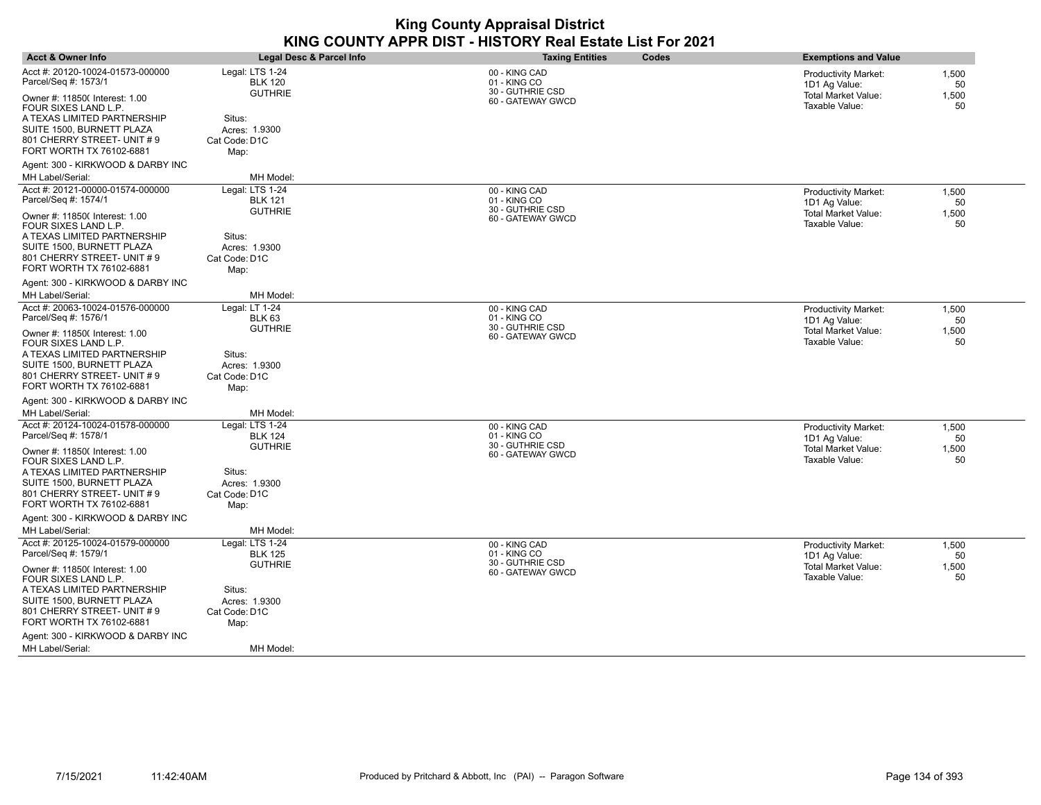# King County Appraisal District

## KING COUNTY APPR DIST - HISTORY Real Estate List For 2021

| Acct & Owner Info | Legal Desc & Parcel Info | Taxing Entities | Codes | Exemptions and Value |
|---|---|---|---|---|
| Acct #: 20120-10024-01573-000000<br>Parcel/Seq #: 1573/1<br>Owner #: 11850( Interest: 1.00<br>FOUR SIXES LAND L.P.<br>A TEXAS LIMITED PARTNERSHIP<br>SUITE 1500, BURNETT PLAZA<br>801 CHERRY STREET- UNIT # 9<br>FORT WORTH TX 76102-6881<br>Agent: 300 - KIRKWOOD & DARBY INC<br>MH Label/Serial: | Legal: LTS 1-24<br>BLK 120<br>GUTHRIE<br>Situs:<br>Acres: 1.9300<br>Cat Code: D1C<br>Map:<br>MH Model: | 00 - KING CAD<br>01 - KING CO<br>30 - GUTHRIE CSD<br>60 - GATEWAY GWCD | | Productivity Market: 1,500<br>1D1 Ag Value: 50<br>Total Market Value: 1,500<br>Taxable Value: 50 |
| Acct #: 20121-00000-01574-000000<br>Parcel/Seq #: 1574/1<br>Owner #: 11850( Interest: 1.00<br>FOUR SIXES LAND L.P.<br>A TEXAS LIMITED PARTNERSHIP<br>SUITE 1500, BURNETT PLAZA<br>801 CHERRY STREET- UNIT # 9<br>FORT WORTH TX 76102-6881<br>Agent: 300 - KIRKWOOD & DARBY INC<br>MH Label/Serial: | Legal: LTS 1-24<br>BLK 121<br>GUTHRIE<br>Situs:<br>Acres: 1.9300<br>Cat Code: D1C<br>Map:<br>MH Model: | 00 - KING CAD<br>01 - KING CO<br>30 - GUTHRIE CSD<br>60 - GATEWAY GWCD | | Productivity Market: 1,500<br>1D1 Ag Value: 50<br>Total Market Value: 1,500<br>Taxable Value: 50 |
| Acct #: 20063-10024-01576-000000<br>Parcel/Seq #: 1576/1<br>Owner #: 11850( Interest: 1.00<br>FOUR SIXES LAND L.P.<br>A TEXAS LIMITED PARTNERSHIP<br>SUITE 1500, BURNETT PLAZA<br>801 CHERRY STREET- UNIT # 9<br>FORT WORTH TX 76102-6881<br>Agent: 300 - KIRKWOOD & DARBY INC<br>MH Label/Serial: | Legal: LT 1-24<br>BLK 63<br>GUTHRIE<br>Situs:<br>Acres: 1.9300<br>Cat Code: D1C<br>Map:<br>MH Model: | 00 - KING CAD<br>01 - KING CO<br>30 - GUTHRIE CSD<br>60 - GATEWAY GWCD | | Productivity Market: 1,500<br>1D1 Ag Value: 50<br>Total Market Value: 1,500<br>Taxable Value: 50 |
| Acct #: 20124-10024-01578-000000<br>Parcel/Seq #: 1578/1<br>Owner #: 11850( Interest: 1.00<br>FOUR SIXES LAND L.P.<br>A TEXAS LIMITED PARTNERSHIP<br>SUITE 1500, BURNETT PLAZA<br>801 CHERRY STREET- UNIT # 9<br>FORT WORTH TX 76102-6881<br>Agent: 300 - KIRKWOOD & DARBY INC<br>MH Label/Serial: | Legal: LTS 1-24<br>BLK 124<br>GUTHRIE<br>Situs:<br>Acres: 1.9300<br>Cat Code: D1C<br>Map:<br>MH Model: | 00 - KING CAD<br>01 - KING CO<br>30 - GUTHRIE CSD<br>60 - GATEWAY GWCD | | Productivity Market: 1,500<br>1D1 Ag Value: 50<br>Total Market Value: 1,500<br>Taxable Value: 50 |
| Acct #: 20125-10024-01579-000000<br>Parcel/Seq #: 1579/1<br>Owner #: 11850( Interest: 1.00<br>FOUR SIXES LAND L.P.<br>A TEXAS LIMITED PARTNERSHIP<br>SUITE 1500, BURNETT PLAZA<br>801 CHERRY STREET- UNIT # 9<br>FORT WORTH TX 76102-6881<br>Agent: 300 - KIRKWOOD & DARBY INC<br>MH Label/Serial: | Legal: LTS 1-24<br>BLK 125<br>GUTHRIE<br>Situs:<br>Acres: 1.9300<br>Cat Code: D1C<br>Map:<br>MH Model: | 00 - KING CAD<br>01 - KING CO<br>30 - GUTHRIE CSD<br>60 - GATEWAY GWCD | | Productivity Market: 1,500<br>1D1 Ag Value: 50<br>Total Market Value: 1,500<br>Taxable Value: 50 |

7/15/2021 11:42:40AM Produced by Pritchard & Abbott, Inc (PAI) -- Paragon Software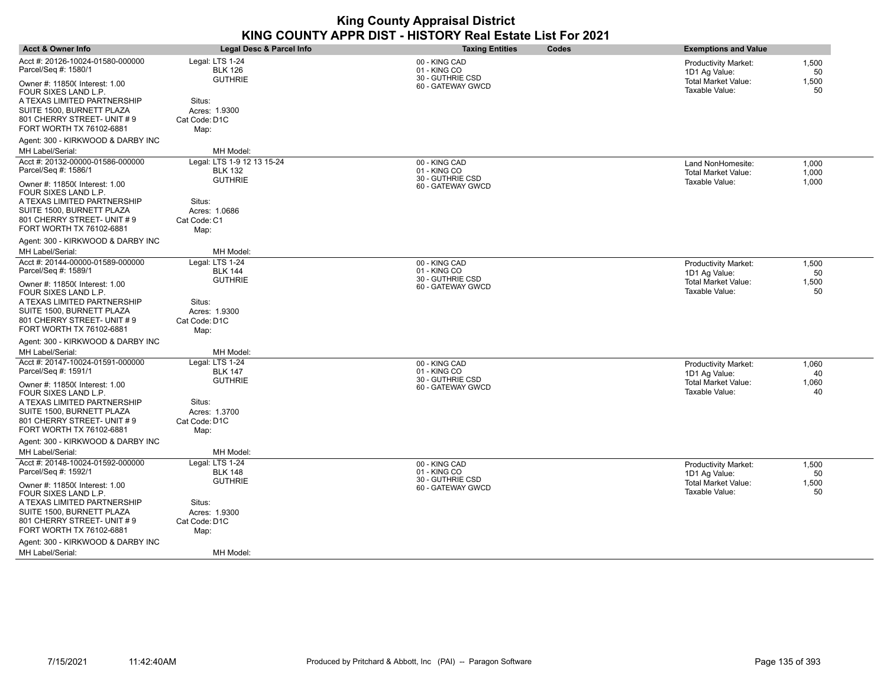# King County Appraisal District

## KING COUNTY APPR DIST - HISTORY Real Estate List For 2021

| Acct & Owner Info | Legal Desc & Parcel Info | Taxing Entities | Codes | Exemptions and Value |
|---|---|---|---|---|
| Acct #: 20126-10024-01580-000000<br>Parcel/Seq #: 1580/1<br>Owner #: 11850( Interest: 1.00<br>FOUR SIXES LAND L.P.<br>A TEXAS LIMITED PARTNERSHIP<br>SUITE 1500, BURNETT PLAZA<br>801 CHERRY STREET- UNIT # 9<br>FORT WORTH TX 76102-6881<br>Agent: 300 - KIRKWOOD & DARBY INC<br>MH Label/Serial: | Legal: LTS 1-24<br>BLK 126<br>GUTHRIE<br>Situs:<br>Acres: 1.9300<br>Cat Code: D1C<br>Map:<br>MH Model: | 00 - KING CAD<br>01 - KING CO<br>30 - GUTHRIE CSD<br>60 - GATEWAY GWCD | | Productivity Market: 1,500<br>1D1 Ag Value: 50<br>Total Market Value: 1,500<br>Taxable Value: 50 |
| Acct #: 20132-00000-01586-000000<br>Parcel/Seq #: 1586/1<br>Owner #: 11850( Interest: 1.00<br>FOUR SIXES LAND L.P.<br>A TEXAS LIMITED PARTNERSHIP<br>SUITE 1500, BURNETT PLAZA<br>801 CHERRY STREET- UNIT # 9<br>FORT WORTH TX 76102-6881<br>Agent: 300 - KIRKWOOD & DARBY INC<br>MH Label/Serial: | Legal: LTS 1-9 12 13 15-24<br>BLK 132<br>GUTHRIE<br>Situs:<br>Acres: 1.0686<br>Cat Code: C1<br>Map:<br>MH Model: | 00 - KING CAD<br>01 - KING CO<br>30 - GUTHRIE CSD<br>60 - GATEWAY GWCD | | Land NonHomesite: 1,000<br>Total Market Value: 1,000<br>Taxable Value: 1,000 |
| Acct #: 20144-00000-01589-000000<br>Parcel/Seq #: 1589/1<br>Owner #: 11850( Interest: 1.00<br>FOUR SIXES LAND L.P.<br>A TEXAS LIMITED PARTNERSHIP<br>SUITE 1500, BURNETT PLAZA<br>801 CHERRY STREET- UNIT # 9<br>FORT WORTH TX 76102-6881<br>Agent: 300 - KIRKWOOD & DARBY INC<br>MH Label/Serial: | Legal: LTS 1-24<br>BLK 144<br>GUTHRIE<br>Situs:<br>Acres: 1.9300<br>Cat Code: D1C<br>Map:<br>MH Model: | 00 - KING CAD<br>01 - KING CO<br>30 - GUTHRIE CSD<br>60 - GATEWAY GWCD | | Productivity Market: 1,500<br>1D1 Ag Value: 50<br>Total Market Value: 1,500<br>Taxable Value: 50 |
| Acct #: 20147-10024-01591-000000<br>Parcel/Seq #: 1591/1<br>Owner #: 11850( Interest: 1.00<br>FOUR SIXES LAND L.P.<br>A TEXAS LIMITED PARTNERSHIP<br>SUITE 1500, BURNETT PLAZA<br>801 CHERRY STREET- UNIT # 9<br>FORT WORTH TX 76102-6881<br>Agent: 300 - KIRKWOOD & DARBY INC<br>MH Label/Serial: | Legal: LTS 1-24<br>BLK 147<br>GUTHRIE<br>Situs:<br>Acres: 1.3700<br>Cat Code: D1C<br>Map:<br>MH Model: | 00 - KING CAD<br>01 - KING CO<br>30 - GUTHRIE CSD<br>60 - GATEWAY GWCD | | Productivity Market: 1,060<br>1D1 Ag Value: 40<br>Total Market Value: 1,060<br>Taxable Value: 40 |
| Acct #: 20148-10024-01592-000000<br>Parcel/Seq #: 1592/1<br>Owner #: 11850( Interest: 1.00<br>FOUR SIXES LAND L.P.<br>A TEXAS LIMITED PARTNERSHIP<br>SUITE 1500, BURNETT PLAZA<br>801 CHERRY STREET- UNIT # 9<br>FORT WORTH TX 76102-6881<br>Agent: 300 - KIRKWOOD & DARBY INC<br>MH Label/Serial: | Legal: LTS 1-24<br>BLK 148<br>GUTHRIE<br>Situs:<br>Acres: 1.9300<br>Cat Code: D1C<br>Map:<br>MH Model: | 00 - KING CAD<br>01 - KING CO<br>30 - GUTHRIE CSD<br>60 - GATEWAY GWCD | | Productivity Market: 1,500<br>1D1 Ag Value: 50<br>Total Market Value: 1,500<br>Taxable Value: 50 |

7/15/2021 11:42:40AM Produced by Pritchard & Abbott, Inc (PAI) -- Paragon Software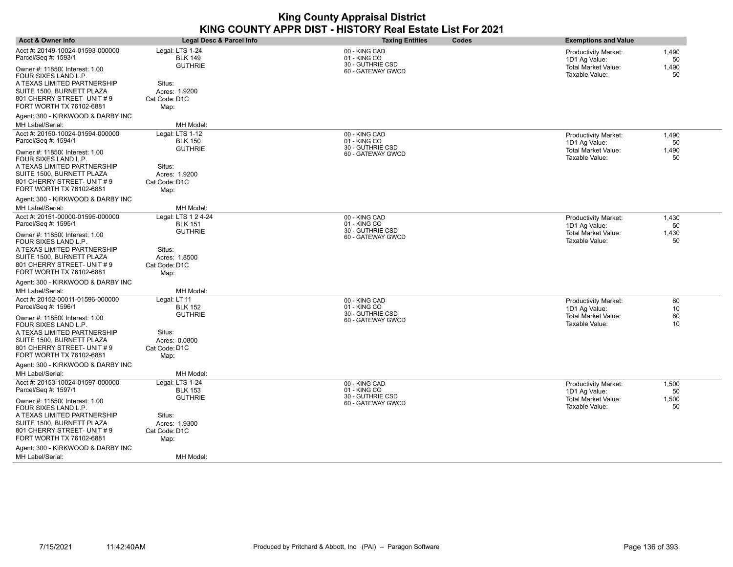# King County Appraisal District

## KING COUNTY APPR DIST - HISTORY Real Estate List For 2021

| Acct & Owner Info | Legal Desc & Parcel Info | Taxing Entities | Codes | Exemptions and Value |
|---|---|---|---|---|
| Acct #: 20149-10024-01593-000000<br>Parcel/Seq #: 1593/1<br>Owner #: 11850( Interest: 1.00<br>FOUR SIXES LAND L.P.<br>A TEXAS LIMITED PARTNERSHIP<br>SUITE 1500, BURNETT PLAZA<br>801 CHERRY STREET- UNIT # 9<br>FORT WORTH TX 76102-6881<br>Agent: 300 - KIRKWOOD & DARBY INC<br>MH Label/Serial: | Legal: LTS 1-24<br>BLK 149<br>GUTHRIE<br>Situs:<br>Acres: 1.9200<br>Cat Code: D1C<br>Map:<br>MH Model: | 00 - KING CAD<br>01 - KING CO<br>30 - GUTHRIE CSD<br>60 - GATEWAY GWCD | | Productivity Market: 1,490<br>1D1 Ag Value: 50<br>Total Market Value: 1,490<br>Taxable Value: 50 |
| Acct #: 20150-10024-01594-000000<br>Parcel/Seq #: 1594/1<br>Owner #: 11850( Interest: 1.00<br>FOUR SIXES LAND L.P.<br>A TEXAS LIMITED PARTNERSHIP<br>SUITE 1500, BURNETT PLAZA<br>801 CHERRY STREET- UNIT # 9<br>FORT WORTH TX 76102-6881<br>Agent: 300 - KIRKWOOD & DARBY INC<br>MH Label/Serial: | Legal: LTS 1-12<br>BLK 150<br>GUTHRIE<br>Situs:<br>Acres: 1.9200<br>Cat Code: D1C<br>Map:<br>MH Model: | 00 - KING CAD<br>01 - KING CO<br>30 - GUTHRIE CSD<br>60 - GATEWAY GWCD | | Productivity Market: 1,490<br>1D1 Ag Value: 50<br>Total Market Value: 1,490<br>Taxable Value: 50 |
| Acct #: 20151-00000-01595-000000<br>Parcel/Seq #: 1595/1<br>Owner #: 11850( Interest: 1.00<br>FOUR SIXES LAND L.P.<br>A TEXAS LIMITED PARTNERSHIP<br>SUITE 1500, BURNETT PLAZA<br>801 CHERRY STREET- UNIT # 9<br>FORT WORTH TX 76102-6881<br>Agent: 300 - KIRKWOOD & DARBY INC<br>MH Label/Serial: | Legal: LTS 1 2 4-24<br>BLK 151<br>GUTHRIE<br>Situs:<br>Acres: 1.8500<br>Cat Code: D1C<br>Map:<br>MH Model: | 00 - KING CAD<br>01 - KING CO<br>30 - GUTHRIE CSD<br>60 - GATEWAY GWCD | | Productivity Market: 1,430<br>1D1 Ag Value: 50<br>Total Market Value: 1,430<br>Taxable Value: 50 |
| Acct #: 20152-00011-01596-000000<br>Parcel/Seq #: 1596/1<br>Owner #: 11850( Interest: 1.00<br>FOUR SIXES LAND L.P.<br>A TEXAS LIMITED PARTNERSHIP<br>SUITE 1500, BURNETT PLAZA<br>801 CHERRY STREET- UNIT # 9<br>FORT WORTH TX 76102-6881<br>Agent: 300 - KIRKWOOD & DARBY INC<br>MH Label/Serial: | Legal: LT 11<br>BLK 152<br>GUTHRIE<br>Situs:<br>Acres: 0.0800<br>Cat Code: D1C<br>Map:<br>MH Model: | 00 - KING CAD<br>01 - KING CO<br>30 - GUTHRIE CSD<br>60 - GATEWAY GWCD | | Productivity Market: 60<br>1D1 Ag Value: 10<br>Total Market Value: 60<br>Taxable Value: 10 |
| Acct #: 20153-10024-01597-000000<br>Parcel/Seq #: 1597/1<br>Owner #: 11850( Interest: 1.00<br>FOUR SIXES LAND L.P.<br>A TEXAS LIMITED PARTNERSHIP<br>SUITE 1500, BURNETT PLAZA<br>801 CHERRY STREET- UNIT # 9<br>FORT WORTH TX 76102-6881<br>Agent: 300 - KIRKWOOD & DARBY INC<br>MH Label/Serial: | Legal: LTS 1-24<br>BLK 153<br>GUTHRIE<br>Situs:<br>Acres: 1.9300<br>Cat Code: D1C<br>Map:<br>MH Model: | 00 - KING CAD<br>01 - KING CO<br>30 - GUTHRIE CSD<br>60 - GATEWAY GWCD | | Productivity Market: 1,500<br>1D1 Ag Value: 50<br>Total Market Value: 1,500<br>Taxable Value: 50 |

7/15/2021 11:42:40AM Produced by Pritchard & Abbott, Inc (PAI) -- Paragon Software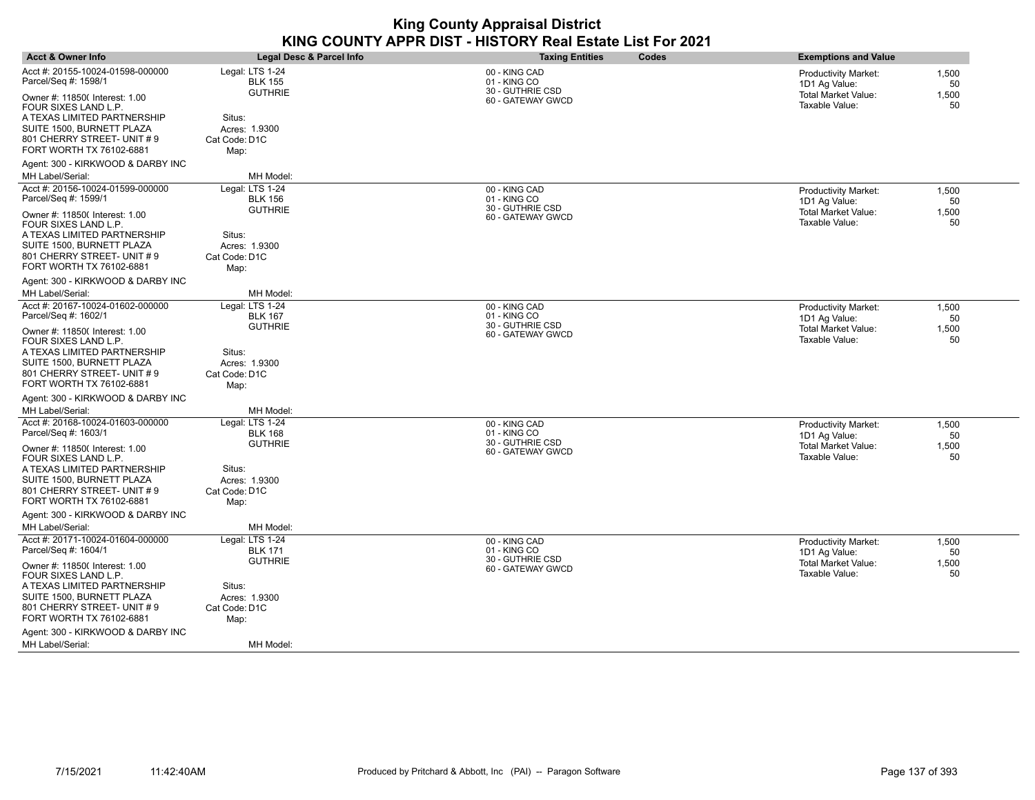# King County Appraisal District

## KING COUNTY APPR DIST - HISTORY Real Estate List For 2021

| Acct & Owner Info | Legal Desc & Parcel Info | Taxing Entities | Codes | Exemptions and Value |
|---|---|---|---|---|
| Acct #: 20155-10024-01598-000000<br>Parcel/Seq #: 1598/1<br>Owner #: 11850( Interest: 1.00<br>FOUR SIXES LAND L.P.<br>A TEXAS LIMITED PARTNERSHIP<br>SUITE 1500, BURNETT PLAZA<br>801 CHERRY STREET- UNIT # 9<br>FORT WORTH TX 76102-6881<br>Agent: 300 - KIRKWOOD & DARBY INC<br>MH Label/Serial: | Legal: LTS 1-24<br>BLK 155<br>GUTHRIE<br>Situs:<br>Acres: 1.9300<br>Cat Code: D1C<br>Map:<br>MH Model: | 00 - KING CAD<br>01 - KING CO<br>30 - GUTHRIE CSD<br>60 - GATEWAY GWCD | | Productivity Market: 1,500<br>1D1 Ag Value: 50<br>Total Market Value: 1,500<br>Taxable Value: 50 |
| Acct #: 20156-10024-01599-000000<br>Parcel/Seq #: 1599/1<br>Owner #: 11850( Interest: 1.00<br>FOUR SIXES LAND L.P.<br>A TEXAS LIMITED PARTNERSHIP<br>SUITE 1500, BURNETT PLAZA<br>801 CHERRY STREET- UNIT # 9<br>FORT WORTH TX 76102-6881<br>Agent: 300 - KIRKWOOD & DARBY INC<br>MH Label/Serial: | Legal: LTS 1-24<br>BLK 156<br>GUTHRIE<br>Situs:<br>Acres: 1.9300<br>Cat Code: D1C<br>Map:<br>MH Model: | 00 - KING CAD<br>01 - KING CO<br>30 - GUTHRIE CSD<br>60 - GATEWAY GWCD | | Productivity Market: 1,500<br>1D1 Ag Value: 50<br>Total Market Value: 1,500<br>Taxable Value: 50 |
| Acct #: 20167-10024-01602-000000<br>Parcel/Seq #: 1602/1<br>Owner #: 11850( Interest: 1.00<br>FOUR SIXES LAND L.P.<br>A TEXAS LIMITED PARTNERSHIP<br>SUITE 1500, BURNETT PLAZA<br>801 CHERRY STREET- UNIT # 9<br>FORT WORTH TX 76102-6881<br>Agent: 300 - KIRKWOOD & DARBY INC<br>MH Label/Serial: | Legal: LTS 1-24<br>BLK 167<br>GUTHRIE<br>Situs:<br>Acres: 1.9300<br>Cat Code: D1C<br>Map:<br>MH Model: | 00 - KING CAD<br>01 - KING CO<br>30 - GUTHRIE CSD<br>60 - GATEWAY GWCD | | Productivity Market: 1,500<br>1D1 Ag Value: 50<br>Total Market Value: 1,500<br>Taxable Value: 50 |
| Acct #: 20168-10024-01603-000000<br>Parcel/Seq #: 1603/1<br>Owner #: 11850( Interest: 1.00<br>FOUR SIXES LAND L.P.<br>A TEXAS LIMITED PARTNERSHIP<br>SUITE 1500, BURNETT PLAZA<br>801 CHERRY STREET- UNIT # 9<br>FORT WORTH TX 76102-6881<br>Agent: 300 - KIRKWOOD & DARBY INC<br>MH Label/Serial: | Legal: LTS 1-24<br>BLK 168<br>GUTHRIE<br>Situs:<br>Acres: 1.9300<br>Cat Code: D1C<br>Map:<br>MH Model: | 00 - KING CAD<br>01 - KING CO<br>30 - GUTHRIE CSD<br>60 - GATEWAY GWCD | | Productivity Market: 1,500<br>1D1 Ag Value: 50<br>Total Market Value: 1,500<br>Taxable Value: 50 |
| Acct #: 20171-10024-01604-000000<br>Parcel/Seq #: 1604/1<br>Owner #: 11850( Interest: 1.00<br>FOUR SIXES LAND L.P.<br>A TEXAS LIMITED PARTNERSHIP<br>SUITE 1500, BURNETT PLAZA<br>801 CHERRY STREET- UNIT # 9<br>FORT WORTH TX 76102-6881<br>Agent: 300 - KIRKWOOD & DARBY INC<br>MH Label/Serial: | Legal: LTS 1-24<br>BLK 171<br>GUTHRIE<br>Situs:<br>Acres: 1.9300<br>Cat Code: D1C<br>Map:<br>MH Model: | 00 - KING CAD<br>01 - KING CO<br>30 - GUTHRIE CSD<br>60 - GATEWAY GWCD | | Productivity Market: 1,500<br>1D1 Ag Value: 50<br>Total Market Value: 1,500<br>Taxable Value: 50 |

7/15/2021 11:42:40AM Produced by Pritchard & Abbott, Inc (PAI) -- Paragon Software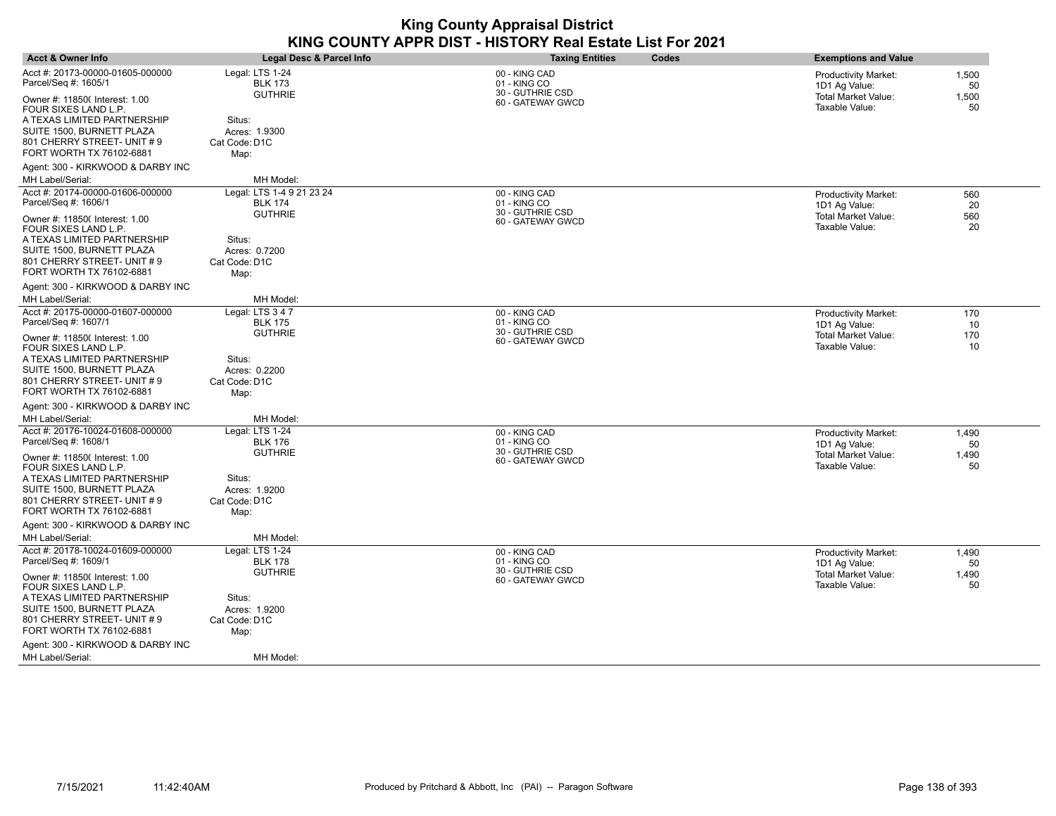# King County Appraisal District

## KING COUNTY APPR DIST - HISTORY Real Estate List For 2021

| Acct & Owner Info | Legal Desc & Parcel Info | Taxing Entities | Codes | Exemptions and Value |
|---|---|---|---|---|
| Acct #: 20173-00000-01605-000000<br>Parcel/Seq #: 1605/1<br>Owner #: 11850( Interest: 1.00<br>FOUR SIXES LAND L.P.<br>A TEXAS LIMITED PARTNERSHIP<br>SUITE 1500, BURNETT PLAZA<br>801 CHERRY STREET- UNIT # 9<br>FORT WORTH TX 76102-6881<br>Agent: 300 - KIRKWOOD & DARBY INC<br>MH Label/Serial: | Legal: LTS 1-24<br>BLK 173<br>GUTHRIE<br>Situs:<br>Acres: 1.9300<br>Cat Code: D1C<br>Map:<br>MH Model: | 00 - KING CAD<br>01 - KING CO<br>30 - GUTHRIE CSD<br>60 - GATEWAY GWCD | | Productivity Market: 1,500<br>1D1 Ag Value: 50<br>Total Market Value: 1,500<br>Taxable Value: 50 |
| Acct #: 20174-00000-01606-000000<br>Parcel/Seq #: 1606/1<br>Owner #: 11850( Interest: 1.00<br>FOUR SIXES LAND L.P.<br>A TEXAS LIMITED PARTNERSHIP<br>SUITE 1500, BURNETT PLAZA<br>801 CHERRY STREET- UNIT # 9<br>FORT WORTH TX 76102-6881<br>Agent: 300 - KIRKWOOD & DARBY INC<br>MH Label/Serial: | Legal: LTS 1-4 9 21 23 24<br>BLK 174<br>GUTHRIE<br>Situs:<br>Acres: 0.7200<br>Cat Code: D1C<br>Map:<br>MH Model: | 00 - KING CAD<br>01 - KING CO<br>30 - GUTHRIE CSD<br>60 - GATEWAY GWCD | | Productivity Market: 560<br>1D1 Ag Value: 20<br>Total Market Value: 560<br>Taxable Value: 20 |
| Acct #: 20175-00000-01607-000000<br>Parcel/Seq #: 1607/1<br>Owner #: 11850( Interest: 1.00<br>FOUR SIXES LAND L.P.<br>A TEXAS LIMITED PARTNERSHIP<br>SUITE 1500, BURNETT PLAZA<br>801 CHERRY STREET- UNIT # 9<br>FORT WORTH TX 76102-6881<br>Agent: 300 - KIRKWOOD & DARBY INC<br>MH Label/Serial: | Legal: LTS 3 4 7<br>BLK 175<br>GUTHRIE<br>Situs:<br>Acres: 0.2200<br>Cat Code: D1C<br>Map:<br>MH Model: | 00 - KING CAD<br>01 - KING CO<br>30 - GUTHRIE CSD<br>60 - GATEWAY GWCD | | Productivity Market: 170<br>1D1 Ag Value: 10<br>Total Market Value: 170<br>Taxable Value: 10 |
| Acct #: 20176-10024-01608-000000<br>Parcel/Seq #: 1608/1<br>Owner #: 11850( Interest: 1.00<br>FOUR SIXES LAND L.P.<br>A TEXAS LIMITED PARTNERSHIP<br>SUITE 1500, BURNETT PLAZA<br>801 CHERRY STREET- UNIT # 9<br>FORT WORTH TX 76102-6881<br>Agent: 300 - KIRKWOOD & DARBY INC<br>MH Label/Serial: | Legal: LTS 1-24<br>BLK 176<br>GUTHRIE<br>Situs:<br>Acres: 1.9200<br>Cat Code: D1C<br>Map:<br>MH Model: | 00 - KING CAD<br>01 - KING CO<br>30 - GUTHRIE CSD<br>60 - GATEWAY GWCD | | Productivity Market: 1,490<br>1D1 Ag Value: 50<br>Total Market Value: 1,490<br>Taxable Value: 50 |
| Acct #: 20178-10024-01609-000000<br>Parcel/Seq #: 1609/1<br>Owner #: 11850( Interest: 1.00<br>FOUR SIXES LAND L.P.<br>A TEXAS LIMITED PARTNERSHIP<br>SUITE 1500, BURNETT PLAZA<br>801 CHERRY STREET- UNIT # 9<br>FORT WORTH TX 76102-6881<br>Agent: 300 - KIRKWOOD & DARBY INC<br>MH Label/Serial: | Legal: LTS 1-24<br>BLK 178<br>GUTHRIE<br>Situs:<br>Acres: 1.9200<br>Cat Code: D1C<br>Map:<br>MH Model: | 00 - KING CAD<br>01 - KING CO<br>30 - GUTHRIE CSD<br>60 - GATEWAY GWCD | | Productivity Market: 1,490<br>1D1 Ag Value: 50<br>Total Market Value: 1,490<br>Taxable Value: 50 |

7/15/2021 11:42:40AM Produced by Pritchard & Abbott, Inc (PAI) -- Paragon Software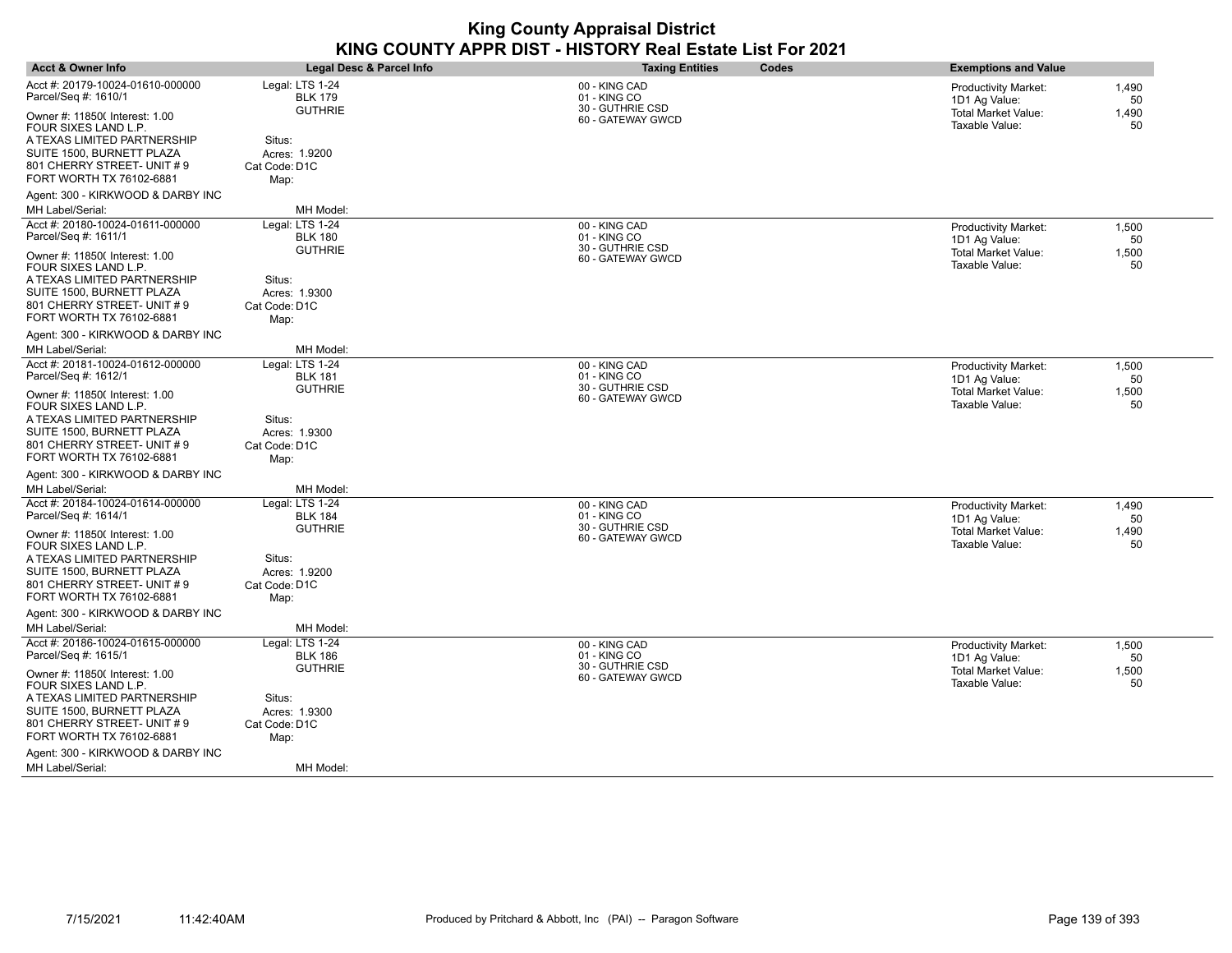# King County Appraisal District

## KING COUNTY APPR DIST - HISTORY Real Estate List For 2021

| Acct & Owner Info | Legal Desc & Parcel Info | Taxing Entities | Codes | Exemptions and Value |
|---|---|---|---|---|
| Acct #: 20179-10024-01610-000000<br>Parcel/Seq #: 1610/1<br>Owner #: 11850( Interest: 1.00<br>FOUR SIXES LAND L.P.<br>A TEXAS LIMITED PARTNERSHIP<br>SUITE 1500, BURNETT PLAZA<br>801 CHERRY STREET- UNIT # 9<br>FORT WORTH TX 76102-6881<br>Agent: 300 - KIRKWOOD & DARBY INC<br>MH Label/Serial: | Legal: LTS 1-24<br>BLK 179<br>GUTHRIE<br>Situs:<br>Acres: 1.9200<br>Cat Code: D1C<br>Map:<br>MH Model: | 00 - KING CAD<br>01 - KING CO<br>30 - GUTHRIE CSD<br>60 - GATEWAY GWCD | | Productivity Market: 1,490<br>1D1 Ag Value: 50<br>Total Market Value: 1,490<br>Taxable Value: 50 |
| Acct #: 20180-10024-01611-000000<br>Parcel/Seq #: 1611/1<br>Owner #: 11850( Interest: 1.00<br>FOUR SIXES LAND L.P.<br>A TEXAS LIMITED PARTNERSHIP<br>SUITE 1500, BURNETT PLAZA<br>801 CHERRY STREET- UNIT # 9<br>FORT WORTH TX 76102-6881<br>Agent: 300 - KIRKWOOD & DARBY INC<br>MH Label/Serial: | Legal: LTS 1-24<br>BLK 180<br>GUTHRIE<br>Situs:<br>Acres: 1.9300<br>Cat Code: D1C<br>Map:<br>MH Model: | 00 - KING CAD<br>01 - KING CO<br>30 - GUTHRIE CSD<br>60 - GATEWAY GWCD | | Productivity Market: 1,500<br>1D1 Ag Value: 50<br>Total Market Value: 1,500<br>Taxable Value: 50 |
| Acct #: 20181-10024-01612-000000<br>Parcel/Seq #: 1612/1<br>Owner #: 11850( Interest: 1.00<br>FOUR SIXES LAND L.P.<br>A TEXAS LIMITED PARTNERSHIP<br>SUITE 1500, BURNETT PLAZA<br>801 CHERRY STREET- UNIT # 9<br>FORT WORTH TX 76102-6881<br>Agent: 300 - KIRKWOOD & DARBY INC<br>MH Label/Serial: | Legal: LTS 1-24<br>BLK 181<br>GUTHRIE<br>Situs:<br>Acres: 1.9300<br>Cat Code: D1C<br>Map:<br>MH Model: | 00 - KING CAD<br>01 - KING CO<br>30 - GUTHRIE CSD<br>60 - GATEWAY GWCD | | Productivity Market: 1,500<br>1D1 Ag Value: 50<br>Total Market Value: 1,500<br>Taxable Value: 50 |
| Acct #: 20184-10024-01614-000000<br>Parcel/Seq #: 1614/1<br>Owner #: 11850( Interest: 1.00<br>FOUR SIXES LAND L.P.<br>A TEXAS LIMITED PARTNERSHIP<br>SUITE 1500, BURNETT PLAZA<br>801 CHERRY STREET- UNIT # 9<br>FORT WORTH TX 76102-6881<br>Agent: 300 - KIRKWOOD & DARBY INC<br>MH Label/Serial: | Legal: LTS 1-24<br>BLK 184<br>GUTHRIE<br>Situs:<br>Acres: 1.9200<br>Cat Code: D1C<br>Map:<br>MH Model: | 00 - KING CAD<br>01 - KING CO<br>30 - GUTHRIE CSD<br>60 - GATEWAY GWCD | | Productivity Market: 1,490<br>1D1 Ag Value: 50<br>Total Market Value: 1,490<br>Taxable Value: 50 |
| Acct #: 20186-10024-01615-000000<br>Parcel/Seq #: 1615/1<br>Owner #: 11850( Interest: 1.00<br>FOUR SIXES LAND L.P.<br>A TEXAS LIMITED PARTNERSHIP<br>SUITE 1500, BURNETT PLAZA<br>801 CHERRY STREET- UNIT # 9<br>FORT WORTH TX 76102-6881<br>Agent: 300 - KIRKWOOD & DARBY INC<br>MH Label/Serial: | Legal: LTS 1-24<br>BLK 186<br>GUTHRIE<br>Situs:<br>Acres: 1.9300<br>Cat Code: D1C<br>Map:<br>MH Model: | 00 - KING CAD<br>01 - KING CO<br>30 - GUTHRIE CSD<br>60 - GATEWAY GWCD | | Productivity Market: 1,500<br>1D1 Ag Value: 50<br>Total Market Value: 1,500<br>Taxable Value: 50 |

7/15/2021 11:42:40AM Produced by Pritchard & Abbott, Inc (PAI) -- Paragon Software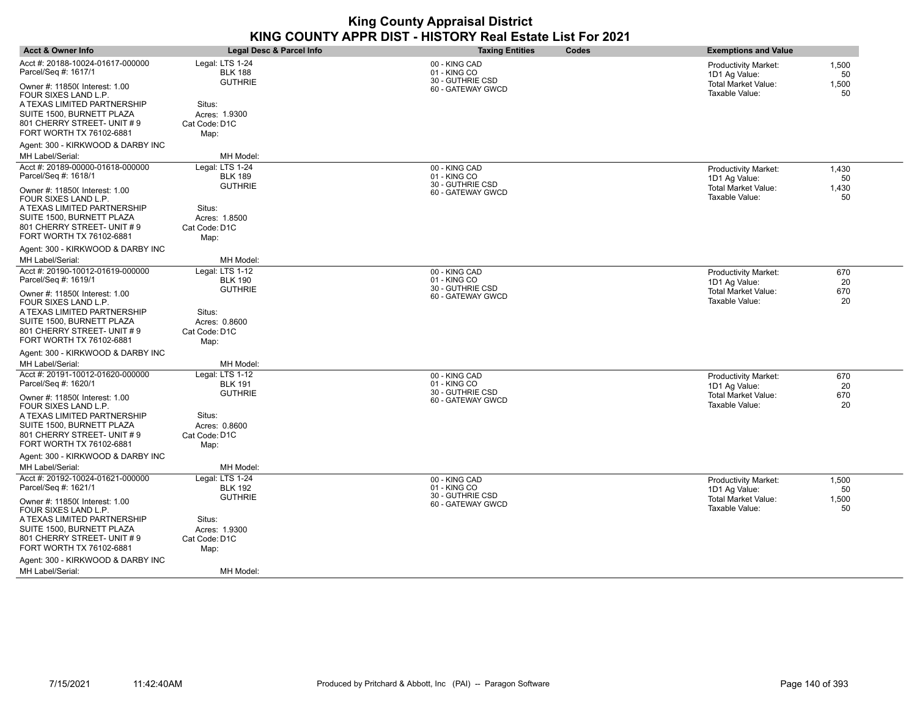# King County Appraisal District
## KING COUNTY APPR DIST - HISTORY Real Estate List For 2021

| Acct & Owner Info | Legal Desc & Parcel Info | Taxing Entities | Codes | Exemptions and Value |
|---|---|---|---|---|
| Acct #: 20188-10024-01617-000000<br>Parcel/Seq #: 1617/1<br>Owner #: 11850( Interest: 1.00<br>FOUR SIXES LAND L.P.<br>A TEXAS LIMITED PARTNERSHIP<br>SUITE 1500, BURNETT PLAZA<br>801 CHERRY STREET- UNIT # 9<br>FORT WORTH TX 76102-6881<br>Agent: 300 - KIRKWOOD & DARBY INC<br>MH Label/Serial: | Legal: LTS 1-24<br>BLK 188<br>GUTHRIE<br>Situs:<br>Acres: 1.9300<br>Cat Code: D1C<br>Map:<br>MH Model: | 00 - KING CAD<br>01 - KING CO<br>30 - GUTHRIE CSD<br>60 - GATEWAY GWCD | | Productivity Market: 1,500<br>1D1 Ag Value: 50<br>Total Market Value: 1,500<br>Taxable Value: 50 |
| Acct #: 20189-00000-01618-000000<br>Parcel/Seq #: 1618/1<br>Owner #: 11850( Interest: 1.00<br>FOUR SIXES LAND L.P.<br>A TEXAS LIMITED PARTNERSHIP<br>SUITE 1500, BURNETT PLAZA<br>801 CHERRY STREET- UNIT # 9<br>FORT WORTH TX 76102-6881<br>Agent: 300 - KIRKWOOD & DARBY INC<br>MH Label/Serial: | Legal: LTS 1-24<br>BLK 189<br>GUTHRIE<br>Situs:<br>Acres: 1.8500<br>Cat Code: D1C<br>Map:<br>MH Model: | 00 - KING CAD<br>01 - KING CO<br>30 - GUTHRIE CSD<br>60 - GATEWAY GWCD | | Productivity Market: 1,430<br>1D1 Ag Value: 50<br>Total Market Value: 1,430<br>Taxable Value: 50 |
| Acct #: 20190-10012-01619-000000<br>Parcel/Seq #: 1619/1<br>Owner #: 11850( Interest: 1.00<br>FOUR SIXES LAND L.P.<br>A TEXAS LIMITED PARTNERSHIP<br>SUITE 1500, BURNETT PLAZA<br>801 CHERRY STREET- UNIT # 9<br>FORT WORTH TX 76102-6881<br>Agent: 300 - KIRKWOOD & DARBY INC<br>MH Label/Serial: | Legal: LTS 1-12<br>BLK 190<br>GUTHRIE<br>Situs:<br>Acres: 0.8600<br>Cat Code: D1C<br>Map:<br>MH Model: | 00 - KING CAD<br>01 - KING CO<br>30 - GUTHRIE CSD<br>60 - GATEWAY GWCD | | Productivity Market: 670<br>1D1 Ag Value: 20<br>Total Market Value: 670<br>Taxable Value: 20 |
| Acct #: 20191-10012-01620-000000<br>Parcel/Seq #: 1620/1<br>Owner #: 11850( Interest: 1.00<br>FOUR SIXES LAND L.P.<br>A TEXAS LIMITED PARTNERSHIP<br>SUITE 1500, BURNETT PLAZA<br>801 CHERRY STREET- UNIT # 9<br>FORT WORTH TX 76102-6881<br>Agent: 300 - KIRKWOOD & DARBY INC<br>MH Label/Serial: | Legal: LTS 1-12<br>BLK 191<br>GUTHRIE<br>Situs:<br>Acres: 0.8600<br>Cat Code: D1C<br>Map:<br>MH Model: | 00 - KING CAD<br>01 - KING CO<br>30 - GUTHRIE CSD<br>60 - GATEWAY GWCD | | Productivity Market: 670<br>1D1 Ag Value: 20<br>Total Market Value: 670<br>Taxable Value: 20 |
| Acct #: 20192-10024-01621-000000<br>Parcel/Seq #: 1621/1<br>Owner #: 11850( Interest: 1.00<br>FOUR SIXES LAND L.P.<br>A TEXAS LIMITED PARTNERSHIP<br>SUITE 1500, BURNETT PLAZA<br>801 CHERRY STREET- UNIT # 9<br>FORT WORTH TX 76102-6881<br>Agent: 300 - KIRKWOOD & DARBY INC<br>MH Label/Serial: | Legal: LTS 1-24<br>BLK 192<br>GUTHRIE<br>Situs:<br>Acres: 1.9300<br>Cat Code: D1C<br>Map:<br>MH Model: | 00 - KING CAD<br>01 - KING CO<br>30 - GUTHRIE CSD<br>60 - GATEWAY GWCD | | Productivity Market: 1,500<br>1D1 Ag Value: 50<br>Total Market Value: 1,500<br>Taxable Value: 50 |

7/15/2021 11:42:40AM Produced by Pritchard & Abbott, Inc (PAI) -- Paragon Software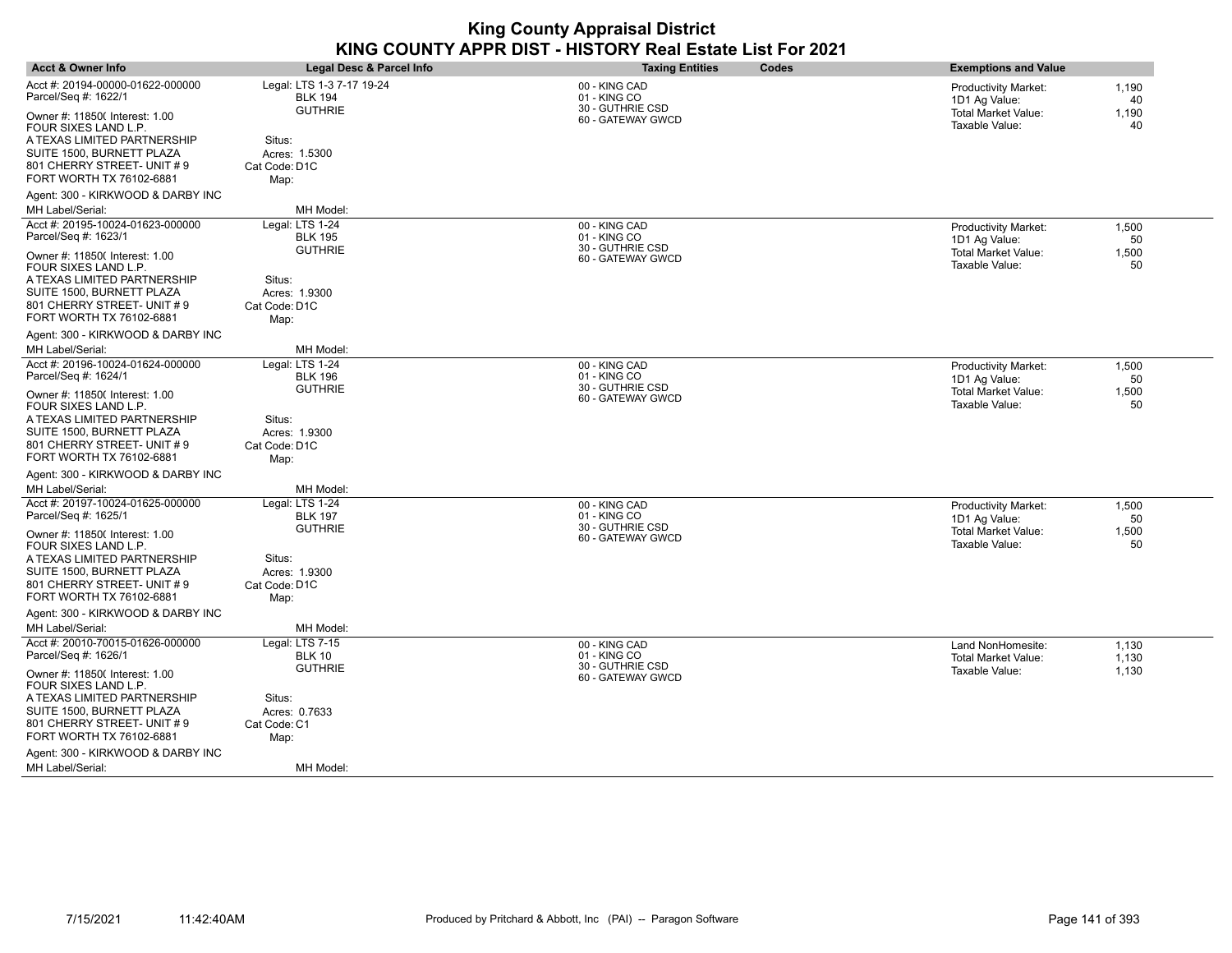# King County Appraisal District
## KING COUNTY APPR DIST - HISTORY Real Estate List For 2021

| Acct & Owner Info | Legal Desc & Parcel Info | Taxing Entities | Codes | Exemptions and Value |
|---|---|---|---|---|
| Acct #: 20194-00000-01622-000000<br>Parcel/Seq #: 1622/1<br>Owner #: 11850( Interest: 1.00<br>FOUR SIXES LAND L.P.<br>A TEXAS LIMITED PARTNERSHIP<br>SUITE 1500, BURNETT PLAZA<br>801 CHERRY STREET- UNIT # 9<br>FORT WORTH TX 76102-6881<br>Agent: 300 - KIRKWOOD & DARBY INC<br>MH Label/Serial: | Legal: LTS 1-3 7-17 19-24<br>BLK 194<br>GUTHRIE<br>Situs:<br>Acres: 1.5300<br>Cat Code: D1C<br>Map:<br>MH Model: | 00 - KING CAD<br>01 - KING CO<br>30 - GUTHRIE CSD<br>60 - GATEWAY GWCD | | Productivity Market: 1,190<br>1D1 Ag Value: 40<br>Total Market Value: 1,190<br>Taxable Value: 40 |
| Acct #: 20195-10024-01623-000000<br>Parcel/Seq #: 1623/1<br>Owner #: 11850( Interest: 1.00<br>FOUR SIXES LAND L.P.<br>A TEXAS LIMITED PARTNERSHIP<br>SUITE 1500, BURNETT PLAZA<br>801 CHERRY STREET- UNIT # 9<br>FORT WORTH TX 76102-6881<br>Agent: 300 - KIRKWOOD & DARBY INC<br>MH Label/Serial: | Legal: LTS 1-24<br>BLK 195<br>GUTHRIE<br>Situs:<br>Acres: 1.9300<br>Cat Code: D1C<br>Map:<br>MH Model: | 00 - KING CAD<br>01 - KING CO<br>30 - GUTHRIE CSD<br>60 - GATEWAY GWCD | | Productivity Market: 1,500<br>1D1 Ag Value: 50<br>Total Market Value: 1,500<br>Taxable Value: 50 |
| Acct #: 20196-10024-01624-000000<br>Parcel/Seq #: 1624/1<br>Owner #: 11850( Interest: 1.00<br>FOUR SIXES LAND L.P.<br>A TEXAS LIMITED PARTNERSHIP<br>SUITE 1500, BURNETT PLAZA<br>801 CHERRY STREET- UNIT # 9<br>FORT WORTH TX 76102-6881<br>Agent: 300 - KIRKWOOD & DARBY INC<br>MH Label/Serial: | Legal: LTS 1-24<br>BLK 196<br>GUTHRIE<br>Situs:<br>Acres: 1.9300<br>Cat Code: D1C<br>Map:<br>MH Model: | 00 - KING CAD<br>01 - KING CO<br>30 - GUTHRIE CSD<br>60 - GATEWAY GWCD | | Productivity Market: 1,500<br>1D1 Ag Value: 50<br>Total Market Value: 1,500<br>Taxable Value: 50 |
| Acct #: 20197-10024-01625-000000<br>Parcel/Seq #: 1625/1<br>Owner #: 11850( Interest: 1.00<br>FOUR SIXES LAND L.P.<br>A TEXAS LIMITED PARTNERSHIP<br>SUITE 1500, BURNETT PLAZA<br>801 CHERRY STREET- UNIT # 9<br>FORT WORTH TX 76102-6881<br>Agent: 300 - KIRKWOOD & DARBY INC<br>MH Label/Serial: | Legal: LTS 1-24<br>BLK 197<br>GUTHRIE<br>Situs:<br>Acres: 1.9300<br>Cat Code: D1C<br>Map:<br>MH Model: | 00 - KING CAD<br>01 - KING CO<br>30 - GUTHRIE CSD<br>60 - GATEWAY GWCD | | Productivity Market: 1,500<br>1D1 Ag Value: 50<br>Total Market Value: 1,500<br>Taxable Value: 50 |
| Acct #: 20010-70015-01626-000000<br>Parcel/Seq #: 1626/1<br>Owner #: 11850( Interest: 1.00<br>FOUR SIXES LAND L.P.<br>A TEXAS LIMITED PARTNERSHIP<br>SUITE 1500, BURNETT PLAZA<br>801 CHERRY STREET- UNIT # 9<br>FORT WORTH TX 76102-6881<br>Agent: 300 - KIRKWOOD & DARBY INC<br>MH Label/Serial: | Legal: LTS 7-15<br>BLK 10<br>GUTHRIE<br>Situs:<br>Acres: 0.7633<br>Cat Code: C1<br>Map:<br>MH Model: | 00 - KING CAD<br>01 - KING CO<br>30 - GUTHRIE CSD<br>60 - GATEWAY GWCD | | Land NonHomesite: 1,130<br>Total Market Value: 1,130<br>Taxable Value: 1,130 |

7/15/2021 11:42:40AM Produced by Pritchard & Abbott, Inc (PAI) -- Paragon Software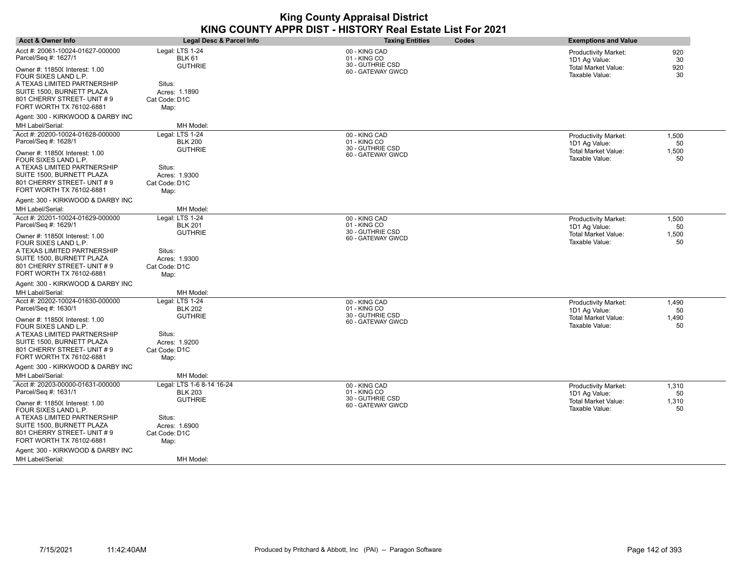# King County Appraisal District

## KING COUNTY APPR DIST - HISTORY Real Estate List For 2021

| Acct & Owner Info | Legal Desc & Parcel Info | Taxing Entities | Codes | Exemptions and Value |
|---|---|---|---|---|
| Acct #: 20061-10024-01627-000000<br>Parcel/Seq #: 1627/1<br>Owner #: 11850( Interest: 1.00<br>FOUR SIXES LAND L.P.<br>A TEXAS LIMITED PARTNERSHIP<br>SUITE 1500, BURNETT PLAZA<br>801 CHERRY STREET- UNIT # 9<br>FORT WORTH TX 76102-6881<br>Agent: 300 - KIRKWOOD & DARBY INC<br>MH Label/Serial: | Legal: LTS 1-24<br>BLK 61<br>GUTHRIE<br>Situs:<br>Acres: 1.1890<br>Cat Code: D1C<br>Map:<br>MH Model: | 00 - KING CAD<br>01 - KING CO<br>30 - GUTHRIE CSD<br>60 - GATEWAY GWCD | | Productivity Market: 920<br>1D1 Ag Value: 30<br>Total Market Value: 920<br>Taxable Value: 30 |
| Acct #: 20200-10024-01628-000000<br>Parcel/Seq #: 1628/1<br>Owner #: 11850( Interest: 1.00<br>FOUR SIXES LAND L.P.<br>A TEXAS LIMITED PARTNERSHIP<br>SUITE 1500, BURNETT PLAZA<br>801 CHERRY STREET- UNIT # 9<br>FORT WORTH TX 76102-6881<br>Agent: 300 - KIRKWOOD & DARBY INC<br>MH Label/Serial: | Legal: LTS 1-24<br>BLK 200<br>GUTHRIE<br>Situs:<br>Acres: 1.9300<br>Cat Code: D1C<br>Map:<br>MH Model: | 00 - KING CAD<br>01 - KING CO<br>30 - GUTHRIE CSD<br>60 - GATEWAY GWCD | | Productivity Market: 1,500<br>1D1 Ag Value: 50<br>Total Market Value: 1,500<br>Taxable Value: 50 |
| Acct #: 20201-10024-01629-000000<br>Parcel/Seq #: 1629/1<br>Owner #: 11850( Interest: 1.00<br>FOUR SIXES LAND L.P.<br>A TEXAS LIMITED PARTNERSHIP<br>SUITE 1500, BURNETT PLAZA<br>801 CHERRY STREET- UNIT # 9<br>FORT WORTH TX 76102-6881<br>Agent: 300 - KIRKWOOD & DARBY INC<br>MH Label/Serial: | Legal: LTS 1-24<br>BLK 201<br>GUTHRIE<br>Situs:<br>Acres: 1.9300<br>Cat Code: D1C<br>Map:<br>MH Model: | 00 - KING CAD<br>01 - KING CO<br>30 - GUTHRIE CSD<br>60 - GATEWAY GWCD | | Productivity Market: 1,500<br>1D1 Ag Value: 50<br>Total Market Value: 1,500<br>Taxable Value: 50 |
| Acct #: 20202-10024-01630-000000<br>Parcel/Seq #: 1630/1<br>Owner #: 11850( Interest: 1.00<br>FOUR SIXES LAND L.P.<br>A TEXAS LIMITED PARTNERSHIP<br>SUITE 1500, BURNETT PLAZA<br>801 CHERRY STREET- UNIT # 9<br>FORT WORTH TX 76102-6881<br>Agent: 300 - KIRKWOOD & DARBY INC<br>MH Label/Serial: | Legal: LTS 1-24<br>BLK 202<br>GUTHRIE<br>Situs:<br>Acres: 1.9200<br>Cat Code: D1C<br>Map:<br>MH Model: | 00 - KING CAD<br>01 - KING CO<br>30 - GUTHRIE CSD<br>60 - GATEWAY GWCD | | Productivity Market: 1,490<br>1D1 Ag Value: 50<br>Total Market Value: 1,490<br>Taxable Value: 50 |
| Acct #: 20203-00000-01631-000000<br>Parcel/Seq #: 1631/1<br>Owner #: 11850( Interest: 1.00<br>FOUR SIXES LAND L.P.<br>A TEXAS LIMITED PARTNERSHIP<br>SUITE 1500, BURNETT PLAZA<br>801 CHERRY STREET- UNIT # 9<br>FORT WORTH TX 76102-6881<br>Agent: 300 - KIRKWOOD & DARBY INC<br>MH Label/Serial: | Legal: LTS 1-6 8-14 16-24<br>BLK 203<br>GUTHRIE<br>Situs:<br>Acres: 1.6900<br>Cat Code: D1C<br>Map:<br>MH Model: | 00 - KING CAD<br>01 - KING CO<br>30 - GUTHRIE CSD<br>60 - GATEWAY GWCD | | Productivity Market: 1,310<br>1D1 Ag Value: 50<br>Total Market Value: 1,310<br>Taxable Value: 50 |

7/15/2021 11:42:40AM Produced by Pritchard & Abbott, Inc (PAI) -- Paragon Software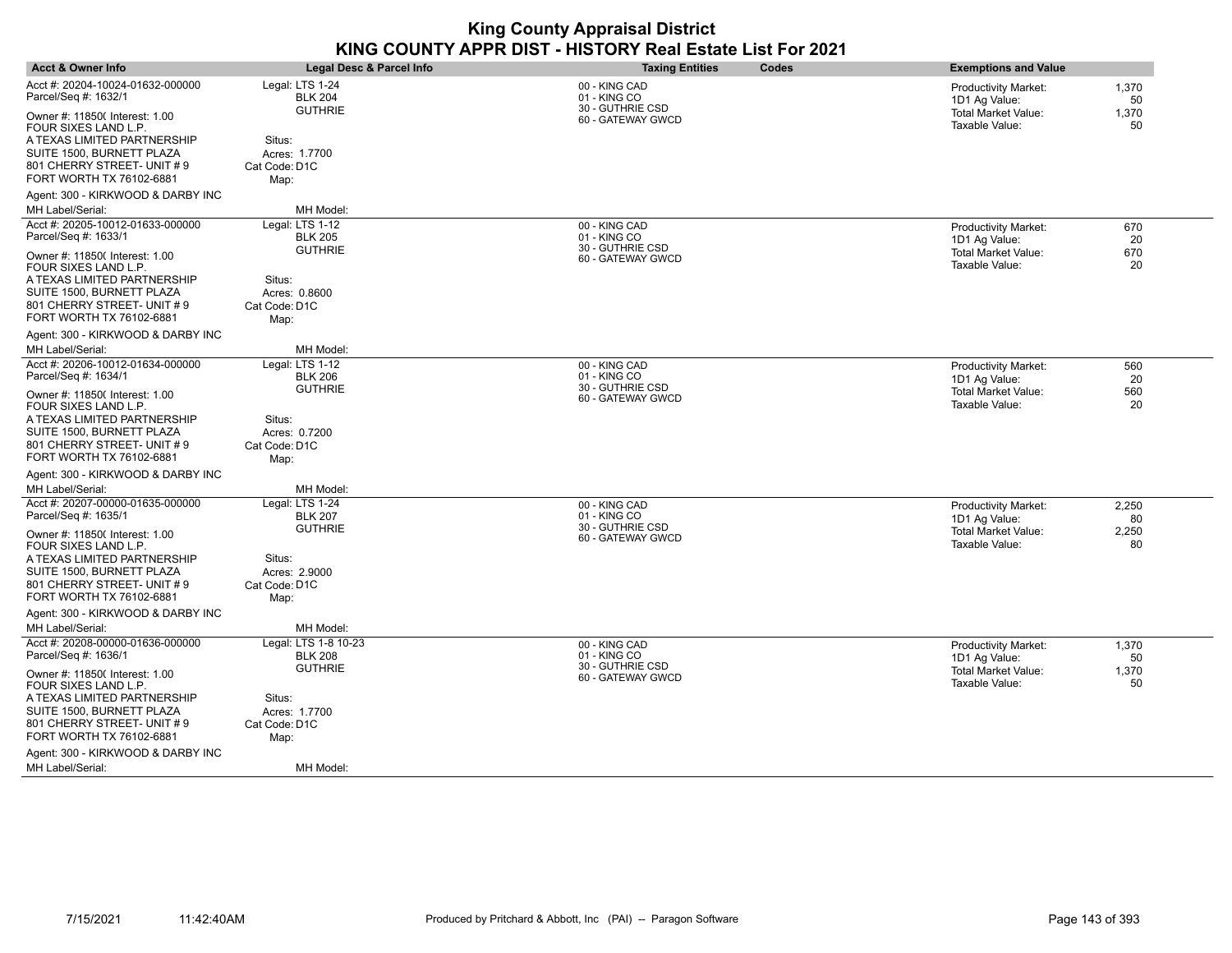# King County Appraisal District

## KING COUNTY APPR DIST - HISTORY Real Estate List For 2021

| Acct & Owner Info | Legal Desc & Parcel Info | Taxing Entities | Codes | Exemptions and Value |
|---|---|---|---|---|
| Acct #: 20204-10024-01632-000000<br>Parcel/Seq #: 1632/1<br>Owner #: 11850( Interest: 1.00<br>FOUR SIXES LAND L.P.<br>A TEXAS LIMITED PARTNERSHIP<br>SUITE 1500, BURNETT PLAZA<br>801 CHERRY STREET- UNIT # 9<br>FORT WORTH TX 76102-6881<br>Agent: 300 - KIRKWOOD & DARBY INC<br>MH Label/Serial: | Legal: LTS 1-24<br>BLK 204<br>GUTHRIE<br>Situs:<br>Acres: 1.7700<br>Cat Code: D1C<br>Map:<br>MH Model: | 00 - KING CAD<br>01 - KING CO<br>30 - GUTHRIE CSD<br>60 - GATEWAY GWCD | | Productivity Market: 1,370<br>1D1 Ag Value: 50<br>Total Market Value: 1,370<br>Taxable Value: 50 |
| Acct #: 20205-10012-01633-000000<br>Parcel/Seq #: 1633/1<br>Owner #: 11850( Interest: 1.00<br>FOUR SIXES LAND L.P.<br>A TEXAS LIMITED PARTNERSHIP<br>SUITE 1500, BURNETT PLAZA<br>801 CHERRY STREET- UNIT # 9<br>FORT WORTH TX 76102-6881<br>Agent: 300 - KIRKWOOD & DARBY INC<br>MH Label/Serial: | Legal: LTS 1-12<br>BLK 205<br>GUTHRIE<br>Situs:<br>Acres: 0.8600<br>Cat Code: D1C<br>Map:<br>MH Model: | 00 - KING CAD<br>01 - KING CO<br>30 - GUTHRIE CSD<br>60 - GATEWAY GWCD | | Productivity Market: 670<br>1D1 Ag Value: 20<br>Total Market Value: 670<br>Taxable Value: 20 |
| Acct #: 20206-10012-01634-000000<br>Parcel/Seq #: 1634/1<br>Owner #: 11850( Interest: 1.00<br>FOUR SIXES LAND L.P.<br>A TEXAS LIMITED PARTNERSHIP<br>SUITE 1500, BURNETT PLAZA<br>801 CHERRY STREET- UNIT # 9<br>FORT WORTH TX 76102-6881<br>Agent: 300 - KIRKWOOD & DARBY INC<br>MH Label/Serial: | Legal: LTS 1-12<br>BLK 206<br>GUTHRIE<br>Situs:<br>Acres: 0.7200<br>Cat Code: D1C<br>Map:<br>MH Model: | 00 - KING CAD<br>01 - KING CO<br>30 - GUTHRIE CSD<br>60 - GATEWAY GWCD | | Productivity Market: 560<br>1D1 Ag Value: 20<br>Total Market Value: 560<br>Taxable Value: 20 |
| Acct #: 20207-00000-01635-000000<br>Parcel/Seq #: 1635/1<br>Owner #: 11850( Interest: 1.00<br>FOUR SIXES LAND L.P.<br>A TEXAS LIMITED PARTNERSHIP<br>SUITE 1500, BURNETT PLAZA<br>801 CHERRY STREET- UNIT # 9<br>FORT WORTH TX 76102-6881<br>Agent: 300 - KIRKWOOD & DARBY INC<br>MH Label/Serial: | Legal: LTS 1-24<br>BLK 207<br>GUTHRIE<br>Situs:<br>Acres: 2.9000<br>Cat Code: D1C<br>Map:<br>MH Model: | 00 - KING CAD<br>01 - KING CO<br>30 - GUTHRIE CSD<br>60 - GATEWAY GWCD | | Productivity Market: 2,250<br>1D1 Ag Value: 80<br>Total Market Value: 2,250<br>Taxable Value: 80 |
| Acct #: 20208-00000-01636-000000<br>Parcel/Seq #: 1636/1<br>Owner #: 11850( Interest: 1.00<br>FOUR SIXES LAND L.P.<br>A TEXAS LIMITED PARTNERSHIP<br>SUITE 1500, BURNETT PLAZA<br>801 CHERRY STREET- UNIT # 9<br>FORT WORTH TX 76102-6881<br>Agent: 300 - KIRKWOOD & DARBY INC<br>MH Label/Serial: | Legal: LTS 1-8 10-23<br>BLK 208<br>GUTHRIE<br>Situs:<br>Acres: 1.7700<br>Cat Code: D1C<br>Map:<br>MH Model: | 00 - KING CAD<br>01 - KING CO<br>30 - GUTHRIE CSD<br>60 - GATEWAY GWCD | | Productivity Market: 1,370<br>1D1 Ag Value: 50<br>Total Market Value: 1,370<br>Taxable Value: 50 |

7/15/2021 11:42:40AM Produced by Pritchard & Abbott, Inc (PAI) -- Paragon Software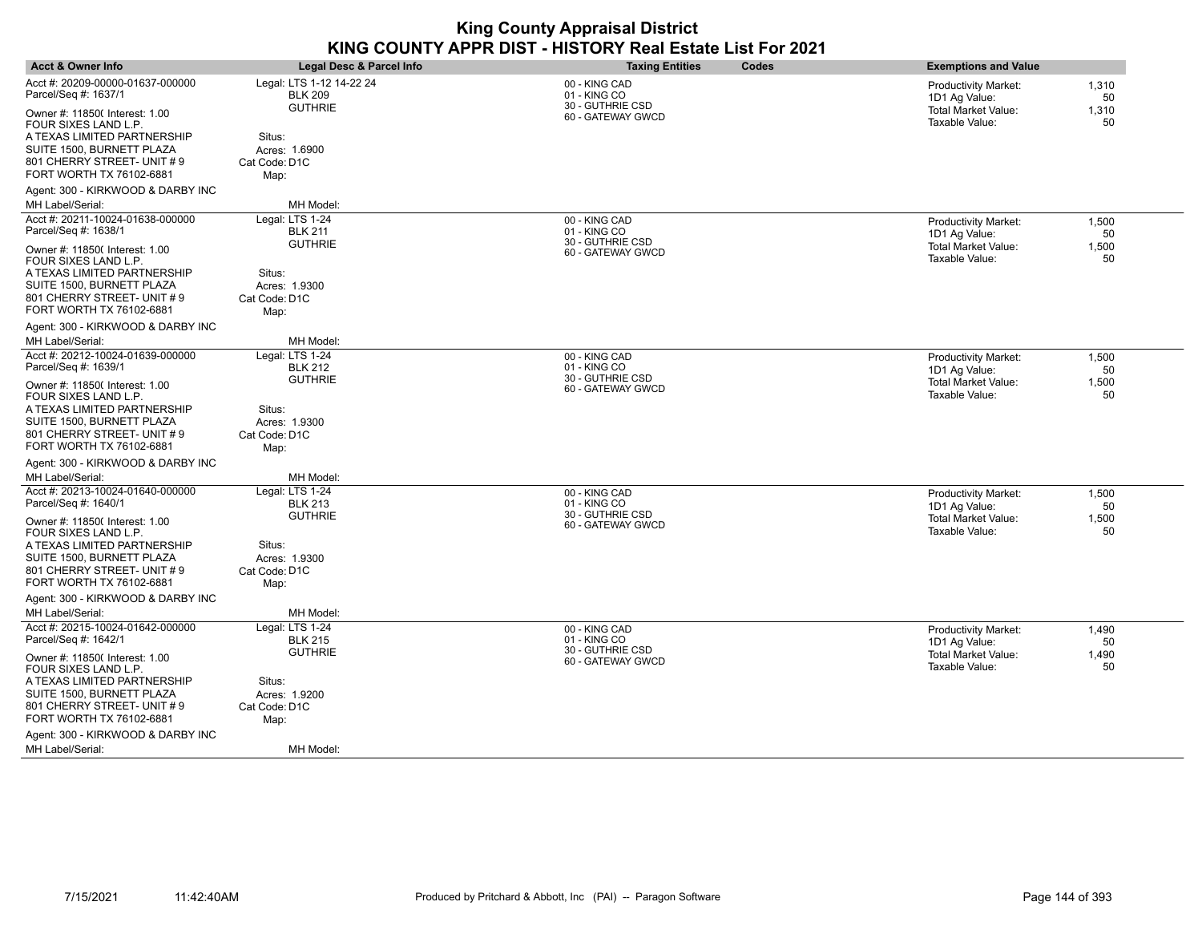# King County Appraisal District

## KING COUNTY APPR DIST - HISTORY Real Estate List For 2021

| Acct & Owner Info | Legal Desc & Parcel Info | Taxing Entities | Codes | Exemptions and Value |
|---|---|---|---|---|
| Acct #: 20209-00000-01637-000000<br>Parcel/Seq #: 1637/1<br>Owner #: 11850( Interest: 1.00<br>FOUR SIXES LAND L.P.<br>A TEXAS LIMITED PARTNERSHIP<br>SUITE 1500, BURNETT PLAZA<br>801 CHERRY STREET- UNIT # 9<br>FORT WORTH TX 76102-6881<br>Agent: 300 - KIRKWOOD & DARBY INC<br>MH Label/Serial: | Legal: LTS 1-12 14-22 24<br>BLK 209<br>GUTHRIE<br>Situs:<br>Acres: 1.6900<br>Cat Code: D1C<br>Map:<br>MH Model: | 00 - KING CAD<br>01 - KING CO<br>30 - GUTHRIE CSD<br>60 - GATEWAY GWCD | | Productivity Market: 1,310<br>1D1 Ag Value: 50<br>Total Market Value: 1,310<br>Taxable Value: 50 |
| Acct #: 20211-10024-01638-000000<br>Parcel/Seq #: 1638/1<br>Owner #: 11850( Interest: 1.00<br>FOUR SIXES LAND L.P.<br>A TEXAS LIMITED PARTNERSHIP<br>SUITE 1500, BURNETT PLAZA<br>801 CHERRY STREET- UNIT # 9<br>FORT WORTH TX 76102-6881<br>Agent: 300 - KIRKWOOD & DARBY INC<br>MH Label/Serial: | Legal: LTS 1-24<br>BLK 211<br>GUTHRIE<br>Situs:<br>Acres: 1.9300<br>Cat Code: D1C<br>Map:<br>MH Model: | 00 - KING CAD<br>01 - KING CO<br>30 - GUTHRIE CSD<br>60 - GATEWAY GWCD | | Productivity Market: 1,500<br>1D1 Ag Value: 50<br>Total Market Value: 1,500<br>Taxable Value: 50 |
| Acct #: 20212-10024-01639-000000<br>Parcel/Seq #: 1639/1<br>Owner #: 11850( Interest: 1.00<br>FOUR SIXES LAND L.P.<br>A TEXAS LIMITED PARTNERSHIP<br>SUITE 1500, BURNETT PLAZA<br>801 CHERRY STREET- UNIT # 9<br>FORT WORTH TX 76102-6881<br>Agent: 300 - KIRKWOOD & DARBY INC<br>MH Label/Serial: | Legal: LTS 1-24<br>BLK 212<br>GUTHRIE<br>Situs:<br>Acres: 1.9300<br>Cat Code: D1C<br>Map:<br>MH Model: | 00 - KING CAD<br>01 - KING CO<br>30 - GUTHRIE CSD<br>60 - GATEWAY GWCD | | Productivity Market: 1,500<br>1D1 Ag Value: 50<br>Total Market Value: 1,500<br>Taxable Value: 50 |
| Acct #: 20213-10024-01640-000000<br>Parcel/Seq #: 1640/1<br>Owner #: 11850( Interest: 1.00<br>FOUR SIXES LAND L.P.<br>A TEXAS LIMITED PARTNERSHIP<br>SUITE 1500, BURNETT PLAZA<br>801 CHERRY STREET- UNIT # 9<br>FORT WORTH TX 76102-6881<br>Agent: 300 - KIRKWOOD & DARBY INC<br>MH Label/Serial: | Legal: LTS 1-24<br>BLK 213<br>GUTHRIE<br>Situs:<br>Acres: 1.9300<br>Cat Code: D1C<br>Map:<br>MH Model: | 00 - KING CAD<br>01 - KING CO<br>30 - GUTHRIE CSD<br>60 - GATEWAY GWCD | | Productivity Market: 1,500<br>1D1 Ag Value: 50<br>Total Market Value: 1,500<br>Taxable Value: 50 |
| Acct #: 20215-10024-01642-000000<br>Parcel/Seq #: 1642/1<br>Owner #: 11850( Interest: 1.00<br>FOUR SIXES LAND L.P.<br>A TEXAS LIMITED PARTNERSHIP<br>SUITE 1500, BURNETT PLAZA<br>801 CHERRY STREET- UNIT # 9<br>FORT WORTH TX 76102-6881<br>Agent: 300 - KIRKWOOD & DARBY INC<br>MH Label/Serial: | Legal: LTS 1-24<br>BLK 215<br>GUTHRIE<br>Situs:<br>Acres: 1.9200<br>Cat Code: D1C<br>Map:<br>MH Model: | 00 - KING CAD<br>01 - KING CO<br>30 - GUTHRIE CSD<br>60 - GATEWAY GWCD | | Productivity Market: 1,490<br>1D1 Ag Value: 50<br>Total Market Value: 1,490<br>Taxable Value: 50 |

7/15/2021 11:42:40AM Produced by Pritchard & Abbott, Inc (PAI) -- Paragon Software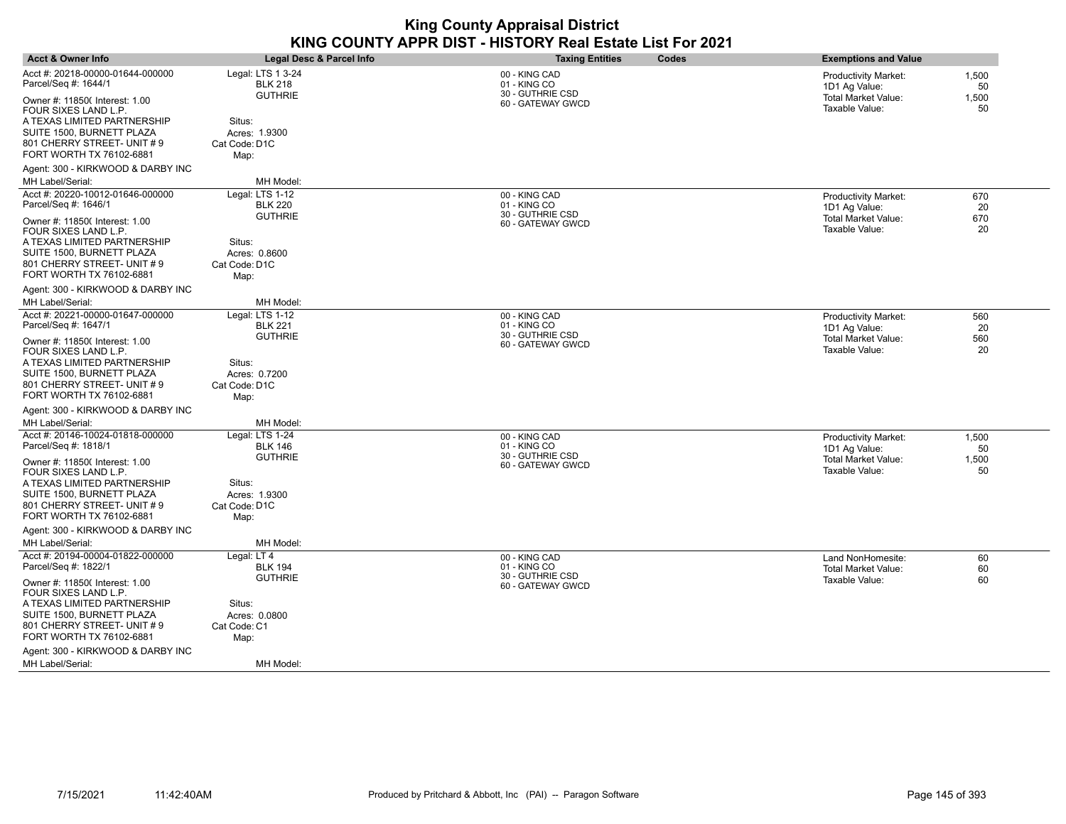# King County Appraisal District
## KING COUNTY APPR DIST - HISTORY Real Estate List For 2021

| Acct & Owner Info | Legal Desc & Parcel Info | Taxing Entities | Codes | Exemptions and Value |
|---|---|---|---|---|
| Acct #: 20218-00000-01644-000000<br>Parcel/Seq #: 1644/1<br>Owner #: 11850( Interest: 1.00<br>FOUR SIXES LAND L.P.<br>A TEXAS LIMITED PARTNERSHIP<br>SUITE 1500, BURNETT PLAZA<br>801 CHERRY STREET- UNIT # 9<br>FORT WORTH TX 76102-6881<br>Agent: 300 - KIRKWOOD & DARBY INC<br>MH Label/Serial: | Legal: LTS 1 3-24<br>BLK 218<br>GUTHRIE<br>Situs:<br>Acres: 1.9300<br>Cat Code: D1C<br>Map:<br>MH Model: | 00 - KING CAD<br>01 - KING CO<br>30 - GUTHRIE CSD<br>60 - GATEWAY GWCD | | Productivity Market: 1,500<br>1D1 Ag Value: 50<br>Total Market Value: 1,500<br>Taxable Value: 50 |
| Acct #: 20220-10012-01646-000000<br>Parcel/Seq #: 1646/1<br>Owner #: 11850( Interest: 1.00<br>FOUR SIXES LAND L.P.<br>A TEXAS LIMITED PARTNERSHIP<br>SUITE 1500, BURNETT PLAZA<br>801 CHERRY STREET- UNIT # 9<br>FORT WORTH TX 76102-6881<br>Agent: 300 - KIRKWOOD & DARBY INC<br>MH Label/Serial: | Legal: LTS 1-12<br>BLK 220<br>GUTHRIE<br>Situs:<br>Acres: 0.8600<br>Cat Code: D1C<br>Map:<br>MH Model: | 00 - KING CAD<br>01 - KING CO<br>30 - GUTHRIE CSD<br>60 - GATEWAY GWCD | | Productivity Market: 670<br>1D1 Ag Value: 20<br>Total Market Value: 670<br>Taxable Value: 20 |
| Acct #: 20221-00000-01647-000000<br>Parcel/Seq #: 1647/1<br>Owner #: 11850( Interest: 1.00<br>FOUR SIXES LAND L.P.<br>A TEXAS LIMITED PARTNERSHIP<br>SUITE 1500, BURNETT PLAZA<br>801 CHERRY STREET- UNIT # 9<br>FORT WORTH TX 76102-6881<br>Agent: 300 - KIRKWOOD & DARBY INC<br>MH Label/Serial: | Legal: LTS 1-12<br>BLK 221<br>GUTHRIE<br>Situs:<br>Acres: 0.7200<br>Cat Code: D1C<br>Map:<br>MH Model: | 00 - KING CAD<br>01 - KING CO<br>30 - GUTHRIE CSD<br>60 - GATEWAY GWCD | | Productivity Market: 560<br>1D1 Ag Value: 20<br>Total Market Value: 560<br>Taxable Value: 20 |
| Acct #: 20146-10024-01818-000000<br>Parcel/Seq #: 1818/1<br>Owner #: 11850( Interest: 1.00<br>FOUR SIXES LAND L.P.<br>A TEXAS LIMITED PARTNERSHIP<br>SUITE 1500, BURNETT PLAZA<br>801 CHERRY STREET- UNIT # 9<br>FORT WORTH TX 76102-6881<br>Agent: 300 - KIRKWOOD & DARBY INC<br>MH Label/Serial: | Legal: LTS 1-24<br>BLK 146<br>GUTHRIE<br>Situs:<br>Acres: 1.9300<br>Cat Code: D1C<br>Map:<br>MH Model: | 00 - KING CAD<br>01 - KING CO<br>30 - GUTHRIE CSD<br>60 - GATEWAY GWCD | | Productivity Market: 1,500<br>1D1 Ag Value: 50<br>Total Market Value: 1,500<br>Taxable Value: 50 |
| Acct #: 20194-00004-01822-000000<br>Parcel/Seq #: 1822/1<br>Owner #: 11850( Interest: 1.00<br>FOUR SIXES LAND L.P.<br>A TEXAS LIMITED PARTNERSHIP<br>SUITE 1500, BURNETT PLAZA<br>801 CHERRY STREET- UNIT # 9<br>FORT WORTH TX 76102-6881<br>Agent: 300 - KIRKWOOD & DARBY INC<br>MH Label/Serial: | Legal: LT 4<br>BLK 194<br>GUTHRIE<br>Situs:<br>Acres: 0.0800<br>Cat Code: C1<br>Map:<br>MH Model: | 00 - KING CAD<br>01 - KING CO<br>30 - GUTHRIE CSD<br>60 - GATEWAY GWCD | | Land NonHomesite: 60<br>Total Market Value: 60<br>Taxable Value: 60 |

7/15/2021 11:42:40AM Produced by Pritchard & Abbott, Inc (PAI) -- Paragon Software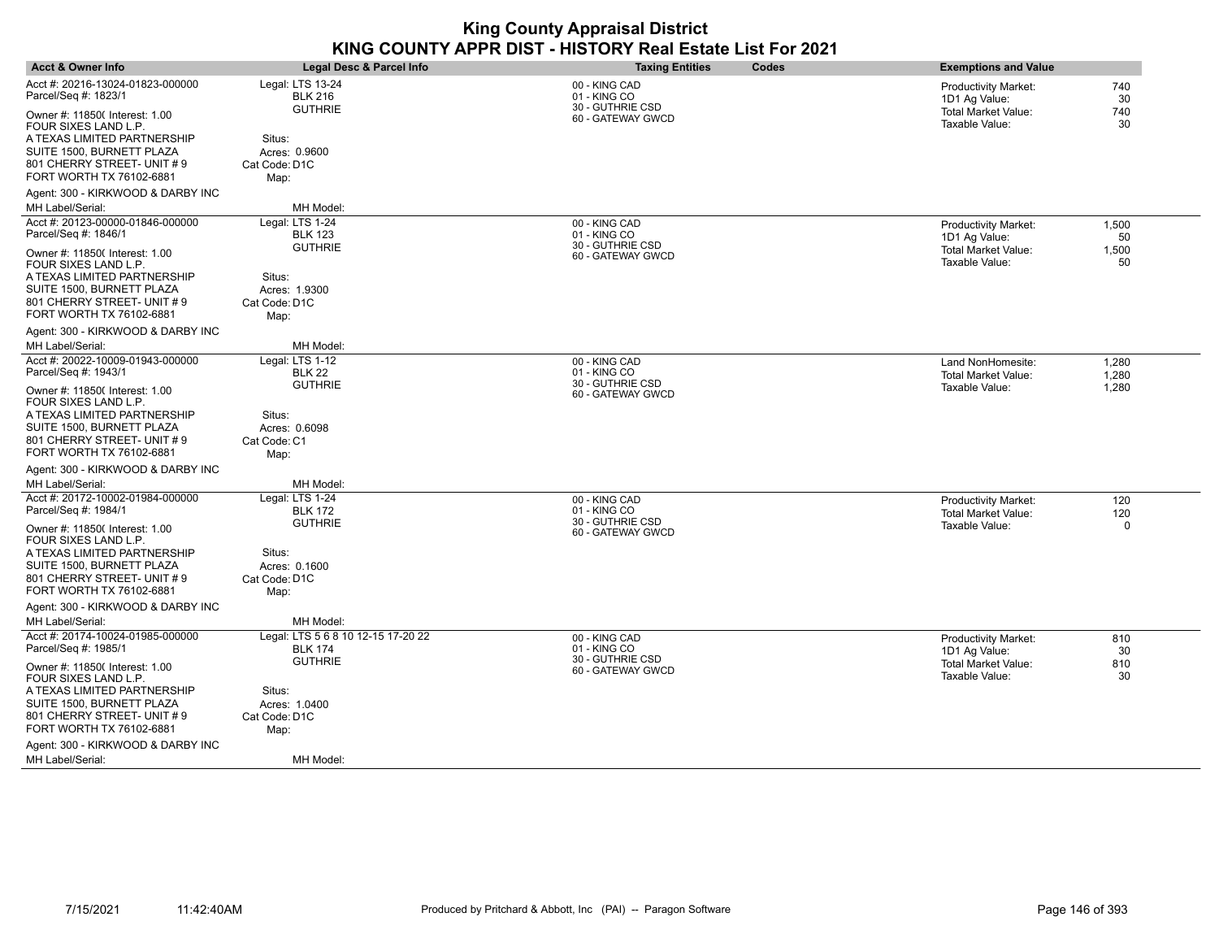# King County Appraisal District

## KING COUNTY APPR DIST - HISTORY Real Estate List For 2021

| Acct & Owner Info | Legal Desc & Parcel Info | Taxing Entities | Codes | Exemptions and Value |
|---|---|---|---|---|
| Acct #: 20216-13024-01823-000000<br>Parcel/Seq #: 1823/1<br>Owner #: 11850( Interest: 1.00<br>FOUR SIXES LAND L.P.<br>A TEXAS LIMITED PARTNERSHIP<br>SUITE 1500, BURNETT PLAZA<br>801 CHERRY STREET- UNIT # 9<br>FORT WORTH TX 76102-6881<br>Agent: 300 - KIRKWOOD & DARBY INC<br>MH Label/Serial: | Legal: LTS 13-24<br>BLK 216<br>GUTHRIE<br>Situs:<br>Acres: 0.9600<br>Cat Code: D1C<br>Map:<br>MH Model: | 00 - KING CAD<br>01 - KING CO<br>30 - GUTHRIE CSD<br>60 - GATEWAY GWCD | | Productivity Market: 740<br>1D1 Ag Value: 30<br>Total Market Value: 740<br>Taxable Value: 30 |
| Acct #: 20123-00000-01846-000000<br>Parcel/Seq #: 1846/1<br>Owner #: 11850( Interest: 1.00<br>FOUR SIXES LAND L.P.<br>A TEXAS LIMITED PARTNERSHIP<br>SUITE 1500, BURNETT PLAZA<br>801 CHERRY STREET- UNIT # 9<br>FORT WORTH TX 76102-6881<br>Agent: 300 - KIRKWOOD & DARBY INC<br>MH Label/Serial: | Legal: LTS 1-24<br>BLK 123<br>GUTHRIE<br>Situs:<br>Acres: 1.9300<br>Cat Code: D1C<br>Map:<br>MH Model: | 00 - KING CAD<br>01 - KING CO<br>30 - GUTHRIE CSD<br>60 - GATEWAY GWCD | | Productivity Market: 1,500<br>1D1 Ag Value: 50<br>Total Market Value: 1,500<br>Taxable Value: 50 |
| Acct #: 20022-10009-01943-000000<br>Parcel/Seq #: 1943/1<br>Owner #: 11850( Interest: 1.00<br>FOUR SIXES LAND L.P.<br>A TEXAS LIMITED PARTNERSHIP<br>SUITE 1500, BURNETT PLAZA<br>801 CHERRY STREET- UNIT # 9<br>FORT WORTH TX 76102-6881<br>Agent: 300 - KIRKWOOD & DARBY INC<br>MH Label/Serial: | Legal: LTS 1-12<br>BLK 22<br>GUTHRIE<br>Situs:<br>Acres: 0.6098<br>Cat Code: C1<br>Map:<br>MH Model: | 00 - KING CAD<br>01 - KING CO<br>30 - GUTHRIE CSD<br>60 - GATEWAY GWCD | | Land NonHomesite: 1,280<br>Total Market Value: 1,280<br>Taxable Value: 1,280 |
| Acct #: 20172-10002-01984-000000<br>Parcel/Seq #: 1984/1<br>Owner #: 11850( Interest: 1.00<br>FOUR SIXES LAND L.P.<br>A TEXAS LIMITED PARTNERSHIP<br>SUITE 1500, BURNETT PLAZA<br>801 CHERRY STREET- UNIT # 9<br>FORT WORTH TX 76102-6881<br>Agent: 300 - KIRKWOOD & DARBY INC<br>MH Label/Serial: | Legal: LTS 1-24<br>BLK 172<br>GUTHRIE<br>Situs:<br>Acres: 0.1600<br>Cat Code: D1C<br>Map:<br>MH Model: | 00 - KING CAD<br>01 - KING CO<br>30 - GUTHRIE CSD<br>60 - GATEWAY GWCD | | Productivity Market: 120<br>Total Market Value: 120<br>Taxable Value: 0 |
| Acct #: 20174-10024-01985-000000<br>Parcel/Seq #: 1985/1<br>Owner #: 11850( Interest: 1.00<br>FOUR SIXES LAND L.P.<br>A TEXAS LIMITED PARTNERSHIP<br>SUITE 1500, BURNETT PLAZA<br>801 CHERRY STREET- UNIT # 9<br>FORT WORTH TX 76102-6881<br>Agent: 300 - KIRKWOOD & DARBY INC<br>MH Label/Serial: | Legal: LTS 5 6 8 10 12-15 17-20 22<br>BLK 174<br>GUTHRIE<br>Situs:<br>Acres: 1.0400<br>Cat Code: D1C<br>Map:<br>MH Model: | 00 - KING CAD<br>01 - KING CO<br>30 - GUTHRIE CSD<br>60 - GATEWAY GWCD | | Productivity Market: 810<br>1D1 Ag Value: 30<br>Total Market Value: 810<br>Taxable Value: 30 |

7/15/2021 11:42:40AM Produced by Pritchard & Abbott, Inc (PAI) -- Paragon Software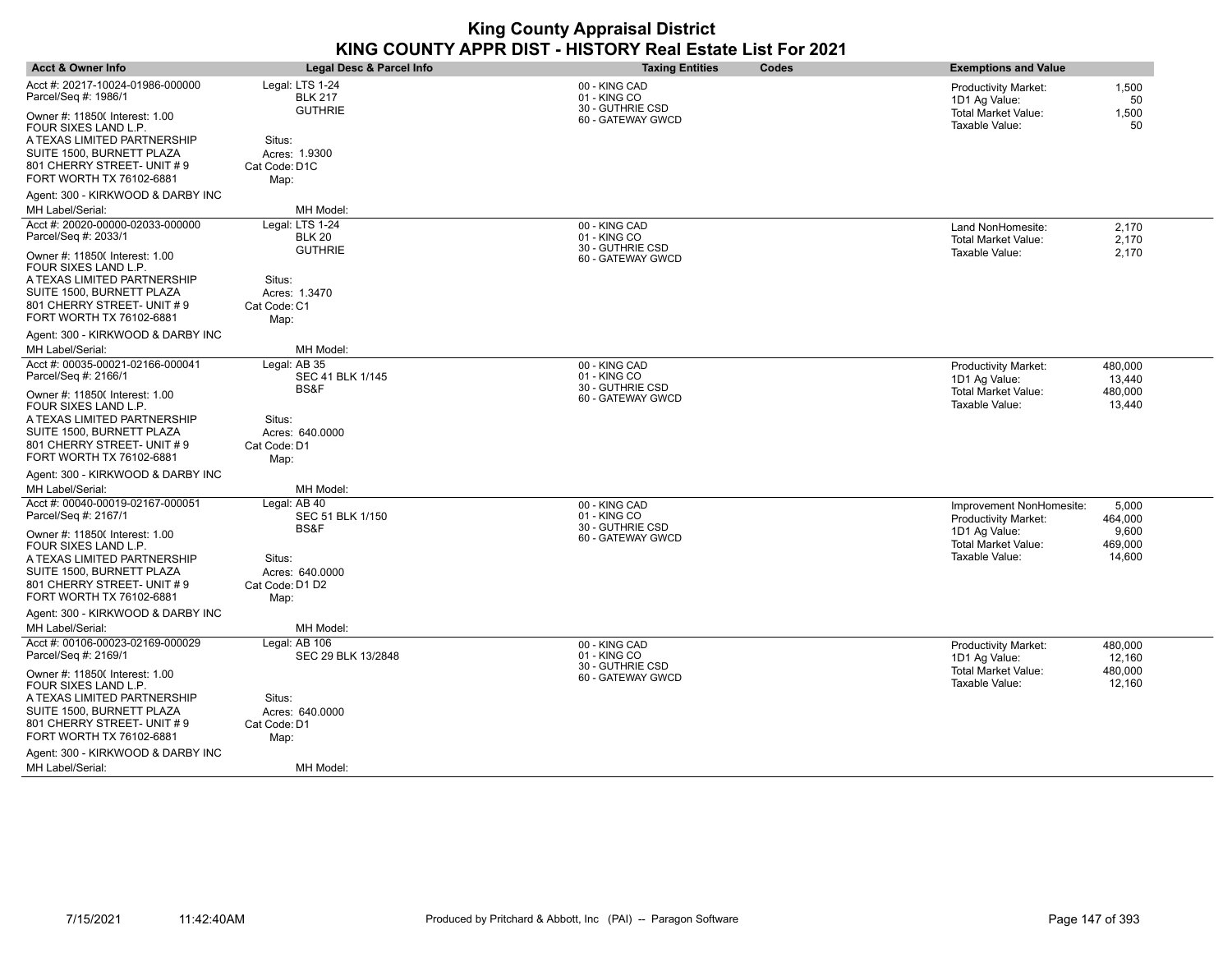# King County Appraisal District

## KING COUNTY APPR DIST - HISTORY Real Estate List For 2021

| Acct & Owner Info | Legal Desc & Parcel Info | Taxing Entities | Codes | Exemptions and Value |
|---|---|---|---|---|
| Acct #: 20217-10024-01986-000000<br>Parcel/Seq #: 1986/1<br>Owner #: 11850( Interest: 1.00<br>FOUR SIXES LAND L.P.<br>A TEXAS LIMITED PARTNERSHIP<br>SUITE 1500, BURNETT PLAZA<br>801 CHERRY STREET- UNIT # 9<br>FORT WORTH TX 76102-6881<br>Agent: 300 - KIRKWOOD & DARBY INC<br>MH Label/Serial: | Legal: LTS 1-24<br>BLK 217<br>GUTHRIE<br>Situs:<br>Acres: 1.9300<br>Cat Code: D1C<br>Map:<br>MH Model: | 00 - KING CAD<br>01 - KING CO<br>30 - GUTHRIE CSD<br>60 - GATEWAY GWCD | | Productivity Market: 1,500<br>1D1 Ag Value: 50<br>Total Market Value: 1,500<br>Taxable Value: 50 |
| Acct #: 20020-00000-02033-000000<br>Parcel/Seq #: 2033/1<br>Owner #: 11850( Interest: 1.00<br>FOUR SIXES LAND L.P.<br>A TEXAS LIMITED PARTNERSHIP<br>SUITE 1500, BURNETT PLAZA<br>801 CHERRY STREET- UNIT # 9<br>FORT WORTH TX 76102-6881<br>Agent: 300 - KIRKWOOD & DARBY INC<br>MH Label/Serial: | Legal: LTS 1-24<br>BLK 20<br>GUTHRIE<br>Situs:<br>Acres: 1.3470<br>Cat Code: C1<br>Map:<br>MH Model: | 00 - KING CAD<br>01 - KING CO<br>30 - GUTHRIE CSD<br>60 - GATEWAY GWCD | | Land NonHomesite: 2,170<br>Total Market Value: 2,170<br>Taxable Value: 2,170 |
| Acct #: 00035-00021-02166-000041<br>Parcel/Seq #: 2166/1<br>Owner #: 11850( Interest: 1.00<br>FOUR SIXES LAND L.P.<br>A TEXAS LIMITED PARTNERSHIP<br>SUITE 1500, BURNETT PLAZA<br>801 CHERRY STREET- UNIT # 9<br>FORT WORTH TX 76102-6881<br>Agent: 300 - KIRKWOOD & DARBY INC<br>MH Label/Serial: | Legal: AB 35<br>SEC 41 BLK 1/145<br>BS&F<br>Situs:<br>Acres: 640.0000<br>Cat Code: D1<br>Map:<br>MH Model: | 00 - KING CAD<br>01 - KING CO<br>30 - GUTHRIE CSD<br>60 - GATEWAY GWCD | | Productivity Market: 480,000<br>1D1 Ag Value: 13,440<br>Total Market Value: 480,000<br>Taxable Value: 13,440 |
| Acct #: 00040-00019-02167-000051<br>Parcel/Seq #: 2167/1<br>Owner #: 11850( Interest: 1.00<br>FOUR SIXES LAND L.P.<br>A TEXAS LIMITED PARTNERSHIP<br>SUITE 1500, BURNETT PLAZA<br>801 CHERRY STREET- UNIT # 9<br>FORT WORTH TX 76102-6881<br>Agent: 300 - KIRKWOOD & DARBY INC<br>MH Label/Serial: | Legal: AB 40<br>SEC 51 BLK 1/150<br>BS&F<br>Situs:<br>Acres: 640.0000<br>Cat Code: D1 D2<br>Map:<br>MH Model: | 00 - KING CAD<br>01 - KING CO<br>30 - GUTHRIE CSD<br>60 - GATEWAY GWCD | | Improvement NonHomesite: 5,000<br>Productivity Market: 464,000<br>1D1 Ag Value: 9,600<br>Total Market Value: 469,000<br>Taxable Value: 14,600 |
| Acct #: 00106-00023-02169-000029<br>Parcel/Seq #: 2169/1<br>Owner #: 11850( Interest: 1.00<br>FOUR SIXES LAND L.P.<br>A TEXAS LIMITED PARTNERSHIP<br>SUITE 1500, BURNETT PLAZA<br>801 CHERRY STREET- UNIT # 9<br>FORT WORTH TX 76102-6881<br>Agent: 300 - KIRKWOOD & DARBY INC<br>MH Label/Serial: | Legal: AB 106<br>SEC 29 BLK 13/2848<br>Situs:<br>Acres: 640.0000<br>Cat Code: D1<br>Map:<br>MH Model: | 00 - KING CAD<br>01 - KING CO<br>30 - GUTHRIE CSD<br>60 - GATEWAY GWCD | | Productivity Market: 480,000<br>1D1 Ag Value: 12,160<br>Total Market Value: 480,000<br>Taxable Value: 12,160 |

7/15/2021 11:42:40AM Produced by Pritchard & Abbott, Inc (PAI) -- Paragon Software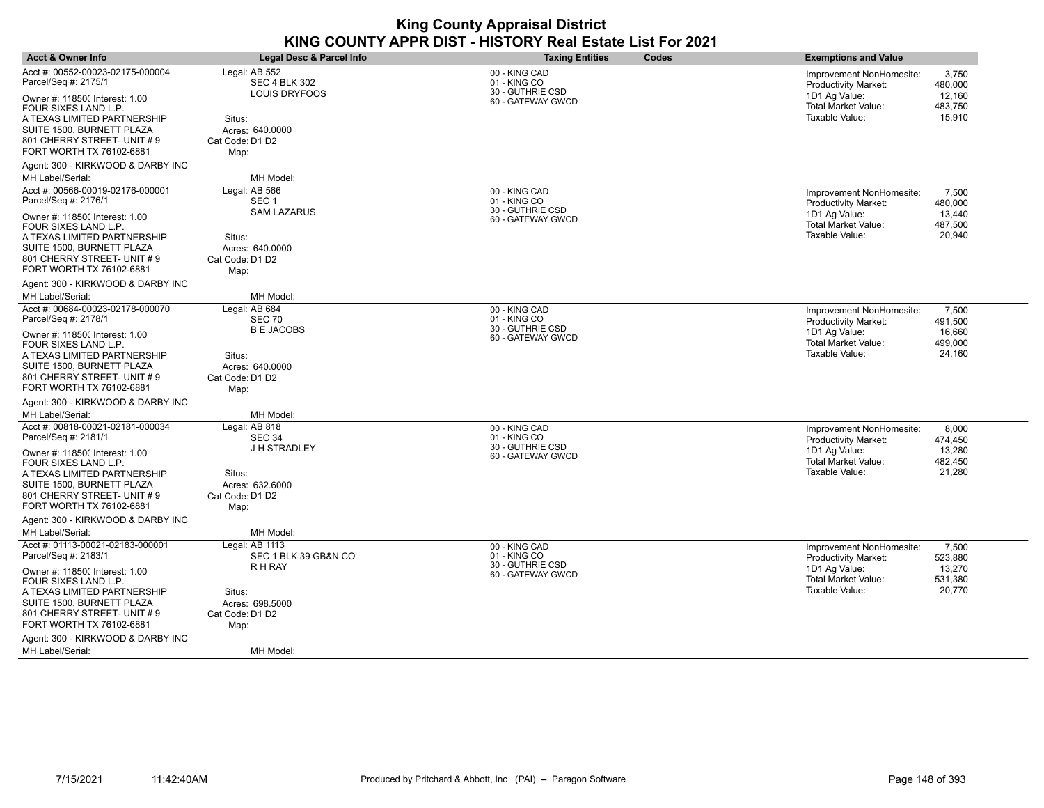# King County Appraisal District

## KING COUNTY APPR DIST - HISTORY Real Estate List For 2021

| Acct & Owner Info | Legal Desc & Parcel Info | Taxing Entities | Codes | Exemptions and Value | |
|---|---|---|---|---|---|
| Acct #: 00552-00023-02175-000004<br>Parcel/Seq #: 2175/1<br>Owner #: 11850( Interest: 1.00<br>FOUR SIXES LAND L.P.<br>A TEXAS LIMITED PARTNERSHIP<br>SUITE 1500, BURNETT PLAZA<br>801 CHERRY STREET- UNIT # 9<br>FORT WORTH TX 76102-6881<br>Agent: 300 - KIRKWOOD & DARBY INC<br>MH Label/Serial: | Legal: AB 552<br>SEC 4 BLK 302<br>LOUIS DRYFOOS<br>Situs:<br>Acres: 640.0000<br>Cat Code: D1 D2<br>Map:<br>MH Model: | 00 - KING CAD<br>01 - KING CO<br>30 - GUTHRIE CSD<br>60 - GATEWAY GWCD | | Improvement NonHomesite:<br>Productivity Market:<br>1D1 Ag Value:<br>Total Market Value:<br>Taxable Value: | 3,750<br>480,000<br>12,160<br>483,750<br>15,910 |
| Acct #: 00566-00019-02176-000001<br>Parcel/Seq #: 2176/1<br>Owner #: 11850( Interest: 1.00<br>FOUR SIXES LAND L.P.<br>A TEXAS LIMITED PARTNERSHIP<br>SUITE 1500, BURNETT PLAZA<br>801 CHERRY STREET- UNIT # 9<br>FORT WORTH TX 76102-6881<br>Agent: 300 - KIRKWOOD & DARBY INC<br>MH Label/Serial: | Legal: AB 566<br>SEC 1<br>SAM LAZARUS<br>Situs:<br>Acres: 640.0000<br>Cat Code: D1 D2<br>Map:<br>MH Model: | 00 - KING CAD<br>01 - KING CO<br>30 - GUTHRIE CSD<br>60 - GATEWAY GWCD | | Improvement NonHomesite:<br>Productivity Market:<br>1D1 Ag Value:<br>Total Market Value:<br>Taxable Value: | 7,500<br>480,000<br>13,440<br>487,500<br>20,940 |
| Acct #: 00684-00023-02178-000070<br>Parcel/Seq #: 2178/1<br>Owner #: 11850( Interest: 1.00<br>FOUR SIXES LAND L.P.<br>A TEXAS LIMITED PARTNERSHIP<br>SUITE 1500, BURNETT PLAZA<br>801 CHERRY STREET- UNIT # 9<br>FORT WORTH TX 76102-6881<br>Agent: 300 - KIRKWOOD & DARBY INC<br>MH Label/Serial: | Legal: AB 684<br>SEC 70<br>B E JACOBS<br>Situs:<br>Acres: 640.0000<br>Cat Code: D1 D2<br>Map:<br>MH Model: | 00 - KING CAD<br>01 - KING CO<br>30 - GUTHRIE CSD<br>60 - GATEWAY GWCD | | Improvement NonHomesite:<br>Productivity Market:<br>1D1 Ag Value:<br>Total Market Value:<br>Taxable Value: | 7,500<br>491,500<br>16,660<br>499,000<br>24,160 |
| Acct #: 00818-00021-02181-000034<br>Parcel/Seq #: 2181/1<br>Owner #: 11850( Interest: 1.00<br>FOUR SIXES LAND L.P.<br>A TEXAS LIMITED PARTNERSHIP<br>SUITE 1500, BURNETT PLAZA<br>801 CHERRY STREET- UNIT # 9<br>FORT WORTH TX 76102-6881<br>Agent: 300 - KIRKWOOD & DARBY INC<br>MH Label/Serial: | Legal: AB 818<br>SEC 34<br>J H STRADLEY<br>Situs:<br>Acres: 632.6000<br>Cat Code: D1 D2<br>Map:<br>MH Model: | 00 - KING CAD<br>01 - KING CO<br>30 - GUTHRIE CSD<br>60 - GATEWAY GWCD | | Improvement NonHomesite:<br>Productivity Market:<br>1D1 Ag Value:<br>Total Market Value:<br>Taxable Value: | 8,000<br>474,450<br>13,280<br>482,450<br>21,280 |
| Acct #: 01113-00021-02183-000001<br>Parcel/Seq #: 2183/1<br>Owner #: 11850( Interest: 1.00<br>FOUR SIXES LAND L.P.<br>A TEXAS LIMITED PARTNERSHIP<br>SUITE 1500, BURNETT PLAZA<br>801 CHERRY STREET- UNIT # 9<br>FORT WORTH TX 76102-6881<br>Agent: 300 - KIRKWOOD & DARBY INC<br>MH Label/Serial: | Legal: AB 1113<br>SEC 1 BLK 39 GB&N CO<br>R H RAY<br>Situs:<br>Acres: 698.5000<br>Cat Code: D1 D2<br>Map:<br>MH Model: | 00 - KING CAD<br>01 - KING CO<br>30 - GUTHRIE CSD<br>60 - GATEWAY GWCD | | Improvement NonHomesite:<br>Productivity Market:<br>1D1 Ag Value:<br>Total Market Value:<br>Taxable Value: | 7,500<br>523,880<br>13,270<br>531,380<br>20,770 |

7/15/2021 11:42:40AM Produced by Pritchard & Abbott, Inc (PAI) -- Paragon Software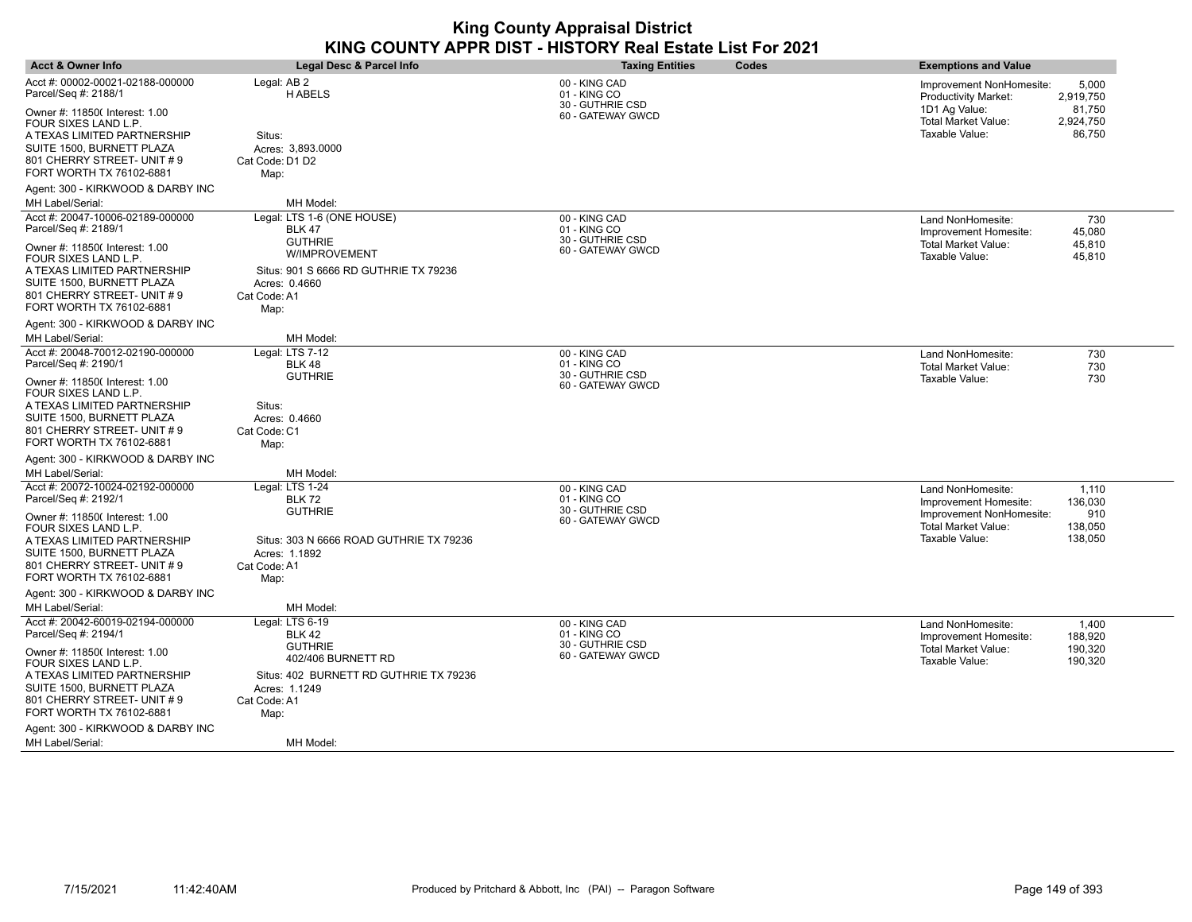# King County Appraisal District

## KING COUNTY APPR DIST - HISTORY Real Estate List For 2021

| Acct & Owner Info | Legal Desc & Parcel Info | Taxing Entities | Codes | Exemptions and Value |
|---|---|---|---|---|
| Acct #: 00002-00021-02188-000000<br>Parcel/Seq #: 2188/1<br>Owner #: 11850( Interest: 1.00<br>FOUR SIXES LAND L.P.<br>A TEXAS LIMITED PARTNERSHIP<br>SUITE 1500, BURNETT PLAZA<br>801 CHERRY STREET- UNIT # 9<br>FORT WORTH TX 76102-6881<br>Agent: 300 - KIRKWOOD & DARBY INC<br>MH Label/Serial: | Legal: AB 2<br>H ABELS<br>Situs:<br>Acres: 3,893.0000<br>Cat Code: D1 D2<br>Map:<br>MH Model: | 00 - KING CAD<br>01 - KING CO<br>30 - GUTHRIE CSD<br>60 - GATEWAY GWCD | | Improvement NonHomesite: 5,000<br>Productivity Market: 2,919,750<br>1D1 Ag Value: 81,750<br>Total Market Value: 2,924,750<br>Taxable Value: 86,750 |
| Acct #: 20047-10006-02189-000000<br>Parcel/Seq #: 2189/1<br>Owner #: 11850( Interest: 1.00<br>FOUR SIXES LAND L.P.<br>A TEXAS LIMITED PARTNERSHIP<br>SUITE 1500, BURNETT PLAZA<br>801 CHERRY STREET- UNIT # 9<br>FORT WORTH TX 76102-6881<br>Agent: 300 - KIRKWOOD & DARBY INC<br>MH Label/Serial: | Legal: LTS 1-6 (ONE HOUSE)<br>BLK 47<br>GUTHRIE<br>W/IMPROVEMENT<br>Situs: 901 S 6666 RD GUTHRIE TX 79236<br>Acres: 0.4660<br>Cat Code: A1<br>Map:<br>MH Model: | 00 - KING CAD<br>01 - KING CO<br>30 - GUTHRIE CSD<br>60 - GATEWAY GWCD | | Land NonHomesite: 730<br>Improvement NonHomesite: 45,080<br>Total Market Value: 45,810<br>Taxable Value: 45,810 |
| Acct #: 20048-70012-02190-000000<br>Parcel/Seq #: 2190/1<br>Owner #: 11850( Interest: 1.00<br>FOUR SIXES LAND L.P.<br>A TEXAS LIMITED PARTNERSHIP<br>SUITE 1500, BURNETT PLAZA<br>801 CHERRY STREET- UNIT # 9<br>FORT WORTH TX 76102-6881<br>Agent: 300 - KIRKWOOD & DARBY INC<br>MH Label/Serial: | Legal: LTS 7-12<br>BLK 48<br>GUTHRIE<br>Situs:<br>Acres: 0.4660<br>Cat Code: C1<br>Map:<br>MH Model: | 00 - KING CAD<br>01 - KING CO<br>30 - GUTHRIE CSD<br>60 - GATEWAY GWCD | | Land NonHomesite: 730<br>Total Market Value: 730<br>Taxable Value: 730 |
| Acct #: 20072-10024-02192-000000<br>Parcel/Seq #: 2192/1<br>Owner #: 11850( Interest: 1.00<br>FOUR SIXES LAND L.P.<br>A TEXAS LIMITED PARTNERSHIP<br>SUITE 1500, BURNETT PLAZA<br>801 CHERRY STREET- UNIT # 9<br>FORT WORTH TX 76102-6881<br>Agent: 300 - KIRKWOOD & DARBY INC<br>MH Label/Serial: | Legal: LTS 1-24<br>BLK 72<br>GUTHRIE<br>Situs: 303 N 6666 ROAD GUTHRIE TX 79236<br>Acres: 1.1892<br>Cat Code: A1<br>Map:<br>MH Model: | 00 - KING CAD<br>01 - KING CO<br>30 - GUTHRIE CSD<br>60 - GATEWAY GWCD | | Land NonHomesite: 1,110<br>Improvement Homesite: 136,030<br>Improvement NonHomesite: 910<br>Total Market Value: 138,050<br>Taxable Value: 138,050 |
| Acct #: 20042-60019-02194-000000<br>Parcel/Seq #: 2194/1<br>Owner #: 11850( Interest: 1.00<br>FOUR SIXES LAND L.P.<br>A TEXAS LIMITED PARTNERSHIP<br>SUITE 1500, BURNETT PLAZA<br>801 CHERRY STREET- UNIT # 9<br>FORT WORTH TX 76102-6881<br>Agent: 300 - KIRKWOOD & DARBY INC<br>MH Label/Serial: | Legal: LTS 6-19<br>BLK 42<br>GUTHRIE<br>402/406 BURNETT RD<br>Situs: 402 BURNETT RD GUTHRIE TX 79236<br>Acres: 1.1249<br>Cat Code: A1<br>Map:<br>MH Model: | 00 - KING CAD<br>01 - KING CO<br>30 - GUTHRIE CSD<br>60 - GATEWAY GWCD | | Land NonHomesite: 1,400<br>Improvement Homesite: 188,920<br>Total Market Value: 190,320<br>Taxable Value: 190,320 |

7/15/2021 11:42:40AM Produced by Pritchard & Abbott, Inc (PAI) -- Paragon Software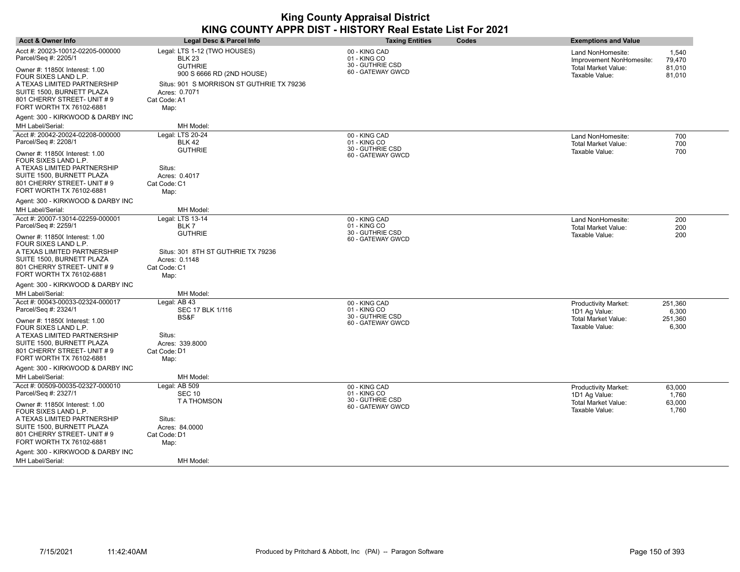# King County Appraisal District
## KING COUNTY APPR DIST - HISTORY Real Estate List For 2021

| Acct & Owner Info | Legal Desc & Parcel Info | Taxing Entities | Codes | Exemptions and Value |
|---|---|---|---|---|
| Acct #: 20023-10012-02205-000000<br>Parcel/Seq #: 2205/1<br>Owner #: 11850( Interest: 1.00<br>FOUR SIXES LAND L.P.<br>A TEXAS LIMITED PARTNERSHIP<br>SUITE 1500, BURNETT PLAZA<br>801 CHERRY STREET- UNIT # 9<br>FORT WORTH TX 76102-6881<br>Agent: 300 - KIRKWOOD & DARBY INC<br>MH Label/Serial: | Legal: LTS 1-12 (TWO HOUSES)<br>BLK 23<br>GUTHRIE<br>900 S 6666 RD (2ND HOUSE)<br>Situs: 901 S MORRISON ST GUTHRIE TX 79236<br>Acres: 0.7071<br>Cat Code: A1<br>Map:<br>MH Model: | 00 - KING CAD<br>01 - KING CO<br>30 - GUTHRIE CSD<br>60 - GATEWAY GWCD | | Land NonHomesite: 1,540<br>Improvement NonHomesite: 79,470<br>Total Market Value: 81,010<br>Taxable Value: 81,010 |
| Acct #: 20042-20024-02208-000000<br>Parcel/Seq #: 2208/1<br>Owner #: 11850( Interest: 1.00<br>FOUR SIXES LAND L.P.<br>A TEXAS LIMITED PARTNERSHIP<br>SUITE 1500, BURNETT PLAZA<br>801 CHERRY STREET- UNIT # 9<br>FORT WORTH TX 76102-6881<br>Agent: 300 - KIRKWOOD & DARBY INC<br>MH Label/Serial: | Legal: LTS 20-24<br>BLK 42<br>GUTHRIE<br>Situs:<br>Acres: 0.4017<br>Cat Code: C1<br>Map:<br>MH Model: | 00 - KING CAD<br>01 - KING CO<br>30 - GUTHRIE CSD<br>60 - GATEWAY GWCD | | Land NonHomesite: 700<br>Total Market Value: 700<br>Taxable Value: 700 |
| Acct #: 20007-13014-02259-000001<br>Parcel/Seq #: 2259/1<br>Owner #: 11850( Interest: 1.00<br>FOUR SIXES LAND L.P.<br>A TEXAS LIMITED PARTNERSHIP<br>SUITE 1500, BURNETT PLAZA<br>801 CHERRY STREET- UNIT # 9<br>FORT WORTH TX 76102-6881<br>Agent: 300 - KIRKWOOD & DARBY INC<br>MH Label/Serial: | Legal: LTS 13-14<br>BLK 7<br>GUTHRIE<br>Situs: 301 8TH ST GUTHRIE TX 79236<br>Acres: 0.1148<br>Cat Code: C1<br>Map:<br>MH Model: | 00 - KING CAD<br>01 - KING CO<br>30 - GUTHRIE CSD<br>60 - GATEWAY GWCD | | Land NonHomesite: 200<br>Total Market Value: 200<br>Taxable Value: 200 |
| Acct #: 00043-00033-02324-000017<br>Parcel/Seq #: 2324/1<br>Owner #: 11850( Interest: 1.00<br>FOUR SIXES LAND L.P.<br>A TEXAS LIMITED PARTNERSHIP<br>SUITE 1500, BURNETT PLAZA<br>801 CHERRY STREET- UNIT # 9<br>FORT WORTH TX 76102-6881<br>Agent: 300 - KIRKWOOD & DARBY INC<br>MH Label/Serial: | Legal: AB 43<br>SEC 17 BLK 1/116<br>BS&F<br>Situs:<br>Acres: 339.8000<br>Cat Code: D1<br>Map:<br>MH Model: | 00 - KING CAD<br>01 - KING CO<br>30 - GUTHRIE CSD<br>60 - GATEWAY GWCD | | Productivity Market: 251,360<br>1D1 Ag Value: 6,300<br>Total Market Value: 251,360<br>Taxable Value: 6,300 |
| Acct #: 00509-00035-02327-000010<br>Parcel/Seq #: 2327/1<br>Owner #: 11850( Interest: 1.00<br>FOUR SIXES LAND L.P.<br>A TEXAS LIMITED PARTNERSHIP<br>SUITE 1500, BURNETT PLAZA<br>801 CHERRY STREET- UNIT # 9<br>FORT WORTH TX 76102-6881<br>Agent: 300 - KIRKWOOD & DARBY INC<br>MH Label/Serial: | Legal: AB 509<br>SEC 10<br>T A THOMSON<br>Situs:<br>Acres: 84.0000<br>Cat Code: D1<br>Map:<br>MH Model: | 00 - KING CAD<br>01 - KING CO<br>30 - GUTHRIE CSD<br>60 - GATEWAY GWCD | | Productivity Market: 63,000<br>1D1 Ag Value: 1,760<br>Total Market Value: 63,000<br>Taxable Value: 1,760 |

7/15/2021 11:42:40AM Produced by Pritchard & Abbott, Inc (PAI) -- Paragon Software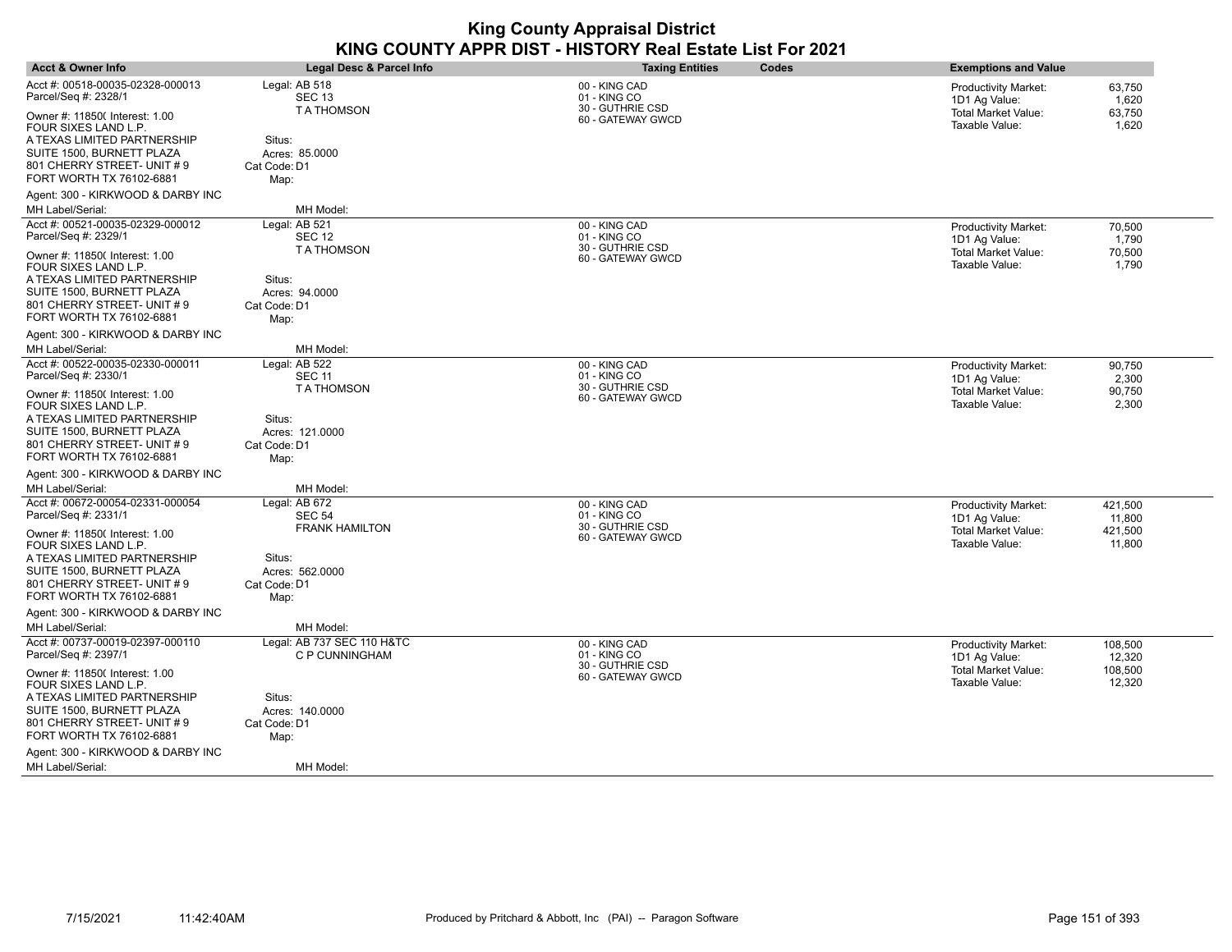# King County Appraisal District
## KING COUNTY APPR DIST - HISTORY Real Estate List For 2021

| Acct & Owner Info | Legal Desc & Parcel Info | Taxing Entities | Codes | Exemptions and Value |
|---|---|---|---|---|
| Acct #: 00518-00035-02328-000013<br>Parcel/Seq #: 2328/1<br>Owner #: 11850( Interest: 1.00<br>FOUR SIXES LAND L.P.<br>A TEXAS LIMITED PARTNERSHIP<br>SUITE 1500, BURNETT PLAZA<br>801 CHERRY STREET- UNIT # 9<br>FORT WORTH TX 76102-6881<br>Agent: 300 - KIRKWOOD & DARBY INC<br>MH Label/Serial: | Legal: AB 518<br>SEC 13<br>T A THOMSON<br>Situs:<br>Acres: 85.0000<br>Cat Code: D1<br>Map:<br>MH Model: | 00 - KING CAD<br>01 - KING CO<br>30 - GUTHRIE CSD<br>60 - GATEWAY GWCD | | Productivity Market: 63,750<br>1D1 Ag Value: 1,620<br>Total Market Value: 63,750<br>Taxable Value: 1,620 |
| Acct #: 00521-00035-02329-000012<br>Parcel/Seq #: 2329/1<br>Owner #: 11850( Interest: 1.00<br>FOUR SIXES LAND L.P.<br>A TEXAS LIMITED PARTNERSHIP<br>SUITE 1500, BURNETT PLAZA<br>801 CHERRY STREET- UNIT # 9<br>FORT WORTH TX 76102-6881<br>Agent: 300 - KIRKWOOD & DARBY INC<br>MH Label/Serial: | Legal: AB 521<br>SEC 12<br>T A THOMSON<br>Situs:<br>Acres: 94.0000<br>Cat Code: D1<br>Map:<br>MH Model: | 00 - KING CAD<br>01 - KING CO<br>30 - GUTHRIE CSD<br>60 - GATEWAY GWCD | | Productivity Market: 70,500<br>1D1 Ag Value: 1,790<br>Total Market Value: 70,500<br>Taxable Value: 1,790 |
| Acct #: 00522-00035-02330-000011<br>Parcel/Seq #: 2330/1<br>Owner #: 11850( Interest: 1.00<br>FOUR SIXES LAND L.P.<br>A TEXAS LIMITED PARTNERSHIP<br>SUITE 1500, BURNETT PLAZA<br>801 CHERRY STREET- UNIT # 9<br>FORT WORTH TX 76102-6881<br>Agent: 300 - KIRKWOOD & DARBY INC<br>MH Label/Serial: | Legal: AB 522<br>SEC 11<br>T A THOMSON<br>Situs:<br>Acres: 121.0000<br>Cat Code: D1<br>Map:<br>MH Model: | 00 - KING CAD<br>01 - KING CO<br>30 - GUTHRIE CSD<br>60 - GATEWAY GWCD | | Productivity Market: 90,750<br>1D1 Ag Value: 2,300<br>Total Market Value: 90,750<br>Taxable Value: 2,300 |
| Acct #: 00672-00054-02331-000054<br>Parcel/Seq #: 2331/1<br>Owner #: 11850( Interest: 1.00<br>FOUR SIXES LAND L.P.<br>A TEXAS LIMITED PARTNERSHIP<br>SUITE 1500, BURNETT PLAZA<br>801 CHERRY STREET- UNIT # 9<br>FORT WORTH TX 76102-6881<br>Agent: 300 - KIRKWOOD & DARBY INC<br>MH Label/Serial: | Legal: AB 672<br>SEC 54<br>FRANK HAMILTON<br>Situs:<br>Acres: 562.0000<br>Cat Code: D1<br>Map:<br>MH Model: | 00 - KING CAD<br>01 - KING CO<br>30 - GUTHRIE CSD<br>60 - GATEWAY GWCD | | Productivity Market: 421,500<br>1D1 Ag Value: 11,800<br>Total Market Value: 421,500<br>Taxable Value: 11,800 |
| Acct #: 00737-00019-02397-000110<br>Parcel/Seq #: 2397/1<br>Owner #: 11850( Interest: 1.00<br>FOUR SIXES LAND L.P.<br>A TEXAS LIMITED PARTNERSHIP<br>SUITE 1500, BURNETT PLAZA<br>801 CHERRY STREET- UNIT # 9<br>FORT WORTH TX 76102-6881<br>Agent: 300 - KIRKWOOD & DARBY INC<br>MH Label/Serial: | Legal: AB 737 SEC 110 H&TC<br>C P CUNNINGHAM<br>Situs:<br>Acres: 140.0000<br>Cat Code: D1<br>Map:<br>MH Model: | 00 - KING CAD<br>01 - KING CO<br>30 - GUTHRIE CSD<br>60 - GATEWAY GWCD | | Productivity Market: 108,500<br>1D1 Ag Value: 12,320<br>Total Market Value: 108,500<br>Taxable Value: 12,320 |

7/15/2021 11:42:40AM Produced by Pritchard & Abbott, Inc (PAI) -- Paragon Software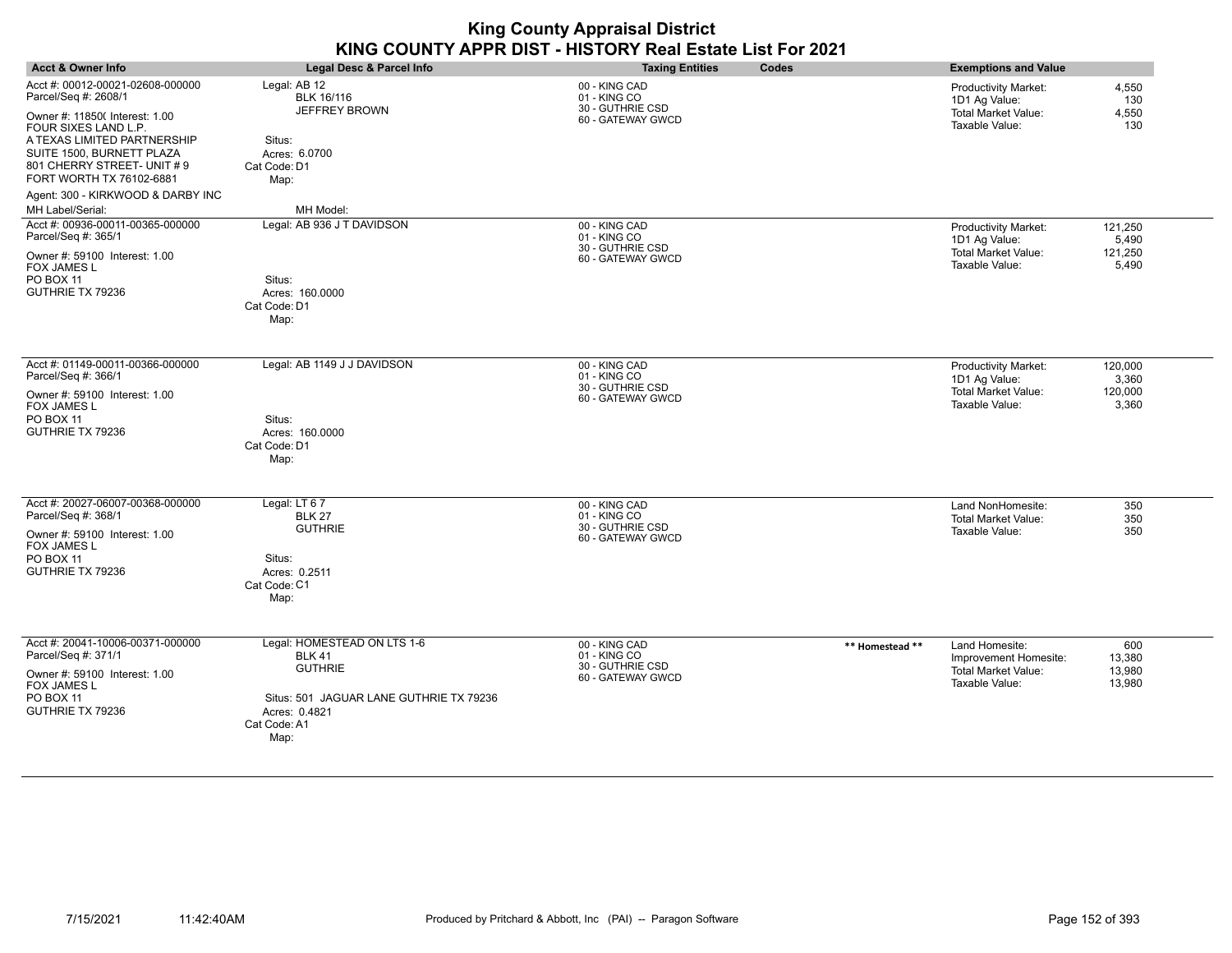# King County Appraisal District

## KING COUNTY APPR DIST - HISTORY Real Estate List For 2021

| Acct & Owner Info | Legal Desc & Parcel Info | Taxing Entities | Codes | Exemptions and Value |
|---|---|---|---|---|
| Acct #: 00012-00021-02608-000000<br>Parcel/Seq #: 2608/1<br>Owner #: 11850( Interest: 1.00<br>FOUR SIXES LAND L.P.<br>A TEXAS LIMITED PARTNERSHIP<br>SUITE 1500, BURNETT PLAZA<br>801 CHERRY STREET- UNIT # 9<br>FORT WORTH TX 76102-6881<br>Agent: 300 - KIRKWOOD & DARBY INC<br>MH Label/Serial: | Legal: AB 12<br>BLK 16/116<br>JEFFREY BROWN<br>Situs:<br>Acres: 6.0700<br>Cat Code: D1<br>Map:<br>MH Model: | 00 - KING CAD<br>01 - KING CO<br>30 - GUTHRIE CSD<br>60 - GATEWAY GWCD | | Productivity Market: 4,550<br>1D1 Ag Value: 130<br>Total Market Value: 4,550<br>Taxable Value: 130 |
| Acct #: 00936-00011-00365-000000<br>Parcel/Seq #: 365/1<br>Owner #: 59100 Interest: 1.00<br>FOX JAMES L<br>PO BOX 11<br>GUTHRIE TX 79236 | Legal: AB 936 J T DAVIDSON<br>Situs:<br>Acres: 160.0000<br>Cat Code: D1<br>Map: | 00 - KING CAD<br>01 - KING CO<br>30 - GUTHRIE CSD<br>60 - GATEWAY GWCD | | Productivity Market: 121,250<br>1D1 Ag Value: 5,490<br>Total Market Value: 121,250<br>Taxable Value: 5,490 |
| Acct #: 01149-00011-00366-000000<br>Parcel/Seq #: 366/1<br>Owner #: 59100 Interest: 1.00<br>FOX JAMES L<br>PO BOX 11<br>GUTHRIE TX 79236 | Legal: AB 1149 J J DAVIDSON<br>Situs:<br>Acres: 160.0000<br>Cat Code: D1<br>Map: | 00 - KING CAD<br>01 - KING CO<br>30 - GUTHRIE CSD<br>60 - GATEWAY GWCD | | Productivity Market: 120,000<br>1D1 Ag Value: 3,360<br>Total Market Value: 120,000<br>Taxable Value: 3,360 |
| Acct #: 20027-06007-00368-000000<br>Parcel/Seq #: 368/1<br>Owner #: 59100 Interest: 1.00<br>FOX JAMES L<br>PO BOX 11<br>GUTHRIE TX 79236 | Legal: LT 6 7<br>BLK 27<br>GUTHRIE<br>Situs:<br>Acres: 0.2511<br>Cat Code: C1<br>Map: | 00 - KING CAD<br>01 - KING CO<br>30 - GUTHRIE CSD<br>60 - GATEWAY GWCD | | Land NonHomesite: 350<br>Total Market Value: 350<br>Taxable Value: 350 |
| Acct #: 20041-10006-00371-000000<br>Parcel/Seq #: 371/1<br>Owner #: 59100 Interest: 1.00<br>FOX JAMES L<br>PO BOX 11<br>GUTHRIE TX 79236 | Legal: HOMESTEAD ON LTS 1-6<br>BLK 41<br>GUTHRIE<br>Situs: 501 JAGUAR LANE GUTHRIE TX 79236<br>Acres: 0.4821<br>Cat Code: A1<br>Map: | 00 - KING CAD<br>01 - KING CO<br>30 - GUTHRIE CSD<br>60 - GATEWAY GWCD | ** Homestead ** | Land Homesite: 600<br>Improvement Homesite: 13,380<br>Total Market Value: 13,980<br>Taxable Value: 13,980 |

7/15/2021 11:42:40AM Produced by Pritchard & Abbott, Inc (PAI) -- Paragon Software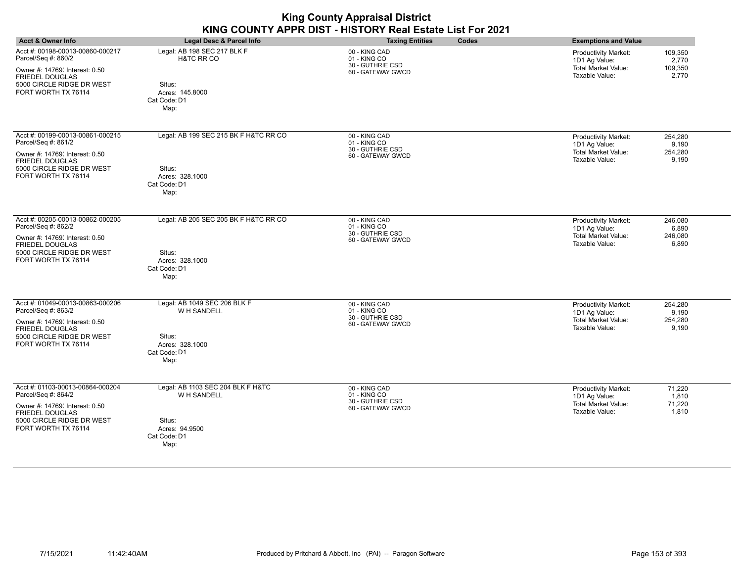# King County Appraisal District

## KING COUNTY APPR DIST - HISTORY Real Estate List For 2021

| Acct & Owner Info | Legal Desc & Parcel Info | Taxing Entities | Codes | Exemptions and Value |
|---|---|---|---|---|
| Acct #: 00198-00013-00860-000217<br>Parcel/Seq #: 860/2<br>Owner #: 14769; Interest: 0.50<br>FRIEDEL DOUGLAS<br>5000 CIRCLE RIDGE DR WEST<br>FORT WORTH TX 76114 | Legal: AB 198 SEC 217 BLK F H&TC RR CO<br>Situs:<br>Acres: 145.8000<br>Cat Code: D1<br>Map: | 00 - KING CAD<br>01 - KING CO<br>30 - GUTHRIE CSD<br>60 - GATEWAY GWCD | | Productivity Market: 109,350<br>1D1 Ag Value: 2,770<br>Total Market Value: 109,350<br>Taxable Value: 2,770 |
| Acct #: 00199-00013-00861-000215<br>Parcel/Seq #: 861/2<br>Owner #: 14769; Interest: 0.50<br>FRIEDEL DOUGLAS<br>5000 CIRCLE RIDGE DR WEST<br>FORT WORTH TX 76114 | Legal: AB 199 SEC 215 BK F H&TC RR CO<br>Situs:<br>Acres: 328.1000<br>Cat Code: D1<br>Map: | 00 - KING CAD<br>01 - KING CO<br>30 - GUTHRIE CSD<br>60 - GATEWAY GWCD | | Productivity Market: 254,280<br>1D1 Ag Value: 9,190<br>Total Market Value: 254,280<br>Taxable Value: 9,190 |
| Acct #: 00205-00013-00862-000205<br>Parcel/Seq #: 862/2<br>Owner #: 14769; Interest: 0.50<br>FRIEDEL DOUGLAS<br>5000 CIRCLE RIDGE DR WEST<br>FORT WORTH TX 76114 | Legal: AB 205 SEC 205 BK F H&TC RR CO<br>Situs:<br>Acres: 328.1000<br>Cat Code: D1<br>Map: | 00 - KING CAD<br>01 - KING CO<br>30 - GUTHRIE CSD<br>60 - GATEWAY GWCD | | Productivity Market: 246,080<br>1D1 Ag Value: 6,890<br>Total Market Value: 246,080<br>Taxable Value: 6,890 |
| Acct #: 01049-00013-00863-000206<br>Parcel/Seq #: 863/2<br>Owner #: 14769; Interest: 0.50<br>FRIEDEL DOUGLAS<br>5000 CIRCLE RIDGE DR WEST<br>FORT WORTH TX 76114 | Legal: AB 1049 SEC 206 BLK F W H SANDELL<br>Situs:<br>Acres: 328.1000<br>Cat Code: D1<br>Map: | 00 - KING CAD<br>01 - KING CO<br>30 - GUTHRIE CSD<br>60 - GATEWAY GWCD | | Productivity Market: 254,280<br>1D1 Ag Value: 9,190<br>Total Market Value: 254,280<br>Taxable Value: 9,190 |
| Acct #: 01103-00013-00864-000204<br>Parcel/Seq #: 864/2<br>Owner #: 14769; Interest: 0.50<br>FRIEDEL DOUGLAS<br>5000 CIRCLE RIDGE DR WEST<br>FORT WORTH TX 76114 | Legal: AB 1103 SEC 204 BLK F H&TC W H SANDELL<br>Situs:<br>Acres: 94.9500<br>Cat Code: D1<br>Map: | 00 - KING CAD<br>01 - KING CO<br>30 - GUTHRIE CSD<br>60 - GATEWAY GWCD | | Productivity Market: 71,220<br>1D1 Ag Value: 1,810<br>Total Market Value: 71,220<br>Taxable Value: 1,810 |

7/15/2021 11:42:40AM Produced by Pritchard & Abbott, Inc (PAI) -- Paragon Software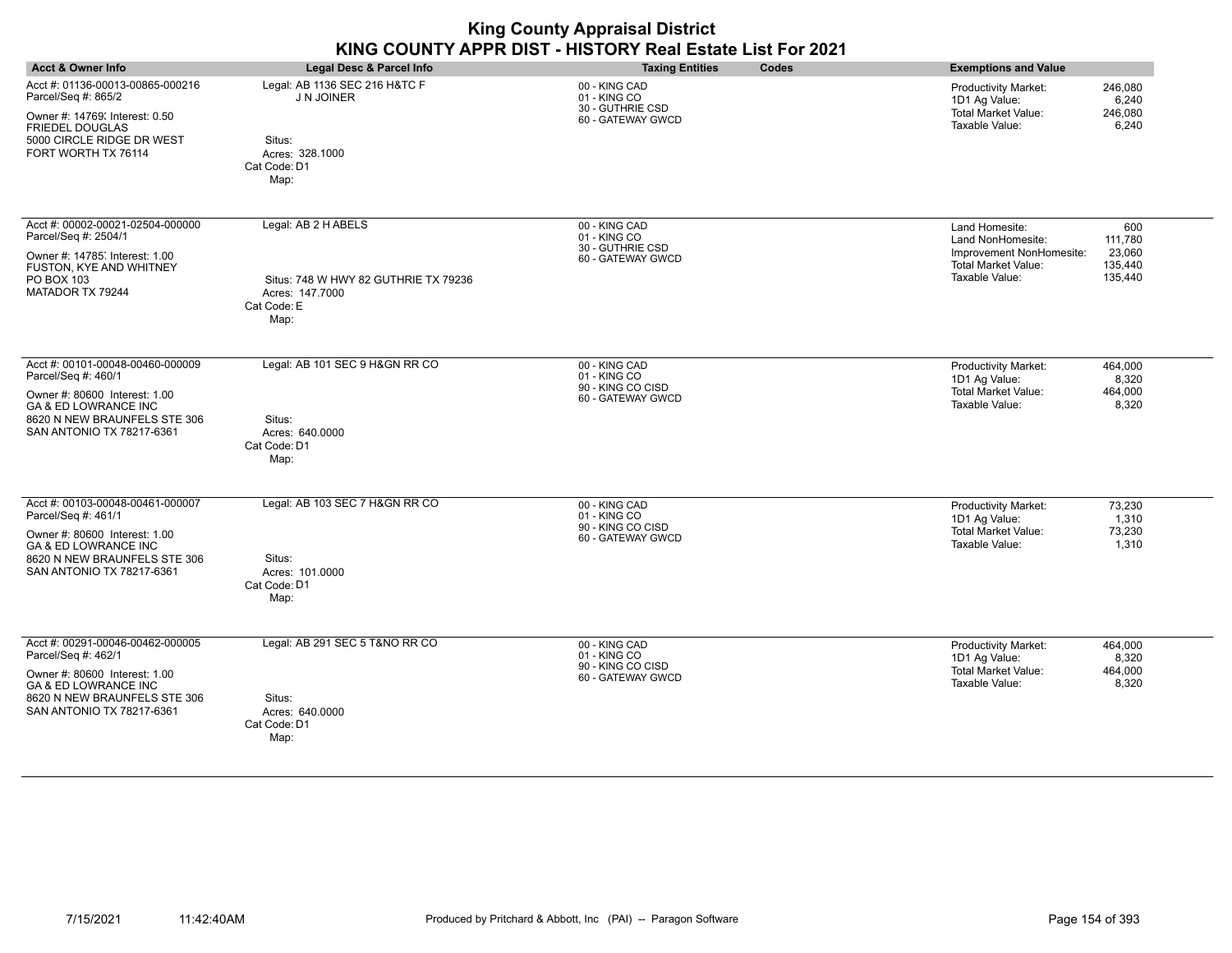# King County Appraisal District

## KING COUNTY APPR DIST - HISTORY Real Estate List For 2021

| Acct & Owner Info | Legal Desc & Parcel Info | Taxing Entities | Codes | Exemptions and Value |
|---|---|---|---|---|
| Acct #: 01136-00013-00865-000216<br>Parcel/Seq #: 865/2<br>Owner #: 14769; Interest: 0.50<br>FRIEDEL DOUGLAS<br>5000 CIRCLE RIDGE DR WEST<br>FORT WORTH TX 76114 | Legal: AB 1136 SEC 216 H&TC F J N JOINER<br>Situs:<br>Acres: 328.1000<br>Cat Code: D1<br>Map: | 00 - KING CAD<br>01 - KING CO<br>30 - GUTHRIE CSD<br>60 - GATEWAY GWCD | | Productivity Market: 246,080<br>1D1 Ag Value: 6,240<br>Total Market Value: 246,080<br>Taxable Value: 6,240 |
| Acct #: 00002-00021-02504-000000<br>Parcel/Seq #: 2504/1<br>Owner #: 14785; Interest: 1.00<br>FUSTON, KYE AND WHITNEY<br>PO BOX 103<br>MATADOR TX 79244 | Legal: AB 2 H ABELS<br>Situs: 748 W HWY 82 GUTHRIE TX 79236<br>Acres: 147.7000<br>Cat Code: E<br>Map: | 00 - KING CAD<br>01 - KING CO<br>30 - GUTHRIE CSD<br>60 - GATEWAY GWCD | | Land Homesite: 600<br>Land NonHomesite: 111,780<br>Improvement NonHomesite: 23,060<br>Total Market Value: 135,440<br>Taxable Value: 135,440 |
| Acct #: 00101-00048-00460-000009<br>Parcel/Seq #: 460/1<br>Owner #: 80600 Interest: 1.00<br>GA & ED LOWRANCE INC<br>8620 N NEW BRAUNFELS STE 306<br>SAN ANTONIO TX 78217-6361 | Legal: AB 101 SEC 9 H&GN RR CO<br>Situs:<br>Acres: 640.0000<br>Cat Code: D1<br>Map: | 00 - KING CAD<br>01 - KING CO<br>90 - KING CO CISD<br>60 - GATEWAY GWCD | | Productivity Market: 464,000<br>1D1 Ag Value: 8,320<br>Total Market Value: 464,000<br>Taxable Value: 8,320 |
| Acct #: 00103-00048-00461-000007<br>Parcel/Seq #: 461/1<br>Owner #: 80600 Interest: 1.00<br>GA & ED LOWRANCE INC<br>8620 N NEW BRAUNFELS STE 306<br>SAN ANTONIO TX 78217-6361 | Legal: AB 103 SEC 7 H&GN RR CO<br>Situs:<br>Acres: 101.0000<br>Cat Code: D1<br>Map: | 00 - KING CAD<br>01 - KING CO<br>90 - KING CO CISD<br>60 - GATEWAY GWCD | | Productivity Market: 73,230<br>1D1 Ag Value: 1,310<br>Total Market Value: 73,230<br>Taxable Value: 1,310 |
| Acct #: 00291-00046-00462-000005<br>Parcel/Seq #: 462/1<br>Owner #: 80600 Interest: 1.00<br>GA & ED LOWRANCE INC<br>8620 N NEW BRAUNFELS STE 306<br>SAN ANTONIO TX 78217-6361 | Legal: AB 291 SEC 5 T&NO RR CO<br>Situs:<br>Acres: 640.0000<br>Cat Code: D1<br>Map: | 00 - KING CAD<br>01 - KING CO<br>90 - KING CO CISD<br>60 - GATEWAY GWCD | | Productivity Market: 464,000<br>1D1 Ag Value: 8,320<br>Total Market Value: 464,000<br>Taxable Value: 8,320 |

7/15/2021 11:42:40AM Produced by Pritchard & Abbott, Inc (PAI) -- Paragon Software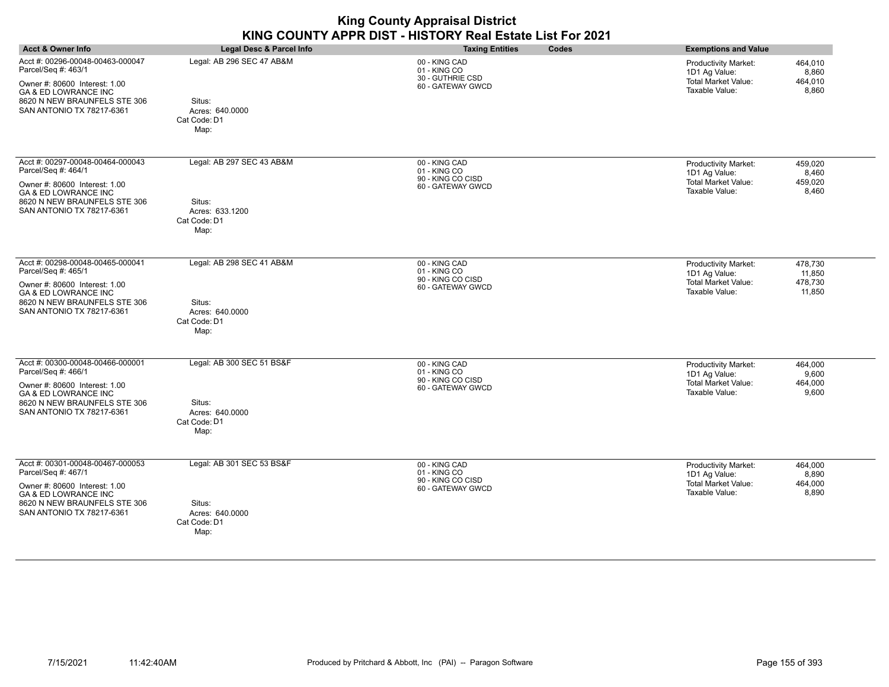# King County Appraisal District

## KING COUNTY APPR DIST - HISTORY Real Estate List For 2021

| Acct & Owner Info | Legal Desc & Parcel Info | Taxing Entities | Codes | Exemptions and Value |
|---|---|---|---|---|
| Acct #: 00296-00048-00463-000047<br>Parcel/Seq #: 463/1<br>Owner #: 80600 Interest: 1.00<br>GA & ED LOWRANCE INC<br>8620 N NEW BRAUNFELS STE 306<br>SAN ANTONIO TX 78217-6361 | Legal: AB 296 SEC 47 AB&M<br>Situs:<br>Acres: 640.0000<br>Cat Code: D1<br>Map: | 00 - KING CAD<br>01 - KING CO<br>30 - GUTHRIE CSD<br>60 - GATEWAY GWCD | | Productivity Market: 464,010<br>1D1 Ag Value: 8,860<br>Total Market Value: 464,010<br>Taxable Value: 8,860 |
| Acct #: 00297-00048-00464-000043<br>Parcel/Seq #: 464/1<br>Owner #: 80600 Interest: 1.00<br>GA & ED LOWRANCE INC<br>8620 N NEW BRAUNFELS STE 306<br>SAN ANTONIO TX 78217-6361 | Legal: AB 297 SEC 43 AB&M<br>Situs:<br>Acres: 633.1200<br>Cat Code: D1<br>Map: | 00 - KING CAD<br>01 - KING CO<br>90 - KING CO CISD<br>60 - GATEWAY GWCD | | Productivity Market: 459,020<br>1D1 Ag Value: 8,460<br>Total Market Value: 459,020<br>Taxable Value: 8,460 |
| Acct #: 00298-00048-00465-000041<br>Parcel/Seq #: 465/1<br>Owner #: 80600 Interest: 1.00<br>GA & ED LOWRANCE INC<br>8620 N NEW BRAUNFELS STE 306<br>SAN ANTONIO TX 78217-6361 | Legal: AB 298 SEC 41 AB&M<br>Situs:<br>Acres: 640.0000<br>Cat Code: D1<br>Map: | 00 - KING CAD<br>01 - KING CO<br>90 - KING CO CISD<br>60 - GATEWAY GWCD | | Productivity Market: 478,730<br>1D1 Ag Value: 11,850<br>Total Market Value: 478,730<br>Taxable Value: 11,850 |
| Acct #: 00300-00048-00466-000001<br>Parcel/Seq #: 466/1<br>Owner #: 80600 Interest: 1.00<br>GA & ED LOWRANCE INC<br>8620 N NEW BRAUNFELS STE 306<br>SAN ANTONIO TX 78217-6361 | Legal: AB 300 SEC 51 BS&F<br>Situs:<br>Acres: 640.0000<br>Cat Code: D1<br>Map: | 00 - KING CAD<br>01 - KING CO<br>90 - KING CO CISD<br>60 - GATEWAY GWCD | | Productivity Market: 464,000<br>1D1 Ag Value: 9,600<br>Total Market Value: 464,000<br>Taxable Value: 9,600 |
| Acct #: 00301-00048-00467-000053<br>Parcel/Seq #: 467/1<br>Owner #: 80600 Interest: 1.00<br>GA & ED LOWRANCE INC<br>8620 N NEW BRAUNFELS STE 306<br>SAN ANTONIO TX 78217-6361 | Legal: AB 301 SEC 53 BS&F<br>Situs:<br>Acres: 640.0000<br>Cat Code: D1<br>Map: | 00 - KING CAD<br>01 - KING CO<br>90 - KING CO CISD<br>60 - GATEWAY GWCD | | Productivity Market: 464,000<br>1D1 Ag Value: 8,890<br>Total Market Value: 464,000<br>Taxable Value: 8,890 |

7/15/2021 11:42:40AM Produced by Pritchard & Abbott, Inc (PAI) -- Paragon Software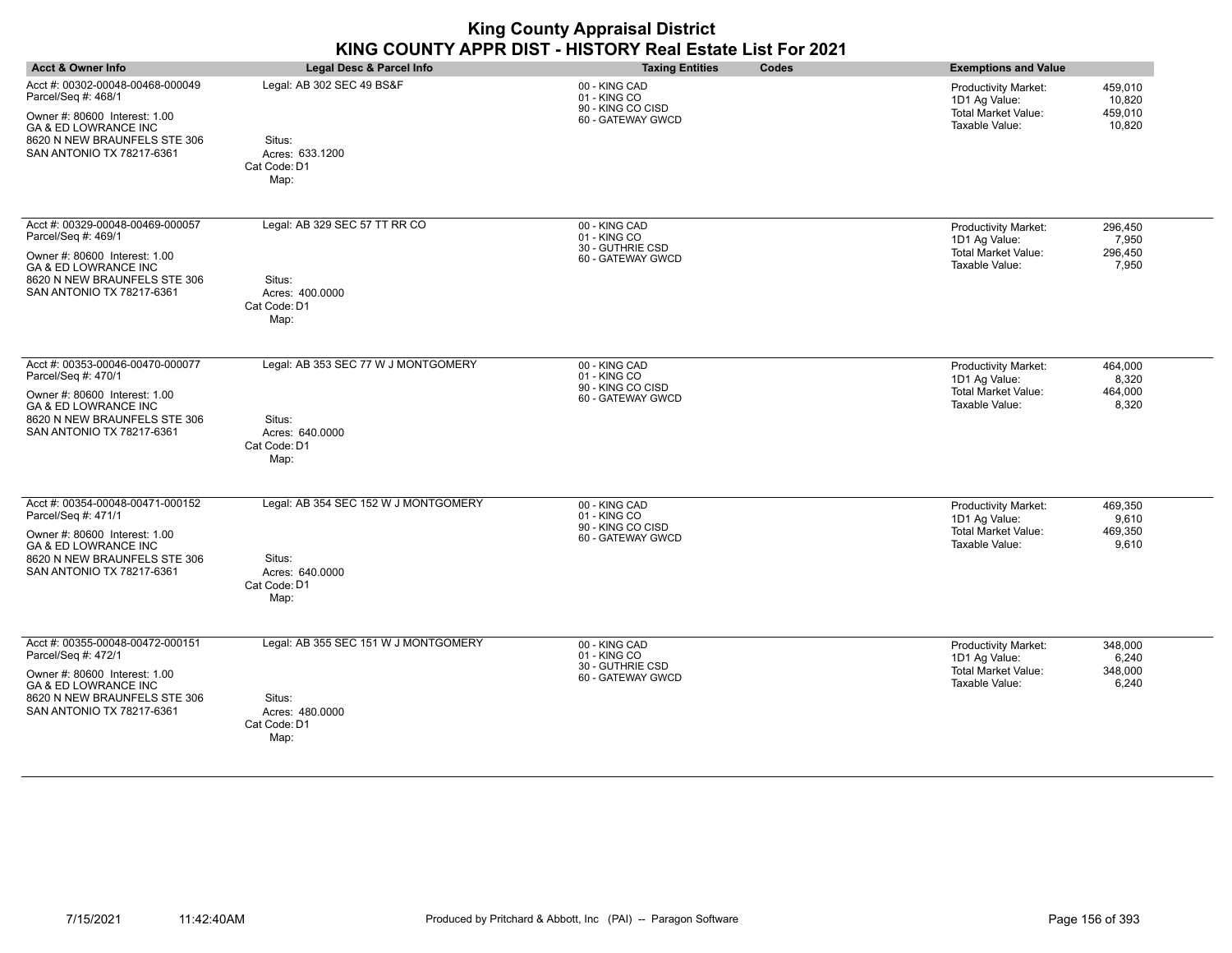# King County Appraisal District

## KING COUNTY APPR DIST - HISTORY Real Estate List For 2021

| Acct & Owner Info | Legal Desc & Parcel Info | Taxing Entities | Codes | Exemptions and Value |
|---|---|---|---|---|
| Acct #: 00302-00048-00468-000049<br>Parcel/Seq #: 468/1<br>Owner #: 80600 Interest: 1.00<br>GA & ED LOWRANCE INC<br>8620 N NEW BRAUNFELS STE 306<br>SAN ANTONIO TX 78217-6361 | Legal: AB 302 SEC 49 BS&F<br>Situs:<br>Acres: 633.1200<br>Cat Code: D1<br>Map: | 00 - KING CAD<br>01 - KING CO<br>90 - KING CO CISD<br>60 - GATEWAY GWCD | | Productivity Market: 459,010<br>1D1 Ag Value: 10,820<br>Total Market Value: 459,010<br>Taxable Value: 10,820 |
| Acct #: 00329-00048-00469-000057<br>Parcel/Seq #: 469/1<br>Owner #: 80600 Interest: 1.00<br>GA & ED LOWRANCE INC<br>8620 N NEW BRAUNFELS STE 306<br>SAN ANTONIO TX 78217-6361 | Legal: AB 329 SEC 57 TT RR CO<br>Situs:<br>Acres: 400.0000<br>Cat Code: D1<br>Map: | 00 - KING CAD<br>01 - KING CO<br>30 - GUTHRIE CSD<br>60 - GATEWAY GWCD | | Productivity Market: 296,450<br>1D1 Ag Value: 7,950<br>Total Market Value: 296,450<br>Taxable Value: 7,950 |
| Acct #: 00353-00046-00470-000077<br>Parcel/Seq #: 470/1<br>Owner #: 80600 Interest: 1.00<br>GA & ED LOWRANCE INC<br>8620 N NEW BRAUNFELS STE 306<br>SAN ANTONIO TX 78217-6361 | Legal: AB 353 SEC 77 W J MONTGOMERY<br>Situs:<br>Acres: 640.0000<br>Cat Code: D1<br>Map: | 00 - KING CAD<br>01 - KING CO<br>90 - KING CO CISD<br>60 - GATEWAY GWCD | | Productivity Market: 464,000<br>1D1 Ag Value: 8,320<br>Total Market Value: 464,000<br>Taxable Value: 8,320 |
| Acct #: 00354-00048-00471-000152<br>Parcel/Seq #: 471/1<br>Owner #: 80600 Interest: 1.00<br>GA & ED LOWRANCE INC<br>8620 N NEW BRAUNFELS STE 306<br>SAN ANTONIO TX 78217-6361 | Legal: AB 354 SEC 152 W J MONTGOMERY<br>Situs:<br>Acres: 640.0000<br>Cat Code: D1<br>Map: | 00 - KING CAD<br>01 - KING CO<br>90 - KING CO CISD<br>60 - GATEWAY GWCD | | Productivity Market: 469,350<br>1D1 Ag Value: 9,610<br>Total Market Value: 469,350<br>Taxable Value: 9,610 |
| Acct #: 00355-00048-00472-000151<br>Parcel/Seq #: 472/1<br>Owner #: 80600 Interest: 1.00<br>GA & ED LOWRANCE INC<br>8620 N NEW BRAUNFELS STE 306<br>SAN ANTONIO TX 78217-6361 | Legal: AB 355 SEC 151 W J MONTGOMERY<br>Situs:<br>Acres: 480.0000<br>Cat Code: D1<br>Map: | 00 - KING CAD<br>01 - KING CO<br>30 - GUTHRIE CSD<br>60 - GATEWAY GWCD | | Productivity Market: 348,000<br>1D1 Ag Value: 6,240<br>Total Market Value: 348,000<br>Taxable Value: 6,240 |

7/15/2021 11:42:40AM Produced by Pritchard & Abbott, Inc (PAI) -- Paragon Software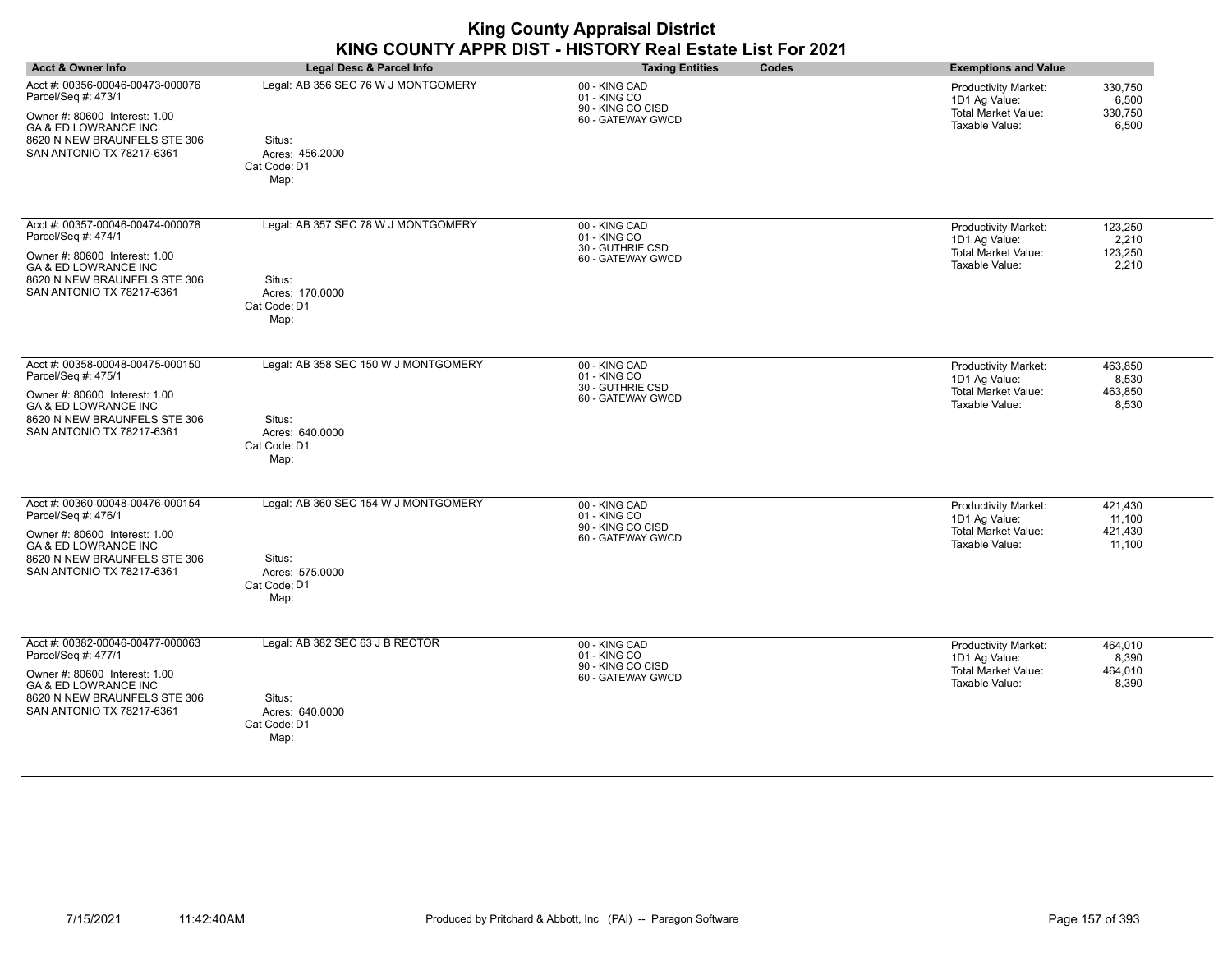# King County Appraisal District

## KING COUNTY APPR DIST - HISTORY Real Estate List For 2021

| Acct & Owner Info | Legal Desc & Parcel Info | Taxing Entities | Codes | Exemptions and Value |
|---|---|---|---|---|
| Acct #: 00356-00046-00473-000076<br>Parcel/Seq #: 473/1<br>Owner #: 80600 Interest: 1.00<br>GA & ED LOWRANCE INC<br>8620 N NEW BRAUNFELS STE 306<br>SAN ANTONIO TX 78217-6361 | Legal: AB 356 SEC 76 W J MONTGOMERY<br>Situs:<br>Acres: 456.2000<br>Cat Code: D1<br>Map: | 00 - KING CAD<br>01 - KING CO<br>90 - KING CO CISD<br>60 - GATEWAY GWCD | | Productivity Market: 330,750<br>1D1 Ag Value: 6,500<br>Total Market Value: 330,750<br>Taxable Value: 6,500 |
| Acct #: 00357-00046-00474-000078<br>Parcel/Seq #: 474/1<br>Owner #: 80600 Interest: 1.00<br>GA & ED LOWRANCE INC<br>8620 N NEW BRAUNFELS STE 306<br>SAN ANTONIO TX 78217-6361 | Legal: AB 357 SEC 78 W J MONTGOMERY<br>Situs:<br>Acres: 170.0000<br>Cat Code: D1<br>Map: | 00 - KING CAD<br>01 - KING CO<br>30 - GUTHRIE CSD<br>60 - GATEWAY GWCD | | Productivity Market: 123,250<br>1D1 Ag Value: 2,210<br>Total Market Value: 123,250<br>Taxable Value: 2,210 |
| Acct #: 00358-00048-00475-000150<br>Parcel/Seq #: 475/1<br>Owner #: 80600 Interest: 1.00<br>GA & ED LOWRANCE INC<br>8620 N NEW BRAUNFELS STE 306<br>SAN ANTONIO TX 78217-6361 | Legal: AB 358 SEC 150 W J MONTGOMERY<br>Situs:<br>Acres: 640.0000<br>Cat Code: D1<br>Map: | 00 - KING CAD<br>01 - KING CO<br>30 - GUTHRIE CSD<br>60 - GATEWAY GWCD | | Productivity Market: 463,850<br>1D1 Ag Value: 8,530<br>Total Market Value: 463,850<br>Taxable Value: 8,530 |
| Acct #: 00360-00048-00476-000154<br>Parcel/Seq #: 476/1<br>Owner #: 80600 Interest: 1.00<br>GA & ED LOWRANCE INC<br>8620 N NEW BRAUNFELS STE 306<br>SAN ANTONIO TX 78217-6361 | Legal: AB 360 SEC 154 W J MONTGOMERY<br>Situs:<br>Acres: 575.0000<br>Cat Code: D1<br>Map: | 00 - KING CAD<br>01 - KING CO<br>90 - KING CO CISD<br>60 - GATEWAY GWCD | | Productivity Market: 421,430<br>1D1 Ag Value: 11,100<br>Total Market Value: 421,430<br>Taxable Value: 11,100 |
| Acct #: 00382-00046-00477-000063<br>Parcel/Seq #: 477/1<br>Owner #: 80600 Interest: 1.00<br>GA & ED LOWRANCE INC<br>8620 N NEW BRAUNFELS STE 306<br>SAN ANTONIO TX 78217-6361 | Legal: AB 382 SEC 63 J B RECTOR<br>Situs:<br>Acres: 640.0000<br>Cat Code: D1<br>Map: | 00 - KING CAD<br>01 - KING CO<br>90 - KING CO CISD<br>60 - GATEWAY GWCD | | Productivity Market: 464,010<br>1D1 Ag Value: 8,390<br>Total Market Value: 464,010<br>Taxable Value: 8,390 |

7/15/2021 11:42:40AM Produced by Pritchard & Abbott, Inc (PAI) -- Paragon Software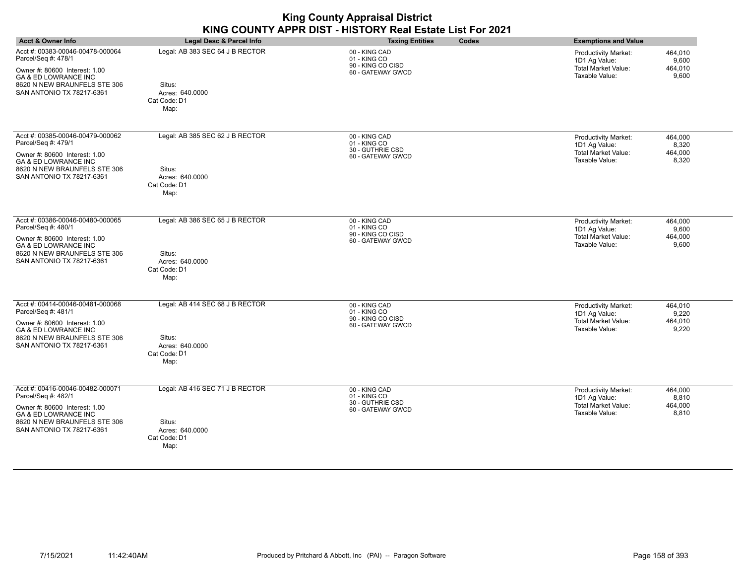# King County Appraisal District

## KING COUNTY APPR DIST - HISTORY Real Estate List For 2021

| Acct & Owner Info | Legal Desc & Parcel Info | Taxing Entities | Codes | Exemptions and Value |
|---|---|---|---|---|
| Acct #: 00383-00046-00478-000064<br>Parcel/Seq #: 478/1<br>Owner #: 80600 Interest: 1.00<br>GA & ED LOWRANCE INC<br>8620 N NEW BRAUNFELS STE 306<br>SAN ANTONIO TX 78217-6361 | Legal: AB 383 SEC 64 J B RECTOR<br>Situs:<br>Acres: 640.0000<br>Cat Code: D1<br>Map: | 00 - KING CAD<br>01 - KING CO<br>90 - KING CO CISD<br>60 - GATEWAY GWCD | | Productivity Market: 464,010<br>1D1 Ag Value: 9,600<br>Total Market Value: 464,010<br>Taxable Value: 9,600 |
| Acct #: 00385-00046-00479-000062<br>Parcel/Seq #: 479/1<br>Owner #: 80600 Interest: 1.00<br>GA & ED LOWRANCE INC<br>8620 N NEW BRAUNFELS STE 306<br>SAN ANTONIO TX 78217-6361 | Legal: AB 385 SEC 62 J B RECTOR<br>Situs:<br>Acres: 640.0000<br>Cat Code: D1<br>Map: | 00 - KING CAD<br>01 - KING CO<br>30 - GUTHRIE CSD<br>60 - GATEWAY GWCD | | Productivity Market: 464,000<br>1D1 Ag Value: 8,320<br>Total Market Value: 464,000<br>Taxable Value: 8,320 |
| Acct #: 00386-00046-00480-000065<br>Parcel/Seq #: 480/1<br>Owner #: 80600 Interest: 1.00<br>GA & ED LOWRANCE INC<br>8620 N NEW BRAUNFELS STE 306<br>SAN ANTONIO TX 78217-6361 | Legal: AB 386 SEC 65 J B RECTOR<br>Situs:<br>Acres: 640.0000<br>Cat Code: D1<br>Map: | 00 - KING CAD<br>01 - KING CO<br>90 - KING CO CISD<br>60 - GATEWAY GWCD | | Productivity Market: 464,000<br>1D1 Ag Value: 9,600<br>Total Market Value: 464,000<br>Taxable Value: 9,600 |
| Acct #: 00414-00046-00481-000068<br>Parcel/Seq #: 481/1<br>Owner #: 80600 Interest: 1.00<br>GA & ED LOWRANCE INC<br>8620 N NEW BRAUNFELS STE 306<br>SAN ANTONIO TX 78217-6361 | Legal: AB 414 SEC 68 J B RECTOR<br>Situs:<br>Acres: 640.0000<br>Cat Code: D1<br>Map: | 00 - KING CAD<br>01 - KING CO<br>90 - KING CO CISD<br>60 - GATEWAY GWCD | | Productivity Market: 464,010<br>1D1 Ag Value: 9,220<br>Total Market Value: 464,010<br>Taxable Value: 9,220 |
| Acct #: 00416-00046-00482-000071<br>Parcel/Seq #: 482/1<br>Owner #: 80600 Interest: 1.00<br>GA & ED LOWRANCE INC<br>8620 N NEW BRAUNFELS STE 306<br>SAN ANTONIO TX 78217-6361 | Legal: AB 416 SEC 71 J B RECTOR<br>Situs:<br>Acres: 640.0000<br>Cat Code: D1<br>Map: | 00 - KING CAD<br>01 - KING CO<br>30 - GUTHRIE CSD<br>60 - GATEWAY GWCD | | Productivity Market: 464,000<br>1D1 Ag Value: 8,810<br>Total Market Value: 464,000<br>Taxable Value: 8,810 |

7/15/2021 11:42:40AM Produced by Pritchard & Abbott, Inc (PAI) -- Paragon Software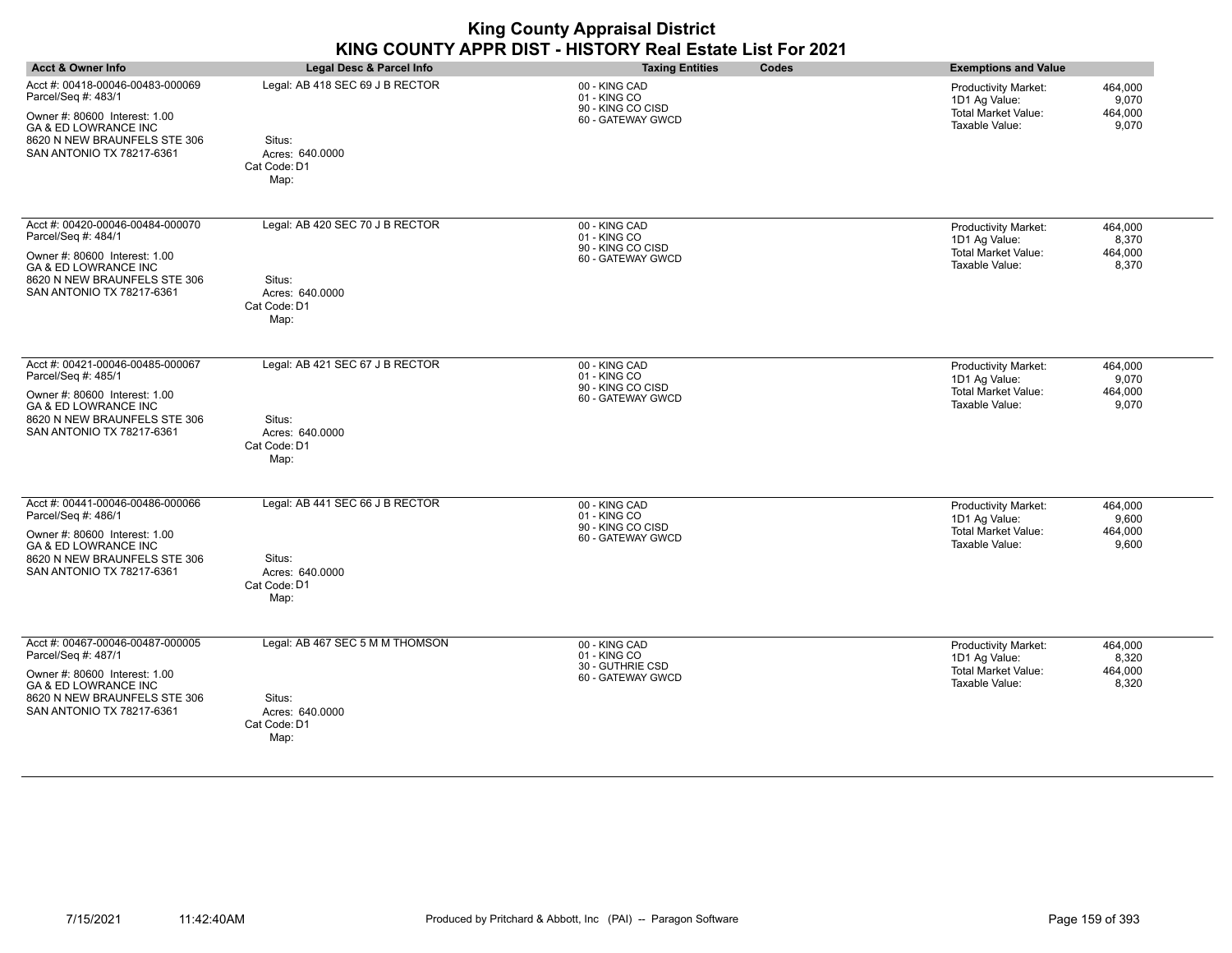# King County Appraisal District

## KING COUNTY APPR DIST - HISTORY Real Estate List For 2021

| Acct & Owner Info | Legal Desc & Parcel Info | Taxing Entities | Codes | Exemptions and Value |
|---|---|---|---|---|
| Acct #: 00418-00046-00483-000069<br>Parcel/Seq #: 483/1<br>Owner #: 80600 Interest: 1.00<br>GA & ED LOWRANCE INC<br>8620 N NEW BRAUNFELS STE 306<br>SAN ANTONIO TX 78217-6361 | Legal: AB 418 SEC 69 J B RECTOR<br>Situs:<br>Acres: 640.0000<br>Cat Code: D1<br>Map: | 00 - KING CAD<br>01 - KING CO<br>90 - KING CO CISD<br>60 - GATEWAY GWCD | | Productivity Market: 464,000<br>1D1 Ag Value: 9,070<br>Total Market Value: 464,000<br>Taxable Value: 9,070 |
| Acct #: 00420-00046-00484-000070<br>Parcel/Seq #: 484/1<br>Owner #: 80600 Interest: 1.00<br>GA & ED LOWRANCE INC<br>8620 N NEW BRAUNFELS STE 306<br>SAN ANTONIO TX 78217-6361 | Legal: AB 420 SEC 70 J B RECTOR<br>Situs:<br>Acres: 640.0000<br>Cat Code: D1<br>Map: | 00 - KING CAD<br>01 - KING CO<br>90 - KING CO CISD<br>60 - GATEWAY GWCD | | Productivity Market: 464,000<br>1D1 Ag Value: 8,370<br>Total Market Value: 464,000<br>Taxable Value: 8,370 |
| Acct #: 00421-00046-00485-000067<br>Parcel/Seq #: 485/1<br>Owner #: 80600 Interest: 1.00<br>GA & ED LOWRANCE INC<br>8620 N NEW BRAUNFELS STE 306<br>SAN ANTONIO TX 78217-6361 | Legal: AB 421 SEC 67 J B RECTOR<br>Situs:<br>Acres: 640.0000<br>Cat Code: D1<br>Map: | 00 - KING CAD<br>01 - KING CO<br>90 - KING CO CISD<br>60 - GATEWAY GWCD | | Productivity Market: 464,000<br>1D1 Ag Value: 9,070<br>Total Market Value: 464,000<br>Taxable Value: 9,070 |
| Acct #: 00441-00046-00486-000066<br>Parcel/Seq #: 486/1<br>Owner #: 80600 Interest: 1.00<br>GA & ED LOWRANCE INC<br>8620 N NEW BRAUNFELS STE 306<br>SAN ANTONIO TX 78217-6361 | Legal: AB 441 SEC 66 J B RECTOR<br>Situs:<br>Acres: 640.0000<br>Cat Code: D1<br>Map: | 00 - KING CAD<br>01 - KING CO<br>90 - KING CO CISD<br>60 - GATEWAY GWCD | | Productivity Market: 464,000<br>1D1 Ag Value: 9,600<br>Total Market Value: 464,000<br>Taxable Value: 9,600 |
| Acct #: 00467-00046-00487-000005<br>Parcel/Seq #: 487/1<br>Owner #: 80600 Interest: 1.00<br>GA & ED LOWRANCE INC<br>8620 N NEW BRAUNFELS STE 306<br>SAN ANTONIO TX 78217-6361 | Legal: AB 467 SEC 5 M M THOMSON<br>Situs:<br>Acres: 640.0000<br>Cat Code: D1<br>Map: | 00 - KING CAD<br>01 - KING CO<br>30 - GUTHRIE CSD<br>60 - GATEWAY GWCD | | Productivity Market: 464,000<br>1D1 Ag Value: 8,320<br>Total Market Value: 464,000<br>Taxable Value: 8,320 |

7/15/2021 11:42:40AM Produced by Pritchard & Abbott, Inc (PAI) -- Paragon Software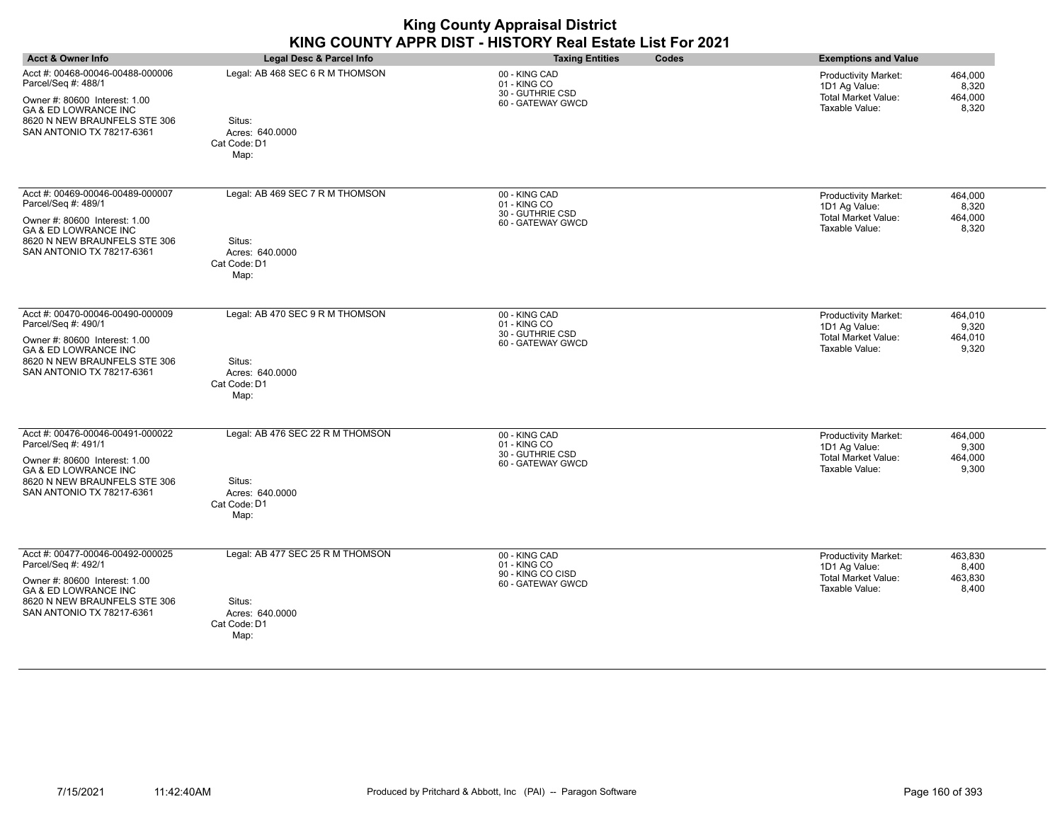# King County Appraisal District

## KING COUNTY APPR DIST - HISTORY Real Estate List For 2021

| Acct & Owner Info | Legal Desc & Parcel Info | Taxing Entities | Codes | Exemptions and Value |
|---|---|---|---|---|
| Acct #: 00468-00046-00488-000006<br>Parcel/Seq #: 488/1<br>Owner #: 80600 Interest: 1.00<br>GA & ED LOWRANCE INC<br>8620 N NEW BRAUNFELS STE 306<br>SAN ANTONIO TX 78217-6361 | Legal: AB 468 SEC 6 R M THOMSON<br>Situs:<br>Acres: 640.0000<br>Cat Code: D1<br>Map: | 00 - KING CAD<br>01 - KING CO<br>30 - GUTHRIE CSD<br>60 - GATEWAY GWCD | | Productivity Market: 464,000<br>1D1 Ag Value: 8,320<br>Total Market Value: 464,000<br>Taxable Value: 8,320 |
| Acct #: 00469-00046-00489-000007<br>Parcel/Seq #: 489/1<br>Owner #: 80600 Interest: 1.00<br>GA & ED LOWRANCE INC<br>8620 N NEW BRAUNFELS STE 306<br>SAN ANTONIO TX 78217-6361 | Legal: AB 469 SEC 7 R M THOMSON<br>Situs:<br>Acres: 640.0000<br>Cat Code: D1<br>Map: | 00 - KING CAD<br>01 - KING CO<br>30 - GUTHRIE CSD<br>60 - GATEWAY GWCD | | Productivity Market: 464,000<br>1D1 Ag Value: 8,320<br>Total Market Value: 464,000<br>Taxable Value: 8,320 |
| Acct #: 00470-00046-00490-000009<br>Parcel/Seq #: 490/1<br>Owner #: 80600 Interest: 1.00<br>GA & ED LOWRANCE INC<br>8620 N NEW BRAUNFELS STE 306<br>SAN ANTONIO TX 78217-6361 | Legal: AB 470 SEC 9 R M THOMSON<br>Situs:<br>Acres: 640.0000<br>Cat Code: D1<br>Map: | 00 - KING CAD<br>01 - KING CO<br>30 - GUTHRIE CSD<br>60 - GATEWAY GWCD | | Productivity Market: 464,010<br>1D1 Ag Value: 9,320<br>Total Market Value: 464,010<br>Taxable Value: 9,320 |
| Acct #: 00476-00046-00491-000022<br>Parcel/Seq #: 491/1<br>Owner #: 80600 Interest: 1.00<br>GA & ED LOWRANCE INC<br>8620 N NEW BRAUNFELS STE 306<br>SAN ANTONIO TX 78217-6361 | Legal: AB 476 SEC 22 R M THOMSON<br>Situs:<br>Acres: 640.0000<br>Cat Code: D1<br>Map: | 00 - KING CAD<br>01 - KING CO<br>30 - GUTHRIE CSD<br>60 - GATEWAY GWCD | | Productivity Market: 464,000<br>1D1 Ag Value: 9,300<br>Total Market Value: 464,000<br>Taxable Value: 9,300 |
| Acct #: 00477-00046-00492-000025<br>Parcel/Seq #: 492/1<br>Owner #: 80600 Interest: 1.00<br>GA & ED LOWRANCE INC<br>8620 N NEW BRAUNFELS STE 306<br>SAN ANTONIO TX 78217-6361 | Legal: AB 477 SEC 25 R M THOMSON<br>Situs:<br>Acres: 640.0000<br>Cat Code: D1<br>Map: | 00 - KING CAD<br>01 - KING CO<br>90 - KING CO CISD<br>60 - GATEWAY GWCD | | Productivity Market: 463,830<br>1D1 Ag Value: 8,400<br>Total Market Value: 463,830<br>Taxable Value: 8,400 |

7/15/2021 11:42:40AM Produced by Pritchard & Abbott, Inc (PAI) -- Paragon Software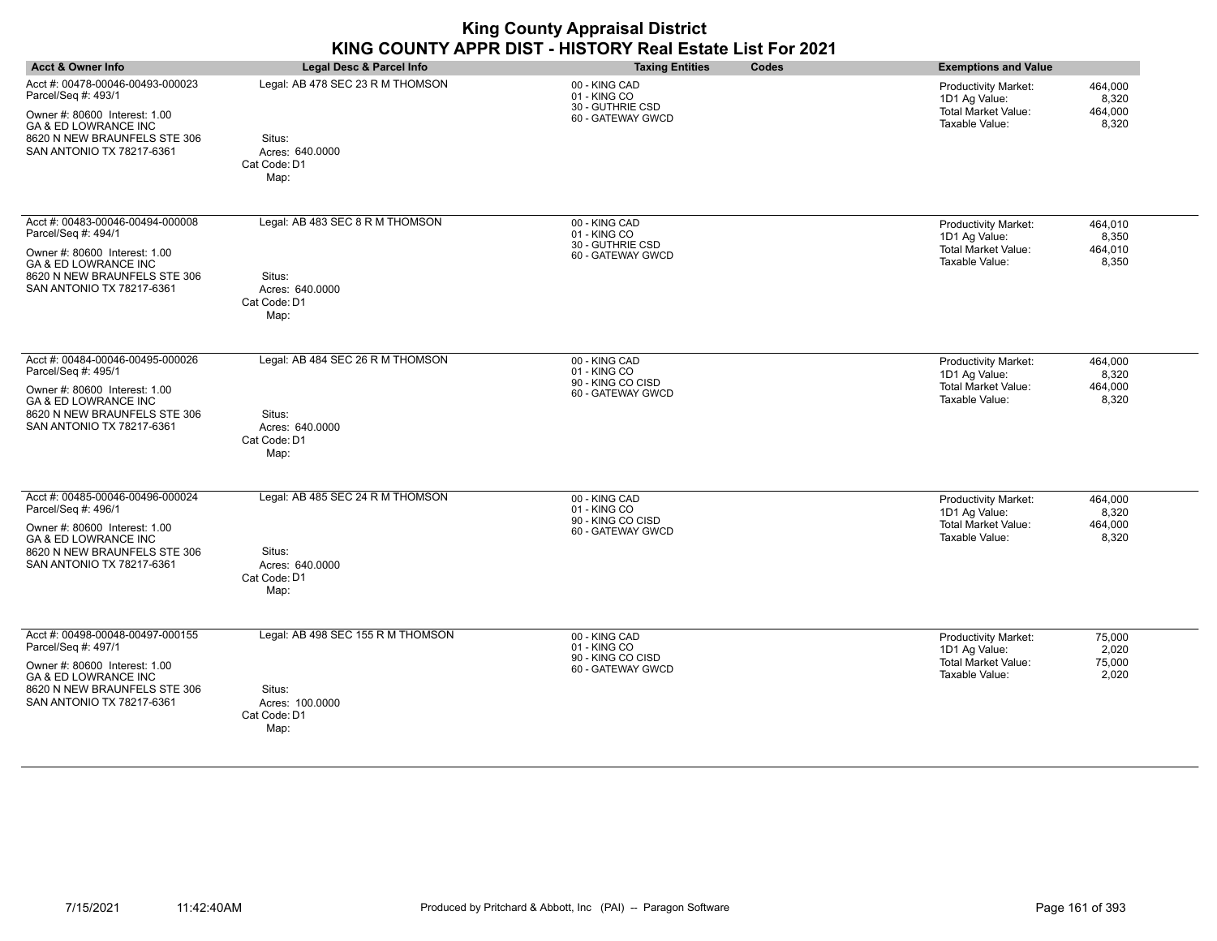# King County Appraisal District

## KING COUNTY APPR DIST - HISTORY Real Estate List For 2021

| Acct & Owner Info | Legal Desc & Parcel Info | Taxing Entities | Codes | Exemptions and Value |
|---|---|---|---|---|
| Acct #: 00478-00046-00493-000023<br>Parcel/Seq #: 493/1<br>Owner #: 80600 Interest: 1.00<br>GA & ED LOWRANCE INC<br>8620 N NEW BRAUNFELS STE 306<br>SAN ANTONIO TX 78217-6361 | Legal: AB 478 SEC 23 R M THOMSON<br>Situs:<br>Acres: 640.0000<br>Cat Code: D1<br>Map: | 00 - KING CAD<br>01 - KING CO<br>30 - GUTHRIE CSD<br>60 - GATEWAY GWCD | | Productivity Market: 464,000<br>1D1 Ag Value: 8,320<br>Total Market Value: 464,000<br>Taxable Value: 8,320 |
| Acct #: 00483-00046-00494-000008<br>Parcel/Seq #: 494/1<br>Owner #: 80600 Interest: 1.00<br>GA & ED LOWRANCE INC<br>8620 N NEW BRAUNFELS STE 306<br>SAN ANTONIO TX 78217-6361 | Legal: AB 483 SEC 8 R M THOMSON<br>Situs:<br>Acres: 640.0000<br>Cat Code: D1<br>Map: | 00 - KING CAD<br>01 - KING CO<br>30 - GUTHRIE CSD<br>60 - GATEWAY GWCD | | Productivity Market: 464,010<br>1D1 Ag Value: 8,350<br>Total Market Value: 464,010<br>Taxable Value: 8,350 |
| Acct #: 00484-00046-00495-000026<br>Parcel/Seq #: 495/1<br>Owner #: 80600 Interest: 1.00<br>GA & ED LOWRANCE INC<br>8620 N NEW BRAUNFELS STE 306<br>SAN ANTONIO TX 78217-6361 | Legal: AB 484 SEC 26 R M THOMSON<br>Situs:<br>Acres: 640.0000<br>Cat Code: D1<br>Map: | 00 - KING CAD<br>01 - KING CO<br>90 - KING CO CISD<br>60 - GATEWAY GWCD | | Productivity Market: 464,000<br>1D1 Ag Value: 8,320<br>Total Market Value: 464,000<br>Taxable Value: 8,320 |
| Acct #: 00485-00046-00496-000024<br>Parcel/Seq #: 496/1<br>Owner #: 80600 Interest: 1.00<br>GA & ED LOWRANCE INC<br>8620 N NEW BRAUNFELS STE 306<br>SAN ANTONIO TX 78217-6361 | Legal: AB 485 SEC 24 R M THOMSON<br>Situs:<br>Acres: 640.0000<br>Cat Code: D1<br>Map: | 00 - KING CAD<br>01 - KING CO<br>90 - KING CO CISD<br>60 - GATEWAY GWCD | | Productivity Market: 464,000<br>1D1 Ag Value: 8,320<br>Total Market Value: 464,000<br>Taxable Value: 8,320 |
| Acct #: 00498-00048-00497-000155<br>Parcel/Seq #: 497/1<br>Owner #: 80600 Interest: 1.00<br>GA & ED LOWRANCE INC<br>8620 N NEW BRAUNFELS STE 306<br>SAN ANTONIO TX 78217-6361 | Legal: AB 498 SEC 155 R M THOMSON<br>Situs:<br>Acres: 100.0000<br>Cat Code: D1<br>Map: | 00 - KING CAD<br>01 - KING CO<br>90 - KING CO CISD<br>60 - GATEWAY GWCD | | Productivity Market: 75,000<br>1D1 Ag Value: 2,020<br>Total Market Value: 75,000<br>Taxable Value: 2,020 |

7/15/2021 11:42:40AM Produced by Pritchard & Abbott, Inc (PAI) -- Paragon Software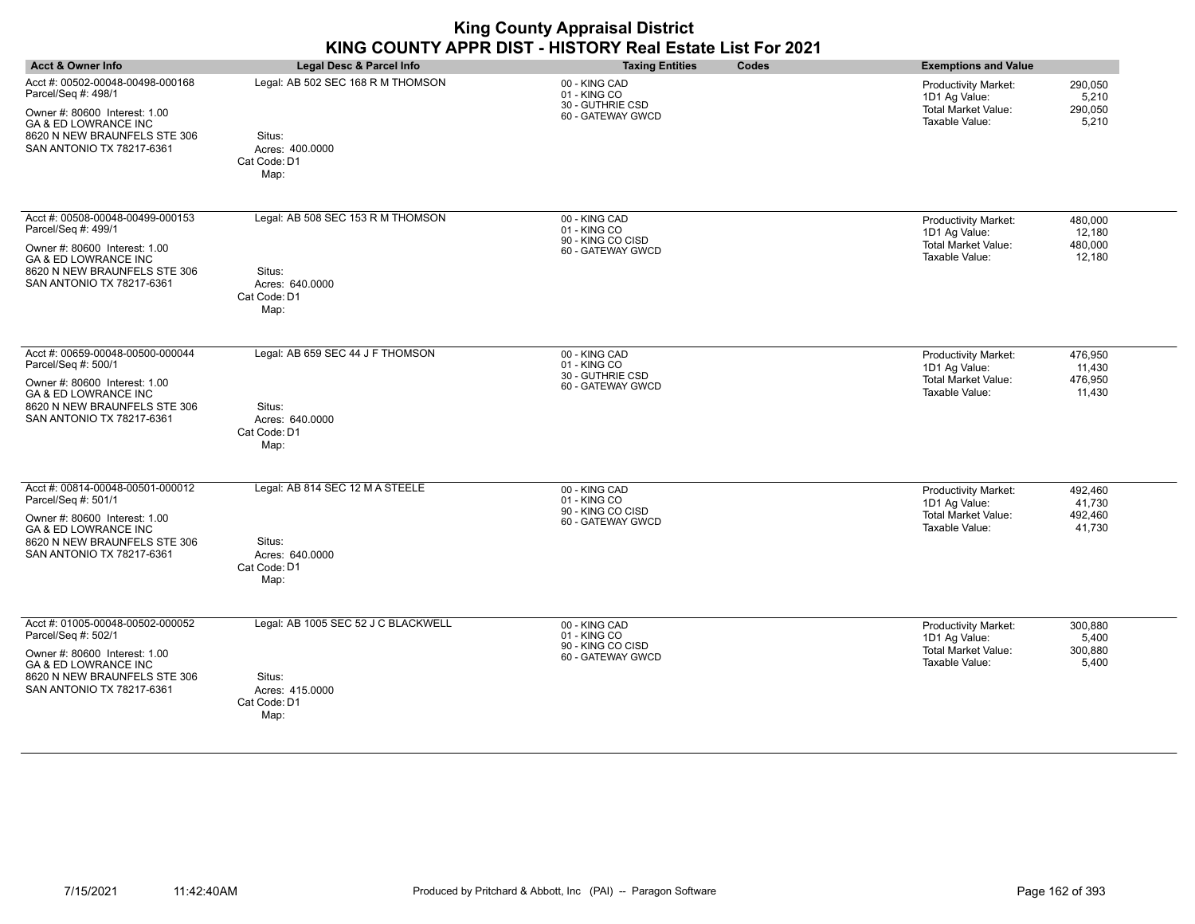# King County Appraisal District

## KING COUNTY APPR DIST - HISTORY Real Estate List For 2021

| Acct & Owner Info | Legal Desc & Parcel Info | Taxing Entities | Codes | Exemptions and Value |
|---|---|---|---|---|
| Acct #: 00502-00048-00498-000168<br>Parcel/Seq #: 498/1<br>Owner #: 80600 Interest: 1.00<br>GA & ED LOWRANCE INC<br>8620 N NEW BRAUNFELS STE 306<br>SAN ANTONIO TX 78217-6361 | Legal: AB 502 SEC 168 R M THOMSON<br>Situs:<br>Acres: 400.0000<br>Cat Code: D1<br>Map: | 00 - KING CAD<br>01 - KING CO<br>30 - GUTHRIE CSD<br>60 - GATEWAY GWCD | | Productivity Market: 290,050<br>1D1 Ag Value: 5,210<br>Total Market Value: 290,050<br>Taxable Value: 5,210 |
| Acct #: 00508-00048-00499-000153<br>Parcel/Seq #: 499/1<br>Owner #: 80600 Interest: 1.00<br>GA & ED LOWRANCE INC<br>8620 N NEW BRAUNFELS STE 306<br>SAN ANTONIO TX 78217-6361 | Legal: AB 508 SEC 153 R M THOMSON<br>Situs:<br>Acres: 640.0000<br>Cat Code: D1<br>Map: | 00 - KING CAD<br>01 - KING CO<br>90 - KING CO CISD<br>60 - GATEWAY GWCD | | Productivity Market: 480,000<br>1D1 Ag Value: 12,180<br>Total Market Value: 480,000<br>Taxable Value: 12,180 |
| Acct #: 00659-00048-00500-000044<br>Parcel/Seq #: 500/1<br>Owner #: 80600 Interest: 1.00<br>GA & ED LOWRANCE INC<br>8620 N NEW BRAUNFELS STE 306<br>SAN ANTONIO TX 78217-6361 | Legal: AB 659 SEC 44 J F THOMSON<br>Situs:<br>Acres: 640.0000<br>Cat Code: D1<br>Map: | 00 - KING CAD<br>01 - KING CO<br>30 - GUTHRIE CSD<br>60 - GATEWAY GWCD | | Productivity Market: 476,950<br>1D1 Ag Value: 11,430<br>Total Market Value: 476,950<br>Taxable Value: 11,430 |
| Acct #: 00814-00048-00501-000012<br>Parcel/Seq #: 501/1<br>Owner #: 80600 Interest: 1.00<br>GA & ED LOWRANCE INC<br>8620 N NEW BRAUNFELS STE 306<br>SAN ANTONIO TX 78217-6361 | Legal: AB 814 SEC 12 M A STEELE<br>Situs:<br>Acres: 640.0000<br>Cat Code: D1<br>Map: | 00 - KING CAD<br>01 - KING CO<br>90 - KING CO CISD<br>60 - GATEWAY GWCD | | Productivity Market: 492,460<br>1D1 Ag Value: 41,730<br>Total Market Value: 492,460<br>Taxable Value: 41,730 |
| Acct #: 01005-00048-00502-000052<br>Parcel/Seq #: 502/1<br>Owner #: 80600 Interest: 1.00<br>GA & ED LOWRANCE INC<br>8620 N NEW BRAUNFELS STE 306<br>SAN ANTONIO TX 78217-6361 | Legal: AB 1005 SEC 52 J C BLACKWELL<br>Situs:<br>Acres: 415.0000<br>Cat Code: D1<br>Map: | 00 - KING CAD<br>01 - KING CO<br>90 - KING CO CISD<br>60 - GATEWAY GWCD | | Productivity Market: 300,880<br>1D1 Ag Value: 5,400<br>Total Market Value: 300,880<br>Taxable Value: 5,400 |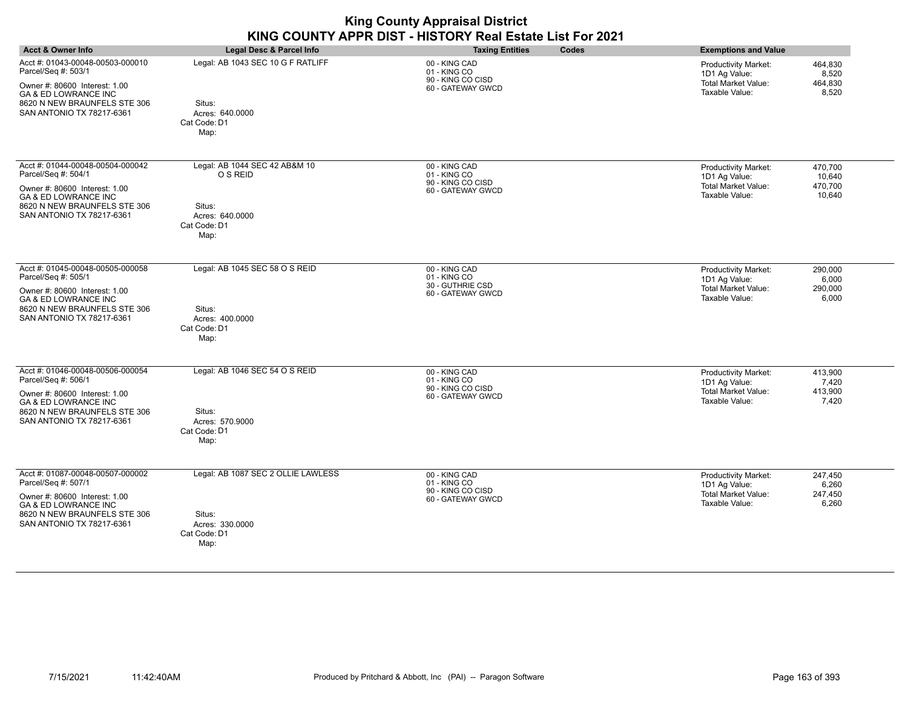# King County Appraisal District

## KING COUNTY APPR DIST - HISTORY Real Estate List For 2021

| Acct & Owner Info | Legal Desc & Parcel Info | Taxing Entities | Codes | Exemptions and Value |
|---|---|---|---|---|
| Acct #: 01043-00048-00503-000010<br>Parcel/Seq #: 503/1<br>Owner #: 80600 Interest: 1.00<br>GA & ED LOWRANCE INC<br>8620 N NEW BRAUNFELS STE 306<br>SAN ANTONIO TX 78217-6361 | Legal: AB 1043 SEC 10 G F RATLIFF<br>Situs:<br>Acres: 640.0000<br>Cat Code: D1<br>Map: | 00 - KING CAD<br>01 - KING CO<br>90 - KING CO CISD<br>60 - GATEWAY GWCD | | Productivity Market: 464,830<br>1D1 Ag Value: 8,520<br>Total Market Value: 464,830<br>Taxable Value: 8,520 |
| Acct #: 01044-00048-00504-000042<br>Parcel/Seq #: 504/1<br>Owner #: 80600 Interest: 1.00<br>GA & ED LOWRANCE INC<br>8620 N NEW BRAUNFELS STE 306<br>SAN ANTONIO TX 78217-6361 | Legal: AB 1044 SEC 42 AB&M 10 O S REID<br>Situs:<br>Acres: 640.0000<br>Cat Code: D1<br>Map: | 00 - KING CAD<br>01 - KING CO<br>90 - KING CO CISD<br>60 - GATEWAY GWCD | | Productivity Market: 470,700<br>1D1 Ag Value: 10,640<br>Total Market Value: 470,700<br>Taxable Value: 10,640 |
| Acct #: 01045-00048-00505-000058<br>Parcel/Seq #: 505/1<br>Owner #: 80600 Interest: 1.00<br>GA & ED LOWRANCE INC<br>8620 N NEW BRAUNFELS STE 306<br>SAN ANTONIO TX 78217-6361 | Legal: AB 1045 SEC 58 O S REID<br>Situs:<br>Acres: 400.0000<br>Cat Code: D1<br>Map: | 00 - KING CAD<br>01 - KING CO<br>30 - GUTHRIE CSD<br>60 - GATEWAY GWCD | | Productivity Market: 290,000<br>1D1 Ag Value: 6,000<br>Total Market Value: 290,000<br>Taxable Value: 6,000 |
| Acct #: 01046-00048-00506-000054<br>Parcel/Seq #: 506/1<br>Owner #: 80600 Interest: 1.00<br>GA & ED LOWRANCE INC<br>8620 N NEW BRAUNFELS STE 306<br>SAN ANTONIO TX 78217-6361 | Legal: AB 1046 SEC 54 O S REID<br>Situs:<br>Acres: 570.9000<br>Cat Code: D1<br>Map: | 00 - KING CAD<br>01 - KING CO<br>90 - KING CO CISD<br>60 - GATEWAY GWCD | | Productivity Market: 413,900<br>1D1 Ag Value: 7,420<br>Total Market Value: 413,900<br>Taxable Value: 7,420 |
| Acct #: 01087-00048-00507-000002<br>Parcel/Seq #: 507/1<br>Owner #: 80600 Interest: 1.00<br>GA & ED LOWRANCE INC<br>8620 N NEW BRAUNFELS STE 306<br>SAN ANTONIO TX 78217-6361 | Legal: AB 1087 SEC 2 OLLIE LAWLESS<br>Situs:<br>Acres: 330.0000<br>Cat Code: D1<br>Map: | 00 - KING CAD<br>01 - KING CO<br>90 - KING CO CISD<br>60 - GATEWAY GWCD | | Productivity Market: 247,450<br>1D1 Ag Value: 6,260<br>Total Market Value: 247,450<br>Taxable Value: 6,260 |

7/15/2021 11:42:40AM Produced by Pritchard & Abbott, Inc (PAI) -- Paragon Software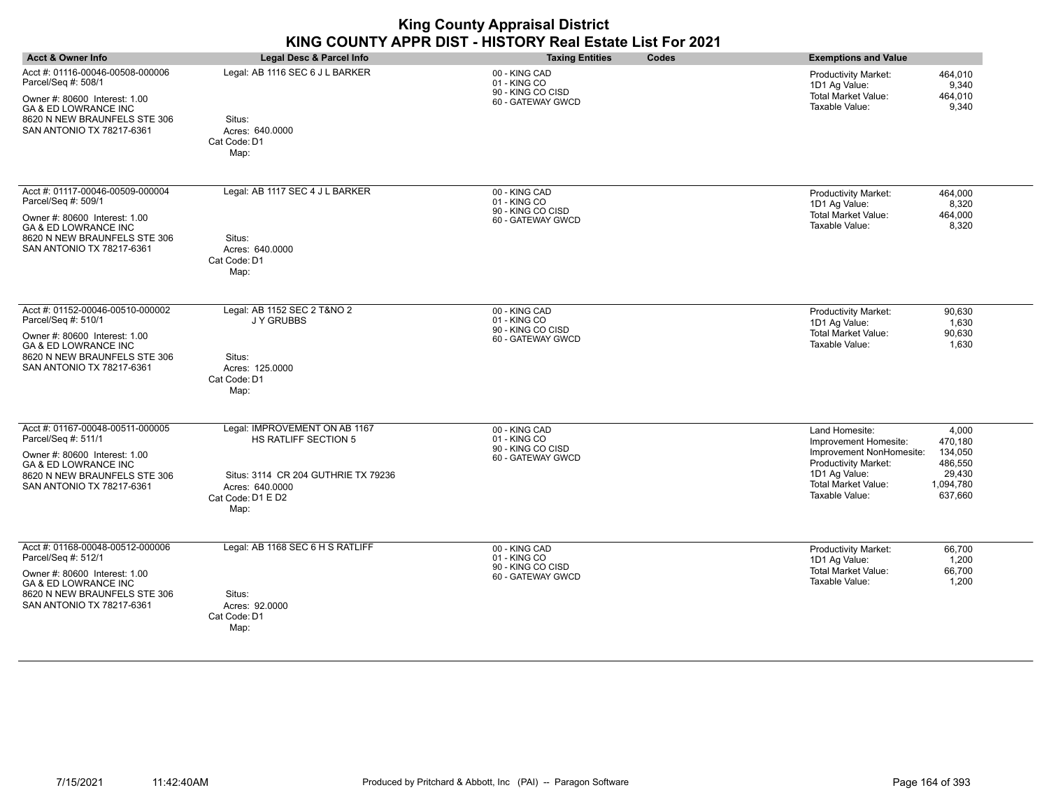# King County Appraisal District

## KING COUNTY APPR DIST - HISTORY Real Estate List For 2021

| Acct & Owner Info | Legal Desc & Parcel Info | Taxing Entities | Codes | Exemptions and Value |
|---|---|---|---|---|
| Acct #: 01116-00046-00508-000006<br>Parcel/Seq #: 508/1<br>Owner #: 80600 Interest: 1.00<br>GA & ED LOWRANCE INC<br>8620 N NEW BRAUNFELS STE 306<br>SAN ANTONIO TX 78217-6361 | Legal: AB 1116 SEC 6 J L BARKER<br>Situs:<br>Acres: 640.0000<br>Cat Code: D1<br>Map: | 00 - KING CAD<br>01 - KING CO<br>90 - KING CO CISD<br>60 - GATEWAY GWCD | | Productivity Market: 464,010<br>1D1 Ag Value: 9,340<br>Total Market Value: 464,010<br>Taxable Value: 9,340 |
| Acct #: 01117-00046-00509-000004<br>Parcel/Seq #: 509/1<br>Owner #: 80600 Interest: 1.00<br>GA & ED LOWRANCE INC<br>8620 N NEW BRAUNFELS STE 306<br>SAN ANTONIO TX 78217-6361 | Legal: AB 1117 SEC 4 J L BARKER<br>Situs:<br>Acres: 640.0000<br>Cat Code: D1<br>Map: | 00 - KING CAD<br>01 - KING CO<br>90 - KING CO CISD<br>60 - GATEWAY GWCD | | Productivity Market: 464,000<br>1D1 Ag Value: 8,320<br>Total Market Value: 464,000<br>Taxable Value: 8,320 |
| Acct #: 01152-00046-00510-000002<br>Parcel/Seq #: 510/1<br>Owner #: 80600 Interest: 1.00<br>GA & ED LOWRANCE INC<br>8620 N NEW BRAUNFELS STE 306<br>SAN ANTONIO TX 78217-6361 | Legal: AB 1152 SEC 2 T&NO 2 J Y GRUBBS<br>Situs:<br>Acres: 125.0000<br>Cat Code: D1<br>Map: | 00 - KING CAD<br>01 - KING CO<br>90 - KING CO CISD<br>60 - GATEWAY GWCD | | Productivity Market: 90,630<br>1D1 Ag Value: 1,630<br>Total Market Value: 90,630<br>Taxable Value: 1,630 |
| Acct #: 01167-00048-00511-000005<br>Parcel/Seq #: 511/1<br>Owner #: 80600 Interest: 1.00<br>GA & ED LOWRANCE INC<br>8620 N NEW BRAUNFELS STE 306<br>SAN ANTONIO TX 78217-6361 | Legal: IMPROVEMENT ON AB 1167 HS RATLIFF SECTION 5<br>Situs: 3114 CR 204 GUTHRIE TX 79236<br>Acres: 640.0000<br>Cat Code: D1 E D2<br>Map: | 00 - KING CAD<br>01 - KING CO<br>90 - KING CO CISD<br>60 - GATEWAY GWCD | | Land Homesite: 4,000<br>Improvement Homesite: 470,180<br>Improvement NonHomesite: 134,050<br>Productivity Market: 486,550<br>1D1 Ag Value: 29,430<br>Total Market Value: 1,094,780<br>Taxable Value: 637,660 |
| Acct #: 01168-00048-00512-000006<br>Parcel/Seq #: 512/1<br>Owner #: 80600 Interest: 1.00<br>GA & ED LOWRANCE INC<br>8620 N NEW BRAUNFELS STE 306<br>SAN ANTONIO TX 78217-6361 | Legal: AB 1168 SEC 6 H S RATLIFF<br>Situs:<br>Acres: 92.0000<br>Cat Code: D1<br>Map: | 00 - KING CAD<br>01 - KING CO<br>90 - KING CO CISD<br>60 - GATEWAY GWCD | | Productivity Market: 66,700<br>1D1 Ag Value: 1,200<br>Total Market Value: 66,700<br>Taxable Value: 1,200 |

7/15/2021 11:42:40AM Produced by Pritchard & Abbott, Inc (PAI) -- Paragon Software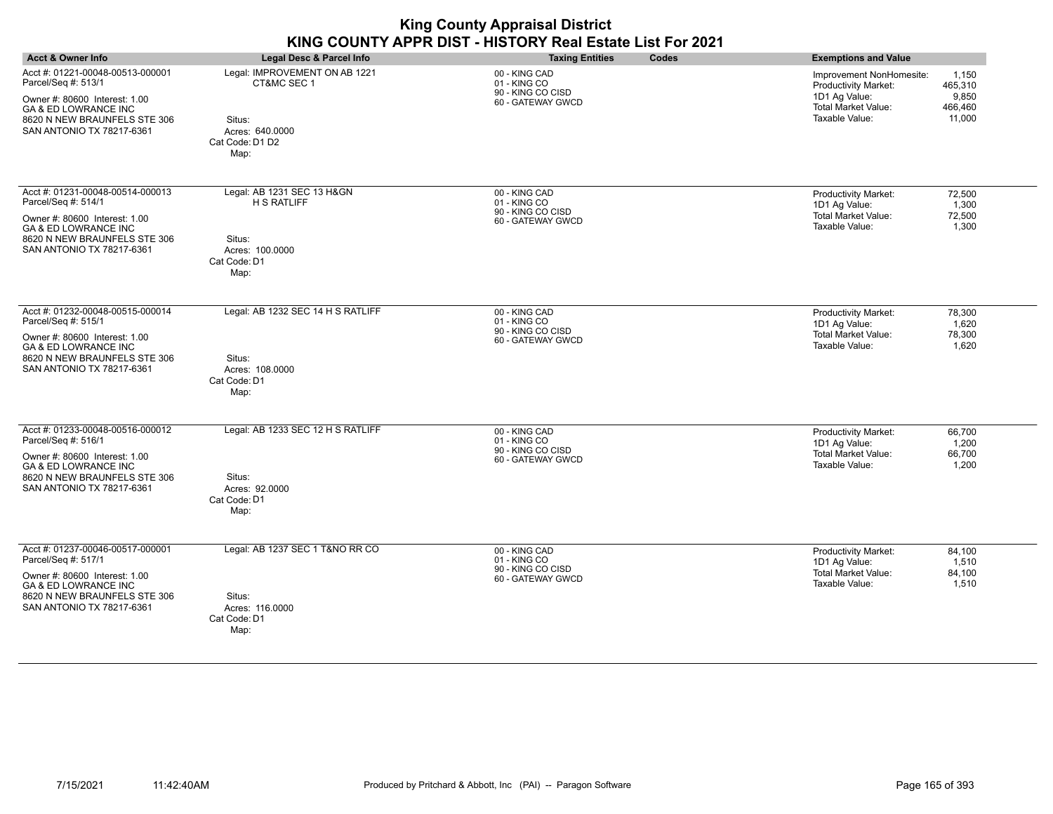# King County Appraisal District
## KING COUNTY APPR DIST - HISTORY Real Estate List For 2021

| Acct & Owner Info | Legal Desc & Parcel Info | Taxing Entities | Codes | Exemptions and Value |
|---|---|---|---|---|
| Acct #: 01221-00048-00513-000001<br>Parcel/Seq #: 513/1<br>Owner #: 80600 Interest: 1.00<br>GA & ED LOWRANCE INC<br>8620 N NEW BRAUNFELS STE 306<br>SAN ANTONIO TX 78217-6361 | Legal: IMPROVEMENT ON AB 1221 CT&MC SEC 1<br>Situs:<br>Acres: 640.0000<br>Cat Code: D1 D2<br>Map: | 00 - KING CAD<br>01 - KING CO<br>90 - KING CO CISD<br>60 - GATEWAY GWCD | | Improvement NonHomesite: 1,150<br>Productivity Market: 465,310<br>1D1 Ag Value: 9,850<br>Total Market Value: 466,460<br>Taxable Value: 11,000 |
| Acct #: 01231-00048-00514-000013<br>Parcel/Seq #: 514/1<br>Owner #: 80600 Interest: 1.00<br>GA & ED LOWRANCE INC<br>8620 N NEW BRAUNFELS STE 306<br>SAN ANTONIO TX 78217-6361 | Legal: AB 1231 SEC 13 H&GN H S RATLIFF<br>Situs:<br>Acres: 100.0000<br>Cat Code: D1<br>Map: | 00 - KING CAD<br>01 - KING CO<br>90 - KING CO CISD<br>60 - GATEWAY GWCD | | Productivity Market: 72,500<br>1D1 Ag Value: 1,300<br>Total Market Value: 72,500<br>Taxable Value: 1,300 |
| Acct #: 01232-00048-00515-000014<br>Parcel/Seq #: 515/1<br>Owner #: 80600 Interest: 1.00<br>GA & ED LOWRANCE INC<br>8620 N NEW BRAUNFELS STE 306<br>SAN ANTONIO TX 78217-6361 | Legal: AB 1232 SEC 14 H S RATLIFF<br>Situs:<br>Acres: 108.0000<br>Cat Code: D1<br>Map: | 00 - KING CAD<br>01 - KING CO<br>90 - KING CO CISD<br>60 - GATEWAY GWCD | | Productivity Market: 78,300<br>1D1 Ag Value: 1,620<br>Total Market Value: 78,300<br>Taxable Value: 1,620 |
| Acct #: 01233-00048-00516-000012<br>Parcel/Seq #: 516/1<br>Owner #: 80600 Interest: 1.00<br>GA & ED LOWRANCE INC<br>8620 N NEW BRAUNFELS STE 306<br>SAN ANTONIO TX 78217-6361 | Legal: AB 1233 SEC 12 H S RATLIFF<br>Situs:<br>Acres: 92.0000<br>Cat Code: D1<br>Map: | 00 - KING CAD<br>01 - KING CO<br>90 - KING CO CISD<br>60 - GATEWAY GWCD | | Productivity Market: 66,700<br>1D1 Ag Value: 1,200<br>Total Market Value: 66,700<br>Taxable Value: 1,200 |
| Acct #: 01237-00046-00517-000001<br>Parcel/Seq #: 517/1<br>Owner #: 80600 Interest: 1.00<br>GA & ED LOWRANCE INC<br>8620 N NEW BRAUNFELS STE 306<br>SAN ANTONIO TX 78217-6361 | Legal: AB 1237 SEC 1 T&NO RR CO<br>Situs:<br>Acres: 116.0000<br>Cat Code: D1<br>Map: | 00 - KING CAD<br>01 - KING CO<br>90 - KING CO CISD<br>60 - GATEWAY GWCD | | Productivity Market: 84,100<br>1D1 Ag Value: 1,510<br>Total Market Value: 84,100<br>Taxable Value: 1,510 |

7/15/2021 11:42:40AM Produced by Pritchard & Abbott, Inc (PAI) -- Paragon Software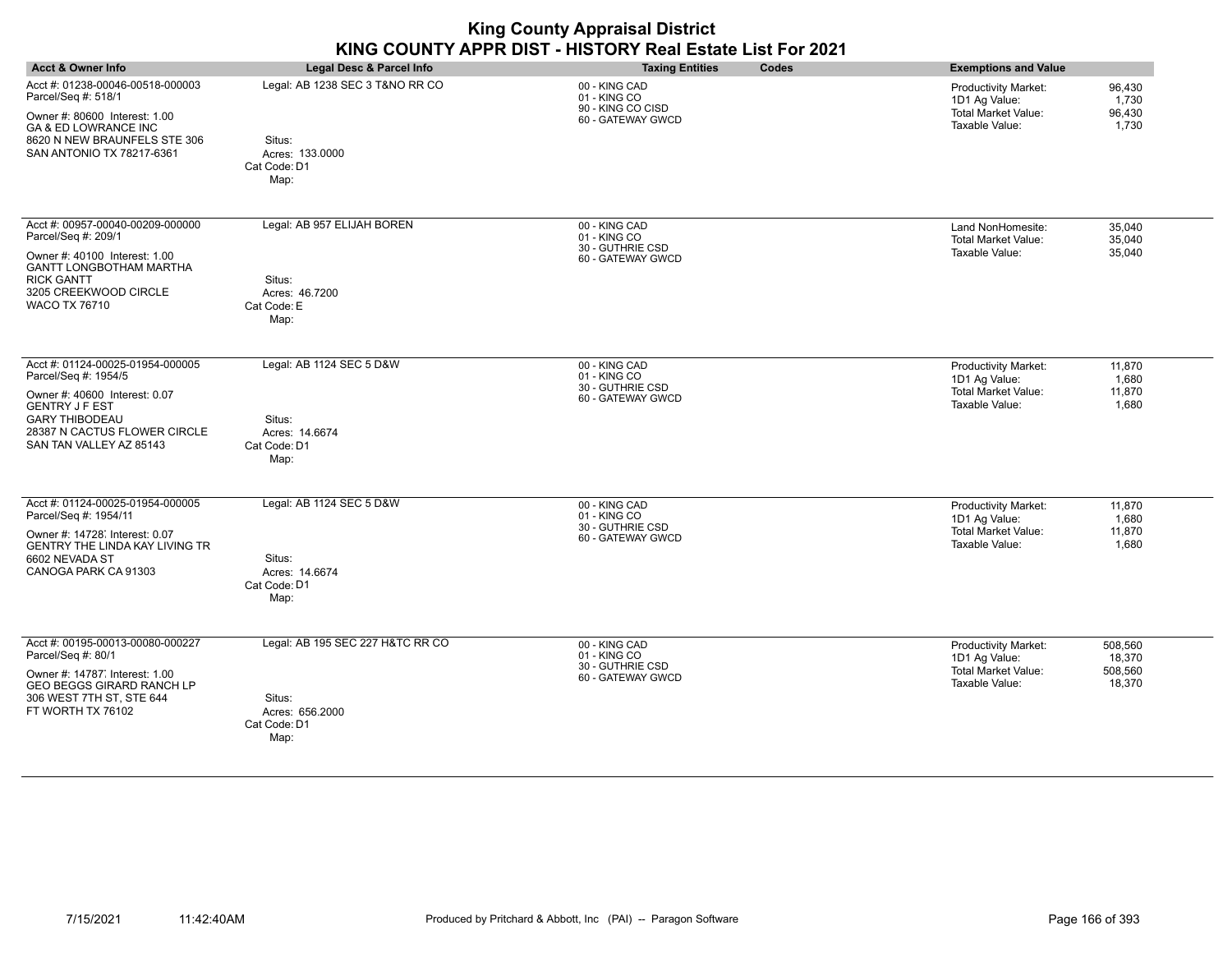# King County Appraisal District
## KING COUNTY APPR DIST - HISTORY Real Estate List For 2021

| Acct & Owner Info | Legal Desc & Parcel Info | Taxing Entities | Codes | Exemptions and Value |
|---|---|---|---|---|
| Acct #: 01238-00046-00518-000003<br>Parcel/Seq #: 518/1<br>Owner #: 80600 Interest: 1.00<br>GA & ED LOWRANCE INC<br>8620 N NEW BRAUNFELS STE 306<br>SAN ANTONIO TX 78217-6361 | Legal: AB 1238 SEC 3 T&NO RR CO<br>Situs:<br>Acres: 133.0000<br>Cat Code: D1<br>Map: | 00 - KING CAD<br>01 - KING CO<br>90 - KING CO CISD<br>60 - GATEWAY GWCD | | Productivity Market: 96,430<br>1D1 Ag Value: 1,730<br>Total Market Value: 96,430<br>Taxable Value: 1,730 |
| Acct #: 00957-00040-00209-000000<br>Parcel/Seq #: 209/1<br>Owner #: 40100 Interest: 1.00<br>GANTT LONGBOTHAM MARTHA<br>RICK GANTT<br>3205 CREEKWOOD CIRCLE<br>WACO TX 76710 | Legal: AB 957 ELIJAH BOREN<br>Situs:<br>Acres: 46.7200<br>Cat Code: E<br>Map: | 00 - KING CAD<br>01 - KING CO<br>30 - GUTHRIE CSD<br>60 - GATEWAY GWCD | | Land NonHomesite: 35,040<br>Total Market Value: 35,040<br>Taxable Value: 35,040 |
| Acct #: 01124-00025-01954-000005<br>Parcel/Seq #: 1954/5<br>Owner #: 40600 Interest: 0.07<br>GENTRY J F EST<br>GARY THIBODEAU<br>28387 N CACTUS FLOWER CIRCLE<br>SAN TAN VALLEY AZ 85143 | Legal: AB 1124 SEC 5 D&W<br>Situs:<br>Acres: 14.6674<br>Cat Code: D1<br>Map: | 00 - KING CAD<br>01 - KING CO<br>30 - GUTHRIE CSD<br>60 - GATEWAY GWCD | | Productivity Market: 11,870<br>1D1 Ag Value: 1,680<br>Total Market Value: 11,870<br>Taxable Value: 1,680 |
| Acct #: 01124-00025-01954-000005<br>Parcel/Seq #: 1954/11<br>Owner #: 14728; Interest: 0.07<br>GENTRY THE LINDA KAY LIVING TR<br>6602 NEVADA ST<br>CANOGA PARK CA 91303 | Legal: AB 1124 SEC 5 D&W<br>Situs:<br>Acres: 14.6674<br>Cat Code: D1<br>Map: | 00 - KING CAD<br>01 - KING CO<br>30 - GUTHRIE CSD<br>60 - GATEWAY GWCD | | Productivity Market: 11,870<br>1D1 Ag Value: 1,680<br>Total Market Value: 11,870<br>Taxable Value: 1,680 |
| Acct #: 00195-00013-00080-000227<br>Parcel/Seq #: 80/1<br>Owner #: 14787; Interest: 1.00<br>GEO BEGGS GIRARD RANCH LP<br>306 WEST 7TH ST, STE 644<br>FT WORTH TX 76102 | Legal: AB 195 SEC 227 H&TC RR CO<br>Situs:<br>Acres: 656.2000<br>Cat Code: D1<br>Map: | 00 - KING CAD<br>01 - KING CO<br>30 - GUTHRIE CSD<br>60 - GATEWAY GWCD | | Productivity Market: 508,560<br>1D1 Ag Value: 18,370<br>Total Market Value: 508,560<br>Taxable Value: 18,370 |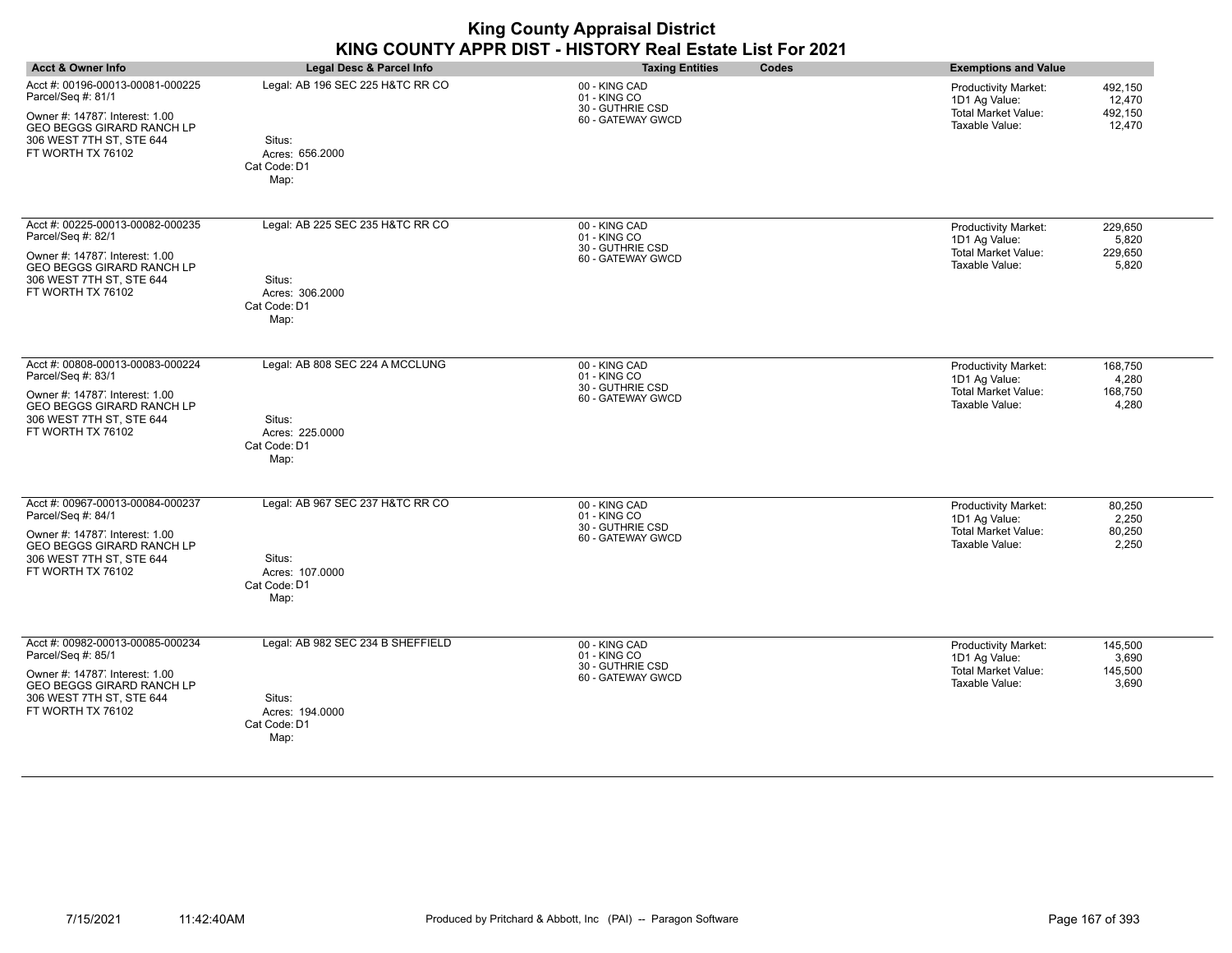# King County Appraisal District

## KING COUNTY APPR DIST - HISTORY Real Estate List For 2021

| Acct & Owner Info | Legal Desc & Parcel Info | Taxing Entities | Codes | Exemptions and Value |
|---|---|---|---|---|
| Acct #: 00196-00013-00081-000225<br>Parcel/Seq #: 81/1<br>Owner #: 14787; Interest: 1.00<br>GEO BEGGS GIRARD RANCH LP<br>306 WEST 7TH ST, STE 644<br>FT WORTH TX 76102 | Legal: AB 196 SEC 225 H&TC RR CO<br>Situs:<br>Acres: 656.2000<br>Cat Code: D1<br>Map: | 00 - KING CAD<br>01 - KING CO<br>30 - GUTHRIE CSD<br>60 - GATEWAY GWCD | | Productivity Market: 492,150<br>1D1 Ag Value: 12,470<br>Total Market Value: 492,150<br>Taxable Value: 12,470 |
| Acct #: 00225-00013-00082-000235<br>Parcel/Seq #: 82/1<br>Owner #: 14787; Interest: 1.00<br>GEO BEGGS GIRARD RANCH LP<br>306 WEST 7TH ST, STE 644<br>FT WORTH TX 76102 | Legal: AB 225 SEC 235 H&TC RR CO<br>Situs:<br>Acres: 306.2000<br>Cat Code: D1<br>Map: | 00 - KING CAD<br>01 - KING CO<br>30 - GUTHRIE CSD<br>60 - GATEWAY GWCD | | Productivity Market: 229,650<br>1D1 Ag Value: 5,820<br>Total Market Value: 229,650<br>Taxable Value: 5,820 |
| Acct #: 00808-00013-00083-000224<br>Parcel/Seq #: 83/1<br>Owner #: 14787; Interest: 1.00<br>GEO BEGGS GIRARD RANCH LP<br>306 WEST 7TH ST, STE 644<br>FT WORTH TX 76102 | Legal: AB 808 SEC 224 A MCCLUNG<br>Situs:<br>Acres: 225.0000<br>Cat Code: D1<br>Map: | 00 - KING CAD<br>01 - KING CO<br>30 - GUTHRIE CSD<br>60 - GATEWAY GWCD | | Productivity Market: 168,750<br>1D1 Ag Value: 4,280<br>Total Market Value: 168,750<br>Taxable Value: 4,280 |
| Acct #: 00967-00013-00084-000237<br>Parcel/Seq #: 84/1<br>Owner #: 14787; Interest: 1.00<br>GEO BEGGS GIRARD RANCH LP<br>306 WEST 7TH ST, STE 644<br>FT WORTH TX 76102 | Legal: AB 967 SEC 237 H&TC RR CO<br>Situs:<br>Acres: 107.0000<br>Cat Code: D1<br>Map: | 00 - KING CAD<br>01 - KING CO<br>30 - GUTHRIE CSD<br>60 - GATEWAY GWCD | | Productivity Market: 80,250<br>1D1 Ag Value: 2,250<br>Total Market Value: 80,250<br>Taxable Value: 2,250 |
| Acct #: 00982-00013-00085-000234<br>Parcel/Seq #: 85/1<br>Owner #: 14787; Interest: 1.00<br>GEO BEGGS GIRARD RANCH LP<br>306 WEST 7TH ST, STE 644<br>FT WORTH TX 76102 | Legal: AB 982 SEC 234 B SHEFFIELD<br>Situs:<br>Acres: 194.0000<br>Cat Code: D1<br>Map: | 00 - KING CAD<br>01 - KING CO<br>30 - GUTHRIE CSD<br>60 - GATEWAY GWCD | | Productivity Market: 145,500<br>1D1 Ag Value: 3,690<br>Total Market Value: 145,500<br>Taxable Value: 3,690 |

7/15/2021 11:42:40AM Produced by Pritchard & Abbott, Inc (PAI) -- Paragon Software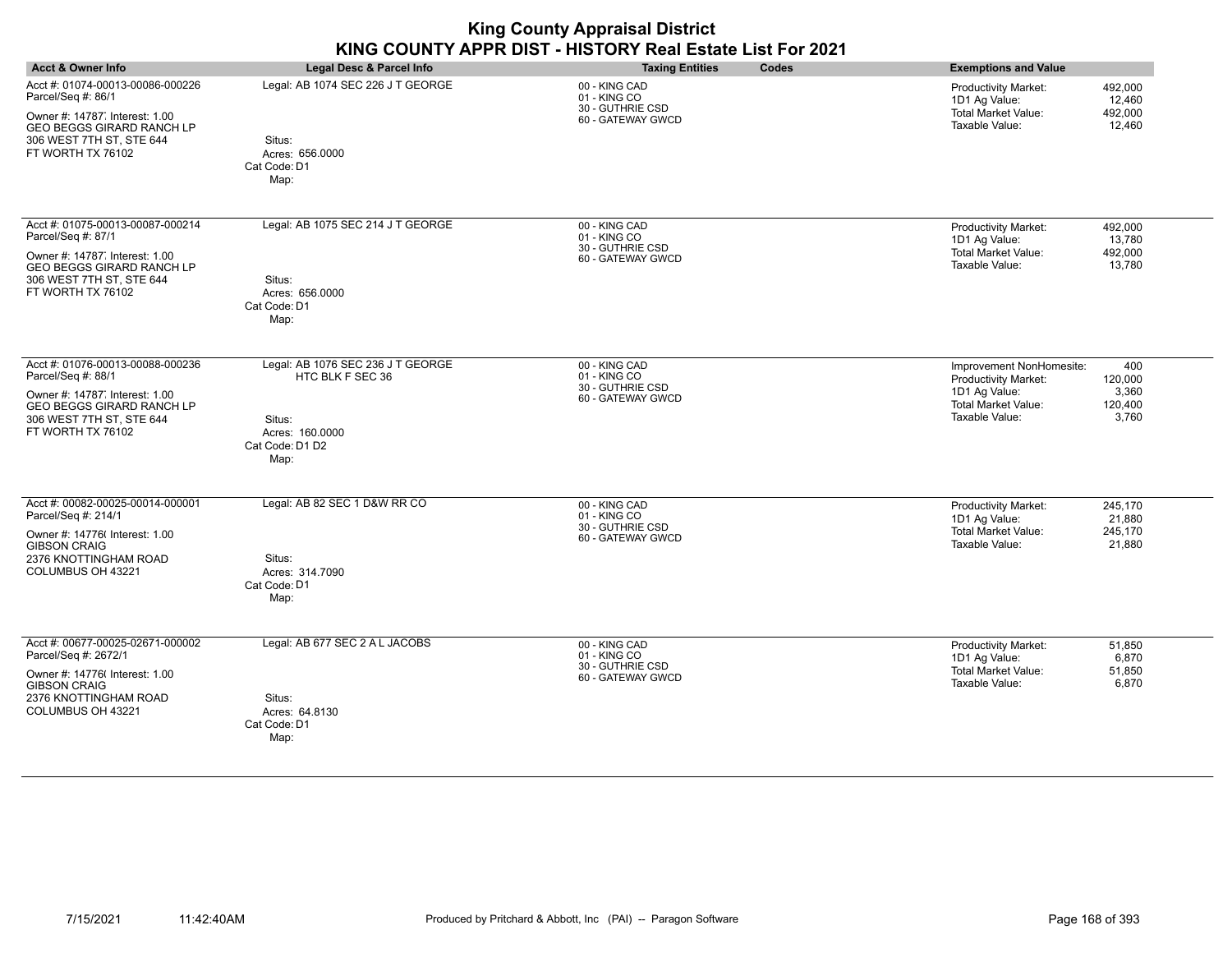# King County Appraisal District

## KING COUNTY APPR DIST - HISTORY Real Estate List For 2021

| Acct & Owner Info | Legal Desc & Parcel Info | Taxing Entities | Codes | Exemptions and Value |
|---|---|---|---|---|
| Acct #: 01074-00013-00086-000226<br>Parcel/Seq #: 86/1<br>Owner #: 14787; Interest: 1.00<br>GEO BEGGS GIRARD RANCH LP<br>306 WEST 7TH ST, STE 644<br>FT WORTH TX 76102 | Legal: AB 1074 SEC 226 J T GEORGE<br>Situs:<br>Acres: 656.0000<br>Cat Code: D1<br>Map: | 00 - KING CAD<br>01 - KING CO<br>30 - GUTHRIE CSD<br>60 - GATEWAY GWCD | | Productivity Market: 492,000<br>1D1 Ag Value: 12,460<br>Total Market Value: 492,000<br>Taxable Value: 12,460 |
| Acct #: 01075-00013-00087-000214<br>Parcel/Seq #: 87/1<br>Owner #: 14787; Interest: 1.00<br>GEO BEGGS GIRARD RANCH LP<br>306 WEST 7TH ST, STE 644<br>FT WORTH TX 76102 | Legal: AB 1075 SEC 214 J T GEORGE<br>Situs:<br>Acres: 656.0000<br>Cat Code: D1<br>Map: | 00 - KING CAD<br>01 - KING CO<br>30 - GUTHRIE CSD<br>60 - GATEWAY GWCD | | Productivity Market: 492,000<br>1D1 Ag Value: 13,780<br>Total Market Value: 492,000<br>Taxable Value: 13,780 |
| Acct #: 01076-00013-00088-000236<br>Parcel/Seq #: 88/1<br>Owner #: 14787; Interest: 1.00<br>GEO BEGGS GIRARD RANCH LP<br>306 WEST 7TH ST, STE 644<br>FT WORTH TX 76102 | Legal: AB 1076 SEC 236 J T GEORGE HTC BLK F SEC 36<br>Situs:<br>Acres: 160.0000<br>Cat Code: D1 D2<br>Map: | 00 - KING CAD<br>01 - KING CO<br>30 - GUTHRIE CSD<br>60 - GATEWAY GWCD | | Improvement NonHomesite: 400<br>Productivity Market: 120,000<br>1D1 Ag Value: 3,360<br>Total Market Value: 120,400<br>Taxable Value: 3,760 |
| Acct #: 00082-00025-00014-000001<br>Parcel/Seq #: 214/1<br>Owner #: 14776( Interest: 1.00<br>GIBSON CRAIG<br>2376 KNOTTINGHAM ROAD<br>COLUMBUS OH 43221 | Legal: AB 82 SEC 1 D&W RR CO<br>Situs:<br>Acres: 314.7090<br>Cat Code: D1<br>Map: | 00 - KING CAD<br>01 - KING CO<br>30 - GUTHRIE CSD<br>60 - GATEWAY GWCD | | Productivity Market: 245,170<br>1D1 Ag Value: 21,880<br>Total Market Value: 245,170<br>Taxable Value: 21,880 |
| Acct #: 00677-00025-02671-000002<br>Parcel/Seq #: 2672/1<br>Owner #: 14776( Interest: 1.00<br>GIBSON CRAIG<br>2376 KNOTTINGHAM ROAD<br>COLUMBUS OH 43221 | Legal: AB 677 SEC 2 A L JACOBS<br>Situs:<br>Acres: 64.8130<br>Cat Code: D1<br>Map: | 00 - KING CAD<br>01 - KING CO<br>30 - GUTHRIE CSD<br>60 - GATEWAY GWCD | | Productivity Market: 51,850<br>1D1 Ag Value: 6,870<br>Total Market Value: 51,850<br>Taxable Value: 6,870 |

7/15/2021 11:42:40AM Produced by Pritchard & Abbott, Inc (PAI) -- Paragon Software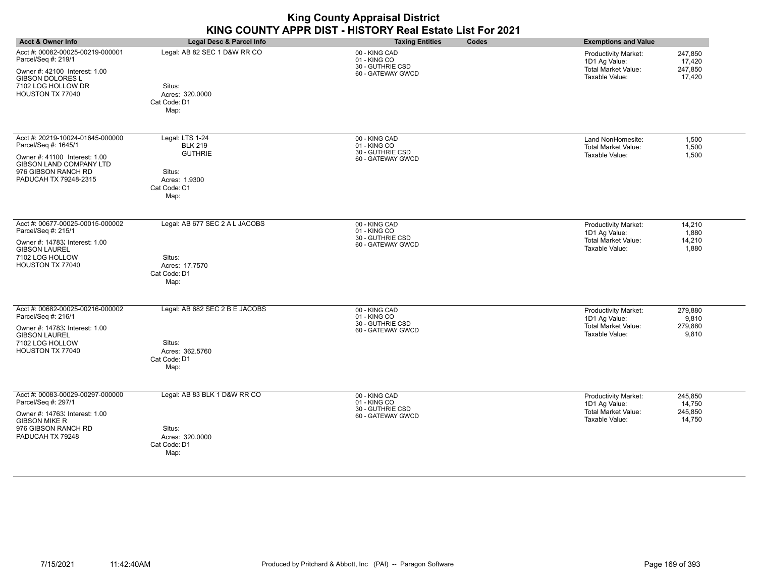# King County Appraisal District

## KING COUNTY APPR DIST - HISTORY Real Estate List For 2021

| Acct & Owner Info | Legal Desc & Parcel Info | Taxing Entities | Codes | Exemptions and Value |
|---|---|---|---|---|
| Acct #: 00082-00025-00219-000001<br>Parcel/Seq #: 219/1<br>Owner #: 42100 Interest: 1.00<br>GIBSON DOLORES L<br>7102 LOG HOLLOW DR<br>HOUSTON TX 77040 | Legal: AB 82 SEC 1 D&W RR CO<br>Situs:<br>Acres: 320.0000<br>Cat Code: D1<br>Map: | 00 - KING CAD<br>01 - KING CO<br>30 - GUTHRIE CSD<br>60 - GATEWAY GWCD | | Productivity Market: 247,850<br>1D1 Ag Value: 17,420<br>Total Market Value: 247,850<br>Taxable Value: 17,420 |
| Acct #: 20219-10024-01645-000000<br>Parcel/Seq #: 1645/1<br>Owner #: 41100 Interest: 1.00<br>GIBSON LAND COMPANY LTD<br>976 GIBSON RANCH RD<br>PADUCAH TX 79248-2315 | Legal: LTS 1-24 BLK 219 GUTHRIE<br>Situs:<br>Acres: 1.9300<br>Cat Code: C1<br>Map: | 00 - KING CAD<br>01 - KING CO<br>30 - GUTHRIE CSD<br>60 - GATEWAY GWCD | | Land NonHomesite: 1,500<br>Total Market Value: 1,500<br>Taxable Value: 1,500 |
| Acct #: 00677-00025-00015-000002<br>Parcel/Seq #: 215/1<br>Owner #: 14783; Interest: 1.00<br>GIBSON LAUREL<br>7102 LOG HOLLOW<br>HOUSTON TX 77040 | Legal: AB 677 SEC 2 A L JACOBS<br>Situs:<br>Acres: 17.7570<br>Cat Code: D1<br>Map: | 00 - KING CAD<br>01 - KING CO<br>30 - GUTHRIE CSD<br>60 - GATEWAY GWCD | | Productivity Market: 14,210<br>1D1 Ag Value: 1,880<br>Total Market Value: 14,210<br>Taxable Value: 1,880 |
| Acct #: 00682-00025-00216-000002<br>Parcel/Seq #: 216/1<br>Owner #: 14783; Interest: 1.00<br>GIBSON LAUREL<br>7102 LOG HOLLOW<br>HOUSTON TX 77040 | Legal: AB 682 SEC 2 B E JACOBS<br>Situs:<br>Acres: 362.5760<br>Cat Code: D1<br>Map: | 00 - KING CAD<br>01 - KING CO<br>30 - GUTHRIE CSD<br>60 - GATEWAY GWCD | | Productivity Market: 279,880<br>1D1 Ag Value: 9,810<br>Total Market Value: 279,880<br>Taxable Value: 9,810 |
| Acct #: 00083-00029-00297-000000<br>Parcel/Seq #: 297/1<br>Owner #: 14763; Interest: 1.00<br>GIBSON MIKE R<br>976 GIBSON RANCH RD<br>PADUCAH TX 79248 | Legal: AB 83 BLK 1 D&W RR CO<br>Situs:<br>Acres: 320.0000<br>Cat Code: D1<br>Map: | 00 - KING CAD<br>01 - KING CO<br>30 - GUTHRIE CSD<br>60 - GATEWAY GWCD | | Productivity Market: 245,850<br>1D1 Ag Value: 14,750<br>Total Market Value: 245,850<br>Taxable Value: 14,750 |

7/15/2021 11:42:40AM Produced by Pritchard & Abbott, Inc (PAI) -- Paragon Software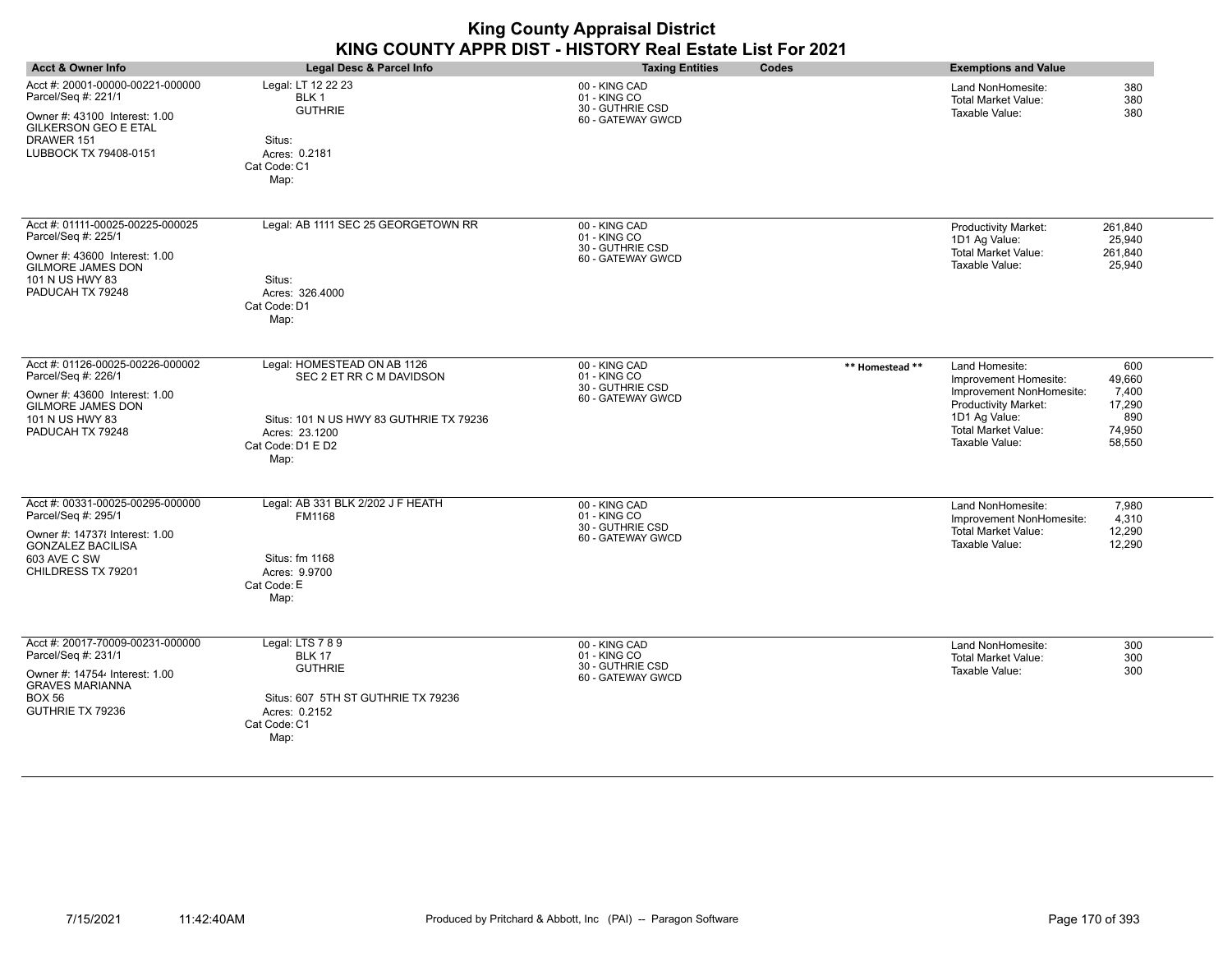# King County Appraisal District

## KING COUNTY APPR DIST - HISTORY Real Estate List For 2021

| Acct & Owner Info | Legal Desc & Parcel Info | Taxing Entities | Codes | Exemptions and Value |
|---|---|---|---|---|
| Acct #: 20001-00000-00221-000000<br>Parcel/Seq #: 221/1<br>Owner #: 43100 Interest: 1.00<br>GILKERSON GEO E ETAL<br>DRAWER 151<br>LUBBOCK TX 79408-0151 | Legal: LT 12 22 23<br>BLK 1<br>GUTHRIE<br>Situs:<br>Acres: 0.2181<br>Cat Code: C1<br>Map: | 00 - KING CAD<br>01 - KING CO<br>30 - GUTHRIE CSD<br>60 - GATEWAY GWCD | | Land NonHomesite: 380<br>Total Market Value: 380<br>Taxable Value: 380 |
| Acct #: 01111-00025-00225-000025<br>Parcel/Seq #: 225/1<br>Owner #: 43600 Interest: 1.00<br>GILMORE JAMES DON<br>101 N US HWY 83<br>PADUCAH TX 79248 | Legal: AB 1111 SEC 25 GEORGETOWN RR<br>Situs:<br>Acres: 326.4000<br>Cat Code: D1<br>Map: | 00 - KING CAD<br>01 - KING CO<br>30 - GUTHRIE CSD<br>60 - GATEWAY GWCD | | Productivity Market: 261,840<br>1D1 Ag Value: 25,940<br>Total Market Value: 261,840<br>Taxable Value: 25,940 |
| Acct #: 01126-00025-00226-000002<br>Parcel/Seq #: 226/1<br>Owner #: 43600 Interest: 1.00<br>GILMORE JAMES DON<br>101 N US HWY 83<br>PADUCAH TX 79248 | Legal: HOMESTEAD ON AB 1126<br>SEC 2 ET RR C M DAVIDSON<br>Situs: 101 N US HWY 83 GUTHRIE TX 79236<br>Acres: 23.1200<br>Cat Code: D1 E D2<br>Map: | 00 - KING CAD<br>01 - KING CO<br>30 - GUTHRIE CSD<br>60 - GATEWAY GWCD | ** Homestead ** | Land Homesite: 600<br>Improvement Homesite: 49,660<br>Improvement NonHomesite: 7,400<br>Productivity Market: 17,290<br>1D1 Ag Value: 890<br>Total Market Value: 74,950<br>Taxable Value: 58,550 |
| Acct #: 00331-00025-00295-000000<br>Parcel/Seq #: 295/1<br>Owner #: 14737( Interest: 1.00<br>GONZALEZ BACILISA<br>603 AVE C SW<br>CHILDRESS TX 79201 | Legal: AB 331 BLK 2/202 J F HEATH<br>FM1168<br>Situs: fm 1168<br>Acres: 9.9700<br>Cat Code: E<br>Map: | 00 - KING CAD<br>01 - KING CO<br>30 - GUTHRIE CSD<br>60 - GATEWAY GWCD | | Land NonHomesite: 7,980<br>Improvement NonHomesite: 4,310<br>Total Market Value: 12,290<br>Taxable Value: 12,290 |
| Acct #: 20017-70009-00231-000000<br>Parcel/Seq #: 231/1<br>Owner #: 14754( Interest: 1.00<br>GRAVES MARIANNA<br>BOX 56<br>GUTHRIE TX 79236 | Legal: LTS 7 8 9<br>BLK 17<br>GUTHRIE<br>Situs: 607 5TH ST GUTHRIE TX 79236<br>Acres: 0.2152<br>Cat Code: C1<br>Map: | 00 - KING CAD<br>01 - KING CO<br>30 - GUTHRIE CSD<br>60 - GATEWAY GWCD | | Land NonHomesite: 300<br>Total Market Value: 300<br>Taxable Value: 300 |

7/15/2021 11:42:40AM Produced by Pritchard & Abbott, Inc (PAI) -- Paragon Software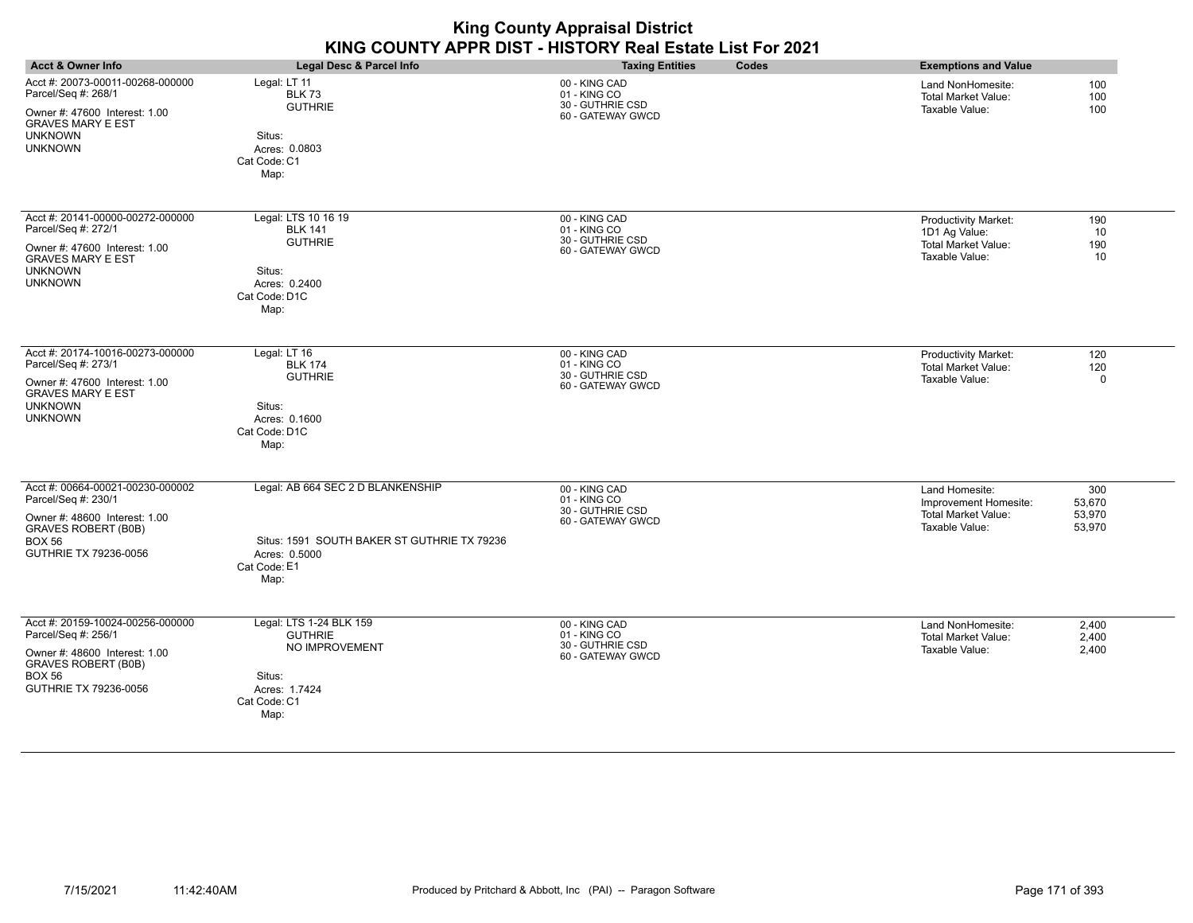# King County Appraisal District
## KING COUNTY APPR DIST - HISTORY Real Estate List For 2021

| Acct & Owner Info | Legal Desc & Parcel Info | Taxing Entities | Codes | Exemptions and Value |
|---|---|---|---|---|
| Acct #: 20073-00011-00268-000000<br>Parcel/Seq #: 268/1<br>Owner #: 47600 Interest: 1.00<br>GRAVES MARY E EST<br>UNKNOWN<br>UNKNOWN | Legal: LT 11<br>BLK 73<br>GUTHRIE<br>Situs:<br>Acres: 0.0803<br>Cat Code: C1<br>Map: | 00 - KING CAD<br>01 - KING CO<br>30 - GUTHRIE CSD<br>60 - GATEWAY GWCD | | Land NonHomesite: 100<br>Total Market Value: 100<br>Taxable Value: 100 |
| Acct #: 20141-00000-00272-000000<br>Parcel/Seq #: 272/1<br>Owner #: 47600 Interest: 1.00<br>GRAVES MARY E EST<br>UNKNOWN<br>UNKNOWN | Legal: LTS 10 16 19<br>BLK 141<br>GUTHRIE<br>Situs:<br>Acres: 0.2400<br>Cat Code: D1C<br>Map: | 00 - KING CAD<br>01 - KING CO<br>30 - GUTHRIE CSD<br>60 - GATEWAY GWCD | | Productivity Market: 190<br>1D1 Ag Value: 10<br>Total Market Value: 190<br>Taxable Value: 10 |
| Acct #: 20174-10016-00273-000000<br>Parcel/Seq #: 273/1<br>Owner #: 47600 Interest: 1.00<br>GRAVES MARY E EST<br>UNKNOWN<br>UNKNOWN | Legal: LT 16<br>BLK 174<br>GUTHRIE<br>Situs:<br>Acres: 0.1600<br>Cat Code: D1C<br>Map: | 00 - KING CAD<br>01 - KING CO<br>30 - GUTHRIE CSD<br>60 - GATEWAY GWCD | | Productivity Market: 120<br>Total Market Value: 120<br>Taxable Value: 0 |
| Acct #: 00664-00021-00230-000002<br>Parcel/Seq #: 230/1<br>Owner #: 48600 Interest: 1.00<br>GRAVES ROBERT (B0B)<br>BOX 56<br>GUTHRIE TX 79236-0056 | Legal: AB 664 SEC 2 D BLANKENSHIP<br>Situs: 1591 SOUTH BAKER ST GUTHRIE TX 79236<br>Acres: 0.5000<br>Cat Code: E1<br>Map: | 00 - KING CAD<br>01 - KING CO<br>30 - GUTHRIE CSD<br>60 - GATEWAY GWCD | | Land Homesite: 300<br>Improvement Homesite: 53,670<br>Total Market Value: 53,970<br>Taxable Value: 53,970 |
| Acct #: 20159-10024-00256-000000<br>Parcel/Seq #: 256/1<br>Owner #: 48600 Interest: 1.00<br>GRAVES ROBERT (B0B)<br>BOX 56<br>GUTHRIE TX 79236-0056 | Legal: LTS 1-24 BLK 159<br>GUTHRIE<br>NO IMPROVEMENT<br>Situs:<br>Acres: 1.7424<br>Cat Code: C1<br>Map: | 00 - KING CAD<br>01 - KING CO<br>30 - GUTHRIE CSD<br>60 - GATEWAY GWCD | | Land NonHomesite: 2,400<br>Total Market Value: 2,400<br>Taxable Value: 2,400 |

7/15/2021 11:42:40AM Produced by Pritchard & Abbott, Inc (PAI) -- Paragon Software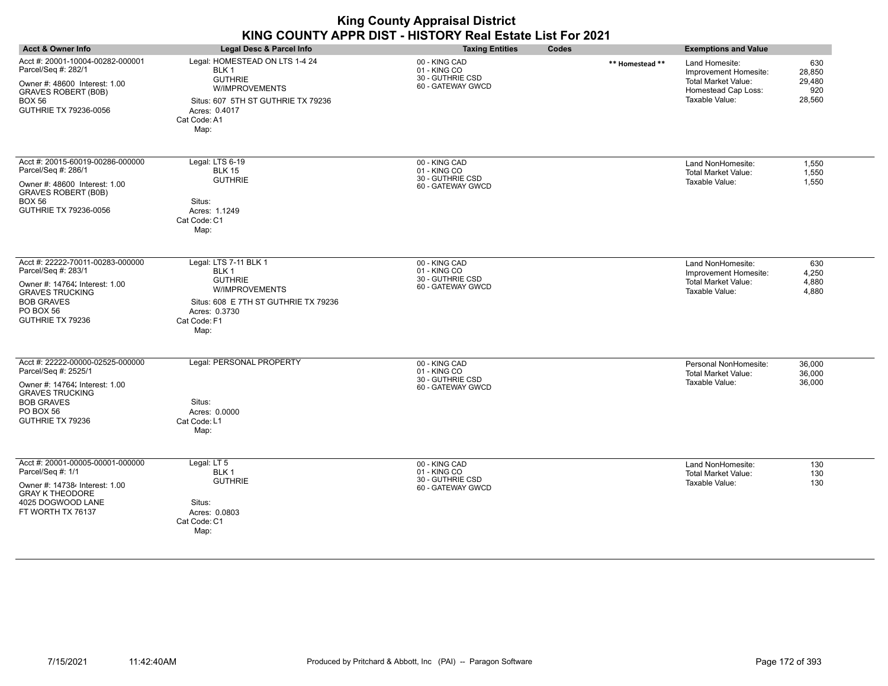# King County Appraisal District
## KING COUNTY APPR DIST - HISTORY Real Estate List For 2021

| Acct & Owner Info | Legal Desc & Parcel Info | Taxing Entities | Codes | Exemptions and Value |
|---|---|---|---|---|
| Acct #: 20001-10004-00282-000001<br>Parcel/Seq #: 282/1<br>Owner #: 48600 Interest: 1.00<br>GRAVES ROBERT (B0B)<br>BOX 56<br>GUTHRIE TX 79236-0056 | Legal: HOMESTEAD ON LTS 1-4 24<br>BLK 1<br>GUTHRIE<br>W/IMPROVEMENTS<br>Situs: 607 5TH ST GUTHRIE TX 79236<br>Acres: 0.4017<br>Cat Code: A1<br>Map: | 00 - KING CAD<br>01 - KING CO<br>30 - GUTHRIE CSD<br>60 - GATEWAY GWCD | ** Homestead ** | Land Homesite: 630<br>Improvement Homesite: 28,850<br>Total Market Value: 29,480<br>Homestead Cap Loss: 920<br>Taxable Value: 28,560 |
| Acct #: 20015-60019-00286-000000<br>Parcel/Seq #: 286/1<br>Owner #: 48600 Interest: 1.00<br>GRAVES ROBERT (B0B)<br>BOX 56<br>GUTHRIE TX 79236-0056 | Legal: LTS 6-19<br>BLK 15<br>GUTHRIE<br>Situs:<br>Acres: 1.1249<br>Cat Code: C1<br>Map: | 00 - KING CAD<br>01 - KING CO<br>30 - GUTHRIE CSD<br>60 - GATEWAY GWCD | | Land NonHomesite: 1,550<br>Total Market Value: 1,550<br>Taxable Value: 1,550 |
| Acct #: 22222-70011-00283-000000<br>Parcel/Seq #: 283/1<br>Owner #: 14764: Interest: 1.00<br>GRAVES TRUCKING<br>BOB GRAVES<br>PO BOX 56<br>GUTHRIE TX 79236 | Legal: LTS 7-11 BLK 1<br>BLK 1<br>GUTHRIE<br>W/IMPROVEMENTS<br>Situs: 608 E 7TH ST GUTHRIE TX 79236<br>Acres: 0.3730<br>Cat Code: F1<br>Map: | 00 - KING CAD<br>01 - KING CO<br>30 - GUTHRIE CSD<br>60 - GATEWAY GWCD | | Land NonHomesite: 630<br>Improvement Homesite: 4,250<br>Total Market Value: 4,880<br>Taxable Value: 4,880 |
| Acct #: 22222-00000-02525-000000<br>Parcel/Seq #: 2525/1<br>Owner #: 14764: Interest: 1.00<br>GRAVES TRUCKING<br>BOB GRAVES<br>PO BOX 56<br>GUTHRIE TX 79236 | Legal: PERSONAL PROPERTY<br>Situs:<br>Acres: 0.0000<br>Cat Code: L1<br>Map: | 00 - KING CAD<br>01 - KING CO<br>30 - GUTHRIE CSD<br>60 - GATEWAY GWCD | | Personal NonHomesite: 36,000<br>Total Market Value: 36,000<br>Taxable Value: 36,000 |
| Acct #: 20001-00005-00001-000000<br>Parcel/Seq #: 1/1<br>Owner #: 14738 Interest: 1.00<br>GRAY K THEODORE<br>4025 DOGWOOD LANE<br>FT WORTH TX 76137 | Legal: LT 5<br>BLK 1<br>GUTHRIE<br>Situs:<br>Acres: 0.0803<br>Cat Code: C1<br>Map: | 00 - KING CAD<br>01 - KING CO<br>30 - GUTHRIE CSD<br>60 - GATEWAY GWCD | | Land NonHomesite: 130<br>Total Market Value: 130<br>Taxable Value: 130 |

7/15/2021 11:42:40AM Produced by Pritchard & Abbott, Inc (PAI) -- Paragon Software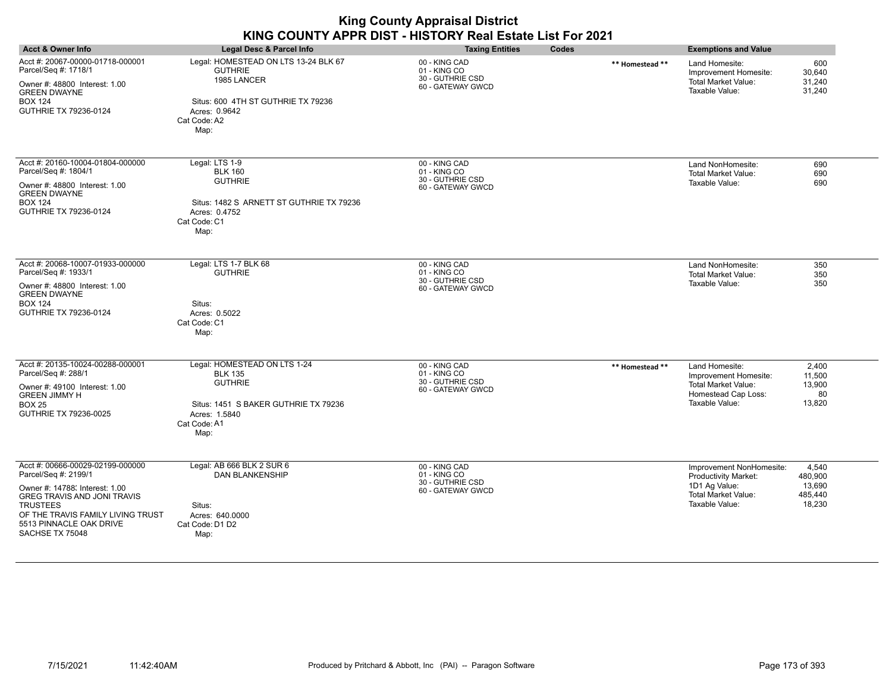# King County Appraisal District
## KING COUNTY APPR DIST - HISTORY Real Estate List For 2021

| Acct & Owner Info | Legal Desc & Parcel Info | Taxing Entities | Codes | Exemptions and Value |
|---|---|---|---|---|
| Acct #: 20067-00000-01718-000001<br>Parcel/Seq #: 1718/1<br>Owner #: 48800 Interest: 1.00<br>GREEN DWAYNE<br>BOX 124<br>GUTHRIE TX 79236-0124 | Legal: HOMESTEAD ON LTS 13-24 BLK 67<br>GUTHRIE<br>1985 LANCER<br>Situs: 600 4TH ST GUTHRIE TX 79236<br>Acres: 0.9642<br>Cat Code: A2<br>Map: | 00 - KING CAD<br>01 - KING CO<br>30 - GUTHRIE CSD<br>60 - GATEWAY GWCD | ** Homestead ** | Land Homesite: 600<br>Improvement Homesite: 30,640<br>Total Market Value: 31,240<br>Taxable Value: 31,240 |
| Acct #: 20160-10004-01804-000000<br>Parcel/Seq #: 1804/1<br>Owner #: 48800 Interest: 1.00<br>GREEN DWAYNE<br>BOX 124<br>GUTHRIE TX 79236-0124 | Legal: LTS 1-9<br>BLK 160<br>GUTHRIE<br>Situs: 1482 S ARNETT ST GUTHRIE TX 79236<br>Acres: 0.4752<br>Cat Code: C1<br>Map: | 00 - KING CAD<br>01 - KING CO<br>30 - GUTHRIE CSD<br>60 - GATEWAY GWCD | | Land NonHomesite: 690<br>Total Market Value: 690<br>Taxable Value: 690 |
| Acct #: 20068-10007-01933-000000<br>Parcel/Seq #: 1933/1<br>Owner #: 48800 Interest: 1.00<br>GREEN DWAYNE<br>BOX 124<br>GUTHRIE TX 79236-0124 | Legal: LTS 1-7 BLK 68<br>GUTHRIE<br>Situs:<br>Acres: 0.5022<br>Cat Code: C1<br>Map: | 00 - KING CAD<br>01 - KING CO<br>30 - GUTHRIE CSD<br>60 - GATEWAY GWCD | | Land NonHomesite: 350<br>Total Market Value: 350<br>Taxable Value: 350 |
| Acct #: 20135-10024-00288-000001<br>Parcel/Seq #: 288/1<br>Owner #: 49100 Interest: 1.00<br>GREEN JIMMY H<br>BOX 25<br>GUTHRIE TX 79236-0025 | Legal: HOMESTEAD ON LTS 1-24<br>BLK 135<br>GUTHRIE<br>Situs: 1451 S BAKER GUTHRIE TX 79236<br>Acres: 1.5840<br>Cat Code: A1<br>Map: | 00 - KING CAD<br>01 - KING CO<br>30 - GUTHRIE CSD<br>60 - GATEWAY GWCD | ** Homestead ** | Land Homesite: 2,400<br>Improvement Homesite: 11,500<br>Total Market Value: 13,900<br>Homestead Cap Loss: 80<br>Taxable Value: 13,820 |
| Acct #: 00666-00029-02199-000000<br>Parcel/Seq #: 2199/1<br>Owner #: 14788; Interest: 1.00<br>GREG TRAVIS AND JONI TRAVIS TRUSTEES<br>OF THE TRAVIS FAMILY LIVING TRUST<br>5513 PINNACLE OAK DRIVE<br>SACHSE TX 75048 | Legal: AB 666 BLK 2 SUR 6<br>DAN BLANKENSHIP<br>Situs:<br>Acres: 640.0000<br>Cat Code: D1 D2<br>Map: | 00 - KING CAD<br>01 - KING CO<br>30 - GUTHRIE CSD<br>60 - GATEWAY GWCD | | Improvement NonHomesite: 4,540<br>Productivity Market: 480,900<br>1D1 Ag Value: 13,690<br>Total Market Value: 485,440<br>Taxable Value: 18,230 |

7/15/2021 11:42:40AM Produced by Pritchard & Abbott, Inc (PAI) -- Paragon Software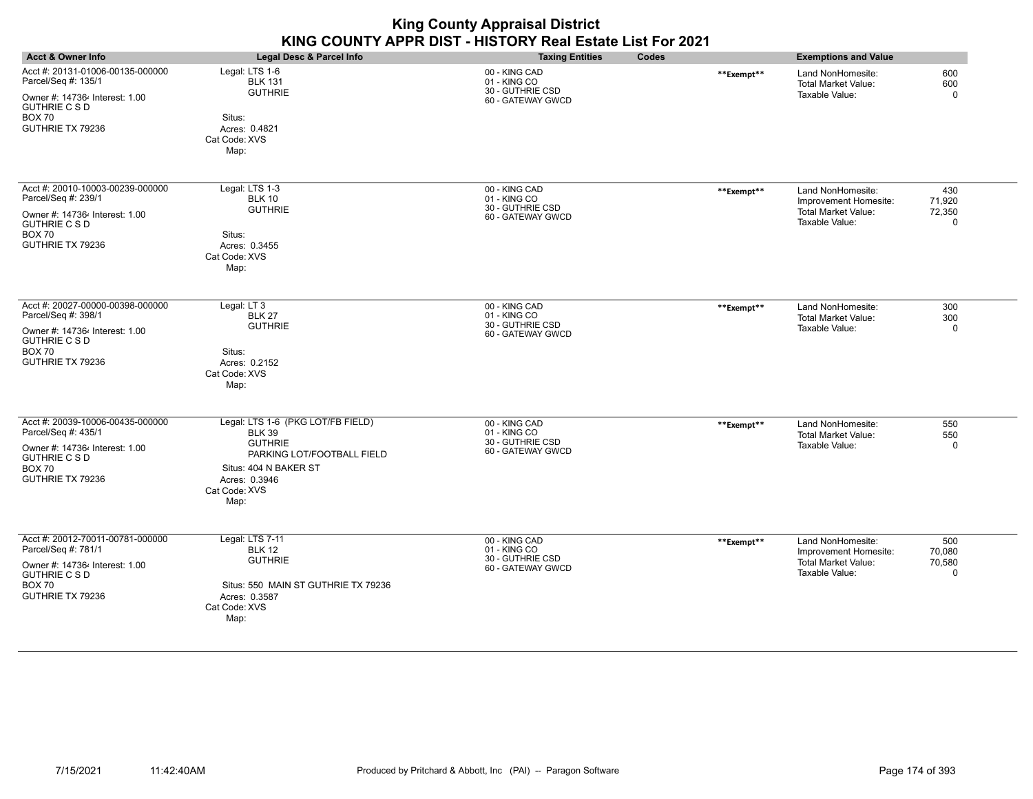# King County Appraisal District

## KING COUNTY APPR DIST - HISTORY Real Estate List For 2021

| Acct & Owner Info | Legal Desc & Parcel Info | Taxing Entities | Codes | Exemptions and Value |
|---|---|---|---|---|
| Acct #: 20131-01006-00135-000000<br>Parcel/Seq #: 135/1<br>Owner #: 147364 Interest: 1.00<br>GUTHRIE C S D<br>BOX 70<br>GUTHRIE TX 79236 | Legal: LTS 1-6<br>BLK 131<br>GUTHRIE<br>Situs:<br>Acres: 0.4821<br>Cat Code: XVS<br>Map: | 00 - KING CAD<br>01 - KING CO<br>30 - GUTHRIE CSD<br>60 - GATEWAY GWCD | **Exempt** | Land NonHomesite: 600<br>Total Market Value: 600<br>Taxable Value: 0 |
| Acct #: 20010-10003-00239-000000<br>Parcel/Seq #: 239/1<br>Owner #: 147364 Interest: 1.00<br>GUTHRIE C S D<br>BOX 70<br>GUTHRIE TX 79236 | Legal: LTS 1-3<br>BLK 10<br>GUTHRIE<br>Situs:<br>Acres: 0.3455<br>Cat Code: XVS<br>Map: | 00 - KING CAD<br>01 - KING CO<br>30 - GUTHRIE CSD<br>60 - GATEWAY GWCD | **Exempt** | Land NonHomesite: 430<br>Improvement Homesite: 71,920<br>Total Market Value: 72,350<br>Taxable Value: 0 |
| Acct #: 20027-00000-00398-000000<br>Parcel/Seq #: 398/1<br>Owner #: 147364 Interest: 1.00<br>GUTHRIE C S D<br>BOX 70<br>GUTHRIE TX 79236 | Legal: LT 3<br>BLK 27<br>GUTHRIE<br>Situs:<br>Acres: 0.2152<br>Cat Code: XVS<br>Map: | 00 - KING CAD<br>01 - KING CO<br>30 - GUTHRIE CSD<br>60 - GATEWAY GWCD | **Exempt** | Land NonHomesite: 300<br>Total Market Value: 300<br>Taxable Value: 0 |
| Acct #: 20039-10006-00435-000000<br>Parcel/Seq #: 435/1<br>Owner #: 147364 Interest: 1.00<br>GUTHRIE C S D<br>BOX 70<br>GUTHRIE TX 79236 | Legal: LTS 1-6 (PKG LOT/FB FIELD)<br>BLK 39<br>GUTHRIE<br>PARKING LOT/FOOTBALL FIELD<br>Situs: 404 N BAKER ST<br>Acres: 0.3946<br>Cat Code: XVS<br>Map: | 00 - KING CAD<br>01 - KING CO<br>30 - GUTHRIE CSD<br>60 - GATEWAY GWCD | **Exempt** | Land NonHomesite: 550<br>Total Market Value: 550<br>Taxable Value: 0 |
| Acct #: 20012-70011-00781-000000<br>Parcel/Seq #: 781/1<br>Owner #: 147364 Interest: 1.00<br>GUTHRIE C S D<br>BOX 70<br>GUTHRIE TX 79236 | Legal: LTS 7-11<br>BLK 12<br>GUTHRIE<br>Situs: 550 MAIN ST GUTHRIE TX 79236<br>Acres: 0.3587<br>Cat Code: XVS<br>Map: | 00 - KING CAD<br>01 - KING CO<br>30 - GUTHRIE CSD<br>60 - GATEWAY GWCD | **Exempt** | Land NonHomesite: 500<br>Improvement Homesite: 70,080<br>Total Market Value: 70,580<br>Taxable Value: 0 |

7/15/2021 11:42:40AM Produced by Pritchard & Abbott, Inc (PAI) -- Paragon Software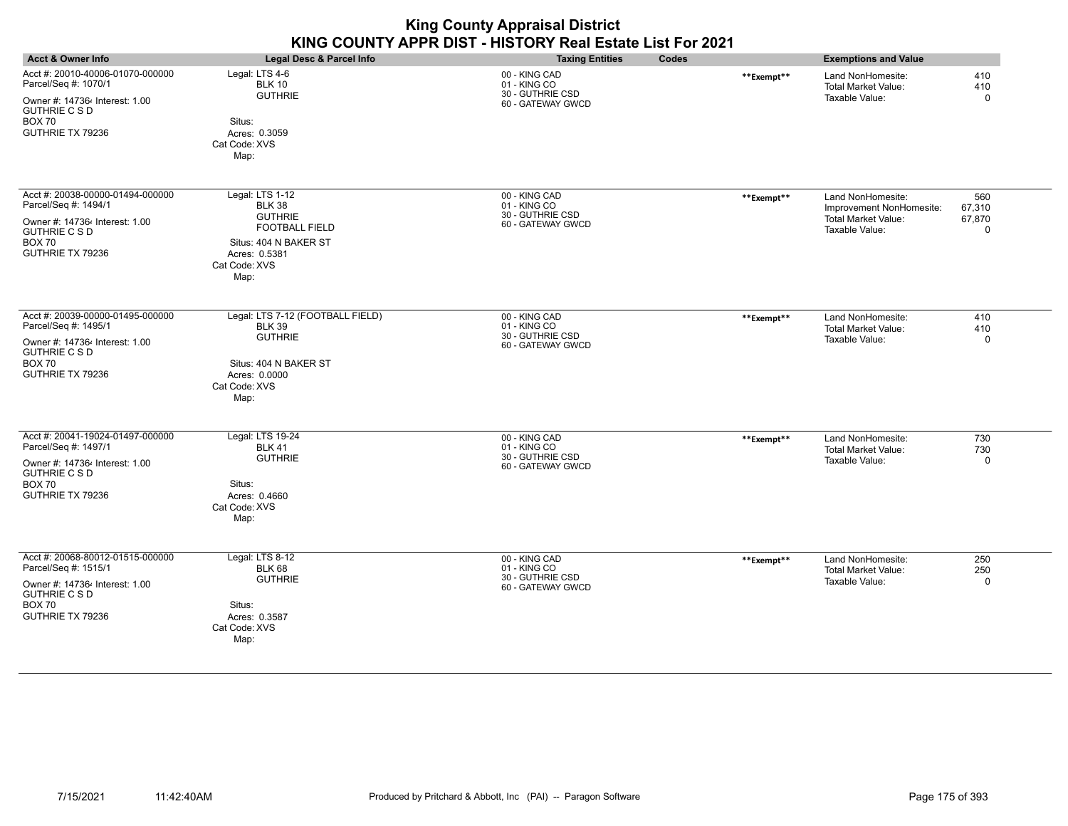# King County Appraisal District
## KING COUNTY APPR DIST - HISTORY Real Estate List For 2021

| Acct & Owner Info | Legal Desc & Parcel Info | Taxing Entities | Codes | Exemptions and Value |
|---|---|---|---|---|
| Acct #: 20010-40006-01070-000000<br>Parcel/Seq #: 1070/1<br>Owner #: 14736‹ Interest: 1.00<br>GUTHRIE C S D<br>BOX 70<br>GUTHRIE TX 79236 | Legal: LTS 4-6<br>BLK 10<br>GUTHRIE<br>Situs:<br>Acres: 0.3059<br>Cat Code: XVS<br>Map: | 00 - KING CAD<br>01 - KING CO<br>30 - GUTHRIE CSD<br>60 - GATEWAY GWCD | **Exempt** | Land NonHomesite: 410<br>Total Market Value: 410<br>Taxable Value: 0 |
| Acct #: 20038-00000-01494-000000<br>Parcel/Seq #: 1494/1<br>Owner #: 14736‹ Interest: 1.00<br>GUTHRIE C S D<br>BOX 70<br>GUTHRIE TX 79236 | Legal: LTS 1-12<br>BLK 38<br>GUTHRIE<br>FOOTBALL FIELD<br>Situs: 404 N BAKER ST<br>Acres: 0.5381<br>Cat Code: XVS<br>Map: | 00 - KING CAD<br>01 - KING CO<br>30 - GUTHRIE CSD<br>60 - GATEWAY GWCD | **Exempt** | Land NonHomesite: 560<br>Improvement NonHomesite: 67,310<br>Total Market Value: 67,870<br>Taxable Value: 0 |
| Acct #: 20039-00000-01495-000000<br>Parcel/Seq #: 1495/1<br>Owner #: 14736‹ Interest: 1.00<br>GUTHRIE C S D<br>BOX 70<br>GUTHRIE TX 79236 | Legal: LTS 7-12 (FOOTBALL FIELD)<br>BLK 39<br>GUTHRIE<br>Situs: 404 N BAKER ST<br>Acres: 0.0000<br>Cat Code: XVS<br>Map: | 00 - KING CAD<br>01 - KING CO<br>30 - GUTHRIE CSD<br>60 - GATEWAY GWCD | **Exempt** | Land NonHomesite: 410<br>Total Market Value: 410<br>Taxable Value: 0 |
| Acct #: 20041-19024-01497-000000<br>Parcel/Seq #: 1497/1<br>Owner #: 14736‹ Interest: 1.00<br>GUTHRIE C S D<br>BOX 70<br>GUTHRIE TX 79236 | Legal: LTS 19-24<br>BLK 41<br>GUTHRIE<br>Situs:<br>Acres: 0.4660<br>Cat Code: XVS<br>Map: | 00 - KING CAD<br>01 - KING CO<br>30 - GUTHRIE CSD<br>60 - GATEWAY GWCD | **Exempt** | Land NonHomesite: 730<br>Total Market Value: 730<br>Taxable Value: 0 |
| Acct #: 20068-80012-01515-000000<br>Parcel/Seq #: 1515/1<br>Owner #: 14736‹ Interest: 1.00<br>GUTHRIE C S D<br>BOX 70<br>GUTHRIE TX 79236 | Legal: LTS 8-12<br>BLK 68<br>GUTHRIE<br>Situs:<br>Acres: 0.3587<br>Cat Code: XVS<br>Map: | 00 - KING CAD<br>01 - KING CO<br>30 - GUTHRIE CSD<br>60 - GATEWAY GWCD | **Exempt** | Land NonHomesite: 250<br>Total Market Value: 250<br>Taxable Value: 0 |

7/15/2021 11:42:40AM Produced by Pritchard & Abbott, Inc (PAI) -- Paragon Software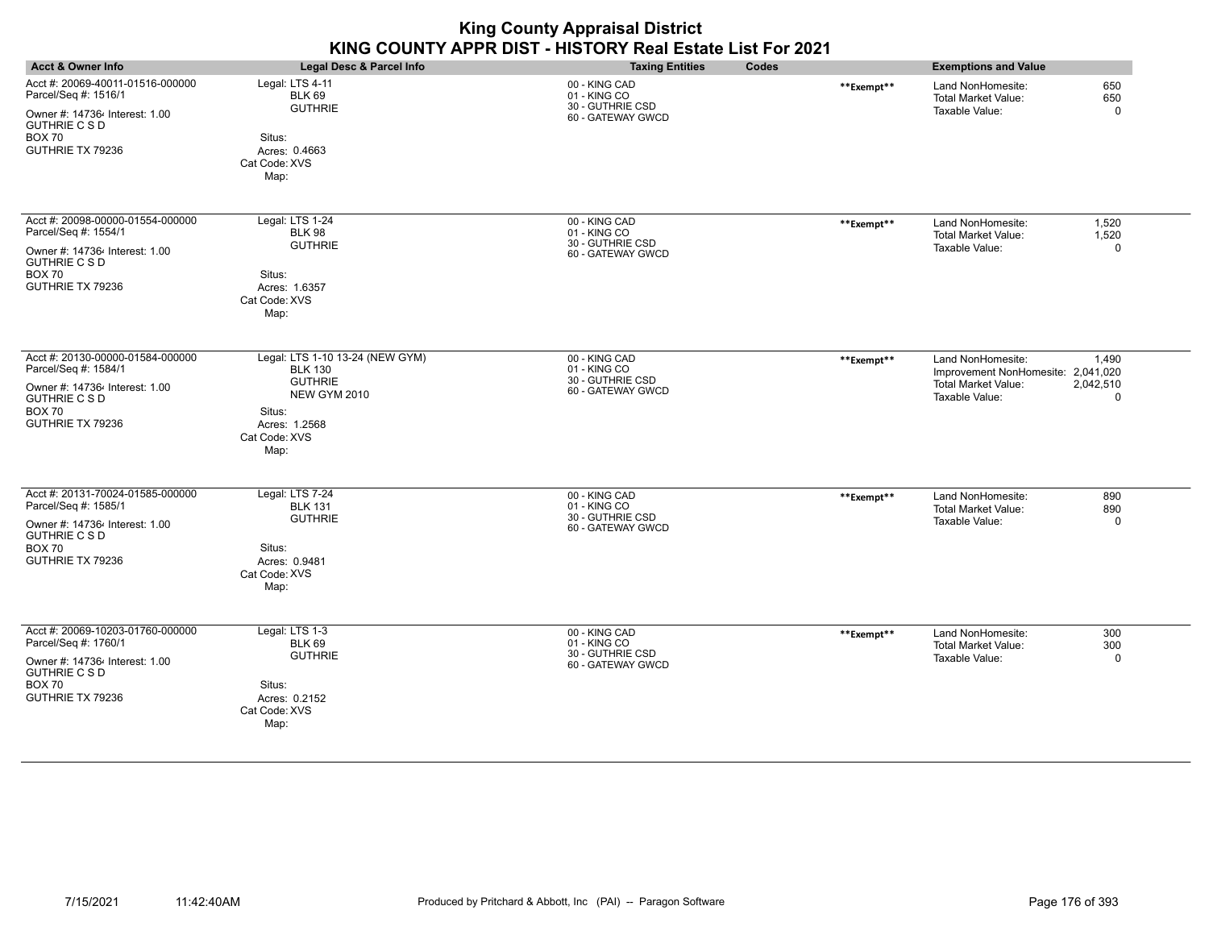# King County Appraisal District

## KING COUNTY APPR DIST - HISTORY Real Estate List For 2021

| Acct & Owner Info | Legal Desc & Parcel Info | Taxing Entities | Codes | | Exemptions and Value |
|---|---|---|---|---|---|
| Acct #: 20069-40011-01516-000000<br>Parcel/Seq #: 1516/1<br>Owner #: 14736 Interest: 1.00<br>GUTHRIE C S D<br>BOX 70<br>GUTHRIE TX 79236 | Legal: LTS 4-11<br>BLK 69<br>GUTHRIE<br>Situs:<br>Acres: 0.4663<br>Cat Code: XVS<br>Map: | 00 - KING CAD<br>01 - KING CO<br>30 - GUTHRIE CSD<br>60 - GATEWAY GWCD | | \*\*Exempt\*\* | Land NonHomesite: 650<br>Total Market Value: 650<br>Taxable Value: 0 |
| Acct #: 20098-00000-01554-000000<br>Parcel/Seq #: 1554/1<br>Owner #: 14736 Interest: 1.00<br>GUTHRIE C S D<br>BOX 70<br>GUTHRIE TX 79236 | Legal: LTS 1-24<br>BLK 98<br>GUTHRIE<br>Situs:<br>Acres: 1.6357<br>Cat Code: XVS<br>Map: | 00 - KING CAD<br>01 - KING CO<br>30 - GUTHRIE CSD<br>60 - GATEWAY GWCD | | \*\*Exempt\*\* | Land NonHomesite: 1,520<br>Total Market Value: 1,520<br>Taxable Value: 0 |
| Acct #: 20130-00000-01584-000000<br>Parcel/Seq #: 1584/1<br>Owner #: 14736 Interest: 1.00<br>GUTHRIE C S D<br>BOX 70<br>GUTHRIE TX 79236 | Legal: LTS 1-10 13-24 (NEW GYM)<br>BLK 130<br>GUTHRIE<br>NEW GYM 2010<br>Situs:<br>Acres: 1.2568<br>Cat Code: XVS<br>Map: | 00 - KING CAD<br>01 - KING CO<br>30 - GUTHRIE CSD<br>60 - GATEWAY GWCD | | \*\*Exempt\*\* | Land NonHomesite: 1,490<br>Improvement NonHomesite: 2,041,020<br>Total Market Value: 2,042,510<br>Taxable Value: 0 |
| Acct #: 20131-70024-01585-000000<br>Parcel/Seq #: 1585/1<br>Owner #: 14736 Interest: 1.00<br>GUTHRIE C S D<br>BOX 70<br>GUTHRIE TX 79236 | Legal: LTS 7-24<br>BLK 131<br>GUTHRIE<br>Situs:<br>Acres: 0.9481<br>Cat Code: XVS<br>Map: | 00 - KING CAD<br>01 - KING CO<br>30 - GUTHRIE CSD<br>60 - GATEWAY GWCD | | \*\*Exempt\*\* | Land NonHomesite: 890<br>Total Market Value: 890<br>Taxable Value: 0 |
| Acct #: 20069-10203-01760-000000<br>Parcel/Seq #: 1760/1<br>Owner #: 14736 Interest: 1.00<br>GUTHRIE C S D<br>BOX 70<br>GUTHRIE TX 79236 | Legal: LTS 1-3<br>BLK 69<br>GUTHRIE<br>Situs:<br>Acres: 0.2152<br>Cat Code: XVS<br>Map: | 00 - KING CAD<br>01 - KING CO<br>30 - GUTHRIE CSD<br>60 - GATEWAY GWCD | | \*\*Exempt\*\* | Land NonHomesite: 300<br>Total Market Value: 300<br>Taxable Value: 0 |

7/15/2021 11:42:40AM Produced by Pritchard & Abbott, Inc (PAI) -- Paragon Software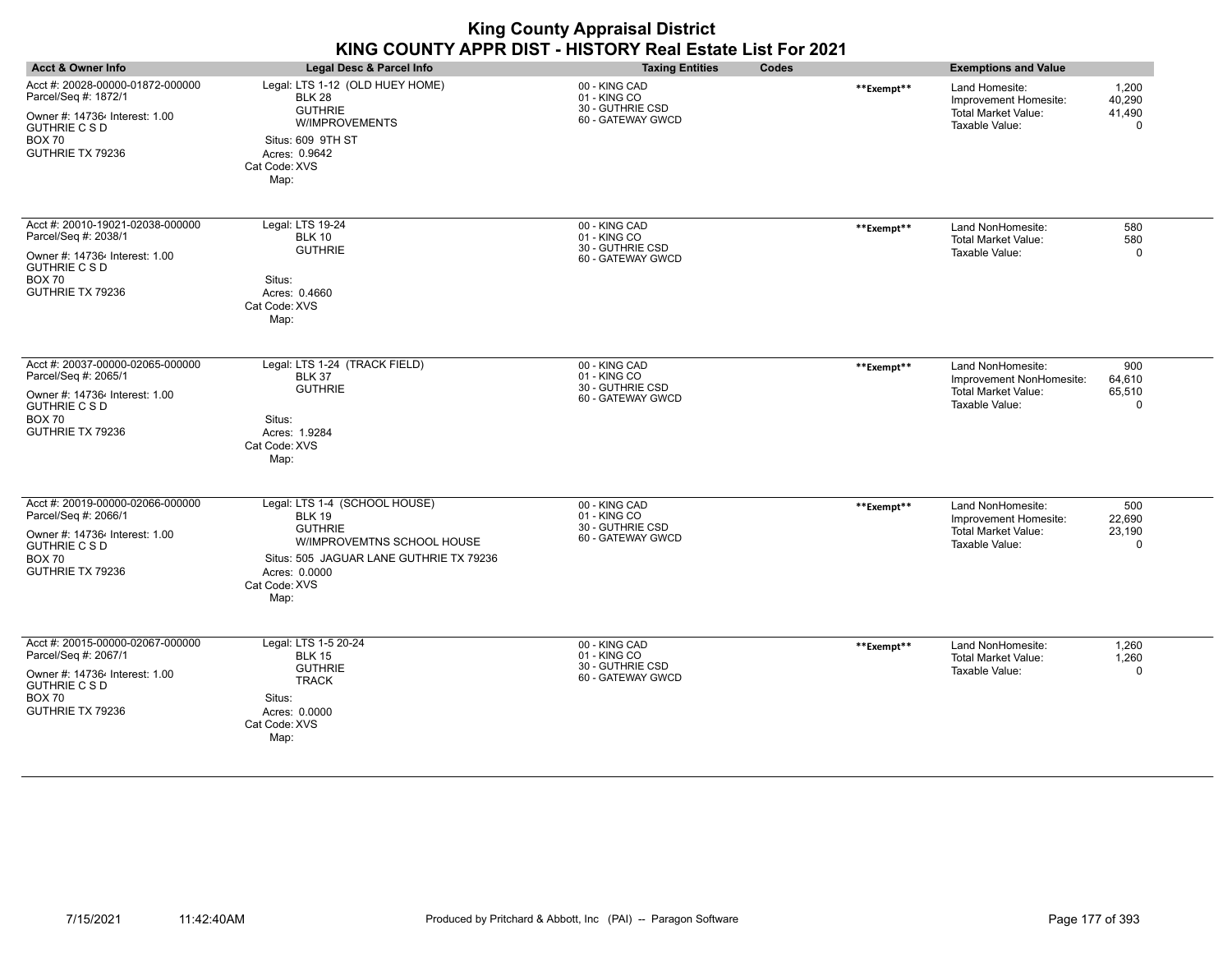# King County Appraisal District

## KING COUNTY APPR DIST - HISTORY Real Estate List For 2021

| Acct & Owner Info | Legal Desc & Parcel Info | Taxing Entities | Codes | Exemptions and Value |
|---|---|---|---|---|
| Acct #: 20028-00000-01872-000000<br>Parcel/Seq #: 1872/1<br>Owner #: 14736 Interest: 1.00<br>GUTHRIE C S D<br>BOX 70<br>GUTHRIE TX 79236 | Legal: LTS 1-12 (OLD HUEY HOME)<br>BLK 28<br>GUTHRIE<br>W/IMPROVEMENTS<br>Situs: 609 9TH ST<br>Acres: 0.9642<br>Cat Code: XVS<br>Map: | 00 - KING CAD<br>01 - KING CO<br>30 - GUTHRIE CSD<br>60 - GATEWAY GWCD | **Exempt** | Land Homesite: 1,200<br>Improvement Homesite: 40,290<br>Total Market Value: 41,490<br>Taxable Value: 0 |
| Acct #: 20010-19021-02038-000000<br>Parcel/Seq #: 2038/1<br>Owner #: 14736 Interest: 1.00<br>GUTHRIE C S D<br>BOX 70<br>GUTHRIE TX 79236 | Legal: LTS 19-24<br>BLK 10<br>GUTHRIE<br>Situs:<br>Acres: 0.4660<br>Cat Code: XVS<br>Map: | 00 - KING CAD<br>01 - KING CO<br>30 - GUTHRIE CSD<br>60 - GATEWAY GWCD | **Exempt** | Land NonHomesite: 580<br>Total Market Value: 580<br>Taxable Value: 0 |
| Acct #: 20037-00000-02065-000000<br>Parcel/Seq #: 2065/1<br>Owner #: 14736 Interest: 1.00<br>GUTHRIE C S D<br>BOX 70<br>GUTHRIE TX 79236 | Legal: LTS 1-24 (TRACK FIELD)<br>BLK 37<br>GUTHRIE<br>Situs:<br>Acres: 1.9284<br>Cat Code: XVS<br>Map: | 00 - KING CAD<br>01 - KING CO<br>30 - GUTHRIE CSD<br>60 - GATEWAY GWCD | **Exempt** | Land NonHomesite: 900<br>Improvement NonHomesite: 64,610<br>Total Market Value: 65,510<br>Taxable Value: 0 |
| Acct #: 20019-00000-02066-000000<br>Parcel/Seq #: 2066/1<br>Owner #: 14736 Interest: 1.00<br>GUTHRIE C S D<br>BOX 70<br>GUTHRIE TX 79236 | Legal: LTS 1-4 (SCHOOL HOUSE)<br>BLK 19<br>GUTHRIE<br>W/IMPROVEMTNS SCHOOL HOUSE<br>Situs: 505 JAGUAR LANE GUTHRIE TX 79236<br>Acres: 0.0000<br>Cat Code: XVS<br>Map: | 00 - KING CAD<br>01 - KING CO<br>30 - GUTHRIE CSD<br>60 - GATEWAY GWCD | **Exempt** | Land NonHomesite: 500<br>Improvement Homesite: 22,690<br>Total Market Value: 23,190<br>Taxable Value: 0 |
| Acct #: 20015-00000-02067-000000<br>Parcel/Seq #: 2067/1<br>Owner #: 14736 Interest: 1.00<br>GUTHRIE C S D<br>BOX 70<br>GUTHRIE TX 79236 | Legal: LTS 1-5 20-24<br>BLK 15<br>GUTHRIE<br>TRACK<br>Situs:<br>Acres: 0.0000<br>Cat Code: XVS<br>Map: | 00 - KING CAD<br>01 - KING CO<br>30 - GUTHRIE CSD<br>60 - GATEWAY GWCD | **Exempt** | Land NonHomesite: 1,260<br>Total Market Value: 1,260<br>Taxable Value: 0 |

7/15/2021 11:42:40AM Produced by Pritchard & Abbott, Inc (PAI) -- Paragon Software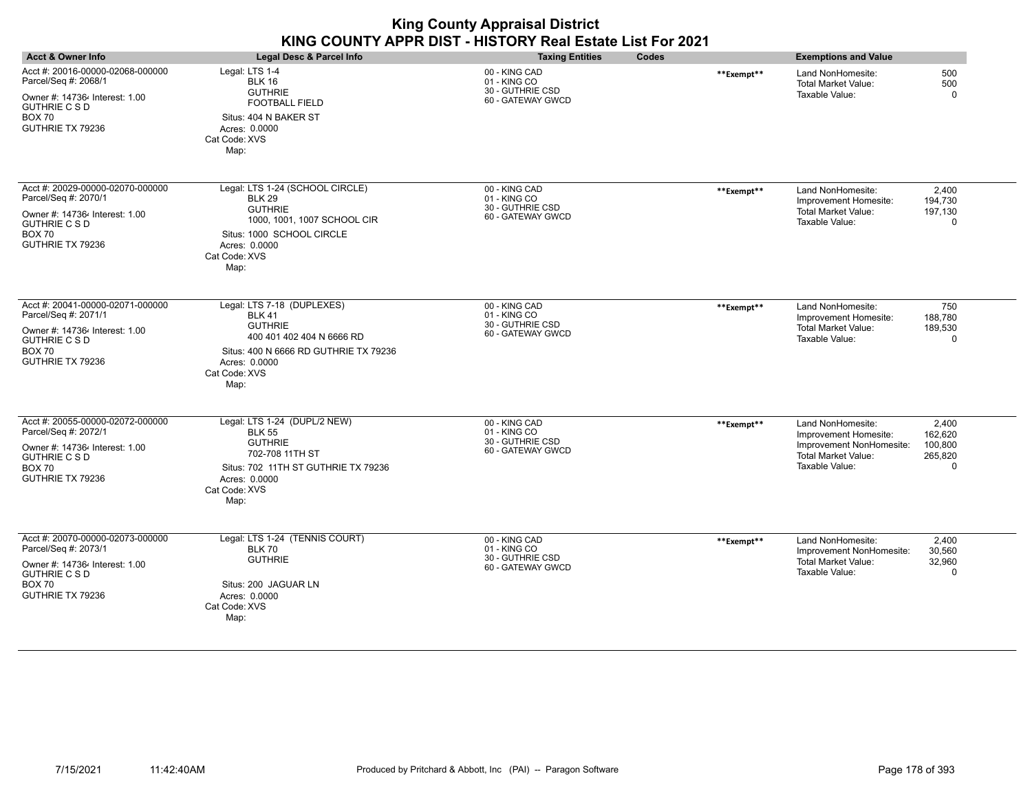# King County Appraisal District

## KING COUNTY APPR DIST - HISTORY Real Estate List For 2021

| Acct & Owner Info | Legal Desc & Parcel Info | Taxing Entities | Codes | Exemptions and Value |
|---|---|---|---|---|
| Acct #: 20016-00000-02068-000000<br>Parcel/Seq #: 2068/1<br>Owner #: 14736 Interest: 1.00<br>GUTHRIE C S D<br>BOX 70<br>GUTHRIE TX 79236 | Legal: LTS 1-4<br>BLK 16<br>GUTHRIE<br>FOOTBALL FIELD<br>Situs: 404 N BAKER ST<br>Acres: 0.0000<br>Cat Code: XVS<br>Map: | 00 - KING CAD<br>01 - KING CO<br>30 - GUTHRIE CSD<br>60 - GATEWAY GWCD | **Exempt** | Land NonHomesite: 500<br>Total Market Value: 500<br>Taxable Value: 0 |
| Acct #: 20029-00000-02070-000000<br>Parcel/Seq #: 2070/1<br>Owner #: 14736 Interest: 1.00<br>GUTHRIE C S D<br>BOX 70<br>GUTHRIE TX 79236 | Legal: LTS 1-24 (SCHOOL CIRCLE)<br>BLK 29<br>GUTHRIE<br>1000, 1001, 1007 SCHOOL CIR<br>Situs: 1000 SCHOOL CIRCLE<br>Acres: 0.0000<br>Cat Code: XVS<br>Map: | 00 - KING CAD<br>01 - KING CO<br>30 - GUTHRIE CSD<br>60 - GATEWAY GWCD | **Exempt** | Land NonHomesite: 2,400<br>Improvement Homesite: 194,730<br>Total Market Value: 197,130<br>Taxable Value: 0 |
| Acct #: 20041-00000-02071-000000<br>Parcel/Seq #: 2071/1<br>Owner #: 14736 Interest: 1.00<br>GUTHRIE C S D<br>BOX 70<br>GUTHRIE TX 79236 | Legal: LTS 7-18 (DUPLEXES)<br>BLK 41<br>GUTHRIE<br>400 401 402 404 N 6666 RD<br>Situs: 400 N 6666 RD GUTHRIE TX 79236<br>Acres: 0.0000<br>Cat Code: XVS<br>Map: | 00 - KING CAD<br>01 - KING CO<br>30 - GUTHRIE CSD<br>60 - GATEWAY GWCD | **Exempt** | Land NonHomesite: 750<br>Improvement Homesite: 188,780<br>Total Market Value: 189,530<br>Taxable Value: 0 |
| Acct #: 20055-00000-02072-000000<br>Parcel/Seq #: 2072/1<br>Owner #: 14736 Interest: 1.00<br>GUTHRIE C S D<br>BOX 70<br>GUTHRIE TX 79236 | Legal: LTS 1-24 (DUPL/2 NEW)<br>BLK 55<br>GUTHRIE<br>702-708 11TH ST<br>Situs: 702 11TH ST GUTHRIE TX 79236<br>Acres: 0.0000<br>Cat Code: XVS<br>Map: | 00 - KING CAD<br>01 - KING CO<br>30 - GUTHRIE CSD<br>60 - GATEWAY GWCD | **Exempt** | Land NonHomesite: 2,400<br>Improvement Homesite: 162,620<br>Improvement NonHomesite: 100,800<br>Total Market Value: 265,820<br>Taxable Value: 0 |
| Acct #: 20070-00000-02073-000000<br>Parcel/Seq #: 2073/1<br>Owner #: 14736 Interest: 1.00<br>GUTHRIE C S D<br>BOX 70<br>GUTHRIE TX 79236 | Legal: LTS 1-24 (TENNIS COURT)<br>BLK 70<br>GUTHRIE<br>Situs: 200 JAGUAR LN<br>Acres: 0.0000<br>Cat Code: XVS<br>Map: | 00 - KING CAD<br>01 - KING CO<br>30 - GUTHRIE CSD<br>60 - GATEWAY GWCD | **Exempt** | Land NonHomesite: 2,400<br>Improvement NonHomesite: 30,560<br>Total Market Value: 32,960<br>Taxable Value: 0 |

7/15/2021 11:42:40AM Produced by Pritchard & Abbott, Inc (PAI) -- Paragon Software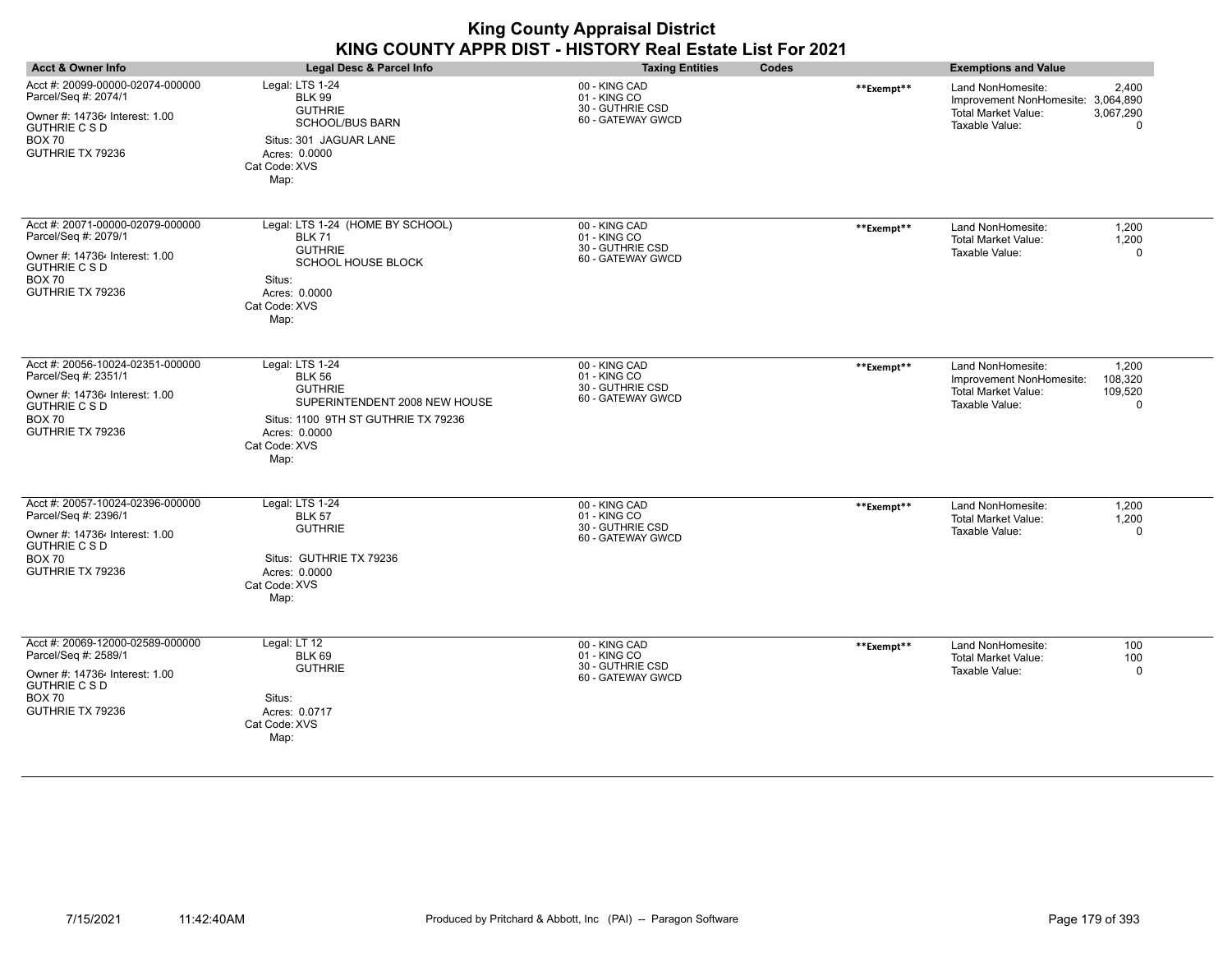# King County Appraisal District

## KING COUNTY APPR DIST - HISTORY Real Estate List For 2021

| Acct & Owner Info | Legal Desc & Parcel Info | Taxing Entities | Codes | Exemptions and Value |
|---|---|---|---|---|
| Acct #: 20099-00000-02074-000000<br>Parcel/Seq #: 2074/1<br>Owner #: 14736 Interest: 1.00<br>GUTHRIE C S D<br>BOX 70<br>GUTHRIE TX 79236 | Legal: LTS 1-24<br>BLK 99<br>GUTHRIE<br>SCHOOL/BUS BARN<br>Situs: 301 JAGUAR LANE<br>Acres: 0.0000<br>Cat Code: XVS<br>Map: | 00 - KING CAD<br>01 - KING CO<br>30 - GUTHRIE CSD<br>60 - GATEWAY GWCD | \*\*Exempt\*\* | Land NonHomesite: 2,400<br>Improvement NonHomesite: 3,064,890<br>Total Market Value: 3,067,290<br>Taxable Value: 0 |
| Acct #: 20071-00000-02079-000000<br>Parcel/Seq #: 2079/1<br>Owner #: 14736 Interest: 1.00<br>GUTHRIE C S D<br>BOX 70<br>GUTHRIE TX 79236 | Legal: LTS 1-24 (HOME BY SCHOOL)<br>BLK 71<br>GUTHRIE<br>SCHOOL HOUSE BLOCK<br>Situs:<br>Acres: 0.0000<br>Cat Code: XVS<br>Map: | 00 - KING CAD<br>01 - KING CO<br>30 - GUTHRIE CSD<br>60 - GATEWAY GWCD | \*\*Exempt\*\* | Land NonHomesite: 1,200<br>Total Market Value: 1,200<br>Taxable Value: 0 |
| Acct #: 20056-10024-02351-000000<br>Parcel/Seq #: 2351/1<br>Owner #: 14736 Interest: 1.00<br>GUTHRIE C S D<br>BOX 70<br>GUTHRIE TX 79236 | Legal: LTS 1-24<br>BLK 56<br>GUTHRIE<br>SUPERINTENDENT 2008 NEW HOUSE<br>Situs: 1100 9TH ST GUTHRIE TX 79236<br>Acres: 0.0000<br>Cat Code: XVS<br>Map: | 00 - KING CAD<br>01 - KING CO<br>30 - GUTHRIE CSD<br>60 - GATEWAY GWCD | \*\*Exempt\*\* | Land NonHomesite: 1,200<br>Improvement NonHomesite: 108,320<br>Total Market Value: 109,520<br>Taxable Value: 0 |
| Acct #: 20057-10024-02396-000000<br>Parcel/Seq #: 2396/1<br>Owner #: 14736 Interest: 1.00<br>GUTHRIE C S D<br>BOX 70<br>GUTHRIE TX 79236 | Legal: LTS 1-24<br>BLK 57<br>GUTHRIE<br>Situs: GUTHRIE TX 79236<br>Acres: 0.0000<br>Cat Code: XVS<br>Map: | 00 - KING CAD<br>01 - KING CO<br>30 - GUTHRIE CSD<br>60 - GATEWAY GWCD | \*\*Exempt\*\* | Land NonHomesite: 1,200<br>Total Market Value: 1,200<br>Taxable Value: 0 |
| Acct #: 20069-12000-02589-000000<br>Parcel/Seq #: 2589/1<br>Owner #: 14736 Interest: 1.00<br>GUTHRIE C S D<br>BOX 70<br>GUTHRIE TX 79236 | Legal: LT 12<br>BLK 69<br>GUTHRIE<br>Situs:<br>Acres: 0.0717<br>Cat Code: XVS<br>Map: | 00 - KING CAD<br>01 - KING CO<br>30 - GUTHRIE CSD<br>60 - GATEWAY GWCD | \*\*Exempt\*\* | Land NonHomesite: 100<br>Total Market Value: 100<br>Taxable Value: 0 |

7/15/2021 11:42:40AM Produced by Pritchard & Abbott, Inc (PAI) -- Paragon Software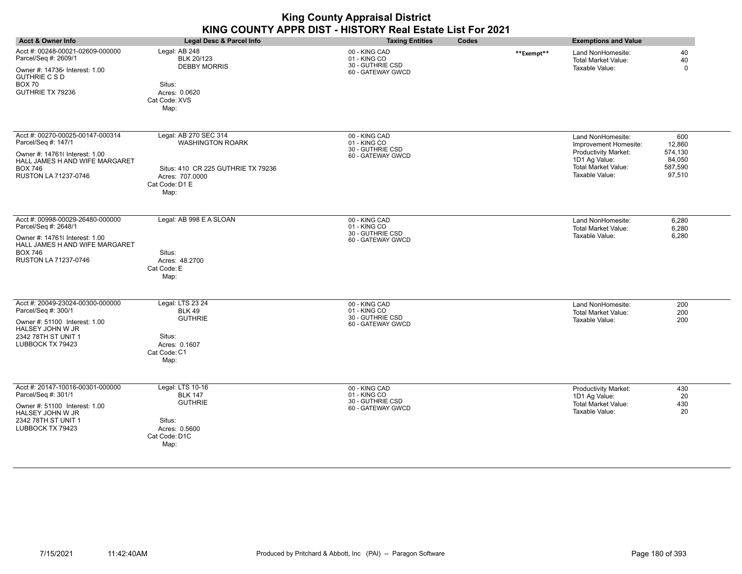# King County Appraisal District
## KING COUNTY APPR DIST - HISTORY Real Estate List For 2021

| Acct & Owner Info | Legal Desc & Parcel Info | Taxing Entities | Codes | Exemptions and Value |
|---|---|---|---|---|
| Acct #: 00248-00021-02609-000000<br>Parcel/Seq #: 2609/1<br>Owner #: 14736 Interest: 1.00<br>GUTHRIE C S D<br>BOX 70<br>GUTHRIE TX 79236 | Legal: AB 248<br>BLK 20/123<br>DEBBY MORRIS<br>Situs:<br>Acres: 0.0620<br>Cat Code: XVS<br>Map: | 00 - KING CAD<br>01 - KING CO<br>30 - GUTHRIE CSD<br>60 - GATEWAY GWCD | **Exempt** | Land NonHomesite: 40<br>Total Market Value: 40<br>Taxable Value: 0 |
| Acct #: 00270-00025-00147-000314<br>Parcel/Seq #: 147/1<br>Owner #: 14761( Interest: 1.00<br>HALL JAMES H AND WIFE MARGARET<br>BOX 746<br>RUSTON LA 71237-0746 | Legal: AB 270 SEC 314<br>WASHINGTON ROARK<br>Situs: 410 CR 225 GUTHRIE TX 79236<br>Acres: 707.0000<br>Cat Code: D1 E<br>Map: | 00 - KING CAD<br>01 - KING CO<br>30 - GUTHRIE CSD<br>60 - GATEWAY GWCD | | Land NonHomesite: 600<br>Improvement Homesite: 12,860<br>Productivity Market: 574,130<br>1D1 Ag Value: 84,050<br>Total Market Value: 587,590<br>Taxable Value: 97,510 |
| Acct #: 00998-00029-26480-000000<br>Parcel/Seq #: 2648/1<br>Owner #: 14761( Interest: 1.00<br>HALL JAMES H AND WIFE MARGARET<br>BOX 746<br>RUSTON LA 71237-0746 | Legal: AB 998 E A SLOAN<br>Situs:<br>Acres: 48.2700<br>Cat Code: E<br>Map: | 00 - KING CAD<br>01 - KING CO<br>30 - GUTHRIE CSD<br>60 - GATEWAY GWCD | | Land NonHomesite: 6,280<br>Total Market Value: 6,280<br>Taxable Value: 6,280 |
| Acct #: 20049-23024-00300-000000<br>Parcel/Seq #: 300/1<br>Owner #: 51100 Interest: 1.00<br>HALSEY JOHN W JR<br>2342 78TH ST UNIT 1<br>LUBBOCK TX 79423 | Legal: LTS 23 24<br>BLK 49<br>GUTHRIE<br>Situs:<br>Acres: 0.1607<br>Cat Code: C1<br>Map: | 00 - KING CAD<br>01 - KING CO<br>30 - GUTHRIE CSD<br>60 - GATEWAY GWCD | | Land NonHomesite: 200<br>Total Market Value: 200<br>Taxable Value: 200 |
| Acct #: 20147-10016-00301-000000<br>Parcel/Seq #: 301/1<br>Owner #: 51100 Interest: 1.00<br>HALSEY JOHN W JR<br>2342 78TH ST UNIT 1<br>LUBBOCK TX 79423 | Legal: LTS 10-16<br>BLK 147<br>GUTHRIE<br>Situs:<br>Acres: 0.5600<br>Cat Code: D1C<br>Map: | 00 - KING CAD<br>01 - KING CO<br>30 - GUTHRIE CSD<br>60 - GATEWAY GWCD | | Productivity Market: 430<br>1D1 Ag Value: 20<br>Total Market Value: 430<br>Taxable Value: 20 |

7/15/2021 11:42:40AM Produced by Pritchard & Abbott, Inc (PAI) -- Paragon Software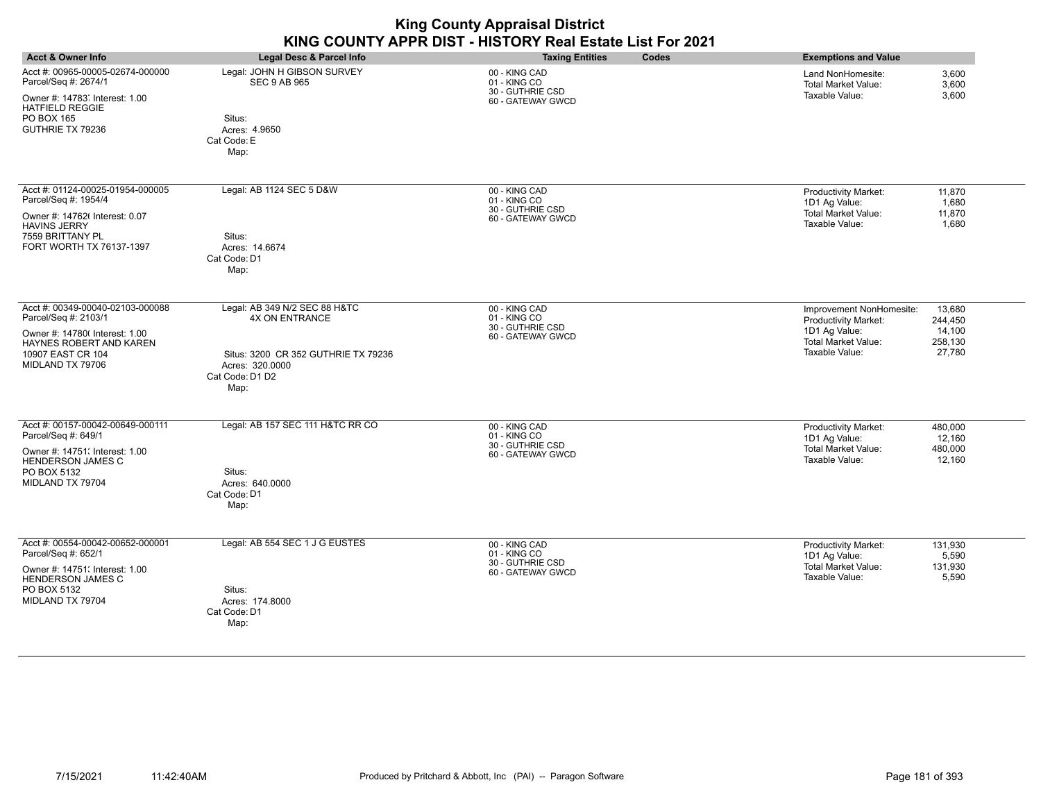# King County Appraisal District
## KING COUNTY APPR DIST - HISTORY Real Estate List For 2021

| Acct & Owner Info | Legal Desc & Parcel Info | Taxing Entities | Codes | Exemptions and Value |
|---|---|---|---|---|
| Acct #: 00965-00005-02674-000000<br>Parcel/Seq #: 2674/1<br>Owner #: 14783; Interest: 1.00<br>HATFIELD REGGIE<br>PO BOX 165<br>GUTHRIE TX 79236 | Legal: JOHN H GIBSON SURVEY SEC 9 AB 965<br>Situs:<br>Acres: 4.9650<br>Cat Code: E<br>Map: | 00 - KING CAD<br>01 - KING CO<br>30 - GUTHRIE CSD<br>60 - GATEWAY GWCD | | Land NonHomesite: 3,600<br>Total Market Value: 3,600<br>Taxable Value: 3,600 |
| Acct #: 01124-00025-01954-000005<br>Parcel/Seq #: 1954/4<br>Owner #: 14762( Interest: 0.07<br>HAVINS JERRY<br>7559 BRITTANY PL<br>FORT WORTH TX 76137-1397 | Legal: AB 1124 SEC 5 D&W<br>Situs:<br>Acres: 14.6674<br>Cat Code: D1<br>Map: | 00 - KING CAD<br>01 - KING CO<br>30 - GUTHRIE CSD<br>60 - GATEWAY GWCD | | Productivity Market: 11,870<br>1D1 Ag Value: 1,680<br>Total Market Value: 11,870<br>Taxable Value: 1,680 |
| Acct #: 00349-00040-02103-000088<br>Parcel/Seq #: 2103/1<br>Owner #: 14780( Interest: 1.00<br>HAYNES ROBERT AND KAREN<br>10907 EAST CR 104<br>MIDLAND TX 79706 | Legal: AB 349 N/2 SEC 88 H&TC 4X ON ENTRANCE<br>Situs: 3200 CR 352 GUTHRIE TX 79236<br>Acres: 320.0000<br>Cat Code: D1 D2<br>Map: | 00 - KING CAD<br>01 - KING CO<br>30 - GUTHRIE CSD<br>60 - GATEWAY GWCD | | Improvement NonHomesite: 13,680<br>Productivity Market: 244,450<br>1D1 Ag Value: 14,100<br>Total Market Value: 258,130<br>Taxable Value: 27,780 |
| Acct #: 00157-00042-00649-000111<br>Parcel/Seq #: 649/1<br>Owner #: 14751; Interest: 1.00<br>HENDERSON JAMES C<br>PO BOX 5132<br>MIDLAND TX 79704 | Legal: AB 157 SEC 111 H&TC RR CO<br>Situs:<br>Acres: 640.0000<br>Cat Code: D1<br>Map: | 00 - KING CAD<br>01 - KING CO<br>30 - GUTHRIE CSD<br>60 - GATEWAY GWCD | | Productivity Market: 480,000<br>1D1 Ag Value: 12,160<br>Total Market Value: 480,000<br>Taxable Value: 12,160 |
| Acct #: 00554-00042-00652-000001<br>Parcel/Seq #: 652/1<br>Owner #: 14751; Interest: 1.00<br>HENDERSON JAMES C<br>PO BOX 5132<br>MIDLAND TX 79704 | Legal: AB 554 SEC 1 J G EUSTES<br>Situs:<br>Acres: 174.8000<br>Cat Code: D1<br>Map: | 00 - KING CAD<br>01 - KING CO<br>30 - GUTHRIE CSD<br>60 - GATEWAY GWCD | | Productivity Market: 131,930<br>1D1 Ag Value: 5,590<br>Total Market Value: 131,930<br>Taxable Value: 5,590 |

7/15/2021 11:42:40AM Produced by Pritchard & Abbott, Inc (PAI) -- Paragon Software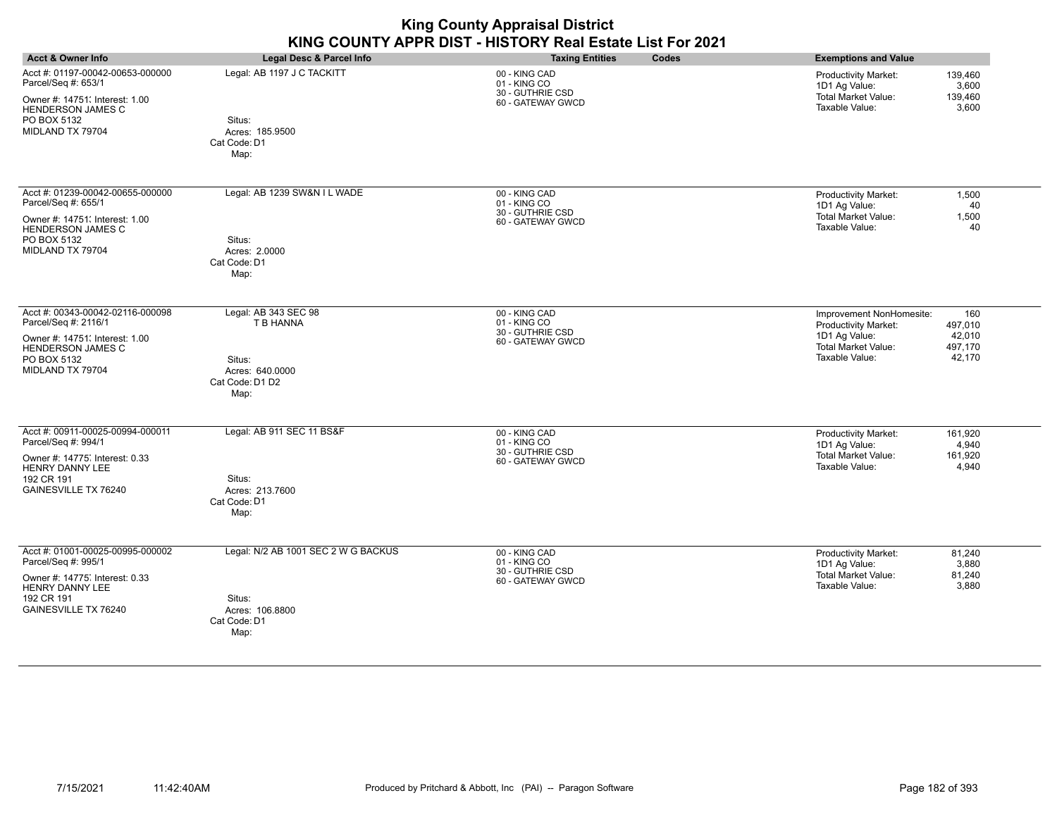# King County Appraisal District

## KING COUNTY APPR DIST - HISTORY Real Estate List For 2021

| Acct & Owner Info | Legal Desc & Parcel Info | Taxing Entities | Codes | Exemptions and Value |
|---|---|---|---|---|
| Acct #: 01197-00042-00653-000000<br>Parcel/Seq #: 653/1<br>Owner #: 14751; Interest: 1.00<br>HENDERSON JAMES C<br>PO BOX 5132<br>MIDLAND TX 79704 | Legal: AB 1197 J C TACKITT<br>Situs:<br>Acres: 185.9500<br>Cat Code: D1<br>Map: | 00 - KING CAD<br>01 - KING CO<br>30 - GUTHRIE CSD<br>60 - GATEWAY GWCD | | Productivity Market: 139,460<br>1D1 Ag Value: 3,600<br>Total Market Value: 139,460<br>Taxable Value: 3,600 |
| Acct #: 01239-00042-00655-000000<br>Parcel/Seq #: 655/1<br>Owner #: 14751; Interest: 1.00<br>HENDERSON JAMES C<br>PO BOX 5132<br>MIDLAND TX 79704 | Legal: AB 1239 SW&N I L WADE<br>Situs:<br>Acres: 2.0000<br>Cat Code: D1<br>Map: | 00 - KING CAD<br>01 - KING CO<br>30 - GUTHRIE CSD<br>60 - GATEWAY GWCD | | Productivity Market: 1,500<br>1D1 Ag Value: 40<br>Total Market Value: 1,500<br>Taxable Value: 40 |
| Acct #: 00343-00042-02116-000098<br>Parcel/Seq #: 2116/1<br>Owner #: 14751; Interest: 1.00<br>HENDERSON JAMES C<br>PO BOX 5132<br>MIDLAND TX 79704 | Legal: AB 343 SEC 98 T B HANNA<br>Situs:<br>Acres: 640.0000<br>Cat Code: D1 D2<br>Map: | 00 - KING CAD<br>01 - KING CO<br>30 - GUTHRIE CSD<br>60 - GATEWAY GWCD | | Improvement NonHomesite: 160<br>Productivity Market: 497,010<br>1D1 Ag Value: 42,010<br>Total Market Value: 497,170<br>Taxable Value: 42,170 |
| Acct #: 00911-00025-00994-000011<br>Parcel/Seq #: 994/1<br>Owner #: 14775; Interest: 0.33<br>HENRY DANNY LEE<br>192 CR 191<br>GAINESVILLE TX 76240 | Legal: AB 911 SEC 11 BS&F<br>Situs:<br>Acres: 213.7600<br>Cat Code: D1<br>Map: | 00 - KING CAD<br>01 - KING CO<br>30 - GUTHRIE CSD<br>60 - GATEWAY GWCD | | Productivity Market: 161,920<br>1D1 Ag Value: 4,940<br>Total Market Value: 161,920<br>Taxable Value: 4,940 |
| Acct #: 01001-00025-00995-000002<br>Parcel/Seq #: 995/1<br>Owner #: 14775; Interest: 0.33<br>HENRY DANNY LEE<br>192 CR 191<br>GAINESVILLE TX 76240 | Legal: N/2 AB 1001 SEC 2 W G BACKUS<br>Situs:<br>Acres: 106.8800<br>Cat Code: D1<br>Map: | 00 - KING CAD<br>01 - KING CO<br>30 - GUTHRIE CSD<br>60 - GATEWAY GWCD | | Productivity Market: 81,240<br>1D1 Ag Value: 3,880<br>Total Market Value: 81,240<br>Taxable Value: 3,880 |

7/15/2021 11:42:40AM Produced by Pritchard & Abbott, Inc (PAI) -- Paragon Software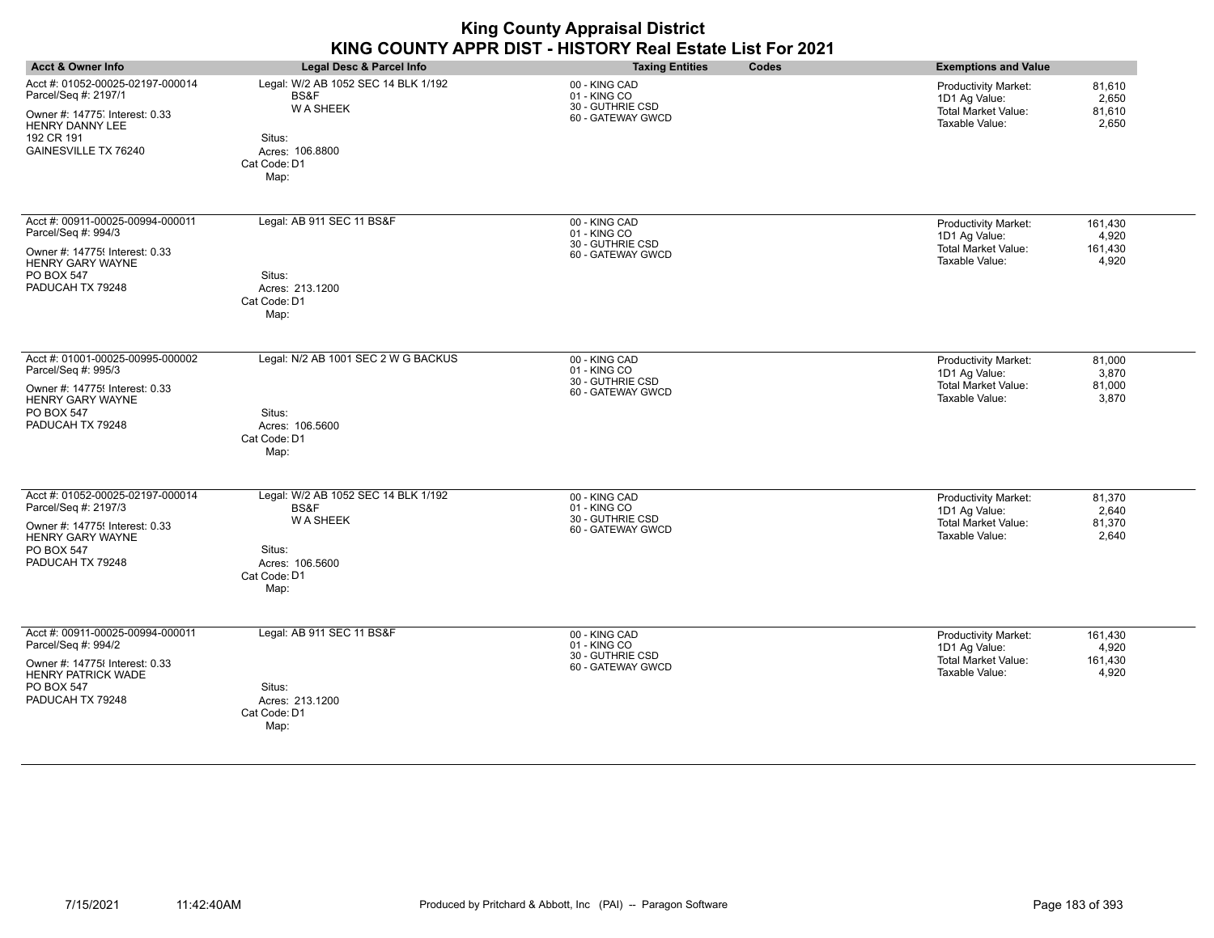# King County Appraisal District

## KING COUNTY APPR DIST - HISTORY Real Estate List For 2021

| Acct & Owner Info | Legal Desc & Parcel Info | Taxing Entities | Codes | Exemptions and Value |
|---|---|---|---|---|
| Acct #: 01052-00025-02197-000014<br>Parcel/Seq #: 2197/1<br>Owner #: 14775; Interest: 0.33<br>HENRY DANNY LEE<br>192 CR 191<br>GAINESVILLE TX 76240 | Legal: W/2 AB 1052 SEC 14 BLK 1/192 BS&F W A SHEEK<br>Situs:<br>Acres: 106.8800<br>Cat Code: D1<br>Map: | 00 - KING CAD<br>01 - KING CO<br>30 - GUTHRIE CSD<br>60 - GATEWAY GWCD | | Productivity Market: 81,610<br>1D1 Ag Value: 2,650<br>Total Market Value: 81,610<br>Taxable Value: 2,650 |
| Acct #: 00911-00025-00994-000011<br>Parcel/Seq #: 994/3<br>Owner #: 14775( Interest: 0.33<br>HENRY GARY WAYNE<br>PO BOX 547<br>PADUCAH TX 79248 | Legal: AB 911 SEC 11 BS&F<br>Situs:<br>Acres: 213.1200<br>Cat Code: D1<br>Map: | 00 - KING CAD<br>01 - KING CO<br>30 - GUTHRIE CSD<br>60 - GATEWAY GWCD | | Productivity Market: 161,430<br>1D1 Ag Value: 4,920<br>Total Market Value: 161,430<br>Taxable Value: 4,920 |
| Acct #: 01001-00025-00995-000002<br>Parcel/Seq #: 995/3<br>Owner #: 14775( Interest: 0.33<br>HENRY GARY WAYNE<br>PO BOX 547<br>PADUCAH TX 79248 | Legal: N/2 AB 1001 SEC 2 W G BACKUS<br>Situs:<br>Acres: 106.5600<br>Cat Code: D1<br>Map: | 00 - KING CAD<br>01 - KING CO<br>30 - GUTHRIE CSD<br>60 - GATEWAY GWCD | | Productivity Market: 81,000<br>1D1 Ag Value: 3,870<br>Total Market Value: 81,000<br>Taxable Value: 3,870 |
| Acct #: 01052-00025-02197-000014<br>Parcel/Seq #: 2197/3<br>Owner #: 14775( Interest: 0.33<br>HENRY GARY WAYNE<br>PO BOX 547<br>PADUCAH TX 79248 | Legal: W/2 AB 1052 SEC 14 BLK 1/192 BS&F W A SHEEK<br>Situs:<br>Acres: 106.5600<br>Cat Code: D1<br>Map: | 00 - KING CAD<br>01 - KING CO<br>30 - GUTHRIE CSD<br>60 - GATEWAY GWCD | | Productivity Market: 81,370<br>1D1 Ag Value: 2,640<br>Total Market Value: 81,370<br>Taxable Value: 2,640 |
| Acct #: 00911-00025-00994-000011<br>Parcel/Seq #: 994/2<br>Owner #: 14775( Interest: 0.33<br>HENRY PATRICK WADE<br>PO BOX 547<br>PADUCAH TX 79248 | Legal: AB 911 SEC 11 BS&F<br>Situs:<br>Acres: 213.1200<br>Cat Code: D1<br>Map: | 00 - KING CAD<br>01 - KING CO<br>30 - GUTHRIE CSD<br>60 - GATEWAY GWCD | | Productivity Market: 161,430<br>1D1 Ag Value: 4,920<br>Total Market Value: 161,430<br>Taxable Value: 4,920 |

7/15/2021 11:42:40AM Produced by Pritchard & Abbott, Inc (PAI) -- Paragon Software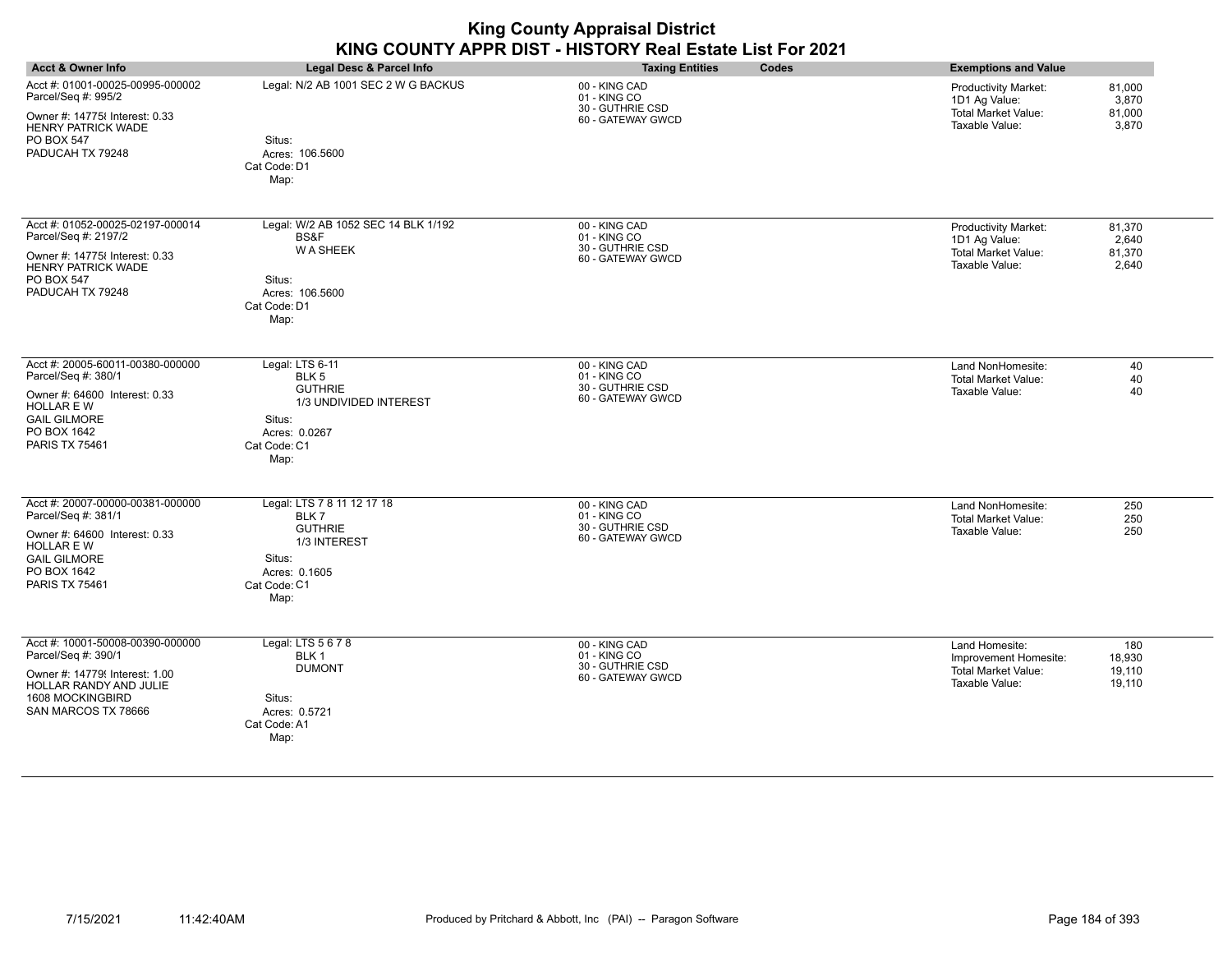# King County Appraisal District

## KING COUNTY APPR DIST - HISTORY Real Estate List For 2021

| Acct & Owner Info | Legal Desc & Parcel Info | Taxing Entities | Codes | Exemptions and Value |
|---|---|---|---|---|
| Acct #: 01001-00025-00995-000002<br>Parcel/Seq #: 995/2<br>Owner #: 14775( Interest: 0.33<br>HENRY PATRICK WADE<br>PO BOX 547<br>PADUCAH TX 79248 | Legal: N/2 AB 1001 SEC 2 W G BACKUS<br>Situs:<br>Acres: 106.5600<br>Cat Code: D1<br>Map: | 00 - KING CAD<br>01 - KING CO<br>30 - GUTHRIE CSD<br>60 - GATEWAY GWCD | | Productivity Market: 81,000<br>1D1 Ag Value: 3,870<br>Total Market Value: 81,000<br>Taxable Value: 3,870 |
| Acct #: 01052-00025-02197-000014<br>Parcel/Seq #: 2197/2<br>Owner #: 14775( Interest: 0.33<br>HENRY PATRICK WADE<br>PO BOX 547<br>PADUCAH TX 79248 | Legal: W/2 AB 1052 SEC 14 BLK 1/192<br>BS&F<br>W A SHEEK<br>Situs:<br>Acres: 106.5600<br>Cat Code: D1<br>Map: | 00 - KING CAD<br>01 - KING CO<br>30 - GUTHRIE CSD<br>60 - GATEWAY GWCD | | Productivity Market: 81,370<br>1D1 Ag Value: 2,640<br>Total Market Value: 81,370<br>Taxable Value: 2,640 |
| Acct #: 20005-60011-00380-000000<br>Parcel/Seq #: 380/1<br>Owner #: 64600 Interest: 0.33<br>HOLLAR E W<br>GAIL GILMORE<br>PO BOX 1642<br>PARIS TX 75461 | Legal: LTS 6-11<br>BLK 5<br>GUTHRIE<br>1/3 UNDIVIDED INTEREST<br>Situs:<br>Acres: 0.0267<br>Cat Code: C1<br>Map: | 00 - KING CAD<br>01 - KING CO<br>30 - GUTHRIE CSD<br>60 - GATEWAY GWCD | | Land NonHomesite: 40<br>Total Market Value: 40<br>Taxable Value: 40 |
| Acct #: 20007-00000-00381-000000<br>Parcel/Seq #: 381/1<br>Owner #: 64600 Interest: 0.33<br>HOLLAR E W<br>GAIL GILMORE<br>PO BOX 1642<br>PARIS TX 75461 | Legal: LTS 7 8 11 12 17 18<br>BLK 7<br>GUTHRIE<br>1/3 INTEREST<br>Situs:<br>Acres: 0.1605<br>Cat Code: C1<br>Map: | 00 - KING CAD<br>01 - KING CO<br>30 - GUTHRIE CSD<br>60 - GATEWAY GWCD | | Land NonHomesite: 250<br>Total Market Value: 250<br>Taxable Value: 250 |
| Acct #: 10001-50008-00390-000000<br>Parcel/Seq #: 390/1<br>Owner #: 14779( Interest: 1.00<br>HOLLAR RANDY AND JULIE<br>1608 MOCKINGBIRD<br>SAN MARCOS TX 78666 | Legal: LTS 5 6 7 8<br>BLK 1<br>DUMONT<br>Situs:<br>Acres: 0.5721<br>Cat Code: A1<br>Map: | 00 - KING CAD<br>01 - KING CO<br>30 - GUTHRIE CSD<br>60 - GATEWAY GWCD | | Land Homesite: 180<br>Improvement Homesite: 18,930<br>Total Market Value: 19,110<br>Taxable Value: 19,110 |

7/15/2021 11:42:40AM Produced by Pritchard & Abbott, Inc (PAI) -- Paragon Software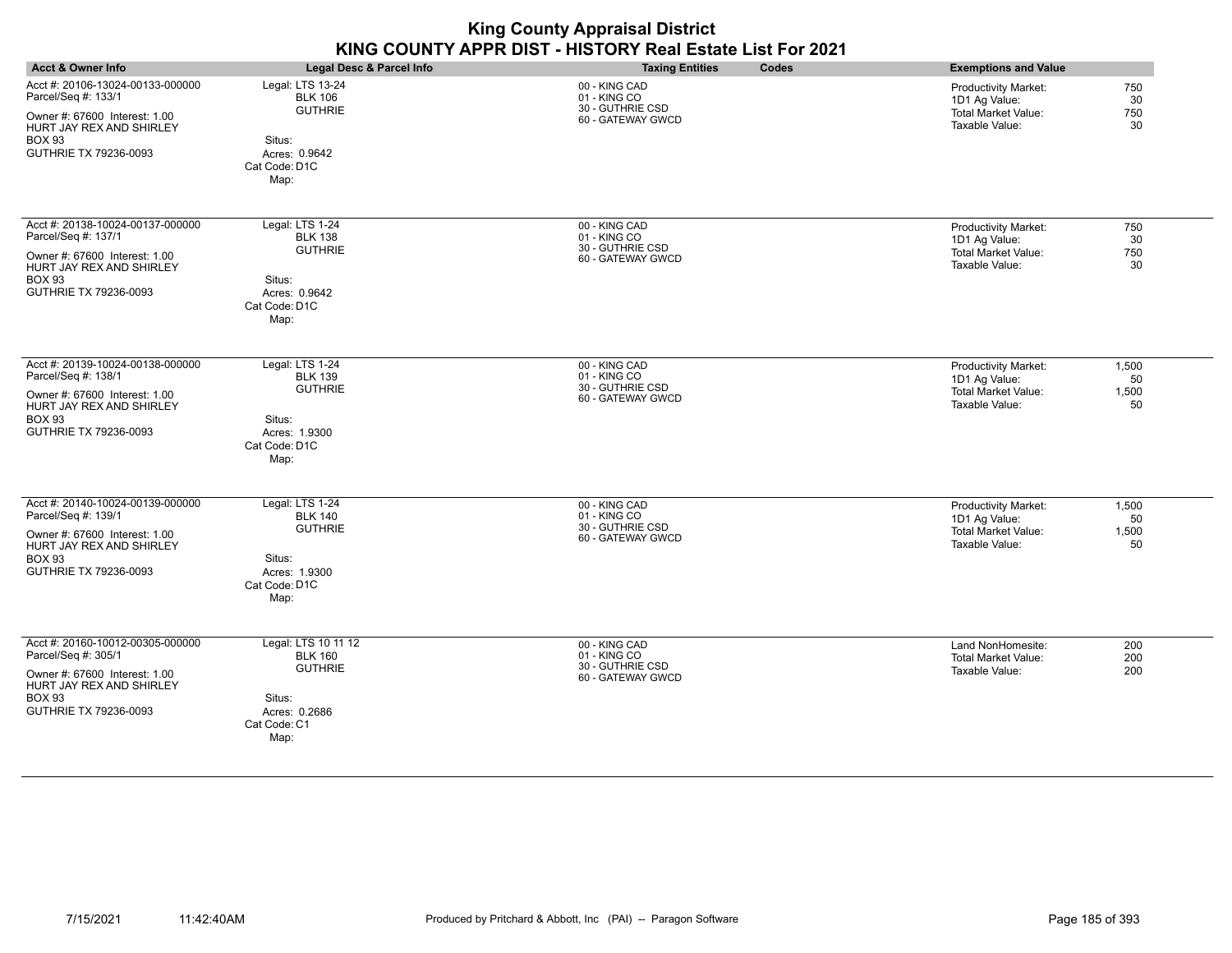# King County Appraisal District

## KING COUNTY APPR DIST - HISTORY Real Estate List For 2021

| Acct & Owner Info | Legal Desc & Parcel Info | Taxing Entities | Codes | Exemptions and Value |
|---|---|---|---|---|
| Acct #: 20106-13024-00133-000000<br>Parcel/Seq #: 133/1<br>Owner #: 67600 Interest: 1.00<br>HURT JAY REX AND SHIRLEY<br>BOX 93<br>GUTHRIE TX 79236-0093 | Legal: LTS 13-24<br>BLK 106<br>GUTHRIE<br>Situs:<br>Acres: 0.9642<br>Cat Code: D1C<br>Map: | 00 - KING CAD<br>01 - KING CO<br>30 - GUTHRIE CSD<br>60 - GATEWAY GWCD | | Productivity Market: 750<br>1D1 Ag Value: 30<br>Total Market Value: 750<br>Taxable Value: 30 |
| Acct #: 20138-10024-00137-000000<br>Parcel/Seq #: 137/1<br>Owner #: 67600 Interest: 1.00<br>HURT JAY REX AND SHIRLEY<br>BOX 93<br>GUTHRIE TX 79236-0093 | Legal: LTS 1-24<br>BLK 138<br>GUTHRIE<br>Situs:<br>Acres: 0.9642<br>Cat Code: D1C<br>Map: | 00 - KING CAD<br>01 - KING CO<br>30 - GUTHRIE CSD<br>60 - GATEWAY GWCD | | Productivity Market: 750<br>1D1 Ag Value: 30<br>Total Market Value: 750<br>Taxable Value: 30 |
| Acct #: 20139-10024-00138-000000<br>Parcel/Seq #: 138/1<br>Owner #: 67600 Interest: 1.00<br>HURT JAY REX AND SHIRLEY<br>BOX 93<br>GUTHRIE TX 79236-0093 | Legal: LTS 1-24<br>BLK 139<br>GUTHRIE<br>Situs:<br>Acres: 1.9300<br>Cat Code: D1C<br>Map: | 00 - KING CAD<br>01 - KING CO<br>30 - GUTHRIE CSD<br>60 - GATEWAY GWCD | | Productivity Market: 1,500<br>1D1 Ag Value: 50<br>Total Market Value: 1,500<br>Taxable Value: 50 |
| Acct #: 20140-10024-00139-000000<br>Parcel/Seq #: 139/1<br>Owner #: 67600 Interest: 1.00<br>HURT JAY REX AND SHIRLEY<br>BOX 93<br>GUTHRIE TX 79236-0093 | Legal: LTS 1-24<br>BLK 140<br>GUTHRIE<br>Situs:<br>Acres: 1.9300<br>Cat Code: D1C<br>Map: | 00 - KING CAD<br>01 - KING CO<br>30 - GUTHRIE CSD<br>60 - GATEWAY GWCD | | Productivity Market: 1,500<br>1D1 Ag Value: 50<br>Total Market Value: 1,500<br>Taxable Value: 50 |
| Acct #: 20160-10012-00305-000000<br>Parcel/Seq #: 305/1<br>Owner #: 67600 Interest: 1.00<br>HURT JAY REX AND SHIRLEY<br>BOX 93<br>GUTHRIE TX 79236-0093 | Legal: LTS 10 11 12<br>BLK 160<br>GUTHRIE<br>Situs:<br>Acres: 0.2686<br>Cat Code: C1<br>Map: | 00 - KING CAD<br>01 - KING CO<br>30 - GUTHRIE CSD<br>60 - GATEWAY GWCD | | Land NonHomesite: 200<br>Total Market Value: 200<br>Taxable Value: 200 |

7/15/2021 11:42:40AM Produced by Pritchard & Abbott, Inc (PAI) -- Paragon Software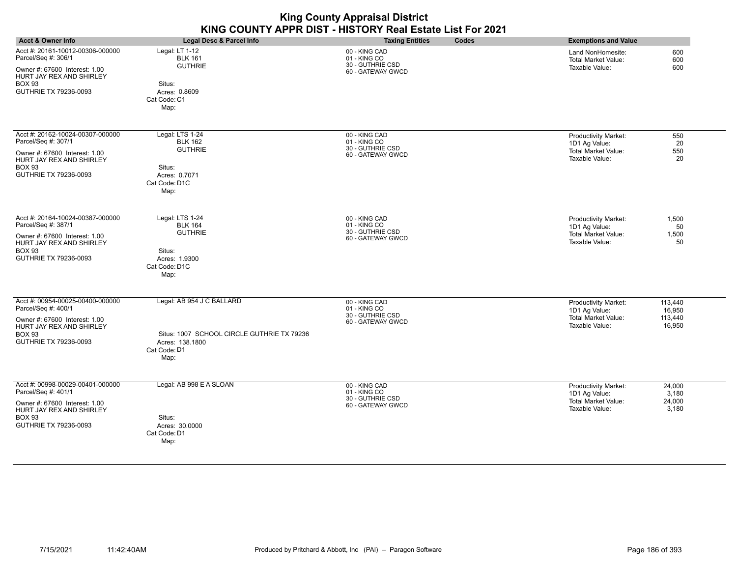# King County Appraisal District

## KING COUNTY APPR DIST - HISTORY Real Estate List For 2021

| Acct & Owner Info | Legal Desc & Parcel Info | Taxing Entities | Codes | Exemptions and Value |
|---|---|---|---|---|
| Acct #: 20161-10012-00306-000000<br>Parcel/Seq #: 306/1<br>Owner #: 67600 Interest: 1.00<br>HURT JAY REX AND SHIRLEY<br>BOX 93<br>GUTHRIE TX 79236-0093 | Legal: LT 1-12<br>BLK 161<br>GUTHRIE<br>Situs:<br>Acres: 0.8609<br>Cat Code: C1<br>Map: | 00 - KING CAD<br>01 - KING CO<br>30 - GUTHRIE CSD<br>60 - GATEWAY GWCD | | Land NonHomesite: 600<br>Total Market Value: 600<br>Taxable Value: 600 |
| Acct #: 20162-10024-00307-000000<br>Parcel/Seq #: 307/1<br>Owner #: 67600 Interest: 1.00<br>HURT JAY REX AND SHIRLEY<br>BOX 93<br>GUTHRIE TX 79236-0093 | Legal: LTS 1-24<br>BLK 162<br>GUTHRIE<br>Situs:<br>Acres: 0.7071<br>Cat Code: D1C<br>Map: | 00 - KING CAD<br>01 - KING CO<br>30 - GUTHRIE CSD<br>60 - GATEWAY GWCD | | Productivity Market: 550<br>1D1 Ag Value: 20<br>Total Market Value: 550<br>Taxable Value: 20 |
| Acct #: 20164-10024-00387-000000<br>Parcel/Seq #: 387/1<br>Owner #: 67600 Interest: 1.00<br>HURT JAY REX AND SHIRLEY<br>BOX 93<br>GUTHRIE TX 79236-0093 | Legal: LTS 1-24<br>BLK 164<br>GUTHRIE<br>Situs:<br>Acres: 1.9300<br>Cat Code: D1C<br>Map: | 00 - KING CAD<br>01 - KING CO<br>30 - GUTHRIE CSD<br>60 - GATEWAY GWCD | | Productivity Market: 1,500<br>1D1 Ag Value: 50<br>Total Market Value: 1,500<br>Taxable Value: 50 |
| Acct #: 00954-00025-00400-000000<br>Parcel/Seq #: 400/1<br>Owner #: 67600 Interest: 1.00<br>HURT JAY REX AND SHIRLEY<br>BOX 93<br>GUTHRIE TX 79236-0093 | Legal: AB 954 J C BALLARD<br>Situs: 1007 SCHOOL CIRCLE GUTHRIE TX 79236<br>Acres: 138.1800<br>Cat Code: D1<br>Map: | 00 - KING CAD<br>01 - KING CO<br>30 - GUTHRIE CSD<br>60 - GATEWAY GWCD | | Productivity Market: 113,440<br>1D1 Ag Value: 16,950<br>Total Market Value: 113,440<br>Taxable Value: 16,950 |
| Acct #: 00998-00029-00401-000000<br>Parcel/Seq #: 401/1<br>Owner #: 67600 Interest: 1.00<br>HURT JAY REX AND SHIRLEY<br>BOX 93<br>GUTHRIE TX 79236-0093 | Legal: AB 998 E A SLOAN<br>Situs:<br>Acres: 30.0000<br>Cat Code: D1<br>Map: | 00 - KING CAD<br>01 - KING CO<br>30 - GUTHRIE CSD<br>60 - GATEWAY GWCD | | Productivity Market: 24,000<br>1D1 Ag Value: 3,180<br>Total Market Value: 24,000<br>Taxable Value: 3,180 |

7/15/2021 11:42:40AM Produced by Pritchard & Abbott, Inc (PAI) -- Paragon Software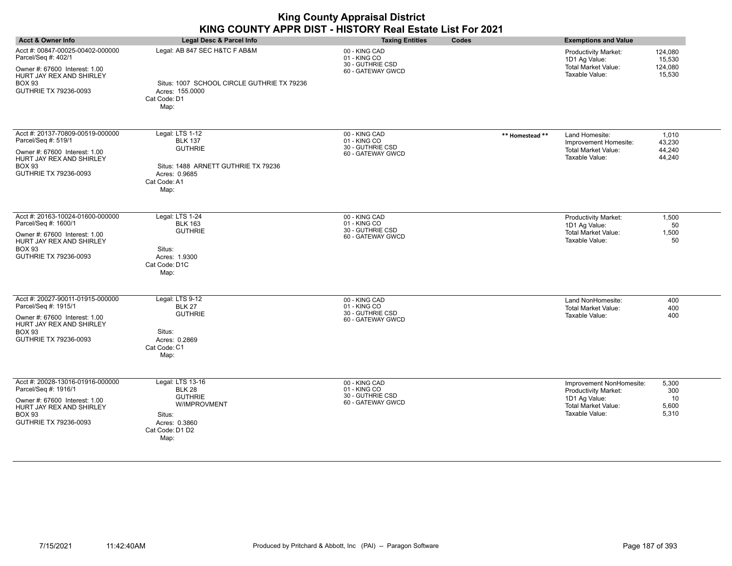# King County Appraisal District
## KING COUNTY APPR DIST - HISTORY Real Estate List For 2021

| Acct & Owner Info | Legal Desc & Parcel Info | Taxing Entities | Codes | Exemptions and Value |
|---|---|---|---|---|
| Acct #: 00847-00025-00402-000000<br>Parcel/Seq #: 402/1<br>Owner #: 67600 Interest: 1.00<br>HURT JAY REX AND SHIRLEY<br>BOX 93<br>GUTHRIE TX 79236-0093 | Legal: AB 847 SEC H&TC F AB&M<br>Situs: 1007 SCHOOL CIRCLE GUTHRIE TX 79236<br>Acres: 155.0000<br>Cat Code: D1<br>Map: | 00 - KING CAD<br>01 - KING CO<br>30 - GUTHRIE CSD<br>60 - GATEWAY GWCD | | Productivity Market: 124,080<br>1D1 Ag Value: 15,530<br>Total Market Value: 124,080<br>Taxable Value: 15,530 |
| Acct #: 20137-70809-00519-000000<br>Parcel/Seq #: 519/1<br>Owner #: 67600 Interest: 1.00<br>HURT JAY REX AND SHIRLEY<br>BOX 93<br>GUTHRIE TX 79236-0093 | Legal: LTS 1-12<br>BLK 137<br>GUTHRIE<br>Situs: 1488 ARNETT GUTHRIE TX 79236<br>Acres: 0.9685<br>Cat Code: A1<br>Map: | 00 - KING CAD<br>01 - KING CO<br>30 - GUTHRIE CSD<br>60 - GATEWAY GWCD | ** Homestead ** | Land Homesite: 1,010<br>Improvement Homesite: 43,230<br>Total Market Value: 44,240<br>Taxable Value: 44,240 |
| Acct #: 20163-10024-01600-000000<br>Parcel/Seq #: 1600/1<br>Owner #: 67600 Interest: 1.00<br>HURT JAY REX AND SHIRLEY<br>BOX 93<br>GUTHRIE TX 79236-0093 | Legal: LTS 1-24<br>BLK 163<br>GUTHRIE<br>Situs:<br>Acres: 1.9300<br>Cat Code: D1C<br>Map: | 00 - KING CAD<br>01 - KING CO<br>30 - GUTHRIE CSD<br>60 - GATEWAY GWCD | | Productivity Market: 1,500<br>1D1 Ag Value: 50<br>Total Market Value: 1,500<br>Taxable Value: 50 |
| Acct #: 20027-90011-01915-000000<br>Parcel/Seq #: 1915/1<br>Owner #: 67600 Interest: 1.00<br>HURT JAY REX AND SHIRLEY<br>BOX 93<br>GUTHRIE TX 79236-0093 | Legal: LTS 9-12<br>BLK 27<br>GUTHRIE<br>Situs:<br>Acres: 0.2869<br>Cat Code: C1<br>Map: | 00 - KING CAD<br>01 - KING CO<br>30 - GUTHRIE CSD<br>60 - GATEWAY GWCD | | Land NonHomesite: 400<br>Total Market Value: 400<br>Taxable Value: 400 |
| Acct #: 20028-13016-01916-000000<br>Parcel/Seq #: 1916/1<br>Owner #: 67600 Interest: 1.00<br>HURT JAY REX AND SHIRLEY<br>BOX 93<br>GUTHRIE TX 79236-0093 | Legal: LTS 13-16<br>BLK 28<br>GUTHRIE<br>W/IMPROVMENT<br>Situs:<br>Acres: 0.3860<br>Cat Code: D1 D2<br>Map: | 00 - KING CAD<br>01 - KING CO<br>30 - GUTHRIE CSD<br>60 - GATEWAY GWCD | | Improvement NonHomesite: 5,300<br>Productivity Market: 300<br>1D1 Ag Value: 10<br>Total Market Value: 5,600<br>Taxable Value: 5,310 |

7/15/2021 11:42:40AM Produced by Pritchard & Abbott, Inc (PAI) -- Paragon Software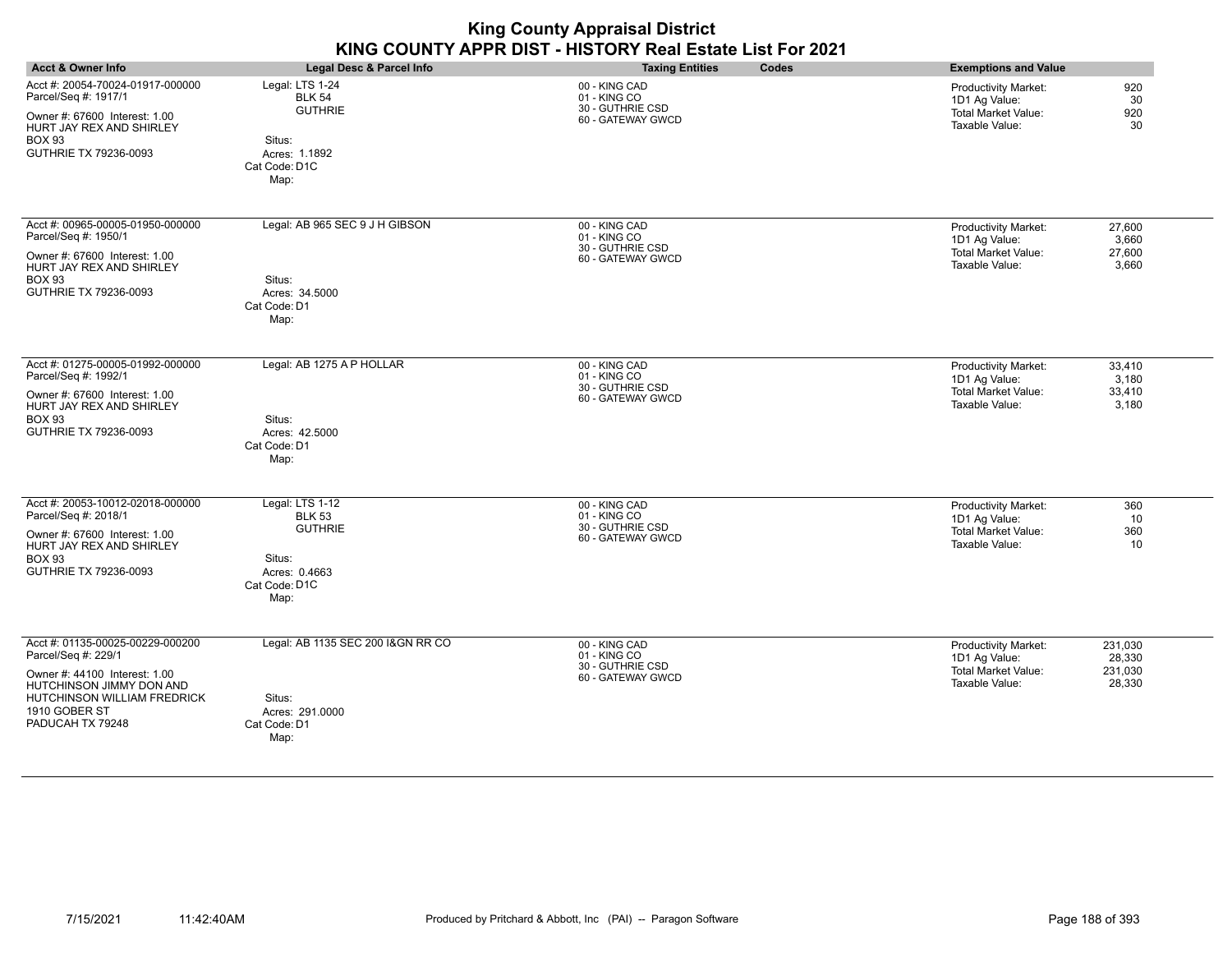# King County Appraisal District
## KING COUNTY APPR DIST - HISTORY Real Estate List For 2021

| Acct & Owner Info | Legal Desc & Parcel Info | Taxing Entities | Codes | Exemptions and Value |
|---|---|---|---|---|
| Acct #: 20054-70024-01917-000000<br>Parcel/Seq #: 1917/1<br>Owner #: 67600 Interest: 1.00<br>HURT JAY REX AND SHIRLEY<br>BOX 93<br>GUTHRIE TX 79236-0093 | Legal: LTS 1-24<br>BLK 54<br>GUTHRIE<br>Situs:<br>Acres: 1.1892<br>Cat Code: D1C<br>Map: | 00 - KING CAD<br>01 - KING CO<br>30 - GUTHRIE CSD<br>60 - GATEWAY GWCD | | Productivity Market: 920<br>1D1 Ag Value: 30<br>Total Market Value: 920<br>Taxable Value: 30 |
| Acct #: 00965-00005-01950-000000<br>Parcel/Seq #: 1950/1<br>Owner #: 67600 Interest: 1.00<br>HURT JAY REX AND SHIRLEY<br>BOX 93<br>GUTHRIE TX 79236-0093 | Legal: AB 965 SEC 9 J H GIBSON<br>Situs:<br>Acres: 34.5000<br>Cat Code: D1<br>Map: | 00 - KING CAD<br>01 - KING CO<br>30 - GUTHRIE CSD<br>60 - GATEWAY GWCD | | Productivity Market: 27,600<br>1D1 Ag Value: 3,660<br>Total Market Value: 27,600<br>Taxable Value: 3,660 |
| Acct #: 01275-00005-01992-000000<br>Parcel/Seq #: 1992/1<br>Owner #: 67600 Interest: 1.00<br>HURT JAY REX AND SHIRLEY<br>BOX 93<br>GUTHRIE TX 79236-0093 | Legal: AB 1275 A P HOLLAR<br>Situs:<br>Acres: 42.5000<br>Cat Code: D1<br>Map: | 00 - KING CAD<br>01 - KING CO<br>30 - GUTHRIE CSD<br>60 - GATEWAY GWCD | | Productivity Market: 33,410<br>1D1 Ag Value: 3,180<br>Total Market Value: 33,410<br>Taxable Value: 3,180 |
| Acct #: 20053-10012-02018-000000<br>Parcel/Seq #: 2018/1<br>Owner #: 67600 Interest: 1.00<br>HURT JAY REX AND SHIRLEY<br>BOX 93<br>GUTHRIE TX 79236-0093 | Legal: LTS 1-12<br>BLK 53<br>GUTHRIE<br>Situs:<br>Acres: 0.4663<br>Cat Code: D1C<br>Map: | 00 - KING CAD<br>01 - KING CO<br>30 - GUTHRIE CSD<br>60 - GATEWAY GWCD | | Productivity Market: 360<br>1D1 Ag Value: 10<br>Total Market Value: 360<br>Taxable Value: 10 |
| Acct #: 01135-00025-00229-000200<br>Parcel/Seq #: 229/1<br>Owner #: 44100 Interest: 1.00<br>HUTCHINSON JIMMY DON AND<br>HUTCHINSON WILLIAM FREDRICK<br>1910 GOBER ST<br>PADUCAH TX 79248 | Legal: AB 1135 SEC 200 I&GN RR CO<br>Situs:<br>Acres: 291.0000<br>Cat Code: D1<br>Map: | 00 - KING CAD<br>01 - KING CO<br>30 - GUTHRIE CSD<br>60 - GATEWAY GWCD | | Productivity Market: 231,030<br>1D1 Ag Value: 28,330<br>Total Market Value: 231,030<br>Taxable Value: 28,330 |

7/15/2021 11:42:40AM Produced by Pritchard & Abbott, Inc (PAI) -- Paragon Software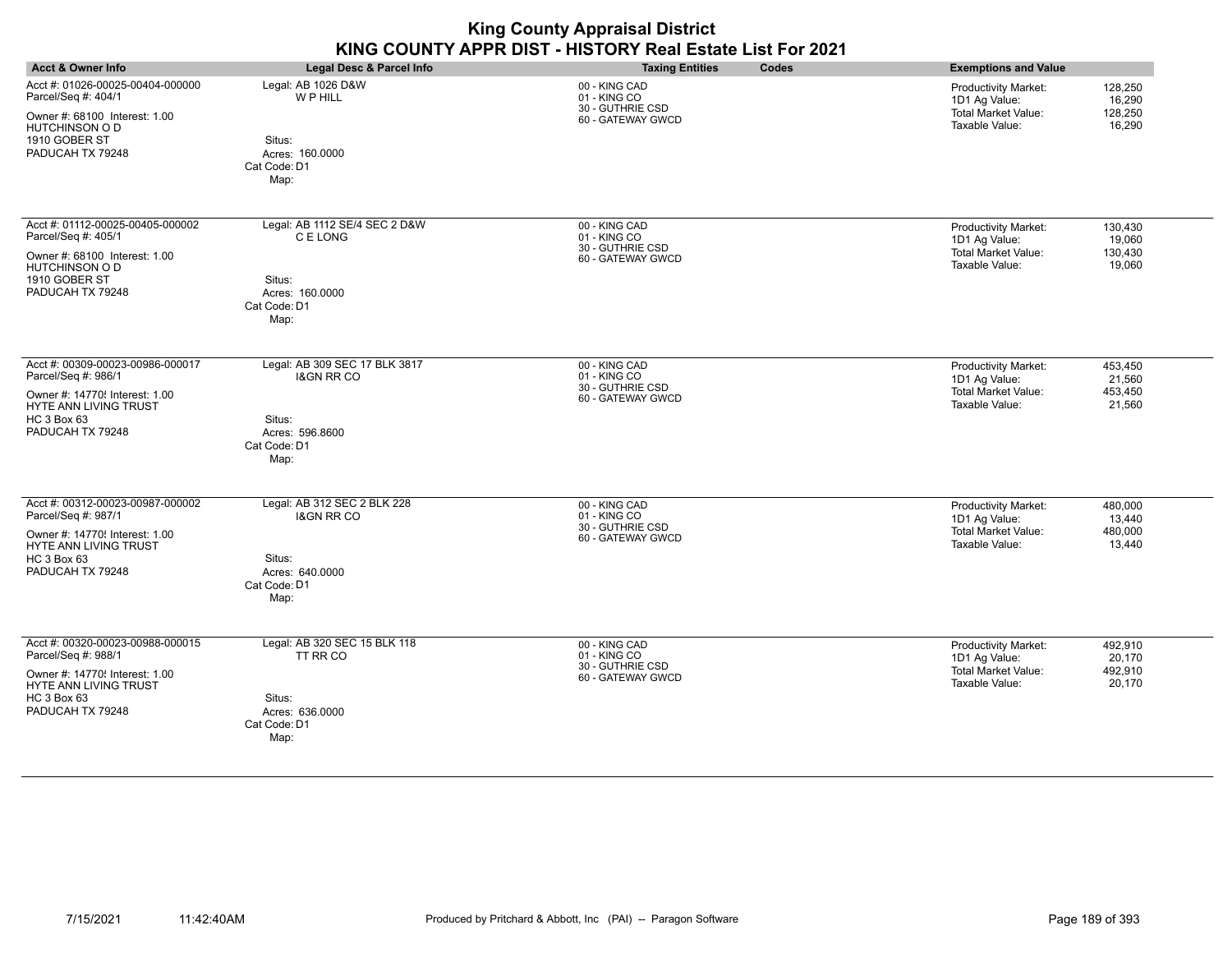# King County Appraisal District
## KING COUNTY APPR DIST - HISTORY Real Estate List For 2021

| Acct & Owner Info | Legal Desc & Parcel Info | Taxing Entities | Codes | Exemptions and Value |
|---|---|---|---|---|
| Acct #: 01026-00025-00404-000000<br>Parcel/Seq #: 404/1<br>Owner #: 68100 Interest: 1.00<br>HUTCHINSON O D<br>1910 GOBER ST<br>PADUCAH TX 79248 | Legal: AB 1026 D&W<br>W P HILL<br>Situs:<br>Acres: 160.0000<br>Cat Code: D1<br>Map: | 00 - KING CAD<br>01 - KING CO<br>30 - GUTHRIE CSD<br>60 - GATEWAY GWCD | | Productivity Market: 128,250<br>1D1 Ag Value: 16,290<br>Total Market Value: 128,250<br>Taxable Value: 16,290 |
| Acct #: 01112-00025-00405-000002<br>Parcel/Seq #: 405/1<br>Owner #: 68100 Interest: 1.00<br>HUTCHINSON O D<br>1910 GOBER ST<br>PADUCAH TX 79248 | Legal: AB 1112 SE/4 SEC 2 D&W<br>C E LONG<br>Situs:<br>Acres: 160.0000<br>Cat Code: D1<br>Map: | 00 - KING CAD<br>01 - KING CO<br>30 - GUTHRIE CSD<br>60 - GATEWAY GWCD | | Productivity Market: 130,430<br>1D1 Ag Value: 19,060<br>Total Market Value: 130,430<br>Taxable Value: 19,060 |
| Acct #: 00309-00023-00986-000017<br>Parcel/Seq #: 986/1<br>Owner #: 14770! Interest: 1.00<br>HYTE ANN LIVING TRUST<br>HC 3 Box 63<br>PADUCAH TX 79248 | Legal: AB 309 SEC 17 BLK 3817<br>I&GN RR CO<br>Situs:<br>Acres: 596.8600<br>Cat Code: D1<br>Map: | 00 - KING CAD<br>01 - KING CO<br>30 - GUTHRIE CSD<br>60 - GATEWAY GWCD | | Productivity Market: 453,450<br>1D1 Ag Value: 21,560<br>Total Market Value: 453,450<br>Taxable Value: 21,560 |
| Acct #: 00312-00023-00987-000002<br>Parcel/Seq #: 987/1<br>Owner #: 14770! Interest: 1.00<br>HYTE ANN LIVING TRUST<br>HC 3 Box 63<br>PADUCAH TX 79248 | Legal: AB 312 SEC 2 BLK 228<br>I&GN RR CO<br>Situs:<br>Acres: 640.0000<br>Cat Code: D1<br>Map: | 00 - KING CAD<br>01 - KING CO<br>30 - GUTHRIE CSD<br>60 - GATEWAY GWCD | | Productivity Market: 480,000<br>1D1 Ag Value: 13,440<br>Total Market Value: 480,000<br>Taxable Value: 13,440 |
| Acct #: 00320-00023-00988-000015<br>Parcel/Seq #: 988/1<br>Owner #: 14770! Interest: 1.00<br>HYTE ANN LIVING TRUST<br>HC 3 Box 63<br>PADUCAH TX 79248 | Legal: AB 320 SEC 15 BLK 118<br>TT RR CO<br>Situs:<br>Acres: 636.0000<br>Cat Code: D1<br>Map: | 00 - KING CAD<br>01 - KING CO<br>30 - GUTHRIE CSD<br>60 - GATEWAY GWCD | | Productivity Market: 492,910<br>1D1 Ag Value: 20,170<br>Total Market Value: 492,910<br>Taxable Value: 20,170 |

7/15/2021 11:42:40AM Produced by Pritchard & Abbott, Inc (PAI) -- Paragon Software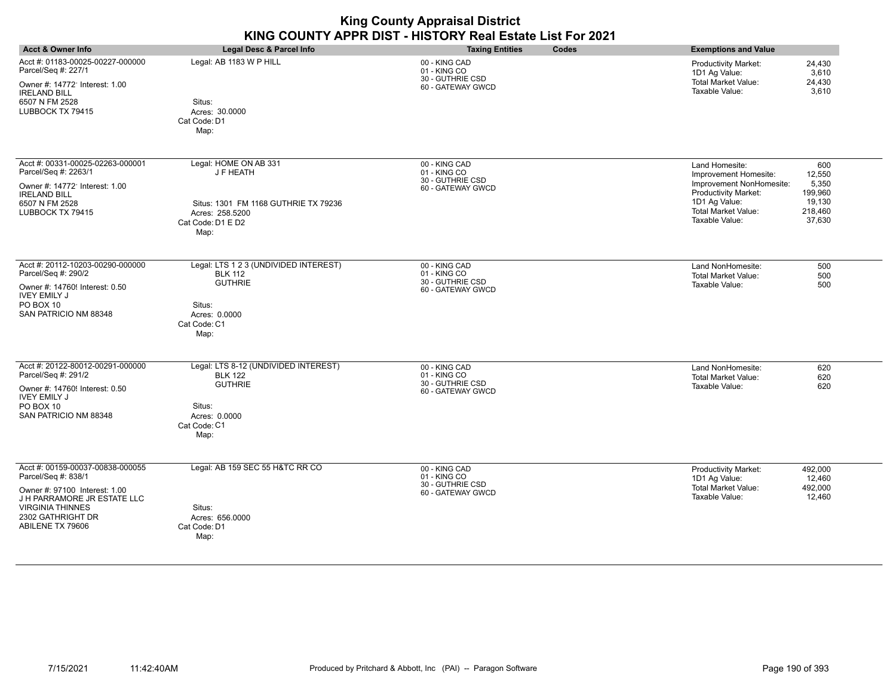# King County Appraisal District

## KING COUNTY APPR DIST - HISTORY Real Estate List For 2021

| Acct & Owner Info | Legal Desc & Parcel Info | Taxing Entities | Codes | Exemptions and Value |
|---|---|---|---|---|
| Acct #: 01183-00025-00227-000000<br>Parcel/Seq #: 227/1<br>Owner #: 14772' Interest: 1.00<br>IRELAND BILL<br>6507 N FM 2528<br>LUBBOCK TX 79415 | Legal: AB 1183 W P HILL<br>Situs:<br>Acres: 30.0000<br>Cat Code: D1<br>Map: | 00 - KING CAD<br>01 - KING CO<br>30 - GUTHRIE CSD<br>60 - GATEWAY GWCD | | Productivity Market: 24,430<br>1D1 Ag Value: 3,610<br>Total Market Value: 24,430<br>Taxable Value: 3,610 |
| Acct #: 00331-00025-02263-000001<br>Parcel/Seq #: 2263/1<br>Owner #: 14772' Interest: 1.00<br>IRELAND BILL<br>6507 N FM 2528<br>LUBBOCK TX 79415 | Legal: HOME ON AB 331<br>J F HEATH<br>Situs: 1301 FM 1168 GUTHRIE TX 79236<br>Acres: 258.5200<br>Cat Code: D1 E D2<br>Map: | 00 - KING CAD<br>01 - KING CO<br>30 - GUTHRIE CSD<br>60 - GATEWAY GWCD | | Land Homesite: 600<br>Improvement Homesite: 12,550<br>Improvement NonHomesite: 5,350<br>Productivity Market: 199,960<br>1D1 Ag Value: 19,130<br>Total Market Value: 218,460<br>Taxable Value: 37,630 |
| Acct #: 20112-10203-00290-000000<br>Parcel/Seq #: 290/2<br>Owner #: 14760! Interest: 0.50<br>IVEY EMILY J<br>PO BOX 10<br>SAN PATRICIO NM 88348 | Legal: LTS 1 2 3 (UNDIVIDED INTEREST)<br>BLK 112<br>GUTHRIE<br>Situs:<br>Acres: 0.0000<br>Cat Code: C1<br>Map: | 00 - KING CAD<br>01 - KING CO<br>30 - GUTHRIE CSD<br>60 - GATEWAY GWCD | | Land NonHomesite: 500<br>Total Market Value: 500<br>Taxable Value: 500 |
| Acct #: 20122-80012-00291-000000<br>Parcel/Seq #: 291/2<br>Owner #: 14760! Interest: 0.50<br>IVEY EMILY J<br>PO BOX 10<br>SAN PATRICIO NM 88348 | Legal: LTS 8-12 (UNDIVIDED INTEREST)<br>BLK 122<br>GUTHRIE<br>Situs:<br>Acres: 0.0000<br>Cat Code: C1<br>Map: | 00 - KING CAD<br>01 - KING CO<br>30 - GUTHRIE CSD<br>60 - GATEWAY GWCD | | Land NonHomesite: 620<br>Total Market Value: 620<br>Taxable Value: 620 |
| Acct #: 00159-00037-00838-000055<br>Parcel/Seq #: 838/1<br>Owner #: 97100 Interest: 1.00<br>J H PARRAMORE JR ESTATE LLC<br>VIRGINIA THINNES<br>2302 GATHRIGHT DR<br>ABILENE TX 79606 | Legal: AB 159 SEC 55 H&TC RR CO<br>Situs:<br>Acres: 656.0000<br>Cat Code: D1<br>Map: | 00 - KING CAD<br>01 - KING CO<br>30 - GUTHRIE CSD<br>60 - GATEWAY GWCD | | Productivity Market: 492,000<br>1D1 Ag Value: 12,460<br>Total Market Value: 492,000<br>Taxable Value: 12,460 |

7/15/2021 11:42:40AM Produced by Pritchard & Abbott, Inc (PAI) -- Paragon Software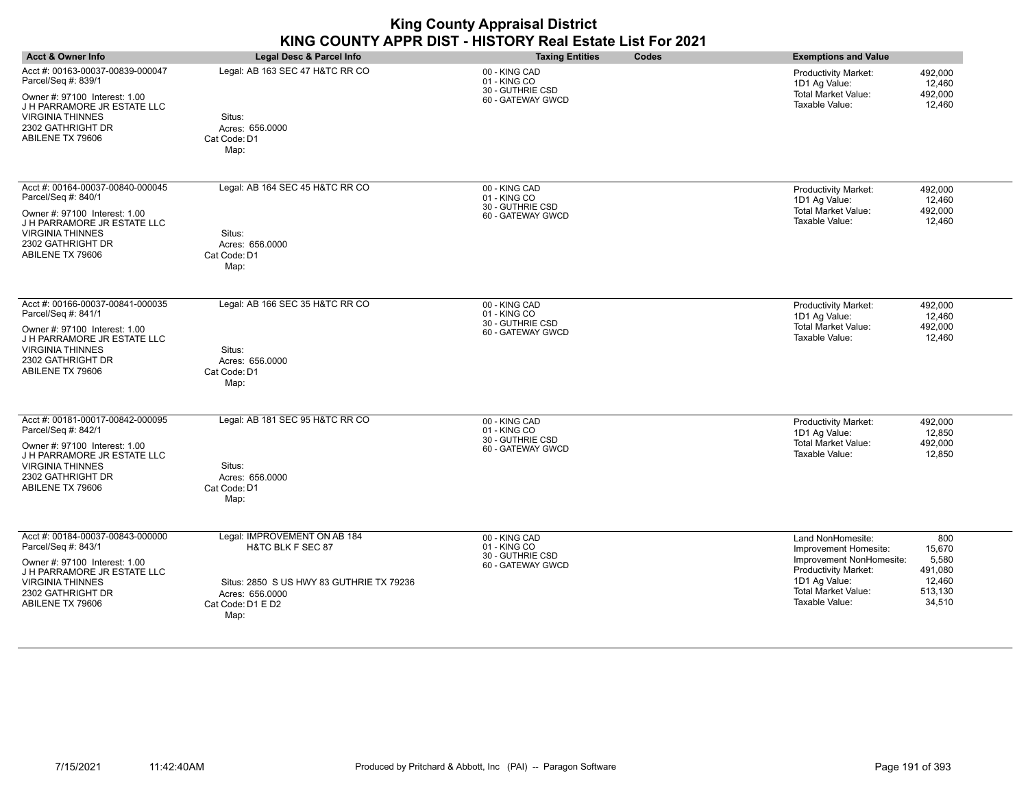# King County Appraisal District

## KING COUNTY APPR DIST - HISTORY Real Estate List For 2021

| Acct & Owner Info | Legal Desc & Parcel Info | Taxing Entities | Codes | Exemptions and Value |
|---|---|---|---|---|
| Acct #: 00163-00037-00839-000047<br>Parcel/Seq #: 839/1<br>Owner #: 97100 Interest: 1.00<br>J H PARRAMORE JR ESTATE LLC<br>VIRGINIA THINNES<br>2302 GATHRIGHT DR<br>ABILENE TX 79606 | Legal: AB 163 SEC 47 H&TC RR CO<br>Situs:<br>Acres: 656.0000<br>Cat Code: D1<br>Map: | 00 - KING CAD<br>01 - KING CO<br>30 - GUTHRIE CSD<br>60 - GATEWAY GWCD | | Productivity Market: 492,000<br>1D1 Ag Value: 12,460<br>Total Market Value: 492,000<br>Taxable Value: 12,460 |
| Acct #: 00164-00037-00840-000045<br>Parcel/Seq #: 840/1<br>Owner #: 97100 Interest: 1.00<br>J H PARRAMORE JR ESTATE LLC<br>VIRGINIA THINNES<br>2302 GATHRIGHT DR<br>ABILENE TX 79606 | Legal: AB 164 SEC 45 H&TC RR CO<br>Situs:<br>Acres: 656.0000<br>Cat Code: D1<br>Map: | 00 - KING CAD<br>01 - KING CO<br>30 - GUTHRIE CSD<br>60 - GATEWAY GWCD | | Productivity Market: 492,000<br>1D1 Ag Value: 12,460<br>Total Market Value: 492,000<br>Taxable Value: 12,460 |
| Acct #: 00166-00037-00841-000035<br>Parcel/Seq #: 841/1<br>Owner #: 97100 Interest: 1.00<br>J H PARRAMORE JR ESTATE LLC<br>VIRGINIA THINNES<br>2302 GATHRIGHT DR<br>ABILENE TX 79606 | Legal: AB 166 SEC 35 H&TC RR CO<br>Situs:<br>Acres: 656.0000<br>Cat Code: D1<br>Map: | 00 - KING CAD<br>01 - KING CO<br>30 - GUTHRIE CSD<br>60 - GATEWAY GWCD | | Productivity Market: 492,000<br>1D1 Ag Value: 12,460<br>Total Market Value: 492,000<br>Taxable Value: 12,460 |
| Acct #: 00181-00017-00842-000095<br>Parcel/Seq #: 842/1<br>Owner #: 97100 Interest: 1.00<br>J H PARRAMORE JR ESTATE LLC<br>VIRGINIA THINNES<br>2302 GATHRIGHT DR<br>ABILENE TX 79606 | Legal: AB 181 SEC 95 H&TC RR CO<br>Situs:<br>Acres: 656.0000<br>Cat Code: D1<br>Map: | 00 - KING CAD<br>01 - KING CO<br>30 - GUTHRIE CSD<br>60 - GATEWAY GWCD | | Productivity Market: 492,000<br>1D1 Ag Value: 12,850<br>Total Market Value: 492,000<br>Taxable Value: 12,850 |
| Acct #: 00184-00037-00843-000000<br>Parcel/Seq #: 843/1<br>Owner #: 97100 Interest: 1.00<br>J H PARRAMORE JR ESTATE LLC<br>VIRGINIA THINNES<br>2302 GATHRIGHT DR<br>ABILENE TX 79606 | Legal: IMPROVEMENT ON AB 184 H&TC BLK F SEC 87<br>Situs: 2850 S US HWY 83 GUTHRIE TX 79236<br>Acres: 656.0000<br>Cat Code: D1 E D2<br>Map: | 00 - KING CAD<br>01 - KING CO<br>30 - GUTHRIE CSD<br>60 - GATEWAY GWCD | | Land NonHomesite: 800<br>Improvement Homesite: 15,670<br>Improvement NonHomesite: 5,580<br>Productivity Market: 491,080<br>1D1 Ag Value: 12,460<br>Total Market Value: 513,130<br>Taxable Value: 34,510 |

7/15/2021 11:42:40AM Produced by Pritchard & Abbott, Inc (PAI) -- Paragon Software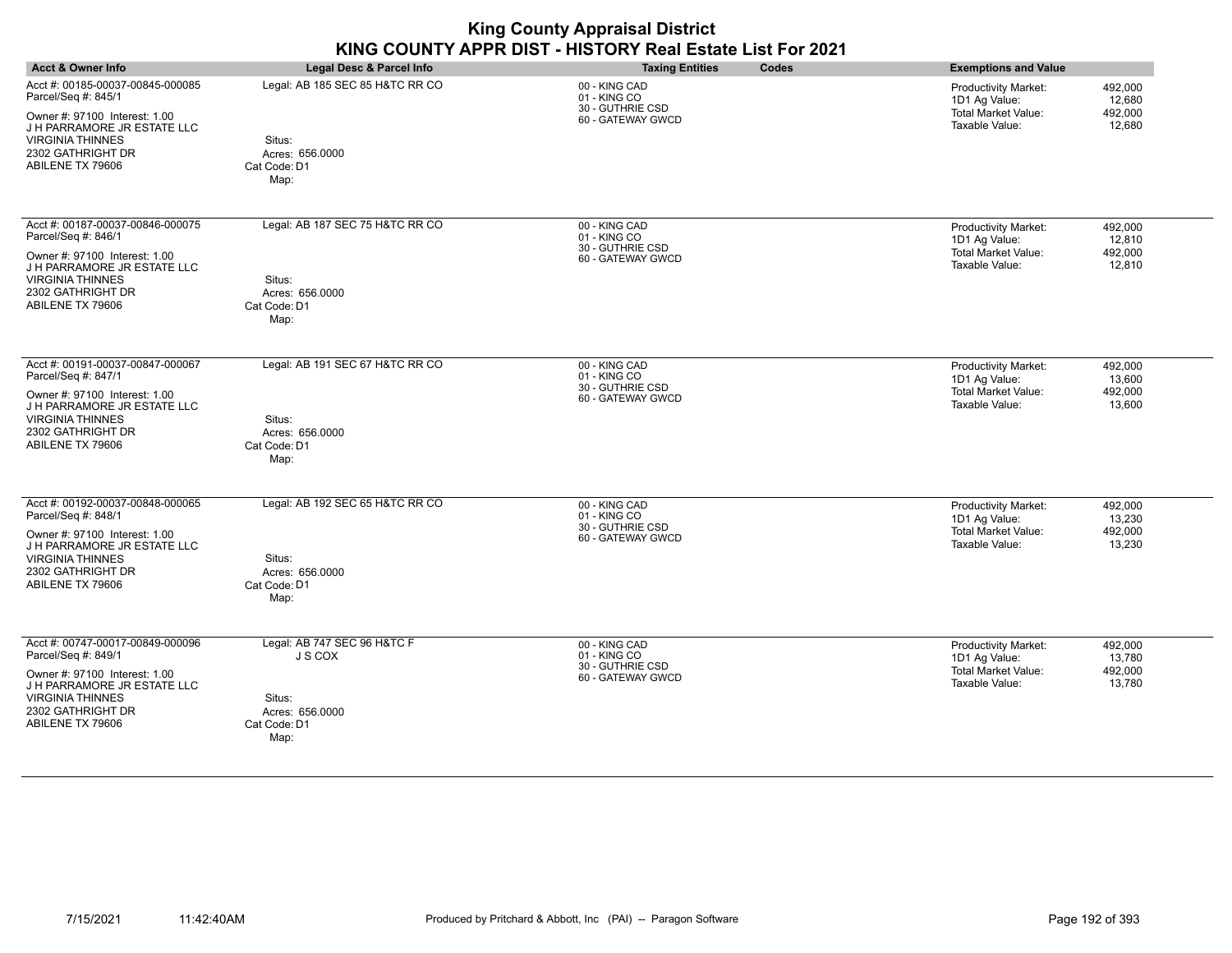# King County Appraisal District

## KING COUNTY APPR DIST - HISTORY Real Estate List For 2021

| Acct & Owner Info | Legal Desc & Parcel Info | Taxing Entities | Codes | Exemptions and Value |
|---|---|---|---|---|
| Acct #: 00185-00037-00845-000085<br>Parcel/Seq #: 845/1<br>Owner #: 97100 Interest: 1.00<br>J H PARRAMORE JR ESTATE LLC<br>VIRGINIA THINNES<br>2302 GATHRIGHT DR<br>ABILENE TX 79606 | Legal: AB 185 SEC 85 H&TC RR CO<br>Situs:<br>Acres: 656.0000<br>Cat Code: D1<br>Map: | 00 - KING CAD<br>01 - KING CO<br>30 - GUTHRIE CSD<br>60 - GATEWAY GWCD | | Productivity Market: 492,000<br>1D1 Ag Value: 12,680<br>Total Market Value: 492,000<br>Taxable Value: 12,680 |
| Acct #: 00187-00037-00846-000075<br>Parcel/Seq #: 846/1<br>Owner #: 97100 Interest: 1.00<br>J H PARRAMORE JR ESTATE LLC<br>VIRGINIA THINNES<br>2302 GATHRIGHT DR<br>ABILENE TX 79606 | Legal: AB 187 SEC 75 H&TC RR CO<br>Situs:<br>Acres: 656.0000<br>Cat Code: D1<br>Map: | 00 - KING CAD<br>01 - KING CO<br>30 - GUTHRIE CSD<br>60 - GATEWAY GWCD | | Productivity Market: 492,000<br>1D1 Ag Value: 12,810<br>Total Market Value: 492,000<br>Taxable Value: 12,810 |
| Acct #: 00191-00037-00847-000067<br>Parcel/Seq #: 847/1<br>Owner #: 97100 Interest: 1.00<br>J H PARRAMORE JR ESTATE LLC<br>VIRGINIA THINNES<br>2302 GATHRIGHT DR<br>ABILENE TX 79606 | Legal: AB 191 SEC 67 H&TC RR CO<br>Situs:<br>Acres: 656.0000<br>Cat Code: D1<br>Map: | 00 - KING CAD<br>01 - KING CO<br>30 - GUTHRIE CSD<br>60 - GATEWAY GWCD | | Productivity Market: 492,000<br>1D1 Ag Value: 13,600<br>Total Market Value: 492,000<br>Taxable Value: 13,600 |
| Acct #: 00192-00037-00848-000065<br>Parcel/Seq #: 848/1<br>Owner #: 97100 Interest: 1.00<br>J H PARRAMORE JR ESTATE LLC<br>VIRGINIA THINNES<br>2302 GATHRIGHT DR<br>ABILENE TX 79606 | Legal: AB 192 SEC 65 H&TC RR CO<br>Situs:<br>Acres: 656.0000<br>Cat Code: D1<br>Map: | 00 - KING CAD<br>01 - KING CO<br>30 - GUTHRIE CSD<br>60 - GATEWAY GWCD | | Productivity Market: 492,000<br>1D1 Ag Value: 13,230<br>Total Market Value: 492,000<br>Taxable Value: 13,230 |
| Acct #: 00747-00017-00849-000096<br>Parcel/Seq #: 849/1<br>Owner #: 97100 Interest: 1.00<br>J H PARRAMORE JR ESTATE LLC<br>VIRGINIA THINNES<br>2302 GATHRIGHT DR<br>ABILENE TX 79606 | Legal: AB 747 SEC 96 H&TC F<br>J S COX<br>Situs:<br>Acres: 656.0000<br>Cat Code: D1<br>Map: | 00 - KING CAD<br>01 - KING CO<br>30 - GUTHRIE CSD<br>60 - GATEWAY GWCD | | Productivity Market: 492,000<br>1D1 Ag Value: 13,780<br>Total Market Value: 492,000<br>Taxable Value: 13,780 |

7/15/2021 11:42:40AM Produced by Pritchard & Abbott, Inc (PAI) -- Paragon Software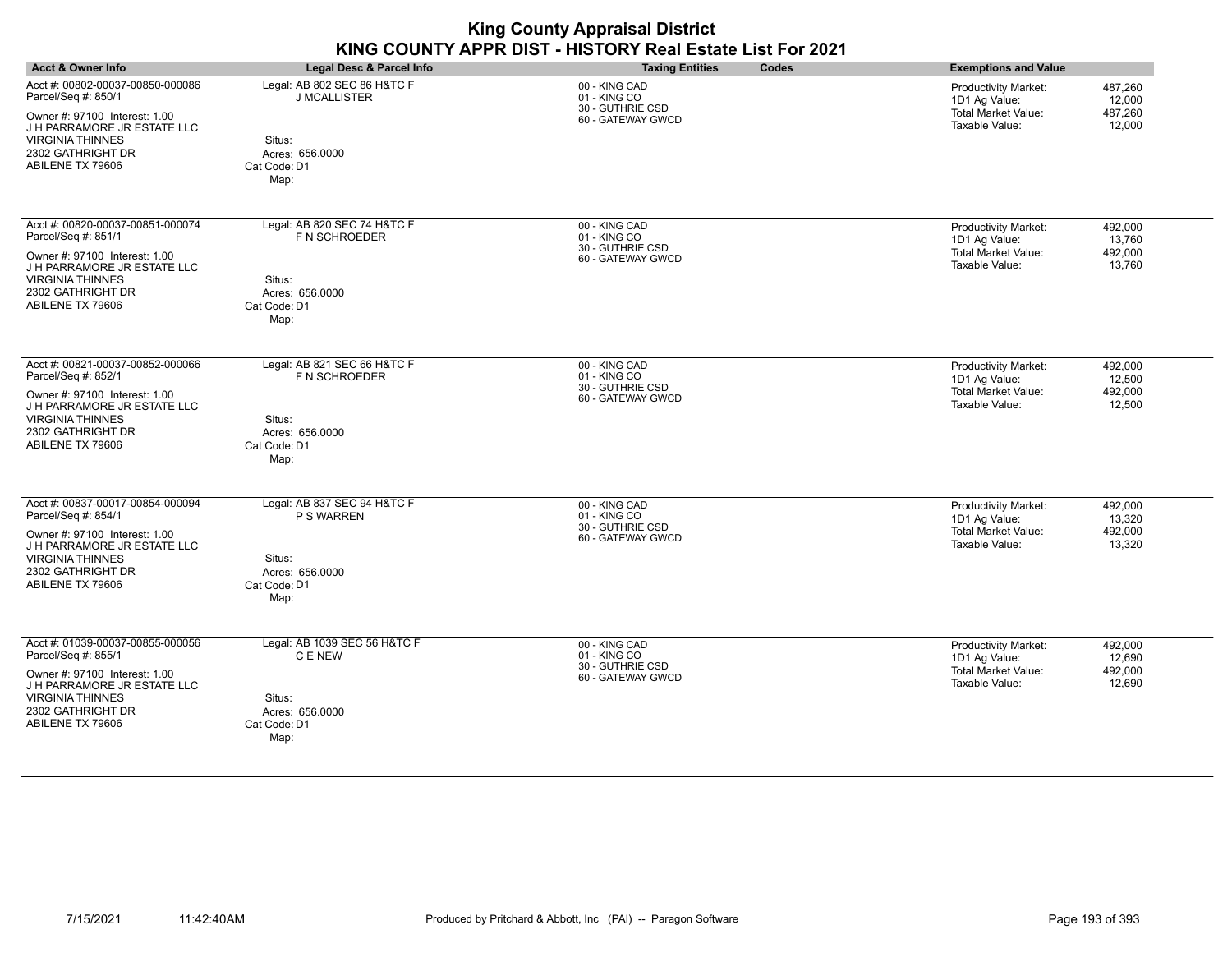# King County Appraisal District

## KING COUNTY APPR DIST - HISTORY Real Estate List For 2021

| Acct & Owner Info | Legal Desc & Parcel Info | Taxing Entities | Codes | Exemptions and Value |
|---|---|---|---|---|
| Acct #: 00802-00037-00850-000086<br>Parcel/Seq #: 850/1<br>Owner #: 97100 Interest: 1.00<br>J H PARRAMORE JR ESTATE LLC<br>VIRGINIA THINNES<br>2302 GATHRIGHT DR<br>ABILENE TX 79606 | Legal: AB 802 SEC 86 H&TC F<br>J MCALLISTER<br>Situs:<br>Acres: 656.0000<br>Cat Code: D1<br>Map: | 00 - KING CAD<br>01 - KING CO<br>30 - GUTHRIE CSD<br>60 - GATEWAY GWCD | | Productivity Market: 487,260<br>1D1 Ag Value: 12,000<br>Total Market Value: 487,260<br>Taxable Value: 12,000 |
| Acct #: 00820-00037-00851-000074<br>Parcel/Seq #: 851/1<br>Owner #: 97100 Interest: 1.00<br>J H PARRAMORE JR ESTATE LLC<br>VIRGINIA THINNES<br>2302 GATHRIGHT DR<br>ABILENE TX 79606 | Legal: AB 820 SEC 74 H&TC F<br>F N SCHROEDER<br>Situs:<br>Acres: 656.0000<br>Cat Code: D1<br>Map: | 00 - KING CAD<br>01 - KING CO<br>30 - GUTHRIE CSD<br>60 - GATEWAY GWCD | | Productivity Market: 492,000<br>1D1 Ag Value: 13,760<br>Total Market Value: 492,000<br>Taxable Value: 13,760 |
| Acct #: 00821-00037-00852-000066<br>Parcel/Seq #: 852/1<br>Owner #: 97100 Interest: 1.00<br>J H PARRAMORE JR ESTATE LLC<br>VIRGINIA THINNES<br>2302 GATHRIGHT DR<br>ABILENE TX 79606 | Legal: AB 821 SEC 66 H&TC F<br>F N SCHROEDER<br>Situs:<br>Acres: 656.0000<br>Cat Code: D1<br>Map: | 00 - KING CAD<br>01 - KING CO<br>30 - GUTHRIE CSD<br>60 - GATEWAY GWCD | | Productivity Market: 492,000<br>1D1 Ag Value: 12,500<br>Total Market Value: 492,000<br>Taxable Value: 12,500 |
| Acct #: 00837-00017-00854-000094<br>Parcel/Seq #: 854/1<br>Owner #: 97100 Interest: 1.00<br>J H PARRAMORE JR ESTATE LLC<br>VIRGINIA THINNES<br>2302 GATHRIGHT DR<br>ABILENE TX 79606 | Legal: AB 837 SEC 94 H&TC F<br>P S WARREN<br>Situs:<br>Acres: 656.0000<br>Cat Code: D1<br>Map: | 00 - KING CAD<br>01 - KING CO<br>30 - GUTHRIE CSD<br>60 - GATEWAY GWCD | | Productivity Market: 492,000<br>1D1 Ag Value: 13,320<br>Total Market Value: 492,000<br>Taxable Value: 13,320 |
| Acct #: 01039-00037-00855-000056<br>Parcel/Seq #: 855/1<br>Owner #: 97100 Interest: 1.00<br>J H PARRAMORE JR ESTATE LLC<br>VIRGINIA THINNES<br>2302 GATHRIGHT DR<br>ABILENE TX 79606 | Legal: AB 1039 SEC 56 H&TC F<br>C E NEW<br>Situs:<br>Acres: 656.0000<br>Cat Code: D1<br>Map: | 00 - KING CAD<br>01 - KING CO<br>30 - GUTHRIE CSD<br>60 - GATEWAY GWCD | | Productivity Market: 492,000<br>1D1 Ag Value: 12,690<br>Total Market Value: 492,000<br>Taxable Value: 12,690 |

7/15/2021 11:42:40AM Produced by Pritchard & Abbott, Inc (PAI) -- Paragon Software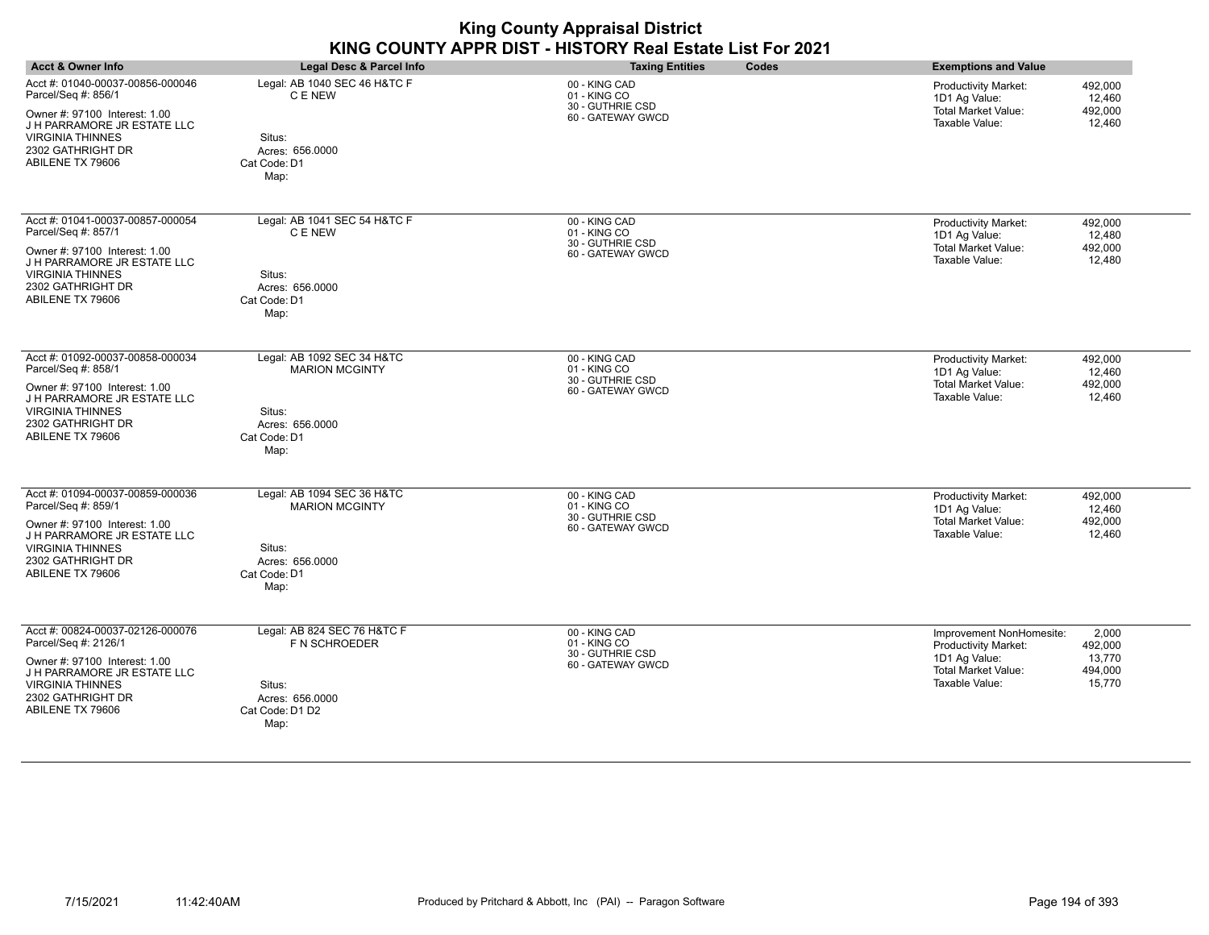# King County Appraisal District

## KING COUNTY APPR DIST - HISTORY Real Estate List For 2021

| Acct & Owner Info | Legal Desc & Parcel Info | Taxing Entities | Codes | Exemptions and Value |
|---|---|---|---|---|
| Acct #: 01040-00037-00856-000046<br>Parcel/Seq #: 856/1<br>Owner #: 97100 Interest: 1.00<br>J H PARRAMORE JR ESTATE LLC<br>VIRGINIA THINNES<br>2302 GATHRIGHT DR<br>ABILENE TX 79606 | Legal: AB 1040 SEC 46 H&TC F C E NEW<br>Situs:<br>Acres: 656.0000<br>Cat Code: D1<br>Map: | 00 - KING CAD<br>01 - KING CO<br>30 - GUTHRIE CSD<br>60 - GATEWAY GWCD | | Productivity Market: 492,000<br>1D1 Ag Value: 12,460<br>Total Market Value: 492,000<br>Taxable Value: 12,460 |
| Acct #: 01041-00037-00857-000054<br>Parcel/Seq #: 857/1<br>Owner #: 97100 Interest: 1.00<br>J H PARRAMORE JR ESTATE LLC<br>VIRGINIA THINNES<br>2302 GATHRIGHT DR<br>ABILENE TX 79606 | Legal: AB 1041 SEC 54 H&TC F C E NEW<br>Situs:<br>Acres: 656.0000<br>Cat Code: D1<br>Map: | 00 - KING CAD<br>01 - KING CO<br>30 - GUTHRIE CSD<br>60 - GATEWAY GWCD | | Productivity Market: 492,000<br>1D1 Ag Value: 12,480<br>Total Market Value: 492,000<br>Taxable Value: 12,480 |
| Acct #: 01092-00037-00858-000034<br>Parcel/Seq #: 858/1<br>Owner #: 97100 Interest: 1.00<br>J H PARRAMORE JR ESTATE LLC<br>VIRGINIA THINNES<br>2302 GATHRIGHT DR<br>ABILENE TX 79606 | Legal: AB 1092 SEC 34 H&TC MARION MCGINTY<br>Situs:<br>Acres: 656.0000<br>Cat Code: D1<br>Map: | 00 - KING CAD<br>01 - KING CO<br>30 - GUTHRIE CSD<br>60 - GATEWAY GWCD | | Productivity Market: 492,000<br>1D1 Ag Value: 12,460<br>Total Market Value: 492,000<br>Taxable Value: 12,460 |
| Acct #: 01094-00037-00859-000036<br>Parcel/Seq #: 859/1<br>Owner #: 97100 Interest: 1.00<br>J H PARRAMORE JR ESTATE LLC<br>VIRGINIA THINNES<br>2302 GATHRIGHT DR<br>ABILENE TX 79606 | Legal: AB 1094 SEC 36 H&TC MARION MCGINTY<br>Situs:<br>Acres: 656.0000<br>Cat Code: D1<br>Map: | 00 - KING CAD<br>01 - KING CO<br>30 - GUTHRIE CSD<br>60 - GATEWAY GWCD | | Productivity Market: 492,000<br>1D1 Ag Value: 12,460<br>Total Market Value: 492,000<br>Taxable Value: 12,460 |
| Acct #: 00824-00037-02126-000076<br>Parcel/Seq #: 2126/1<br>Owner #: 97100 Interest: 1.00<br>J H PARRAMORE JR ESTATE LLC<br>VIRGINIA THINNES<br>2302 GATHRIGHT DR<br>ABILENE TX 79606 | Legal: AB 824 SEC 76 H&TC F F N SCHROEDER<br>Situs:<br>Acres: 656.0000<br>Cat Code: D1 D2<br>Map: | 00 - KING CAD<br>01 - KING CO<br>30 - GUTHRIE CSD<br>60 - GATEWAY GWCD | | Improvement NonHomesite: 2,000<br>Productivity Market: 492,000<br>1D1 Ag Value: 13,770<br>Total Market Value: 494,000<br>Taxable Value: 15,770 |

7/15/2021 11:42:40AM Produced by Pritchard & Abbott, Inc (PAI) -- Paragon Software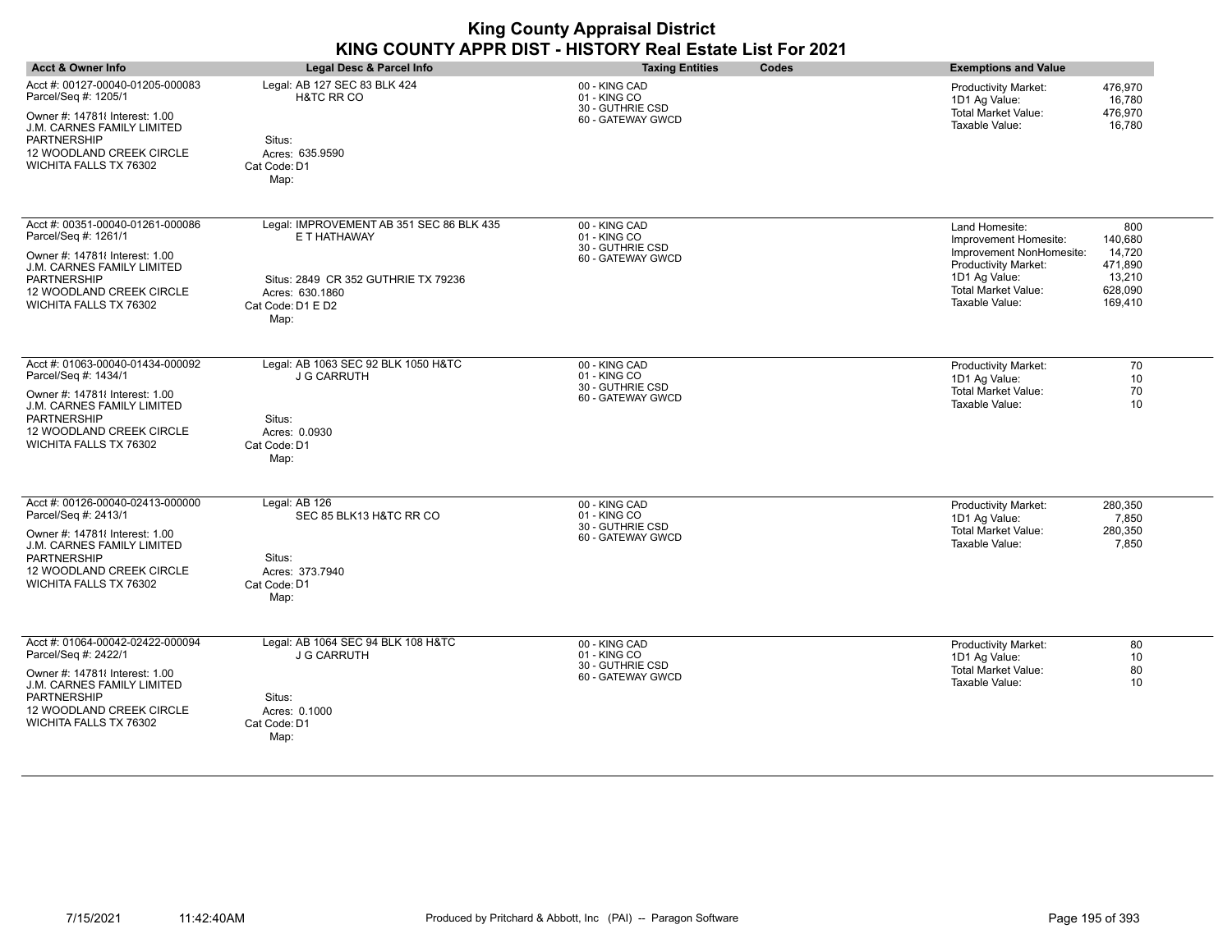# King County Appraisal District
## KING COUNTY APPR DIST - HISTORY Real Estate List For 2021

| Acct & Owner Info | Legal Desc & Parcel Info | Taxing Entities | Codes | Exemptions and Value |
|---|---|---|---|---|
| Acct #: 00127-00040-01205-000083<br>Parcel/Seq #: 1205/1<br>Owner #: 147818 Interest: 1.00<br>J.M. CARNES FAMILY LIMITED PARTNERSHIP<br>12 WOODLAND CREEK CIRCLE<br>WICHITA FALLS TX 76302 | Legal: AB 127 SEC 83 BLK 424 H&TC RR CO<br>Situs:<br>Acres: 635.9590<br>Cat Code: D1<br>Map: | 00 - KING CAD<br>01 - KING CO<br>30 - GUTHRIE CSD<br>60 - GATEWAY GWCD | | Productivity Market: 476,970<br>1D1 Ag Value: 16,780<br>Total Market Value: 476,970<br>Taxable Value: 16,780 |
| Acct #: 00351-00040-01261-000086<br>Parcel/Seq #: 1261/1<br>Owner #: 147818 Interest: 1.00<br>J.M. CARNES FAMILY LIMITED PARTNERSHIP<br>12 WOODLAND CREEK CIRCLE<br>WICHITA FALLS TX 76302 | Legal: IMPROVEMENT AB 351 SEC 86 BLK 435 E T HATHAWAY<br>Situs: 2849 CR 352 GUTHRIE TX 79236<br>Acres: 630.1860<br>Cat Code: D1 E D2<br>Map: | 00 - KING CAD<br>01 - KING CO<br>30 - GUTHRIE CSD<br>60 - GATEWAY GWCD | | Land Homesite: 800<br>Improvement Homesite: 140,680<br>Improvement NonHomesite: 14,720<br>Productivity Market: 471,890<br>1D1 Ag Value: 13,210<br>Total Market Value: 628,090<br>Taxable Value: 169,410 |
| Acct #: 01063-00040-01434-000092<br>Parcel/Seq #: 1434/1<br>Owner #: 147818 Interest: 1.00<br>J.M. CARNES FAMILY LIMITED PARTNERSHIP<br>12 WOODLAND CREEK CIRCLE<br>WICHITA FALLS TX 76302 | Legal: AB 1063 SEC 92 BLK 1050 H&TC J G CARRUTH<br>Situs:<br>Acres: 0.0930<br>Cat Code: D1<br>Map: | 00 - KING CAD<br>01 - KING CO<br>30 - GUTHRIE CSD<br>60 - GATEWAY GWCD | | Productivity Market: 70<br>1D1 Ag Value: 10<br>Total Market Value: 70<br>Taxable Value: 10 |
| Acct #: 00126-00040-02413-000000<br>Parcel/Seq #: 2413/1<br>Owner #: 147818 Interest: 1.00<br>J.M. CARNES FAMILY LIMITED PARTNERSHIP<br>12 WOODLAND CREEK CIRCLE<br>WICHITA FALLS TX 76302 | Legal: AB 126 SEC 85 BLK13 H&TC RR CO<br>Situs:<br>Acres: 373.7940<br>Cat Code: D1<br>Map: | 00 - KING CAD<br>01 - KING CO<br>30 - GUTHRIE CSD<br>60 - GATEWAY GWCD | | Productivity Market: 280,350<br>1D1 Ag Value: 7,850<br>Total Market Value: 280,350<br>Taxable Value: 7,850 |
| Acct #: 01064-00042-02422-000094<br>Parcel/Seq #: 2422/1<br>Owner #: 147818 Interest: 1.00<br>J.M. CARNES FAMILY LIMITED PARTNERSHIP<br>12 WOODLAND CREEK CIRCLE<br>WICHITA FALLS TX 76302 | Legal: AB 1064 SEC 94 BLK 108 H&TC J G CARRUTH<br>Situs:<br>Acres: 0.1000<br>Cat Code: D1<br>Map: | 00 - KING CAD<br>01 - KING CO<br>30 - GUTHRIE CSD<br>60 - GATEWAY GWCD | | Productivity Market: 80<br>1D1 Ag Value: 10<br>Total Market Value: 80<br>Taxable Value: 10 |

7/15/2021 11:42:40AM Produced by Pritchard & Abbott, Inc (PAI) -- Paragon Software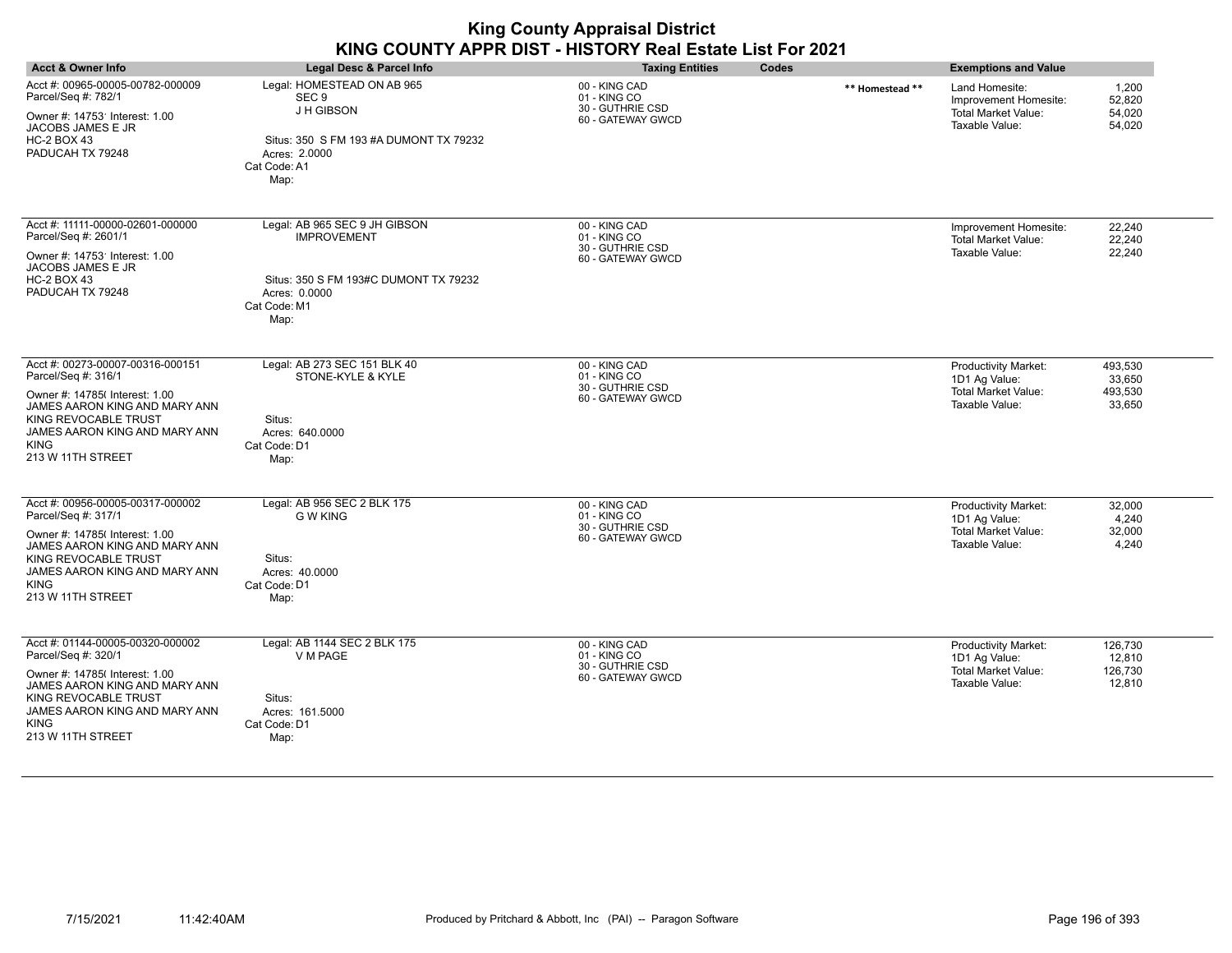# King County Appraisal District

## KING COUNTY APPR DIST - HISTORY Real Estate List For 2021

| Acct & Owner Info | Legal Desc & Parcel Info | Taxing Entities | Codes | Exemptions and Value | |
|---|---|---|---|---|---|
| Acct #: 00965-00005-00782-000009<br>Parcel/Seq #: 782/1<br>Owner #: 14753' Interest: 1.00<br>JACOBS JAMES E JR<br>HC-2 BOX 43<br>PADUCAH TX 79248 | Legal: HOMESTEAD ON AB 965<br>SEC 9<br>J H GIBSON<br>Situs: 350 S FM 193 #A DUMONT TX 79232<br>Acres: 2.0000<br>Cat Code: A1<br>Map: | 00 - KING CAD<br>01 - KING CO<br>30 - GUTHRIE CSD<br>60 - GATEWAY GWCD | ** Homestead ** | Land Homesite:<br>Improvement Homesite:<br>Total Market Value:<br>Taxable Value: | 1,200<br>52,820<br>54,020<br>54,020 |
| Acct #: 11111-00000-02601-000000<br>Parcel/Seq #: 2601/1<br>Owner #: 14753' Interest: 1.00<br>JACOBS JAMES E JR<br>HC-2 BOX 43<br>PADUCAH TX 79248 | Legal: AB 965 SEC 9 JH GIBSON<br>IMPROVEMENT<br>Situs: 350 S FM 193#C DUMONT TX 79232<br>Acres: 0.0000<br>Cat Code: M1<br>Map: | 00 - KING CAD<br>01 - KING CO<br>30 - GUTHRIE CSD<br>60 - GATEWAY GWCD | | Improvement Homesite:<br>Total Market Value:<br>Taxable Value: | 22,240<br>22,240<br>22,240 |
| Acct #: 00273-00007-00316-000151<br>Parcel/Seq #: 316/1<br>Owner #: 14785( Interest: 1.00<br>JAMES AARON KING AND MARY ANN KING REVOCABLE TRUST<br>JAMES AARON KING AND MARY ANN KING<br>213 W 11TH STREET | Legal: AB 273 SEC 151 BLK 40<br>STONE-KYLE & KYLE<br>Situs:<br>Acres: 640.0000<br>Cat Code: D1<br>Map: | 00 - KING CAD<br>01 - KING CO<br>30 - GUTHRIE CSD<br>60 - GATEWAY GWCD | | Productivity Market:<br>1D1 Ag Value:<br>Total Market Value:<br>Taxable Value: | 493,530<br>33,650<br>493,530<br>33,650 |
| Acct #: 00956-00005-00317-000002<br>Parcel/Seq #: 317/1<br>Owner #: 14785( Interest: 1.00<br>JAMES AARON KING AND MARY ANN KING REVOCABLE TRUST<br>JAMES AARON KING AND MARY ANN KING<br>213 W 11TH STREET | Legal: AB 956 SEC 2 BLK 175<br>G W KING<br>Situs:<br>Acres: 40.0000<br>Cat Code: D1<br>Map: | 00 - KING CAD<br>01 - KING CO<br>30 - GUTHRIE CSD<br>60 - GATEWAY GWCD | | Productivity Market:<br>1D1 Ag Value:<br>Total Market Value:<br>Taxable Value: | 32,000<br>4,240<br>32,000<br>4,240 |
| Acct #: 01144-00005-00320-000002<br>Parcel/Seq #: 320/1<br>Owner #: 14785( Interest: 1.00<br>JAMES AARON KING AND MARY ANN KING REVOCABLE TRUST<br>JAMES AARON KING AND MARY ANN KING<br>213 W 11TH STREET | Legal: AB 1144 SEC 2 BLK 175<br>V M PAGE<br>Situs:<br>Acres: 161.5000<br>Cat Code: D1<br>Map: | 00 - KING CAD<br>01 - KING CO<br>30 - GUTHRIE CSD<br>60 - GATEWAY GWCD | | Productivity Market:<br>1D1 Ag Value:<br>Total Market Value:<br>Taxable Value: | 126,730<br>12,810<br>126,730<br>12,810 |

7/15/2021 11:42:40AM Produced by Pritchard & Abbott, Inc (PAI) -- Paragon Software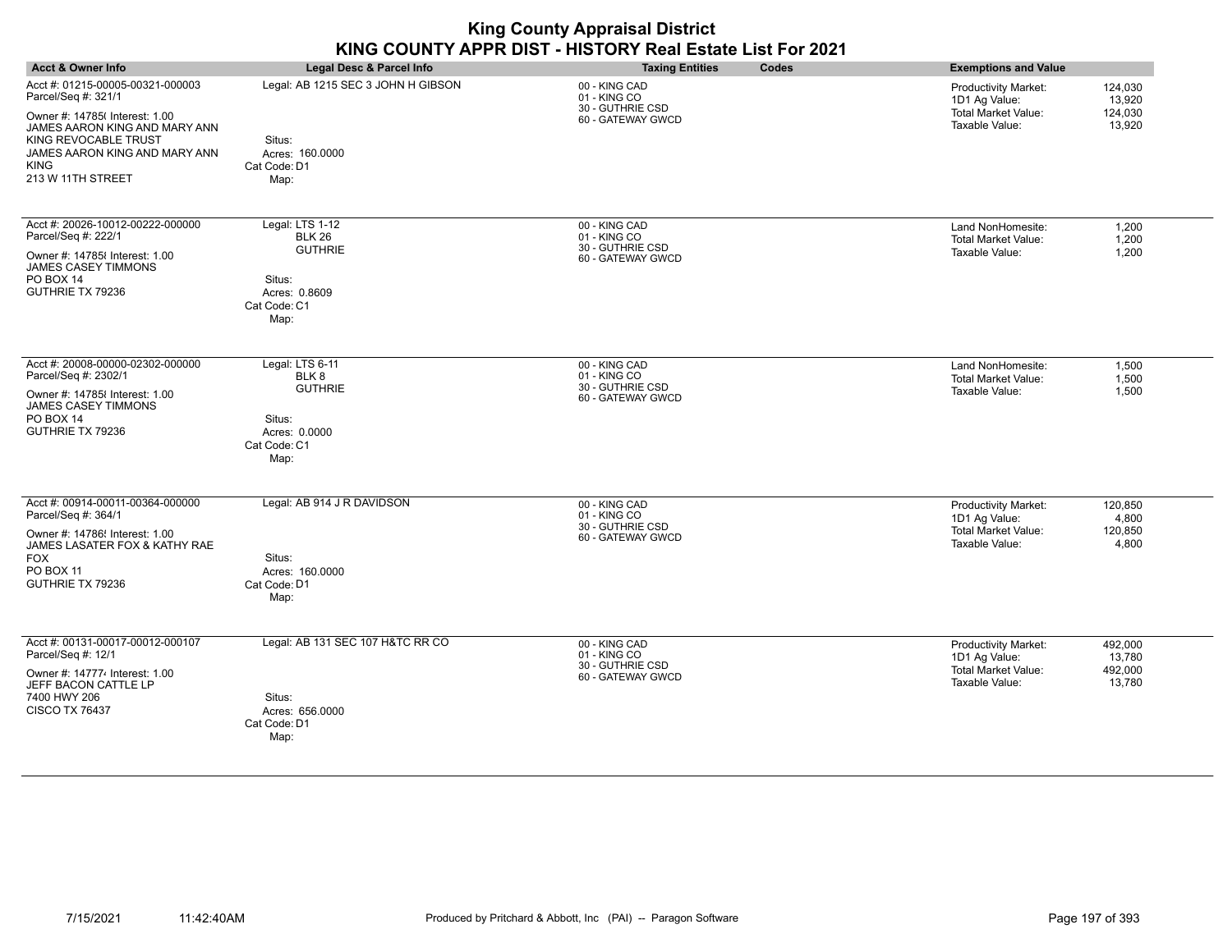# King County Appraisal District

## KING COUNTY APPR DIST - HISTORY Real Estate List For 2021

| Acct & Owner Info | Legal Desc & Parcel Info | Taxing Entities | Codes | Exemptions and Value |
|---|---|---|---|---|
| Acct #: 01215-00005-00321-000003<br>Parcel/Seq #: 321/1<br>Owner #: 14785( Interest: 1.00<br>JAMES AARON KING AND MARY ANN KING REVOCABLE TRUST<br>JAMES AARON KING AND MARY ANN KING<br>213 W 11TH STREET | Legal: AB 1215 SEC 3 JOHN H GIBSON<br>Situs:<br>Acres: 160.0000<br>Cat Code: D1<br>Map: | 00 - KING CAD<br>01 - KING CO<br>30 - GUTHRIE CSD<br>60 - GATEWAY GWCD | | Productivity Market: 124,030<br>1D1 Ag Value: 13,920<br>Total Market Value: 124,030<br>Taxable Value: 13,920 |
| Acct #: 20026-10012-00222-000000<br>Parcel/Seq #: 222/1<br>Owner #: 14785( Interest: 1.00<br>JAMES CASEY TIMMONS<br>PO BOX 14<br>GUTHRIE TX 79236 | Legal: LTS 1-12<br>BLK 26<br>GUTHRIE<br>Situs:<br>Acres: 0.8609<br>Cat Code: C1<br>Map: | 00 - KING CAD<br>01 - KING CO<br>30 - GUTHRIE CSD<br>60 - GATEWAY GWCD | | Land NonHomesite: 1,200<br>Total Market Value: 1,200<br>Taxable Value: 1,200 |
| Acct #: 20008-00000-02302-000000<br>Parcel/Seq #: 2302/1<br>Owner #: 14785( Interest: 1.00<br>JAMES CASEY TIMMONS<br>PO BOX 14<br>GUTHRIE TX 79236 | Legal: LTS 6-11<br>BLK 8<br>GUTHRIE<br>Situs:<br>Acres: 0.0000<br>Cat Code: C1<br>Map: | 00 - KING CAD<br>01 - KING CO<br>30 - GUTHRIE CSD<br>60 - GATEWAY GWCD | | Land NonHomesite: 1,500<br>Total Market Value: 1,500<br>Taxable Value: 1,500 |
| Acct #: 00914-00011-00364-000000<br>Parcel/Seq #: 364/1<br>Owner #: 14786( Interest: 1.00<br>JAMES LASATER FOX & KATHY RAE FOX<br>PO BOX 11<br>GUTHRIE TX 79236 | Legal: AB 914 J R DAVIDSON<br>Situs:<br>Acres: 160.0000<br>Cat Code: D1<br>Map: | 00 - KING CAD<br>01 - KING CO<br>30 - GUTHRIE CSD<br>60 - GATEWAY GWCD | | Productivity Market: 120,850<br>1D1 Ag Value: 4,800<br>Total Market Value: 120,850<br>Taxable Value: 4,800 |
| Acct #: 00131-00017-00012-000107<br>Parcel/Seq #: 12/1<br>Owner #: 14777( Interest: 1.00<br>JEFF BACON CATTLE LP<br>7400 HWY 206<br>CISCO TX 76437 | Legal: AB 131 SEC 107 H&TC RR CO<br>Situs:<br>Acres: 656.0000<br>Cat Code: D1<br>Map: | 00 - KING CAD<br>01 - KING CO<br>30 - GUTHRIE CSD<br>60 - GATEWAY GWCD | | Productivity Market: 492,000<br>1D1 Ag Value: 13,780<br>Total Market Value: 492,000<br>Taxable Value: 13,780 |

7/15/2021 11:42:40AM Produced by Pritchard & Abbott, Inc (PAI) -- Paragon Software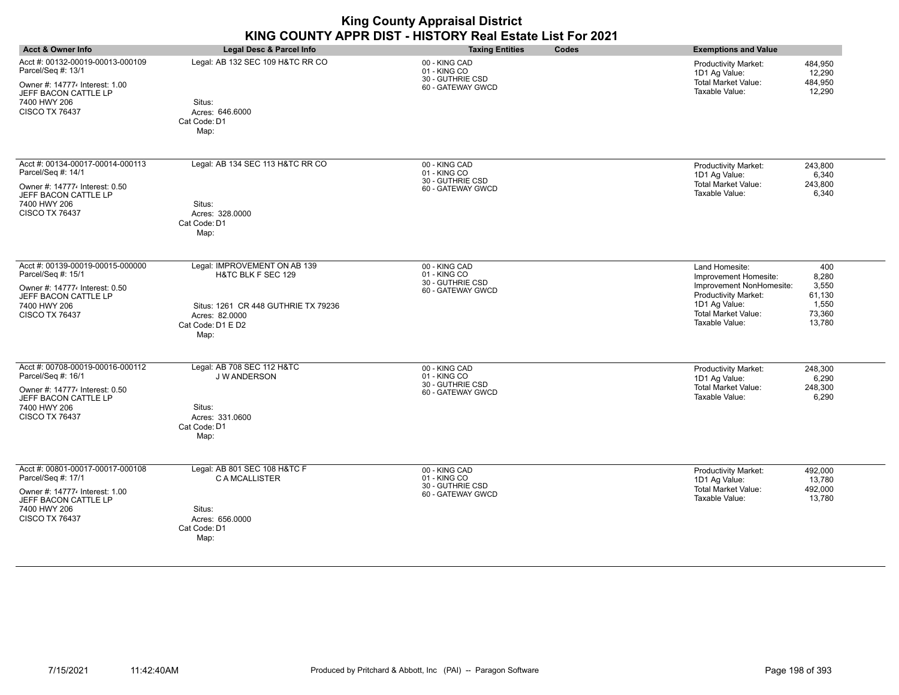# King County Appraisal District

## KING COUNTY APPR DIST - HISTORY Real Estate List For 2021

| Acct & Owner Info | Legal Desc & Parcel Info | Taxing Entities | Codes | Exemptions and Value |
|---|---|---|---|---|
| Acct #: 00132-00019-00013-000109<br>Parcel/Seq #: 13/1<br>Owner #: 14777‹ Interest: 1.00<br>JEFF BACON CATTLE LP<br>7400 HWY 206<br>CISCO TX 76437 | Legal: AB 132 SEC 109 H&TC RR CO<br>Situs:<br>Acres: 646.6000<br>Cat Code: D1<br>Map: | 00 - KING CAD<br>01 - KING CO<br>30 - GUTHRIE CSD<br>60 - GATEWAY GWCD | | Productivity Market: 484,950<br>1D1 Ag Value: 12,290<br>Total Market Value: 484,950<br>Taxable Value: 12,290 |
| Acct #: 00134-00017-00014-000113<br>Parcel/Seq #: 14/1<br>Owner #: 14777‹ Interest: 0.50<br>JEFF BACON CATTLE LP<br>7400 HWY 206<br>CISCO TX 76437 | Legal: AB 134 SEC 113 H&TC RR CO<br>Situs:<br>Acres: 328.0000<br>Cat Code: D1<br>Map: | 00 - KING CAD<br>01 - KING CO<br>30 - GUTHRIE CSD<br>60 - GATEWAY GWCD | | Productivity Market: 243,800<br>1D1 Ag Value: 6,340<br>Total Market Value: 243,800<br>Taxable Value: 6,340 |
| Acct #: 00139-00019-00015-000000<br>Parcel/Seq #: 15/1<br>Owner #: 14777‹ Interest: 0.50<br>JEFF BACON CATTLE LP<br>7400 HWY 206<br>CISCO TX 76437 | Legal: IMPROVEMENT ON AB 139 H&TC BLK F SEC 129<br>Situs: 1261 CR 448 GUTHRIE TX 79236<br>Acres: 82.0000<br>Cat Code: D1 E D2<br>Map: | 00 - KING CAD<br>01 - KING CO<br>30 - GUTHRIE CSD<br>60 - GATEWAY GWCD | | Land Homesite: 400<br>Improvement Homesite: 8,280<br>Improvement NonHomesite: 3,550<br>Productivity Market: 61,130<br>1D1 Ag Value: 1,550<br>Total Market Value: 73,360<br>Taxable Value: 13,780 |
| Acct #: 00708-00019-00016-000112<br>Parcel/Seq #: 16/1<br>Owner #: 14777‹ Interest: 0.50<br>JEFF BACON CATTLE LP<br>7400 HWY 206<br>CISCO TX 76437 | Legal: AB 708 SEC 112 H&TC J W ANDERSON<br>Situs:<br>Acres: 331.0600<br>Cat Code: D1<br>Map: | 00 - KING CAD<br>01 - KING CO<br>30 - GUTHRIE CSD<br>60 - GATEWAY GWCD | | Productivity Market: 248,300<br>1D1 Ag Value: 6,290<br>Total Market Value: 248,300<br>Taxable Value: 6,290 |
| Acct #: 00801-00017-00017-000108<br>Parcel/Seq #: 17/1<br>Owner #: 14777‹ Interest: 1.00<br>JEFF BACON CATTLE LP<br>7400 HWY 206<br>CISCO TX 76437 | Legal: AB 801 SEC 108 H&TC F C A MCALLISTER<br>Situs:<br>Acres: 656.0000<br>Cat Code: D1<br>Map: | 00 - KING CAD<br>01 - KING CO<br>30 - GUTHRIE CSD<br>60 - GATEWAY GWCD | | Productivity Market: 492,000<br>1D1 Ag Value: 13,780<br>Total Market Value: 492,000<br>Taxable Value: 13,780 |

7/15/2021 11:42:40AM Produced by Pritchard & Abbott, Inc (PAI) -- Paragon Software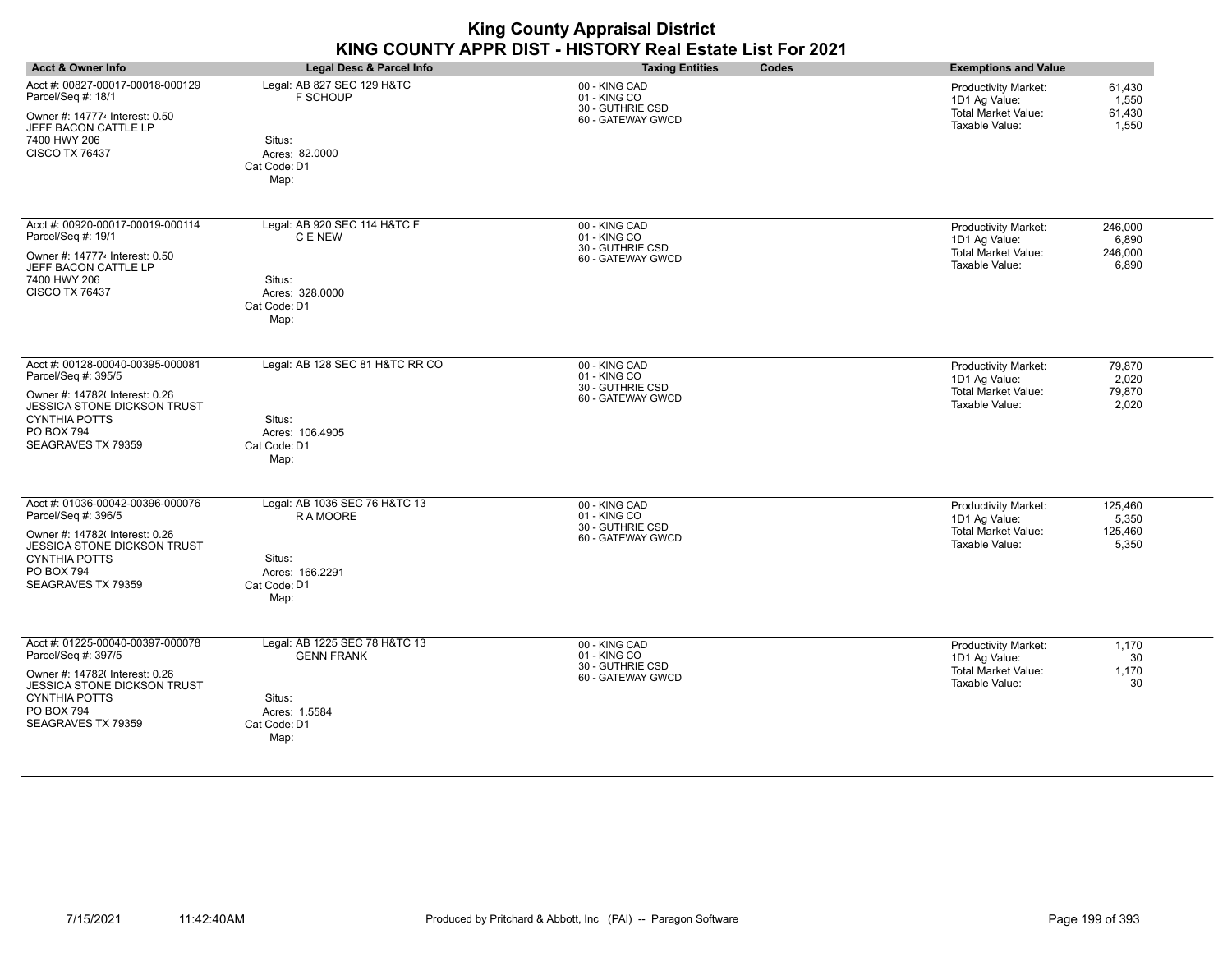# King County Appraisal District

## KING COUNTY APPR DIST - HISTORY Real Estate List For 2021

| Acct & Owner Info | Legal Desc & Parcel Info | Taxing Entities | Codes | Exemptions and Value |
|---|---|---|---|---|
| Acct #: 00827-00017-00018-000129<br>Parcel/Seq #: 18/1<br>Owner #: 14777( Interest: 0.50<br>JEFF BACON CATTLE LP<br>7400 HWY 206<br>CISCO TX 76437 | Legal: AB 827 SEC 129 H&TC F SCHOUP<br>Situs:<br>Acres: 82.0000<br>Cat Code: D1<br>Map: | 00 - KING CAD<br>01 - KING CO<br>30 - GUTHRIE CSD<br>60 - GATEWAY GWCD | | Productivity Market: 61,430<br>1D1 Ag Value: 1,550<br>Total Market Value: 61,430<br>Taxable Value: 1,550 |
| Acct #: 00920-00017-00019-000114<br>Parcel/Seq #: 19/1<br>Owner #: 14777( Interest: 0.50<br>JEFF BACON CATTLE LP<br>7400 HWY 206<br>CISCO TX 76437 | Legal: AB 920 SEC 114 H&TC F C E NEW<br>Situs:<br>Acres: 328.0000<br>Cat Code: D1<br>Map: | 00 - KING CAD<br>01 - KING CO<br>30 - GUTHRIE CSD<br>60 - GATEWAY GWCD | | Productivity Market: 246,000<br>1D1 Ag Value: 6,890<br>Total Market Value: 246,000<br>Taxable Value: 6,890 |
| Acct #: 00128-00040-00395-000081<br>Parcel/Seq #: 395/5<br>Owner #: 14782( Interest: 0.26<br>JESSICA STONE DICKSON TRUST<br>CYNTHIA POTTS<br>PO BOX 794<br>SEAGRAVES TX 79359 | Legal: AB 128 SEC 81 H&TC RR CO<br>Situs:<br>Acres: 106.4905<br>Cat Code: D1<br>Map: | 00 - KING CAD<br>01 - KING CO<br>30 - GUTHRIE CSD<br>60 - GATEWAY GWCD | | Productivity Market: 79,870<br>1D1 Ag Value: 2,020<br>Total Market Value: 79,870<br>Taxable Value: 2,020 |
| Acct #: 01036-00042-00396-000076<br>Parcel/Seq #: 396/5<br>Owner #: 14782( Interest: 0.26<br>JESSICA STONE DICKSON TRUST<br>CYNTHIA POTTS<br>PO BOX 794<br>SEAGRAVES TX 79359 | Legal: AB 1036 SEC 76 H&TC 13 R A MOORE<br>Situs:<br>Acres: 166.2291<br>Cat Code: D1<br>Map: | 00 - KING CAD<br>01 - KING CO<br>30 - GUTHRIE CSD<br>60 - GATEWAY GWCD | | Productivity Market: 125,460<br>1D1 Ag Value: 5,350<br>Total Market Value: 125,460<br>Taxable Value: 5,350 |
| Acct #: 01225-00040-00397-000078<br>Parcel/Seq #: 397/5<br>Owner #: 14782( Interest: 0.26<br>JESSICA STONE DICKSON TRUST<br>CYNTHIA POTTS<br>PO BOX 794<br>SEAGRAVES TX 79359 | Legal: AB 1225 SEC 78 H&TC 13 GENN FRANK<br>Situs:<br>Acres: 1.5584<br>Cat Code: D1<br>Map: | 00 - KING CAD<br>01 - KING CO<br>30 - GUTHRIE CSD<br>60 - GATEWAY GWCD | | Productivity Market: 1,170<br>1D1 Ag Value: 30<br>Total Market Value: 1,170<br>Taxable Value: 30 |

7/15/2021 11:42:40AM Produced by Pritchard & Abbott, Inc (PAI) -- Paragon Software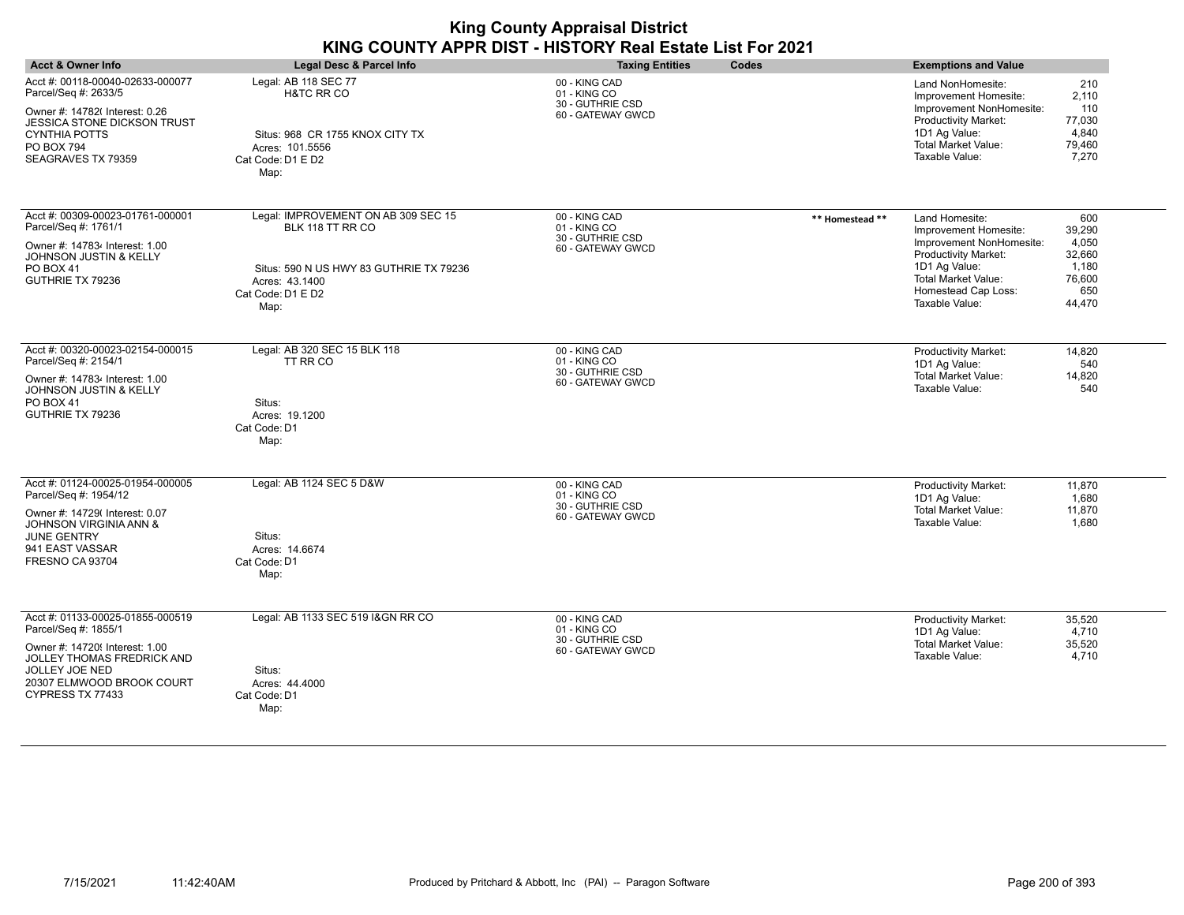# King County Appraisal District

## KING COUNTY APPR DIST - HISTORY Real Estate List For 2021

| Acct & Owner Info | Legal Desc & Parcel Info | Taxing Entities | Codes | Exemptions and Value |
|---|---|---|---|---|
| Acct #: 00118-00040-02633-000077<br>Parcel/Seq #: 2633/5<br>Owner #: 14782( Interest: 0.26<br>JESSICA STONE DICKSON TRUST<br>CYNTHIA POTTS<br>PO BOX 794<br>SEAGRAVES TX 79359 | Legal: AB 118 SEC 77<br>H&TC RR CO<br>Situs: 968 CR 1755 KNOX CITY TX<br>Acres: 101.5556<br>Cat Code: D1 E D2<br>Map: | 00 - KING CAD<br>01 - KING CO<br>30 - GUTHRIE CSD<br>60 - GATEWAY GWCD | | Land NonHomesite: 210<br>Improvement Homesite: 2,110<br>Improvement NonHomesite: 110<br>Productivity Market: 77,030<br>1D1 Ag Value: 4,840<br>Total Market Value: 79,460<br>Taxable Value: 7,270 |
| Acct #: 00309-00023-01761-000001<br>Parcel/Seq #: 1761/1<br>Owner #: 14783( Interest: 1.00<br>JOHNSON JUSTIN & KELLY<br>PO BOX 41<br>GUTHRIE TX 79236 | Legal: IMPROVEMENT ON AB 309 SEC 15<br>BLK 118 TT RR CO<br>Situs: 590 N US HWY 83 GUTHRIE TX 79236<br>Acres: 43.1400<br>Cat Code: D1 E D2<br>Map: | 00 - KING CAD<br>01 - KING CO<br>30 - GUTHRIE CSD<br>60 - GATEWAY GWCD | ** Homestead ** | Land Homesite: 600<br>Improvement Homesite: 39,290<br>Improvement NonHomesite: 4,050<br>Productivity Market: 32,660<br>1D1 Ag Value: 1,180<br>Total Market Value: 76,600<br>Homestead Cap Loss: 650<br>Taxable Value: 44,470 |
| Acct #: 00320-00023-02154-000015<br>Parcel/Seq #: 2154/1<br>Owner #: 14783( Interest: 1.00<br>JOHNSON JUSTIN & KELLY<br>PO BOX 41<br>GUTHRIE TX 79236 | Legal: AB 320 SEC 15 BLK 118<br>TT RR CO<br>Situs:<br>Acres: 19.1200<br>Cat Code: D1<br>Map: | 00 - KING CAD<br>01 - KING CO<br>30 - GUTHRIE CSD<br>60 - GATEWAY GWCD | | Productivity Market: 14,820<br>1D1 Ag Value: 540<br>Total Market Value: 14,820<br>Taxable Value: 540 |
| Acct #: 01124-00025-01954-000005<br>Parcel/Seq #: 1954/12<br>Owner #: 14729( Interest: 0.07<br>JOHNSON VIRGINIA ANN &<br>JUNE GENTRY<br>941 EAST VASSAR<br>FRESNO CA 93704 | Legal: AB 1124 SEC 5 D&W<br>Situs:<br>Acres: 14.6674<br>Cat Code: D1<br>Map: | 00 - KING CAD<br>01 - KING CO<br>30 - GUTHRIE CSD<br>60 - GATEWAY GWCD | | Productivity Market: 11,870<br>1D1 Ag Value: 1,680<br>Total Market Value: 11,870<br>Taxable Value: 1,680 |
| Acct #: 01133-00025-01855-000519<br>Parcel/Seq #: 1855/1<br>Owner #: 14720( Interest: 1.00<br>JOLLEY THOMAS FREDRICK AND<br>JOLLEY JOE NED<br>20307 ELMWOOD BROOK COURT<br>CYPRESS TX 77433 | Legal: AB 1133 SEC 519 I&GN RR CO<br>Situs:<br>Acres: 44.4000<br>Cat Code: D1<br>Map: | 00 - KING CAD<br>01 - KING CO<br>30 - GUTHRIE CSD<br>60 - GATEWAY GWCD | | Productivity Market: 35,520<br>1D1 Ag Value: 4,710<br>Total Market Value: 35,520<br>Taxable Value: 4,710 |

7/15/2021 11:42:40AM Produced by Pritchard & Abbott, Inc (PAI) -- Paragon Software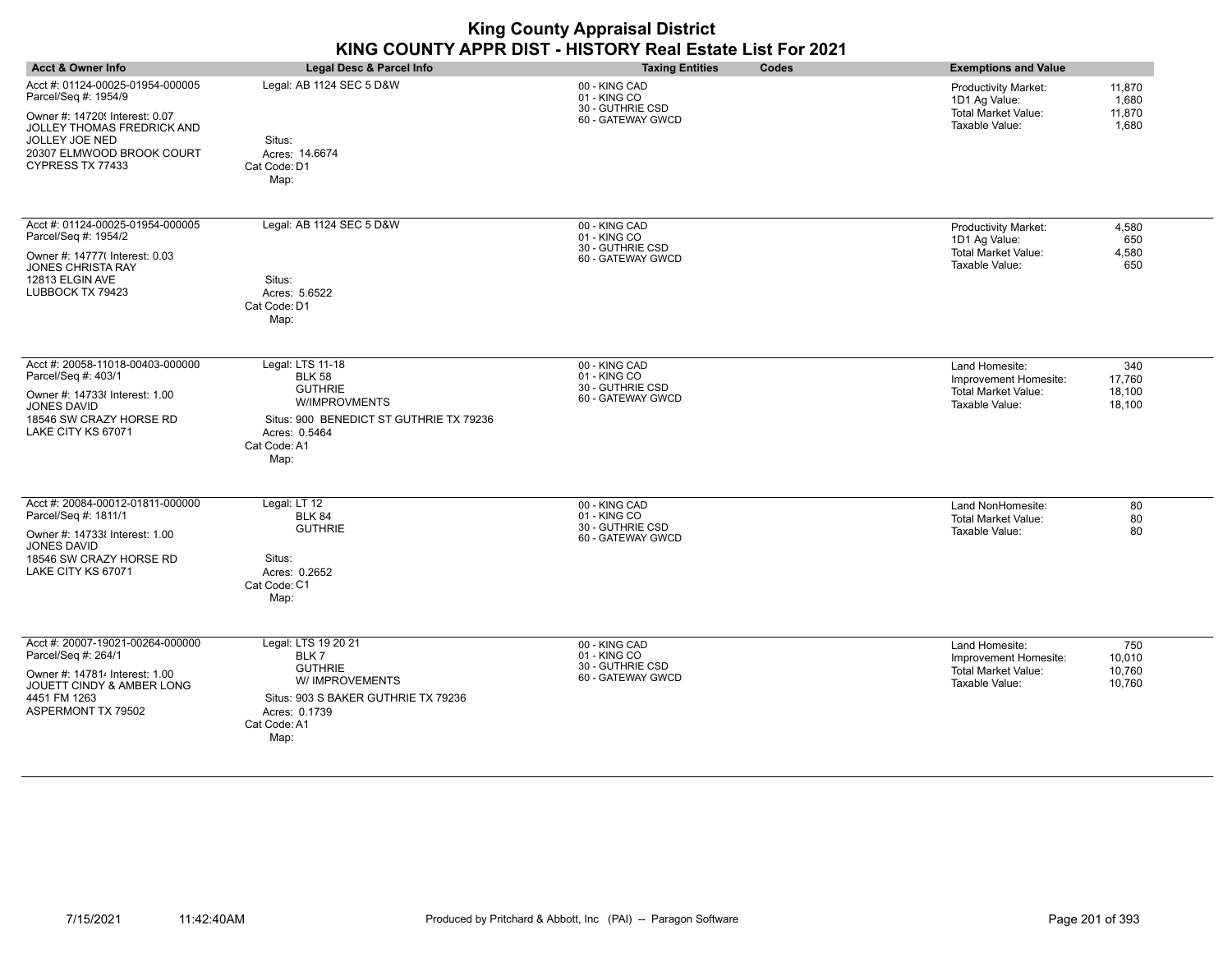# King County Appraisal District

## KING COUNTY APPR DIST - HISTORY Real Estate List For 2021

| Acct & Owner Info | Legal Desc & Parcel Info | Taxing Entities | Codes | Exemptions and Value |
|---|---|---|---|---|
| Acct #: 01124-00025-01954-000005<br>Parcel/Seq #: 1954/9<br>Owner #: 14720( Interest: 0.07<br>JOLLEY THOMAS FREDRICK AND<br>JOLLEY JOE NED<br>20307 ELMWOOD BROOK COURT<br>CYPRESS TX 77433 | Legal: AB 1124 SEC 5 D&W<br>Situs:<br>Acres: 14.6674<br>Cat Code: D1<br>Map: | 00 - KING CAD<br>01 - KING CO<br>30 - GUTHRIE CSD<br>60 - GATEWAY GWCD | | Productivity Market: 11,870<br>1D1 Ag Value: 1,680<br>Total Market Value: 11,870<br>Taxable Value: 1,680 |
| Acct #: 01124-00025-01954-000005<br>Parcel/Seq #: 1954/2<br>Owner #: 14777( Interest: 0.03<br>JONES CHRISTA RAY<br>12813 ELGIN AVE<br>LUBBOCK TX 79423 | Legal: AB 1124 SEC 5 D&W<br>Situs:<br>Acres: 5.6522<br>Cat Code: D1<br>Map: | 00 - KING CAD<br>01 - KING CO<br>30 - GUTHRIE CSD<br>60 - GATEWAY GWCD | | Productivity Market: 4,580<br>1D1 Ag Value: 650<br>Total Market Value: 4,580<br>Taxable Value: 650 |
| Acct #: 20058-11018-00403-000000<br>Parcel/Seq #: 403/1<br>Owner #: 14733( Interest: 1.00<br>JONES DAVID<br>18546 SW CRAZY HORSE RD<br>LAKE CITY KS 67071 | Legal: LTS 11-18<br>BLK 58<br>GUTHRIE<br>W/IMPROVMENTS<br>Situs: 900 BENEDICT ST GUTHRIE TX 79236<br>Acres: 0.5464<br>Cat Code: A1<br>Map: | 00 - KING CAD<br>01 - KING CO<br>30 - GUTHRIE CSD<br>60 - GATEWAY GWCD | | Land Homesite: 340<br>Improvement Homesite: 17,760<br>Total Market Value: 18,100<br>Taxable Value: 18,100 |
| Acct #: 20084-00012-01811-000000<br>Parcel/Seq #: 1811/1<br>Owner #: 14733( Interest: 1.00<br>JONES DAVID<br>18546 SW CRAZY HORSE RD<br>LAKE CITY KS 67071 | Legal: LT 12<br>BLK 84<br>GUTHRIE<br>Situs:<br>Acres: 0.2652<br>Cat Code: C1<br>Map: | 00 - KING CAD<br>01 - KING CO<br>30 - GUTHRIE CSD<br>60 - GATEWAY GWCD | | Land NonHomesite: 80<br>Total Market Value: 80<br>Taxable Value: 80 |
| Acct #: 20007-19021-00264-000000<br>Parcel/Seq #: 264/1<br>Owner #: 14781( Interest: 1.00<br>JOUETT CINDY & AMBER LONG<br>4451 FM 1263<br>ASPERMONT TX 79502 | Legal: LTS 19 20 21<br>BLK 7<br>GUTHRIE<br>W/ IMPROVEMENTS<br>Situs: 903 S BAKER GUTHRIE TX 79236<br>Acres: 0.1739<br>Cat Code: A1<br>Map: | 00 - KING CAD<br>01 - KING CO<br>30 - GUTHRIE CSD<br>60 - GATEWAY GWCD | | Land Homesite: 750<br>Improvement Homesite: 10,010<br>Total Market Value: 10,760<br>Taxable Value: 10,760 |

7/15/2021 11:42:40AM Produced by Pritchard & Abbott, Inc (PAI) -- Paragon Software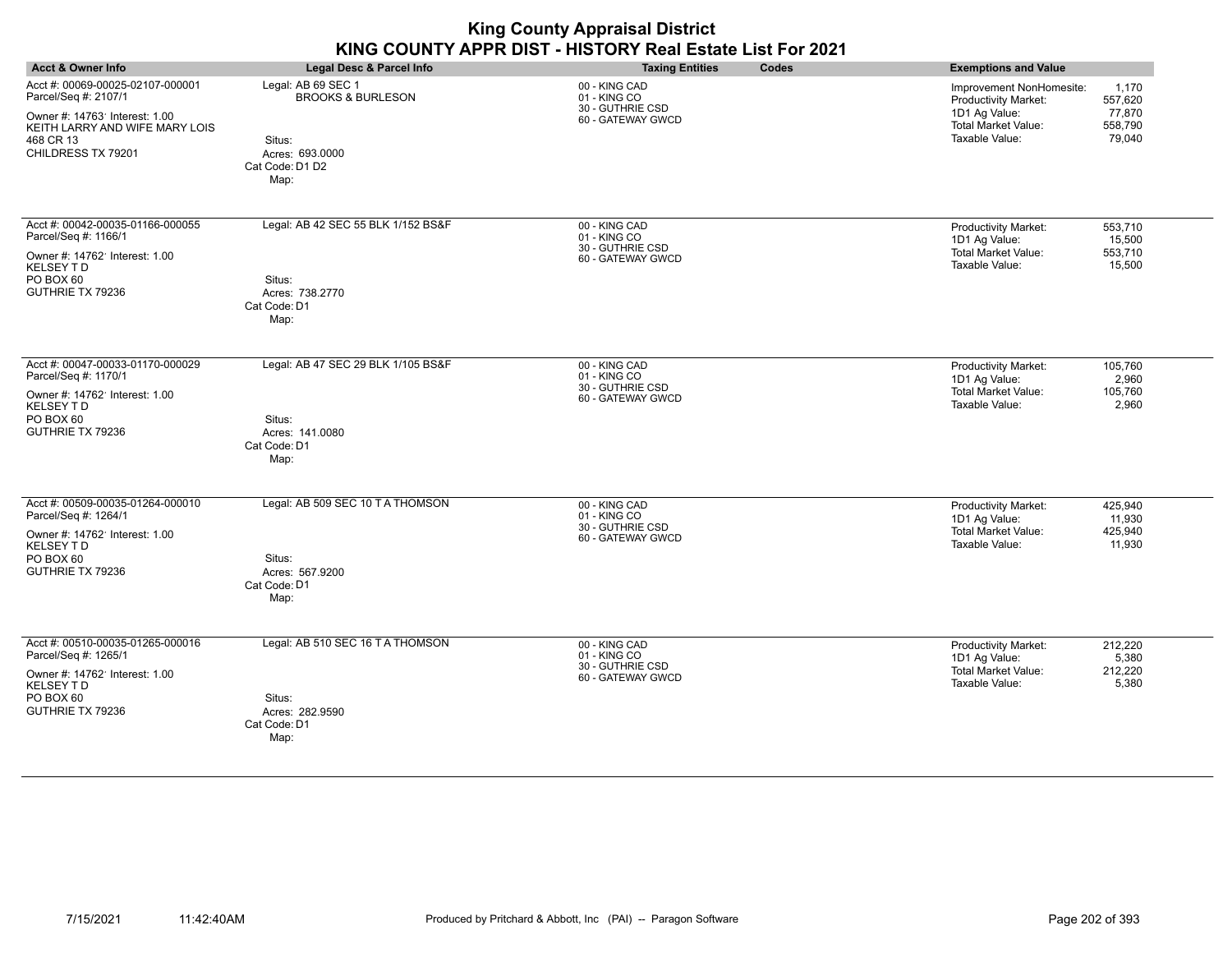# King County Appraisal District
## KING COUNTY APPR DIST - HISTORY Real Estate List For 2021

| Acct & Owner Info | Legal Desc & Parcel Info | Taxing Entities | Codes | Exemptions and Value |
|---|---|---|---|---|
| Acct #: 00069-00025-02107-000001<br>Parcel/Seq #: 2107/1<br>Owner #: 14763 Interest: 1.00<br>KEITH LARRY AND WIFE MARY LOIS<br>468 CR 13<br>CHILDRESS TX 79201 | Legal: AB 69 SEC 1<br>BROOKS & BURLESON<br>Situs:<br>Acres: 693.0000<br>Cat Code: D1 D2<br>Map: | 00 - KING CAD<br>01 - KING CO<br>30 - GUTHRIE CSD<br>60 - GATEWAY GWCD | | Improvement NonHomesite: 1,170<br>Productivity Market: 557,620<br>1D1 Ag Value: 77,870<br>Total Market Value: 558,790<br>Taxable Value: 79,040 |
| Acct #: 00042-00035-01166-000055<br>Parcel/Seq #: 1166/1<br>Owner #: 14762 Interest: 1.00<br>KELSEY T D<br>PO BOX 60<br>GUTHRIE TX 79236 | Legal: AB 42 SEC 55 BLK 1/152 BS&F<br>Situs:<br>Acres: 738.2770<br>Cat Code: D1<br>Map: | 00 - KING CAD<br>01 - KING CO<br>30 - GUTHRIE CSD<br>60 - GATEWAY GWCD | | Productivity Market: 553,710<br>1D1 Ag Value: 15,500<br>Total Market Value: 553,710<br>Taxable Value: 15,500 |
| Acct #: 00047-00033-01170-000029<br>Parcel/Seq #: 1170/1<br>Owner #: 14762 Interest: 1.00<br>KELSEY T D<br>PO BOX 60<br>GUTHRIE TX 79236 | Legal: AB 47 SEC 29 BLK 1/105 BS&F<br>Situs:<br>Acres: 141.0080<br>Cat Code: D1<br>Map: | 00 - KING CAD<br>01 - KING CO<br>30 - GUTHRIE CSD<br>60 - GATEWAY GWCD | | Productivity Market: 105,760<br>1D1 Ag Value: 2,960<br>Total Market Value: 105,760<br>Taxable Value: 2,960 |
| Acct #: 00509-00035-01264-000010<br>Parcel/Seq #: 1264/1<br>Owner #: 14762 Interest: 1.00<br>KELSEY T D<br>PO BOX 60<br>GUTHRIE TX 79236 | Legal: AB 509 SEC 10 T A THOMSON<br>Situs:<br>Acres: 567.9200<br>Cat Code: D1<br>Map: | 00 - KING CAD<br>01 - KING CO<br>30 - GUTHRIE CSD<br>60 - GATEWAY GWCD | | Productivity Market: 425,940<br>1D1 Ag Value: 11,930<br>Total Market Value: 425,940<br>Taxable Value: 11,930 |
| Acct #: 00510-00035-01265-000016<br>Parcel/Seq #: 1265/1<br>Owner #: 14762 Interest: 1.00<br>KELSEY T D<br>PO BOX 60<br>GUTHRIE TX 79236 | Legal: AB 510 SEC 16 T A THOMSON<br>Situs:<br>Acres: 282.9590<br>Cat Code: D1<br>Map: | 00 - KING CAD<br>01 - KING CO<br>30 - GUTHRIE CSD<br>60 - GATEWAY GWCD | | Productivity Market: 212,220<br>1D1 Ag Value: 5,380<br>Total Market Value: 212,220<br>Taxable Value: 5,380 |

7/15/2021 11:42:40AM Produced by Pritchard & Abbott, Inc (PAI) -- Paragon Software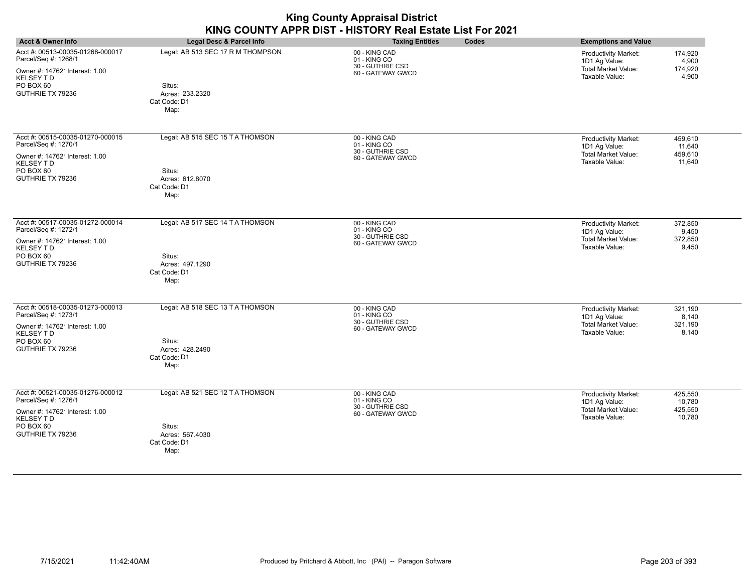# King County Appraisal District

## KING COUNTY APPR DIST - HISTORY Real Estate List For 2021

| Acct & Owner Info | Legal Desc & Parcel Info | Taxing Entities | Codes | Exemptions and Value |
|---|---|---|---|---|
| Acct #: 00513-00035-01268-000017<br>Parcel/Seq #: 1268/1<br>Owner #: 14762 Interest: 1.00<br>KELSEY T D<br>PO BOX 60<br>GUTHRIE TX 79236 | Legal: AB 513 SEC 17 R M THOMPSON<br>Situs:<br>Acres: 233.2320<br>Cat Code: D1<br>Map: | 00 - KING CAD<br>01 - KING CO<br>30 - GUTHRIE CSD<br>60 - GATEWAY GWCD | | Productivity Market: 174,920<br>1D1 Ag Value: 4,900<br>Total Market Value: 174,920<br>Taxable Value: 4,900 |
| Acct #: 00515-00035-01270-000015<br>Parcel/Seq #: 1270/1<br>Owner #: 14762 Interest: 1.00<br>KELSEY T D<br>PO BOX 60<br>GUTHRIE TX 79236 | Legal: AB 515 SEC 15 T A THOMSON<br>Situs:<br>Acres: 612.8070<br>Cat Code: D1<br>Map: | 00 - KING CAD<br>01 - KING CO<br>30 - GUTHRIE CSD<br>60 - GATEWAY GWCD | | Productivity Market: 459,610<br>1D1 Ag Value: 11,640<br>Total Market Value: 459,610<br>Taxable Value: 11,640 |
| Acct #: 00517-00035-01272-000014<br>Parcel/Seq #: 1272/1<br>Owner #: 14762 Interest: 1.00<br>KELSEY T D<br>PO BOX 60<br>GUTHRIE TX 79236 | Legal: AB 517 SEC 14 T A THOMSON<br>Situs:<br>Acres: 497.1290<br>Cat Code: D1<br>Map: | 00 - KING CAD<br>01 - KING CO<br>30 - GUTHRIE CSD<br>60 - GATEWAY GWCD | | Productivity Market: 372,850<br>1D1 Ag Value: 9,450<br>Total Market Value: 372,850<br>Taxable Value: 9,450 |
| Acct #: 00518-00035-01273-000013<br>Parcel/Seq #: 1273/1<br>Owner #: 14762 Interest: 1.00<br>KELSEY T D<br>PO BOX 60<br>GUTHRIE TX 79236 | Legal: AB 518 SEC 13 T A THOMSON<br>Situs:<br>Acres: 428.2490<br>Cat Code: D1<br>Map: | 00 - KING CAD<br>01 - KING CO<br>30 - GUTHRIE CSD<br>60 - GATEWAY GWCD | | Productivity Market: 321,190<br>1D1 Ag Value: 8,140<br>Total Market Value: 321,190<br>Taxable Value: 8,140 |
| Acct #: 00521-00035-01276-000012<br>Parcel/Seq #: 1276/1<br>Owner #: 14762 Interest: 1.00<br>KELSEY T D<br>PO BOX 60<br>GUTHRIE TX 79236 | Legal: AB 521 SEC 12 T A THOMSON<br>Situs:<br>Acres: 567.4030<br>Cat Code: D1<br>Map: | 00 - KING CAD<br>01 - KING CO<br>30 - GUTHRIE CSD<br>60 - GATEWAY GWCD | | Productivity Market: 425,550<br>1D1 Ag Value: 10,780<br>Total Market Value: 425,550<br>Taxable Value: 10,780 |

7/15/2021 11:42:40AM Produced by Pritchard & Abbott, Inc (PAI) -- Paragon Software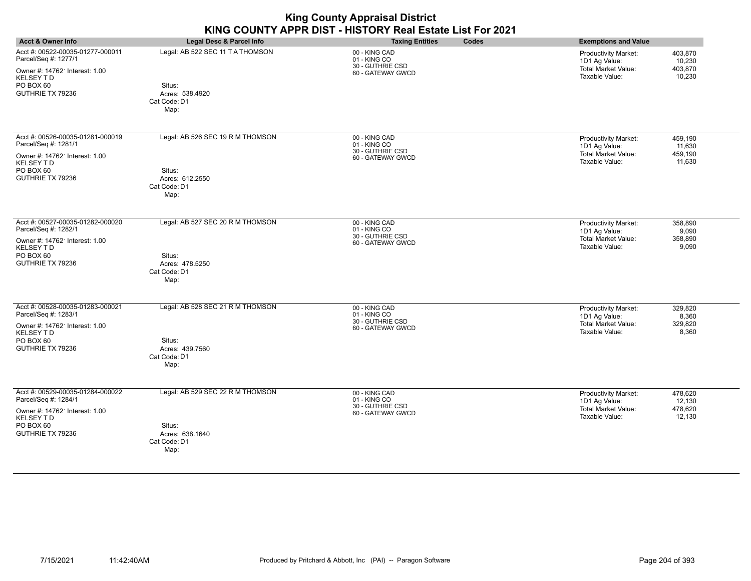# King County Appraisal District

## KING COUNTY APPR DIST - HISTORY Real Estate List For 2021

| Acct & Owner Info | Legal Desc & Parcel Info | Taxing Entities | Codes | Exemptions and Value |
|---|---|---|---|---|
| Acct #: 00522-00035-01277-000011<br>Parcel/Seq #: 1277/1<br>Owner #: 14762 Interest: 1.00<br>KELSEY T D<br>PO BOX 60<br>GUTHRIE TX 79236 | Legal: AB 522 SEC 11 T A THOMSON<br>Situs:<br>Acres: 538.4920<br>Cat Code: D1<br>Map: | 00 - KING CAD<br>01 - KING CO<br>30 - GUTHRIE CSD<br>60 - GATEWAY GWCD | | Productivity Market: 403,870<br>1D1 Ag Value: 10,230<br>Total Market Value: 403,870<br>Taxable Value: 10,230 |
| Acct #: 00526-00035-01281-000019<br>Parcel/Seq #: 1281/1<br>Owner #: 14762 Interest: 1.00<br>KELSEY T D<br>PO BOX 60<br>GUTHRIE TX 79236 | Legal: AB 526 SEC 19 R M THOMSON<br>Situs:<br>Acres: 612.2550<br>Cat Code: D1<br>Map: | 00 - KING CAD<br>01 - KING CO<br>30 - GUTHRIE CSD<br>60 - GATEWAY GWCD | | Productivity Market: 459,190<br>1D1 Ag Value: 11,630<br>Total Market Value: 459,190<br>Taxable Value: 11,630 |
| Acct #: 00527-00035-01282-000020<br>Parcel/Seq #: 1282/1<br>Owner #: 14762 Interest: 1.00<br>KELSEY T D<br>PO BOX 60<br>GUTHRIE TX 79236 | Legal: AB 527 SEC 20 R M THOMSON<br>Situs:<br>Acres: 478.5250<br>Cat Code: D1<br>Map: | 00 - KING CAD<br>01 - KING CO<br>30 - GUTHRIE CSD<br>60 - GATEWAY GWCD | | Productivity Market: 358,890<br>1D1 Ag Value: 9,090<br>Total Market Value: 358,890<br>Taxable Value: 9,090 |
| Acct #: 00528-00035-01283-000021<br>Parcel/Seq #: 1283/1<br>Owner #: 14762 Interest: 1.00<br>KELSEY T D<br>PO BOX 60<br>GUTHRIE TX 79236 | Legal: AB 528 SEC 21 R M THOMSON<br>Situs:<br>Acres: 439.7560<br>Cat Code: D1<br>Map: | 00 - KING CAD<br>01 - KING CO<br>30 - GUTHRIE CSD<br>60 - GATEWAY GWCD | | Productivity Market: 329,820<br>1D1 Ag Value: 8,360<br>Total Market Value: 329,820<br>Taxable Value: 8,360 |
| Acct #: 00529-00035-01284-000022<br>Parcel/Seq #: 1284/1<br>Owner #: 14762 Interest: 1.00<br>KELSEY T D<br>PO BOX 60<br>GUTHRIE TX 79236 | Legal: AB 529 SEC 22 R M THOMSON<br>Situs:<br>Acres: 638.1640<br>Cat Code: D1<br>Map: | 00 - KING CAD<br>01 - KING CO<br>30 - GUTHRIE CSD<br>60 - GATEWAY GWCD | | Productivity Market: 478,620<br>1D1 Ag Value: 12,130<br>Total Market Value: 478,620<br>Taxable Value: 12,130 |

7/15/2021 11:42:40AM Produced by Pritchard & Abbott, Inc (PAI) -- Paragon Software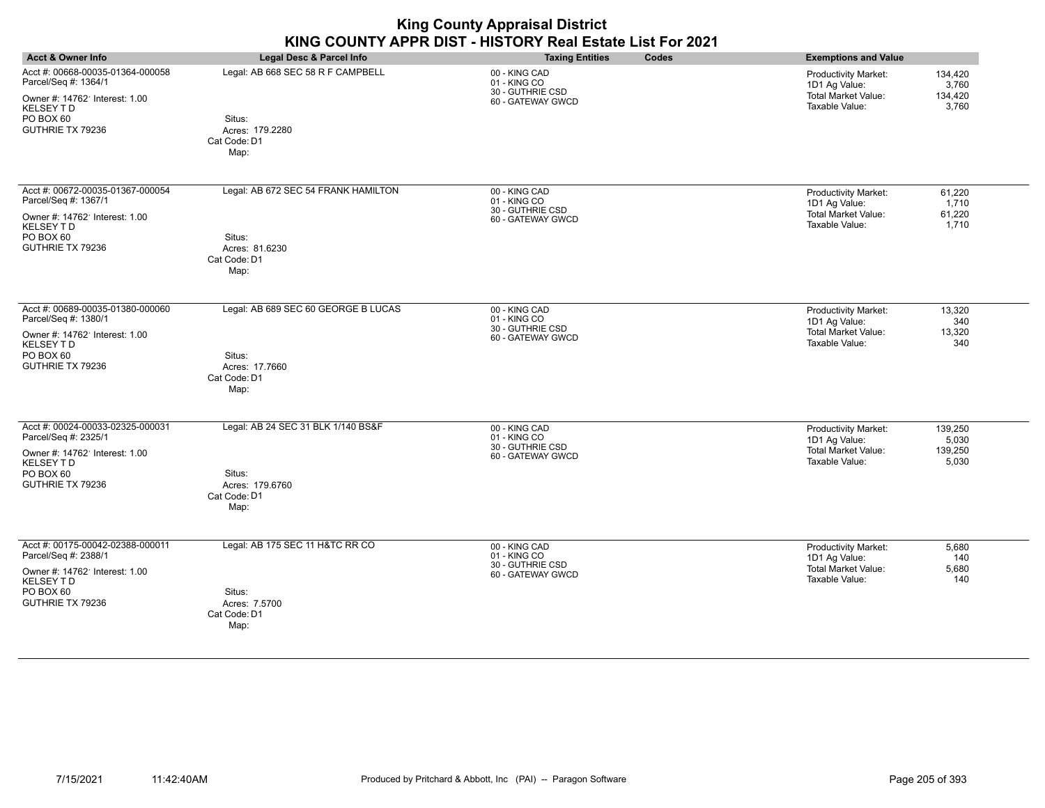# King County Appraisal District

## KING COUNTY APPR DIST - HISTORY Real Estate List For 2021

| Acct & Owner Info | Legal Desc & Parcel Info | Taxing Entities | Codes | Exemptions and Value |
|---|---|---|---|---|
| Acct #: 00668-00035-01364-000058<br>Parcel/Seq #: 1364/1<br>Owner #: 14762 Interest: 1.00<br>KELSEY T D<br>PO BOX 60<br>GUTHRIE TX 79236 | Legal: AB 668 SEC 58 R F CAMPBELL<br>Situs:<br>Acres: 179.2280<br>Cat Code: D1<br>Map: | 00 - KING CAD<br>01 - KING CO<br>30 - GUTHRIE CSD<br>60 - GATEWAY GWCD | | Productivity Market: 134,420<br>1D1 Ag Value: 3,760<br>Total Market Value: 134,420<br>Taxable Value: 3,760 |
| Acct #: 00672-00035-01367-000054<br>Parcel/Seq #: 1367/1<br>Owner #: 14762 Interest: 1.00<br>KELSEY T D<br>PO BOX 60<br>GUTHRIE TX 79236 | Legal: AB 672 SEC 54 FRANK HAMILTON<br>Situs:<br>Acres: 81.6230<br>Cat Code: D1<br>Map: | 00 - KING CAD<br>01 - KING CO<br>30 - GUTHRIE CSD<br>60 - GATEWAY GWCD | | Productivity Market: 61,220<br>1D1 Ag Value: 1,710<br>Total Market Value: 61,220<br>Taxable Value: 1,710 |
| Acct #: 00689-00035-01380-000060<br>Parcel/Seq #: 1380/1<br>Owner #: 14762 Interest: 1.00<br>KELSEY T D<br>PO BOX 60<br>GUTHRIE TX 79236 | Legal: AB 689 SEC 60 GEORGE B LUCAS<br>Situs:<br>Acres: 17.7660<br>Cat Code: D1<br>Map: | 00 - KING CAD<br>01 - KING CO<br>30 - GUTHRIE CSD<br>60 - GATEWAY GWCD | | Productivity Market: 13,320<br>1D1 Ag Value: 340<br>Total Market Value: 13,320<br>Taxable Value: 340 |
| Acct #: 00024-00033-02325-000031<br>Parcel/Seq #: 2325/1<br>Owner #: 14762 Interest: 1.00<br>KELSEY T D<br>PO BOX 60<br>GUTHRIE TX 79236 | Legal: AB 24 SEC 31 BLK 1/140 BS&F<br>Situs:<br>Acres: 179.6760<br>Cat Code: D1<br>Map: | 00 - KING CAD<br>01 - KING CO<br>30 - GUTHRIE CSD<br>60 - GATEWAY GWCD | | Productivity Market: 139,250<br>1D1 Ag Value: 5,030<br>Total Market Value: 139,250<br>Taxable Value: 5,030 |
| Acct #: 00175-00042-02388-000011<br>Parcel/Seq #: 2388/1<br>Owner #: 14762 Interest: 1.00<br>KELSEY T D<br>PO BOX 60<br>GUTHRIE TX 79236 | Legal: AB 175 SEC 11 H&TC RR CO<br>Situs:<br>Acres: 7.5700<br>Cat Code: D1<br>Map: | 00 - KING CAD<br>01 - KING CO<br>30 - GUTHRIE CSD<br>60 - GATEWAY GWCD | | Productivity Market: 5,680<br>1D1 Ag Value: 140<br>Total Market Value: 5,680<br>Taxable Value: 140 |

7/15/2021 11:42:40AM Produced by Pritchard & Abbott, Inc (PAI) -- Paragon Software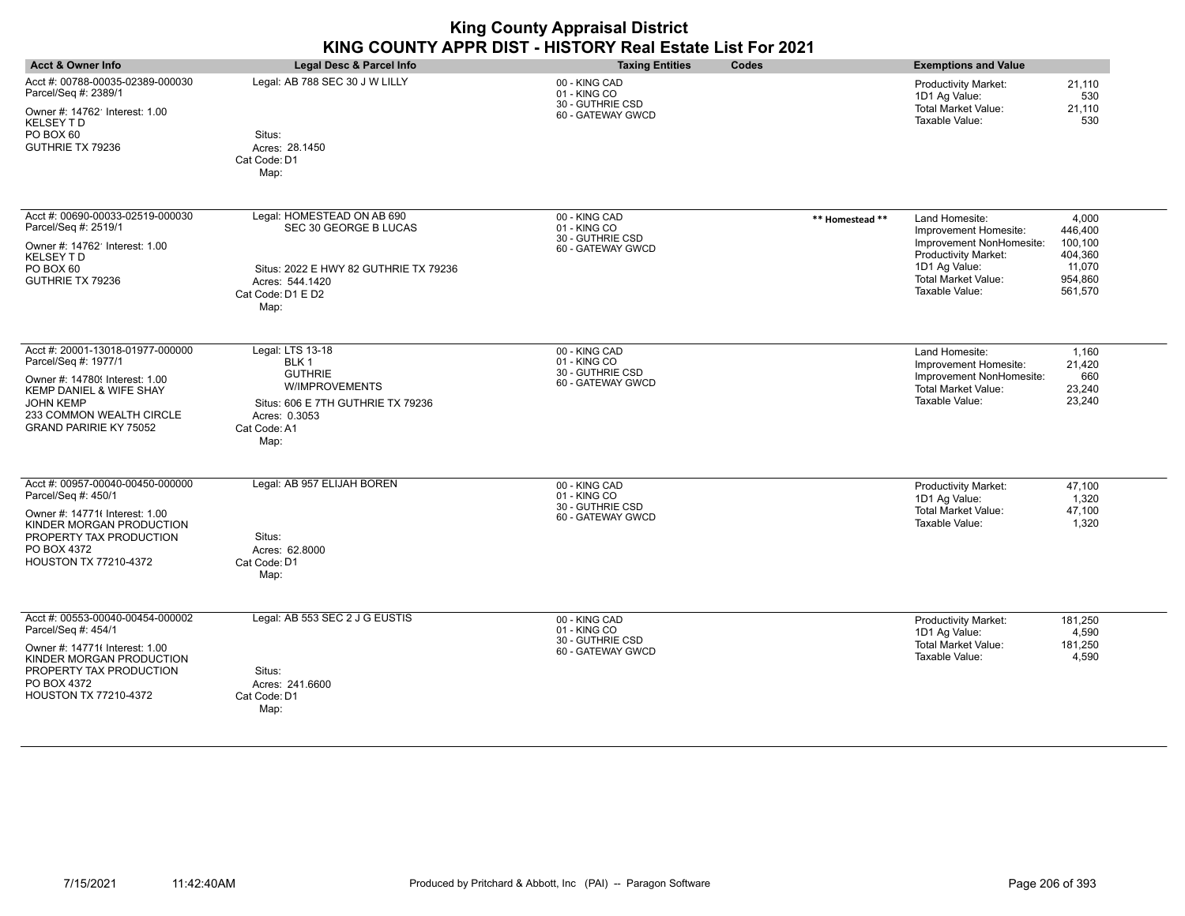# King County Appraisal District

## KING COUNTY APPR DIST - HISTORY Real Estate List For 2021

| Acct & Owner Info | Legal Desc & Parcel Info | Taxing Entities | Codes | Exemptions and Value |
|---|---|---|---|---|
| Acct #: 00788-00035-02389-000030<br>Parcel/Seq #: 2389/1<br>Owner #: 14762' Interest: 1.00<br>KELSEY T D<br>PO BOX 60<br>GUTHRIE TX 79236 | Legal: AB 788 SEC 30 J W LILLY<br>Situs:<br>Acres: 28.1450<br>Cat Code: D1<br>Map: | 00 - KING CAD<br>01 - KING CO<br>30 - GUTHRIE CSD<br>60 - GATEWAY GWCD | | Productivity Market: 21,110<br>1D1 Ag Value: 530<br>Total Market Value: 21,110<br>Taxable Value: 530 |
| Acct #: 00690-00033-02519-000030<br>Parcel/Seq #: 2519/1<br>Owner #: 14762' Interest: 1.00<br>KELSEY T D<br>PO BOX 60<br>GUTHRIE TX 79236 | Legal: HOMESTEAD ON AB 690 SEC 30 GEORGE B LUCAS<br>Situs: 2022 E HWY 82 GUTHRIE TX 79236<br>Acres: 544.1420<br>Cat Code: D1 E D2<br>Map: | 00 - KING CAD<br>01 - KING CO<br>30 - GUTHRIE CSD<br>60 - GATEWAY GWCD | ** Homestead ** | Land Homesite: 4,000<br>Improvement Homesite: 446,400<br>Improvement NonHomesite: 100,100<br>Productivity Market: 404,360<br>1D1 Ag Value: 11,070<br>Total Market Value: 954,860<br>Taxable Value: 561,570 |
| Acct #: 20001-13018-01977-000000<br>Parcel/Seq #: 1977/1<br>Owner #: 14780( Interest: 1.00<br>KEMP DANIEL & WIFE SHAY<br>JOHN KEMP<br>233 COMMON WEALTH CIRCLE<br>GRAND PARIRIE KY 75052 | Legal: LTS 13-18 BLK 1 GUTHRIE W/IMPROVEMENTS<br>Situs: 606 E 7TH GUTHRIE TX 79236<br>Acres: 0.3053<br>Cat Code: A1<br>Map: | 00 - KING CAD<br>01 - KING CO<br>30 - GUTHRIE CSD<br>60 - GATEWAY GWCD | | Land Homesite: 1,160<br>Improvement Homesite: 21,420<br>Improvement NonHomesite: 660<br>Total Market Value: 23,240<br>Taxable Value: 23,240 |
| Acct #: 00957-00040-00450-000000<br>Parcel/Seq #: 450/1<br>Owner #: 14771( Interest: 1.00<br>KINDER MORGAN PRODUCTION<br>PROPERTY TAX PRODUCTION<br>PO BOX 4372<br>HOUSTON TX 77210-4372 | Legal: AB 957 ELIJAH BOREN<br>Situs:<br>Acres: 62.8000<br>Cat Code: D1<br>Map: | 00 - KING CAD<br>01 - KING CO<br>30 - GUTHRIE CSD<br>60 - GATEWAY GWCD | | Productivity Market: 47,100<br>1D1 Ag Value: 1,320<br>Total Market Value: 47,100<br>Taxable Value: 1,320 |
| Acct #: 00553-00040-00454-000002<br>Parcel/Seq #: 454/1<br>Owner #: 14771( Interest: 1.00<br>KINDER MORGAN PRODUCTION<br>PROPERTY TAX PRODUCTION<br>PO BOX 4372<br>HOUSTON TX 77210-4372 | Legal: AB 553 SEC 2 J G EUSTIS<br>Situs:<br>Acres: 241.6600<br>Cat Code: D1<br>Map: | 00 - KING CAD<br>01 - KING CO<br>30 - GUTHRIE CSD<br>60 - GATEWAY GWCD | | Productivity Market: 181,250<br>1D1 Ag Value: 4,590<br>Total Market Value: 181,250<br>Taxable Value: 4,590 |

7/15/2021 11:42:40AM Produced by Pritchard & Abbott, Inc (PAI) -- Paragon Software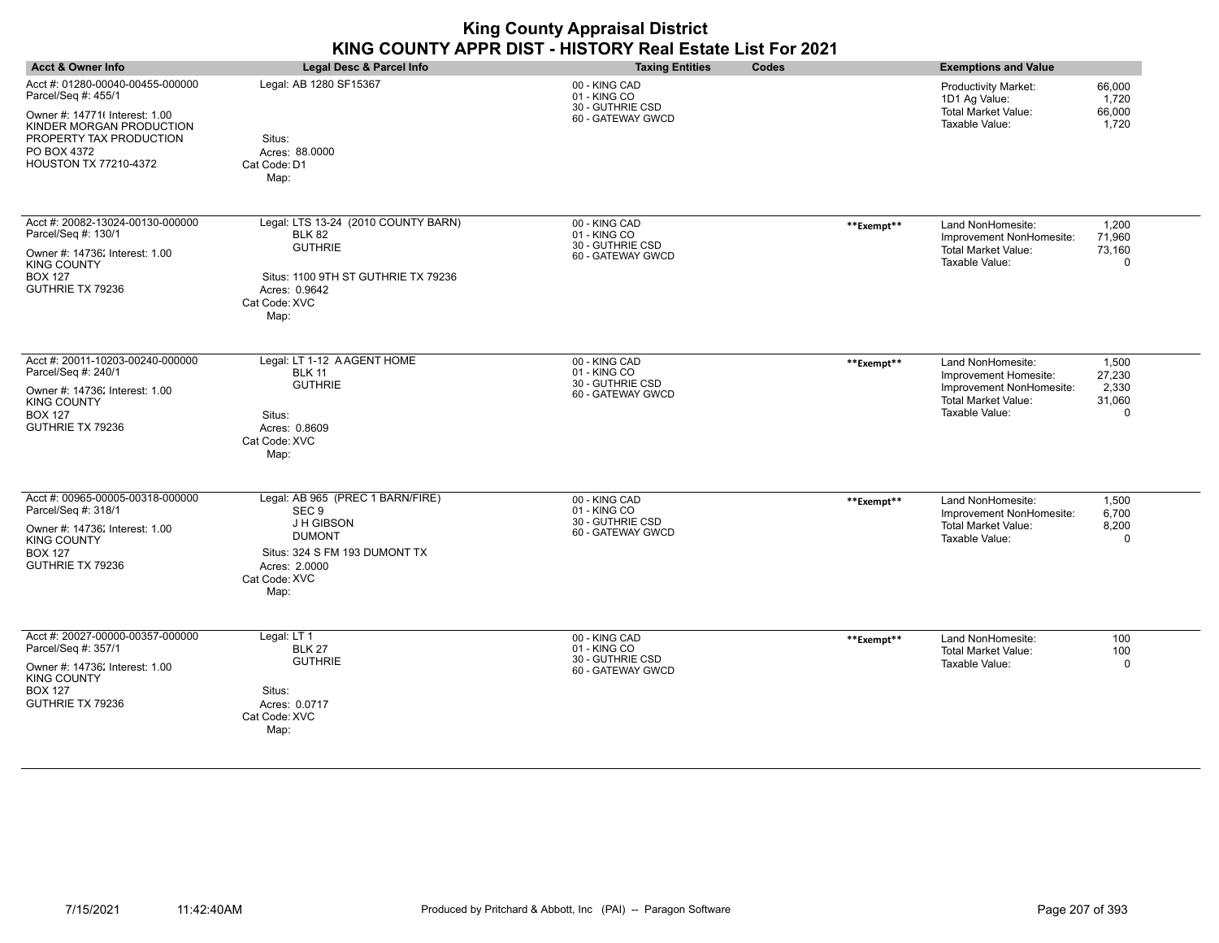# King County Appraisal District

## KING COUNTY APPR DIST - HISTORY Real Estate List For 2021

| Acct & Owner Info | Legal Desc & Parcel Info | Taxing Entities | Codes | Exemptions and Value |
|---|---|---|---|---|
| Acct #: 01280-00040-00455-000000<br>Parcel/Seq #: 455/1<br>Owner #: 14771( Interest: 1.00<br>KINDER MORGAN PRODUCTION<br>PROPERTY TAX PRODUCTION<br>PO BOX 4372<br>HOUSTON TX 77210-4372 | Legal: AB 1280 SF15367<br>Situs:<br>Acres: 88.0000<br>Cat Code: D1<br>Map: | 00 - KING CAD<br>01 - KING CO<br>30 - GUTHRIE CSD<br>60 - GATEWAY GWCD | | Productivity Market: 66,000<br>1D1 Ag Value: 1,720<br>Total Market Value: 66,000<br>Taxable Value: 1,720 |
| Acct #: 20082-13024-00130-000000<br>Parcel/Seq #: 130/1<br>Owner #: 14736; Interest: 1.00<br>KING COUNTY<br>BOX 127<br>GUTHRIE TX 79236 | Legal: LTS 13-24 (2010 COUNTY BARN)<br>BLK 82<br>GUTHRIE<br>Situs: 1100 9TH ST GUTHRIE TX 79236<br>Acres: 0.9642<br>Cat Code: XVC<br>Map: | 00 - KING CAD<br>01 - KING CO<br>30 - GUTHRIE CSD<br>60 - GATEWAY GWCD | **Exempt** | Land NonHomesite: 1,200<br>Improvement NonHomesite: 71,960<br>Total Market Value: 73,160<br>Taxable Value: 0 |
| Acct #: 20011-10203-00240-000000<br>Parcel/Seq #: 240/1<br>Owner #: 14736; Interest: 1.00<br>KING COUNTY<br>BOX 127<br>GUTHRIE TX 79236 | Legal: LT 1-12 A AGENT HOME<br>BLK 11<br>GUTHRIE<br>Situs:<br>Acres: 0.8609<br>Cat Code: XVC<br>Map: | 00 - KING CAD<br>01 - KING CO<br>30 - GUTHRIE CSD<br>60 - GATEWAY GWCD | **Exempt** | Land NonHomesite: 1,500<br>Improvement Homesite: 27,230<br>Improvement NonHomesite: 2,330<br>Total Market Value: 31,060<br>Taxable Value: 0 |
| Acct #: 00965-00005-00318-000000<br>Parcel/Seq #: 318/1<br>Owner #: 14736; Interest: 1.00<br>KING COUNTY<br>BOX 127<br>GUTHRIE TX 79236 | Legal: AB 965 (PREC 1 BARN/FIRE)<br>SEC 9<br>J H GIBSON<br>DUMONT<br>Situs: 324 S FM 193 DUMONT TX<br>Acres: 2.0000<br>Cat Code: XVC<br>Map: | 00 - KING CAD<br>01 - KING CO<br>30 - GUTHRIE CSD<br>60 - GATEWAY GWCD | **Exempt** | Land NonHomesite: 1,500<br>Improvement NonHomesite: 6,700<br>Total Market Value: 8,200<br>Taxable Value: 0 |
| Acct #: 20027-00000-00357-000000<br>Parcel/Seq #: 357/1<br>Owner #: 14736; Interest: 1.00<br>KING COUNTY<br>BOX 127<br>GUTHRIE TX 79236 | Legal: LT 1<br>BLK 27<br>GUTHRIE<br>Situs:<br>Acres: 0.0717<br>Cat Code: XVC<br>Map: | 00 - KING CAD<br>01 - KING CO<br>30 - GUTHRIE CSD<br>60 - GATEWAY GWCD | **Exempt** | Land NonHomesite: 100<br>Total Market Value: 100<br>Taxable Value: 0 |

7/15/2021 11:42:40AM Produced by Pritchard & Abbott, Inc (PAI) -- Paragon Software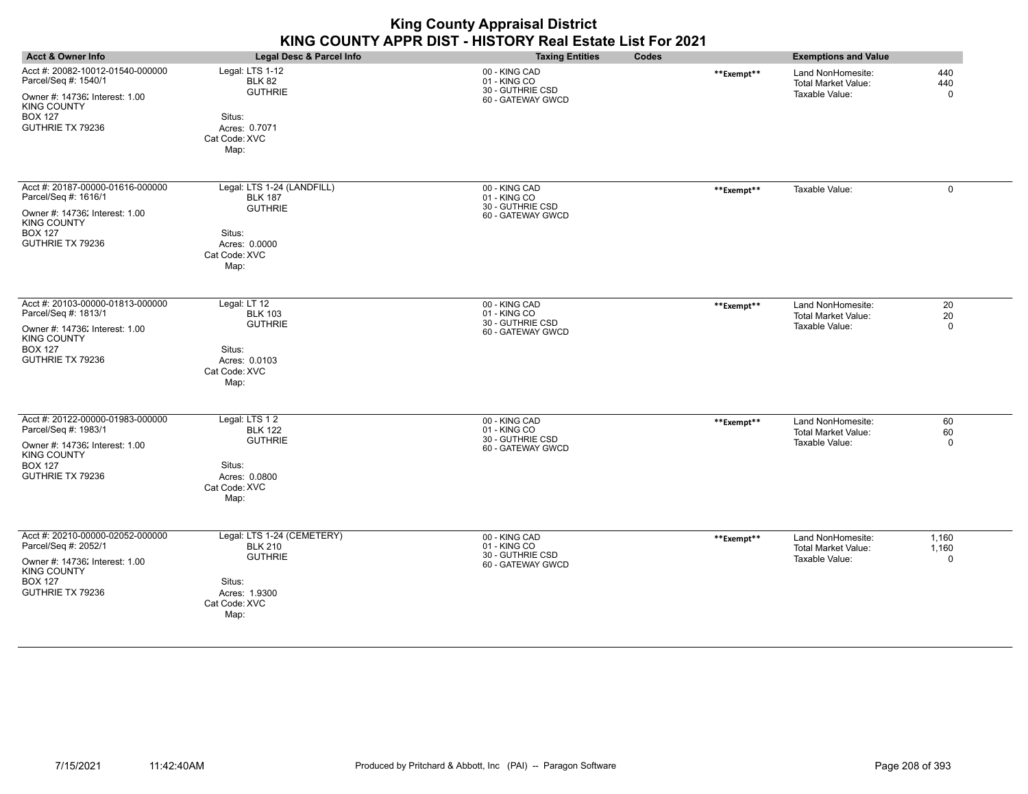# King County Appraisal District
## KING COUNTY APPR DIST - HISTORY Real Estate List For 2021

| Acct & Owner Info | Legal Desc & Parcel Info | Taxing Entities | Codes | | Exemptions and Value | |
|---|---|---|---|---|---|---|
| Acct #: 20082-10012-01540-000000<br>Parcel/Seq #: 1540/1<br>Owner #: 14736; Interest: 1.00<br>KING COUNTY<br>BOX 127<br>GUTHRIE TX 79236 | Legal: LTS 1-12<br>BLK 82<br>GUTHRIE<br>Situs:<br>Acres: 0.7071<br>Cat Code: XVC<br>Map: | 00 - KING CAD<br>01 - KING CO<br>30 - GUTHRIE CSD<br>60 - GATEWAY GWCD | | **Exempt** | Land NonHomesite:<br>Total Market Value:<br>Taxable Value: | 440<br>440<br>0 |
| Acct #: 20187-00000-01616-000000<br>Parcel/Seq #: 1616/1<br>Owner #: 14736; Interest: 1.00<br>KING COUNTY<br>BOX 127<br>GUTHRIE TX 79236 | Legal: LTS 1-24 (LANDFILL)<br>BLK 187<br>GUTHRIE<br>Situs:<br>Acres: 0.0000<br>Cat Code: XVC<br>Map: | 00 - KING CAD<br>01 - KING CO<br>30 - GUTHRIE CSD<br>60 - GATEWAY GWCD | | **Exempt** | Taxable Value: | 0 |
| Acct #: 20103-00000-01813-000000<br>Parcel/Seq #: 1813/1<br>Owner #: 14736; Interest: 1.00<br>KING COUNTY<br>BOX 127<br>GUTHRIE TX 79236 | Legal: LT 12<br>BLK 103<br>GUTHRIE<br>Situs:<br>Acres: 0.0103<br>Cat Code: XVC<br>Map: | 00 - KING CAD<br>01 - KING CO<br>30 - GUTHRIE CSD<br>60 - GATEWAY GWCD | | **Exempt** | Land NonHomesite:<br>Total Market Value:<br>Taxable Value: | 20<br>20<br>0 |
| Acct #: 20122-00000-01983-000000<br>Parcel/Seq #: 1983/1<br>Owner #: 14736; Interest: 1.00<br>KING COUNTY<br>BOX 127<br>GUTHRIE TX 79236 | Legal: LTS 1 2<br>BLK 122<br>GUTHRIE<br>Situs:<br>Acres: 0.0800<br>Cat Code: XVC<br>Map: | 00 - KING CAD<br>01 - KING CO<br>30 - GUTHRIE CSD<br>60 - GATEWAY GWCD | | **Exempt** | Land NonHomesite:<br>Total Market Value:<br>Taxable Value: | 60<br>60<br>0 |
| Acct #: 20210-00000-02052-000000<br>Parcel/Seq #: 2052/1<br>Owner #: 14736; Interest: 1.00<br>KING COUNTY<br>BOX 127<br>GUTHRIE TX 79236 | Legal: LTS 1-24 (CEMETERY)<br>BLK 210<br>GUTHRIE<br>Situs:<br>Acres: 1.9300<br>Cat Code: XVC<br>Map: | 00 - KING CAD<br>01 - KING CO<br>30 - GUTHRIE CSD<br>60 - GATEWAY GWCD | | **Exempt** | Land NonHomesite:<br>Total Market Value:<br>Taxable Value: | 1,160<br>1,160<br>0 |

7/15/2021 11:42:40AM Produced by Pritchard & Abbott, Inc (PAI) -- Paragon Software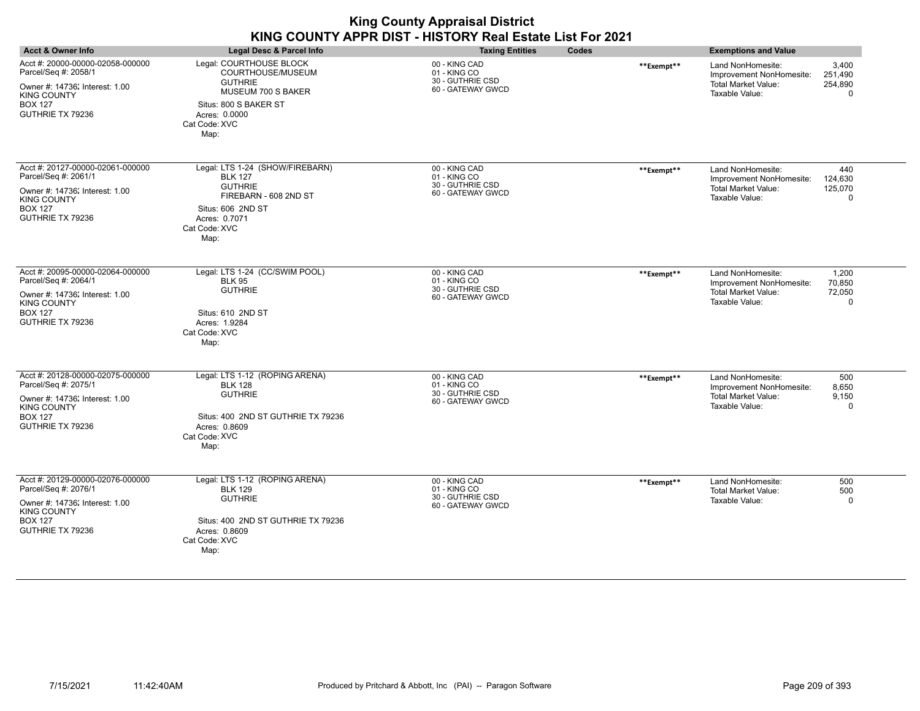# King County Appraisal District

## KING COUNTY APPR DIST - HISTORY Real Estate List For 2021

| Acct & Owner Info | Legal Desc & Parcel Info | Taxing Entities | Codes | Exemptions and Value |
|---|---|---|---|---|
| Acct #: 20000-00000-02058-000000<br>Parcel/Seq #: 2058/1<br>Owner #: 14736; Interest: 1.00<br>KING COUNTY<br>BOX 127<br>GUTHRIE TX 79236 | Legal: COURTHOUSE BLOCK<br>COURTHOUSE/MUSEUM<br>GUTHRIE<br>MUSEUM 700 S BAKER<br>Situs: 800 S BAKER ST<br>Acres: 0.0000<br>Cat Code: XVC<br>Map: | 00 - KING CAD<br>01 - KING CO<br>30 - GUTHRIE CSD<br>60 - GATEWAY GWCD | **Exempt** | Land NonHomesite: 3,400<br>Improvement NonHomesite: 251,490<br>Total Market Value: 254,890<br>Taxable Value: 0 |
| Acct #: 20127-00000-02061-000000<br>Parcel/Seq #: 2061/1<br>Owner #: 14736; Interest: 1.00<br>KING COUNTY<br>BOX 127<br>GUTHRIE TX 79236 | Legal: LTS 1-24 (SHOW/FIREBARN)<br>BLK 127<br>GUTHRIE<br>FIREBARN - 608 2ND ST<br>Situs: 606 2ND ST<br>Acres: 0.7071<br>Cat Code: XVC<br>Map: | 00 - KING CAD<br>01 - KING CO<br>30 - GUTHRIE CSD<br>60 - GATEWAY GWCD | **Exempt** | Land NonHomesite: 440<br>Improvement NonHomesite: 124,630<br>Total Market Value: 125,070<br>Taxable Value: 0 |
| Acct #: 20095-00000-02064-000000<br>Parcel/Seq #: 2064/1<br>Owner #: 14736; Interest: 1.00<br>KING COUNTY<br>BOX 127<br>GUTHRIE TX 79236 | Legal: LTS 1-24 (CC/SWIM POOL)<br>BLK 95<br>GUTHRIE<br>Situs: 610 2ND ST<br>Acres: 1.9284<br>Cat Code: XVC<br>Map: | 00 - KING CAD<br>01 - KING CO<br>30 - GUTHRIE CSD<br>60 - GATEWAY GWCD | **Exempt** | Land NonHomesite: 1,200<br>Improvement NonHomesite: 70,850<br>Total Market Value: 72,050<br>Taxable Value: 0 |
| Acct #: 20128-00000-02075-000000<br>Parcel/Seq #: 2075/1<br>Owner #: 14736; Interest: 1.00<br>KING COUNTY<br>BOX 127<br>GUTHRIE TX 79236 | Legal: LTS 1-12 (ROPING ARENA)<br>BLK 128<br>GUTHRIE<br>Situs: 400 2ND ST GUTHRIE TX 79236<br>Acres: 0.8609<br>Cat Code: XVC<br>Map: | 00 - KING CAD<br>01 - KING CO<br>30 - GUTHRIE CSD<br>60 - GATEWAY GWCD | **Exempt** | Land NonHomesite: 500<br>Improvement NonHomesite: 8,650<br>Total Market Value: 9,150<br>Taxable Value: 0 |
| Acct #: 20129-00000-02076-000000<br>Parcel/Seq #: 2076/1<br>Owner #: 14736; Interest: 1.00<br>KING COUNTY<br>BOX 127<br>GUTHRIE TX 79236 | Legal: LTS 1-12 (ROPING ARENA)<br>BLK 129<br>GUTHRIE<br>Situs: 400 2ND ST GUTHRIE TX 79236<br>Acres: 0.8609<br>Cat Code: XVC<br>Map: | 00 - KING CAD<br>01 - KING CO<br>30 - GUTHRIE CSD<br>60 - GATEWAY GWCD | **Exempt** | Land NonHomesite: 500<br>Total Market Value: 500<br>Taxable Value: 0 |

7/15/2021 11:42:40AM Produced by Pritchard & Abbott, Inc (PAI) -- Paragon Software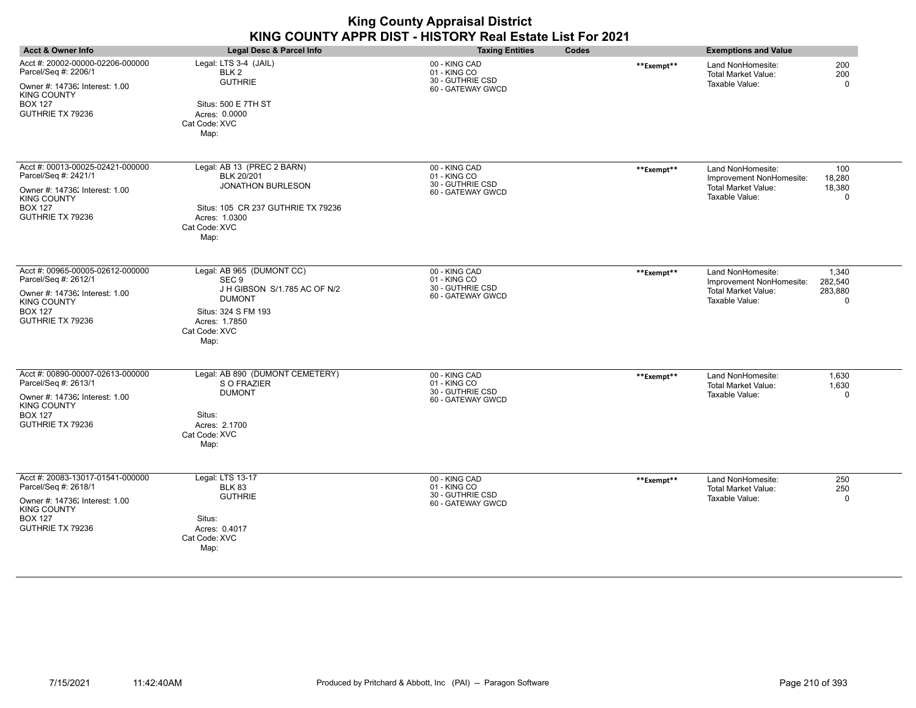# King County Appraisal District

## KING COUNTY APPR DIST - HISTORY Real Estate List For 2021

| Acct & Owner Info | Legal Desc & Parcel Info | Taxing Entities | Codes | Exemptions and Value |
|---|---|---|---|---|
| Acct #: 20002-00000-02206-000000<br>Parcel/Seq #: 2206/1<br>Owner #: 14736; Interest: 1.00<br>KING COUNTY<br>BOX 127<br>GUTHRIE TX 79236 | Legal: LTS 3-4 (JAIL)<br>BLK 2<br>GUTHRIE<br>Situs: 500 E 7TH ST<br>Acres: 0.0000<br>Cat Code: XVC<br>Map: | 00 - KING CAD<br>01 - KING CO<br>30 - GUTHRIE CSD<br>60 - GATEWAY GWCD | **Exempt** | Land NonHomesite: 200<br>Total Market Value: 200<br>Taxable Value: 0 |
| Acct #: 00013-00025-02421-000000<br>Parcel/Seq #: 2421/1<br>Owner #: 14736; Interest: 1.00<br>KING COUNTY<br>BOX 127<br>GUTHRIE TX 79236 | Legal: AB 13 (PREC 2 BARN)<br>BLK 20/201<br>JONATHON BURLESON<br>Situs: 105 CR 237 GUTHRIE TX 79236<br>Acres: 1.0300<br>Cat Code: XVC<br>Map: | 00 - KING CAD<br>01 - KING CO<br>30 - GUTHRIE CSD<br>60 - GATEWAY GWCD | **Exempt** | Land NonHomesite: 100<br>Improvement NonHomesite: 18,280<br>Total Market Value: 18,380<br>Taxable Value: 0 |
| Acct #: 00965-00005-02612-000000<br>Parcel/Seq #: 2612/1<br>Owner #: 14736; Interest: 1.00<br>KING COUNTY<br>BOX 127<br>GUTHRIE TX 79236 | Legal: AB 965 (DUMONT CC)<br>SEC 9<br>J H GIBSON S/1.785 AC OF N/2<br>DUMONT<br>Situs: 324 S FM 193<br>Acres: 1.7850<br>Cat Code: XVC<br>Map: | 00 - KING CAD<br>01 - KING CO<br>30 - GUTHRIE CSD<br>60 - GATEWAY GWCD | **Exempt** | Land NonHomesite: 1,340<br>Improvement NonHomesite: 282,540<br>Total Market Value: 283,880<br>Taxable Value: 0 |
| Acct #: 00890-00007-02613-000000<br>Parcel/Seq #: 2613/1<br>Owner #: 14736; Interest: 1.00<br>KING COUNTY<br>BOX 127<br>GUTHRIE TX 79236 | Legal: AB 890 (DUMONT CEMETERY)<br>S O FRAZIER<br>DUMONT<br>Situs:<br>Acres: 2.1700<br>Cat Code: XVC<br>Map: | 00 - KING CAD<br>01 - KING CO<br>30 - GUTHRIE CSD<br>60 - GATEWAY GWCD | **Exempt** | Land NonHomesite: 1,630<br>Total Market Value: 1,630<br>Taxable Value: 0 |
| Acct #: 20083-13017-01541-000000<br>Parcel/Seq #: 2618/1<br>Owner #: 14736; Interest: 1.00<br>KING COUNTY<br>BOX 127<br>GUTHRIE TX 79236 | Legal: LTS 13-17<br>BLK 83<br>GUTHRIE<br>Situs:<br>Acres: 0.4017<br>Cat Code: XVC<br>Map: | 00 - KING CAD<br>01 - KING CO<br>30 - GUTHRIE CSD<br>60 - GATEWAY GWCD | **Exempt** | Land NonHomesite: 250<br>Total Market Value: 250<br>Taxable Value: 0 |

7/15/2021 11:42:40AM Produced by Pritchard & Abbott, Inc (PAI) -- Paragon Software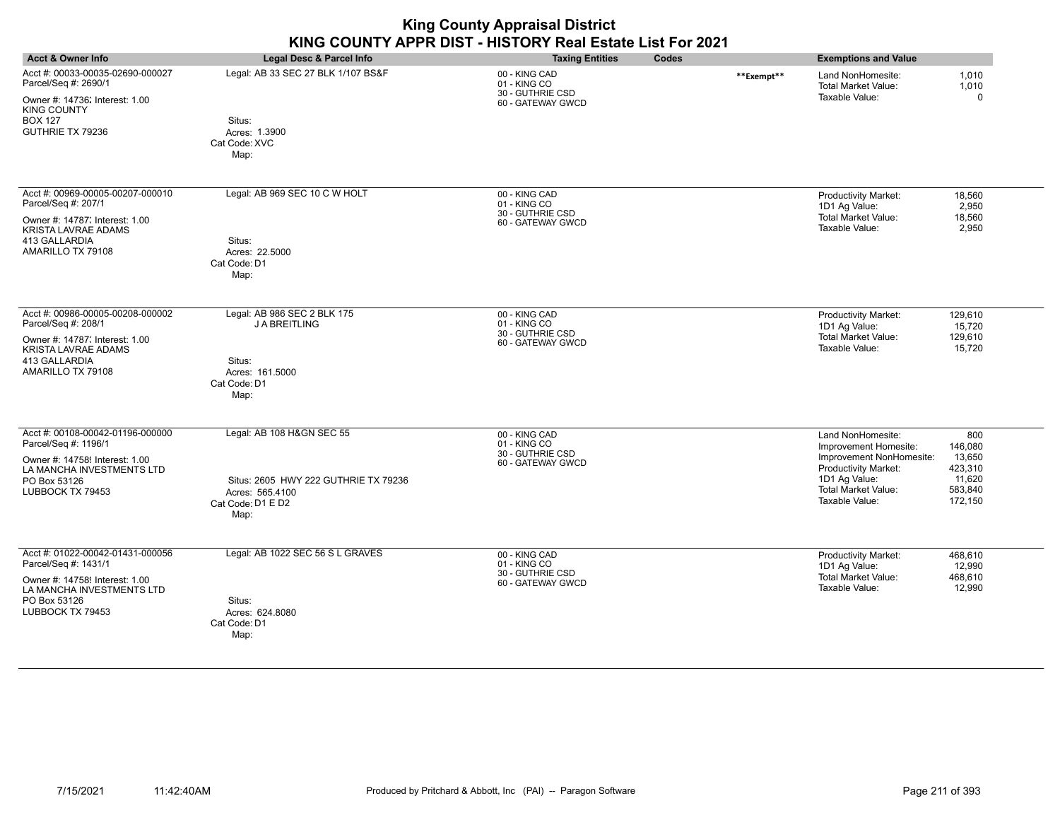# King County Appraisal District
## KING COUNTY APPR DIST - HISTORY Real Estate List For 2021

| Acct & Owner Info | Legal Desc & Parcel Info | Taxing Entities | Codes | Exemptions and Value |
|---|---|---|---|---|
| Acct #: 00033-00035-02690-000027<br>Parcel/Seq #: 2690/1<br>Owner #: 14736‹ Interest: 1.00<br>KING COUNTY<br>BOX 127<br>GUTHRIE TX 79236 | Legal: AB 33 SEC 27 BLK 1/107 BS&F<br>Situs:<br>Acres: 1.3900<br>Cat Code: XVC<br>Map: | 00 - KING CAD<br>01 - KING CO<br>30 - GUTHRIE CSD<br>60 - GATEWAY GWCD | **Exempt** | Land NonHomesite: 1,010<br>Total Market Value: 1,010<br>Taxable Value: 0 |
| Acct #: 00969-00005-00207-000010<br>Parcel/Seq #: 207/1<br>Owner #: 14787‹ Interest: 1.00<br>KRISTA LAVRAE ADAMS<br>413 GALLARDIA<br>AMARILLO TX 79108 | Legal: AB 969 SEC 10 C W HOLT<br>Situs:<br>Acres: 22.5000<br>Cat Code: D1<br>Map: | 00 - KING CAD<br>01 - KING CO<br>30 - GUTHRIE CSD<br>60 - GATEWAY GWCD | | Productivity Market: 18,560<br>1D1 Ag Value: 2,950<br>Total Market Value: 18,560<br>Taxable Value: 2,950 |
| Acct #: 00986-00005-00208-000002<br>Parcel/Seq #: 208/1<br>Owner #: 14787‹ Interest: 1.00<br>KRISTA LAVRAE ADAMS<br>413 GALLARDIA<br>AMARILLO TX 79108 | Legal: AB 986 SEC 2 BLK 175 J A BREITLING<br>Situs:<br>Acres: 161.5000<br>Cat Code: D1<br>Map: | 00 - KING CAD<br>01 - KING CO<br>30 - GUTHRIE CSD<br>60 - GATEWAY GWCD | | Productivity Market: 129,610<br>1D1 Ag Value: 15,720<br>Total Market Value: 129,610<br>Taxable Value: 15,720 |
| Acct #: 00108-00042-01196-000000<br>Parcel/Seq #: 1196/1<br>Owner #: 14758‹ Interest: 1.00<br>LA MANCHA INVESTMENTS LTD<br>PO Box 53126<br>LUBBOCK TX 79453 | Legal: AB 108 H&GN SEC 55<br>Situs: 2605 HWY 222 GUTHRIE TX 79236<br>Acres: 565.4100<br>Cat Code: D1 E D2<br>Map: | 00 - KING CAD<br>01 - KING CO<br>30 - GUTHRIE CSD<br>60 - GATEWAY GWCD | | Land NonHomesite: 800<br>Improvement Homesite: 146,080<br>Improvement NonHomesite: 13,650<br>Productivity Market: 423,310<br>1D1 Ag Value: 11,620<br>Total Market Value: 583,840<br>Taxable Value: 172,150 |
| Acct #: 01022-00042-01431-000056<br>Parcel/Seq #: 1431/1<br>Owner #: 14758‹ Interest: 1.00<br>LA MANCHA INVESTMENTS LTD<br>PO Box 53126<br>LUBBOCK TX 79453 | Legal: AB 1022 SEC 56 S L GRAVES<br>Situs:<br>Acres: 624.8080<br>Cat Code: D1<br>Map: | 00 - KING CAD<br>01 - KING CO<br>30 - GUTHRIE CSD<br>60 - GATEWAY GWCD | | Productivity Market: 468,610<br>1D1 Ag Value: 12,990<br>Total Market Value: 468,610<br>Taxable Value: 12,990 |

7/15/2021 11:42:40AM Produced by Pritchard & Abbott, Inc (PAI) -- Paragon Software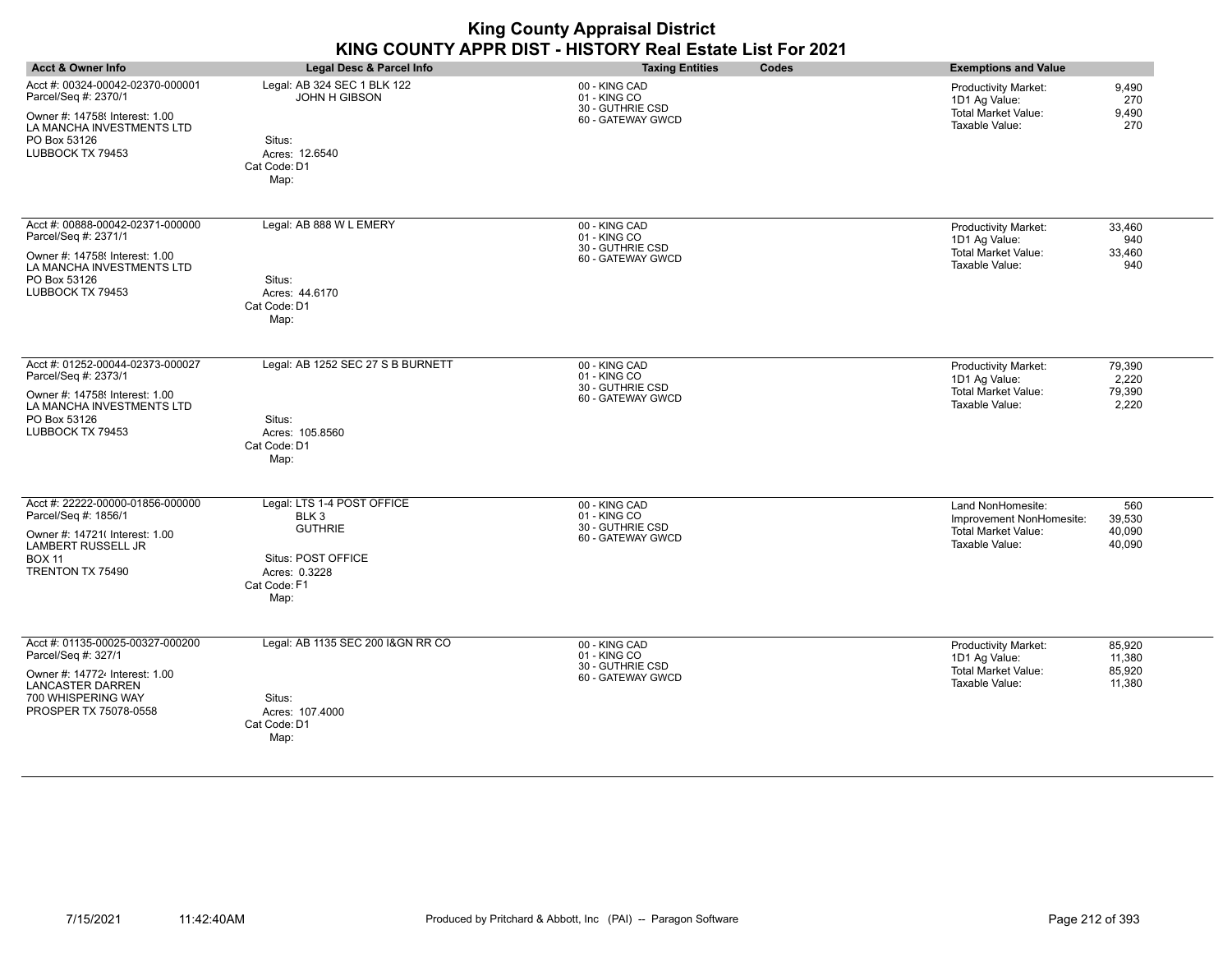# King County Appraisal District
## KING COUNTY APPR DIST - HISTORY Real Estate List For 2021

| Acct & Owner Info | Legal Desc & Parcel Info | Taxing Entities | Codes | Exemptions and Value |
|---|---|---|---|---|
| Acct #: 00324-00042-02370-000001<br>Parcel/Seq #: 2370/1<br>Owner #: 14758( Interest: 1.00<br>LA MANCHA INVESTMENTS LTD<br>PO Box 53126<br>LUBBOCK TX 79453 | Legal: AB 324 SEC 1 BLK 122<br>JOHN H GIBSON<br>Situs:<br>Acres: 12.6540<br>Cat Code: D1<br>Map: | 00 - KING CAD<br>01 - KING CO<br>30 - GUTHRIE CSD<br>60 - GATEWAY GWCD | | Productivity Market: 9,490<br>1D1 Ag Value: 270<br>Total Market Value: 9,490<br>Taxable Value: 270 |
| Acct #: 00888-00042-02371-000000<br>Parcel/Seq #: 2371/1<br>Owner #: 14758( Interest: 1.00<br>LA MANCHA INVESTMENTS LTD<br>PO Box 53126<br>LUBBOCK TX 79453 | Legal: AB 888 W L EMERY<br>Situs:<br>Acres: 44.6170<br>Cat Code: D1<br>Map: | 00 - KING CAD<br>01 - KING CO<br>30 - GUTHRIE CSD<br>60 - GATEWAY GWCD | | Productivity Market: 33,460<br>1D1 Ag Value: 940<br>Total Market Value: 33,460<br>Taxable Value: 940 |
| Acct #: 01252-00044-02373-000027<br>Parcel/Seq #: 2373/1<br>Owner #: 14758( Interest: 1.00<br>LA MANCHA INVESTMENTS LTD<br>PO Box 53126<br>LUBBOCK TX 79453 | Legal: AB 1252 SEC 27 S B BURNETT<br>Situs:<br>Acres: 105.8560<br>Cat Code: D1<br>Map: | 00 - KING CAD<br>01 - KING CO<br>30 - GUTHRIE CSD<br>60 - GATEWAY GWCD | | Productivity Market: 79,390<br>1D1 Ag Value: 2,220<br>Total Market Value: 79,390<br>Taxable Value: 2,220 |
| Acct #: 22222-00000-01856-000000<br>Parcel/Seq #: 1856/1<br>Owner #: 14721( Interest: 1.00<br>LAMBERT RUSSELL JR<br>BOX 11<br>TRENTON TX 75490 | Legal: LTS 1-4 POST OFFICE<br>BLK 3<br>GUTHRIE<br>Situs: POST OFFICE<br>Acres: 0.3228<br>Cat Code: F1<br>Map: | 00 - KING CAD<br>01 - KING CO<br>30 - GUTHRIE CSD<br>60 - GATEWAY GWCD | | Land NonHomesite: 560<br>Improvement NonHomesite: 39,530<br>Total Market Value: 40,090<br>Taxable Value: 40,090 |
| Acct #: 01135-00025-00327-000200<br>Parcel/Seq #: 327/1<br>Owner #: 14772( Interest: 1.00<br>LANCASTER DARREN<br>700 WHISPERING WAY<br>PROSPER TX 75078-0558 | Legal: AB 1135 SEC 200 I&GN RR CO<br>Situs:<br>Acres: 107.4000<br>Cat Code: D1<br>Map: | 00 - KING CAD<br>01 - KING CO<br>30 - GUTHRIE CSD<br>60 - GATEWAY GWCD | | Productivity Market: 85,920<br>1D1 Ag Value: 11,380<br>Total Market Value: 85,920<br>Taxable Value: 11,380 |

7/15/2021 11:42:40AM Produced by Pritchard & Abbott, Inc (PAI) -- Paragon Software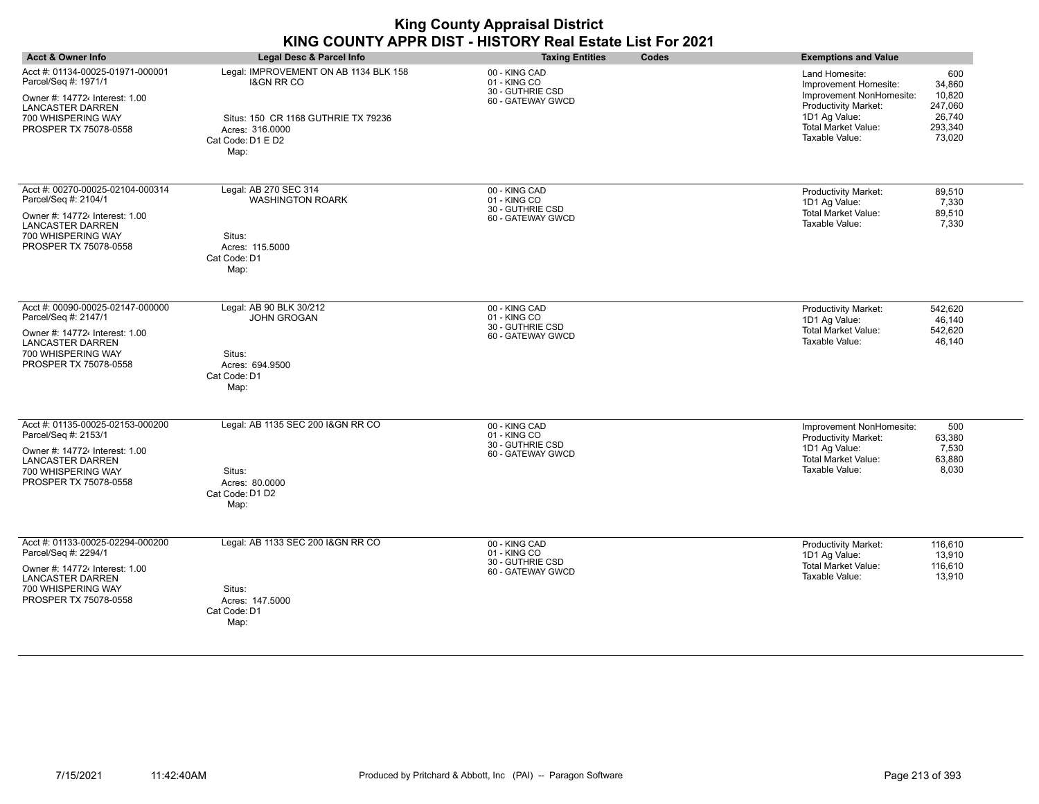# King County Appraisal District
## KING COUNTY APPR DIST - HISTORY Real Estate List For 2021

| Acct & Owner Info | Legal Desc & Parcel Info | Taxing Entities | Codes | Exemptions and Value |
|---|---|---|---|---|
| Acct #: 01134-00025-01971-000001<br>Parcel/Seq #: 1971/1<br>Owner #: 14772 Interest: 1.00<br>LANCASTER DARREN<br>700 WHISPERING WAY<br>PROSPER TX 75078-0558 | Legal: IMPROVEMENT ON AB 1134 BLK 158 I&GN RR CO<br>Situs: 150 CR 1168 GUTHRIE TX 79236<br>Acres: 316.0000<br>Cat Code: D1 E D2<br>Map: | 00 - KING CAD<br>01 - KING CO<br>30 - GUTHRIE CSD<br>60 - GATEWAY GWCD | | Land Homesite: 600<br>Improvement Homesite: 34,860<br>Improvement NonHomesite: 10,820<br>Productivity Market: 247,060<br>1D1 Ag Value: 26,740<br>Total Market Value: 293,340<br>Taxable Value: 73,020 |
| Acct #: 00270-00025-02104-000314<br>Parcel/Seq #: 2104/1<br>Owner #: 14772 Interest: 1.00<br>LANCASTER DARREN<br>700 WHISPERING WAY<br>PROSPER TX 75078-0558 | Legal: AB 270 SEC 314 WASHINGTON ROARK<br>Situs:<br>Acres: 115.5000<br>Cat Code: D1<br>Map: | 00 - KING CAD<br>01 - KING CO<br>30 - GUTHRIE CSD<br>60 - GATEWAY GWCD | | Productivity Market: 89,510<br>1D1 Ag Value: 7,330<br>Total Market Value: 89,510<br>Taxable Value: 7,330 |
| Acct #: 00090-00025-02147-000000<br>Parcel/Seq #: 2147/1<br>Owner #: 14772 Interest: 1.00<br>LANCASTER DARREN<br>700 WHISPERING WAY<br>PROSPER TX 75078-0558 | Legal: AB 90 BLK 30/212 JOHN GROGAN<br>Situs:<br>Acres: 694.9500<br>Cat Code: D1<br>Map: | 00 - KING CAD<br>01 - KING CO<br>30 - GUTHRIE CSD<br>60 - GATEWAY GWCD | | Productivity Market: 542,620<br>1D1 Ag Value: 46,140<br>Total Market Value: 542,620<br>Taxable Value: 46,140 |
| Acct #: 01135-00025-02153-000200<br>Parcel/Seq #: 2153/1<br>Owner #: 14772 Interest: 1.00<br>LANCASTER DARREN<br>700 WHISPERING WAY<br>PROSPER TX 75078-0558 | Legal: AB 1135 SEC 200 I&GN RR CO<br>Situs:<br>Acres: 80.0000<br>Cat Code: D1 D2<br>Map: | 00 - KING CAD<br>01 - KING CO<br>30 - GUTHRIE CSD<br>60 - GATEWAY GWCD | | Improvement NonHomesite: 500<br>Productivity Market: 63,380<br>1D1 Ag Value: 7,530<br>Total Market Value: 63,880<br>Taxable Value: 8,030 |
| Acct #: 01133-00025-02294-000200<br>Parcel/Seq #: 2294/1<br>Owner #: 14772 Interest: 1.00<br>LANCASTER DARREN<br>700 WHISPERING WAY<br>PROSPER TX 75078-0558 | Legal: AB 1133 SEC 200 I&GN RR CO<br>Situs:<br>Acres: 147.5000<br>Cat Code: D1<br>Map: | 00 - KING CAD<br>01 - KING CO<br>30 - GUTHRIE CSD<br>60 - GATEWAY GWCD | | Productivity Market: 116,610<br>1D1 Ag Value: 13,910<br>Total Market Value: 116,610<br>Taxable Value: 13,910 |

7/15/2021 11:42:40AM Produced by Pritchard & Abbott, Inc (PAI) -- Paragon Software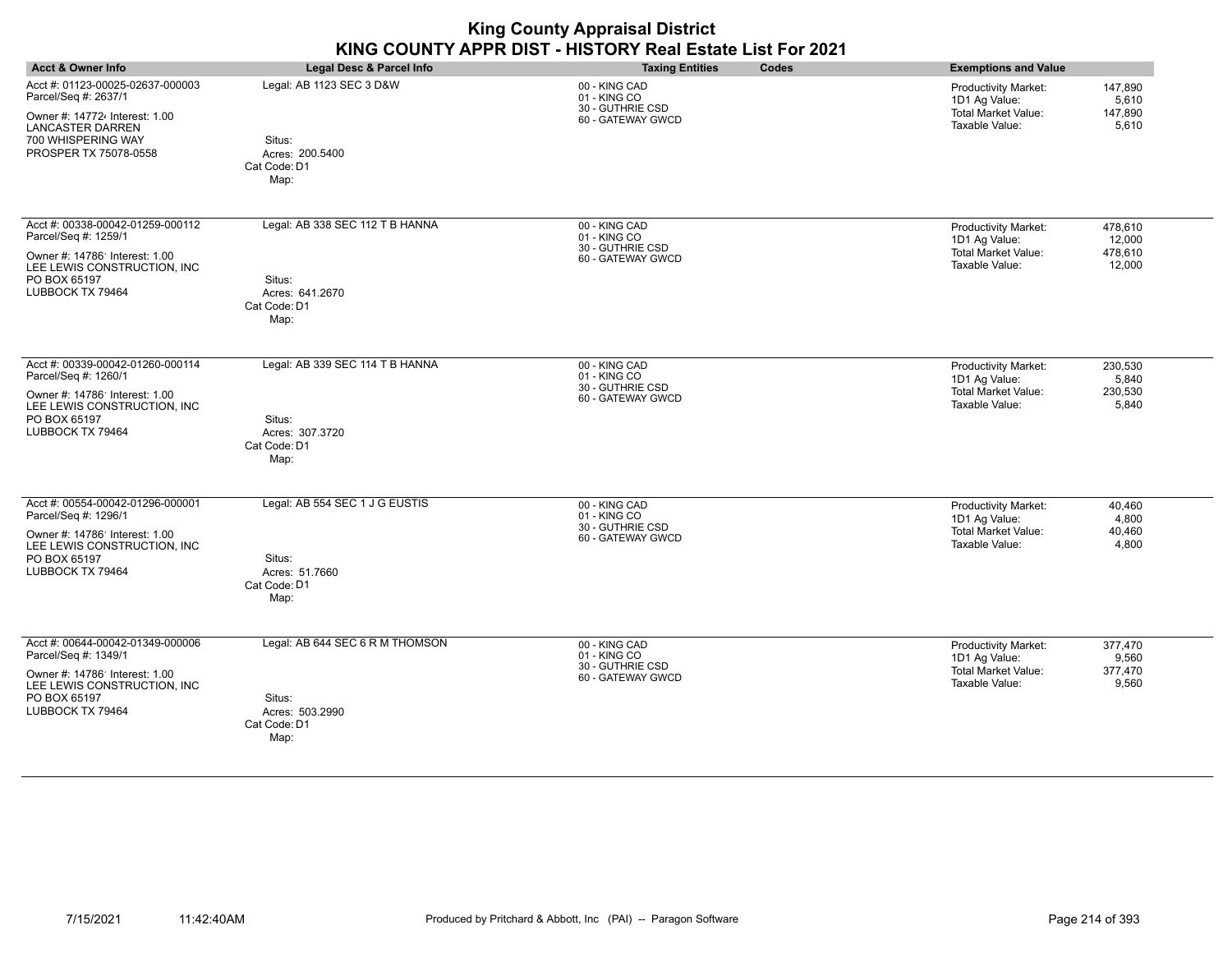# King County Appraisal District

## KING COUNTY APPR DIST - HISTORY Real Estate List For 2021

| Acct & Owner Info | Legal Desc & Parcel Info | Taxing Entities | Codes | Exemptions and Value |
|---|---|---|---|---|
| Acct #: 01123-00025-02637-000003<br>Parcel/Seq #: 2637/1<br>Owner #: 14772‹ Interest: 1.00<br>LANCASTER DARREN<br>700 WHISPERING WAY<br>PROSPER TX 75078-0558 | Legal: AB 1123 SEC 3 D&W<br>Situs:<br>Acres: 200.5400<br>Cat Code: D1<br>Map: | 00 - KING CAD<br>01 - KING CO<br>30 - GUTHRIE CSD<br>60 - GATEWAY GWCD | | Productivity Market: 147,890<br>1D1 Ag Value: 5,610<br>Total Market Value: 147,890<br>Taxable Value: 5,610 |
| Acct #: 00338-00042-01259-000112<br>Parcel/Seq #: 1259/1<br>Owner #: 14786' Interest: 1.00<br>LEE LEWIS CONSTRUCTION, INC<br>PO BOX 65197<br>LUBBOCK TX 79464 | Legal: AB 338 SEC 112 T B HANNA<br>Situs:<br>Acres: 641.2670<br>Cat Code: D1<br>Map: | 00 - KING CAD<br>01 - KING CO<br>30 - GUTHRIE CSD<br>60 - GATEWAY GWCD | | Productivity Market: 478,610<br>1D1 Ag Value: 12,000<br>Total Market Value: 478,610<br>Taxable Value: 12,000 |
| Acct #: 00339-00042-01260-000114<br>Parcel/Seq #: 1260/1<br>Owner #: 14786' Interest: 1.00<br>LEE LEWIS CONSTRUCTION, INC<br>PO BOX 65197<br>LUBBOCK TX 79464 | Legal: AB 339 SEC 114 T B HANNA<br>Situs:<br>Acres: 307.3720<br>Cat Code: D1<br>Map: | 00 - KING CAD<br>01 - KING CO<br>30 - GUTHRIE CSD<br>60 - GATEWAY GWCD | | Productivity Market: 230,530<br>1D1 Ag Value: 5,840<br>Total Market Value: 230,530<br>Taxable Value: 5,840 |
| Acct #: 00554-00042-01296-000001<br>Parcel/Seq #: 1296/1<br>Owner #: 14786' Interest: 1.00<br>LEE LEWIS CONSTRUCTION, INC<br>PO BOX 65197<br>LUBBOCK TX 79464 | Legal: AB 554 SEC 1 J G EUSTIS<br>Situs:<br>Acres: 51.7660<br>Cat Code: D1<br>Map: | 00 - KING CAD<br>01 - KING CO<br>30 - GUTHRIE CSD<br>60 - GATEWAY GWCD | | Productivity Market: 40,460<br>1D1 Ag Value: 4,800<br>Total Market Value: 40,460<br>Taxable Value: 4,800 |
| Acct #: 00644-00042-01349-000006<br>Parcel/Seq #: 1349/1<br>Owner #: 14786' Interest: 1.00<br>LEE LEWIS CONSTRUCTION, INC<br>PO BOX 65197<br>LUBBOCK TX 79464 | Legal: AB 644 SEC 6 R M THOMSON<br>Situs:<br>Acres: 503.2990<br>Cat Code: D1<br>Map: | 00 - KING CAD<br>01 - KING CO<br>30 - GUTHRIE CSD<br>60 - GATEWAY GWCD | | Productivity Market: 377,470<br>1D1 Ag Value: 9,560<br>Total Market Value: 377,470<br>Taxable Value: 9,560 |

7/15/2021 11:42:40AM Produced by Pritchard & Abbott, Inc (PAI) -- Paragon Software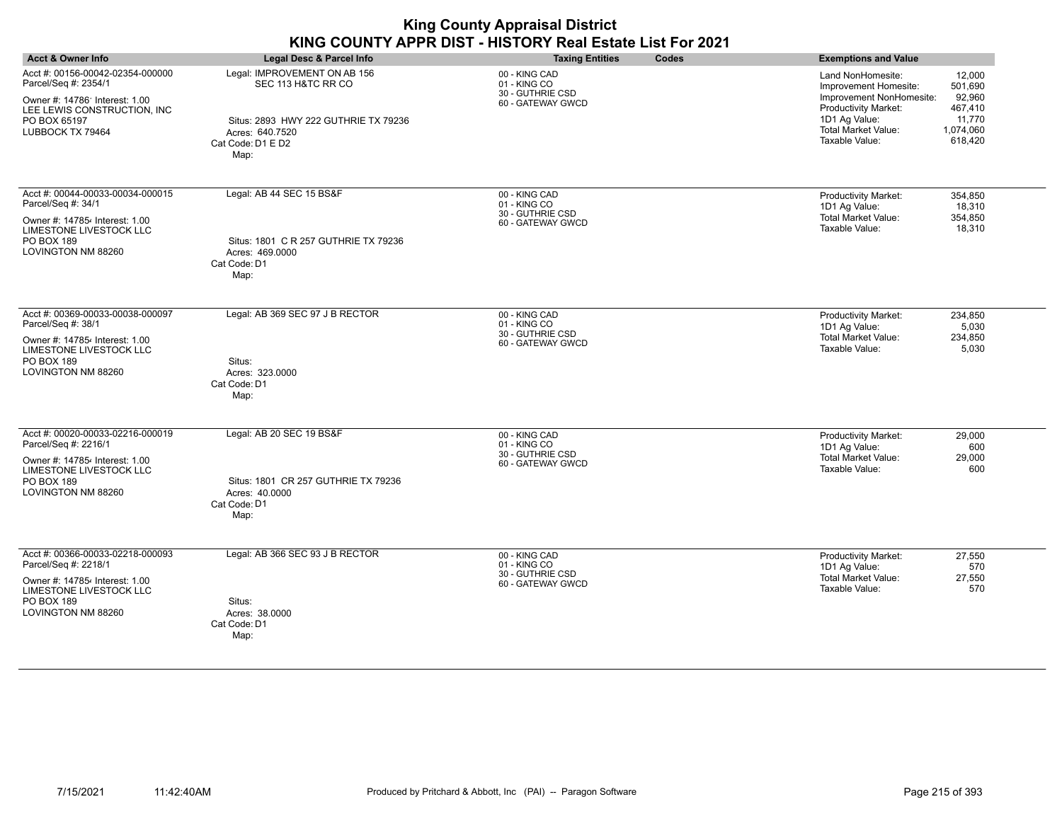# King County Appraisal District

## KING COUNTY APPR DIST - HISTORY Real Estate List For 2021

| Acct & Owner Info | Legal Desc & Parcel Info | Taxing Entities | Codes | Exemptions and Value |
|---|---|---|---|---|
| Acct #: 00156-00042-02354-000000<br>Parcel/Seq #: 2354/1<br>Owner #: 14786 Interest: 1.00<br>LEE LEWIS CONSTRUCTION, INC<br>PO BOX 65197<br>LUBBOCK TX 79464 | Legal: IMPROVEMENT ON AB 156 SEC 113 H&TC RR CO<br>Situs: 2893 HWY 222 GUTHRIE TX 79236<br>Acres: 640.7520<br>Cat Code: D1 E D2<br>Map: | 00 - KING CAD<br>01 - KING CO<br>30 - GUTHRIE CSD<br>60 - GATEWAY GWCD | | Land NonHomesite: 12,000<br>Improvement Homesite: 501,690<br>Improvement NonHomesite: 92,960<br>Productivity Market: 467,410<br>1D1 Ag Value: 11,770<br>Total Market Value: 1,074,060<br>Taxable Value: 618,420 |
| Acct #: 00044-00033-00034-000015<br>Parcel/Seq #: 34/1<br>Owner #: 14785 Interest: 1.00<br>LIMESTONE LIVESTOCK LLC<br>PO BOX 189<br>LOVINGTON NM 88260 | Legal: AB 44 SEC 15 BS&F<br>Situs: 1801 C R 257 GUTHRIE TX 79236<br>Acres: 469.0000<br>Cat Code: D1<br>Map: | 00 - KING CAD<br>01 - KING CO<br>30 - GUTHRIE CSD<br>60 - GATEWAY GWCD | | Productivity Market: 354,850<br>1D1 Ag Value: 18,310<br>Total Market Value: 354,850<br>Taxable Value: 18,310 |
| Acct #: 00369-00033-00038-000097<br>Parcel/Seq #: 38/1<br>Owner #: 14785 Interest: 1.00<br>LIMESTONE LIVESTOCK LLC<br>PO BOX 189<br>LOVINGTON NM 88260 | Legal: AB 369 SEC 97 J B RECTOR<br>Situs:<br>Acres: 323.0000<br>Cat Code: D1<br>Map: | 00 - KING CAD<br>01 - KING CO<br>30 - GUTHRIE CSD<br>60 - GATEWAY GWCD | | Productivity Market: 234,850<br>1D1 Ag Value: 5,030<br>Total Market Value: 234,850<br>Taxable Value: 5,030 |
| Acct #: 00020-00033-02216-000019<br>Parcel/Seq #: 2216/1<br>Owner #: 14785 Interest: 1.00<br>LIMESTONE LIVESTOCK LLC<br>PO BOX 189<br>LOVINGTON NM 88260 | Legal: AB 20 SEC 19 BS&F<br>Situs: 1801 CR 257 GUTHRIE TX 79236<br>Acres: 40.0000<br>Cat Code: D1<br>Map: | 00 - KING CAD<br>01 - KING CO<br>30 - GUTHRIE CSD<br>60 - GATEWAY GWCD | | Productivity Market: 29,000<br>1D1 Ag Value: 600<br>Total Market Value: 29,000<br>Taxable Value: 600 |
| Acct #: 00366-00033-02218-000093<br>Parcel/Seq #: 2218/1<br>Owner #: 14785 Interest: 1.00<br>LIMESTONE LIVESTOCK LLC<br>PO BOX 189<br>LOVINGTON NM 88260 | Legal: AB 366 SEC 93 J B RECTOR<br>Situs:<br>Acres: 38.0000<br>Cat Code: D1<br>Map: | 00 - KING CAD<br>01 - KING CO<br>30 - GUTHRIE CSD<br>60 - GATEWAY GWCD | | Productivity Market: 27,550<br>1D1 Ag Value: 570<br>Total Market Value: 27,550<br>Taxable Value: 570 |

7/15/2021 11:42:40AM Produced by Pritchard & Abbott, Inc (PAI) -- Paragon Software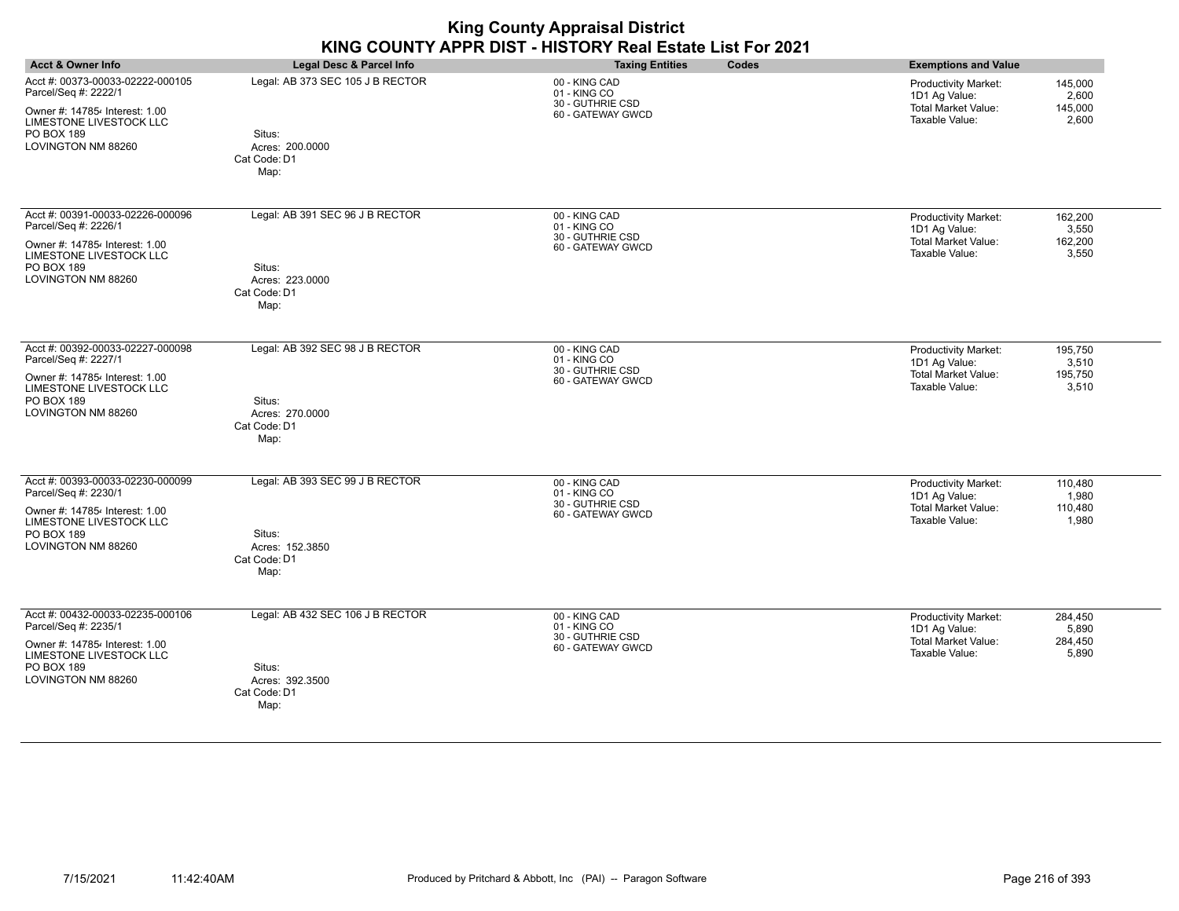# King County Appraisal District
## KING COUNTY APPR DIST - HISTORY Real Estate List For 2021

| Acct & Owner Info | Legal Desc & Parcel Info | Taxing Entities | Codes | Exemptions and Value |
|---|---|---|---|---|
| Acct #: 00373-00033-02222-000105<br>Parcel/Seq #: 2222/1<br>Owner #: 14785 Interest: 1.00<br>LIMESTONE LIVESTOCK LLC<br>PO BOX 189<br>LOVINGTON NM 88260 | Legal: AB 373 SEC 105 J B RECTOR<br>Situs:<br>Acres: 200.0000<br>Cat Code: D1<br>Map: | 00 - KING CAD<br>01 - KING CO<br>30 - GUTHRIE CSD<br>60 - GATEWAY GWCD | | Productivity Market: 145,000<br>1D1 Ag Value: 2,600<br>Total Market Value: 145,000<br>Taxable Value: 2,600 |
| Acct #: 00391-00033-02226-000096<br>Parcel/Seq #: 2226/1<br>Owner #: 14785 Interest: 1.00<br>LIMESTONE LIVESTOCK LLC<br>PO BOX 189<br>LOVINGTON NM 88260 | Legal: AB 391 SEC 96 J B RECTOR<br>Situs:<br>Acres: 223.0000<br>Cat Code: D1<br>Map: | 00 - KING CAD<br>01 - KING CO<br>30 - GUTHRIE CSD<br>60 - GATEWAY GWCD | | Productivity Market: 162,200<br>1D1 Ag Value: 3,550<br>Total Market Value: 162,200<br>Taxable Value: 3,550 |
| Acct #: 00392-00033-02227-000098<br>Parcel/Seq #: 2227/1<br>Owner #: 14785 Interest: 1.00<br>LIMESTONE LIVESTOCK LLC<br>PO BOX 189<br>LOVINGTON NM 88260 | Legal: AB 392 SEC 98 J B RECTOR<br>Situs:<br>Acres: 270.0000<br>Cat Code: D1<br>Map: | 00 - KING CAD<br>01 - KING CO<br>30 - GUTHRIE CSD<br>60 - GATEWAY GWCD | | Productivity Market: 195,750<br>1D1 Ag Value: 3,510<br>Total Market Value: 195,750<br>Taxable Value: 3,510 |
| Acct #: 00393-00033-02230-000099<br>Parcel/Seq #: 2230/1<br>Owner #: 14785 Interest: 1.00<br>LIMESTONE LIVESTOCK LLC<br>PO BOX 189<br>LOVINGTON NM 88260 | Legal: AB 393 SEC 99 J B RECTOR<br>Situs:<br>Acres: 152.3850<br>Cat Code: D1<br>Map: | 00 - KING CAD<br>01 - KING CO<br>30 - GUTHRIE CSD<br>60 - GATEWAY GWCD | | Productivity Market: 110,480<br>1D1 Ag Value: 1,980<br>Total Market Value: 110,480<br>Taxable Value: 1,980 |
| Acct #: 00432-00033-02235-000106<br>Parcel/Seq #: 2235/1<br>Owner #: 14785 Interest: 1.00<br>LIMESTONE LIVESTOCK LLC<br>PO BOX 189<br>LOVINGTON NM 88260 | Legal: AB 432 SEC 106 J B RECTOR<br>Situs:<br>Acres: 392.3500<br>Cat Code: D1<br>Map: | 00 - KING CAD<br>01 - KING CO<br>30 - GUTHRIE CSD<br>60 - GATEWAY GWCD | | Productivity Market: 284,450<br>1D1 Ag Value: 5,890<br>Total Market Value: 284,450<br>Taxable Value: 5,890 |

7/15/2021 11:42:40AM Produced by Pritchard & Abbott, Inc (PAI) -- Paragon Software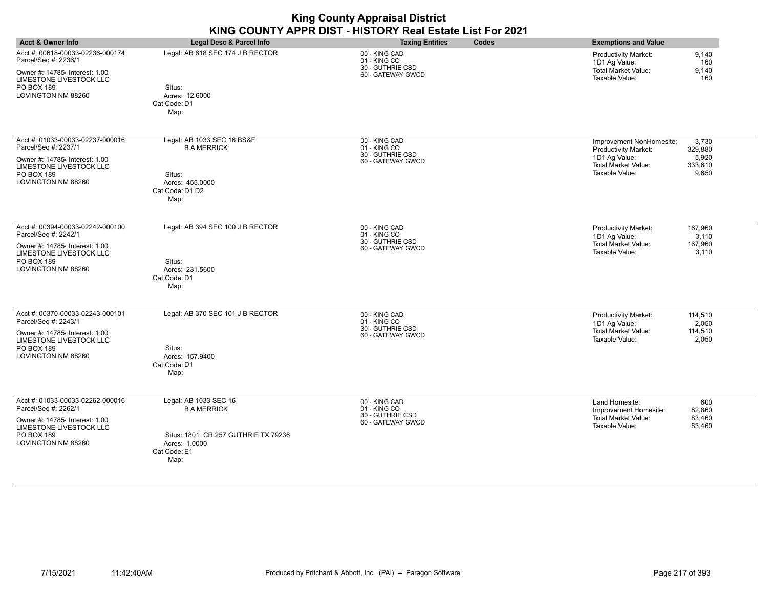# King County Appraisal District

## KING COUNTY APPR DIST - HISTORY Real Estate List For 2021

| Acct & Owner Info | Legal Desc & Parcel Info | Taxing Entities | Codes | Exemptions and Value |
|---|---|---|---|---|
| Acct #: 00618-00033-02236-000174<br>Parcel/Seq #: 2236/1<br>Owner #: 14785( Interest: 1.00<br>LIMESTONE LIVESTOCK LLC<br>PO BOX 189<br>LOVINGTON NM 88260 | Legal: AB 618 SEC 174 J B RECTOR<br>Situs:<br>Acres: 12.6000<br>Cat Code: D1<br>Map: | 00 - KING CAD<br>01 - KING CO<br>30 - GUTHRIE CSD<br>60 - GATEWAY GWCD | | Productivity Market: 9,140<br>1D1 Ag Value: 160<br>Total Market Value: 9,140<br>Taxable Value: 160 |
| Acct #: 01033-00033-02237-000016<br>Parcel/Seq #: 2237/1<br>Owner #: 14785( Interest: 1.00<br>LIMESTONE LIVESTOCK LLC<br>PO BOX 189<br>LOVINGTON NM 88260 | Legal: AB 1033 SEC 16 BS&F<br>B A MERRICK<br>Situs:<br>Acres: 455.0000<br>Cat Code: D1 D2<br>Map: | 00 - KING CAD<br>01 - KING CO<br>30 - GUTHRIE CSD<br>60 - GATEWAY GWCD | | Improvement NonHomesite: 3,730<br>Productivity Market: 329,880<br>1D1 Ag Value: 5,920<br>Total Market Value: 333,610<br>Taxable Value: 9,650 |
| Acct #: 00394-00033-02242-000100<br>Parcel/Seq #: 2242/1<br>Owner #: 14785( Interest: 1.00<br>LIMESTONE LIVESTOCK LLC<br>PO BOX 189<br>LOVINGTON NM 88260 | Legal: AB 394 SEC 100 J B RECTOR<br>Situs:<br>Acres: 231.5600<br>Cat Code: D1<br>Map: | 00 - KING CAD<br>01 - KING CO<br>30 - GUTHRIE CSD<br>60 - GATEWAY GWCD | | Productivity Market: 167,960<br>1D1 Ag Value: 3,110<br>Total Market Value: 167,960<br>Taxable Value: 3,110 |
| Acct #: 00370-00033-02243-000101<br>Parcel/Seq #: 2243/1<br>Owner #: 14785( Interest: 1.00<br>LIMESTONE LIVESTOCK LLC<br>PO BOX 189<br>LOVINGTON NM 88260 | Legal: AB 370 SEC 101 J B RECTOR<br>Situs:<br>Acres: 157.9400<br>Cat Code: D1<br>Map: | 00 - KING CAD<br>01 - KING CO<br>30 - GUTHRIE CSD<br>60 - GATEWAY GWCD | | Productivity Market: 114,510<br>1D1 Ag Value: 2,050<br>Total Market Value: 114,510<br>Taxable Value: 2,050 |
| Acct #: 01033-00033-02262-000016<br>Parcel/Seq #: 2262/1<br>Owner #: 14785( Interest: 1.00<br>LIMESTONE LIVESTOCK LLC<br>PO BOX 189<br>LOVINGTON NM 88260 | Legal: AB 1033 SEC 16<br>B A MERRICK<br>Situs: 1801 CR 257 GUTHRIE TX 79236<br>Acres: 1.0000<br>Cat Code: E1<br>Map: | 00 - KING CAD<br>01 - KING CO<br>30 - GUTHRIE CSD<br>60 - GATEWAY GWCD | | Land Homesite: 600<br>Improvement Homesite: 82,860<br>Total Market Value: 83,460<br>Taxable Value: 83,460 |

7/15/2021 11:42:40AM Produced by Pritchard & Abbott, Inc (PAI) -- Paragon Software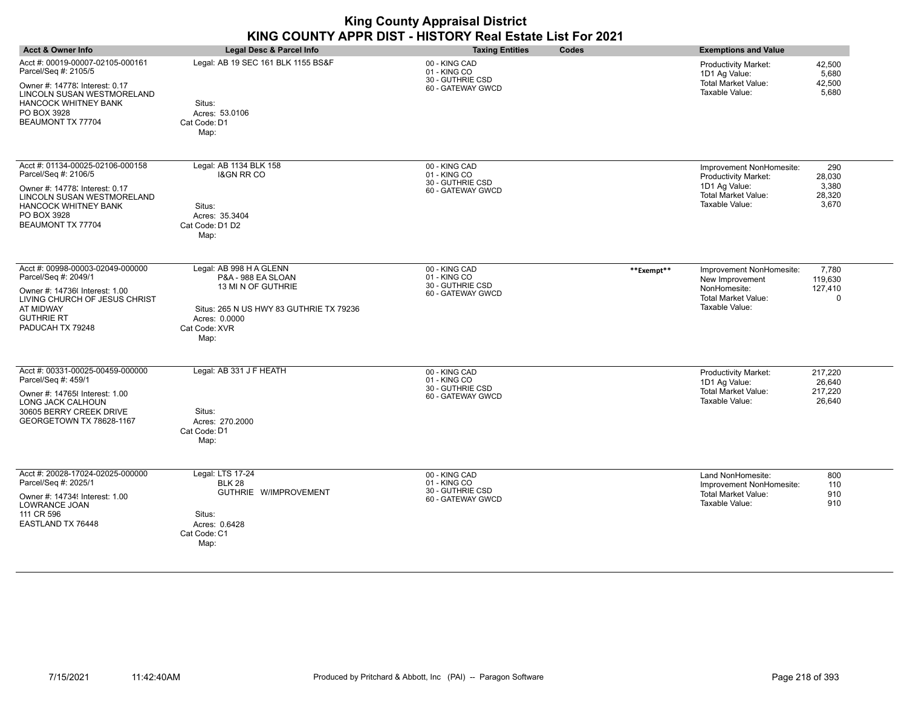# King County Appraisal District

## KING COUNTY APPR DIST - HISTORY Real Estate List For 2021

| Acct & Owner Info | Legal Desc & Parcel Info | Taxing Entities | Codes | Exemptions and Value |
|---|---|---|---|---|
| Acct #: 00019-00007-02105-000161<br>Parcel/Seq #: 2105/5<br>Owner #: 14778; Interest: 0.17<br>LINCOLN SUSAN WESTMORELAND<br>HANCOCK WHITNEY BANK<br>PO BOX 3928<br>BEAUMONT TX 77704 | Legal: AB 19 SEC 161 BLK 1155 BS&F<br>Situs:<br>Acres: 53.0106<br>Cat Code: D1<br>Map: | 00 - KING CAD<br>01 - KING CO<br>30 - GUTHRIE CSD<br>60 - GATEWAY GWCD | | Productivity Market: 42,500<br>1D1 Ag Value: 5,680<br>Total Market Value: 42,500<br>Taxable Value: 5,680 |
| Acct #: 01134-00025-02106-000158<br>Parcel/Seq #: 2106/5<br>Owner #: 14778; Interest: 0.17<br>LINCOLN SUSAN WESTMORELAND<br>HANCOCK WHITNEY BANK<br>PO BOX 3928<br>BEAUMONT TX 77704 | Legal: AB 1134 BLK 158<br>I&GN RR CO<br>Situs:<br>Acres: 35.3404<br>Cat Code: D1 D2<br>Map: | 00 - KING CAD<br>01 - KING CO<br>30 - GUTHRIE CSD<br>60 - GATEWAY GWCD | | Improvement NonHomesite: 290<br>Productivity Market: 28,030<br>1D1 Ag Value: 3,380<br>Total Market Value: 28,320<br>Taxable Value: 3,670 |
| Acct #: 00998-00003-02049-000000<br>Parcel/Seq #: 2049/1<br>Owner #: 14736( Interest: 1.00<br>LIVING CHURCH OF JESUS CHRIST<br>AT MIDWAY<br>GUTHRIE RT<br>PADUCAH TX 79248 | Legal: AB 998 H A GLENN<br>P&A - 988 EA SLOAN<br>13 MI N OF GUTHRIE<br>Situs: 265 N US HWY 83 GUTHRIE TX 79236<br>Acres: 0.0000<br>Cat Code: XVR<br>Map: | 00 - KING CAD<br>01 - KING CO<br>30 - GUTHRIE CSD<br>60 - GATEWAY GWCD | **Exempt** | Improvement NonHomesite: 7,780<br>New Improvement: 119,630<br>NonHomesite: 127,410<br>Total Market Value: 0<br>Taxable Value: |
| Acct #: 00331-00025-00459-000000<br>Parcel/Seq #: 459/1<br>Owner #: 14765( Interest: 1.00<br>LONG JACK CALHOUN<br>30605 BERRY CREEK DRIVE<br>GEORGETOWN TX 78628-1167 | Legal: AB 331 J F HEATH<br>Situs:<br>Acres: 270.2000<br>Cat Code: D1<br>Map: | 00 - KING CAD<br>01 - KING CO<br>30 - GUTHRIE CSD<br>60 - GATEWAY GWCD | | Productivity Market: 217,220<br>1D1 Ag Value: 26,640<br>Total Market Value: 217,220<br>Taxable Value: 26,640 |
| Acct #: 20028-17024-02025-000000<br>Parcel/Seq #: 2025/1<br>Owner #: 14734( Interest: 1.00<br>LOWRANCE JOAN<br>111 CR 596<br>EASTLAND TX 76448 | Legal: LTS 17-24<br>BLK 28<br>GUTHRIE W/IMPROVEMENT<br>Situs:<br>Acres: 0.6428<br>Cat Code: C1<br>Map: | 00 - KING CAD<br>01 - KING CO<br>30 - GUTHRIE CSD<br>60 - GATEWAY GWCD | | Land NonHomesite: 800<br>Improvement NonHomesite: 110<br>Total Market Value: 910<br>Taxable Value: 910 |

7/15/2021 11:42:40AM Produced by Pritchard & Abbott, Inc (PAI) -- Paragon Software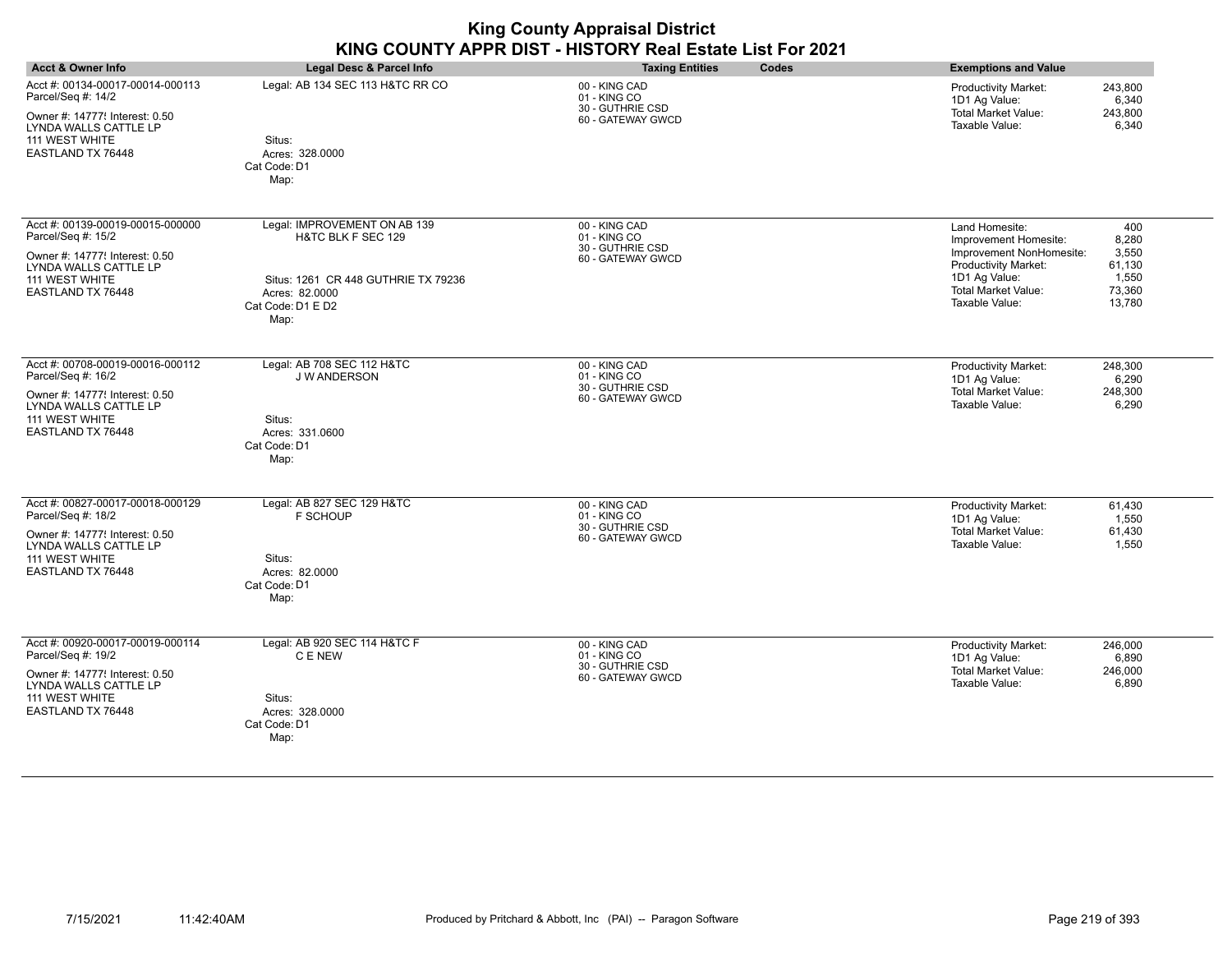# King County Appraisal District

## KING COUNTY APPR DIST - HISTORY Real Estate List For 2021

| Acct & Owner Info | Legal Desc & Parcel Info | Taxing Entities | Codes | Exemptions and Value |
|---|---|---|---|---|
| Acct #: 00134-00017-00014-000113<br>Parcel/Seq #: 14/2<br>Owner #: 14777! Interest: 0.50<br>LYNDA WALLS CATTLE LP<br>111 WEST WHITE<br>EASTLAND TX 76448 | Legal: AB 134 SEC 113 H&TC RR CO<br>Situs:<br>Acres: 328.0000<br>Cat Code: D1<br>Map: | 00 - KING CAD<br>01 - KING CO<br>30 - GUTHRIE CSD<br>60 - GATEWAY GWCD | | Productivity Market: 243,800<br>1D1 Ag Value: 6,340<br>Total Market Value: 243,800<br>Taxable Value: 6,340 |
| Acct #: 00139-00019-00015-000000<br>Parcel/Seq #: 15/2<br>Owner #: 14777! Interest: 0.50<br>LYNDA WALLS CATTLE LP<br>111 WEST WHITE<br>EASTLAND TX 76448 | Legal: IMPROVEMENT ON AB 139 H&TC BLK F SEC 129<br>Situs: 1261 CR 448 GUTHRIE TX 79236<br>Acres: 82.0000<br>Cat Code: D1 E D2<br>Map: | 00 - KING CAD<br>01 - KING CO<br>30 - GUTHRIE CSD<br>60 - GATEWAY GWCD | | Land Homesite: 400<br>Improvement Homesite: 8,280<br>Improvement NonHomesite: 3,550<br>Productivity Market: 61,130<br>1D1 Ag Value: 1,550<br>Total Market Value: 73,360<br>Taxable Value: 13,780 |
| Acct #: 00708-00019-00016-000112<br>Parcel/Seq #: 16/2<br>Owner #: 14777! Interest: 0.50<br>LYNDA WALLS CATTLE LP<br>111 WEST WHITE<br>EASTLAND TX 76448 | Legal: AB 708 SEC 112 H&TC J W ANDERSON<br>Situs:<br>Acres: 331.0600<br>Cat Code: D1<br>Map: | 00 - KING CAD<br>01 - KING CO<br>30 - GUTHRIE CSD<br>60 - GATEWAY GWCD | | Productivity Market: 248,300<br>1D1 Ag Value: 6,290<br>Total Market Value: 248,300<br>Taxable Value: 6,290 |
| Acct #: 00827-00017-00018-000129<br>Parcel/Seq #: 18/2<br>Owner #: 14777! Interest: 0.50<br>LYNDA WALLS CATTLE LP<br>111 WEST WHITE<br>EASTLAND TX 76448 | Legal: AB 827 SEC 129 H&TC F SCHOUP<br>Situs:<br>Acres: 82.0000<br>Cat Code: D1<br>Map: | 00 - KING CAD<br>01 - KING CO<br>30 - GUTHRIE CSD<br>60 - GATEWAY GWCD | | Productivity Market: 61,430<br>1D1 Ag Value: 1,550<br>Total Market Value: 61,430<br>Taxable Value: 1,550 |
| Acct #: 00920-00017-00019-000114<br>Parcel/Seq #: 19/2<br>Owner #: 14777! Interest: 0.50<br>LYNDA WALLS CATTLE LP<br>111 WEST WHITE<br>EASTLAND TX 76448 | Legal: AB 920 SEC 114 H&TC F C E NEW<br>Situs:<br>Acres: 328.0000<br>Cat Code: D1<br>Map: | 00 - KING CAD<br>01 - KING CO<br>30 - GUTHRIE CSD<br>60 - GATEWAY GWCD | | Productivity Market: 246,000<br>1D1 Ag Value: 6,890<br>Total Market Value: 246,000<br>Taxable Value: 6,890 |

7/15/2021 11:42:40AM Produced by Pritchard & Abbott, Inc (PAI) -- Paragon Software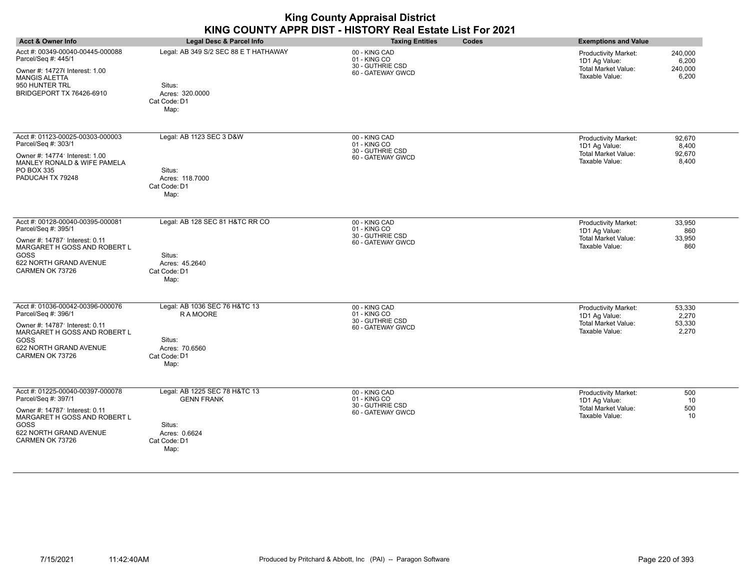# King County Appraisal District

## KING COUNTY APPR DIST - HISTORY Real Estate List For 2021

| Acct & Owner Info | Legal Desc & Parcel Info | Taxing Entities | Codes | Exemptions and Value |
|---|---|---|---|---|
| Acct #: 00349-00040-00445-000088<br>Parcel/Seq #: 445/1<br>Owner #: 14727( Interest: 1.00<br>MANGIS ALETTA<br>950 HUNTER TRL<br>BRIDGEPORT TX 76426-6910 | Legal: AB 349 S/2 SEC 88 E T HATHAWAY<br>Situs:<br>Acres: 320.0000<br>Cat Code: D1<br>Map: | 00 - KING CAD<br>01 - KING CO<br>30 - GUTHRIE CSD<br>60 - GATEWAY GWCD | | Productivity Market: 240,000<br>1D1 Ag Value: 6,200<br>Total Market Value: 240,000<br>Taxable Value: 6,200 |
| Acct #: 01123-00025-00303-000003<br>Parcel/Seq #: 303/1<br>Owner #: 14774· Interest: 1.00<br>MANLEY RONALD & WIFE PAMELA<br>PO BOX 335<br>PADUCAH TX 79248 | Legal: AB 1123 SEC 3 D&W<br>Situs:<br>Acres: 118.7000<br>Cat Code: D1<br>Map: | 00 - KING CAD<br>01 - KING CO<br>30 - GUTHRIE CSD<br>60 - GATEWAY GWCD | | Productivity Market: 92,670<br>1D1 Ag Value: 8,400<br>Total Market Value: 92,670<br>Taxable Value: 8,400 |
| Acct #: 00128-00040-00395-000081<br>Parcel/Seq #: 395/1<br>Owner #: 14787· Interest: 0.11<br>MARGARET H GOSS AND ROBERT L GOSS<br>622 NORTH GRAND AVENUE<br>CARMEN OK 73726 | Legal: AB 128 SEC 81 H&TC RR CO<br>Situs:<br>Acres: 45.2640<br>Cat Code: D1<br>Map: | 00 - KING CAD<br>01 - KING CO<br>30 - GUTHRIE CSD<br>60 - GATEWAY GWCD | | Productivity Market: 33,950<br>1D1 Ag Value: 860<br>Total Market Value: 33,950<br>Taxable Value: 860 |
| Acct #: 01036-00042-00396-000076<br>Parcel/Seq #: 396/1<br>Owner #: 14787· Interest: 0.11<br>MARGARET H GOSS AND ROBERT L GOSS<br>622 NORTH GRAND AVENUE<br>CARMEN OK 73726 | Legal: AB 1036 SEC 76 H&TC 13 R A MOORE<br>Situs:<br>Acres: 70.6560<br>Cat Code: D1<br>Map: | 00 - KING CAD<br>01 - KING CO<br>30 - GUTHRIE CSD<br>60 - GATEWAY GWCD | | Productivity Market: 53,330<br>1D1 Ag Value: 2,270<br>Total Market Value: 53,330<br>Taxable Value: 2,270 |
| Acct #: 01225-00040-00397-000078<br>Parcel/Seq #: 397/1<br>Owner #: 14787· Interest: 0.11<br>MARGARET H GOSS AND ROBERT L GOSS<br>622 NORTH GRAND AVENUE<br>CARMEN OK 73726 | Legal: AB 1225 SEC 78 H&TC 13 GENN FRANK<br>Situs:<br>Acres: 0.6624<br>Cat Code: D1<br>Map: | 00 - KING CAD<br>01 - KING CO<br>30 - GUTHRIE CSD<br>60 - GATEWAY GWCD | | Productivity Market: 500<br>1D1 Ag Value: 10<br>Total Market Value: 500<br>Taxable Value: 10 |

7/15/2021 11:42:40AM Produced by Pritchard & Abbott, Inc (PAI) -- Paragon Software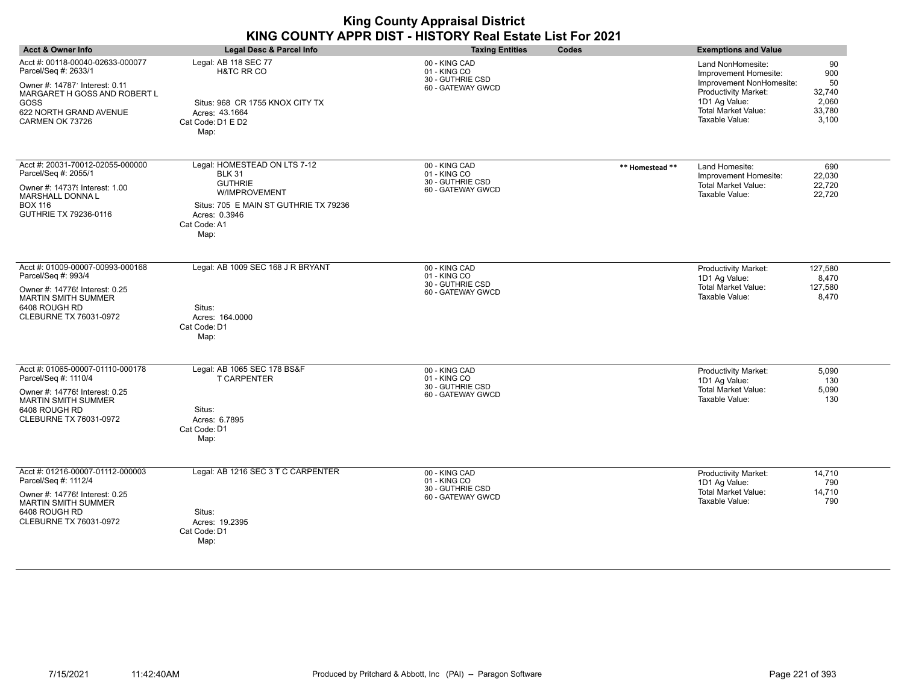# King County Appraisal District

## KING COUNTY APPR DIST - HISTORY Real Estate List For 2021

| Acct & Owner Info | Legal Desc & Parcel Info | Taxing Entities | Codes | Exemptions and Value |
|---|---|---|---|---|
| Acct #: 00118-00040-02633-000077<br>Parcel/Seq #: 2633/1<br>Owner #: 14787' Interest: 0.11<br>MARGARET H GOSS AND ROBERT L GOSS<br>622 NORTH GRAND AVENUE<br>CARMEN OK 73726 | Legal: AB 118 SEC 77<br>H&TC RR CO<br>Situs: 968 CR 1755 KNOX CITY TX<br>Acres: 43.1664<br>Cat Code: D1 E D2<br>Map: | 00 - KING CAD<br>01 - KING CO<br>30 - GUTHRIE CSD<br>60 - GATEWAY GWCD | | Land NonHomesite: 90<br>Improvement Homesite: 900<br>Improvement NonHomesite: 50<br>Productivity Market: 32,740<br>1D1 Ag Value: 2,060<br>Total Market Value: 33,780<br>Taxable Value: 3,100 |
| Acct #: 20031-70012-02055-000000<br>Parcel/Seq #: 2055/1<br>Owner #: 14737! Interest: 1.00<br>MARSHALL DONNA L<br>BOX 116<br>GUTHRIE TX 79236-0116 | Legal: HOMESTEAD ON LTS 7-12<br>BLK 31<br>GUTHRIE<br>W/IMPROVEMENT<br>Situs: 705 E MAIN ST GUTHRIE TX 79236<br>Acres: 0.3946<br>Cat Code: A1<br>Map: | 00 - KING CAD<br>01 - KING CO<br>30 - GUTHRIE CSD<br>60 - GATEWAY GWCD | ** Homestead ** | Land Homesite: 690<br>Improvement Homesite: 22,030<br>Total Market Value: 22,720<br>Taxable Value: 22,720 |
| Acct #: 01009-00007-00993-000168<br>Parcel/Seq #: 993/4<br>Owner #: 14776! Interest: 0.25<br>MARTIN SMITH SUMMER<br>6408 ROUGH RD<br>CLEBURNE TX 76031-0972 | Legal: AB 1009 SEC 168 J R BRYANT<br>Situs:<br>Acres: 164.0000<br>Cat Code: D1<br>Map: | 00 - KING CAD<br>01 - KING CO<br>30 - GUTHRIE CSD<br>60 - GATEWAY GWCD | | Productivity Market: 127,580<br>1D1 Ag Value: 8,470<br>Total Market Value: 127,580<br>Taxable Value: 8,470 |
| Acct #: 01065-00007-01110-000178<br>Parcel/Seq #: 1110/4<br>Owner #: 14776! Interest: 0.25<br>MARTIN SMITH SUMMER<br>6408 ROUGH RD<br>CLEBURNE TX 76031-0972 | Legal: AB 1065 SEC 178 BS&F<br>T CARPENTER<br>Situs:<br>Acres: 6.7895<br>Cat Code: D1<br>Map: | 00 - KING CAD<br>01 - KING CO<br>30 - GUTHRIE CSD<br>60 - GATEWAY GWCD | | Productivity Market: 5,090<br>1D1 Ag Value: 130<br>Total Market Value: 5,090<br>Taxable Value: 130 |
| Acct #: 01216-00007-01112-000003<br>Parcel/Seq #: 1112/4<br>Owner #: 14776! Interest: 0.25<br>MARTIN SMITH SUMMER<br>6408 ROUGH RD<br>CLEBURNE TX 76031-0972 | Legal: AB 1216 SEC 3 T C CARPENTER<br>Situs:<br>Acres: 19.2395<br>Cat Code: D1<br>Map: | 00 - KING CAD<br>01 - KING CO<br>30 - GUTHRIE CSD<br>60 - GATEWAY GWCD | | Productivity Market: 14,710<br>1D1 Ag Value: 790<br>Total Market Value: 14,710<br>Taxable Value: 790 |

7/15/2021 11:42:40AM Produced by Pritchard & Abbott, Inc (PAI) -- Paragon Software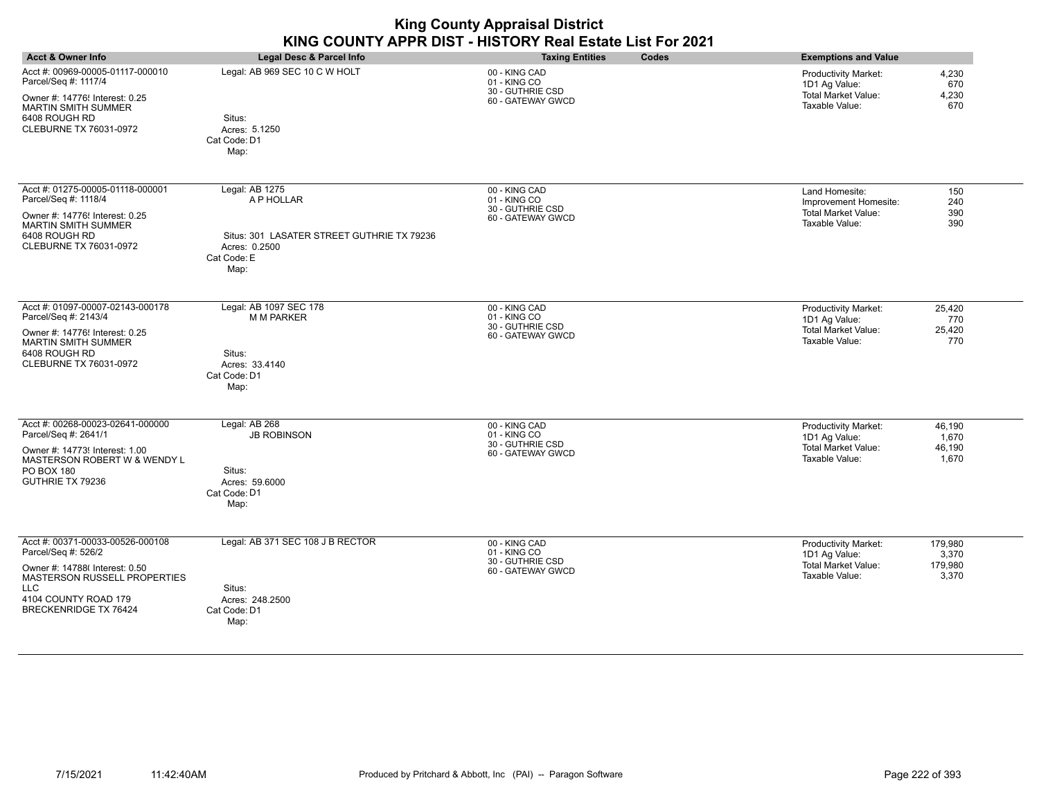# King County Appraisal District
## KING COUNTY APPR DIST - HISTORY Real Estate List For 2021

| Acct & Owner Info | Legal Desc & Parcel Info | Taxing Entities | Codes | Exemptions and Value |
|---|---|---|---|---|
| Acct #: 00969-00005-01117-000010<br>Parcel/Seq #: 1117/4<br>Owner #: 14776! Interest: 0.25<br>MARTIN SMITH SUMMER<br>6408 ROUGH RD<br>CLEBURNE TX 76031-0972 | Legal: AB 969 SEC 10 C W HOLT<br>Situs:<br>Acres: 5.1250<br>Cat Code: D1<br>Map: | 00 - KING CAD<br>01 - KING CO<br>30 - GUTHRIE CSD<br>60 - GATEWAY GWCD | | Productivity Market: 4,230<br>1D1 Ag Value: 670<br>Total Market Value: 4,230<br>Taxable Value: 670 |
| Acct #: 01275-00005-01118-000001<br>Parcel/Seq #: 1118/4<br>Owner #: 14776! Interest: 0.25<br>MARTIN SMITH SUMMER<br>6408 ROUGH RD<br>CLEBURNE TX 76031-0972 | Legal: AB 1275<br>A P HOLLAR<br>Situs: 301 LASATER STREET GUTHRIE TX 79236<br>Acres: 0.2500<br>Cat Code: E<br>Map: | 00 - KING CAD<br>01 - KING CO<br>30 - GUTHRIE CSD<br>60 - GATEWAY GWCD | | Land Homesite: 150<br>Improvement Homesite: 240<br>Total Market Value: 390<br>Taxable Value: 390 |
| Acct #: 01097-00007-02143-000178<br>Parcel/Seq #: 2143/4<br>Owner #: 14776! Interest: 0.25<br>MARTIN SMITH SUMMER<br>6408 ROUGH RD<br>CLEBURNE TX 76031-0972 | Legal: AB 1097 SEC 178<br>M M PARKER<br>Situs:<br>Acres: 33.4140<br>Cat Code: D1<br>Map: | 00 - KING CAD<br>01 - KING CO<br>30 - GUTHRIE CSD<br>60 - GATEWAY GWCD | | Productivity Market: 25,420<br>1D1 Ag Value: 770<br>Total Market Value: 25,420<br>Taxable Value: 770 |
| Acct #: 00268-00023-02641-000000<br>Parcel/Seq #: 2641/1<br>Owner #: 14773! Interest: 1.00<br>MASTERSON ROBERT W & WENDY L<br>PO BOX 180<br>GUTHRIE TX 79236 | Legal: AB 268<br>JB ROBINSON<br>Situs:<br>Acres: 59.6000<br>Cat Code: D1<br>Map: | 00 - KING CAD<br>01 - KING CO<br>30 - GUTHRIE CSD<br>60 - GATEWAY GWCD | | Productivity Market: 46,190<br>1D1 Ag Value: 1,670<br>Total Market Value: 46,190<br>Taxable Value: 1,670 |
| Acct #: 00371-00033-00526-000108<br>Parcel/Seq #: 526/2<br>Owner #: 14788( Interest: 0.50<br>MASTERSON RUSSELL PROPERTIES LLC<br>4104 COUNTY ROAD 179<br>BRECKENRIDGE TX 76424 | Legal: AB 371 SEC 108 J B RECTOR<br>Situs:<br>Acres: 248.2500<br>Cat Code: D1<br>Map: | 00 - KING CAD<br>01 - KING CO<br>30 - GUTHRIE CSD<br>60 - GATEWAY GWCD | | Productivity Market: 179,980<br>1D1 Ag Value: 3,370<br>Total Market Value: 179,980<br>Taxable Value: 3,370 |

7/15/2021 11:42:40AM Produced by Pritchard & Abbott, Inc (PAI) -- Paragon Software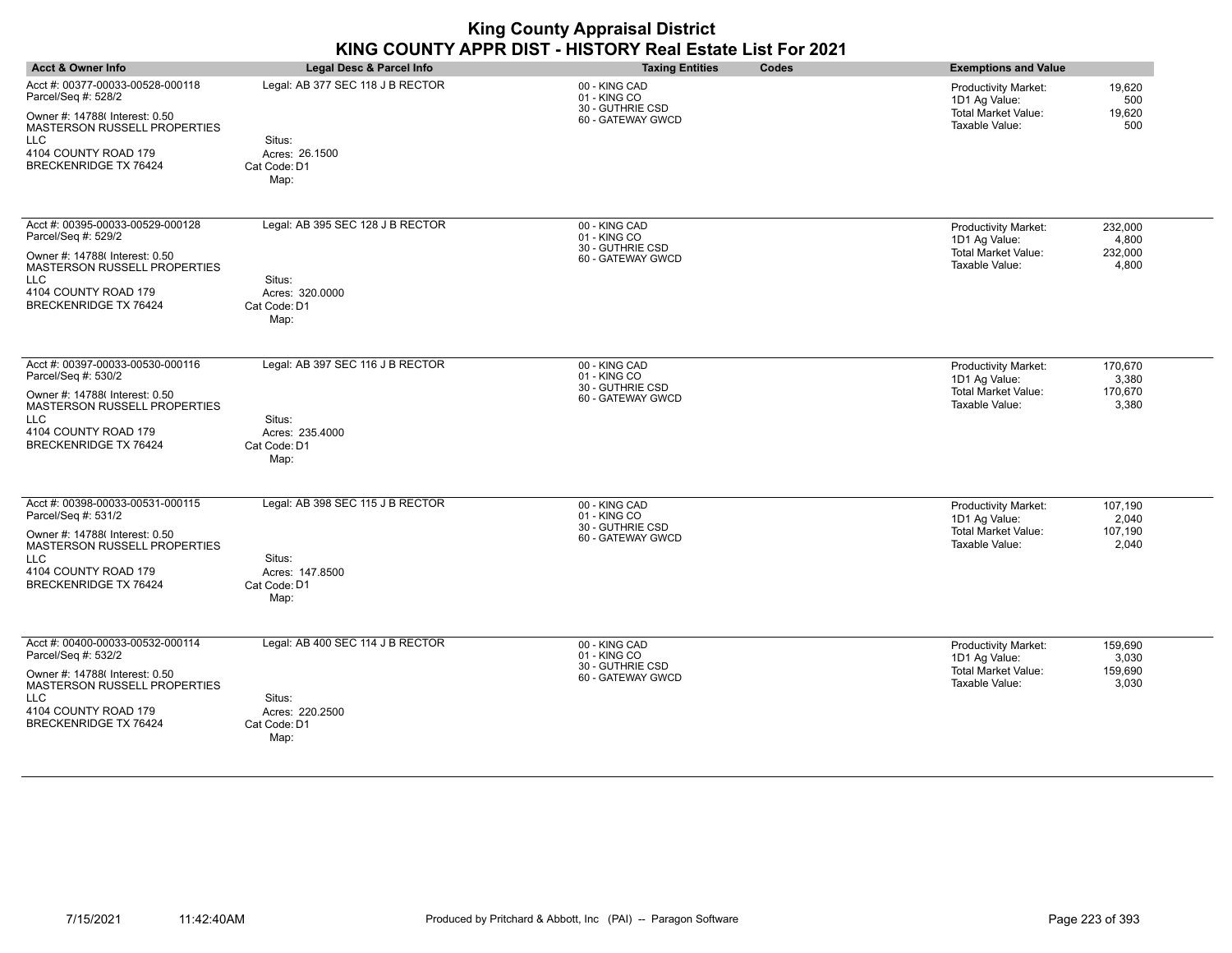# King County Appraisal District

## KING COUNTY APPR DIST - HISTORY Real Estate List For 2021

| Acct & Owner Info | Legal Desc & Parcel Info | Taxing Entities | Codes | Exemptions and Value |
|---|---|---|---|---|
| Acct #: 00377-00033-00528-000118<br>Parcel/Seq #: 528/2<br>Owner #: 14788( Interest: 0.50<br>MASTERSON RUSSELL PROPERTIES LLC<br>4104 COUNTY ROAD 179<br>BRECKENRIDGE TX 76424 | Legal: AB 377 SEC 118 J B RECTOR<br>Situs:<br>Acres: 26.1500<br>Cat Code: D1<br>Map: | 00 - KING CAD<br>01 - KING CO<br>30 - GUTHRIE CSD<br>60 - GATEWAY GWCD | | Productivity Market: 19,620<br>1D1 Ag Value: 500<br>Total Market Value: 19,620<br>Taxable Value: 500 |
| Acct #: 00395-00033-00529-000128<br>Parcel/Seq #: 529/2<br>Owner #: 14788( Interest: 0.50<br>MASTERSON RUSSELL PROPERTIES LLC<br>4104 COUNTY ROAD 179<br>BRECKENRIDGE TX 76424 | Legal: AB 395 SEC 128 J B RECTOR<br>Situs:<br>Acres: 320.0000<br>Cat Code: D1<br>Map: | 00 - KING CAD<br>01 - KING CO<br>30 - GUTHRIE CSD<br>60 - GATEWAY GWCD | | Productivity Market: 232,000<br>1D1 Ag Value: 4,800<br>Total Market Value: 232,000<br>Taxable Value: 4,800 |
| Acct #: 00397-00033-00530-000116<br>Parcel/Seq #: 530/2<br>Owner #: 14788( Interest: 0.50<br>MASTERSON RUSSELL PROPERTIES LLC<br>4104 COUNTY ROAD 179<br>BRECKENRIDGE TX 76424 | Legal: AB 397 SEC 116 J B RECTOR<br>Situs:<br>Acres: 235.4000<br>Cat Code: D1<br>Map: | 00 - KING CAD<br>01 - KING CO<br>30 - GUTHRIE CSD<br>60 - GATEWAY GWCD | | Productivity Market: 170,670<br>1D1 Ag Value: 3,380<br>Total Market Value: 170,670<br>Taxable Value: 3,380 |
| Acct #: 00398-00033-00531-000115<br>Parcel/Seq #: 531/2<br>Owner #: 14788( Interest: 0.50<br>MASTERSON RUSSELL PROPERTIES LLC<br>4104 COUNTY ROAD 179<br>BRECKENRIDGE TX 76424 | Legal: AB 398 SEC 115 J B RECTOR<br>Situs:<br>Acres: 147.8500<br>Cat Code: D1<br>Map: | 00 - KING CAD<br>01 - KING CO<br>30 - GUTHRIE CSD<br>60 - GATEWAY GWCD | | Productivity Market: 107,190<br>1D1 Ag Value: 2,040<br>Total Market Value: 107,190<br>Taxable Value: 2,040 |
| Acct #: 00400-00033-00532-000114<br>Parcel/Seq #: 532/2<br>Owner #: 14788( Interest: 0.50<br>MASTERSON RUSSELL PROPERTIES LLC<br>4104 COUNTY ROAD 179<br>BRECKENRIDGE TX 76424 | Legal: AB 400 SEC 114 J B RECTOR<br>Situs:<br>Acres: 220.2500<br>Cat Code: D1<br>Map: | 00 - KING CAD<br>01 - KING CO<br>30 - GUTHRIE CSD<br>60 - GATEWAY GWCD | | Productivity Market: 159,690<br>1D1 Ag Value: 3,030<br>Total Market Value: 159,690<br>Taxable Value: 3,030 |

7/15/2021 11:42:40AM Produced by Pritchard & Abbott, Inc (PAI) -- Paragon Software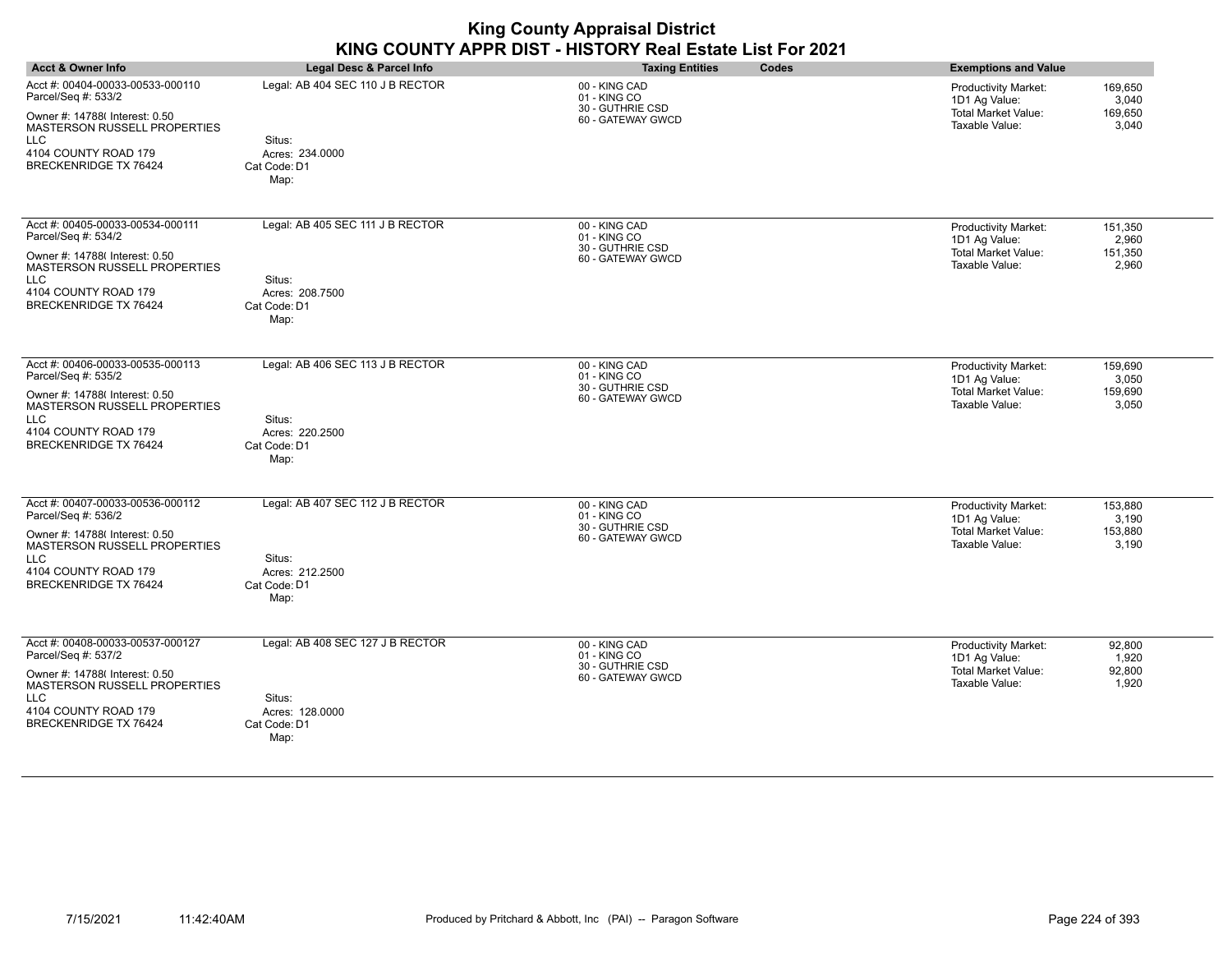# King County Appraisal District

## KING COUNTY APPR DIST - HISTORY Real Estate List For 2021

| Acct & Owner Info | Legal Desc & Parcel Info | Taxing Entities | Codes | Exemptions and Value |
|---|---|---|---|---|
| Acct #: 00404-00033-00533-000110<br>Parcel/Seq #: 533/2<br>Owner #: 14788( Interest: 0.50<br>MASTERSON RUSSELL PROPERTIES LLC<br>4104 COUNTY ROAD 179<br>BRECKENRIDGE TX 76424 | Legal: AB 404 SEC 110 J B RECTOR<br>Situs:<br>Acres: 234.0000<br>Cat Code: D1<br>Map: | 00 - KING CAD<br>01 - KING CO<br>30 - GUTHRIE CSD<br>60 - GATEWAY GWCD | | Productivity Market: 169,650<br>1D1 Ag Value: 3,040<br>Total Market Value: 169,650<br>Taxable Value: 3,040 |
| Acct #: 00405-00033-00534-000111<br>Parcel/Seq #: 534/2<br>Owner #: 14788( Interest: 0.50<br>MASTERSON RUSSELL PROPERTIES LLC<br>4104 COUNTY ROAD 179<br>BRECKENRIDGE TX 76424 | Legal: AB 405 SEC 111 J B RECTOR<br>Situs:<br>Acres: 208.7500<br>Cat Code: D1<br>Map: | 00 - KING CAD<br>01 - KING CO<br>30 - GUTHRIE CSD<br>60 - GATEWAY GWCD | | Productivity Market: 151,350<br>1D1 Ag Value: 2,960<br>Total Market Value: 151,350<br>Taxable Value: 2,960 |
| Acct #: 00406-00033-00535-000113<br>Parcel/Seq #: 535/2<br>Owner #: 14788( Interest: 0.50<br>MASTERSON RUSSELL PROPERTIES LLC<br>4104 COUNTY ROAD 179<br>BRECKENRIDGE TX 76424 | Legal: AB 406 SEC 113 J B RECTOR<br>Situs:<br>Acres: 220.2500<br>Cat Code: D1<br>Map: | 00 - KING CAD<br>01 - KING CO<br>30 - GUTHRIE CSD<br>60 - GATEWAY GWCD | | Productivity Market: 159,690<br>1D1 Ag Value: 3,050<br>Total Market Value: 159,690<br>Taxable Value: 3,050 |
| Acct #: 00407-00033-00536-000112<br>Parcel/Seq #: 536/2<br>Owner #: 14788( Interest: 0.50<br>MASTERSON RUSSELL PROPERTIES LLC<br>4104 COUNTY ROAD 179<br>BRECKENRIDGE TX 76424 | Legal: AB 407 SEC 112 J B RECTOR<br>Situs:<br>Acres: 212.2500<br>Cat Code: D1<br>Map: | 00 - KING CAD<br>01 - KING CO<br>30 - GUTHRIE CSD<br>60 - GATEWAY GWCD | | Productivity Market: 153,880<br>1D1 Ag Value: 3,190<br>Total Market Value: 153,880<br>Taxable Value: 3,190 |
| Acct #: 00408-00033-00537-000127<br>Parcel/Seq #: 537/2<br>Owner #: 14788( Interest: 0.50<br>MASTERSON RUSSELL PROPERTIES LLC<br>4104 COUNTY ROAD 179<br>BRECKENRIDGE TX 76424 | Legal: AB 408 SEC 127 J B RECTOR<br>Situs:<br>Acres: 128.0000<br>Cat Code: D1<br>Map: | 00 - KING CAD<br>01 - KING CO<br>30 - GUTHRIE CSD<br>60 - GATEWAY GWCD | | Productivity Market: 92,800<br>1D1 Ag Value: 1,920<br>Total Market Value: 92,800<br>Taxable Value: 1,920 |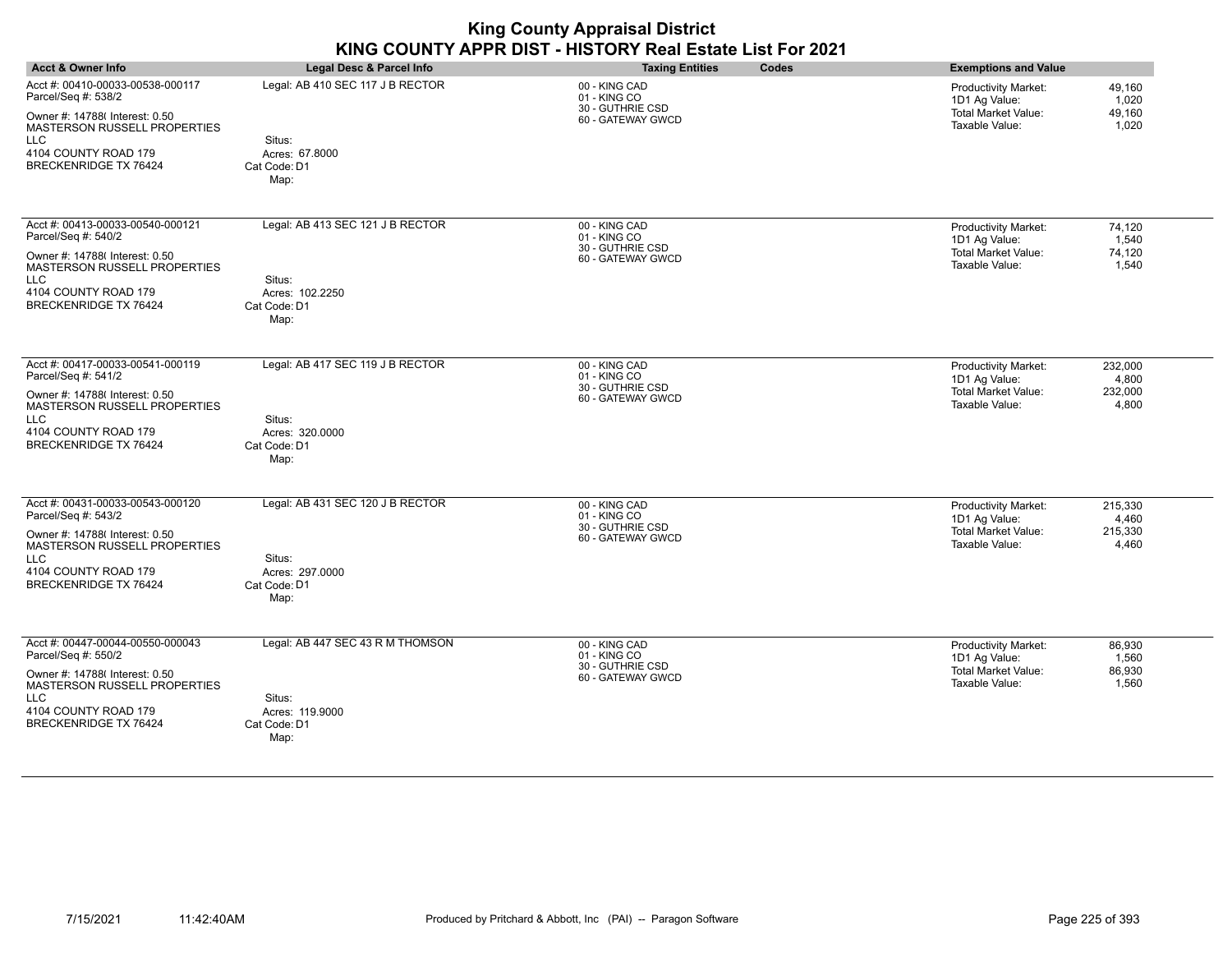# King County Appraisal District

## KING COUNTY APPR DIST - HISTORY Real Estate List For 2021

| Acct & Owner Info | Legal Desc & Parcel Info | Taxing Entities | Codes | Exemptions and Value |
|---|---|---|---|---|
| Acct #: 00410-00033-00538-000117<br>Parcel/Seq #: 538/2<br>Owner #: 14788( Interest: 0.50<br>MASTERSON RUSSELL PROPERTIES LLC<br>4104 COUNTY ROAD 179<br>BRECKENRIDGE TX 76424 | Legal: AB 410 SEC 117 J B RECTOR<br>Situs:<br>Acres: 67.8000<br>Cat Code: D1<br>Map: | 00 - KING CAD<br>01 - KING CO<br>30 - GUTHRIE CSD<br>60 - GATEWAY GWCD | | Productivity Market: 49,160<br>1D1 Ag Value: 1,020<br>Total Market Value: 49,160<br>Taxable Value: 1,020 |
| Acct #: 00413-00033-00540-000121<br>Parcel/Seq #: 540/2<br>Owner #: 14788( Interest: 0.50<br>MASTERSON RUSSELL PROPERTIES LLC<br>4104 COUNTY ROAD 179<br>BRECKENRIDGE TX 76424 | Legal: AB 413 SEC 121 J B RECTOR<br>Situs:<br>Acres: 102.2250<br>Cat Code: D1<br>Map: | 00 - KING CAD<br>01 - KING CO<br>30 - GUTHRIE CSD<br>60 - GATEWAY GWCD | | Productivity Market: 74,120<br>1D1 Ag Value: 1,540<br>Total Market Value: 74,120<br>Taxable Value: 1,540 |
| Acct #: 00417-00033-00541-000119<br>Parcel/Seq #: 541/2<br>Owner #: 14788( Interest: 0.50<br>MASTERSON RUSSELL PROPERTIES LLC<br>4104 COUNTY ROAD 179<br>BRECKENRIDGE TX 76424 | Legal: AB 417 SEC 119 J B RECTOR<br>Situs:<br>Acres: 320.0000<br>Cat Code: D1<br>Map: | 00 - KING CAD<br>01 - KING CO<br>30 - GUTHRIE CSD<br>60 - GATEWAY GWCD | | Productivity Market: 232,000<br>1D1 Ag Value: 4,800<br>Total Market Value: 232,000<br>Taxable Value: 4,800 |
| Acct #: 00431-00033-00543-000120<br>Parcel/Seq #: 543/2<br>Owner #: 14788( Interest: 0.50<br>MASTERSON RUSSELL PROPERTIES LLC<br>4104 COUNTY ROAD 179<br>BRECKENRIDGE TX 76424 | Legal: AB 431 SEC 120 J B RECTOR<br>Situs:<br>Acres: 297.0000<br>Cat Code: D1<br>Map: | 00 - KING CAD<br>01 - KING CO<br>30 - GUTHRIE CSD<br>60 - GATEWAY GWCD | | Productivity Market: 215,330<br>1D1 Ag Value: 4,460<br>Total Market Value: 215,330<br>Taxable Value: 4,460 |
| Acct #: 00447-00044-00550-000043<br>Parcel/Seq #: 550/2<br>Owner #: 14788( Interest: 0.50<br>MASTERSON RUSSELL PROPERTIES LLC<br>4104 COUNTY ROAD 179<br>BRECKENRIDGE TX 76424 | Legal: AB 447 SEC 43 R M THOMSON<br>Situs:<br>Acres: 119.9000<br>Cat Code: D1<br>Map: | 00 - KING CAD<br>01 - KING CO<br>30 - GUTHRIE CSD<br>60 - GATEWAY GWCD | | Productivity Market: 86,930<br>1D1 Ag Value: 1,560<br>Total Market Value: 86,930<br>Taxable Value: 1,560 |

7/15/2021 11:42:40AM Produced by Pritchard & Abbott, Inc (PAI) -- Paragon Software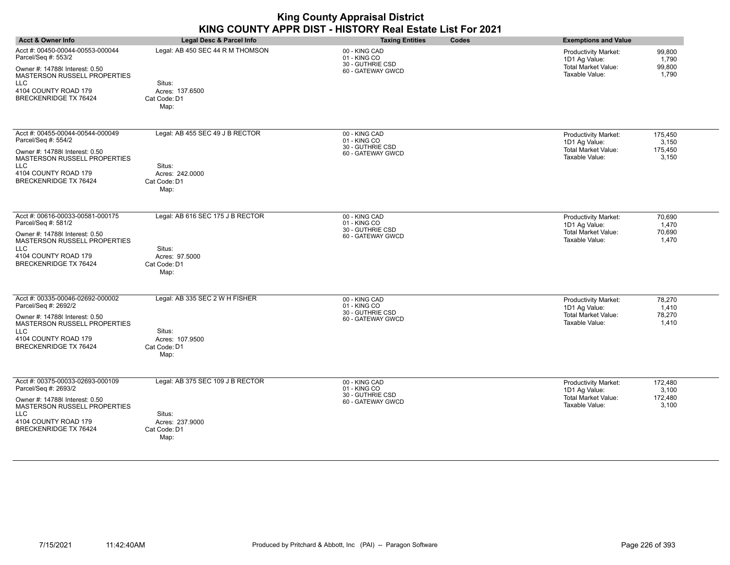# King County Appraisal District

## KING COUNTY APPR DIST - HISTORY Real Estate List For 2021

| Acct & Owner Info | Legal Desc & Parcel Info | Taxing Entities | Codes | Exemptions and Value |
|---|---|---|---|---|
| Acct #: 00450-00044-00553-000044<br>Parcel/Seq #: 553/2<br>Owner #: 14788( Interest: 0.50<br>MASTERSON RUSSELL PROPERTIES LLC<br>4104 COUNTY ROAD 179<br>BRECKENRIDGE TX 76424 | Legal: AB 450 SEC 44 R M THOMSON<br>Situs:<br>Acres: 137.6500<br>Cat Code: D1<br>Map: | 00 - KING CAD<br>01 - KING CO<br>30 - GUTHRIE CSD<br>60 - GATEWAY GWCD | | Productivity Market: 99,800<br>1D1 Ag Value: 1,790<br>Total Market Value: 99,800<br>Taxable Value: 1,790 |
| Acct #: 00455-00044-00544-000049<br>Parcel/Seq #: 554/2<br>Owner #: 14788( Interest: 0.50<br>MASTERSON RUSSELL PROPERTIES LLC<br>4104 COUNTY ROAD 179<br>BRECKENRIDGE TX 76424 | Legal: AB 455 SEC 49 J B RECTOR<br>Situs:<br>Acres: 242.0000<br>Cat Code: D1<br>Map: | 00 - KING CAD<br>01 - KING CO<br>30 - GUTHRIE CSD<br>60 - GATEWAY GWCD | | Productivity Market: 175,450<br>1D1 Ag Value: 3,150<br>Total Market Value: 175,450<br>Taxable Value: 3,150 |
| Acct #: 00616-00033-00581-000175<br>Parcel/Seq #: 581/2<br>Owner #: 14788( Interest: 0.50<br>MASTERSON RUSSELL PROPERTIES LLC<br>4104 COUNTY ROAD 179<br>BRECKENRIDGE TX 76424 | Legal: AB 616 SEC 175 J B RECTOR<br>Situs:<br>Acres: 97.5000<br>Cat Code: D1<br>Map: | 00 - KING CAD<br>01 - KING CO<br>30 - GUTHRIE CSD<br>60 - GATEWAY GWCD | | Productivity Market: 70,690<br>1D1 Ag Value: 1,470<br>Total Market Value: 70,690<br>Taxable Value: 1,470 |
| Acct #: 00335-00046-02692-000002<br>Parcel/Seq #: 2692/2<br>Owner #: 14788( Interest: 0.50<br>MASTERSON RUSSELL PROPERTIES LLC<br>4104 COUNTY ROAD 179<br>BRECKENRIDGE TX 76424 | Legal: AB 335 SEC 2 W H FISHER<br>Situs:<br>Acres: 107.9500<br>Cat Code: D1<br>Map: | 00 - KING CAD<br>01 - KING CO<br>30 - GUTHRIE CSD<br>60 - GATEWAY GWCD | | Productivity Market: 78,270<br>1D1 Ag Value: 1,410<br>Total Market Value: 78,270<br>Taxable Value: 1,410 |
| Acct #: 00375-00033-02693-000109<br>Parcel/Seq #: 2693/2<br>Owner #: 14788( Interest: 0.50<br>MASTERSON RUSSELL PROPERTIES LLC<br>4104 COUNTY ROAD 179<br>BRECKENRIDGE TX 76424 | Legal: AB 375 SEC 109 J B RECTOR<br>Situs:<br>Acres: 237.9000<br>Cat Code: D1<br>Map: | 00 - KING CAD<br>01 - KING CO<br>30 - GUTHRIE CSD<br>60 - GATEWAY GWCD | | Productivity Market: 172,480<br>1D1 Ag Value: 3,100<br>Total Market Value: 172,480<br>Taxable Value: 3,100 |

7/15/2021 11:42:40AM Produced by Pritchard & Abbott, Inc (PAI) -- Paragon Software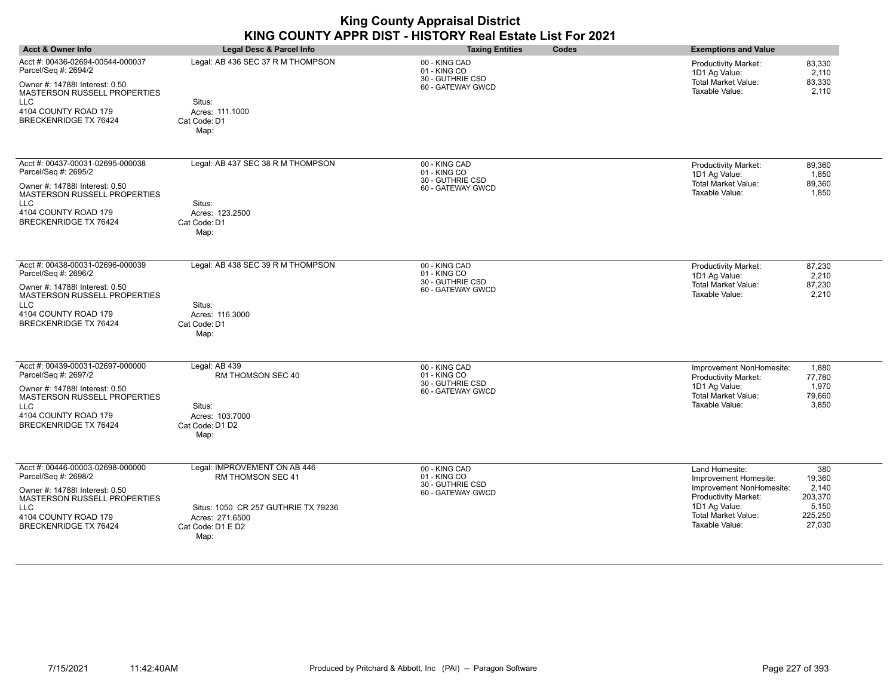# King County Appraisal District
## KING COUNTY APPR DIST - HISTORY Real Estate List For 2021

| Acct & Owner Info | Legal Desc & Parcel Info | Taxing Entities | Codes | Exemptions and Value |
|---|---|---|---|---|
| Acct #: 00436-02694-00544-000037<br>Parcel/Seq #: 2694/2<br>Owner #: 14788( Interest: 0.50<br>MASTERSON RUSSELL PROPERTIES LLC<br>4104 COUNTY ROAD 179<br>BRECKENRIDGE TX 76424 | Legal: AB 436 SEC 37 R M THOMPSON<br>Situs:<br>Acres: 111.1000<br>Cat Code: D1<br>Map: | 00 - KING CAD<br>01 - KING CO<br>30 - GUTHRIE CSD<br>60 - GATEWAY GWCD | | Productivity Market: 83,330<br>1D1 Ag Value: 2,110<br>Total Market Value: 83,330<br>Taxable Value: 2,110 |
| Acct #: 00437-00031-02695-000038<br>Parcel/Seq #: 2695/2<br>Owner #: 14788( Interest: 0.50<br>MASTERSON RUSSELL PROPERTIES LLC<br>4104 COUNTY ROAD 179<br>BRECKENRIDGE TX 76424 | Legal: AB 437 SEC 38 R M THOMPSON<br>Situs:<br>Acres: 123.2500<br>Cat Code: D1<br>Map: | 00 - KING CAD<br>01 - KING CO<br>30 - GUTHRIE CSD<br>60 - GATEWAY GWCD | | Productivity Market: 89,360<br>1D1 Ag Value: 1,850<br>Total Market Value: 89,360<br>Taxable Value: 1,850 |
| Acct #: 00438-00031-02696-000039<br>Parcel/Seq #: 2696/2<br>Owner #: 14788( Interest: 0.50<br>MASTERSON RUSSELL PROPERTIES LLC<br>4104 COUNTY ROAD 179<br>BRECKENRIDGE TX 76424 | Legal: AB 438 SEC 39 R M THOMPSON<br>Situs:<br>Acres: 116.3000<br>Cat Code: D1<br>Map: | 00 - KING CAD<br>01 - KING CO<br>30 - GUTHRIE CSD<br>60 - GATEWAY GWCD | | Productivity Market: 87,230<br>1D1 Ag Value: 2,210<br>Total Market Value: 87,230<br>Taxable Value: 2,210 |
| Acct #: 00439-00031-02697-000000<br>Parcel/Seq #: 2697/2<br>Owner #: 14788( Interest: 0.50<br>MASTERSON RUSSELL PROPERTIES LLC<br>4104 COUNTY ROAD 179<br>BRECKENRIDGE TX 76424 | Legal: AB 439<br>RM THOMSON SEC 40<br>Situs:<br>Acres: 103.7000<br>Cat Code: D1 D2<br>Map: | 00 - KING CAD<br>01 - KING CO<br>30 - GUTHRIE CSD<br>60 - GATEWAY GWCD | | Improvement NonHomesite: 1,880<br>Productivity Market: 77,780<br>1D1 Ag Value: 1,970<br>Total Market Value: 79,660<br>Taxable Value: 3,850 |
| Acct #: 00446-00003-02698-000000<br>Parcel/Seq #: 2698/2<br>Owner #: 14788( Interest: 0.50<br>MASTERSON RUSSELL PROPERTIES LLC<br>4104 COUNTY ROAD 179<br>BRECKENRIDGE TX 76424 | Legal: IMPROVEMENT ON AB 446<br>RM THOMSON SEC 41<br>Situs: 1050 CR 257 GUTHRIE TX 79236<br>Acres: 271.6500<br>Cat Code: D1 E D2<br>Map: | 00 - KING CAD<br>01 - KING CO<br>30 - GUTHRIE CSD<br>60 - GATEWAY GWCD | | Land Homesite: 380<br>Improvement Homesite: 19,360<br>Improvement NonHomesite: 2,140<br>Productivity Market: 203,370<br>1D1 Ag Value: 5,150<br>Total Market Value: 225,250<br>Taxable Value: 27,030 |

7/15/2021 11:42:40AM Produced by Pritchard & Abbott, Inc (PAI) -- Paragon Software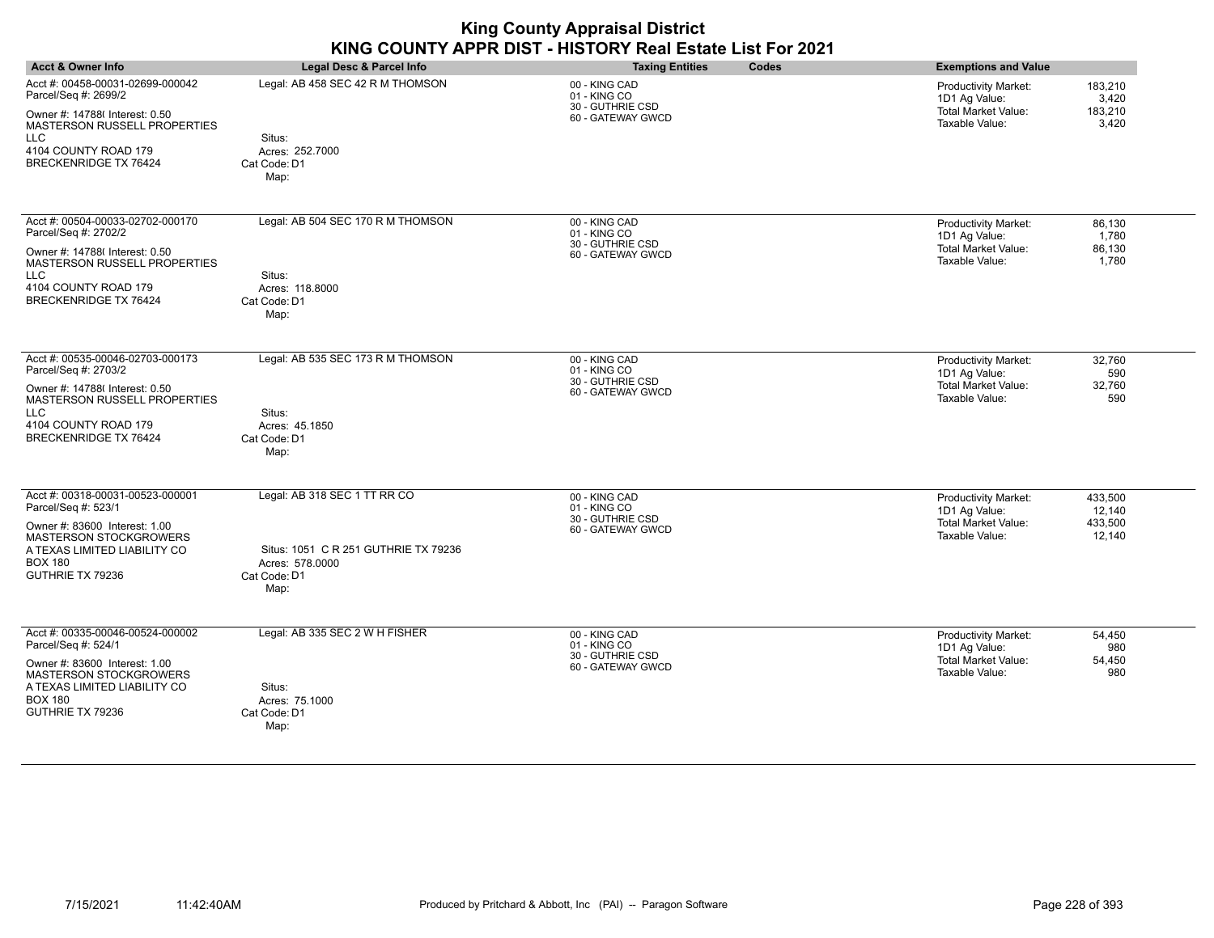# King County Appraisal District

## KING COUNTY APPR DIST - HISTORY Real Estate List For 2021

| Acct & Owner Info | Legal Desc & Parcel Info | Taxing Entities | Codes | Exemptions and Value |
|---|---|---|---|---|
| Acct #: 00458-00031-02699-000042<br>Parcel/Seq #: 2699/2<br>Owner #: 14788( Interest: 0.50<br>MASTERSON RUSSELL PROPERTIES LLC<br>4104 COUNTY ROAD 179<br>BRECKENRIDGE TX 76424 | Legal: AB 458 SEC 42 R M THOMSON<br>Situs:<br>Acres: 252.7000<br>Cat Code: D1<br>Map: | 00 - KING CAD<br>01 - KING CO<br>30 - GUTHRIE CSD<br>60 - GATEWAY GWCD | | Productivity Market: 183,210<br>1D1 Ag Value: 3,420<br>Total Market Value: 183,210<br>Taxable Value: 3,420 |
| Acct #: 00504-00033-02702-000170<br>Parcel/Seq #: 2702/2<br>Owner #: 14788( Interest: 0.50<br>MASTERSON RUSSELL PROPERTIES LLC<br>4104 COUNTY ROAD 179<br>BRECKENRIDGE TX 76424 | Legal: AB 504 SEC 170 R M THOMSON<br>Situs:<br>Acres: 118.8000<br>Cat Code: D1<br>Map: | 00 - KING CAD<br>01 - KING CO<br>30 - GUTHRIE CSD<br>60 - GATEWAY GWCD | | Productivity Market: 86,130<br>1D1 Ag Value: 1,780<br>Total Market Value: 86,130<br>Taxable Value: 1,780 |
| Acct #: 00535-00046-02703-000173<br>Parcel/Seq #: 2703/2<br>Owner #: 14788( Interest: 0.50<br>MASTERSON RUSSELL PROPERTIES LLC<br>4104 COUNTY ROAD 179<br>BRECKENRIDGE TX 76424 | Legal: AB 535 SEC 173 R M THOMSON<br>Situs:<br>Acres: 45.1850<br>Cat Code: D1<br>Map: | 00 - KING CAD<br>01 - KING CO<br>30 - GUTHRIE CSD<br>60 - GATEWAY GWCD | | Productivity Market: 32,760<br>1D1 Ag Value: 590<br>Total Market Value: 32,760<br>Taxable Value: 590 |
| Acct #: 00318-00031-00523-000001<br>Parcel/Seq #: 523/1<br>Owner #: 83600 Interest: 1.00<br>MASTERSON STOCKGROWERS<br>A TEXAS LIMITED LIABILITY CO<br>BOX 180<br>GUTHRIE TX 79236 | Legal: AB 318 SEC 1 TT RR CO<br>Situs: 1051 C R 251 GUTHRIE TX 79236<br>Acres: 578.0000<br>Cat Code: D1<br>Map: | 00 - KING CAD<br>01 - KING CO<br>30 - GUTHRIE CSD<br>60 - GATEWAY GWCD | | Productivity Market: 433,500<br>1D1 Ag Value: 12,140<br>Total Market Value: 433,500<br>Taxable Value: 12,140 |
| Acct #: 00335-00046-00524-000002<br>Parcel/Seq #: 524/1<br>Owner #: 83600 Interest: 1.00<br>MASTERSON STOCKGROWERS<br>A TEXAS LIMITED LIABILITY CO<br>BOX 180<br>GUTHRIE TX 79236 | Legal: AB 335 SEC 2 W H FISHER<br>Situs:<br>Acres: 75.1000<br>Cat Code: D1<br>Map: | 00 - KING CAD<br>01 - KING CO<br>30 - GUTHRIE CSD<br>60 - GATEWAY GWCD | | Productivity Market: 54,450<br>1D1 Ag Value: 980<br>Total Market Value: 54,450<br>Taxable Value: 980 |

7/15/2021 11:42:40AM Produced by Pritchard & Abbott, Inc (PAI) -- Paragon Software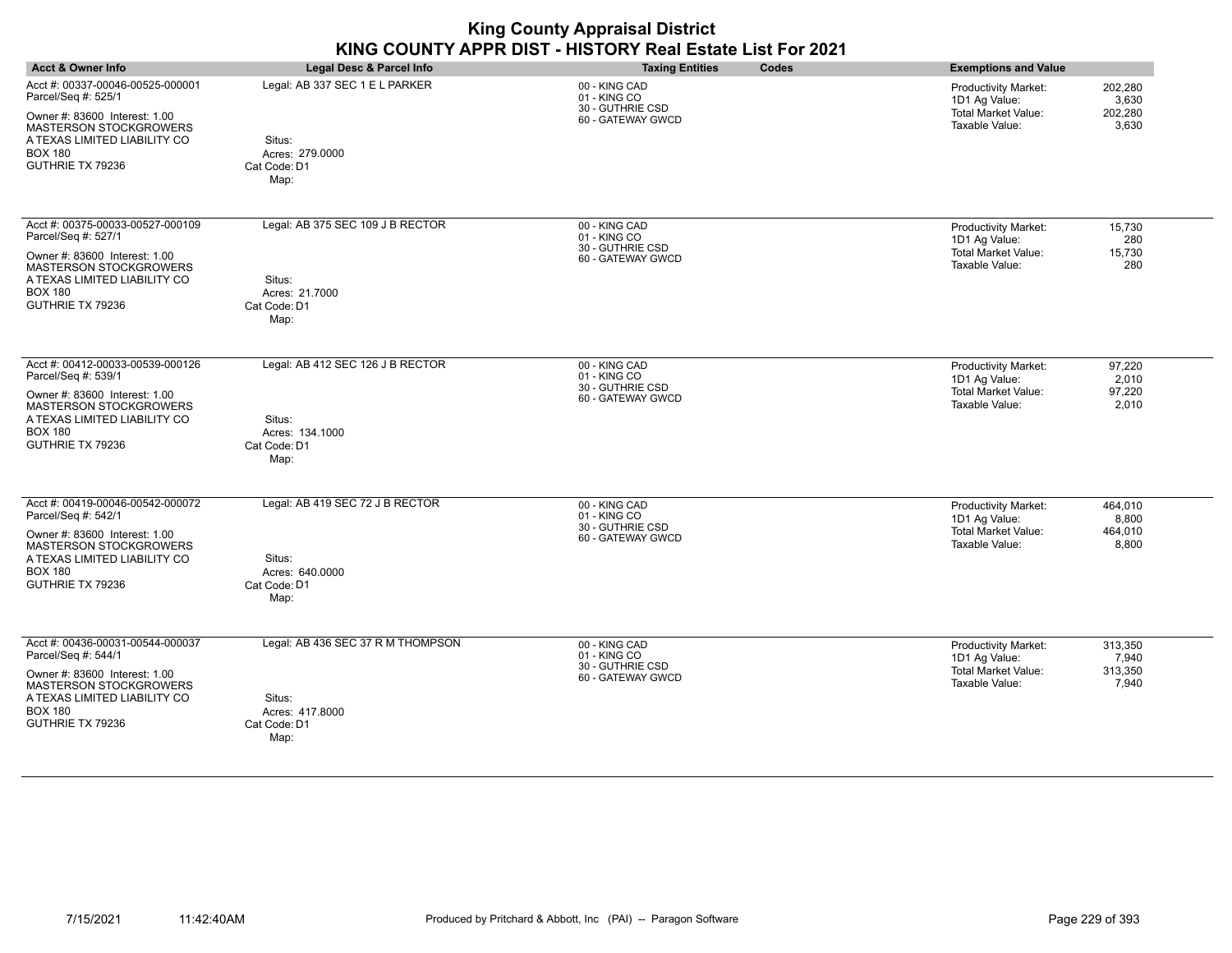# King County Appraisal District

## KING COUNTY APPR DIST - HISTORY Real Estate List For 2021

| Acct & Owner Info | Legal Desc & Parcel Info | Taxing Entities | Codes | Exemptions and Value |
|---|---|---|---|---|
| Acct #: 00337-00046-00525-000001<br>Parcel/Seq #: 525/1<br>Owner #: 83600 Interest: 1.00<br>MASTERSON STOCKGROWERS<br>A TEXAS LIMITED LIABILITY CO<br>BOX 180<br>GUTHRIE TX 79236 | Legal: AB 337 SEC 1 E L PARKER<br>Situs:<br>Acres: 279.0000<br>Cat Code: D1<br>Map: | 00 - KING CAD<br>01 - KING CO<br>30 - GUTHRIE CSD<br>60 - GATEWAY GWCD | | Productivity Market: 202,280<br>1D1 Ag Value: 3,630<br>Total Market Value: 202,280<br>Taxable Value: 3,630 |
| Acct #: 00375-00033-00527-000109<br>Parcel/Seq #: 527/1<br>Owner #: 83600 Interest: 1.00<br>MASTERSON STOCKGROWERS<br>A TEXAS LIMITED LIABILITY CO<br>BOX 180<br>GUTHRIE TX 79236 | Legal: AB 375 SEC 109 J B RECTOR<br>Situs:<br>Acres: 21.7000<br>Cat Code: D1<br>Map: | 00 - KING CAD<br>01 - KING CO<br>30 - GUTHRIE CSD<br>60 - GATEWAY GWCD | | Productivity Market: 15,730<br>1D1 Ag Value: 280<br>Total Market Value: 15,730<br>Taxable Value: 280 |
| Acct #: 00412-00033-00539-000126<br>Parcel/Seq #: 539/1<br>Owner #: 83600 Interest: 1.00<br>MASTERSON STOCKGROWERS<br>A TEXAS LIMITED LIABILITY CO<br>BOX 180<br>GUTHRIE TX 79236 | Legal: AB 412 SEC 126 J B RECTOR<br>Situs:<br>Acres: 134.1000<br>Cat Code: D1<br>Map: | 00 - KING CAD<br>01 - KING CO<br>30 - GUTHRIE CSD<br>60 - GATEWAY GWCD | | Productivity Market: 97,220<br>1D1 Ag Value: 2,010<br>Total Market Value: 97,220<br>Taxable Value: 2,010 |
| Acct #: 00419-00046-00542-000072<br>Parcel/Seq #: 542/1<br>Owner #: 83600 Interest: 1.00<br>MASTERSON STOCKGROWERS<br>A TEXAS LIMITED LIABILITY CO<br>BOX 180<br>GUTHRIE TX 79236 | Legal: AB 419 SEC 72 J B RECTOR<br>Situs:<br>Acres: 640.0000<br>Cat Code: D1<br>Map: | 00 - KING CAD<br>01 - KING CO<br>30 - GUTHRIE CSD<br>60 - GATEWAY GWCD | | Productivity Market: 464,010<br>1D1 Ag Value: 8,800<br>Total Market Value: 464,010<br>Taxable Value: 8,800 |
| Acct #: 00436-00031-00544-000037<br>Parcel/Seq #: 544/1<br>Owner #: 83600 Interest: 1.00<br>MASTERSON STOCKGROWERS<br>A TEXAS LIMITED LIABILITY CO<br>BOX 180<br>GUTHRIE TX 79236 | Legal: AB 436 SEC 37 R M THOMPSON<br>Situs:<br>Acres: 417.8000<br>Cat Code: D1<br>Map: | 00 - KING CAD<br>01 - KING CO<br>30 - GUTHRIE CSD<br>60 - GATEWAY GWCD | | Productivity Market: 313,350<br>1D1 Ag Value: 7,940<br>Total Market Value: 313,350<br>Taxable Value: 7,940 |

7/15/2021 11:42:40AM Produced by Pritchard & Abbott, Inc (PAI) -- Paragon Software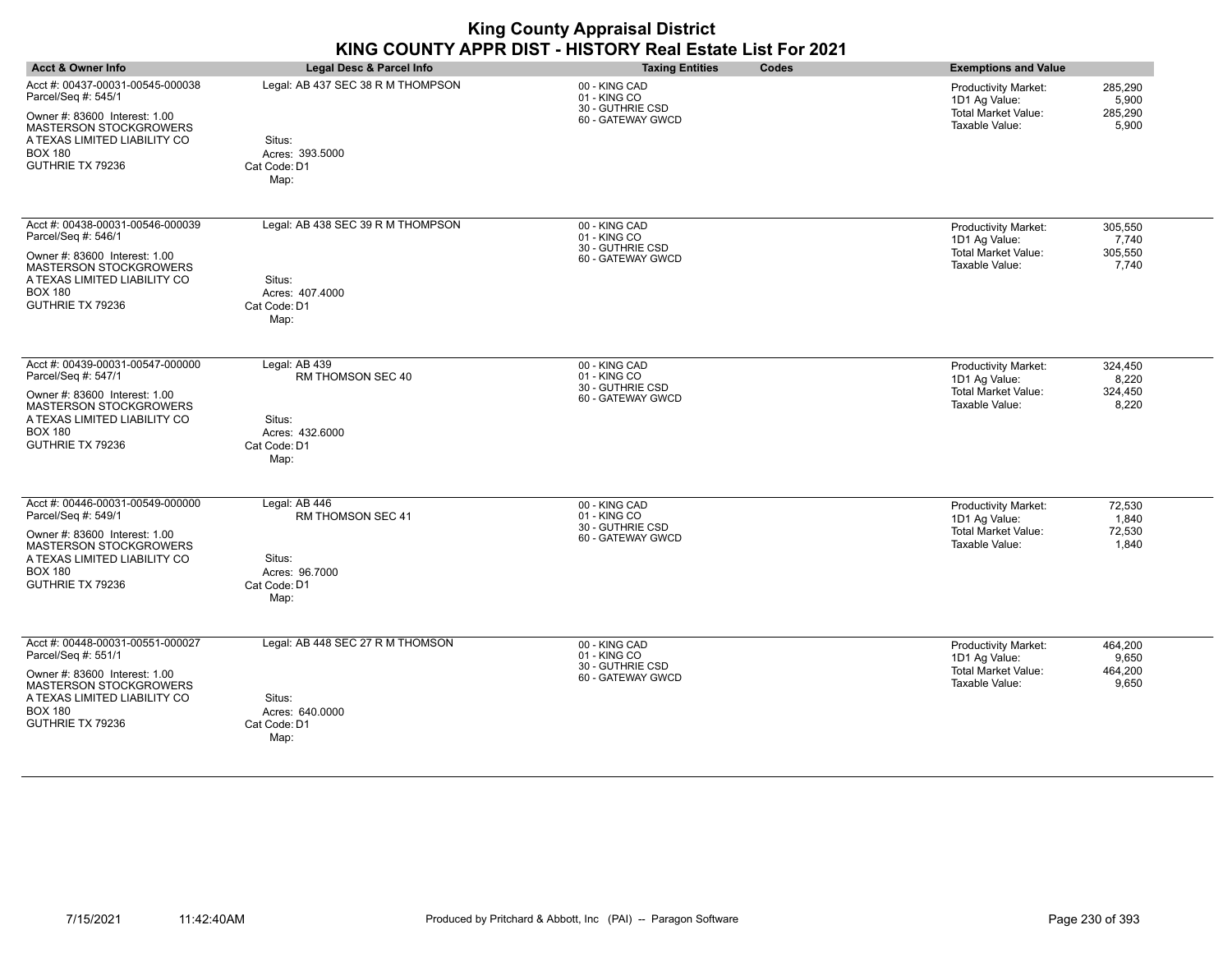# King County Appraisal District

## KING COUNTY APPR DIST - HISTORY Real Estate List For 2021

| Acct & Owner Info | Legal Desc & Parcel Info | Taxing Entities | Codes | Exemptions and Value |
|---|---|---|---|---|
| Acct #: 00437-00031-00545-000038<br>Parcel/Seq #: 545/1<br>Owner #: 83600 Interest: 1.00<br>MASTERSON STOCKGROWERS<br>A TEXAS LIMITED LIABILITY CO<br>BOX 180<br>GUTHRIE TX 79236 | Legal: AB 437 SEC 38 R M THOMPSON<br>Situs:<br>Acres: 393.5000<br>Cat Code: D1<br>Map: | 00 - KING CAD<br>01 - KING CO<br>30 - GUTHRIE CSD<br>60 - GATEWAY GWCD | | Productivity Market: 285,290<br>1D1 Ag Value: 5,900<br>Total Market Value: 285,290<br>Taxable Value: 5,900 |
| Acct #: 00438-00031-00546-000039<br>Parcel/Seq #: 546/1<br>Owner #: 83600 Interest: 1.00<br>MASTERSON STOCKGROWERS<br>A TEXAS LIMITED LIABILITY CO<br>BOX 180<br>GUTHRIE TX 79236 | Legal: AB 438 SEC 39 R M THOMPSON<br>Situs:<br>Acres: 407.4000<br>Cat Code: D1<br>Map: | 00 - KING CAD<br>01 - KING CO<br>30 - GUTHRIE CSD<br>60 - GATEWAY GWCD | | Productivity Market: 305,550<br>1D1 Ag Value: 7,740<br>Total Market Value: 305,550<br>Taxable Value: 7,740 |
| Acct #: 00439-00031-00547-000000<br>Parcel/Seq #: 547/1<br>Owner #: 83600 Interest: 1.00<br>MASTERSON STOCKGROWERS<br>A TEXAS LIMITED LIABILITY CO<br>BOX 180<br>GUTHRIE TX 79236 | Legal: AB 439<br>RM THOMSON SEC 40<br>Situs:<br>Acres: 432.6000<br>Cat Code: D1<br>Map: | 00 - KING CAD<br>01 - KING CO<br>30 - GUTHRIE CSD<br>60 - GATEWAY GWCD | | Productivity Market: 324,450<br>1D1 Ag Value: 8,220<br>Total Market Value: 324,450<br>Taxable Value: 8,220 |
| Acct #: 00446-00031-00549-000000<br>Parcel/Seq #: 549/1<br>Owner #: 83600 Interest: 1.00<br>MASTERSON STOCKGROWERS<br>A TEXAS LIMITED LIABILITY CO<br>BOX 180<br>GUTHRIE TX 79236 | Legal: AB 446<br>RM THOMSON SEC 41<br>Situs:<br>Acres: 96.7000<br>Cat Code: D1<br>Map: | 00 - KING CAD<br>01 - KING CO<br>30 - GUTHRIE CSD<br>60 - GATEWAY GWCD | | Productivity Market: 72,530<br>1D1 Ag Value: 1,840<br>Total Market Value: 72,530<br>Taxable Value: 1,840 |
| Acct #: 00448-00031-00551-000027<br>Parcel/Seq #: 551/1<br>Owner #: 83600 Interest: 1.00<br>MASTERSON STOCKGROWERS<br>A TEXAS LIMITED LIABILITY CO<br>BOX 180<br>GUTHRIE TX 79236 | Legal: AB 448 SEC 27 R M THOMSON<br>Situs:<br>Acres: 640.0000<br>Cat Code: D1<br>Map: | 00 - KING CAD<br>01 - KING CO<br>30 - GUTHRIE CSD<br>60 - GATEWAY GWCD | | Productivity Market: 464,200<br>1D1 Ag Value: 9,650<br>Total Market Value: 464,200<br>Taxable Value: 9,650 |

7/15/2021 11:42:40AM Produced by Pritchard & Abbott, Inc (PAI) -- Paragon Software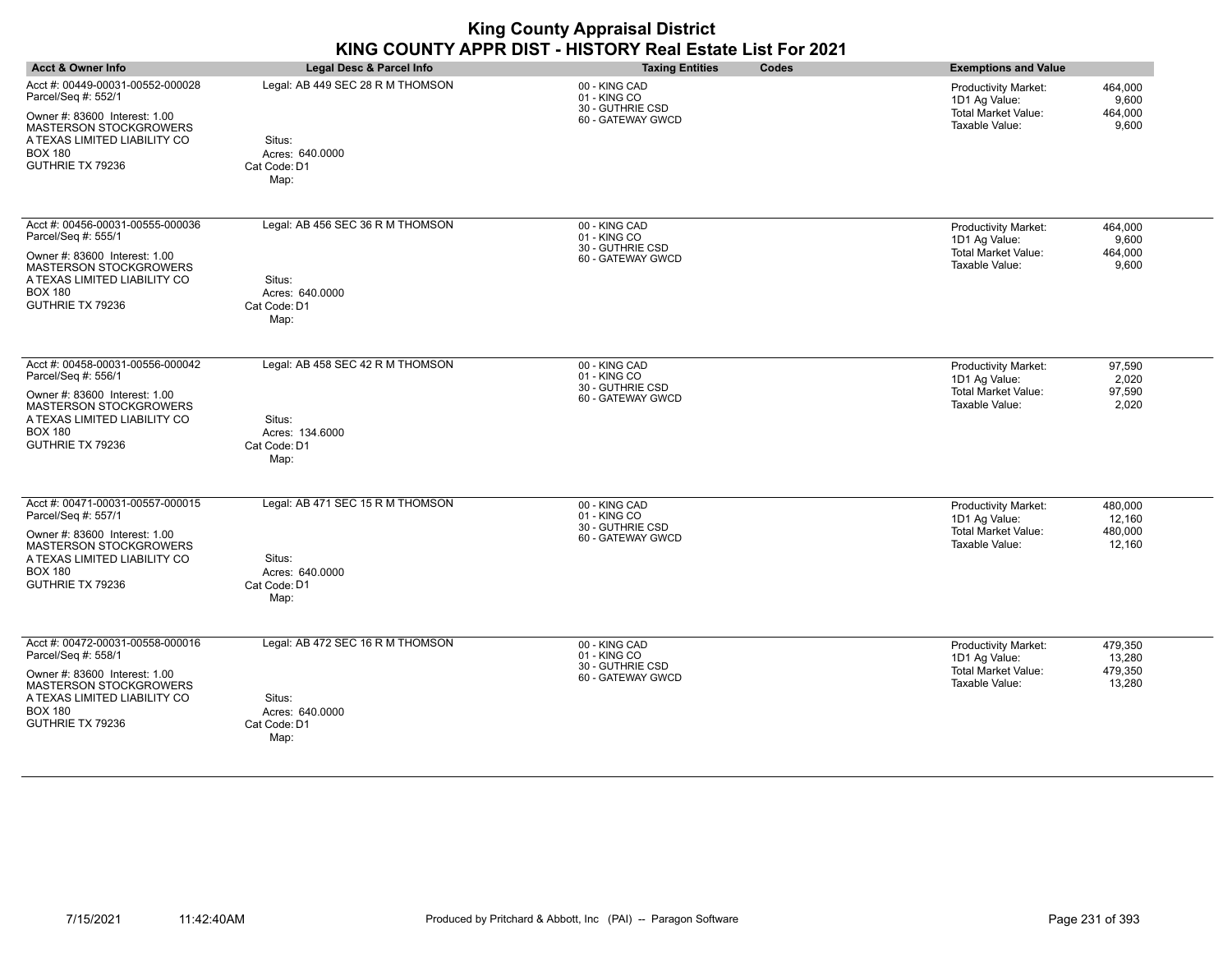# King County Appraisal District

## KING COUNTY APPR DIST - HISTORY Real Estate List For 2021

| Acct & Owner Info | Legal Desc & Parcel Info | Taxing Entities | Codes | Exemptions and Value |
|---|---|---|---|---|
| Acct #: 00449-00031-00552-000028<br>Parcel/Seq #: 552/1<br>Owner #: 83600 Interest: 1.00<br>MASTERSON STOCKGROWERS<br>A TEXAS LIMITED LIABILITY CO<br>BOX 180<br>GUTHRIE TX 79236 | Legal: AB 449 SEC 28 R M THOMSON<br>Situs:<br>Acres: 640.0000<br>Cat Code: D1<br>Map: | 00 - KING CAD<br>01 - KING CO<br>30 - GUTHRIE CSD<br>60 - GATEWAY GWCD | | Productivity Market: 464,000<br>1D1 Ag Value: 9,600<br>Total Market Value: 464,000<br>Taxable Value: 9,600 |
| Acct #: 00456-00031-00555-000036<br>Parcel/Seq #: 555/1<br>Owner #: 83600 Interest: 1.00<br>MASTERSON STOCKGROWERS<br>A TEXAS LIMITED LIABILITY CO<br>BOX 180<br>GUTHRIE TX 79236 | Legal: AB 456 SEC 36 R M THOMSON<br>Situs:<br>Acres: 640.0000<br>Cat Code: D1<br>Map: | 00 - KING CAD<br>01 - KING CO<br>30 - GUTHRIE CSD<br>60 - GATEWAY GWCD | | Productivity Market: 464,000<br>1D1 Ag Value: 9,600<br>Total Market Value: 464,000<br>Taxable Value: 9,600 |
| Acct #: 00458-00031-00556-000042<br>Parcel/Seq #: 556/1<br>Owner #: 83600 Interest: 1.00<br>MASTERSON STOCKGROWERS<br>A TEXAS LIMITED LIABILITY CO<br>BOX 180<br>GUTHRIE TX 79236 | Legal: AB 458 SEC 42 R M THOMSON<br>Situs:<br>Acres: 134.6000<br>Cat Code: D1<br>Map: | 00 - KING CAD<br>01 - KING CO<br>30 - GUTHRIE CSD<br>60 - GATEWAY GWCD | | Productivity Market: 97,590<br>1D1 Ag Value: 2,020<br>Total Market Value: 97,590<br>Taxable Value: 2,020 |
| Acct #: 00471-00031-00557-000015<br>Parcel/Seq #: 557/1<br>Owner #: 83600 Interest: 1.00<br>MASTERSON STOCKGROWERS<br>A TEXAS LIMITED LIABILITY CO<br>BOX 180<br>GUTHRIE TX 79236 | Legal: AB 471 SEC 15 R M THOMSON<br>Situs:<br>Acres: 640.0000<br>Cat Code: D1<br>Map: | 00 - KING CAD<br>01 - KING CO<br>30 - GUTHRIE CSD<br>60 - GATEWAY GWCD | | Productivity Market: 480,000<br>1D1 Ag Value: 12,160<br>Total Market Value: 480,000<br>Taxable Value: 12,160 |
| Acct #: 00472-00031-00558-000016<br>Parcel/Seq #: 558/1<br>Owner #: 83600 Interest: 1.00<br>MASTERSON STOCKGROWERS<br>A TEXAS LIMITED LIABILITY CO<br>BOX 180<br>GUTHRIE TX 79236 | Legal: AB 472 SEC 16 R M THOMSON<br>Situs:<br>Acres: 640.0000<br>Cat Code: D1<br>Map: | 00 - KING CAD<br>01 - KING CO<br>30 - GUTHRIE CSD<br>60 - GATEWAY GWCD | | Productivity Market: 479,350<br>1D1 Ag Value: 13,280<br>Total Market Value: 479,350<br>Taxable Value: 13,280 |

7/15/2021 11:42:40AM Produced by Pritchard & Abbott, Inc (PAI) -- Paragon Software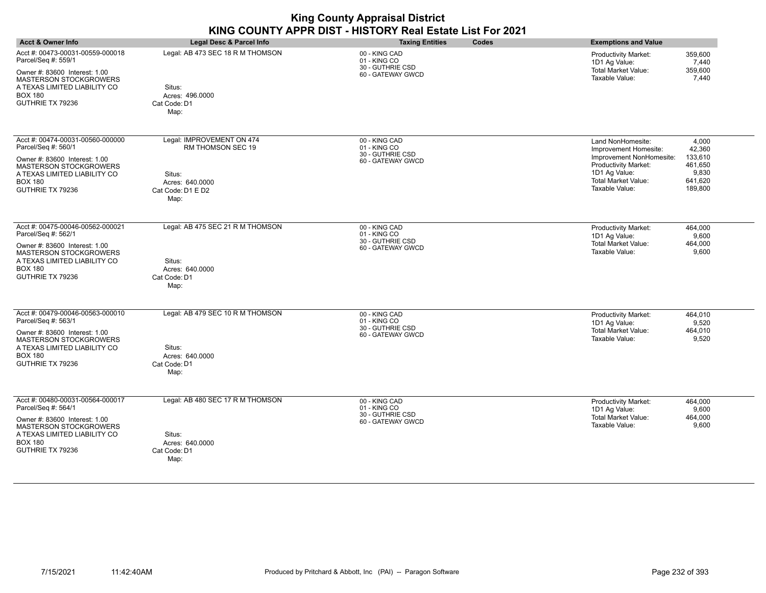# King County Appraisal District

## KING COUNTY APPR DIST - HISTORY Real Estate List For 2021

| Acct & Owner Info | Legal Desc & Parcel Info | Taxing Entities | Codes | Exemptions and Value |
|---|---|---|---|---|
| Acct #: 00473-00031-00559-000018<br>Parcel/Seq #: 559/1<br>Owner #: 83600 Interest: 1.00<br>MASTERSON STOCKGROWERS<br>A TEXAS LIMITED LIABILITY CO<br>BOX 180<br>GUTHRIE TX 79236 | Legal: AB 473 SEC 18 R M THOMSON<br>Situs:<br>Acres: 496.0000<br>Cat Code: D1<br>Map: | 00 - KING CAD<br>01 - KING CO<br>30 - GUTHRIE CSD<br>60 - GATEWAY GWCD | | Productivity Market: 359,600<br>1D1 Ag Value: 7,440<br>Total Market Value: 359,600<br>Taxable Value: 7,440 |
| Acct #: 00474-00031-00560-000000<br>Parcel/Seq #: 560/1<br>Owner #: 83600 Interest: 1.00<br>MASTERSON STOCKGROWERS<br>A TEXAS LIMITED LIABILITY CO<br>BOX 180<br>GUTHRIE TX 79236 | Legal: IMPROVEMENT ON 474<br>RM THOMSON SEC 19<br>Situs:<br>Acres: 640.0000<br>Cat Code: D1 E D2<br>Map: | 00 - KING CAD<br>01 - KING CO<br>30 - GUTHRIE CSD<br>60 - GATEWAY GWCD | | Land NonHomesite: 4,000<br>Improvement Homesite: 42,360<br>Improvement NonHomesite: 133,610<br>Productivity Market: 461,650<br>1D1 Ag Value: 9,830<br>Total Market Value: 641,620<br>Taxable Value: 189,800 |
| Acct #: 00475-00046-00562-000021<br>Parcel/Seq #: 562/1<br>Owner #: 83600 Interest: 1.00<br>MASTERSON STOCKGROWERS<br>A TEXAS LIMITED LIABILITY CO<br>BOX 180<br>GUTHRIE TX 79236 | Legal: AB 475 SEC 21 R M THOMSON<br>Situs:<br>Acres: 640.0000<br>Cat Code: D1<br>Map: | 00 - KING CAD<br>01 - KING CO<br>30 - GUTHRIE CSD<br>60 - GATEWAY GWCD | | Productivity Market: 464,000<br>1D1 Ag Value: 9,600<br>Total Market Value: 464,000<br>Taxable Value: 9,600 |
| Acct #: 00479-00046-00563-000010<br>Parcel/Seq #: 563/1<br>Owner #: 83600 Interest: 1.00<br>MASTERSON STOCKGROWERS<br>A TEXAS LIMITED LIABILITY CO<br>BOX 180<br>GUTHRIE TX 79236 | Legal: AB 479 SEC 10 R M THOMSON<br>Situs:<br>Acres: 640.0000<br>Cat Code: D1<br>Map: | 00 - KING CAD<br>01 - KING CO<br>30 - GUTHRIE CSD<br>60 - GATEWAY GWCD | | Productivity Market: 464,010<br>1D1 Ag Value: 9,520<br>Total Market Value: 464,010<br>Taxable Value: 9,520 |
| Acct #: 00480-00031-00564-000017<br>Parcel/Seq #: 564/1<br>Owner #: 83600 Interest: 1.00<br>MASTERSON STOCKGROWERS<br>A TEXAS LIMITED LIABILITY CO<br>BOX 180<br>GUTHRIE TX 79236 | Legal: AB 480 SEC 17 R M THOMSON<br>Situs:<br>Acres: 640.0000<br>Cat Code: D1<br>Map: | 00 - KING CAD<br>01 - KING CO<br>30 - GUTHRIE CSD<br>60 - GATEWAY GWCD | | Productivity Market: 464,000<br>1D1 Ag Value: 9,600<br>Total Market Value: 464,000<br>Taxable Value: 9,600 |

7/15/2021 11:42:40AM Produced by Pritchard & Abbott, Inc (PAI) -- Paragon Software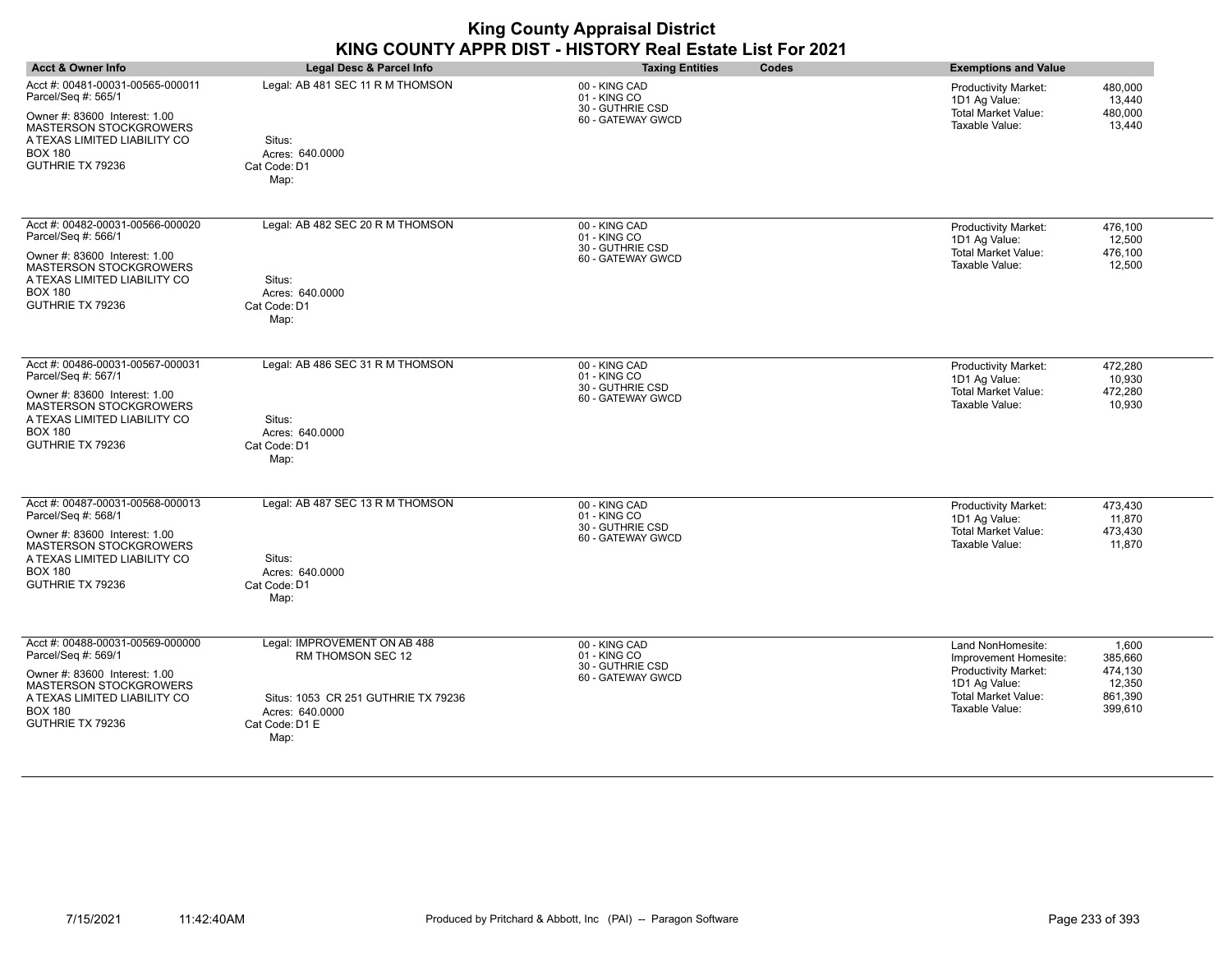# King County Appraisal District

## KING COUNTY APPR DIST - HISTORY Real Estate List For 2021

| Acct & Owner Info | Legal Desc & Parcel Info | Taxing Entities | Codes | Exemptions and Value |
|---|---|---|---|---|
| Acct #: 00481-00031-00565-000011<br>Parcel/Seq #: 565/1<br>Owner #: 83600 Interest: 1.00<br>MASTERSON STOCKGROWERS<br>A TEXAS LIMITED LIABILITY CO<br>BOX 180<br>GUTHRIE TX 79236 | Legal: AB 481 SEC 11 R M THOMSON<br>Situs:<br>Acres: 640.0000<br>Cat Code: D1<br>Map: | 00 - KING CAD<br>01 - KING CO<br>30 - GUTHRIE CSD<br>60 - GATEWAY GWCD | | Productivity Market: 480,000<br>1D1 Ag Value: 13,440<br>Total Market Value: 480,000<br>Taxable Value: 13,440 |
| Acct #: 00482-00031-00566-000020<br>Parcel/Seq #: 566/1<br>Owner #: 83600 Interest: 1.00<br>MASTERSON STOCKGROWERS<br>A TEXAS LIMITED LIABILITY CO<br>BOX 180<br>GUTHRIE TX 79236 | Legal: AB 482 SEC 20 R M THOMSON<br>Situs:<br>Acres: 640.0000<br>Cat Code: D1<br>Map: | 00 - KING CAD<br>01 - KING CO<br>30 - GUTHRIE CSD<br>60 - GATEWAY GWCD | | Productivity Market: 476,100<br>1D1 Ag Value: 12,500<br>Total Market Value: 476,100<br>Taxable Value: 12,500 |
| Acct #: 00486-00031-00567-000031<br>Parcel/Seq #: 567/1<br>Owner #: 83600 Interest: 1.00<br>MASTERSON STOCKGROWERS<br>A TEXAS LIMITED LIABILITY CO<br>BOX 180<br>GUTHRIE TX 79236 | Legal: AB 486 SEC 31 R M THOMSON<br>Situs:<br>Acres: 640.0000<br>Cat Code: D1<br>Map: | 00 - KING CAD<br>01 - KING CO<br>30 - GUTHRIE CSD<br>60 - GATEWAY GWCD | | Productivity Market: 472,280<br>1D1 Ag Value: 10,930<br>Total Market Value: 472,280<br>Taxable Value: 10,930 |
| Acct #: 00487-00031-00568-000013<br>Parcel/Seq #: 568/1<br>Owner #: 83600 Interest: 1.00<br>MASTERSON STOCKGROWERS<br>A TEXAS LIMITED LIABILITY CO<br>BOX 180<br>GUTHRIE TX 79236 | Legal: AB 487 SEC 13 R M THOMSON<br>Situs:<br>Acres: 640.0000<br>Cat Code: D1<br>Map: | 00 - KING CAD<br>01 - KING CO<br>30 - GUTHRIE CSD<br>60 - GATEWAY GWCD | | Productivity Market: 473,430<br>1D1 Ag Value: 11,870<br>Total Market Value: 473,430<br>Taxable Value: 11,870 |
| Acct #: 00488-00031-00569-000000<br>Parcel/Seq #: 569/1<br>Owner #: 83600 Interest: 1.00<br>MASTERSON STOCKGROWERS<br>A TEXAS LIMITED LIABILITY CO<br>BOX 180<br>GUTHRIE TX 79236 | Legal: IMPROVEMENT ON AB 488 RM THOMSON SEC 12<br>Situs: 1053 CR 251 GUTHRIE TX 79236<br>Acres: 640.0000<br>Cat Code: D1 E<br>Map: | 00 - KING CAD<br>01 - KING CO<br>30 - GUTHRIE CSD<br>60 - GATEWAY GWCD | | Land NonHomesite: 1,600<br>Improvement Homesite: 385,660<br>Productivity Market: 474,130<br>1D1 Ag Value: 12,350<br>Total Market Value: 861,390<br>Taxable Value: 399,610 |

7/15/2021 11:42:40AM Produced by Pritchard & Abbott, Inc (PAI) -- Paragon Software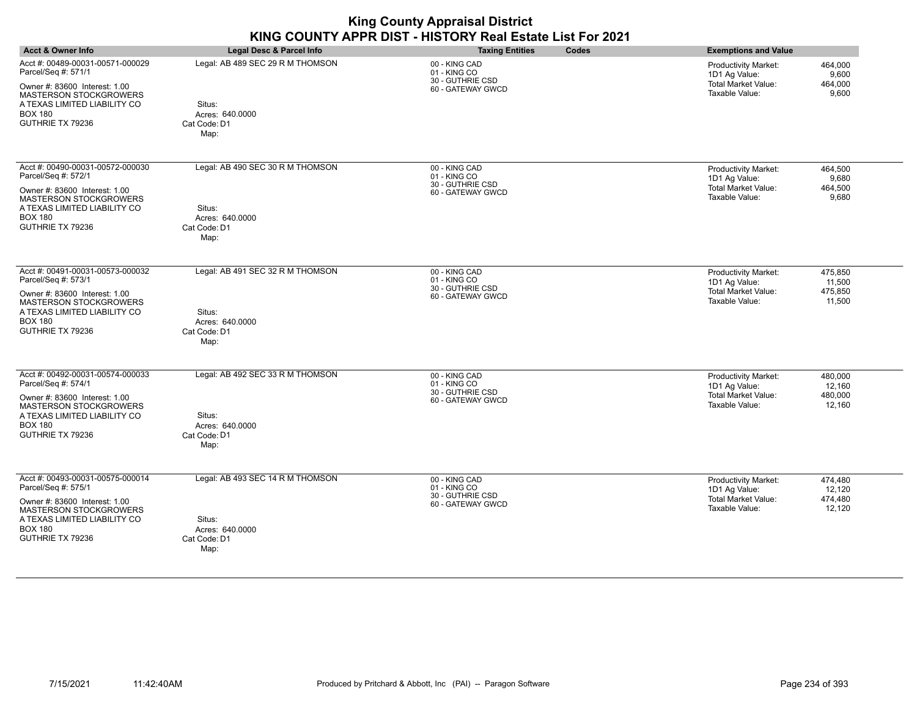# King County Appraisal District
## KING COUNTY APPR DIST - HISTORY Real Estate List For 2021

| Acct & Owner Info | Legal Desc & Parcel Info | Taxing Entities | Codes | Exemptions and Value |
|---|---|---|---|---|
| Acct #: 00489-00031-00571-000029<br>Parcel/Seq #: 571/1<br>Owner #: 83600 Interest: 1.00<br>MASTERSON STOCKGROWERS<br>A TEXAS LIMITED LIABILITY CO<br>BOX 180<br>GUTHRIE TX 79236 | Legal: AB 489 SEC 29 R M THOMSON<br>Situs:<br>Acres: 640.0000<br>Cat Code: D1<br>Map: | 00 - KING CAD<br>01 - KING CO<br>30 - GUTHRIE CSD<br>60 - GATEWAY GWCD | | Productivity Market: 464,000<br>1D1 Ag Value: 9,600<br>Total Market Value: 464,000<br>Taxable Value: 9,600 |
| Acct #: 00490-00031-00572-000030<br>Parcel/Seq #: 572/1<br>Owner #: 83600 Interest: 1.00<br>MASTERSON STOCKGROWERS<br>A TEXAS LIMITED LIABILITY CO<br>BOX 180<br>GUTHRIE TX 79236 | Legal: AB 490 SEC 30 R M THOMSON<br>Situs:<br>Acres: 640.0000<br>Cat Code: D1<br>Map: | 00 - KING CAD<br>01 - KING CO<br>30 - GUTHRIE CSD<br>60 - GATEWAY GWCD | | Productivity Market: 464,500<br>1D1 Ag Value: 9,680<br>Total Market Value: 464,500<br>Taxable Value: 9,680 |
| Acct #: 00491-00031-00573-000032<br>Parcel/Seq #: 573/1<br>Owner #: 83600 Interest: 1.00<br>MASTERSON STOCKGROWERS<br>A TEXAS LIMITED LIABILITY CO<br>BOX 180<br>GUTHRIE TX 79236 | Legal: AB 491 SEC 32 R M THOMSON<br>Situs:<br>Acres: 640.0000<br>Cat Code: D1<br>Map: | 00 - KING CAD<br>01 - KING CO<br>30 - GUTHRIE CSD<br>60 - GATEWAY GWCD | | Productivity Market: 475,850<br>1D1 Ag Value: 11,500<br>Total Market Value: 475,850<br>Taxable Value: 11,500 |
| Acct #: 00492-00031-00574-000033<br>Parcel/Seq #: 574/1<br>Owner #: 83600 Interest: 1.00<br>MASTERSON STOCKGROWERS<br>A TEXAS LIMITED LIABILITY CO<br>BOX 180<br>GUTHRIE TX 79236 | Legal: AB 492 SEC 33 R M THOMSON<br>Situs:<br>Acres: 640.0000<br>Cat Code: D1<br>Map: | 00 - KING CAD<br>01 - KING CO<br>30 - GUTHRIE CSD<br>60 - GATEWAY GWCD | | Productivity Market: 480,000<br>1D1 Ag Value: 12,160<br>Total Market Value: 480,000<br>Taxable Value: 12,160 |
| Acct #: 00493-00031-00575-000014<br>Parcel/Seq #: 575/1<br>Owner #: 83600 Interest: 1.00<br>MASTERSON STOCKGROWERS<br>A TEXAS LIMITED LIABILITY CO<br>BOX 180<br>GUTHRIE TX 79236 | Legal: AB 493 SEC 14 R M THOMSON<br>Situs:<br>Acres: 640.0000<br>Cat Code: D1<br>Map: | 00 - KING CAD<br>01 - KING CO<br>30 - GUTHRIE CSD<br>60 - GATEWAY GWCD | | Productivity Market: 474,480<br>1D1 Ag Value: 12,120<br>Total Market Value: 474,480<br>Taxable Value: 12,120 |

7/15/2021 11:42:40AM Produced by Pritchard & Abbott, Inc (PAI) -- Paragon Software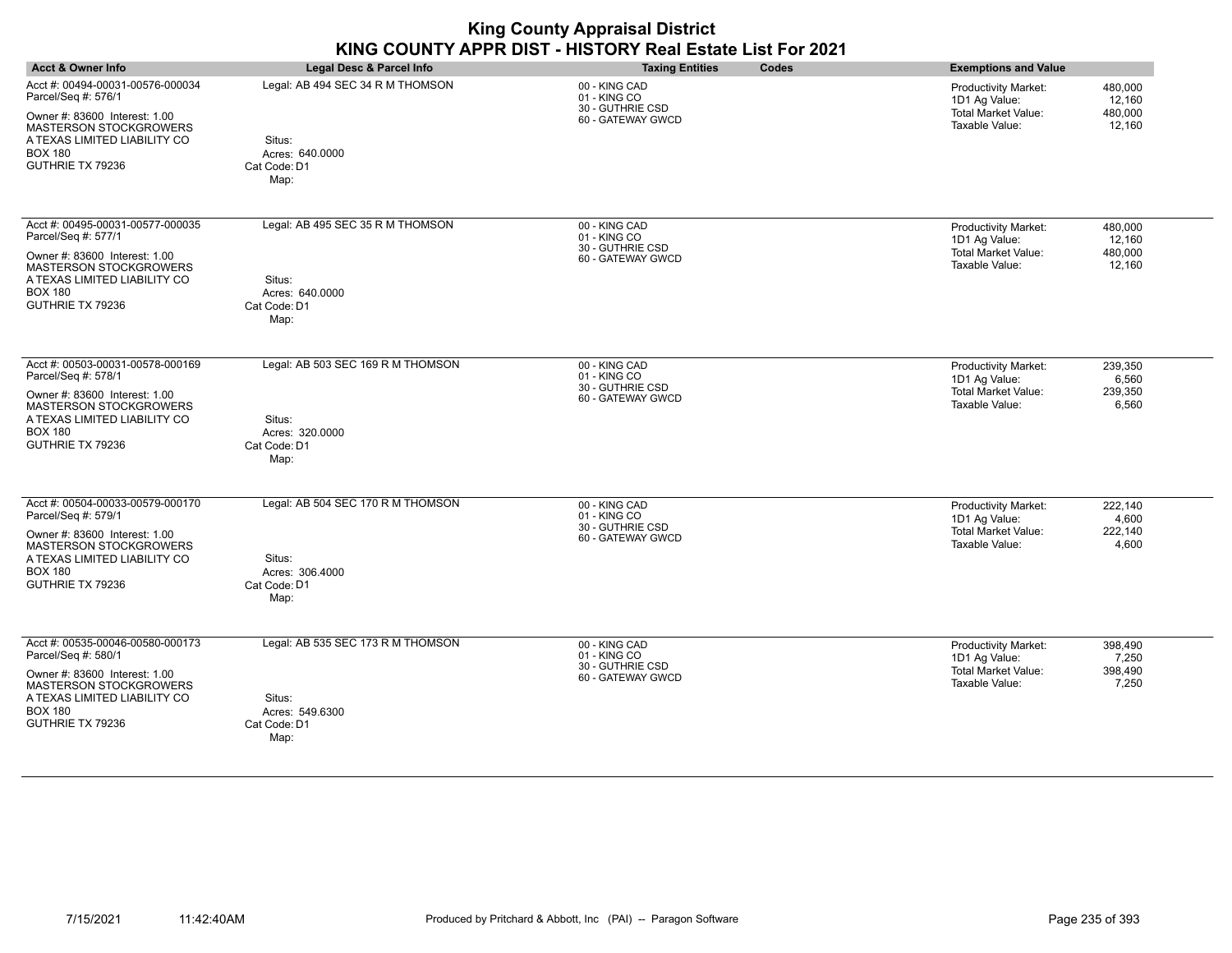# King County Appraisal District
## KING COUNTY APPR DIST - HISTORY Real Estate List For 2021

| Acct & Owner Info | Legal Desc & Parcel Info | Taxing Entities | Codes | Exemptions and Value |
|---|---|---|---|---|
| Acct #: 00494-00031-00576-000034<br>Parcel/Seq #: 576/1<br>Owner #: 83600 Interest: 1.00<br>MASTERSON STOCKGROWERS<br>A TEXAS LIMITED LIABILITY CO<br>BOX 180<br>GUTHRIE TX 79236 | Legal: AB 494 SEC 34 R M THOMSON<br>Situs:<br>Acres: 640.0000<br>Cat Code: D1<br>Map: | 00 - KING CAD<br>01 - KING CO<br>30 - GUTHRIE CSD<br>60 - GATEWAY GWCD | | Productivity Market: 480,000<br>1D1 Ag Value: 12,160<br>Total Market Value: 480,000<br>Taxable Value: 12,160 |
| Acct #: 00495-00031-00577-000035<br>Parcel/Seq #: 577/1<br>Owner #: 83600 Interest: 1.00<br>MASTERSON STOCKGROWERS<br>A TEXAS LIMITED LIABILITY CO<br>BOX 180<br>GUTHRIE TX 79236 | Legal: AB 495 SEC 35 R M THOMSON<br>Situs:<br>Acres: 640.0000<br>Cat Code: D1<br>Map: | 00 - KING CAD<br>01 - KING CO<br>30 - GUTHRIE CSD<br>60 - GATEWAY GWCD | | Productivity Market: 480,000<br>1D1 Ag Value: 12,160<br>Total Market Value: 480,000<br>Taxable Value: 12,160 |
| Acct #: 00503-00031-00578-000169<br>Parcel/Seq #: 578/1<br>Owner #: 83600 Interest: 1.00<br>MASTERSON STOCKGROWERS<br>A TEXAS LIMITED LIABILITY CO<br>BOX 180<br>GUTHRIE TX 79236 | Legal: AB 503 SEC 169 R M THOMSON<br>Situs:<br>Acres: 320.0000<br>Cat Code: D1<br>Map: | 00 - KING CAD<br>01 - KING CO<br>30 - GUTHRIE CSD<br>60 - GATEWAY GWCD | | Productivity Market: 239,350<br>1D1 Ag Value: 6,560<br>Total Market Value: 239,350<br>Taxable Value: 6,560 |
| Acct #: 00504-00033-00579-000170<br>Parcel/Seq #: 579/1<br>Owner #: 83600 Interest: 1.00<br>MASTERSON STOCKGROWERS<br>A TEXAS LIMITED LIABILITY CO<br>BOX 180<br>GUTHRIE TX 79236 | Legal: AB 504 SEC 170 R M THOMSON<br>Situs:<br>Acres: 306.4000<br>Cat Code: D1<br>Map: | 00 - KING CAD<br>01 - KING CO<br>30 - GUTHRIE CSD<br>60 - GATEWAY GWCD | | Productivity Market: 222,140<br>1D1 Ag Value: 4,600<br>Total Market Value: 222,140<br>Taxable Value: 4,600 |
| Acct #: 00535-00046-00580-000173<br>Parcel/Seq #: 580/1<br>Owner #: 83600 Interest: 1.00<br>MASTERSON STOCKGROWERS<br>A TEXAS LIMITED LIABILITY CO<br>BOX 180<br>GUTHRIE TX 79236 | Legal: AB 535 SEC 173 R M THOMSON<br>Situs:<br>Acres: 549.6300<br>Cat Code: D1<br>Map: | 00 - KING CAD<br>01 - KING CO<br>30 - GUTHRIE CSD<br>60 - GATEWAY GWCD | | Productivity Market: 398,490<br>1D1 Ag Value: 7,250<br>Total Market Value: 398,490<br>Taxable Value: 7,250 |

7/15/2021 11:42:40AM Produced by Pritchard & Abbott, Inc (PAI) -- Paragon Software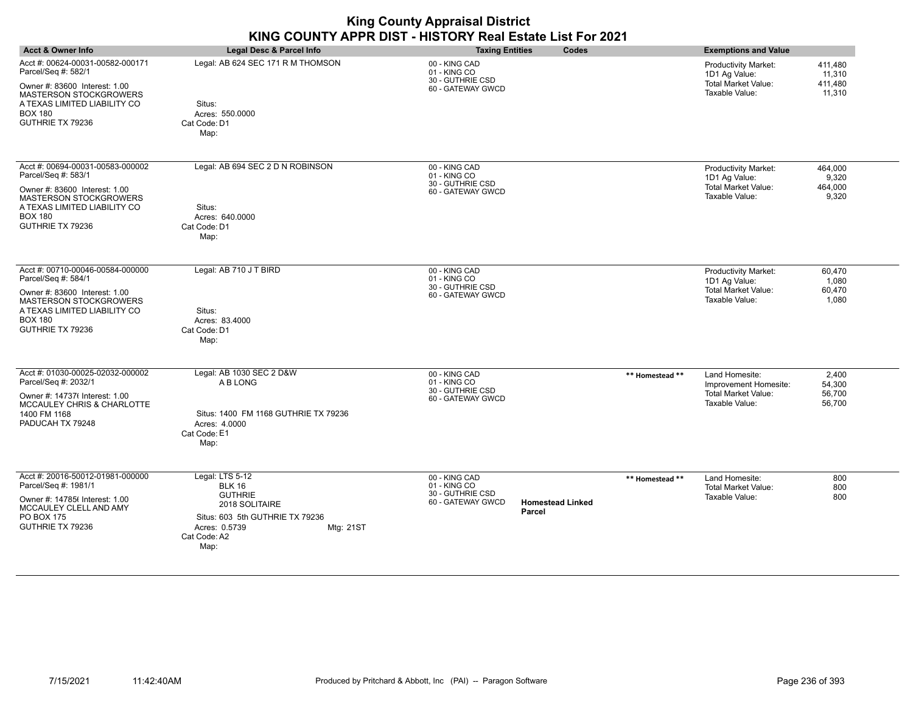# King County Appraisal District

## KING COUNTY APPR DIST - HISTORY Real Estate List For 2021

| Acct & Owner Info | Legal Desc & Parcel Info | Taxing Entities | Codes | Exemptions and Value |
|---|---|---|---|---|
| Acct #: 00624-00031-00582-000171<br>Parcel/Seq #: 582/1<br>Owner #: 83600 Interest: 1.00<br>MASTERSON STOCKGROWERS<br>A TEXAS LIMITED LIABILITY CO<br>BOX 180<br>GUTHRIE TX 79236 | Legal: AB 624 SEC 171 R M THOMSON<br>Situs:<br>Acres: 550.0000<br>Cat Code: D1<br>Map: | 00 - KING CAD<br>01 - KING CO<br>30 - GUTHRIE CSD<br>60 - GATEWAY GWCD | | Productivity Market: 411,480<br>1D1 Ag Value: 11,310<br>Total Market Value: 411,480<br>Taxable Value: 11,310 |
| Acct #: 00694-00031-00583-000002<br>Parcel/Seq #: 583/1<br>Owner #: 83600 Interest: 1.00<br>MASTERSON STOCKGROWERS<br>A TEXAS LIMITED LIABILITY CO<br>BOX 180<br>GUTHRIE TX 79236 | Legal: AB 694 SEC 2 D N ROBINSON<br>Situs:<br>Acres: 640.0000<br>Cat Code: D1<br>Map: | 00 - KING CAD<br>01 - KING CO<br>30 - GUTHRIE CSD<br>60 - GATEWAY GWCD | | Productivity Market: 464,000<br>1D1 Ag Value: 9,320<br>Total Market Value: 464,000<br>Taxable Value: 9,320 |
| Acct #: 00710-00046-00584-000000<br>Parcel/Seq #: 584/1<br>Owner #: 83600 Interest: 1.00<br>MASTERSON STOCKGROWERS<br>A TEXAS LIMITED LIABILITY CO<br>BOX 180<br>GUTHRIE TX 79236 | Legal: AB 710 J T BIRD<br>Situs:<br>Acres: 83.4000<br>Cat Code: D1<br>Map: | 00 - KING CAD<br>01 - KING CO<br>30 - GUTHRIE CSD<br>60 - GATEWAY GWCD | | Productivity Market: 60,470<br>1D1 Ag Value: 1,080<br>Total Market Value: 60,470<br>Taxable Value: 1,080 |
| Acct #: 01030-00025-02032-000002<br>Parcel/Seq #: 2032/1<br>Owner #: 14737( Interest: 1.00<br>MCCAULEY CHRIS & CHARLOTTE<br>1400 FM 1168<br>PADUCAH TX 79248 | Legal: AB 1030 SEC 2 D&W A B LONG<br>Situs: 1400 FM 1168 GUTHRIE TX 79236<br>Acres: 4.0000<br>Cat Code: E1<br>Map: | 00 - KING CAD<br>01 - KING CO<br>30 - GUTHRIE CSD<br>60 - GATEWAY GWCD | ** Homestead ** | Land Homesite: 2,400<br>Improvement Homesite: 54,300<br>Total Market Value: 56,700<br>Taxable Value: 56,700 |
| Acct #: 20016-50012-01981-000000<br>Parcel/Seq #: 1981/1<br>Owner #: 14785( Interest: 1.00<br>MCCAULEY CLELL AND AMY<br>PO BOX 175<br>GUTHRIE TX 79236 | Legal: LTS 5-12 BLK 16 GUTHRIE 2018 SOLITAIRE<br>Situs: 603 5th GUTHRIE TX 79236<br>Acres: 0.5739 Mtg: 21ST<br>Cat Code: A2<br>Map: | 00 - KING CAD<br>01 - KING CO<br>30 - GUTHRIE CSD<br>60 - GATEWAY GWCD<br>**Homestead Linked Parcel** | ** Homestead ** | Land Homesite: 800<br>Total Market Value: 800<br>Taxable Value: 800 |

7/15/2021 11:42:40AM Produced by Pritchard & Abbott, Inc (PAI) -- Paragon Software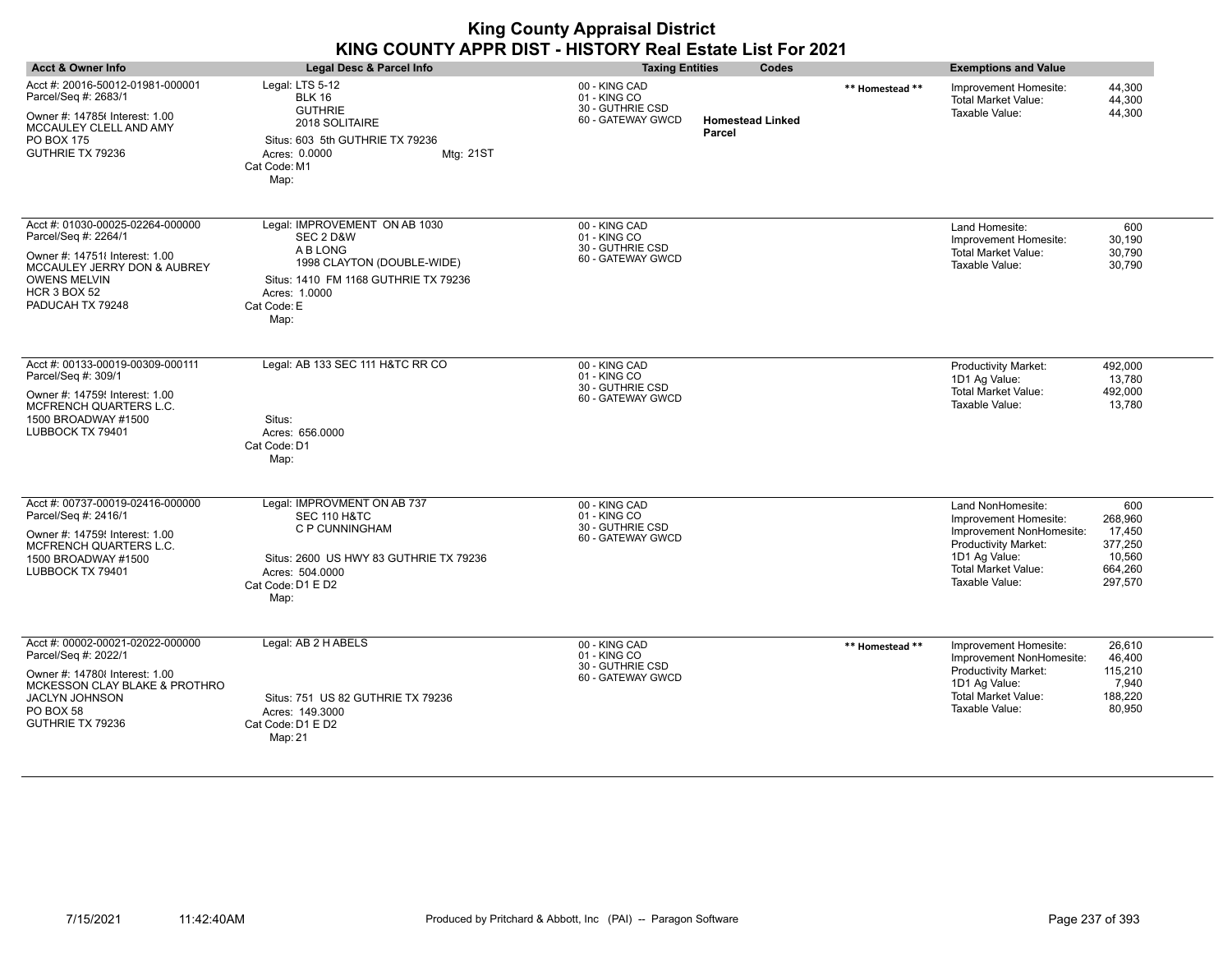# King County Appraisal District

## KING COUNTY APPR DIST - HISTORY Real Estate List For 2021

| Acct & Owner Info | Legal Desc & Parcel Info | Taxing Entities | Codes | Exemptions and Value |
|---|---|---|---|---|
| Acct #: 20016-50012-01981-000001<br>Parcel/Seq #: 2683/1<br>Owner #: 14785( Interest: 1.00<br>MCCAULEY CLELL AND AMY<br>PO BOX 175<br>GUTHRIE TX 79236 | Legal: LTS 5-12<br>BLK 16<br>GUTHRIE<br>2018 SOLITAIRE<br>Situs: 603 5th GUTHRIE TX 79236<br>Acres: 0.0000 Mtg: 21ST<br>Cat Code: M1<br>Map: | 00 - KING CAD<br>01 - KING CO<br>30 - GUTHRIE CSD<br>60 - GATEWAY GWCD | **Homestead Linked Parcel**<br>** Homestead ** | Improvement Homesite: 44,300<br>Total Market Value: 44,300<br>Taxable Value: 44,300 |
| Acct #: 01030-00025-02264-000000<br>Parcel/Seq #: 2264/1<br>Owner #: 14751( Interest: 1.00<br>MCCAULEY JERRY DON & AUBREY<br>OWENS MELVIN<br>HCR 3 BOX 52<br>PADUCAH TX 79248 | Legal: IMPROVEMENT ON AB 1030<br>SEC 2 D&W<br>A B LONG<br>1998 CLAYTON (DOUBLE-WIDE)<br>Situs: 1410 FM 1168 GUTHRIE TX 79236<br>Acres: 1.0000<br>Cat Code: E<br>Map: | 00 - KING CAD<br>01 - KING CO<br>30 - GUTHRIE CSD<br>60 - GATEWAY GWCD | | Land Homesite: 600<br>Improvement Homesite: 30,190<br>Total Market Value: 30,790<br>Taxable Value: 30,790 |
| Acct #: 00133-00019-00309-000111<br>Parcel/Seq #: 309/1<br>Owner #: 14759( Interest: 1.00<br>MCFRENCH QUARTERS L.C.<br>1500 BROADWAY #1500<br>LUBBOCK TX 79401 | Legal: AB 133 SEC 111 H&TC RR CO<br>Situs:<br>Acres: 656.0000<br>Cat Code: D1<br>Map: | 00 - KING CAD<br>01 - KING CO<br>30 - GUTHRIE CSD<br>60 - GATEWAY GWCD | | Productivity Market: 492,000<br>1D1 Ag Value: 13,780<br>Total Market Value: 492,000<br>Taxable Value: 13,780 |
| Acct #: 00737-00019-02416-000000<br>Parcel/Seq #: 2416/1<br>Owner #: 14759( Interest: 1.00<br>MCFRENCH QUARTERS L.C.<br>1500 BROADWAY #1500<br>LUBBOCK TX 79401 | Legal: IMPROVMENT ON AB 737<br>SEC 110 H&TC<br>C P CUNNINGHAM<br>Situs: 2600 US HWY 83 GUTHRIE TX 79236<br>Acres: 504.0000<br>Cat Code: D1 E D2<br>Map: | 00 - KING CAD<br>01 - KING CO<br>30 - GUTHRIE CSD<br>60 - GATEWAY GWCD | | Land NonHomesite: 600<br>Improvement Homesite: 268,960<br>Improvement NonHomesite: 17,450<br>Productivity Market: 377,250<br>1D1 Ag Value: 10,560<br>Total Market Value: 664,260<br>Taxable Value: 297,570 |
| Acct #: 00002-00021-02022-000000<br>Parcel/Seq #: 2022/1<br>Owner #: 14780( Interest: 1.00<br>MCKESSON CLAY BLAKE & PROTHRO<br>JACLYN JOHNSON<br>PO BOX 58<br>GUTHRIE TX 79236 | Legal: AB 2 H ABELS<br>Situs: 751 US 82 GUTHRIE TX 79236<br>Acres: 149.3000<br>Cat Code: D1 E D2<br>Map: 21 | 00 - KING CAD<br>01 - KING CO<br>30 - GUTHRIE CSD<br>60 - GATEWAY GWCD | ** Homestead ** | Improvement Homesite: 26,610<br>Improvement NonHomesite: 46,400<br>Productivity Market: 115,210<br>1D1 Ag Value: 7,940<br>Total Market Value: 188,220<br>Taxable Value: 80,950 |

7/15/2021 11:42:40AM Produced by Pritchard & Abbott, Inc (PAI) -- Paragon Software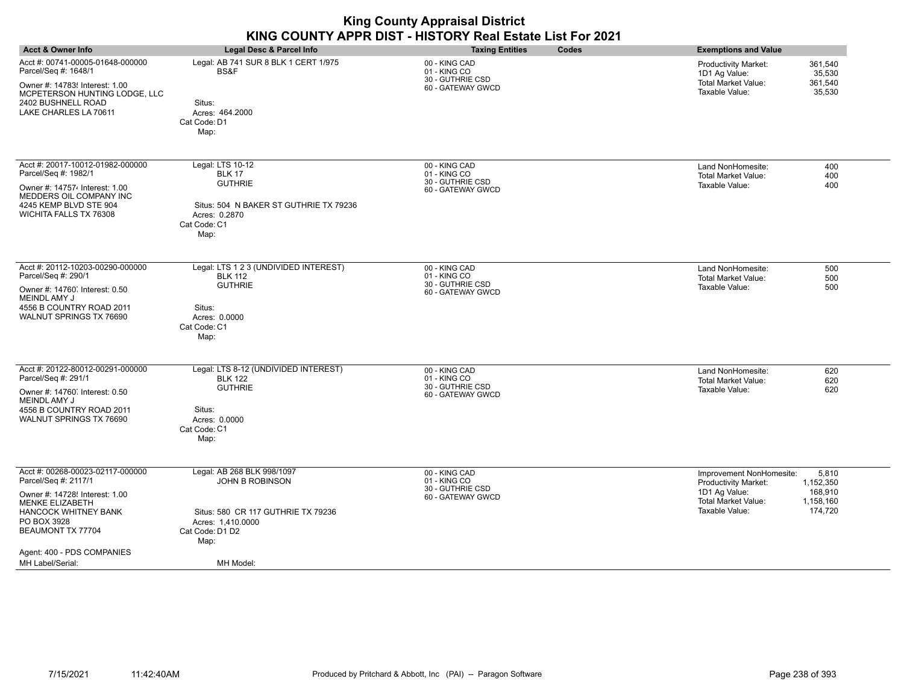# King County Appraisal District
## KING COUNTY APPR DIST - HISTORY Real Estate List For 2021

| Acct & Owner Info | Legal Desc & Parcel Info | Taxing Entities | Codes | Exemptions and Value |
|---|---|---|---|---|
| Acct #: 00741-00005-01648-000000<br>Parcel/Seq #: 1648/1<br>Owner #: 14783! Interest: 1.00<br>MCPETERSON HUNTING LODGE, LLC<br>2402 BUSHNELL ROAD<br>LAKE CHARLES LA 70611 | Legal: AB 741 SUR 8 BLK 1 CERT 1/975<br>BS&F<br>Situs:<br>Acres: 464.2000<br>Cat Code: D1<br>Map: | 00 - KING CAD<br>01 - KING CO<br>30 - GUTHRIE CSD<br>60 - GATEWAY GWCD | | Productivity Market: 361,540<br>1D1 Ag Value: 35,530<br>Total Market Value: 361,540<br>Taxable Value: 35,530 |
| Acct #: 20017-10012-01982-000000<br>Parcel/Seq #: 1982/1<br>Owner #: 14757· Interest: 1.00<br>MEDDERS OIL COMPANY INC<br>4245 KEMP BLVD STE 904<br>WICHITA FALLS TX 76308 | Legal: LTS 10-12<br>BLK 17<br>GUTHRIE<br>Situs: 504 N BAKER ST GUTHRIE TX 79236<br>Acres: 0.2870<br>Cat Code: C1<br>Map: | 00 - KING CAD<br>01 - KING CO<br>30 - GUTHRIE CSD<br>60 - GATEWAY GWCD | | Land NonHomesite: 400<br>Total Market Value: 400<br>Taxable Value: 400 |
| Acct #: 20112-10203-00290-000000<br>Parcel/Seq #: 290/1<br>Owner #: 14760: Interest: 0.50<br>MEINDL AMY J<br>4556 B COUNTRY ROAD 2011<br>WALNUT SPRINGS TX 76690 | Legal: LTS 1 2 3 (UNDIVIDED INTEREST)<br>BLK 112<br>GUTHRIE<br>Situs:<br>Acres: 0.0000<br>Cat Code: C1<br>Map: | 00 - KING CAD<br>01 - KING CO<br>30 - GUTHRIE CSD<br>60 - GATEWAY GWCD | | Land NonHomesite: 500<br>Total Market Value: 500<br>Taxable Value: 500 |
| Acct #: 20122-80012-00291-000000<br>Parcel/Seq #: 291/1<br>Owner #: 14760: Interest: 0.50<br>MEINDL AMY J<br>4556 B COUNTRY ROAD 2011<br>WALNUT SPRINGS TX 76690 | Legal: LTS 8-12 (UNDIVIDED INTEREST)<br>BLK 122<br>GUTHRIE<br>Situs:<br>Acres: 0.0000<br>Cat Code: C1<br>Map: | 00 - KING CAD<br>01 - KING CO<br>30 - GUTHRIE CSD<br>60 - GATEWAY GWCD | | Land NonHomesite: 620<br>Total Market Value: 620<br>Taxable Value: 620 |
| Acct #: 00268-00023-02117-000000<br>Parcel/Seq #: 2117/1<br>Owner #: 14728! Interest: 1.00<br>MENKE ELIZABETH<br>HANCOCK WHITNEY BANK<br>PO BOX 3928<br>BEAUMONT TX 77704<br>Agent: 400 - PDS COMPANIES<br>MH Label/Serial: | Legal: AB 268 BLK 998/1097<br>JOHN B ROBINSON<br>Situs: 580 CR 117 GUTHRIE TX 79236<br>Acres: 1,410.0000<br>Cat Code: D1 D2<br>Map:<br>MH Model: | 00 - KING CAD<br>01 - KING CO<br>30 - GUTHRIE CSD<br>60 - GATEWAY GWCD | | Improvement NonHomesite: 5,810<br>Productivity Market: 1,152,350<br>1D1 Ag Value: 168,910<br>Total Market Value: 1,158,160<br>Taxable Value: 174,720 |

7/15/2021 11:42:40AM Produced by Pritchard & Abbott, Inc (PAI) -- Paragon Software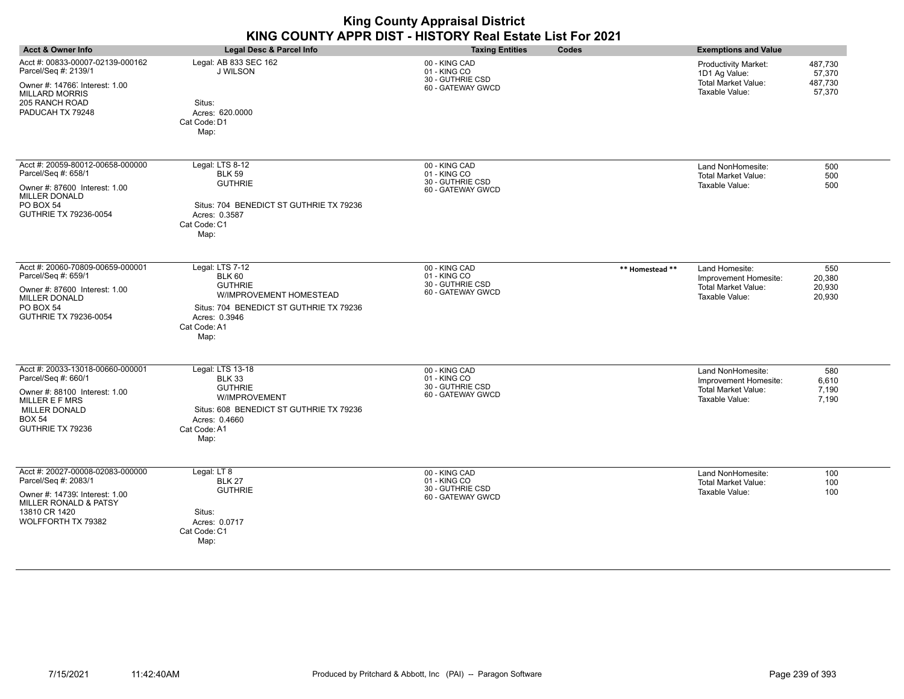# King County Appraisal District

## KING COUNTY APPR DIST - HISTORY Real Estate List For 2021

| Acct & Owner Info | Legal Desc & Parcel Info | Taxing Entities | Codes | Exemptions and Value |
|---|---|---|---|---|
| Acct #: 00833-00007-02139-000162<br>Parcel/Seq #: 2139/1<br>Owner #: 14766; Interest: 1.00<br>MILLARD MORRIS<br>205 RANCH ROAD<br>PADUCAH TX 79248 | Legal: AB 833 SEC 162<br>J WILSON<br>Situs:<br>Acres: 620.0000<br>Cat Code: D1<br>Map: | 00 - KING CAD<br>01 - KING CO<br>30 - GUTHRIE CSD<br>60 - GATEWAY GWCD | | Productivity Market: 487,730<br>1D1 Ag Value: 57,370<br>Total Market Value: 487,730<br>Taxable Value: 57,370 |
| Acct #: 20059-80012-00658-000000<br>Parcel/Seq #: 658/1<br>Owner #: 87600 Interest: 1.00<br>MILLER DONALD<br>PO BOX 54<br>GUTHRIE TX 79236-0054 | Legal: LTS 8-12<br>BLK 59<br>GUTHRIE<br>Situs: 704 BENEDICT ST GUTHRIE TX 79236<br>Acres: 0.3587<br>Cat Code: C1<br>Map: | 00 - KING CAD<br>01 - KING CO<br>30 - GUTHRIE CSD<br>60 - GATEWAY GWCD | | Land NonHomesite: 500<br>Total Market Value: 500<br>Taxable Value: 500 |
| Acct #: 20060-70809-00659-000001<br>Parcel/Seq #: 659/1<br>Owner #: 87600 Interest: 1.00<br>MILLER DONALD<br>PO BOX 54<br>GUTHRIE TX 79236-0054 | Legal: LTS 7-12<br>BLK 60<br>GUTHRIE<br>W/IMPROVEMENT HOMESTEAD<br>Situs: 704 BENEDICT ST GUTHRIE TX 79236<br>Acres: 0.3946<br>Cat Code: A1<br>Map: | 00 - KING CAD<br>01 - KING CO<br>30 - GUTHRIE CSD<br>60 - GATEWAY GWCD | ** Homestead ** | Land Homesite: 550<br>Improvement Homesite: 20,380<br>Total Market Value: 20,930<br>Taxable Value: 20,930 |
| Acct #: 20033-13018-00660-000001<br>Parcel/Seq #: 660/1<br>Owner #: 88100 Interest: 1.00<br>MILLER E F MRS<br>MILLER DONALD<br>BOX 54<br>GUTHRIE TX 79236 | Legal: LTS 13-18<br>BLK 33<br>GUTHRIE<br>W/IMPROVEMENT<br>Situs: 608 BENEDICT ST GUTHRIE TX 79236<br>Acres: 0.4660<br>Cat Code: A1<br>Map: | 00 - KING CAD<br>01 - KING CO<br>30 - GUTHRIE CSD<br>60 - GATEWAY GWCD | | Land NonHomesite: 580<br>Improvement Homesite: 6,610<br>Total Market Value: 7,190<br>Taxable Value: 7,190 |
| Acct #: 20027-00008-02083-000000<br>Parcel/Seq #: 2083/1<br>Owner #: 14739; Interest: 1.00<br>MILLER RONALD & PATSY<br>13810 CR 1420<br>WOLFFORTH TX 79382 | Legal: LT 8<br>BLK 27<br>GUTHRIE<br>Situs:<br>Acres: 0.0717<br>Cat Code: C1<br>Map: | 00 - KING CAD<br>01 - KING CO<br>30 - GUTHRIE CSD<br>60 - GATEWAY GWCD | | Land NonHomesite: 100<br>Total Market Value: 100<br>Taxable Value: 100 |

7/15/2021 11:42:40AM Produced by Pritchard & Abbott, Inc (PAI) -- Paragon Software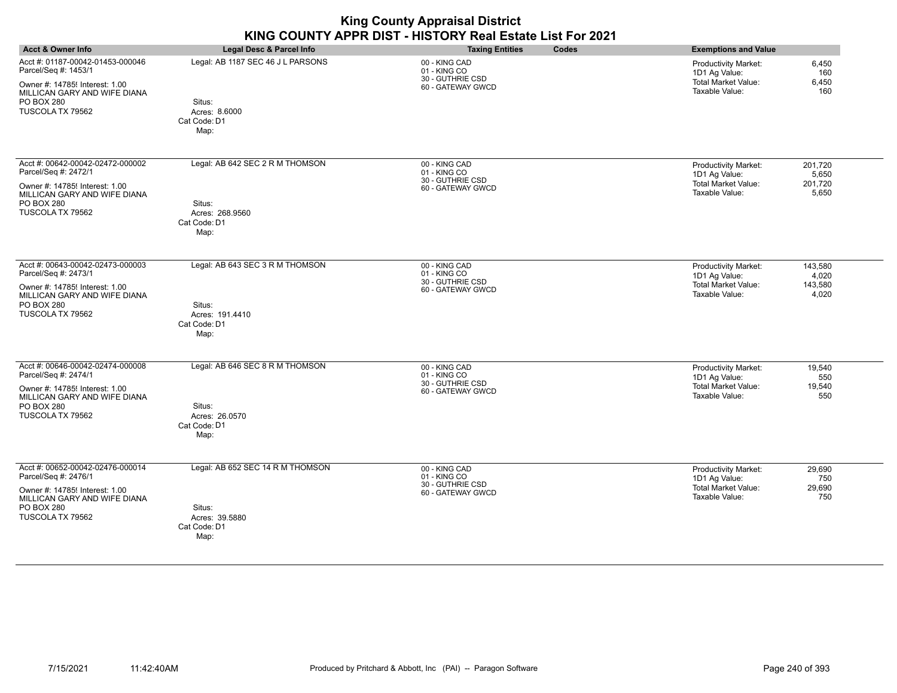# King County Appraisal District

## KING COUNTY APPR DIST - HISTORY Real Estate List For 2021

| Acct & Owner Info | Legal Desc & Parcel Info | Taxing Entities | Codes | Exemptions and Value |
|---|---|---|---|---|
| Acct #: 01187-00042-01453-000046<br>Parcel/Seq #: 1453/1<br>Owner #: 14785! Interest: 1.00<br>MILLICAN GARY AND WIFE DIANA<br>PO BOX 280<br>TUSCOLA TX 79562 | Legal: AB 1187 SEC 46 J L PARSONS<br>Situs:<br>Acres: 8.6000<br>Cat Code: D1<br>Map: | 00 - KING CAD<br>01 - KING CO<br>30 - GUTHRIE CSD<br>60 - GATEWAY GWCD | | Productivity Market: 6,450<br>1D1 Ag Value: 160<br>Total Market Value: 6,450<br>Taxable Value: 160 |
| Acct #: 00642-00042-02472-000002<br>Parcel/Seq #: 2472/1<br>Owner #: 14785! Interest: 1.00<br>MILLICAN GARY AND WIFE DIANA<br>PO BOX 280<br>TUSCOLA TX 79562 | Legal: AB 642 SEC 2 R M THOMSON<br>Situs:<br>Acres: 268.9560<br>Cat Code: D1<br>Map: | 00 - KING CAD<br>01 - KING CO<br>30 - GUTHRIE CSD<br>60 - GATEWAY GWCD | | Productivity Market: 201,720<br>1D1 Ag Value: 5,650<br>Total Market Value: 201,720<br>Taxable Value: 5,650 |
| Acct #: 00643-00042-02473-000003<br>Parcel/Seq #: 2473/1<br>Owner #: 14785! Interest: 1.00<br>MILLICAN GARY AND WIFE DIANA<br>PO BOX 280<br>TUSCOLA TX 79562 | Legal: AB 643 SEC 3 R M THOMSON<br>Situs:<br>Acres: 191.4410<br>Cat Code: D1<br>Map: | 00 - KING CAD<br>01 - KING CO<br>30 - GUTHRIE CSD<br>60 - GATEWAY GWCD | | Productivity Market: 143,580<br>1D1 Ag Value: 4,020<br>Total Market Value: 143,580<br>Taxable Value: 4,020 |
| Acct #: 00646-00042-02474-000008<br>Parcel/Seq #: 2474/1<br>Owner #: 14785! Interest: 1.00<br>MILLICAN GARY AND WIFE DIANA<br>PO BOX 280<br>TUSCOLA TX 79562 | Legal: AB 646 SEC 8 R M THOMSON<br>Situs:<br>Acres: 26.0570<br>Cat Code: D1<br>Map: | 00 - KING CAD<br>01 - KING CO<br>30 - GUTHRIE CSD<br>60 - GATEWAY GWCD | | Productivity Market: 19,540<br>1D1 Ag Value: 550<br>Total Market Value: 19,540<br>Taxable Value: 550 |
| Acct #: 00652-00042-02476-000014<br>Parcel/Seq #: 2476/1<br>Owner #: 14785! Interest: 1.00<br>MILLICAN GARY AND WIFE DIANA<br>PO BOX 280<br>TUSCOLA TX 79562 | Legal: AB 652 SEC 14 R M THOMSON<br>Situs:<br>Acres: 39.5880<br>Cat Code: D1<br>Map: | 00 - KING CAD<br>01 - KING CO<br>30 - GUTHRIE CSD<br>60 - GATEWAY GWCD | | Productivity Market: 29,690<br>1D1 Ag Value: 750<br>Total Market Value: 29,690<br>Taxable Value: 750 |

7/15/2021 11:42:40AM Produced by Pritchard & Abbott, Inc (PAI) -- Paragon Software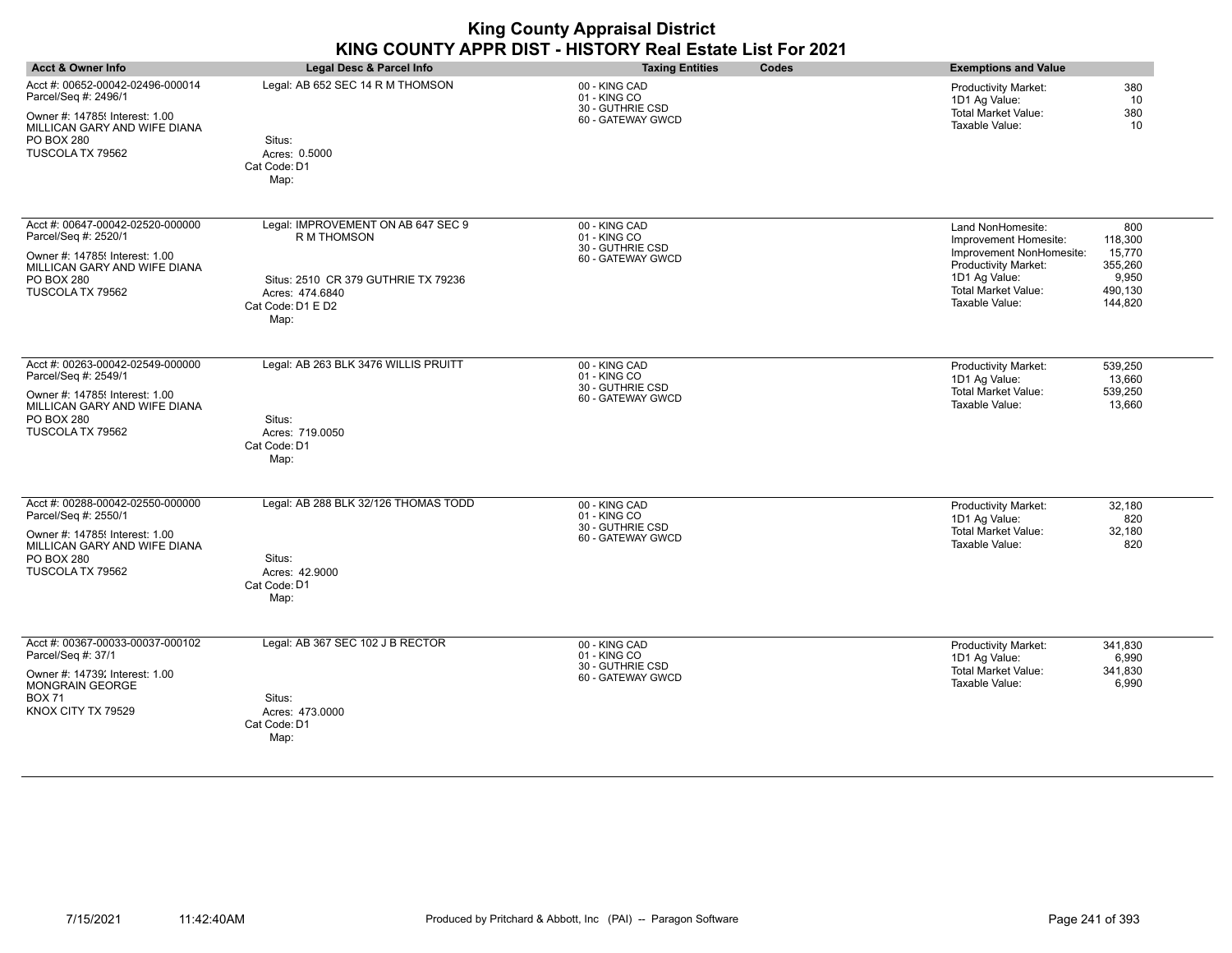# King County Appraisal District

## KING COUNTY APPR DIST - HISTORY Real Estate List For 2021

| Acct & Owner Info | Legal Desc & Parcel Info | Taxing Entities | Codes | Exemptions and Value |
|---|---|---|---|---|
| Acct #: 00652-00042-02496-000014<br>Parcel/Seq #: 2496/1<br>Owner #: 14785! Interest: 1.00<br>MILLICAN GARY AND WIFE DIANA<br>PO BOX 280<br>TUSCOLA TX 79562 | Legal: AB 652 SEC 14 R M THOMSON<br>Situs:<br>Acres: 0.5000<br>Cat Code: D1<br>Map: | 00 - KING CAD<br>01 - KING CO<br>30 - GUTHRIE CSD<br>60 - GATEWAY GWCD | | Productivity Market: 380<br>1D1 Ag Value: 10<br>Total Market Value: 380<br>Taxable Value: 10 |
| Acct #: 00647-00042-02520-000000<br>Parcel/Seq #: 2520/1<br>Owner #: 14785! Interest: 1.00<br>MILLICAN GARY AND WIFE DIANA<br>PO BOX 280<br>TUSCOLA TX 79562 | Legal: IMPROVEMENT ON AB 647 SEC 9 R M THOMSON<br>Situs: 2510 CR 379 GUTHRIE TX 79236<br>Acres: 474.6840<br>Cat Code: D1 E D2<br>Map: | 00 - KING CAD<br>01 - KING CO<br>30 - GUTHRIE CSD<br>60 - GATEWAY GWCD | | Land NonHomesite: 800<br>Improvement Homesite: 118,300<br>Improvement NonHomesite: 15,770<br>Productivity Market: 355,260<br>1D1 Ag Value: 9,950<br>Total Market Value: 490,130<br>Taxable Value: 144,820 |
| Acct #: 00263-00042-02549-000000<br>Parcel/Seq #: 2549/1<br>Owner #: 14785! Interest: 1.00<br>MILLICAN GARY AND WIFE DIANA<br>PO BOX 280<br>TUSCOLA TX 79562 | Legal: AB 263 BLK 3476 WILLIS PRUITT<br>Situs:<br>Acres: 719.0050<br>Cat Code: D1<br>Map: | 00 - KING CAD<br>01 - KING CO<br>30 - GUTHRIE CSD<br>60 - GATEWAY GWCD | | Productivity Market: 539,250<br>1D1 Ag Value: 13,660<br>Total Market Value: 539,250<br>Taxable Value: 13,660 |
| Acct #: 00288-00042-02550-000000<br>Parcel/Seq #: 2550/1<br>Owner #: 14785! Interest: 1.00<br>MILLICAN GARY AND WIFE DIANA<br>PO BOX 280<br>TUSCOLA TX 79562 | Legal: AB 288 BLK 32/126 THOMAS TODD<br>Situs:<br>Acres: 42.9000<br>Cat Code: D1<br>Map: | 00 - KING CAD<br>01 - KING CO<br>30 - GUTHRIE CSD<br>60 - GATEWAY GWCD | | Productivity Market: 32,180<br>1D1 Ag Value: 820<br>Total Market Value: 32,180<br>Taxable Value: 820 |
| Acct #: 00367-00033-00037-000102<br>Parcel/Seq #: 37/1<br>Owner #: 14739: Interest: 1.00<br>MONGRAIN GEORGE<br>BOX 71<br>KNOX CITY TX 79529 | Legal: AB 367 SEC 102 J B RECTOR<br>Situs:<br>Acres: 473.0000<br>Cat Code: D1<br>Map: | 00 - KING CAD<br>01 - KING CO<br>30 - GUTHRIE CSD<br>60 - GATEWAY GWCD | | Productivity Market: 341,830<br>1D1 Ag Value: 6,990<br>Total Market Value: 341,830<br>Taxable Value: 6,990 |

7/15/2021 11:42:40AM Produced by Pritchard & Abbott, Inc (PAI) -- Paragon Software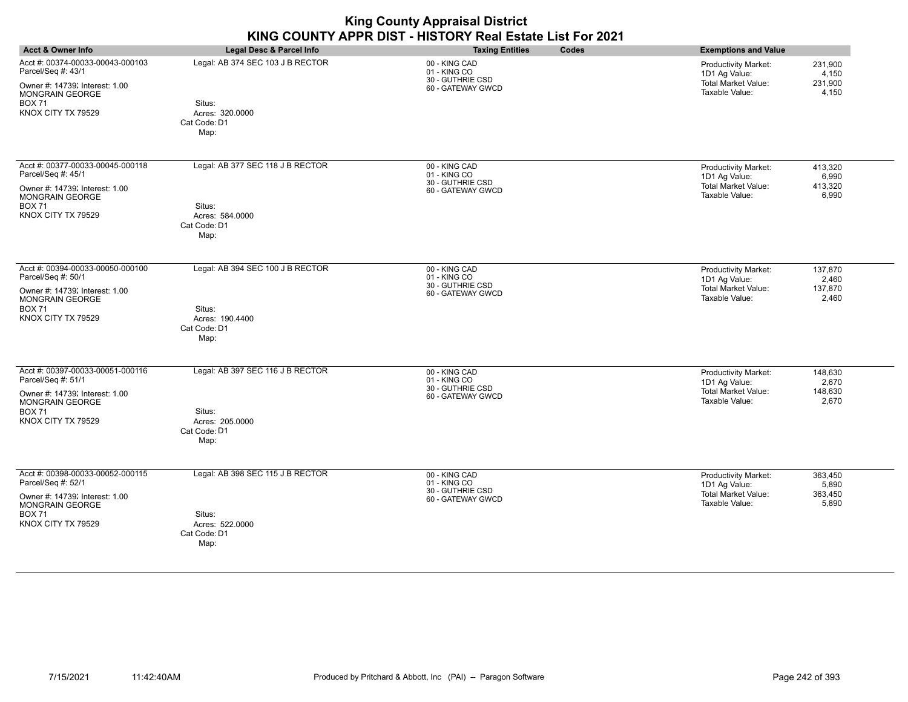# King County Appraisal District

## KING COUNTY APPR DIST - HISTORY Real Estate List For 2021

| Acct & Owner Info | Legal Desc & Parcel Info | Taxing Entities | Codes | Exemptions and Value |
|---|---|---|---|---|
| Acct #: 00374-00033-00043-000103<br>Parcel/Seq #: 43/1<br>Owner #: 14739; Interest: 1.00<br>MONGRAIN GEORGE<br>BOX 71<br>KNOX CITY TX 79529 | Legal: AB 374 SEC 103 J B RECTOR<br>Situs:<br>Acres: 320.0000<br>Cat Code: D1<br>Map: | 00 - KING CAD<br>01 - KING CO<br>30 - GUTHRIE CSD<br>60 - GATEWAY GWCD | | Productivity Market: 231,900<br>1D1 Ag Value: 4,150<br>Total Market Value: 231,900<br>Taxable Value: 4,150 |
| Acct #: 00377-00033-00045-000118<br>Parcel/Seq #: 45/1<br>Owner #: 14739; Interest: 1.00<br>MONGRAIN GEORGE<br>BOX 71<br>KNOX CITY TX 79529 | Legal: AB 377 SEC 118 J B RECTOR<br>Situs:<br>Acres: 584.0000<br>Cat Code: D1<br>Map: | 00 - KING CAD<br>01 - KING CO<br>30 - GUTHRIE CSD<br>60 - GATEWAY GWCD | | Productivity Market: 413,320<br>1D1 Ag Value: 6,990<br>Total Market Value: 413,320<br>Taxable Value: 6,990 |
| Acct #: 00394-00033-00050-000100<br>Parcel/Seq #: 50/1<br>Owner #: 14739; Interest: 1.00<br>MONGRAIN GEORGE<br>BOX 71<br>KNOX CITY TX 79529 | Legal: AB 394 SEC 100 J B RECTOR<br>Situs:<br>Acres: 190.4400<br>Cat Code: D1<br>Map: | 00 - KING CAD<br>01 - KING CO<br>30 - GUTHRIE CSD<br>60 - GATEWAY GWCD | | Productivity Market: 137,870<br>1D1 Ag Value: 2,460<br>Total Market Value: 137,870<br>Taxable Value: 2,460 |
| Acct #: 00397-00033-00051-000116<br>Parcel/Seq #: 51/1<br>Owner #: 14739; Interest: 1.00<br>MONGRAIN GEORGE<br>BOX 71<br>KNOX CITY TX 79529 | Legal: AB 397 SEC 116 J B RECTOR<br>Situs:<br>Acres: 205.0000<br>Cat Code: D1<br>Map: | 00 - KING CAD<br>01 - KING CO<br>30 - GUTHRIE CSD<br>60 - GATEWAY GWCD | | Productivity Market: 148,630<br>1D1 Ag Value: 2,670<br>Total Market Value: 148,630<br>Taxable Value: 2,670 |
| Acct #: 00398-00033-00052-000115<br>Parcel/Seq #: 52/1<br>Owner #: 14739; Interest: 1.00<br>MONGRAIN GEORGE<br>BOX 71<br>KNOX CITY TX 79529 | Legal: AB 398 SEC 115 J B RECTOR<br>Situs:<br>Acres: 522.0000<br>Cat Code: D1<br>Map: | 00 - KING CAD<br>01 - KING CO<br>30 - GUTHRIE CSD<br>60 - GATEWAY GWCD | | Productivity Market: 363,450<br>1D1 Ag Value: 5,890<br>Total Market Value: 363,450<br>Taxable Value: 5,890 |

7/15/2021 11:42:40AM Produced by Pritchard & Abbott, Inc (PAI) -- Paragon Software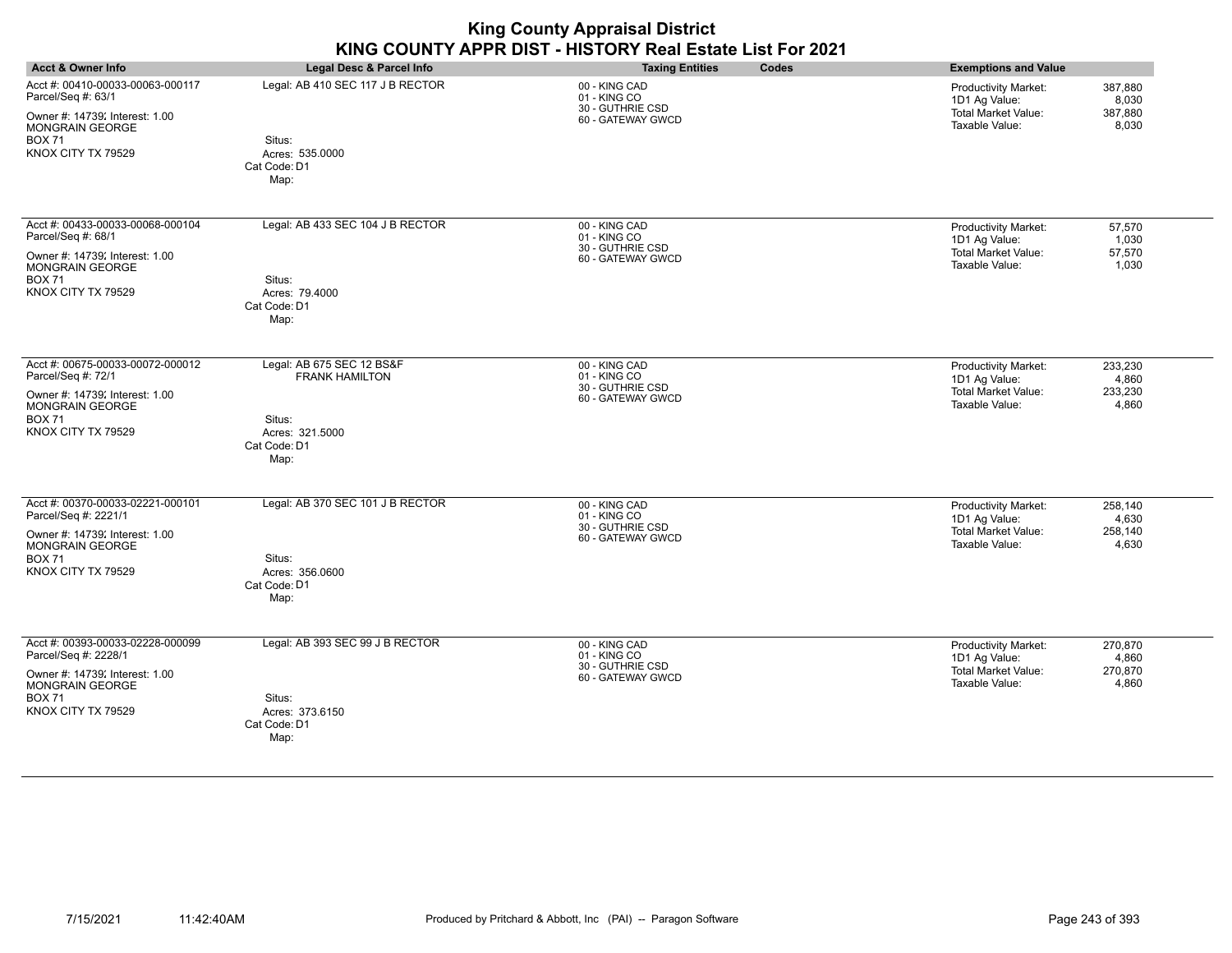# King County Appraisal District

## KING COUNTY APPR DIST - HISTORY Real Estate List For 2021

| Acct & Owner Info | Legal Desc & Parcel Info | Taxing Entities | Codes | Exemptions and Value |
|---|---|---|---|---|
| Acct #: 00410-00033-00063-000117<br>Parcel/Seq #: 63/1<br>Owner #: 14739; Interest: 1.00<br>MONGRAIN GEORGE<br>BOX 71<br>KNOX CITY TX 79529 | Legal: AB 410 SEC 117 J B RECTOR<br>Situs:<br>Acres: 535.0000<br>Cat Code: D1<br>Map: | 00 - KING CAD<br>01 - KING CO<br>30 - GUTHRIE CSD<br>60 - GATEWAY GWCD | | Productivity Market: 387,880<br>1D1 Ag Value: 8,030<br>Total Market Value: 387,880<br>Taxable Value: 8,030 |
| Acct #: 00433-00033-00068-000104<br>Parcel/Seq #: 68/1<br>Owner #: 14739; Interest: 1.00<br>MONGRAIN GEORGE<br>BOX 71<br>KNOX CITY TX 79529 | Legal: AB 433 SEC 104 J B RECTOR<br>Situs:<br>Acres: 79.4000<br>Cat Code: D1<br>Map: | 00 - KING CAD<br>01 - KING CO<br>30 - GUTHRIE CSD<br>60 - GATEWAY GWCD | | Productivity Market: 57,570<br>1D1 Ag Value: 1,030<br>Total Market Value: 57,570<br>Taxable Value: 1,030 |
| Acct #: 00675-00033-00072-000012<br>Parcel/Seq #: 72/1<br>Owner #: 14739; Interest: 1.00<br>MONGRAIN GEORGE<br>BOX 71<br>KNOX CITY TX 79529 | Legal: AB 675 SEC 12 BS&F FRANK HAMILTON<br>Situs:<br>Acres: 321.5000<br>Cat Code: D1<br>Map: | 00 - KING CAD<br>01 - KING CO<br>30 - GUTHRIE CSD<br>60 - GATEWAY GWCD | | Productivity Market: 233,230<br>1D1 Ag Value: 4,860<br>Total Market Value: 233,230<br>Taxable Value: 4,860 |
| Acct #: 00370-00033-02221-000101<br>Parcel/Seq #: 2221/1<br>Owner #: 14739; Interest: 1.00<br>MONGRAIN GEORGE<br>BOX 71<br>KNOX CITY TX 79529 | Legal: AB 370 SEC 101 J B RECTOR<br>Situs:<br>Acres: 356.0600<br>Cat Code: D1<br>Map: | 00 - KING CAD<br>01 - KING CO<br>30 - GUTHRIE CSD<br>60 - GATEWAY GWCD | | Productivity Market: 258,140<br>1D1 Ag Value: 4,630<br>Total Market Value: 258,140<br>Taxable Value: 4,630 |
| Acct #: 00393-00033-02228-000099<br>Parcel/Seq #: 2228/1<br>Owner #: 14739; Interest: 1.00<br>MONGRAIN GEORGE<br>BOX 71<br>KNOX CITY TX 79529 | Legal: AB 393 SEC 99 J B RECTOR<br>Situs:<br>Acres: 373.6150<br>Cat Code: D1<br>Map: | 00 - KING CAD<br>01 - KING CO<br>30 - GUTHRIE CSD<br>60 - GATEWAY GWCD | | Productivity Market: 270,870<br>1D1 Ag Value: 4,860<br>Total Market Value: 270,870<br>Taxable Value: 4,860 |

7/15/2021 11:42:40AM Produced by Pritchard & Abbott, Inc (PAI) -- Paragon Software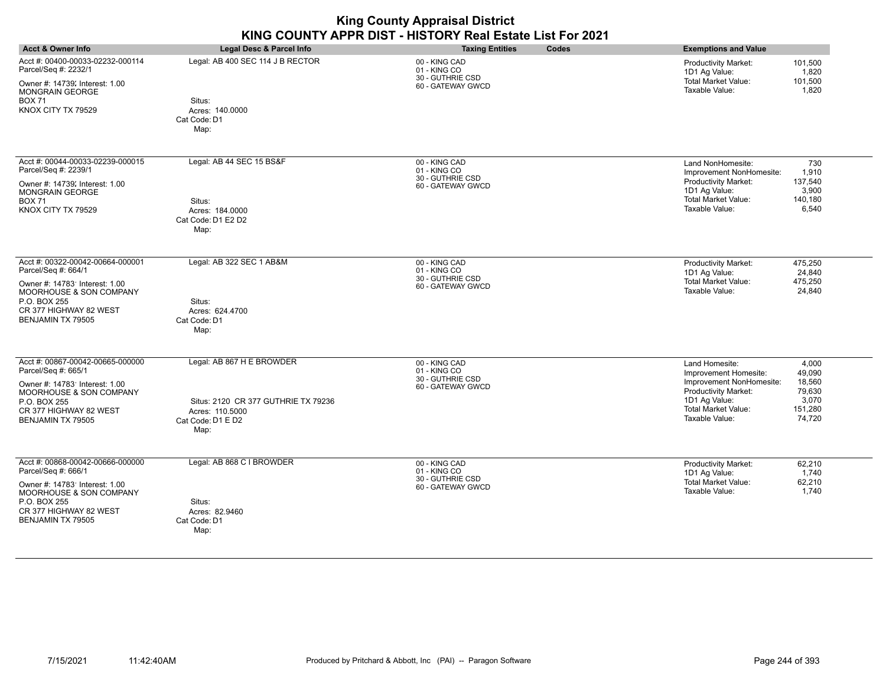# King County Appraisal District

## KING COUNTY APPR DIST - HISTORY Real Estate List For 2021

| Acct & Owner Info | Legal Desc & Parcel Info | Taxing Entities | Codes | Exemptions and Value |
|---|---|---|---|---|
| Acct #: 00400-00033-02232-000114<br>Parcel/Seq #: 2232/1<br>Owner #: 14739; Interest: 1.00<br>MONGRAIN GEORGE<br>BOX 71<br>KNOX CITY TX 79529 | Legal: AB 400 SEC 114 J B RECTOR<br>Situs:<br>Acres: 140.0000<br>Cat Code: D1<br>Map: | 00 - KING CAD<br>01 - KING CO<br>30 - GUTHRIE CSD<br>60 - GATEWAY GWCD | | Productivity Market: 101,500<br>1D1 Ag Value: 1,820<br>Total Market Value: 101,500<br>Taxable Value: 1,820 |
| Acct #: 00044-00033-02239-000015<br>Parcel/Seq #: 2239/1<br>Owner #: 14739; Interest: 1.00<br>MONGRAIN GEORGE<br>BOX 71<br>KNOX CITY TX 79529 | Legal: AB 44 SEC 15 BS&F<br>Situs:<br>Acres: 184.0000<br>Cat Code: D1 E2 D2<br>Map: | 00 - KING CAD<br>01 - KING CO<br>30 - GUTHRIE CSD<br>60 - GATEWAY GWCD | | Land NonHomesite: 730<br>Improvement NonHomesite: 1,910<br>Productivity Market: 137,540<br>1D1 Ag Value: 3,900<br>Total Market Value: 140,180<br>Taxable Value: 6,540 |
| Acct #: 00322-00042-00664-000001<br>Parcel/Seq #: 664/1<br>Owner #: 14783' Interest: 1.00<br>MOORHOUSE & SON COMPANY<br>P.O. BOX 255<br>CR 377 HIGHWAY 82 WEST<br>BENJAMIN TX 79505 | Legal: AB 322 SEC 1 AB&M<br>Situs:<br>Acres: 624.4700<br>Cat Code: D1<br>Map: | 00 - KING CAD<br>01 - KING CO<br>30 - GUTHRIE CSD<br>60 - GATEWAY GWCD | | Productivity Market: 475,250<br>1D1 Ag Value: 24,840<br>Total Market Value: 475,250<br>Taxable Value: 24,840 |
| Acct #: 00867-00042-00665-000000<br>Parcel/Seq #: 665/1<br>Owner #: 14783' Interest: 1.00<br>MOORHOUSE & SON COMPANY<br>P.O. BOX 255<br>CR 377 HIGHWAY 82 WEST<br>BENJAMIN TX 79505 | Legal: AB 867 H E BROWDER<br>Situs: 2120 CR 377 GUTHRIE TX 79236<br>Acres: 110.5000<br>Cat Code: D1 E D2<br>Map: | 00 - KING CAD<br>01 - KING CO<br>30 - GUTHRIE CSD<br>60 - GATEWAY GWCD | | Land Homesite: 4,000<br>Improvement Homesite: 49,090<br>Improvement NonHomesite: 18,560<br>Productivity Market: 79,630<br>1D1 Ag Value: 3,070<br>Total Market Value: 151,280<br>Taxable Value: 74,720 |
| Acct #: 00868-00042-00666-000000<br>Parcel/Seq #: 666/1<br>Owner #: 14783' Interest: 1.00<br>MOORHOUSE & SON COMPANY<br>P.O. BOX 255<br>CR 377 HIGHWAY 82 WEST<br>BENJAMIN TX 79505 | Legal: AB 868 C I BROWDER<br>Situs:<br>Acres: 82.9460<br>Cat Code: D1<br>Map: | 00 - KING CAD<br>01 - KING CO<br>30 - GUTHRIE CSD<br>60 - GATEWAY GWCD | | Productivity Market: 62,210<br>1D1 Ag Value: 1,740<br>Total Market Value: 62,210<br>Taxable Value: 1,740 |

7/15/2021 11:42:40AM Produced by Pritchard & Abbott, Inc (PAI) -- Paragon Software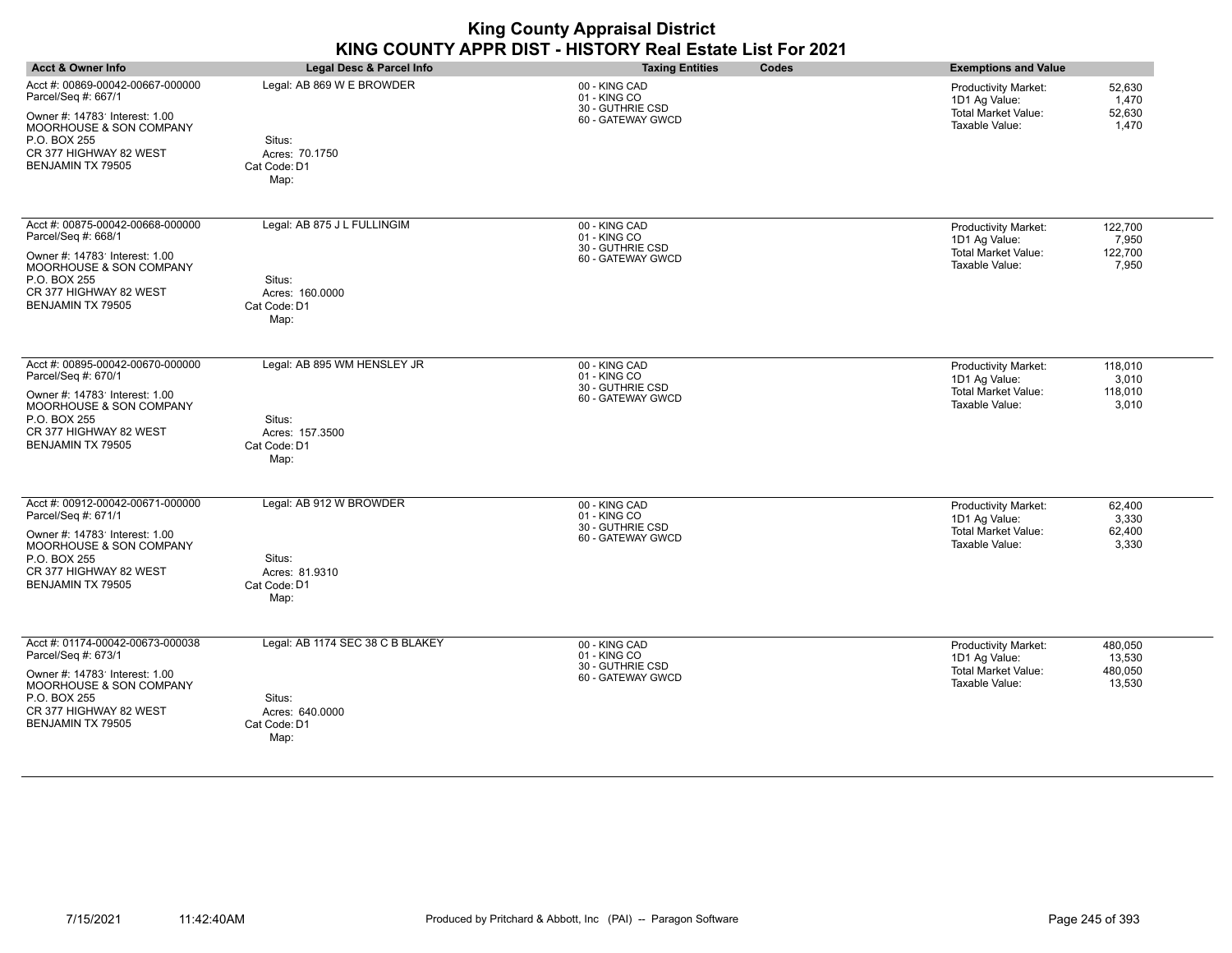# King County Appraisal District

## KING COUNTY APPR DIST - HISTORY Real Estate List For 2021

| Acct & Owner Info | Legal Desc & Parcel Info | Taxing Entities | Codes | Exemptions and Value |
|---|---|---|---|---|
| Acct #: 00869-00042-00667-000000<br>Parcel/Seq #: 667/1<br>Owner #: 14783· Interest: 1.00<br>MOORHOUSE & SON COMPANY<br>P.O. BOX 255<br>CR 377 HIGHWAY 82 WEST<br>BENJAMIN TX 79505 | Legal: AB 869 W E BROWDER<br>Situs:<br>Acres: 70.1750<br>Cat Code: D1<br>Map: | 00 - KING CAD<br>01 - KING CO<br>30 - GUTHRIE CSD<br>60 - GATEWAY GWCD | | Productivity Market: 52,630<br>1D1 Ag Value: 1,470<br>Total Market Value: 52,630<br>Taxable Value: 1,470 |
| Acct #: 00875-00042-00668-000000<br>Parcel/Seq #: 668/1<br>Owner #: 14783· Interest: 1.00<br>MOORHOUSE & SON COMPANY<br>P.O. BOX 255<br>CR 377 HIGHWAY 82 WEST<br>BENJAMIN TX 79505 | Legal: AB 875 J L FULLINGIM<br>Situs:<br>Acres: 160.0000<br>Cat Code: D1<br>Map: | 00 - KING CAD<br>01 - KING CO<br>30 - GUTHRIE CSD<br>60 - GATEWAY GWCD | | Productivity Market: 122,700<br>1D1 Ag Value: 7,950<br>Total Market Value: 122,700<br>Taxable Value: 7,950 |
| Acct #: 00895-00042-00670-000000<br>Parcel/Seq #: 670/1<br>Owner #: 14783· Interest: 1.00<br>MOORHOUSE & SON COMPANY<br>P.O. BOX 255<br>CR 377 HIGHWAY 82 WEST<br>BENJAMIN TX 79505 | Legal: AB 895 WM HENSLEY JR<br>Situs:<br>Acres: 157.3500<br>Cat Code: D1<br>Map: | 00 - KING CAD<br>01 - KING CO<br>30 - GUTHRIE CSD<br>60 - GATEWAY GWCD | | Productivity Market: 118,010<br>1D1 Ag Value: 3,010<br>Total Market Value: 118,010<br>Taxable Value: 3,010 |
| Acct #: 00912-00042-00671-000000<br>Parcel/Seq #: 671/1<br>Owner #: 14783· Interest: 1.00<br>MOORHOUSE & SON COMPANY<br>P.O. BOX 255<br>CR 377 HIGHWAY 82 WEST<br>BENJAMIN TX 79505 | Legal: AB 912 W BROWDER<br>Situs:<br>Acres: 81.9310<br>Cat Code: D1<br>Map: | 00 - KING CAD<br>01 - KING CO<br>30 - GUTHRIE CSD<br>60 - GATEWAY GWCD | | Productivity Market: 62,400<br>1D1 Ag Value: 3,330<br>Total Market Value: 62,400<br>Taxable Value: 3,330 |
| Acct #: 01174-00042-00673-000038<br>Parcel/Seq #: 673/1<br>Owner #: 14783· Interest: 1.00<br>MOORHOUSE & SON COMPANY<br>P.O. BOX 255<br>CR 377 HIGHWAY 82 WEST<br>BENJAMIN TX 79505 | Legal: AB 1174 SEC 38 C B BLAKEY<br>Situs:<br>Acres: 640.0000<br>Cat Code: D1<br>Map: | 00 - KING CAD<br>01 - KING CO<br>30 - GUTHRIE CSD<br>60 - GATEWAY GWCD | | Productivity Market: 480,050<br>1D1 Ag Value: 13,530<br>Total Market Value: 480,050<br>Taxable Value: 13,530 |

7/15/2021 11:42:40AM Produced by Pritchard & Abbott, Inc (PAI) -- Paragon Software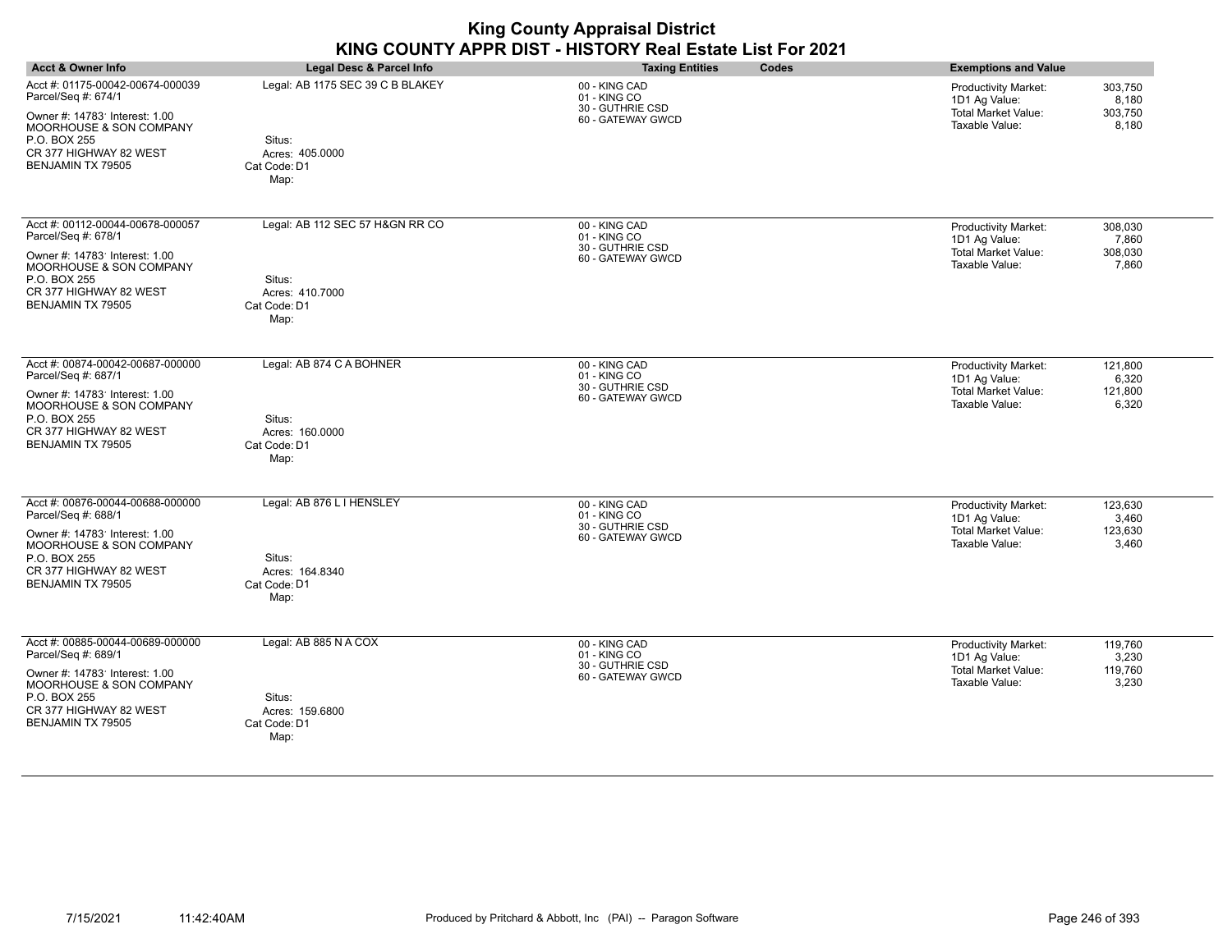# King County Appraisal District

## KING COUNTY APPR DIST - HISTORY Real Estate List For 2021

| Acct & Owner Info | Legal Desc & Parcel Info | Taxing Entities | Codes | Exemptions and Value |
|---|---|---|---|---|
| Acct #: 01175-00042-00674-000039<br>Parcel/Seq #: 674/1<br>Owner #: 14783· Interest: 1.00<br>MOORHOUSE & SON COMPANY<br>P.O. BOX 255<br>CR 377 HIGHWAY 82 WEST<br>BENJAMIN TX 79505 | Legal: AB 1175 SEC 39 C B BLAKEY<br>Situs:<br>Acres: 405.0000<br>Cat Code: D1<br>Map: | 00 - KING CAD<br>01 - KING CO<br>30 - GUTHRIE CSD<br>60 - GATEWAY GWCD | | Productivity Market: 303,750<br>1D1 Ag Value: 8,180<br>Total Market Value: 303,750<br>Taxable Value: 8,180 |
| Acct #: 00112-00044-00678-000057<br>Parcel/Seq #: 678/1<br>Owner #: 14783· Interest: 1.00<br>MOORHOUSE & SON COMPANY<br>P.O. BOX 255<br>CR 377 HIGHWAY 82 WEST<br>BENJAMIN TX 79505 | Legal: AB 112 SEC 57 H&GN RR CO<br>Situs:<br>Acres: 410.7000<br>Cat Code: D1<br>Map: | 00 - KING CAD<br>01 - KING CO<br>30 - GUTHRIE CSD<br>60 - GATEWAY GWCD | | Productivity Market: 308,030<br>1D1 Ag Value: 7,860<br>Total Market Value: 308,030<br>Taxable Value: 7,860 |
| Acct #: 00874-00042-00687-000000<br>Parcel/Seq #: 687/1<br>Owner #: 14783· Interest: 1.00<br>MOORHOUSE & SON COMPANY<br>P.O. BOX 255<br>CR 377 HIGHWAY 82 WEST<br>BENJAMIN TX 79505 | Legal: AB 874 C A BOHNER<br>Situs:<br>Acres: 160.0000<br>Cat Code: D1<br>Map: | 00 - KING CAD<br>01 - KING CO<br>30 - GUTHRIE CSD<br>60 - GATEWAY GWCD | | Productivity Market: 121,800<br>1D1 Ag Value: 6,320<br>Total Market Value: 121,800<br>Taxable Value: 6,320 |
| Acct #: 00876-00044-00688-000000<br>Parcel/Seq #: 688/1<br>Owner #: 14783· Interest: 1.00<br>MOORHOUSE & SON COMPANY<br>P.O. BOX 255<br>CR 377 HIGHWAY 82 WEST<br>BENJAMIN TX 79505 | Legal: AB 876 L I HENSLEY<br>Situs:<br>Acres: 164.8340<br>Cat Code: D1<br>Map: | 00 - KING CAD<br>01 - KING CO<br>30 - GUTHRIE CSD<br>60 - GATEWAY GWCD | | Productivity Market: 123,630<br>1D1 Ag Value: 3,460<br>Total Market Value: 123,630<br>Taxable Value: 3,460 |
| Acct #: 00885-00044-00689-000000<br>Parcel/Seq #: 689/1<br>Owner #: 14783· Interest: 1.00<br>MOORHOUSE & SON COMPANY<br>P.O. BOX 255<br>CR 377 HIGHWAY 82 WEST<br>BENJAMIN TX 79505 | Legal: AB 885 N A COX<br>Situs:<br>Acres: 159.6800<br>Cat Code: D1<br>Map: | 00 - KING CAD<br>01 - KING CO<br>30 - GUTHRIE CSD<br>60 - GATEWAY GWCD | | Productivity Market: 119,760<br>1D1 Ag Value: 3,230<br>Total Market Value: 119,760<br>Taxable Value: 3,230 |

7/15/2021 11:42:40AM Produced by Pritchard & Abbott, Inc (PAI) -- Paragon Software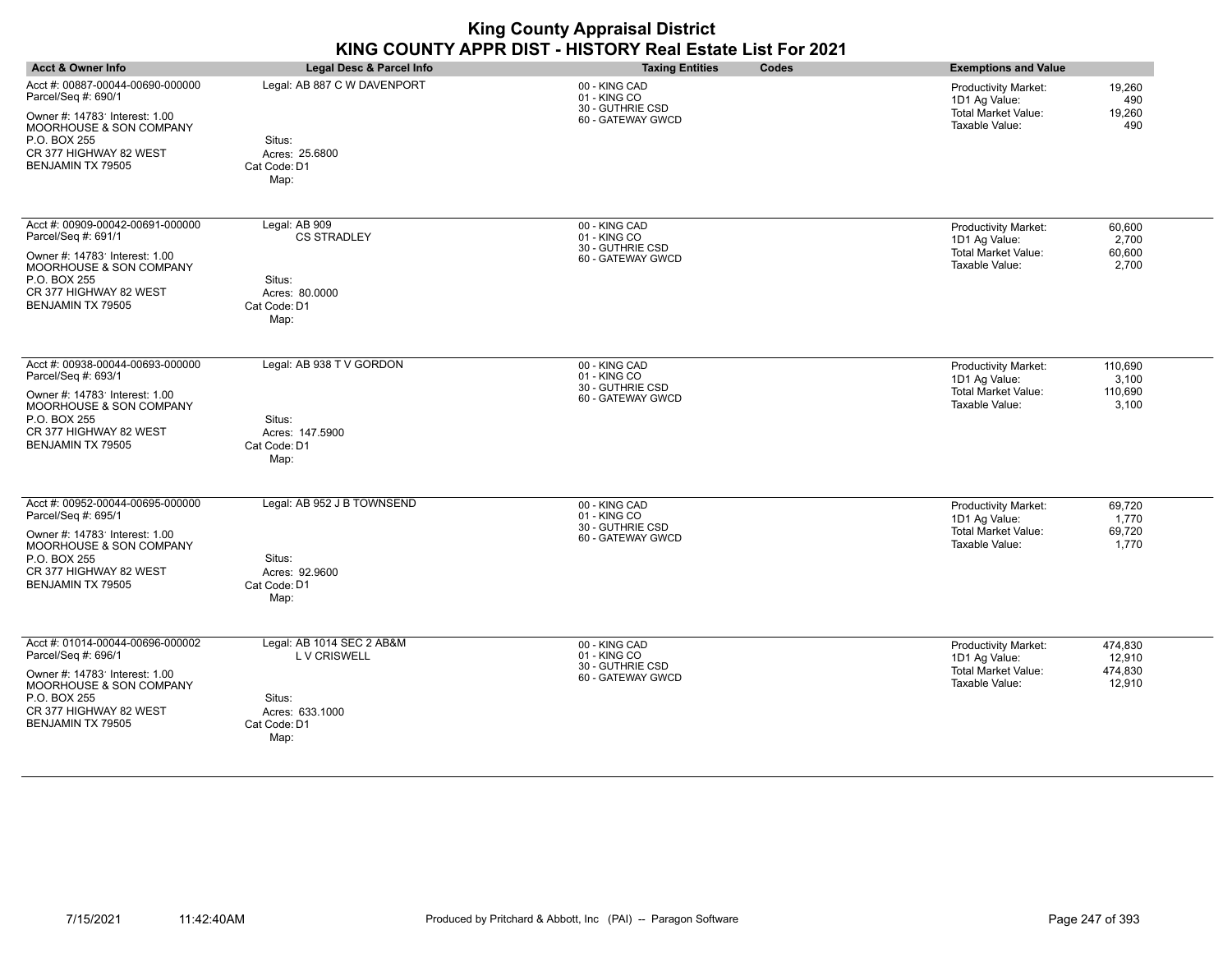# King County Appraisal District
## KING COUNTY APPR DIST - HISTORY Real Estate List For 2021

| Acct & Owner Info | Legal Desc & Parcel Info | Taxing Entities | Codes | Exemptions and Value |
|---|---|---|---|---|
| Acct #: 00887-00044-00690-000000<br>Parcel/Seq #: 690/1<br>Owner #: 14783 Interest: 1.00<br>MOORHOUSE & SON COMPANY<br>P.O. BOX 255<br>CR 377 HIGHWAY 82 WEST<br>BENJAMIN TX 79505 | Legal: AB 887 C W DAVENPORT<br>Situs:<br>Acres: 25.6800<br>Cat Code: D1<br>Map: | 00 - KING CAD<br>01 - KING CO<br>30 - GUTHRIE CSD<br>60 - GATEWAY GWCD | | Productivity Market: 19,260<br>1D1 Ag Value: 490<br>Total Market Value: 19,260<br>Taxable Value: 490 |
| Acct #: 00909-00042-00691-000000<br>Parcel/Seq #: 691/1<br>Owner #: 14783 Interest: 1.00<br>MOORHOUSE & SON COMPANY<br>P.O. BOX 255<br>CR 377 HIGHWAY 82 WEST<br>BENJAMIN TX 79505 | Legal: AB 909<br>CS STRADLEY<br>Situs:<br>Acres: 80.0000<br>Cat Code: D1<br>Map: | 00 - KING CAD<br>01 - KING CO<br>30 - GUTHRIE CSD<br>60 - GATEWAY GWCD | | Productivity Market: 60,600<br>1D1 Ag Value: 2,700<br>Total Market Value: 60,600<br>Taxable Value: 2,700 |
| Acct #: 00938-00044-00693-000000<br>Parcel/Seq #: 693/1<br>Owner #: 14783 Interest: 1.00<br>MOORHOUSE & SON COMPANY<br>P.O. BOX 255<br>CR 377 HIGHWAY 82 WEST<br>BENJAMIN TX 79505 | Legal: AB 938 T V GORDON<br>Situs:<br>Acres: 147.5900<br>Cat Code: D1<br>Map: | 00 - KING CAD<br>01 - KING CO<br>30 - GUTHRIE CSD<br>60 - GATEWAY GWCD | | Productivity Market: 110,690<br>1D1 Ag Value: 3,100<br>Total Market Value: 110,690<br>Taxable Value: 3,100 |
| Acct #: 00952-00044-00695-000000<br>Parcel/Seq #: 695/1<br>Owner #: 14783 Interest: 1.00<br>MOORHOUSE & SON COMPANY<br>P.O. BOX 255<br>CR 377 HIGHWAY 82 WEST<br>BENJAMIN TX 79505 | Legal: AB 952 J B TOWNSEND<br>Situs:<br>Acres: 92.9600<br>Cat Code: D1<br>Map: | 00 - KING CAD<br>01 - KING CO<br>30 - GUTHRIE CSD<br>60 - GATEWAY GWCD | | Productivity Market: 69,720<br>1D1 Ag Value: 1,770<br>Total Market Value: 69,720<br>Taxable Value: 1,770 |
| Acct #: 01014-00044-00696-000002<br>Parcel/Seq #: 696/1<br>Owner #: 14783 Interest: 1.00<br>MOORHOUSE & SON COMPANY<br>P.O. BOX 255<br>CR 377 HIGHWAY 82 WEST<br>BENJAMIN TX 79505 | Legal: AB 1014 SEC 2 AB&M<br>L V CRISWELL<br>Situs:<br>Acres: 633.1000<br>Cat Code: D1<br>Map: | 00 - KING CAD<br>01 - KING CO<br>30 - GUTHRIE CSD<br>60 - GATEWAY GWCD | | Productivity Market: 474,830<br>1D1 Ag Value: 12,910<br>Total Market Value: 474,830<br>Taxable Value: 12,910 |

7/15/2021 11:42:40AM Produced by Pritchard & Abbott, Inc (PAI) -- Paragon Software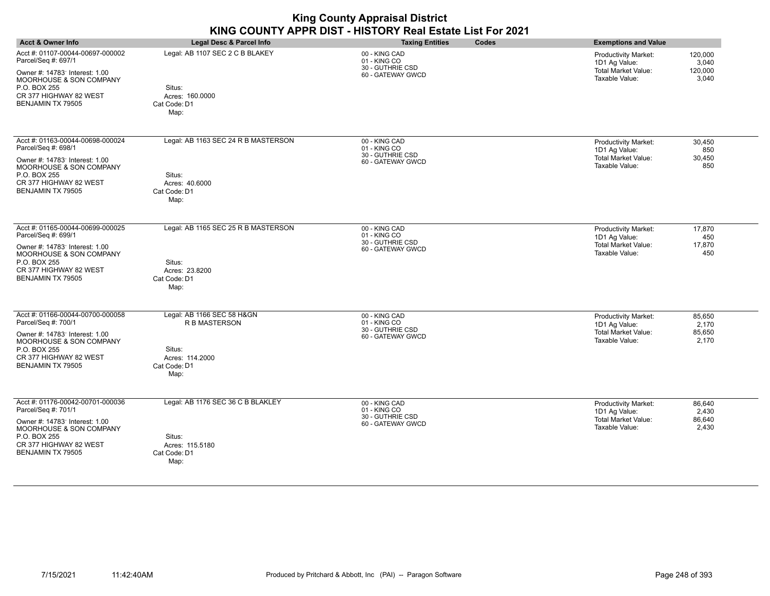# King County Appraisal District

## KING COUNTY APPR DIST - HISTORY Real Estate List For 2021

| Acct & Owner Info | Legal Desc & Parcel Info | Taxing Entities | Codes | Exemptions and Value |
|---|---|---|---|---|
| Acct #: 01107-00044-00697-000002<br>Parcel/Seq #: 697/1<br>Owner #: 14783' Interest: 1.00<br>MOORHOUSE & SON COMPANY<br>P.O. BOX 255<br>CR 377 HIGHWAY 82 WEST<br>BENJAMIN TX 79505 | Legal: AB 1107 SEC 2 C B BLAKEY<br>Situs:<br>Acres: 160.0000<br>Cat Code: D1<br>Map: | 00 - KING CAD<br>01 - KING CO<br>30 - GUTHRIE CSD<br>60 - GATEWAY GWCD | | Productivity Market: 120,000<br>1D1 Ag Value: 3,040<br>Total Market Value: 120,000<br>Taxable Value: 3,040 |
| Acct #: 01163-00044-00698-000024<br>Parcel/Seq #: 698/1<br>Owner #: 14783' Interest: 1.00<br>MOORHOUSE & SON COMPANY<br>P.O. BOX 255<br>CR 377 HIGHWAY 82 WEST<br>BENJAMIN TX 79505 | Legal: AB 1163 SEC 24 R B MASTERSON<br>Situs:<br>Acres: 40.6000<br>Cat Code: D1<br>Map: | 00 - KING CAD<br>01 - KING CO<br>30 - GUTHRIE CSD<br>60 - GATEWAY GWCD | | Productivity Market: 30,450<br>1D1 Ag Value: 850<br>Total Market Value: 30,450<br>Taxable Value: 850 |
| Acct #: 01165-00044-00699-000025<br>Parcel/Seq #: 699/1<br>Owner #: 14783' Interest: 1.00<br>MOORHOUSE & SON COMPANY<br>P.O. BOX 255<br>CR 377 HIGHWAY 82 WEST<br>BENJAMIN TX 79505 | Legal: AB 1165 SEC 25 R B MASTERSON<br>Situs:<br>Acres: 23.8200<br>Cat Code: D1<br>Map: | 00 - KING CAD<br>01 - KING CO<br>30 - GUTHRIE CSD<br>60 - GATEWAY GWCD | | Productivity Market: 17,870<br>1D1 Ag Value: 450<br>Total Market Value: 17,870<br>Taxable Value: 450 |
| Acct #: 01166-00044-00700-000058<br>Parcel/Seq #: 700/1<br>Owner #: 14783' Interest: 1.00<br>MOORHOUSE & SON COMPANY<br>P.O. BOX 255<br>CR 377 HIGHWAY 82 WEST<br>BENJAMIN TX 79505 | Legal: AB 1166 SEC 58 H&GN R B MASTERSON<br>Situs:<br>Acres: 114.2000<br>Cat Code: D1<br>Map: | 00 - KING CAD<br>01 - KING CO<br>30 - GUTHRIE CSD<br>60 - GATEWAY GWCD | | Productivity Market: 85,650<br>1D1 Ag Value: 2,170<br>Total Market Value: 85,650<br>Taxable Value: 2,170 |
| Acct #: 01176-00042-00701-000036<br>Parcel/Seq #: 701/1<br>Owner #: 14783' Interest: 1.00<br>MOORHOUSE & SON COMPANY<br>P.O. BOX 255<br>CR 377 HIGHWAY 82 WEST<br>BENJAMIN TX 79505 | Legal: AB 1176 SEC 36 C B BLAKLEY<br>Situs:<br>Acres: 115.5180<br>Cat Code: D1<br>Map: | 00 - KING CAD<br>01 - KING CO<br>30 - GUTHRIE CSD<br>60 - GATEWAY GWCD | | Productivity Market: 86,640<br>1D1 Ag Value: 2,430<br>Total Market Value: 86,640<br>Taxable Value: 2,430 |

7/15/2021 11:42:40AM Produced by Pritchard & Abbott, Inc (PAI) -- Paragon Software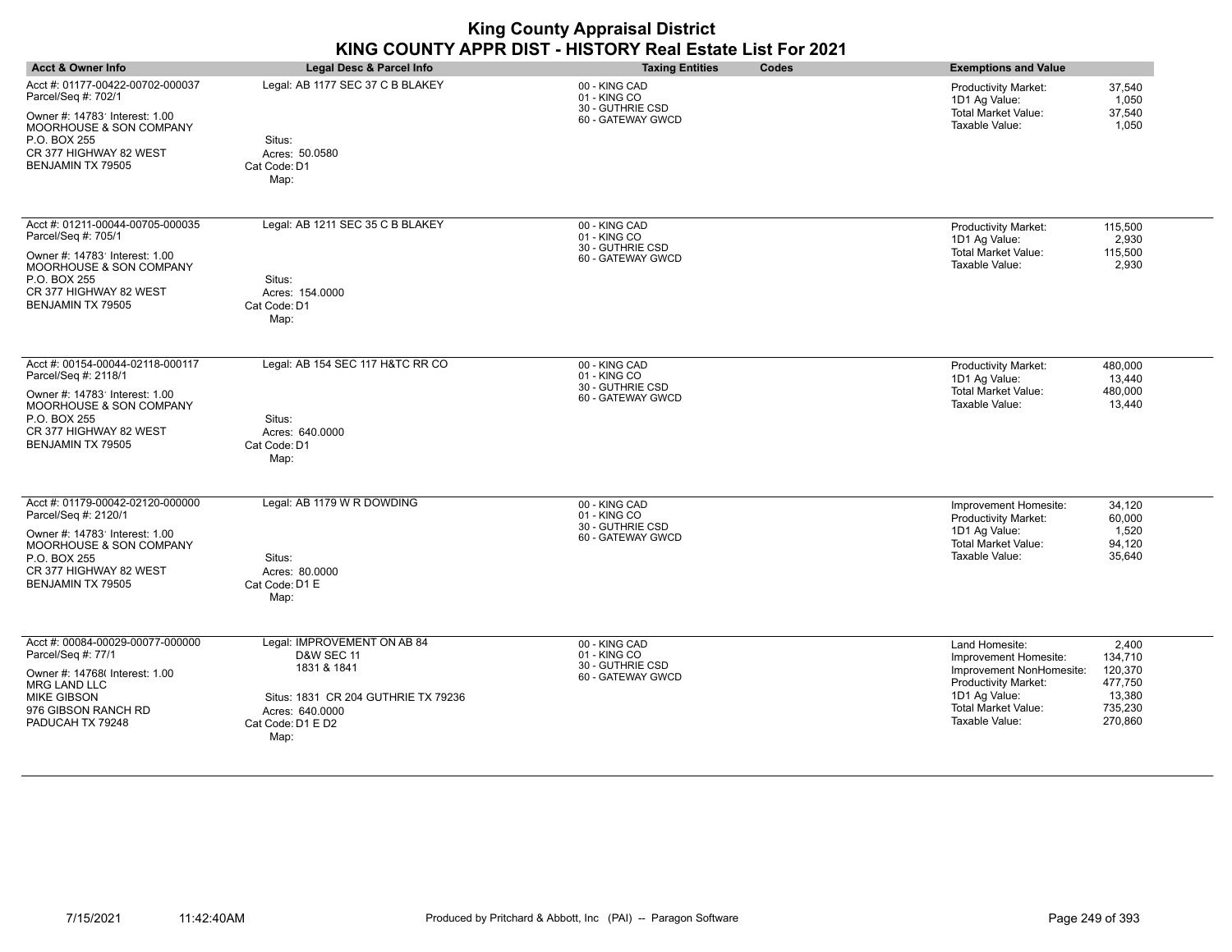# King County Appraisal District

## KING COUNTY APPR DIST - HISTORY Real Estate List For 2021

| Acct & Owner Info | Legal Desc & Parcel Info | Taxing Entities | Codes | Exemptions and Value |
|---|---|---|---|---|
| Acct #: 01177-00422-00702-000037<br>Parcel/Seq #: 702/1<br>Owner #: 14783· Interest: 1.00<br>MOORHOUSE & SON COMPANY<br>P.O. BOX 255<br>CR 377 HIGHWAY 82 WEST<br>BENJAMIN TX 79505 | Legal: AB 1177 SEC 37 C B BLAKEY<br>Situs:<br>Acres: 50.0580<br>Cat Code: D1<br>Map: | 00 - KING CAD<br>01 - KING CO<br>30 - GUTHRIE CSD<br>60 - GATEWAY GWCD | | Productivity Market: 37,540<br>1D1 Ag Value: 1,050<br>Total Market Value: 37,540<br>Taxable Value: 1,050 |
| Acct #: 01211-00044-00705-000035<br>Parcel/Seq #: 705/1<br>Owner #: 14783· Interest: 1.00<br>MOORHOUSE & SON COMPANY<br>P.O. BOX 255<br>CR 377 HIGHWAY 82 WEST<br>BENJAMIN TX 79505 | Legal: AB 1211 SEC 35 C B BLAKEY<br>Situs:<br>Acres: 154.0000<br>Cat Code: D1<br>Map: | 00 - KING CAD<br>01 - KING CO<br>30 - GUTHRIE CSD<br>60 - GATEWAY GWCD | | Productivity Market: 115,500<br>1D1 Ag Value: 2,930<br>Total Market Value: 115,500<br>Taxable Value: 2,930 |
| Acct #: 00154-00044-02118-000117<br>Parcel/Seq #: 2118/1<br>Owner #: 14783· Interest: 1.00<br>MOORHOUSE & SON COMPANY<br>P.O. BOX 255<br>CR 377 HIGHWAY 82 WEST<br>BENJAMIN TX 79505 | Legal: AB 154 SEC 117 H&TC RR CO<br>Situs:<br>Acres: 640.0000<br>Cat Code: D1<br>Map: | 00 - KING CAD<br>01 - KING CO<br>30 - GUTHRIE CSD<br>60 - GATEWAY GWCD | | Productivity Market: 480,000<br>1D1 Ag Value: 13,440<br>Total Market Value: 480,000<br>Taxable Value: 13,440 |
| Acct #: 01179-00042-02120-000000<br>Parcel/Seq #: 2120/1<br>Owner #: 14783· Interest: 1.00<br>MOORHOUSE & SON COMPANY<br>P.O. BOX 255<br>CR 377 HIGHWAY 82 WEST<br>BENJAMIN TX 79505 | Legal: AB 1179 W R DOWDING<br>Situs:<br>Acres: 80.0000<br>Cat Code: D1 E<br>Map: | 00 - KING CAD<br>01 - KING CO<br>30 - GUTHRIE CSD<br>60 - GATEWAY GWCD | | Improvement Homesite: 34,120<br>Productivity Market: 60,000<br>1D1 Ag Value: 1,520<br>Total Market Value: 94,120<br>Taxable Value: 35,640 |
| Acct #: 00084-00029-00077-000000<br>Parcel/Seq #: 77/1<br>Owner #: 14768( Interest: 1.00<br>MRG LAND LLC<br>MIKE GIBSON<br>976 GIBSON RANCH RD<br>PADUCAH TX 79248 | Legal: IMPROVEMENT ON AB 84 D&W SEC 11 1831 & 1841<br>Situs: 1831 CR 204 GUTHRIE TX 79236<br>Acres: 640.0000<br>Cat Code: D1 E D2<br>Map: | 00 - KING CAD<br>01 - KING CO<br>30 - GUTHRIE CSD<br>60 - GATEWAY GWCD | | Land Homesite: 2,400<br>Improvement Homesite: 134,710<br>Improvement NonHomesite: 120,370<br>Productivity Market: 477,750<br>1D1 Ag Value: 13,380<br>Total Market Value: 735,230<br>Taxable Value: 270,860 |

7/15/2021 11:42:40AM Produced by Pritchard & Abbott, Inc (PAI) -- Paragon Software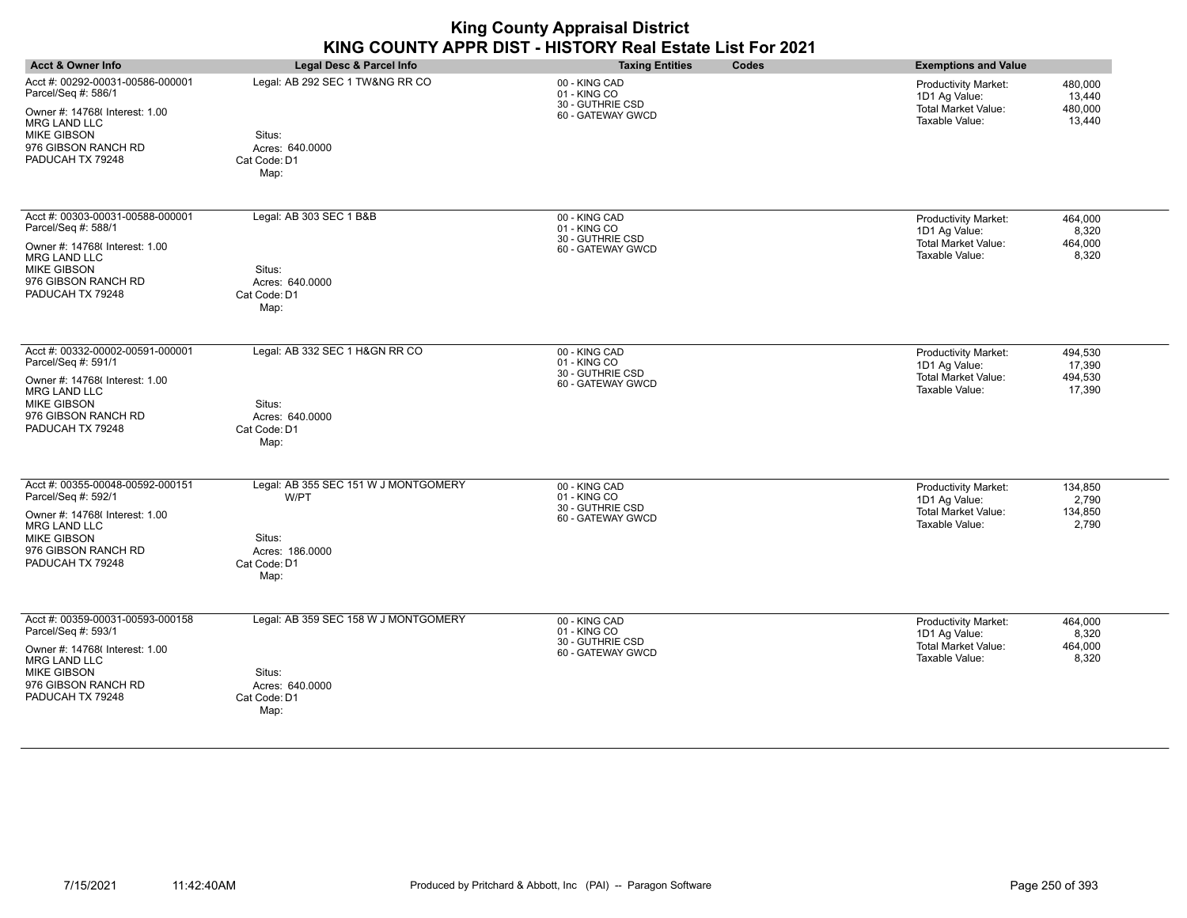# King County Appraisal District

## KING COUNTY APPR DIST - HISTORY Real Estate List For 2021

| Acct & Owner Info | Legal Desc & Parcel Info | Taxing Entities | Codes | Exemptions and Value |
|---|---|---|---|---|
| Acct #: 00292-00031-00586-000001<br>Parcel/Seq #: 586/1<br>Owner #: 14768( Interest: 1.00<br>MRG LAND LLC<br>MIKE GIBSON<br>976 GIBSON RANCH RD<br>PADUCAH TX 79248 | Legal: AB 292 SEC 1 TW&NG RR CO<br>Situs:<br>Acres: 640.0000<br>Cat Code: D1<br>Map: | 00 - KING CAD<br>01 - KING CO<br>30 - GUTHRIE CSD<br>60 - GATEWAY GWCD | | Productivity Market: 480,000<br>1D1 Ag Value: 13,440<br>Total Market Value: 480,000<br>Taxable Value: 13,440 |
| Acct #: 00303-00031-00588-000001<br>Parcel/Seq #: 588/1<br>Owner #: 14768( Interest: 1.00<br>MRG LAND LLC<br>MIKE GIBSON<br>976 GIBSON RANCH RD<br>PADUCAH TX 79248 | Legal: AB 303 SEC 1 B&B<br>Situs:<br>Acres: 640.0000<br>Cat Code: D1<br>Map: | 00 - KING CAD<br>01 - KING CO<br>30 - GUTHRIE CSD<br>60 - GATEWAY GWCD | | Productivity Market: 464,000<br>1D1 Ag Value: 8,320<br>Total Market Value: 464,000<br>Taxable Value: 8,320 |
| Acct #: 00332-00002-00591-000001<br>Parcel/Seq #: 591/1<br>Owner #: 14768( Interest: 1.00<br>MRG LAND LLC<br>MIKE GIBSON<br>976 GIBSON RANCH RD<br>PADUCAH TX 79248 | Legal: AB 332 SEC 1 H&GN RR CO<br>Situs:<br>Acres: 640.0000<br>Cat Code: D1<br>Map: | 00 - KING CAD<br>01 - KING CO<br>30 - GUTHRIE CSD<br>60 - GATEWAY GWCD | | Productivity Market: 494,530<br>1D1 Ag Value: 17,390<br>Total Market Value: 494,530<br>Taxable Value: 17,390 |
| Acct #: 00355-00048-00592-000151<br>Parcel/Seq #: 592/1<br>Owner #: 14768( Interest: 1.00<br>MRG LAND LLC<br>MIKE GIBSON<br>976 GIBSON RANCH RD<br>PADUCAH TX 79248 | Legal: AB 355 SEC 151 W J MONTGOMERY W/PT<br>Situs:<br>Acres: 186.0000<br>Cat Code: D1<br>Map: | 00 - KING CAD<br>01 - KING CO<br>30 - GUTHRIE CSD<br>60 - GATEWAY GWCD | | Productivity Market: 134,850<br>1D1 Ag Value: 2,790<br>Total Market Value: 134,850<br>Taxable Value: 2,790 |
| Acct #: 00359-00031-00593-000158<br>Parcel/Seq #: 593/1<br>Owner #: 14768( Interest: 1.00<br>MRG LAND LLC<br>MIKE GIBSON<br>976 GIBSON RANCH RD<br>PADUCAH TX 79248 | Legal: AB 359 SEC 158 W J MONTGOMERY<br>Situs:<br>Acres: 640.0000<br>Cat Code: D1<br>Map: | 00 - KING CAD<br>01 - KING CO<br>30 - GUTHRIE CSD<br>60 - GATEWAY GWCD | | Productivity Market: 464,000<br>1D1 Ag Value: 8,320<br>Total Market Value: 464,000<br>Taxable Value: 8,320 |

7/15/2021 11:42:40AM Produced by Pritchard & Abbott, Inc (PAI) -- Paragon Software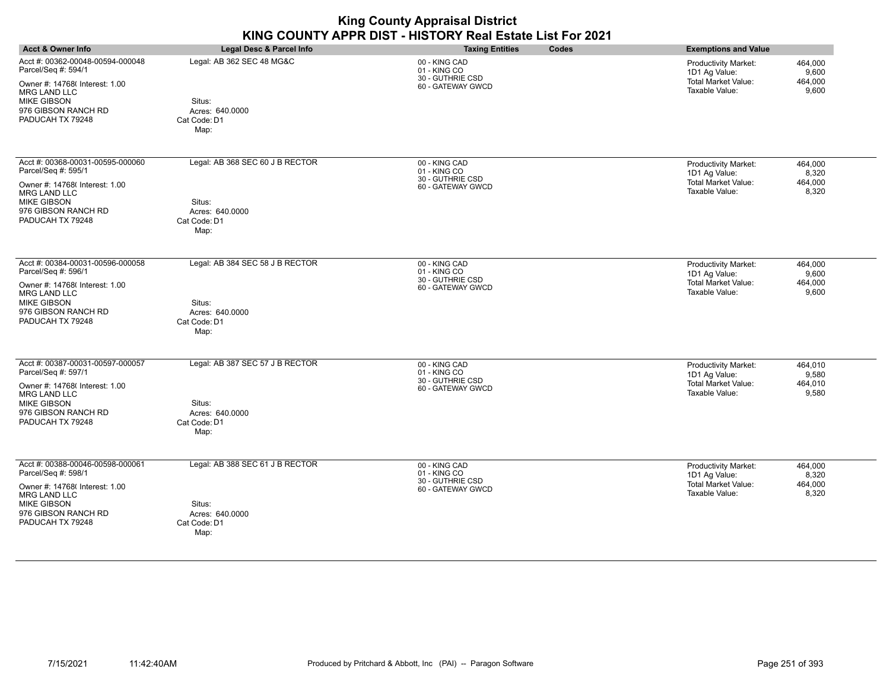# King County Appraisal District

## KING COUNTY APPR DIST - HISTORY Real Estate List For 2021

| Acct & Owner Info | Legal Desc & Parcel Info | Taxing Entities | Codes | Exemptions and Value |
|---|---|---|---|---|
| Acct #: 00362-00048-00594-000048<br>Parcel/Seq #: 594/1<br>Owner #: 14768( Interest: 1.00<br>MRG LAND LLC<br>MIKE GIBSON<br>976 GIBSON RANCH RD<br>PADUCAH TX 79248 | Legal: AB 362 SEC 48 MG&C<br>Situs:<br>Acres: 640.0000<br>Cat Code: D1<br>Map: | 00 - KING CAD<br>01 - KING CO<br>30 - GUTHRIE CSD<br>60 - GATEWAY GWCD | | Productivity Market: 464,000<br>1D1 Ag Value: 9,600<br>Total Market Value: 464,000<br>Taxable Value: 9,600 |
| Acct #: 00368-00031-00595-000060<br>Parcel/Seq #: 595/1<br>Owner #: 14768( Interest: 1.00<br>MRG LAND LLC<br>MIKE GIBSON<br>976 GIBSON RANCH RD<br>PADUCAH TX 79248 | Legal: AB 368 SEC 60 J B RECTOR<br>Situs:<br>Acres: 640.0000<br>Cat Code: D1<br>Map: | 00 - KING CAD<br>01 - KING CO<br>30 - GUTHRIE CSD<br>60 - GATEWAY GWCD | | Productivity Market: 464,000<br>1D1 Ag Value: 8,320<br>Total Market Value: 464,000<br>Taxable Value: 8,320 |
| Acct #: 00384-00031-00596-000058<br>Parcel/Seq #: 596/1<br>Owner #: 14768( Interest: 1.00<br>MRG LAND LLC<br>MIKE GIBSON<br>976 GIBSON RANCH RD<br>PADUCAH TX 79248 | Legal: AB 384 SEC 58 J B RECTOR<br>Situs:<br>Acres: 640.0000<br>Cat Code: D1<br>Map: | 00 - KING CAD<br>01 - KING CO<br>30 - GUTHRIE CSD<br>60 - GATEWAY GWCD | | Productivity Market: 464,000<br>1D1 Ag Value: 9,600<br>Total Market Value: 464,000<br>Taxable Value: 9,600 |
| Acct #: 00387-00031-00597-000057<br>Parcel/Seq #: 597/1<br>Owner #: 14768( Interest: 1.00<br>MRG LAND LLC<br>MIKE GIBSON<br>976 GIBSON RANCH RD<br>PADUCAH TX 79248 | Legal: AB 387 SEC 57 J B RECTOR<br>Situs:<br>Acres: 640.0000<br>Cat Code: D1<br>Map: | 00 - KING CAD<br>01 - KING CO<br>30 - GUTHRIE CSD<br>60 - GATEWAY GWCD | | Productivity Market: 464,010<br>1D1 Ag Value: 9,580<br>Total Market Value: 464,010<br>Taxable Value: 9,580 |
| Acct #: 00388-00046-00598-000061<br>Parcel/Seq #: 598/1<br>Owner #: 14768( Interest: 1.00<br>MRG LAND LLC<br>MIKE GIBSON<br>976 GIBSON RANCH RD<br>PADUCAH TX 79248 | Legal: AB 388 SEC 61 J B RECTOR<br>Situs:<br>Acres: 640.0000<br>Cat Code: D1<br>Map: | 00 - KING CAD<br>01 - KING CO<br>30 - GUTHRIE CSD<br>60 - GATEWAY GWCD | | Productivity Market: 464,000<br>1D1 Ag Value: 8,320<br>Total Market Value: 464,000<br>Taxable Value: 8,320 |

7/15/2021 11:42:40AM Produced by Pritchard & Abbott, Inc (PAI) -- Paragon Software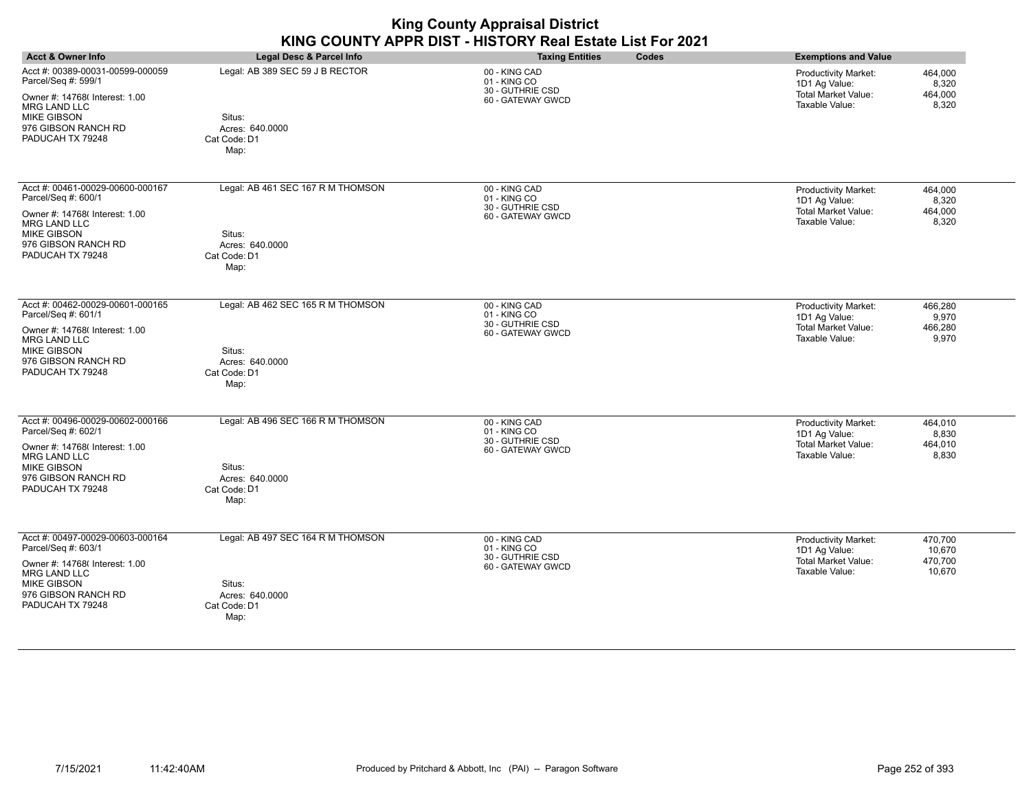# King County Appraisal District

## KING COUNTY APPR DIST - HISTORY Real Estate List For 2021

| Acct & Owner Info | Legal Desc & Parcel Info | Taxing Entities | Codes | Exemptions and Value |
|---|---|---|---|---|
| Acct #: 00389-00031-00599-000059<br>Parcel/Seq #: 599/1<br>Owner #: 14768( Interest: 1.00<br>MRG LAND LLC<br>MIKE GIBSON<br>976 GIBSON RANCH RD<br>PADUCAH TX 79248 | Legal: AB 389 SEC 59 J B RECTOR<br>Situs:<br>Acres: 640.0000<br>Cat Code: D1<br>Map: | 00 - KING CAD<br>01 - KING CO<br>30 - GUTHRIE CSD<br>60 - GATEWAY GWCD | | Productivity Market: 464,000<br>1D1 Ag Value: 8,320<br>Total Market Value: 464,000<br>Taxable Value: 8,320 |
| Acct #: 00461-00029-00600-000167<br>Parcel/Seq #: 600/1<br>Owner #: 14768( Interest: 1.00<br>MRG LAND LLC<br>MIKE GIBSON<br>976 GIBSON RANCH RD<br>PADUCAH TX 79248 | Legal: AB 461 SEC 167 R M THOMSON<br>Situs:<br>Acres: 640.0000<br>Cat Code: D1<br>Map: | 00 - KING CAD<br>01 - KING CO<br>30 - GUTHRIE CSD<br>60 - GATEWAY GWCD | | Productivity Market: 464,000<br>1D1 Ag Value: 8,320<br>Total Market Value: 464,000<br>Taxable Value: 8,320 |
| Acct #: 00462-00029-00601-000165<br>Parcel/Seq #: 601/1<br>Owner #: 14768( Interest: 1.00<br>MRG LAND LLC<br>MIKE GIBSON<br>976 GIBSON RANCH RD<br>PADUCAH TX 79248 | Legal: AB 462 SEC 165 R M THOMSON<br>Situs:<br>Acres: 640.0000<br>Cat Code: D1<br>Map: | 00 - KING CAD<br>01 - KING CO<br>30 - GUTHRIE CSD<br>60 - GATEWAY GWCD | | Productivity Market: 466,280<br>1D1 Ag Value: 9,970<br>Total Market Value: 466,280<br>Taxable Value: 9,970 |
| Acct #: 00496-00029-00602-000166<br>Parcel/Seq #: 602/1<br>Owner #: 14768( Interest: 1.00<br>MRG LAND LLC<br>MIKE GIBSON<br>976 GIBSON RANCH RD<br>PADUCAH TX 79248 | Legal: AB 496 SEC 166 R M THOMSON<br>Situs:<br>Acres: 640.0000<br>Cat Code: D1<br>Map: | 00 - KING CAD<br>01 - KING CO<br>30 - GUTHRIE CSD<br>60 - GATEWAY GWCD | | Productivity Market: 464,010<br>1D1 Ag Value: 8,830<br>Total Market Value: 464,010<br>Taxable Value: 8,830 |
| Acct #: 00497-00029-00603-000164<br>Parcel/Seq #: 603/1<br>Owner #: 14768( Interest: 1.00<br>MRG LAND LLC<br>MIKE GIBSON<br>976 GIBSON RANCH RD<br>PADUCAH TX 79248 | Legal: AB 497 SEC 164 R M THOMSON<br>Situs:<br>Acres: 640.0000<br>Cat Code: D1<br>Map: | 00 - KING CAD<br>01 - KING CO<br>30 - GUTHRIE CSD<br>60 - GATEWAY GWCD | | Productivity Market: 470,700<br>1D1 Ag Value: 10,670<br>Total Market Value: 470,700<br>Taxable Value: 10,670 |

7/15/2021 11:42:40AM Produced by Pritchard & Abbott, Inc (PAI) -- Paragon Software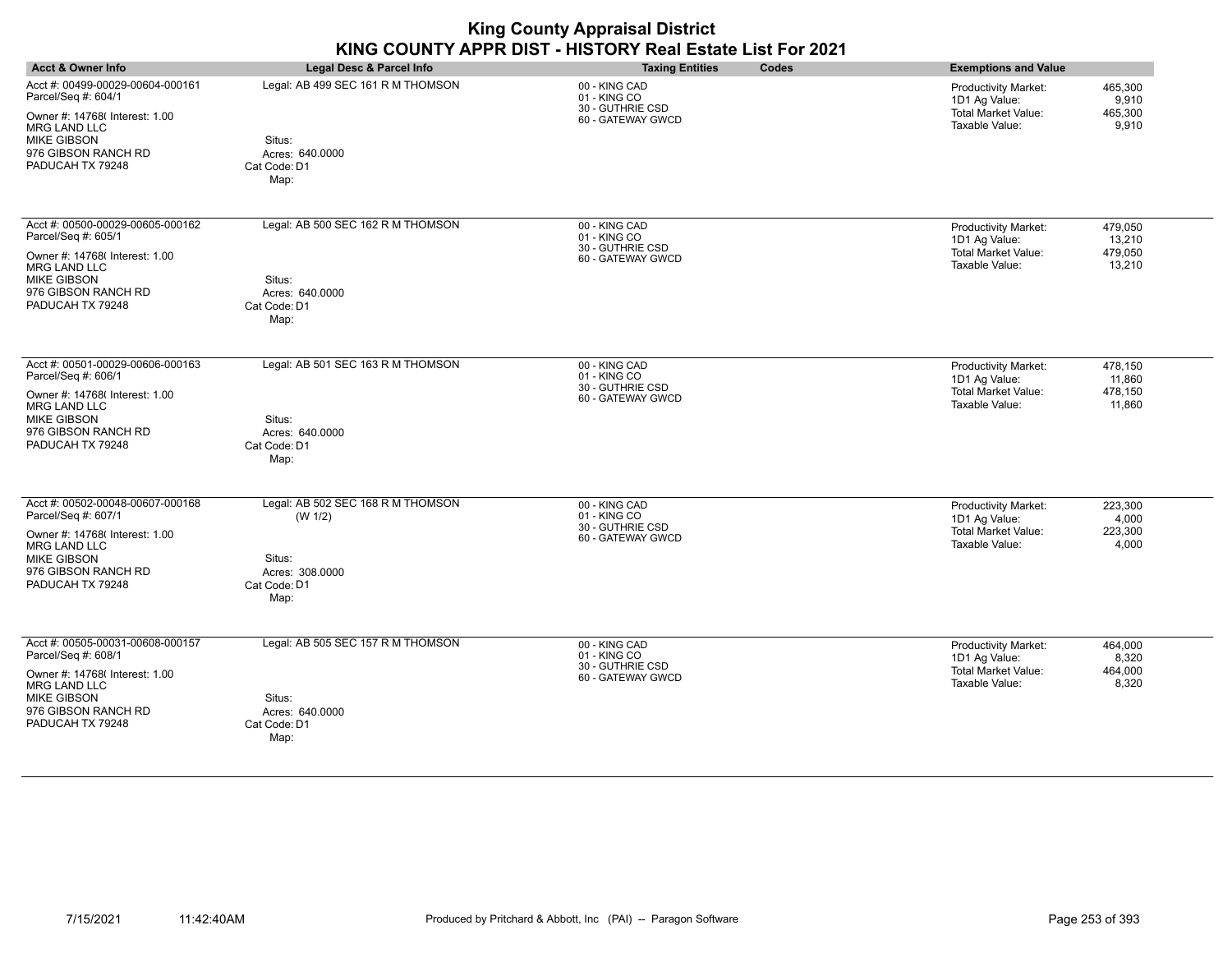# King County Appraisal District

## KING COUNTY APPR DIST - HISTORY Real Estate List For 2021

| Acct & Owner Info | Legal Desc & Parcel Info | Taxing Entities | Codes | Exemptions and Value |
|---|---|---|---|---|
| Acct #: 00499-00029-00604-000161<br>Parcel/Seq #: 604/1<br>Owner #: 14768( Interest: 1.00<br>MRG LAND LLC<br>MIKE GIBSON<br>976 GIBSON RANCH RD<br>PADUCAH TX 79248 | Legal: AB 499 SEC 161 R M THOMSON<br>Situs:<br>Acres: 640.0000<br>Cat Code: D1<br>Map: | 00 - KING CAD<br>01 - KING CO<br>30 - GUTHRIE CSD<br>60 - GATEWAY GWCD | | Productivity Market: 465,300<br>1D1 Ag Value: 9,910<br>Total Market Value: 465,300<br>Taxable Value: 9,910 |
| Acct #: 00500-00029-00605-000162<br>Parcel/Seq #: 605/1<br>Owner #: 14768( Interest: 1.00<br>MRG LAND LLC<br>MIKE GIBSON<br>976 GIBSON RANCH RD<br>PADUCAH TX 79248 | Legal: AB 500 SEC 162 R M THOMSON<br>Situs:<br>Acres: 640.0000<br>Cat Code: D1<br>Map: | 00 - KING CAD<br>01 - KING CO<br>30 - GUTHRIE CSD<br>60 - GATEWAY GWCD | | Productivity Market: 479,050<br>1D1 Ag Value: 13,210<br>Total Market Value: 479,050<br>Taxable Value: 13,210 |
| Acct #: 00501-00029-00606-000163<br>Parcel/Seq #: 606/1<br>Owner #: 14768( Interest: 1.00<br>MRG LAND LLC<br>MIKE GIBSON<br>976 GIBSON RANCH RD<br>PADUCAH TX 79248 | Legal: AB 501 SEC 163 R M THOMSON<br>Situs:<br>Acres: 640.0000<br>Cat Code: D1<br>Map: | 00 - KING CAD<br>01 - KING CO<br>30 - GUTHRIE CSD<br>60 - GATEWAY GWCD | | Productivity Market: 478,150<br>1D1 Ag Value: 11,860<br>Total Market Value: 478,150<br>Taxable Value: 11,860 |
| Acct #: 00502-00048-00607-000168<br>Parcel/Seq #: 607/1<br>Owner #: 14768( Interest: 1.00<br>MRG LAND LLC<br>MIKE GIBSON<br>976 GIBSON RANCH RD<br>PADUCAH TX 79248 | Legal: AB 502 SEC 168 R M THOMSON (W 1/2)<br>Situs:<br>Acres: 308.0000<br>Cat Code: D1<br>Map: | 00 - KING CAD<br>01 - KING CO<br>30 - GUTHRIE CSD<br>60 - GATEWAY GWCD | | Productivity Market: 223,300<br>1D1 Ag Value: 4,000<br>Total Market Value: 223,300<br>Taxable Value: 4,000 |
| Acct #: 00505-00031-00608-000157<br>Parcel/Seq #: 608/1<br>Owner #: 14768( Interest: 1.00<br>MRG LAND LLC<br>MIKE GIBSON<br>976 GIBSON RANCH RD<br>PADUCAH TX 79248 | Legal: AB 505 SEC 157 R M THOMSON<br>Situs:<br>Acres: 640.0000<br>Cat Code: D1<br>Map: | 00 - KING CAD<br>01 - KING CO<br>30 - GUTHRIE CSD<br>60 - GATEWAY GWCD | | Productivity Market: 464,000<br>1D1 Ag Value: 8,320<br>Total Market Value: 464,000<br>Taxable Value: 8,320 |

7/15/2021 11:42:40AM Produced by Pritchard & Abbott, Inc (PAI) -- Paragon Software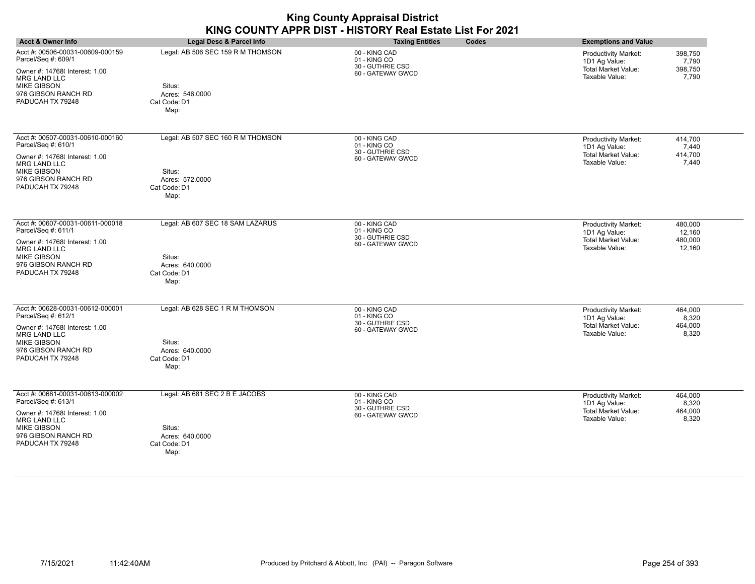# King County Appraisal District

## KING COUNTY APPR DIST - HISTORY Real Estate List For 2021

| Acct & Owner Info | Legal Desc & Parcel Info | Taxing Entities | Codes | Exemptions and Value |
|---|---|---|---|---|
| Acct #: 00506-00031-00609-000159<br>Parcel/Seq #: 609/1<br>Owner #: 14768( Interest: 1.00<br>MRG LAND LLC<br>MIKE GIBSON<br>976 GIBSON RANCH RD<br>PADUCAH TX 79248 | Legal: AB 506 SEC 159 R M THOMSON<br>Situs:<br>Acres: 546.0000<br>Cat Code: D1<br>Map: | 00 - KING CAD<br>01 - KING CO<br>30 - GUTHRIE CSD<br>60 - GATEWAY GWCD | | Productivity Market: 398,750<br>1D1 Ag Value: 7,790<br>Total Market Value: 398,750<br>Taxable Value: 7,790 |
| Acct #: 00507-00031-00610-000160<br>Parcel/Seq #: 610/1<br>Owner #: 14768( Interest: 1.00<br>MRG LAND LLC<br>MIKE GIBSON<br>976 GIBSON RANCH RD<br>PADUCAH TX 79248 | Legal: AB 507 SEC 160 R M THOMSON<br>Situs:<br>Acres: 572.0000<br>Cat Code: D1<br>Map: | 00 - KING CAD<br>01 - KING CO<br>30 - GUTHRIE CSD<br>60 - GATEWAY GWCD | | Productivity Market: 414,700<br>1D1 Ag Value: 7,440<br>Total Market Value: 414,700<br>Taxable Value: 7,440 |
| Acct #: 00607-00031-00611-000018<br>Parcel/Seq #: 611/1<br>Owner #: 14768( Interest: 1.00<br>MRG LAND LLC<br>MIKE GIBSON<br>976 GIBSON RANCH RD<br>PADUCAH TX 79248 | Legal: AB 607 SEC 18 SAM LAZARUS<br>Situs:<br>Acres: 640.0000<br>Cat Code: D1<br>Map: | 00 - KING CAD<br>01 - KING CO<br>30 - GUTHRIE CSD<br>60 - GATEWAY GWCD | | Productivity Market: 480,000<br>1D1 Ag Value: 12,160<br>Total Market Value: 480,000<br>Taxable Value: 12,160 |
| Acct #: 00628-00031-00612-000001<br>Parcel/Seq #: 612/1<br>Owner #: 14768( Interest: 1.00<br>MRG LAND LLC<br>MIKE GIBSON<br>976 GIBSON RANCH RD<br>PADUCAH TX 79248 | Legal: AB 628 SEC 1 R M THOMSON<br>Situs:<br>Acres: 640.0000<br>Cat Code: D1<br>Map: | 00 - KING CAD<br>01 - KING CO<br>30 - GUTHRIE CSD<br>60 - GATEWAY GWCD | | Productivity Market: 464,000<br>1D1 Ag Value: 8,320<br>Total Market Value: 464,000<br>Taxable Value: 8,320 |
| Acct #: 00681-00031-00613-000002<br>Parcel/Seq #: 613/1<br>Owner #: 14768( Interest: 1.00<br>MRG LAND LLC<br>MIKE GIBSON<br>976 GIBSON RANCH RD<br>PADUCAH TX 79248 | Legal: AB 681 SEC 2 B E JACOBS<br>Situs:<br>Acres: 640.0000<br>Cat Code: D1<br>Map: | 00 - KING CAD<br>01 - KING CO<br>30 - GUTHRIE CSD<br>60 - GATEWAY GWCD | | Productivity Market: 464,000<br>1D1 Ag Value: 8,320<br>Total Market Value: 464,000<br>Taxable Value: 8,320 |

7/15/2021 11:42:40AM Produced by Pritchard & Abbott, Inc (PAI) -- Paragon Software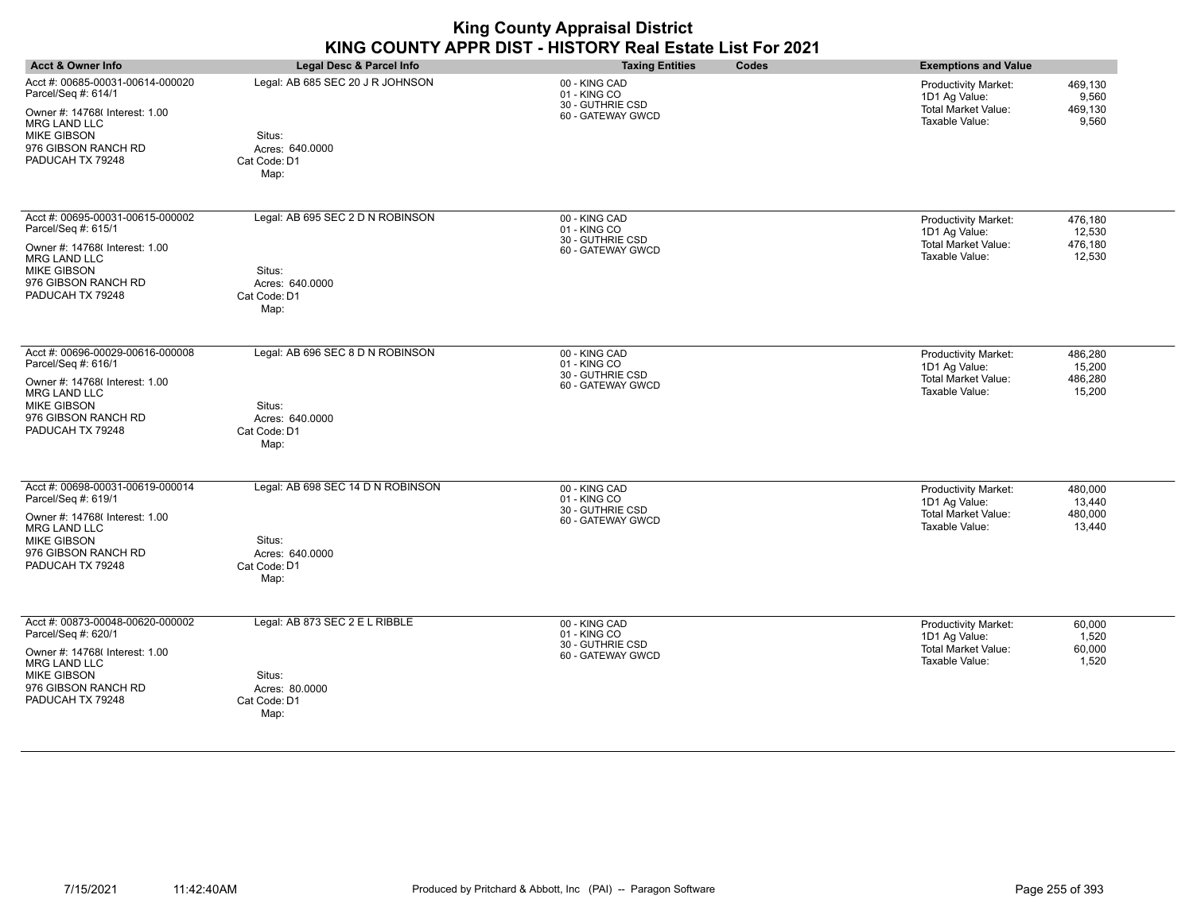# King County Appraisal District

## KING COUNTY APPR DIST - HISTORY Real Estate List For 2021

| Acct & Owner Info | Legal Desc & Parcel Info | Taxing Entities | Codes | Exemptions and Value |
|---|---|---|---|---|
| Acct #: 00685-00031-00614-000020<br>Parcel/Seq #: 614/1<br>Owner #: 14768( Interest: 1.00<br>MRG LAND LLC<br>MIKE GIBSON<br>976 GIBSON RANCH RD<br>PADUCAH TX 79248 | Legal: AB 685 SEC 20 J R JOHNSON<br>Situs:<br>Acres: 640.0000<br>Cat Code: D1<br>Map: | 00 - KING CAD<br>01 - KING CO<br>30 - GUTHRIE CSD<br>60 - GATEWAY GWCD | | Productivity Market: 469,130<br>1D1 Ag Value: 9,560<br>Total Market Value: 469,130<br>Taxable Value: 9,560 |
| Acct #: 00695-00031-00615-000002<br>Parcel/Seq #: 615/1<br>Owner #: 14768( Interest: 1.00<br>MRG LAND LLC<br>MIKE GIBSON<br>976 GIBSON RANCH RD<br>PADUCAH TX 79248 | Legal: AB 695 SEC 2 D N ROBINSON<br>Situs:<br>Acres: 640.0000<br>Cat Code: D1<br>Map: | 00 - KING CAD<br>01 - KING CO<br>30 - GUTHRIE CSD<br>60 - GATEWAY GWCD | | Productivity Market: 476,180<br>1D1 Ag Value: 12,530<br>Total Market Value: 476,180<br>Taxable Value: 12,530 |
| Acct #: 00696-00029-00616-000008<br>Parcel/Seq #: 616/1<br>Owner #: 14768( Interest: 1.00<br>MRG LAND LLC<br>MIKE GIBSON<br>976 GIBSON RANCH RD<br>PADUCAH TX 79248 | Legal: AB 696 SEC 8 D N ROBINSON<br>Situs:<br>Acres: 640.0000<br>Cat Code: D1<br>Map: | 00 - KING CAD<br>01 - KING CO<br>30 - GUTHRIE CSD<br>60 - GATEWAY GWCD | | Productivity Market: 486,280<br>1D1 Ag Value: 15,200<br>Total Market Value: 486,280<br>Taxable Value: 15,200 |
| Acct #: 00698-00031-00619-000014<br>Parcel/Seq #: 619/1<br>Owner #: 14768( Interest: 1.00<br>MRG LAND LLC<br>MIKE GIBSON<br>976 GIBSON RANCH RD<br>PADUCAH TX 79248 | Legal: AB 698 SEC 14 D N ROBINSON<br>Situs:<br>Acres: 640.0000<br>Cat Code: D1<br>Map: | 00 - KING CAD<br>01 - KING CO<br>30 - GUTHRIE CSD<br>60 - GATEWAY GWCD | | Productivity Market: 480,000<br>1D1 Ag Value: 13,440<br>Total Market Value: 480,000<br>Taxable Value: 13,440 |
| Acct #: 00873-00048-00620-000002<br>Parcel/Seq #: 620/1<br>Owner #: 14768( Interest: 1.00<br>MRG LAND LLC<br>MIKE GIBSON<br>976 GIBSON RANCH RD<br>PADUCAH TX 79248 | Legal: AB 873 SEC 2 E L RIBBLE<br>Situs:<br>Acres: 80.0000<br>Cat Code: D1<br>Map: | 00 - KING CAD<br>01 - KING CO<br>30 - GUTHRIE CSD<br>60 - GATEWAY GWCD | | Productivity Market: 60,000<br>1D1 Ag Value: 1,520<br>Total Market Value: 60,000<br>Taxable Value: 1,520 |

7/15/2021 11:42:40AM Produced by Pritchard & Abbott, Inc (PAI) -- Paragon Software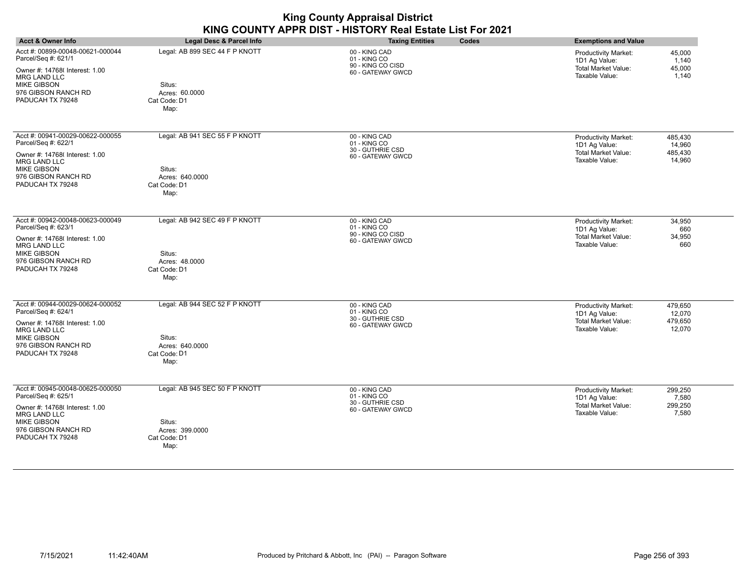# King County Appraisal District

## KING COUNTY APPR DIST - HISTORY Real Estate List For 2021

| Acct & Owner Info | Legal Desc & Parcel Info | Taxing Entities | Codes | Exemptions and Value |
|---|---|---|---|---|
| Acct #: 00899-00048-00621-000044<br>Parcel/Seq #: 621/1<br>Owner #: 14768( Interest: 1.00<br>MRG LAND LLC<br>MIKE GIBSON<br>976 GIBSON RANCH RD<br>PADUCAH TX 79248 | Legal: AB 899 SEC 44 F P KNOTT<br>Situs:<br>Acres: 60.0000<br>Cat Code: D1<br>Map: | 00 - KING CAD<br>01 - KING CO<br>90 - KING CO CISD<br>60 - GATEWAY GWCD | | Productivity Market: 45,000<br>1D1 Ag Value: 1,140<br>Total Market Value: 45,000<br>Taxable Value: 1,140 |
| Acct #: 00941-00029-00622-000055<br>Parcel/Seq #: 622/1<br>Owner #: 14768( Interest: 1.00<br>MRG LAND LLC<br>MIKE GIBSON<br>976 GIBSON RANCH RD<br>PADUCAH TX 79248 | Legal: AB 941 SEC 55 F P KNOTT<br>Situs:<br>Acres: 640.0000<br>Cat Code: D1<br>Map: | 00 - KING CAD<br>01 - KING CO<br>30 - GUTHRIE CSD<br>60 - GATEWAY GWCD | | Productivity Market: 485,430<br>1D1 Ag Value: 14,960<br>Total Market Value: 485,430<br>Taxable Value: 14,960 |
| Acct #: 00942-00048-00623-000049<br>Parcel/Seq #: 623/1<br>Owner #: 14768( Interest: 1.00<br>MRG LAND LLC<br>MIKE GIBSON<br>976 GIBSON RANCH RD<br>PADUCAH TX 79248 | Legal: AB 942 SEC 49 F P KNOTT<br>Situs:<br>Acres: 48.0000<br>Cat Code: D1<br>Map: | 00 - KING CAD<br>01 - KING CO<br>90 - KING CO CISD<br>60 - GATEWAY GWCD | | Productivity Market: 34,950<br>1D1 Ag Value: 660<br>Total Market Value: 34,950<br>Taxable Value: 660 |
| Acct #: 00944-00029-00624-000052<br>Parcel/Seq #: 624/1<br>Owner #: 14768( Interest: 1.00<br>MRG LAND LLC<br>MIKE GIBSON<br>976 GIBSON RANCH RD<br>PADUCAH TX 79248 | Legal: AB 944 SEC 52 F P KNOTT<br>Situs:<br>Acres: 640.0000<br>Cat Code: D1<br>Map: | 00 - KING CAD<br>01 - KING CO<br>30 - GUTHRIE CSD<br>60 - GATEWAY GWCD | | Productivity Market: 479,650<br>1D1 Ag Value: 12,070<br>Total Market Value: 479,650<br>Taxable Value: 12,070 |
| Acct #: 00945-00048-00625-000050<br>Parcel/Seq #: 625/1<br>Owner #: 14768( Interest: 1.00<br>MRG LAND LLC<br>MIKE GIBSON<br>976 GIBSON RANCH RD<br>PADUCAH TX 79248 | Legal: AB 945 SEC 50 F P KNOTT<br>Situs:<br>Acres: 399.0000<br>Cat Code: D1<br>Map: | 00 - KING CAD<br>01 - KING CO<br>30 - GUTHRIE CSD<br>60 - GATEWAY GWCD | | Productivity Market: 299,250<br>1D1 Ag Value: 7,580<br>Total Market Value: 299,250<br>Taxable Value: 7,580 |

7/15/2021 11:42:40AM Produced by Pritchard & Abbott, Inc (PAI) -- Paragon Software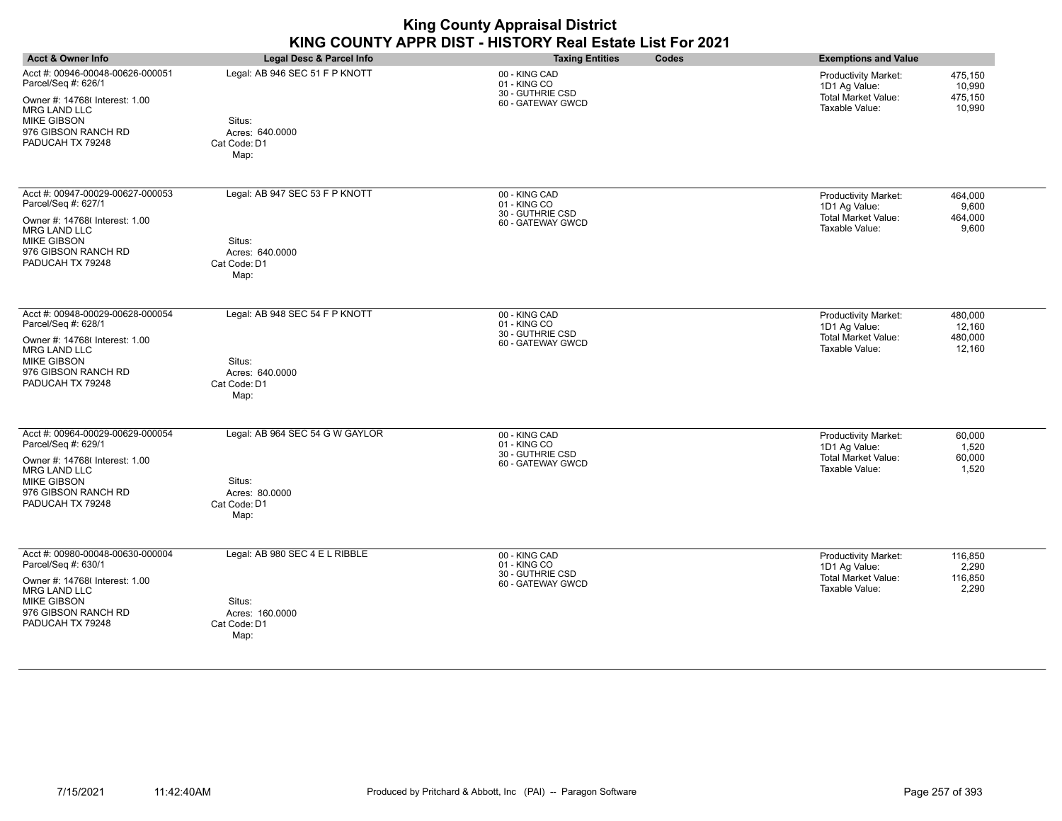# King County Appraisal District

## KING COUNTY APPR DIST - HISTORY Real Estate List For 2021

| Acct & Owner Info | Legal Desc & Parcel Info | Taxing Entities | Codes | Exemptions and Value |
|---|---|---|---|---|
| Acct #: 00946-00048-00626-000051<br>Parcel/Seq #: 626/1<br>Owner #: 14768( Interest: 1.00<br>MRG LAND LLC<br>MIKE GIBSON<br>976 GIBSON RANCH RD<br>PADUCAH TX 79248 | Legal: AB 946 SEC 51 F P KNOTT<br>Situs:<br>Acres: 640.0000<br>Cat Code: D1<br>Map: | 00 - KING CAD<br>01 - KING CO<br>30 - GUTHRIE CSD<br>60 - GATEWAY GWCD | | Productivity Market: 475,150<br>1D1 Ag Value: 10,990<br>Total Market Value: 475,150<br>Taxable Value: 10,990 |
| Acct #: 00947-00029-00627-000053<br>Parcel/Seq #: 627/1<br>Owner #: 14768( Interest: 1.00<br>MRG LAND LLC<br>MIKE GIBSON<br>976 GIBSON RANCH RD<br>PADUCAH TX 79248 | Legal: AB 947 SEC 53 F P KNOTT<br>Situs:<br>Acres: 640.0000<br>Cat Code: D1<br>Map: | 00 - KING CAD<br>01 - KING CO<br>30 - GUTHRIE CSD<br>60 - GATEWAY GWCD | | Productivity Market: 464,000<br>1D1 Ag Value: 9,600<br>Total Market Value: 464,000<br>Taxable Value: 9,600 |
| Acct #: 00948-00029-00628-000054<br>Parcel/Seq #: 628/1<br>Owner #: 14768( Interest: 1.00<br>MRG LAND LLC<br>MIKE GIBSON<br>976 GIBSON RANCH RD<br>PADUCAH TX 79248 | Legal: AB 948 SEC 54 F P KNOTT<br>Situs:<br>Acres: 640.0000<br>Cat Code: D1<br>Map: | 00 - KING CAD<br>01 - KING CO<br>30 - GUTHRIE CSD<br>60 - GATEWAY GWCD | | Productivity Market: 480,000<br>1D1 Ag Value: 12,160<br>Total Market Value: 480,000<br>Taxable Value: 12,160 |
| Acct #: 00964-00029-00629-000054<br>Parcel/Seq #: 629/1<br>Owner #: 14768( Interest: 1.00<br>MRG LAND LLC<br>MIKE GIBSON<br>976 GIBSON RANCH RD<br>PADUCAH TX 79248 | Legal: AB 964 SEC 54 G W GAYLOR<br>Situs:<br>Acres: 80.0000<br>Cat Code: D1<br>Map: | 00 - KING CAD<br>01 - KING CO<br>30 - GUTHRIE CSD<br>60 - GATEWAY GWCD | | Productivity Market: 60,000<br>1D1 Ag Value: 1,520<br>Total Market Value: 60,000<br>Taxable Value: 1,520 |
| Acct #: 00980-00048-00630-000004<br>Parcel/Seq #: 630/1<br>Owner #: 14768( Interest: 1.00<br>MRG LAND LLC<br>MIKE GIBSON<br>976 GIBSON RANCH RD<br>PADUCAH TX 79248 | Legal: AB 980 SEC 4 E L RIBBLE<br>Situs:<br>Acres: 160.0000<br>Cat Code: D1<br>Map: | 00 - KING CAD<br>01 - KING CO<br>30 - GUTHRIE CSD<br>60 - GATEWAY GWCD | | Productivity Market: 116,850<br>1D1 Ag Value: 2,290<br>Total Market Value: 116,850<br>Taxable Value: 2,290 |

7/15/2021 11:42:40AM Produced by Pritchard & Abbott, Inc (PAI) -- Paragon Software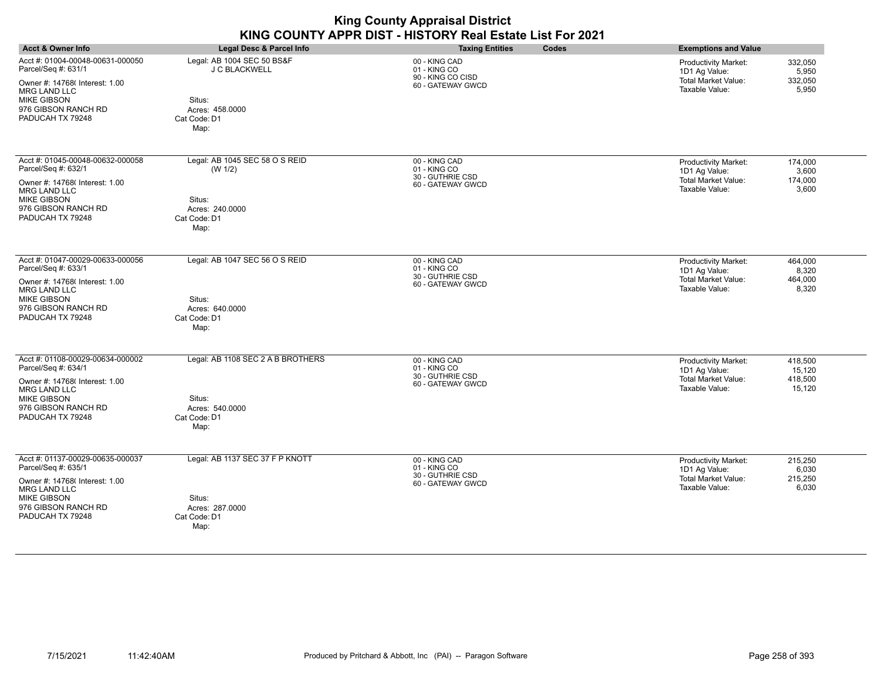# King County Appraisal District

## KING COUNTY APPR DIST - HISTORY Real Estate List For 2021

| Acct & Owner Info | Legal Desc & Parcel Info | Taxing Entities | Codes | Exemptions and Value |
|---|---|---|---|---|
| Acct #: 01004-00048-00631-000050<br>Parcel/Seq #: 631/1<br>Owner #: 14768( Interest: 1.00<br>MRG LAND LLC<br>MIKE GIBSON<br>976 GIBSON RANCH RD<br>PADUCAH TX 79248 | Legal: AB 1004 SEC 50 BS&F<br>J C BLACKWELL<br>Situs:<br>Acres: 458.0000<br>Cat Code: D1<br>Map: | 00 - KING CAD<br>01 - KING CO<br>90 - KING CO CISD<br>60 - GATEWAY GWCD | | Productivity Market: 332,050<br>1D1 Ag Value: 5,950<br>Total Market Value: 332,050<br>Taxable Value: 5,950 |
| Acct #: 01045-00048-00632-000058<br>Parcel/Seq #: 632/1<br>Owner #: 14768( Interest: 1.00<br>MRG LAND LLC<br>MIKE GIBSON<br>976 GIBSON RANCH RD<br>PADUCAH TX 79248 | Legal: AB 1045 SEC 58 O S REID<br>(W 1/2)<br>Situs:<br>Acres: 240.0000<br>Cat Code: D1<br>Map: | 00 - KING CAD<br>01 - KING CO<br>30 - GUTHRIE CSD<br>60 - GATEWAY GWCD | | Productivity Market: 174,000<br>1D1 Ag Value: 3,600<br>Total Market Value: 174,000<br>Taxable Value: 3,600 |
| Acct #: 01047-00029-00633-000056<br>Parcel/Seq #: 633/1<br>Owner #: 14768( Interest: 1.00<br>MRG LAND LLC<br>MIKE GIBSON<br>976 GIBSON RANCH RD<br>PADUCAH TX 79248 | Legal: AB 1047 SEC 56 O S REID<br>Situs:<br>Acres: 640.0000<br>Cat Code: D1<br>Map: | 00 - KING CAD<br>01 - KING CO<br>30 - GUTHRIE CSD<br>60 - GATEWAY GWCD | | Productivity Market: 464,000<br>1D1 Ag Value: 8,320<br>Total Market Value: 464,000<br>Taxable Value: 8,320 |
| Acct #: 01108-00029-00634-000002<br>Parcel/Seq #: 634/1<br>Owner #: 14768( Interest: 1.00<br>MRG LAND LLC<br>MIKE GIBSON<br>976 GIBSON RANCH RD<br>PADUCAH TX 79248 | Legal: AB 1108 SEC 2 A B BROTHERS<br>Situs:<br>Acres: 540.0000<br>Cat Code: D1<br>Map: | 00 - KING CAD<br>01 - KING CO<br>30 - GUTHRIE CSD<br>60 - GATEWAY GWCD | | Productivity Market: 418,500<br>1D1 Ag Value: 15,120<br>Total Market Value: 418,500<br>Taxable Value: 15,120 |
| Acct #: 01137-00029-00635-000037<br>Parcel/Seq #: 635/1<br>Owner #: 14768( Interest: 1.00<br>MRG LAND LLC<br>MIKE GIBSON<br>976 GIBSON RANCH RD<br>PADUCAH TX 79248 | Legal: AB 1137 SEC 37 F P KNOTT<br>Situs:<br>Acres: 287.0000<br>Cat Code: D1<br>Map: | 00 - KING CAD<br>01 - KING CO<br>30 - GUTHRIE CSD<br>60 - GATEWAY GWCD | | Productivity Market: 215,250<br>1D1 Ag Value: 6,030<br>Total Market Value: 215,250<br>Taxable Value: 6,030 |

7/15/2021 11:42:40AM Produced by Pritchard & Abbott, Inc (PAI) -- Paragon Software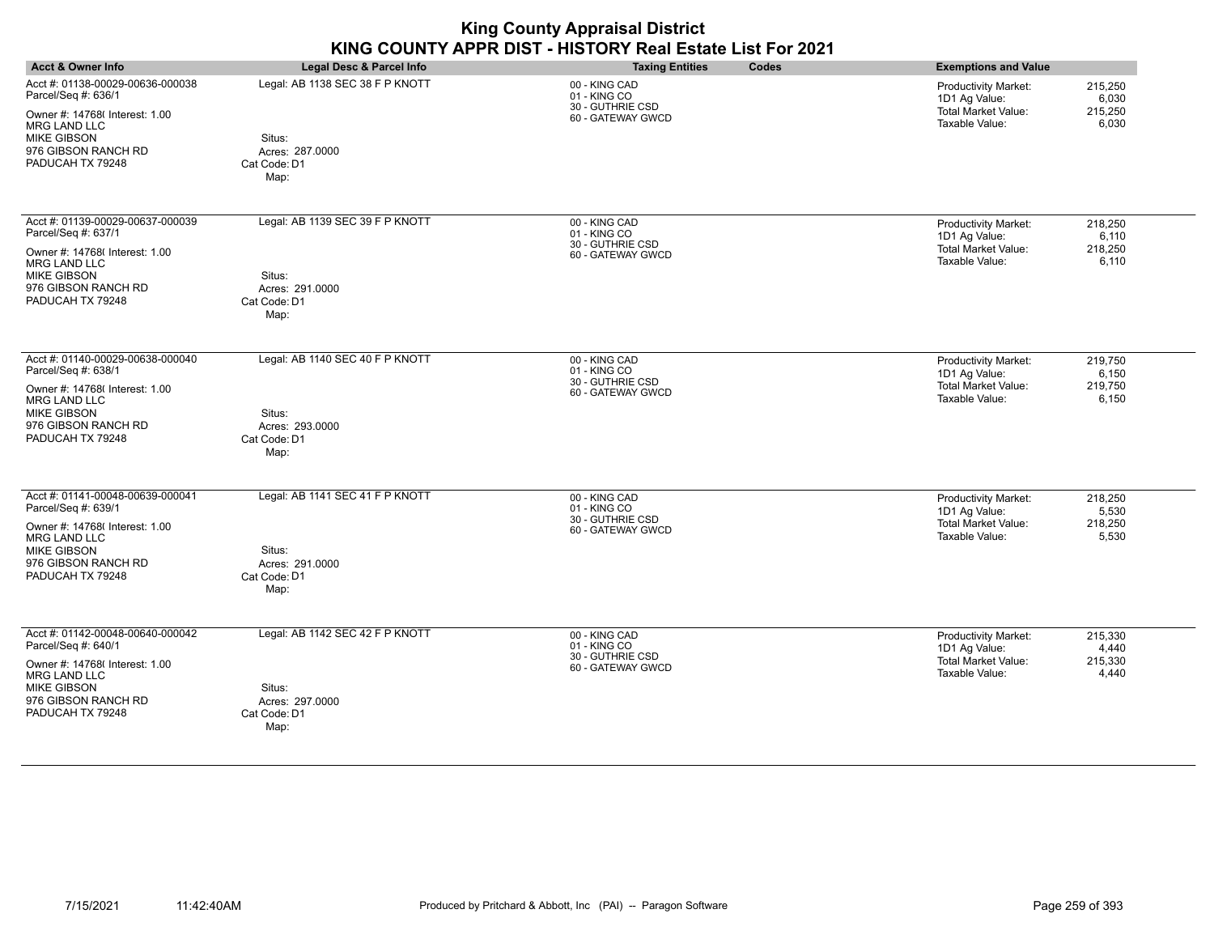# King County Appraisal District

## KING COUNTY APPR DIST - HISTORY Real Estate List For 2021

| Acct & Owner Info | Legal Desc & Parcel Info | Taxing Entities | Codes | Exemptions and Value |
|---|---|---|---|---|
| Acct #: 01138-00029-00636-000038<br>Parcel/Seq #: 636/1<br>Owner #: 14768( Interest: 1.00<br>MRG LAND LLC<br>MIKE GIBSON<br>976 GIBSON RANCH RD<br>PADUCAH TX 79248 | Legal: AB 1138 SEC 38 F P KNOTT<br>Situs:<br>Acres: 287.0000<br>Cat Code: D1<br>Map: | 00 - KING CAD<br>01 - KING CO<br>30 - GUTHRIE CSD<br>60 - GATEWAY GWCD | | Productivity Market: 215,250<br>1D1 Ag Value: 6,030<br>Total Market Value: 215,250<br>Taxable Value: 6,030 |
| Acct #: 01139-00029-00637-000039<br>Parcel/Seq #: 637/1<br>Owner #: 14768( Interest: 1.00<br>MRG LAND LLC<br>MIKE GIBSON<br>976 GIBSON RANCH RD<br>PADUCAH TX 79248 | Legal: AB 1139 SEC 39 F P KNOTT<br>Situs:<br>Acres: 291.0000<br>Cat Code: D1<br>Map: | 00 - KING CAD<br>01 - KING CO<br>30 - GUTHRIE CSD<br>60 - GATEWAY GWCD | | Productivity Market: 218,250<br>1D1 Ag Value: 6,110<br>Total Market Value: 218,250<br>Taxable Value: 6,110 |
| Acct #: 01140-00029-00638-000040<br>Parcel/Seq #: 638/1<br>Owner #: 14768( Interest: 1.00<br>MRG LAND LLC<br>MIKE GIBSON<br>976 GIBSON RANCH RD<br>PADUCAH TX 79248 | Legal: AB 1140 SEC 40 F P KNOTT<br>Situs:<br>Acres: 293.0000<br>Cat Code: D1<br>Map: | 00 - KING CAD<br>01 - KING CO<br>30 - GUTHRIE CSD<br>60 - GATEWAY GWCD | | Productivity Market: 219,750<br>1D1 Ag Value: 6,150<br>Total Market Value: 219,750<br>Taxable Value: 6,150 |
| Acct #: 01141-00048-00639-000041<br>Parcel/Seq #: 639/1<br>Owner #: 14768( Interest: 1.00<br>MRG LAND LLC<br>MIKE GIBSON<br>976 GIBSON RANCH RD<br>PADUCAH TX 79248 | Legal: AB 1141 SEC 41 F P KNOTT<br>Situs:<br>Acres: 291.0000<br>Cat Code: D1<br>Map: | 00 - KING CAD<br>01 - KING CO<br>30 - GUTHRIE CSD<br>60 - GATEWAY GWCD | | Productivity Market: 218,250<br>1D1 Ag Value: 5,530<br>Total Market Value: 218,250<br>Taxable Value: 5,530 |
| Acct #: 01142-00048-00640-000042<br>Parcel/Seq #: 640/1<br>Owner #: 14768( Interest: 1.00<br>MRG LAND LLC<br>MIKE GIBSON<br>976 GIBSON RANCH RD<br>PADUCAH TX 79248 | Legal: AB 1142 SEC 42 F P KNOTT<br>Situs:<br>Acres: 297.0000<br>Cat Code: D1<br>Map: | 00 - KING CAD<br>01 - KING CO<br>30 - GUTHRIE CSD<br>60 - GATEWAY GWCD | | Productivity Market: 215,330<br>1D1 Ag Value: 4,440<br>Total Market Value: 215,330<br>Taxable Value: 4,440 |

7/15/2021 11:42:40AM Produced by Pritchard & Abbott, Inc (PAI) -- Paragon Software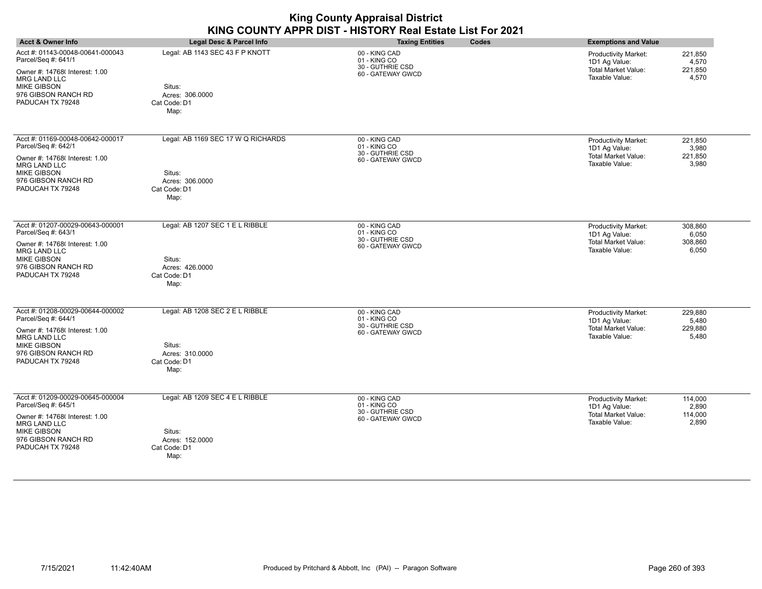# King County Appraisal District
## KING COUNTY APPR DIST - HISTORY Real Estate List For 2021

| Acct & Owner Info | Legal Desc & Parcel Info | Taxing Entities | Codes | Exemptions and Value |
|---|---|---|---|---|
| Acct #: 01143-00048-00641-000043<br>Parcel/Seq #: 641/1<br>Owner #: 14768( Interest: 1.00<br>MRG LAND LLC<br>MIKE GIBSON<br>976 GIBSON RANCH RD<br>PADUCAH TX 79248 | Legal: AB 1143 SEC 43 F P KNOTT<br>Situs:<br>Acres: 306.0000<br>Cat Code: D1<br>Map: | 00 - KING CAD<br>01 - KING CO<br>30 - GUTHRIE CSD<br>60 - GATEWAY GWCD | | Productivity Market: 221,850<br>1D1 Ag Value: 4,570<br>Total Market Value: 221,850<br>Taxable Value: 4,570 |
| Acct #: 01169-00048-00642-000017<br>Parcel/Seq #: 642/1<br>Owner #: 14768( Interest: 1.00<br>MRG LAND LLC<br>MIKE GIBSON<br>976 GIBSON RANCH RD<br>PADUCAH TX 79248 | Legal: AB 1169 SEC 17 W Q RICHARDS<br>Situs:<br>Acres: 306.0000<br>Cat Code: D1<br>Map: | 00 - KING CAD<br>01 - KING CO<br>30 - GUTHRIE CSD<br>60 - GATEWAY GWCD | | Productivity Market: 221,850<br>1D1 Ag Value: 3,980<br>Total Market Value: 221,850<br>Taxable Value: 3,980 |
| Acct #: 01207-00029-00643-000001<br>Parcel/Seq #: 643/1<br>Owner #: 14768( Interest: 1.00<br>MRG LAND LLC<br>MIKE GIBSON<br>976 GIBSON RANCH RD<br>PADUCAH TX 79248 | Legal: AB 1207 SEC 1 E L RIBBLE<br>Situs:<br>Acres: 426.0000<br>Cat Code: D1<br>Map: | 00 - KING CAD<br>01 - KING CO<br>30 - GUTHRIE CSD<br>60 - GATEWAY GWCD | | Productivity Market: 308,860<br>1D1 Ag Value: 6,050<br>Total Market Value: 308,860<br>Taxable Value: 6,050 |
| Acct #: 01208-00029-00644-000002<br>Parcel/Seq #: 644/1<br>Owner #: 14768( Interest: 1.00<br>MRG LAND LLC<br>MIKE GIBSON<br>976 GIBSON RANCH RD<br>PADUCAH TX 79248 | Legal: AB 1208 SEC 2 E L RIBBLE<br>Situs:<br>Acres: 310.0000<br>Cat Code: D1<br>Map: | 00 - KING CAD<br>01 - KING CO<br>30 - GUTHRIE CSD<br>60 - GATEWAY GWCD | | Productivity Market: 229,880<br>1D1 Ag Value: 5,480<br>Total Market Value: 229,880<br>Taxable Value: 5,480 |
| Acct #: 01209-00029-00645-000004<br>Parcel/Seq #: 645/1<br>Owner #: 14768( Interest: 1.00<br>MRG LAND LLC<br>MIKE GIBSON<br>976 GIBSON RANCH RD<br>PADUCAH TX 79248 | Legal: AB 1209 SEC 4 E L RIBBLE<br>Situs:<br>Acres: 152.0000<br>Cat Code: D1<br>Map: | 00 - KING CAD<br>01 - KING CO<br>30 - GUTHRIE CSD<br>60 - GATEWAY GWCD | | Productivity Market: 114,000<br>1D1 Ag Value: 2,890<br>Total Market Value: 114,000<br>Taxable Value: 2,890 |

7/15/2021 11:42:40AM Produced by Pritchard & Abbott, Inc (PAI) -- Paragon Software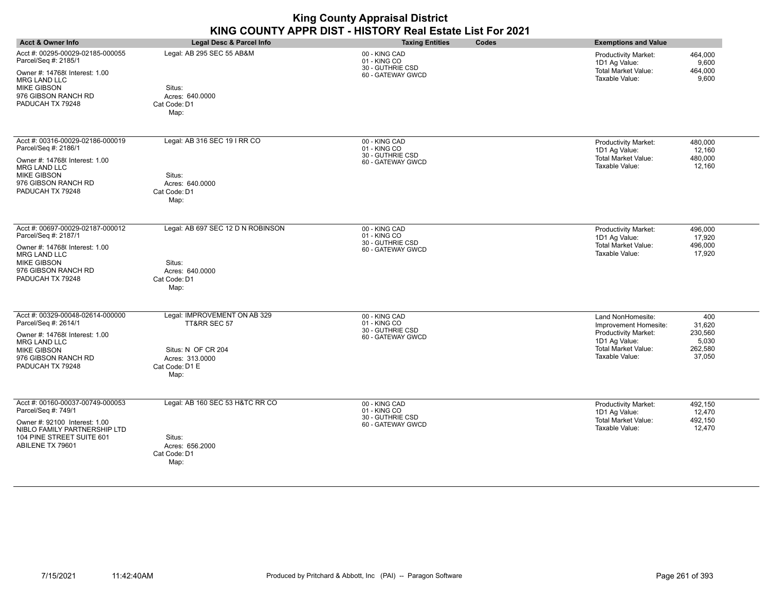# King County Appraisal District

## KING COUNTY APPR DIST - HISTORY Real Estate List For 2021

| Acct & Owner Info | Legal Desc & Parcel Info | Taxing Entities | Codes | Exemptions and Value |
|---|---|---|---|---|
| Acct #: 00295-00029-02185-000055<br>Parcel/Seq #: 2185/1<br>Owner #: 14768( Interest: 1.00<br>MRG LAND LLC<br>MIKE GIBSON<br>976 GIBSON RANCH RD<br>PADUCAH TX 79248 | Legal: AB 295 SEC 55 AB&M<br>Situs:<br>Acres: 640.0000<br>Cat Code: D1<br>Map: | 00 - KING CAD<br>01 - KING CO<br>30 - GUTHRIE CSD<br>60 - GATEWAY GWCD | | Productivity Market: 464,000<br>1D1 Ag Value: 9,600<br>Total Market Value: 464,000<br>Taxable Value: 9,600 |
| Acct #: 00316-00029-02186-000019<br>Parcel/Seq #: 2186/1<br>Owner #: 14768( Interest: 1.00<br>MRG LAND LLC<br>MIKE GIBSON<br>976 GIBSON RANCH RD<br>PADUCAH TX 79248 | Legal: AB 316 SEC 19 I RR CO<br>Situs:<br>Acres: 640.0000<br>Cat Code: D1<br>Map: | 00 - KING CAD<br>01 - KING CO<br>30 - GUTHRIE CSD<br>60 - GATEWAY GWCD | | Productivity Market: 480,000<br>1D1 Ag Value: 12,160<br>Total Market Value: 480,000<br>Taxable Value: 12,160 |
| Acct #: 00697-00029-02187-000012<br>Parcel/Seq #: 2187/1<br>Owner #: 14768( Interest: 1.00<br>MRG LAND LLC<br>MIKE GIBSON<br>976 GIBSON RANCH RD<br>PADUCAH TX 79248 | Legal: AB 697 SEC 12 D N ROBINSON<br>Situs:<br>Acres: 640.0000<br>Cat Code: D1<br>Map: | 00 - KING CAD<br>01 - KING CO<br>30 - GUTHRIE CSD<br>60 - GATEWAY GWCD | | Productivity Market: 496,000<br>1D1 Ag Value: 17,920<br>Total Market Value: 496,000<br>Taxable Value: 17,920 |
| Acct #: 00329-00048-02614-000000<br>Parcel/Seq #: 2614/1<br>Owner #: 14768( Interest: 1.00<br>MRG LAND LLC<br>MIKE GIBSON<br>976 GIBSON RANCH RD<br>PADUCAH TX 79248 | Legal: IMPROVEMENT ON AB 329 TT&RR SEC 57<br>Situs: N OF CR 204<br>Acres: 313.0000<br>Cat Code: D1 E<br>Map: | 00 - KING CAD<br>01 - KING CO<br>30 - GUTHRIE CSD<br>60 - GATEWAY GWCD | | Land NonHomesite: 400<br>Improvement Homesite: 31,620<br>Productivity Market: 230,560<br>1D1 Ag Value: 5,030<br>Total Market Value: 262,580<br>Taxable Value: 37,050 |
| Acct #: 00160-00037-00749-000053<br>Parcel/Seq #: 749/1<br>Owner #: 92100 Interest: 1.00<br>NIBLO FAMILY PARTNERSHIP LTD<br>104 PINE STREET SUITE 601<br>ABILENE TX 79601 | Legal: AB 160 SEC 53 H&TC RR CO<br>Situs:<br>Acres: 656.2000<br>Cat Code: D1<br>Map: | 00 - KING CAD<br>01 - KING CO<br>30 - GUTHRIE CSD<br>60 - GATEWAY GWCD | | Productivity Market: 492,150<br>1D1 Ag Value: 12,470<br>Total Market Value: 492,150<br>Taxable Value: 12,470 |

7/15/2021 11:42:40AM Produced by Pritchard & Abbott, Inc (PAI) -- Paragon Software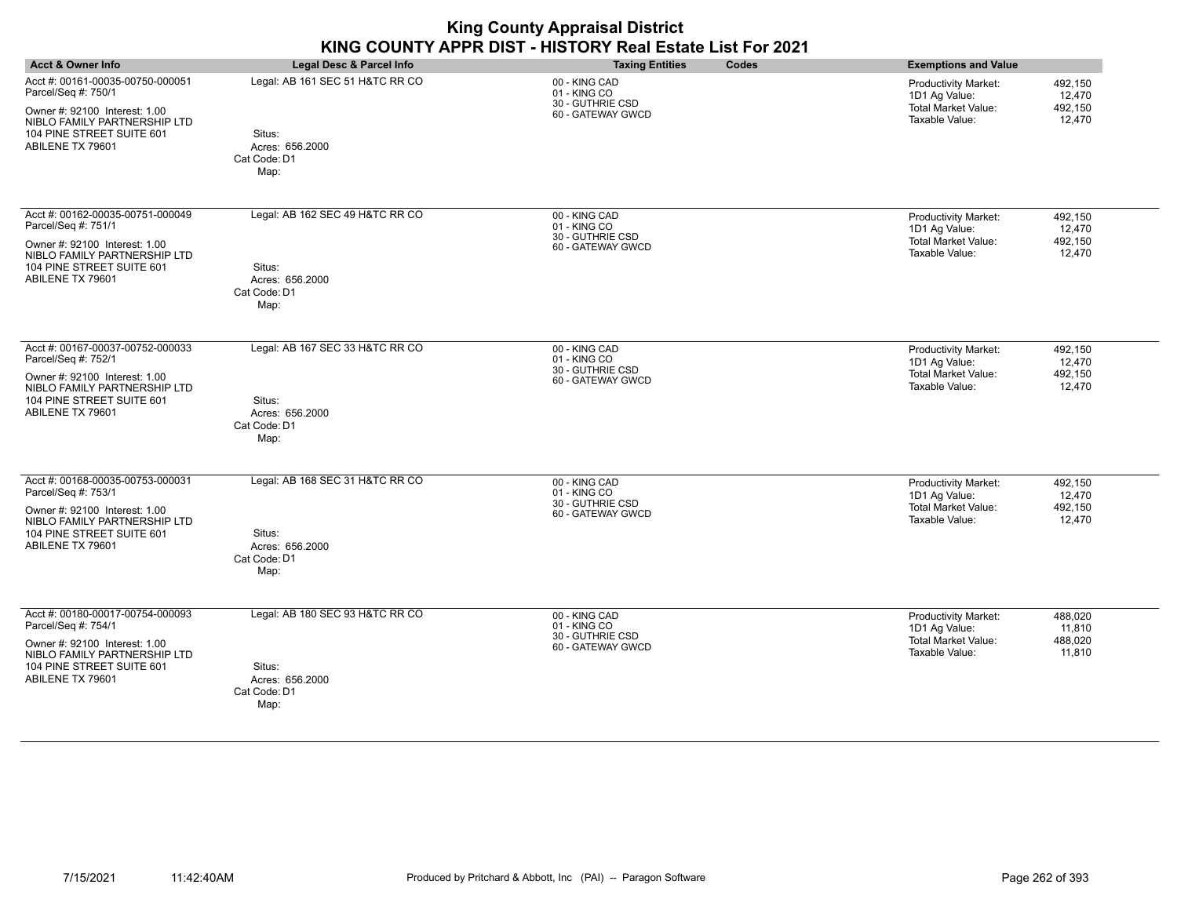# King County Appraisal District

## KING COUNTY APPR DIST - HISTORY Real Estate List For 2021

| Acct & Owner Info | Legal Desc & Parcel Info | Taxing Entities | Codes | Exemptions and Value |
|---|---|---|---|---|
| Acct #: 00161-00035-00750-000051<br>Parcel/Seq #: 750/1<br>Owner #: 92100 Interest: 1.00<br>NIBLO FAMILY PARTNERSHIP LTD<br>104 PINE STREET SUITE 601<br>ABILENE TX 79601 | Legal: AB 161 SEC 51 H&TC RR CO<br>Situs:<br>Acres: 656.2000<br>Cat Code: D1<br>Map: | 00 - KING CAD<br>01 - KING CO<br>30 - GUTHRIE CSD<br>60 - GATEWAY GWCD | | Productivity Market: 492,150<br>1D1 Ag Value: 12,470<br>Total Market Value: 492,150<br>Taxable Value: 12,470 |
| Acct #: 00162-00035-00751-000049<br>Parcel/Seq #: 751/1<br>Owner #: 92100 Interest: 1.00<br>NIBLO FAMILY PARTNERSHIP LTD<br>104 PINE STREET SUITE 601<br>ABILENE TX 79601 | Legal: AB 162 SEC 49 H&TC RR CO<br>Situs:<br>Acres: 656.2000<br>Cat Code: D1<br>Map: | 00 - KING CAD<br>01 - KING CO<br>30 - GUTHRIE CSD<br>60 - GATEWAY GWCD | | Productivity Market: 492,150<br>1D1 Ag Value: 12,470<br>Total Market Value: 492,150<br>Taxable Value: 12,470 |
| Acct #: 00167-00037-00752-000033<br>Parcel/Seq #: 752/1<br>Owner #: 92100 Interest: 1.00<br>NIBLO FAMILY PARTNERSHIP LTD<br>104 PINE STREET SUITE 601<br>ABILENE TX 79601 | Legal: AB 167 SEC 33 H&TC RR CO<br>Situs:<br>Acres: 656.2000<br>Cat Code: D1<br>Map: | 00 - KING CAD<br>01 - KING CO<br>30 - GUTHRIE CSD<br>60 - GATEWAY GWCD | | Productivity Market: 492,150<br>1D1 Ag Value: 12,470<br>Total Market Value: 492,150<br>Taxable Value: 12,470 |
| Acct #: 00168-00035-00753-000031<br>Parcel/Seq #: 753/1<br>Owner #: 92100 Interest: 1.00<br>NIBLO FAMILY PARTNERSHIP LTD<br>104 PINE STREET SUITE 601<br>ABILENE TX 79601 | Legal: AB 168 SEC 31 H&TC RR CO<br>Situs:<br>Acres: 656.2000<br>Cat Code: D1<br>Map: | 00 - KING CAD<br>01 - KING CO<br>30 - GUTHRIE CSD<br>60 - GATEWAY GWCD | | Productivity Market: 492,150<br>1D1 Ag Value: 12,470<br>Total Market Value: 492,150<br>Taxable Value: 12,470 |
| Acct #: 00180-00017-00754-000093<br>Parcel/Seq #: 754/1<br>Owner #: 92100 Interest: 1.00<br>NIBLO FAMILY PARTNERSHIP LTD<br>104 PINE STREET SUITE 601<br>ABILENE TX 79601 | Legal: AB 180 SEC 93 H&TC RR CO<br>Situs:<br>Acres: 656.2000<br>Cat Code: D1<br>Map: | 00 - KING CAD<br>01 - KING CO<br>30 - GUTHRIE CSD<br>60 - GATEWAY GWCD | | Productivity Market: 488,020<br>1D1 Ag Value: 11,810<br>Total Market Value: 488,020<br>Taxable Value: 11,810 |

7/15/2021 11:42:40AM Produced by Pritchard & Abbott, Inc (PAI) -- Paragon Software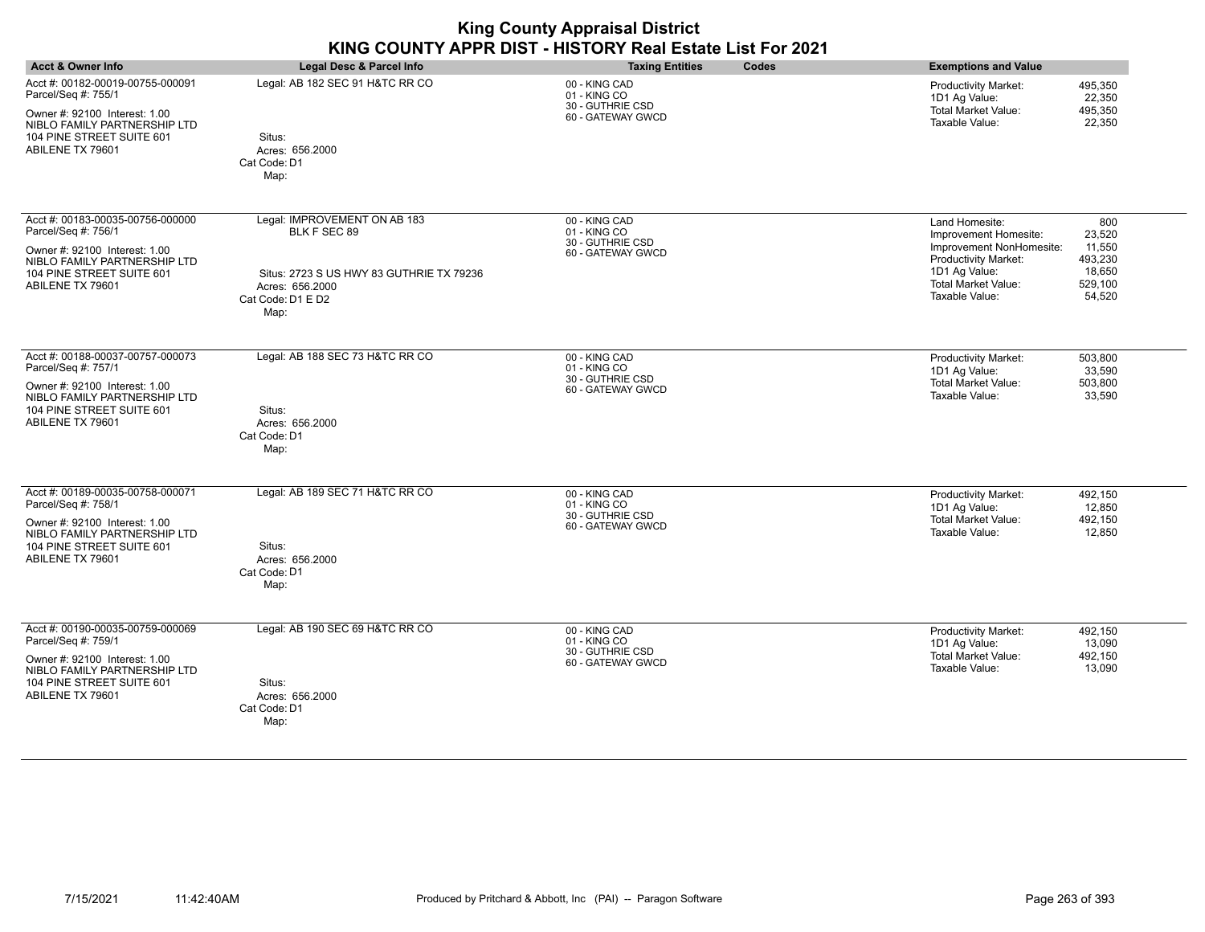# King County Appraisal District

## KING COUNTY APPR DIST - HISTORY Real Estate List For 2021

| Acct & Owner Info | Legal Desc & Parcel Info | Taxing Entities | Codes | Exemptions and Value |
|---|---|---|---|---|
| Acct #: 00182-00019-00755-000091<br>Parcel/Seq #: 755/1<br>Owner #: 92100 Interest: 1.00<br>NIBLO FAMILY PARTNERSHIP LTD<br>104 PINE STREET SUITE 601<br>ABILENE TX 79601 | Legal: AB 182 SEC 91 H&TC RR CO<br>Situs:<br>Acres: 656.2000<br>Cat Code: D1<br>Map: | 00 - KING CAD<br>01 - KING CO<br>30 - GUTHRIE CSD<br>60 - GATEWAY GWCD | | Productivity Market: 495,350<br>1D1 Ag Value: 22,350<br>Total Market Value: 495,350<br>Taxable Value: 22,350 |
| Acct #: 00183-00035-00756-000000<br>Parcel/Seq #: 756/1<br>Owner #: 92100 Interest: 1.00<br>NIBLO FAMILY PARTNERSHIP LTD<br>104 PINE STREET SUITE 601<br>ABILENE TX 79601 | Legal: IMPROVEMENT ON AB 183 BLK F SEC 89<br>Situs: 2723 S US HWY 83 GUTHRIE TX 79236<br>Acres: 656.2000<br>Cat Code: D1 E D2<br>Map: | 00 - KING CAD<br>01 - KING CO<br>30 - GUTHRIE CSD<br>60 - GATEWAY GWCD | | Land Homesite: 800<br>Improvement Homesite: 23,520<br>Improvement NonHomesite: 11,550<br>Productivity Market: 493,230<br>1D1 Ag Value: 18,650<br>Total Market Value: 529,100<br>Taxable Value: 54,520 |
| Acct #: 00188-00037-00757-000073<br>Parcel/Seq #: 757/1<br>Owner #: 92100 Interest: 1.00<br>NIBLO FAMILY PARTNERSHIP LTD<br>104 PINE STREET SUITE 601<br>ABILENE TX 79601 | Legal: AB 188 SEC 73 H&TC RR CO<br>Situs:<br>Acres: 656.2000<br>Cat Code: D1<br>Map: | 00 - KING CAD<br>01 - KING CO<br>30 - GUTHRIE CSD<br>60 - GATEWAY GWCD | | Productivity Market: 503,800<br>1D1 Ag Value: 33,590<br>Total Market Value: 503,800<br>Taxable Value: 33,590 |
| Acct #: 00189-00035-00758-000071<br>Parcel/Seq #: 758/1<br>Owner #: 92100 Interest: 1.00<br>NIBLO FAMILY PARTNERSHIP LTD<br>104 PINE STREET SUITE 601<br>ABILENE TX 79601 | Legal: AB 189 SEC 71 H&TC RR CO<br>Situs:<br>Acres: 656.2000<br>Cat Code: D1<br>Map: | 00 - KING CAD<br>01 - KING CO<br>30 - GUTHRIE CSD<br>60 - GATEWAY GWCD | | Productivity Market: 492,150<br>1D1 Ag Value: 12,850<br>Total Market Value: 492,150<br>Taxable Value: 12,850 |
| Acct #: 00190-00035-00759-000069<br>Parcel/Seq #: 759/1<br>Owner #: 92100 Interest: 1.00<br>NIBLO FAMILY PARTNERSHIP LTD<br>104 PINE STREET SUITE 601<br>ABILENE TX 79601 | Legal: AB 190 SEC 69 H&TC RR CO<br>Situs:<br>Acres: 656.2000<br>Cat Code: D1<br>Map: | 00 - KING CAD<br>01 - KING CO<br>30 - GUTHRIE CSD<br>60 - GATEWAY GWCD | | Productivity Market: 492,150<br>1D1 Ag Value: 13,090<br>Total Market Value: 492,150<br>Taxable Value: 13,090 |

7/15/2021 11:42:40AM Produced by Pritchard & Abbott, Inc (PAI) -- Paragon Software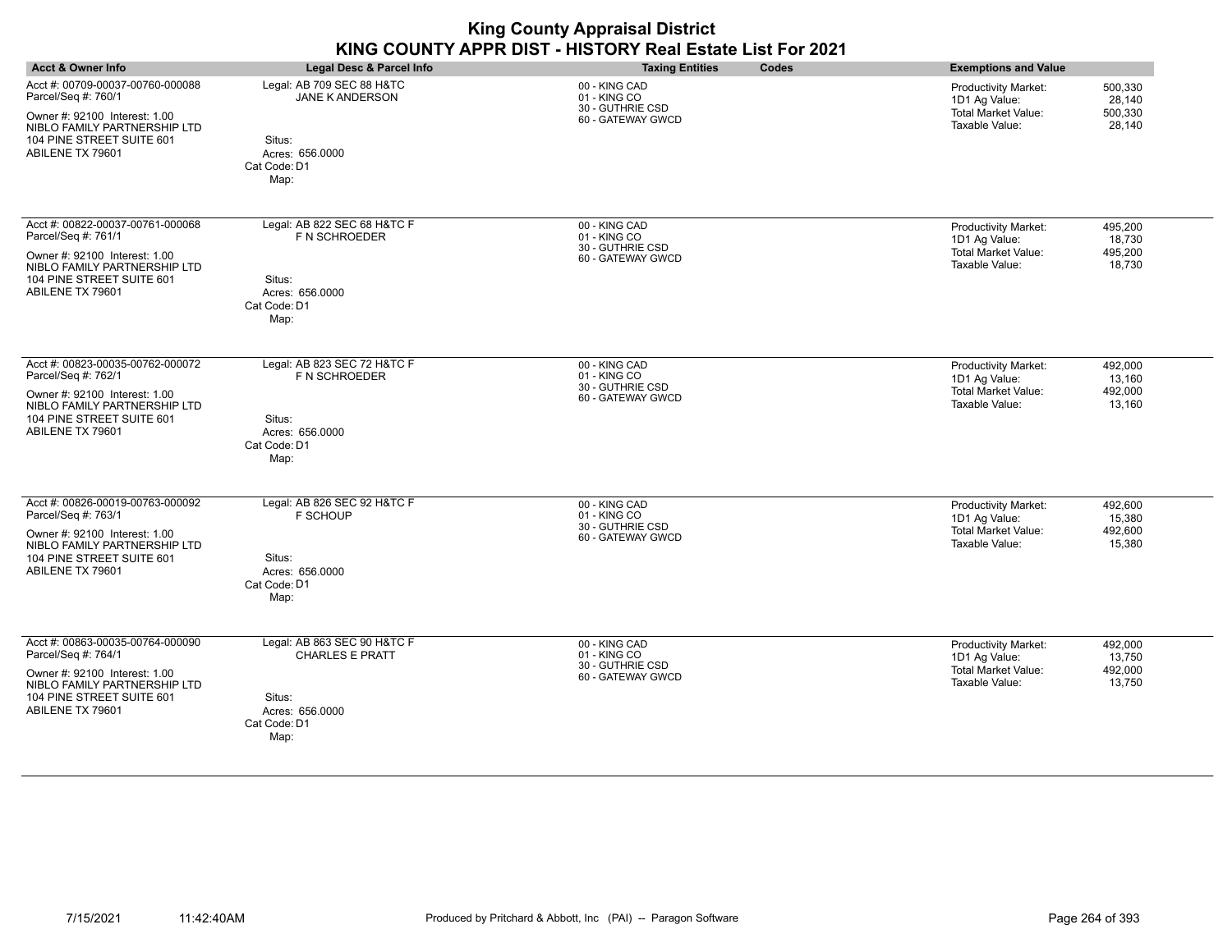# King County Appraisal District

## KING COUNTY APPR DIST - HISTORY Real Estate List For 2021

| Acct & Owner Info | Legal Desc & Parcel Info | Taxing Entities | Codes | Exemptions and Value |
|---|---|---|---|---|
| Acct #: 00709-00037-00760-000088<br>Parcel/Seq #: 760/1<br>Owner #: 92100 Interest: 1.00<br>NIBLO FAMILY PARTNERSHIP LTD<br>104 PINE STREET SUITE 601<br>ABILENE TX 79601 | Legal: AB 709 SEC 88 H&TC JANE K ANDERSON<br>Situs:<br>Acres: 656.0000<br>Cat Code: D1<br>Map: | 00 - KING CAD<br>01 - KING CO<br>30 - GUTHRIE CSD<br>60 - GATEWAY GWCD | | Productivity Market: 500,330<br>1D1 Ag Value: 28,140<br>Total Market Value: 500,330<br>Taxable Value: 28,140 |
| Acct #: 00822-00037-00761-000068<br>Parcel/Seq #: 761/1<br>Owner #: 92100 Interest: 1.00<br>NIBLO FAMILY PARTNERSHIP LTD<br>104 PINE STREET SUITE 601<br>ABILENE TX 79601 | Legal: AB 822 SEC 68 H&TC F F N SCHROEDER<br>Situs:<br>Acres: 656.0000<br>Cat Code: D1<br>Map: | 00 - KING CAD<br>01 - KING CO<br>30 - GUTHRIE CSD<br>60 - GATEWAY GWCD | | Productivity Market: 495,200<br>1D1 Ag Value: 18,730<br>Total Market Value: 495,200<br>Taxable Value: 18,730 |
| Acct #: 00823-00035-00762-000072<br>Parcel/Seq #: 762/1<br>Owner #: 92100 Interest: 1.00<br>NIBLO FAMILY PARTNERSHIP LTD<br>104 PINE STREET SUITE 601<br>ABILENE TX 79601 | Legal: AB 823 SEC 72 H&TC F F N SCHROEDER<br>Situs:<br>Acres: 656.0000<br>Cat Code: D1<br>Map: | 00 - KING CAD<br>01 - KING CO<br>30 - GUTHRIE CSD<br>60 - GATEWAY GWCD | | Productivity Market: 492,000<br>1D1 Ag Value: 13,160<br>Total Market Value: 492,000<br>Taxable Value: 13,160 |
| Acct #: 00826-00019-00763-000092<br>Parcel/Seq #: 763/1<br>Owner #: 92100 Interest: 1.00<br>NIBLO FAMILY PARTNERSHIP LTD<br>104 PINE STREET SUITE 601<br>ABILENE TX 79601 | Legal: AB 826 SEC 92 H&TC F F SCHOUP<br>Situs:<br>Acres: 656.0000<br>Cat Code: D1<br>Map: | 00 - KING CAD<br>01 - KING CO<br>30 - GUTHRIE CSD<br>60 - GATEWAY GWCD | | Productivity Market: 492,600<br>1D1 Ag Value: 15,380<br>Total Market Value: 492,600<br>Taxable Value: 15,380 |
| Acct #: 00863-00035-00764-000090<br>Parcel/Seq #: 764/1<br>Owner #: 92100 Interest: 1.00<br>NIBLO FAMILY PARTNERSHIP LTD<br>104 PINE STREET SUITE 601<br>ABILENE TX 79601 | Legal: AB 863 SEC 90 H&TC F CHARLES E PRATT<br>Situs:<br>Acres: 656.0000<br>Cat Code: D1<br>Map: | 00 - KING CAD<br>01 - KING CO<br>30 - GUTHRIE CSD<br>60 - GATEWAY GWCD | | Productivity Market: 492,000<br>1D1 Ag Value: 13,750<br>Total Market Value: 492,000<br>Taxable Value: 13,750 |

7/15/2021 11:42:40AM Produced by Pritchard & Abbott, Inc (PAI) -- Paragon Software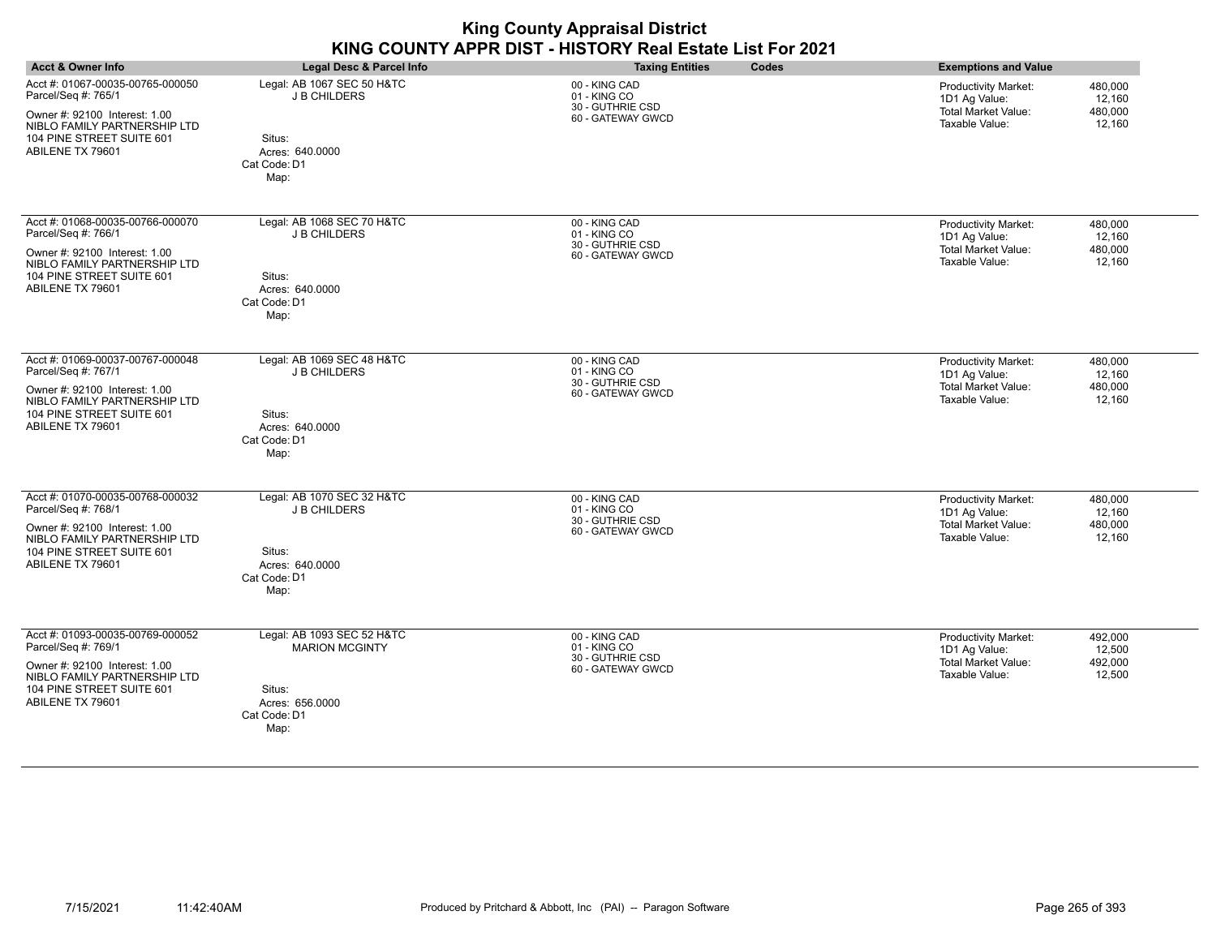# King County Appraisal District

## KING COUNTY APPR DIST - HISTORY Real Estate List For 2021

| Acct & Owner Info | Legal Desc & Parcel Info | Taxing Entities | Codes | Exemptions and Value |
|---|---|---|---|---|
| Acct #: 01067-00035-00765-000050<br>Parcel/Seq #: 765/1<br>Owner #: 92100 Interest: 1.00<br>NIBLO FAMILY PARTNERSHIP LTD<br>104 PINE STREET SUITE 601<br>ABILENE TX 79601 | Legal: AB 1067 SEC 50 H&TC<br>J B CHILDERS<br>Situs:<br>Acres: 640.0000<br>Cat Code: D1<br>Map: | 00 - KING CAD<br>01 - KING CO<br>30 - GUTHRIE CSD<br>60 - GATEWAY GWCD | | Productivity Market: 480,000<br>1D1 Ag Value: 12,160<br>Total Market Value: 480,000<br>Taxable Value: 12,160 |
| Acct #: 01068-00035-00766-000070<br>Parcel/Seq #: 766/1<br>Owner #: 92100 Interest: 1.00<br>NIBLO FAMILY PARTNERSHIP LTD<br>104 PINE STREET SUITE 601<br>ABILENE TX 79601 | Legal: AB 1068 SEC 70 H&TC<br>J B CHILDERS<br>Situs:<br>Acres: 640.0000<br>Cat Code: D1<br>Map: | 00 - KING CAD<br>01 - KING CO<br>30 - GUTHRIE CSD<br>60 - GATEWAY GWCD | | Productivity Market: 480,000<br>1D1 Ag Value: 12,160<br>Total Market Value: 480,000<br>Taxable Value: 12,160 |
| Acct #: 01069-00037-00767-000048<br>Parcel/Seq #: 767/1<br>Owner #: 92100 Interest: 1.00<br>NIBLO FAMILY PARTNERSHIP LTD<br>104 PINE STREET SUITE 601<br>ABILENE TX 79601 | Legal: AB 1069 SEC 48 H&TC<br>J B CHILDERS<br>Situs:<br>Acres: 640.0000<br>Cat Code: D1<br>Map: | 00 - KING CAD<br>01 - KING CO<br>30 - GUTHRIE CSD<br>60 - GATEWAY GWCD | | Productivity Market: 480,000<br>1D1 Ag Value: 12,160<br>Total Market Value: 480,000<br>Taxable Value: 12,160 |
| Acct #: 01070-00035-00768-000032<br>Parcel/Seq #: 768/1<br>Owner #: 92100 Interest: 1.00<br>NIBLO FAMILY PARTNERSHIP LTD<br>104 PINE STREET SUITE 601<br>ABILENE TX 79601 | Legal: AB 1070 SEC 32 H&TC<br>J B CHILDERS<br>Situs:<br>Acres: 640.0000<br>Cat Code: D1<br>Map: | 00 - KING CAD<br>01 - KING CO<br>30 - GUTHRIE CSD<br>60 - GATEWAY GWCD | | Productivity Market: 480,000<br>1D1 Ag Value: 12,160<br>Total Market Value: 480,000<br>Taxable Value: 12,160 |
| Acct #: 01093-00035-00769-000052<br>Parcel/Seq #: 769/1<br>Owner #: 92100 Interest: 1.00<br>NIBLO FAMILY PARTNERSHIP LTD<br>104 PINE STREET SUITE 601<br>ABILENE TX 79601 | Legal: AB 1093 SEC 52 H&TC<br>MARION MCGINTY<br>Situs:<br>Acres: 656.0000<br>Cat Code: D1<br>Map: | 00 - KING CAD<br>01 - KING CO<br>30 - GUTHRIE CSD<br>60 - GATEWAY GWCD | | Productivity Market: 492,000<br>1D1 Ag Value: 12,500<br>Total Market Value: 492,000<br>Taxable Value: 12,500 |

7/15/2021 11:42:40AM Produced by Pritchard & Abbott, Inc (PAI) -- Paragon Software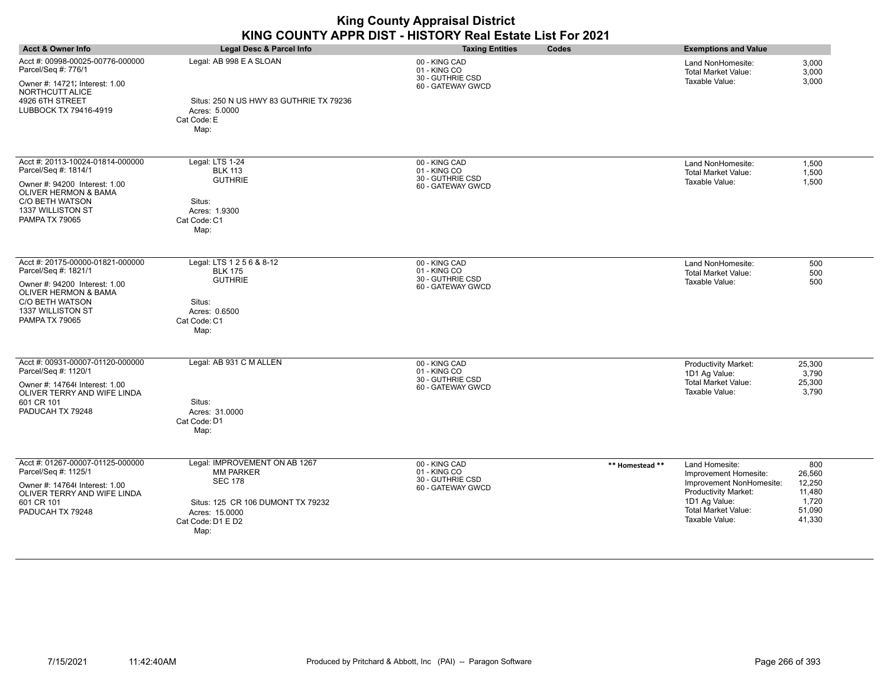# King County Appraisal District

## KING COUNTY APPR DIST - HISTORY Real Estate List For 2021

| Acct & Owner Info | Legal Desc & Parcel Info | Taxing Entities | Codes | Exemptions and Value |
|---|---|---|---|---|
| Acct #: 00998-00025-00776-000000<br>Parcel/Seq #: 776/1<br>Owner #: 147212 Interest: 1.00<br>NORTHCUTT ALICE<br>4926 6TH STREET<br>LUBBOCK TX 79416-4919 | Legal: AB 998 E A SLOAN<br>Situs: 250 N US HWY 83 GUTHRIE TX 79236<br>Acres: 5.0000<br>Cat Code: E<br>Map: | 00 - KING CAD<br>01 - KING CO<br>30 - GUTHRIE CSD<br>60 - GATEWAY GWCD | | Land NonHomesite: 3,000<br>Total Market Value: 3,000<br>Taxable Value: 3,000 |
| Acct #: 20113-10024-01814-000000<br>Parcel/Seq #: 1814/1<br>Owner #: 94200 Interest: 1.00<br>OLIVER HERMON & BAMA<br>C/O BETH WATSON<br>1337 WILLISTON ST<br>PAMPA TX 79065 | Legal: LTS 1-24<br>BLK 113<br>GUTHRIE<br>Situs:<br>Acres: 1.9300<br>Cat Code: C1<br>Map: | 00 - KING CAD<br>01 - KING CO<br>30 - GUTHRIE CSD<br>60 - GATEWAY GWCD | | Land NonHomesite: 1,500<br>Total Market Value: 1,500<br>Taxable Value: 1,500 |
| Acct #: 20175-00000-01821-000000<br>Parcel/Seq #: 1821/1<br>Owner #: 94200 Interest: 1.00<br>OLIVER HERMON & BAMA<br>C/O BETH WATSON<br>1337 WILLISTON ST<br>PAMPA TX 79065 | Legal: LTS 1 2 5 6 & 8-12<br>BLK 175<br>GUTHRIE<br>Situs:<br>Acres: 0.6500<br>Cat Code: C1<br>Map: | 00 - KING CAD<br>01 - KING CO<br>30 - GUTHRIE CSD<br>60 - GATEWAY GWCD | | Land NonHomesite: 500<br>Total Market Value: 500<br>Taxable Value: 500 |
| Acct #: 00931-00007-01120-000000<br>Parcel/Seq #: 1120/1<br>Owner #: 147646 Interest: 1.00<br>OLIVER TERRY AND WIFE LINDA<br>601 CR 101<br>PADUCAH TX 79248 | Legal: AB 931 C M ALLEN<br>Situs:<br>Acres: 31.0000<br>Cat Code: D1<br>Map: | 00 - KING CAD<br>01 - KING CO<br>30 - GUTHRIE CSD<br>60 - GATEWAY GWCD | | Productivity Market: 25,300<br>1D1 Ag Value: 3,790<br>Total Market Value: 25,300<br>Taxable Value: 3,790 |
| Acct #: 01267-00007-01125-000000<br>Parcel/Seq #: 1125/1<br>Owner #: 147646 Interest: 1.00<br>OLIVER TERRY AND WIFE LINDA<br>601 CR 101<br>PADUCAH TX 79248 | Legal: IMPROVEMENT ON AB 1267<br>MM PARKER<br>SEC 178<br>Situs: 125 CR 106 DUMONT TX 79232<br>Acres: 15.0000<br>Cat Code: D1 E D2<br>Map: | 00 - KING CAD<br>01 - KING CO<br>30 - GUTHRIE CSD<br>60 - GATEWAY GWCD | ** Homestead ** | Land Homesite: 800<br>Improvement Homesite: 26,560<br>Improvement NonHomesite: 12,250<br>Productivity Market: 11,480<br>1D1 Ag Value: 1,720<br>Total Market Value: 51,090<br>Taxable Value: 41,330 |

7/15/2021 11:42:40AM Produced by Pritchard & Abbott, Inc (PAI) -- Paragon Software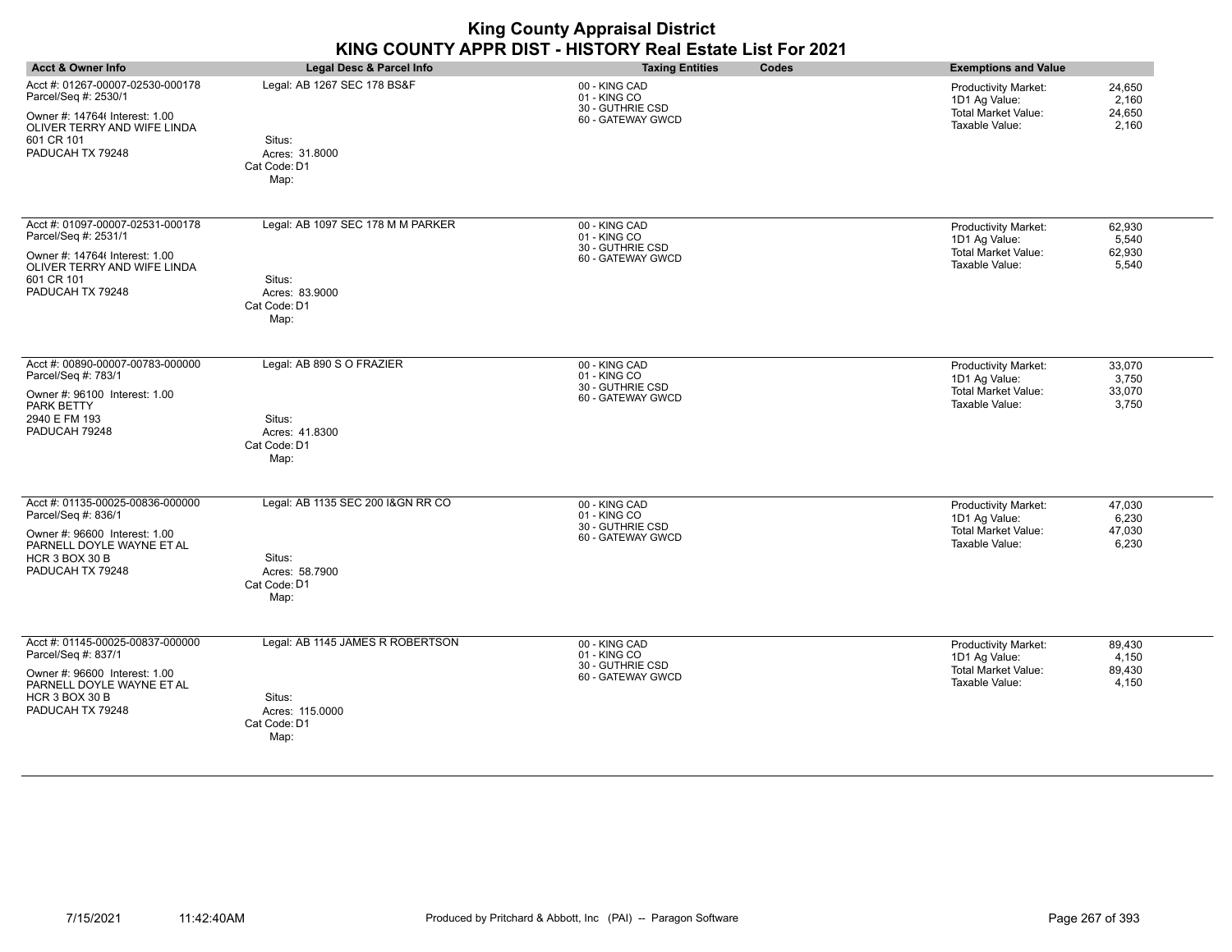# King County Appraisal District

## KING COUNTY APPR DIST - HISTORY Real Estate List For 2021

| Acct & Owner Info | Legal Desc & Parcel Info | Taxing Entities | Codes | Exemptions and Value |
|---|---|---|---|---|
| Acct #: 01267-00007-02530-000178<br>Parcel/Seq #: 2530/1<br>Owner #: 14764( Interest: 1.00<br>OLIVER TERRY AND WIFE LINDA<br>601 CR 101<br>PADUCAH TX 79248 | Legal: AB 1267 SEC 178 BS&F<br>Situs:<br>Acres: 31.8000<br>Cat Code: D1<br>Map: | 00 - KING CAD<br>01 - KING CO<br>30 - GUTHRIE CSD<br>60 - GATEWAY GWCD | | Productivity Market: 24,650<br>1D1 Ag Value: 2,160<br>Total Market Value: 24,650<br>Taxable Value: 2,160 |
| Acct #: 01097-00007-02531-000178<br>Parcel/Seq #: 2531/1<br>Owner #: 14764( Interest: 1.00<br>OLIVER TERRY AND WIFE LINDA<br>601 CR 101<br>PADUCAH TX 79248 | Legal: AB 1097 SEC 178 M M PARKER<br>Situs:<br>Acres: 83.9000<br>Cat Code: D1<br>Map: | 00 - KING CAD<br>01 - KING CO<br>30 - GUTHRIE CSD<br>60 - GATEWAY GWCD | | Productivity Market: 62,930<br>1D1 Ag Value: 5,540<br>Total Market Value: 62,930<br>Taxable Value: 5,540 |
| Acct #: 00890-00007-00783-000000<br>Parcel/Seq #: 783/1<br>Owner #: 96100 Interest: 1.00<br>PARK BETTY<br>2940 E FM 193<br>PADUCAH 79248 | Legal: AB 890 S O FRAZIER<br>Situs:<br>Acres: 41.8300<br>Cat Code: D1<br>Map: | 00 - KING CAD<br>01 - KING CO<br>30 - GUTHRIE CSD<br>60 - GATEWAY GWCD | | Productivity Market: 33,070<br>1D1 Ag Value: 3,750<br>Total Market Value: 33,070<br>Taxable Value: 3,750 |
| Acct #: 01135-00025-00836-000000<br>Parcel/Seq #: 836/1<br>Owner #: 96600 Interest: 1.00<br>PARNELL DOYLE WAYNE ET AL<br>HCR 3 BOX 30 B<br>PADUCAH TX 79248 | Legal: AB 1135 SEC 200 I&GN RR CO<br>Situs:<br>Acres: 58.7900<br>Cat Code: D1<br>Map: | 00 - KING CAD<br>01 - KING CO<br>30 - GUTHRIE CSD<br>60 - GATEWAY GWCD | | Productivity Market: 47,030<br>1D1 Ag Value: 6,230<br>Total Market Value: 47,030<br>Taxable Value: 6,230 |
| Acct #: 01145-00025-00837-000000<br>Parcel/Seq #: 837/1<br>Owner #: 96600 Interest: 1.00<br>PARNELL DOYLE WAYNE ET AL<br>HCR 3 BOX 30 B<br>PADUCAH TX 79248 | Legal: AB 1145 JAMES R ROBERTSON<br>Situs:<br>Acres: 115.0000<br>Cat Code: D1<br>Map: | 00 - KING CAD<br>01 - KING CO<br>30 - GUTHRIE CSD<br>60 - GATEWAY GWCD | | Productivity Market: 89,430<br>1D1 Ag Value: 4,150<br>Total Market Value: 89,430<br>Taxable Value: 4,150 |

7/15/2021 11:42:40AM Produced by Pritchard & Abbott, Inc (PAI) -- Paragon Software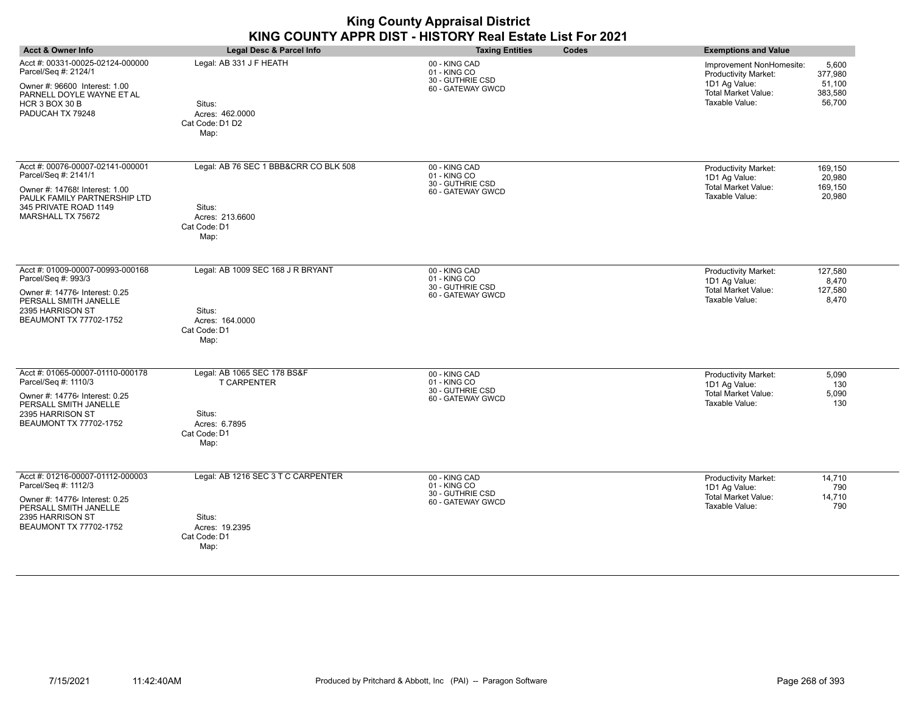# King County Appraisal District

## KING COUNTY APPR DIST - HISTORY Real Estate List For 2021

| Acct & Owner Info | Legal Desc & Parcel Info | Taxing Entities | Codes | Exemptions and Value |
|---|---|---|---|---|
| Acct #: 00331-00025-02124-000000<br>Parcel/Seq #: 2124/1<br>Owner #: 96600 Interest: 1.00<br>PARNELL DOYLE WAYNE ET AL<br>HCR 3 BOX 30 B<br>PADUCAH TX 79248 | Legal: AB 331 J F HEATH<br>Situs:<br>Acres: 462.0000<br>Cat Code: D1 D2<br>Map: | 00 - KING CAD<br>01 - KING CO<br>30 - GUTHRIE CSD<br>60 - GATEWAY GWCD | | Improvement NonHomesite: 5,600<br>Productivity Market: 377,980<br>1D1 Ag Value: 51,100<br>Total Market Value: 383,580<br>Taxable Value: 56,700 |
| Acct #: 00076-00007-02141-000001<br>Parcel/Seq #: 2141/1<br>Owner #: 14768! Interest: 1.00<br>PAULK FAMILY PARTNERSHIP LTD<br>345 PRIVATE ROAD 1149<br>MARSHALL TX 75672 | Legal: AB 76 SEC 1 BBB&CRR CO BLK 508<br>Situs:<br>Acres: 213.6600<br>Cat Code: D1<br>Map: | 00 - KING CAD<br>01 - KING CO<br>30 - GUTHRIE CSD<br>60 - GATEWAY GWCD | | Productivity Market: 169,150<br>1D1 Ag Value: 20,980<br>Total Market Value: 169,150<br>Taxable Value: 20,980 |
| Acct #: 01009-00007-00993-000168<br>Parcel/Seq #: 993/3<br>Owner #: 14776 Interest: 0.25<br>PERSALL SMITH JANELLE<br>2395 HARRISON ST<br>BEAUMONT TX 77702-1752 | Legal: AB 1009 SEC 168 J R BRYANT<br>Situs:<br>Acres: 164.0000<br>Cat Code: D1<br>Map: | 00 - KING CAD<br>01 - KING CO<br>30 - GUTHRIE CSD<br>60 - GATEWAY GWCD | | Productivity Market: 127,580<br>1D1 Ag Value: 8,470<br>Total Market Value: 127,580<br>Taxable Value: 8,470 |
| Acct #: 01065-00007-01110-000178<br>Parcel/Seq #: 1110/3<br>Owner #: 14776 Interest: 0.25<br>PERSALL SMITH JANELLE<br>2395 HARRISON ST<br>BEAUMONT TX 77702-1752 | Legal: AB 1065 SEC 178 BS&F T CARPENTER<br>Situs:<br>Acres: 6.7895<br>Cat Code: D1<br>Map: | 00 - KING CAD<br>01 - KING CO<br>30 - GUTHRIE CSD<br>60 - GATEWAY GWCD | | Productivity Market: 5,090<br>1D1 Ag Value: 130<br>Total Market Value: 5,090<br>Taxable Value: 130 |
| Acct #: 01216-00007-01112-000003<br>Parcel/Seq #: 1112/3<br>Owner #: 14776 Interest: 0.25<br>PERSALL SMITH JANELLE<br>2395 HARRISON ST<br>BEAUMONT TX 77702-1752 | Legal: AB 1216 SEC 3 T C CARPENTER<br>Situs:<br>Acres: 19.2395<br>Cat Code: D1<br>Map: | 00 - KING CAD<br>01 - KING CO<br>30 - GUTHRIE CSD<br>60 - GATEWAY GWCD | | Productivity Market: 14,710<br>1D1 Ag Value: 790<br>Total Market Value: 14,710<br>Taxable Value: 790 |

7/15/2021 11:42:40AM Produced by Pritchard & Abbott, Inc (PAI) -- Paragon Software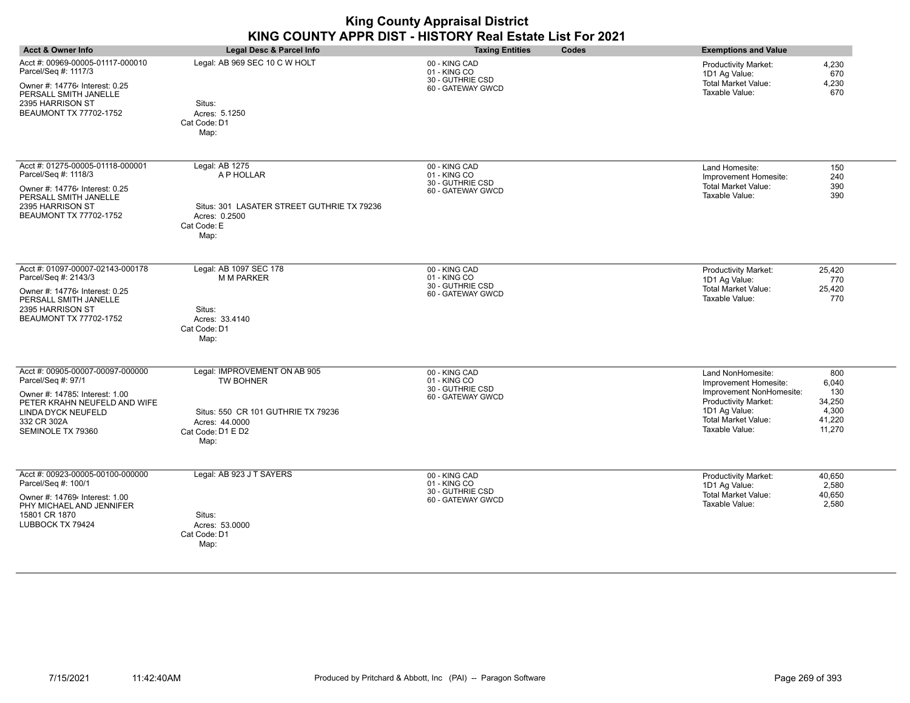# King County Appraisal District

## KING COUNTY APPR DIST - HISTORY Real Estate List For 2021

| Acct & Owner Info | Legal Desc & Parcel Info | Taxing Entities | Codes | Exemptions and Value |
|---|---|---|---|---|
| Acct #: 00969-00005-01117-000010<br>Parcel/Seq #: 1117/3<br>Owner #: 14776 Interest: 0.25<br>PERSALL SMITH JANELLE<br>2395 HARRISON ST<br>BEAUMONT TX 77702-1752 | Legal: AB 969 SEC 10 C W HOLT<br>Situs:<br>Acres: 5.1250<br>Cat Code: D1<br>Map: | 00 - KING CAD<br>01 - KING CO<br>30 - GUTHRIE CSD<br>60 - GATEWAY GWCD | | Productivity Market: 4,230<br>1D1 Ag Value: 670<br>Total Market Value: 4,230<br>Taxable Value: 670 |
| Acct #: 01275-00005-01118-000001<br>Parcel/Seq #: 1118/3<br>Owner #: 14776 Interest: 0.25<br>PERSALL SMITH JANELLE<br>2395 HARRISON ST<br>BEAUMONT TX 77702-1752 | Legal: AB 1275<br>A P HOLLAR<br>Situs: 301 LASATER STREET GUTHRIE TX 79236<br>Acres: 0.2500<br>Cat Code: E<br>Map: | 00 - KING CAD<br>01 - KING CO<br>30 - GUTHRIE CSD<br>60 - GATEWAY GWCD | | Land Homesite: 150<br>Improvement Homesite: 240<br>Total Market Value: 390<br>Taxable Value: 390 |
| Acct #: 01097-00007-02143-000178<br>Parcel/Seq #: 2143/3<br>Owner #: 14776 Interest: 0.25<br>PERSALL SMITH JANELLE<br>2395 HARRISON ST<br>BEAUMONT TX 77702-1752 | Legal: AB 1097 SEC 178<br>M M PARKER<br>Situs:<br>Acres: 33.4140<br>Cat Code: D1<br>Map: | 00 - KING CAD<br>01 - KING CO<br>30 - GUTHRIE CSD<br>60 - GATEWAY GWCD | | Productivity Market: 25,420<br>1D1 Ag Value: 770<br>Total Market Value: 25,420<br>Taxable Value: 770 |
| Acct #: 00905-00007-00097-000000<br>Parcel/Seq #: 97/1<br>Owner #: 14785 Interest: 1.00<br>PETER KRAHN NEUFELD AND WIFE<br>LINDA DYCK NEUFELD<br>332 CR 302A<br>SEMINOLE TX 79360 | Legal: IMPROVEMENT ON AB 905<br>TW BOHNER<br>Situs: 550 CR 101 GUTHRIE TX 79236<br>Acres: 44.0000<br>Cat Code: D1 E D2<br>Map: | 00 - KING CAD<br>01 - KING CO<br>30 - GUTHRIE CSD<br>60 - GATEWAY GWCD | | Land NonHomesite: 800<br>Improvement Homesite: 6,040<br>Improvement NonHomesite: 130<br>Productivity Market: 34,250<br>1D1 Ag Value: 4,300<br>Total Market Value: 41,220<br>Taxable Value: 11,270 |
| Acct #: 00923-00005-00100-000000<br>Parcel/Seq #: 100/1<br>Owner #: 14769 Interest: 1.00<br>PHY MICHAEL AND JENNIFER<br>15801 CR 1870<br>LUBBOCK TX 79424 | Legal: AB 923 J T SAYERS<br>Situs:<br>Acres: 53.0000<br>Cat Code: D1<br>Map: | 00 - KING CAD<br>01 - KING CO<br>30 - GUTHRIE CSD<br>60 - GATEWAY GWCD | | Productivity Market: 40,650<br>1D1 Ag Value: 2,580<br>Total Market Value: 40,650<br>Taxable Value: 2,580 |

7/15/2021 11:42:40AM Produced by Pritchard & Abbott, Inc (PAI) -- Paragon Software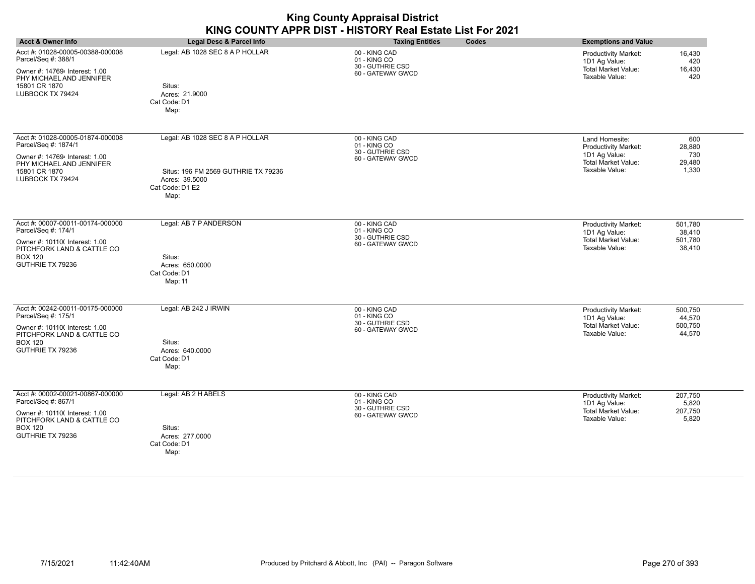# King County Appraisal District

## KING COUNTY APPR DIST - HISTORY Real Estate List For 2021

| Acct & Owner Info | Legal Desc & Parcel Info | Taxing Entities | Codes | Exemptions and Value |
|---|---|---|---|---|
| Acct #: 01028-00005-00388-000008<br>Parcel/Seq #: 388/1<br>Owner #: 14769( Interest: 1.00<br>PHY MICHAEL AND JENNIFER<br>15801 CR 1870<br>LUBBOCK TX 79424 | Legal: AB 1028 SEC 8 A P HOLLAR<br>Situs:<br>Acres: 21.9000<br>Cat Code: D1<br>Map: | 00 - KING CAD<br>01 - KING CO<br>30 - GUTHRIE CSD<br>60 - GATEWAY GWCD | | Productivity Market: 16,430<br>1D1 Ag Value: 420<br>Total Market Value: 16,430<br>Taxable Value: 420 |
| Acct #: 01028-00005-01874-000008<br>Parcel/Seq #: 1874/1<br>Owner #: 14769( Interest: 1.00<br>PHY MICHAEL AND JENNIFER<br>15801 CR 1870<br>LUBBOCK TX 79424 | Legal: AB 1028 SEC 8 A P HOLLAR<br>Situs: 196 FM 2569 GUTHRIE TX 79236<br>Acres: 39.5000<br>Cat Code: D1 E2<br>Map: | 00 - KING CAD<br>01 - KING CO<br>30 - GUTHRIE CSD<br>60 - GATEWAY GWCD | | Land Homesite: 600<br>Productivity Market: 28,880<br>1D1 Ag Value: 730<br>Total Market Value: 29,480<br>Taxable Value: 1,330 |
| Acct #: 00007-00011-00174-000000<br>Parcel/Seq #: 174/1<br>Owner #: 10110( Interest: 1.00<br>PITCHFORK LAND & CATTLE CO<br>BOX 120<br>GUTHRIE TX 79236 | Legal: AB 7 P ANDERSON<br>Situs:<br>Acres: 650.0000<br>Cat Code: D1<br>Map: 11 | 00 - KING CAD<br>01 - KING CO<br>30 - GUTHRIE CSD<br>60 - GATEWAY GWCD | | Productivity Market: 501,780<br>1D1 Ag Value: 38,410<br>Total Market Value: 501,780<br>Taxable Value: 38,410 |
| Acct #: 00242-00011-00175-000000<br>Parcel/Seq #: 175/1<br>Owner #: 10110( Interest: 1.00<br>PITCHFORK LAND & CATTLE CO<br>BOX 120<br>GUTHRIE TX 79236 | Legal: AB 242 J IRWIN<br>Situs:<br>Acres: 640.0000<br>Cat Code: D1<br>Map: | 00 - KING CAD<br>01 - KING CO<br>30 - GUTHRIE CSD<br>60 - GATEWAY GWCD | | Productivity Market: 500,750<br>1D1 Ag Value: 44,570<br>Total Market Value: 500,750<br>Taxable Value: 44,570 |
| Acct #: 00002-00021-00867-000000<br>Parcel/Seq #: 867/1<br>Owner #: 10110( Interest: 1.00<br>PITCHFORK LAND & CATTLE CO<br>BOX 120<br>GUTHRIE TX 79236 | Legal: AB 2 H ABELS<br>Situs:<br>Acres: 277.0000<br>Cat Code: D1<br>Map: | 00 - KING CAD<br>01 - KING CO<br>30 - GUTHRIE CSD<br>60 - GATEWAY GWCD | | Productivity Market: 207,750<br>1D1 Ag Value: 5,820<br>Total Market Value: 207,750<br>Taxable Value: 5,820 |

7/15/2021 11:42:40AM Produced by Pritchard & Abbott, Inc (PAI) -- Paragon Software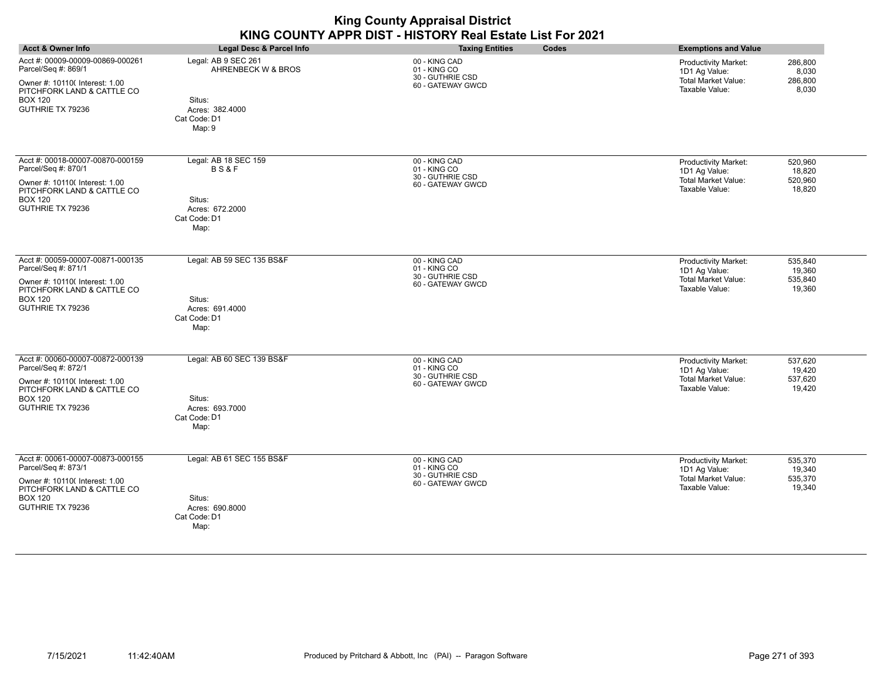# King County Appraisal District
## KING COUNTY APPR DIST - HISTORY Real Estate List For 2021

| Acct & Owner Info | Legal Desc & Parcel Info | Taxing Entities | Codes | Exemptions and Value |
|---|---|---|---|---|
| Acct #: 00009-00009-00869-000261<br>Parcel/Seq #: 869/1<br>Owner #: 10110( Interest: 1.00<br>PITCHFORK LAND & CATTLE CO<br>BOX 120<br>GUTHRIE TX 79236 | Legal: AB 9 SEC 261<br>AHRENBECK W & BROS<br>Situs:<br>Acres: 382.4000<br>Cat Code: D1<br>Map: 9 | 00 - KING CAD<br>01 - KING CO<br>30 - GUTHRIE CSD<br>60 - GATEWAY GWCD | | Productivity Market: 286,800<br>1D1 Ag Value: 8,030<br>Total Market Value: 286,800<br>Taxable Value: 8,030 |
| Acct #: 00018-00007-00870-000159<br>Parcel/Seq #: 870/1<br>Owner #: 10110( Interest: 1.00<br>PITCHFORK LAND & CATTLE CO<br>BOX 120<br>GUTHRIE TX 79236 | Legal: AB 18 SEC 159<br>B S & F<br>Situs:<br>Acres: 672.2000<br>Cat Code: D1<br>Map: | 00 - KING CAD<br>01 - KING CO<br>30 - GUTHRIE CSD<br>60 - GATEWAY GWCD | | Productivity Market: 520,960<br>1D1 Ag Value: 18,820<br>Total Market Value: 520,960<br>Taxable Value: 18,820 |
| Acct #: 00059-00007-00871-000135<br>Parcel/Seq #: 871/1<br>Owner #: 10110( Interest: 1.00<br>PITCHFORK LAND & CATTLE CO<br>BOX 120<br>GUTHRIE TX 79236 | Legal: AB 59 SEC 135 BS&F<br>Situs:<br>Acres: 691.4000<br>Cat Code: D1<br>Map: | 00 - KING CAD<br>01 - KING CO<br>30 - GUTHRIE CSD<br>60 - GATEWAY GWCD | | Productivity Market: 535,840<br>1D1 Ag Value: 19,360<br>Total Market Value: 535,840<br>Taxable Value: 19,360 |
| Acct #: 00060-00007-00872-000139<br>Parcel/Seq #: 872/1<br>Owner #: 10110( Interest: 1.00<br>PITCHFORK LAND & CATTLE CO<br>BOX 120<br>GUTHRIE TX 79236 | Legal: AB 60 SEC 139 BS&F<br>Situs:<br>Acres: 693.7000<br>Cat Code: D1<br>Map: | 00 - KING CAD<br>01 - KING CO<br>30 - GUTHRIE CSD<br>60 - GATEWAY GWCD | | Productivity Market: 537,620<br>1D1 Ag Value: 19,420<br>Total Market Value: 537,620<br>Taxable Value: 19,420 |
| Acct #: 00061-00007-00873-000155<br>Parcel/Seq #: 873/1<br>Owner #: 10110( Interest: 1.00<br>PITCHFORK LAND & CATTLE CO<br>BOX 120<br>GUTHRIE TX 79236 | Legal: AB 61 SEC 155 BS&F<br>Situs:<br>Acres: 690.8000<br>Cat Code: D1<br>Map: | 00 - KING CAD<br>01 - KING CO<br>30 - GUTHRIE CSD<br>60 - GATEWAY GWCD | | Productivity Market: 535,370<br>1D1 Ag Value: 19,340<br>Total Market Value: 535,370<br>Taxable Value: 19,340 |

7/15/2021 11:42:40AM Produced by Pritchard & Abbott, Inc (PAI) -- Paragon Software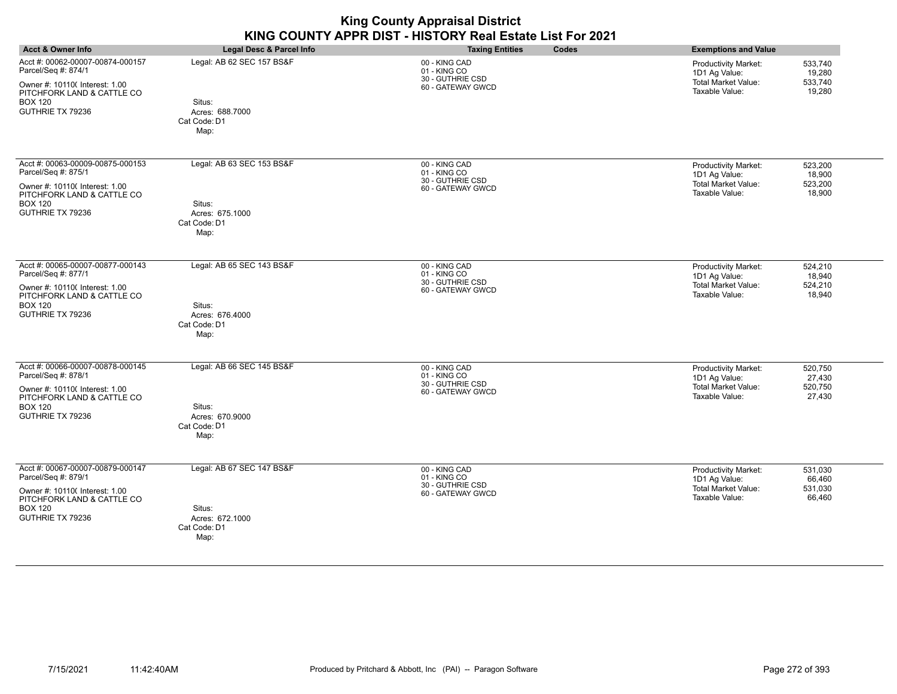# King County Appraisal District

## KING COUNTY APPR DIST - HISTORY Real Estate List For 2021

| Acct & Owner Info | Legal Desc & Parcel Info | Taxing Entities | Codes | Exemptions and Value |
|---|---|---|---|---|
| Acct #: 00062-00007-00874-000157<br>Parcel/Seq #: 874/1<br>Owner #: 10110( Interest: 1.00<br>PITCHFORK LAND & CATTLE CO<br>BOX 120<br>GUTHRIE TX 79236 | Legal: AB 62 SEC 157 BS&F<br>Situs:<br>Acres: 688.7000<br>Cat Code: D1<br>Map: | 00 - KING CAD<br>01 - KING CO<br>30 - GUTHRIE CSD<br>60 - GATEWAY GWCD | | Productivity Market: 533,740<br>1D1 Ag Value: 19,280<br>Total Market Value: 533,740<br>Taxable Value: 19,280 |
| Acct #: 00063-00009-00875-000153<br>Parcel/Seq #: 875/1<br>Owner #: 10110( Interest: 1.00<br>PITCHFORK LAND & CATTLE CO<br>BOX 120<br>GUTHRIE TX 79236 | Legal: AB 63 SEC 153 BS&F<br>Situs:<br>Acres: 675.1000<br>Cat Code: D1<br>Map: | 00 - KING CAD<br>01 - KING CO<br>30 - GUTHRIE CSD<br>60 - GATEWAY GWCD | | Productivity Market: 523,200<br>1D1 Ag Value: 18,900<br>Total Market Value: 523,200<br>Taxable Value: 18,900 |
| Acct #: 00065-00007-00877-000143<br>Parcel/Seq #: 877/1<br>Owner #: 10110( Interest: 1.00<br>PITCHFORK LAND & CATTLE CO<br>BOX 120<br>GUTHRIE TX 79236 | Legal: AB 65 SEC 143 BS&F<br>Situs:<br>Acres: 676.4000<br>Cat Code: D1<br>Map: | 00 - KING CAD<br>01 - KING CO<br>30 - GUTHRIE CSD<br>60 - GATEWAY GWCD | | Productivity Market: 524,210<br>1D1 Ag Value: 18,940<br>Total Market Value: 524,210<br>Taxable Value: 18,940 |
| Acct #: 00066-00007-00878-000145<br>Parcel/Seq #: 878/1<br>Owner #: 10110( Interest: 1.00<br>PITCHFORK LAND & CATTLE CO<br>BOX 120<br>GUTHRIE TX 79236 | Legal: AB 66 SEC 145 BS&F<br>Situs:<br>Acres: 670.9000<br>Cat Code: D1<br>Map: | 00 - KING CAD<br>01 - KING CO<br>30 - GUTHRIE CSD<br>60 - GATEWAY GWCD | | Productivity Market: 520,750<br>1D1 Ag Value: 27,430<br>Total Market Value: 520,750<br>Taxable Value: 27,430 |
| Acct #: 00067-00007-00879-000147<br>Parcel/Seq #: 879/1<br>Owner #: 10110( Interest: 1.00<br>PITCHFORK LAND & CATTLE CO<br>BOX 120<br>GUTHRIE TX 79236 | Legal: AB 67 SEC 147 BS&F<br>Situs:<br>Acres: 672.1000<br>Cat Code: D1<br>Map: | 00 - KING CAD<br>01 - KING CO<br>30 - GUTHRIE CSD<br>60 - GATEWAY GWCD | | Productivity Market: 531,030<br>1D1 Ag Value: 66,460<br>Total Market Value: 531,030<br>Taxable Value: 66,460 |

7/15/2021 11:42:40AM Produced by Pritchard & Abbott, Inc (PAI) -- Paragon Software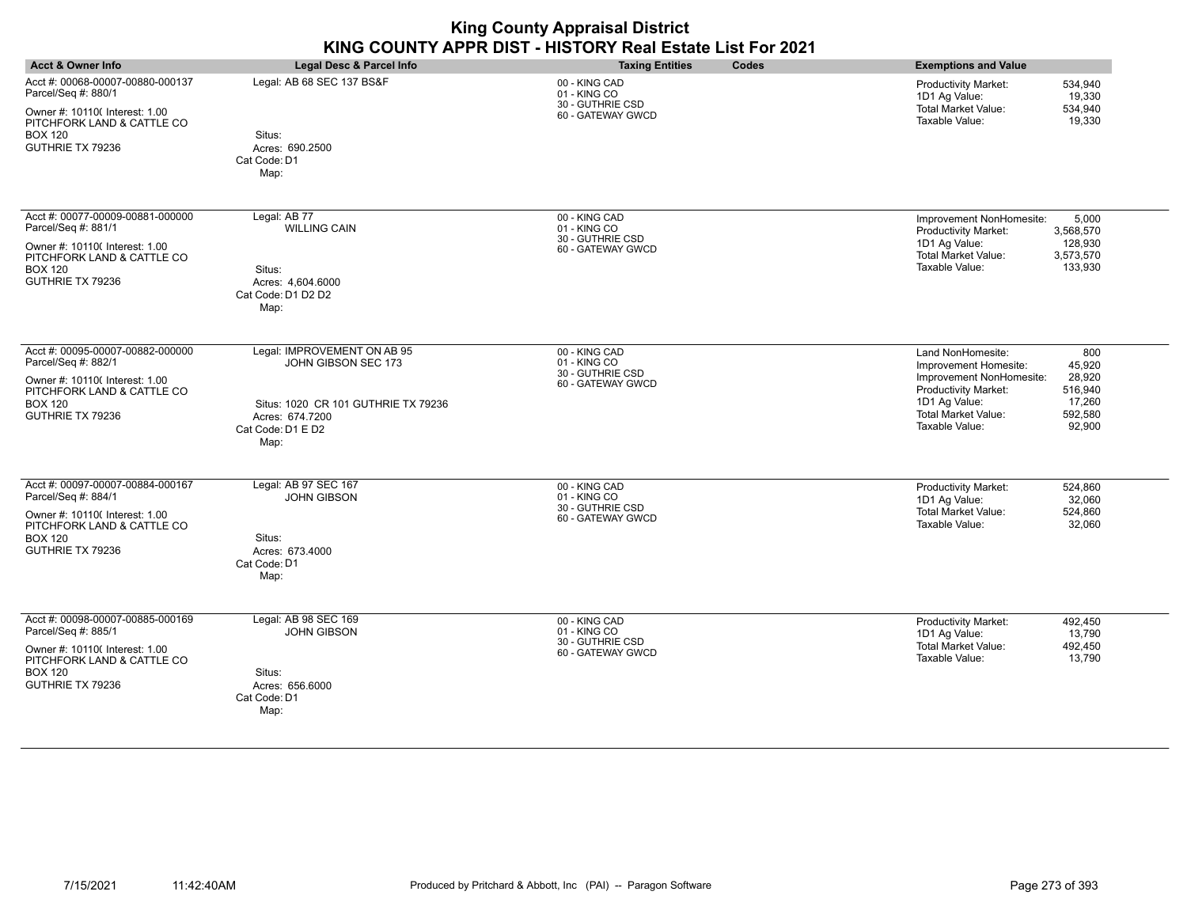# King County Appraisal District

## KING COUNTY APPR DIST - HISTORY Real Estate List For 2021

| Acct & Owner Info | Legal Desc & Parcel Info | Taxing Entities | Codes | Exemptions and Value |
|---|---|---|---|---|
| Acct #: 00068-00007-00880-000137<br>Parcel/Seq #: 880/1<br>Owner #: 10110( Interest: 1.00<br>PITCHFORK LAND & CATTLE CO<br>BOX 120<br>GUTHRIE TX 79236 | Legal: AB 68 SEC 137 BS&F<br>Situs:<br>Acres: 690.2500<br>Cat Code: D1<br>Map: | 00 - KING CAD<br>01 - KING CO<br>30 - GUTHRIE CSD<br>60 - GATEWAY GWCD | | Productivity Market: 534,940<br>1D1 Ag Value: 19,330<br>Total Market Value: 534,940<br>Taxable Value: 19,330 |
| Acct #: 00077-00009-00881-000000<br>Parcel/Seq #: 881/1<br>Owner #: 10110( Interest: 1.00<br>PITCHFORK LAND & CATTLE CO<br>BOX 120<br>GUTHRIE TX 79236 | Legal: AB 77<br>WILLING CAIN<br>Situs:<br>Acres: 4,604.6000<br>Cat Code: D1 D2 D2<br>Map: | 00 - KING CAD<br>01 - KING CO<br>30 - GUTHRIE CSD<br>60 - GATEWAY GWCD | | Improvement NonHomesite: 5,000<br>Productivity Market: 3,568,570<br>1D1 Ag Value: 128,930<br>Total Market Value: 3,573,570<br>Taxable Value: 133,930 |
| Acct #: 00095-00007-00882-000000<br>Parcel/Seq #: 882/1<br>Owner #: 10110( Interest: 1.00<br>PITCHFORK LAND & CATTLE CO<br>BOX 120<br>GUTHRIE TX 79236 | Legal: IMPROVEMENT ON AB 95<br>JOHN GIBSON SEC 173<br>Situs: 1020 CR 101 GUTHRIE TX 79236<br>Acres: 674.7200<br>Cat Code: D1 E D2<br>Map: | 00 - KING CAD<br>01 - KING CO<br>30 - GUTHRIE CSD<br>60 - GATEWAY GWCD | | Land NonHomesite: 800<br>Improvement Homesite: 45,920<br>Improvement NonHomesite: 28,920<br>Productivity Market: 516,940<br>1D1 Ag Value: 17,260<br>Total Market Value: 592,580<br>Taxable Value: 92,900 |
| Acct #: 00097-00007-00884-000167<br>Parcel/Seq #: 884/1<br>Owner #: 10110( Interest: 1.00<br>PITCHFORK LAND & CATTLE CO<br>BOX 120<br>GUTHRIE TX 79236 | Legal: AB 97 SEC 167<br>JOHN GIBSON<br>Situs:<br>Acres: 673.4000<br>Cat Code: D1<br>Map: | 00 - KING CAD<br>01 - KING CO<br>30 - GUTHRIE CSD<br>60 - GATEWAY GWCD | | Productivity Market: 524,860<br>1D1 Ag Value: 32,060<br>Total Market Value: 524,860<br>Taxable Value: 32,060 |
| Acct #: 00098-00007-00885-000169<br>Parcel/Seq #: 885/1<br>Owner #: 10110( Interest: 1.00<br>PITCHFORK LAND & CATTLE CO<br>BOX 120<br>GUTHRIE TX 79236 | Legal: AB 98 SEC 169<br>JOHN GIBSON<br>Situs:<br>Acres: 656.6000<br>Cat Code: D1<br>Map: | 00 - KING CAD<br>01 - KING CO<br>30 - GUTHRIE CSD<br>60 - GATEWAY GWCD | | Productivity Market: 492,450<br>1D1 Ag Value: 13,790<br>Total Market Value: 492,450<br>Taxable Value: 13,790 |

7/15/2021 11:42:40AM Produced by Pritchard & Abbott, Inc (PAI) -- Paragon Software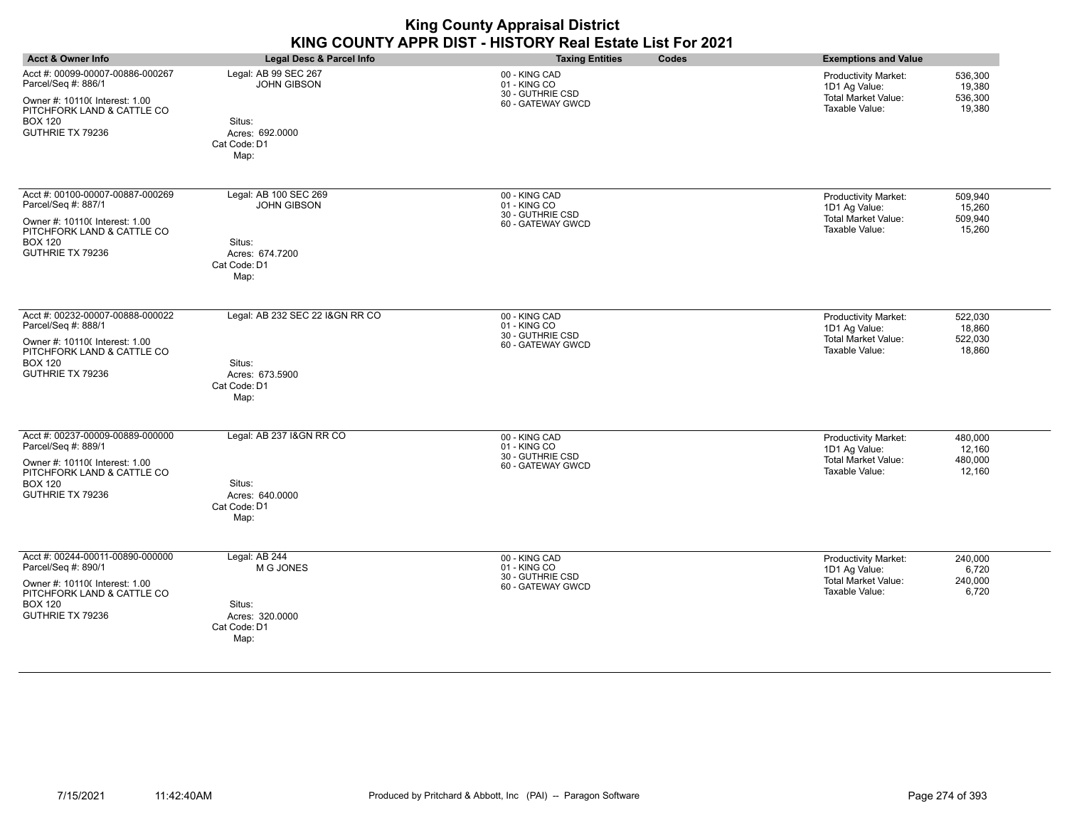# King County Appraisal District

## KING COUNTY APPR DIST - HISTORY Real Estate List For 2021

| Acct & Owner Info | Legal Desc & Parcel Info | Taxing Entities | Codes | Exemptions and Value | |
|---|---|---|---|---|---|
| Acct #: 00099-00007-00886-000267<br>Parcel/Seq #: 886/1<br>Owner #: 10110( Interest: 1.00<br>PITCHFORK LAND & CATTLE CO<br>BOX 120<br>GUTHRIE TX 79236 | Legal: AB 99 SEC 267<br>JOHN GIBSON<br>Situs:<br>Acres: 692.0000<br>Cat Code: D1<br>Map: | 00 - KING CAD<br>01 - KING CO<br>30 - GUTHRIE CSD<br>60 - GATEWAY GWCD | | Productivity Market:<br>1D1 Ag Value:<br>Total Market Value:<br>Taxable Value: | 536,300<br>19,380<br>536,300<br>19,380 |
| Acct #: 00100-00007-00887-000269<br>Parcel/Seq #: 887/1<br>Owner #: 10110( Interest: 1.00<br>PITCHFORK LAND & CATTLE CO<br>BOX 120<br>GUTHRIE TX 79236 | Legal: AB 100 SEC 269<br>JOHN GIBSON<br>Situs:<br>Acres: 674.7200<br>Cat Code: D1<br>Map: | 00 - KING CAD<br>01 - KING CO<br>30 - GUTHRIE CSD<br>60 - GATEWAY GWCD | | Productivity Market:<br>1D1 Ag Value:<br>Total Market Value:<br>Taxable Value: | 509,940<br>15,260<br>509,940<br>15,260 |
| Acct #: 00232-00007-00888-000022<br>Parcel/Seq #: 888/1<br>Owner #: 10110( Interest: 1.00<br>PITCHFORK LAND & CATTLE CO<br>BOX 120<br>GUTHRIE TX 79236 | Legal: AB 232 SEC 22 I&GN RR CO<br>Situs:<br>Acres: 673.5900<br>Cat Code: D1<br>Map: | 00 - KING CAD<br>01 - KING CO<br>30 - GUTHRIE CSD<br>60 - GATEWAY GWCD | | Productivity Market:<br>1D1 Ag Value:<br>Total Market Value:<br>Taxable Value: | 522,030<br>18,860<br>522,030<br>18,860 |
| Acct #: 00237-00009-00889-000000<br>Parcel/Seq #: 889/1<br>Owner #: 10110( Interest: 1.00<br>PITCHFORK LAND & CATTLE CO<br>BOX 120<br>GUTHRIE TX 79236 | Legal: AB 237 I&GN RR CO<br>Situs:<br>Acres: 640.0000<br>Cat Code: D1<br>Map: | 00 - KING CAD<br>01 - KING CO<br>30 - GUTHRIE CSD<br>60 - GATEWAY GWCD | | Productivity Market:<br>1D1 Ag Value:<br>Total Market Value:<br>Taxable Value: | 480,000<br>12,160<br>480,000<br>12,160 |
| Acct #: 00244-00011-00890-000000<br>Parcel/Seq #: 890/1<br>Owner #: 10110( Interest: 1.00<br>PITCHFORK LAND & CATTLE CO<br>BOX 120<br>GUTHRIE TX 79236 | Legal: AB 244<br>M G JONES<br>Situs:<br>Acres: 320.0000<br>Cat Code: D1<br>Map: | 00 - KING CAD<br>01 - KING CO<br>30 - GUTHRIE CSD<br>60 - GATEWAY GWCD | | Productivity Market:<br>1D1 Ag Value:<br>Total Market Value:<br>Taxable Value: | 240,000<br>6,720<br>240,000<br>6,720 |

7/15/2021 11:42:40AM Produced by Pritchard & Abbott, Inc (PAI) -- Paragon Software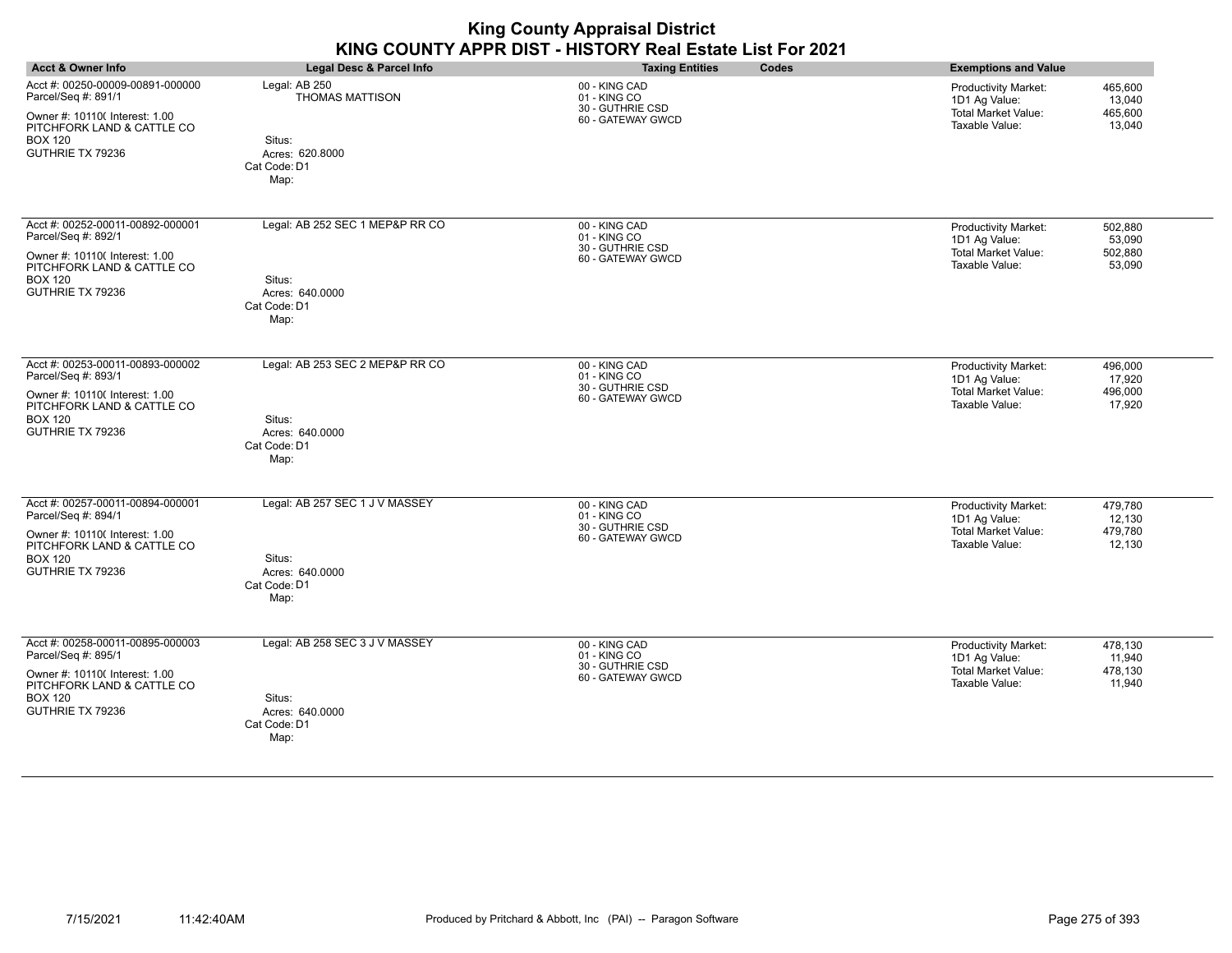# King County Appraisal District

## KING COUNTY APPR DIST - HISTORY Real Estate List For 2021

| Acct & Owner Info | Legal Desc & Parcel Info | Taxing Entities | Codes | Exemptions and Value |
|---|---|---|---|---|
| Acct #: 00250-00009-00891-000000<br>Parcel/Seq #: 891/1<br>Owner #: 10110( Interest: 1.00<br>PITCHFORK LAND & CATTLE CO<br>BOX 120<br>GUTHRIE TX 79236 | Legal: AB 250<br>THOMAS MATTISON<br>Situs:<br>Acres: 620.8000<br>Cat Code: D1<br>Map: | 00 - KING CAD<br>01 - KING CO<br>30 - GUTHRIE CSD<br>60 - GATEWAY GWCD | | Productivity Market: 465,600<br>1D1 Ag Value: 13,040<br>Total Market Value: 465,600<br>Taxable Value: 13,040 |
| Acct #: 00252-00011-00892-000001<br>Parcel/Seq #: 892/1<br>Owner #: 10110( Interest: 1.00<br>PITCHFORK LAND & CATTLE CO<br>BOX 120<br>GUTHRIE TX 79236 | Legal: AB 252 SEC 1 MEP&P RR CO<br>Situs:<br>Acres: 640.0000<br>Cat Code: D1<br>Map: | 00 - KING CAD<br>01 - KING CO<br>30 - GUTHRIE CSD<br>60 - GATEWAY GWCD | | Productivity Market: 502,880<br>1D1 Ag Value: 53,090<br>Total Market Value: 502,880<br>Taxable Value: 53,090 |
| Acct #: 00253-00011-00893-000002<br>Parcel/Seq #: 893/1<br>Owner #: 10110( Interest: 1.00<br>PITCHFORK LAND & CATTLE CO<br>BOX 120<br>GUTHRIE TX 79236 | Legal: AB 253 SEC 2 MEP&P RR CO<br>Situs:<br>Acres: 640.0000<br>Cat Code: D1<br>Map: | 00 - KING CAD<br>01 - KING CO<br>30 - GUTHRIE CSD<br>60 - GATEWAY GWCD | | Productivity Market: 496,000<br>1D1 Ag Value: 17,920<br>Total Market Value: 496,000<br>Taxable Value: 17,920 |
| Acct #: 00257-00011-00894-000001<br>Parcel/Seq #: 894/1<br>Owner #: 10110( Interest: 1.00<br>PITCHFORK LAND & CATTLE CO<br>BOX 120<br>GUTHRIE TX 79236 | Legal: AB 257 SEC 1 J V MASSEY<br>Situs:<br>Acres: 640.0000<br>Cat Code: D1<br>Map: | 00 - KING CAD<br>01 - KING CO<br>30 - GUTHRIE CSD<br>60 - GATEWAY GWCD | | Productivity Market: 479,780<br>1D1 Ag Value: 12,130<br>Total Market Value: 479,780<br>Taxable Value: 12,130 |
| Acct #: 00258-00011-00895-000003<br>Parcel/Seq #: 895/1<br>Owner #: 10110( Interest: 1.00<br>PITCHFORK LAND & CATTLE CO<br>BOX 120<br>GUTHRIE TX 79236 | Legal: AB 258 SEC 3 J V MASSEY<br>Situs:<br>Acres: 640.0000<br>Cat Code: D1<br>Map: | 00 - KING CAD<br>01 - KING CO<br>30 - GUTHRIE CSD<br>60 - GATEWAY GWCD | | Productivity Market: 478,130<br>1D1 Ag Value: 11,940<br>Total Market Value: 478,130<br>Taxable Value: 11,940 |

7/15/2021 11:42:40AM Produced by Pritchard & Abbott, Inc (PAI) -- Paragon Software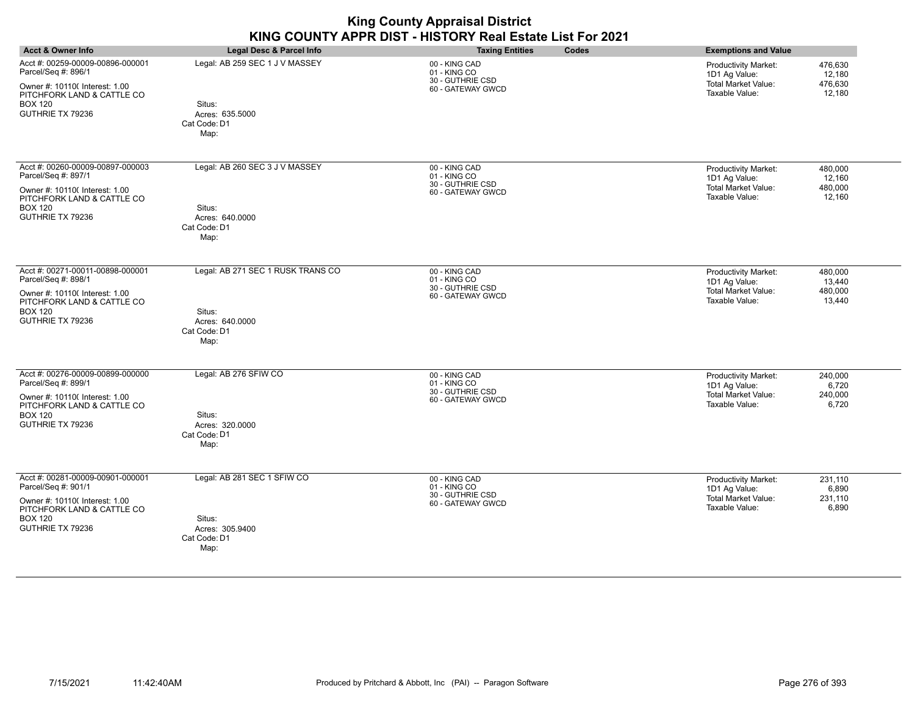# King County Appraisal District

## KING COUNTY APPR DIST - HISTORY Real Estate List For 2021

| Acct & Owner Info | Legal Desc & Parcel Info | Taxing Entities | Codes | Exemptions and Value |
|---|---|---|---|---|
| Acct #: 00259-00009-00896-000001<br>Parcel/Seq #: 896/1<br>Owner #: 10110( Interest: 1.00<br>PITCHFORK LAND & CATTLE CO<br>BOX 120<br>GUTHRIE TX 79236 | Legal: AB 259 SEC 1 J V MASSEY<br>Situs:<br>Acres: 635.5000<br>Cat Code: D1<br>Map: | 00 - KING CAD<br>01 - KING CO<br>30 - GUTHRIE CSD<br>60 - GATEWAY GWCD | | Productivity Market: 476,630<br>1D1 Ag Value: 12,180<br>Total Market Value: 476,630<br>Taxable Value: 12,180 |
| Acct #: 00260-00009-00897-000003<br>Parcel/Seq #: 897/1<br>Owner #: 10110( Interest: 1.00<br>PITCHFORK LAND & CATTLE CO<br>BOX 120<br>GUTHRIE TX 79236 | Legal: AB 260 SEC 3 J V MASSEY<br>Situs:<br>Acres: 640.0000<br>Cat Code: D1<br>Map: | 00 - KING CAD<br>01 - KING CO<br>30 - GUTHRIE CSD<br>60 - GATEWAY GWCD | | Productivity Market: 480,000<br>1D1 Ag Value: 12,160<br>Total Market Value: 480,000<br>Taxable Value: 12,160 |
| Acct #: 00271-00011-00898-000001<br>Parcel/Seq #: 898/1<br>Owner #: 10110( Interest: 1.00<br>PITCHFORK LAND & CATTLE CO<br>BOX 120<br>GUTHRIE TX 79236 | Legal: AB 271 SEC 1 RUSK TRANS CO<br>Situs:<br>Acres: 640.0000<br>Cat Code: D1<br>Map: | 00 - KING CAD<br>01 - KING CO<br>30 - GUTHRIE CSD<br>60 - GATEWAY GWCD | | Productivity Market: 480,000<br>1D1 Ag Value: 13,440<br>Total Market Value: 480,000<br>Taxable Value: 13,440 |
| Acct #: 00276-00009-00899-000000<br>Parcel/Seq #: 899/1<br>Owner #: 10110( Interest: 1.00<br>PITCHFORK LAND & CATTLE CO<br>BOX 120<br>GUTHRIE TX 79236 | Legal: AB 276 SFIW CO<br>Situs:<br>Acres: 320.0000<br>Cat Code: D1<br>Map: | 00 - KING CAD<br>01 - KING CO<br>30 - GUTHRIE CSD<br>60 - GATEWAY GWCD | | Productivity Market: 240,000<br>1D1 Ag Value: 6,720<br>Total Market Value: 240,000<br>Taxable Value: 6,720 |
| Acct #: 00281-00009-00901-000001<br>Parcel/Seq #: 901/1<br>Owner #: 10110( Interest: 1.00<br>PITCHFORK LAND & CATTLE CO<br>BOX 120<br>GUTHRIE TX 79236 | Legal: AB 281 SEC 1 SFIW CO<br>Situs:<br>Acres: 305.9400<br>Cat Code: D1<br>Map: | 00 - KING CAD<br>01 - KING CO<br>30 - GUTHRIE CSD<br>60 - GATEWAY GWCD | | Productivity Market: 231,110<br>1D1 Ag Value: 6,890<br>Total Market Value: 231,110<br>Taxable Value: 6,890 |

7/15/2021 11:42:40AM Produced by Pritchard & Abbott, Inc (PAI) -- Paragon Software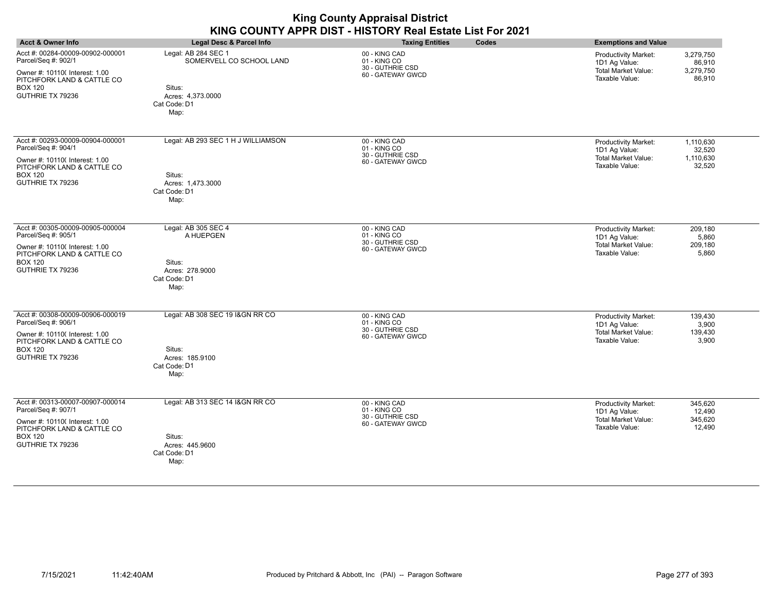# King County Appraisal District

## KING COUNTY APPR DIST - HISTORY Real Estate List For 2021

| Acct & Owner Info | Legal Desc & Parcel Info | Taxing Entities | Codes | Exemptions and Value |
|---|---|---|---|---|
| Acct #: 00284-00009-00902-000001<br>Parcel/Seq #: 902/1<br>Owner #: 10110( Interest: 1.00<br>PITCHFORK LAND & CATTLE CO<br>BOX 120<br>GUTHRIE TX 79236 | Legal: AB 284 SEC 1<br>SOMERVELL CO SCHOOL LAND<br>Situs:<br>Acres: 4,373.0000<br>Cat Code: D1<br>Map: | 00 - KING CAD<br>01 - KING CO<br>30 - GUTHRIE CSD<br>60 - GATEWAY GWCD | | Productivity Market: 3,279,750<br>1D1 Ag Value: 86,910<br>Total Market Value: 3,279,750<br>Taxable Value: 86,910 |
| Acct #: 00293-00009-00904-000001<br>Parcel/Seq #: 904/1<br>Owner #: 10110( Interest: 1.00<br>PITCHFORK LAND & CATTLE CO<br>BOX 120<br>GUTHRIE TX 79236 | Legal: AB 293 SEC 1 H J WILLIAMSON<br>Situs:<br>Acres: 1,473.3000<br>Cat Code: D1<br>Map: | 00 - KING CAD<br>01 - KING CO<br>30 - GUTHRIE CSD<br>60 - GATEWAY GWCD | | Productivity Market: 1,110,630<br>1D1 Ag Value: 32,520<br>Total Market Value: 1,110,630<br>Taxable Value: 32,520 |
| Acct #: 00305-00009-00905-000004<br>Parcel/Seq #: 905/1<br>Owner #: 10110( Interest: 1.00<br>PITCHFORK LAND & CATTLE CO<br>BOX 120<br>GUTHRIE TX 79236 | Legal: AB 305 SEC 4<br>A HUEPGEN<br>Situs:<br>Acres: 278.9000<br>Cat Code: D1<br>Map: | 00 - KING CAD<br>01 - KING CO<br>30 - GUTHRIE CSD<br>60 - GATEWAY GWCD | | Productivity Market: 209,180<br>1D1 Ag Value: 5,860<br>Total Market Value: 209,180<br>Taxable Value: 5,860 |
| Acct #: 00308-00009-00906-000019<br>Parcel/Seq #: 906/1<br>Owner #: 10110( Interest: 1.00<br>PITCHFORK LAND & CATTLE CO<br>BOX 120<br>GUTHRIE TX 79236 | Legal: AB 308 SEC 19 I&GN RR CO<br>Situs:<br>Acres: 185.9100<br>Cat Code: D1<br>Map: | 00 - KING CAD<br>01 - KING CO<br>30 - GUTHRIE CSD<br>60 - GATEWAY GWCD | | Productivity Market: 139,430<br>1D1 Ag Value: 3,900<br>Total Market Value: 139,430<br>Taxable Value: 3,900 |
| Acct #: 00313-00007-00907-000014<br>Parcel/Seq #: 907/1<br>Owner #: 10110( Interest: 1.00<br>PITCHFORK LAND & CATTLE CO<br>BOX 120<br>GUTHRIE TX 79236 | Legal: AB 313 SEC 14 I&GN RR CO<br>Situs:<br>Acres: 445.9600<br>Cat Code: D1<br>Map: | 00 - KING CAD<br>01 - KING CO<br>30 - GUTHRIE CSD<br>60 - GATEWAY GWCD | | Productivity Market: 345,620<br>1D1 Ag Value: 12,490<br>Total Market Value: 345,620<br>Taxable Value: 12,490 |

7/15/2021 11:42:40AM Produced by Pritchard & Abbott, Inc (PAI) -- Paragon Software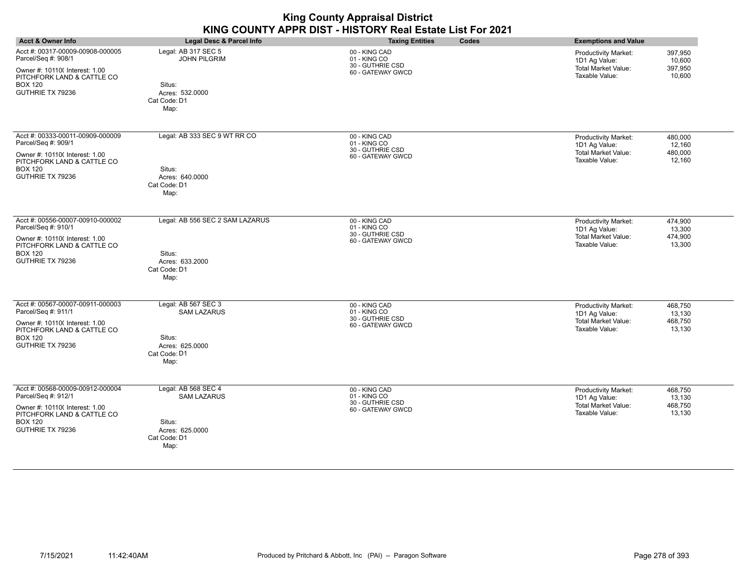# King County Appraisal District

## KING COUNTY APPR DIST - HISTORY Real Estate List For 2021

| Acct & Owner Info | Legal Desc & Parcel Info | Taxing Entities | Codes | Exemptions and Value |
|---|---|---|---|---|
| Acct #: 00317-00009-00908-000005<br>Parcel/Seq #: 908/1<br>Owner #: 10110( Interest: 1.00<br>PITCHFORK LAND & CATTLE CO<br>BOX 120<br>GUTHRIE TX 79236 | Legal: AB 317 SEC 5<br>JOHN PILGRIM<br>Situs:<br>Acres: 532.0000<br>Cat Code: D1<br>Map: | 00 - KING CAD<br>01 - KING CO<br>30 - GUTHRIE CSD<br>60 - GATEWAY GWCD | | Productivity Market: 397,950<br>1D1 Ag Value: 10,600<br>Total Market Value: 397,950<br>Taxable Value: 10,600 |
| Acct #: 00333-00011-00909-000009<br>Parcel/Seq #: 909/1<br>Owner #: 10110( Interest: 1.00<br>PITCHFORK LAND & CATTLE CO<br>BOX 120<br>GUTHRIE TX 79236 | Legal: AB 333 SEC 9 WT RR CO<br>Situs:<br>Acres: 640.0000<br>Cat Code: D1<br>Map: | 00 - KING CAD<br>01 - KING CO<br>30 - GUTHRIE CSD<br>60 - GATEWAY GWCD | | Productivity Market: 480,000<br>1D1 Ag Value: 12,160<br>Total Market Value: 480,000<br>Taxable Value: 12,160 |
| Acct #: 00556-00007-00910-000002<br>Parcel/Seq #: 910/1<br>Owner #: 10110( Interest: 1.00<br>PITCHFORK LAND & CATTLE CO<br>BOX 120<br>GUTHRIE TX 79236 | Legal: AB 556 SEC 2 SAM LAZARUS<br>Situs:<br>Acres: 633.2000<br>Cat Code: D1<br>Map: | 00 - KING CAD<br>01 - KING CO<br>30 - GUTHRIE CSD<br>60 - GATEWAY GWCD | | Productivity Market: 474,900<br>1D1 Ag Value: 13,300<br>Total Market Value: 474,900<br>Taxable Value: 13,300 |
| Acct #: 00567-00007-00911-000003<br>Parcel/Seq #: 911/1<br>Owner #: 10110( Interest: 1.00<br>PITCHFORK LAND & CATTLE CO<br>BOX 120<br>GUTHRIE TX 79236 | Legal: AB 567 SEC 3<br>SAM LAZARUS<br>Situs:<br>Acres: 625.0000<br>Cat Code: D1<br>Map: | 00 - KING CAD<br>01 - KING CO<br>30 - GUTHRIE CSD<br>60 - GATEWAY GWCD | | Productivity Market: 468,750<br>1D1 Ag Value: 13,130<br>Total Market Value: 468,750<br>Taxable Value: 13,130 |
| Acct #: 00568-00009-00912-000004<br>Parcel/Seq #: 912/1<br>Owner #: 10110( Interest: 1.00<br>PITCHFORK LAND & CATTLE CO<br>BOX 120<br>GUTHRIE TX 79236 | Legal: AB 568 SEC 4<br>SAM LAZARUS<br>Situs:<br>Acres: 625.0000<br>Cat Code: D1<br>Map: | 00 - KING CAD<br>01 - KING CO<br>30 - GUTHRIE CSD<br>60 - GATEWAY GWCD | | Productivity Market: 468,750<br>1D1 Ag Value: 13,130<br>Total Market Value: 468,750<br>Taxable Value: 13,130 |

7/15/2021 11:42:40AM Produced by Pritchard & Abbott, Inc (PAI) -- Paragon Software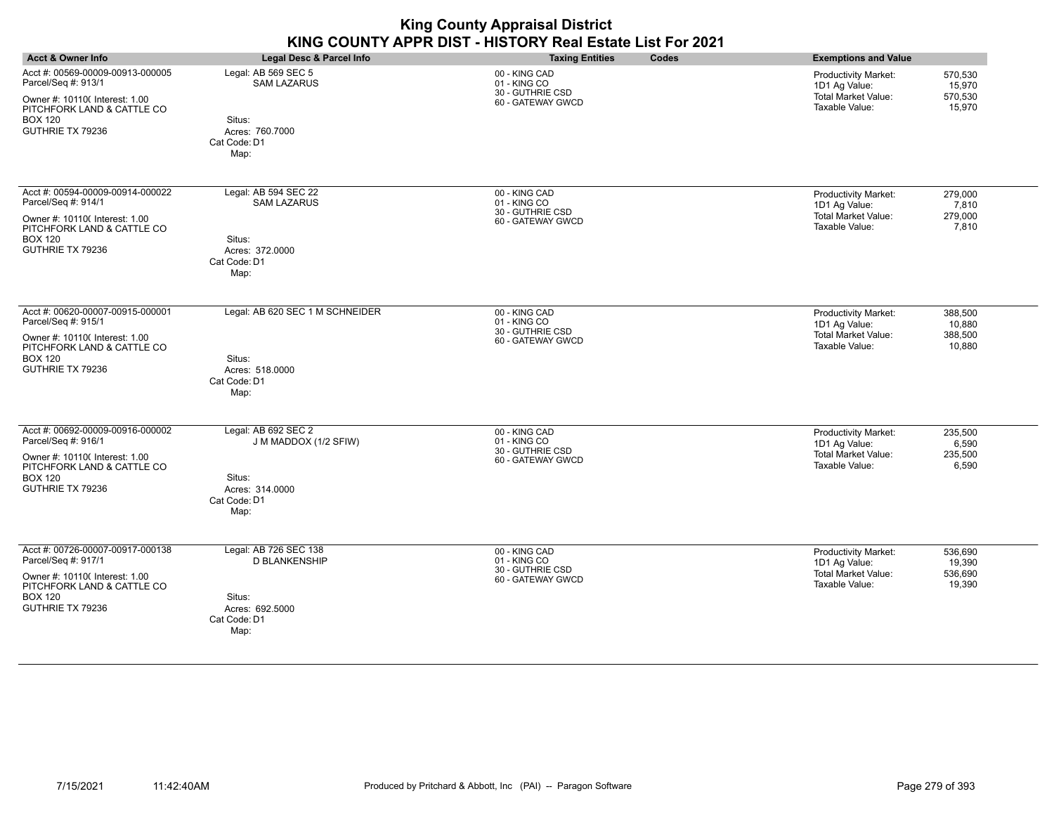# King County Appraisal District

## KING COUNTY APPR DIST - HISTORY Real Estate List For 2021

| Acct & Owner Info | Legal Desc & Parcel Info | Taxing Entities | Codes | Exemptions and Value |
|---|---|---|---|---|
| Acct #: 00569-00009-00913-000005<br>Parcel/Seq #: 913/1<br>Owner #: 10110( Interest: 1.00<br>PITCHFORK LAND & CATTLE CO<br>BOX 120<br>GUTHRIE TX 79236 | Legal: AB 569 SEC 5<br>SAM LAZARUS<br>Situs:<br>Acres: 760.7000<br>Cat Code: D1<br>Map: | 00 - KING CAD<br>01 - KING CO<br>30 - GUTHRIE CSD<br>60 - GATEWAY GWCD | | Productivity Market: 570,530<br>1D1 Ag Value: 15,970<br>Total Market Value: 570,530<br>Taxable Value: 15,970 |
| Acct #: 00594-00009-00914-000022<br>Parcel/Seq #: 914/1<br>Owner #: 10110( Interest: 1.00<br>PITCHFORK LAND & CATTLE CO<br>BOX 120<br>GUTHRIE TX 79236 | Legal: AB 594 SEC 22<br>SAM LAZARUS<br>Situs:<br>Acres: 372.0000<br>Cat Code: D1<br>Map: | 00 - KING CAD<br>01 - KING CO<br>30 - GUTHRIE CSD<br>60 - GATEWAY GWCD | | Productivity Market: 279,000<br>1D1 Ag Value: 7,810<br>Total Market Value: 279,000<br>Taxable Value: 7,810 |
| Acct #: 00620-00007-00915-000001<br>Parcel/Seq #: 915/1<br>Owner #: 10110( Interest: 1.00<br>PITCHFORK LAND & CATTLE CO<br>BOX 120<br>GUTHRIE TX 79236 | Legal: AB 620 SEC 1 M SCHNEIDER<br>Situs:<br>Acres: 518.0000<br>Cat Code: D1<br>Map: | 00 - KING CAD<br>01 - KING CO<br>30 - GUTHRIE CSD<br>60 - GATEWAY GWCD | | Productivity Market: 388,500<br>1D1 Ag Value: 10,880<br>Total Market Value: 388,500<br>Taxable Value: 10,880 |
| Acct #: 00692-00009-00916-000002<br>Parcel/Seq #: 916/1<br>Owner #: 10110( Interest: 1.00<br>PITCHFORK LAND & CATTLE CO<br>BOX 120<br>GUTHRIE TX 79236 | Legal: AB 692 SEC 2<br>J M MADDOX (1/2 SFIW)<br>Situs:<br>Acres: 314.0000<br>Cat Code: D1<br>Map: | 00 - KING CAD<br>01 - KING CO<br>30 - GUTHRIE CSD<br>60 - GATEWAY GWCD | | Productivity Market: 235,500<br>1D1 Ag Value: 6,590<br>Total Market Value: 235,500<br>Taxable Value: 6,590 |
| Acct #: 00726-00007-00917-000138<br>Parcel/Seq #: 917/1<br>Owner #: 10110( Interest: 1.00<br>PITCHFORK LAND & CATTLE CO<br>BOX 120<br>GUTHRIE TX 79236 | Legal: AB 726 SEC 138<br>D BLANKENSHIP<br>Situs:<br>Acres: 692.5000<br>Cat Code: D1<br>Map: | 00 - KING CAD<br>01 - KING CO<br>30 - GUTHRIE CSD<br>60 - GATEWAY GWCD | | Productivity Market: 536,690<br>1D1 Ag Value: 19,390<br>Total Market Value: 536,690<br>Taxable Value: 19,390 |

7/15/2021 11:42:40AM Produced by Pritchard & Abbott, Inc (PAI) -- Paragon Software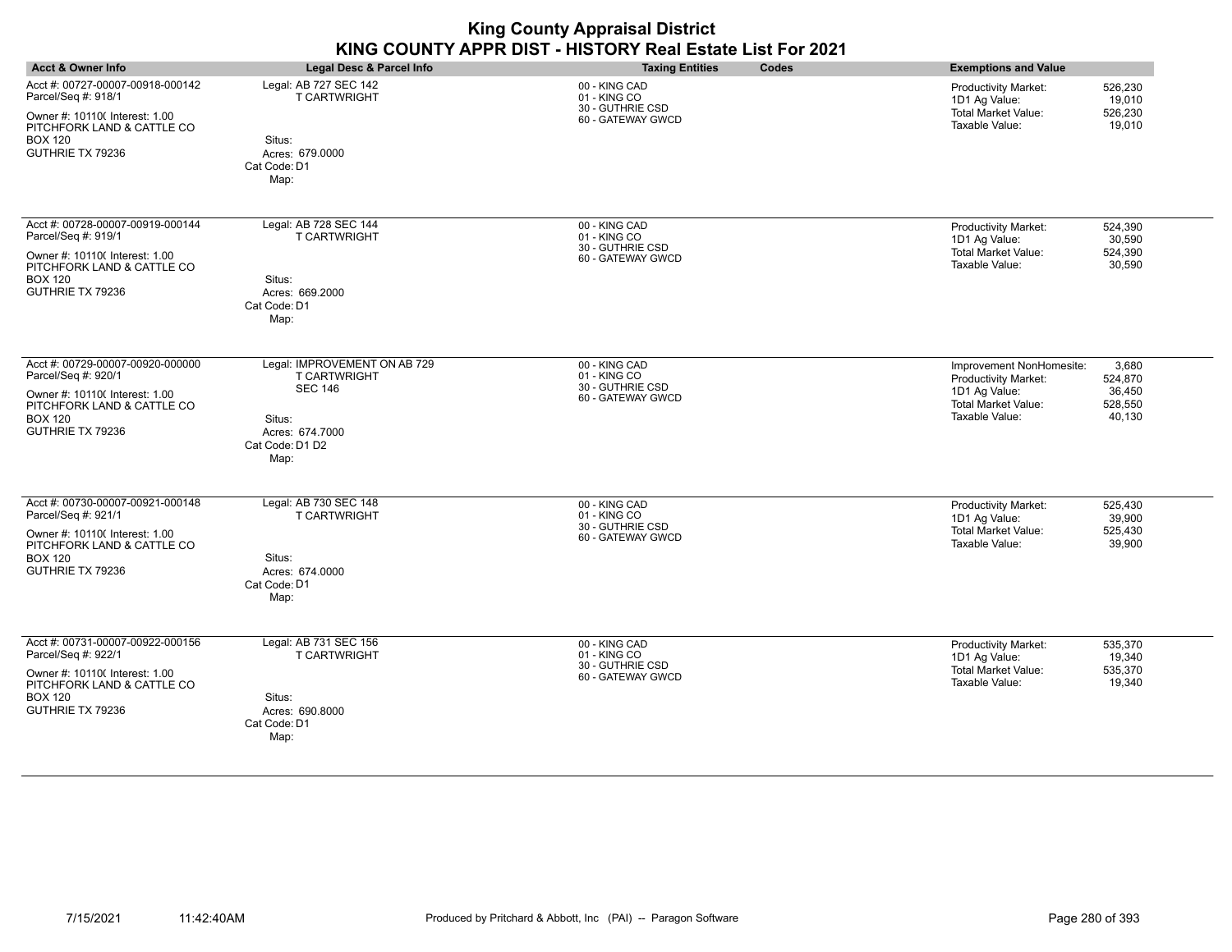# King County Appraisal District

## KING COUNTY APPR DIST - HISTORY Real Estate List For 2021

| Acct & Owner Info | Legal Desc & Parcel Info | Taxing Entities | Codes | Exemptions and Value |
|---|---|---|---|---|
| Acct #: 00727-00007-00918-000142<br>Parcel/Seq #: 918/1<br>Owner #: 10110( Interest: 1.00<br>PITCHFORK LAND & CATTLE CO<br>BOX 120<br>GUTHRIE TX 79236 | Legal: AB 727 SEC 142<br>T CARTWRIGHT<br>Situs:<br>Acres: 679.0000<br>Cat Code: D1<br>Map: | 00 - KING CAD<br>01 - KING CO<br>30 - GUTHRIE CSD<br>60 - GATEWAY GWCD | | Productivity Market: 526,230<br>1D1 Ag Value: 19,010<br>Total Market Value: 526,230<br>Taxable Value: 19,010 |
| Acct #: 00728-00007-00919-000144<br>Parcel/Seq #: 919/1<br>Owner #: 10110( Interest: 1.00<br>PITCHFORK LAND & CATTLE CO<br>BOX 120<br>GUTHRIE TX 79236 | Legal: AB 728 SEC 144<br>T CARTWRIGHT<br>Situs:<br>Acres: 669.2000<br>Cat Code: D1<br>Map: | 00 - KING CAD<br>01 - KING CO<br>30 - GUTHRIE CSD<br>60 - GATEWAY GWCD | | Productivity Market: 524,390<br>1D1 Ag Value: 30,590<br>Total Market Value: 524,390<br>Taxable Value: 30,590 |
| Acct #: 00729-00007-00920-000000<br>Parcel/Seq #: 920/1<br>Owner #: 10110( Interest: 1.00<br>PITCHFORK LAND & CATTLE CO<br>BOX 120<br>GUTHRIE TX 79236 | Legal: IMPROVEMENT ON AB 729<br>T CARTWRIGHT<br>SEC 146<br>Situs:<br>Acres: 674.7000<br>Cat Code: D1 D2<br>Map: | 00 - KING CAD<br>01 - KING CO<br>30 - GUTHRIE CSD<br>60 - GATEWAY GWCD | | Improvement NonHomesite: 3,680<br>Productivity Market: 524,870<br>1D1 Ag Value: 36,450<br>Total Market Value: 528,550<br>Taxable Value: 40,130 |
| Acct #: 00730-00007-00921-000148<br>Parcel/Seq #: 921/1<br>Owner #: 10110( Interest: 1.00<br>PITCHFORK LAND & CATTLE CO<br>BOX 120<br>GUTHRIE TX 79236 | Legal: AB 730 SEC 148<br>T CARTWRIGHT<br>Situs:<br>Acres: 674.0000<br>Cat Code: D1<br>Map: | 00 - KING CAD<br>01 - KING CO<br>30 - GUTHRIE CSD<br>60 - GATEWAY GWCD | | Productivity Market: 525,430<br>1D1 Ag Value: 39,900<br>Total Market Value: 525,430<br>Taxable Value: 39,900 |
| Acct #: 00731-00007-00922-000156<br>Parcel/Seq #: 922/1<br>Owner #: 10110( Interest: 1.00<br>PITCHFORK LAND & CATTLE CO<br>BOX 120<br>GUTHRIE TX 79236 | Legal: AB 731 SEC 156<br>T CARTWRIGHT<br>Situs:<br>Acres: 690.8000<br>Cat Code: D1<br>Map: | 00 - KING CAD<br>01 - KING CO<br>30 - GUTHRIE CSD<br>60 - GATEWAY GWCD | | Productivity Market: 535,370<br>1D1 Ag Value: 19,340<br>Total Market Value: 535,370<br>Taxable Value: 19,340 |

7/15/2021 11:42:40AM Produced by Pritchard & Abbott, Inc (PAI) -- Paragon Software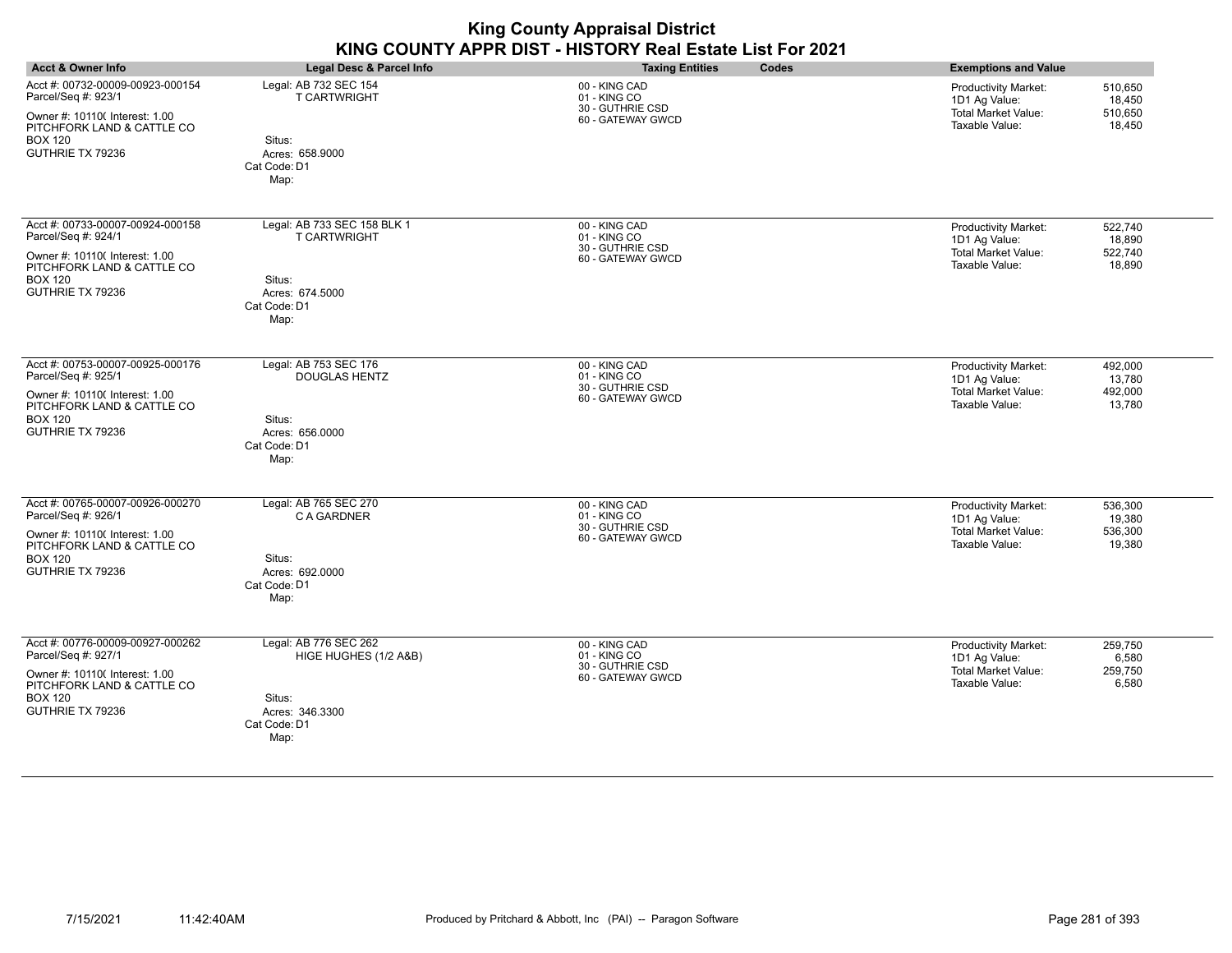# King County Appraisal District

## KING COUNTY APPR DIST - HISTORY Real Estate List For 2021

| Acct & Owner Info | Legal Desc & Parcel Info | Taxing Entities | Codes | Exemptions and Value |
|---|---|---|---|---|
| Acct #: 00732-00009-00923-000154<br>Parcel/Seq #: 923/1<br>Owner #: 10110( Interest: 1.00<br>PITCHFORK LAND & CATTLE CO<br>BOX 120<br>GUTHRIE TX 79236 | Legal: AB 732 SEC 154<br>T CARTWRIGHT<br>Situs:<br>Acres: 658.9000<br>Cat Code: D1<br>Map: | 00 - KING CAD<br>01 - KING CO<br>30 - GUTHRIE CSD<br>60 - GATEWAY GWCD | | Productivity Market: 510,650<br>1D1 Ag Value: 18,450<br>Total Market Value: 510,650<br>Taxable Value: 18,450 |
| Acct #: 00733-00007-00924-000158<br>Parcel/Seq #: 924/1<br>Owner #: 10110( Interest: 1.00<br>PITCHFORK LAND & CATTLE CO<br>BOX 120<br>GUTHRIE TX 79236 | Legal: AB 733 SEC 158 BLK 1<br>T CARTWRIGHT<br>Situs:<br>Acres: 674.5000<br>Cat Code: D1<br>Map: | 00 - KING CAD<br>01 - KING CO<br>30 - GUTHRIE CSD<br>60 - GATEWAY GWCD | | Productivity Market: 522,740<br>1D1 Ag Value: 18,890<br>Total Market Value: 522,740<br>Taxable Value: 18,890 |
| Acct #: 00753-00007-00925-000176<br>Parcel/Seq #: 925/1<br>Owner #: 10110( Interest: 1.00<br>PITCHFORK LAND & CATTLE CO<br>BOX 120<br>GUTHRIE TX 79236 | Legal: AB 753 SEC 176<br>DOUGLAS HENTZ<br>Situs:<br>Acres: 656.0000<br>Cat Code: D1<br>Map: | 00 - KING CAD<br>01 - KING CO<br>30 - GUTHRIE CSD<br>60 - GATEWAY GWCD | | Productivity Market: 492,000<br>1D1 Ag Value: 13,780<br>Total Market Value: 492,000<br>Taxable Value: 13,780 |
| Acct #: 00765-00007-00926-000270<br>Parcel/Seq #: 926/1<br>Owner #: 10110( Interest: 1.00<br>PITCHFORK LAND & CATTLE CO<br>BOX 120<br>GUTHRIE TX 79236 | Legal: AB 765 SEC 270<br>C A GARDNER<br>Situs:<br>Acres: 692.0000<br>Cat Code: D1<br>Map: | 00 - KING CAD<br>01 - KING CO<br>30 - GUTHRIE CSD<br>60 - GATEWAY GWCD | | Productivity Market: 536,300<br>1D1 Ag Value: 19,380<br>Total Market Value: 536,300<br>Taxable Value: 19,380 |
| Acct #: 00776-00009-00927-000262<br>Parcel/Seq #: 927/1<br>Owner #: 10110( Interest: 1.00<br>PITCHFORK LAND & CATTLE CO<br>BOX 120<br>GUTHRIE TX 79236 | Legal: AB 776 SEC 262<br>HIGE HUGHES (1/2 A&B)<br>Situs:<br>Acres: 346.3300<br>Cat Code: D1<br>Map: | 00 - KING CAD<br>01 - KING CO<br>30 - GUTHRIE CSD<br>60 - GATEWAY GWCD | | Productivity Market: 259,750<br>1D1 Ag Value: 6,580<br>Total Market Value: 259,750<br>Taxable Value: 6,580 |

7/15/2021 11:42:40AM Produced by Pritchard & Abbott, Inc (PAI) -- Paragon Software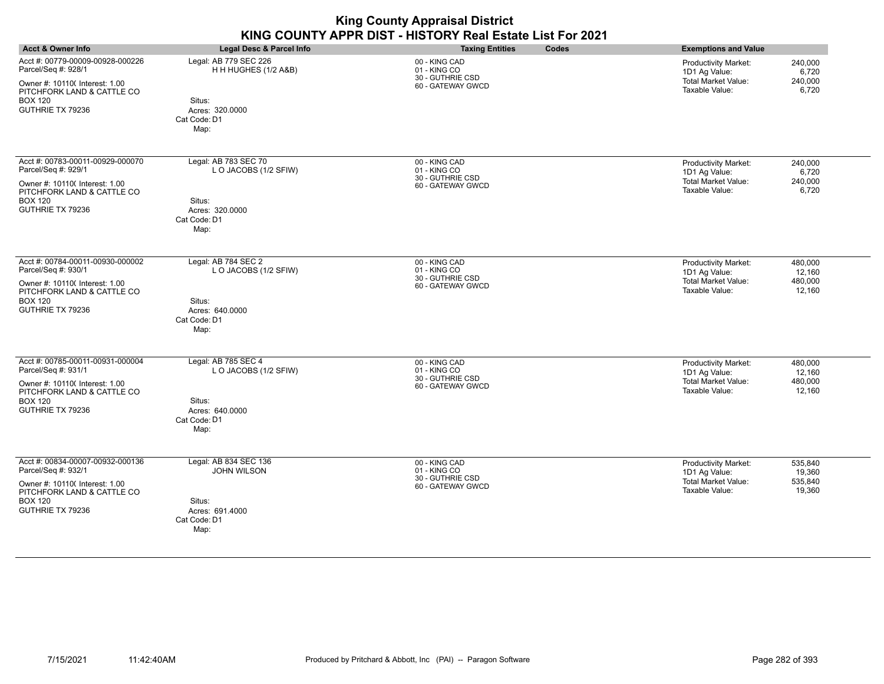# King County Appraisal District

## KING COUNTY APPR DIST - HISTORY Real Estate List For 2021

| Acct & Owner Info | Legal Desc & Parcel Info | Taxing Entities | Codes | Exemptions and Value |
|---|---|---|---|---|
| Acct #: 00779-00009-00928-000226<br>Parcel/Seq #: 928/1<br>Owner #: 10110( Interest: 1.00<br>PITCHFORK LAND & CATTLE CO<br>BOX 120<br>GUTHRIE TX 79236 | Legal: AB 779 SEC 226<br>H H HUGHES (1/2 A&B)<br>Situs:<br>Acres: 320.0000<br>Cat Code: D1<br>Map: | 00 - KING CAD<br>01 - KING CO<br>30 - GUTHRIE CSD<br>60 - GATEWAY GWCD | | Productivity Market: 240,000<br>1D1 Ag Value: 6,720<br>Total Market Value: 240,000<br>Taxable Value: 6,720 |
| Acct #: 00783-00011-00929-000070<br>Parcel/Seq #: 929/1<br>Owner #: 10110( Interest: 1.00<br>PITCHFORK LAND & CATTLE CO<br>BOX 120<br>GUTHRIE TX 79236 | Legal: AB 783 SEC 70<br>L O JACOBS (1/2 SFIW)<br>Situs:<br>Acres: 320.0000<br>Cat Code: D1<br>Map: | 00 - KING CAD<br>01 - KING CO<br>30 - GUTHRIE CSD<br>60 - GATEWAY GWCD | | Productivity Market: 240,000<br>1D1 Ag Value: 6,720<br>Total Market Value: 240,000<br>Taxable Value: 6,720 |
| Acct #: 00784-00011-00930-000002<br>Parcel/Seq #: 930/1<br>Owner #: 10110( Interest: 1.00<br>PITCHFORK LAND & CATTLE CO<br>BOX 120<br>GUTHRIE TX 79236 | Legal: AB 784 SEC 2<br>L O JACOBS (1/2 SFIW)<br>Situs:<br>Acres: 640.0000<br>Cat Code: D1<br>Map: | 00 - KING CAD<br>01 - KING CO<br>30 - GUTHRIE CSD<br>60 - GATEWAY GWCD | | Productivity Market: 480,000<br>1D1 Ag Value: 12,160<br>Total Market Value: 480,000<br>Taxable Value: 12,160 |
| Acct #: 00785-00011-00931-000004<br>Parcel/Seq #: 931/1<br>Owner #: 10110( Interest: 1.00<br>PITCHFORK LAND & CATTLE CO<br>BOX 120<br>GUTHRIE TX 79236 | Legal: AB 785 SEC 4<br>L O JACOBS (1/2 SFIW)<br>Situs:<br>Acres: 640.0000<br>Cat Code: D1<br>Map: | 00 - KING CAD<br>01 - KING CO<br>30 - GUTHRIE CSD<br>60 - GATEWAY GWCD | | Productivity Market: 480,000<br>1D1 Ag Value: 12,160<br>Total Market Value: 480,000<br>Taxable Value: 12,160 |
| Acct #: 00834-00007-00932-000136<br>Parcel/Seq #: 932/1<br>Owner #: 10110( Interest: 1.00<br>PITCHFORK LAND & CATTLE CO<br>BOX 120<br>GUTHRIE TX 79236 | Legal: AB 834 SEC 136<br>JOHN WILSON<br>Situs:<br>Acres: 691.4000<br>Cat Code: D1<br>Map: | 00 - KING CAD<br>01 - KING CO<br>30 - GUTHRIE CSD<br>60 - GATEWAY GWCD | | Productivity Market: 535,840<br>1D1 Ag Value: 19,360<br>Total Market Value: 535,840<br>Taxable Value: 19,360 |

7/15/2021 11:42:40AM Produced by Pritchard & Abbott, Inc (PAI) -- Paragon Software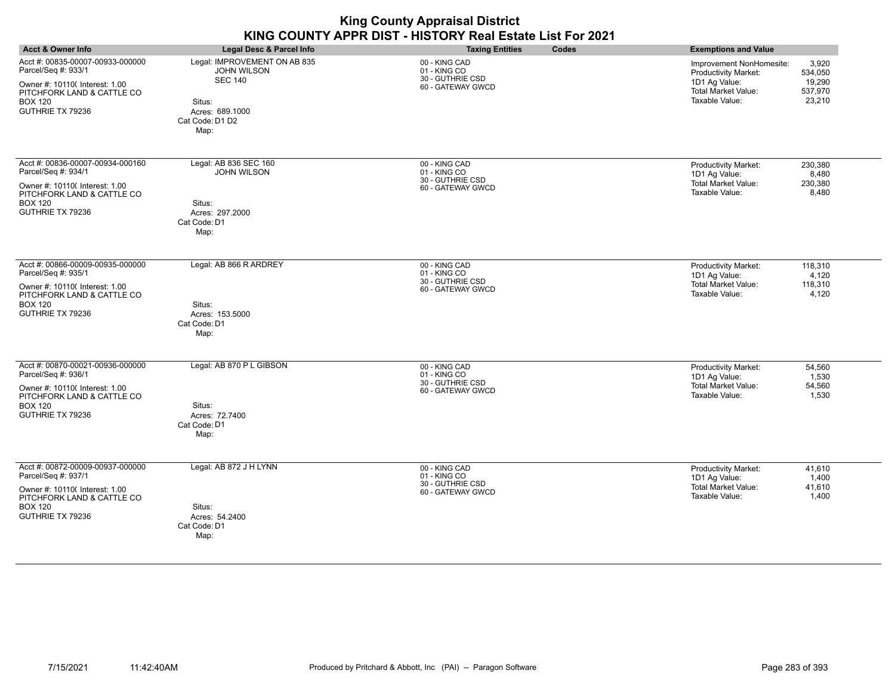# King County Appraisal District

## KING COUNTY APPR DIST - HISTORY Real Estate List For 2021

| Acct & Owner Info | Legal Desc & Parcel Info | Taxing Entities | Codes | Exemptions and Value |
|---|---|---|---|---|
| Acct #: 00835-00007-00933-000000<br>Parcel/Seq #: 933/1<br>Owner #: 10110( Interest: 1.00<br>PITCHFORK LAND & CATTLE CO<br>BOX 120<br>GUTHRIE TX 79236 | Legal: IMPROVEMENT ON AB 835 JOHN WILSON SEC 140<br>Situs:<br>Acres: 689.1000<br>Cat Code: D1 D2<br>Map: | 00 - KING CAD<br>01 - KING CO<br>30 - GUTHRIE CSD<br>60 - GATEWAY GWCD | | Improvement NonHomesite: 3,920<br>Productivity Market: 534,050<br>1D1 Ag Value: 19,290<br>Total Market Value: 537,970<br>Taxable Value: 23,210 |
| Acct #: 00836-00007-00934-000160<br>Parcel/Seq #: 934/1<br>Owner #: 10110( Interest: 1.00<br>PITCHFORK LAND & CATTLE CO<br>BOX 120<br>GUTHRIE TX 79236 | Legal: AB 836 SEC 160 JOHN WILSON<br>Situs:<br>Acres: 297.2000<br>Cat Code: D1<br>Map: | 00 - KING CAD<br>01 - KING CO<br>30 - GUTHRIE CSD<br>60 - GATEWAY GWCD | | Productivity Market: 230,380<br>1D1 Ag Value: 8,480<br>Total Market Value: 230,380<br>Taxable Value: 8,480 |
| Acct #: 00866-00009-00935-000000<br>Parcel/Seq #: 935/1<br>Owner #: 10110( Interest: 1.00<br>PITCHFORK LAND & CATTLE CO<br>BOX 120<br>GUTHRIE TX 79236 | Legal: AB 866 R ARDREY<br>Situs:<br>Acres: 153.5000<br>Cat Code: D1<br>Map: | 00 - KING CAD<br>01 - KING CO<br>30 - GUTHRIE CSD<br>60 - GATEWAY GWCD | | Productivity Market: 118,310<br>1D1 Ag Value: 4,120<br>Total Market Value: 118,310<br>Taxable Value: 4,120 |
| Acct #: 00870-00021-00936-000000<br>Parcel/Seq #: 936/1<br>Owner #: 10110( Interest: 1.00<br>PITCHFORK LAND & CATTLE CO<br>BOX 120<br>GUTHRIE TX 79236 | Legal: AB 870 P L GIBSON<br>Situs:<br>Acres: 72.7400<br>Cat Code: D1<br>Map: | 00 - KING CAD<br>01 - KING CO<br>30 - GUTHRIE CSD<br>60 - GATEWAY GWCD | | Productivity Market: 54,560<br>1D1 Ag Value: 1,530<br>Total Market Value: 54,560<br>Taxable Value: 1,530 |
| Acct #: 00872-00009-00937-000000<br>Parcel/Seq #: 937/1<br>Owner #: 10110( Interest: 1.00<br>PITCHFORK LAND & CATTLE CO<br>BOX 120<br>GUTHRIE TX 79236 | Legal: AB 872 J H LYNN<br>Situs:<br>Acres: 54.2400<br>Cat Code: D1<br>Map: | 00 - KING CAD<br>01 - KING CO<br>30 - GUTHRIE CSD<br>60 - GATEWAY GWCD | | Productivity Market: 41,610<br>1D1 Ag Value: 1,400<br>Total Market Value: 41,610<br>Taxable Value: 1,400 |

7/15/2021 11:42:40AM Produced by Pritchard & Abbott, Inc (PAI) -- Paragon Software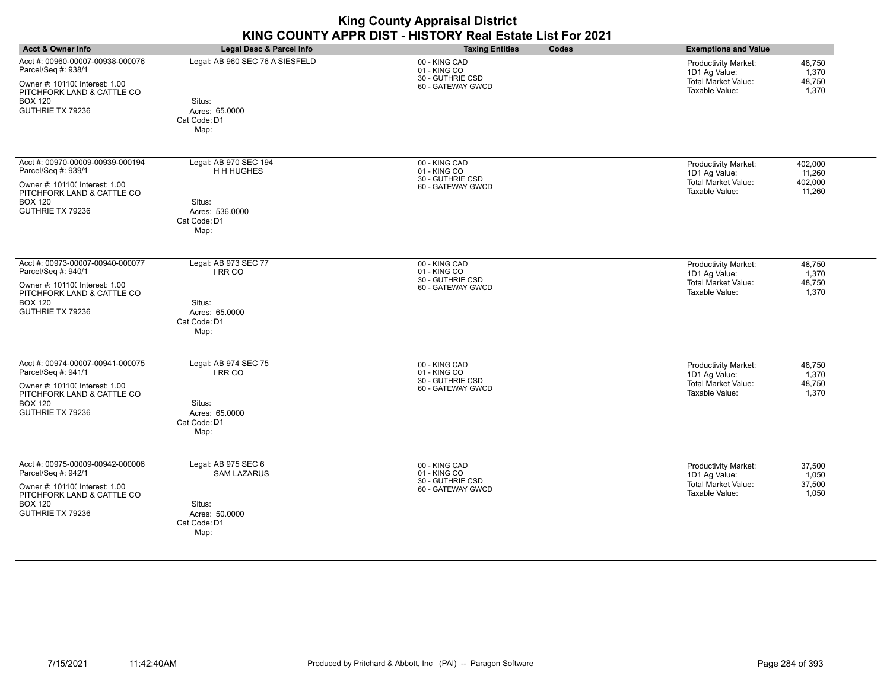# King County Appraisal District

## KING COUNTY APPR DIST - HISTORY Real Estate List For 2021

| Acct & Owner Info | Legal Desc & Parcel Info | Taxing Entities | Codes | Exemptions and Value |
|---|---|---|---|---|
| Acct #: 00960-00007-00938-000076<br>Parcel/Seq #: 938/1<br>Owner #: 10110( Interest: 1.00<br>PITCHFORK LAND & CATTLE CO<br>BOX 120<br>GUTHRIE TX 79236 | Legal: AB 960 SEC 76 A SIESFELD<br>Situs:<br>Acres: 65.0000<br>Cat Code: D1<br>Map: | 00 - KING CAD<br>01 - KING CO<br>30 - GUTHRIE CSD<br>60 - GATEWAY GWCD | | Productivity Market: 48,750<br>1D1 Ag Value: 1,370<br>Total Market Value: 48,750<br>Taxable Value: 1,370 |
| Acct #: 00970-00009-00939-000194<br>Parcel/Seq #: 939/1<br>Owner #: 10110( Interest: 1.00<br>PITCHFORK LAND & CATTLE CO<br>BOX 120<br>GUTHRIE TX 79236 | Legal: AB 970 SEC 194 H H HUGHES<br>Situs:<br>Acres: 536.0000<br>Cat Code: D1<br>Map: | 00 - KING CAD<br>01 - KING CO<br>30 - GUTHRIE CSD<br>60 - GATEWAY GWCD | | Productivity Market: 402,000<br>1D1 Ag Value: 11,260<br>Total Market Value: 402,000<br>Taxable Value: 11,260 |
| Acct #: 00973-00007-00940-000077<br>Parcel/Seq #: 940/1<br>Owner #: 10110( Interest: 1.00<br>PITCHFORK LAND & CATTLE CO<br>BOX 120<br>GUTHRIE TX 79236 | Legal: AB 973 SEC 77 I RR CO<br>Situs:<br>Acres: 65.0000<br>Cat Code: D1<br>Map: | 00 - KING CAD<br>01 - KING CO<br>30 - GUTHRIE CSD<br>60 - GATEWAY GWCD | | Productivity Market: 48,750<br>1D1 Ag Value: 1,370<br>Total Market Value: 48,750<br>Taxable Value: 1,370 |
| Acct #: 00974-00007-00941-000075<br>Parcel/Seq #: 941/1<br>Owner #: 10110( Interest: 1.00<br>PITCHFORK LAND & CATTLE CO<br>BOX 120<br>GUTHRIE TX 79236 | Legal: AB 974 SEC 75 I RR CO<br>Situs:<br>Acres: 65.0000<br>Cat Code: D1<br>Map: | 00 - KING CAD<br>01 - KING CO<br>30 - GUTHRIE CSD<br>60 - GATEWAY GWCD | | Productivity Market: 48,750<br>1D1 Ag Value: 1,370<br>Total Market Value: 48,750<br>Taxable Value: 1,370 |
| Acct #: 00975-00009-00942-000006<br>Parcel/Seq #: 942/1<br>Owner #: 10110( Interest: 1.00<br>PITCHFORK LAND & CATTLE CO<br>BOX 120<br>GUTHRIE TX 79236 | Legal: AB 975 SEC 6 SAM LAZARUS<br>Situs:<br>Acres: 50.0000<br>Cat Code: D1<br>Map: | 00 - KING CAD<br>01 - KING CO<br>30 - GUTHRIE CSD<br>60 - GATEWAY GWCD | | Productivity Market: 37,500<br>1D1 Ag Value: 1,050<br>Total Market Value: 37,500<br>Taxable Value: 1,050 |

7/15/2021 11:42:40AM Produced by Pritchard & Abbott, Inc (PAI) -- Paragon Software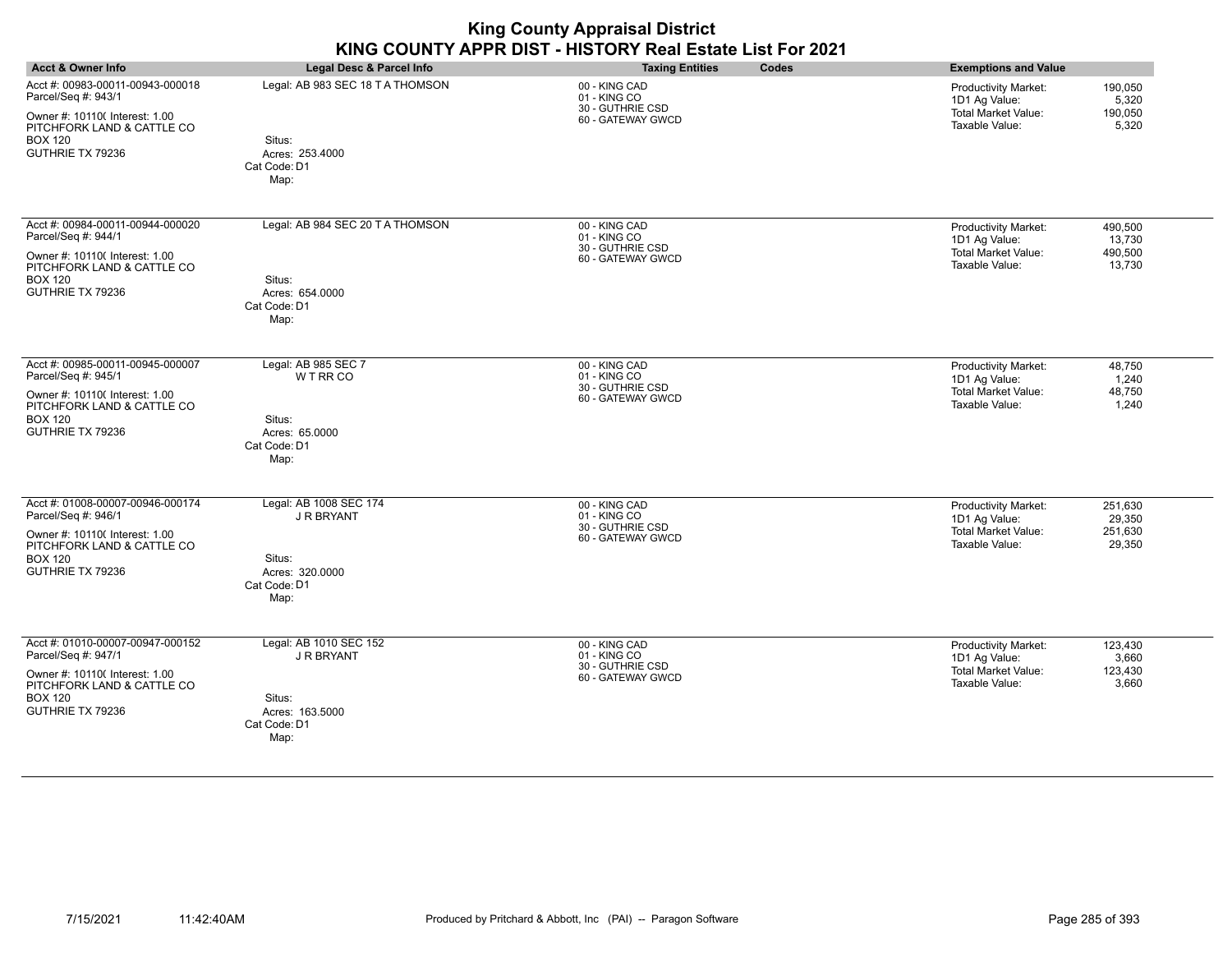# King County Appraisal District

## KING COUNTY APPR DIST - HISTORY Real Estate List For 2021

| Acct & Owner Info | Legal Desc & Parcel Info | Taxing Entities | Codes | Exemptions and Value |
|---|---|---|---|---|
| Acct #: 00983-00011-00943-000018<br>Parcel/Seq #: 943/1<br>Owner #: 10110( Interest: 1.00<br>PITCHFORK LAND & CATTLE CO<br>BOX 120<br>GUTHRIE TX 79236 | Legal: AB 983 SEC 18 T A THOMSON<br>Situs:<br>Acres: 253.4000<br>Cat Code: D1<br>Map: | 00 - KING CAD<br>01 - KING CO<br>30 - GUTHRIE CSD<br>60 - GATEWAY GWCD | | Productivity Market: 190,050<br>1D1 Ag Value: 5,320<br>Total Market Value: 190,050<br>Taxable Value: 5,320 |
| Acct #: 00984-00011-00944-000020<br>Parcel/Seq #: 944/1<br>Owner #: 10110( Interest: 1.00<br>PITCHFORK LAND & CATTLE CO<br>BOX 120<br>GUTHRIE TX 79236 | Legal: AB 984 SEC 20 T A THOMSON<br>Situs:<br>Acres: 654.0000<br>Cat Code: D1<br>Map: | 00 - KING CAD<br>01 - KING CO<br>30 - GUTHRIE CSD<br>60 - GATEWAY GWCD | | Productivity Market: 490,500<br>1D1 Ag Value: 13,730<br>Total Market Value: 490,500<br>Taxable Value: 13,730 |
| Acct #: 00985-00011-00945-000007<br>Parcel/Seq #: 945/1<br>Owner #: 10110( Interest: 1.00<br>PITCHFORK LAND & CATTLE CO<br>BOX 120<br>GUTHRIE TX 79236 | Legal: AB 985 SEC 7<br>W T RR CO<br>Situs:<br>Acres: 65.0000<br>Cat Code: D1<br>Map: | 00 - KING CAD<br>01 - KING CO<br>30 - GUTHRIE CSD<br>60 - GATEWAY GWCD | | Productivity Market: 48,750<br>1D1 Ag Value: 1,240<br>Total Market Value: 48,750<br>Taxable Value: 1,240 |
| Acct #: 01008-00007-00946-000174<br>Parcel/Seq #: 946/1<br>Owner #: 10110( Interest: 1.00<br>PITCHFORK LAND & CATTLE CO<br>BOX 120<br>GUTHRIE TX 79236 | Legal: AB 1008 SEC 174<br>J R BRYANT<br>Situs:<br>Acres: 320.0000<br>Cat Code: D1<br>Map: | 00 - KING CAD<br>01 - KING CO<br>30 - GUTHRIE CSD<br>60 - GATEWAY GWCD | | Productivity Market: 251,630<br>1D1 Ag Value: 29,350<br>Total Market Value: 251,630<br>Taxable Value: 29,350 |
| Acct #: 01010-00007-00947-000152<br>Parcel/Seq #: 947/1<br>Owner #: 10110( Interest: 1.00<br>PITCHFORK LAND & CATTLE CO<br>BOX 120<br>GUTHRIE TX 79236 | Legal: AB 1010 SEC 152<br>J R BRYANT<br>Situs:<br>Acres: 163.5000<br>Cat Code: D1<br>Map: | 00 - KING CAD<br>01 - KING CO<br>30 - GUTHRIE CSD<br>60 - GATEWAY GWCD | | Productivity Market: 123,430<br>1D1 Ag Value: 3,660<br>Total Market Value: 123,430<br>Taxable Value: 3,660 |

7/15/2021 11:42:40AM Produced by Pritchard & Abbott, Inc (PAI) -- Paragon Software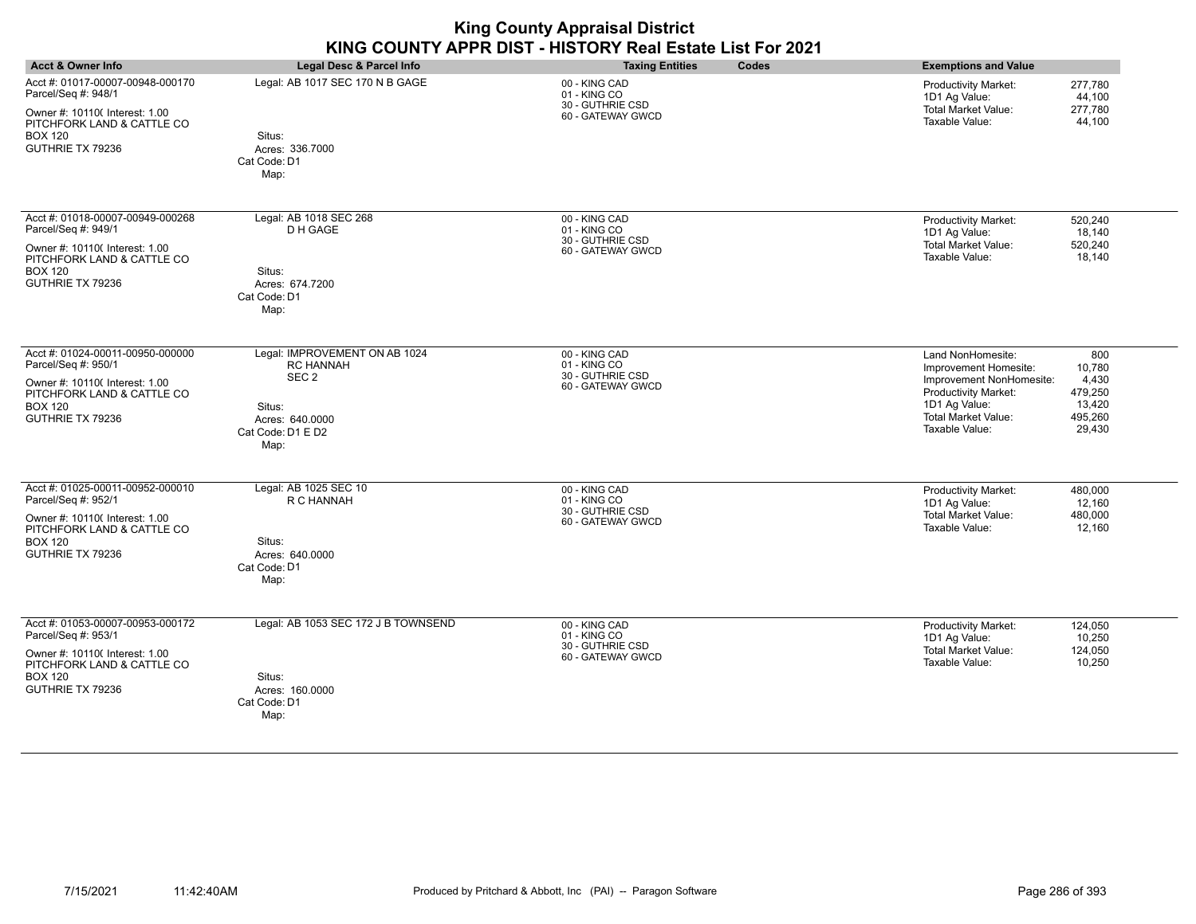# King County Appraisal District

## KING COUNTY APPR DIST - HISTORY Real Estate List For 2021

| Acct & Owner Info | Legal Desc & Parcel Info | Taxing Entities | Codes | Exemptions and Value |
|---|---|---|---|---|
| Acct #: 01017-00007-00948-000170<br>Parcel/Seq #: 948/1<br>Owner #: 10110( Interest: 1.00<br>PITCHFORK LAND & CATTLE CO<br>BOX 120<br>GUTHRIE TX 79236 | Legal: AB 1017 SEC 170 N B GAGE<br>Situs:<br>Acres: 336.7000<br>Cat Code: D1<br>Map: | 00 - KING CAD<br>01 - KING CO<br>30 - GUTHRIE CSD<br>60 - GATEWAY GWCD | | Productivity Market: 277,780<br>1D1 Ag Value: 44,100<br>Total Market Value: 277,780<br>Taxable Value: 44,100 |
| Acct #: 01018-00007-00949-000268<br>Parcel/Seq #: 949/1<br>Owner #: 10110( Interest: 1.00<br>PITCHFORK LAND & CATTLE CO<br>BOX 120<br>GUTHRIE TX 79236 | Legal: AB 1018 SEC 268<br>D H GAGE<br>Situs:<br>Acres: 674.7200<br>Cat Code: D1<br>Map: | 00 - KING CAD<br>01 - KING CO<br>30 - GUTHRIE CSD<br>60 - GATEWAY GWCD | | Productivity Market: 520,240<br>1D1 Ag Value: 18,140<br>Total Market Value: 520,240<br>Taxable Value: 18,140 |
| Acct #: 01024-00011-00950-000000<br>Parcel/Seq #: 950/1<br>Owner #: 10110( Interest: 1.00<br>PITCHFORK LAND & CATTLE CO<br>BOX 120<br>GUTHRIE TX 79236 | Legal: IMPROVEMENT ON AB 1024<br>RC HANNAH<br>SEC 2<br>Situs:<br>Acres: 640.0000<br>Cat Code: D1 E D2<br>Map: | 00 - KING CAD<br>01 - KING CO<br>30 - GUTHRIE CSD<br>60 - GATEWAY GWCD | | Land NonHomesite: 800<br>Improvement Homesite: 10,780<br>Improvement NonHomesite: 4,430<br>Productivity Market: 479,250<br>1D1 Ag Value: 13,420<br>Total Market Value: 495,260<br>Taxable Value: 29,430 |
| Acct #: 01025-00011-00952-000010<br>Parcel/Seq #: 952/1<br>Owner #: 10110( Interest: 1.00<br>PITCHFORK LAND & CATTLE CO<br>BOX 120<br>GUTHRIE TX 79236 | Legal: AB 1025 SEC 10<br>R C HANNAH<br>Situs:<br>Acres: 640.0000<br>Cat Code: D1<br>Map: | 00 - KING CAD<br>01 - KING CO<br>30 - GUTHRIE CSD<br>60 - GATEWAY GWCD | | Productivity Market: 480,000<br>1D1 Ag Value: 12,160<br>Total Market Value: 480,000<br>Taxable Value: 12,160 |
| Acct #: 01053-00007-00953-000172<br>Parcel/Seq #: 953/1<br>Owner #: 10110( Interest: 1.00<br>PITCHFORK LAND & CATTLE CO<br>BOX 120<br>GUTHRIE TX 79236 | Legal: AB 1053 SEC 172 J B TOWNSEND<br>Situs:<br>Acres: 160.0000<br>Cat Code: D1<br>Map: | 00 - KING CAD<br>01 - KING CO<br>30 - GUTHRIE CSD<br>60 - GATEWAY GWCD | | Productivity Market: 124,050<br>1D1 Ag Value: 10,250<br>Total Market Value: 124,050<br>Taxable Value: 10,250 |

7/15/2021 11:42:40AM Produced by Pritchard & Abbott, Inc (PAI) -- Paragon Software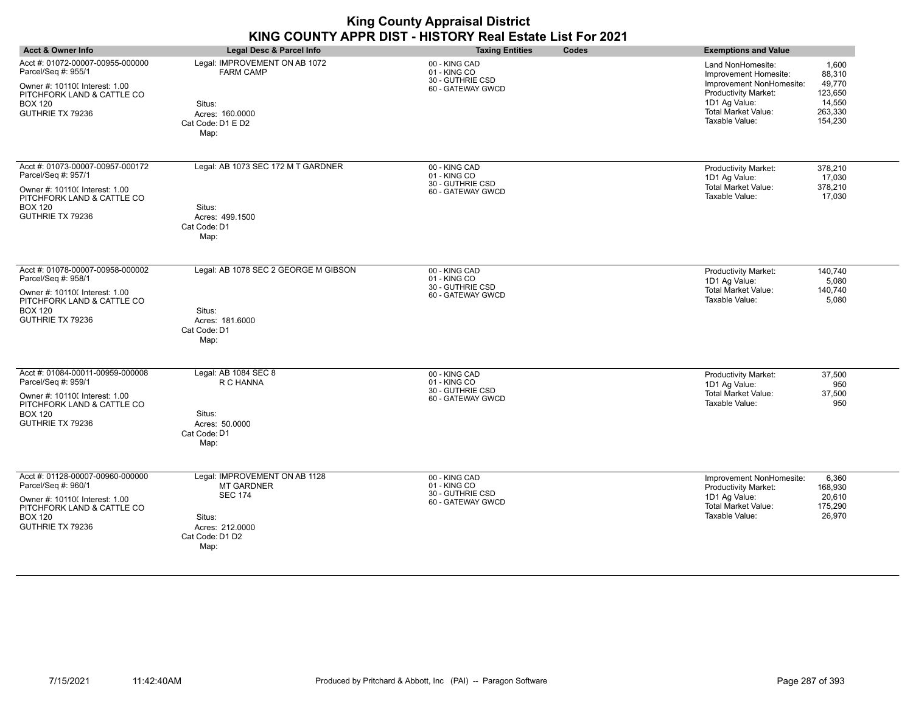# King County Appraisal District

## KING COUNTY APPR DIST - HISTORY Real Estate List For 2021

| Acct & Owner Info | Legal Desc & Parcel Info | Taxing Entities | Codes | Exemptions and Value |
|---|---|---|---|---|
| Acct #: 01072-00007-00955-000000<br>Parcel/Seq #: 955/1<br>Owner #: 10110( Interest: 1.00<br>PITCHFORK LAND & CATTLE CO<br>BOX 120<br>GUTHRIE TX 79236 | Legal: IMPROVEMENT ON AB 1072 FARM CAMP<br>Situs:<br>Acres: 160.0000<br>Cat Code: D1 E D2<br>Map: | 00 - KING CAD<br>01 - KING CO<br>30 - GUTHRIE CSD<br>60 - GATEWAY GWCD | | Land NonHomesite: 1,600<br>Improvement Homesite: 88,310<br>Improvement NonHomesite: 49,770<br>Productivity Market: 123,650<br>1D1 Ag Value: 14,550<br>Total Market Value: 263,330<br>Taxable Value: 154,230 |
| Acct #: 01073-00007-00957-000172<br>Parcel/Seq #: 957/1<br>Owner #: 10110( Interest: 1.00<br>PITCHFORK LAND & CATTLE CO<br>BOX 120<br>GUTHRIE TX 79236 | Legal: AB 1073 SEC 172 M T GARDNER<br>Situs:<br>Acres: 499.1500<br>Cat Code: D1<br>Map: | 00 - KING CAD<br>01 - KING CO<br>30 - GUTHRIE CSD<br>60 - GATEWAY GWCD | | Productivity Market: 378,210<br>1D1 Ag Value: 17,030<br>Total Market Value: 378,210<br>Taxable Value: 17,030 |
| Acct #: 01078-00007-00958-000002<br>Parcel/Seq #: 958/1<br>Owner #: 10110( Interest: 1.00<br>PITCHFORK LAND & CATTLE CO<br>BOX 120<br>GUTHRIE TX 79236 | Legal: AB 1078 SEC 2 GEORGE M GIBSON<br>Situs:<br>Acres: 181.6000<br>Cat Code: D1<br>Map: | 00 - KING CAD<br>01 - KING CO<br>30 - GUTHRIE CSD<br>60 - GATEWAY GWCD | | Productivity Market: 140,740<br>1D1 Ag Value: 5,080<br>Total Market Value: 140,740<br>Taxable Value: 5,080 |
| Acct #: 01084-00011-00959-000008<br>Parcel/Seq #: 959/1<br>Owner #: 10110( Interest: 1.00<br>PITCHFORK LAND & CATTLE CO<br>BOX 120<br>GUTHRIE TX 79236 | Legal: AB 1084 SEC 8 R C HANNA<br>Situs:<br>Acres: 50.0000<br>Cat Code: D1<br>Map: | 00 - KING CAD<br>01 - KING CO<br>30 - GUTHRIE CSD<br>60 - GATEWAY GWCD | | Productivity Market: 37,500<br>1D1 Ag Value: 950<br>Total Market Value: 37,500<br>Taxable Value: 950 |
| Acct #: 01128-00007-00960-000000<br>Parcel/Seq #: 960/1<br>Owner #: 10110( Interest: 1.00<br>PITCHFORK LAND & CATTLE CO<br>BOX 120<br>GUTHRIE TX 79236 | Legal: IMPROVEMENT ON AB 1128 MT GARDNER SEC 174<br>Situs:<br>Acres: 212.0000<br>Cat Code: D1 D2<br>Map: | 00 - KING CAD<br>01 - KING CO<br>30 - GUTHRIE CSD<br>60 - GATEWAY GWCD | | Improvement NonHomesite: 6,360<br>Productivity Market: 168,930<br>1D1 Ag Value: 20,610<br>Total Market Value: 175,290<br>Taxable Value: 26,970 |

7/15/2021 11:42:40AM Produced by Pritchard & Abbott, Inc (PAI) -- Paragon Software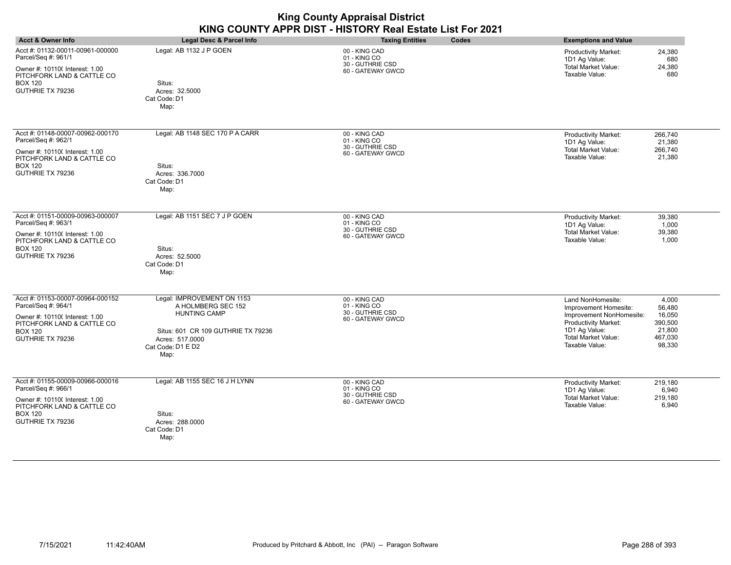# King County Appraisal District

## KING COUNTY APPR DIST - HISTORY Real Estate List For 2021

| Acct & Owner Info | Legal Desc & Parcel Info | Taxing Entities | Codes | Exemptions and Value |
|---|---|---|---|---|
| Acct #: 01132-00011-00961-000000<br>Parcel/Seq #: 961/1<br>Owner #: 10110( Interest: 1.00<br>PITCHFORK LAND & CATTLE CO<br>BOX 120<br>GUTHRIE TX 79236 | Legal: AB 1132 J P GOEN<br>Situs:<br>Acres: 32.5000<br>Cat Code: D1<br>Map: | 00 - KING CAD<br>01 - KING CO<br>30 - GUTHRIE CSD<br>60 - GATEWAY GWCD | | Productivity Market: 24,380<br>1D1 Ag Value: 680<br>Total Market Value: 24,380<br>Taxable Value: 680 |
| Acct #: 01148-00007-00962-000170<br>Parcel/Seq #: 962/1<br>Owner #: 10110( Interest: 1.00<br>PITCHFORK LAND & CATTLE CO<br>BOX 120<br>GUTHRIE TX 79236 | Legal: AB 1148 SEC 170 P A CARR<br>Situs:<br>Acres: 336.7000<br>Cat Code: D1<br>Map: | 00 - KING CAD<br>01 - KING CO<br>30 - GUTHRIE CSD<br>60 - GATEWAY GWCD | | Productivity Market: 266,740<br>1D1 Ag Value: 21,380<br>Total Market Value: 266,740<br>Taxable Value: 21,380 |
| Acct #: 01151-00009-00963-000007<br>Parcel/Seq #: 963/1<br>Owner #: 10110( Interest: 1.00<br>PITCHFORK LAND & CATTLE CO<br>BOX 120<br>GUTHRIE TX 79236 | Legal: AB 1151 SEC 7 J P GOEN<br>Situs:<br>Acres: 52.5000<br>Cat Code: D1<br>Map: | 00 - KING CAD<br>01 - KING CO<br>30 - GUTHRIE CSD<br>60 - GATEWAY GWCD | | Productivity Market: 39,380<br>1D1 Ag Value: 1,000<br>Total Market Value: 39,380<br>Taxable Value: 1,000 |
| Acct #: 01153-00007-00964-000152<br>Parcel/Seq #: 964/1<br>Owner #: 10110( Interest: 1.00<br>PITCHFORK LAND & CATTLE CO<br>BOX 120<br>GUTHRIE TX 79236 | Legal: IMPROVEMENT ON 1153 A HOLMBERG SEC 152 HUNTING CAMP<br>Situs: 601 CR 109 GUTHRIE TX 79236<br>Acres: 517.0000<br>Cat Code: D1 E D2<br>Map: | 00 - KING CAD<br>01 - KING CO<br>30 - GUTHRIE CSD<br>60 - GATEWAY GWCD | | Land NonHomesite: 4,000<br>Improvement Homesite: 56,480<br>Improvement NonHomesite: 16,050<br>Productivity Market: 390,500<br>1D1 Ag Value: 21,800<br>Total Market Value: 467,030<br>Taxable Value: 98,330 |
| Acct #: 01155-00009-00966-000016<br>Parcel/Seq #: 966/1<br>Owner #: 10110( Interest: 1.00<br>PITCHFORK LAND & CATTLE CO<br>BOX 120<br>GUTHRIE TX 79236 | Legal: AB 1155 SEC 16 J H LYNN<br>Situs:<br>Acres: 288.0000<br>Cat Code: D1<br>Map: | 00 - KING CAD<br>01 - KING CO<br>30 - GUTHRIE CSD<br>60 - GATEWAY GWCD | | Productivity Market: 219,180<br>1D1 Ag Value: 6,940<br>Total Market Value: 219,180<br>Taxable Value: 6,940 |

7/15/2021 11:42:40AM Produced by Pritchard & Abbott, Inc (PAI) -- Paragon Software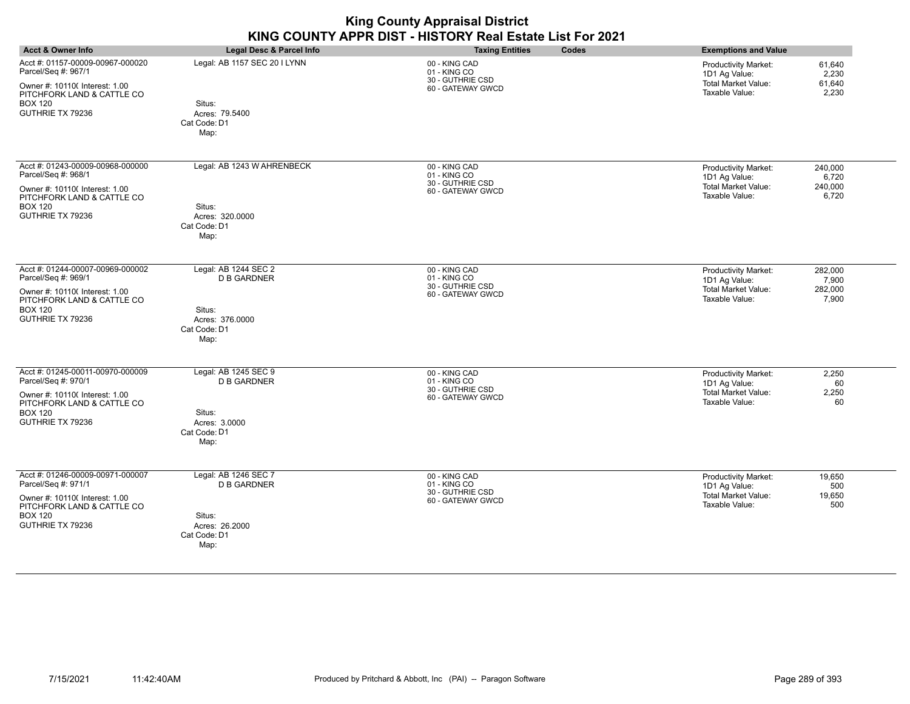# King County Appraisal District

## KING COUNTY APPR DIST - HISTORY Real Estate List For 2021

| Acct & Owner Info | Legal Desc & Parcel Info | Taxing Entities | Codes | Exemptions and Value |
|---|---|---|---|---|
| Acct #: 01157-00009-00967-000020<br>Parcel/Seq #: 967/1<br>Owner #: 10110( Interest: 1.00<br>PITCHFORK LAND & CATTLE CO<br>BOX 120<br>GUTHRIE TX 79236 | Legal: AB 1157 SEC 20 I LYNN<br>Situs:<br>Acres: 79.5400<br>Cat Code: D1<br>Map: | 00 - KING CAD<br>01 - KING CO<br>30 - GUTHRIE CSD<br>60 - GATEWAY GWCD | | Productivity Market: 61,640<br>1D1 Ag Value: 2,230<br>Total Market Value: 61,640<br>Taxable Value: 2,230 |
| Acct #: 01243-00009-00968-000000<br>Parcel/Seq #: 968/1<br>Owner #: 10110( Interest: 1.00<br>PITCHFORK LAND & CATTLE CO<br>BOX 120<br>GUTHRIE TX 79236 | Legal: AB 1243 W AHRENBECK<br>Situs:<br>Acres: 320.0000<br>Cat Code: D1<br>Map: | 00 - KING CAD<br>01 - KING CO<br>30 - GUTHRIE CSD<br>60 - GATEWAY GWCD | | Productivity Market: 240,000<br>1D1 Ag Value: 6,720<br>Total Market Value: 240,000<br>Taxable Value: 6,720 |
| Acct #: 01244-00007-00969-000002<br>Parcel/Seq #: 969/1<br>Owner #: 10110( Interest: 1.00<br>PITCHFORK LAND & CATTLE CO<br>BOX 120<br>GUTHRIE TX 79236 | Legal: AB 1244 SEC 2<br>D B GARDNER<br>Situs:<br>Acres: 376.0000<br>Cat Code: D1<br>Map: | 00 - KING CAD<br>01 - KING CO<br>30 - GUTHRIE CSD<br>60 - GATEWAY GWCD | | Productivity Market: 282,000<br>1D1 Ag Value: 7,900<br>Total Market Value: 282,000<br>Taxable Value: 7,900 |
| Acct #: 01245-00011-00970-000009<br>Parcel/Seq #: 970/1<br>Owner #: 10110( Interest: 1.00<br>PITCHFORK LAND & CATTLE CO<br>BOX 120<br>GUTHRIE TX 79236 | Legal: AB 1245 SEC 9<br>D B GARDNER<br>Situs:<br>Acres: 3.0000<br>Cat Code: D1<br>Map: | 00 - KING CAD<br>01 - KING CO<br>30 - GUTHRIE CSD<br>60 - GATEWAY GWCD | | Productivity Market: 2,250<br>1D1 Ag Value: 60<br>Total Market Value: 2,250<br>Taxable Value: 60 |
| Acct #: 01246-00009-00971-000007<br>Parcel/Seq #: 971/1<br>Owner #: 10110( Interest: 1.00<br>PITCHFORK LAND & CATTLE CO<br>BOX 120<br>GUTHRIE TX 79236 | Legal: AB 1246 SEC 7<br>D B GARDNER<br>Situs:<br>Acres: 26.2000<br>Cat Code: D1<br>Map: | 00 - KING CAD<br>01 - KING CO<br>30 - GUTHRIE CSD<br>60 - GATEWAY GWCD | | Productivity Market: 19,650<br>1D1 Ag Value: 500<br>Total Market Value: 19,650<br>Taxable Value: 500 |

7/15/2021 11:42:40AM Produced by Pritchard & Abbott, Inc (PAI) -- Paragon Software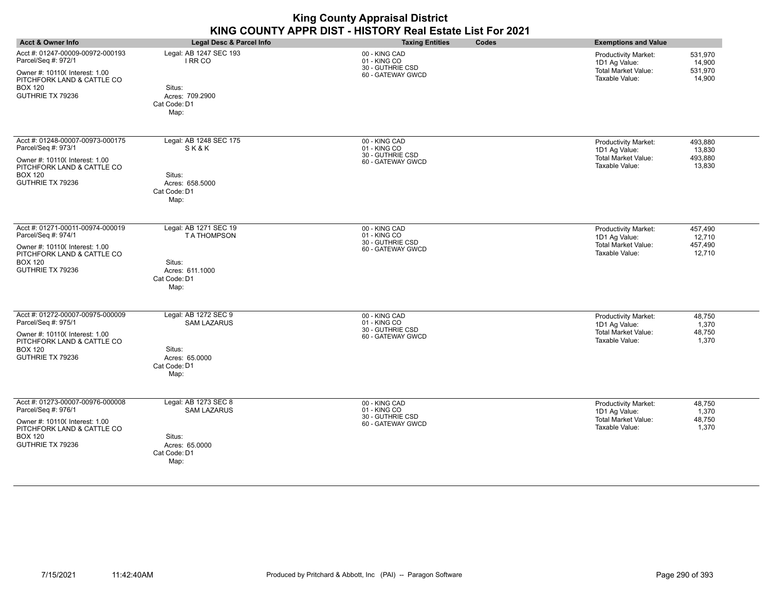# King County Appraisal District

## KING COUNTY APPR DIST - HISTORY Real Estate List For 2021

| Acct & Owner Info | Legal Desc & Parcel Info | Taxing Entities | Codes | Exemptions and Value |
|---|---|---|---|---|
| Acct #: 01247-00009-00972-000193<br>Parcel/Seq #: 972/1<br>Owner #: 10110( Interest: 1.00<br>PITCHFORK LAND & CATTLE CO<br>BOX 120<br>GUTHRIE TX 79236 | Legal: AB 1247 SEC 193<br>I RR CO<br>Situs:<br>Acres: 709.2900<br>Cat Code: D1<br>Map: | 00 - KING CAD<br>01 - KING CO<br>30 - GUTHRIE CSD<br>60 - GATEWAY GWCD | | Productivity Market: 531,970<br>1D1 Ag Value: 14,900<br>Total Market Value: 531,970<br>Taxable Value: 14,900 |
| Acct #: 01248-00007-00973-000175<br>Parcel/Seq #: 973/1<br>Owner #: 10110( Interest: 1.00<br>PITCHFORK LAND & CATTLE CO<br>BOX 120<br>GUTHRIE TX 79236 | Legal: AB 1248 SEC 175<br>S K & K<br>Situs:<br>Acres: 658.5000<br>Cat Code: D1<br>Map: | 00 - KING CAD<br>01 - KING CO<br>30 - GUTHRIE CSD<br>60 - GATEWAY GWCD | | Productivity Market: 493,880<br>1D1 Ag Value: 13,830<br>Total Market Value: 493,880<br>Taxable Value: 13,830 |
| Acct #: 01271-00011-00974-000019<br>Parcel/Seq #: 974/1<br>Owner #: 10110( Interest: 1.00<br>PITCHFORK LAND & CATTLE CO<br>BOX 120<br>GUTHRIE TX 79236 | Legal: AB 1271 SEC 19<br>T A THOMPSON<br>Situs:<br>Acres: 611.1000<br>Cat Code: D1<br>Map: | 00 - KING CAD<br>01 - KING CO<br>30 - GUTHRIE CSD<br>60 - GATEWAY GWCD | | Productivity Market: 457,490<br>1D1 Ag Value: 12,710<br>Total Market Value: 457,490<br>Taxable Value: 12,710 |
| Acct #: 01272-00007-00975-000009<br>Parcel/Seq #: 975/1<br>Owner #: 10110( Interest: 1.00<br>PITCHFORK LAND & CATTLE CO<br>BOX 120<br>GUTHRIE TX 79236 | Legal: AB 1272 SEC 9<br>SAM LAZARUS<br>Situs:<br>Acres: 65.0000<br>Cat Code: D1<br>Map: | 00 - KING CAD<br>01 - KING CO<br>30 - GUTHRIE CSD<br>60 - GATEWAY GWCD | | Productivity Market: 48,750<br>1D1 Ag Value: 1,370<br>Total Market Value: 48,750<br>Taxable Value: 1,370 |
| Acct #: 01273-00007-00976-000008<br>Parcel/Seq #: 976/1<br>Owner #: 10110( Interest: 1.00<br>PITCHFORK LAND & CATTLE CO<br>BOX 120<br>GUTHRIE TX 79236 | Legal: AB 1273 SEC 8<br>SAM LAZARUS<br>Situs:<br>Acres: 65.0000<br>Cat Code: D1<br>Map: | 00 - KING CAD<br>01 - KING CO<br>30 - GUTHRIE CSD<br>60 - GATEWAY GWCD | | Productivity Market: 48,750<br>1D1 Ag Value: 1,370<br>Total Market Value: 48,750<br>Taxable Value: 1,370 |

7/15/2021 11:42:40AM Produced by Pritchard & Abbott, Inc (PAI) -- Paragon Software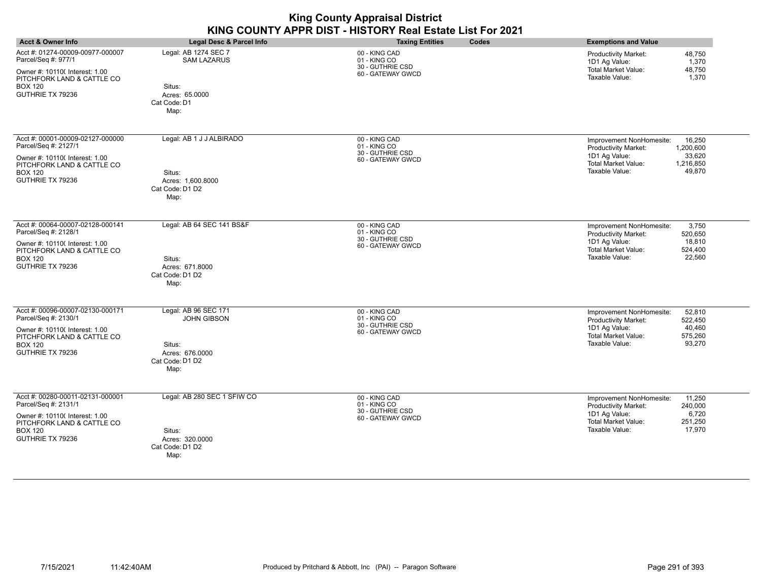# King County Appraisal District

## KING COUNTY APPR DIST - HISTORY Real Estate List For 2021

| Acct & Owner Info | Legal Desc & Parcel Info | Taxing Entities | Codes | Exemptions and Value |
|---|---|---|---|---|
| Acct #: 01274-00009-00977-000007<br>Parcel/Seq #: 977/1<br>Owner #: 10110( Interest: 1.00<br>PITCHFORK LAND & CATTLE CO<br>BOX 120<br>GUTHRIE TX 79236 | Legal: AB 1274 SEC 7<br>SAM LAZARUS<br>Situs:<br>Acres: 65.0000<br>Cat Code: D1<br>Map: | 00 - KING CAD<br>01 - KING CO<br>30 - GUTHRIE CSD<br>60 - GATEWAY GWCD | | Productivity Market: 48,750<br>1D1 Ag Value: 1,370<br>Total Market Value: 48,750<br>Taxable Value: 1,370 |
| Acct #: 00001-00009-02127-000000<br>Parcel/Seq #: 2127/1<br>Owner #: 10110( Interest: 1.00<br>PITCHFORK LAND & CATTLE CO<br>BOX 120<br>GUTHRIE TX 79236 | Legal: AB 1 J J ALBIRADO<br>Situs:<br>Acres: 1,600.8000<br>Cat Code: D1 D2<br>Map: | 00 - KING CAD<br>01 - KING CO<br>30 - GUTHRIE CSD<br>60 - GATEWAY GWCD | | Improvement NonHomesite: 16,250<br>Productivity Market: 1,200,600<br>1D1 Ag Value: 33,620<br>Total Market Value: 1,216,850<br>Taxable Value: 49,870 |
| Acct #: 00064-00007-02128-000141<br>Parcel/Seq #: 2128/1<br>Owner #: 10110( Interest: 1.00<br>PITCHFORK LAND & CATTLE CO<br>BOX 120<br>GUTHRIE TX 79236 | Legal: AB 64 SEC 141 BS&F<br>Situs:<br>Acres: 671.8000<br>Cat Code: D1 D2<br>Map: | 00 - KING CAD<br>01 - KING CO<br>30 - GUTHRIE CSD<br>60 - GATEWAY GWCD | | Improvement NonHomesite: 3,750<br>Productivity Market: 520,650<br>1D1 Ag Value: 18,810<br>Total Market Value: 524,400<br>Taxable Value: 22,560 |
| Acct #: 00096-00007-02130-000171<br>Parcel/Seq #: 2130/1<br>Owner #: 10110( Interest: 1.00<br>PITCHFORK LAND & CATTLE CO<br>BOX 120<br>GUTHRIE TX 79236 | Legal: AB 96 SEC 171<br>JOHN GIBSON<br>Situs:<br>Acres: 676.0000<br>Cat Code: D1 D2<br>Map: | 00 - KING CAD<br>01 - KING CO<br>30 - GUTHRIE CSD<br>60 - GATEWAY GWCD | | Improvement NonHomesite: 52,810<br>Productivity Market: 522,450<br>1D1 Ag Value: 40,460<br>Total Market Value: 575,260<br>Taxable Value: 93,270 |
| Acct #: 00280-00011-02131-000001<br>Parcel/Seq #: 2131/1<br>Owner #: 10110( Interest: 1.00<br>PITCHFORK LAND & CATTLE CO<br>BOX 120<br>GUTHRIE TX 79236 | Legal: AB 280 SEC 1 SFIW CO<br>Situs:<br>Acres: 320.0000<br>Cat Code: D1 D2<br>Map: | 00 - KING CAD<br>01 - KING CO<br>30 - GUTHRIE CSD<br>60 - GATEWAY GWCD | | Improvement NonHomesite: 11,250<br>Productivity Market: 240,000<br>1D1 Ag Value: 6,720<br>Total Market Value: 251,250<br>Taxable Value: 17,970 |

7/15/2021 11:42:40AM Produced by Pritchard & Abbott, Inc (PAI) -- Paragon Software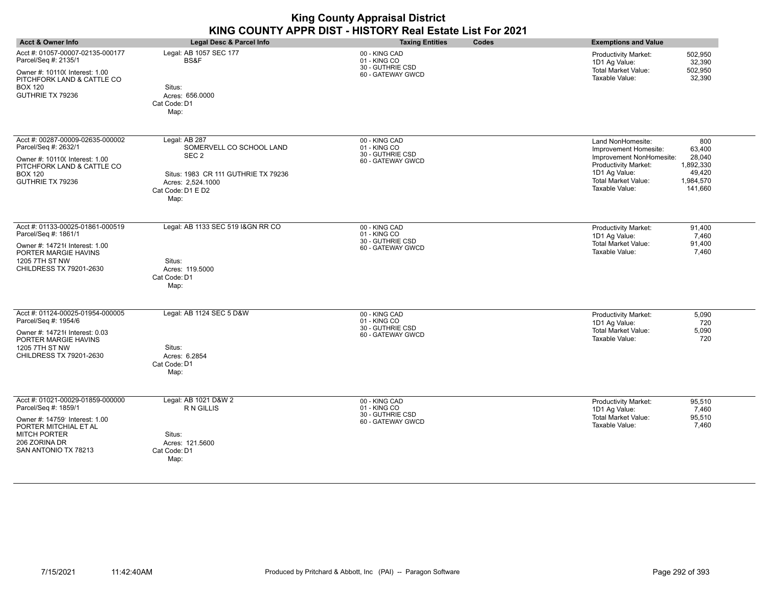# King County Appraisal District

## KING COUNTY APPR DIST - HISTORY Real Estate List For 2021

| Acct & Owner Info | Legal Desc & Parcel Info | Taxing Entities | Codes | Exemptions and Value |
|---|---|---|---|---|
| Acct #: 01057-00007-02135-000177<br>Parcel/Seq #: 2135/1<br>Owner #: 10110( Interest: 1.00<br>PITCHFORK LAND & CATTLE CO<br>BOX 120<br>GUTHRIE TX 79236 | Legal: AB 1057 SEC 177<br>BS&F<br>Situs:<br>Acres: 656.0000<br>Cat Code: D1<br>Map: | 00 - KING CAD<br>01 - KING CO<br>30 - GUTHRIE CSD<br>60 - GATEWAY GWCD | | Productivity Market: 502,950<br>1D1 Ag Value: 32,390<br>Total Market Value: 502,950<br>Taxable Value: 32,390 |
| Acct #: 00287-00009-02635-000002<br>Parcel/Seq #: 2632/1<br>Owner #: 10110( Interest: 1.00<br>PITCHFORK LAND & CATTLE CO<br>BOX 120<br>GUTHRIE TX 79236 | Legal: AB 287<br>SOMERVELL CO SCHOOL LAND<br>SEC 2<br>Situs: 1983 CR 111 GUTHRIE TX 79236<br>Acres: 2,524.1000<br>Cat Code: D1 E D2<br>Map: | 00 - KING CAD<br>01 - KING CO<br>30 - GUTHRIE CSD<br>60 - GATEWAY GWCD | | Land NonHomesite: 800<br>Improvement Homesite: 63,400<br>Improvement NonHomesite: 28,040<br>Productivity Market: 1,892,330<br>1D1 Ag Value: 49,420<br>Total Market Value: 1,984,570<br>Taxable Value: 141,660 |
| Acct #: 01133-00025-01861-000519<br>Parcel/Seq #: 1861/1<br>Owner #: 14721( Interest: 1.00<br>PORTER MARGIE HAVINS<br>1205 7TH ST NW<br>CHILDRESS TX 79201-2630 | Legal: AB 1133 SEC 519 I&GN RR CO<br>Situs:<br>Acres: 119.5000<br>Cat Code: D1<br>Map: | 00 - KING CAD<br>01 - KING CO<br>30 - GUTHRIE CSD<br>60 - GATEWAY GWCD | | Productivity Market: 91,400<br>1D1 Ag Value: 7,460<br>Total Market Value: 91,400<br>Taxable Value: 7,460 |
| Acct #: 01124-00025-01954-000005<br>Parcel/Seq #: 1954/6<br>Owner #: 14721( Interest: 0.03<br>PORTER MARGIE HAVINS<br>1205 7TH ST NW<br>CHILDRESS TX 79201-2630 | Legal: AB 1124 SEC 5 D&W<br>Situs:<br>Acres: 6.2854<br>Cat Code: D1<br>Map: | 00 - KING CAD<br>01 - KING CO<br>30 - GUTHRIE CSD<br>60 - GATEWAY GWCD | | Productivity Market: 5,090<br>1D1 Ag Value: 720<br>Total Market Value: 5,090<br>Taxable Value: 720 |
| Acct #: 01021-00029-01859-000000<br>Parcel/Seq #: 1859/1<br>Owner #: 14759' Interest: 1.00<br>PORTER MITCHIAL ET AL<br>MITCH PORTER<br>206 ZORINA DR<br>SAN ANTONIO TX 78213 | Legal: AB 1021 D&W 2<br>R N GILLIS<br>Situs:<br>Acres: 121.5600<br>Cat Code: D1<br>Map: | 00 - KING CAD<br>01 - KING CO<br>30 - GUTHRIE CSD<br>60 - GATEWAY GWCD | | Productivity Market: 95,510<br>1D1 Ag Value: 7,460<br>Total Market Value: 95,510<br>Taxable Value: 7,460 |

7/15/2021 11:42:40AM Produced by Pritchard & Abbott, Inc (PAI) -- Paragon Software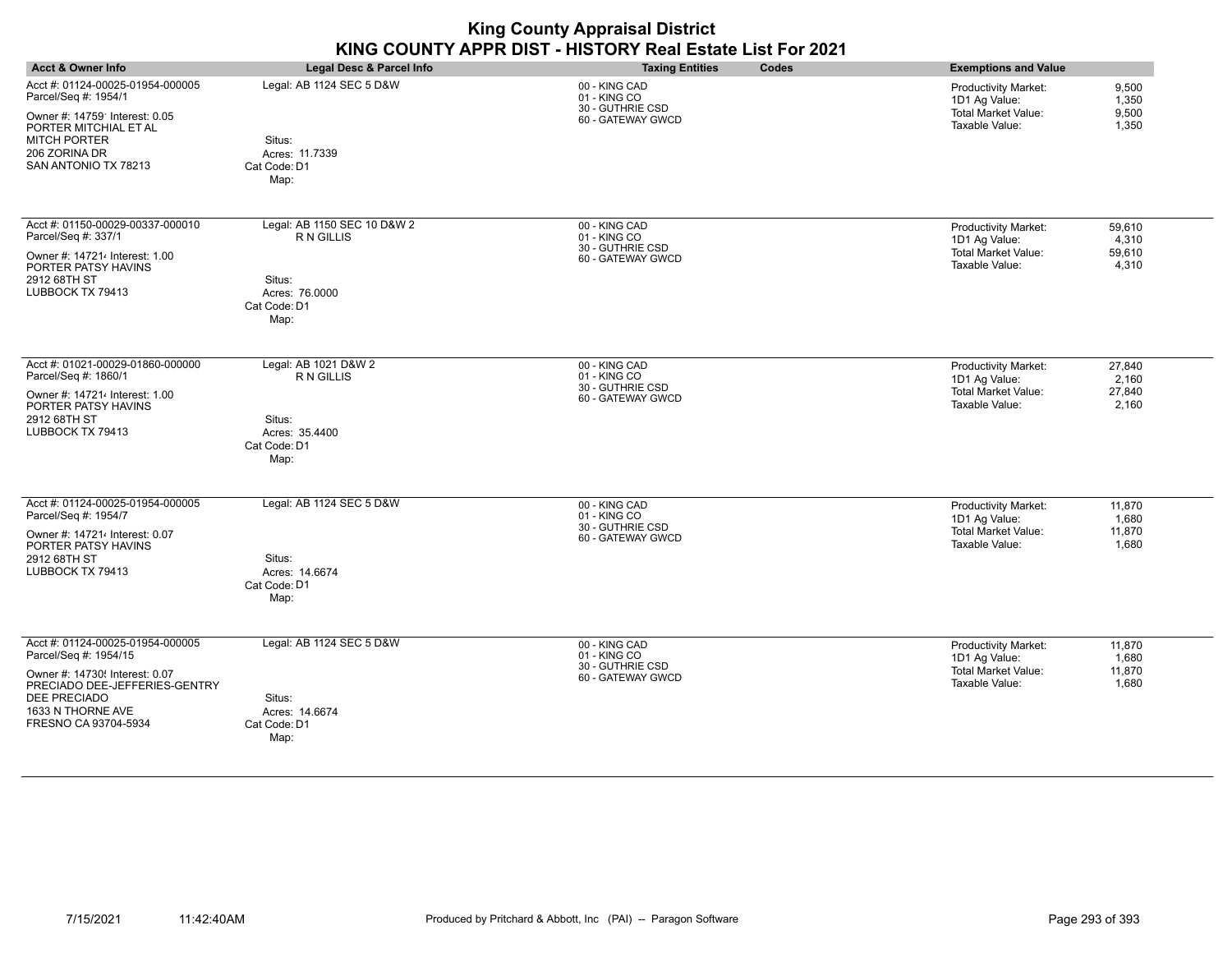# King County Appraisal District

## KING COUNTY APPR DIST - HISTORY Real Estate List For 2021

| Acct & Owner Info | Legal Desc & Parcel Info | Taxing Entities | Codes | Exemptions and Value |
|---|---|---|---|---|
| Acct #: 01124-00025-01954-000005<br>Parcel/Seq #: 1954/1<br>Owner #: 14759' Interest: 0.05<br>PORTER MITCHIAL ET AL<br>MITCH PORTER<br>206 ZORINA DR<br>SAN ANTONIO TX 78213 | Legal: AB 1124 SEC 5 D&W<br>Situs:<br>Acres: 11.7339<br>Cat Code: D1<br>Map: | 00 - KING CAD<br>01 - KING CO<br>30 - GUTHRIE CSD<br>60 - GATEWAY GWCD | | Productivity Market: 9,500<br>1D1 Ag Value: 1,350<br>Total Market Value: 9,500<br>Taxable Value: 1,350 |
| Acct #: 01150-00029-00337-000010<br>Parcel/Seq #: 337/1<br>Owner #: 14721‹ Interest: 1.00<br>PORTER PATSY HAVINS<br>2912 68TH ST<br>LUBBOCK TX 79413 | Legal: AB 1150 SEC 10 D&W 2<br>R N GILLIS<br>Situs:<br>Acres: 76.0000<br>Cat Code: D1<br>Map: | 00 - KING CAD<br>01 - KING CO<br>30 - GUTHRIE CSD<br>60 - GATEWAY GWCD | | Productivity Market: 59,610<br>1D1 Ag Value: 4,310<br>Total Market Value: 59,610<br>Taxable Value: 4,310 |
| Acct #: 01021-00029-01860-000000<br>Parcel/Seq #: 1860/1<br>Owner #: 14721‹ Interest: 1.00<br>PORTER PATSY HAVINS<br>2912 68TH ST<br>LUBBOCK TX 79413 | Legal: AB 1021 D&W 2<br>R N GILLIS<br>Situs:<br>Acres: 35.4400<br>Cat Code: D1<br>Map: | 00 - KING CAD<br>01 - KING CO<br>30 - GUTHRIE CSD<br>60 - GATEWAY GWCD | | Productivity Market: 27,840<br>1D1 Ag Value: 2,160<br>Total Market Value: 27,840<br>Taxable Value: 2,160 |
| Acct #: 01124-00025-01954-000005<br>Parcel/Seq #: 1954/7<br>Owner #: 14721‹ Interest: 0.07<br>PORTER PATSY HAVINS<br>2912 68TH ST<br>LUBBOCK TX 79413 | Legal: AB 1124 SEC 5 D&W<br>Situs:<br>Acres: 14.6674<br>Cat Code: D1<br>Map: | 00 - KING CAD<br>01 - KING CO<br>30 - GUTHRIE CSD<br>60 - GATEWAY GWCD | | Productivity Market: 11,870<br>1D1 Ag Value: 1,680<br>Total Market Value: 11,870<br>Taxable Value: 1,680 |
| Acct #: 01124-00025-01954-000005<br>Parcel/Seq #: 1954/15<br>Owner #: 14730! Interest: 0.07<br>PRECIADO DEE-JEFFERIES-GENTRY<br>DEE PRECIADO<br>1633 N THORNE AVE<br>FRESNO CA 93704-5934 | Legal: AB 1124 SEC 5 D&W<br>Situs:<br>Acres: 14.6674<br>Cat Code: D1<br>Map: | 00 - KING CAD<br>01 - KING CO<br>30 - GUTHRIE CSD<br>60 - GATEWAY GWCD | | Productivity Market: 11,870<br>1D1 Ag Value: 1,680<br>Total Market Value: 11,870<br>Taxable Value: 1,680 |

7/15/2021 11:42:40AM Produced by Pritchard & Abbott, Inc (PAI) -- Paragon Software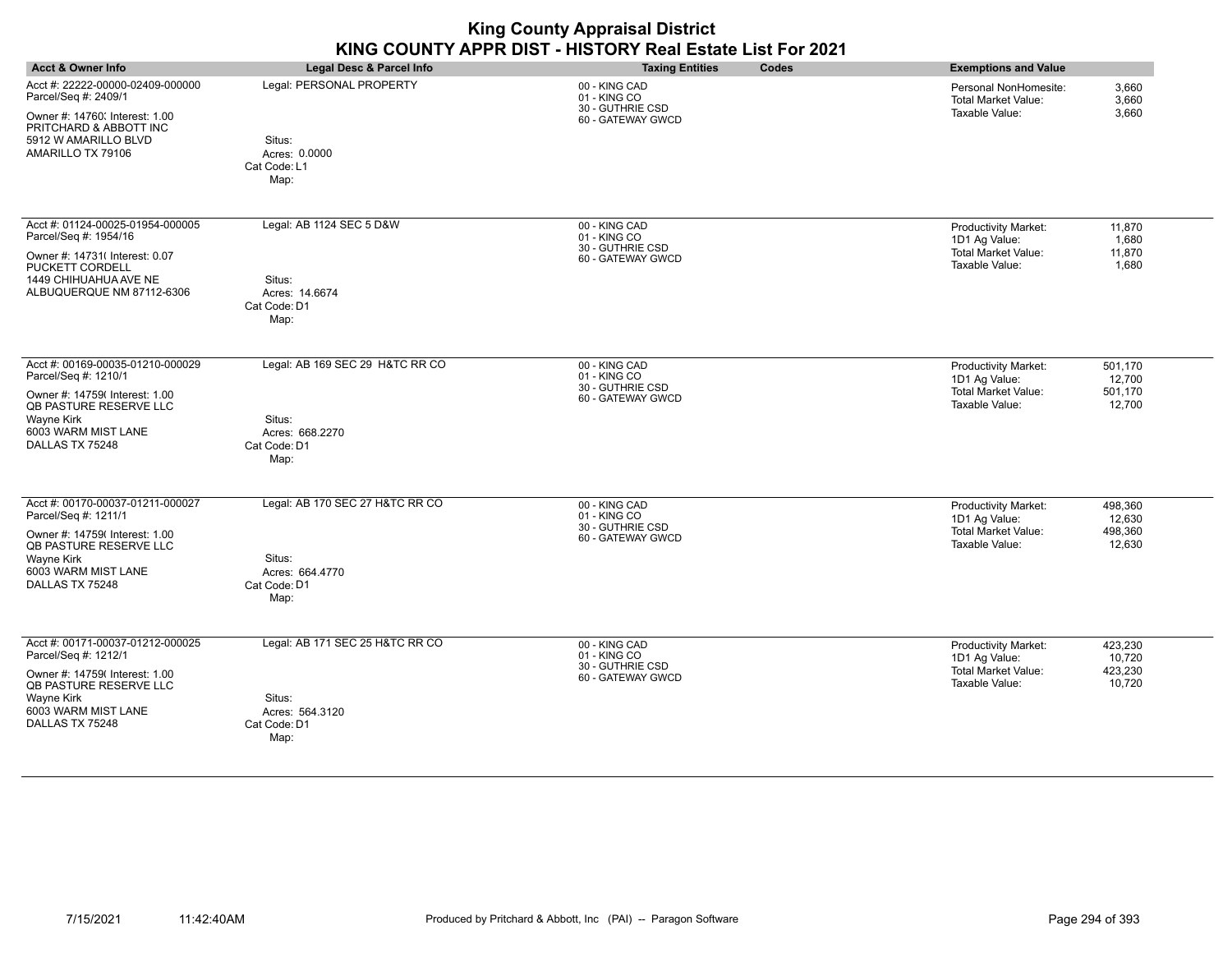# King County Appraisal District

## KING COUNTY APPR DIST - HISTORY Real Estate List For 2021

| Acct & Owner Info | Legal Desc & Parcel Info | Taxing Entities | Codes | Exemptions and Value | |
|---|---|---|---|---|---|
| Acct #: 22222-00000-02409-000000<br>Parcel/Seq #: 2409/1<br>Owner #: 14760: Interest: 1.00<br>PRITCHARD & ABBOTT INC<br>5912 W AMARILLO BLVD<br>AMARILLO TX 79106 | Legal: PERSONAL PROPERTY<br>Situs:<br>Acres: 0.0000<br>Cat Code: L1<br>Map: | 00 - KING CAD<br>01 - KING CO<br>30 - GUTHRIE CSD<br>60 - GATEWAY GWCD | | Personal NonHomesite:<br>Total Market Value:<br>Taxable Value: | 3,660<br>3,660<br>3,660 |
| Acct #: 01124-00025-01954-000005<br>Parcel/Seq #: 1954/16<br>Owner #: 14731( Interest: 0.07<br>PUCKETT CORDELL<br>1449 CHIHUAHUA AVE NE<br>ALBUQUERQUE NM 87112-6306 | Legal: AB 1124 SEC 5 D&W<br>Situs:<br>Acres: 14.6674<br>Cat Code: D1<br>Map: | 00 - KING CAD<br>01 - KING CO<br>30 - GUTHRIE CSD<br>60 - GATEWAY GWCD | | Productivity Market:<br>1D1 Ag Value:<br>Total Market Value:<br>Taxable Value: | 11,870<br>1,680<br>11,870<br>1,680 |
| Acct #: 00169-00035-01210-000029<br>Parcel/Seq #: 1210/1<br>Owner #: 14759( Interest: 1.00<br>QB PASTURE RESERVE LLC<br>Wayne Kirk<br>6003 WARM MIST LANE<br>DALLAS TX 75248 | Legal: AB 169 SEC 29 H&TC RR CO<br>Situs:<br>Acres: 668.2270<br>Cat Code: D1<br>Map: | 00 - KING CAD<br>01 - KING CO<br>30 - GUTHRIE CSD<br>60 - GATEWAY GWCD | | Productivity Market:<br>1D1 Ag Value:<br>Total Market Value:<br>Taxable Value: | 501,170<br>12,700<br>501,170<br>12,700 |
| Acct #: 00170-00037-01211-000027<br>Parcel/Seq #: 1211/1<br>Owner #: 14759( Interest: 1.00<br>QB PASTURE RESERVE LLC<br>Wayne Kirk<br>6003 WARM MIST LANE<br>DALLAS TX 75248 | Legal: AB 170 SEC 27 H&TC RR CO<br>Situs:<br>Acres: 664.4770<br>Cat Code: D1<br>Map: | 00 - KING CAD<br>01 - KING CO<br>30 - GUTHRIE CSD<br>60 - GATEWAY GWCD | | Productivity Market:<br>1D1 Ag Value:<br>Total Market Value:<br>Taxable Value: | 498,360<br>12,630<br>498,360<br>12,630 |
| Acct #: 00171-00037-01212-000025<br>Parcel/Seq #: 1212/1<br>Owner #: 14759( Interest: 1.00<br>QB PASTURE RESERVE LLC<br>Wayne Kirk<br>6003 WARM MIST LANE<br>DALLAS TX 75248 | Legal: AB 171 SEC 25 H&TC RR CO<br>Situs:<br>Acres: 564.3120<br>Cat Code: D1<br>Map: | 00 - KING CAD<br>01 - KING CO<br>30 - GUTHRIE CSD<br>60 - GATEWAY GWCD | | Productivity Market:<br>1D1 Ag Value:<br>Total Market Value:<br>Taxable Value: | 423,230<br>10,720<br>423,230<br>10,720 |

7/15/2021 11:42:40AM Produced by Pritchard & Abbott, Inc (PAI) -- Paragon Software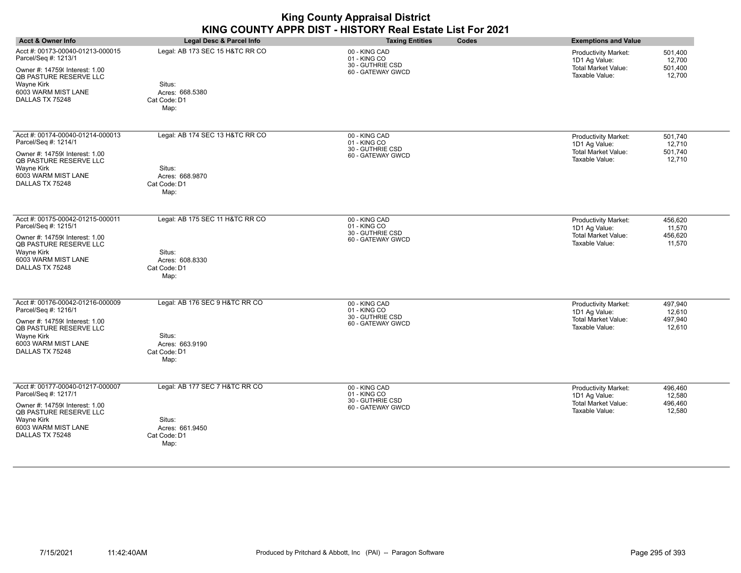# King County Appraisal District

## KING COUNTY APPR DIST - HISTORY Real Estate List For 2021

| Acct & Owner Info | Legal Desc & Parcel Info | Taxing Entities | Codes | Exemptions and Value |
|---|---|---|---|---|
| Acct #: 00173-00040-01213-000015<br>Parcel/Seq #: 1213/1<br>Owner #: 14759( Interest: 1.00<br>QB PASTURE RESERVE LLC<br>Wayne Kirk<br>6003 WARM MIST LANE<br>DALLAS TX 75248 | Legal: AB 173 SEC 15 H&TC RR CO<br>Situs:<br>Acres: 668.5380<br>Cat Code: D1<br>Map: | 00 - KING CAD<br>01 - KING CO<br>30 - GUTHRIE CSD<br>60 - GATEWAY GWCD | | Productivity Market: 501,400<br>1D1 Ag Value: 12,700<br>Total Market Value: 501,400<br>Taxable Value: 12,700 |
| Acct #: 00174-00040-01214-000013<br>Parcel/Seq #: 1214/1<br>Owner #: 14759( Interest: 1.00<br>QB PASTURE RESERVE LLC<br>Wayne Kirk<br>6003 WARM MIST LANE<br>DALLAS TX 75248 | Legal: AB 174 SEC 13 H&TC RR CO<br>Situs:<br>Acres: 668.9870<br>Cat Code: D1<br>Map: | 00 - KING CAD<br>01 - KING CO<br>30 - GUTHRIE CSD<br>60 - GATEWAY GWCD | | Productivity Market: 501,740<br>1D1 Ag Value: 12,710<br>Total Market Value: 501,740<br>Taxable Value: 12,710 |
| Acct #: 00175-00042-01215-000011<br>Parcel/Seq #: 1215/1<br>Owner #: 14759( Interest: 1.00<br>QB PASTURE RESERVE LLC<br>Wayne Kirk<br>6003 WARM MIST LANE<br>DALLAS TX 75248 | Legal: AB 175 SEC 11 H&TC RR CO<br>Situs:<br>Acres: 608.8330<br>Cat Code: D1<br>Map: | 00 - KING CAD<br>01 - KING CO<br>30 - GUTHRIE CSD<br>60 - GATEWAY GWCD | | Productivity Market: 456,620<br>1D1 Ag Value: 11,570<br>Total Market Value: 456,620<br>Taxable Value: 11,570 |
| Acct #: 00176-00042-01216-000009<br>Parcel/Seq #: 1216/1<br>Owner #: 14759( Interest: 1.00<br>QB PASTURE RESERVE LLC<br>Wayne Kirk<br>6003 WARM MIST LANE<br>DALLAS TX 75248 | Legal: AB 176 SEC 9 H&TC RR CO<br>Situs:<br>Acres: 663.9190<br>Cat Code: D1<br>Map: | 00 - KING CAD<br>01 - KING CO<br>30 - GUTHRIE CSD<br>60 - GATEWAY GWCD | | Productivity Market: 497,940<br>1D1 Ag Value: 12,610<br>Total Market Value: 497,940<br>Taxable Value: 12,610 |
| Acct #: 00177-00040-01217-000007<br>Parcel/Seq #: 1217/1<br>Owner #: 14759( Interest: 1.00<br>QB PASTURE RESERVE LLC<br>Wayne Kirk<br>6003 WARM MIST LANE<br>DALLAS TX 75248 | Legal: AB 177 SEC 7 H&TC RR CO<br>Situs:<br>Acres: 661.9450<br>Cat Code: D1<br>Map: | 00 - KING CAD<br>01 - KING CO<br>30 - GUTHRIE CSD<br>60 - GATEWAY GWCD | | Productivity Market: 496,460<br>1D1 Ag Value: 12,580<br>Total Market Value: 496,460<br>Taxable Value: 12,580 |

7/15/2021 11:42:40AM Produced by Pritchard & Abbott, Inc (PAI) -- Paragon Software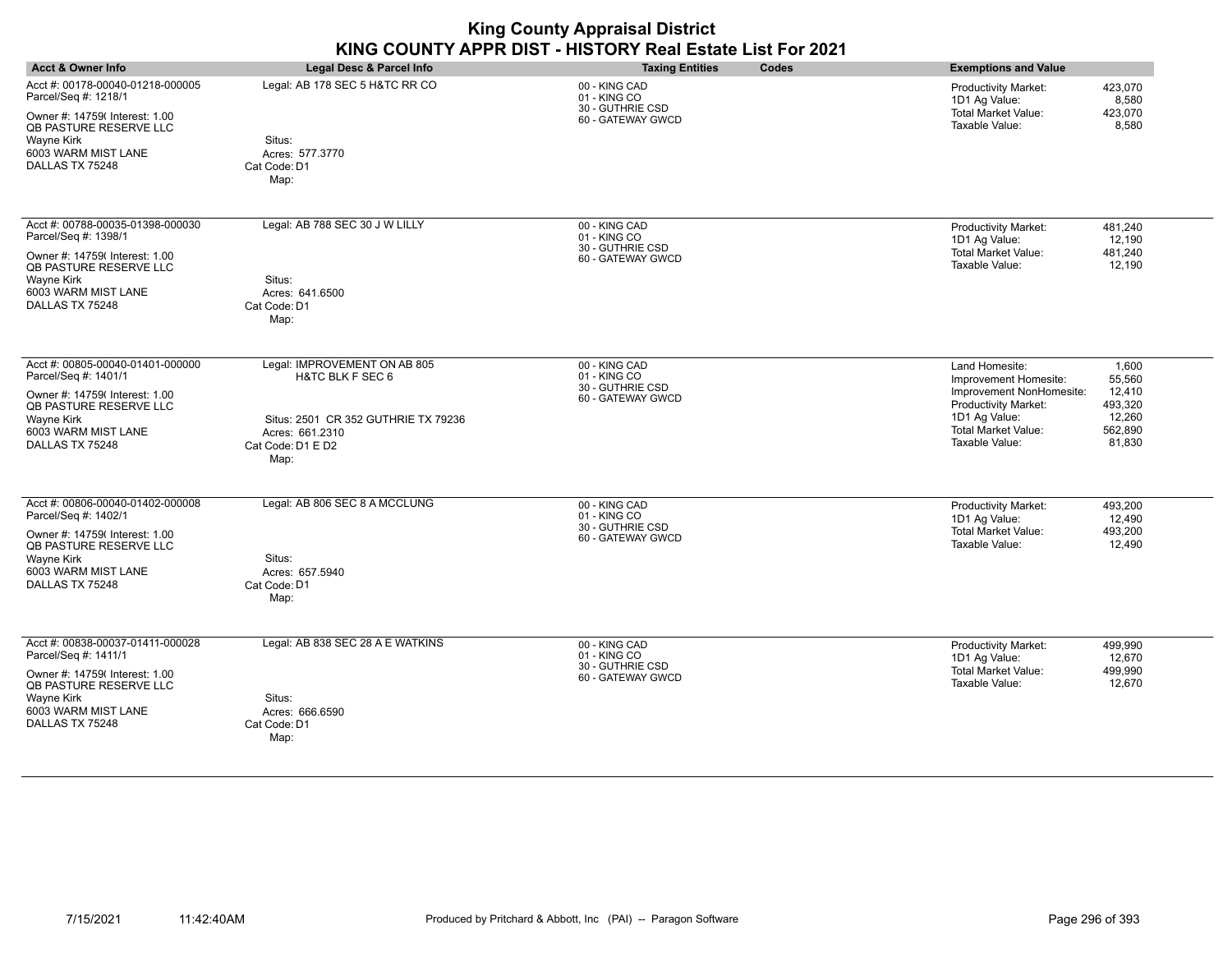# King County Appraisal District

## KING COUNTY APPR DIST - HISTORY Real Estate List For 2021

| Acct & Owner Info | Legal Desc & Parcel Info | Taxing Entities | Codes | Exemptions and Value |
|---|---|---|---|---|
| Acct #: 00178-00040-01218-000005<br>Parcel/Seq #: 1218/1<br>Owner #: 14759( Interest: 1.00<br>QB PASTURE RESERVE LLC<br>Wayne Kirk<br>6003 WARM MIST LANE<br>DALLAS TX 75248 | Legal: AB 178 SEC 5 H&TC RR CO<br>Situs:<br>Acres: 577.3770<br>Cat Code: D1<br>Map: | 00 - KING CAD<br>01 - KING CO<br>30 - GUTHRIE CSD<br>60 - GATEWAY GWCD | | Productivity Market: 423,070<br>1D1 Ag Value: 8,580<br>Total Market Value: 423,070<br>Taxable Value: 8,580 |
| Acct #: 00788-00035-01398-000030<br>Parcel/Seq #: 1398/1<br>Owner #: 14759( Interest: 1.00<br>QB PASTURE RESERVE LLC<br>Wayne Kirk<br>6003 WARM MIST LANE<br>DALLAS TX 75248 | Legal: AB 788 SEC 30 J W LILLY<br>Situs:<br>Acres: 641.6500<br>Cat Code: D1<br>Map: | 00 - KING CAD<br>01 - KING CO<br>30 - GUTHRIE CSD<br>60 - GATEWAY GWCD | | Productivity Market: 481,240<br>1D1 Ag Value: 12,190<br>Total Market Value: 481,240<br>Taxable Value: 12,190 |
| Acct #: 00805-00040-01401-000000<br>Parcel/Seq #: 1401/1<br>Owner #: 14759( Interest: 1.00<br>QB PASTURE RESERVE LLC<br>Wayne Kirk<br>6003 WARM MIST LANE<br>DALLAS TX 75248 | Legal: IMPROVEMENT ON AB 805 H&TC BLK F SEC 6<br>Situs: 2501 CR 352 GUTHRIE TX 79236<br>Acres: 661.2310<br>Cat Code: D1 E D2<br>Map: | 00 - KING CAD<br>01 - KING CO<br>30 - GUTHRIE CSD<br>60 - GATEWAY GWCD | | Land Homesite: 1,600<br>Improvement Homesite: 55,560<br>Improvement NonHomesite: 12,410<br>Productivity Market: 493,320<br>1D1 Ag Value: 12,260<br>Total Market Value: 562,890<br>Taxable Value: 81,830 |
| Acct #: 00806-00040-01402-000008<br>Parcel/Seq #: 1402/1<br>Owner #: 14759( Interest: 1.00<br>QB PASTURE RESERVE LLC<br>Wayne Kirk<br>6003 WARM MIST LANE<br>DALLAS TX 75248 | Legal: AB 806 SEC 8 A MCCLUNG<br>Situs:<br>Acres: 657.5940<br>Cat Code: D1<br>Map: | 00 - KING CAD<br>01 - KING CO<br>30 - GUTHRIE CSD<br>60 - GATEWAY GWCD | | Productivity Market: 493,200<br>1D1 Ag Value: 12,490<br>Total Market Value: 493,200<br>Taxable Value: 12,490 |
| Acct #: 00838-00037-01411-000028<br>Parcel/Seq #: 1411/1<br>Owner #: 14759( Interest: 1.00<br>QB PASTURE RESERVE LLC<br>Wayne Kirk<br>6003 WARM MIST LANE<br>DALLAS TX 75248 | Legal: AB 838 SEC 28 A E WATKINS<br>Situs:<br>Acres: 666.6590<br>Cat Code: D1<br>Map: | 00 - KING CAD<br>01 - KING CO<br>30 - GUTHRIE CSD<br>60 - GATEWAY GWCD | | Productivity Market: 499,990<br>1D1 Ag Value: 12,670<br>Total Market Value: 499,990<br>Taxable Value: 12,670 |

7/15/2021 11:42:40AM Produced by Pritchard & Abbott, Inc (PAI) -- Paragon Software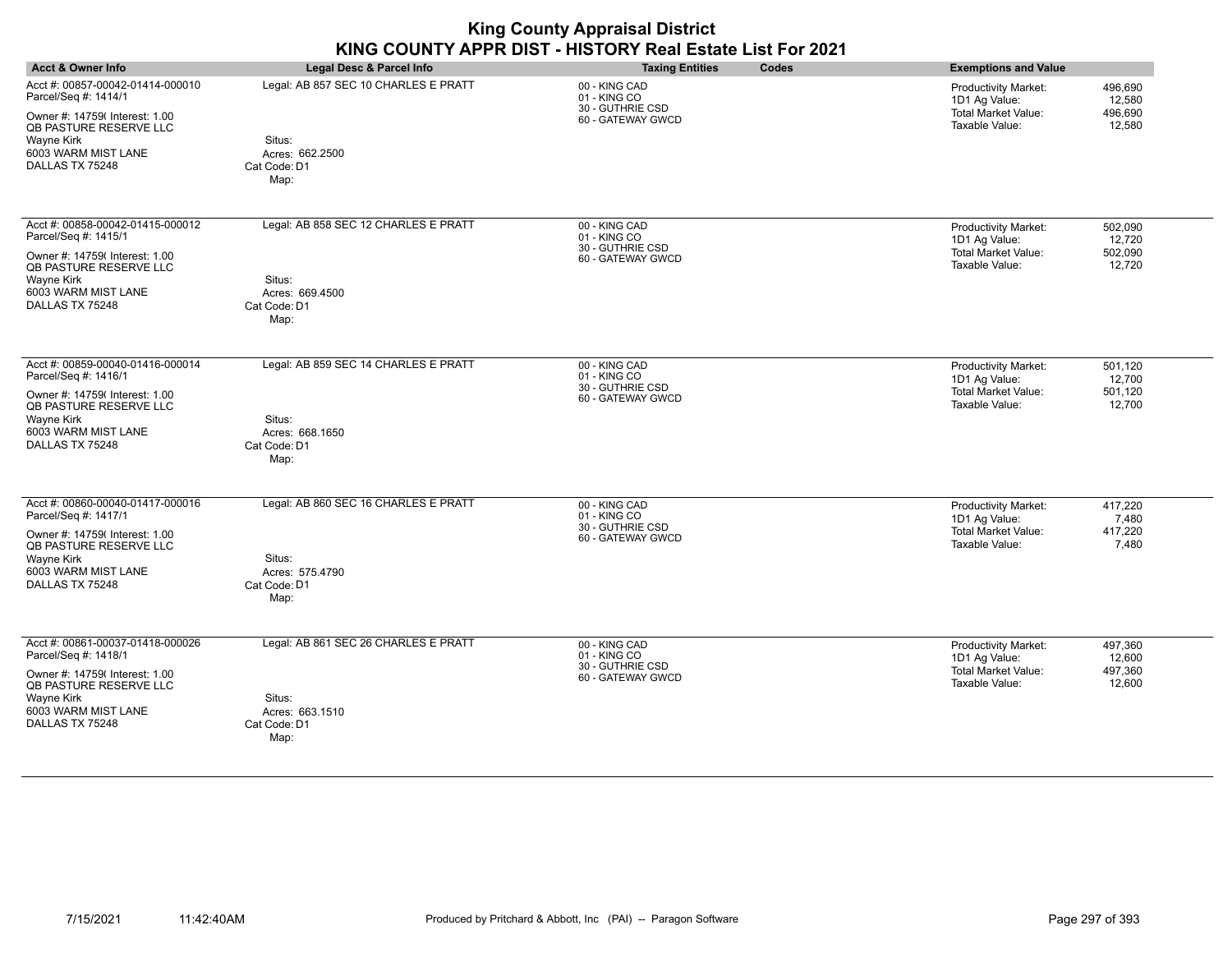# King County Appraisal District
## KING COUNTY APPR DIST - HISTORY Real Estate List For 2021

| Acct & Owner Info | Legal Desc & Parcel Info | Taxing Entities | Codes | Exemptions and Value |
|---|---|---|---|---|
| Acct #: 00857-00042-01414-000010<br>Parcel/Seq #: 1414/1<br>Owner #: 14759( Interest: 1.00<br>QB PASTURE RESERVE LLC<br>Wayne Kirk<br>6003 WARM MIST LANE<br>DALLAS TX 75248 | Legal: AB 857 SEC 10 CHARLES E PRATT<br>Situs:<br>Acres: 662.2500<br>Cat Code: D1<br>Map: | 00 - KING CAD<br>01 - KING CO<br>30 - GUTHRIE CSD<br>60 - GATEWAY GWCD | | Productivity Market: 496,690<br>1D1 Ag Value: 12,580<br>Total Market Value: 496,690<br>Taxable Value: 12,580 |
| Acct #: 00858-00042-01415-000012<br>Parcel/Seq #: 1415/1<br>Owner #: 14759( Interest: 1.00<br>QB PASTURE RESERVE LLC<br>Wayne Kirk<br>6003 WARM MIST LANE<br>DALLAS TX 75248 | Legal: AB 858 SEC 12 CHARLES E PRATT<br>Situs:<br>Acres: 669.4500<br>Cat Code: D1<br>Map: | 00 - KING CAD<br>01 - KING CO<br>30 - GUTHRIE CSD<br>60 - GATEWAY GWCD | | Productivity Market: 502,090<br>1D1 Ag Value: 12,720<br>Total Market Value: 502,090<br>Taxable Value: 12,720 |
| Acct #: 00859-00040-01416-000014<br>Parcel/Seq #: 1416/1<br>Owner #: 14759( Interest: 1.00<br>QB PASTURE RESERVE LLC<br>Wayne Kirk<br>6003 WARM MIST LANE<br>DALLAS TX 75248 | Legal: AB 859 SEC 14 CHARLES E PRATT<br>Situs:<br>Acres: 668.1650<br>Cat Code: D1<br>Map: | 00 - KING CAD<br>01 - KING CO<br>30 - GUTHRIE CSD<br>60 - GATEWAY GWCD | | Productivity Market: 501,120<br>1D1 Ag Value: 12,700<br>Total Market Value: 501,120<br>Taxable Value: 12,700 |
| Acct #: 00860-00040-01417-000016<br>Parcel/Seq #: 1417/1<br>Owner #: 14759( Interest: 1.00<br>QB PASTURE RESERVE LLC<br>Wayne Kirk<br>6003 WARM MIST LANE<br>DALLAS TX 75248 | Legal: AB 860 SEC 16 CHARLES E PRATT<br>Situs:<br>Acres: 575.4790<br>Cat Code: D1<br>Map: | 00 - KING CAD<br>01 - KING CO<br>30 - GUTHRIE CSD<br>60 - GATEWAY GWCD | | Productivity Market: 417,220<br>1D1 Ag Value: 7,480<br>Total Market Value: 417,220<br>Taxable Value: 7,480 |
| Acct #: 00861-00037-01418-000026<br>Parcel/Seq #: 1418/1<br>Owner #: 14759( Interest: 1.00<br>QB PASTURE RESERVE LLC<br>Wayne Kirk<br>6003 WARM MIST LANE<br>DALLAS TX 75248 | Legal: AB 861 SEC 26 CHARLES E PRATT<br>Situs:<br>Acres: 663.1510<br>Cat Code: D1<br>Map: | 00 - KING CAD<br>01 - KING CO<br>30 - GUTHRIE CSD<br>60 - GATEWAY GWCD | | Productivity Market: 497,360<br>1D1 Ag Value: 12,600<br>Total Market Value: 497,360<br>Taxable Value: 12,600 |

7/15/2021 11:42:40AM Produced by Pritchard & Abbott, Inc (PAI) -- Paragon Software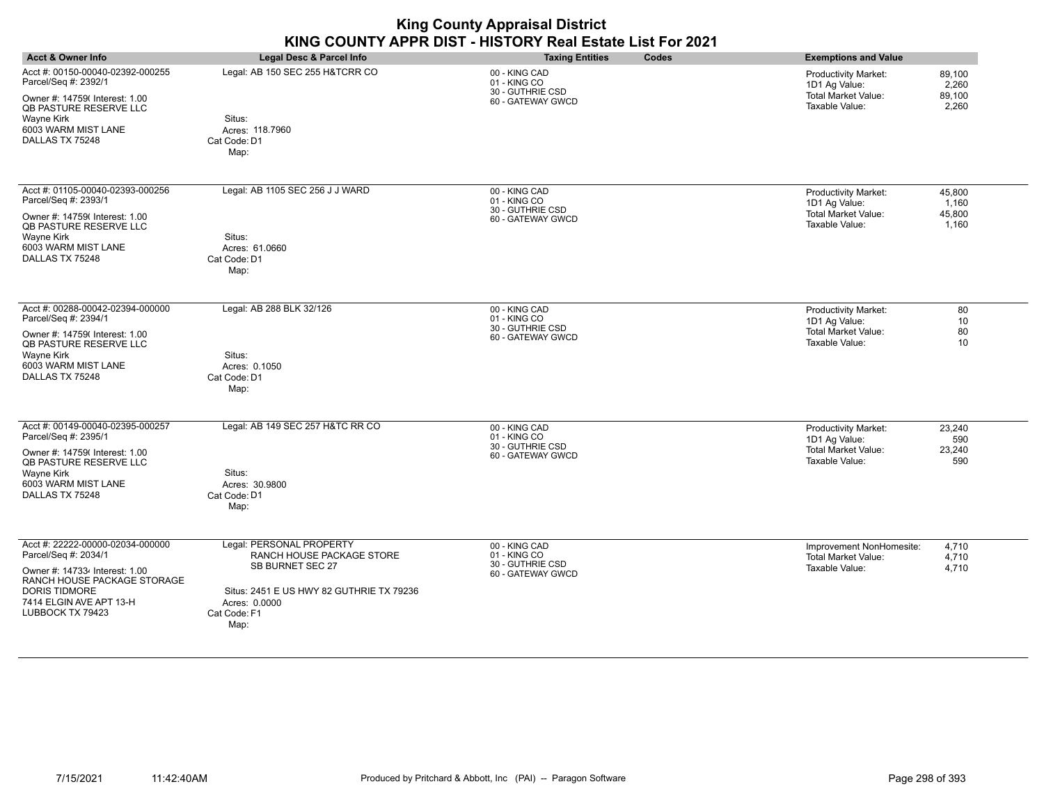# King County Appraisal District
## KING COUNTY APPR DIST - HISTORY Real Estate List For 2021

| Acct & Owner Info | Legal Desc & Parcel Info | Taxing Entities | Codes | Exemptions and Value |
|---|---|---|---|---|
| Acct #: 00150-00040-02392-000255<br>Parcel/Seq #: 2392/1<br>Owner #: 14759( Interest: 1.00<br>QB PASTURE RESERVE LLC<br>Wayne Kirk<br>6003 WARM MIST LANE<br>DALLAS TX 75248 | Legal: AB 150 SEC 255 H&TCRR CO<br>Situs:<br>Acres: 118.7960<br>Cat Code: D1<br>Map: | 00 - KING CAD<br>01 - KING CO<br>30 - GUTHRIE CSD<br>60 - GATEWAY GWCD | | Productivity Market: 89,100<br>1D1 Ag Value: 2,260<br>Total Market Value: 89,100<br>Taxable Value: 2,260 |
| Acct #: 01105-00040-02393-000256<br>Parcel/Seq #: 2393/1<br>Owner #: 14759( Interest: 1.00<br>QB PASTURE RESERVE LLC<br>Wayne Kirk<br>6003 WARM MIST LANE<br>DALLAS TX 75248 | Legal: AB 1105 SEC 256 J J WARD<br>Situs:<br>Acres: 61.0660<br>Cat Code: D1<br>Map: | 00 - KING CAD<br>01 - KING CO<br>30 - GUTHRIE CSD<br>60 - GATEWAY GWCD | | Productivity Market: 45,800<br>1D1 Ag Value: 1,160<br>Total Market Value: 45,800<br>Taxable Value: 1,160 |
| Acct #: 00288-00042-02394-000000<br>Parcel/Seq #: 2394/1<br>Owner #: 14759( Interest: 1.00<br>QB PASTURE RESERVE LLC<br>Wayne Kirk<br>6003 WARM MIST LANE<br>DALLAS TX 75248 | Legal: AB 288 BLK 32/126<br>Situs:<br>Acres: 0.1050<br>Cat Code: D1<br>Map: | 00 - KING CAD<br>01 - KING CO<br>30 - GUTHRIE CSD<br>60 - GATEWAY GWCD | | Productivity Market: 80<br>1D1 Ag Value: 10<br>Total Market Value: 80<br>Taxable Value: 10 |
| Acct #: 00149-00040-02395-000257<br>Parcel/Seq #: 2395/1<br>Owner #: 14759( Interest: 1.00<br>QB PASTURE RESERVE LLC<br>Wayne Kirk<br>6003 WARM MIST LANE<br>DALLAS TX 75248 | Legal: AB 149 SEC 257 H&TC RR CO<br>Situs:<br>Acres: 30.9800<br>Cat Code: D1<br>Map: | 00 - KING CAD<br>01 - KING CO<br>30 - GUTHRIE CSD<br>60 - GATEWAY GWCD | | Productivity Market: 23,240<br>1D1 Ag Value: 590<br>Total Market Value: 23,240<br>Taxable Value: 590 |
| Acct #: 22222-00000-02034-000000<br>Parcel/Seq #: 2034/1<br>Owner #: 14733 Interest: 1.00<br>RANCH HOUSE PACKAGE STORAGE<br>DORIS TIDMORE<br>7414 ELGIN AVE APT 13-H<br>LUBBOCK TX 79423 | Legal: PERSONAL PROPERTY<br>RANCH HOUSE PACKAGE STORE<br>SB BURNET SEC 27<br>Situs: 2451 E US HWY 82 GUTHRIE TX 79236<br>Acres: 0.0000<br>Cat Code: F1<br>Map: | 00 - KING CAD<br>01 - KING CO<br>30 - GUTHRIE CSD<br>60 - GATEWAY GWCD | | Improvement NonHomesite: 4,710<br>Total Market Value: 4,710<br>Taxable Value: 4,710 |

7/15/2021 11:42:40AM Produced by Pritchard & Abbott, Inc (PAI) -- Paragon Software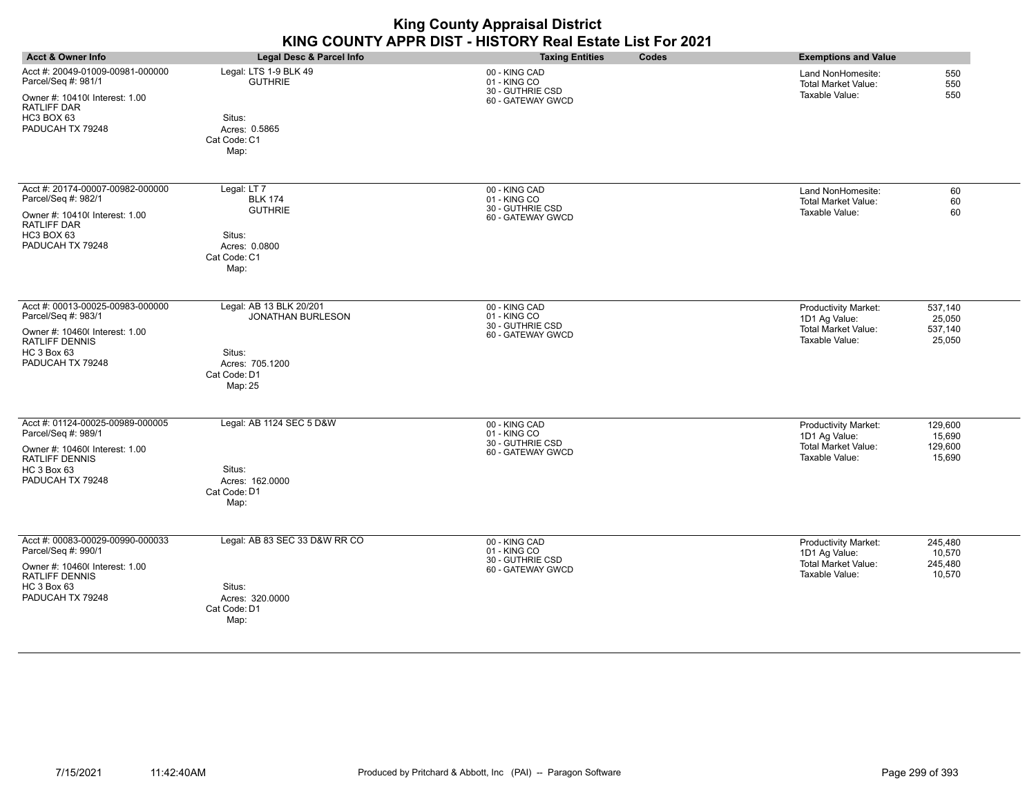# King County Appraisal District

## KING COUNTY APPR DIST - HISTORY Real Estate List For 2021

| Acct & Owner Info | Legal Desc & Parcel Info | Taxing Entities | Codes | Exemptions and Value |
|---|---|---|---|---|
| Acct #: 20049-01009-00981-000000<br>Parcel/Seq #: 981/1<br>Owner #: 10410( Interest: 1.00<br>RATLIFF DAR<br>HC3 BOX 63<br>PADUCAH TX 79248 | Legal: LTS 1-9 BLK 49<br>GUTHRIE<br>Situs:<br>Acres: 0.5865<br>Cat Code: C1<br>Map: | 00 - KING CAD<br>01 - KING CO<br>30 - GUTHRIE CSD<br>60 - GATEWAY GWCD | | Land NonHomesite: 550<br>Total Market Value: 550<br>Taxable Value: 550 |
| Acct #: 20174-00007-00982-000000<br>Parcel/Seq #: 982/1<br>Owner #: 10410( Interest: 1.00<br>RATLIFF DAR<br>HC3 BOX 63<br>PADUCAH TX 79248 | Legal: LT 7<br>BLK 174<br>GUTHRIE<br>Situs:<br>Acres: 0.0800<br>Cat Code: C1<br>Map: | 00 - KING CAD<br>01 - KING CO<br>30 - GUTHRIE CSD<br>60 - GATEWAY GWCD | | Land NonHomesite: 60<br>Total Market Value: 60<br>Taxable Value: 60 |
| Acct #: 00013-00025-00983-000000<br>Parcel/Seq #: 983/1<br>Owner #: 10460( Interest: 1.00<br>RATLIFF DENNIS<br>HC 3 Box 63<br>PADUCAH TX 79248 | Legal: AB 13 BLK 20/201<br>JONATHAN BURLESON<br>Situs:<br>Acres: 705.1200<br>Cat Code: D1<br>Map: 25 | 00 - KING CAD<br>01 - KING CO<br>30 - GUTHRIE CSD<br>60 - GATEWAY GWCD | | Productivity Market: 537,140<br>1D1 Ag Value: 25,050<br>Total Market Value: 537,140<br>Taxable Value: 25,050 |
| Acct #: 01124-00025-00989-000005<br>Parcel/Seq #: 989/1<br>Owner #: 10460( Interest: 1.00<br>RATLIFF DENNIS<br>HC 3 Box 63<br>PADUCAH TX 79248 | Legal: AB 1124 SEC 5 D&W<br>Situs:<br>Acres: 162.0000<br>Cat Code: D1<br>Map: | 00 - KING CAD<br>01 - KING CO<br>30 - GUTHRIE CSD<br>60 - GATEWAY GWCD | | Productivity Market: 129,600<br>1D1 Ag Value: 15,690<br>Total Market Value: 129,600<br>Taxable Value: 15,690 |
| Acct #: 00083-00029-00990-000033<br>Parcel/Seq #: 990/1<br>Owner #: 10460( Interest: 1.00<br>RATLIFF DENNIS<br>HC 3 Box 63<br>PADUCAH TX 79248 | Legal: AB 83 SEC 33 D&W RR CO<br>Situs:<br>Acres: 320.0000<br>Cat Code: D1<br>Map: | 00 - KING CAD<br>01 - KING CO<br>30 - GUTHRIE CSD<br>60 - GATEWAY GWCD | | Productivity Market: 245,480<br>1D1 Ag Value: 10,570<br>Total Market Value: 245,480<br>Taxable Value: 10,570 |

7/15/2021 11:42:40AM Produced by Pritchard & Abbott, Inc (PAI) -- Paragon Software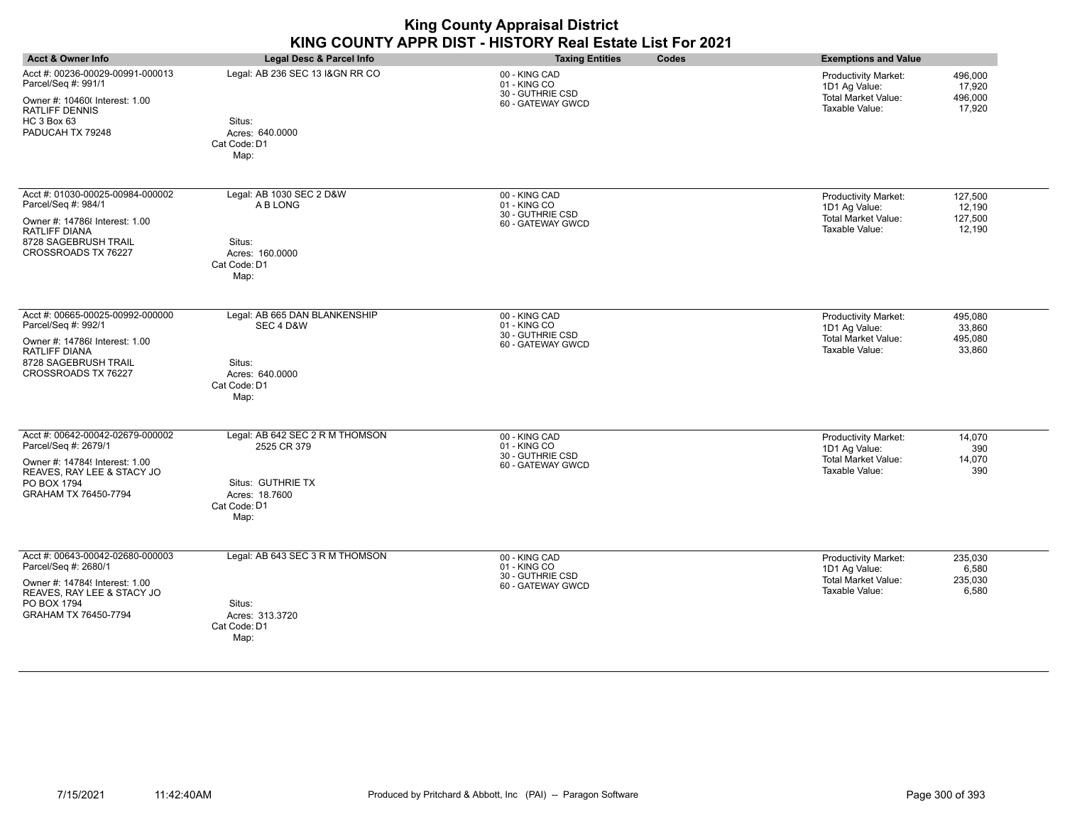# King County Appraisal District

## KING COUNTY APPR DIST - HISTORY Real Estate List For 2021

| Acct & Owner Info | Legal Desc & Parcel Info | Taxing Entities | Codes | Exemptions and Value |
|---|---|---|---|---|
| Acct #: 00236-00029-00991-000013<br>Parcel/Seq #: 991/1<br>Owner #: 10460( Interest: 1.00<br>RATLIFF DENNIS<br>HC 3 Box 63<br>PADUCAH TX 79248 | Legal: AB 236 SEC 13 I&GN RR CO<br>Situs:<br>Acres: 640.0000<br>Cat Code: D1<br>Map: | 00 - KING CAD<br>01 - KING CO<br>30 - GUTHRIE CSD<br>60 - GATEWAY GWCD | | Productivity Market: 496,000<br>1D1 Ag Value: 17,920<br>Total Market Value: 496,000<br>Taxable Value: 17,920 |
| Acct #: 01030-00025-00984-000002<br>Parcel/Seq #: 984/1<br>Owner #: 14786( Interest: 1.00<br>RATLIFF DIANA<br>8728 SAGEBRUSH TRAIL<br>CROSSROADS TX 76227 | Legal: AB 1030 SEC 2 D&W<br>A B LONG<br>Situs:<br>Acres: 160.0000<br>Cat Code: D1<br>Map: | 00 - KING CAD<br>01 - KING CO<br>30 - GUTHRIE CSD<br>60 - GATEWAY GWCD | | Productivity Market: 127,500<br>1D1 Ag Value: 12,190<br>Total Market Value: 127,500<br>Taxable Value: 12,190 |
| Acct #: 00665-00025-00992-000000<br>Parcel/Seq #: 992/1<br>Owner #: 14786( Interest: 1.00<br>RATLIFF DIANA<br>8728 SAGEBRUSH TRAIL<br>CROSSROADS TX 76227 | Legal: AB 665 DAN BLANKENSHIP<br>SEC 4 D&W<br>Situs:<br>Acres: 640.0000<br>Cat Code: D1<br>Map: | 00 - KING CAD<br>01 - KING CO<br>30 - GUTHRIE CSD<br>60 - GATEWAY GWCD | | Productivity Market: 495,080<br>1D1 Ag Value: 33,860<br>Total Market Value: 495,080<br>Taxable Value: 33,860 |
| Acct #: 00642-00042-02679-000002<br>Parcel/Seq #: 2679/1<br>Owner #: 14784! Interest: 1.00<br>REAVES, RAY LEE & STACY JO<br>PO BOX 1794<br>GRAHAM TX 76450-7794 | Legal: AB 642 SEC 2 R M THOMSON<br>2525 CR 379<br>Situs: GUTHRIE TX<br>Acres: 18.7600<br>Cat Code: D1<br>Map: | 00 - KING CAD<br>01 - KING CO<br>30 - GUTHRIE CSD<br>60 - GATEWAY GWCD | | Productivity Market: 14,070<br>1D1 Ag Value: 390<br>Total Market Value: 14,070<br>Taxable Value: 390 |
| Acct #: 00643-00042-02680-000003<br>Parcel/Seq #: 2680/1<br>Owner #: 14784! Interest: 1.00<br>REAVES, RAY LEE & STACY JO<br>PO BOX 1794<br>GRAHAM TX 76450-7794 | Legal: AB 643 SEC 3 R M THOMSON<br>Situs:<br>Acres: 313.3720<br>Cat Code: D1<br>Map: | 00 - KING CAD<br>01 - KING CO<br>30 - GUTHRIE CSD<br>60 - GATEWAY GWCD | | Productivity Market: 235,030<br>1D1 Ag Value: 6,580<br>Total Market Value: 235,030<br>Taxable Value: 6,580 |

7/15/2021 11:42:40AM Produced by Pritchard & Abbott, Inc (PAI) -- Paragon Software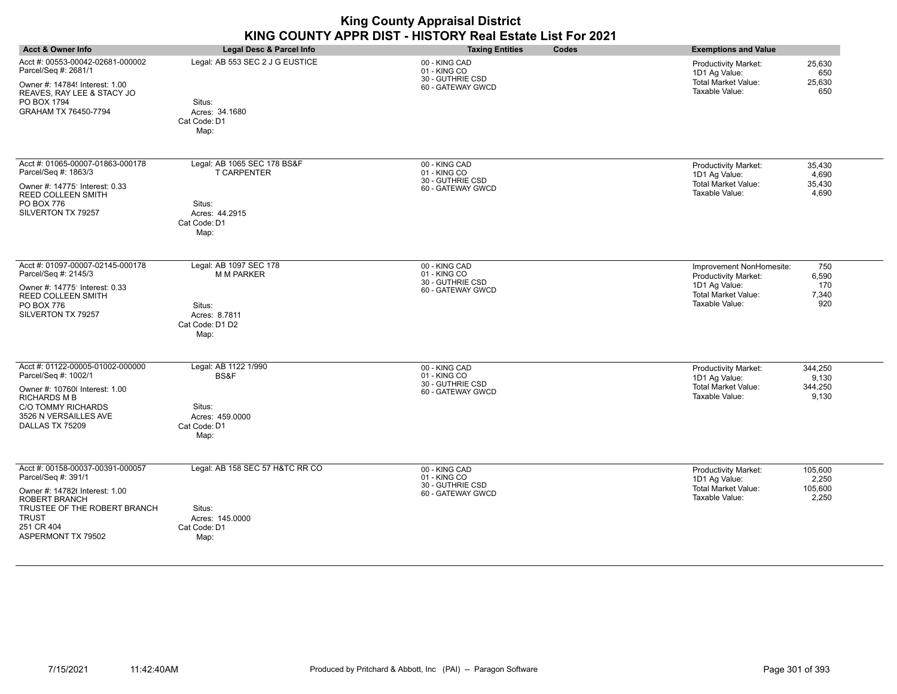# King County Appraisal District

## KING COUNTY APPR DIST - HISTORY Real Estate List For 2021

| Acct & Owner Info | Legal Desc & Parcel Info | Taxing Entities | Codes | Exemptions and Value |
|---|---|---|---|---|
| Acct #: 00553-00042-02681-000002<br>Parcel/Seq #: 2681/1<br>Owner #: 14784( Interest: 1.00<br>REAVES, RAY LEE & STACY JO<br>PO BOX 1794<br>GRAHAM TX 76450-7794 | Legal: AB 553 SEC 2 J G EUSTICE<br>Situs:<br>Acres: 34.1680<br>Cat Code: D1<br>Map: | 00 - KING CAD<br>01 - KING CO<br>30 - GUTHRIE CSD<br>60 - GATEWAY GWCD | | Productivity Market: 25,630<br>1D1 Ag Value: 650<br>Total Market Value: 25,630<br>Taxable Value: 650 |
| Acct #: 01065-00007-01863-000178<br>Parcel/Seq #: 1863/3<br>Owner #: 14775' Interest: 0.33<br>REED COLLEEN SMITH<br>PO BOX 776<br>SILVERTON TX 79257 | Legal: AB 1065 SEC 178 BS&F T CARPENTER<br>Situs:<br>Acres: 44.2915<br>Cat Code: D1<br>Map: | 00 - KING CAD<br>01 - KING CO<br>30 - GUTHRIE CSD<br>60 - GATEWAY GWCD | | Productivity Market: 35,430<br>1D1 Ag Value: 4,690<br>Total Market Value: 35,430<br>Taxable Value: 4,690 |
| Acct #: 01097-00007-02145-000178<br>Parcel/Seq #: 2145/3<br>Owner #: 14775' Interest: 0.33<br>REED COLLEEN SMITH<br>PO BOX 776<br>SILVERTON TX 79257 | Legal: AB 1097 SEC 178 M M PARKER<br>Situs:<br>Acres: 8.7811<br>Cat Code: D1 D2<br>Map: | 00 - KING CAD<br>01 - KING CO<br>30 - GUTHRIE CSD<br>60 - GATEWAY GWCD | | Improvement NonHomesite: 750<br>Productivity Market: 6,590<br>1D1 Ag Value: 170<br>Total Market Value: 7,340<br>Taxable Value: 920 |
| Acct #: 01122-00005-01002-000000<br>Parcel/Seq #: 1002/1<br>Owner #: 10760( Interest: 1.00<br>RICHARDS M B<br>C/O TOMMY RICHARDS<br>3526 N VERSAILLES AVE<br>DALLAS TX 75209 | Legal: AB 1122 1/990 BS&F<br>Situs:<br>Acres: 459.0000<br>Cat Code: D1<br>Map: | 00 - KING CAD<br>01 - KING CO<br>30 - GUTHRIE CSD<br>60 - GATEWAY GWCD | | Productivity Market: 344,250<br>1D1 Ag Value: 9,130<br>Total Market Value: 344,250<br>Taxable Value: 9,130 |
| Acct #: 00158-00037-00391-000057<br>Parcel/Seq #: 391/1<br>Owner #: 14782( Interest: 1.00<br>ROBERT BRANCH<br>TRUSTEE OF THE ROBERT BRANCH TRUST<br>251 CR 404<br>ASPERMONT TX 79502 | Legal: AB 158 SEC 57 H&TC RR CO<br>Situs:<br>Acres: 145.0000<br>Cat Code: D1<br>Map: | 00 - KING CAD<br>01 - KING CO<br>30 - GUTHRIE CSD<br>60 - GATEWAY GWCD | | Productivity Market: 105,600<br>1D1 Ag Value: 2,250<br>Total Market Value: 105,600<br>Taxable Value: 2,250 |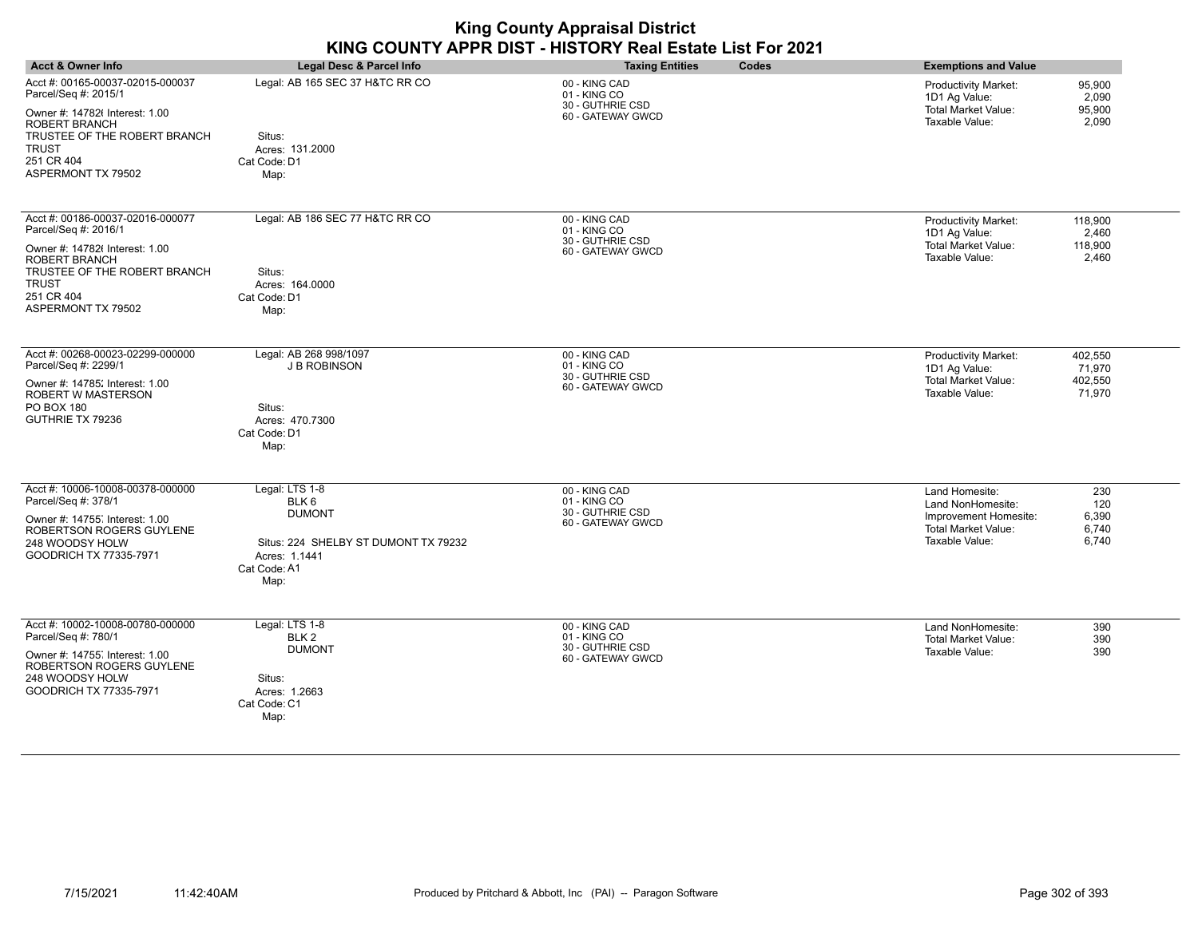# King County Appraisal District

## KING COUNTY APPR DIST - HISTORY Real Estate List For 2021

| Acct & Owner Info | Legal Desc & Parcel Info | Taxing Entities | Codes | Exemptions and Value |
|---|---|---|---|---|
| Acct #: 00165-00037-02015-000037<br>Parcel/Seq #: 2015/1<br>Owner #: 14782( Interest: 1.00<br>ROBERT BRANCH<br>TRUSTEE OF THE ROBERT BRANCH TRUST<br>251 CR 404<br>ASPERMONT TX 79502 | Legal: AB 165 SEC 37 H&TC RR CO<br>Situs:<br>Acres: 131.2000<br>Cat Code: D1<br>Map: | 00 - KING CAD<br>01 - KING CO<br>30 - GUTHRIE CSD<br>60 - GATEWAY GWCD | | Productivity Market: 95,900<br>1D1 Ag Value: 2,090<br>Total Market Value: 95,900<br>Taxable Value: 2,090 |
| Acct #: 00186-00037-02016-000077<br>Parcel/Seq #: 2016/1<br>Owner #: 14782( Interest: 1.00<br>ROBERT BRANCH<br>TRUSTEE OF THE ROBERT BRANCH TRUST<br>251 CR 404<br>ASPERMONT TX 79502 | Legal: AB 186 SEC 77 H&TC RR CO<br>Situs:<br>Acres: 164.0000<br>Cat Code: D1<br>Map: | 00 - KING CAD<br>01 - KING CO<br>30 - GUTHRIE CSD<br>60 - GATEWAY GWCD | | Productivity Market: 118,900<br>1D1 Ag Value: 2,460<br>Total Market Value: 118,900<br>Taxable Value: 2,460 |
| Acct #: 00268-00023-02299-000000<br>Parcel/Seq #: 2299/1<br>Owner #: 14785; Interest: 1.00<br>ROBERT W MASTERSON<br>PO BOX 180<br>GUTHRIE TX 79236 | Legal: AB 268 998/1097<br>J B ROBINSON<br>Situs:<br>Acres: 470.7300<br>Cat Code: D1<br>Map: | 00 - KING CAD<br>01 - KING CO<br>30 - GUTHRIE CSD<br>60 - GATEWAY GWCD | | Productivity Market: 402,550<br>1D1 Ag Value: 71,970<br>Total Market Value: 402,550<br>Taxable Value: 71,970 |
| Acct #: 10006-10008-00378-000000<br>Parcel/Seq #: 378/1<br>Owner #: 14755; Interest: 1.00<br>ROBERTSON ROGERS GUYLENE<br>248 WOODSY HOLW<br>GOODRICH TX 77335-7971 | Legal: LTS 1-8<br>BLK 6<br>DUMONT<br>Situs: 224 SHELBY ST DUMONT TX 79232<br>Acres: 1.1441<br>Cat Code: A1<br>Map: | 00 - KING CAD<br>01 - KING CO<br>30 - GUTHRIE CSD<br>60 - GATEWAY GWCD | | Land Homesite: 230<br>Land NonHomesite: 120<br>Improvement Homesite: 6,390<br>Total Market Value: 6,740<br>Taxable Value: 6,740 |
| Acct #: 10002-10008-00780-000000<br>Parcel/Seq #: 780/1<br>Owner #: 14755; Interest: 1.00<br>ROBERTSON ROGERS GUYLENE<br>248 WOODSY HOLW<br>GOODRICH TX 77335-7971 | Legal: LTS 1-8<br>BLK 2<br>DUMONT<br>Situs:<br>Acres: 1.2663<br>Cat Code: C1<br>Map: | 00 - KING CAD<br>01 - KING CO<br>30 - GUTHRIE CSD<br>60 - GATEWAY GWCD | | Land NonHomesite: 390<br>Total Market Value: 390<br>Taxable Value: 390 |

7/15/2021 11:42:40AM Produced by Pritchard & Abbott, Inc (PAI) -- Paragon Software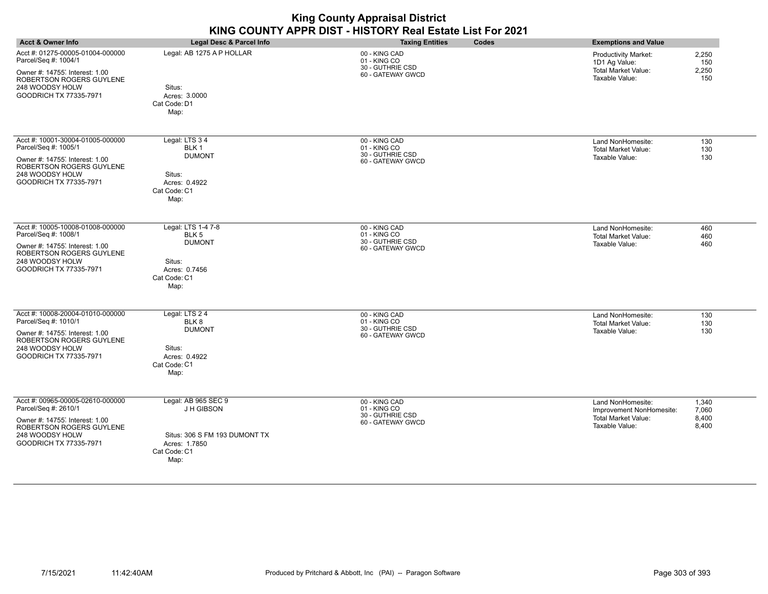# King County Appraisal District
## KING COUNTY APPR DIST - HISTORY Real Estate List For 2021

| Acct & Owner Info | Legal Desc & Parcel Info | Taxing Entities | Codes | Exemptions and Value |
|---|---|---|---|---|
| Acct #: 01275-00005-01004-000000<br>Parcel/Seq #: 1004/1<br>Owner #: 14755; Interest: 1.00<br>ROBERTSON ROGERS GUYLENE<br>248 WOODSY HOLW<br>GOODRICH TX 77335-7971 | Legal: AB 1275 A P HOLLAR<br>Situs:<br>Acres: 3.0000<br>Cat Code: D1<br>Map: | 00 - KING CAD<br>01 - KING CO<br>30 - GUTHRIE CSD<br>60 - GATEWAY GWCD | | Productivity Market: 2,250<br>1D1 Ag Value: 150<br>Total Market Value: 2,250<br>Taxable Value: 150 |
| Acct #: 10001-30004-01005-000000<br>Parcel/Seq #: 1005/1<br>Owner #: 14755; Interest: 1.00<br>ROBERTSON ROGERS GUYLENE<br>248 WOODSY HOLW<br>GOODRICH TX 77335-7971 | Legal: LTS 3 4<br>BLK 1<br>DUMONT<br>Situs:<br>Acres: 0.4922<br>Cat Code: C1<br>Map: | 00 - KING CAD<br>01 - KING CO<br>30 - GUTHRIE CSD<br>60 - GATEWAY GWCD | | Land NonHomesite: 130<br>Total Market Value: 130<br>Taxable Value: 130 |
| Acct #: 10005-10008-01008-000000<br>Parcel/Seq #: 1008/1<br>Owner #: 14755; Interest: 1.00<br>ROBERTSON ROGERS GUYLENE<br>248 WOODSY HOLW<br>GOODRICH TX 77335-7971 | Legal: LTS 1-4 7-8<br>BLK 5<br>DUMONT<br>Situs:<br>Acres: 0.7456<br>Cat Code: C1<br>Map: | 00 - KING CAD<br>01 - KING CO<br>30 - GUTHRIE CSD<br>60 - GATEWAY GWCD | | Land NonHomesite: 460<br>Total Market Value: 460<br>Taxable Value: 460 |
| Acct #: 10008-20004-01010-000000<br>Parcel/Seq #: 1010/1<br>Owner #: 14755; Interest: 1.00<br>ROBERTSON ROGERS GUYLENE<br>248 WOODSY HOLW<br>GOODRICH TX 77335-7971 | Legal: LTS 2 4<br>BLK 8<br>DUMONT<br>Situs:<br>Acres: 0.4922<br>Cat Code: C1<br>Map: | 00 - KING CAD<br>01 - KING CO<br>30 - GUTHRIE CSD<br>60 - GATEWAY GWCD | | Land NonHomesite: 130<br>Total Market Value: 130<br>Taxable Value: 130 |
| Acct #: 00965-00005-02610-000000<br>Parcel/Seq #: 2610/1<br>Owner #: 14755; Interest: 1.00<br>ROBERTSON ROGERS GUYLENE<br>248 WOODSY HOLW<br>GOODRICH TX 77335-7971 | Legal: AB 965 SEC 9<br>J H GIBSON<br>Situs: 306 S FM 193 DUMONT TX<br>Acres: 1.7850<br>Cat Code: C1<br>Map: | 00 - KING CAD<br>01 - KING CO<br>30 - GUTHRIE CSD<br>60 - GATEWAY GWCD | | Land NonHomesite: 1,340<br>Improvement NonHomesite: 7,060<br>Total Market Value: 8,400<br>Taxable Value: 8,400 |

7/15/2021 11:42:40AM Produced by Pritchard & Abbott, Inc (PAI) -- Paragon Software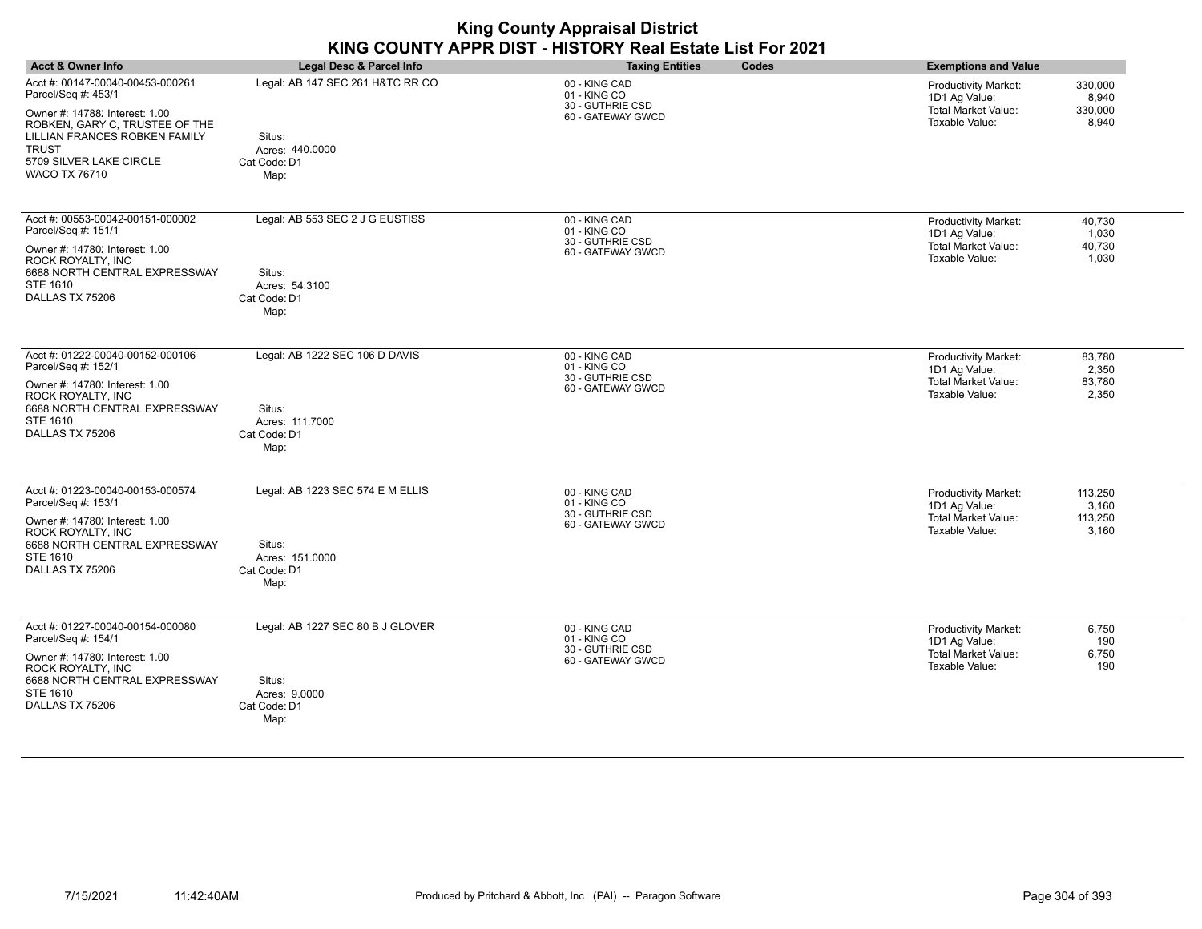# King County Appraisal District

## KING COUNTY APPR DIST - HISTORY Real Estate List For 2021

| Acct & Owner Info | Legal Desc & Parcel Info | Taxing Entities | Codes | Exemptions and Value |
|---|---|---|---|---|
| Acct #: 00147-00040-00453-000261<br>Parcel/Seq #: 453/1<br>Owner #: 14788; Interest: 1.00<br>ROBKEN, GARY C, TRUSTEE OF THE LILLIAN FRANCES ROBKEN FAMILY TRUST<br>5709 SILVER LAKE CIRCLE<br>WACO TX 76710 | Legal: AB 147 SEC 261 H&TC RR CO<br>Situs:<br>Acres: 440.0000<br>Cat Code: D1<br>Map: | 00 - KING CAD<br>01 - KING CO<br>30 - GUTHRIE CSD<br>60 - GATEWAY GWCD | | Productivity Market: 330,000<br>1D1 Ag Value: 8,940<br>Total Market Value: 330,000<br>Taxable Value: 8,940 |
| Acct #: 00553-00042-00151-000002<br>Parcel/Seq #: 151/1<br>Owner #: 14780; Interest: 1.00<br>ROCK ROYALTY, INC<br>6688 NORTH CENTRAL EXPRESSWAY<br>STE 1610<br>DALLAS TX 75206 | Legal: AB 553 SEC 2 J G EUSTISS<br>Situs:<br>Acres: 54.3100<br>Cat Code: D1<br>Map: | 00 - KING CAD<br>01 - KING CO<br>30 - GUTHRIE CSD<br>60 - GATEWAY GWCD | | Productivity Market: 40,730<br>1D1 Ag Value: 1,030<br>Total Market Value: 40,730<br>Taxable Value: 1,030 |
| Acct #: 01222-00040-00152-000106<br>Parcel/Seq #: 152/1<br>Owner #: 14780; Interest: 1.00<br>ROCK ROYALTY, INC<br>6688 NORTH CENTRAL EXPRESSWAY<br>STE 1610<br>DALLAS TX 75206 | Legal: AB 1222 SEC 106 D DAVIS<br>Situs:<br>Acres: 111.7000<br>Cat Code: D1<br>Map: | 00 - KING CAD<br>01 - KING CO<br>30 - GUTHRIE CSD<br>60 - GATEWAY GWCD | | Productivity Market: 83,780<br>1D1 Ag Value: 2,350<br>Total Market Value: 83,780<br>Taxable Value: 2,350 |
| Acct #: 01223-00040-00153-000574<br>Parcel/Seq #: 153/1<br>Owner #: 14780; Interest: 1.00<br>ROCK ROYALTY, INC<br>6688 NORTH CENTRAL EXPRESSWAY<br>STE 1610<br>DALLAS TX 75206 | Legal: AB 1223 SEC 574 E M ELLIS<br>Situs:<br>Acres: 151.0000<br>Cat Code: D1<br>Map: | 00 - KING CAD<br>01 - KING CO<br>30 - GUTHRIE CSD<br>60 - GATEWAY GWCD | | Productivity Market: 113,250<br>1D1 Ag Value: 3,160<br>Total Market Value: 113,250<br>Taxable Value: 3,160 |
| Acct #: 01227-00040-00154-000080<br>Parcel/Seq #: 154/1<br>Owner #: 14780; Interest: 1.00<br>ROCK ROYALTY, INC<br>6688 NORTH CENTRAL EXPRESSWAY<br>STE 1610<br>DALLAS TX 75206 | Legal: AB 1227 SEC 80 B J GLOVER<br>Situs:<br>Acres: 9.0000<br>Cat Code: D1<br>Map: | 00 - KING CAD<br>01 - KING CO<br>30 - GUTHRIE CSD<br>60 - GATEWAY GWCD | | Productivity Market: 6,750<br>1D1 Ag Value: 190<br>Total Market Value: 6,750<br>Taxable Value: 190 |

7/15/2021 11:42:40AM Produced by Pritchard & Abbott, Inc (PAI) -- Paragon Software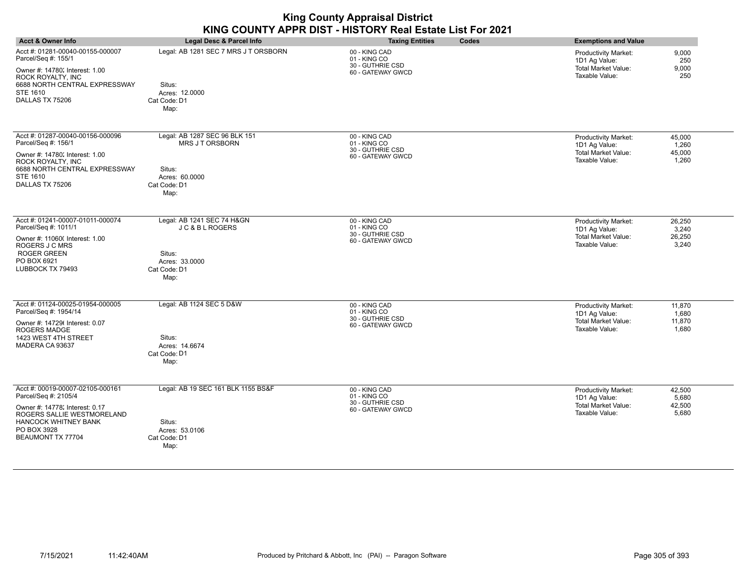# King County Appraisal District

## KING COUNTY APPR DIST - HISTORY Real Estate List For 2021

| Acct & Owner Info | Legal Desc & Parcel Info | Taxing Entities | Codes | Exemptions and Value |
|---|---|---|---|---|
| Acct #: 01281-00040-00155-000007<br>Parcel/Seq #: 155/1<br>Owner #: 14780; Interest: 1.00<br>ROCK ROYALTY, INC<br>6688 NORTH CENTRAL EXPRESSWAY<br>STE 1610<br>DALLAS TX 75206 | Legal: AB 1281 SEC 7 MRS J T ORSBORN<br>Situs:<br>Acres: 12.0000<br>Cat Code: D1<br>Map: | 00 - KING CAD<br>01 - KING CO<br>30 - GUTHRIE CSD<br>60 - GATEWAY GWCD | | Productivity Market: 9,000<br>1D1 Ag Value: 250<br>Total Market Value: 9,000<br>Taxable Value: 250 |
| Acct #: 01287-00040-00156-000096<br>Parcel/Seq #: 156/1<br>Owner #: 14780; Interest: 1.00<br>ROCK ROYALTY, INC<br>6688 NORTH CENTRAL EXPRESSWAY<br>STE 1610<br>DALLAS TX 75206 | Legal: AB 1287 SEC 96 BLK 151 MRS J T ORSBORN<br>Situs:<br>Acres: 60.0000<br>Cat Code: D1<br>Map: | 00 - KING CAD<br>01 - KING CO<br>30 - GUTHRIE CSD<br>60 - GATEWAY GWCD | | Productivity Market: 45,000<br>1D1 Ag Value: 1,260<br>Total Market Value: 45,000<br>Taxable Value: 1,260 |
| Acct #: 01241-00007-01011-000074<br>Parcel/Seq #: 1011/1<br>Owner #: 11060( Interest: 1.00<br>ROGERS J C MRS<br>ROGER GREEN<br>PO BOX 6921<br>LUBBOCK TX 79493 | Legal: AB 1241 SEC 74 H&GN J C & B L ROGERS<br>Situs:<br>Acres: 33.0000<br>Cat Code: D1<br>Map: | 00 - KING CAD<br>01 - KING CO<br>30 - GUTHRIE CSD<br>60 - GATEWAY GWCD | | Productivity Market: 26,250<br>1D1 Ag Value: 3,240<br>Total Market Value: 26,250<br>Taxable Value: 3,240 |
| Acct #: 01124-00025-01954-000005<br>Parcel/Seq #: 1954/14<br>Owner #: 14729( Interest: 0.07<br>ROGERS MADGE<br>1423 WEST 4TH STREET<br>MADERA CA 93637 | Legal: AB 1124 SEC 5 D&W<br>Situs:<br>Acres: 14.6674<br>Cat Code: D1<br>Map: | 00 - KING CAD<br>01 - KING CO<br>30 - GUTHRIE CSD<br>60 - GATEWAY GWCD | | Productivity Market: 11,870<br>1D1 Ag Value: 1,680<br>Total Market Value: 11,870<br>Taxable Value: 1,680 |
| Acct #: 00019-00007-02105-000161<br>Parcel/Seq #: 2105/4<br>Owner #: 14778; Interest: 0.17<br>ROGERS SALLIE WESTMORELAND<br>HANCOCK WHITNEY BANK<br>PO BOX 3928<br>BEAUMONT TX 77704 | Legal: AB 19 SEC 161 BLK 1155 BS&F<br>Situs:<br>Acres: 53.0106<br>Cat Code: D1<br>Map: | 00 - KING CAD<br>01 - KING CO<br>30 - GUTHRIE CSD<br>60 - GATEWAY GWCD | | Productivity Market: 42,500<br>1D1 Ag Value: 5,680<br>Total Market Value: 42,500<br>Taxable Value: 5,680 |

7/15/2021 11:42:40AM Produced by Pritchard & Abbott, Inc (PAI) -- Paragon Software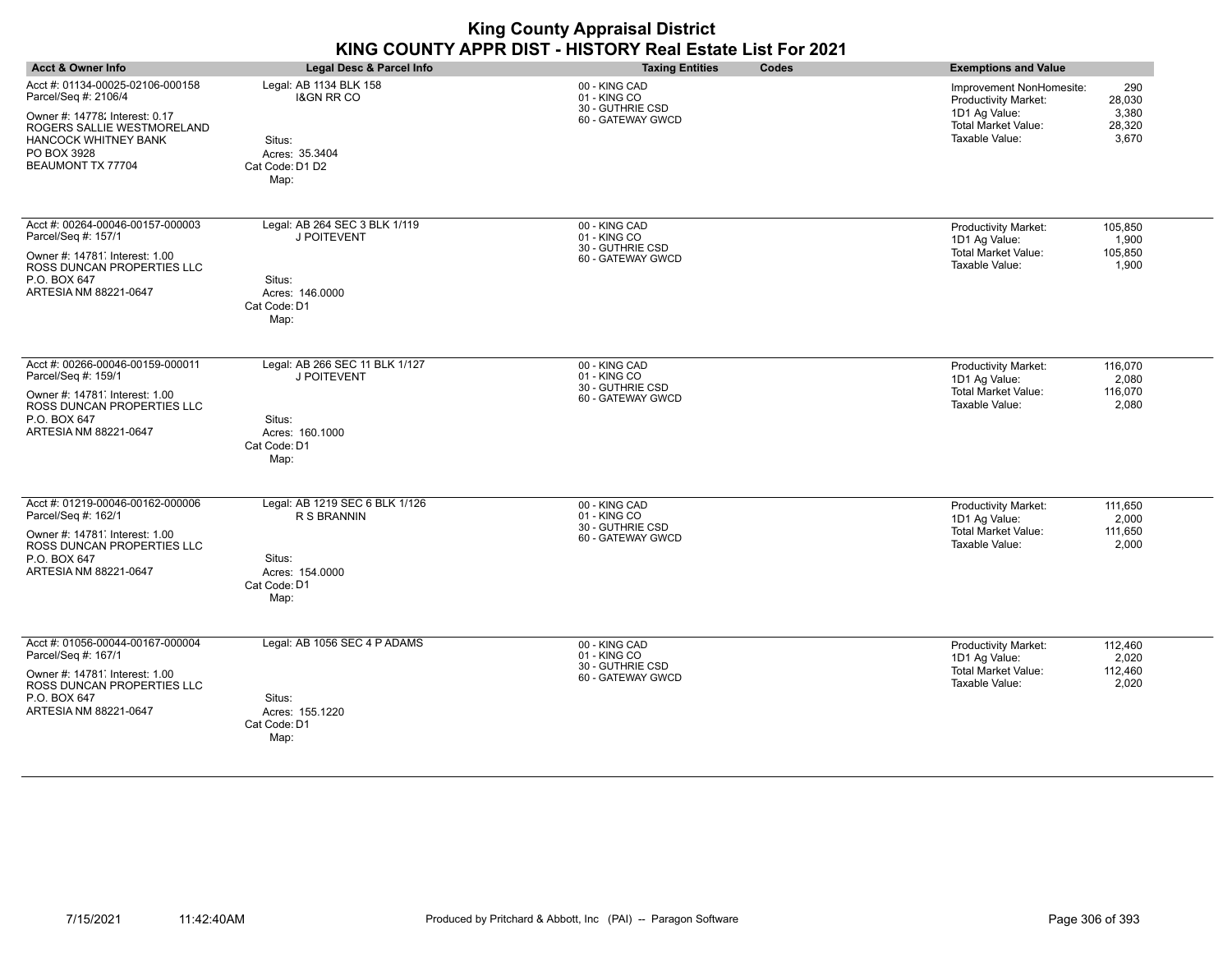# King County Appraisal District

## KING COUNTY APPR DIST - HISTORY Real Estate List For 2021

| Acct & Owner Info | Legal Desc & Parcel Info | Taxing Entities | Codes | Exemptions and Value |
|---|---|---|---|---|
| Acct #: 01134-00025-02106-000158<br>Parcel/Seq #: 2106/4<br>Owner #: 14778; Interest: 0.17<br>ROGERS SALLIE WESTMORELAND<br>HANCOCK WHITNEY BANK<br>PO BOX 3928<br>BEAUMONT TX 77704 | Legal: AB 1134 BLK 158<br>I&GN RR CO<br>Situs:<br>Acres: 35.3404<br>Cat Code: D1 D2<br>Map: | 00 - KING CAD<br>01 - KING CO<br>30 - GUTHRIE CSD<br>60 - GATEWAY GWCD | | Improvement NonHomesite: 290<br>Productivity Market: 28,030<br>1D1 Ag Value: 3,380<br>Total Market Value: 28,320<br>Taxable Value: 3,670 |
| Acct #: 00264-00046-00157-000003<br>Parcel/Seq #: 157/1<br>Owner #: 14781; Interest: 1.00<br>ROSS DUNCAN PROPERTIES LLC<br>P.O. BOX 647<br>ARTESIA NM 88221-0647 | Legal: AB 264 SEC 3 BLK 1/119<br>J POITEVENT<br>Situs:<br>Acres: 146.0000<br>Cat Code: D1<br>Map: | 00 - KING CAD<br>01 - KING CO<br>30 - GUTHRIE CSD<br>60 - GATEWAY GWCD | | Productivity Market: 105,850<br>1D1 Ag Value: 1,900<br>Total Market Value: 105,850<br>Taxable Value: 1,900 |
| Acct #: 00266-00046-00159-000011<br>Parcel/Seq #: 159/1<br>Owner #: 14781; Interest: 1.00<br>ROSS DUNCAN PROPERTIES LLC<br>P.O. BOX 647<br>ARTESIA NM 88221-0647 | Legal: AB 266 SEC 11 BLK 1/127<br>J POITEVENT<br>Situs:<br>Acres: 160.1000<br>Cat Code: D1<br>Map: | 00 - KING CAD<br>01 - KING CO<br>30 - GUTHRIE CSD<br>60 - GATEWAY GWCD | | Productivity Market: 116,070<br>1D1 Ag Value: 2,080<br>Total Market Value: 116,070<br>Taxable Value: 2,080 |
| Acct #: 01219-00046-00162-000006<br>Parcel/Seq #: 162/1<br>Owner #: 14781; Interest: 1.00<br>ROSS DUNCAN PROPERTIES LLC<br>P.O. BOX 647<br>ARTESIA NM 88221-0647 | Legal: AB 1219 SEC 6 BLK 1/126<br>R S BRANNIN<br>Situs:<br>Acres: 154.0000<br>Cat Code: D1<br>Map: | 00 - KING CAD<br>01 - KING CO<br>30 - GUTHRIE CSD<br>60 - GATEWAY GWCD | | Productivity Market: 111,650<br>1D1 Ag Value: 2,000<br>Total Market Value: 111,650<br>Taxable Value: 2,000 |
| Acct #: 01056-00044-00167-000004<br>Parcel/Seq #: 167/1<br>Owner #: 14781; Interest: 1.00<br>ROSS DUNCAN PROPERTIES LLC<br>P.O. BOX 647<br>ARTESIA NM 88221-0647 | Legal: AB 1056 SEC 4 P ADAMS<br>Situs:<br>Acres: 155.1220<br>Cat Code: D1<br>Map: | 00 - KING CAD<br>01 - KING CO<br>30 - GUTHRIE CSD<br>60 - GATEWAY GWCD | | Productivity Market: 112,460<br>1D1 Ag Value: 2,020<br>Total Market Value: 112,460<br>Taxable Value: 2,020 |

7/15/2021 11:42:40AM Produced by Pritchard & Abbott, Inc (PAI) -- Paragon Software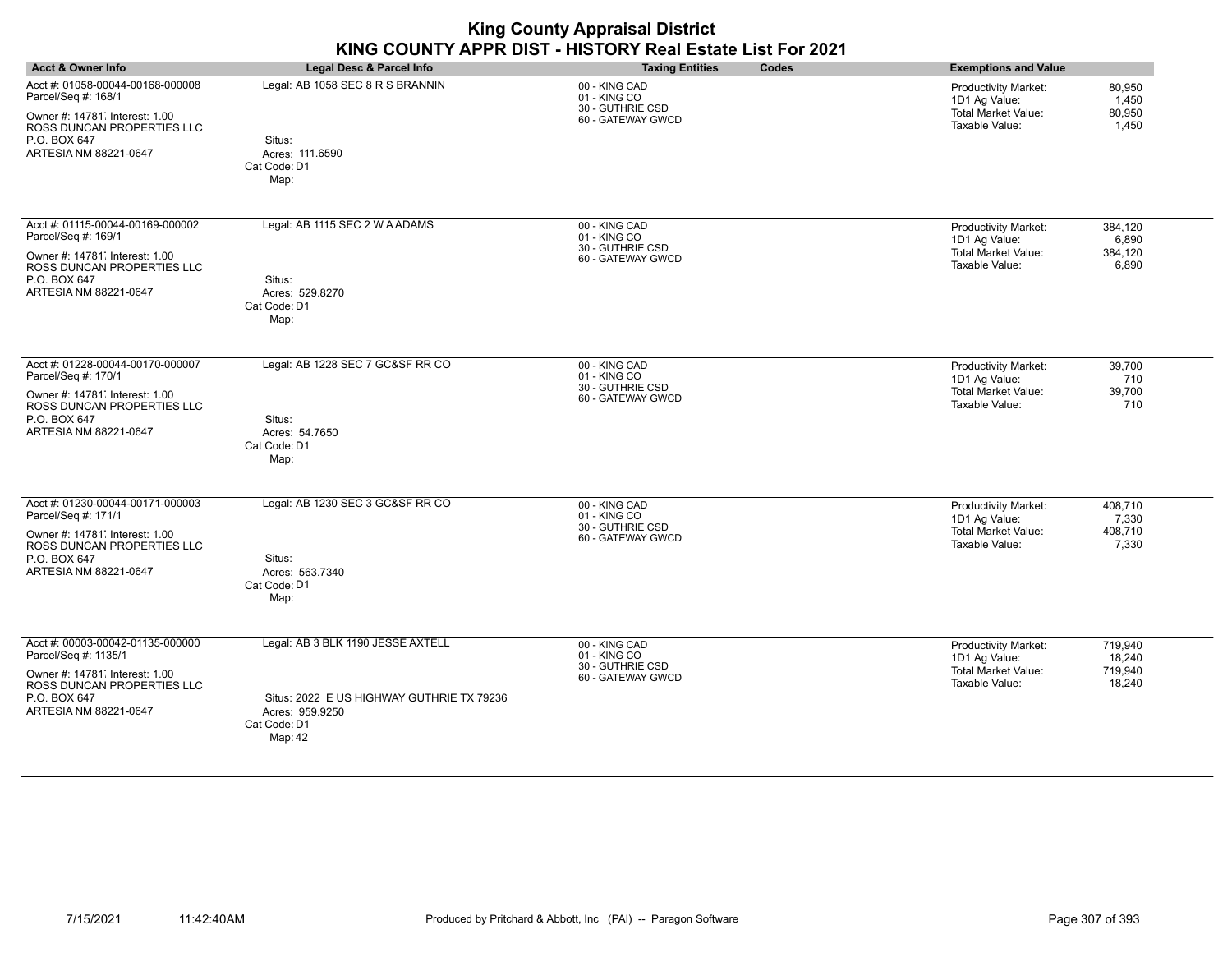# King County Appraisal District

## KING COUNTY APPR DIST - HISTORY Real Estate List For 2021

| Acct & Owner Info | Legal Desc & Parcel Info | Taxing Entities | Codes | Exemptions and Value |
|---|---|---|---|---|
| Acct #: 01058-00044-00168-000008<br>Parcel/Seq #: 168/1<br>Owner #: 14781; Interest: 1.00<br>ROSS DUNCAN PROPERTIES LLC<br>P.O. BOX 647<br>ARTESIA NM 88221-0647 | Legal: AB 1058 SEC 8 R S BRANNIN<br>Situs:<br>Acres: 111.6590<br>Cat Code: D1<br>Map: | 00 - KING CAD<br>01 - KING CO<br>30 - GUTHRIE CSD<br>60 - GATEWAY GWCD | | Productivity Market: 80,950<br>1D1 Ag Value: 1,450<br>Total Market Value: 80,950<br>Taxable Value: 1,450 |
| Acct #: 01115-00044-00169-000002<br>Parcel/Seq #: 169/1<br>Owner #: 14781; Interest: 1.00<br>ROSS DUNCAN PROPERTIES LLC<br>P.O. BOX 647<br>ARTESIA NM 88221-0647 | Legal: AB 1115 SEC 2 W A ADAMS<br>Situs:<br>Acres: 529.8270<br>Cat Code: D1<br>Map: | 00 - KING CAD<br>01 - KING CO<br>30 - GUTHRIE CSD<br>60 - GATEWAY GWCD | | Productivity Market: 384,120<br>1D1 Ag Value: 6,890<br>Total Market Value: 384,120<br>Taxable Value: 6,890 |
| Acct #: 01228-00044-00170-000007<br>Parcel/Seq #: 170/1<br>Owner #: 14781; Interest: 1.00<br>ROSS DUNCAN PROPERTIES LLC<br>P.O. BOX 647<br>ARTESIA NM 88221-0647 | Legal: AB 1228 SEC 7 GC&SF RR CO<br>Situs:<br>Acres: 54.7650<br>Cat Code: D1<br>Map: | 00 - KING CAD<br>01 - KING CO<br>30 - GUTHRIE CSD<br>60 - GATEWAY GWCD | | Productivity Market: 39,700<br>1D1 Ag Value: 710<br>Total Market Value: 39,700<br>Taxable Value: 710 |
| Acct #: 01230-00044-00171-000003<br>Parcel/Seq #: 171/1<br>Owner #: 14781; Interest: 1.00<br>ROSS DUNCAN PROPERTIES LLC<br>P.O. BOX 647<br>ARTESIA NM 88221-0647 | Legal: AB 1230 SEC 3 GC&SF RR CO<br>Situs:<br>Acres: 563.7340<br>Cat Code: D1<br>Map: | 00 - KING CAD<br>01 - KING CO<br>30 - GUTHRIE CSD<br>60 - GATEWAY GWCD | | Productivity Market: 408,710<br>1D1 Ag Value: 7,330<br>Total Market Value: 408,710<br>Taxable Value: 7,330 |
| Acct #: 00003-00042-01135-000000<br>Parcel/Seq #: 1135/1<br>Owner #: 14781; Interest: 1.00<br>ROSS DUNCAN PROPERTIES LLC<br>P.O. BOX 647<br>ARTESIA NM 88221-0647 | Legal: AB 3 BLK 1190 JESSE AXTELL<br>Situs: 2022 E US HIGHWAY GUTHRIE TX 79236<br>Acres: 959.9250<br>Cat Code: D1<br>Map: 42 | 00 - KING CAD<br>01 - KING CO<br>30 - GUTHRIE CSD<br>60 - GATEWAY GWCD | | Productivity Market: 719,940<br>1D1 Ag Value: 18,240<br>Total Market Value: 719,940<br>Taxable Value: 18,240 |

7/15/2021 11:42:40AM Produced by Pritchard & Abbott, Inc (PAI) -- Paragon Software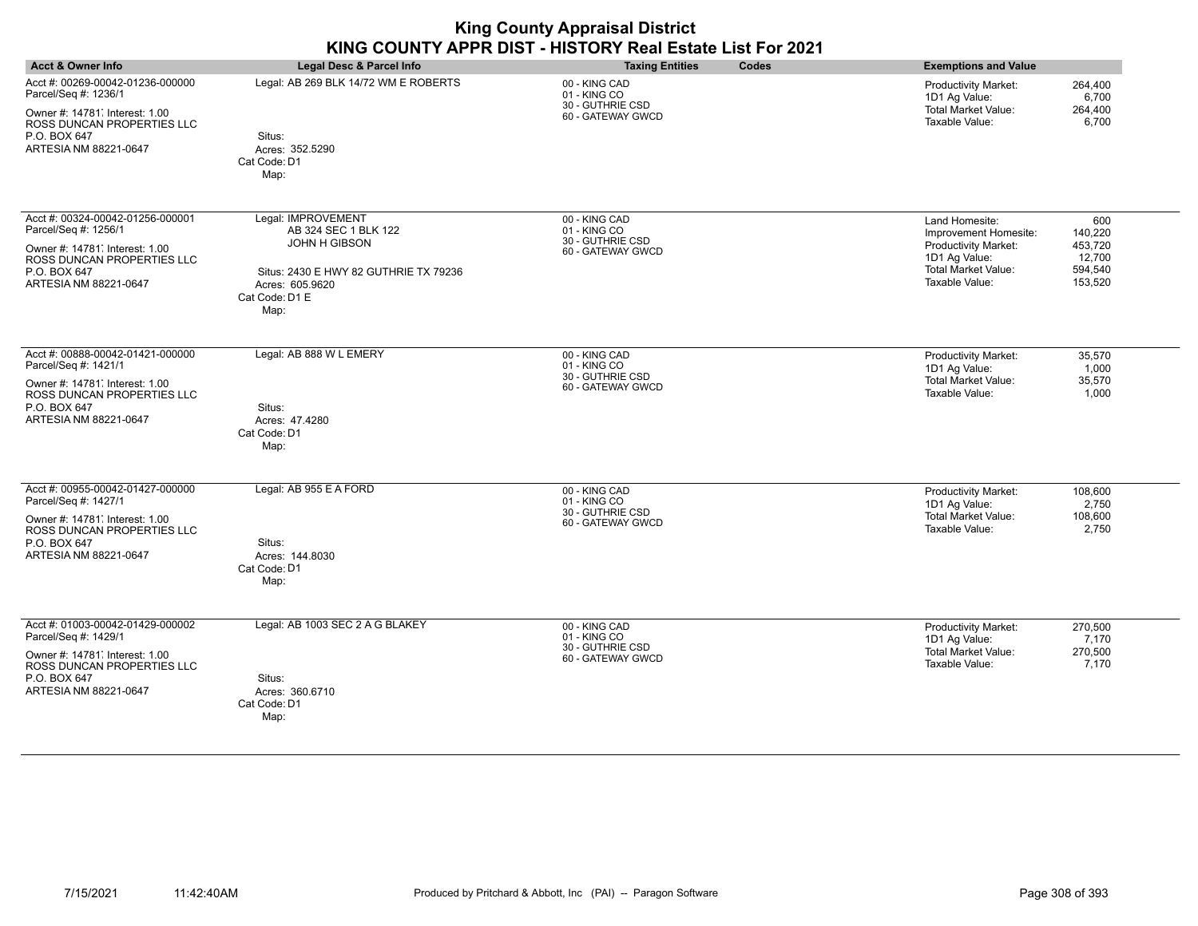# King County Appraisal District

## KING COUNTY APPR DIST - HISTORY Real Estate List For 2021

| Acct & Owner Info | Legal Desc & Parcel Info | Taxing Entities | Codes | Exemptions and Value |
|---|---|---|---|---|
| Acct #: 00269-00042-01236-000000<br>Parcel/Seq #: 1236/1<br>Owner #: 14781; Interest: 1.00<br>ROSS DUNCAN PROPERTIES LLC<br>P.O. BOX 647<br>ARTESIA NM 88221-0647 | Legal: AB 269 BLK 14/72 WM E ROBERTS<br>Situs:<br>Acres: 352.5290<br>Cat Code: D1<br>Map: | 00 - KING CAD<br>01 - KING CO<br>30 - GUTHRIE CSD<br>60 - GATEWAY GWCD | | Productivity Market: 264,400<br>1D1 Ag Value: 6,700<br>Total Market Value: 264,400<br>Taxable Value: 6,700 |
| Acct #: 00324-00042-01256-000001<br>Parcel/Seq #: 1256/1<br>Owner #: 14781; Interest: 1.00<br>ROSS DUNCAN PROPERTIES LLC<br>P.O. BOX 647<br>ARTESIA NM 88221-0647 | Legal: IMPROVEMENT<br>AB 324 SEC 1 BLK 122<br>JOHN H GIBSON<br>Situs: 2430 E HWY 82 GUTHRIE TX 79236<br>Acres: 605.9620<br>Cat Code: D1 E<br>Map: | 00 - KING CAD<br>01 - KING CO<br>30 - GUTHRIE CSD<br>60 - GATEWAY GWCD | | Land Homesite: 600<br>Improvement Homesite: 140,220<br>Productivity Market: 453,720<br>1D1 Ag Value: 12,700<br>Total Market Value: 594,540<br>Taxable Value: 153,520 |
| Acct #: 00888-00042-01421-000000<br>Parcel/Seq #: 1421/1<br>Owner #: 14781; Interest: 1.00<br>ROSS DUNCAN PROPERTIES LLC<br>P.O. BOX 647<br>ARTESIA NM 88221-0647 | Legal: AB 888 W L EMERY<br>Situs:<br>Acres: 47.4280<br>Cat Code: D1<br>Map: | 00 - KING CAD<br>01 - KING CO<br>30 - GUTHRIE CSD<br>60 - GATEWAY GWCD | | Productivity Market: 35,570<br>1D1 Ag Value: 1,000<br>Total Market Value: 35,570<br>Taxable Value: 1,000 |
| Acct #: 00955-00042-01427-000000<br>Parcel/Seq #: 1427/1<br>Owner #: 14781; Interest: 1.00<br>ROSS DUNCAN PROPERTIES LLC<br>P.O. BOX 647<br>ARTESIA NM 88221-0647 | Legal: AB 955 E A FORD<br>Situs:<br>Acres: 144.8030<br>Cat Code: D1<br>Map: | 00 - KING CAD<br>01 - KING CO<br>30 - GUTHRIE CSD<br>60 - GATEWAY GWCD | | Productivity Market: 108,600<br>1D1 Ag Value: 2,750<br>Total Market Value: 108,600<br>Taxable Value: 2,750 |
| Acct #: 01003-00042-01429-000002<br>Parcel/Seq #: 1429/1<br>Owner #: 14781; Interest: 1.00<br>ROSS DUNCAN PROPERTIES LLC<br>P.O. BOX 647<br>ARTESIA NM 88221-0647 | Legal: AB 1003 SEC 2 A G BLAKEY<br>Situs:<br>Acres: 360.6710<br>Cat Code: D1<br>Map: | 00 - KING CAD<br>01 - KING CO<br>30 - GUTHRIE CSD<br>60 - GATEWAY GWCD | | Productivity Market: 270,500<br>1D1 Ag Value: 7,170<br>Total Market Value: 270,500<br>Taxable Value: 7,170 |

7/15/2021 11:42:40AM Produced by Pritchard & Abbott, Inc (PAI) -- Paragon Software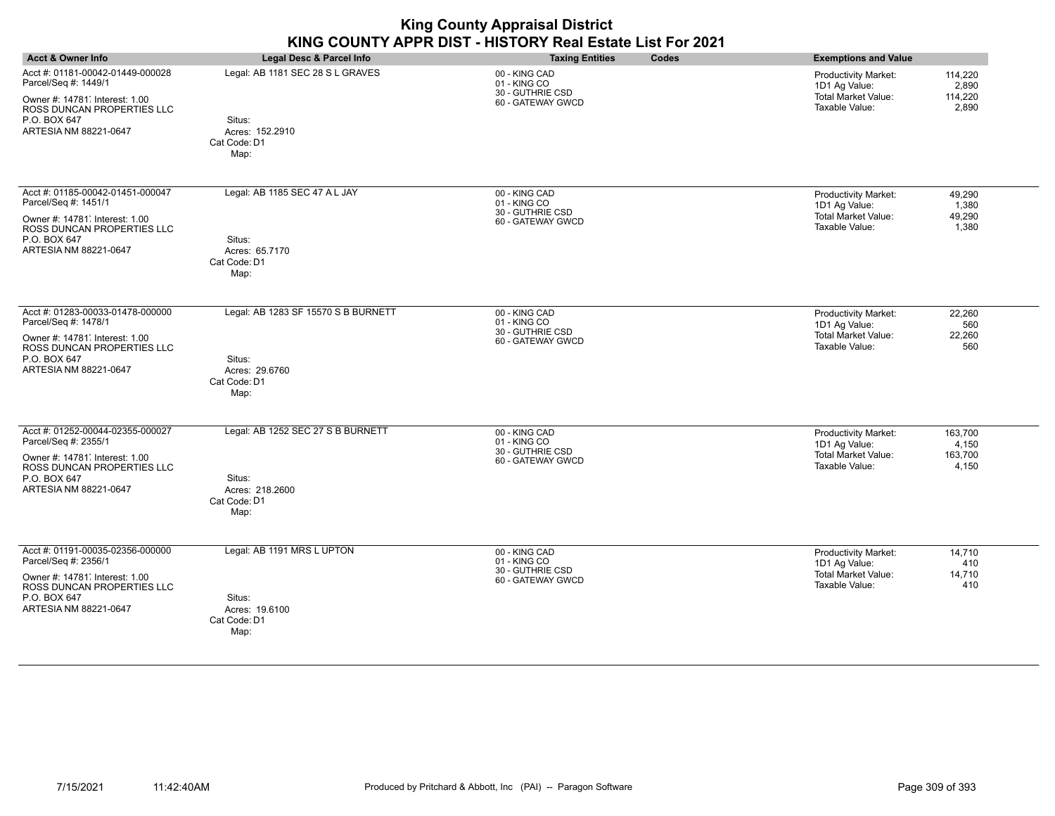# King County Appraisal District
## KING COUNTY APPR DIST - HISTORY Real Estate List For 2021

| Acct & Owner Info | Legal Desc & Parcel Info | Taxing Entities | Codes | Exemptions and Value |
|---|---|---|---|---|
| Acct #: 01181-00042-01449-000028<br>Parcel/Seq #: 1449/1<br>Owner #: 14781; Interest: 1.00<br>ROSS DUNCAN PROPERTIES LLC<br>P.O. BOX 647<br>ARTESIA NM 88221-0647 | Legal: AB 1181 SEC 28 S L GRAVES<br>Situs:<br>Acres: 152.2910<br>Cat Code: D1<br>Map: | 00 - KING CAD<br>01 - KING CO<br>30 - GUTHRIE CSD<br>60 - GATEWAY GWCD | | Productivity Market: 114,220<br>1D1 Ag Value: 2,890<br>Total Market Value: 114,220<br>Taxable Value: 2,890 |
| Acct #: 01185-00042-01451-000047<br>Parcel/Seq #: 1451/1<br>Owner #: 14781; Interest: 1.00<br>ROSS DUNCAN PROPERTIES LLC<br>P.O. BOX 647<br>ARTESIA NM 88221-0647 | Legal: AB 1185 SEC 47 A L JAY<br>Situs:<br>Acres: 65.7170<br>Cat Code: D1<br>Map: | 00 - KING CAD<br>01 - KING CO<br>30 - GUTHRIE CSD<br>60 - GATEWAY GWCD | | Productivity Market: 49,290<br>1D1 Ag Value: 1,380<br>Total Market Value: 49,290<br>Taxable Value: 1,380 |
| Acct #: 01283-00033-01478-000000<br>Parcel/Seq #: 1478/1<br>Owner #: 14781; Interest: 1.00<br>ROSS DUNCAN PROPERTIES LLC<br>P.O. BOX 647<br>ARTESIA NM 88221-0647 | Legal: AB 1283 SF 15570 S B BURNETT<br>Situs:<br>Acres: 29.6760<br>Cat Code: D1<br>Map: | 00 - KING CAD<br>01 - KING CO<br>30 - GUTHRIE CSD<br>60 - GATEWAY GWCD | | Productivity Market: 22,260<br>1D1 Ag Value: 560<br>Total Market Value: 22,260<br>Taxable Value: 560 |
| Acct #: 01252-00044-02355-000027<br>Parcel/Seq #: 2355/1<br>Owner #: 14781; Interest: 1.00<br>ROSS DUNCAN PROPERTIES LLC<br>P.O. BOX 647<br>ARTESIA NM 88221-0647 | Legal: AB 1252 SEC 27 S B BURNETT<br>Situs:<br>Acres: 218.2600<br>Cat Code: D1<br>Map: | 00 - KING CAD<br>01 - KING CO<br>30 - GUTHRIE CSD<br>60 - GATEWAY GWCD | | Productivity Market: 163,700<br>1D1 Ag Value: 4,150<br>Total Market Value: 163,700<br>Taxable Value: 4,150 |
| Acct #: 01191-00035-02356-000000<br>Parcel/Seq #: 2356/1<br>Owner #: 14781; Interest: 1.00<br>ROSS DUNCAN PROPERTIES LLC<br>P.O. BOX 647<br>ARTESIA NM 88221-0647 | Legal: AB 1191 MRS L UPTON<br>Situs:<br>Acres: 19.6100<br>Cat Code: D1<br>Map: | 00 - KING CAD<br>01 - KING CO<br>30 - GUTHRIE CSD<br>60 - GATEWAY GWCD | | Productivity Market: 14,710<br>1D1 Ag Value: 410<br>Total Market Value: 14,710<br>Taxable Value: 410 |

7/15/2021 11:42:40AM Produced by Pritchard & Abbott, Inc (PAI) -- Paragon Software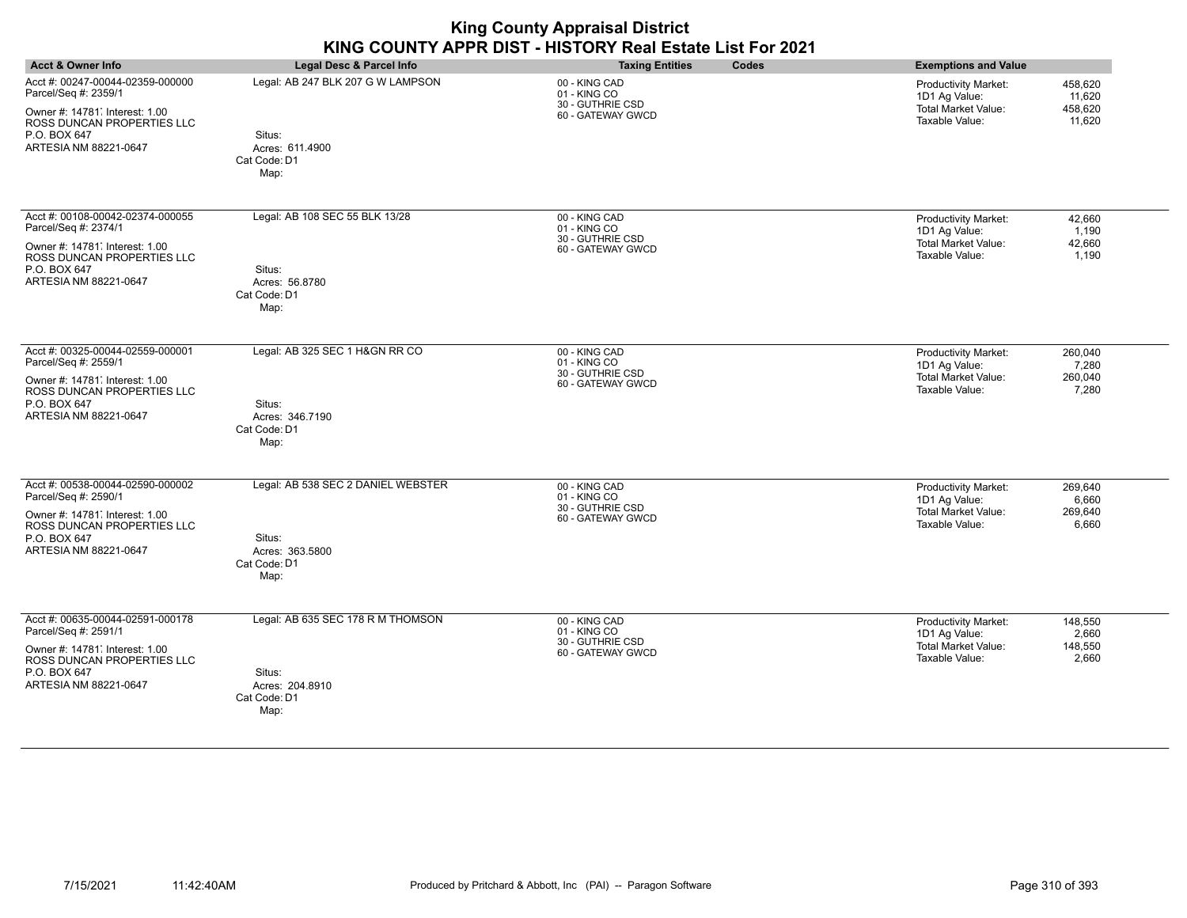# King County Appraisal District

## KING COUNTY APPR DIST - HISTORY Real Estate List For 2021

| Acct & Owner Info | Legal Desc & Parcel Info | Taxing Entities | Codes | Exemptions and Value |
|---|---|---|---|---|
| Acct #: 00247-00044-02359-000000<br>Parcel/Seq #: 2359/1<br>Owner #: 14781; Interest: 1.00<br>ROSS DUNCAN PROPERTIES LLC<br>P.O. BOX 647<br>ARTESIA NM 88221-0647 | Legal: AB 247 BLK 207 G W LAMPSON<br>Situs:<br>Acres: 611.4900<br>Cat Code: D1<br>Map: | 00 - KING CAD<br>01 - KING CO<br>30 - GUTHRIE CSD<br>60 - GATEWAY GWCD | | Productivity Market: 458,620<br>1D1 Ag Value: 11,620<br>Total Market Value: 458,620<br>Taxable Value: 11,620 |
| Acct #: 00108-00042-02374-000055<br>Parcel/Seq #: 2374/1<br>Owner #: 14781; Interest: 1.00<br>ROSS DUNCAN PROPERTIES LLC<br>P.O. BOX 647<br>ARTESIA NM 88221-0647 | Legal: AB 108 SEC 55 BLK 13/28<br>Situs:<br>Acres: 56.8780<br>Cat Code: D1<br>Map: | 00 - KING CAD<br>01 - KING CO<br>30 - GUTHRIE CSD<br>60 - GATEWAY GWCD | | Productivity Market: 42,660<br>1D1 Ag Value: 1,190<br>Total Market Value: 42,660<br>Taxable Value: 1,190 |
| Acct #: 00325-00044-02559-000001<br>Parcel/Seq #: 2559/1<br>Owner #: 14781; Interest: 1.00<br>ROSS DUNCAN PROPERTIES LLC<br>P.O. BOX 647<br>ARTESIA NM 88221-0647 | Legal: AB 325 SEC 1 H&GN RR CO<br>Situs:<br>Acres: 346.7190<br>Cat Code: D1<br>Map: | 00 - KING CAD<br>01 - KING CO<br>30 - GUTHRIE CSD<br>60 - GATEWAY GWCD | | Productivity Market: 260,040<br>1D1 Ag Value: 7,280<br>Total Market Value: 260,040<br>Taxable Value: 7,280 |
| Acct #: 00538-00044-02590-000002<br>Parcel/Seq #: 2590/1<br>Owner #: 14781; Interest: 1.00<br>ROSS DUNCAN PROPERTIES LLC<br>P.O. BOX 647<br>ARTESIA NM 88221-0647 | Legal: AB 538 SEC 2 DANIEL WEBSTER<br>Situs:<br>Acres: 363.5800<br>Cat Code: D1<br>Map: | 00 - KING CAD<br>01 - KING CO<br>30 - GUTHRIE CSD<br>60 - GATEWAY GWCD | | Productivity Market: 269,640<br>1D1 Ag Value: 6,660<br>Total Market Value: 269,640<br>Taxable Value: 6,660 |
| Acct #: 00635-00044-02591-000178<br>Parcel/Seq #: 2591/1<br>Owner #: 14781; Interest: 1.00<br>ROSS DUNCAN PROPERTIES LLC<br>P.O. BOX 647<br>ARTESIA NM 88221-0647 | Legal: AB 635 SEC 178 R M THOMSON<br>Situs:<br>Acres: 204.8910<br>Cat Code: D1<br>Map: | 00 - KING CAD<br>01 - KING CO<br>30 - GUTHRIE CSD<br>60 - GATEWAY GWCD | | Productivity Market: 148,550<br>1D1 Ag Value: 2,660<br>Total Market Value: 148,550<br>Taxable Value: 2,660 |

7/15/2021 11:42:40AM Produced by Pritchard & Abbott, Inc (PAI) -- Paragon Software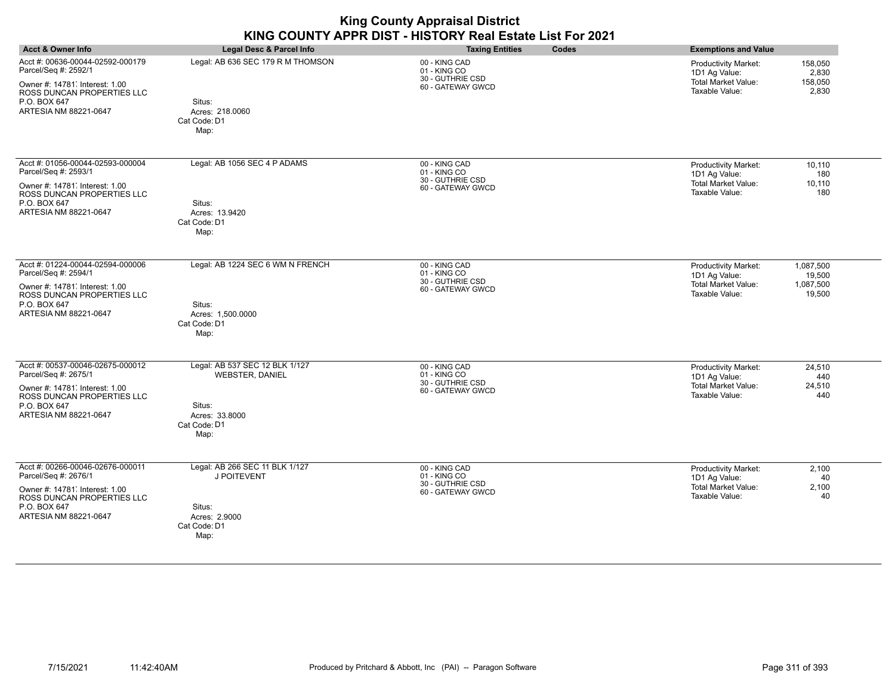# King County Appraisal District

## KING COUNTY APPR DIST - HISTORY Real Estate List For 2021

| Acct & Owner Info | Legal Desc & Parcel Info | Taxing Entities | Codes | Exemptions and Value |
|---|---|---|---|---|
| Acct #: 00636-00044-02592-000179<br>Parcel/Seq #: 2592/1<br>Owner #: 14781; Interest: 1.00<br>ROSS DUNCAN PROPERTIES LLC<br>P.O. BOX 647<br>ARTESIA NM 88221-0647 | Legal: AB 636 SEC 179 R M THOMSON<br>Situs:<br>Acres: 218.0060<br>Cat Code: D1<br>Map: | 00 - KING CAD<br>01 - KING CO<br>30 - GUTHRIE CSD<br>60 - GATEWAY GWCD | | Productivity Market: 158,050<br>1D1 Ag Value: 2,830<br>Total Market Value: 158,050<br>Taxable Value: 2,830 |
| Acct #: 01056-00044-02593-000004<br>Parcel/Seq #: 2593/1<br>Owner #: 14781; Interest: 1.00<br>ROSS DUNCAN PROPERTIES LLC<br>P.O. BOX 647<br>ARTESIA NM 88221-0647 | Legal: AB 1056 SEC 4 P ADAMS<br>Situs:<br>Acres: 13.9420<br>Cat Code: D1<br>Map: | 00 - KING CAD<br>01 - KING CO<br>30 - GUTHRIE CSD<br>60 - GATEWAY GWCD | | Productivity Market: 10,110<br>1D1 Ag Value: 180<br>Total Market Value: 10,110<br>Taxable Value: 180 |
| Acct #: 01224-00044-02594-000006<br>Parcel/Seq #: 2594/1<br>Owner #: 14781; Interest: 1.00<br>ROSS DUNCAN PROPERTIES LLC<br>P.O. BOX 647<br>ARTESIA NM 88221-0647 | Legal: AB 1224 SEC 6 WM N FRENCH<br>Situs:<br>Acres: 1,500.0000<br>Cat Code: D1<br>Map: | 00 - KING CAD<br>01 - KING CO<br>30 - GUTHRIE CSD<br>60 - GATEWAY GWCD | | Productivity Market: 1,087,500<br>1D1 Ag Value: 19,500<br>Total Market Value: 1,087,500<br>Taxable Value: 19,500 |
| Acct #: 00537-00046-02675-000012<br>Parcel/Seq #: 2675/1<br>Owner #: 14781; Interest: 1.00<br>ROSS DUNCAN PROPERTIES LLC<br>P.O. BOX 647<br>ARTESIA NM 88221-0647 | Legal: AB 537 SEC 12 BLK 1/127 WEBSTER, DANIEL<br>Situs:<br>Acres: 33.8000<br>Cat Code: D1<br>Map: | 00 - KING CAD<br>01 - KING CO<br>30 - GUTHRIE CSD<br>60 - GATEWAY GWCD | | Productivity Market: 24,510<br>1D1 Ag Value: 440<br>Total Market Value: 24,510<br>Taxable Value: 440 |
| Acct #: 00266-00046-02676-000011<br>Parcel/Seq #: 2676/1<br>Owner #: 14781; Interest: 1.00<br>ROSS DUNCAN PROPERTIES LLC<br>P.O. BOX 647<br>ARTESIA NM 88221-0647 | Legal: AB 266 SEC 11 BLK 1/127 J POITEVENT<br>Situs:<br>Acres: 2.9000<br>Cat Code: D1<br>Map: | 00 - KING CAD<br>01 - KING CO<br>30 - GUTHRIE CSD<br>60 - GATEWAY GWCD | | Productivity Market: 2,100<br>1D1 Ag Value: 40<br>Total Market Value: 2,100<br>Taxable Value: 40 |

7/15/2021 11:42:40AM Produced by Pritchard & Abbott, Inc (PAI) -- Paragon Software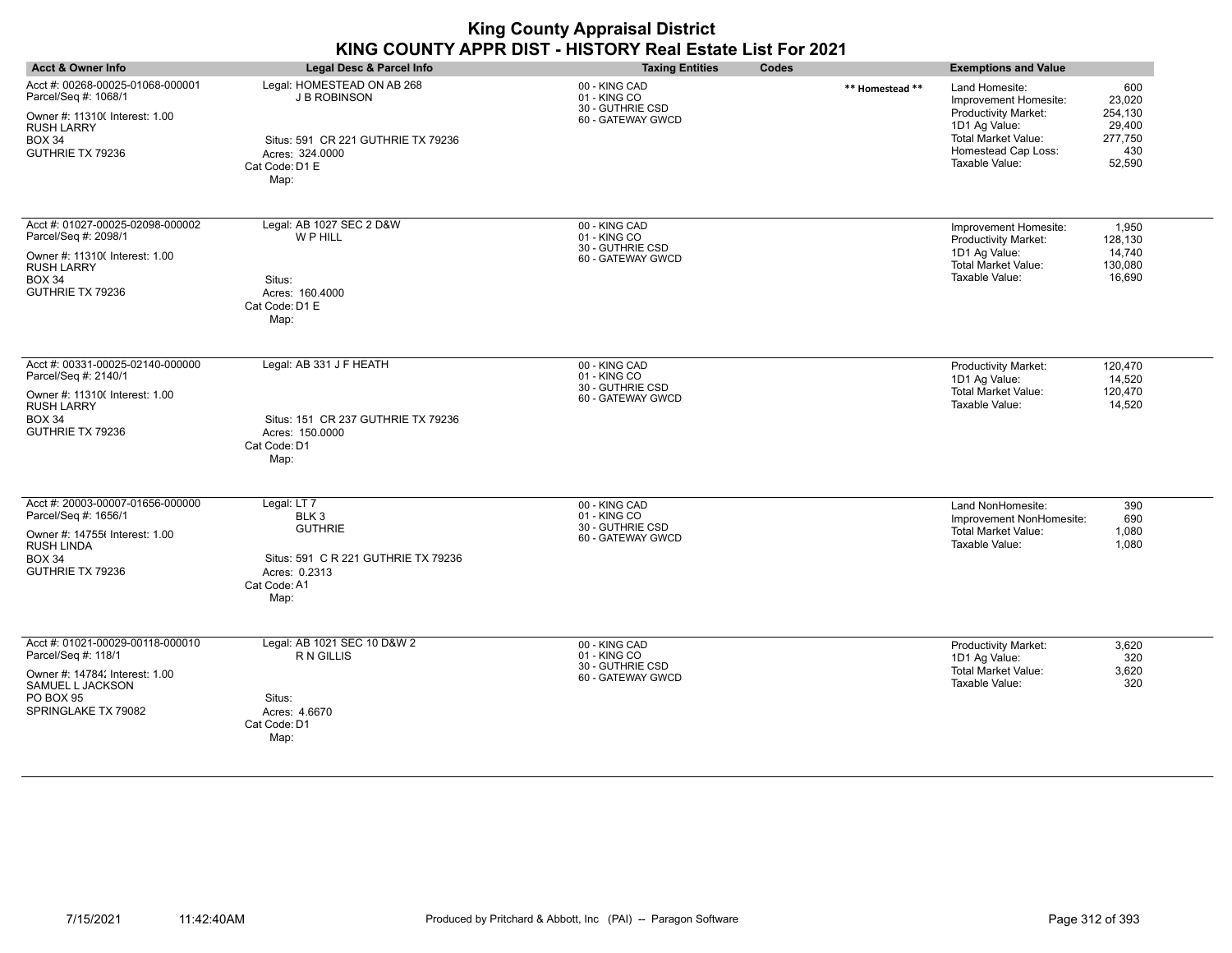# King County Appraisal District

## KING COUNTY APPR DIST - HISTORY Real Estate List For 2021

| Acct & Owner Info | Legal Desc & Parcel Info | Taxing Entities | Codes | Exemptions and Value |
|---|---|---|---|---|
| Acct #: 00268-00025-01068-000001<br>Parcel/Seq #: 1068/1<br>Owner #: 11310( Interest: 1.00<br>RUSH LARRY<br>BOX 34<br>GUTHRIE TX 79236 | Legal: HOMESTEAD ON AB 268<br>J B ROBINSON<br>Situs: 591 CR 221 GUTHRIE TX 79236<br>Acres: 324.0000<br>Cat Code: D1 E<br>Map: | 00 - KING CAD<br>01 - KING CO<br>30 - GUTHRIE CSD<br>60 - GATEWAY GWCD | ** Homestead ** | Land Homesite: 600<br>Improvement Homesite: 23,020<br>Productivity Market: 254,130<br>1D1 Ag Value: 29,400<br>Total Market Value: 277,750<br>Homestead Cap Loss: 430<br>Taxable Value: 52,590 |
| Acct #: 01027-00025-02098-000002<br>Parcel/Seq #: 2098/1<br>Owner #: 11310( Interest: 1.00<br>RUSH LARRY<br>BOX 34<br>GUTHRIE TX 79236 | Legal: AB 1027 SEC 2 D&W<br>W P HILL<br>Situs:<br>Acres: 160.4000<br>Cat Code: D1 E<br>Map: | 00 - KING CAD<br>01 - KING CO<br>30 - GUTHRIE CSD<br>60 - GATEWAY GWCD | | Improvement Homesite: 1,950<br>Productivity Market: 128,130<br>1D1 Ag Value: 14,740<br>Total Market Value: 130,080<br>Taxable Value: 16,690 |
| Acct #: 00331-00025-02140-000000<br>Parcel/Seq #: 2140/1<br>Owner #: 11310( Interest: 1.00<br>RUSH LARRY<br>BOX 34<br>GUTHRIE TX 79236 | Legal: AB 331 J F HEATH<br>Situs: 151 CR 237 GUTHRIE TX 79236<br>Acres: 150.0000<br>Cat Code: D1<br>Map: | 00 - KING CAD<br>01 - KING CO<br>30 - GUTHRIE CSD<br>60 - GATEWAY GWCD | | Productivity Market: 120,470<br>1D1 Ag Value: 14,520<br>Total Market Value: 120,470<br>Taxable Value: 14,520 |
| Acct #: 20003-00007-01656-000000<br>Parcel/Seq #: 1656/1<br>Owner #: 14755( Interest: 1.00<br>RUSH LINDA<br>BOX 34<br>GUTHRIE TX 79236 | Legal: LT 7<br>BLK 3<br>GUTHRIE<br>Situs: 591 C R 221 GUTHRIE TX 79236<br>Acres: 0.2313<br>Cat Code: A1<br>Map: | 00 - KING CAD<br>01 - KING CO<br>30 - GUTHRIE CSD<br>60 - GATEWAY GWCD | | Land NonHomesite: 390<br>Improvement NonHomesite: 690<br>Total Market Value: 1,080<br>Taxable Value: 1,080 |
| Acct #: 01021-00029-00118-000010<br>Parcel/Seq #: 118/1<br>Owner #: 14784; Interest: 1.00<br>SAMUEL L JACKSON<br>PO BOX 95<br>SPRINGLAKE TX 79082 | Legal: AB 1021 SEC 10 D&W 2<br>R N GILLIS<br>Situs:<br>Acres: 4.6670<br>Cat Code: D1<br>Map: | 00 - KING CAD<br>01 - KING CO<br>30 - GUTHRIE CSD<br>60 - GATEWAY GWCD | | Productivity Market: 3,620<br>1D1 Ag Value: 320<br>Total Market Value: 3,620<br>Taxable Value: 320 |

7/15/2021 11:42:40AM Produced by Pritchard & Abbott, Inc (PAI) -- Paragon Software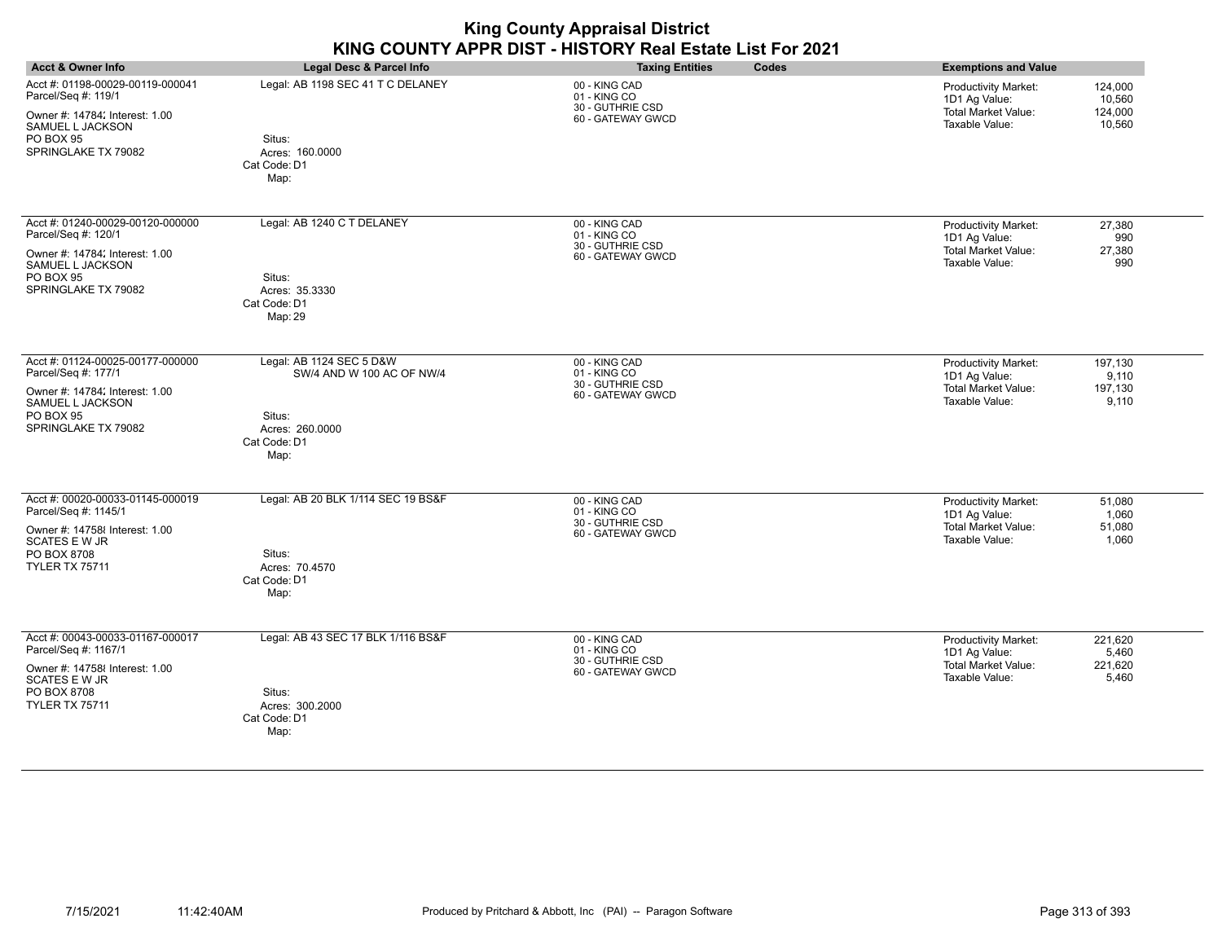# King County Appraisal District

## KING COUNTY APPR DIST - HISTORY Real Estate List For 2021

| Acct & Owner Info | Legal Desc & Parcel Info | Taxing Entities | Codes | Exemptions and Value |
|---|---|---|---|---|
| Acct #: 01198-00029-00119-000041<br>Parcel/Seq #: 119/1<br>Owner #: 14784; Interest: 1.00<br>SAMUEL L JACKSON<br>PO BOX 95<br>SPRINGLAKE TX 79082 | Legal: AB 1198 SEC 41 T C DELANEY<br>Situs:<br>Acres: 160.0000<br>Cat Code: D1<br>Map: | 00 - KING CAD<br>01 - KING CO<br>30 - GUTHRIE CSD<br>60 - GATEWAY GWCD | | Productivity Market: 124,000<br>1D1 Ag Value: 10,560<br>Total Market Value: 124,000<br>Taxable Value: 10,560 |
| Acct #: 01240-00029-00120-000000<br>Parcel/Seq #: 120/1<br>Owner #: 14784; Interest: 1.00<br>SAMUEL L JACKSON<br>PO BOX 95<br>SPRINGLAKE TX 79082 | Legal: AB 1240 C T DELANEY<br>Situs:<br>Acres: 35.3330<br>Cat Code: D1<br>Map: 29 | 00 - KING CAD<br>01 - KING CO<br>30 - GUTHRIE CSD<br>60 - GATEWAY GWCD | | Productivity Market: 27,380<br>1D1 Ag Value: 990<br>Total Market Value: 27,380<br>Taxable Value: 990 |
| Acct #: 01124-00025-00177-000000<br>Parcel/Seq #: 177/1<br>Owner #: 14784; Interest: 1.00<br>SAMUEL L JACKSON<br>PO BOX 95<br>SPRINGLAKE TX 79082 | Legal: AB 1124 SEC 5 D&W SW/4 AND W 100 AC OF NW/4<br>Situs:<br>Acres: 260.0000<br>Cat Code: D1<br>Map: | 00 - KING CAD<br>01 - KING CO<br>30 - GUTHRIE CSD<br>60 - GATEWAY GWCD | | Productivity Market: 197,130<br>1D1 Ag Value: 9,110<br>Total Market Value: 197,130<br>Taxable Value: 9,110 |
| Acct #: 00020-00033-01145-000019<br>Parcel/Seq #: 1145/1<br>Owner #: 14758( Interest: 1.00<br>SCATES E W JR<br>PO BOX 8708<br>TYLER TX 75711 | Legal: AB 20 BLK 1/114 SEC 19 BS&F<br>Situs:<br>Acres: 70.4570<br>Cat Code: D1<br>Map: | 00 - KING CAD<br>01 - KING CO<br>30 - GUTHRIE CSD<br>60 - GATEWAY GWCD | | Productivity Market: 51,080<br>1D1 Ag Value: 1,060<br>Total Market Value: 51,080<br>Taxable Value: 1,060 |
| Acct #: 00043-00033-01167-000017<br>Parcel/Seq #: 1167/1<br>Owner #: 14758( Interest: 1.00<br>SCATES E W JR<br>PO BOX 8708<br>TYLER TX 75711 | Legal: AB 43 SEC 17 BLK 1/116 BS&F<br>Situs:<br>Acres: 300.2000<br>Cat Code: D1<br>Map: | 00 - KING CAD<br>01 - KING CO<br>30 - GUTHRIE CSD<br>60 - GATEWAY GWCD | | Productivity Market: 221,620<br>1D1 Ag Value: 5,460<br>Total Market Value: 221,620<br>Taxable Value: 5,460 |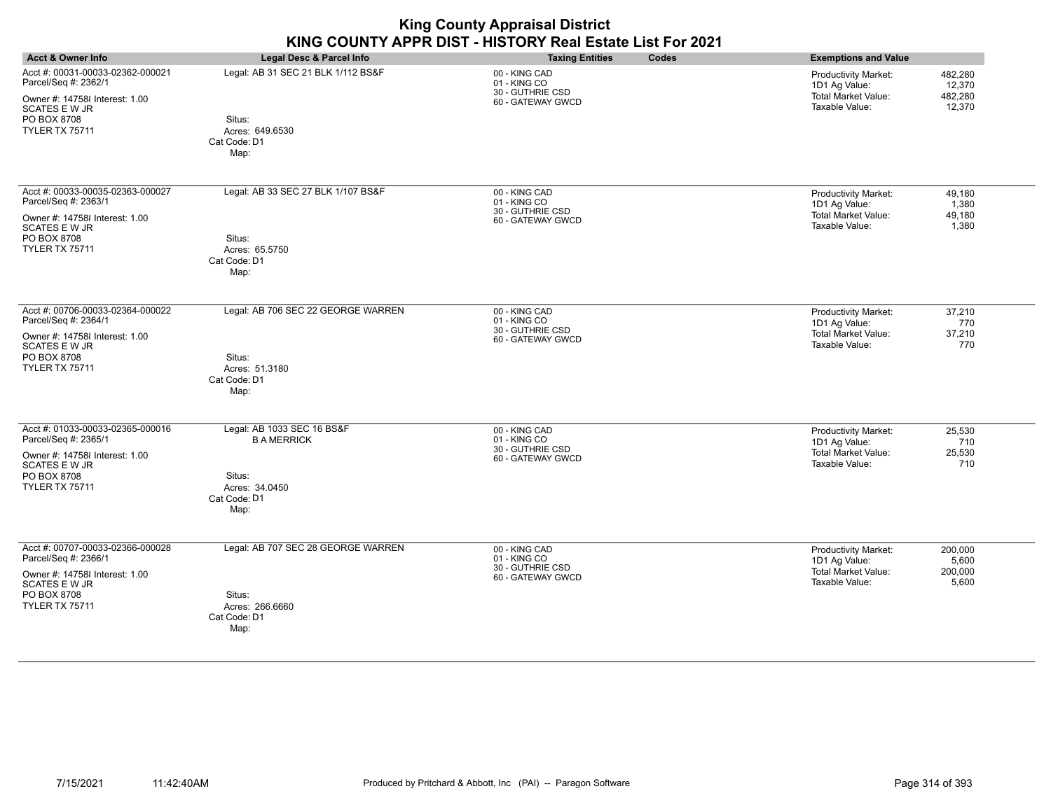# King County Appraisal District

## KING COUNTY APPR DIST - HISTORY Real Estate List For 2021

| Acct & Owner Info | Legal Desc & Parcel Info | Taxing Entities | Codes | Exemptions and Value |
|---|---|---|---|---|
| Acct #: 00031-00033-02362-000021<br>Parcel/Seq #: 2362/1<br>Owner #: 14758( Interest: 1.00<br>SCATES E W JR<br>PO BOX 8708<br>TYLER TX 75711 | Legal: AB 31 SEC 21 BLK 1/112 BS&F<br>Situs:<br>Acres: 649.6530<br>Cat Code: D1<br>Map: | 00 - KING CAD<br>01 - KING CO<br>30 - GUTHRIE CSD<br>60 - GATEWAY GWCD | | Productivity Market: 482,280<br>1D1 Ag Value: 12,370<br>Total Market Value: 482,280<br>Taxable Value: 12,370 |
| Acct #: 00033-00035-02363-000027<br>Parcel/Seq #: 2363/1<br>Owner #: 14758( Interest: 1.00<br>SCATES E W JR<br>PO BOX 8708<br>TYLER TX 75711 | Legal: AB 33 SEC 27 BLK 1/107 BS&F<br>Situs:<br>Acres: 65.5750<br>Cat Code: D1<br>Map: | 00 - KING CAD<br>01 - KING CO<br>30 - GUTHRIE CSD<br>60 - GATEWAY GWCD | | Productivity Market: 49,180<br>1D1 Ag Value: 1,380<br>Total Market Value: 49,180<br>Taxable Value: 1,380 |
| Acct #: 00706-00033-02364-000022<br>Parcel/Seq #: 2364/1<br>Owner #: 14758( Interest: 1.00<br>SCATES E W JR<br>PO BOX 8708<br>TYLER TX 75711 | Legal: AB 706 SEC 22 GEORGE WARREN<br>Situs:<br>Acres: 51.3180<br>Cat Code: D1<br>Map: | 00 - KING CAD<br>01 - KING CO<br>30 - GUTHRIE CSD<br>60 - GATEWAY GWCD | | Productivity Market: 37,210<br>1D1 Ag Value: 770<br>Total Market Value: 37,210<br>Taxable Value: 770 |
| Acct #: 01033-00033-02365-000016<br>Parcel/Seq #: 2365/1<br>Owner #: 14758( Interest: 1.00<br>SCATES E W JR<br>PO BOX 8708<br>TYLER TX 75711 | Legal: AB 1033 SEC 16 BS&F B A MERRICK<br>Situs:<br>Acres: 34.0450<br>Cat Code: D1<br>Map: | 00 - KING CAD<br>01 - KING CO<br>30 - GUTHRIE CSD<br>60 - GATEWAY GWCD | | Productivity Market: 25,530<br>1D1 Ag Value: 710<br>Total Market Value: 25,530<br>Taxable Value: 710 |
| Acct #: 00707-00033-02366-000028<br>Parcel/Seq #: 2366/1<br>Owner #: 14758( Interest: 1.00<br>SCATES E W JR<br>PO BOX 8708<br>TYLER TX 75711 | Legal: AB 707 SEC 28 GEORGE WARREN<br>Situs:<br>Acres: 266.6660<br>Cat Code: D1<br>Map: | 00 - KING CAD<br>01 - KING CO<br>30 - GUTHRIE CSD<br>60 - GATEWAY GWCD | | Productivity Market: 200,000<br>1D1 Ag Value: 5,600<br>Total Market Value: 200,000<br>Taxable Value: 5,600 |

7/15/2021 11:42:40AM Produced by Pritchard & Abbott, Inc (PAI) -- Paragon Software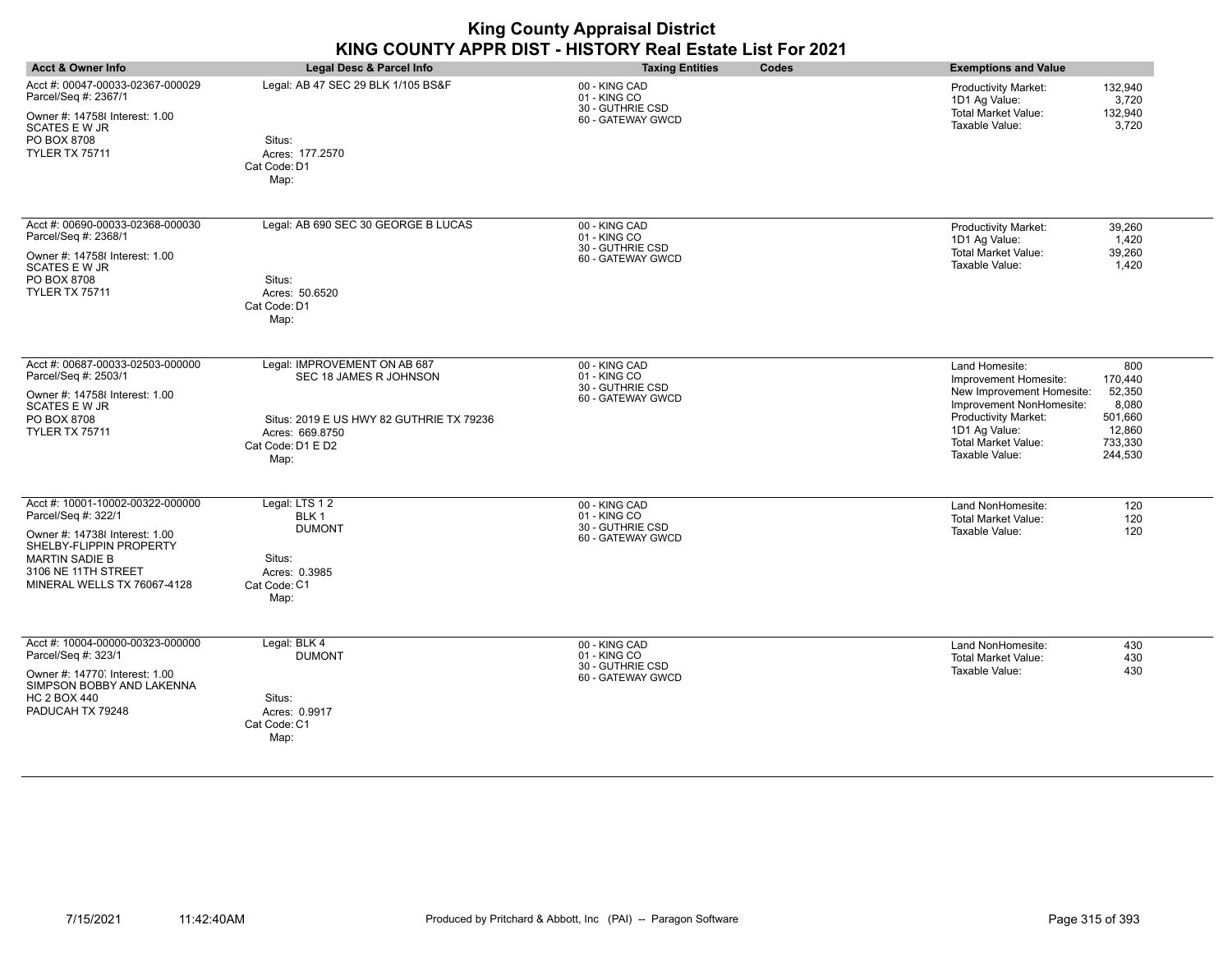# King County Appraisal District

## KING COUNTY APPR DIST - HISTORY Real Estate List For 2021

| Acct & Owner Info | Legal Desc & Parcel Info | Taxing Entities | Codes | Exemptions and Value |
|---|---|---|---|---|
| Acct #: 00047-00033-02367-000029<br>Parcel/Seq #: 2367/1<br>Owner #: 14758( Interest: 1.00<br>SCATES E W JR<br>PO BOX 8708<br>TYLER TX 75711 | Legal: AB 47 SEC 29 BLK 1/105 BS&F<br>Situs:<br>Acres: 177.2570<br>Cat Code: D1<br>Map: | 00 - KING CAD<br>01 - KING CO<br>30 - GUTHRIE CSD<br>60 - GATEWAY GWCD | | Productivity Market: 132,940<br>1D1 Ag Value: 3,720<br>Total Market Value: 132,940<br>Taxable Value: 3,720 |
| Acct #: 00690-00033-02368-000030<br>Parcel/Seq #: 2368/1<br>Owner #: 14758( Interest: 1.00<br>SCATES E W JR<br>PO BOX 8708<br>TYLER TX 75711 | Legal: AB 690 SEC 30 GEORGE B LUCAS<br>Situs:<br>Acres: 50.6520<br>Cat Code: D1<br>Map: | 00 - KING CAD<br>01 - KING CO<br>30 - GUTHRIE CSD<br>60 - GATEWAY GWCD | | Productivity Market: 39,260<br>1D1 Ag Value: 1,420<br>Total Market Value: 39,260<br>Taxable Value: 1,420 |
| Acct #: 00687-00033-02503-000000<br>Parcel/Seq #: 2503/1<br>Owner #: 14758( Interest: 1.00<br>SCATES E W JR<br>PO BOX 8708<br>TYLER TX 75711 | Legal: IMPROVEMENT ON AB 687 SEC 18 JAMES R JOHNSON<br>Situs: 2019 E US HWY 82 GUTHRIE TX 79236<br>Acres: 669.8750<br>Cat Code: D1 E D2<br>Map: | 00 - KING CAD<br>01 - KING CO<br>30 - GUTHRIE CSD<br>60 - GATEWAY GWCD | | Land Homesite: 800<br>Improvement Homesite: 170,440<br>New Improvement Homesite: 52,350<br>Improvement NonHomesite: 8,080<br>Productivity Market: 501,660<br>1D1 Ag Value: 12,860<br>Total Market Value: 733,330<br>Taxable Value: 244,530 |
| Acct #: 10001-10002-00322-000000<br>Parcel/Seq #: 322/1<br>Owner #: 14738( Interest: 1.00<br>SHELBY-FLIPPIN PROPERTY<br>MARTIN SADIE B<br>3106 NE 11TH STREET<br>MINERAL WELLS TX 76067-4128 | Legal: LTS 1 2 BLK 1 DUMONT<br>Situs:<br>Acres: 0.3985<br>Cat Code: C1<br>Map: | 00 - KING CAD<br>01 - KING CO<br>30 - GUTHRIE CSD<br>60 - GATEWAY GWCD | | Land NonHomesite: 120<br>Total Market Value: 120<br>Taxable Value: 120 |
| Acct #: 10004-00000-00323-000000<br>Parcel/Seq #: 323/1<br>Owner #: 14770: Interest: 1.00<br>SIMPSON BOBBY AND LAKENNA<br>HC 2 BOX 440<br>PADUCAH TX 79248 | Legal: BLK 4 DUMONT<br>Situs:<br>Acres: 0.9917<br>Cat Code: C1<br>Map: | 00 - KING CAD<br>01 - KING CO<br>30 - GUTHRIE CSD<br>60 - GATEWAY GWCD | | Land NonHomesite: 430<br>Total Market Value: 430<br>Taxable Value: 430 |

7/15/2021 11:42:40AM Produced by Pritchard & Abbott, Inc (PAI) -- Paragon Software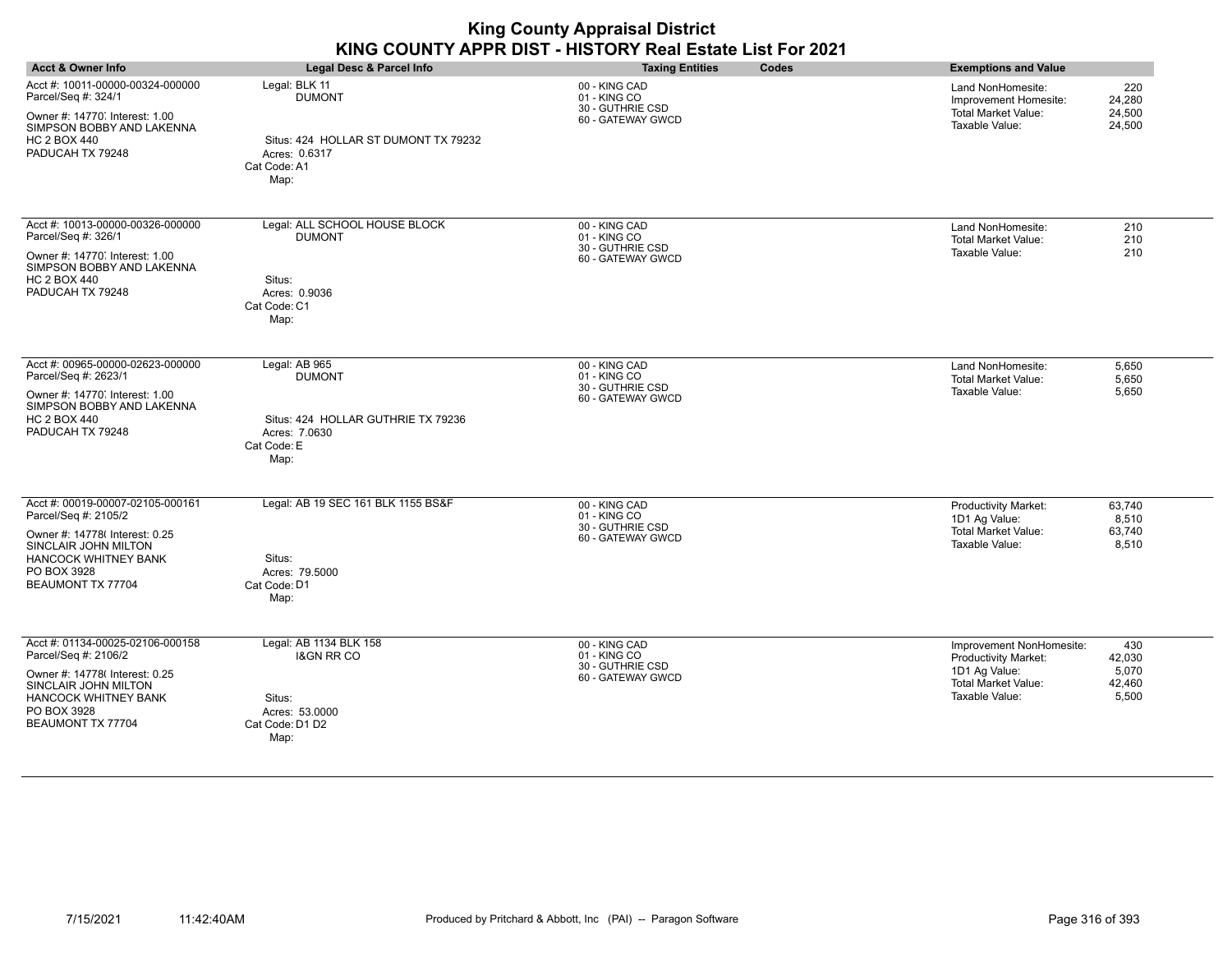# King County Appraisal District

## KING COUNTY APPR DIST - HISTORY Real Estate List For 2021

| Acct & Owner Info | Legal Desc & Parcel Info | Taxing Entities | Codes | Exemptions and Value |
|---|---|---|---|---|
| Acct #: 10011-00000-00324-000000<br>Parcel/Seq #: 324/1<br>Owner #: 14770; Interest: 1.00<br>SIMPSON BOBBY AND LAKENNA<br>HC 2 BOX 440<br>PADUCAH TX 79248 | Legal: BLK 11<br>DUMONT<br>Situs: 424 HOLLAR ST DUMONT TX 79232<br>Acres: 0.6317<br>Cat Code: A1<br>Map: | 00 - KING CAD<br>01 - KING CO<br>30 - GUTHRIE CSD<br>60 - GATEWAY GWCD | | Land NonHomesite: 220<br>Improvement Homesite: 24,280<br>Total Market Value: 24,500<br>Taxable Value: 24,500 |
| Acct #: 10013-00000-00326-000000<br>Parcel/Seq #: 326/1<br>Owner #: 14770; Interest: 1.00<br>SIMPSON BOBBY AND LAKENNA<br>HC 2 BOX 440<br>PADUCAH TX 79248 | Legal: ALL SCHOOL HOUSE BLOCK<br>DUMONT<br>Situs:<br>Acres: 0.9036<br>Cat Code: C1<br>Map: | 00 - KING CAD<br>01 - KING CO<br>30 - GUTHRIE CSD<br>60 - GATEWAY GWCD | | Land NonHomesite: 210<br>Total Market Value: 210<br>Taxable Value: 210 |
| Acct #: 00965-00000-02623-000000<br>Parcel/Seq #: 2623/1<br>Owner #: 14770; Interest: 1.00<br>SIMPSON BOBBY AND LAKENNA<br>HC 2 BOX 440<br>PADUCAH TX 79248 | Legal: AB 965<br>DUMONT<br>Situs: 424 HOLLAR GUTHRIE TX 79236<br>Acres: 7.0630<br>Cat Code: E<br>Map: | 00 - KING CAD<br>01 - KING CO<br>30 - GUTHRIE CSD<br>60 - GATEWAY GWCD | | Land NonHomesite: 5,650<br>Total Market Value: 5,650<br>Taxable Value: 5,650 |
| Acct #: 00019-00007-02105-000161<br>Parcel/Seq #: 2105/2<br>Owner #: 14778( Interest: 0.25<br>SINCLAIR JOHN MILTON<br>HANCOCK WHITNEY BANK<br>PO BOX 3928<br>BEAUMONT TX 77704 | Legal: AB 19 SEC 161 BLK 1155 BS&F<br>Situs:<br>Acres: 79.5000<br>Cat Code: D1<br>Map: | 00 - KING CAD<br>01 - KING CO<br>30 - GUTHRIE CSD<br>60 - GATEWAY GWCD | | Productivity Market: 63,740<br>1D1 Ag Value: 8,510<br>Total Market Value: 63,740<br>Taxable Value: 8,510 |
| Acct #: 01134-00025-02106-000158<br>Parcel/Seq #: 2106/2<br>Owner #: 14778( Interest: 0.25<br>SINCLAIR JOHN MILTON<br>HANCOCK WHITNEY BANK<br>PO BOX 3928<br>BEAUMONT TX 77704 | Legal: AB 1134 BLK 158<br>I&GN RR CO<br>Situs:<br>Acres: 53.0000<br>Cat Code: D1 D2<br>Map: | 00 - KING CAD<br>01 - KING CO<br>30 - GUTHRIE CSD<br>60 - GATEWAY GWCD | | Improvement NonHomesite: 430<br>Productivity Market: 42,030<br>1D1 Ag Value: 5,070<br>Total Market Value: 42,460<br>Taxable Value: 5,500 |

7/15/2021 11:42:40AM Produced by Pritchard & Abbott, Inc (PAI) -- Paragon Software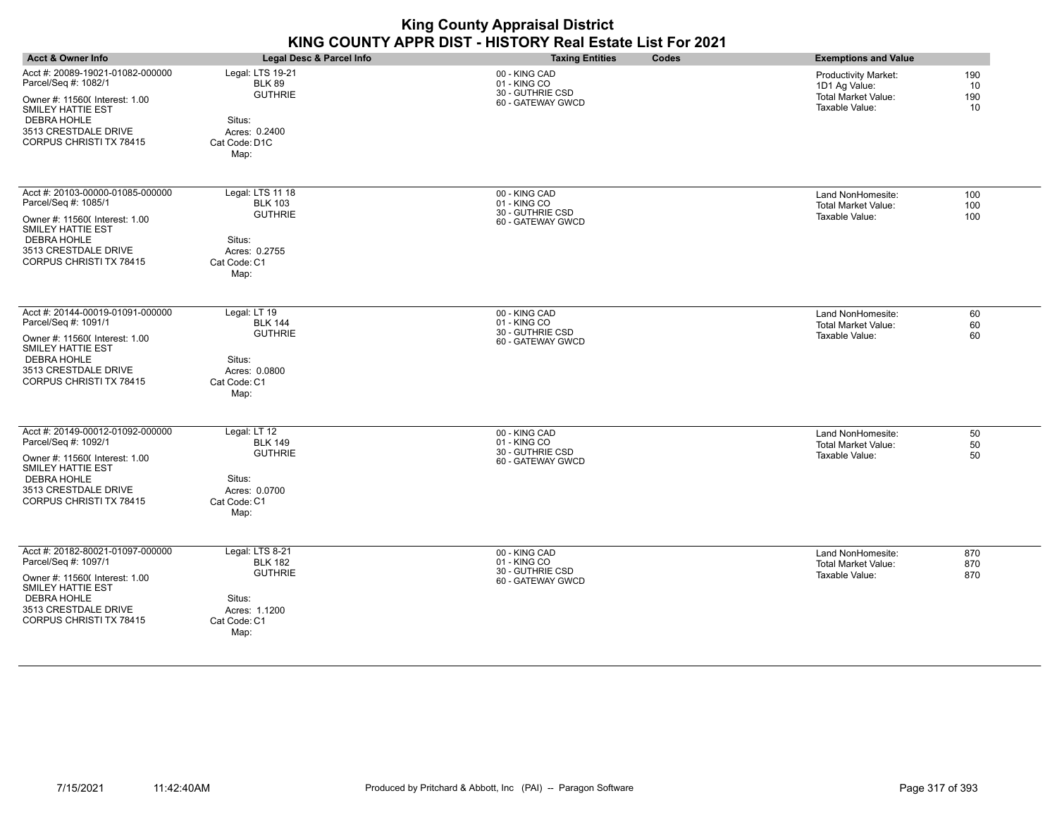# King County Appraisal District

## KING COUNTY APPR DIST - HISTORY Real Estate List For 2021

| Acct & Owner Info | Legal Desc & Parcel Info | Taxing Entities | Codes | Exemptions and Value |
|---|---|---|---|---|
| Acct #: 20089-19021-01082-000000<br>Parcel/Seq #: 1082/1<br>Owner #: 11560( Interest: 1.00<br>SMILEY HATTIE EST<br>DEBRA HOHLE<br>3513 CRESTDALE DRIVE<br>CORPUS CHRISTI TX 78415 | Legal: LTS 19-21<br>BLK 89<br>GUTHRIE<br>Situs:<br>Acres: 0.2400<br>Cat Code: D1C<br>Map: | 00 - KING CAD<br>01 - KING CO<br>30 - GUTHRIE CSD<br>60 - GATEWAY GWCD | | Productivity Market: 190<br>1D1 Ag Value: 10<br>Total Market Value: 190<br>Taxable Value: 10 |
| Acct #: 20103-00000-01085-000000<br>Parcel/Seq #: 1085/1<br>Owner #: 11560( Interest: 1.00<br>SMILEY HATTIE EST<br>DEBRA HOHLE<br>3513 CRESTDALE DRIVE<br>CORPUS CHRISTI TX 78415 | Legal: LTS 11 18<br>BLK 103<br>GUTHRIE<br>Situs:<br>Acres: 0.2755<br>Cat Code: C1<br>Map: | 00 - KING CAD<br>01 - KING CO<br>30 - GUTHRIE CSD<br>60 - GATEWAY GWCD | | Land NonHomesite: 100<br>Total Market Value: 100<br>Taxable Value: 100 |
| Acct #: 20144-00019-01091-000000<br>Parcel/Seq #: 1091/1<br>Owner #: 11560( Interest: 1.00<br>SMILEY HATTIE EST<br>DEBRA HOHLE<br>3513 CRESTDALE DRIVE<br>CORPUS CHRISTI TX 78415 | Legal: LT 19<br>BLK 144<br>GUTHRIE<br>Situs:<br>Acres: 0.0800<br>Cat Code: C1<br>Map: | 00 - KING CAD<br>01 - KING CO<br>30 - GUTHRIE CSD<br>60 - GATEWAY GWCD | | Land NonHomesite: 60<br>Total Market Value: 60<br>Taxable Value: 60 |
| Acct #: 20149-00012-01092-000000<br>Parcel/Seq #: 1092/1<br>Owner #: 11560( Interest: 1.00<br>SMILEY HATTIE EST<br>DEBRA HOHLE<br>3513 CRESTDALE DRIVE<br>CORPUS CHRISTI TX 78415 | Legal: LT 12<br>BLK 149<br>GUTHRIE<br>Situs:<br>Acres: 0.0700<br>Cat Code: C1<br>Map: | 00 - KING CAD<br>01 - KING CO<br>30 - GUTHRIE CSD<br>60 - GATEWAY GWCD | | Land NonHomesite: 50<br>Total Market Value: 50<br>Taxable Value: 50 |
| Acct #: 20182-80021-01097-000000<br>Parcel/Seq #: 1097/1<br>Owner #: 11560( Interest: 1.00<br>SMILEY HATTIE EST<br>DEBRA HOHLE<br>3513 CRESTDALE DRIVE<br>CORPUS CHRISTI TX 78415 | Legal: LTS 8-21<br>BLK 182<br>GUTHRIE<br>Situs:<br>Acres: 1.1200<br>Cat Code: C1<br>Map: | 00 - KING CAD<br>01 - KING CO<br>30 - GUTHRIE CSD<br>60 - GATEWAY GWCD | | Land NonHomesite: 870<br>Total Market Value: 870<br>Taxable Value: 870 |

7/15/2021 11:42:40AM Produced by Pritchard & Abbott, Inc (PAI) -- Paragon Software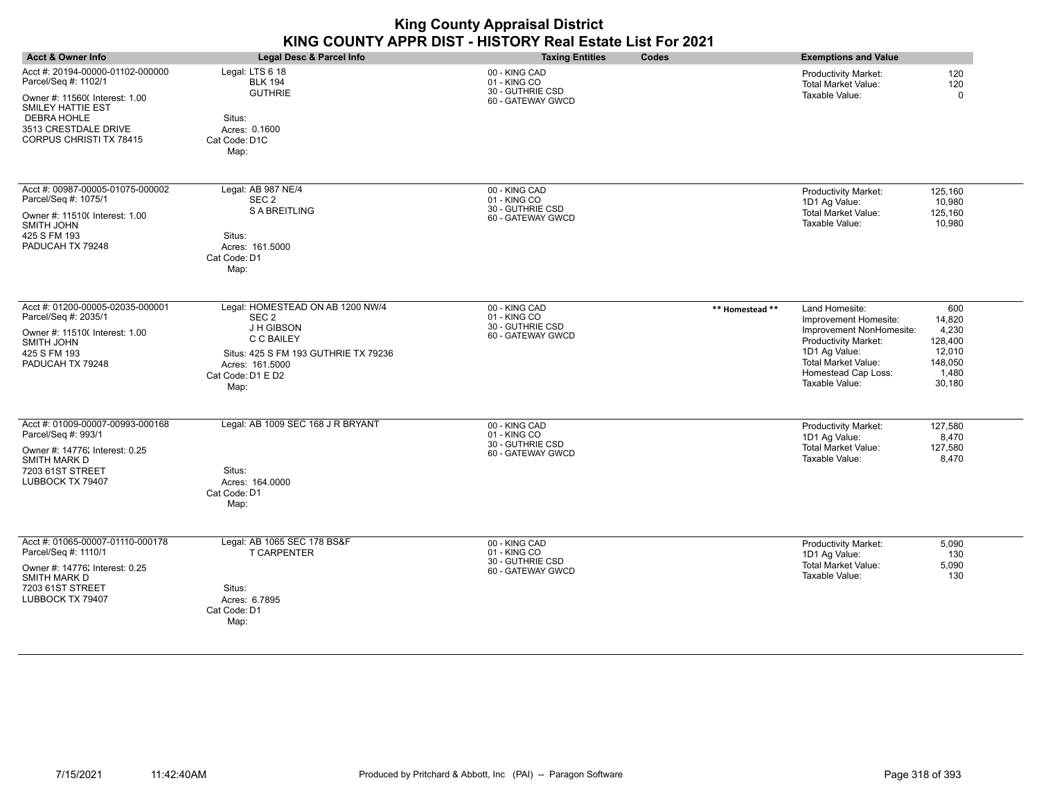# King County Appraisal District

## KING COUNTY APPR DIST - HISTORY Real Estate List For 2021

| Acct & Owner Info | Legal Desc & Parcel Info | Taxing Entities | Codes | Exemptions and Value |
|---|---|---|---|---|
| Acct #: 20194-00000-01102-000000<br>Parcel/Seq #: 1102/1<br>Owner #: 11560( Interest: 1.00<br>SMILEY HATTIE EST<br>DEBRA HOHLE<br>3513 CRESTDALE DRIVE<br>CORPUS CHRISTI TX 78415 | Legal: LTS 6 18<br>BLK 194<br>GUTHRIE<br>Situs:<br>Acres: 0.1600<br>Cat Code: D1C<br>Map: | 00 - KING CAD<br>01 - KING CO<br>30 - GUTHRIE CSD<br>60 - GATEWAY GWCD | | Productivity Market: 120<br>Total Market Value: 120<br>Taxable Value: 0 |
| Acct #: 00987-00005-01075-000002<br>Parcel/Seq #: 1075/1<br>Owner #: 11510( Interest: 1.00<br>SMITH JOHN<br>425 S FM 193<br>PADUCAH TX 79248 | Legal: AB 987 NE/4<br>SEC 2<br>S A BREITLING<br>Situs:<br>Acres: 161.5000<br>Cat Code: D1<br>Map: | 00 - KING CAD<br>01 - KING CO<br>30 - GUTHRIE CSD<br>60 - GATEWAY GWCD | | Productivity Market: 125,160<br>1D1 Ag Value: 10,980<br>Total Market Value: 125,160<br>Taxable Value: 10,980 |
| Acct #: 01200-00005-02035-000001<br>Parcel/Seq #: 2035/1<br>Owner #: 11510( Interest: 1.00<br>SMITH JOHN<br>425 S FM 193<br>PADUCAH TX 79248 | Legal: HOMESTEAD ON AB 1200 NW/4<br>SEC 2<br>J H GIBSON<br>C C BAILEY<br>Situs: 425 S FM 193 GUTHRIE TX 79236<br>Acres: 161.5000<br>Cat Code: D1 E D2<br>Map: | 00 - KING CAD<br>01 - KING CO<br>30 - GUTHRIE CSD<br>60 - GATEWAY GWCD | ** Homestead ** | Land Homesite: 600<br>Improvement Homesite: 14,820<br>Improvement NonHomesite: 4,230<br>Productivity Market: 128,400<br>1D1 Ag Value: 12,010<br>Total Market Value: 148,050<br>Homestead Cap Loss: 1,480<br>Taxable Value: 30,180 |
| Acct #: 01009-00007-00993-000168<br>Parcel/Seq #: 993/1<br>Owner #: 14776; Interest: 0.25<br>SMITH MARK D<br>7203 61ST STREET<br>LUBBOCK TX 79407 | Legal: AB 1009 SEC 168 J R BRYANT<br>Situs:<br>Acres: 164.0000<br>Cat Code: D1<br>Map: | 00 - KING CAD<br>01 - KING CO<br>30 - GUTHRIE CSD<br>60 - GATEWAY GWCD | | Productivity Market: 127,580<br>1D1 Ag Value: 8,470<br>Total Market Value: 127,580<br>Taxable Value: 8,470 |
| Acct #: 01065-00007-01110-000178<br>Parcel/Seq #: 1110/1<br>Owner #: 14776; Interest: 0.25<br>SMITH MARK D<br>7203 61ST STREET<br>LUBBOCK TX 79407 | Legal: AB 1065 SEC 178 BS&F<br>T CARPENTER<br>Situs:<br>Acres: 6.7895<br>Cat Code: D1<br>Map: | 00 - KING CAD<br>01 - KING CO<br>30 - GUTHRIE CSD<br>60 - GATEWAY GWCD | | Productivity Market: 5,090<br>1D1 Ag Value: 130<br>Total Market Value: 5,090<br>Taxable Value: 130 |

7/15/2021 11:42:40AM Produced by Pritchard & Abbott, Inc (PAI) -- Paragon Software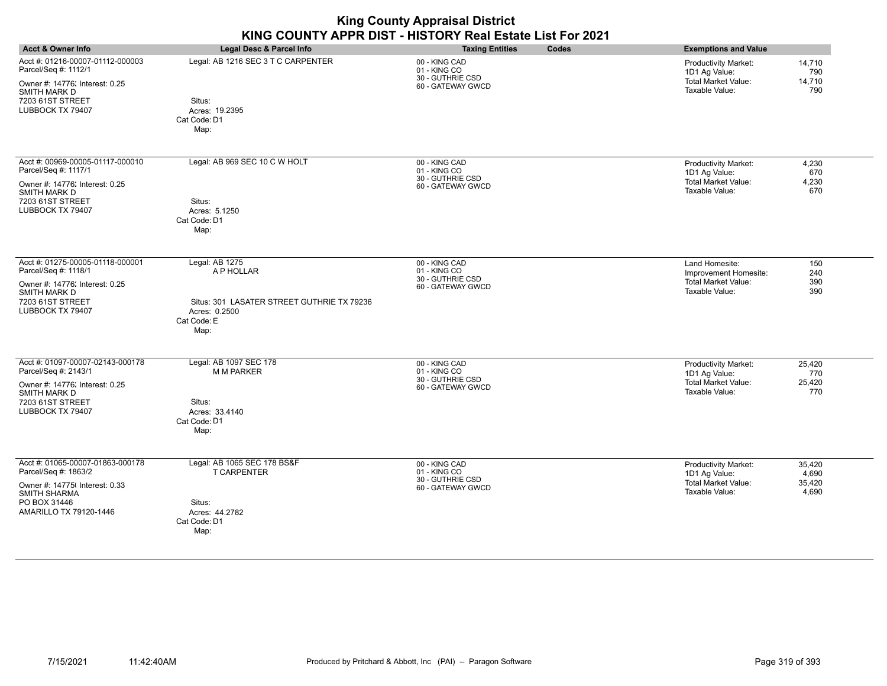# King County Appraisal District

## KING COUNTY APPR DIST - HISTORY Real Estate List For 2021

| Acct & Owner Info | Legal Desc & Parcel Info | Taxing Entities | Codes | Exemptions and Value | |
|---|---|---|---|---|---|
| Acct #: 01216-00007-01112-000003<br>Parcel/Seq #: 1112/1<br>Owner #: 14776; Interest: 0.25<br>SMITH MARK D<br>7203 61ST STREET<br>LUBBOCK TX 79407 | Legal: AB 1216 SEC 3 T C CARPENTER<br>Situs:<br>Acres: 19.2395<br>Cat Code: D1<br>Map: | 00 - KING CAD<br>01 - KING CO<br>30 - GUTHRIE CSD<br>60 - GATEWAY GWCD | | Productivity Market:<br>1D1 Ag Value:<br>Total Market Value:<br>Taxable Value: | 14,710<br>790<br>14,710<br>790 |
| Acct #: 00969-00005-01117-000010<br>Parcel/Seq #: 1117/1<br>Owner #: 14776; Interest: 0.25<br>SMITH MARK D<br>7203 61ST STREET<br>LUBBOCK TX 79407 | Legal: AB 969 SEC 10 C W HOLT<br>Situs:<br>Acres: 5.1250<br>Cat Code: D1<br>Map: | 00 - KING CAD<br>01 - KING CO<br>30 - GUTHRIE CSD<br>60 - GATEWAY GWCD | | Productivity Market:<br>1D1 Ag Value:<br>Total Market Value:<br>Taxable Value: | 4,230<br>670<br>4,230<br>670 |
| Acct #: 01275-00005-01118-000001<br>Parcel/Seq #: 1118/1<br>Owner #: 14776; Interest: 0.25<br>SMITH MARK D<br>7203 61ST STREET<br>LUBBOCK TX 79407 | Legal: AB 1275 A P HOLLAR<br>Situs: 301 LASATER STREET GUTHRIE TX 79236<br>Acres: 0.2500<br>Cat Code: E<br>Map: | 00 - KING CAD<br>01 - KING CO<br>30 - GUTHRIE CSD<br>60 - GATEWAY GWCD | | Land Homesite:<br>Improvement Homesite:<br>Total Market Value:<br>Taxable Value: | 150<br>240<br>390<br>390 |
| Acct #: 01097-00007-02143-000178<br>Parcel/Seq #: 2143/1<br>Owner #: 14776; Interest: 0.25<br>SMITH MARK D<br>7203 61ST STREET<br>LUBBOCK TX 79407 | Legal: AB 1097 SEC 178 M M PARKER<br>Situs:<br>Acres: 33.4140<br>Cat Code: D1<br>Map: | 00 - KING CAD<br>01 - KING CO<br>30 - GUTHRIE CSD<br>60 - GATEWAY GWCD | | Productivity Market:<br>1D1 Ag Value:<br>Total Market Value:<br>Taxable Value: | 25,420<br>770<br>25,420<br>770 |
| Acct #: 01065-00007-01863-000178<br>Parcel/Seq #: 1863/2<br>Owner #: 14775( Interest: 0.33<br>SMITH SHARMA<br>PO BOX 31446<br>AMARILLO TX 79120-1446 | Legal: AB 1065 SEC 178 BS&F T CARPENTER<br>Situs:<br>Acres: 44.2782<br>Cat Code: D1<br>Map: | 00 - KING CAD<br>01 - KING CO<br>30 - GUTHRIE CSD<br>60 - GATEWAY GWCD | | Productivity Market:<br>1D1 Ag Value:<br>Total Market Value:<br>Taxable Value: | 35,420<br>4,690<br>35,420<br>4,690 |

7/15/2021 11:42:40AM Produced by Pritchard & Abbott, Inc (PAI) -- Paragon Software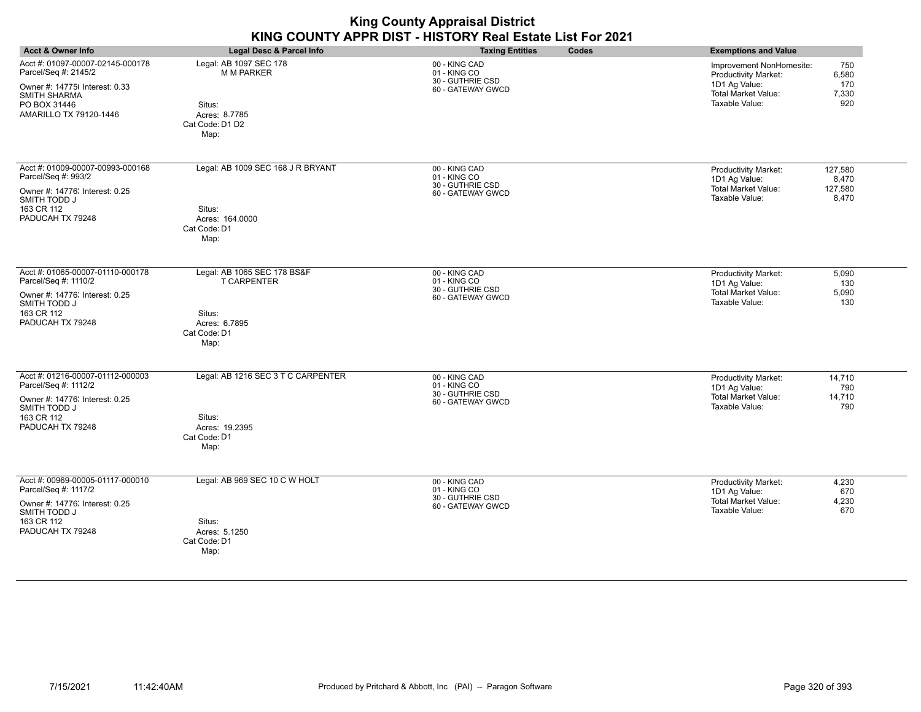# King County Appraisal District

## KING COUNTY APPR DIST - HISTORY Real Estate List For 2021

| Acct & Owner Info | Legal Desc & Parcel Info | Taxing Entities | Codes | Exemptions and Value |
|---|---|---|---|---|
| Acct #: 01097-00007-02145-000178<br>Parcel/Seq #: 2145/2<br>Owner #: 14775( Interest: 0.33<br>SMITH SHARMA<br>PO BOX 31446<br>AMARILLO TX 79120-1446 | Legal: AB 1097 SEC 178 M M PARKER<br>Situs:<br>Acres: 8.7785<br>Cat Code: D1 D2<br>Map: | 00 - KING CAD<br>01 - KING CO<br>30 - GUTHRIE CSD<br>60 - GATEWAY GWCD | | Improvement NonHomesite: 750<br>Productivity Market: 6,580<br>1D1 Ag Value: 170<br>Total Market Value: 7,330<br>Taxable Value: 920 |
| Acct #: 01009-00007-00993-000168<br>Parcel/Seq #: 993/2<br>Owner #: 14776: Interest: 0.25<br>SMITH TODD J<br>163 CR 112<br>PADUCAH TX 79248 | Legal: AB 1009 SEC 168 J R BRYANT<br>Situs:<br>Acres: 164.0000<br>Cat Code: D1<br>Map: | 00 - KING CAD<br>01 - KING CO<br>30 - GUTHRIE CSD<br>60 - GATEWAY GWCD | | Productivity Market: 127,580<br>1D1 Ag Value: 8,470<br>Total Market Value: 127,580<br>Taxable Value: 8,470 |
| Acct #: 01065-00007-01110-000178<br>Parcel/Seq #: 1110/2<br>Owner #: 14776: Interest: 0.25<br>SMITH TODD J<br>163 CR 112<br>PADUCAH TX 79248 | Legal: AB 1065 SEC 178 BS&F T CARPENTER<br>Situs:<br>Acres: 6.7895<br>Cat Code: D1<br>Map: | 00 - KING CAD<br>01 - KING CO<br>30 - GUTHRIE CSD<br>60 - GATEWAY GWCD | | Productivity Market: 5,090<br>1D1 Ag Value: 130<br>Total Market Value: 5,090<br>Taxable Value: 130 |
| Acct #: 01216-00007-01112-000003<br>Parcel/Seq #: 1112/2<br>Owner #: 14776: Interest: 0.25<br>SMITH TODD J<br>163 CR 112<br>PADUCAH TX 79248 | Legal: AB 1216 SEC 3 T C CARPENTER<br>Situs:<br>Acres: 19.2395<br>Cat Code: D1<br>Map: | 00 - KING CAD<br>01 - KING CO<br>30 - GUTHRIE CSD<br>60 - GATEWAY GWCD | | Productivity Market: 14,710<br>1D1 Ag Value: 790<br>Total Market Value: 14,710<br>Taxable Value: 790 |
| Acct #: 00969-00005-01117-000010<br>Parcel/Seq #: 1117/2<br>Owner #: 14776: Interest: 0.25<br>SMITH TODD J<br>163 CR 112<br>PADUCAH TX 79248 | Legal: AB 969 SEC 10 C W HOLT<br>Situs:<br>Acres: 5.1250<br>Cat Code: D1<br>Map: | 00 - KING CAD<br>01 - KING CO<br>30 - GUTHRIE CSD<br>60 - GATEWAY GWCD | | Productivity Market: 4,230<br>1D1 Ag Value: 670<br>Total Market Value: 4,230<br>Taxable Value: 670 |

7/15/2021 11:42:40AM Produced by Pritchard & Abbott, Inc (PAI) -- Paragon Software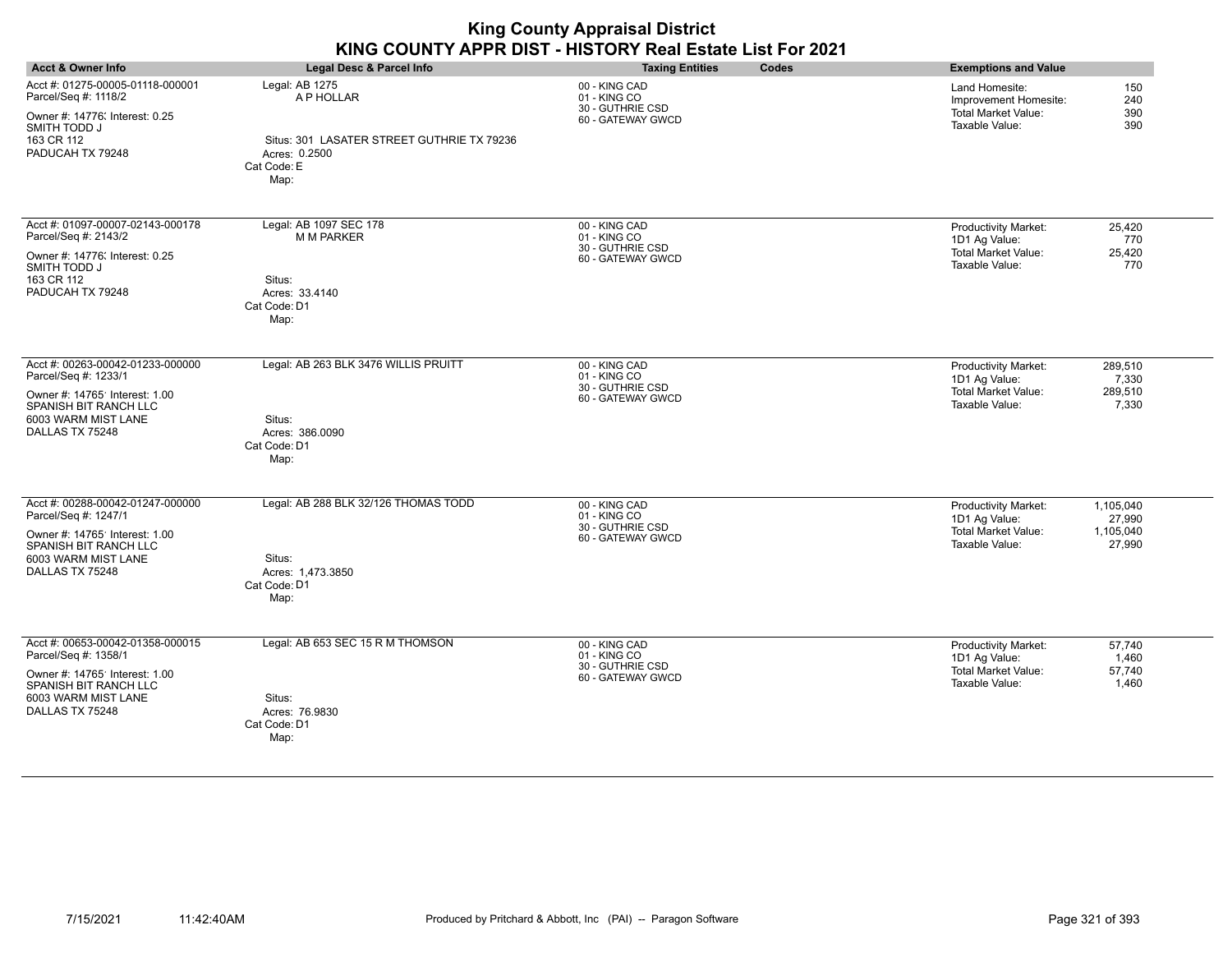# King County Appraisal District
## KING COUNTY APPR DIST - HISTORY Real Estate List For 2021

| Acct & Owner Info | Legal Desc & Parcel Info | Taxing Entities | Codes | Exemptions and Value |
|---|---|---|---|---|
| Acct #: 01275-00005-01118-000001<br>Parcel/Seq #: 1118/2<br>Owner #: 14776; Interest: 0.25<br>SMITH TODD J<br>163 CR 112<br>PADUCAH TX 79248 | Legal: AB 1275<br>A P HOLLAR<br>Situs: 301 LASATER STREET GUTHRIE TX 79236<br>Acres: 0.2500<br>Cat Code: E<br>Map: | 00 - KING CAD<br>01 - KING CO<br>30 - GUTHRIE CSD<br>60 - GATEWAY GWCD | | Land Homesite: 150<br>Improvement Homesite: 240<br>Total Market Value: 390<br>Taxable Value: 390 |
| Acct #: 01097-00007-02143-000178<br>Parcel/Seq #: 2143/2<br>Owner #: 14776; Interest: 0.25<br>SMITH TODD J<br>163 CR 112<br>PADUCAH TX 79248 | Legal: AB 1097 SEC 178<br>M M PARKER<br>Situs:<br>Acres: 33.4140<br>Cat Code: D1<br>Map: | 00 - KING CAD<br>01 - KING CO<br>30 - GUTHRIE CSD<br>60 - GATEWAY GWCD | | Productivity Market: 25,420<br>1D1 Ag Value: 770<br>Total Market Value: 25,420<br>Taxable Value: 770 |
| Acct #: 00263-00042-01233-000000<br>Parcel/Seq #: 1233/1<br>Owner #: 14765' Interest: 1.00<br>SPANISH BIT RANCH LLC<br>6003 WARM MIST LANE<br>DALLAS TX 75248 | Legal: AB 263 BLK 3476 WILLIS PRUITT<br>Situs:<br>Acres: 386.0090<br>Cat Code: D1<br>Map: | 00 - KING CAD<br>01 - KING CO<br>30 - GUTHRIE CSD<br>60 - GATEWAY GWCD | | Productivity Market: 289,510<br>1D1 Ag Value: 7,330<br>Total Market Value: 289,510<br>Taxable Value: 7,330 |
| Acct #: 00288-00042-01247-000000<br>Parcel/Seq #: 1247/1<br>Owner #: 14765' Interest: 1.00<br>SPANISH BIT RANCH LLC<br>6003 WARM MIST LANE<br>DALLAS TX 75248 | Legal: AB 288 BLK 32/126 THOMAS TODD<br>Situs:<br>Acres: 1,473.3850<br>Cat Code: D1<br>Map: | 00 - KING CAD<br>01 - KING CO<br>30 - GUTHRIE CSD<br>60 - GATEWAY GWCD | | Productivity Market: 1,105,040<br>1D1 Ag Value: 27,990<br>Total Market Value: 1,105,040<br>Taxable Value: 27,990 |
| Acct #: 00653-00042-01358-000015<br>Parcel/Seq #: 1358/1<br>Owner #: 14765' Interest: 1.00<br>SPANISH BIT RANCH LLC<br>6003 WARM MIST LANE<br>DALLAS TX 75248 | Legal: AB 653 SEC 15 R M THOMSON<br>Situs:<br>Acres: 76.9830<br>Cat Code: D1<br>Map: | 00 - KING CAD<br>01 - KING CO<br>30 - GUTHRIE CSD<br>60 - GATEWAY GWCD | | Productivity Market: 57,740<br>1D1 Ag Value: 1,460<br>Total Market Value: 57,740<br>Taxable Value: 1,460 |

7/15/2021 11:42:40AM Produced by Pritchard & Abbott, Inc (PAI) -- Paragon Software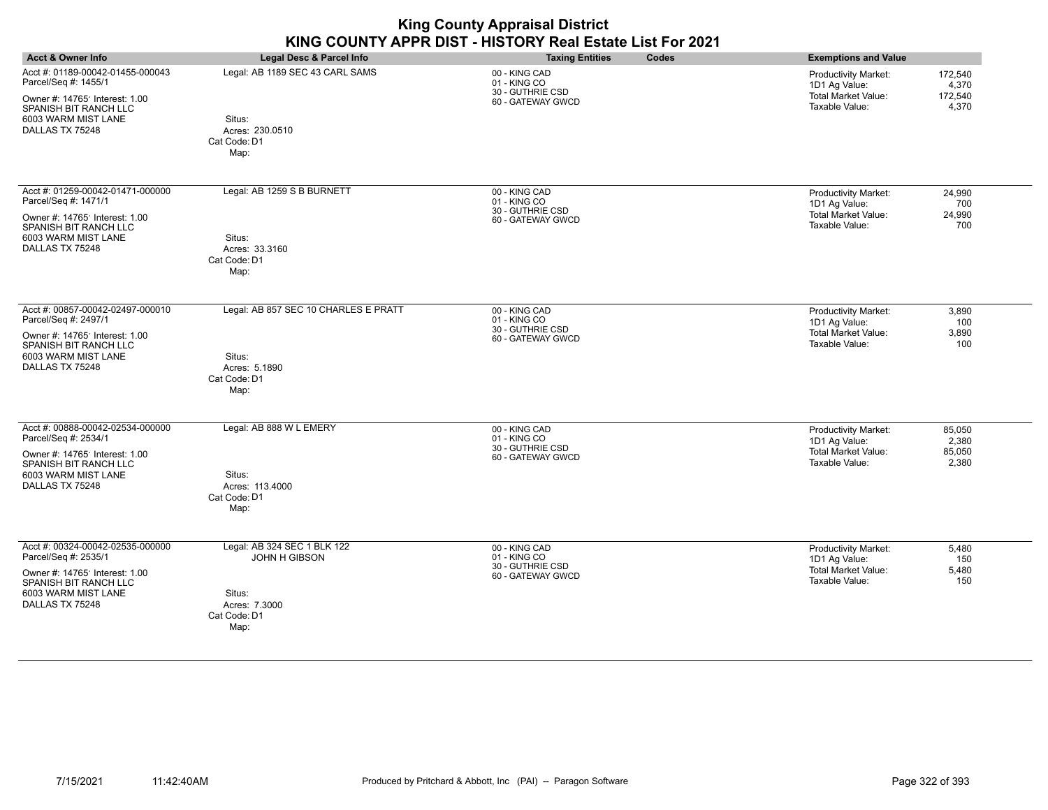# King County Appraisal District

## KING COUNTY APPR DIST - HISTORY Real Estate List For 2021

| Acct & Owner Info | Legal Desc & Parcel Info | Taxing Entities | Codes | Exemptions and Value |
|---|---|---|---|---|
| Acct #: 01189-00042-01455-000043<br>Parcel/Seq #: 1455/1<br>Owner #: 14765' Interest: 1.00<br>SPANISH BIT RANCH LLC<br>6003 WARM MIST LANE<br>DALLAS TX 75248 | Legal: AB 1189 SEC 43 CARL SAMS<br>Situs:<br>Acres: 230.0510<br>Cat Code: D1<br>Map: | 00 - KING CAD<br>01 - KING CO<br>30 - GUTHRIE CSD<br>60 - GATEWAY GWCD | | Productivity Market: 172,540<br>1D1 Ag Value: 4,370<br>Total Market Value: 172,540<br>Taxable Value: 4,370 |
| Acct #: 01259-00042-01471-000000<br>Parcel/Seq #: 1471/1<br>Owner #: 14765' Interest: 1.00<br>SPANISH BIT RANCH LLC<br>6003 WARM MIST LANE<br>DALLAS TX 75248 | Legal: AB 1259 S B BURNETT<br>Situs:<br>Acres: 33.3160<br>Cat Code: D1<br>Map: | 00 - KING CAD<br>01 - KING CO<br>30 - GUTHRIE CSD<br>60 - GATEWAY GWCD | | Productivity Market: 24,990<br>1D1 Ag Value: 700<br>Total Market Value: 24,990<br>Taxable Value: 700 |
| Acct #: 00857-00042-02497-000010<br>Parcel/Seq #: 2497/1<br>Owner #: 14765' Interest: 1.00<br>SPANISH BIT RANCH LLC<br>6003 WARM MIST LANE<br>DALLAS TX 75248 | Legal: AB 857 SEC 10 CHARLES E PRATT<br>Situs:<br>Acres: 5.1890<br>Cat Code: D1<br>Map: | 00 - KING CAD<br>01 - KING CO<br>30 - GUTHRIE CSD<br>60 - GATEWAY GWCD | | Productivity Market: 3,890<br>1D1 Ag Value: 100<br>Total Market Value: 3,890<br>Taxable Value: 100 |
| Acct #: 00888-00042-02534-000000<br>Parcel/Seq #: 2534/1<br>Owner #: 14765' Interest: 1.00<br>SPANISH BIT RANCH LLC<br>6003 WARM MIST LANE<br>DALLAS TX 75248 | Legal: AB 888 W L EMERY<br>Situs:<br>Acres: 113.4000<br>Cat Code: D1<br>Map: | 00 - KING CAD<br>01 - KING CO<br>30 - GUTHRIE CSD<br>60 - GATEWAY GWCD | | Productivity Market: 85,050<br>1D1 Ag Value: 2,380<br>Total Market Value: 85,050<br>Taxable Value: 2,380 |
| Acct #: 00324-00042-02535-000000<br>Parcel/Seq #: 2535/1<br>Owner #: 14765' Interest: 1.00<br>SPANISH BIT RANCH LLC<br>6003 WARM MIST LANE<br>DALLAS TX 75248 | Legal: AB 324 SEC 1 BLK 122 JOHN H GIBSON<br>Situs:<br>Acres: 7.3000<br>Cat Code: D1<br>Map: | 00 - KING CAD<br>01 - KING CO<br>30 - GUTHRIE CSD<br>60 - GATEWAY GWCD | | Productivity Market: 5,480<br>1D1 Ag Value: 150<br>Total Market Value: 5,480<br>Taxable Value: 150 |

7/15/2021 11:42:40AM Produced by Pritchard & Abbott, Inc (PAI) -- Paragon Software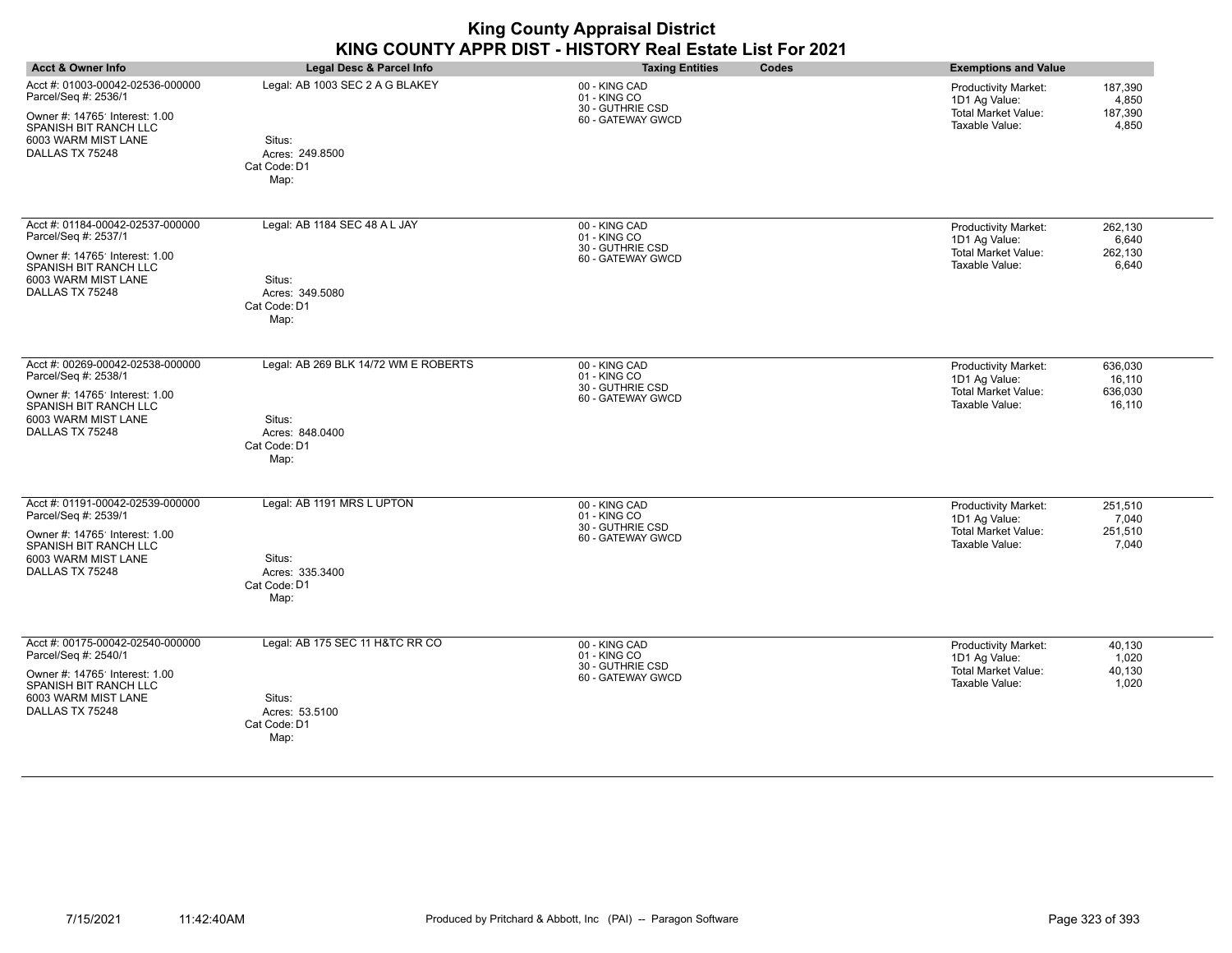# King County Appraisal District
## KING COUNTY APPR DIST - HISTORY Real Estate List For 2021

| Acct & Owner Info | Legal Desc & Parcel Info | Taxing Entities | Codes | Exemptions and Value |
|---|---|---|---|---|
| Acct #: 01003-00042-02536-000000<br>Parcel/Seq #: 2536/1<br>Owner #: 14765 Interest: 1.00<br>SPANISH BIT RANCH LLC<br>6003 WARM MIST LANE<br>DALLAS TX 75248 | Legal: AB 1003 SEC 2 A G BLAKEY<br>Situs:<br>Acres: 249.8500<br>Cat Code: D1<br>Map: | 00 - KING CAD<br>01 - KING CO<br>30 - GUTHRIE CSD<br>60 - GATEWAY GWCD | | Productivity Market: 187,390<br>1D1 Ag Value: 4,850<br>Total Market Value: 187,390<br>Taxable Value: 4,850 |
| Acct #: 01184-00042-02537-000000<br>Parcel/Seq #: 2537/1<br>Owner #: 14765 Interest: 1.00<br>SPANISH BIT RANCH LLC<br>6003 WARM MIST LANE<br>DALLAS TX 75248 | Legal: AB 1184 SEC 48 A L JAY<br>Situs:<br>Acres: 349.5080<br>Cat Code: D1<br>Map: | 00 - KING CAD<br>01 - KING CO<br>30 - GUTHRIE CSD<br>60 - GATEWAY GWCD | | Productivity Market: 262,130<br>1D1 Ag Value: 6,640<br>Total Market Value: 262,130<br>Taxable Value: 6,640 |
| Acct #: 00269-00042-02538-000000<br>Parcel/Seq #: 2538/1<br>Owner #: 14765 Interest: 1.00<br>SPANISH BIT RANCH LLC<br>6003 WARM MIST LANE<br>DALLAS TX 75248 | Legal: AB 269 BLK 14/72 WM E ROBERTS<br>Situs:<br>Acres: 848.0400<br>Cat Code: D1<br>Map: | 00 - KING CAD<br>01 - KING CO<br>30 - GUTHRIE CSD<br>60 - GATEWAY GWCD | | Productivity Market: 636,030<br>1D1 Ag Value: 16,110<br>Total Market Value: 636,030<br>Taxable Value: 16,110 |
| Acct #: 01191-00042-02539-000000<br>Parcel/Seq #: 2539/1<br>Owner #: 14765 Interest: 1.00<br>SPANISH BIT RANCH LLC<br>6003 WARM MIST LANE<br>DALLAS TX 75248 | Legal: AB 1191 MRS L UPTON<br>Situs:<br>Acres: 335.3400<br>Cat Code: D1<br>Map: | 00 - KING CAD<br>01 - KING CO<br>30 - GUTHRIE CSD<br>60 - GATEWAY GWCD | | Productivity Market: 251,510<br>1D1 Ag Value: 7,040<br>Total Market Value: 251,510<br>Taxable Value: 7,040 |
| Acct #: 00175-00042-02540-000000<br>Parcel/Seq #: 2540/1<br>Owner #: 14765 Interest: 1.00<br>SPANISH BIT RANCH LLC<br>6003 WARM MIST LANE<br>DALLAS TX 75248 | Legal: AB 175 SEC 11 H&TC RR CO<br>Situs:<br>Acres: 53.5100<br>Cat Code: D1<br>Map: | 00 - KING CAD<br>01 - KING CO<br>30 - GUTHRIE CSD<br>60 - GATEWAY GWCD | | Productivity Market: 40,130<br>1D1 Ag Value: 1,020<br>Total Market Value: 40,130<br>Taxable Value: 1,020 |

7/15/2021 11:42:40AM Produced by Pritchard & Abbott, Inc (PAI) -- Paragon Software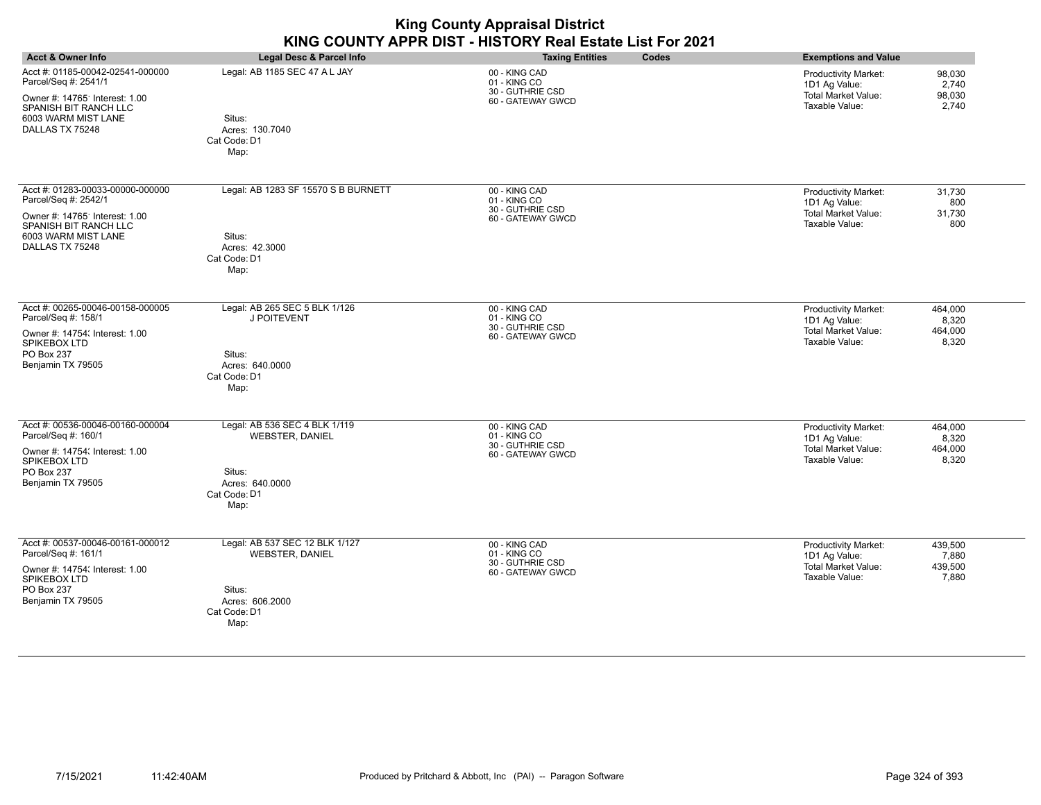# King County Appraisal District

## KING COUNTY APPR DIST - HISTORY Real Estate List For 2021

| Acct & Owner Info | Legal Desc & Parcel Info | Taxing Entities | Codes | Exemptions and Value |
|---|---|---|---|---|
| Acct #: 01185-00042-02541-000000<br>Parcel/Seq #: 2541/1<br>Owner #: 14765' Interest: 1.00<br>SPANISH BIT RANCH LLC<br>6003 WARM MIST LANE<br>DALLAS TX 75248 | Legal: AB 1185 SEC 47 A L JAY<br>Situs:<br>Acres: 130.7040<br>Cat Code: D1<br>Map: | 00 - KING CAD<br>01 - KING CO<br>30 - GUTHRIE CSD<br>60 - GATEWAY GWCD | | Productivity Market: 98,030<br>1D1 Ag Value: 2,740<br>Total Market Value: 98,030<br>Taxable Value: 2,740 |
| Acct #: 01283-00033-00000-000000<br>Parcel/Seq #: 2542/1<br>Owner #: 14765' Interest: 1.00<br>SPANISH BIT RANCH LLC<br>6003 WARM MIST LANE<br>DALLAS TX 75248 | Legal: AB 1283 SF 15570 S B BURNETT<br>Situs:<br>Acres: 42.3000<br>Cat Code: D1<br>Map: | 00 - KING CAD<br>01 - KING CO<br>30 - GUTHRIE CSD<br>60 - GATEWAY GWCD | | Productivity Market: 31,730<br>1D1 Ag Value: 800<br>Total Market Value: 31,730<br>Taxable Value: 800 |
| Acct #: 00265-00046-00158-000005<br>Parcel/Seq #: 158/1<br>Owner #: 14754; Interest: 1.00<br>SPIKEBOX LTD<br>PO Box 237<br>Benjamin TX 79505 | Legal: AB 265 SEC 5 BLK 1/126 J POITEVENT<br>Situs:<br>Acres: 640.0000<br>Cat Code: D1<br>Map: | 00 - KING CAD<br>01 - KING CO<br>30 - GUTHRIE CSD<br>60 - GATEWAY GWCD | | Productivity Market: 464,000<br>1D1 Ag Value: 8,320<br>Total Market Value: 464,000<br>Taxable Value: 8,320 |
| Acct #: 00536-00046-00160-000004<br>Parcel/Seq #: 160/1<br>Owner #: 14754; Interest: 1.00<br>SPIKEBOX LTD<br>PO Box 237<br>Benjamin TX 79505 | Legal: AB 536 SEC 4 BLK 1/119 WEBSTER, DANIEL<br>Situs:<br>Acres: 640.0000<br>Cat Code: D1<br>Map: | 00 - KING CAD<br>01 - KING CO<br>30 - GUTHRIE CSD<br>60 - GATEWAY GWCD | | Productivity Market: 464,000<br>1D1 Ag Value: 8,320<br>Total Market Value: 464,000<br>Taxable Value: 8,320 |
| Acct #: 00537-00046-00161-000012<br>Parcel/Seq #: 161/1<br>Owner #: 14754; Interest: 1.00<br>SPIKEBOX LTD<br>PO Box 237<br>Benjamin TX 79505 | Legal: AB 537 SEC 12 BLK 1/127 WEBSTER, DANIEL<br>Situs:<br>Acres: 606.2000<br>Cat Code: D1<br>Map: | 00 - KING CAD<br>01 - KING CO<br>30 - GUTHRIE CSD<br>60 - GATEWAY GWCD | | Productivity Market: 439,500<br>1D1 Ag Value: 7,880<br>Total Market Value: 439,500<br>Taxable Value: 7,880 |

7/15/2021 11:42:40AM Produced by Pritchard & Abbott, Inc (PAI) -- Paragon Software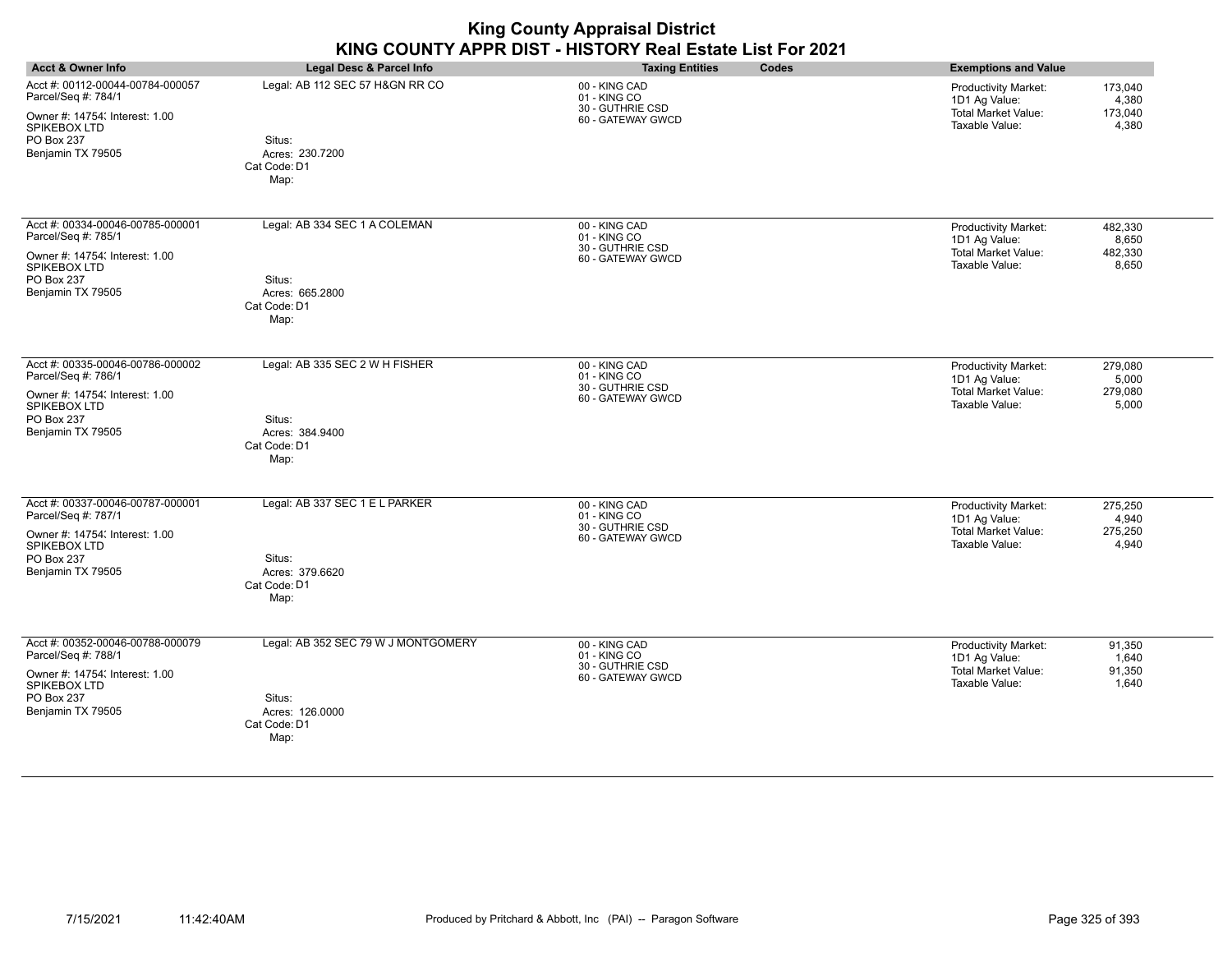# King County Appraisal District

## KING COUNTY APPR DIST - HISTORY Real Estate List For 2021

| Acct & Owner Info | Legal Desc & Parcel Info | Taxing Entities | Codes | Exemptions and Value |
|---|---|---|---|---|
| Acct #: 00112-00044-00784-000057<br>Parcel/Seq #: 784/1<br>Owner #: 14754; Interest: 1.00<br>SPIKEBOX LTD<br>PO Box 237<br>Benjamin TX 79505 | Legal: AB 112 SEC 57 H&GN RR CO<br>Situs:<br>Acres: 230.7200<br>Cat Code: D1<br>Map: | 00 - KING CAD<br>01 - KING CO<br>30 - GUTHRIE CSD<br>60 - GATEWAY GWCD | | Productivity Market: 173,040<br>1D1 Ag Value: 4,380<br>Total Market Value: 173,040<br>Taxable Value: 4,380 |
| Acct #: 00334-00046-00785-000001<br>Parcel/Seq #: 785/1<br>Owner #: 14754; Interest: 1.00<br>SPIKEBOX LTD<br>PO Box 237<br>Benjamin TX 79505 | Legal: AB 334 SEC 1 A COLEMAN<br>Situs:<br>Acres: 665.2800<br>Cat Code: D1<br>Map: | 00 - KING CAD<br>01 - KING CO<br>30 - GUTHRIE CSD<br>60 - GATEWAY GWCD | | Productivity Market: 482,330<br>1D1 Ag Value: 8,650<br>Total Market Value: 482,330<br>Taxable Value: 8,650 |
| Acct #: 00335-00046-00786-000002<br>Parcel/Seq #: 786/1<br>Owner #: 14754; Interest: 1.00<br>SPIKEBOX LTD<br>PO Box 237<br>Benjamin TX 79505 | Legal: AB 335 SEC 2 W H FISHER<br>Situs:<br>Acres: 384.9400<br>Cat Code: D1<br>Map: | 00 - KING CAD<br>01 - KING CO<br>30 - GUTHRIE CSD<br>60 - GATEWAY GWCD | | Productivity Market: 279,080<br>1D1 Ag Value: 5,000<br>Total Market Value: 279,080<br>Taxable Value: 5,000 |
| Acct #: 00337-00046-00787-000001<br>Parcel/Seq #: 787/1<br>Owner #: 14754; Interest: 1.00<br>SPIKEBOX LTD<br>PO Box 237<br>Benjamin TX 79505 | Legal: AB 337 SEC 1 E L PARKER<br>Situs:<br>Acres: 379.6620<br>Cat Code: D1<br>Map: | 00 - KING CAD<br>01 - KING CO<br>30 - GUTHRIE CSD<br>60 - GATEWAY GWCD | | Productivity Market: 275,250<br>1D1 Ag Value: 4,940<br>Total Market Value: 275,250<br>Taxable Value: 4,940 |
| Acct #: 00352-00046-00788-000079<br>Parcel/Seq #: 788/1<br>Owner #: 14754; Interest: 1.00<br>SPIKEBOX LTD<br>PO Box 237<br>Benjamin TX 79505 | Legal: AB 352 SEC 79 W J MONTGOMERY<br>Situs:<br>Acres: 126.0000<br>Cat Code: D1<br>Map: | 00 - KING CAD<br>01 - KING CO<br>30 - GUTHRIE CSD<br>60 - GATEWAY GWCD | | Productivity Market: 91,350<br>1D1 Ag Value: 1,640<br>Total Market Value: 91,350<br>Taxable Value: 1,640 |

7/15/2021 11:42:40AM Produced by Pritchard & Abbott, Inc (PAI) -- Paragon Software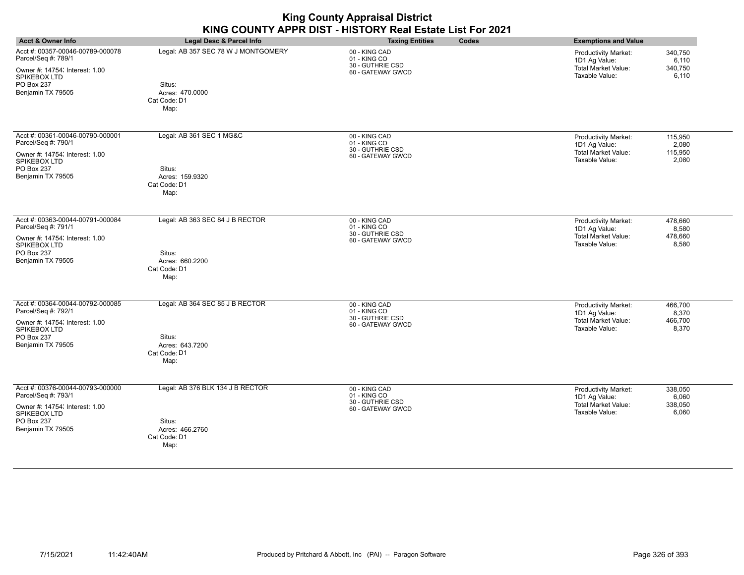# King County Appraisal District

## KING COUNTY APPR DIST - HISTORY Real Estate List For 2021

| Acct & Owner Info | Legal Desc & Parcel Info | Taxing Entities | Codes | Exemptions and Value |
|---|---|---|---|---|
| Acct #: 00357-00046-00789-000078<br>Parcel/Seq #: 789/1<br>Owner #: 14754; Interest: 1.00<br>SPIKEBOX LTD<br>PO Box 237<br>Benjamin TX 79505 | Legal: AB 357 SEC 78 W J MONTGOMERY<br>Situs:<br>Acres: 470.0000<br>Cat Code: D1<br>Map: | 00 - KING CAD<br>01 - KING CO<br>30 - GUTHRIE CSD<br>60 - GATEWAY GWCD | | Productivity Market: 340,750<br>1D1 Ag Value: 6,110<br>Total Market Value: 340,750<br>Taxable Value: 6,110 |
| Acct #: 00361-00046-00790-000001<br>Parcel/Seq #: 790/1<br>Owner #: 14754; Interest: 1.00<br>SPIKEBOX LTD<br>PO Box 237<br>Benjamin TX 79505 | Legal: AB 361 SEC 1 MG&C<br>Situs:<br>Acres: 159.9320<br>Cat Code: D1<br>Map: | 00 - KING CAD<br>01 - KING CO<br>30 - GUTHRIE CSD<br>60 - GATEWAY GWCD | | Productivity Market: 115,950<br>1D1 Ag Value: 2,080<br>Total Market Value: 115,950<br>Taxable Value: 2,080 |
| Acct #: 00363-00044-00791-000084<br>Parcel/Seq #: 791/1<br>Owner #: 14754; Interest: 1.00<br>SPIKEBOX LTD<br>PO Box 237<br>Benjamin TX 79505 | Legal: AB 363 SEC 84 J B RECTOR<br>Situs:<br>Acres: 660.2200<br>Cat Code: D1<br>Map: | 00 - KING CAD<br>01 - KING CO<br>30 - GUTHRIE CSD<br>60 - GATEWAY GWCD | | Productivity Market: 478,660<br>1D1 Ag Value: 8,580<br>Total Market Value: 478,660<br>Taxable Value: 8,580 |
| Acct #: 00364-00044-00792-000085<br>Parcel/Seq #: 792/1<br>Owner #: 14754; Interest: 1.00<br>SPIKEBOX LTD<br>PO Box 237<br>Benjamin TX 79505 | Legal: AB 364 SEC 85 J B RECTOR<br>Situs:<br>Acres: 643.7200<br>Cat Code: D1<br>Map: | 00 - KING CAD<br>01 - KING CO<br>30 - GUTHRIE CSD<br>60 - GATEWAY GWCD | | Productivity Market: 466,700<br>1D1 Ag Value: 8,370<br>Total Market Value: 466,700<br>Taxable Value: 8,370 |
| Acct #: 00376-00044-00793-000000<br>Parcel/Seq #: 793/1<br>Owner #: 14754; Interest: 1.00<br>SPIKEBOX LTD<br>PO Box 237<br>Benjamin TX 79505 | Legal: AB 376 BLK 134 J B RECTOR<br>Situs:<br>Acres: 466.2760<br>Cat Code: D1<br>Map: | 00 - KING CAD<br>01 - KING CO<br>30 - GUTHRIE CSD<br>60 - GATEWAY GWCD | | Productivity Market: 338,050<br>1D1 Ag Value: 6,060<br>Total Market Value: 338,050<br>Taxable Value: 6,060 |

7/15/2021 11:42:40AM Produced by Pritchard & Abbott, Inc (PAI) -- Paragon Software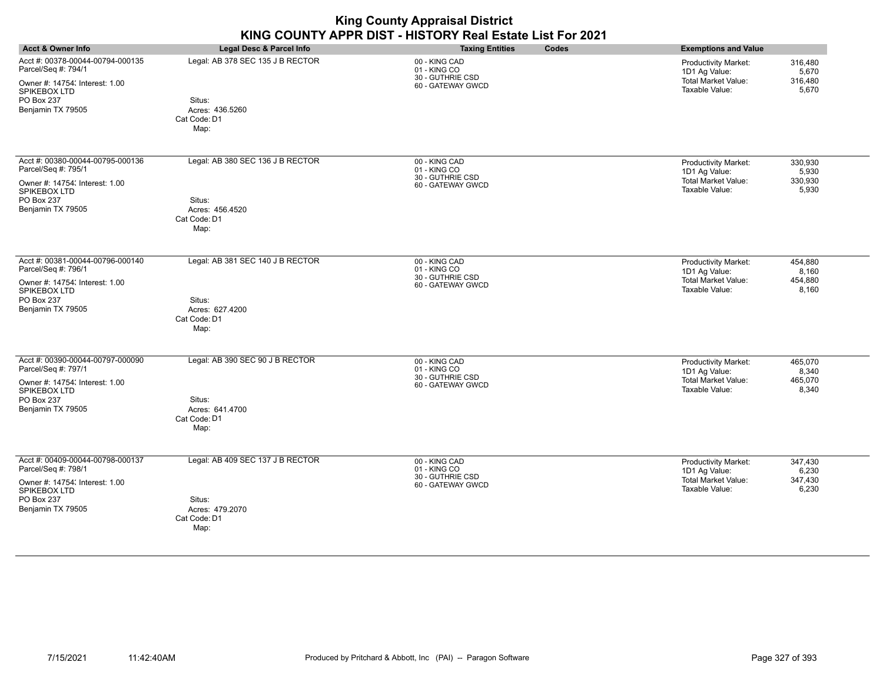# King County Appraisal District

## KING COUNTY APPR DIST - HISTORY Real Estate List For 2021

| Acct & Owner Info | Legal Desc & Parcel Info | Taxing Entities | Codes | Exemptions and Value |
|---|---|---|---|---|
| Acct #: 00378-00044-00794-000135<br>Parcel/Seq #: 794/1<br>Owner #: 14754; Interest: 1.00<br>SPIKEBOX LTD<br>PO Box 237<br>Benjamin TX 79505 | Legal: AB 378 SEC 135 J B RECTOR<br>Situs:<br>Acres: 436.5260<br>Cat Code: D1<br>Map: | 00 - KING CAD<br>01 - KING CO<br>30 - GUTHRIE CSD<br>60 - GATEWAY GWCD | | Productivity Market: 316,480<br>1D1 Ag Value: 5,670<br>Total Market Value: 316,480<br>Taxable Value: 5,670 |
| Acct #: 00380-00044-00795-000136<br>Parcel/Seq #: 795/1<br>Owner #: 14754; Interest: 1.00<br>SPIKEBOX LTD<br>PO Box 237<br>Benjamin TX 79505 | Legal: AB 380 SEC 136 J B RECTOR<br>Situs:<br>Acres: 456.4520<br>Cat Code: D1<br>Map: | 00 - KING CAD<br>01 - KING CO<br>30 - GUTHRIE CSD<br>60 - GATEWAY GWCD | | Productivity Market: 330,930<br>1D1 Ag Value: 5,930<br>Total Market Value: 330,930<br>Taxable Value: 5,930 |
| Acct #: 00381-00044-00796-000140<br>Parcel/Seq #: 796/1<br>Owner #: 14754; Interest: 1.00<br>SPIKEBOX LTD<br>PO Box 237<br>Benjamin TX 79505 | Legal: AB 381 SEC 140 J B RECTOR<br>Situs:<br>Acres: 627.4200<br>Cat Code: D1<br>Map: | 00 - KING CAD<br>01 - KING CO<br>30 - GUTHRIE CSD<br>60 - GATEWAY GWCD | | Productivity Market: 454,880<br>1D1 Ag Value: 8,160<br>Total Market Value: 454,880<br>Taxable Value: 8,160 |
| Acct #: 00390-00044-00797-000090<br>Parcel/Seq #: 797/1<br>Owner #: 14754; Interest: 1.00<br>SPIKEBOX LTD<br>PO Box 237<br>Benjamin TX 79505 | Legal: AB 390 SEC 90 J B RECTOR<br>Situs:<br>Acres: 641.4700<br>Cat Code: D1<br>Map: | 00 - KING CAD<br>01 - KING CO<br>30 - GUTHRIE CSD<br>60 - GATEWAY GWCD | | Productivity Market: 465,070<br>1D1 Ag Value: 8,340<br>Total Market Value: 465,070<br>Taxable Value: 8,340 |
| Acct #: 00409-00044-00798-000137<br>Parcel/Seq #: 798/1<br>Owner #: 14754; Interest: 1.00<br>SPIKEBOX LTD<br>PO Box 237<br>Benjamin TX 79505 | Legal: AB 409 SEC 137 J B RECTOR<br>Situs:<br>Acres: 479.2070<br>Cat Code: D1<br>Map: | 00 - KING CAD<br>01 - KING CO<br>30 - GUTHRIE CSD<br>60 - GATEWAY GWCD | | Productivity Market: 347,430<br>1D1 Ag Value: 6,230<br>Total Market Value: 347,430<br>Taxable Value: 6,230 |

7/15/2021 11:42:40AM Produced by Pritchard & Abbott, Inc (PAI) -- Paragon Software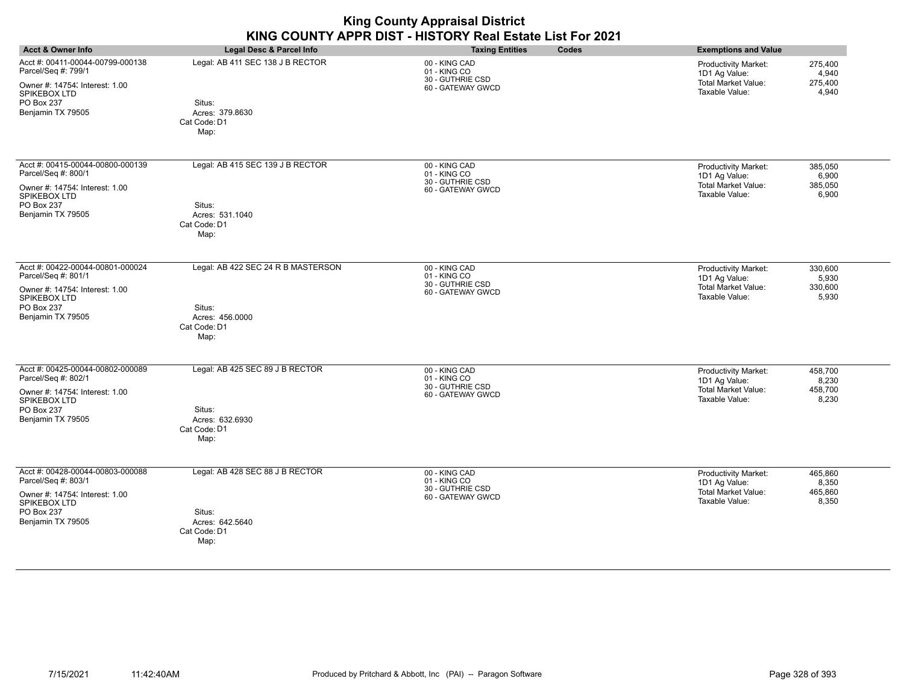# King County Appraisal District
## KING COUNTY APPR DIST - HISTORY Real Estate List For 2021

| Acct & Owner Info | Legal Desc & Parcel Info | Taxing Entities | Codes | Exemptions and Value |
|---|---|---|---|---|
| Acct #: 00411-00044-00799-000138<br>Parcel/Seq #: 799/1<br>Owner #: 14754; Interest: 1.00<br>SPIKEBOX LTD<br>PO Box 237<br>Benjamin TX 79505 | Legal: AB 411 SEC 138 J B RECTOR<br>Situs:<br>Acres: 379.8630<br>Cat Code: D1<br>Map: | 00 - KING CAD<br>01 - KING CO<br>30 - GUTHRIE CSD<br>60 - GATEWAY GWCD | | Productivity Market: 275,400<br>1D1 Ag Value: 4,940<br>Total Market Value: 275,400<br>Taxable Value: 4,940 |
| Acct #: 00415-00044-00800-000139<br>Parcel/Seq #: 800/1<br>Owner #: 14754; Interest: 1.00<br>SPIKEBOX LTD<br>PO Box 237<br>Benjamin TX 79505 | Legal: AB 415 SEC 139 J B RECTOR<br>Situs:<br>Acres: 531.1040<br>Cat Code: D1<br>Map: | 00 - KING CAD<br>01 - KING CO<br>30 - GUTHRIE CSD<br>60 - GATEWAY GWCD | | Productivity Market: 385,050<br>1D1 Ag Value: 6,900<br>Total Market Value: 385,050<br>Taxable Value: 6,900 |
| Acct #: 00422-00044-00801-000024<br>Parcel/Seq #: 801/1<br>Owner #: 14754; Interest: 1.00<br>SPIKEBOX LTD<br>PO Box 237<br>Benjamin TX 79505 | Legal: AB 422 SEC 24 R B MASTERSON<br>Situs:<br>Acres: 456.0000<br>Cat Code: D1<br>Map: | 00 - KING CAD<br>01 - KING CO<br>30 - GUTHRIE CSD<br>60 - GATEWAY GWCD | | Productivity Market: 330,600<br>1D1 Ag Value: 5,930<br>Total Market Value: 330,600<br>Taxable Value: 5,930 |
| Acct #: 00425-00044-00802-000089<br>Parcel/Seq #: 802/1<br>Owner #: 14754; Interest: 1.00<br>SPIKEBOX LTD<br>PO Box 237<br>Benjamin TX 79505 | Legal: AB 425 SEC 89 J B RECTOR<br>Situs:<br>Acres: 632.6930<br>Cat Code: D1<br>Map: | 00 - KING CAD<br>01 - KING CO<br>30 - GUTHRIE CSD<br>60 - GATEWAY GWCD | | Productivity Market: 458,700<br>1D1 Ag Value: 8,230<br>Total Market Value: 458,700<br>Taxable Value: 8,230 |
| Acct #: 00428-00044-00803-000088<br>Parcel/Seq #: 803/1<br>Owner #: 14754; Interest: 1.00<br>SPIKEBOX LTD<br>PO Box 237<br>Benjamin TX 79505 | Legal: AB 428 SEC 88 J B RECTOR<br>Situs:<br>Acres: 642.5640<br>Cat Code: D1<br>Map: | 00 - KING CAD<br>01 - KING CO<br>30 - GUTHRIE CSD<br>60 - GATEWAY GWCD | | Productivity Market: 465,860<br>1D1 Ag Value: 8,350<br>Total Market Value: 465,860<br>Taxable Value: 8,350 |

7/15/2021 11:42:40AM Produced by Pritchard & Abbott, Inc (PAI) -- Paragon Software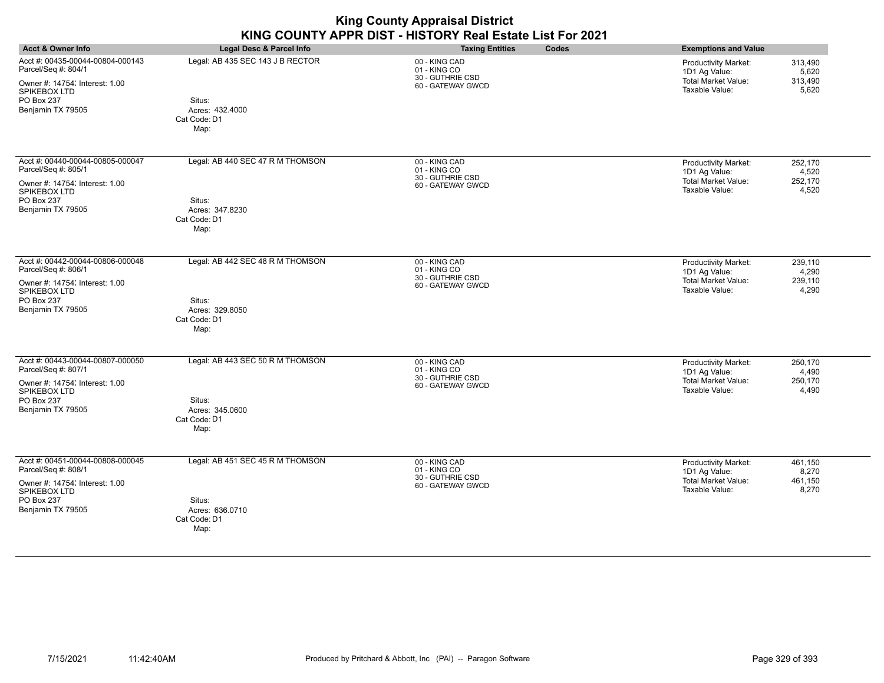# King County Appraisal District

## KING COUNTY APPR DIST - HISTORY Real Estate List For 2021

| Acct & Owner Info | Legal Desc & Parcel Info | Taxing Entities | Codes | Exemptions and Value |
|---|---|---|---|---|
| Acct #: 00435-00044-00804-000143<br>Parcel/Seq #: 804/1<br>Owner #: 14754; Interest: 1.00<br>SPIKEBOX LTD<br>PO Box 237<br>Benjamin TX 79505 | Legal: AB 435 SEC 143 J B RECTOR<br>Situs:<br>Acres: 432.4000<br>Cat Code: D1<br>Map: | 00 - KING CAD<br>01 - KING CO<br>30 - GUTHRIE CSD<br>60 - GATEWAY GWCD | | Productivity Market: 313,490<br>1D1 Ag Value: 5,620<br>Total Market Value: 313,490<br>Taxable Value: 5,620 |
| Acct #: 00440-00044-00805-000047<br>Parcel/Seq #: 805/1<br>Owner #: 14754; Interest: 1.00<br>SPIKEBOX LTD<br>PO Box 237<br>Benjamin TX 79505 | Legal: AB 440 SEC 47 R M THOMSON<br>Situs:<br>Acres: 347.8230<br>Cat Code: D1<br>Map: | 00 - KING CAD<br>01 - KING CO<br>30 - GUTHRIE CSD<br>60 - GATEWAY GWCD | | Productivity Market: 252,170<br>1D1 Ag Value: 4,520<br>Total Market Value: 252,170<br>Taxable Value: 4,520 |
| Acct #: 00442-00044-00806-000048<br>Parcel/Seq #: 806/1<br>Owner #: 14754; Interest: 1.00<br>SPIKEBOX LTD<br>PO Box 237<br>Benjamin TX 79505 | Legal: AB 442 SEC 48 R M THOMSON<br>Situs:<br>Acres: 329.8050<br>Cat Code: D1<br>Map: | 00 - KING CAD<br>01 - KING CO<br>30 - GUTHRIE CSD<br>60 - GATEWAY GWCD | | Productivity Market: 239,110<br>1D1 Ag Value: 4,290<br>Total Market Value: 239,110<br>Taxable Value: 4,290 |
| Acct #: 00443-00044-00807-000050<br>Parcel/Seq #: 807/1<br>Owner #: 14754; Interest: 1.00<br>SPIKEBOX LTD<br>PO Box 237<br>Benjamin TX 79505 | Legal: AB 443 SEC 50 R M THOMSON<br>Situs:<br>Acres: 345.0600<br>Cat Code: D1<br>Map: | 00 - KING CAD<br>01 - KING CO<br>30 - GUTHRIE CSD<br>60 - GATEWAY GWCD | | Productivity Market: 250,170<br>1D1 Ag Value: 4,490<br>Total Market Value: 250,170<br>Taxable Value: 4,490 |
| Acct #: 00451-00044-00808-000045<br>Parcel/Seq #: 808/1<br>Owner #: 14754; Interest: 1.00<br>SPIKEBOX LTD<br>PO Box 237<br>Benjamin TX 79505 | Legal: AB 451 SEC 45 R M THOMSON<br>Situs:<br>Acres: 636.0710<br>Cat Code: D1<br>Map: | 00 - KING CAD<br>01 - KING CO<br>30 - GUTHRIE CSD<br>60 - GATEWAY GWCD | | Productivity Market: 461,150<br>1D1 Ag Value: 8,270<br>Total Market Value: 461,150<br>Taxable Value: 8,270 |

7/15/2021 11:42:40AM Produced by Pritchard & Abbott, Inc (PAI) -- Paragon Software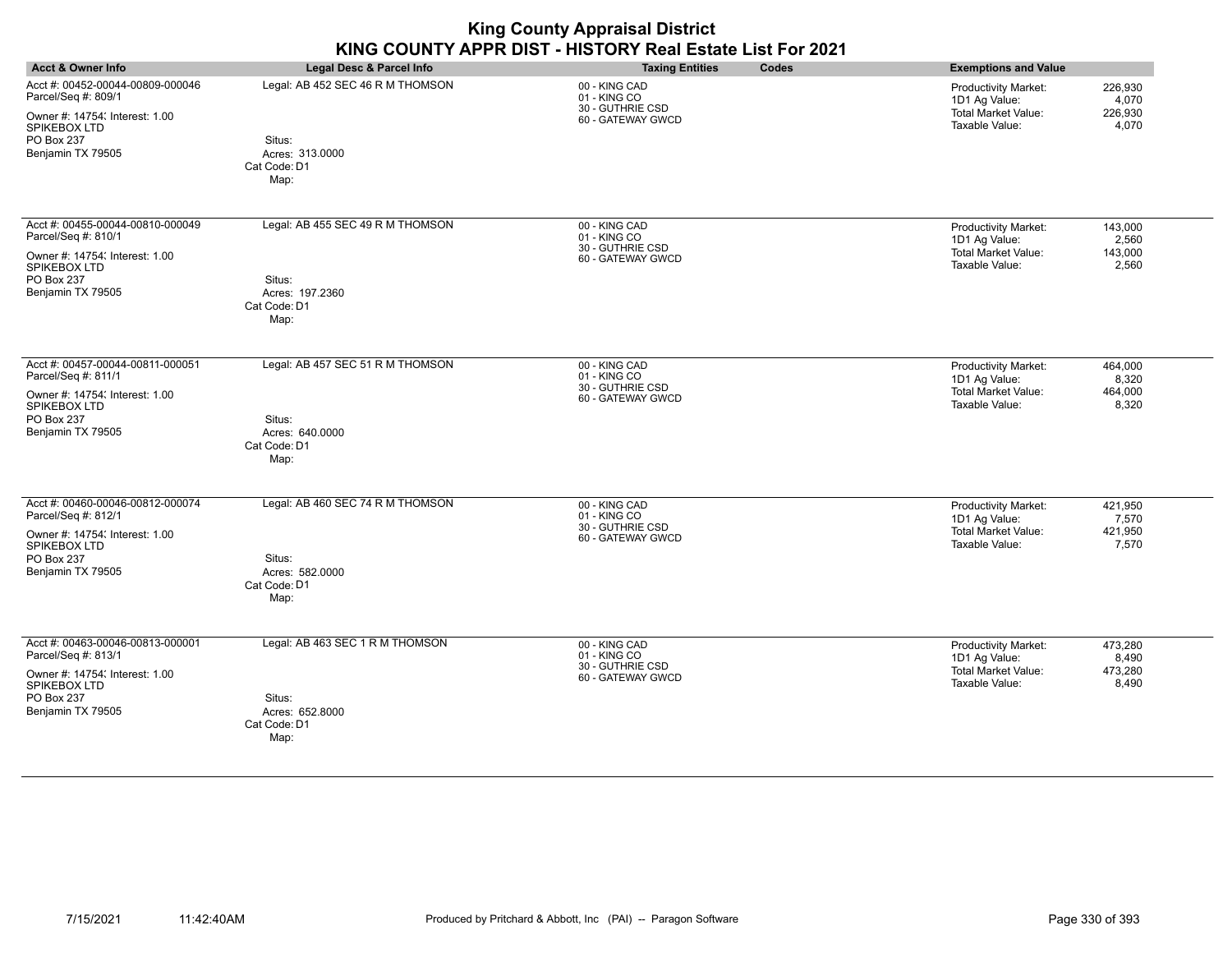# King County Appraisal District

## KING COUNTY APPR DIST - HISTORY Real Estate List For 2021

| Acct & Owner Info | Legal Desc & Parcel Info | Taxing Entities | Codes | Exemptions and Value |
|---|---|---|---|---|
| Acct #: 00452-00044-00809-000046<br>Parcel/Seq #: 809/1<br>Owner #: 14754; Interest: 1.00<br>SPIKEBOX LTD<br>PO Box 237<br>Benjamin TX 79505 | Legal: AB 452 SEC 46 R M THOMSON<br>Situs:<br>Acres: 313.0000<br>Cat Code: D1<br>Map: | 00 - KING CAD<br>01 - KING CO<br>30 - GUTHRIE CSD<br>60 - GATEWAY GWCD | | Productivity Market: 226,930<br>1D1 Ag Value: 4,070<br>Total Market Value: 226,930<br>Taxable Value: 4,070 |
| Acct #: 00455-00044-00810-000049<br>Parcel/Seq #: 810/1<br>Owner #: 14754; Interest: 1.00<br>SPIKEBOX LTD<br>PO Box 237<br>Benjamin TX 79505 | Legal: AB 455 SEC 49 R M THOMSON<br>Situs:<br>Acres: 197.2360<br>Cat Code: D1<br>Map: | 00 - KING CAD<br>01 - KING CO<br>30 - GUTHRIE CSD<br>60 - GATEWAY GWCD | | Productivity Market: 143,000<br>1D1 Ag Value: 2,560<br>Total Market Value: 143,000<br>Taxable Value: 2,560 |
| Acct #: 00457-00044-00811-000051<br>Parcel/Seq #: 811/1<br>Owner #: 14754; Interest: 1.00<br>SPIKEBOX LTD<br>PO Box 237<br>Benjamin TX 79505 | Legal: AB 457 SEC 51 R M THOMSON<br>Situs:<br>Acres: 640.0000<br>Cat Code: D1<br>Map: | 00 - KING CAD<br>01 - KING CO<br>30 - GUTHRIE CSD<br>60 - GATEWAY GWCD | | Productivity Market: 464,000<br>1D1 Ag Value: 8,320<br>Total Market Value: 464,000<br>Taxable Value: 8,320 |
| Acct #: 00460-00046-00812-000074<br>Parcel/Seq #: 812/1<br>Owner #: 14754; Interest: 1.00<br>SPIKEBOX LTD<br>PO Box 237<br>Benjamin TX 79505 | Legal: AB 460 SEC 74 R M THOMSON<br>Situs:<br>Acres: 582.0000<br>Cat Code: D1<br>Map: | 00 - KING CAD<br>01 - KING CO<br>30 - GUTHRIE CSD<br>60 - GATEWAY GWCD | | Productivity Market: 421,950<br>1D1 Ag Value: 7,570<br>Total Market Value: 421,950<br>Taxable Value: 7,570 |
| Acct #: 00463-00046-00813-000001<br>Parcel/Seq #: 813/1<br>Owner #: 14754; Interest: 1.00<br>SPIKEBOX LTD<br>PO Box 237<br>Benjamin TX 79505 | Legal: AB 463 SEC 1 R M THOMSON<br>Situs:<br>Acres: 652.8000<br>Cat Code: D1<br>Map: | 00 - KING CAD<br>01 - KING CO<br>30 - GUTHRIE CSD<br>60 - GATEWAY GWCD | | Productivity Market: 473,280<br>1D1 Ag Value: 8,490<br>Total Market Value: 473,280<br>Taxable Value: 8,490 |

7/15/2021 11:42:40AM Produced by Pritchard & Abbott, Inc (PAI) -- Paragon Software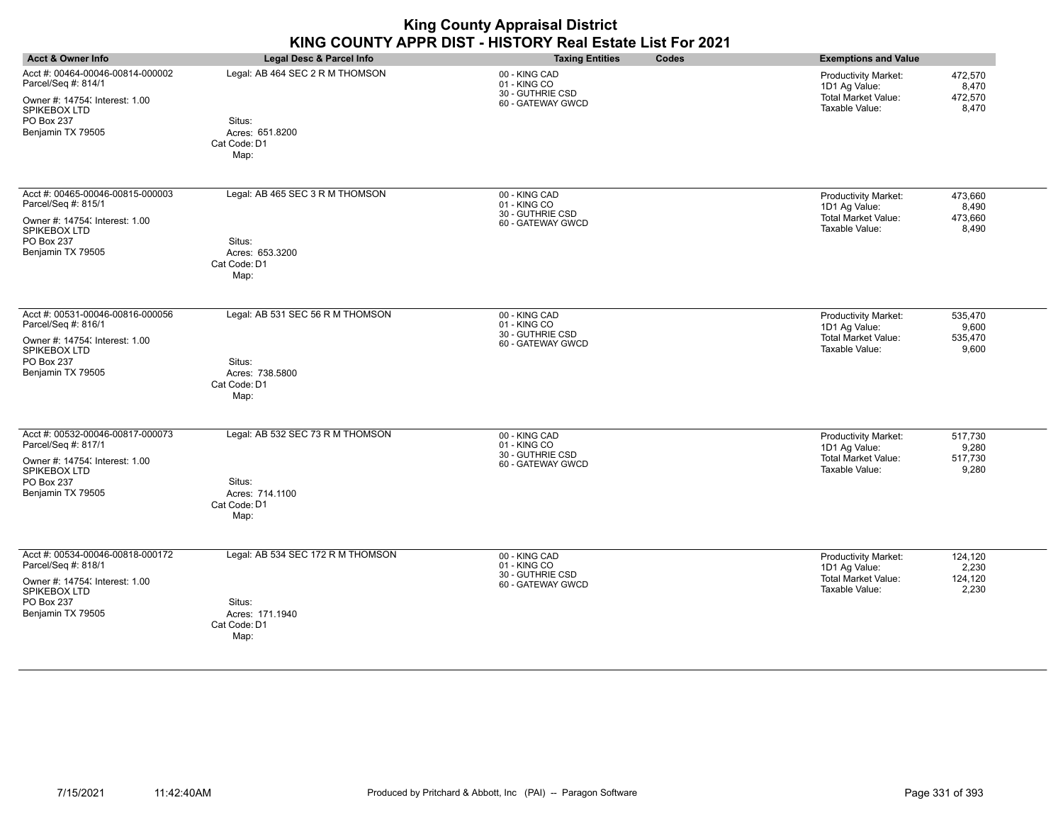# King County Appraisal District
## KING COUNTY APPR DIST - HISTORY Real Estate List For 2021

| Acct & Owner Info | Legal Desc & Parcel Info | Taxing Entities | Codes | Exemptions and Value |
|---|---|---|---|---|
| Acct #: 00464-00046-00814-000002<br>Parcel/Seq #: 814/1<br>Owner #: 14754; Interest: 1.00<br>SPIKEBOX LTD<br>PO Box 237<br>Benjamin TX 79505 | Legal: AB 464 SEC 2 R M THOMSON<br>Situs:<br>Acres: 651.8200<br>Cat Code: D1<br>Map: | 00 - KING CAD<br>01 - KING CO<br>30 - GUTHRIE CSD<br>60 - GATEWAY GWCD | | Productivity Market: 472,570<br>1D1 Ag Value: 8,470<br>Total Market Value: 472,570<br>Taxable Value: 8,470 |
| Acct #: 00465-00046-00815-000003<br>Parcel/Seq #: 815/1<br>Owner #: 14754; Interest: 1.00<br>SPIKEBOX LTD<br>PO Box 237<br>Benjamin TX 79505 | Legal: AB 465 SEC 3 R M THOMSON<br>Situs:<br>Acres: 653.3200<br>Cat Code: D1<br>Map: | 00 - KING CAD<br>01 - KING CO<br>30 - GUTHRIE CSD<br>60 - GATEWAY GWCD | | Productivity Market: 473,660<br>1D1 Ag Value: 8,490<br>Total Market Value: 473,660<br>Taxable Value: 8,490 |
| Acct #: 00531-00046-00816-000056<br>Parcel/Seq #: 816/1<br>Owner #: 14754; Interest: 1.00<br>SPIKEBOX LTD<br>PO Box 237<br>Benjamin TX 79505 | Legal: AB 531 SEC 56 R M THOMSON<br>Situs:<br>Acres: 738.5800<br>Cat Code: D1<br>Map: | 00 - KING CAD<br>01 - KING CO<br>30 - GUTHRIE CSD<br>60 - GATEWAY GWCD | | Productivity Market: 535,470<br>1D1 Ag Value: 9,600<br>Total Market Value: 535,470<br>Taxable Value: 9,600 |
| Acct #: 00532-00046-00817-000073<br>Parcel/Seq #: 817/1<br>Owner #: 14754; Interest: 1.00<br>SPIKEBOX LTD<br>PO Box 237<br>Benjamin TX 79505 | Legal: AB 532 SEC 73 R M THOMSON<br>Situs:<br>Acres: 714.1100<br>Cat Code: D1<br>Map: | 00 - KING CAD<br>01 - KING CO<br>30 - GUTHRIE CSD<br>60 - GATEWAY GWCD | | Productivity Market: 517,730<br>1D1 Ag Value: 9,280<br>Total Market Value: 517,730<br>Taxable Value: 9,280 |
| Acct #: 00534-00046-00818-000172<br>Parcel/Seq #: 818/1<br>Owner #: 14754; Interest: 1.00<br>SPIKEBOX LTD<br>PO Box 237<br>Benjamin TX 79505 | Legal: AB 534 SEC 172 R M THOMSON<br>Situs:<br>Acres: 171.1940<br>Cat Code: D1<br>Map: | 00 - KING CAD<br>01 - KING CO<br>30 - GUTHRIE CSD<br>60 - GATEWAY GWCD | | Productivity Market: 124,120<br>1D1 Ag Value: 2,230<br>Total Market Value: 124,120<br>Taxable Value: 2,230 |

7/15/2021 11:42:40AM Produced by Pritchard & Abbott, Inc (PAI) -- Paragon Software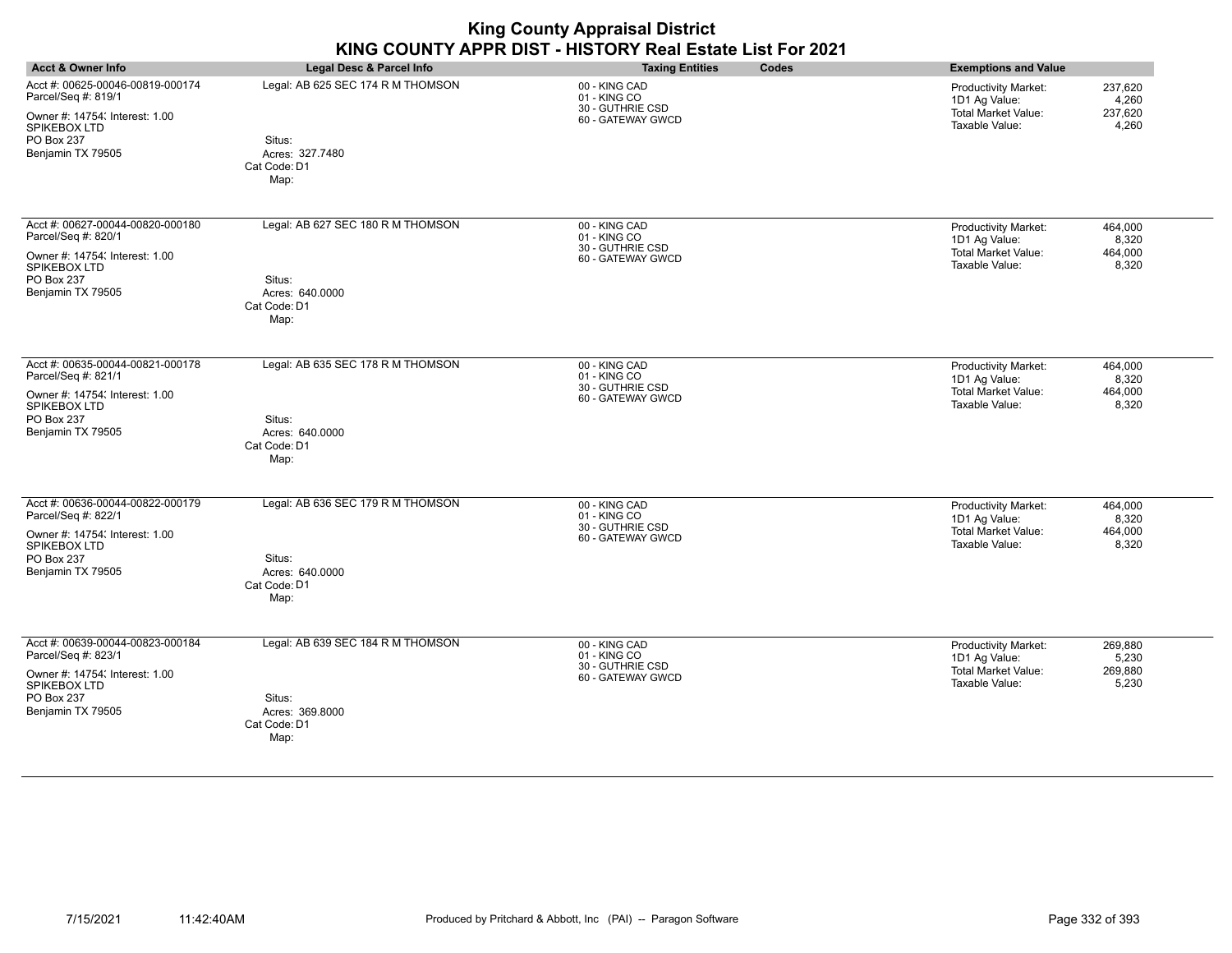# King County Appraisal District

## KING COUNTY APPR DIST - HISTORY Real Estate List For 2021

| Acct & Owner Info | Legal Desc & Parcel Info | Taxing Entities | Codes | Exemptions and Value |
|---|---|---|---|---|
| Acct #: 00625-00046-00819-000174<br>Parcel/Seq #: 819/1<br>Owner #: 14754; Interest: 1.00<br>SPIKEBOX LTD<br>PO Box 237<br>Benjamin TX 79505 | Legal: AB 625 SEC 174 R M THOMSON<br>Situs:<br>Acres: 327.7480<br>Cat Code: D1<br>Map: | 00 - KING CAD<br>01 - KING CO<br>30 - GUTHRIE CSD<br>60 - GATEWAY GWCD | | Productivity Market: 237,620<br>1D1 Ag Value: 4,260<br>Total Market Value: 237,620<br>Taxable Value: 4,260 |
| Acct #: 00627-00044-00820-000180<br>Parcel/Seq #: 820/1<br>Owner #: 14754; Interest: 1.00<br>SPIKEBOX LTD<br>PO Box 237<br>Benjamin TX 79505 | Legal: AB 627 SEC 180 R M THOMSON<br>Situs:<br>Acres: 640.0000<br>Cat Code: D1<br>Map: | 00 - KING CAD<br>01 - KING CO<br>30 - GUTHRIE CSD<br>60 - GATEWAY GWCD | | Productivity Market: 464,000<br>1D1 Ag Value: 8,320<br>Total Market Value: 464,000<br>Taxable Value: 8,320 |
| Acct #: 00635-00044-00821-000178<br>Parcel/Seq #: 821/1<br>Owner #: 14754; Interest: 1.00<br>SPIKEBOX LTD<br>PO Box 237<br>Benjamin TX 79505 | Legal: AB 635 SEC 178 R M THOMSON<br>Situs:<br>Acres: 640.0000<br>Cat Code: D1<br>Map: | 00 - KING CAD<br>01 - KING CO<br>30 - GUTHRIE CSD<br>60 - GATEWAY GWCD | | Productivity Market: 464,000<br>1D1 Ag Value: 8,320<br>Total Market Value: 464,000<br>Taxable Value: 8,320 |
| Acct #: 00636-00044-00822-000179<br>Parcel/Seq #: 822/1<br>Owner #: 14754; Interest: 1.00<br>SPIKEBOX LTD<br>PO Box 237<br>Benjamin TX 79505 | Legal: AB 636 SEC 179 R M THOMSON<br>Situs:<br>Acres: 640.0000<br>Cat Code: D1<br>Map: | 00 - KING CAD<br>01 - KING CO<br>30 - GUTHRIE CSD<br>60 - GATEWAY GWCD | | Productivity Market: 464,000<br>1D1 Ag Value: 8,320<br>Total Market Value: 464,000<br>Taxable Value: 8,320 |
| Acct #: 00639-00044-00823-000184<br>Parcel/Seq #: 823/1<br>Owner #: 14754; Interest: 1.00<br>SPIKEBOX LTD<br>PO Box 237<br>Benjamin TX 79505 | Legal: AB 639 SEC 184 R M THOMSON<br>Situs:<br>Acres: 369.8000<br>Cat Code: D1<br>Map: | 00 - KING CAD<br>01 - KING CO<br>30 - GUTHRIE CSD<br>60 - GATEWAY GWCD | | Productivity Market: 269,880<br>1D1 Ag Value: 5,230<br>Total Market Value: 269,880<br>Taxable Value: 5,230 |

7/15/2021 11:42:40AM Produced by Pritchard & Abbott, Inc (PAI) -- Paragon Software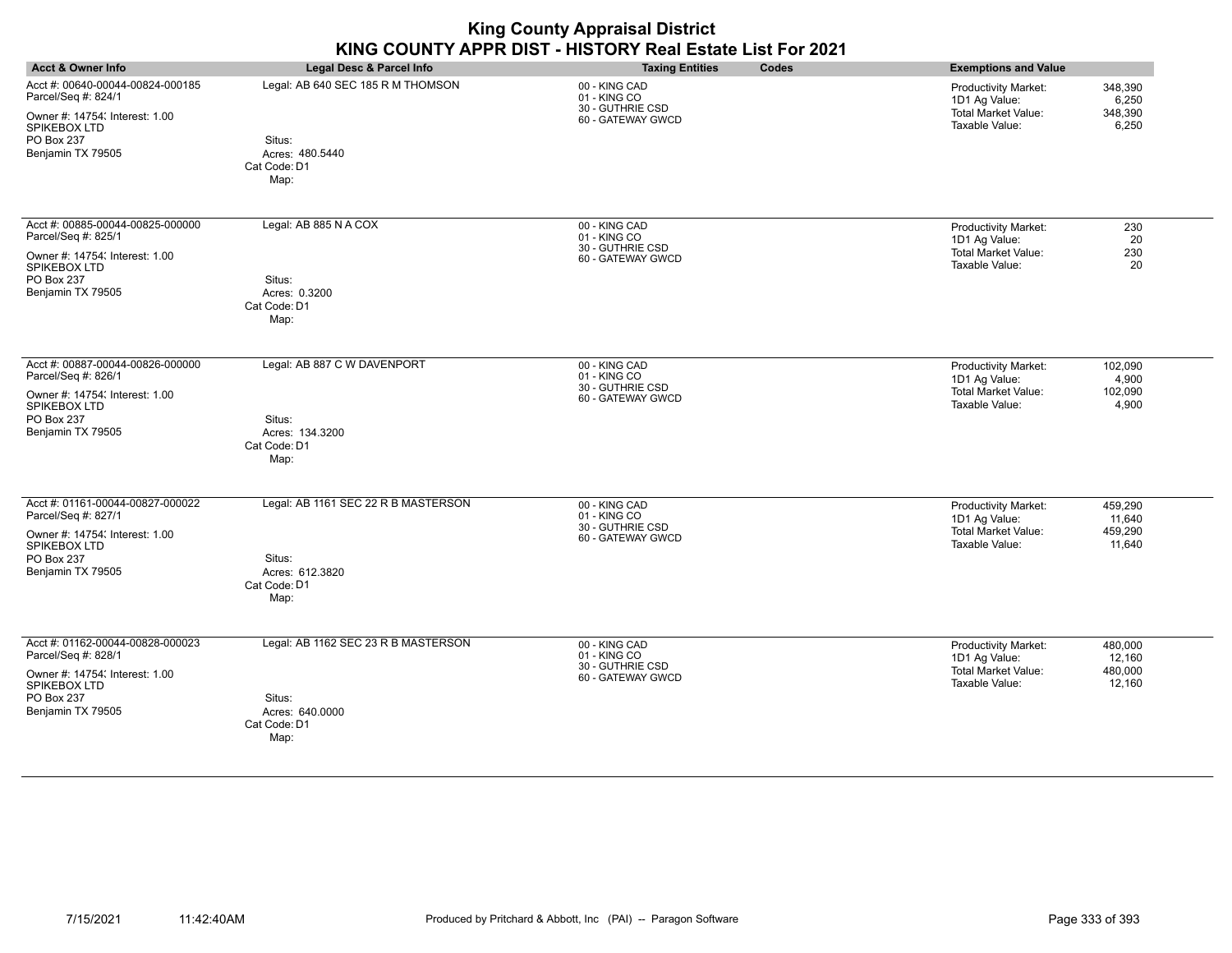# King County Appraisal District

## KING COUNTY APPR DIST - HISTORY Real Estate List For 2021

| Acct & Owner Info | Legal Desc & Parcel Info | Taxing Entities | Codes | Exemptions and Value |
|---|---|---|---|---|
| Acct #: 00640-00044-00824-000185<br>Parcel/Seq #: 824/1<br>Owner #: 14754; Interest: 1.00<br>SPIKEBOX LTD<br>PO Box 237<br>Benjamin TX 79505 | Legal: AB 640 SEC 185 R M THOMSON<br>Situs:<br>Acres: 480.5440<br>Cat Code: D1<br>Map: | 00 - KING CAD<br>01 - KING CO<br>30 - GUTHRIE CSD<br>60 - GATEWAY GWCD | | Productivity Market: 348,390<br>1D1 Ag Value: 6,250<br>Total Market Value: 348,390<br>Taxable Value: 6,250 |
| Acct #: 00885-00044-00825-000000<br>Parcel/Seq #: 825/1<br>Owner #: 14754; Interest: 1.00<br>SPIKEBOX LTD<br>PO Box 237<br>Benjamin TX 79505 | Legal: AB 885 N A COX<br>Situs:<br>Acres: 0.3200<br>Cat Code: D1<br>Map: | 00 - KING CAD<br>01 - KING CO<br>30 - GUTHRIE CSD<br>60 - GATEWAY GWCD | | Productivity Market: 230<br>1D1 Ag Value: 20<br>Total Market Value: 230<br>Taxable Value: 20 |
| Acct #: 00887-00044-00826-000000<br>Parcel/Seq #: 826/1<br>Owner #: 14754; Interest: 1.00<br>SPIKEBOX LTD<br>PO Box 237<br>Benjamin TX 79505 | Legal: AB 887 C W DAVENPORT<br>Situs:<br>Acres: 134.3200<br>Cat Code: D1<br>Map: | 00 - KING CAD<br>01 - KING CO<br>30 - GUTHRIE CSD<br>60 - GATEWAY GWCD | | Productivity Market: 102,090<br>1D1 Ag Value: 4,900<br>Total Market Value: 102,090<br>Taxable Value: 4,900 |
| Acct #: 01161-00044-00827-000022<br>Parcel/Seq #: 827/1<br>Owner #: 14754; Interest: 1.00<br>SPIKEBOX LTD<br>PO Box 237<br>Benjamin TX 79505 | Legal: AB 1161 SEC 22 R B MASTERSON<br>Situs:<br>Acres: 612.3820<br>Cat Code: D1<br>Map: | 00 - KING CAD<br>01 - KING CO<br>30 - GUTHRIE CSD<br>60 - GATEWAY GWCD | | Productivity Market: 459,290<br>1D1 Ag Value: 11,640<br>Total Market Value: 459,290<br>Taxable Value: 11,640 |
| Acct #: 01162-00044-00828-000023<br>Parcel/Seq #: 828/1<br>Owner #: 14754; Interest: 1.00<br>SPIKEBOX LTD<br>PO Box 237<br>Benjamin TX 79505 | Legal: AB 1162 SEC 23 R B MASTERSON<br>Situs:<br>Acres: 640.0000<br>Cat Code: D1<br>Map: | 00 - KING CAD<br>01 - KING CO<br>30 - GUTHRIE CSD<br>60 - GATEWAY GWCD | | Productivity Market: 480,000<br>1D1 Ag Value: 12,160<br>Total Market Value: 480,000<br>Taxable Value: 12,160 |

7/15/2021 11:42:40AM Produced by Pritchard & Abbott, Inc (PAI) -- Paragon Software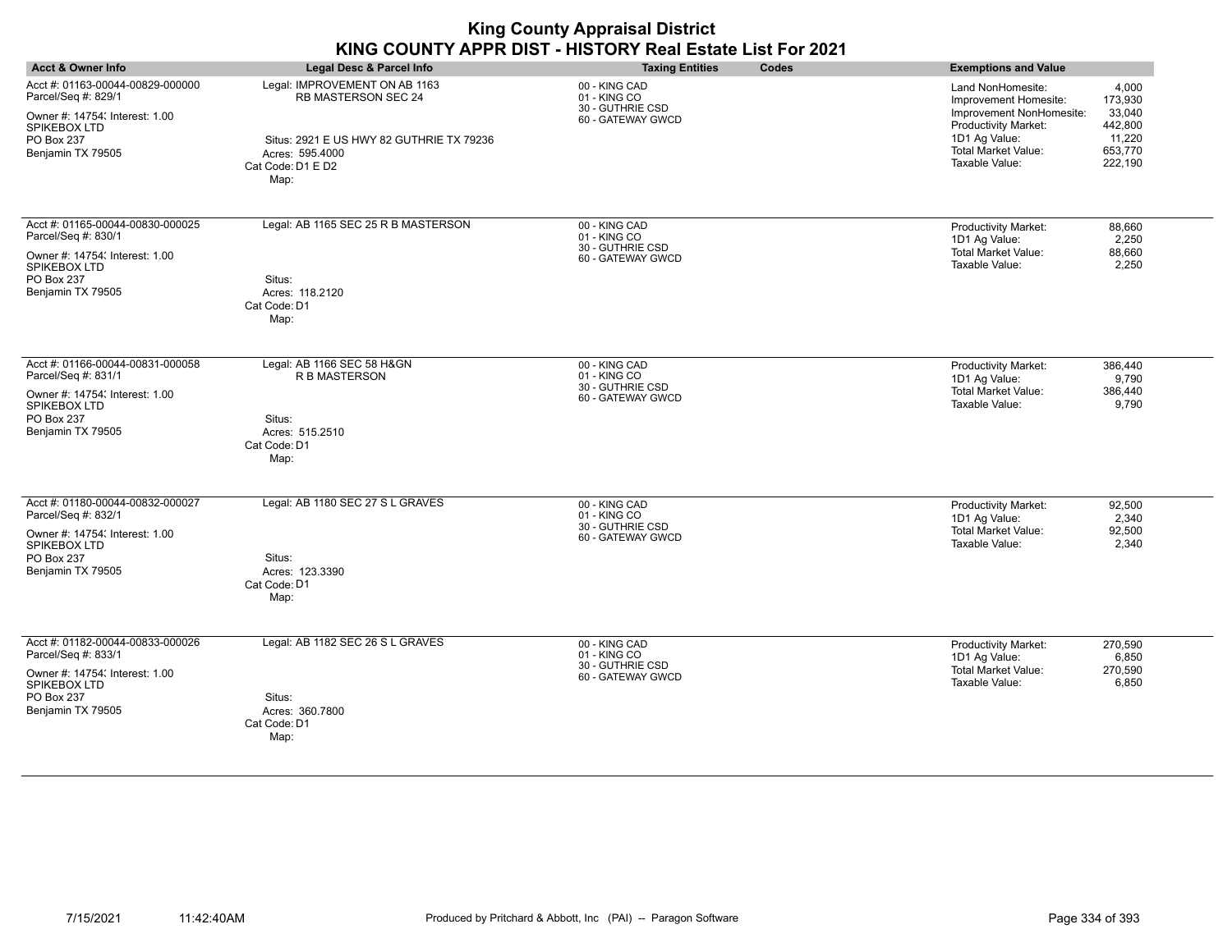# King County Appraisal District

## KING COUNTY APPR DIST - HISTORY Real Estate List For 2021

| Acct & Owner Info | Legal Desc & Parcel Info | Taxing Entities | Codes | Exemptions and Value |
|---|---|---|---|---|
| Acct #: 01163-00044-00829-000000<br>Parcel/Seq #: 829/1<br>Owner #: 14754; Interest: 1.00<br>SPIKEBOX LTD<br>PO Box 237<br>Benjamin TX 79505 | Legal: IMPROVEMENT ON AB 1163 RB MASTERSON SEC 24<br>Situs: 2921 E US HWY 82 GUTHRIE TX 79236<br>Acres: 595.4000<br>Cat Code: D1 E D2<br>Map: | 00 - KING CAD<br>01 - KING CO<br>30 - GUTHRIE CSD<br>60 - GATEWAY GWCD | | Land NonHomesite: 4,000<br>Improvement Homesite: 173,930<br>Improvement NonHomesite: 33,040<br>Productivity Market: 442,800<br>1D1 Ag Value: 11,220<br>Total Market Value: 653,770<br>Taxable Value: 222,190 |
| Acct #: 01165-00044-00830-000025<br>Parcel/Seq #: 830/1<br>Owner #: 14754; Interest: 1.00<br>SPIKEBOX LTD<br>PO Box 237<br>Benjamin TX 79505 | Legal: AB 1165 SEC 25 R B MASTERSON<br>Situs:<br>Acres: 118.2120<br>Cat Code: D1<br>Map: | 00 - KING CAD<br>01 - KING CO<br>30 - GUTHRIE CSD<br>60 - GATEWAY GWCD | | Productivity Market: 88,660<br>1D1 Ag Value: 2,250<br>Total Market Value: 88,660<br>Taxable Value: 2,250 |
| Acct #: 01166-00044-00831-000058<br>Parcel/Seq #: 831/1<br>Owner #: 14754; Interest: 1.00<br>SPIKEBOX LTD<br>PO Box 237<br>Benjamin TX 79505 | Legal: AB 1166 SEC 58 H&GN R B MASTERSON<br>Situs:<br>Acres: 515.2510<br>Cat Code: D1<br>Map: | 00 - KING CAD<br>01 - KING CO<br>30 - GUTHRIE CSD<br>60 - GATEWAY GWCD | | Productivity Market: 386,440<br>1D1 Ag Value: 9,790<br>Total Market Value: 386,440<br>Taxable Value: 9,790 |
| Acct #: 01180-00044-00832-000027<br>Parcel/Seq #: 832/1<br>Owner #: 14754; Interest: 1.00<br>SPIKEBOX LTD<br>PO Box 237<br>Benjamin TX 79505 | Legal: AB 1180 SEC 27 S L GRAVES<br>Situs:<br>Acres: 123.3390<br>Cat Code: D1<br>Map: | 00 - KING CAD<br>01 - KING CO<br>30 - GUTHRIE CSD<br>60 - GATEWAY GWCD | | Productivity Market: 92,500<br>1D1 Ag Value: 2,340<br>Total Market Value: 92,500<br>Taxable Value: 2,340 |
| Acct #: 01182-00044-00833-000026<br>Parcel/Seq #: 833/1<br>Owner #: 14754; Interest: 1.00<br>SPIKEBOX LTD<br>PO Box 237<br>Benjamin TX 79505 | Legal: AB 1182 SEC 26 S L GRAVES<br>Situs:<br>Acres: 360.7800<br>Cat Code: D1<br>Map: | 00 - KING CAD<br>01 - KING CO<br>30 - GUTHRIE CSD<br>60 - GATEWAY GWCD | | Productivity Market: 270,590<br>1D1 Ag Value: 6,850<br>Total Market Value: 270,590<br>Taxable Value: 6,850 |

7/15/2021 11:42:40AM Produced by Pritchard & Abbott, Inc (PAI) -- Paragon Software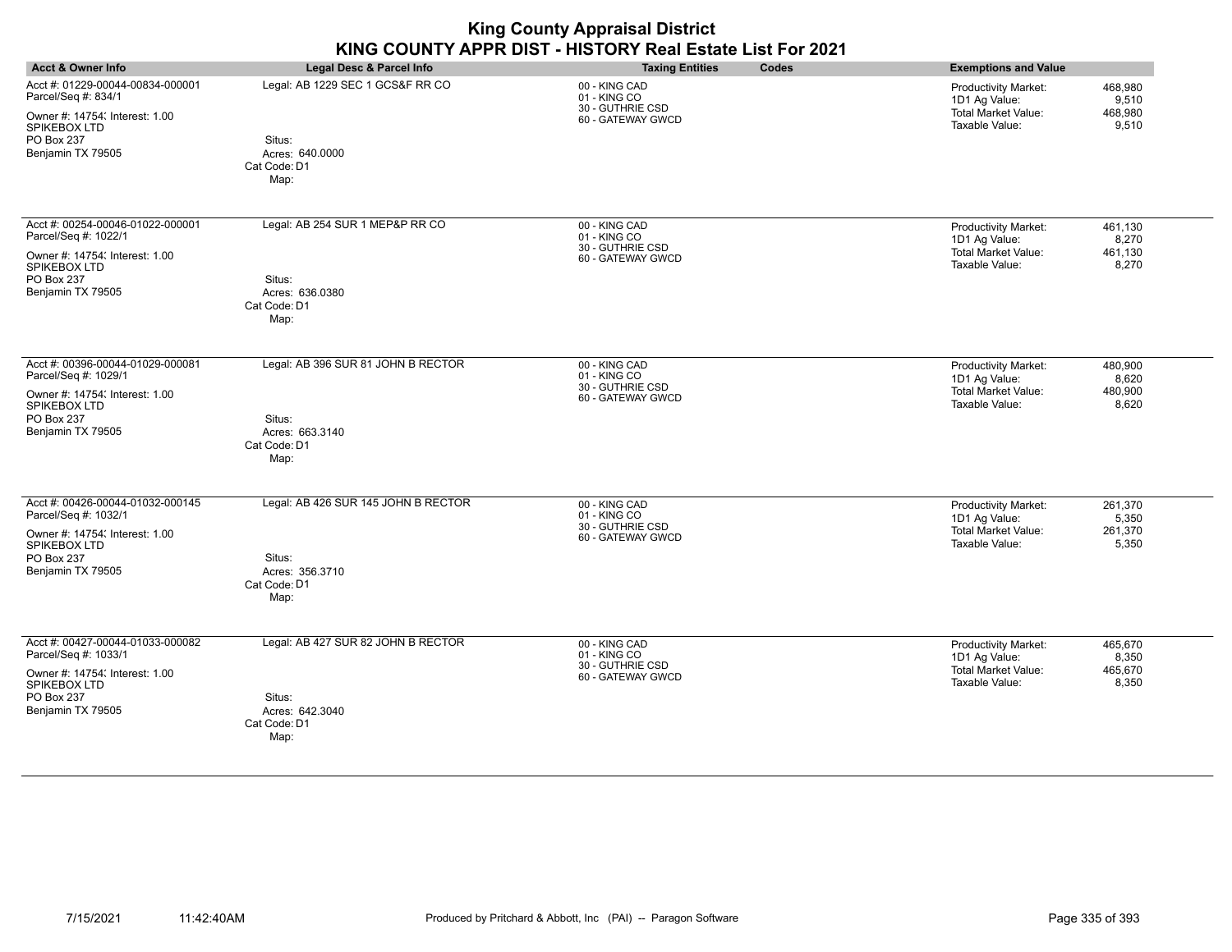# King County Appraisal District

## KING COUNTY APPR DIST - HISTORY Real Estate List For 2021

| Acct & Owner Info | Legal Desc & Parcel Info | Taxing Entities | Codes | Exemptions and Value |
|---|---|---|---|---|
| Acct #: 01229-00044-00834-000001<br>Parcel/Seq #: 834/1<br>Owner #: 14754; Interest: 1.00<br>SPIKEBOX LTD<br>PO Box 237<br>Benjamin TX 79505 | Legal: AB 1229 SEC 1 GCS&F RR CO<br>Situs:<br>Acres: 640.0000<br>Cat Code: D1<br>Map: | 00 - KING CAD<br>01 - KING CO<br>30 - GUTHRIE CSD<br>60 - GATEWAY GWCD | | Productivity Market: 468,980<br>1D1 Ag Value: 9,510<br>Total Market Value: 468,980<br>Taxable Value: 9,510 |
| Acct #: 00254-00046-01022-000001<br>Parcel/Seq #: 1022/1<br>Owner #: 14754; Interest: 1.00<br>SPIKEBOX LTD<br>PO Box 237<br>Benjamin TX 79505 | Legal: AB 254 SUR 1 MEP&P RR CO<br>Situs:<br>Acres: 636.0380<br>Cat Code: D1<br>Map: | 00 - KING CAD<br>01 - KING CO<br>30 - GUTHRIE CSD<br>60 - GATEWAY GWCD | | Productivity Market: 461,130<br>1D1 Ag Value: 8,270<br>Total Market Value: 461,130<br>Taxable Value: 8,270 |
| Acct #: 00396-00044-01029-000081<br>Parcel/Seq #: 1029/1<br>Owner #: 14754; Interest: 1.00<br>SPIKEBOX LTD<br>PO Box 237<br>Benjamin TX 79505 | Legal: AB 396 SUR 81 JOHN B RECTOR<br>Situs:<br>Acres: 663.3140<br>Cat Code: D1<br>Map: | 00 - KING CAD<br>01 - KING CO<br>30 - GUTHRIE CSD<br>60 - GATEWAY GWCD | | Productivity Market: 480,900<br>1D1 Ag Value: 8,620<br>Total Market Value: 480,900<br>Taxable Value: 8,620 |
| Acct #: 00426-00044-01032-000145<br>Parcel/Seq #: 1032/1<br>Owner #: 14754; Interest: 1.00<br>SPIKEBOX LTD<br>PO Box 237<br>Benjamin TX 79505 | Legal: AB 426 SUR 145 JOHN B RECTOR<br>Situs:<br>Acres: 356.3710<br>Cat Code: D1<br>Map: | 00 - KING CAD<br>01 - KING CO<br>30 - GUTHRIE CSD<br>60 - GATEWAY GWCD | | Productivity Market: 261,370<br>1D1 Ag Value: 5,350<br>Total Market Value: 261,370<br>Taxable Value: 5,350 |
| Acct #: 00427-00044-01033-000082<br>Parcel/Seq #: 1033/1<br>Owner #: 14754; Interest: 1.00<br>SPIKEBOX LTD<br>PO Box 237<br>Benjamin TX 79505 | Legal: AB 427 SUR 82 JOHN B RECTOR<br>Situs:<br>Acres: 642.3040<br>Cat Code: D1<br>Map: | 00 - KING CAD<br>01 - KING CO<br>30 - GUTHRIE CSD<br>60 - GATEWAY GWCD | | Productivity Market: 465,670<br>1D1 Ag Value: 8,350<br>Total Market Value: 465,670<br>Taxable Value: 8,350 |

7/15/2021 11:42:40AM Produced by Pritchard & Abbott, Inc (PAI) -- Paragon Software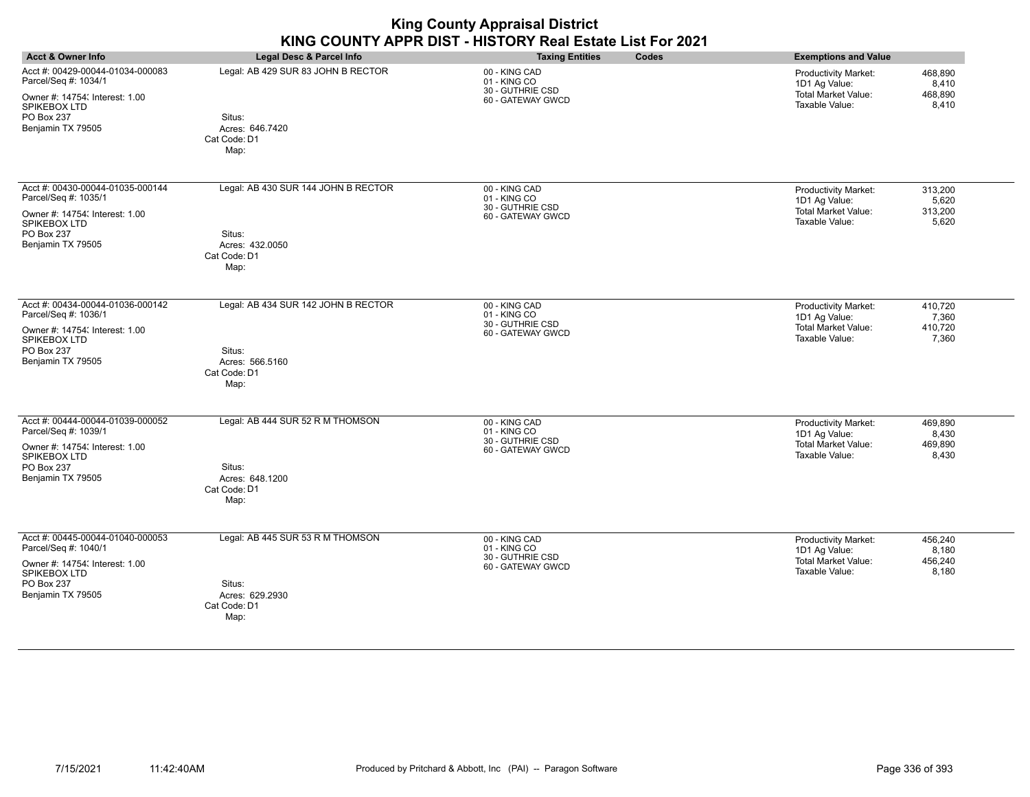# King County Appraisal District

## KING COUNTY APPR DIST - HISTORY Real Estate List For 2021

| Acct & Owner Info | Legal Desc & Parcel Info | Taxing Entities | Codes | Exemptions and Value |
|---|---|---|---|---|
| Acct #: 00429-00044-01034-000083<br>Parcel/Seq #: 1034/1<br>Owner #: 14754; Interest: 1.00<br>SPIKEBOX LTD<br>PO Box 237<br>Benjamin TX 79505 | Legal: AB 429 SUR 83 JOHN B RECTOR<br>Situs:<br>Acres: 646.7420<br>Cat Code: D1<br>Map: | 00 - KING CAD<br>01 - KING CO<br>30 - GUTHRIE CSD<br>60 - GATEWAY GWCD | | Productivity Market: 468,890<br>1D1 Ag Value: 8,410<br>Total Market Value: 468,890<br>Taxable Value: 8,410 |
| Acct #: 00430-00044-01035-000144<br>Parcel/Seq #: 1035/1<br>Owner #: 14754; Interest: 1.00<br>SPIKEBOX LTD<br>PO Box 237<br>Benjamin TX 79505 | Legal: AB 430 SUR 144 JOHN B RECTOR<br>Situs:<br>Acres: 432.0050<br>Cat Code: D1<br>Map: | 00 - KING CAD<br>01 - KING CO<br>30 - GUTHRIE CSD<br>60 - GATEWAY GWCD | | Productivity Market: 313,200<br>1D1 Ag Value: 5,620<br>Total Market Value: 313,200<br>Taxable Value: 5,620 |
| Acct #: 00434-00044-01036-000142<br>Parcel/Seq #: 1036/1<br>Owner #: 14754; Interest: 1.00<br>SPIKEBOX LTD<br>PO Box 237<br>Benjamin TX 79505 | Legal: AB 434 SUR 142 JOHN B RECTOR<br>Situs:<br>Acres: 566.5160<br>Cat Code: D1<br>Map: | 00 - KING CAD<br>01 - KING CO<br>30 - GUTHRIE CSD<br>60 - GATEWAY GWCD | | Productivity Market: 410,720<br>1D1 Ag Value: 7,360<br>Total Market Value: 410,720<br>Taxable Value: 7,360 |
| Acct #: 00444-00044-01039-000052<br>Parcel/Seq #: 1039/1<br>Owner #: 14754; Interest: 1.00<br>SPIKEBOX LTD<br>PO Box 237<br>Benjamin TX 79505 | Legal: AB 444 SUR 52 R M THOMSON<br>Situs:<br>Acres: 648.1200<br>Cat Code: D1<br>Map: | 00 - KING CAD<br>01 - KING CO<br>30 - GUTHRIE CSD<br>60 - GATEWAY GWCD | | Productivity Market: 469,890<br>1D1 Ag Value: 8,430<br>Total Market Value: 469,890<br>Taxable Value: 8,430 |
| Acct #: 00445-00044-01040-000053<br>Parcel/Seq #: 1040/1<br>Owner #: 14754; Interest: 1.00<br>SPIKEBOX LTD<br>PO Box 237<br>Benjamin TX 79505 | Legal: AB 445 SUR 53 R M THOMSON<br>Situs:<br>Acres: 629.2930<br>Cat Code: D1<br>Map: | 00 - KING CAD<br>01 - KING CO<br>30 - GUTHRIE CSD<br>60 - GATEWAY GWCD | | Productivity Market: 456,240<br>1D1 Ag Value: 8,180<br>Total Market Value: 456,240<br>Taxable Value: 8,180 |

7/15/2021 11:42:40AM Produced by Pritchard & Abbott, Inc (PAI) -- Paragon Software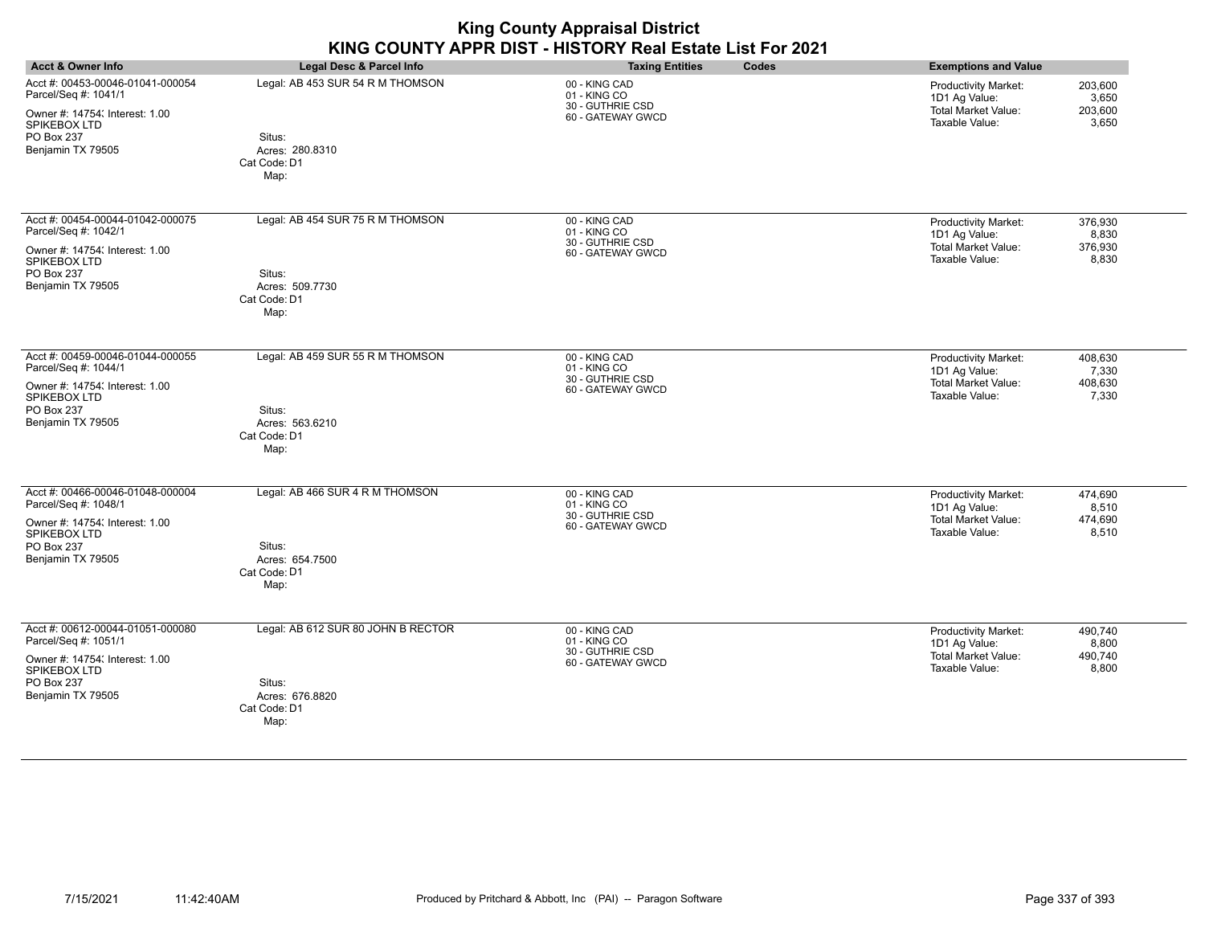# King County Appraisal District
## KING COUNTY APPR DIST - HISTORY Real Estate List For 2021

| Acct & Owner Info | Legal Desc & Parcel Info | Taxing Entities | Codes | Exemptions and Value |
|---|---|---|---|---|
| Acct #: 00453-00046-01041-000054<br>Parcel/Seq #: 1041/1<br>Owner #: 14754: Interest: 1.00<br>SPIKEBOX LTD<br>PO Box 237<br>Benjamin TX 79505 | Legal: AB 453 SUR 54 R M THOMSON<br>Situs:<br>Acres: 280.8310<br>Cat Code: D1<br>Map: | 00 - KING CAD<br>01 - KING CO<br>30 - GUTHRIE CSD<br>60 - GATEWAY GWCD | | Productivity Market: 203,600<br>1D1 Ag Value: 3,650<br>Total Market Value: 203,600<br>Taxable Value: 3,650 |
| Acct #: 00454-00044-01042-000075<br>Parcel/Seq #: 1042/1<br>Owner #: 14754: Interest: 1.00<br>SPIKEBOX LTD<br>PO Box 237<br>Benjamin TX 79505 | Legal: AB 454 SUR 75 R M THOMSON<br>Situs:<br>Acres: 509.7730<br>Cat Code: D1<br>Map: | 00 - KING CAD<br>01 - KING CO<br>30 - GUTHRIE CSD<br>60 - GATEWAY GWCD | | Productivity Market: 376,930<br>1D1 Ag Value: 8,830<br>Total Market Value: 376,930<br>Taxable Value: 8,830 |
| Acct #: 00459-00046-01044-000055<br>Parcel/Seq #: 1044/1<br>Owner #: 14754: Interest: 1.00<br>SPIKEBOX LTD<br>PO Box 237<br>Benjamin TX 79505 | Legal: AB 459 SUR 55 R M THOMSON<br>Situs:<br>Acres: 563.6210<br>Cat Code: D1<br>Map: | 00 - KING CAD<br>01 - KING CO<br>30 - GUTHRIE CSD<br>60 - GATEWAY GWCD | | Productivity Market: 408,630<br>1D1 Ag Value: 7,330<br>Total Market Value: 408,630<br>Taxable Value: 7,330 |
| Acct #: 00466-00046-01048-000004<br>Parcel/Seq #: 1048/1<br>Owner #: 14754: Interest: 1.00<br>SPIKEBOX LTD<br>PO Box 237<br>Benjamin TX 79505 | Legal: AB 466 SUR 4 R M THOMSON<br>Situs:<br>Acres: 654.7500<br>Cat Code: D1<br>Map: | 00 - KING CAD<br>01 - KING CO<br>30 - GUTHRIE CSD<br>60 - GATEWAY GWCD | | Productivity Market: 474,690<br>1D1 Ag Value: 8,510<br>Total Market Value: 474,690<br>Taxable Value: 8,510 |
| Acct #: 00612-00044-01051-000080<br>Parcel/Seq #: 1051/1<br>Owner #: 14754: Interest: 1.00<br>SPIKEBOX LTD<br>PO Box 237<br>Benjamin TX 79505 | Legal: AB 612 SUR 80 JOHN B RECTOR<br>Situs:<br>Acres: 676.8820<br>Cat Code: D1<br>Map: | 00 - KING CAD<br>01 - KING CO<br>30 - GUTHRIE CSD<br>60 - GATEWAY GWCD | | Productivity Market: 490,740<br>1D1 Ag Value: 8,800<br>Total Market Value: 490,740<br>Taxable Value: 8,800 |

7/15/2021 11:42:40AM Produced by Pritchard & Abbott, Inc (PAI) -- Paragon Software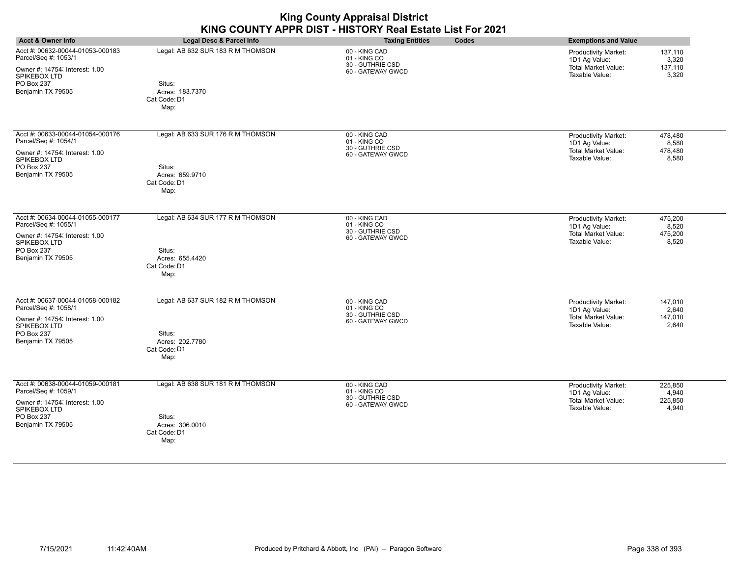# King County Appraisal District
## KING COUNTY APPR DIST - HISTORY Real Estate List For 2021

| Acct & Owner Info | Legal Desc & Parcel Info | Taxing Entities | Codes | Exemptions and Value |
|---|---|---|---|---|
| Acct #: 00632-00044-01053-000183<br>Parcel/Seq #: 1053/1<br>Owner #: 14754; Interest: 1.00<br>SPIKEBOX LTD<br>PO Box 237<br>Benjamin TX 79505 | Legal: AB 632 SUR 183 R M THOMSON<br>Situs:<br>Acres: 183.7370<br>Cat Code: D1<br>Map: | 00 - KING CAD<br>01 - KING CO<br>30 - GUTHRIE CSD<br>60 - GATEWAY GWCD | | Productivity Market: 137,110<br>1D1 Ag Value: 3,320<br>Total Market Value: 137,110<br>Taxable Value: 3,320 |
| Acct #: 00633-00044-01054-000176<br>Parcel/Seq #: 1054/1<br>Owner #: 14754; Interest: 1.00<br>SPIKEBOX LTD<br>PO Box 237<br>Benjamin TX 79505 | Legal: AB 633 SUR 176 R M THOMSON<br>Situs:<br>Acres: 659.9710<br>Cat Code: D1<br>Map: | 00 - KING CAD<br>01 - KING CO<br>30 - GUTHRIE CSD<br>60 - GATEWAY GWCD | | Productivity Market: 478,480<br>1D1 Ag Value: 8,580<br>Total Market Value: 478,480<br>Taxable Value: 8,580 |
| Acct #: 00634-00044-01055-000177<br>Parcel/Seq #: 1055/1<br>Owner #: 14754; Interest: 1.00<br>SPIKEBOX LTD<br>PO Box 237<br>Benjamin TX 79505 | Legal: AB 634 SUR 177 R M THOMSON<br>Situs:<br>Acres: 655.4420<br>Cat Code: D1<br>Map: | 00 - KING CAD<br>01 - KING CO<br>30 - GUTHRIE CSD<br>60 - GATEWAY GWCD | | Productivity Market: 475,200<br>1D1 Ag Value: 8,520<br>Total Market Value: 475,200<br>Taxable Value: 8,520 |
| Acct #: 00637-00044-01058-000182<br>Parcel/Seq #: 1058/1<br>Owner #: 14754; Interest: 1.00<br>SPIKEBOX LTD<br>PO Box 237<br>Benjamin TX 79505 | Legal: AB 637 SUR 182 R M THOMSON<br>Situs:<br>Acres: 202.7780<br>Cat Code: D1<br>Map: | 00 - KING CAD<br>01 - KING CO<br>30 - GUTHRIE CSD<br>60 - GATEWAY GWCD | | Productivity Market: 147,010<br>1D1 Ag Value: 2,640<br>Total Market Value: 147,010<br>Taxable Value: 2,640 |
| Acct #: 00638-00044-01059-000181<br>Parcel/Seq #: 1059/1<br>Owner #: 14754; Interest: 1.00<br>SPIKEBOX LTD<br>PO Box 237<br>Benjamin TX 79505 | Legal: AB 638 SUR 181 R M THOMSON<br>Situs:<br>Acres: 306.0010<br>Cat Code: D1<br>Map: | 00 - KING CAD<br>01 - KING CO<br>30 - GUTHRIE CSD<br>60 - GATEWAY GWCD | | Productivity Market: 225,850<br>1D1 Ag Value: 4,940<br>Total Market Value: 225,850<br>Taxable Value: 4,940 |

7/15/2021 11:42:40AM Produced by Pritchard & Abbott, Inc (PAI) -- Paragon Software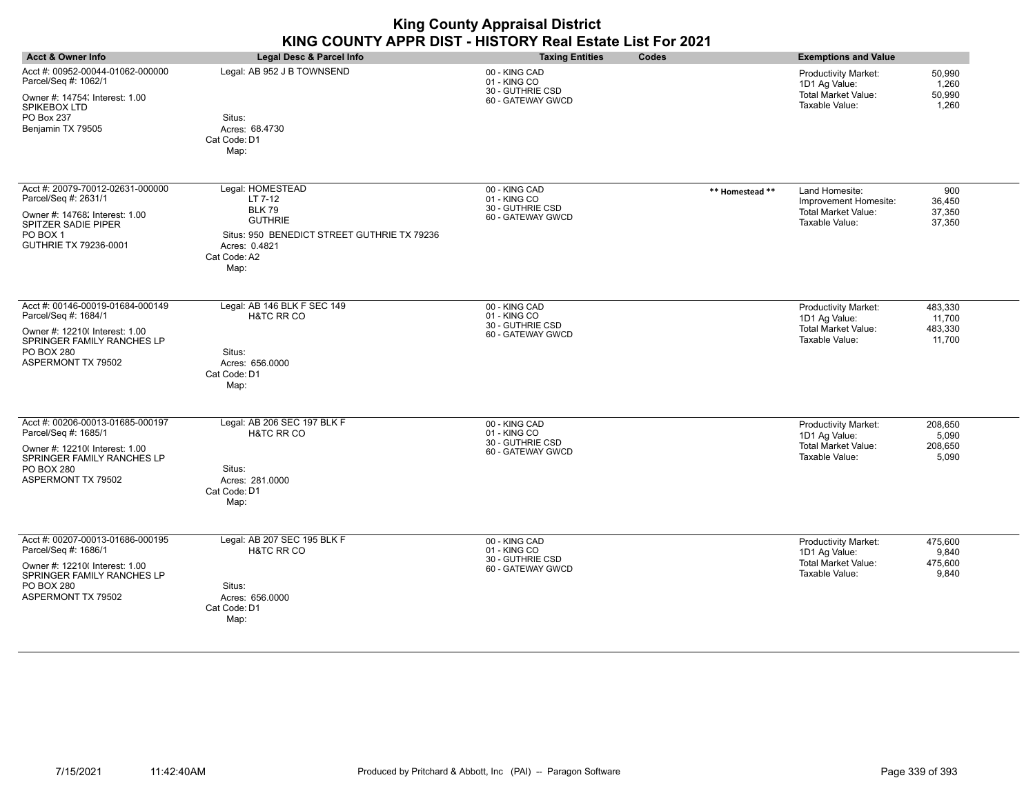# King County Appraisal District
## KING COUNTY APPR DIST - HISTORY Real Estate List For 2021

| Acct & Owner Info | Legal Desc & Parcel Info | Taxing Entities | Codes | Exemptions and Value |
|---|---|---|---|---|
| Acct #: 00952-00044-01062-000000<br>Parcel/Seq #: 1062/1<br>Owner #: 14754; Interest: 1.00<br>SPIKEBOX LTD<br>PO Box 237<br>Benjamin TX 79505 | Legal: AB 952 J B TOWNSEND<br>Situs:<br>Acres: 68.4730<br>Cat Code: D1<br>Map: | 00 - KING CAD<br>01 - KING CO<br>30 - GUTHRIE CSD<br>60 - GATEWAY GWCD | | Productivity Market: 50,990<br>1D1 Ag Value: 1,260<br>Total Market Value: 50,990<br>Taxable Value: 1,260 |
| Acct #: 20079-70012-02631-000000<br>Parcel/Seq #: 2631/1<br>Owner #: 14768; Interest: 1.00<br>SPITZER SADIE PIPER<br>PO BOX 1<br>GUTHRIE TX 79236-0001 | Legal: HOMESTEAD<br>LT 7-12<br>BLK 79<br>GUTHRIE<br>Situs: 950 BENEDICT STREET GUTHRIE TX 79236<br>Acres: 0.4821<br>Cat Code: A2<br>Map: | 00 - KING CAD<br>01 - KING CO<br>30 - GUTHRIE CSD<br>60 - GATEWAY GWCD | ** Homestead ** | Land Homesite: 900<br>Improvement Homesite: 36,450<br>Total Market Value: 37,350<br>Taxable Value: 37,350 |
| Acct #: 00146-00019-01684-000149<br>Parcel/Seq #: 1684/1<br>Owner #: 12210( Interest: 1.00<br>SPRINGER FAMILY RANCHES LP<br>PO BOX 280<br>ASPERMONT TX 79502 | Legal: AB 146 BLK F SEC 149<br>H&TC RR CO<br>Situs:<br>Acres: 656.0000<br>Cat Code: D1<br>Map: | 00 - KING CAD<br>01 - KING CO<br>30 - GUTHRIE CSD<br>60 - GATEWAY GWCD | | Productivity Market: 483,330<br>1D1 Ag Value: 11,700<br>Total Market Value: 483,330<br>Taxable Value: 11,700 |
| Acct #: 00206-00013-01685-000197<br>Parcel/Seq #: 1685/1<br>Owner #: 12210( Interest: 1.00<br>SPRINGER FAMILY RANCHES LP<br>PO BOX 280<br>ASPERMONT TX 79502 | Legal: AB 206 SEC 197 BLK F<br>H&TC RR CO<br>Situs:<br>Acres: 281.0000<br>Cat Code: D1<br>Map: | 00 - KING CAD<br>01 - KING CO<br>30 - GUTHRIE CSD<br>60 - GATEWAY GWCD | | Productivity Market: 208,650<br>1D1 Ag Value: 5,090<br>Total Market Value: 208,650<br>Taxable Value: 5,090 |
| Acct #: 00207-00013-01686-000195<br>Parcel/Seq #: 1686/1<br>Owner #: 12210( Interest: 1.00<br>SPRINGER FAMILY RANCHES LP<br>PO BOX 280<br>ASPERMONT TX 79502 | Legal: AB 207 SEC 195 BLK F<br>H&TC RR CO<br>Situs:<br>Acres: 656.0000<br>Cat Code: D1<br>Map: | 00 - KING CAD<br>01 - KING CO<br>30 - GUTHRIE CSD<br>60 - GATEWAY GWCD | | Productivity Market: 475,600<br>1D1 Ag Value: 9,840<br>Total Market Value: 475,600<br>Taxable Value: 9,840 |

7/15/2021 11:42:40AM Produced by Pritchard & Abbott, Inc (PAI) -- Paragon Software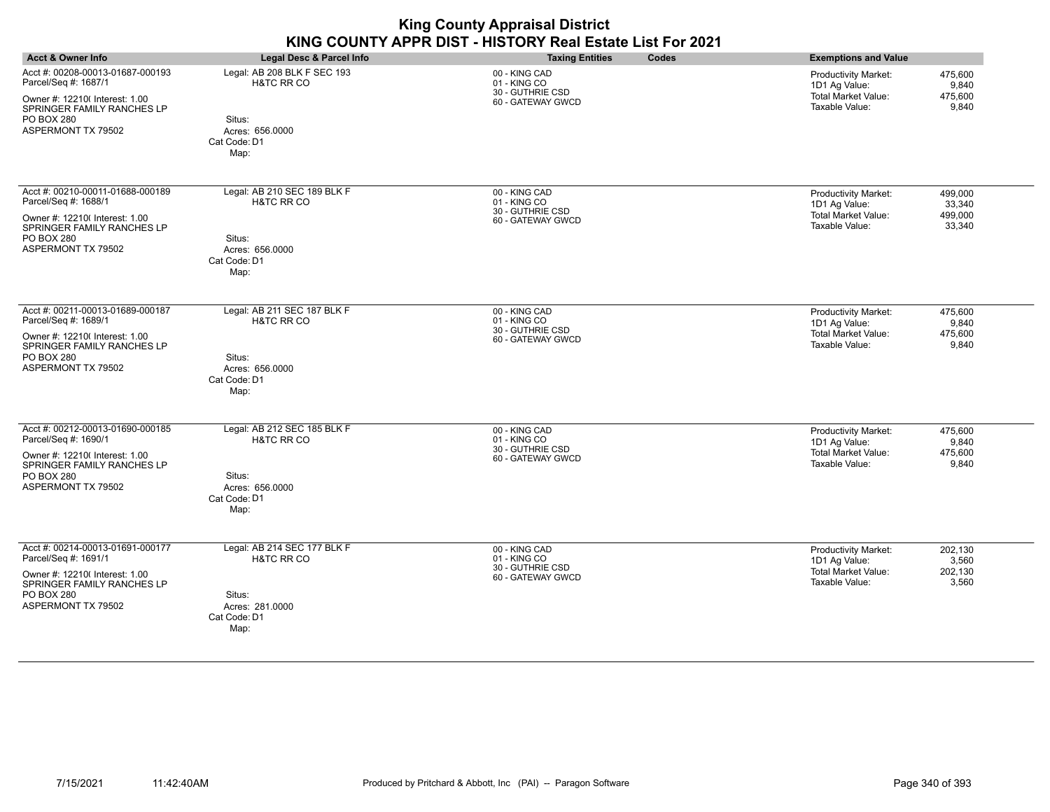# King County Appraisal District

## KING COUNTY APPR DIST - HISTORY Real Estate List For 2021

| Acct & Owner Info | Legal Desc & Parcel Info | Taxing Entities | Codes | Exemptions and Value |
|---|---|---|---|---|
| Acct #: 00208-00013-01687-000193<br>Parcel/Seq #: 1687/1<br>Owner #: 12210( Interest: 1.00<br>SPRINGER FAMILY RANCHES LP<br>PO BOX 280<br>ASPERMONT TX 79502 | Legal: AB 208 BLK F SEC 193 H&TC RR CO<br>Situs:<br>Acres: 656.0000<br>Cat Code: D1<br>Map: | 00 - KING CAD<br>01 - KING CO<br>30 - GUTHRIE CSD<br>60 - GATEWAY GWCD | | Productivity Market: 475,600<br>1D1 Ag Value: 9,840<br>Total Market Value: 475,600<br>Taxable Value: 9,840 |
| Acct #: 00210-00011-01688-000189<br>Parcel/Seq #: 1688/1<br>Owner #: 12210( Interest: 1.00<br>SPRINGER FAMILY RANCHES LP<br>PO BOX 280<br>ASPERMONT TX 79502 | Legal: AB 210 SEC 189 BLK F H&TC RR CO<br>Situs:<br>Acres: 656.0000<br>Cat Code: D1<br>Map: | 00 - KING CAD<br>01 - KING CO<br>30 - GUTHRIE CSD<br>60 - GATEWAY GWCD | | Productivity Market: 499,000<br>1D1 Ag Value: 33,340<br>Total Market Value: 499,000<br>Taxable Value: 33,340 |
| Acct #: 00211-00013-01689-000187<br>Parcel/Seq #: 1689/1<br>Owner #: 12210( Interest: 1.00<br>SPRINGER FAMILY RANCHES LP<br>PO BOX 280<br>ASPERMONT TX 79502 | Legal: AB 211 SEC 187 BLK F H&TC RR CO<br>Situs:<br>Acres: 656.0000<br>Cat Code: D1<br>Map: | 00 - KING CAD<br>01 - KING CO<br>30 - GUTHRIE CSD<br>60 - GATEWAY GWCD | | Productivity Market: 475,600<br>1D1 Ag Value: 9,840<br>Total Market Value: 475,600<br>Taxable Value: 9,840 |
| Acct #: 00212-00013-01690-000185<br>Parcel/Seq #: 1690/1<br>Owner #: 12210( Interest: 1.00<br>SPRINGER FAMILY RANCHES LP<br>PO BOX 280<br>ASPERMONT TX 79502 | Legal: AB 212 SEC 185 BLK F H&TC RR CO<br>Situs:<br>Acres: 656.0000<br>Cat Code: D1<br>Map: | 00 - KING CAD<br>01 - KING CO<br>30 - GUTHRIE CSD<br>60 - GATEWAY GWCD | | Productivity Market: 475,600<br>1D1 Ag Value: 9,840<br>Total Market Value: 475,600<br>Taxable Value: 9,840 |
| Acct #: 00214-00013-01691-000177<br>Parcel/Seq #: 1691/1<br>Owner #: 12210( Interest: 1.00<br>SPRINGER FAMILY RANCHES LP<br>PO BOX 280<br>ASPERMONT TX 79502 | Legal: AB 214 SEC 177 BLK F H&TC RR CO<br>Situs:<br>Acres: 281.0000<br>Cat Code: D1<br>Map: | 00 - KING CAD<br>01 - KING CO<br>30 - GUTHRIE CSD<br>60 - GATEWAY GWCD | | Productivity Market: 202,130<br>1D1 Ag Value: 3,560<br>Total Market Value: 202,130<br>Taxable Value: 3,560 |

7/15/2021 11:42:40AM Produced by Pritchard & Abbott, Inc (PAI) -- Paragon Software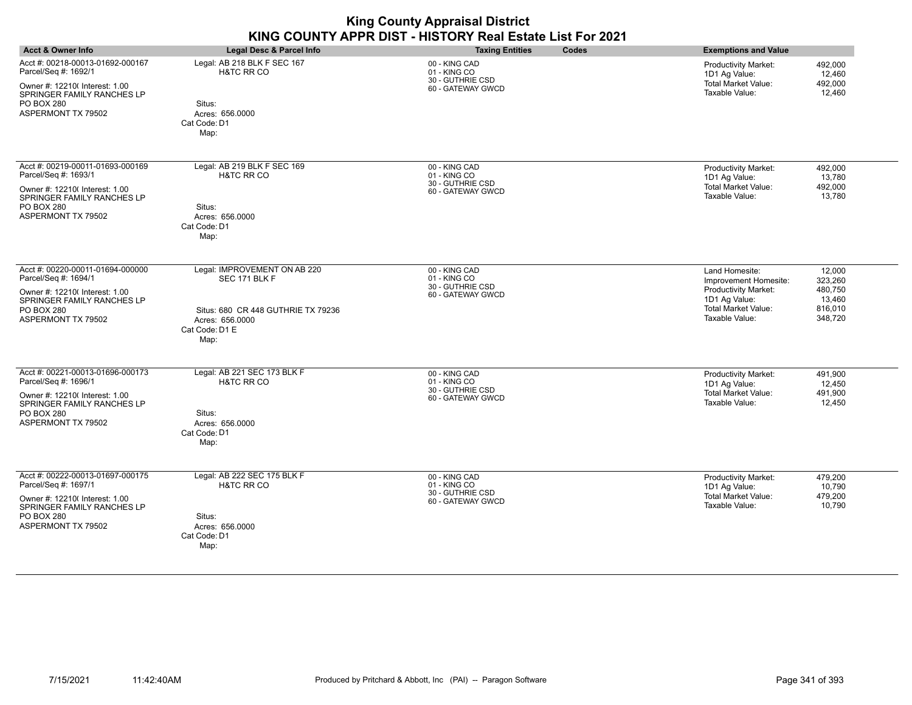# King County Appraisal District

## KING COUNTY APPR DIST - HISTORY Real Estate List For 2021

| Acct & Owner Info | Legal Desc & Parcel Info | Taxing Entities | Codes | Exemptions and Value |
|---|---|---|---|---|
| Acct #: 00218-00013-01692-000167<br>Parcel/Seq #: 1692/1<br>Owner #: 12210( Interest: 1.00<br>SPRINGER FAMILY RANCHES LP<br>PO BOX 280<br>ASPERMONT TX 79502 | Legal: AB 218 BLK F SEC 167<br>H&TC RR CO<br>Situs:<br>Acres: 656.0000<br>Cat Code: D1<br>Map: | 00 - KING CAD<br>01 - KING CO<br>30 - GUTHRIE CSD<br>60 - GATEWAY GWCD | | Productivity Market: 492,000<br>1D1 Ag Value: 12,460<br>Total Market Value: 492,000<br>Taxable Value: 12,460 |
| Acct #: 00219-00011-01693-000169<br>Parcel/Seq #: 1693/1<br>Owner #: 12210( Interest: 1.00<br>SPRINGER FAMILY RANCHES LP<br>PO BOX 280<br>ASPERMONT TX 79502 | Legal: AB 219 BLK F SEC 169<br>H&TC RR CO<br>Situs:<br>Acres: 656.0000<br>Cat Code: D1<br>Map: | 00 - KING CAD<br>01 - KING CO<br>30 - GUTHRIE CSD<br>60 - GATEWAY GWCD | | Productivity Market: 492,000<br>1D1 Ag Value: 13,780<br>Total Market Value: 492,000<br>Taxable Value: 13,780 |
| Acct #: 00220-00011-01694-000000<br>Parcel/Seq #: 1694/1<br>Owner #: 12210( Interest: 1.00<br>SPRINGER FAMILY RANCHES LP<br>PO BOX 280<br>ASPERMONT TX 79502 | Legal: IMPROVEMENT ON AB 220<br>SEC 171 BLK F<br>Situs: 680 CR 448 GUTHRIE TX 79236<br>Acres: 656.0000<br>Cat Code: D1 E<br>Map: | 00 - KING CAD<br>01 - KING CO<br>30 - GUTHRIE CSD<br>60 - GATEWAY GWCD | | Land Homesite: 12,000<br>Improvement Homesite: 323,260<br>Productivity Market: 480,750<br>1D1 Ag Value: 13,460<br>Total Market Value: 816,010<br>Taxable Value: 348,720 |
| Acct #: 00221-00013-01696-000173<br>Parcel/Seq #: 1696/1<br>Owner #: 12210( Interest: 1.00<br>SPRINGER FAMILY RANCHES LP<br>PO BOX 280<br>ASPERMONT TX 79502 | Legal: AB 221 SEC 173 BLK F<br>H&TC RR CO<br>Situs:<br>Acres: 656.0000<br>Cat Code: D1<br>Map: | 00 - KING CAD<br>01 - KING CO<br>30 - GUTHRIE CSD<br>60 - GATEWAY GWCD | | Productivity Market: 491,900<br>1D1 Ag Value: 12,450<br>Total Market Value: 491,900<br>Taxable Value: 12,450 |
| Acct #: 00222-00013-01697-000175<br>Parcel/Seq #: 1697/1<br>Owner #: 12210( Interest: 1.00<br>SPRINGER FAMILY RANCHES LP<br>PO BOX 280<br>ASPERMONT TX 79502 | Legal: AB 222 SEC 175 BLK F<br>H&TC RR CO<br>Situs:<br>Acres: 656.0000<br>Cat Code: D1<br>Map: | 00 - KING CAD<br>01 - KING CO<br>30 - GUTHRIE CSD<br>60 - GATEWAY GWCD | | Productivity Market: 479,200<br>1D1 Ag Value: 10,790<br>Total Market Value: 479,200<br>Taxable Value: 10,790 |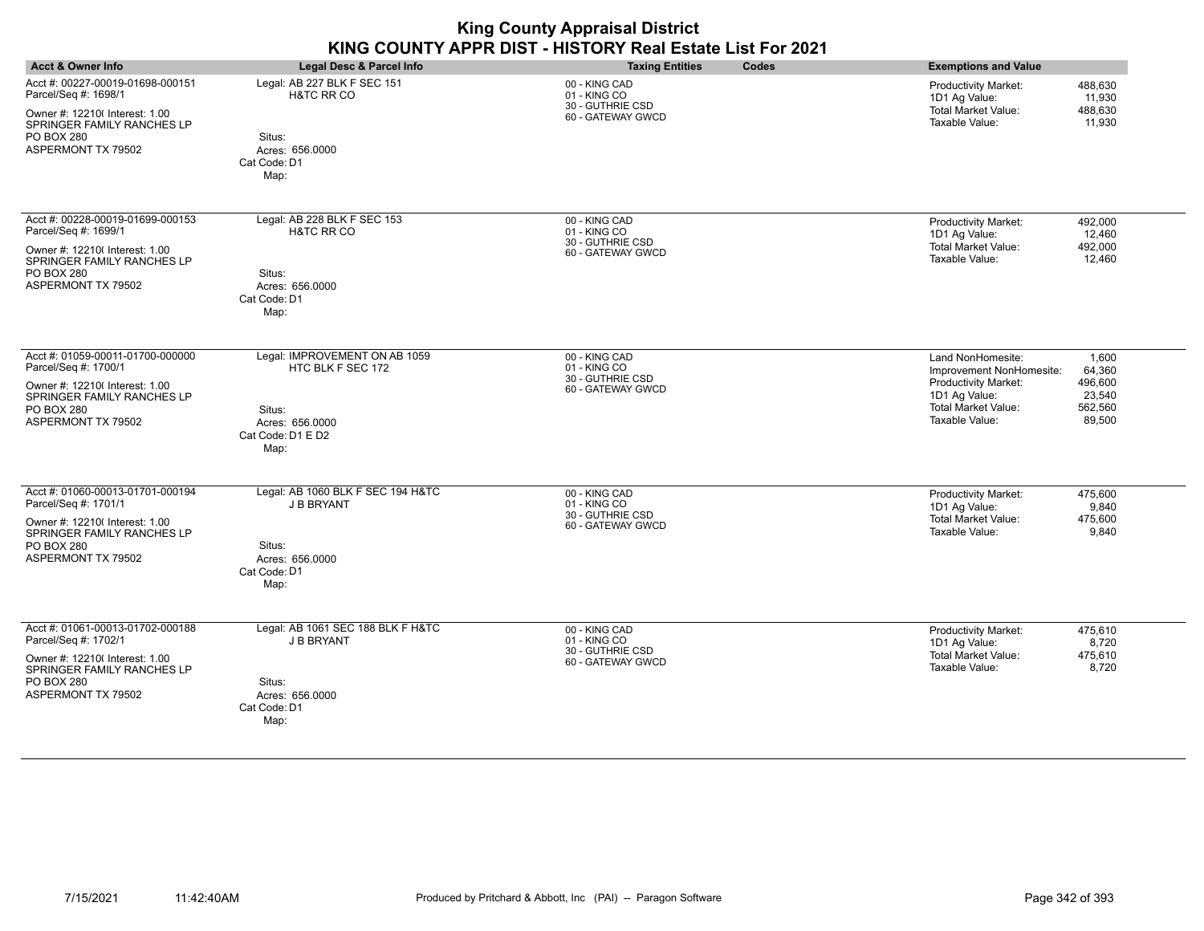# King County Appraisal District

## KING COUNTY APPR DIST - HISTORY Real Estate List For 2021

| Acct & Owner Info | Legal Desc & Parcel Info | Taxing Entities | Codes | Exemptions and Value |
|---|---|---|---|---|
| Acct #: 00227-00019-01698-000151<br>Parcel/Seq #: 1698/1<br>Owner #: 12210( Interest: 1.00<br>SPRINGER FAMILY RANCHES LP<br>PO BOX 280<br>ASPERMONT TX 79502 | Legal: AB 227 BLK F SEC 151 H&TC RR CO<br>Situs:<br>Acres: 656.0000<br>Cat Code: D1<br>Map: | 00 - KING CAD<br>01 - KING CO<br>30 - GUTHRIE CSD<br>60 - GATEWAY GWCD | | Productivity Market: 488,630<br>1D1 Ag Value: 11,930<br>Total Market Value: 488,630<br>Taxable Value: 11,930 |
| Acct #: 00228-00019-01699-000153<br>Parcel/Seq #: 1699/1<br>Owner #: 12210( Interest: 1.00<br>SPRINGER FAMILY RANCHES LP<br>PO BOX 280<br>ASPERMONT TX 79502 | Legal: AB 228 BLK F SEC 153 H&TC RR CO<br>Situs:<br>Acres: 656.0000<br>Cat Code: D1<br>Map: | 00 - KING CAD<br>01 - KING CO<br>30 - GUTHRIE CSD<br>60 - GATEWAY GWCD | | Productivity Market: 492,000<br>1D1 Ag Value: 12,460<br>Total Market Value: 492,000<br>Taxable Value: 12,460 |
| Acct #: 01059-00011-01700-000000<br>Parcel/Seq #: 1700/1<br>Owner #: 12210( Interest: 1.00<br>SPRINGER FAMILY RANCHES LP<br>PO BOX 280<br>ASPERMONT TX 79502 | Legal: IMPROVEMENT ON AB 1059 HTC BLK F SEC 172<br>Situs:<br>Acres: 656.0000<br>Cat Code: D1 E D2<br>Map: | 00 - KING CAD<br>01 - KING CO<br>30 - GUTHRIE CSD<br>60 - GATEWAY GWCD | | Land NonHomesite: 1,600<br>Improvement NonHomesite: 64,360<br>Productivity Market: 496,600<br>1D1 Ag Value: 23,540<br>Total Market Value: 562,560<br>Taxable Value: 89,500 |
| Acct #: 01060-00013-01701-000194<br>Parcel/Seq #: 1701/1<br>Owner #: 12210( Interest: 1.00<br>SPRINGER FAMILY RANCHES LP<br>PO BOX 280<br>ASPERMONT TX 79502 | Legal: AB 1060 BLK F SEC 194 H&TC J B BRYANT<br>Situs:<br>Acres: 656.0000<br>Cat Code: D1<br>Map: | 00 - KING CAD<br>01 - KING CO<br>30 - GUTHRIE CSD<br>60 - GATEWAY GWCD | | Productivity Market: 475,600<br>1D1 Ag Value: 9,840<br>Total Market Value: 475,600<br>Taxable Value: 9,840 |
| Acct #: 01061-00013-01702-000188<br>Parcel/Seq #: 1702/1<br>Owner #: 12210( Interest: 1.00<br>SPRINGER FAMILY RANCHES LP<br>PO BOX 280<br>ASPERMONT TX 79502 | Legal: AB 1061 SEC 188 BLK F H&TC J B BRYANT<br>Situs:<br>Acres: 656.0000<br>Cat Code: D1<br>Map: | 00 - KING CAD<br>01 - KING CO<br>30 - GUTHRIE CSD<br>60 - GATEWAY GWCD | | Productivity Market: 475,610<br>1D1 Ag Value: 8,720<br>Total Market Value: 475,610<br>Taxable Value: 8,720 |

7/15/2021 11:42:40AM Produced by Pritchard & Abbott, Inc (PAI) -- Paragon Software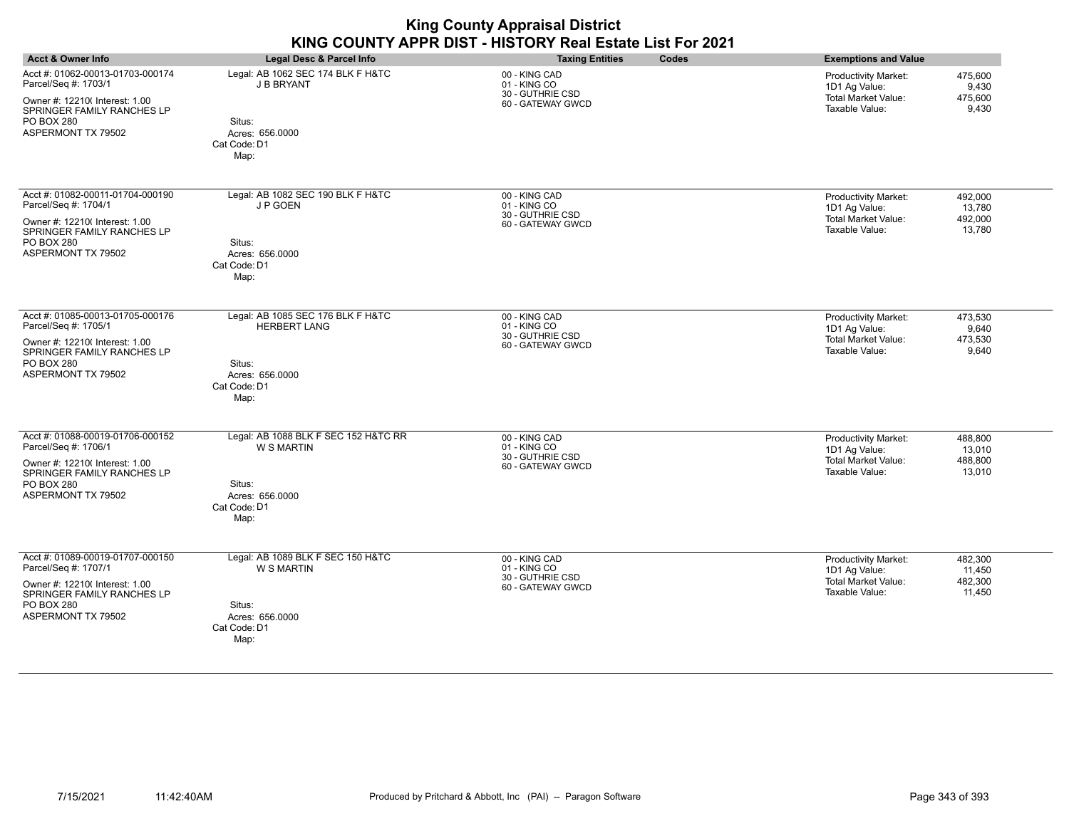# King County Appraisal District

## KING COUNTY APPR DIST - HISTORY Real Estate List For 2021

| Acct & Owner Info | Legal Desc & Parcel Info | Taxing Entities | Codes | Exemptions and Value |
|---|---|---|---|---|
| Acct #: 01062-00013-01703-000174<br>Parcel/Seq #: 1703/1<br>Owner #: 12210( Interest: 1.00<br>SPRINGER FAMILY RANCHES LP<br>PO BOX 280<br>ASPERMONT TX 79502 | Legal: AB 1062 SEC 174 BLK F H&TC<br>J B BRYANT<br>Situs:<br>Acres: 656.0000<br>Cat Code: D1<br>Map: | 00 - KING CAD<br>01 - KING CO<br>30 - GUTHRIE CSD<br>60 - GATEWAY GWCD | | Productivity Market: 475,600<br>1D1 Ag Value: 9,430<br>Total Market Value: 475,600<br>Taxable Value: 9,430 |
| Acct #: 01082-00011-01704-000190<br>Parcel/Seq #: 1704/1<br>Owner #: 12210( Interest: 1.00<br>SPRINGER FAMILY RANCHES LP<br>PO BOX 280<br>ASPERMONT TX 79502 | Legal: AB 1082 SEC 190 BLK F H&TC<br>J P GOEN<br>Situs:<br>Acres: 656.0000<br>Cat Code: D1<br>Map: | 00 - KING CAD<br>01 - KING CO<br>30 - GUTHRIE CSD<br>60 - GATEWAY GWCD | | Productivity Market: 492,000<br>1D1 Ag Value: 13,780<br>Total Market Value: 492,000<br>Taxable Value: 13,780 |
| Acct #: 01085-00013-01705-000176<br>Parcel/Seq #: 1705/1<br>Owner #: 12210( Interest: 1.00<br>SPRINGER FAMILY RANCHES LP<br>PO BOX 280<br>ASPERMONT TX 79502 | Legal: AB 1085 SEC 176 BLK F H&TC<br>HERBERT LANG<br>Situs:<br>Acres: 656.0000<br>Cat Code: D1<br>Map: | 00 - KING CAD<br>01 - KING CO<br>30 - GUTHRIE CSD<br>60 - GATEWAY GWCD | | Productivity Market: 473,530<br>1D1 Ag Value: 9,640<br>Total Market Value: 473,530<br>Taxable Value: 9,640 |
| Acct #: 01088-00019-01706-000152<br>Parcel/Seq #: 1706/1<br>Owner #: 12210( Interest: 1.00<br>SPRINGER FAMILY RANCHES LP<br>PO BOX 280<br>ASPERMONT TX 79502 | Legal: AB 1088 BLK F SEC 152 H&TC RR<br>W S MARTIN<br>Situs:<br>Acres: 656.0000<br>Cat Code: D1<br>Map: | 00 - KING CAD<br>01 - KING CO<br>30 - GUTHRIE CSD<br>60 - GATEWAY GWCD | | Productivity Market: 488,800<br>1D1 Ag Value: 13,010<br>Total Market Value: 488,800<br>Taxable Value: 13,010 |
| Acct #: 01089-00019-01707-000150<br>Parcel/Seq #: 1707/1<br>Owner #: 12210( Interest: 1.00<br>SPRINGER FAMILY RANCHES LP<br>PO BOX 280<br>ASPERMONT TX 79502 | Legal: AB 1089 BLK F SEC 150 H&TC<br>W S MARTIN<br>Situs:<br>Acres: 656.0000<br>Cat Code: D1<br>Map: | 00 - KING CAD<br>01 - KING CO<br>30 - GUTHRIE CSD<br>60 - GATEWAY GWCD | | Productivity Market: 482,300<br>1D1 Ag Value: 11,450<br>Total Market Value: 482,300<br>Taxable Value: 11,450 |

7/15/2021 11:42:40AM Produced by Pritchard & Abbott, Inc (PAI) -- Paragon Software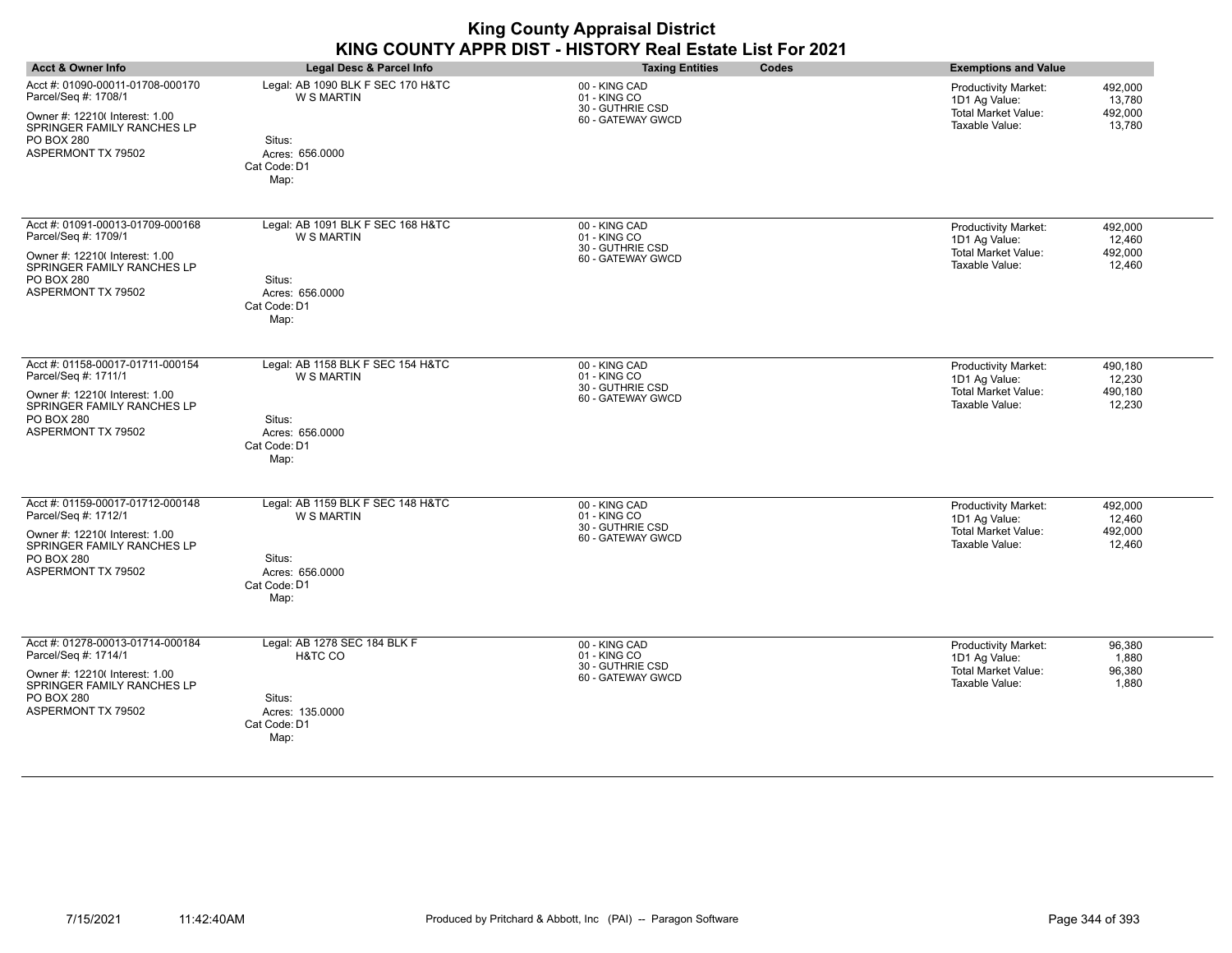# King County Appraisal District

## KING COUNTY APPR DIST - HISTORY Real Estate List For 2021

| Acct & Owner Info | Legal Desc & Parcel Info | Taxing Entities | Codes | Exemptions and Value |
|---|---|---|---|---|
| Acct #: 01090-00011-01708-000170<br>Parcel/Seq #: 1708/1<br>Owner #: 12210( Interest: 1.00<br>SPRINGER FAMILY RANCHES LP<br>PO BOX 280<br>ASPERMONT TX 79502 | Legal: AB 1090 BLK F SEC 170 H&TC W S MARTIN<br>Situs:<br>Acres: 656.0000<br>Cat Code: D1<br>Map: | 00 - KING CAD<br>01 - KING CO<br>30 - GUTHRIE CSD<br>60 - GATEWAY GWCD | | Productivity Market: 492,000<br>1D1 Ag Value: 13,780<br>Total Market Value: 492,000<br>Taxable Value: 13,780 |
| Acct #: 01091-00013-01709-000168<br>Parcel/Seq #: 1709/1<br>Owner #: 12210( Interest: 1.00<br>SPRINGER FAMILY RANCHES LP<br>PO BOX 280<br>ASPERMONT TX 79502 | Legal: AB 1091 BLK F SEC 168 H&TC W S MARTIN<br>Situs:<br>Acres: 656.0000<br>Cat Code: D1<br>Map: | 00 - KING CAD<br>01 - KING CO<br>30 - GUTHRIE CSD<br>60 - GATEWAY GWCD | | Productivity Market: 492,000<br>1D1 Ag Value: 12,460<br>Total Market Value: 492,000<br>Taxable Value: 12,460 |
| Acct #: 01158-00017-01711-000154<br>Parcel/Seq #: 1711/1<br>Owner #: 12210( Interest: 1.00<br>SPRINGER FAMILY RANCHES LP<br>PO BOX 280<br>ASPERMONT TX 79502 | Legal: AB 1158 BLK F SEC 154 H&TC W S MARTIN<br>Situs:<br>Acres: 656.0000<br>Cat Code: D1<br>Map: | 00 - KING CAD<br>01 - KING CO<br>30 - GUTHRIE CSD<br>60 - GATEWAY GWCD | | Productivity Market: 490,180<br>1D1 Ag Value: 12,230<br>Total Market Value: 490,180<br>Taxable Value: 12,230 |
| Acct #: 01159-00017-01712-000148<br>Parcel/Seq #: 1712/1<br>Owner #: 12210( Interest: 1.00<br>SPRINGER FAMILY RANCHES LP<br>PO BOX 280<br>ASPERMONT TX 79502 | Legal: AB 1159 BLK F SEC 148 H&TC W S MARTIN<br>Situs:<br>Acres: 656.0000<br>Cat Code: D1<br>Map: | 00 - KING CAD<br>01 - KING CO<br>30 - GUTHRIE CSD<br>60 - GATEWAY GWCD | | Productivity Market: 492,000<br>1D1 Ag Value: 12,460<br>Total Market Value: 492,000<br>Taxable Value: 12,460 |
| Acct #: 01278-00013-01714-000184<br>Parcel/Seq #: 1714/1<br>Owner #: 12210( Interest: 1.00<br>SPRINGER FAMILY RANCHES LP<br>PO BOX 280<br>ASPERMONT TX 79502 | Legal: AB 1278 SEC 184 BLK F H&TC CO<br>Situs:<br>Acres: 135.0000<br>Cat Code: D1<br>Map: | 00 - KING CAD<br>01 - KING CO<br>30 - GUTHRIE CSD<br>60 - GATEWAY GWCD | | Productivity Market: 96,380<br>1D1 Ag Value: 1,880<br>Total Market Value: 96,380<br>Taxable Value: 1,880 |

7/15/2021 11:42:40AM Produced by Pritchard & Abbott, Inc (PAI) -- Paragon Software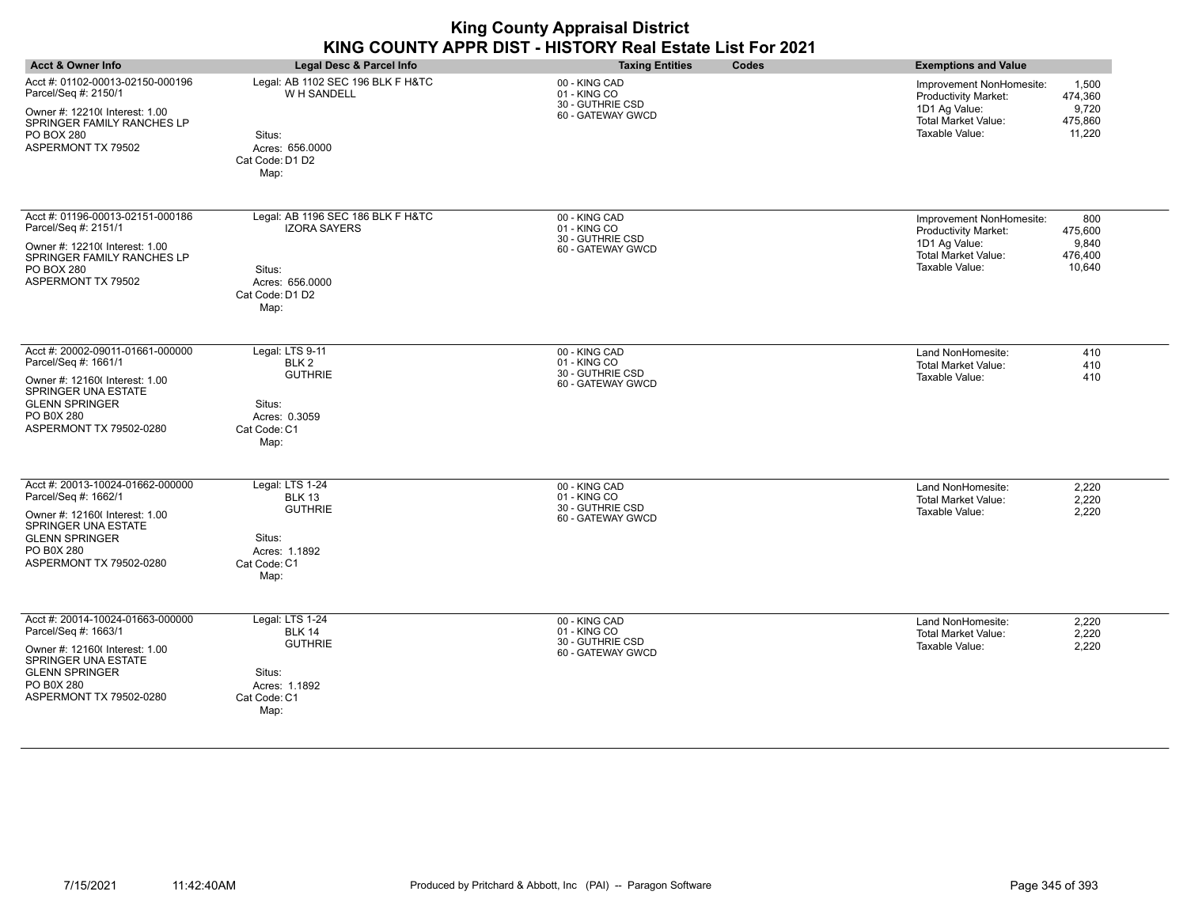# King County Appraisal District

## KING COUNTY APPR DIST - HISTORY Real Estate List For 2021

| Acct & Owner Info | Legal Desc & Parcel Info | Taxing Entities | Codes | Exemptions and Value |
|---|---|---|---|---|
| Acct #: 01102-00013-02150-000196<br>Parcel/Seq #: 2150/1<br>Owner #: 12210( Interest: 1.00<br>SPRINGER FAMILY RANCHES LP<br>PO BOX 280<br>ASPERMONT TX 79502 | Legal: AB 1102 SEC 196 BLK F H&TC<br>W H SANDELL<br>Situs:<br>Acres: 656.0000<br>Cat Code: D1 D2<br>Map: | 00 - KING CAD<br>01 - KING CO<br>30 - GUTHRIE CSD<br>60 - GATEWAY GWCD | | Improvement NonHomesite: 1,500<br>Productivity Market: 474,360<br>1D1 Ag Value: 9,720<br>Total Market Value: 475,860<br>Taxable Value: 11,220 |
| Acct #: 01196-00013-02151-000186<br>Parcel/Seq #: 2151/1<br>Owner #: 12210( Interest: 1.00<br>SPRINGER FAMILY RANCHES LP<br>PO BOX 280<br>ASPERMONT TX 79502 | Legal: AB 1196 SEC 186 BLK F H&TC<br>IZORA SAYERS<br>Situs:<br>Acres: 656.0000<br>Cat Code: D1 D2<br>Map: | 00 - KING CAD<br>01 - KING CO<br>30 - GUTHRIE CSD<br>60 - GATEWAY GWCD | | Improvement NonHomesite: 800<br>Productivity Market: 475,600<br>1D1 Ag Value: 9,840<br>Total Market Value: 476,400<br>Taxable Value: 10,640 |
| Acct #: 20002-09011-01661-000000<br>Parcel/Seq #: 1661/1<br>Owner #: 12160( Interest: 1.00<br>SPRINGER UNA ESTATE<br>GLENN SPRINGER<br>PO B0X 280<br>ASPERMONT TX 79502-0280 | Legal: LTS 9-11<br>BLK 2<br>GUTHRIE<br>Situs:<br>Acres: 0.3059<br>Cat Code: C1<br>Map: | 00 - KING CAD<br>01 - KING CO<br>30 - GUTHRIE CSD<br>60 - GATEWAY GWCD | | Land NonHomesite: 410<br>Total Market Value: 410<br>Taxable Value: 410 |
| Acct #: 20013-10024-01662-000000<br>Parcel/Seq #: 1662/1<br>Owner #: 12160( Interest: 1.00<br>SPRINGER UNA ESTATE<br>GLENN SPRINGER<br>PO B0X 280<br>ASPERMONT TX 79502-0280 | Legal: LTS 1-24<br>BLK 13<br>GUTHRIE<br>Situs:<br>Acres: 1.1892<br>Cat Code: C1<br>Map: | 00 - KING CAD<br>01 - KING CO<br>30 - GUTHRIE CSD<br>60 - GATEWAY GWCD | | Land NonHomesite: 2,220<br>Total Market Value: 2,220<br>Taxable Value: 2,220 |
| Acct #: 20014-10024-01663-000000<br>Parcel/Seq #: 1663/1<br>Owner #: 12160( Interest: 1.00<br>SPRINGER UNA ESTATE<br>GLENN SPRINGER<br>PO B0X 280<br>ASPERMONT TX 79502-0280 | Legal: LTS 1-24<br>BLK 14<br>GUTHRIE<br>Situs:<br>Acres: 1.1892<br>Cat Code: C1<br>Map: | 00 - KING CAD<br>01 - KING CO<br>30 - GUTHRIE CSD<br>60 - GATEWAY GWCD | | Land NonHomesite: 2,220<br>Total Market Value: 2,220<br>Taxable Value: 2,220 |

7/15/2021 11:42:40AM Produced by Pritchard & Abbott, Inc (PAI) -- Paragon Software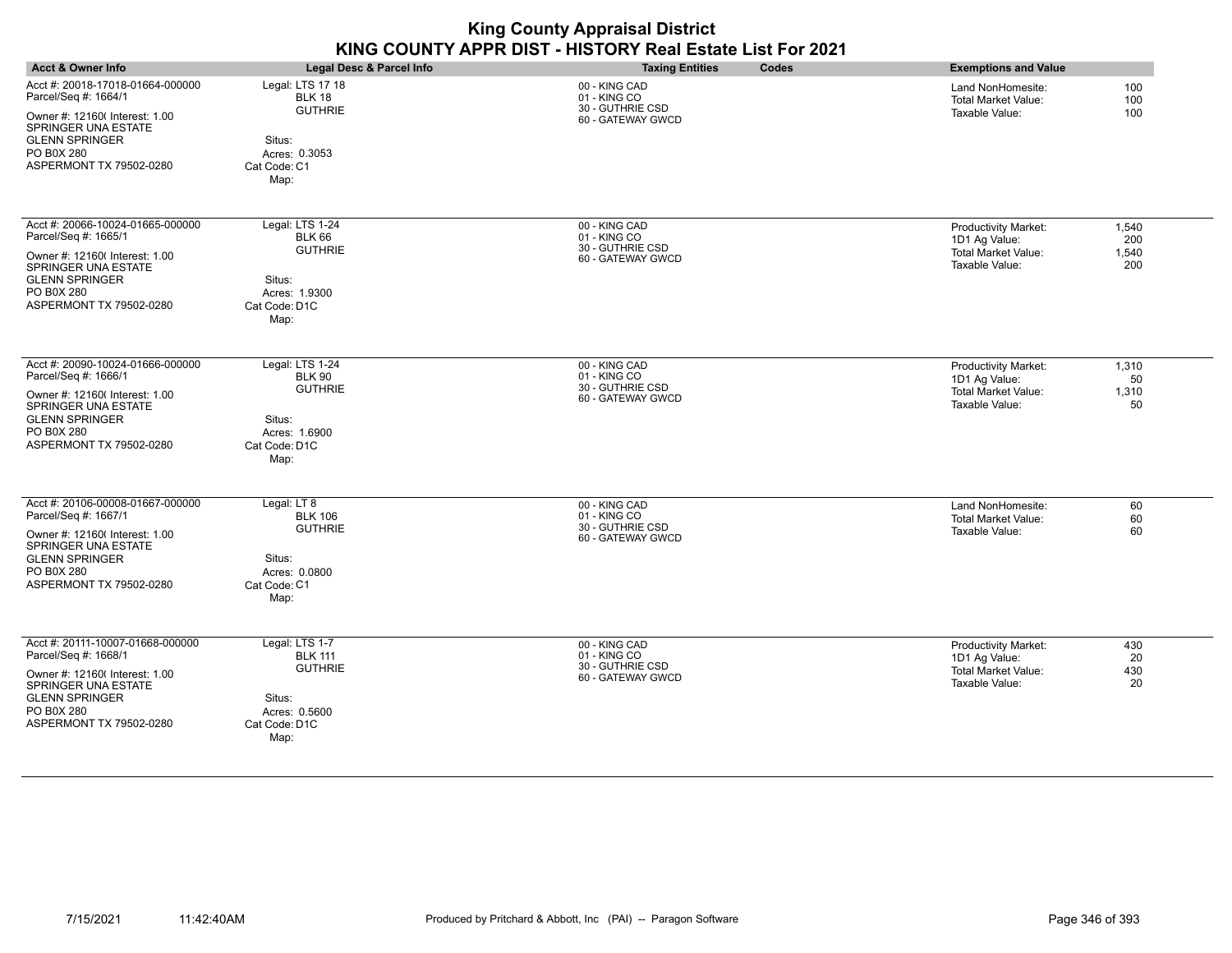# King County Appraisal District

## KING COUNTY APPR DIST - HISTORY Real Estate List For 2021

| Acct & Owner Info | Legal Desc & Parcel Info | Taxing Entities | Codes | Exemptions and Value |
|---|---|---|---|---|
| Acct #: 20018-17018-01664-000000<br>Parcel/Seq #: 1664/1<br>Owner #: 12160( Interest: 1.00<br>SPRINGER UNA ESTATE<br>GLENN SPRINGER<br>PO B0X 280<br>ASPERMONT TX 79502-0280 | Legal: LTS 17 18<br>BLK 18<br>GUTHRIE<br>Situs:<br>Acres: 0.3053<br>Cat Code: C1<br>Map: | 00 - KING CAD<br>01 - KING CO<br>30 - GUTHRIE CSD<br>60 - GATEWAY GWCD | | Land NonHomesite: 100<br>Total Market Value: 100<br>Taxable Value: 100 |
| Acct #: 20066-10024-01665-000000<br>Parcel/Seq #: 1665/1<br>Owner #: 12160( Interest: 1.00<br>SPRINGER UNA ESTATE<br>GLENN SPRINGER<br>PO B0X 280<br>ASPERMONT TX 79502-0280 | Legal: LTS 1-24<br>BLK 66<br>GUTHRIE<br>Situs:<br>Acres: 1.9300<br>Cat Code: D1C<br>Map: | 00 - KING CAD<br>01 - KING CO<br>30 - GUTHRIE CSD<br>60 - GATEWAY GWCD | | Productivity Market: 1,540<br>1D1 Ag Value: 200<br>Total Market Value: 1,540<br>Taxable Value: 200 |
| Acct #: 20090-10024-01666-000000<br>Parcel/Seq #: 1666/1<br>Owner #: 12160( Interest: 1.00<br>SPRINGER UNA ESTATE<br>GLENN SPRINGER<br>PO B0X 280<br>ASPERMONT TX 79502-0280 | Legal: LTS 1-24<br>BLK 90<br>GUTHRIE<br>Situs:<br>Acres: 1.6900<br>Cat Code: D1C<br>Map: | 00 - KING CAD<br>01 - KING CO<br>30 - GUTHRIE CSD<br>60 - GATEWAY GWCD | | Productivity Market: 1,310<br>1D1 Ag Value: 50<br>Total Market Value: 1,310<br>Taxable Value: 50 |
| Acct #: 20106-00008-01667-000000<br>Parcel/Seq #: 1667/1<br>Owner #: 12160( Interest: 1.00<br>SPRINGER UNA ESTATE<br>GLENN SPRINGER<br>PO B0X 280<br>ASPERMONT TX 79502-0280 | Legal: LT 8<br>BLK 106<br>GUTHRIE<br>Situs:<br>Acres: 0.0800<br>Cat Code: C1<br>Map: | 00 - KING CAD<br>01 - KING CO<br>30 - GUTHRIE CSD<br>60 - GATEWAY GWCD | | Land NonHomesite: 60<br>Total Market Value: 60<br>Taxable Value: 60 |
| Acct #: 20111-10007-01668-000000<br>Parcel/Seq #: 1668/1<br>Owner #: 12160( Interest: 1.00<br>SPRINGER UNA ESTATE<br>GLENN SPRINGER<br>PO B0X 280<br>ASPERMONT TX 79502-0280 | Legal: LTS 1-7<br>BLK 111<br>GUTHRIE<br>Situs:<br>Acres: 0.5600<br>Cat Code: D1C<br>Map: | 00 - KING CAD<br>01 - KING CO<br>30 - GUTHRIE CSD<br>60 - GATEWAY GWCD | | Productivity Market: 430<br>1D1 Ag Value: 20<br>Total Market Value: 430<br>Taxable Value: 20 |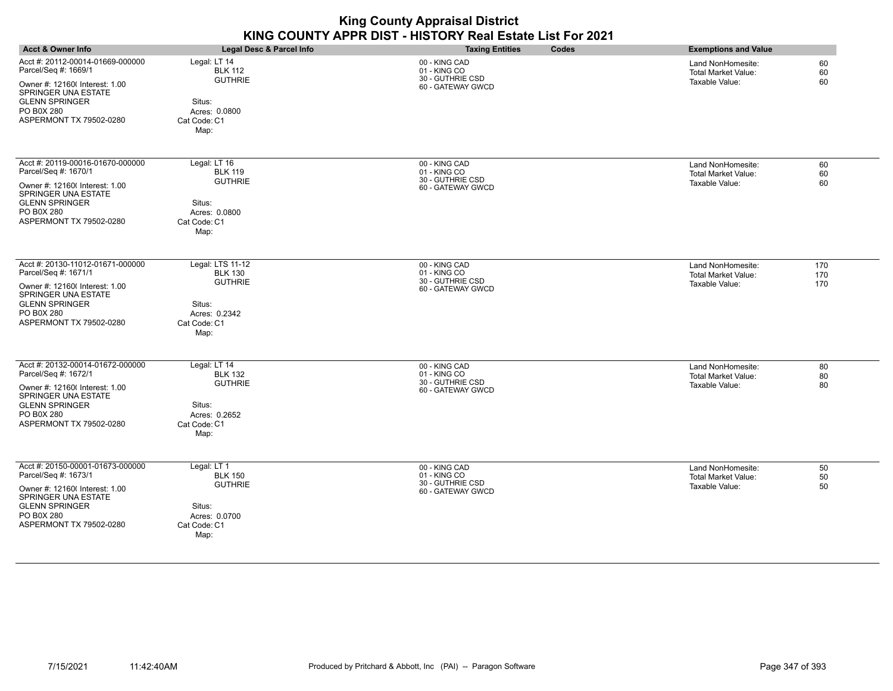# King County Appraisal District

## KING COUNTY APPR DIST - HISTORY Real Estate List For 2021

| Acct & Owner Info | Legal Desc & Parcel Info | Taxing Entities | Codes | Exemptions and Value | |
|---|---|---|---|---|---|
| Acct #: 20112-00014-01669-000000<br>Parcel/Seq #: 1669/1<br>Owner #: 12160( Interest: 1.00<br>SPRINGER UNA ESTATE<br>GLENN SPRINGER<br>PO B0X 280<br>ASPERMONT TX 79502-0280 | Legal: LT 14<br>BLK 112<br>GUTHRIE<br>Situs:<br>Acres: 0.0800<br>Cat Code: C1<br>Map: | 00 - KING CAD<br>01 - KING CO<br>30 - GUTHRIE CSD<br>60 - GATEWAY GWCD | | Land NonHomesite:<br>Total Market Value:<br>Taxable Value: | 60<br>60<br>60 |
| Acct #: 20119-00016-01670-000000<br>Parcel/Seq #: 1670/1<br>Owner #: 12160( Interest: 1.00<br>SPRINGER UNA ESTATE<br>GLENN SPRINGER<br>PO B0X 280<br>ASPERMONT TX 79502-0280 | Legal: LT 16<br>BLK 119<br>GUTHRIE<br>Situs:<br>Acres: 0.0800<br>Cat Code: C1<br>Map: | 00 - KING CAD<br>01 - KING CO<br>30 - GUTHRIE CSD<br>60 - GATEWAY GWCD | | Land NonHomesite:<br>Total Market Value:<br>Taxable Value: | 60<br>60<br>60 |
| Acct #: 20130-11012-01671-000000<br>Parcel/Seq #: 1671/1<br>Owner #: 12160( Interest: 1.00<br>SPRINGER UNA ESTATE<br>GLENN SPRINGER<br>PO B0X 280<br>ASPERMONT TX 79502-0280 | Legal: LTS 11-12<br>BLK 130<br>GUTHRIE<br>Situs:<br>Acres: 0.2342<br>Cat Code: C1<br>Map: | 00 - KING CAD<br>01 - KING CO<br>30 - GUTHRIE CSD<br>60 - GATEWAY GWCD | | Land NonHomesite:<br>Total Market Value:<br>Taxable Value: | 170<br>170<br>170 |
| Acct #: 20132-00014-01672-000000<br>Parcel/Seq #: 1672/1<br>Owner #: 12160( Interest: 1.00<br>SPRINGER UNA ESTATE<br>GLENN SPRINGER<br>PO B0X 280<br>ASPERMONT TX 79502-0280 | Legal: LT 14<br>BLK 132<br>GUTHRIE<br>Situs:<br>Acres: 0.2652<br>Cat Code: C1<br>Map: | 00 - KING CAD<br>01 - KING CO<br>30 - GUTHRIE CSD<br>60 - GATEWAY GWCD | | Land NonHomesite:<br>Total Market Value:<br>Taxable Value: | 80<br>80<br>80 |
| Acct #: 20150-00001-01673-000000<br>Parcel/Seq #: 1673/1<br>Owner #: 12160( Interest: 1.00<br>SPRINGER UNA ESTATE<br>GLENN SPRINGER<br>PO B0X 280<br>ASPERMONT TX 79502-0280 | Legal: LT 1<br>BLK 150<br>GUTHRIE<br>Situs:<br>Acres: 0.0700<br>Cat Code: C1<br>Map: | 00 - KING CAD<br>01 - KING CO<br>30 - GUTHRIE CSD<br>60 - GATEWAY GWCD | | Land NonHomesite:<br>Total Market Value:<br>Taxable Value: | 50<br>50<br>50 |

7/15/2021 11:42:40AM Produced by Pritchard & Abbott, Inc (PAI) -- Paragon Software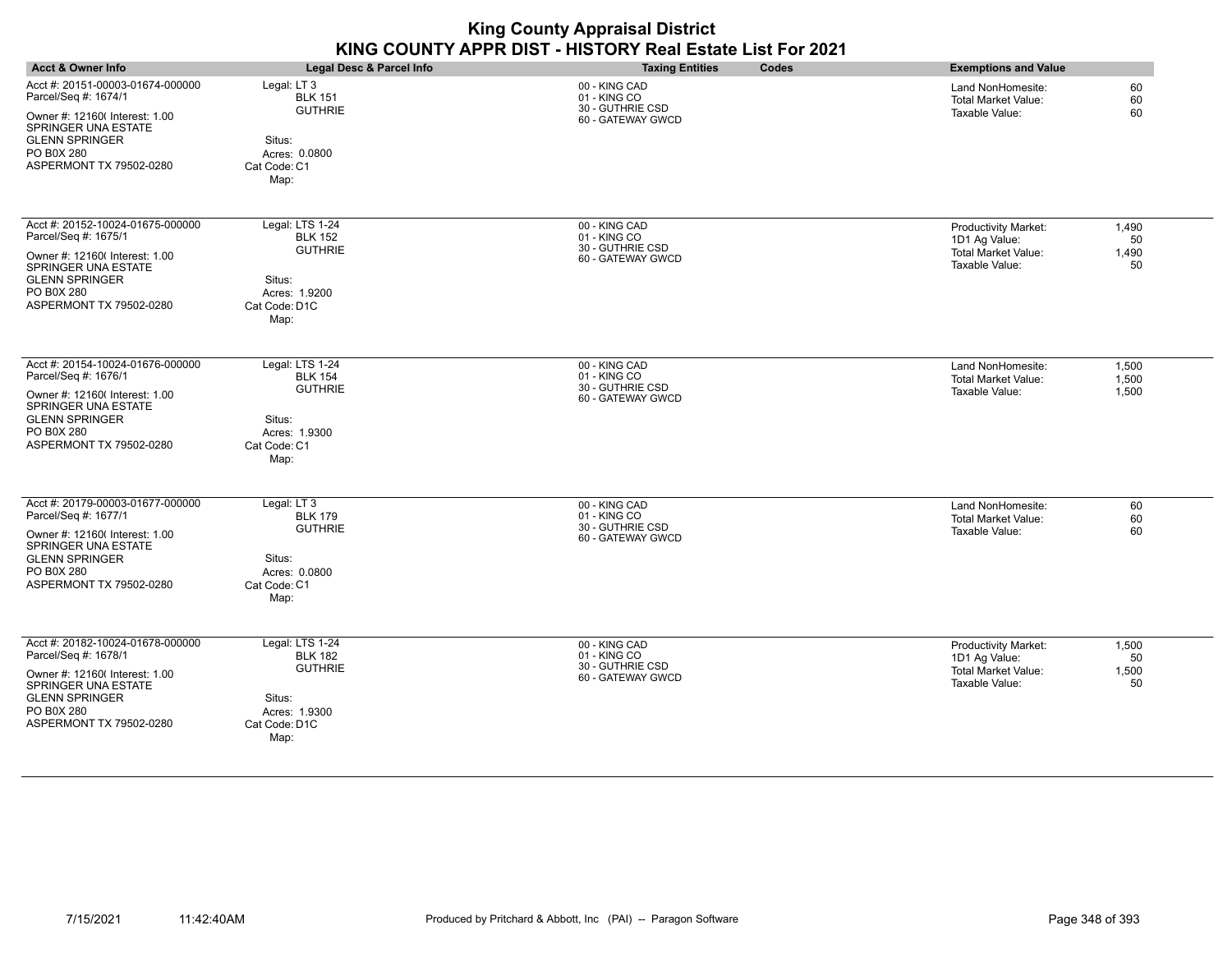# King County Appraisal District
## KING COUNTY APPR DIST - HISTORY Real Estate List For 2021

| Acct & Owner Info | Legal Desc & Parcel Info | Taxing Entities | Codes | Exemptions and Value |
|---|---|---|---|---|
| Acct #: 20151-00003-01674-000000<br>Parcel/Seq #: 1674/1<br>Owner #: 12160( Interest: 1.00<br>SPRINGER UNA ESTATE<br>GLENN SPRINGER<br>PO B0X 280<br>ASPERMONT TX 79502-0280 | Legal: LT 3<br>BLK 151<br>GUTHRIE<br>Situs:<br>Acres: 0.0800<br>Cat Code: C1<br>Map: | 00 - KING CAD<br>01 - KING CO<br>30 - GUTHRIE CSD<br>60 - GATEWAY GWCD | | Land NonHomesite: 60<br>Total Market Value: 60<br>Taxable Value: 60 |
| Acct #: 20152-10024-01675-000000<br>Parcel/Seq #: 1675/1<br>Owner #: 12160( Interest: 1.00<br>SPRINGER UNA ESTATE<br>GLENN SPRINGER<br>PO B0X 280<br>ASPERMONT TX 79502-0280 | Legal: LTS 1-24<br>BLK 152<br>GUTHRIE<br>Situs:<br>Acres: 1.9200<br>Cat Code: D1C<br>Map: | 00 - KING CAD<br>01 - KING CO<br>30 - GUTHRIE CSD<br>60 - GATEWAY GWCD | | Productivity Market: 1,490<br>1D1 Ag Value: 50<br>Total Market Value: 1,490<br>Taxable Value: 50 |
| Acct #: 20154-10024-01676-000000<br>Parcel/Seq #: 1676/1<br>Owner #: 12160( Interest: 1.00<br>SPRINGER UNA ESTATE<br>GLENN SPRINGER<br>PO B0X 280<br>ASPERMONT TX 79502-0280 | Legal: LTS 1-24<br>BLK 154<br>GUTHRIE<br>Situs:<br>Acres: 1.9300<br>Cat Code: C1<br>Map: | 00 - KING CAD<br>01 - KING CO<br>30 - GUTHRIE CSD<br>60 - GATEWAY GWCD | | Land NonHomesite: 1,500<br>Total Market Value: 1,500<br>Taxable Value: 1,500 |
| Acct #: 20179-00003-01677-000000<br>Parcel/Seq #: 1677/1<br>Owner #: 12160( Interest: 1.00<br>SPRINGER UNA ESTATE<br>GLENN SPRINGER<br>PO B0X 280<br>ASPERMONT TX 79502-0280 | Legal: LT 3<br>BLK 179<br>GUTHRIE<br>Situs:<br>Acres: 0.0800<br>Cat Code: C1<br>Map: | 00 - KING CAD<br>01 - KING CO<br>30 - GUTHRIE CSD<br>60 - GATEWAY GWCD | | Land NonHomesite: 60<br>Total Market Value: 60<br>Taxable Value: 60 |
| Acct #: 20182-10024-01678-000000<br>Parcel/Seq #: 1678/1<br>Owner #: 12160( Interest: 1.00<br>SPRINGER UNA ESTATE<br>GLENN SPRINGER<br>PO B0X 280<br>ASPERMONT TX 79502-0280 | Legal: LTS 1-24<br>BLK 182<br>GUTHRIE<br>Situs:<br>Acres: 1.9300<br>Cat Code: D1C<br>Map: | 00 - KING CAD<br>01 - KING CO<br>30 - GUTHRIE CSD<br>60 - GATEWAY GWCD | | Productivity Market: 1,500<br>1D1 Ag Value: 50<br>Total Market Value: 1,500<br>Taxable Value: 50 |

7/15/2021 11:42:40AM Produced by Pritchard & Abbott, Inc (PAI) -- Paragon Software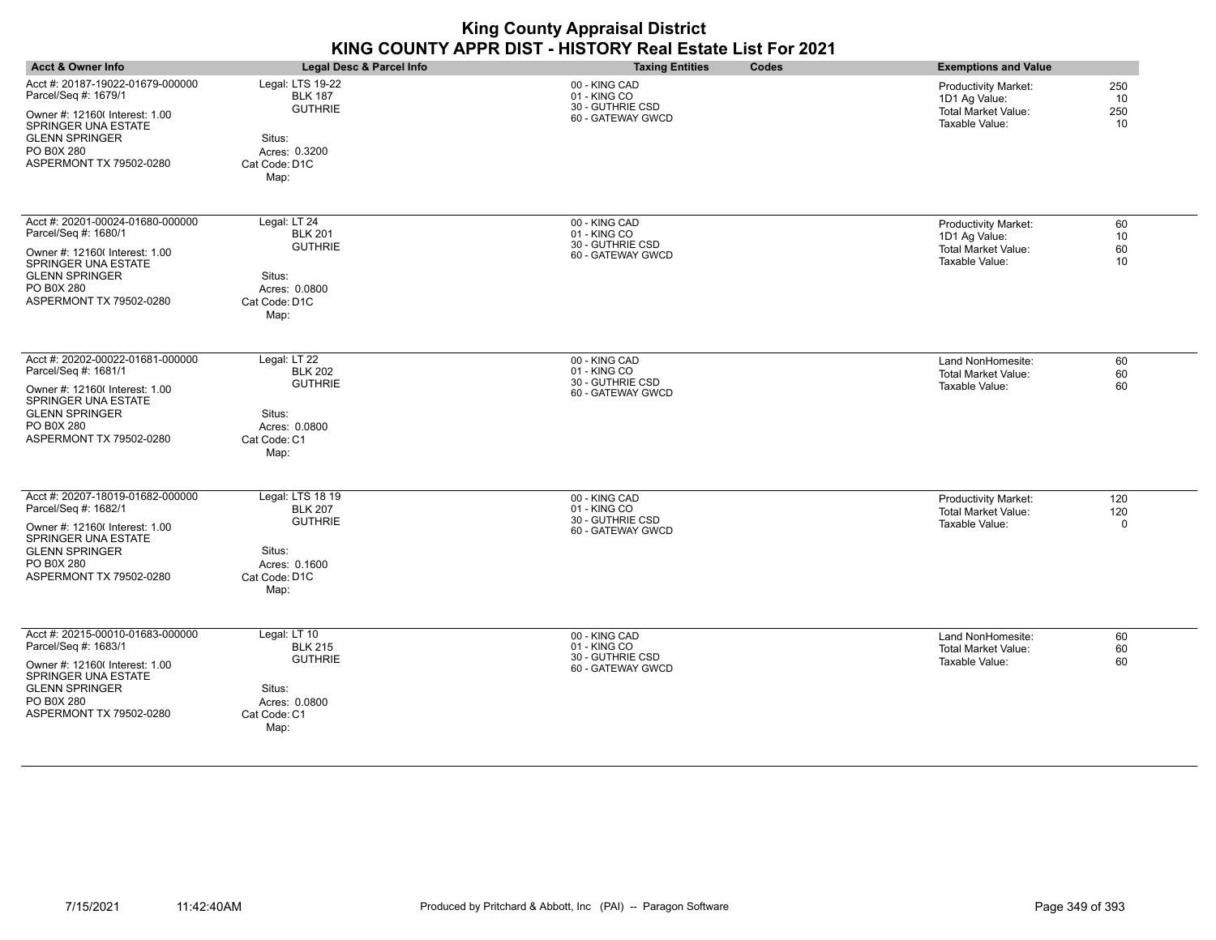# King County Appraisal District

## KING COUNTY APPR DIST - HISTORY Real Estate List For 2021

| Acct & Owner Info | Legal Desc & Parcel Info | Taxing Entities | Codes | Exemptions and Value |
|---|---|---|---|---|
| Acct #: 20187-19022-01679-000000<br>Parcel/Seq #: 1679/1<br>Owner #: 12160( Interest: 1.00<br>SPRINGER UNA ESTATE<br>GLENN SPRINGER<br>PO B0X 280<br>ASPERMONT TX 79502-0280 | Legal: LTS 19-22<br>BLK 187<br>GUTHRIE<br>Situs:<br>Acres: 0.3200<br>Cat Code: D1C<br>Map: | 00 - KING CAD<br>01 - KING CO<br>30 - GUTHRIE CSD<br>60 - GATEWAY GWCD | | Productivity Market: 250<br>1D1 Ag Value: 10<br>Total Market Value: 250<br>Taxable Value: 10 |
| Acct #: 20201-00024-01680-000000<br>Parcel/Seq #: 1680/1<br>Owner #: 12160( Interest: 1.00<br>SPRINGER UNA ESTATE<br>GLENN SPRINGER<br>PO B0X 280<br>ASPERMONT TX 79502-0280 | Legal: LT 24<br>BLK 201<br>GUTHRIE<br>Situs:<br>Acres: 0.0800<br>Cat Code: D1C<br>Map: | 00 - KING CAD<br>01 - KING CO<br>30 - GUTHRIE CSD<br>60 - GATEWAY GWCD | | Productivity Market: 60<br>1D1 Ag Value: 10<br>Total Market Value: 60<br>Taxable Value: 10 |
| Acct #: 20202-00022-01681-000000<br>Parcel/Seq #: 1681/1<br>Owner #: 12160( Interest: 1.00<br>SPRINGER UNA ESTATE<br>GLENN SPRINGER<br>PO B0X 280<br>ASPERMONT TX 79502-0280 | Legal: LT 22<br>BLK 202<br>GUTHRIE<br>Situs:<br>Acres: 0.0800<br>Cat Code: C1<br>Map: | 00 - KING CAD<br>01 - KING CO<br>30 - GUTHRIE CSD<br>60 - GATEWAY GWCD | | Land NonHomesite: 60<br>Total Market Value: 60<br>Taxable Value: 60 |
| Acct #: 20207-18019-01682-000000<br>Parcel/Seq #: 1682/1<br>Owner #: 12160( Interest: 1.00<br>SPRINGER UNA ESTATE<br>GLENN SPRINGER<br>PO B0X 280<br>ASPERMONT TX 79502-0280 | Legal: LTS 18 19<br>BLK 207<br>GUTHRIE<br>Situs:<br>Acres: 0.1600<br>Cat Code: D1C<br>Map: | 00 - KING CAD<br>01 - KING CO<br>30 - GUTHRIE CSD<br>60 - GATEWAY GWCD | | Productivity Market: 120<br>Total Market Value: 120<br>Taxable Value: 0 |
| Acct #: 20215-00010-01683-000000<br>Parcel/Seq #: 1683/1<br>Owner #: 12160( Interest: 1.00<br>SPRINGER UNA ESTATE<br>GLENN SPRINGER<br>PO B0X 280<br>ASPERMONT TX 79502-0280 | Legal: LT 10<br>BLK 215<br>GUTHRIE<br>Situs:<br>Acres: 0.0800<br>Cat Code: C1<br>Map: | 00 - KING CAD<br>01 - KING CO<br>30 - GUTHRIE CSD<br>60 - GATEWAY GWCD | | Land NonHomesite: 60<br>Total Market Value: 60<br>Taxable Value: 60 |

7/15/2021 11:42:40AM Produced by Pritchard & Abbott, Inc (PAI) -- Paragon Software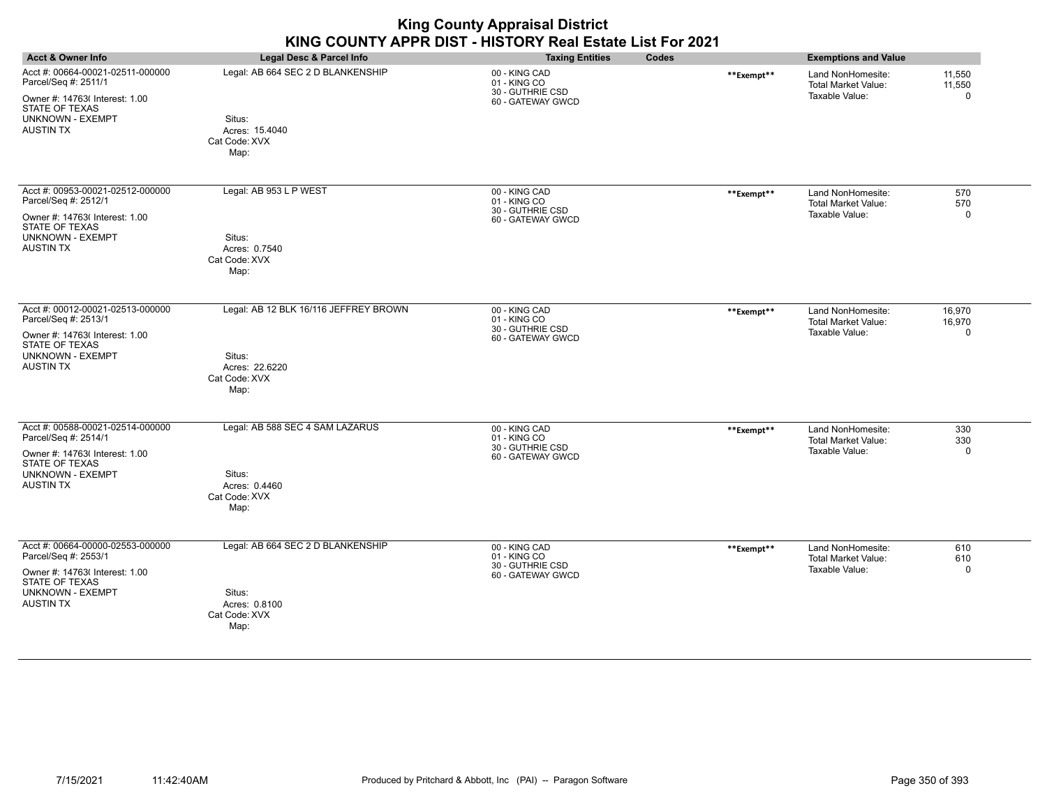# King County Appraisal District

## KING COUNTY APPR DIST - HISTORY Real Estate List For 2021

| Acct & Owner Info | Legal Desc & Parcel Info | Taxing Entities | Codes | Exemptions and Value |
|---|---|---|---|---|
| Acct #: 00664-00021-02511-000000<br>Parcel/Seq #: 2511/1<br>Owner #: 14763( Interest: 1.00<br>STATE OF TEXAS<br>UNKNOWN - EXEMPT<br>AUSTIN TX | Legal: AB 664 SEC 2 D BLANKENSHIP<br>Situs:<br>Acres: 15.4040<br>Cat Code: XVX<br>Map: | 00 - KING CAD<br>01 - KING CO<br>30 - GUTHRIE CSD<br>60 - GATEWAY GWCD | **Exempt** | Land NonHomesite: 11,550<br>Total Market Value: 11,550<br>Taxable Value: 0 |
| Acct #: 00953-00021-02512-000000<br>Parcel/Seq #: 2512/1<br>Owner #: 14763( Interest: 1.00<br>STATE OF TEXAS<br>UNKNOWN - EXEMPT<br>AUSTIN TX | Legal: AB 953 L P WEST<br>Situs:<br>Acres: 0.7540<br>Cat Code: XVX<br>Map: | 00 - KING CAD<br>01 - KING CO<br>30 - GUTHRIE CSD<br>60 - GATEWAY GWCD | **Exempt** | Land NonHomesite: 570<br>Total Market Value: 570<br>Taxable Value: 0 |
| Acct #: 00012-00021-02513-000000<br>Parcel/Seq #: 2513/1<br>Owner #: 14763( Interest: 1.00<br>STATE OF TEXAS<br>UNKNOWN - EXEMPT<br>AUSTIN TX | Legal: AB 12 BLK 16/116 JEFFREY BROWN<br>Situs:<br>Acres: 22.6220<br>Cat Code: XVX<br>Map: | 00 - KING CAD<br>01 - KING CO<br>30 - GUTHRIE CSD<br>60 - GATEWAY GWCD | **Exempt** | Land NonHomesite: 16,970<br>Total Market Value: 16,970<br>Taxable Value: 0 |
| Acct #: 00588-00021-02514-000000<br>Parcel/Seq #: 2514/1<br>Owner #: 14763( Interest: 1.00<br>STATE OF TEXAS<br>UNKNOWN - EXEMPT<br>AUSTIN TX | Legal: AB 588 SEC 4 SAM LAZARUS<br>Situs:<br>Acres: 0.4460<br>Cat Code: XVX<br>Map: | 00 - KING CAD<br>01 - KING CO<br>30 - GUTHRIE CSD<br>60 - GATEWAY GWCD | **Exempt** | Land NonHomesite: 330<br>Total Market Value: 330<br>Taxable Value: 0 |
| Acct #: 00664-00000-02553-000000<br>Parcel/Seq #: 2553/1<br>Owner #: 14763( Interest: 1.00<br>STATE OF TEXAS<br>UNKNOWN - EXEMPT<br>AUSTIN TX | Legal: AB 664 SEC 2 D BLANKENSHIP<br>Situs:<br>Acres: 0.8100<br>Cat Code: XVX<br>Map: | 00 - KING CAD<br>01 - KING CO<br>30 - GUTHRIE CSD<br>60 - GATEWAY GWCD | **Exempt** | Land NonHomesite: 610<br>Total Market Value: 610<br>Taxable Value: 0 |

7/15/2021 11:42:40AM Produced by Pritchard & Abbott, Inc (PAI) -- Paragon Software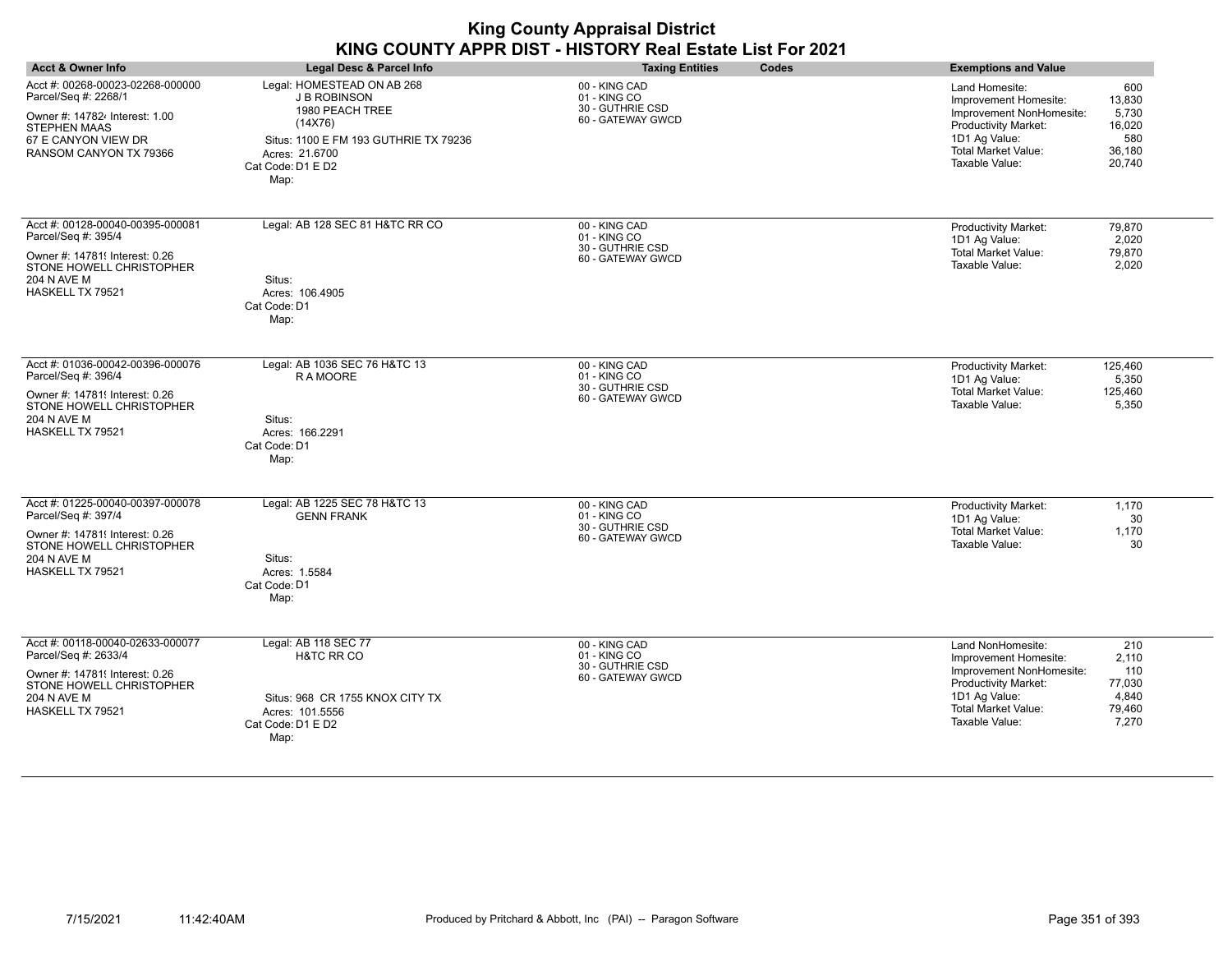# King County Appraisal District

## KING COUNTY APPR DIST - HISTORY Real Estate List For 2021

| Acct & Owner Info | Legal Desc & Parcel Info | Taxing Entities | Codes | Exemptions and Value |
|---|---|---|---|---|
| Acct #: 00268-00023-02268-000000<br>Parcel/Seq #: 2268/1<br>Owner #: 14782‹ Interest: 1.00<br>STEPHEN MAAS<br>67 E CANYON VIEW DR<br>RANSOM CANYON TX 79366 | Legal: HOMESTEAD ON AB 268<br>J B ROBINSON<br>1980 PEACH TREE<br>(14X76)<br>Situs: 1100 E FM 193 GUTHRIE TX 79236<br>Acres: 21.6700<br>Cat Code: D1 E D2<br>Map: | 00 - KING CAD<br>01 - KING CO<br>30 - GUTHRIE CSD<br>60 - GATEWAY GWCD | | Land Homesite: 600<br>Improvement Homesite: 13,830<br>Improvement NonHomesite: 5,730<br>Productivity Market: 16,020<br>1D1 Ag Value: 580<br>Total Market Value: 36,180<br>Taxable Value: 20,740 |
| Acct #: 00128-00040-00395-000081<br>Parcel/Seq #: 395/4<br>Owner #: 14781! Interest: 0.26<br>STONE HOWELL CHRISTOPHER<br>204 N AVE M<br>HASKELL TX 79521 | Legal: AB 128 SEC 81 H&TC RR CO<br>Situs:<br>Acres: 106.4905<br>Cat Code: D1<br>Map: | 00 - KING CAD<br>01 - KING CO<br>30 - GUTHRIE CSD<br>60 - GATEWAY GWCD | | Productivity Market: 79,870<br>1D1 Ag Value: 2,020<br>Total Market Value: 79,870<br>Taxable Value: 2,020 |
| Acct #: 01036-00042-00396-000076<br>Parcel/Seq #: 396/4<br>Owner #: 14781! Interest: 0.26<br>STONE HOWELL CHRISTOPHER<br>204 N AVE M<br>HASKELL TX 79521 | Legal: AB 1036 SEC 76 H&TC 13<br>R A MOORE<br>Situs:<br>Acres: 166.2291<br>Cat Code: D1<br>Map: | 00 - KING CAD<br>01 - KING CO<br>30 - GUTHRIE CSD<br>60 - GATEWAY GWCD | | Productivity Market: 125,460<br>1D1 Ag Value: 5,350<br>Total Market Value: 125,460<br>Taxable Value: 5,350 |
| Acct #: 01225-00040-00397-000078<br>Parcel/Seq #: 397/4<br>Owner #: 14781! Interest: 0.26<br>STONE HOWELL CHRISTOPHER<br>204 N AVE M<br>HASKELL TX 79521 | Legal: AB 1225 SEC 78 H&TC 13<br>GENN FRANK<br>Situs:<br>Acres: 1.5584<br>Cat Code: D1<br>Map: | 00 - KING CAD<br>01 - KING CO<br>30 - GUTHRIE CSD<br>60 - GATEWAY GWCD | | Productivity Market: 1,170<br>1D1 Ag Value: 30<br>Total Market Value: 1,170<br>Taxable Value: 30 |
| Acct #: 00118-00040-02633-000077<br>Parcel/Seq #: 2633/4<br>Owner #: 14781! Interest: 0.26<br>STONE HOWELL CHRISTOPHER<br>204 N AVE M<br>HASKELL TX 79521 | Legal: AB 118 SEC 77<br>H&TC RR CO<br>Situs: 968 CR 1755 KNOX CITY TX<br>Acres: 101.5556<br>Cat Code: D1 E D2<br>Map: | 00 - KING CAD<br>01 - KING CO<br>30 - GUTHRIE CSD<br>60 - GATEWAY GWCD | | Land NonHomesite: 210<br>Improvement Homesite: 2,110<br>Improvement NonHomesite: 110<br>Productivity Market: 77,030<br>1D1 Ag Value: 4,840<br>Total Market Value: 79,460<br>Taxable Value: 7,270 |

7/15/2021 11:42:40AM Produced by Pritchard & Abbott, Inc (PAI) -- Paragon Software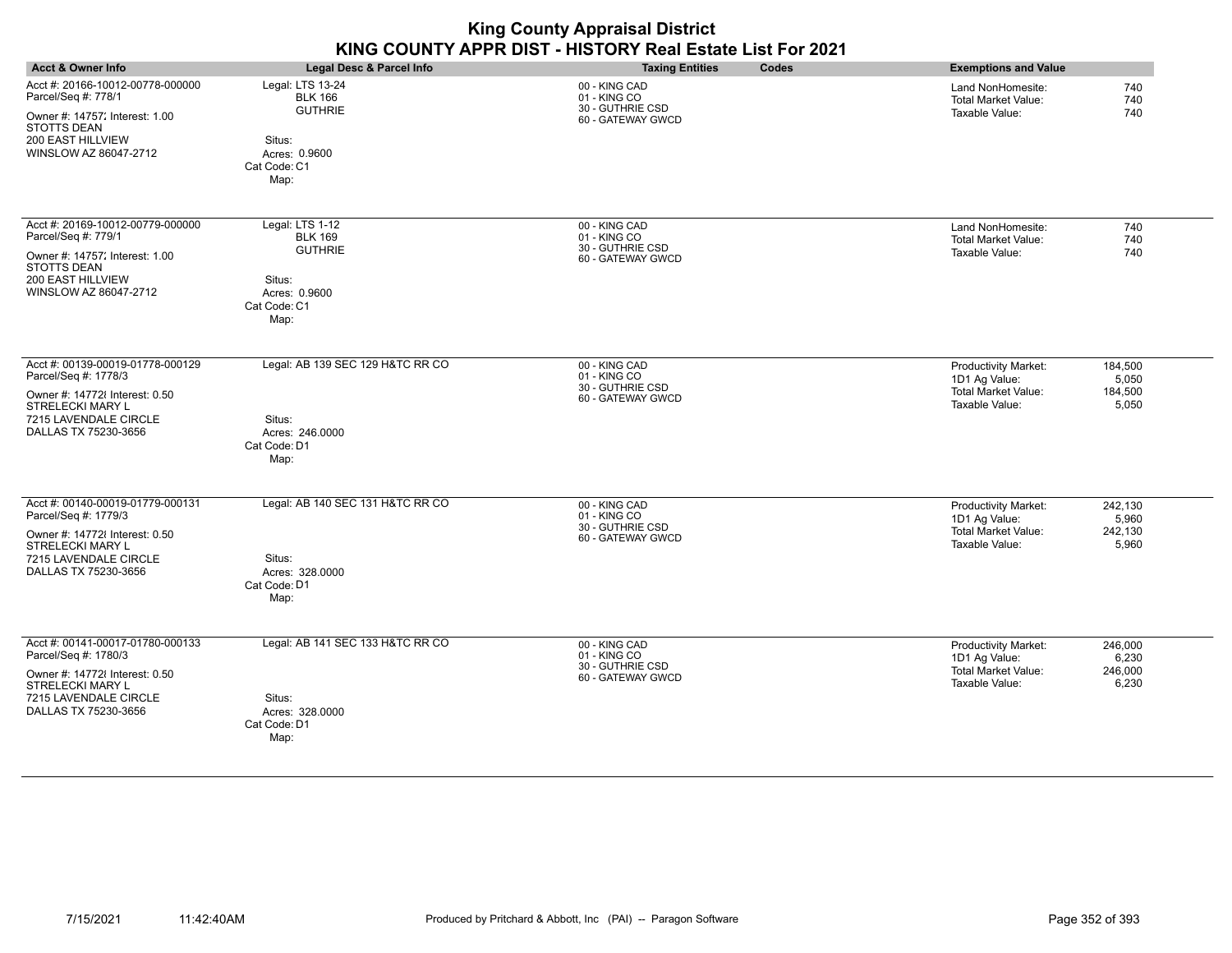# King County Appraisal District

## KING COUNTY APPR DIST - HISTORY Real Estate List For 2021

| Acct & Owner Info | Legal Desc & Parcel Info | Taxing Entities | Codes | Exemptions and Value |
|---|---|---|---|---|
| Acct #: 20166-10012-00778-000000<br>Parcel/Seq #: 778/1<br>Owner #: 14757; Interest: 1.00<br>STOTTS DEAN<br>200 EAST HILLVIEW<br>WINSLOW AZ 86047-2712 | Legal: LTS 13-24<br>BLK 166<br>GUTHRIE<br>Situs:<br>Acres: 0.9600<br>Cat Code: C1<br>Map: | 00 - KING CAD<br>01 - KING CO<br>30 - GUTHRIE CSD<br>60 - GATEWAY GWCD | | Land NonHomesite: 740<br>Total Market Value: 740<br>Taxable Value: 740 |
| Acct #: 20169-10012-00779-000000<br>Parcel/Seq #: 779/1<br>Owner #: 14757; Interest: 1.00<br>STOTTS DEAN<br>200 EAST HILLVIEW<br>WINSLOW AZ 86047-2712 | Legal: LTS 1-12<br>BLK 169<br>GUTHRIE<br>Situs:<br>Acres: 0.9600<br>Cat Code: C1<br>Map: | 00 - KING CAD<br>01 - KING CO<br>30 - GUTHRIE CSD<br>60 - GATEWAY GWCD | | Land NonHomesite: 740<br>Total Market Value: 740<br>Taxable Value: 740 |
| Acct #: 00139-00019-01778-000129<br>Parcel/Seq #: 1778/3<br>Owner #: 14772( Interest: 0.50<br>STRELECKI MARY L<br>7215 LAVENDALE CIRCLE<br>DALLAS TX 75230-3656 | Legal: AB 139 SEC 129 H&TC RR CO<br>Situs:<br>Acres: 246.0000<br>Cat Code: D1<br>Map: | 00 - KING CAD<br>01 - KING CO<br>30 - GUTHRIE CSD<br>60 - GATEWAY GWCD | | Productivity Market: 184,500<br>1D1 Ag Value: 5,050<br>Total Market Value: 184,500<br>Taxable Value: 5,050 |
| Acct #: 00140-00019-01779-000131<br>Parcel/Seq #: 1779/3<br>Owner #: 14772( Interest: 0.50<br>STRELECKI MARY L<br>7215 LAVENDALE CIRCLE<br>DALLAS TX 75230-3656 | Legal: AB 140 SEC 131 H&TC RR CO<br>Situs:<br>Acres: 328.0000<br>Cat Code: D1<br>Map: | 00 - KING CAD<br>01 - KING CO<br>30 - GUTHRIE CSD<br>60 - GATEWAY GWCD | | Productivity Market: 242,130<br>1D1 Ag Value: 5,960<br>Total Market Value: 242,130<br>Taxable Value: 5,960 |
| Acct #: 00141-00017-01780-000133<br>Parcel/Seq #: 1780/3<br>Owner #: 14772( Interest: 0.50<br>STRELECKI MARY L<br>7215 LAVENDALE CIRCLE<br>DALLAS TX 75230-3656 | Legal: AB 141 SEC 133 H&TC RR CO<br>Situs:<br>Acres: 328.0000<br>Cat Code: D1<br>Map: | 00 - KING CAD<br>01 - KING CO<br>30 - GUTHRIE CSD<br>60 - GATEWAY GWCD | | Productivity Market: 246,000<br>1D1 Ag Value: 6,230<br>Total Market Value: 246,000<br>Taxable Value: 6,230 |

7/15/2021 11:42:40AM Produced by Pritchard & Abbott, Inc (PAI) -- Paragon Software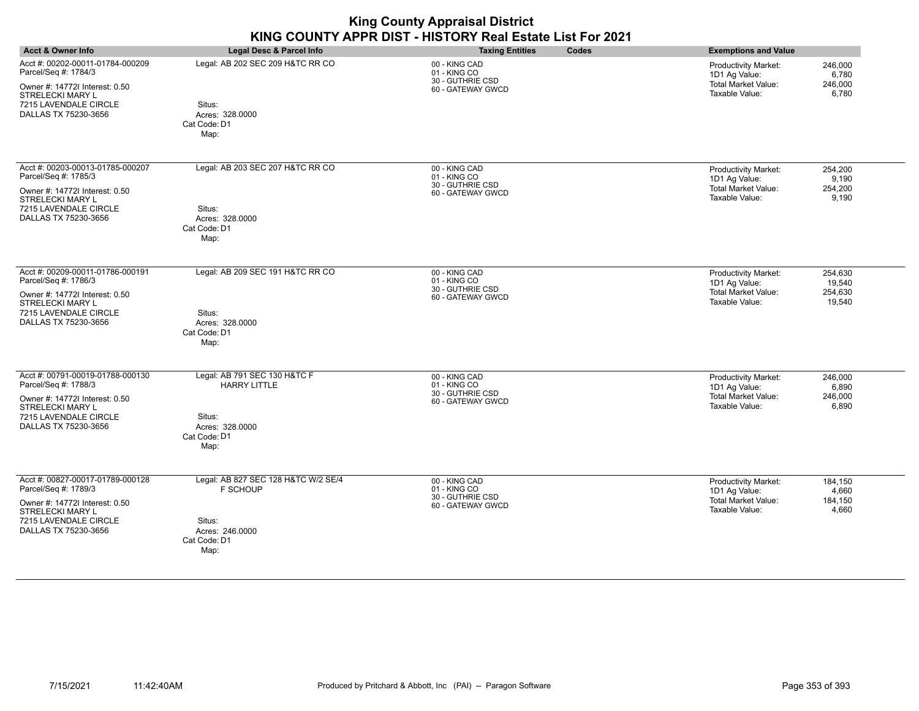# King County Appraisal District

## KING COUNTY APPR DIST - HISTORY Real Estate List For 2021

| Acct & Owner Info | Legal Desc & Parcel Info | Taxing Entities | Codes | Exemptions and Value |
|---|---|---|---|---|
| Acct #: 00202-00011-01784-000209<br>Parcel/Seq #: 1784/3<br>Owner #: 14772( Interest: 0.50<br>STRELECKI MARY L<br>7215 LAVENDALE CIRCLE<br>DALLAS TX 75230-3656 | Legal: AB 202 SEC 209 H&TC RR CO<br>Situs:<br>Acres: 328.0000<br>Cat Code: D1<br>Map: | 00 - KING CAD<br>01 - KING CO<br>30 - GUTHRIE CSD<br>60 - GATEWAY GWCD | | Productivity Market: 246,000<br>1D1 Ag Value: 6,780<br>Total Market Value: 246,000<br>Taxable Value: 6,780 |
| Acct #: 00203-00013-01785-000207<br>Parcel/Seq #: 1785/3<br>Owner #: 14772( Interest: 0.50<br>STRELECKI MARY L<br>7215 LAVENDALE CIRCLE<br>DALLAS TX 75230-3656 | Legal: AB 203 SEC 207 H&TC RR CO<br>Situs:<br>Acres: 328.0000<br>Cat Code: D1<br>Map: | 00 - KING CAD<br>01 - KING CO<br>30 - GUTHRIE CSD<br>60 - GATEWAY GWCD | | Productivity Market: 254,200<br>1D1 Ag Value: 9,190<br>Total Market Value: 254,200<br>Taxable Value: 9,190 |
| Acct #: 00209-00011-01786-000191<br>Parcel/Seq #: 1786/3<br>Owner #: 14772( Interest: 0.50<br>STRELECKI MARY L<br>7215 LAVENDALE CIRCLE<br>DALLAS TX 75230-3656 | Legal: AB 209 SEC 191 H&TC RR CO<br>Situs:<br>Acres: 328.0000<br>Cat Code: D1<br>Map: | 00 - KING CAD<br>01 - KING CO<br>30 - GUTHRIE CSD<br>60 - GATEWAY GWCD | | Productivity Market: 254,630<br>1D1 Ag Value: 19,540<br>Total Market Value: 254,630<br>Taxable Value: 19,540 |
| Acct #: 00791-00019-01788-000130<br>Parcel/Seq #: 1788/3<br>Owner #: 14772( Interest: 0.50<br>STRELECKI MARY L<br>7215 LAVENDALE CIRCLE<br>DALLAS TX 75230-3656 | Legal: AB 791 SEC 130 H&TC F HARRY LITTLE<br>Situs:<br>Acres: 328.0000<br>Cat Code: D1<br>Map: | 00 - KING CAD<br>01 - KING CO<br>30 - GUTHRIE CSD<br>60 - GATEWAY GWCD | | Productivity Market: 246,000<br>1D1 Ag Value: 6,890<br>Total Market Value: 246,000<br>Taxable Value: 6,890 |
| Acct #: 00827-00017-01789-000128<br>Parcel/Seq #: 1789/3<br>Owner #: 14772( Interest: 0.50<br>STRELECKI MARY L<br>7215 LAVENDALE CIRCLE<br>DALLAS TX 75230-3656 | Legal: AB 827 SEC 128 H&TC W/2 SE/4 F SCHOUP<br>Situs:<br>Acres: 246.0000<br>Cat Code: D1<br>Map: | 00 - KING CAD<br>01 - KING CO<br>30 - GUTHRIE CSD<br>60 - GATEWAY GWCD | | Productivity Market: 184,150<br>1D1 Ag Value: 4,660<br>Total Market Value: 184,150<br>Taxable Value: 4,660 |

7/15/2021 11:42:40AM Produced by Pritchard & Abbott, Inc (PAI) -- Paragon Software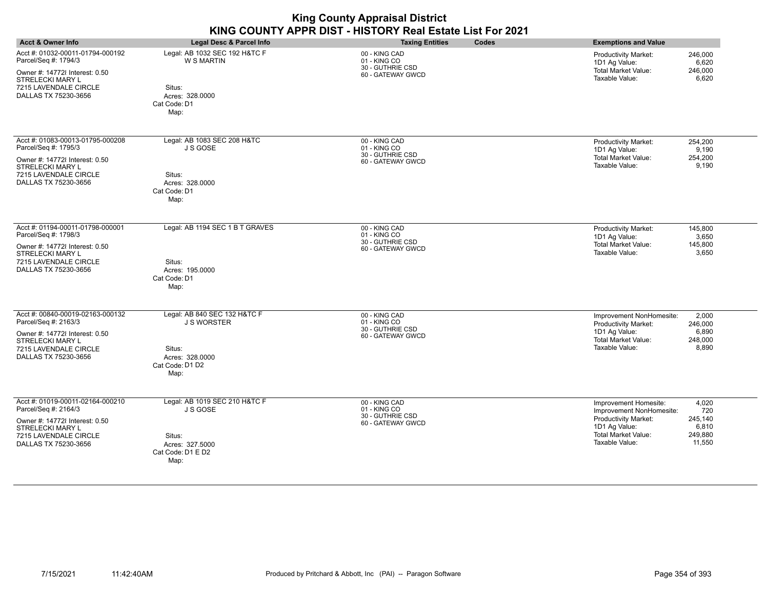# King County Appraisal District
## KING COUNTY APPR DIST - HISTORY Real Estate List For 2021

| Acct & Owner Info | Legal Desc & Parcel Info | Taxing Entities | Codes | Exemptions and Value |
|---|---|---|---|---|
| Acct #: 01032-00011-01794-000192<br>Parcel/Seq #: 1794/3<br>Owner #: 14772( Interest: 0.50<br>STRELECKI MARY L<br>7215 LAVENDALE CIRCLE<br>DALLAS TX 75230-3656 | Legal: AB 1032 SEC 192 H&TC F W S MARTIN<br>Situs:<br>Acres: 328.0000<br>Cat Code: D1<br>Map: | 00 - KING CAD<br>01 - KING CO<br>30 - GUTHRIE CSD<br>60 - GATEWAY GWCD | | Productivity Market: 246,000<br>1D1 Ag Value: 6,620<br>Total Market Value: 246,000<br>Taxable Value: 6,620 |
| Acct #: 01083-00013-01795-000208<br>Parcel/Seq #: 1795/3<br>Owner #: 14772( Interest: 0.50<br>STRELECKI MARY L<br>7215 LAVENDALE CIRCLE<br>DALLAS TX 75230-3656 | Legal: AB 1083 SEC 208 H&TC J S GOSE<br>Situs:<br>Acres: 328.0000<br>Cat Code: D1<br>Map: | 00 - KING CAD<br>01 - KING CO<br>30 - GUTHRIE CSD<br>60 - GATEWAY GWCD | | Productivity Market: 254,200<br>1D1 Ag Value: 9,190<br>Total Market Value: 254,200<br>Taxable Value: 9,190 |
| Acct #: 01194-00011-01798-000001<br>Parcel/Seq #: 1798/3<br>Owner #: 14772( Interest: 0.50<br>STRELECKI MARY L<br>7215 LAVENDALE CIRCLE<br>DALLAS TX 75230-3656 | Legal: AB 1194 SEC 1 B T GRAVES<br>Situs:<br>Acres: 195.0000<br>Cat Code: D1<br>Map: | 00 - KING CAD<br>01 - KING CO<br>30 - GUTHRIE CSD<br>60 - GATEWAY GWCD | | Productivity Market: 145,800<br>1D1 Ag Value: 3,650<br>Total Market Value: 145,800<br>Taxable Value: 3,650 |
| Acct #: 00840-00019-02163-000132<br>Parcel/Seq #: 2163/3<br>Owner #: 14772( Interest: 0.50<br>STRELECKI MARY L<br>7215 LAVENDALE CIRCLE<br>DALLAS TX 75230-3656 | Legal: AB 840 SEC 132 H&TC F J S WORSTER<br>Situs:<br>Acres: 328.0000<br>Cat Code: D1 D2<br>Map: | 00 - KING CAD<br>01 - KING CO<br>30 - GUTHRIE CSD<br>60 - GATEWAY GWCD | | Improvement NonHomesite: 2,000<br>Productivity Market: 246,000<br>1D1 Ag Value: 6,890<br>Total Market Value: 248,000<br>Taxable Value: 8,890 |
| Acct #: 01019-00011-02164-000210<br>Parcel/Seq #: 2164/3<br>Owner #: 14772( Interest: 0.50<br>STRELECKI MARY L<br>7215 LAVENDALE CIRCLE<br>DALLAS TX 75230-3656 | Legal: AB 1019 SEC 210 H&TC F J S GOSE<br>Situs:<br>Acres: 327.5000<br>Cat Code: D1 E D2<br>Map: | 00 - KING CAD<br>01 - KING CO<br>30 - GUTHRIE CSD<br>60 - GATEWAY GWCD | | Improvement Homesite: 4,020<br>Improvement NonHomesite: 720<br>Productivity Market: 245,140<br>1D1 Ag Value: 6,810<br>Total Market Value: 249,880<br>Taxable Value: 11,550 |

7/15/2021 11:42:40AM Produced by Pritchard & Abbott, Inc (PAI) -- Paragon Software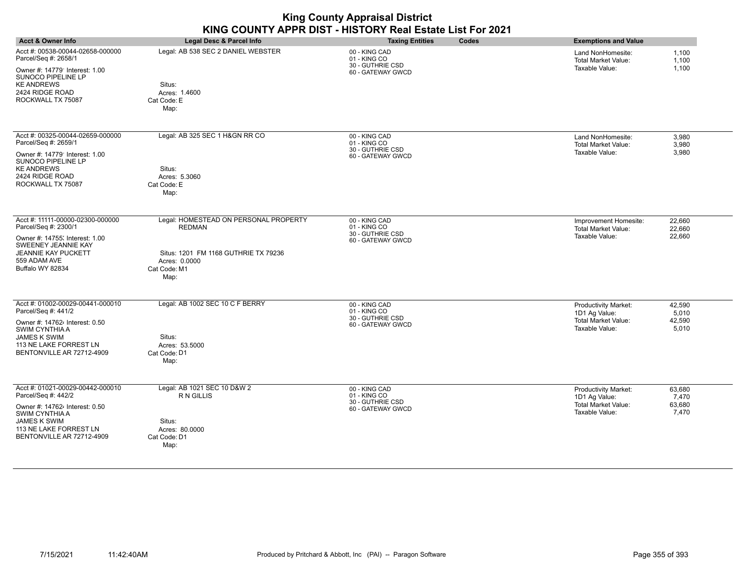# King County Appraisal District

## KING COUNTY APPR DIST - HISTORY Real Estate List For 2021

| Acct & Owner Info | Legal Desc & Parcel Info | Taxing Entities | Codes | Exemptions and Value |
|---|---|---|---|---|
| Acct #: 00538-00044-02658-000000<br>Parcel/Seq #: 2658/1<br>Owner #: 14779· Interest: 1.00<br>SUNOCO PIPELINE LP<br>KE ANDREWS<br>2424 RIDGE ROAD<br>ROCKWALL TX 75087 | Legal: AB 538 SEC 2 DANIEL WEBSTER<br>Situs:<br>Acres: 1.4600<br>Cat Code: E<br>Map: | 00 - KING CAD<br>01 - KING CO<br>30 - GUTHRIE CSD<br>60 - GATEWAY GWCD | | Land NonHomesite: 1,100<br>Total Market Value: 1,100<br>Taxable Value: 1,100 |
| Acct #: 00325-00044-02659-000000<br>Parcel/Seq #: 2659/1<br>Owner #: 14779· Interest: 1.00<br>SUNOCO PIPELINE LP<br>KE ANDREWS<br>2424 RIDGE ROAD<br>ROCKWALL TX 75087 | Legal: AB 325 SEC 1 H&GN RR CO<br>Situs:<br>Acres: 5.3060<br>Cat Code: E<br>Map: | 00 - KING CAD<br>01 - KING CO<br>30 - GUTHRIE CSD<br>60 - GATEWAY GWCD | | Land NonHomesite: 3,980<br>Total Market Value: 3,980<br>Taxable Value: 3,980 |
| Acct #: 11111-00000-02300-000000<br>Parcel/Seq #: 2300/1<br>Owner #: 14755: Interest: 1.00<br>SWEENEY JEANNIE KAY<br>JEANNIE KAY PUCKETT<br>559 ADAM AVE<br>Buffalo WY 82834 | Legal: HOMESTEAD ON PERSONAL PROPERTY REDMAN<br>Situs: 1201 FM 1168 GUTHRIE TX 79236<br>Acres: 0.0000<br>Cat Code: M1<br>Map: | 00 - KING CAD<br>01 - KING CO<br>30 - GUTHRIE CSD<br>60 - GATEWAY GWCD | | Improvement Homesite: 22,660<br>Total Market Value: 22,660<br>Taxable Value: 22,660 |
| Acct #: 01002-00029-00441-000010<br>Parcel/Seq #: 441/2<br>Owner #: 14762· Interest: 0.50<br>SWIM CYNTHIA A<br>JAMES K SWIM<br>113 NE LAKE FORREST LN<br>BENTONVILLE AR 72712-4909 | Legal: AB 1002 SEC 10 C F BERRY<br>Situs:<br>Acres: 53.5000<br>Cat Code: D1<br>Map: | 00 - KING CAD<br>01 - KING CO<br>30 - GUTHRIE CSD<br>60 - GATEWAY GWCD | | Productivity Market: 42,590<br>1D1 Ag Value: 5,010<br>Total Market Value: 42,590<br>Taxable Value: 5,010 |
| Acct #: 01021-00029-00442-000010<br>Parcel/Seq #: 442/2<br>Owner #: 14762· Interest: 0.50<br>SWIM CYNTHIA A<br>JAMES K SWIM<br>113 NE LAKE FORREST LN<br>BENTONVILLE AR 72712-4909 | Legal: AB 1021 SEC 10 D&W 2 R N GILLIS<br>Situs:<br>Acres: 80.0000<br>Cat Code: D1<br>Map: | 00 - KING CAD<br>01 - KING CO<br>30 - GUTHRIE CSD<br>60 - GATEWAY GWCD | | Productivity Market: 63,680<br>1D1 Ag Value: 7,470<br>Total Market Value: 63,680<br>Taxable Value: 7,470 |

7/15/2021 11:42:40AM Produced by Pritchard & Abbott, Inc (PAI) -- Paragon Software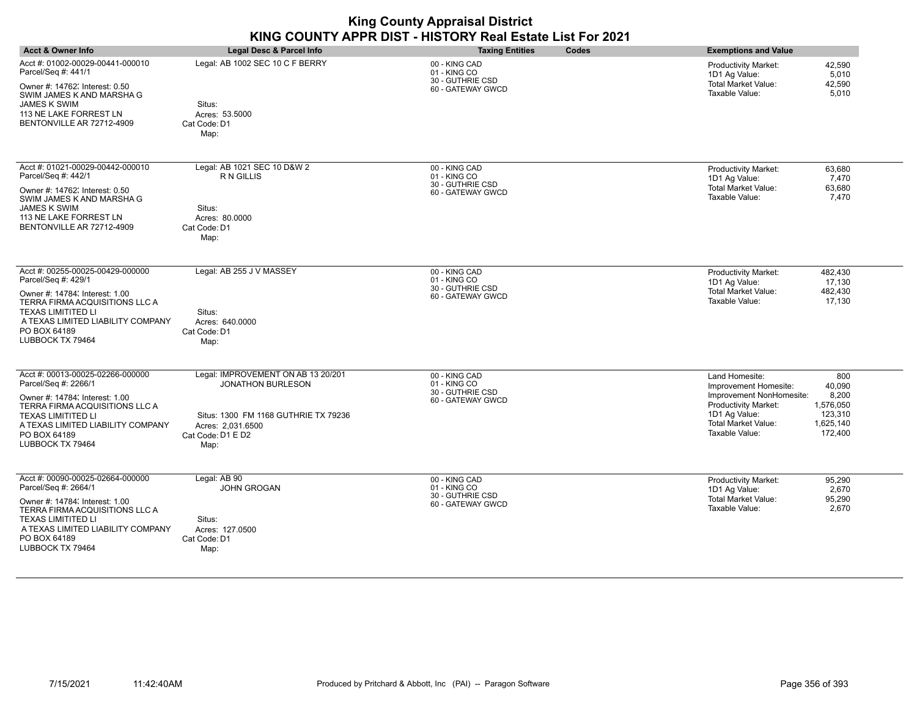# King County Appraisal District

## KING COUNTY APPR DIST - HISTORY Real Estate List For 2021

| Acct & Owner Info | Legal Desc & Parcel Info | Taxing Entities | Codes | Exemptions and Value |
|---|---|---|---|---|
| Acct #: 01002-00029-00441-000010<br>Parcel/Seq #: 441/1<br>Owner #: 14762; Interest: 0.50<br>SWIM JAMES K AND MARSHA G<br>JAMES K SWIM<br>113 NE LAKE FORREST LN<br>BENTONVILLE AR 72712-4909 | Legal: AB 1002 SEC 10 C F BERRY<br>Situs:<br>Acres: 53.5000<br>Cat Code: D1<br>Map: | 00 - KING CAD<br>01 - KING CO<br>30 - GUTHRIE CSD<br>60 - GATEWAY GWCD | | Productivity Market: 42,590<br>1D1 Ag Value: 5,010<br>Total Market Value: 42,590<br>Taxable Value: 5,010 |
| Acct #: 01021-00029-00442-000010<br>Parcel/Seq #: 442/1<br>Owner #: 14762; Interest: 0.50<br>SWIM JAMES K AND MARSHA G<br>JAMES K SWIM<br>113 NE LAKE FORREST LN<br>BENTONVILLE AR 72712-4909 | Legal: AB 1021 SEC 10 D&W 2<br>R N GILLIS<br>Situs:<br>Acres: 80.0000<br>Cat Code: D1<br>Map: | 00 - KING CAD<br>01 - KING CO<br>30 - GUTHRIE CSD<br>60 - GATEWAY GWCD | | Productivity Market: 63,680<br>1D1 Ag Value: 7,470<br>Total Market Value: 63,680<br>Taxable Value: 7,470 |
| Acct #: 00255-00025-00429-000000<br>Parcel/Seq #: 429/1<br>Owner #: 14784; Interest: 1.00<br>TERRA FIRMA ACQUISITIONS LLC A<br>TEXAS LIMITITED LI<br>A TEXAS LIMITED LIABILITY COMPANY<br>PO BOX 64189<br>LUBBOCK TX 79464 | Legal: AB 255 J V MASSEY<br>Situs:<br>Acres: 640.0000<br>Cat Code: D1<br>Map: | 00 - KING CAD<br>01 - KING CO<br>30 - GUTHRIE CSD<br>60 - GATEWAY GWCD | | Productivity Market: 482,430<br>1D1 Ag Value: 17,130<br>Total Market Value: 482,430<br>Taxable Value: 17,130 |
| Acct #: 00013-00025-02266-000000<br>Parcel/Seq #: 2266/1<br>Owner #: 14784; Interest: 1.00<br>TERRA FIRMA ACQUISITIONS LLC A<br>TEXAS LIMITITED LI<br>A TEXAS LIMITED LIABILITY COMPANY<br>PO BOX 64189<br>LUBBOCK TX 79464 | Legal: IMPROVEMENT ON AB 13 20/201<br>JONATHON BURLESON<br>Situs: 1300 FM 1168 GUTHRIE TX 79236<br>Acres: 2,031.6500<br>Cat Code: D1 E D2<br>Map: | 00 - KING CAD<br>01 - KING CO<br>30 - GUTHRIE CSD<br>60 - GATEWAY GWCD | | Land Homesite: 800<br>Improvement Homesite: 40,090<br>Improvement NonHomesite: 8,200<br>Productivity Market: 1,576,050<br>1D1 Ag Value: 123,310<br>Total Market Value: 1,625,140<br>Taxable Value: 172,400 |
| Acct #: 00090-00025-02664-000000<br>Parcel/Seq #: 2664/1<br>Owner #: 14784; Interest: 1.00<br>TERRA FIRMA ACQUISITIONS LLC A<br>TEXAS LIMITITED LI<br>A TEXAS LIMITED LIABILITY COMPANY<br>PO BOX 64189<br>LUBBOCK TX 79464 | Legal: AB 90<br>JOHN GROGAN<br>Situs:<br>Acres: 127.0500<br>Cat Code: D1<br>Map: | 00 - KING CAD<br>01 - KING CO<br>30 - GUTHRIE CSD<br>60 - GATEWAY GWCD | | Productivity Market: 95,290<br>1D1 Ag Value: 2,670<br>Total Market Value: 95,290<br>Taxable Value: 2,670 |

7/15/2021 11:42:40AM Produced by Pritchard & Abbott, Inc (PAI) -- Paragon Software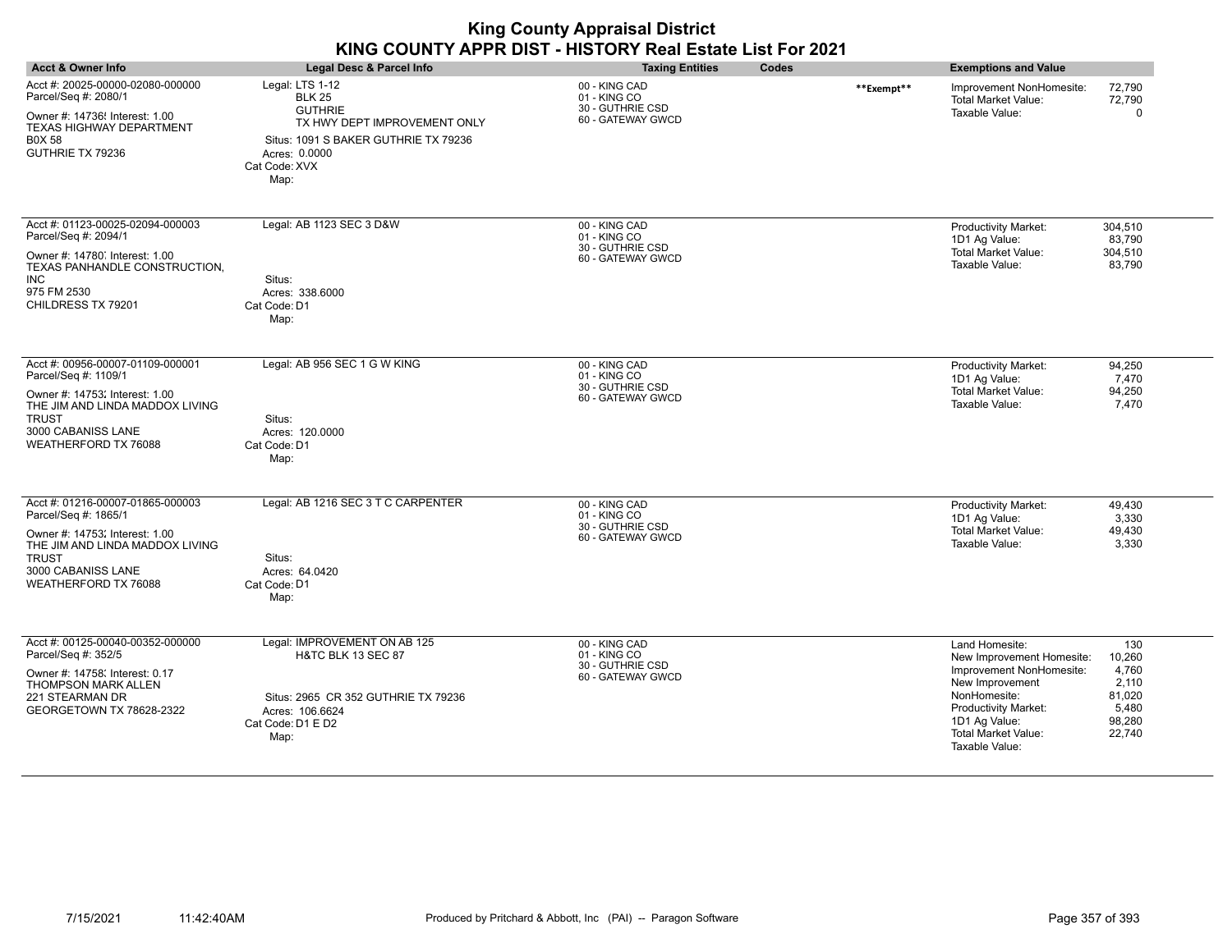# King County Appraisal District

## KING COUNTY APPR DIST - HISTORY Real Estate List For 2021

| Acct & Owner Info | Legal Desc & Parcel Info | Taxing Entities | Codes | Exemptions and Value |
|---|---|---|---|---|
| Acct #: 20025-00000-02080-000000<br>Parcel/Seq #: 2080/1<br>Owner #: 14736! Interest: 1.00<br>TEXAS HIGHWAY DEPARTMENT<br>B0X 58<br>GUTHRIE TX 79236 | Legal: LTS 1-12<br>BLK 25<br>GUTHRIE<br>TX HWY DEPT IMPROVEMENT ONLY<br>Situs: 1091 S BAKER GUTHRIE TX 79236<br>Acres: 0.0000<br>Cat Code: XVX<br>Map: | 00 - KING CAD<br>01 - KING CO<br>30 - GUTHRIE CSD<br>60 - GATEWAY GWCD | **Exempt** | Improvement NonHomesite: 72,790<br>Total Market Value: 72,790<br>Taxable Value: 0 |
| Acct #: 01123-00025-02094-000003<br>Parcel/Seq #: 2094/1<br>Owner #: 14780; Interest: 1.00<br>TEXAS PANHANDLE CONSTRUCTION, INC<br>975 FM 2530<br>CHILDRESS TX 79201 | Legal: AB 1123 SEC 3 D&W<br>Situs:<br>Acres: 338.6000<br>Cat Code: D1<br>Map: | 00 - KING CAD<br>01 - KING CO<br>30 - GUTHRIE CSD<br>60 - GATEWAY GWCD | | Productivity Market: 304,510<br>1D1 Ag Value: 83,790<br>Total Market Value: 304,510<br>Taxable Value: 83,790 |
| Acct #: 00956-00007-01109-000001<br>Parcel/Seq #: 1109/1<br>Owner #: 14753; Interest: 1.00<br>THE JIM AND LINDA MADDOX LIVING TRUST<br>3000 CABANISS LANE<br>WEATHERFORD TX 76088 | Legal: AB 956 SEC 1 G W KING<br>Situs:<br>Acres: 120.0000<br>Cat Code: D1<br>Map: | 00 - KING CAD<br>01 - KING CO<br>30 - GUTHRIE CSD<br>60 - GATEWAY GWCD | | Productivity Market: 94,250<br>1D1 Ag Value: 7,470<br>Total Market Value: 94,250<br>Taxable Value: 7,470 |
| Acct #: 01216-00007-01865-000003<br>Parcel/Seq #: 1865/1<br>Owner #: 14753; Interest: 1.00<br>THE JIM AND LINDA MADDOX LIVING TRUST<br>3000 CABANISS LANE<br>WEATHERFORD TX 76088 | Legal: AB 1216 SEC 3 T C CARPENTER<br>Situs:<br>Acres: 64.0420<br>Cat Code: D1<br>Map: | 00 - KING CAD<br>01 - KING CO<br>30 - GUTHRIE CSD<br>60 - GATEWAY GWCD | | Productivity Market: 49,430<br>1D1 Ag Value: 3,330<br>Total Market Value: 49,430<br>Taxable Value: 3,330 |
| Acct #: 00125-00040-00352-000000<br>Parcel/Seq #: 352/5<br>Owner #: 14758; Interest: 0.17<br>THOMPSON MARK ALLEN<br>221 STEARMAN DR<br>GEORGETOWN TX 78628-2322 | Legal: IMPROVEMENT ON AB 125<br>H&TC BLK 13 SEC 87<br>Situs: 2965 CR 352 GUTHRIE TX 79236<br>Acres: 106.6624<br>Cat Code: D1 E D2<br>Map: | 00 - KING CAD<br>01 - KING CO<br>30 - GUTHRIE CSD<br>60 - GATEWAY GWCD | | Land Homesite: 130<br>New Improvement Homesite: 10,260<br>Improvement NonHomesite: 4,760<br>New Improvement NonHomesite: 2,110<br>Productivity Market: 81,020<br>1D1 Ag Value: 5,480<br>Total Market Value: 98,280<br>Taxable Value: 22,740 |

7/15/2021 11:42:40AM Produced by Pritchard & Abbott, Inc (PAI) -- Paragon Software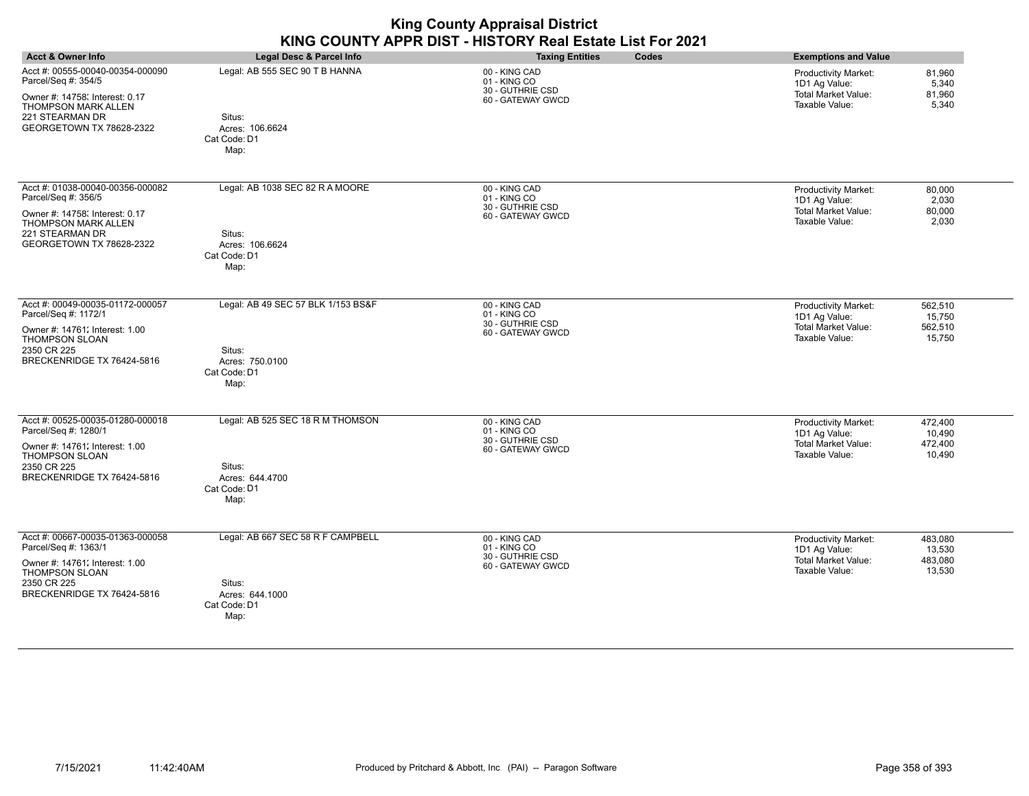# King County Appraisal District

## KING COUNTY APPR DIST - HISTORY Real Estate List For 2021

| Acct & Owner Info | Legal Desc & Parcel Info | Taxing Entities | Codes | Exemptions and Value |
|---|---|---|---|---|
| Acct #: 00555-00040-00354-000090<br>Parcel/Seq #: 354/5<br>Owner #: 14758; Interest: 0.17<br>THOMPSON MARK ALLEN<br>221 STEARMAN DR<br>GEORGETOWN TX 78628-2322 | Legal: AB 555 SEC 90 T B HANNA<br>Situs:<br>Acres: 106.6624<br>Cat Code: D1<br>Map: | 00 - KING CAD<br>01 - KING CO<br>30 - GUTHRIE CSD<br>60 - GATEWAY GWCD | | Productivity Market: 81,960<br>1D1 Ag Value: 5,340<br>Total Market Value: 81,960<br>Taxable Value: 5,340 |
| Acct #: 01038-00040-00356-000082<br>Parcel/Seq #: 356/5<br>Owner #: 14758; Interest: 0.17<br>THOMPSON MARK ALLEN<br>221 STEARMAN DR<br>GEORGETOWN TX 78628-2322 | Legal: AB 1038 SEC 82 R A MOORE<br>Situs:<br>Acres: 106.6624<br>Cat Code: D1<br>Map: | 00 - KING CAD<br>01 - KING CO<br>30 - GUTHRIE CSD<br>60 - GATEWAY GWCD | | Productivity Market: 80,000<br>1D1 Ag Value: 2,030<br>Total Market Value: 80,000<br>Taxable Value: 2,030 |
| Acct #: 00049-00035-01172-000057<br>Parcel/Seq #: 1172/1<br>Owner #: 14761; Interest: 1.00<br>THOMPSON SLOAN<br>2350 CR 225<br>BRECKENRIDGE TX 76424-5816 | Legal: AB 49 SEC 57 BLK 1/153 BS&F<br>Situs:<br>Acres: 750.0100<br>Cat Code: D1<br>Map: | 00 - KING CAD<br>01 - KING CO<br>30 - GUTHRIE CSD<br>60 - GATEWAY GWCD | | Productivity Market: 562,510<br>1D1 Ag Value: 15,750<br>Total Market Value: 562,510<br>Taxable Value: 15,750 |
| Acct #: 00525-00035-01280-000018<br>Parcel/Seq #: 1280/1<br>Owner #: 14761; Interest: 1.00<br>THOMPSON SLOAN<br>2350 CR 225<br>BRECKENRIDGE TX 76424-5816 | Legal: AB 525 SEC 18 R M THOMSON<br>Situs:<br>Acres: 644.4700<br>Cat Code: D1<br>Map: | 00 - KING CAD<br>01 - KING CO<br>30 - GUTHRIE CSD<br>60 - GATEWAY GWCD | | Productivity Market: 472,400<br>1D1 Ag Value: 10,490<br>Total Market Value: 472,400<br>Taxable Value: 10,490 |
| Acct #: 00667-00035-01363-000058<br>Parcel/Seq #: 1363/1<br>Owner #: 14761; Interest: 1.00<br>THOMPSON SLOAN<br>2350 CR 225<br>BRECKENRIDGE TX 76424-5816 | Legal: AB 667 SEC 58 R F CAMPBELL<br>Situs:<br>Acres: 644.1000<br>Cat Code: D1<br>Map: | 00 - KING CAD<br>01 - KING CO<br>30 - GUTHRIE CSD<br>60 - GATEWAY GWCD | | Productivity Market: 483,080<br>1D1 Ag Value: 13,530<br>Total Market Value: 483,080<br>Taxable Value: 13,530 |

7/15/2021 11:42:40AM Produced by Pritchard & Abbott, Inc (PAI) -- Paragon Software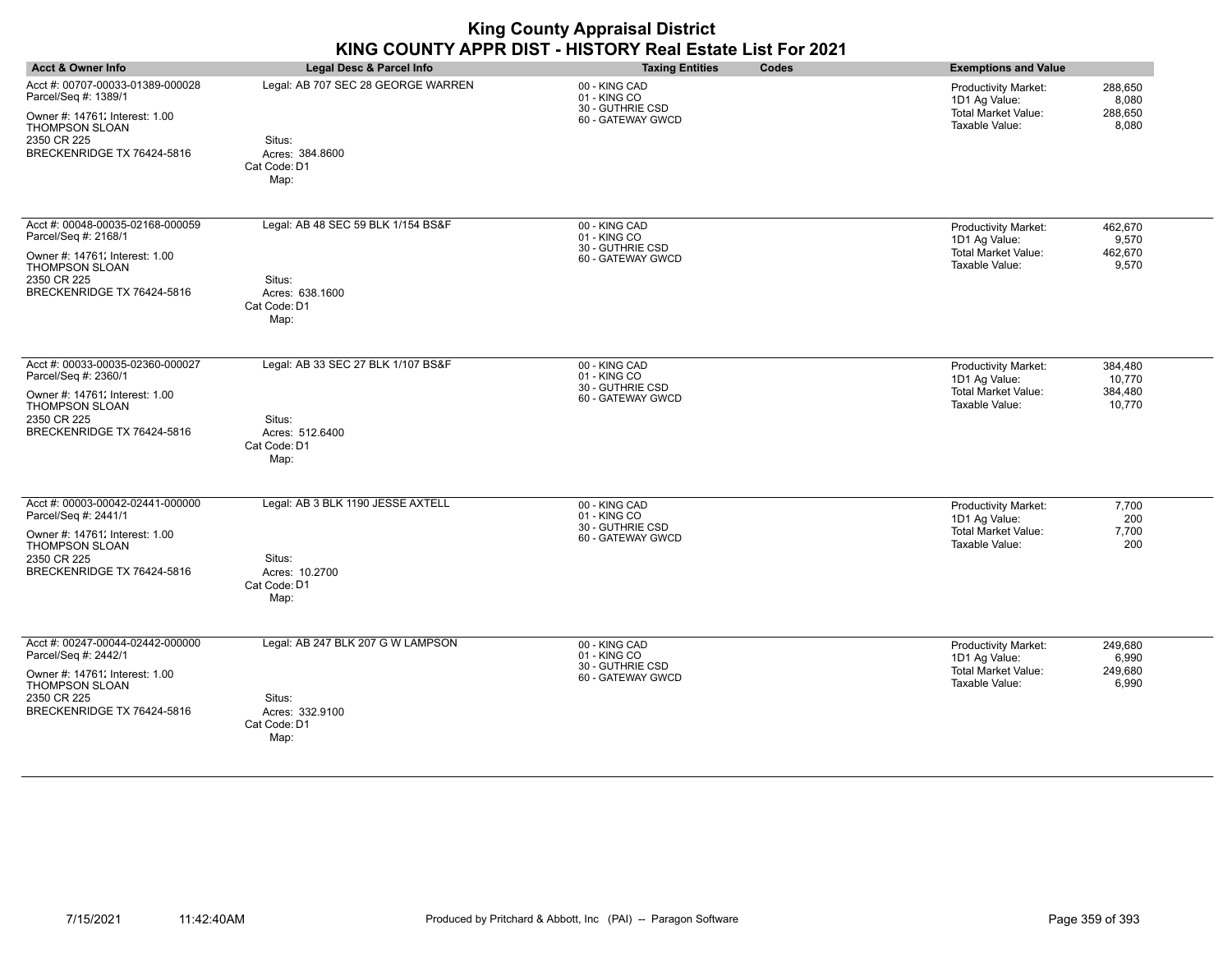# King County Appraisal District

## KING COUNTY APPR DIST - HISTORY Real Estate List For 2021

| Acct & Owner Info | Legal Desc & Parcel Info | Taxing Entities | Codes | Exemptions and Value | |
|---|---|---|---|---|---|
| Acct #: 00707-00033-01389-000028<br>Parcel/Seq #: 1389/1<br>Owner #: 14761; Interest: 1.00<br>THOMPSON SLOAN<br>2350 CR 225<br>BRECKENRIDGE TX 76424-5816 | Legal: AB 707 SEC 28 GEORGE WARREN<br>Situs:<br>Acres: 384.8600<br>Cat Code: D1<br>Map: | 00 - KING CAD<br>01 - KING CO<br>30 - GUTHRIE CSD<br>60 - GATEWAY GWCD | | Productivity Market:<br>1D1 Ag Value:<br>Total Market Value:<br>Taxable Value: | 288,650<br>8,080<br>288,650<br>8,080 |
| Acct #: 00048-00035-02168-000059<br>Parcel/Seq #: 2168/1<br>Owner #: 14761; Interest: 1.00<br>THOMPSON SLOAN<br>2350 CR 225<br>BRECKENRIDGE TX 76424-5816 | Legal: AB 48 SEC 59 BLK 1/154 BS&F<br>Situs:<br>Acres: 638.1600<br>Cat Code: D1<br>Map: | 00 - KING CAD<br>01 - KING CO<br>30 - GUTHRIE CSD<br>60 - GATEWAY GWCD | | Productivity Market:<br>1D1 Ag Value:<br>Total Market Value:<br>Taxable Value: | 462,670<br>9,570<br>462,670<br>9,570 |
| Acct #: 00033-00035-02360-000027<br>Parcel/Seq #: 2360/1<br>Owner #: 14761; Interest: 1.00<br>THOMPSON SLOAN<br>2350 CR 225<br>BRECKENRIDGE TX 76424-5816 | Legal: AB 33 SEC 27 BLK 1/107 BS&F<br>Situs:<br>Acres: 512.6400<br>Cat Code: D1<br>Map: | 00 - KING CAD<br>01 - KING CO<br>30 - GUTHRIE CSD<br>60 - GATEWAY GWCD | | Productivity Market:<br>1D1 Ag Value:<br>Total Market Value:<br>Taxable Value: | 384,480<br>10,770<br>384,480<br>10,770 |
| Acct #: 00003-00042-02441-000000<br>Parcel/Seq #: 2441/1<br>Owner #: 14761; Interest: 1.00<br>THOMPSON SLOAN<br>2350 CR 225<br>BRECKENRIDGE TX 76424-5816 | Legal: AB 3 BLK 1190 JESSE AXTELL<br>Situs:<br>Acres: 10.2700<br>Cat Code: D1<br>Map: | 00 - KING CAD<br>01 - KING CO<br>30 - GUTHRIE CSD<br>60 - GATEWAY GWCD | | Productivity Market:<br>1D1 Ag Value:<br>Total Market Value:<br>Taxable Value: | 7,700<br>200<br>7,700<br>200 |
| Acct #: 00247-00044-02442-000000<br>Parcel/Seq #: 2442/1<br>Owner #: 14761; Interest: 1.00<br>THOMPSON SLOAN<br>2350 CR 225<br>BRECKENRIDGE TX 76424-5816 | Legal: AB 247 BLK 207 G W LAMPSON<br>Situs:<br>Acres: 332.9100<br>Cat Code: D1<br>Map: | 00 - KING CAD<br>01 - KING CO<br>30 - GUTHRIE CSD<br>60 - GATEWAY GWCD | | Productivity Market:<br>1D1 Ag Value:<br>Total Market Value:<br>Taxable Value: | 249,680<br>6,990<br>249,680<br>6,990 |

7/15/2021 11:42:40AM Produced by Pritchard & Abbott, Inc (PAI) -- Paragon Software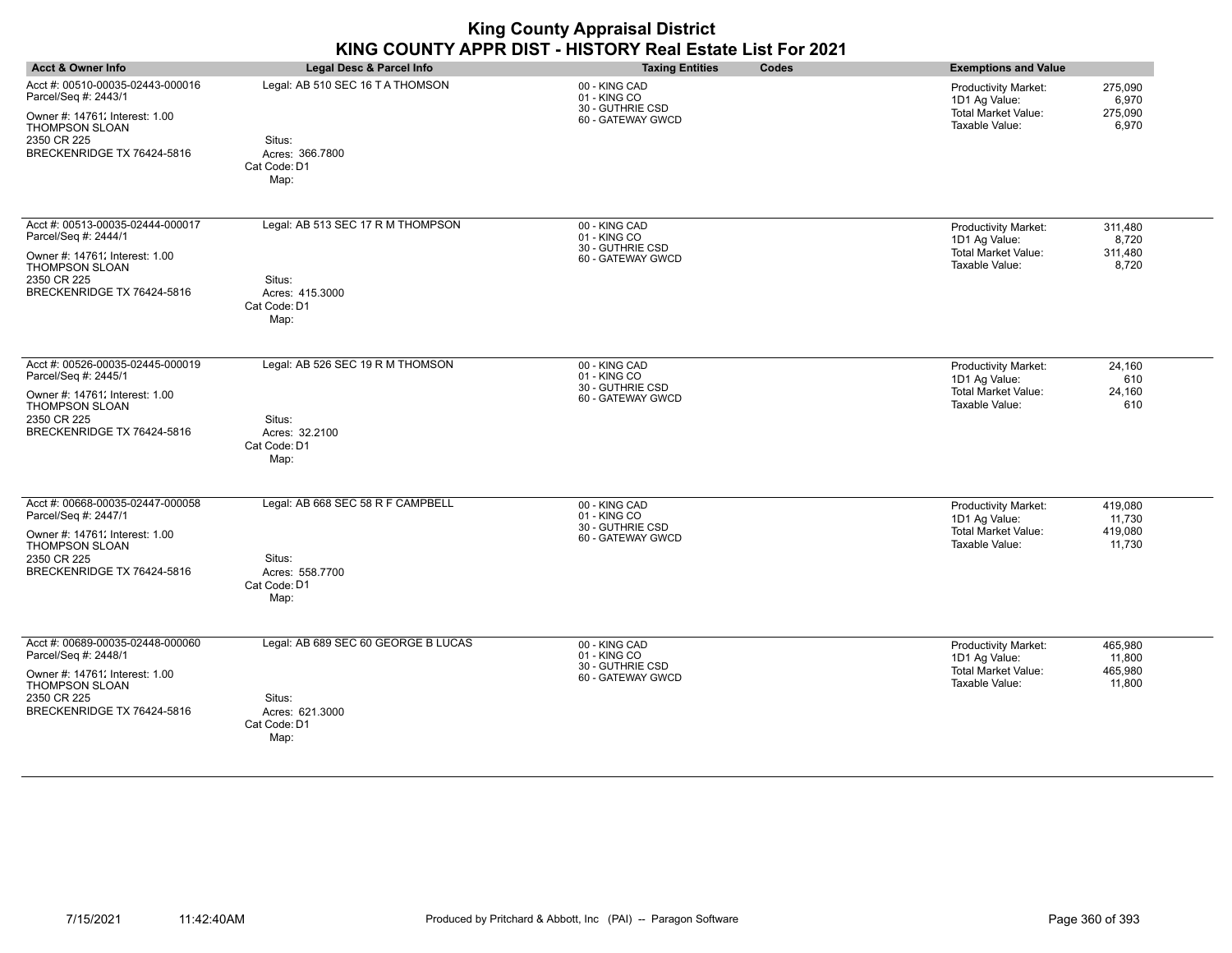# King County Appraisal District

## KING COUNTY APPR DIST - HISTORY Real Estate List For 2021

| Acct & Owner Info | Legal Desc & Parcel Info | Taxing Entities | Codes | Exemptions and Value |
|---|---|---|---|---|
| Acct #: 00510-00035-02443-000016<br>Parcel/Seq #: 2443/1<br>Owner #: 14761; Interest: 1.00<br>THOMPSON SLOAN<br>2350 CR 225<br>BRECKENRIDGE TX 76424-5816 | Legal: AB 510 SEC 16 T A THOMSON<br>Situs:<br>Acres: 366.7800<br>Cat Code: D1<br>Map: | 00 - KING CAD<br>01 - KING CO<br>30 - GUTHRIE CSD<br>60 - GATEWAY GWCD | | Productivity Market: 275,090<br>1D1 Ag Value: 6,970<br>Total Market Value: 275,090<br>Taxable Value: 6,970 |
| Acct #: 00513-00035-02444-000017<br>Parcel/Seq #: 2444/1<br>Owner #: 14761; Interest: 1.00<br>THOMPSON SLOAN<br>2350 CR 225<br>BRECKENRIDGE TX 76424-5816 | Legal: AB 513 SEC 17 R M THOMPSON<br>Situs:<br>Acres: 415.3000<br>Cat Code: D1<br>Map: | 00 - KING CAD<br>01 - KING CO<br>30 - GUTHRIE CSD<br>60 - GATEWAY GWCD | | Productivity Market: 311,480<br>1D1 Ag Value: 8,720<br>Total Market Value: 311,480<br>Taxable Value: 8,720 |
| Acct #: 00526-00035-02445-000019<br>Parcel/Seq #: 2445/1<br>Owner #: 14761; Interest: 1.00<br>THOMPSON SLOAN<br>2350 CR 225<br>BRECKENRIDGE TX 76424-5816 | Legal: AB 526 SEC 19 R M THOMSON<br>Situs:<br>Acres: 32.2100<br>Cat Code: D1<br>Map: | 00 - KING CAD<br>01 - KING CO<br>30 - GUTHRIE CSD<br>60 - GATEWAY GWCD | | Productivity Market: 24,160<br>1D1 Ag Value: 610<br>Total Market Value: 24,160<br>Taxable Value: 610 |
| Acct #: 00668-00035-02447-000058<br>Parcel/Seq #: 2447/1<br>Owner #: 14761; Interest: 1.00<br>THOMPSON SLOAN<br>2350 CR 225<br>BRECKENRIDGE TX 76424-5816 | Legal: AB 668 SEC 58 R F CAMPBELL<br>Situs:<br>Acres: 558.7700<br>Cat Code: D1<br>Map: | 00 - KING CAD<br>01 - KING CO<br>30 - GUTHRIE CSD<br>60 - GATEWAY GWCD | | Productivity Market: 419,080<br>1D1 Ag Value: 11,730<br>Total Market Value: 419,080<br>Taxable Value: 11,730 |
| Acct #: 00689-00035-02448-000060<br>Parcel/Seq #: 2448/1<br>Owner #: 14761; Interest: 1.00<br>THOMPSON SLOAN<br>2350 CR 225<br>BRECKENRIDGE TX 76424-5816 | Legal: AB 689 SEC 60 GEORGE B LUCAS<br>Situs:<br>Acres: 621.3000<br>Cat Code: D1<br>Map: | 00 - KING CAD<br>01 - KING CO<br>30 - GUTHRIE CSD<br>60 - GATEWAY GWCD | | Productivity Market: 465,980<br>1D1 Ag Value: 11,800<br>Total Market Value: 465,980<br>Taxable Value: 11,800 |

7/15/2021 11:42:40AM Produced by Pritchard & Abbott, Inc (PAI) -- Paragon Software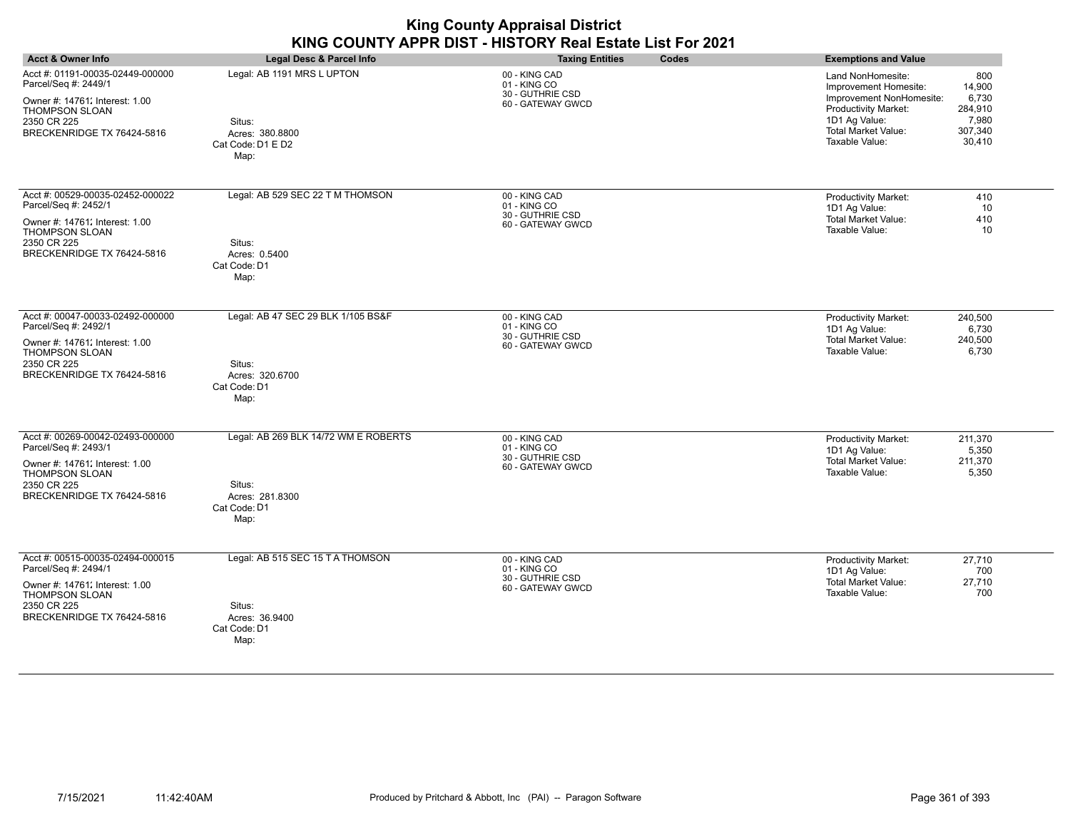# King County Appraisal District
## KING COUNTY APPR DIST - HISTORY Real Estate List For 2021

| Acct & Owner Info | Legal Desc & Parcel Info | Taxing Entities | Codes | Exemptions and Value |
|---|---|---|---|---|
| Acct #: 01191-00035-02449-000000<br>Parcel/Seq #: 2449/1<br>Owner #: 147612 Interest: 1.00<br>THOMPSON SLOAN<br>2350 CR 225<br>BRECKENRIDGE TX 76424-5816 | Legal: AB 1191 MRS L UPTON<br>Situs:<br>Acres: 380.8800<br>Cat Code: D1 E D2<br>Map: | 00 - KING CAD<br>01 - KING CO<br>30 - GUTHRIE CSD<br>60 - GATEWAY GWCD | | Land NonHomesite: 800<br>Improvement Homesite: 14,900<br>Improvement NonHomesite: 6,730<br>Productivity Market: 284,910<br>1D1 Ag Value: 7,980<br>Total Market Value: 307,340<br>Taxable Value: 30,410 |
| Acct #: 00529-00035-02452-000022<br>Parcel/Seq #: 2452/1<br>Owner #: 147612 Interest: 1.00<br>THOMPSON SLOAN<br>2350 CR 225<br>BRECKENRIDGE TX 76424-5816 | Legal: AB 529 SEC 22 T M THOMSON<br>Situs:<br>Acres: 0.5400<br>Cat Code: D1<br>Map: | 00 - KING CAD<br>01 - KING CO<br>30 - GUTHRIE CSD<br>60 - GATEWAY GWCD | | Productivity Market: 410<br>1D1 Ag Value: 10<br>Total Market Value: 410<br>Taxable Value: 10 |
| Acct #: 00047-00033-02492-000000<br>Parcel/Seq #: 2492/1<br>Owner #: 147612 Interest: 1.00<br>THOMPSON SLOAN<br>2350 CR 225<br>BRECKENRIDGE TX 76424-5816 | Legal: AB 47 SEC 29 BLK 1/105 BS&F<br>Situs:<br>Acres: 320.6700<br>Cat Code: D1<br>Map: | 00 - KING CAD<br>01 - KING CO<br>30 - GUTHRIE CSD<br>60 - GATEWAY GWCD | | Productivity Market: 240,500<br>1D1 Ag Value: 6,730<br>Total Market Value: 240,500<br>Taxable Value: 6,730 |
| Acct #: 00269-00042-02493-000000<br>Parcel/Seq #: 2493/1<br>Owner #: 147612 Interest: 1.00<br>THOMPSON SLOAN<br>2350 CR 225<br>BRECKENRIDGE TX 76424-5816 | Legal: AB 269 BLK 14/72 WM E ROBERTS<br>Situs:<br>Acres: 281.8300<br>Cat Code: D1<br>Map: | 00 - KING CAD<br>01 - KING CO<br>30 - GUTHRIE CSD<br>60 - GATEWAY GWCD | | Productivity Market: 211,370<br>1D1 Ag Value: 5,350<br>Total Market Value: 211,370<br>Taxable Value: 5,350 |
| Acct #: 00515-00035-02494-000015<br>Parcel/Seq #: 2494/1<br>Owner #: 147612 Interest: 1.00<br>THOMPSON SLOAN<br>2350 CR 225<br>BRECKENRIDGE TX 76424-5816 | Legal: AB 515 SEC 15 T A THOMSON<br>Situs:<br>Acres: 36.9400<br>Cat Code: D1<br>Map: | 00 - KING CAD<br>01 - KING CO<br>30 - GUTHRIE CSD<br>60 - GATEWAY GWCD | | Productivity Market: 27,710<br>1D1 Ag Value: 700<br>Total Market Value: 27,710<br>Taxable Value: 700 |

7/15/2021 11:42:40AM Produced by Pritchard & Abbott, Inc (PAI) -- Paragon Software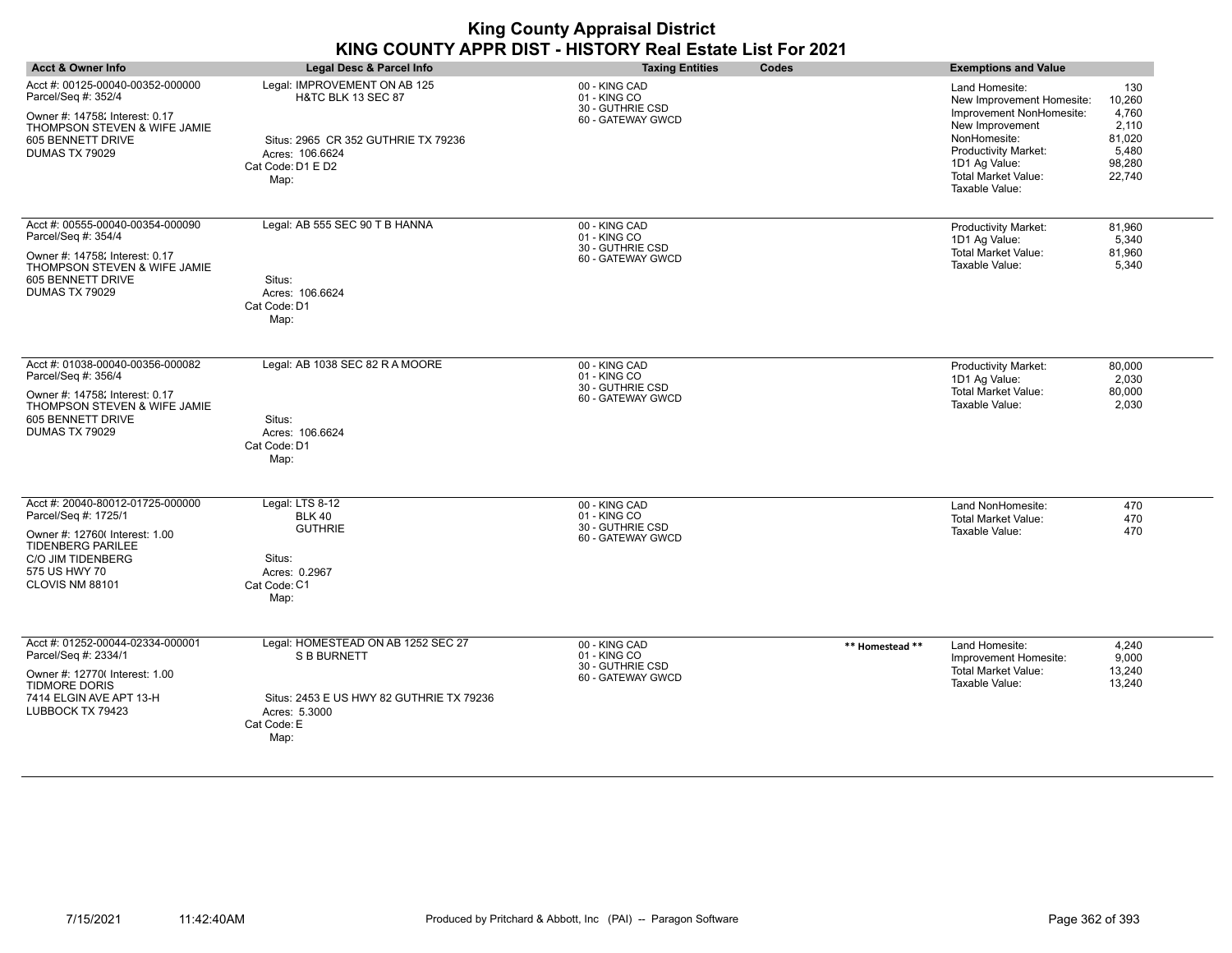# King County Appraisal District

## KING COUNTY APPR DIST - HISTORY Real Estate List For 2021

| Acct & Owner Info | Legal Desc & Parcel Info | Taxing Entities | Codes | Exemptions and Value |
|---|---|---|---|---|
| Acct #: 00125-00040-00352-000000<br>Parcel/Seq #: 352/4<br>Owner #: 14758; Interest: 0.17<br>THOMPSON STEVEN & WIFE JAMIE<br>605 BENNETT DRIVE<br>DUMAS TX 79029 | Legal: IMPROVEMENT ON AB 125<br>H&TC BLK 13 SEC 87<br>Situs: 2965 CR 352 GUTHRIE TX 79236<br>Acres: 106.6624<br>Cat Code: D1 E D2<br>Map: | 00 - KING CAD<br>01 - KING CO<br>30 - GUTHRIE CSD<br>60 - GATEWAY GWCD | | Land Homesite: 130<br>New Improvement Homesite: 10,260<br>Improvement NonHomesite: 4,760<br>New Improvement 2,110<br>NonHomesite: 81,020<br>Productivity Market: 5,480<br>1D1 Ag Value: 98,280<br>Total Market Value: 22,740<br>Taxable Value: |
| Acct #: 00555-00040-00354-000090<br>Parcel/Seq #: 354/4<br>Owner #: 14758; Interest: 0.17<br>THOMPSON STEVEN & WIFE JAMIE<br>605 BENNETT DRIVE<br>DUMAS TX 79029 | Legal: AB 555 SEC 90 T B HANNA<br>Situs:<br>Acres: 106.6624<br>Cat Code: D1<br>Map: | 00 - KING CAD<br>01 - KING CO<br>30 - GUTHRIE CSD<br>60 - GATEWAY GWCD | | Productivity Market: 81,960<br>1D1 Ag Value: 5,340<br>Total Market Value: 81,960<br>Taxable Value: 5,340 |
| Acct #: 01038-00040-00356-000082<br>Parcel/Seq #: 356/4<br>Owner #: 14758; Interest: 0.17<br>THOMPSON STEVEN & WIFE JAMIE<br>605 BENNETT DRIVE<br>DUMAS TX 79029 | Legal: AB 1038 SEC 82 R A MOORE<br>Situs:<br>Acres: 106.6624<br>Cat Code: D1<br>Map: | 00 - KING CAD<br>01 - KING CO<br>30 - GUTHRIE CSD<br>60 - GATEWAY GWCD | | Productivity Market: 80,000<br>1D1 Ag Value: 2,030<br>Total Market Value: 80,000<br>Taxable Value: 2,030 |
| Acct #: 20040-80012-01725-000000<br>Parcel/Seq #: 1725/1<br>Owner #: 12760( Interest: 1.00<br>TIDENBERG PARILEE<br>C/O JIM TIDENBERG<br>575 US HWY 70<br>CLOVIS NM 88101 | Legal: LTS 8-12<br>BLK 40<br>GUTHRIE<br>Situs:<br>Acres: 0.2967<br>Cat Code: C1<br>Map: | 00 - KING CAD<br>01 - KING CO<br>30 - GUTHRIE CSD<br>60 - GATEWAY GWCD | | Land NonHomesite: 470<br>Total Market Value: 470<br>Taxable Value: 470 |
| Acct #: 01252-00044-02334-000001<br>Parcel/Seq #: 2334/1<br>Owner #: 12770( Interest: 1.00<br>TIDMORE DORIS<br>7414 ELGIN AVE APT 13-H<br>LUBBOCK TX 79423 | Legal: HOMESTEAD ON AB 1252 SEC 27<br>S B BURNETT<br>Situs: 2453 E US HWY 82 GUTHRIE TX 79236<br>Acres: 5.3000<br>Cat Code: E<br>Map: | 00 - KING CAD<br>01 - KING CO<br>30 - GUTHRIE CSD<br>60 - GATEWAY GWCD | ** Homestead ** | Land Homesite: 4,240<br>Improvement Homesite: 9,000<br>Total Market Value: 13,240<br>Taxable Value: 13,240 |

7/15/2021 11:42:40AM Produced by Pritchard & Abbott, Inc (PAI) -- Paragon Software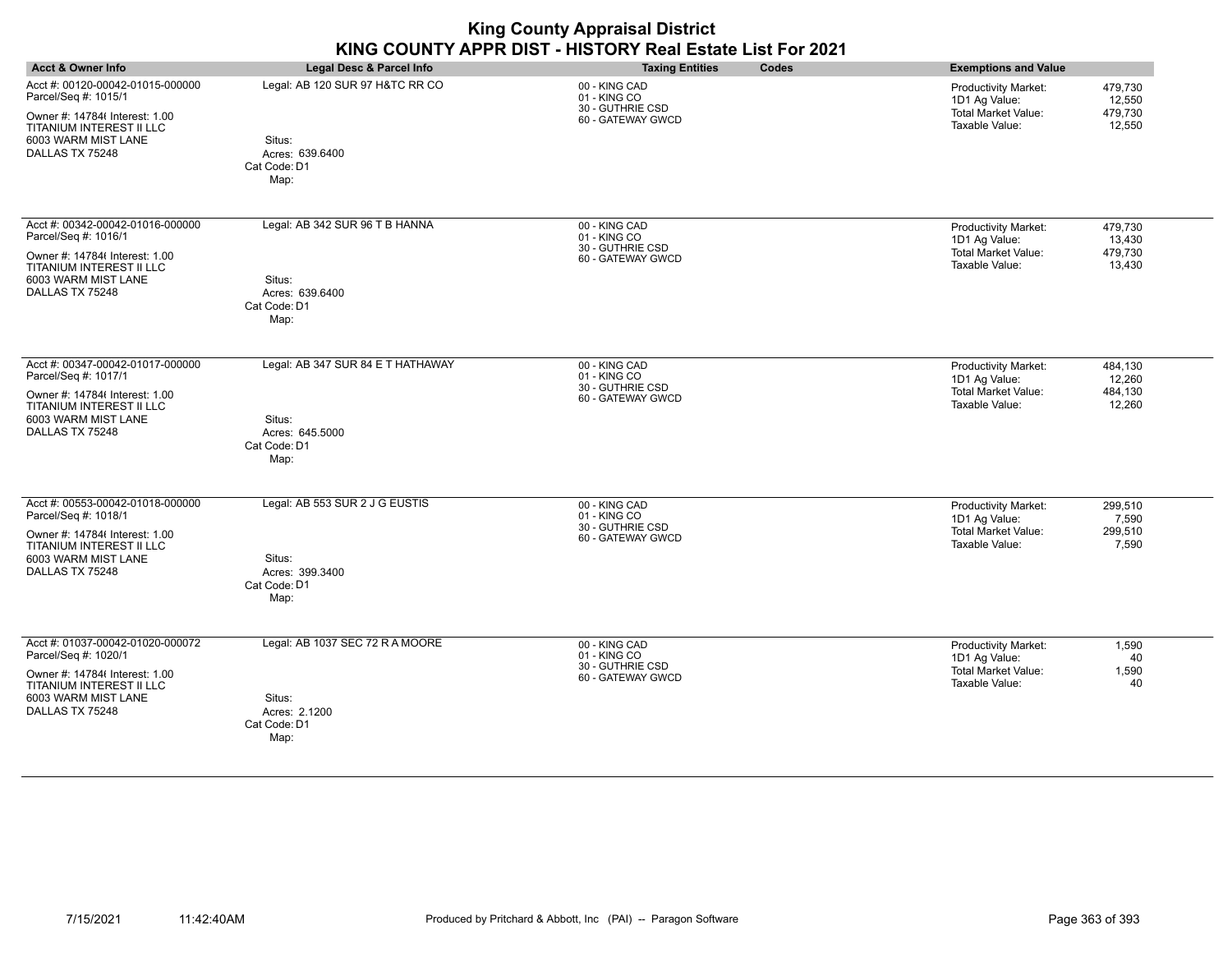# King County Appraisal District
## KING COUNTY APPR DIST - HISTORY Real Estate List For 2021

| Acct & Owner Info | Legal Desc & Parcel Info | Taxing Entities | Codes | Exemptions and Value |
|---|---|---|---|---|
| Acct #: 00120-00042-01015-000000<br>Parcel/Seq #: 1015/1<br>Owner #: 14784( Interest: 1.00<br>TITANIUM INTEREST II LLC<br>6003 WARM MIST LANE<br>DALLAS TX 75248 | Legal: AB 120 SUR 97 H&TC RR CO<br>Situs:<br>Acres: 639.6400<br>Cat Code: D1<br>Map: | 00 - KING CAD<br>01 - KING CO<br>30 - GUTHRIE CSD<br>60 - GATEWAY GWCD | | Productivity Market: 479,730<br>1D1 Ag Value: 12,550<br>Total Market Value: 479,730<br>Taxable Value: 12,550 |
| Acct #: 00342-00042-01016-000000<br>Parcel/Seq #: 1016/1<br>Owner #: 14784( Interest: 1.00<br>TITANIUM INTEREST II LLC<br>6003 WARM MIST LANE<br>DALLAS TX 75248 | Legal: AB 342 SUR 96 T B HANNA<br>Situs:<br>Acres: 639.6400<br>Cat Code: D1<br>Map: | 00 - KING CAD<br>01 - KING CO<br>30 - GUTHRIE CSD<br>60 - GATEWAY GWCD | | Productivity Market: 479,730<br>1D1 Ag Value: 13,430<br>Total Market Value: 479,730<br>Taxable Value: 13,430 |
| Acct #: 00347-00042-01017-000000<br>Parcel/Seq #: 1017/1<br>Owner #: 14784( Interest: 1.00<br>TITANIUM INTEREST II LLC<br>6003 WARM MIST LANE<br>DALLAS TX 75248 | Legal: AB 347 SUR 84 E T HATHAWAY<br>Situs:<br>Acres: 645.5000<br>Cat Code: D1<br>Map: | 00 - KING CAD<br>01 - KING CO<br>30 - GUTHRIE CSD<br>60 - GATEWAY GWCD | | Productivity Market: 484,130<br>1D1 Ag Value: 12,260<br>Total Market Value: 484,130<br>Taxable Value: 12,260 |
| Acct #: 00553-00042-01018-000000<br>Parcel/Seq #: 1018/1<br>Owner #: 14784( Interest: 1.00<br>TITANIUM INTEREST II LLC<br>6003 WARM MIST LANE<br>DALLAS TX 75248 | Legal: AB 553 SUR 2 J G EUSTIS<br>Situs:<br>Acres: 399.3400<br>Cat Code: D1<br>Map: | 00 - KING CAD<br>01 - KING CO<br>30 - GUTHRIE CSD<br>60 - GATEWAY GWCD | | Productivity Market: 299,510<br>1D1 Ag Value: 7,590<br>Total Market Value: 299,510<br>Taxable Value: 7,590 |
| Acct #: 01037-00042-01020-000072<br>Parcel/Seq #: 1020/1<br>Owner #: 14784( Interest: 1.00<br>TITANIUM INTEREST II LLC<br>6003 WARM MIST LANE<br>DALLAS TX 75248 | Legal: AB 1037 SEC 72 R A MOORE<br>Situs:<br>Acres: 2.1200<br>Cat Code: D1<br>Map: | 00 - KING CAD<br>01 - KING CO<br>30 - GUTHRIE CSD<br>60 - GATEWAY GWCD | | Productivity Market: 1,590<br>1D1 Ag Value: 40<br>Total Market Value: 1,590<br>Taxable Value: 40 |

7/15/2021 11:42:40AM Produced by Pritchard & Abbott, Inc (PAI) -- Paragon Software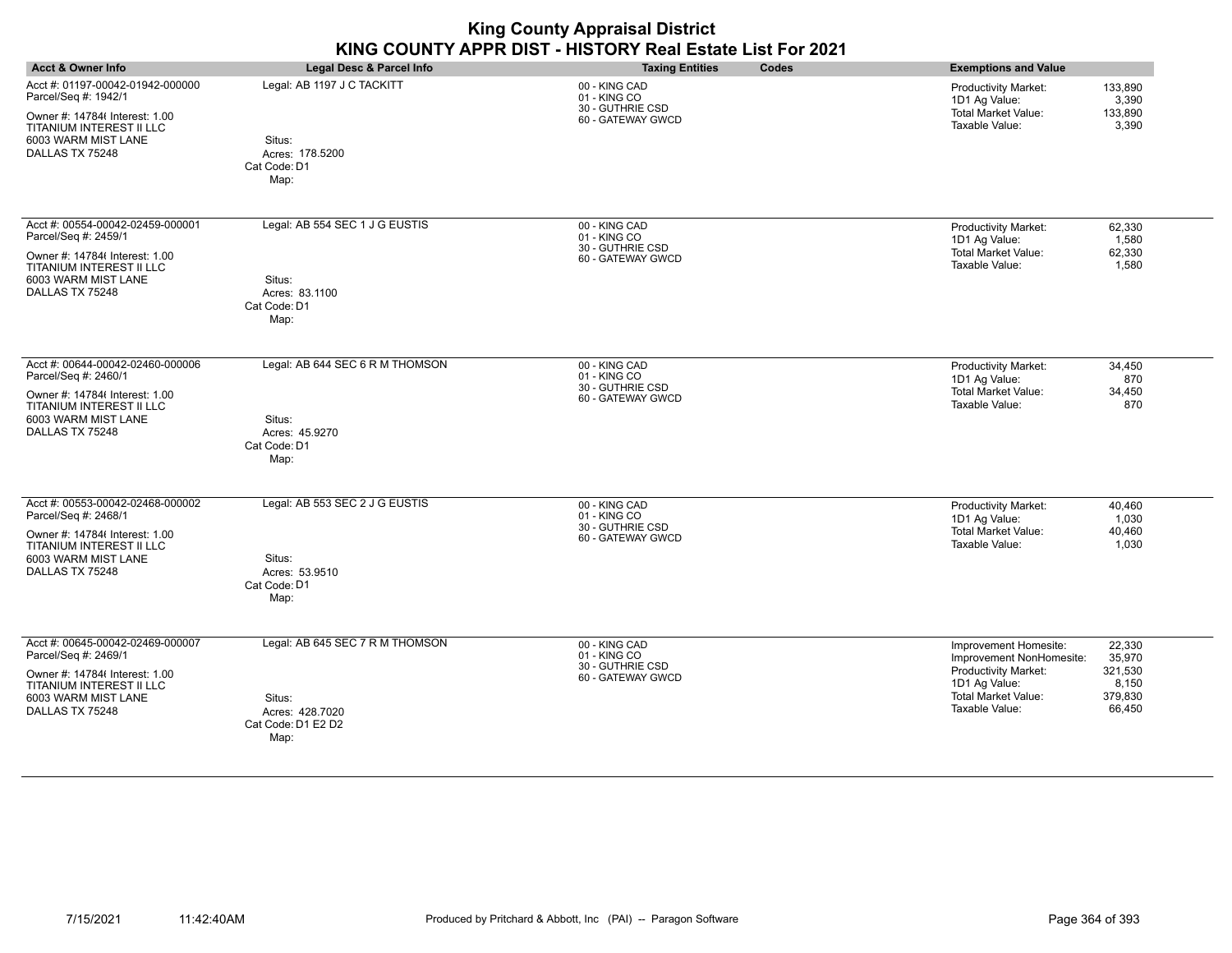# King County Appraisal District
## KING COUNTY APPR DIST - HISTORY Real Estate List For 2021

| Acct & Owner Info | Legal Desc & Parcel Info | Taxing Entities | Codes | Exemptions and Value |
|---|---|---|---|---|
| Acct #: 01197-00042-01942-000000<br>Parcel/Seq #: 1942/1<br>Owner #: 14784( Interest: 1.00<br>TITANIUM INTEREST II LLC<br>6003 WARM MIST LANE<br>DALLAS TX 75248 | Legal: AB 1197 J C TACKITT<br>Situs:<br>Acres: 178.5200<br>Cat Code: D1<br>Map: | 00 - KING CAD<br>01 - KING CO<br>30 - GUTHRIE CSD<br>60 - GATEWAY GWCD | | Productivity Market: 133,890<br>1D1 Ag Value: 3,390<br>Total Market Value: 133,890<br>Taxable Value: 3,390 |
| Acct #: 00554-00042-02459-000001<br>Parcel/Seq #: 2459/1<br>Owner #: 14784( Interest: 1.00<br>TITANIUM INTEREST II LLC<br>6003 WARM MIST LANE<br>DALLAS TX 75248 | Legal: AB 554 SEC 1 J G EUSTIS<br>Situs:<br>Acres: 83.1100<br>Cat Code: D1<br>Map: | 00 - KING CAD<br>01 - KING CO<br>30 - GUTHRIE CSD<br>60 - GATEWAY GWCD | | Productivity Market: 62,330<br>1D1 Ag Value: 1,580<br>Total Market Value: 62,330<br>Taxable Value: 1,580 |
| Acct #: 00644-00042-02460-000006<br>Parcel/Seq #: 2460/1<br>Owner #: 14784( Interest: 1.00<br>TITANIUM INTEREST II LLC<br>6003 WARM MIST LANE<br>DALLAS TX 75248 | Legal: AB 644 SEC 6 R M THOMSON<br>Situs:<br>Acres: 45.9270<br>Cat Code: D1<br>Map: | 00 - KING CAD<br>01 - KING CO<br>30 - GUTHRIE CSD<br>60 - GATEWAY GWCD | | Productivity Market: 34,450<br>1D1 Ag Value: 870<br>Total Market Value: 34,450<br>Taxable Value: 870 |
| Acct #: 00553-00042-02468-000002<br>Parcel/Seq #: 2468/1<br>Owner #: 14784( Interest: 1.00<br>TITANIUM INTEREST II LLC<br>6003 WARM MIST LANE<br>DALLAS TX 75248 | Legal: AB 553 SEC 2 J G EUSTIS<br>Situs:<br>Acres: 53.9510<br>Cat Code: D1<br>Map: | 00 - KING CAD<br>01 - KING CO<br>30 - GUTHRIE CSD<br>60 - GATEWAY GWCD | | Productivity Market: 40,460<br>1D1 Ag Value: 1,030<br>Total Market Value: 40,460<br>Taxable Value: 1,030 |
| Acct #: 00645-00042-02469-000007<br>Parcel/Seq #: 2469/1<br>Owner #: 14784( Interest: 1.00<br>TITANIUM INTEREST II LLC<br>6003 WARM MIST LANE<br>DALLAS TX 75248 | Legal: AB 645 SEC 7 R M THOMSON<br>Situs:<br>Acres: 428.7020<br>Cat Code: D1 E2 D2<br>Map: | 00 - KING CAD<br>01 - KING CO<br>30 - GUTHRIE CSD<br>60 - GATEWAY GWCD | | Improvement Homesite: 22,330<br>Improvement NonHomesite: 35,970<br>Productivity Market: 321,530<br>1D1 Ag Value: 8,150<br>Total Market Value: 379,830<br>Taxable Value: 66,450 |

7/15/2021 11:42:40AM Produced by Pritchard & Abbott, Inc (PAI) -- Paragon Software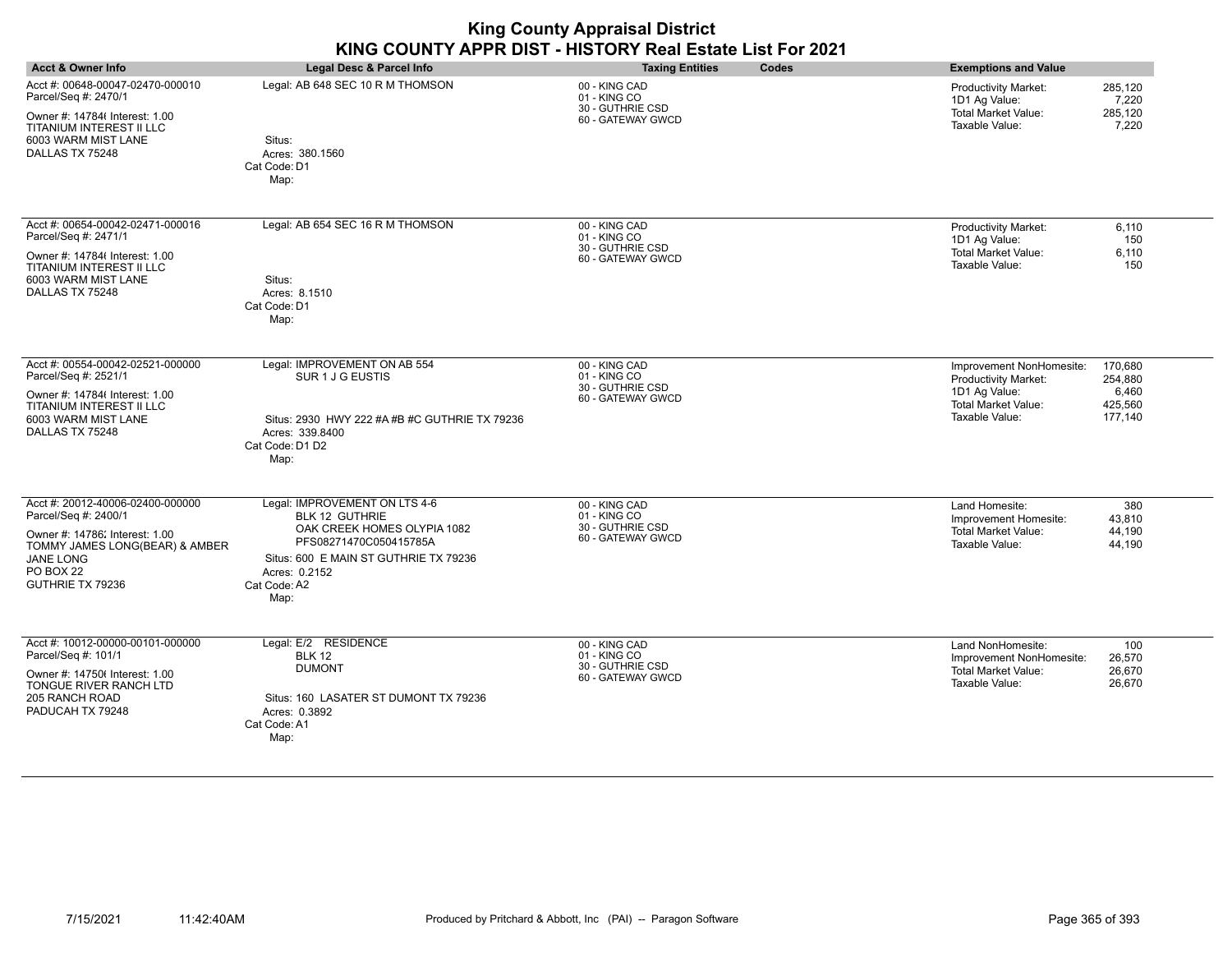# King County Appraisal District

## KING COUNTY APPR DIST - HISTORY Real Estate List For 2021

| Acct & Owner Info | Legal Desc & Parcel Info | Taxing Entities | Codes | Exemptions and Value |
|---|---|---|---|---|
| Acct #: 00648-00047-02470-000010<br>Parcel/Seq #: 2470/1<br>Owner #: 14784( Interest: 1.00<br>TITANIUM INTEREST II LLC<br>6003 WARM MIST LANE<br>DALLAS TX 75248 | Legal: AB 648 SEC 10 R M THOMSON<br>Situs:<br>Acres: 380.1560<br>Cat Code: D1<br>Map: | 00 - KING CAD<br>01 - KING CO<br>30 - GUTHRIE CSD<br>60 - GATEWAY GWCD | | Productivity Market: 285,120<br>1D1 Ag Value: 7,220<br>Total Market Value: 285,120<br>Taxable Value: 7,220 |
| Acct #: 00654-00042-02471-000016<br>Parcel/Seq #: 2471/1<br>Owner #: 14784( Interest: 1.00<br>TITANIUM INTEREST II LLC<br>6003 WARM MIST LANE<br>DALLAS TX 75248 | Legal: AB 654 SEC 16 R M THOMSON<br>Situs:<br>Acres: 8.1510<br>Cat Code: D1<br>Map: | 00 - KING CAD<br>01 - KING CO<br>30 - GUTHRIE CSD<br>60 - GATEWAY GWCD | | Productivity Market: 6,110<br>1D1 Ag Value: 150<br>Total Market Value: 6,110<br>Taxable Value: 150 |
| Acct #: 00554-00042-02521-000000<br>Parcel/Seq #: 2521/1<br>Owner #: 14784( Interest: 1.00<br>TITANIUM INTEREST II LLC<br>6003 WARM MIST LANE<br>DALLAS TX 75248 | Legal: IMPROVEMENT ON AB 554<br>SUR 1 J G EUSTIS<br>Situs: 2930 HWY 222 #A #B #C GUTHRIE TX 79236<br>Acres: 339.8400<br>Cat Code: D1 D2<br>Map: | 00 - KING CAD<br>01 - KING CO<br>30 - GUTHRIE CSD<br>60 - GATEWAY GWCD | | Improvement NonHomesite: 170,680<br>Productivity Market: 254,880<br>1D1 Ag Value: 6,460<br>Total Market Value: 425,560<br>Taxable Value: 177,140 |
| Acct #: 20012-40006-02400-000000<br>Parcel/Seq #: 2400/1<br>Owner #: 14786( Interest: 1.00<br>TOMMY JAMES LONG(BEAR) & AMBER JANE LONG<br>PO BOX 22<br>GUTHRIE TX 79236 | Legal: IMPROVEMENT ON LTS 4-6<br>BLK 12 GUTHRIE<br>OAK CREEK HOMES OLYPIA 1082<br>PFS08271470C050415785A<br>Situs: 600 E MAIN ST GUTHRIE TX 79236<br>Acres: 0.2152<br>Cat Code: A2<br>Map: | 00 - KING CAD<br>01 - KING CO<br>30 - GUTHRIE CSD<br>60 - GATEWAY GWCD | | Land Homesite: 380<br>Improvement Homesite: 43,810<br>Total Market Value: 44,190<br>Taxable Value: 44,190 |
| Acct #: 10012-00000-00101-000000<br>Parcel/Seq #: 101/1<br>Owner #: 14750( Interest: 1.00<br>TONGUE RIVER RANCH LTD<br>205 RANCH ROAD<br>PADUCAH TX 79248 | Legal: E/2 RESIDENCE<br>BLK 12<br>DUMONT<br>Situs: 160 LASATER ST DUMONT TX 79236<br>Acres: 0.3892<br>Cat Code: A1<br>Map: | 00 - KING CAD<br>01 - KING CO<br>30 - GUTHRIE CSD<br>60 - GATEWAY GWCD | | Land NonHomesite: 100<br>Improvement NonHomesite: 26,570<br>Total Market Value: 26,670<br>Taxable Value: 26,670 |

7/15/2021 11:42:40AM Produced by Pritchard & Abbott, Inc (PAI) -- Paragon Software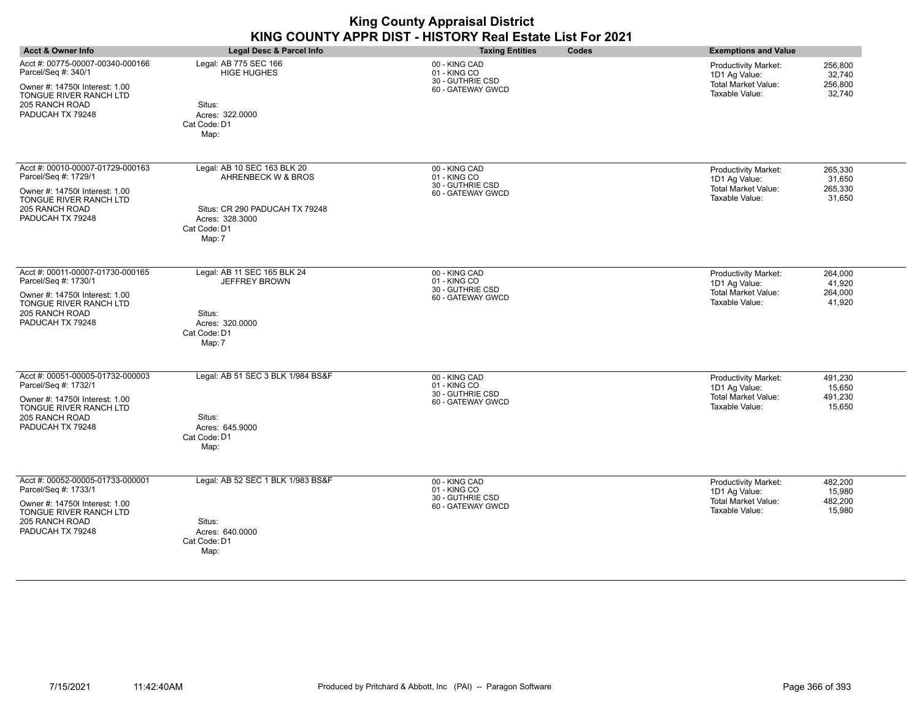# King County Appraisal District

## KING COUNTY APPR DIST - HISTORY Real Estate List For 2021

| Acct & Owner Info | Legal Desc & Parcel Info | Taxing Entities | Codes | Exemptions and Value |
|---|---|---|---|---|
| Acct #: 00775-00007-00340-000166<br>Parcel/Seq #: 340/1<br>Owner #: 14750( Interest: 1.00<br>TONGUE RIVER RANCH LTD<br>205 RANCH ROAD<br>PADUCAH TX 79248 | Legal: AB 775 SEC 166<br>HIGE HUGHES<br>Situs:<br>Acres: 322.0000<br>Cat Code: D1<br>Map: | 00 - KING CAD<br>01 - KING CO<br>30 - GUTHRIE CSD<br>60 - GATEWAY GWCD | | Productivity Market: 256,800<br>1D1 Ag Value: 32,740<br>Total Market Value: 256,800<br>Taxable Value: 32,740 |
| Acct #: 00010-00007-01729-000163<br>Parcel/Seq #: 1729/1<br>Owner #: 14750( Interest: 1.00<br>TONGUE RIVER RANCH LTD<br>205 RANCH ROAD<br>PADUCAH TX 79248 | Legal: AB 10 SEC 163 BLK 20<br>AHRENBECK W & BROS<br>Situs: CR 290 PADUCAH TX 79248<br>Acres: 328.3000<br>Cat Code: D1<br>Map: 7 | 00 - KING CAD<br>01 - KING CO<br>30 - GUTHRIE CSD<br>60 - GATEWAY GWCD | | Productivity Market: 265,330<br>1D1 Ag Value: 31,650<br>Total Market Value: 265,330<br>Taxable Value: 31,650 |
| Acct #: 00011-00007-01730-000165<br>Parcel/Seq #: 1730/1<br>Owner #: 14750( Interest: 1.00<br>TONGUE RIVER RANCH LTD<br>205 RANCH ROAD<br>PADUCAH TX 79248 | Legal: AB 11 SEC 165 BLK 24<br>JEFFREY BROWN<br>Situs:<br>Acres: 320.0000<br>Cat Code: D1<br>Map: 7 | 00 - KING CAD<br>01 - KING CO<br>30 - GUTHRIE CSD<br>60 - GATEWAY GWCD | | Productivity Market: 264,000<br>1D1 Ag Value: 41,920<br>Total Market Value: 264,000<br>Taxable Value: 41,920 |
| Acct #: 00051-00005-01732-000003<br>Parcel/Seq #: 1732/1<br>Owner #: 14750( Interest: 1.00<br>TONGUE RIVER RANCH LTD<br>205 RANCH ROAD<br>PADUCAH TX 79248 | Legal: AB 51 SEC 3 BLK 1/984 BS&F<br>Situs:<br>Acres: 645.9000<br>Cat Code: D1<br>Map: | 00 - KING CAD<br>01 - KING CO<br>30 - GUTHRIE CSD<br>60 - GATEWAY GWCD | | Productivity Market: 491,230<br>1D1 Ag Value: 15,650<br>Total Market Value: 491,230<br>Taxable Value: 15,650 |
| Acct #: 00052-00005-01733-000001<br>Parcel/Seq #: 1733/1<br>Owner #: 14750( Interest: 1.00<br>TONGUE RIVER RANCH LTD<br>205 RANCH ROAD<br>PADUCAH TX 79248 | Legal: AB 52 SEC 1 BLK 1/983 BS&F<br>Situs:<br>Acres: 640.0000<br>Cat Code: D1<br>Map: | 00 - KING CAD<br>01 - KING CO<br>30 - GUTHRIE CSD<br>60 - GATEWAY GWCD | | Productivity Market: 482,200<br>1D1 Ag Value: 15,980<br>Total Market Value: 482,200<br>Taxable Value: 15,980 |

7/15/2021 11:42:40AM Produced by Pritchard & Abbott, Inc (PAI) -- Paragon Software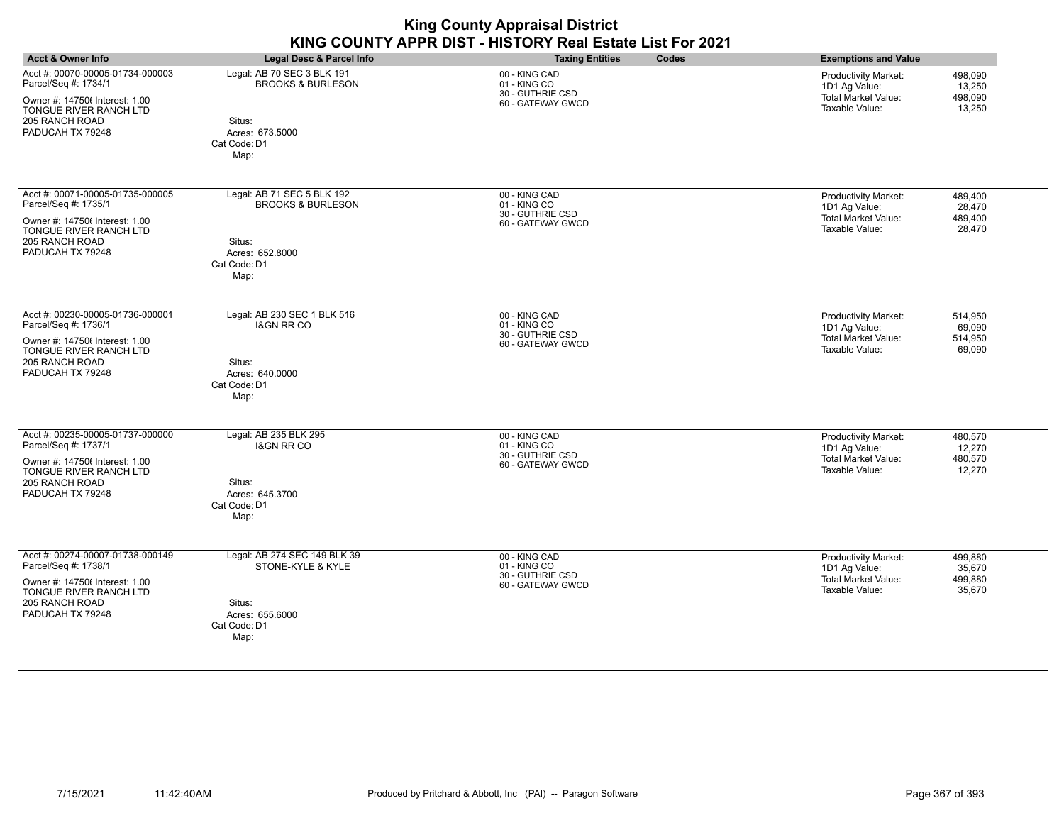# King County Appraisal District

## KING COUNTY APPR DIST - HISTORY Real Estate List For 2021

| Acct & Owner Info | Legal Desc & Parcel Info | Taxing Entities | Codes | Exemptions and Value |
|---|---|---|---|---|
| Acct #: 00070-00005-01734-000003<br>Parcel/Seq #: 1734/1<br>Owner #: 14750( Interest: 1.00<br>TONGUE RIVER RANCH LTD<br>205 RANCH ROAD<br>PADUCAH TX 79248 | Legal: AB 70 SEC 3 BLK 191<br>BROOKS & BURLESON<br>Situs:<br>Acres: 673.5000<br>Cat Code: D1<br>Map: | 00 - KING CAD<br>01 - KING CO<br>30 - GUTHRIE CSD<br>60 - GATEWAY GWCD | | Productivity Market: 498,090<br>1D1 Ag Value: 13,250<br>Total Market Value: 498,090<br>Taxable Value: 13,250 |
| Acct #: 00071-00005-01735-000005<br>Parcel/Seq #: 1735/1<br>Owner #: 14750( Interest: 1.00<br>TONGUE RIVER RANCH LTD<br>205 RANCH ROAD<br>PADUCAH TX 79248 | Legal: AB 71 SEC 5 BLK 192<br>BROOKS & BURLESON<br>Situs:<br>Acres: 652.8000<br>Cat Code: D1<br>Map: | 00 - KING CAD<br>01 - KING CO<br>30 - GUTHRIE CSD<br>60 - GATEWAY GWCD | | Productivity Market: 489,400<br>1D1 Ag Value: 28,470<br>Total Market Value: 489,400<br>Taxable Value: 28,470 |
| Acct #: 00230-00005-01736-000001<br>Parcel/Seq #: 1736/1<br>Owner #: 14750( Interest: 1.00<br>TONGUE RIVER RANCH LTD<br>205 RANCH ROAD<br>PADUCAH TX 79248 | Legal: AB 230 SEC 1 BLK 516<br>I&GN RR CO<br>Situs:<br>Acres: 640.0000<br>Cat Code: D1<br>Map: | 00 - KING CAD<br>01 - KING CO<br>30 - GUTHRIE CSD<br>60 - GATEWAY GWCD | | Productivity Market: 514,950<br>1D1 Ag Value: 69,090<br>Total Market Value: 514,950<br>Taxable Value: 69,090 |
| Acct #: 00235-00005-01737-000000<br>Parcel/Seq #: 1737/1<br>Owner #: 14750( Interest: 1.00<br>TONGUE RIVER RANCH LTD<br>205 RANCH ROAD<br>PADUCAH TX 79248 | Legal: AB 235 BLK 295<br>I&GN RR CO<br>Situs:<br>Acres: 645.3700<br>Cat Code: D1<br>Map: | 00 - KING CAD<br>01 - KING CO<br>30 - GUTHRIE CSD<br>60 - GATEWAY GWCD | | Productivity Market: 480,570<br>1D1 Ag Value: 12,270<br>Total Market Value: 480,570<br>Taxable Value: 12,270 |
| Acct #: 00274-00007-01738-000149<br>Parcel/Seq #: 1738/1<br>Owner #: 14750( Interest: 1.00<br>TONGUE RIVER RANCH LTD<br>205 RANCH ROAD<br>PADUCAH TX 79248 | Legal: AB 274 SEC 149 BLK 39<br>STONE-KYLE & KYLE<br>Situs:<br>Acres: 655.6000<br>Cat Code: D1<br>Map: | 00 - KING CAD<br>01 - KING CO<br>30 - GUTHRIE CSD<br>60 - GATEWAY GWCD | | Productivity Market: 499,880<br>1D1 Ag Value: 35,670<br>Total Market Value: 499,880<br>Taxable Value: 35,670 |

7/15/2021 11:42:40AM Produced by Pritchard & Abbott, Inc (PAI) -- Paragon Software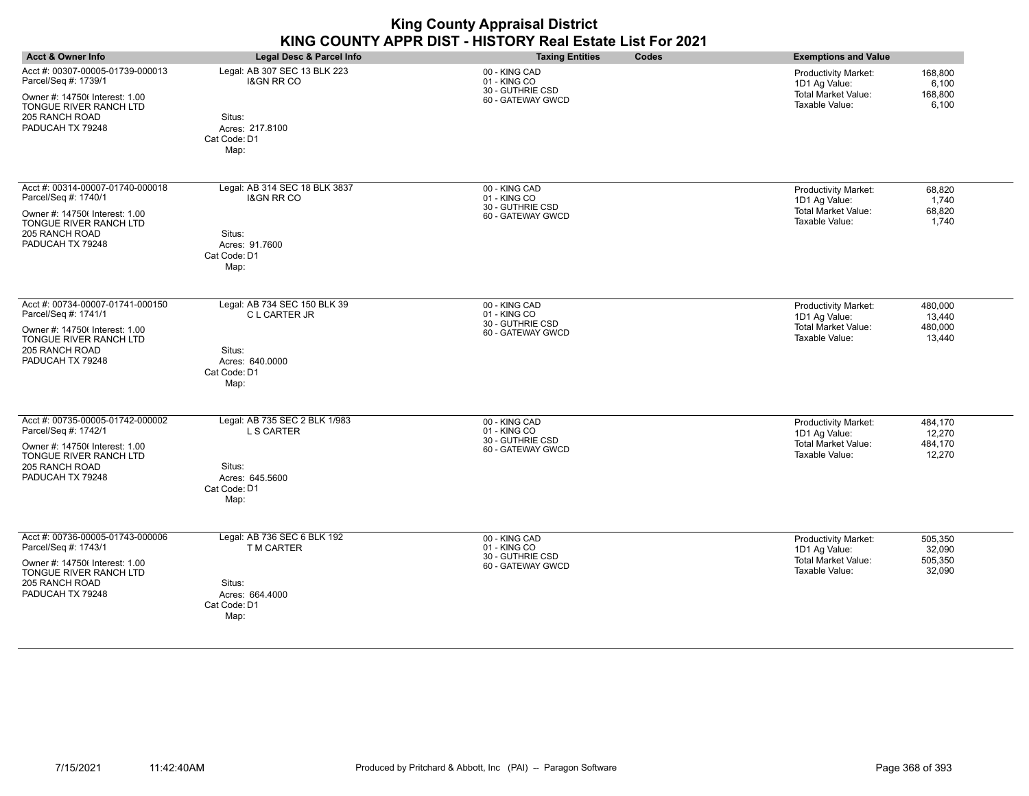# King County Appraisal District

## KING COUNTY APPR DIST - HISTORY Real Estate List For 2021

| Acct & Owner Info | Legal Desc & Parcel Info | Taxing Entities | Codes | Exemptions and Value |
|---|---|---|---|---|
| Acct #: 00307-00005-01739-000013<br>Parcel/Seq #: 1739/1<br>Owner #: 14750( Interest: 1.00<br>TONGUE RIVER RANCH LTD<br>205 RANCH ROAD<br>PADUCAH TX 79248 | Legal: AB 307 SEC 13 BLK 223<br>I&GN RR CO<br>Situs:<br>Acres: 217.8100<br>Cat Code: D1<br>Map: | 00 - KING CAD<br>01 - KING CO<br>30 - GUTHRIE CSD<br>60 - GATEWAY GWCD | | Productivity Market: 168,800<br>1D1 Ag Value: 6,100<br>Total Market Value: 168,800<br>Taxable Value: 6,100 |
| Acct #: 00314-00007-01740-000018<br>Parcel/Seq #: 1740/1<br>Owner #: 14750( Interest: 1.00<br>TONGUE RIVER RANCH LTD<br>205 RANCH ROAD<br>PADUCAH TX 79248 | Legal: AB 314 SEC 18 BLK 3837<br>I&GN RR CO<br>Situs:<br>Acres: 91.7600<br>Cat Code: D1<br>Map: | 00 - KING CAD<br>01 - KING CO<br>30 - GUTHRIE CSD<br>60 - GATEWAY GWCD | | Productivity Market: 68,820<br>1D1 Ag Value: 1,740<br>Total Market Value: 68,820<br>Taxable Value: 1,740 |
| Acct #: 00734-00007-01741-000150<br>Parcel/Seq #: 1741/1<br>Owner #: 14750( Interest: 1.00<br>TONGUE RIVER RANCH LTD<br>205 RANCH ROAD<br>PADUCAH TX 79248 | Legal: AB 734 SEC 150 BLK 39<br>C L CARTER JR<br>Situs:<br>Acres: 640.0000<br>Cat Code: D1<br>Map: | 00 - KING CAD<br>01 - KING CO<br>30 - GUTHRIE CSD<br>60 - GATEWAY GWCD | | Productivity Market: 480,000<br>1D1 Ag Value: 13,440<br>Total Market Value: 480,000<br>Taxable Value: 13,440 |
| Acct #: 00735-00005-01742-000002<br>Parcel/Seq #: 1742/1<br>Owner #: 14750( Interest: 1.00<br>TONGUE RIVER RANCH LTD<br>205 RANCH ROAD<br>PADUCAH TX 79248 | Legal: AB 735 SEC 2 BLK 1/983<br>L S CARTER<br>Situs:<br>Acres: 645.5600<br>Cat Code: D1<br>Map: | 00 - KING CAD<br>01 - KING CO<br>30 - GUTHRIE CSD<br>60 - GATEWAY GWCD | | Productivity Market: 484,170<br>1D1 Ag Value: 12,270<br>Total Market Value: 484,170<br>Taxable Value: 12,270 |
| Acct #: 00736-00005-01743-000006<br>Parcel/Seq #: 1743/1<br>Owner #: 14750( Interest: 1.00<br>TONGUE RIVER RANCH LTD<br>205 RANCH ROAD<br>PADUCAH TX 79248 | Legal: AB 736 SEC 6 BLK 192<br>T M CARTER<br>Situs:<br>Acres: 664.4000<br>Cat Code: D1<br>Map: | 00 - KING CAD<br>01 - KING CO<br>30 - GUTHRIE CSD<br>60 - GATEWAY GWCD | | Productivity Market: 505,350<br>1D1 Ag Value: 32,090<br>Total Market Value: 505,350<br>Taxable Value: 32,090 |

7/15/2021 11:42:40AM Produced by Pritchard & Abbott, Inc (PAI) -- Paragon Software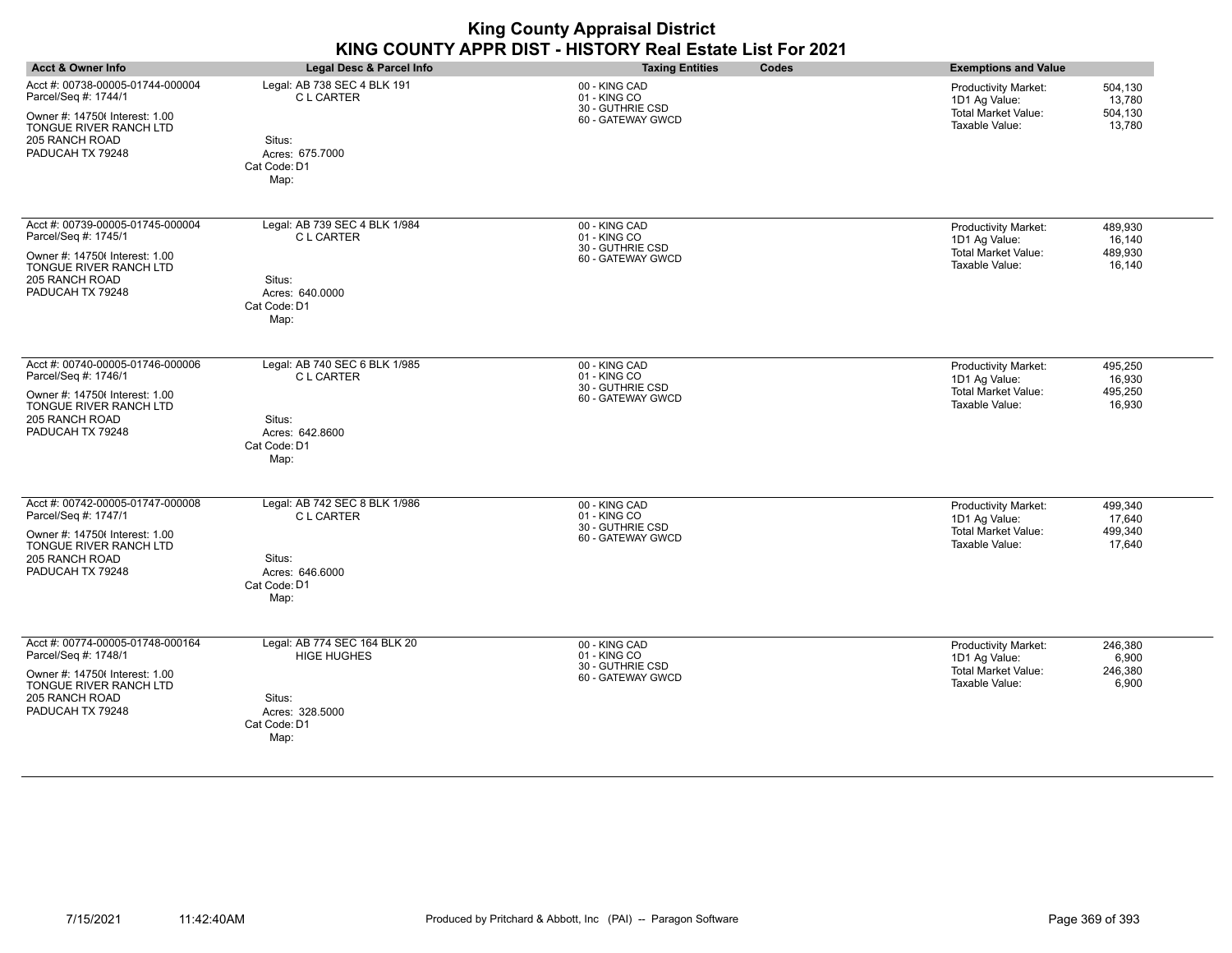# King County Appraisal District
## KING COUNTY APPR DIST - HISTORY Real Estate List For 2021

| Acct & Owner Info | Legal Desc & Parcel Info | Taxing Entities | Codes | Exemptions and Value |
|---|---|---|---|---|
| Acct #: 00738-00005-01744-000004<br>Parcel/Seq #: 1744/1<br>Owner #: 14750( Interest: 1.00<br>TONGUE RIVER RANCH LTD<br>205 RANCH ROAD<br>PADUCAH TX 79248 | Legal: AB 738 SEC 4 BLK 191<br>C L CARTER<br>Situs:<br>Acres: 675.7000<br>Cat Code: D1<br>Map: | 00 - KING CAD<br>01 - KING CO<br>30 - GUTHRIE CSD<br>60 - GATEWAY GWCD | | Productivity Market: 504,130<br>1D1 Ag Value: 13,780<br>Total Market Value: 504,130<br>Taxable Value: 13,780 |
| Acct #: 00739-00005-01745-000004<br>Parcel/Seq #: 1745/1<br>Owner #: 14750( Interest: 1.00<br>TONGUE RIVER RANCH LTD<br>205 RANCH ROAD<br>PADUCAH TX 79248 | Legal: AB 739 SEC 4 BLK 1/984<br>C L CARTER<br>Situs:<br>Acres: 640.0000<br>Cat Code: D1<br>Map: | 00 - KING CAD<br>01 - KING CO<br>30 - GUTHRIE CSD<br>60 - GATEWAY GWCD | | Productivity Market: 489,930<br>1D1 Ag Value: 16,140<br>Total Market Value: 489,930<br>Taxable Value: 16,140 |
| Acct #: 00740-00005-01746-000006<br>Parcel/Seq #: 1746/1<br>Owner #: 14750( Interest: 1.00<br>TONGUE RIVER RANCH LTD<br>205 RANCH ROAD<br>PADUCAH TX 79248 | Legal: AB 740 SEC 6 BLK 1/985<br>C L CARTER<br>Situs:<br>Acres: 642.8600<br>Cat Code: D1<br>Map: | 00 - KING CAD<br>01 - KING CO<br>30 - GUTHRIE CSD<br>60 - GATEWAY GWCD | | Productivity Market: 495,250<br>1D1 Ag Value: 16,930<br>Total Market Value: 495,250<br>Taxable Value: 16,930 |
| Acct #: 00742-00005-01747-000008<br>Parcel/Seq #: 1747/1<br>Owner #: 14750( Interest: 1.00<br>TONGUE RIVER RANCH LTD<br>205 RANCH ROAD<br>PADUCAH TX 79248 | Legal: AB 742 SEC 8 BLK 1/986<br>C L CARTER<br>Situs:<br>Acres: 646.6000<br>Cat Code: D1<br>Map: | 00 - KING CAD<br>01 - KING CO<br>30 - GUTHRIE CSD<br>60 - GATEWAY GWCD | | Productivity Market: 499,340<br>1D1 Ag Value: 17,640<br>Total Market Value: 499,340<br>Taxable Value: 17,640 |
| Acct #: 00774-00005-01748-000164<br>Parcel/Seq #: 1748/1<br>Owner #: 14750( Interest: 1.00<br>TONGUE RIVER RANCH LTD<br>205 RANCH ROAD<br>PADUCAH TX 79248 | Legal: AB 774 SEC 164 BLK 20<br>HIGE HUGHES<br>Situs:<br>Acres: 328.5000<br>Cat Code: D1<br>Map: | 00 - KING CAD<br>01 - KING CO<br>30 - GUTHRIE CSD<br>60 - GATEWAY GWCD | | Productivity Market: 246,380<br>1D1 Ag Value: 6,900<br>Total Market Value: 246,380<br>Taxable Value: 6,900 |

7/15/2021 11:42:40AM Produced by Pritchard & Abbott, Inc (PAI) -- Paragon Software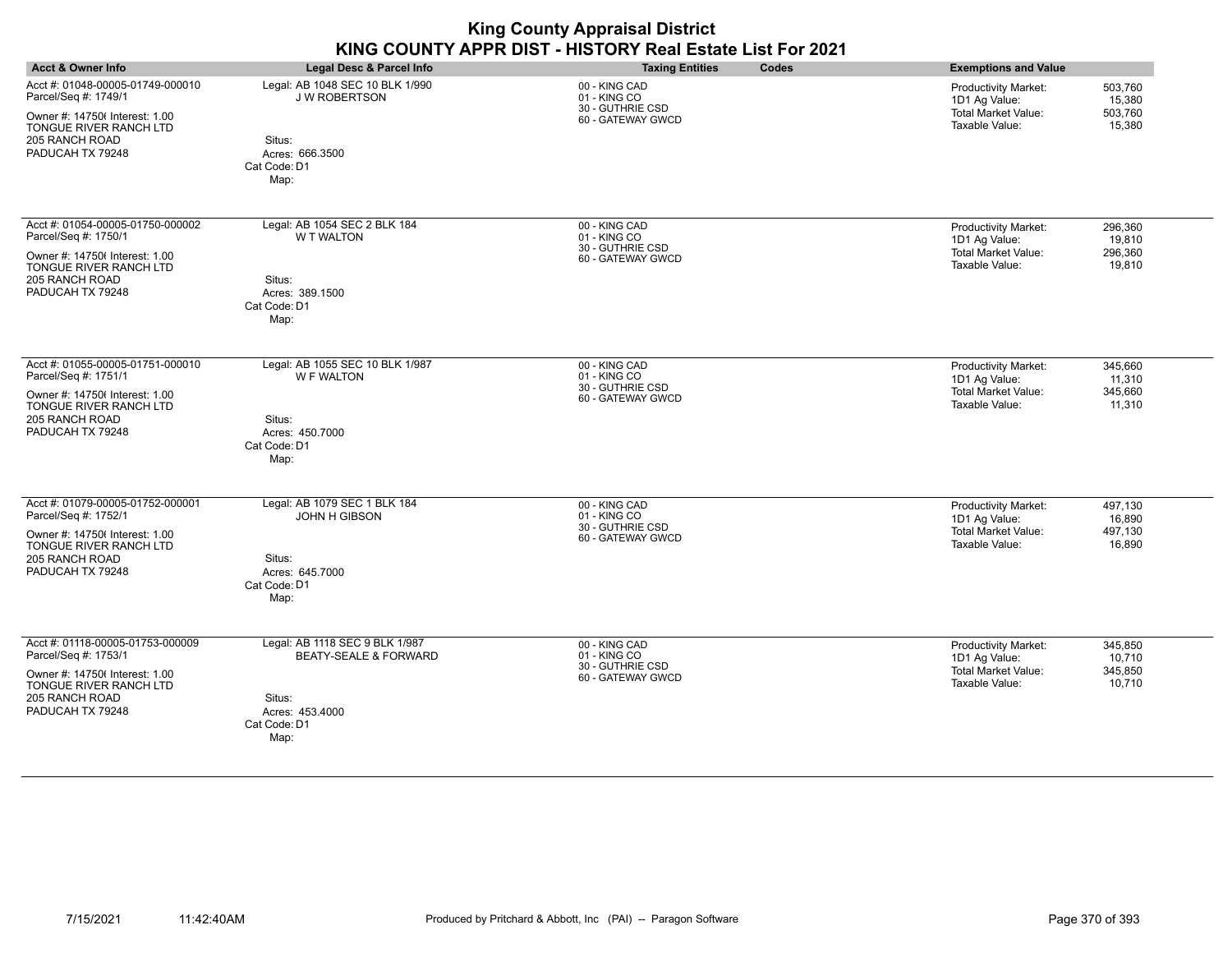# King County Appraisal District
## KING COUNTY APPR DIST - HISTORY Real Estate List For 2021

| Acct & Owner Info | Legal Desc & Parcel Info | Taxing Entities | Codes | Exemptions and Value |
|---|---|---|---|---|
| Acct #: 01048-00005-01749-000010<br>Parcel/Seq #: 1749/1<br>Owner #: 14750( Interest: 1.00<br>TONGUE RIVER RANCH LTD<br>205 RANCH ROAD<br>PADUCAH TX 79248 | Legal: AB 1048 SEC 10 BLK 1/990<br>J W ROBERTSON<br>Situs:<br>Acres: 666.3500<br>Cat Code: D1<br>Map: | 00 - KING CAD<br>01 - KING CO<br>30 - GUTHRIE CSD<br>60 - GATEWAY GWCD | | Productivity Market: 503,760<br>1D1 Ag Value: 15,380<br>Total Market Value: 503,760<br>Taxable Value: 15,380 |
| Acct #: 01054-00005-01750-000002<br>Parcel/Seq #: 1750/1<br>Owner #: 14750( Interest: 1.00<br>TONGUE RIVER RANCH LTD<br>205 RANCH ROAD<br>PADUCAH TX 79248 | Legal: AB 1054 SEC 2 BLK 184<br>W T WALTON<br>Situs:<br>Acres: 389.1500<br>Cat Code: D1<br>Map: | 00 - KING CAD<br>01 - KING CO<br>30 - GUTHRIE CSD<br>60 - GATEWAY GWCD | | Productivity Market: 296,360<br>1D1 Ag Value: 19,810<br>Total Market Value: 296,360<br>Taxable Value: 19,810 |
| Acct #: 01055-00005-01751-000010<br>Parcel/Seq #: 1751/1<br>Owner #: 14750( Interest: 1.00<br>TONGUE RIVER RANCH LTD<br>205 RANCH ROAD<br>PADUCAH TX 79248 | Legal: AB 1055 SEC 10 BLK 1/987<br>W F WALTON<br>Situs:<br>Acres: 450.7000<br>Cat Code: D1<br>Map: | 00 - KING CAD<br>01 - KING CO<br>30 - GUTHRIE CSD<br>60 - GATEWAY GWCD | | Productivity Market: 345,660<br>1D1 Ag Value: 11,310<br>Total Market Value: 345,660<br>Taxable Value: 11,310 |
| Acct #: 01079-00005-01752-000001<br>Parcel/Seq #: 1752/1<br>Owner #: 14750( Interest: 1.00<br>TONGUE RIVER RANCH LTD<br>205 RANCH ROAD<br>PADUCAH TX 79248 | Legal: AB 1079 SEC 1 BLK 184<br>JOHN H GIBSON<br>Situs:<br>Acres: 645.7000<br>Cat Code: D1<br>Map: | 00 - KING CAD<br>01 - KING CO<br>30 - GUTHRIE CSD<br>60 - GATEWAY GWCD | | Productivity Market: 497,130<br>1D1 Ag Value: 16,890<br>Total Market Value: 497,130<br>Taxable Value: 16,890 |
| Acct #: 01118-00005-01753-000009<br>Parcel/Seq #: 1753/1<br>Owner #: 14750( Interest: 1.00<br>TONGUE RIVER RANCH LTD<br>205 RANCH ROAD<br>PADUCAH TX 79248 | Legal: AB 1118 SEC 9 BLK 1/987<br>BEATY-SEALE & FORWARD<br>Situs:<br>Acres: 453.4000<br>Cat Code: D1<br>Map: | 00 - KING CAD<br>01 - KING CO<br>30 - GUTHRIE CSD<br>60 - GATEWAY GWCD | | Productivity Market: 345,850<br>1D1 Ag Value: 10,710<br>Total Market Value: 345,850<br>Taxable Value: 10,710 |

7/15/2021 11:42:40AM Produced by Pritchard & Abbott, Inc (PAI) -- Paragon Software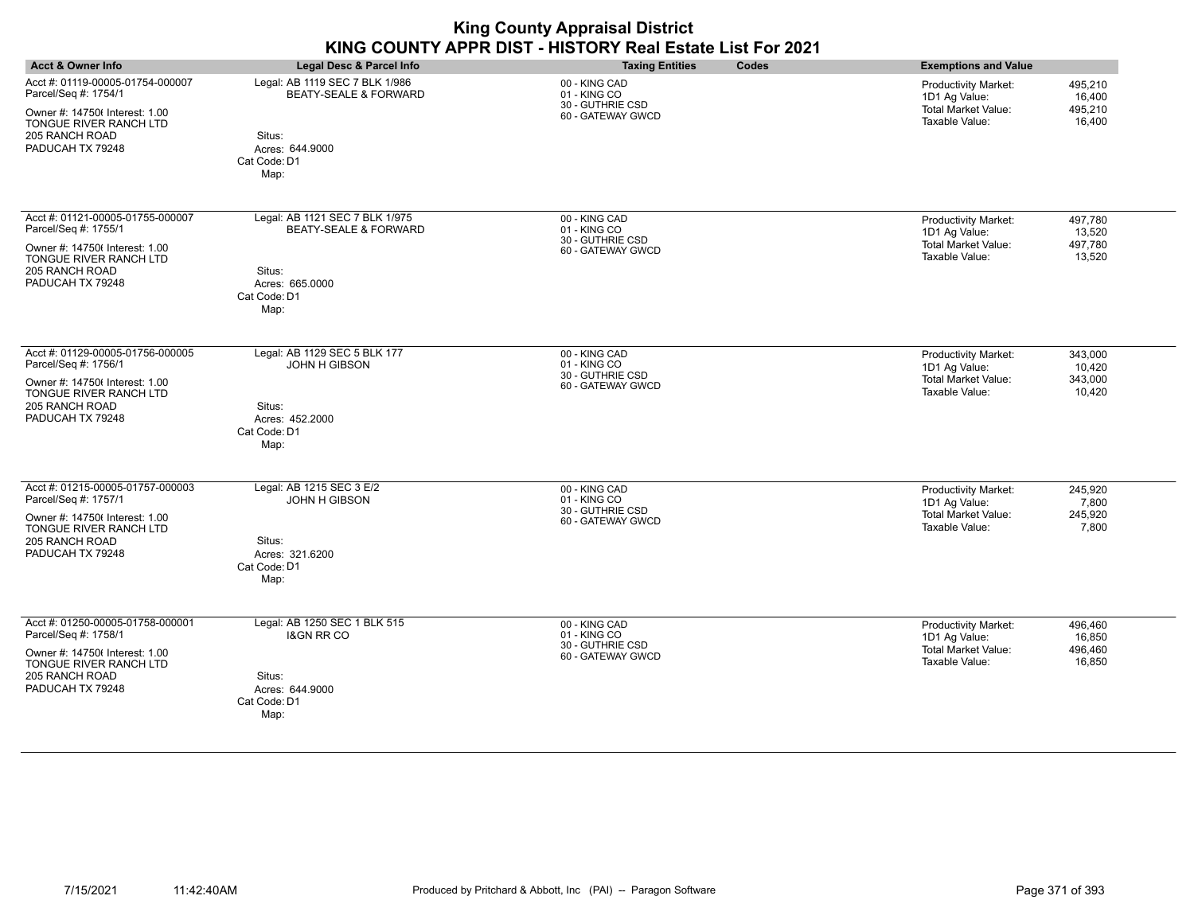# King County Appraisal District

## KING COUNTY APPR DIST - HISTORY Real Estate List For 2021

| Acct & Owner Info | Legal Desc & Parcel Info | Taxing Entities | Codes | Exemptions and Value |
|---|---|---|---|---|
| Acct #: 01119-00005-01754-000007<br>Parcel/Seq #: 1754/1<br>Owner #: 14750( Interest: 1.00<br>TONGUE RIVER RANCH LTD<br>205 RANCH ROAD<br>PADUCAH TX 79248 | Legal: AB 1119 SEC 7 BLK 1/986<br>BEATY-SEALE & FORWARD<br>Situs:<br>Acres: 644.9000<br>Cat Code: D1<br>Map: | 00 - KING CAD<br>01 - KING CO<br>30 - GUTHRIE CSD<br>60 - GATEWAY GWCD | | Productivity Market: 495,210<br>1D1 Ag Value: 16,400<br>Total Market Value: 495,210<br>Taxable Value: 16,400 |
| Acct #: 01121-00005-01755-000007<br>Parcel/Seq #: 1755/1<br>Owner #: 14750( Interest: 1.00<br>TONGUE RIVER RANCH LTD<br>205 RANCH ROAD<br>PADUCAH TX 79248 | Legal: AB 1121 SEC 7 BLK 1/975<br>BEATY-SEALE & FORWARD<br>Situs:<br>Acres: 665.0000<br>Cat Code: D1<br>Map: | 00 - KING CAD<br>01 - KING CO<br>30 - GUTHRIE CSD<br>60 - GATEWAY GWCD | | Productivity Market: 497,780<br>1D1 Ag Value: 13,520<br>Total Market Value: 497,780<br>Taxable Value: 13,520 |
| Acct #: 01129-00005-01756-000005<br>Parcel/Seq #: 1756/1<br>Owner #: 14750( Interest: 1.00<br>TONGUE RIVER RANCH LTD<br>205 RANCH ROAD<br>PADUCAH TX 79248 | Legal: AB 1129 SEC 5 BLK 177<br>JOHN H GIBSON<br>Situs:<br>Acres: 452.2000<br>Cat Code: D1<br>Map: | 00 - KING CAD<br>01 - KING CO<br>30 - GUTHRIE CSD<br>60 - GATEWAY GWCD | | Productivity Market: 343,000<br>1D1 Ag Value: 10,420<br>Total Market Value: 343,000<br>Taxable Value: 10,420 |
| Acct #: 01215-00005-01757-000003<br>Parcel/Seq #: 1757/1<br>Owner #: 14750( Interest: 1.00<br>TONGUE RIVER RANCH LTD<br>205 RANCH ROAD<br>PADUCAH TX 79248 | Legal: AB 1215 SEC 3 E/2<br>JOHN H GIBSON<br>Situs:<br>Acres: 321.6200<br>Cat Code: D1<br>Map: | 00 - KING CAD<br>01 - KING CO<br>30 - GUTHRIE CSD<br>60 - GATEWAY GWCD | | Productivity Market: 245,920<br>1D1 Ag Value: 7,800<br>Total Market Value: 245,920<br>Taxable Value: 7,800 |
| Acct #: 01250-00005-01758-000001<br>Parcel/Seq #: 1758/1<br>Owner #: 14750( Interest: 1.00<br>TONGUE RIVER RANCH LTD<br>205 RANCH ROAD<br>PADUCAH TX 79248 | Legal: AB 1250 SEC 1 BLK 515<br>I&GN RR CO<br>Situs:<br>Acres: 644.9000<br>Cat Code: D1<br>Map: | 00 - KING CAD<br>01 - KING CO<br>30 - GUTHRIE CSD<br>60 - GATEWAY GWCD | | Productivity Market: 496,460<br>1D1 Ag Value: 16,850<br>Total Market Value: 496,460<br>Taxable Value: 16,850 |

7/15/2021 11:42:40AM Produced by Pritchard & Abbott, Inc (PAI) -- Paragon Software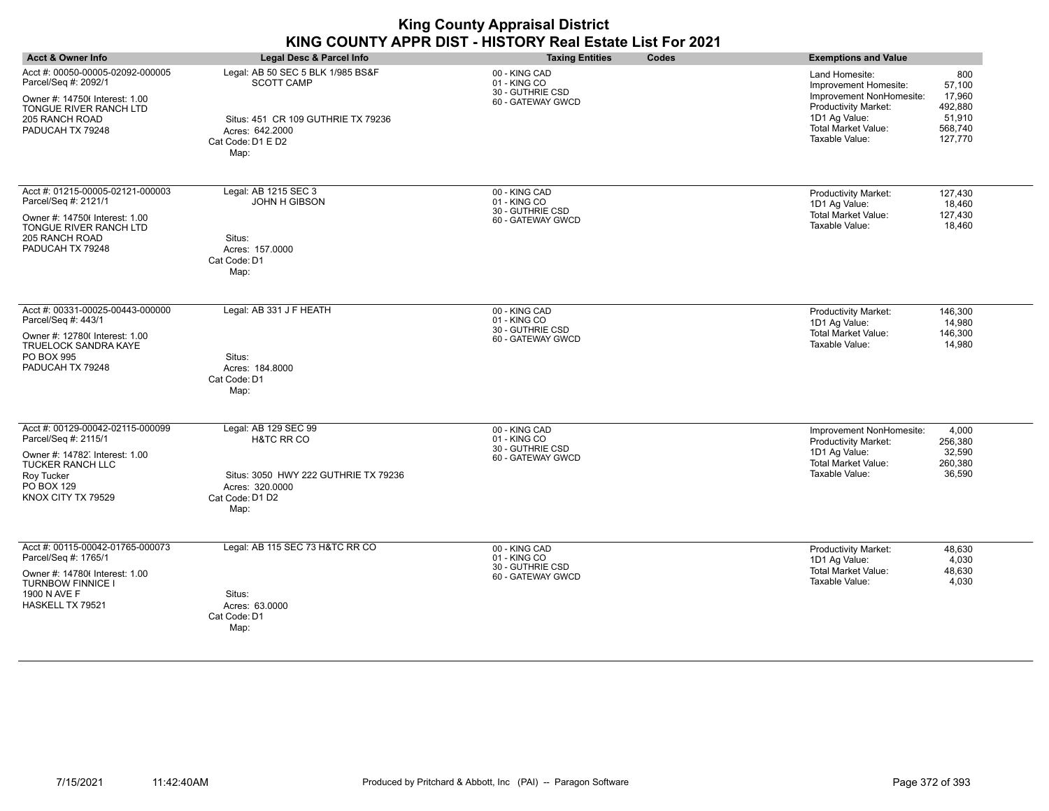# King County Appraisal District

## KING COUNTY APPR DIST - HISTORY Real Estate List For 2021

| Acct & Owner Info | Legal Desc & Parcel Info | Taxing Entities | Codes | Exemptions and Value |
|---|---|---|---|---|
| Acct #: 00050-00005-02092-000005<br>Parcel/Seq #: 2092/1<br>Owner #: 14750( Interest: 1.00<br>TONGUE RIVER RANCH LTD<br>205 RANCH ROAD<br>PADUCAH TX 79248 | Legal: AB 50 SEC 5 BLK 1/985 BS&F SCOTT CAMP<br>Situs: 451 CR 109 GUTHRIE TX 79236<br>Acres: 642.2000<br>Cat Code: D1 E D2<br>Map: | 00 - KING CAD<br>01 - KING CO<br>30 - GUTHRIE CSD<br>60 - GATEWAY GWCD | | Land Homesite: 800<br>Improvement Homesite: 57,100<br>Improvement NonHomesite: 17,960<br>Productivity Market: 492,880<br>1D1 Ag Value: 51,910<br>Total Market Value: 568,740<br>Taxable Value: 127,770 |
| Acct #: 01215-00005-02121-000003<br>Parcel/Seq #: 2121/1<br>Owner #: 14750( Interest: 1.00<br>TONGUE RIVER RANCH LTD<br>205 RANCH ROAD<br>PADUCAH TX 79248 | Legal: AB 1215 SEC 3 JOHN H GIBSON<br>Situs:<br>Acres: 157.0000<br>Cat Code: D1<br>Map: | 00 - KING CAD<br>01 - KING CO<br>30 - GUTHRIE CSD<br>60 - GATEWAY GWCD | | Productivity Market: 127,430<br>1D1 Ag Value: 18,460<br>Total Market Value: 127,430<br>Taxable Value: 18,460 |
| Acct #: 00331-00025-00443-000000<br>Parcel/Seq #: 443/1<br>Owner #: 12780( Interest: 1.00<br>TRUELOCK SANDRA KAYE<br>PO BOX 995<br>PADUCAH TX 79248 | Legal: AB 331 J F HEATH<br>Situs:<br>Acres: 184.8000<br>Cat Code: D1<br>Map: | 00 - KING CAD<br>01 - KING CO<br>30 - GUTHRIE CSD<br>60 - GATEWAY GWCD | | Productivity Market: 146,300<br>1D1 Ag Value: 14,980<br>Total Market Value: 146,300<br>Taxable Value: 14,980 |
| Acct #: 00129-00042-02115-000099<br>Parcel/Seq #: 2115/1<br>Owner #: 14782. Interest: 1.00<br>TUCKER RANCH LLC<br>Roy Tucker<br>PO BOX 129<br>KNOX CITY TX 79529 | Legal: AB 129 SEC 99 H&TC RR CO<br>Situs: 3050 HWY 222 GUTHRIE TX 79236<br>Acres: 320.0000<br>Cat Code: D1 D2<br>Map: | 00 - KING CAD<br>01 - KING CO<br>30 - GUTHRIE CSD<br>60 - GATEWAY GWCD | | Improvement NonHomesite: 4,000<br>Productivity Market: 256,380<br>1D1 Ag Value: 32,590<br>Total Market Value: 260,380<br>Taxable Value: 36,590 |
| Acct #: 00115-00042-01765-000073<br>Parcel/Seq #: 1765/1<br>Owner #: 14780( Interest: 1.00<br>TURNBOW FINNICE I<br>1900 N AVE F<br>HASKELL TX 79521 | Legal: AB 115 SEC 73 H&TC RR CO<br>Situs:<br>Acres: 63.0000<br>Cat Code: D1<br>Map: | 00 - KING CAD<br>01 - KING CO<br>30 - GUTHRIE CSD<br>60 - GATEWAY GWCD | | Productivity Market: 48,630<br>1D1 Ag Value: 4,030<br>Total Market Value: 48,630<br>Taxable Value: 4,030 |

7/15/2021 11:42:40AM Produced by Pritchard & Abbott, Inc (PAI) -- Paragon Software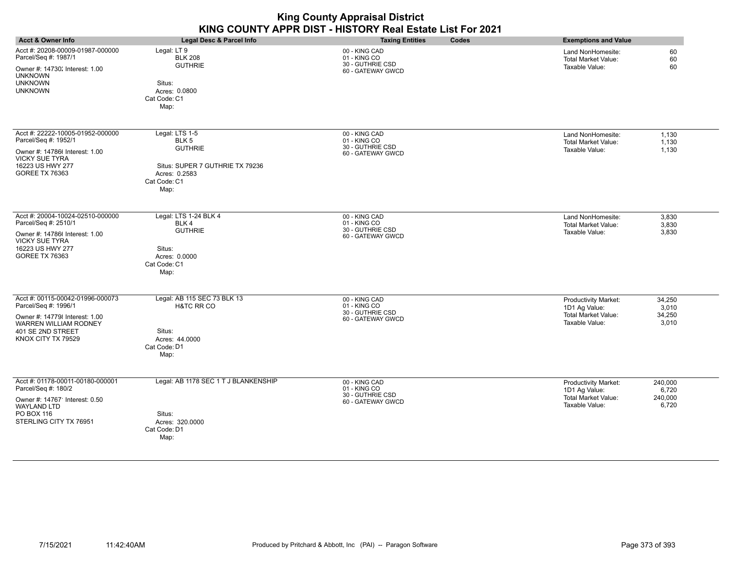# King County Appraisal District

## KING COUNTY APPR DIST - HISTORY Real Estate List For 2021

| Acct & Owner Info | Legal Desc & Parcel Info | Taxing Entities | Codes | Exemptions and Value |
|---|---|---|---|---|
| Acct #: 20208-00009-01987-000000<br>Parcel/Seq #: 1987/1<br>Owner #: 14730; Interest: 1.00<br>UNKNOWN<br>UNKNOWN<br>UNKNOWN | Legal: LT 9<br>BLK 208<br>GUTHRIE<br>Situs:<br>Acres: 0.0800<br>Cat Code: C1<br>Map: | 00 - KING CAD<br>01 - KING CO<br>30 - GUTHRIE CSD<br>60 - GATEWAY GWCD | | Land NonHomesite: 60<br>Total Market Value: 60<br>Taxable Value: 60 |
| Acct #: 22222-10005-01952-000000<br>Parcel/Seq #: 1952/1<br>Owner #: 14786( Interest: 1.00<br>VICKY SUE TYRA<br>16223 US HWY 277<br>GOREE TX 76363 | Legal: LTS 1-5<br>BLK 5<br>GUTHRIE<br>Situs: SUPER 7 GUTHRIE TX 79236<br>Acres: 0.2583<br>Cat Code: C1<br>Map: | 00 - KING CAD<br>01 - KING CO<br>30 - GUTHRIE CSD<br>60 - GATEWAY GWCD | | Land NonHomesite: 1,130<br>Total Market Value: 1,130<br>Taxable Value: 1,130 |
| Acct #: 20004-10024-02510-000000<br>Parcel/Seq #: 2510/1<br>Owner #: 14786( Interest: 1.00<br>VICKY SUE TYRA<br>16223 US HWY 277<br>GOREE TX 76363 | Legal: LTS 1-24 BLK 4<br>BLK 4<br>GUTHRIE<br>Situs:<br>Acres: 0.0000<br>Cat Code: C1<br>Map: | 00 - KING CAD<br>01 - KING CO<br>30 - GUTHRIE CSD<br>60 - GATEWAY GWCD | | Land NonHomesite: 3,830<br>Total Market Value: 3,830<br>Taxable Value: 3,830 |
| Acct #: 00115-00042-01996-000073<br>Parcel/Seq #: 1996/1<br>Owner #: 14779( Interest: 1.00<br>WARREN WILLIAM RODNEY<br>401 SE 2ND STREET<br>KNOX CITY TX 79529 | Legal: AB 115 SEC 73 BLK 13<br>H&TC RR CO<br>Situs:<br>Acres: 44.0000<br>Cat Code: D1<br>Map: | 00 - KING CAD<br>01 - KING CO<br>30 - GUTHRIE CSD<br>60 - GATEWAY GWCD | | Productivity Market: 34,250<br>1D1 Ag Value: 3,010<br>Total Market Value: 34,250<br>Taxable Value: 3,010 |
| Acct #: 01178-00011-00180-000001<br>Parcel/Seq #: 180/2<br>Owner #: 14767' Interest: 0.50<br>WAYLAND LTD<br>PO BOX 116<br>STERLING CITY TX 76951 | Legal: AB 1178 SEC 1 T J BLANKENSHIP<br>Situs:<br>Acres: 320.0000<br>Cat Code: D1<br>Map: | 00 - KING CAD<br>01 - KING CO<br>30 - GUTHRIE CSD<br>60 - GATEWAY GWCD | | Productivity Market: 240,000<br>1D1 Ag Value: 6,720<br>Total Market Value: 240,000<br>Taxable Value: 6,720 |

7/15/2021 11:42:40AM Produced by Pritchard & Abbott, Inc (PAI) -- Paragon Software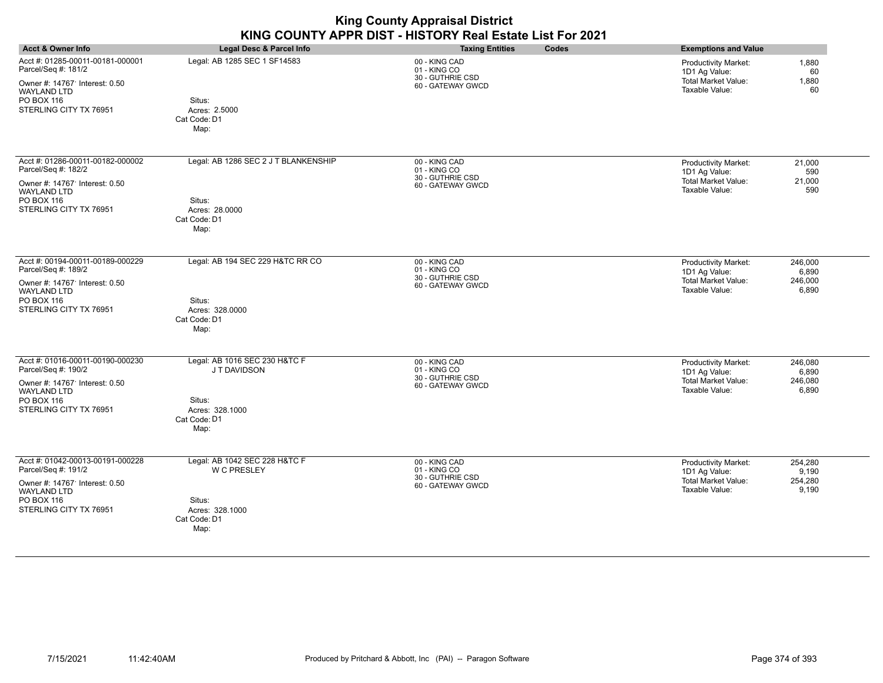# King County Appraisal District

## KING COUNTY APPR DIST - HISTORY Real Estate List For 2021

| Acct & Owner Info | Legal Desc & Parcel Info | Taxing Entities | Codes | Exemptions and Value |
|---|---|---|---|---|
| Acct #: 01285-00011-00181-000001<br>Parcel/Seq #: 181/2<br>Owner #: 14767` Interest: 0.50<br>WAYLAND LTD<br>PO BOX 116<br>STERLING CITY TX 76951 | Legal: AB 1285 SEC 1 SF14583<br>Situs:<br>Acres: 2.5000<br>Cat Code: D1<br>Map: | 00 - KING CAD<br>01 - KING CO<br>30 - GUTHRIE CSD<br>60 - GATEWAY GWCD | | Productivity Market: 1,880<br>1D1 Ag Value: 60<br>Total Market Value: 1,880<br>Taxable Value: 60 |
| Acct #: 01286-00011-00182-000002<br>Parcel/Seq #: 182/2<br>Owner #: 14767` Interest: 0.50<br>WAYLAND LTD<br>PO BOX 116<br>STERLING CITY TX 76951 | Legal: AB 1286 SEC 2 J T BLANKENSHIP<br>Situs:<br>Acres: 28.0000<br>Cat Code: D1<br>Map: | 00 - KING CAD<br>01 - KING CO<br>30 - GUTHRIE CSD<br>60 - GATEWAY GWCD | | Productivity Market: 21,000<br>1D1 Ag Value: 590<br>Total Market Value: 21,000<br>Taxable Value: 590 |
| Acct #: 00194-00011-00189-000229<br>Parcel/Seq #: 189/2<br>Owner #: 14767` Interest: 0.50<br>WAYLAND LTD<br>PO BOX 116<br>STERLING CITY TX 76951 | Legal: AB 194 SEC 229 H&TC RR CO<br>Situs:<br>Acres: 328.0000<br>Cat Code: D1<br>Map: | 00 - KING CAD<br>01 - KING CO<br>30 - GUTHRIE CSD<br>60 - GATEWAY GWCD | | Productivity Market: 246,000<br>1D1 Ag Value: 6,890<br>Total Market Value: 246,000<br>Taxable Value: 6,890 |
| Acct #: 01016-00011-00190-000230<br>Parcel/Seq #: 190/2<br>Owner #: 14767` Interest: 0.50<br>WAYLAND LTD<br>PO BOX 116<br>STERLING CITY TX 76951 | Legal: AB 1016 SEC 230 H&TC F J T DAVIDSON<br>Situs:<br>Acres: 328.1000<br>Cat Code: D1<br>Map: | 00 - KING CAD<br>01 - KING CO<br>30 - GUTHRIE CSD<br>60 - GATEWAY GWCD | | Productivity Market: 246,080<br>1D1 Ag Value: 6,890<br>Total Market Value: 246,080<br>Taxable Value: 6,890 |
| Acct #: 01042-00013-00191-000228<br>Parcel/Seq #: 191/2<br>Owner #: 14767` Interest: 0.50<br>WAYLAND LTD<br>PO BOX 116<br>STERLING CITY TX 76951 | Legal: AB 1042 SEC 228 H&TC F W C PRESLEY<br>Situs:<br>Acres: 328.1000<br>Cat Code: D1<br>Map: | 00 - KING CAD<br>01 - KING CO<br>30 - GUTHRIE CSD<br>60 - GATEWAY GWCD | | Productivity Market: 254,280<br>1D1 Ag Value: 9,190<br>Total Market Value: 254,280<br>Taxable Value: 9,190 |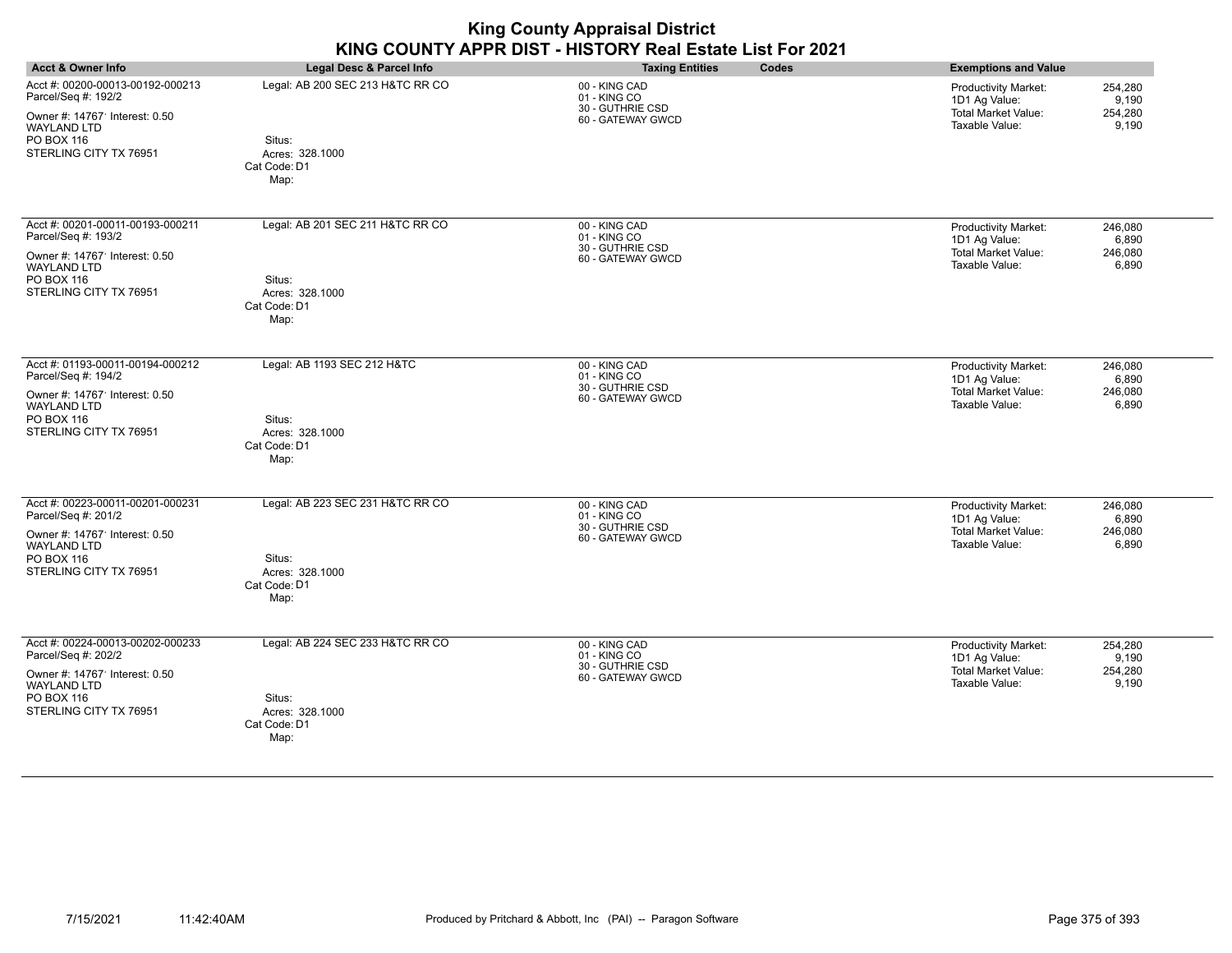# King County Appraisal District

## KING COUNTY APPR DIST - HISTORY Real Estate List For 2021

| Acct & Owner Info | Legal Desc & Parcel Info | Taxing Entities | Codes | Exemptions and Value |
|---|---|---|---|---|
| Acct #: 00200-00013-00192-000213<br>Parcel/Seq #: 192/2<br>Owner #: 14767 Interest: 0.50<br>WAYLAND LTD<br>PO BOX 116<br>STERLING CITY TX 76951 | Legal: AB 200 SEC 213 H&TC RR CO<br>Situs:<br>Acres: 328.1000<br>Cat Code: D1<br>Map: | 00 - KING CAD<br>01 - KING CO<br>30 - GUTHRIE CSD<br>60 - GATEWAY GWCD | | Productivity Market: 254,280<br>1D1 Ag Value: 9,190<br>Total Market Value: 254,280<br>Taxable Value: 9,190 |
| Acct #: 00201-00011-00193-000211<br>Parcel/Seq #: 193/2<br>Owner #: 14767 Interest: 0.50<br>WAYLAND LTD<br>PO BOX 116<br>STERLING CITY TX 76951 | Legal: AB 201 SEC 211 H&TC RR CO<br>Situs:<br>Acres: 328.1000<br>Cat Code: D1<br>Map: | 00 - KING CAD<br>01 - KING CO<br>30 - GUTHRIE CSD<br>60 - GATEWAY GWCD | | Productivity Market: 246,080<br>1D1 Ag Value: 6,890<br>Total Market Value: 246,080<br>Taxable Value: 6,890 |
| Acct #: 01193-00011-00194-000212<br>Parcel/Seq #: 194/2<br>Owner #: 14767 Interest: 0.50<br>WAYLAND LTD<br>PO BOX 116<br>STERLING CITY TX 76951 | Legal: AB 1193 SEC 212 H&TC<br>Situs:<br>Acres: 328.1000<br>Cat Code: D1<br>Map: | 00 - KING CAD<br>01 - KING CO<br>30 - GUTHRIE CSD<br>60 - GATEWAY GWCD | | Productivity Market: 246,080<br>1D1 Ag Value: 6,890<br>Total Market Value: 246,080<br>Taxable Value: 6,890 |
| Acct #: 00223-00011-00201-000231<br>Parcel/Seq #: 201/2<br>Owner #: 14767 Interest: 0.50<br>WAYLAND LTD<br>PO BOX 116<br>STERLING CITY TX 76951 | Legal: AB 223 SEC 231 H&TC RR CO<br>Situs:<br>Acres: 328.1000<br>Cat Code: D1<br>Map: | 00 - KING CAD<br>01 - KING CO<br>30 - GUTHRIE CSD<br>60 - GATEWAY GWCD | | Productivity Market: 246,080<br>1D1 Ag Value: 6,890<br>Total Market Value: 246,080<br>Taxable Value: 6,890 |
| Acct #: 00224-00013-00202-000233<br>Parcel/Seq #: 202/2<br>Owner #: 14767 Interest: 0.50<br>WAYLAND LTD<br>PO BOX 116<br>STERLING CITY TX 76951 | Legal: AB 224 SEC 233 H&TC RR CO<br>Situs:<br>Acres: 328.1000<br>Cat Code: D1<br>Map: | 00 - KING CAD<br>01 - KING CO<br>30 - GUTHRIE CSD<br>60 - GATEWAY GWCD | | Productivity Market: 254,280<br>1D1 Ag Value: 9,190<br>Total Market Value: 254,280<br>Taxable Value: 9,190 |

7/15/2021 11:42:40AM Produced by Pritchard & Abbott, Inc (PAI) -- Paragon Software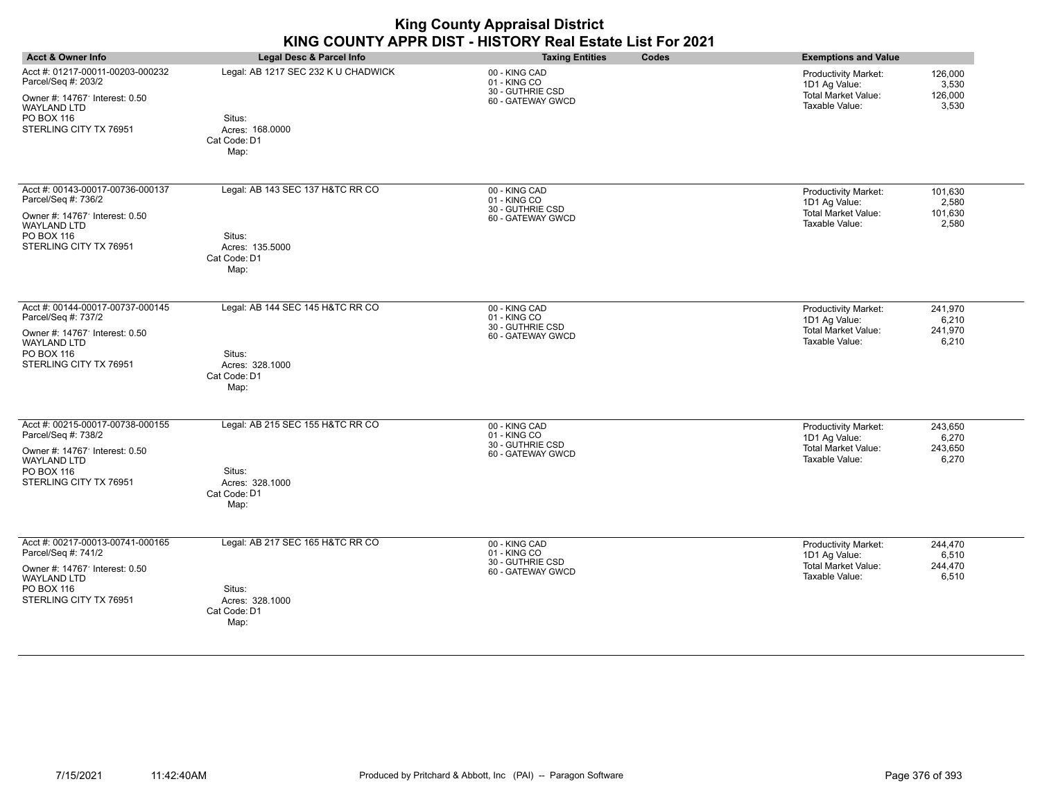# King County Appraisal District

## KING COUNTY APPR DIST - HISTORY Real Estate List For 2021

| Acct & Owner Info | Legal Desc & Parcel Info | Taxing Entities | Codes | Exemptions and Value |
|---|---|---|---|---|
| Acct #: 01217-00011-00203-000232<br>Parcel/Seq #: 203/2<br>Owner #: 14767 Interest: 0.50<br>WAYLAND LTD<br>PO BOX 116<br>STERLING CITY TX 76951 | Legal: AB 1217 SEC 232 K U CHADWICK<br>Situs:<br>Acres: 168.0000<br>Cat Code: D1<br>Map: | 00 - KING CAD<br>01 - KING CO<br>30 - GUTHRIE CSD<br>60 - GATEWAY GWCD | | Productivity Market: 126,000<br>1D1 Ag Value: 3,530<br>Total Market Value: 126,000<br>Taxable Value: 3,530 |
| Acct #: 00143-00017-00736-000137<br>Parcel/Seq #: 736/2<br>Owner #: 14767 Interest: 0.50<br>WAYLAND LTD<br>PO BOX 116<br>STERLING CITY TX 76951 | Legal: AB 143 SEC 137 H&TC RR CO<br>Situs:<br>Acres: 135.5000<br>Cat Code: D1<br>Map: | 00 - KING CAD<br>01 - KING CO<br>30 - GUTHRIE CSD<br>60 - GATEWAY GWCD | | Productivity Market: 101,630<br>1D1 Ag Value: 2,580<br>Total Market Value: 101,630<br>Taxable Value: 2,580 |
| Acct #: 00144-00017-00737-000145<br>Parcel/Seq #: 737/2<br>Owner #: 14767 Interest: 0.50<br>WAYLAND LTD<br>PO BOX 116<br>STERLING CITY TX 76951 | Legal: AB 144 SEC 145 H&TC RR CO<br>Situs:<br>Acres: 328.1000<br>Cat Code: D1<br>Map: | 00 - KING CAD<br>01 - KING CO<br>30 - GUTHRIE CSD<br>60 - GATEWAY GWCD | | Productivity Market: 241,970<br>1D1 Ag Value: 6,210<br>Total Market Value: 241,970<br>Taxable Value: 6,210 |
| Acct #: 00215-00017-00738-000155<br>Parcel/Seq #: 738/2<br>Owner #: 14767 Interest: 0.50<br>WAYLAND LTD<br>PO BOX 116<br>STERLING CITY TX 76951 | Legal: AB 215 SEC 155 H&TC RR CO<br>Situs:<br>Acres: 328.1000<br>Cat Code: D1<br>Map: | 00 - KING CAD<br>01 - KING CO<br>30 - GUTHRIE CSD<br>60 - GATEWAY GWCD | | Productivity Market: 243,650<br>1D1 Ag Value: 6,270<br>Total Market Value: 243,650<br>Taxable Value: 6,270 |
| Acct #: 00217-00013-00741-000165<br>Parcel/Seq #: 741/2<br>Owner #: 14767 Interest: 0.50<br>WAYLAND LTD<br>PO BOX 116<br>STERLING CITY TX 76951 | Legal: AB 217 SEC 165 H&TC RR CO<br>Situs:<br>Acres: 328.1000<br>Cat Code: D1<br>Map: | 00 - KING CAD<br>01 - KING CO<br>30 - GUTHRIE CSD<br>60 - GATEWAY GWCD | | Productivity Market: 244,470<br>1D1 Ag Value: 6,510<br>Total Market Value: 244,470<br>Taxable Value: 6,510 |

7/15/2021 11:42:40AM Produced by Pritchard & Abbott, Inc (PAI) -- Paragon Software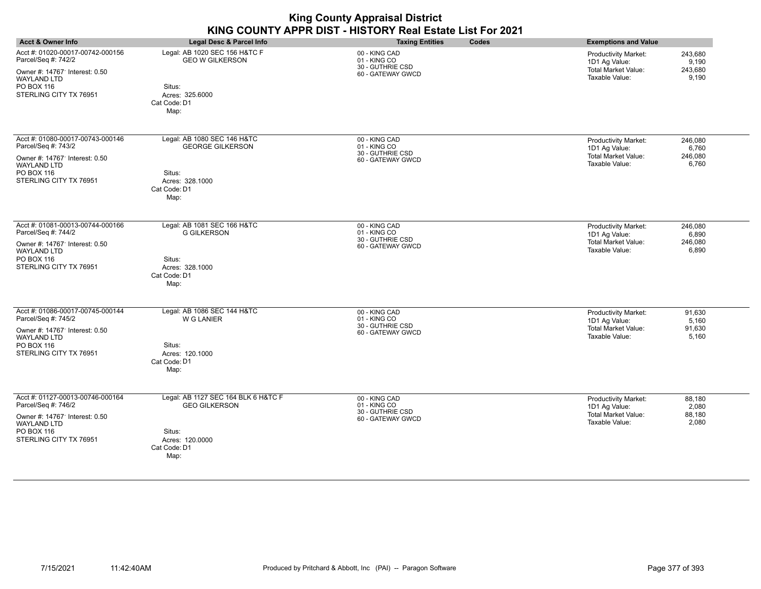# King County Appraisal District

## KING COUNTY APPR DIST - HISTORY Real Estate List For 2021

| Acct & Owner Info | Legal Desc & Parcel Info | Taxing Entities | Codes | Exemptions and Value |
|---|---|---|---|---|
| Acct #: 01020-00017-00742-000156<br>Parcel/Seq #: 742/2<br>Owner #: 14767` Interest: 0.50<br>WAYLAND LTD<br>PO BOX 116<br>STERLING CITY TX 76951 | Legal: AB 1020 SEC 156 H&TC F GEO W GILKERSON<br>Situs:<br>Acres: 325.6000<br>Cat Code: D1<br>Map: | 00 - KING CAD<br>01 - KING CO<br>30 - GUTHRIE CSD<br>60 - GATEWAY GWCD | | Productivity Market: 243,680<br>1D1 Ag Value: 9,190<br>Total Market Value: 243,680<br>Taxable Value: 9,190 |
| Acct #: 01080-00017-00743-000146<br>Parcel/Seq #: 743/2<br>Owner #: 14767` Interest: 0.50<br>WAYLAND LTD<br>PO BOX 116<br>STERLING CITY TX 76951 | Legal: AB 1080 SEC 146 H&TC GEORGE GILKERSON<br>Situs:<br>Acres: 328.1000<br>Cat Code: D1<br>Map: | 00 - KING CAD<br>01 - KING CO<br>30 - GUTHRIE CSD<br>60 - GATEWAY GWCD | | Productivity Market: 246,080<br>1D1 Ag Value: 6,760<br>Total Market Value: 246,080<br>Taxable Value: 6,760 |
| Acct #: 01081-00013-00744-000166<br>Parcel/Seq #: 744/2<br>Owner #: 14767` Interest: 0.50<br>WAYLAND LTD<br>PO BOX 116<br>STERLING CITY TX 76951 | Legal: AB 1081 SEC 166 H&TC G GILKERSON<br>Situs:<br>Acres: 328.1000<br>Cat Code: D1<br>Map: | 00 - KING CAD<br>01 - KING CO<br>30 - GUTHRIE CSD<br>60 - GATEWAY GWCD | | Productivity Market: 246,080<br>1D1 Ag Value: 6,890<br>Total Market Value: 246,080<br>Taxable Value: 6,890 |
| Acct #: 01086-00017-00745-000144<br>Parcel/Seq #: 745/2<br>Owner #: 14767` Interest: 0.50<br>WAYLAND LTD<br>PO BOX 116<br>STERLING CITY TX 76951 | Legal: AB 1086 SEC 144 H&TC W G LANIER<br>Situs:<br>Acres: 120.1000<br>Cat Code: D1<br>Map: | 00 - KING CAD<br>01 - KING CO<br>30 - GUTHRIE CSD<br>60 - GATEWAY GWCD | | Productivity Market: 91,630<br>1D1 Ag Value: 5,160<br>Total Market Value: 91,630<br>Taxable Value: 5,160 |
| Acct #: 01127-00013-00746-000164<br>Parcel/Seq #: 746/2<br>Owner #: 14767` Interest: 0.50<br>WAYLAND LTD<br>PO BOX 116<br>STERLING CITY TX 76951 | Legal: AB 1127 SEC 164 BLK 6 H&TC F GEO GILKERSON<br>Situs:<br>Acres: 120.0000<br>Cat Code: D1<br>Map: | 00 - KING CAD<br>01 - KING CO<br>30 - GUTHRIE CSD<br>60 - GATEWAY GWCD | | Productivity Market: 88,180<br>1D1 Ag Value: 2,080<br>Total Market Value: 88,180<br>Taxable Value: 2,080 |

7/15/2021 11:42:40AM Produced by Pritchard & Abbott, Inc (PAI) -- Paragon Software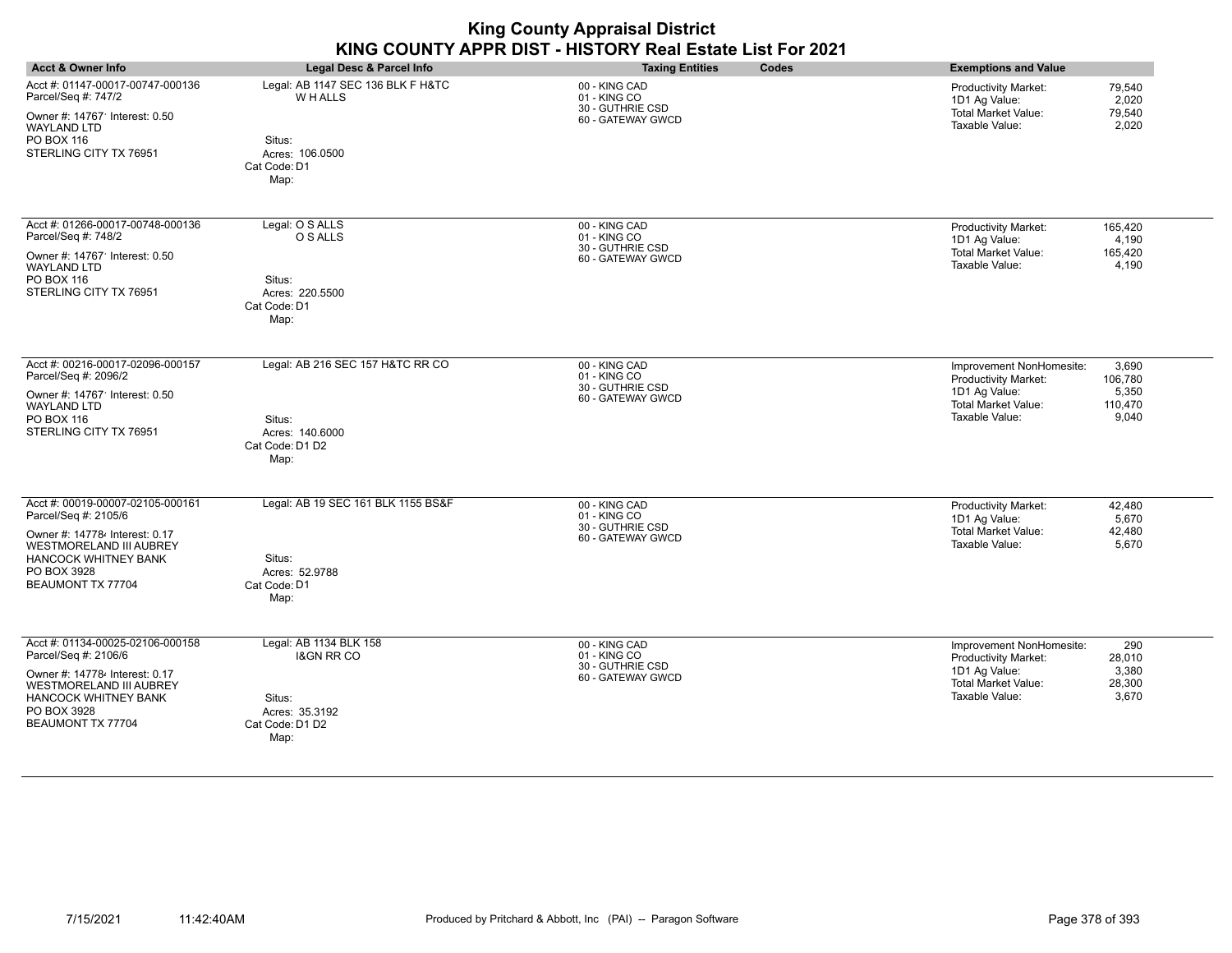# King County Appraisal District

## KING COUNTY APPR DIST - HISTORY Real Estate List For 2021

| Acct & Owner Info | Legal Desc & Parcel Info | Taxing Entities | Codes | Exemptions and Value |
|---|---|---|---|---|
| Acct #: 01147-00017-00747-000136<br>Parcel/Seq #: 747/2<br>Owner #: 14767· Interest: 0.50<br>WAYLAND LTD<br>PO BOX 116<br>STERLING CITY TX 76951 | Legal: AB 1147 SEC 136 BLK F H&TC W H ALLS<br>Situs:<br>Acres: 106.0500<br>Cat Code: D1<br>Map: | 00 - KING CAD<br>01 - KING CO<br>30 - GUTHRIE CSD<br>60 - GATEWAY GWCD | | Productivity Market: 79,540<br>1D1 Ag Value: 2,020<br>Total Market Value: 79,540<br>Taxable Value: 2,020 |
| Acct #: 01266-00017-00748-000136<br>Parcel/Seq #: 748/2<br>Owner #: 14767· Interest: 0.50<br>WAYLAND LTD<br>PO BOX 116<br>STERLING CITY TX 76951 | Legal: O S ALLS O S ALLS<br>Situs:<br>Acres: 220.5500<br>Cat Code: D1<br>Map: | 00 - KING CAD<br>01 - KING CO<br>30 - GUTHRIE CSD<br>60 - GATEWAY GWCD | | Productivity Market: 165,420<br>1D1 Ag Value: 4,190<br>Total Market Value: 165,420<br>Taxable Value: 4,190 |
| Acct #: 00216-00017-02096-000157<br>Parcel/Seq #: 2096/2<br>Owner #: 14767· Interest: 0.50<br>WAYLAND LTD<br>PO BOX 116<br>STERLING CITY TX 76951 | Legal: AB 216 SEC 157 H&TC RR CO<br>Situs:<br>Acres: 140.6000<br>Cat Code: D1 D2<br>Map: | 00 - KING CAD<br>01 - KING CO<br>30 - GUTHRIE CSD<br>60 - GATEWAY GWCD | | Improvement NonHomesite: 3,690<br>Productivity Market: 106,780<br>1D1 Ag Value: 5,350<br>Total Market Value: 110,470<br>Taxable Value: 9,040 |
| Acct #: 00019-00007-02105-000161<br>Parcel/Seq #: 2105/6<br>Owner #: 14778· Interest: 0.17<br>WESTMORELAND III AUBREY<br>HANCOCK WHITNEY BANK<br>PO BOX 3928<br>BEAUMONT TX 77704 | Legal: AB 19 SEC 161 BLK 1155 BS&F<br>Situs:<br>Acres: 52.9788<br>Cat Code: D1<br>Map: | 00 - KING CAD<br>01 - KING CO<br>30 - GUTHRIE CSD<br>60 - GATEWAY GWCD | | Productivity Market: 42,480<br>1D1 Ag Value: 5,670<br>Total Market Value: 42,480<br>Taxable Value: 5,670 |
| Acct #: 01134-00025-02106-000158<br>Parcel/Seq #: 2106/6<br>Owner #: 14778· Interest: 0.17<br>WESTMORELAND III AUBREY<br>HANCOCK WHITNEY BANK<br>PO BOX 3928<br>BEAUMONT TX 77704 | Legal: AB 1134 BLK 158 I&GN RR CO<br>Situs:<br>Acres: 35.3192<br>Cat Code: D1 D2<br>Map: | 00 - KING CAD<br>01 - KING CO<br>30 - GUTHRIE CSD<br>60 - GATEWAY GWCD | | Improvement NonHomesite: 290<br>Productivity Market: 28,010<br>1D1 Ag Value: 3,380<br>Total Market Value: 28,300<br>Taxable Value: 3,670 |

7/15/2021 11:42:40AM Produced by Pritchard & Abbott, Inc (PAI) -- Paragon Software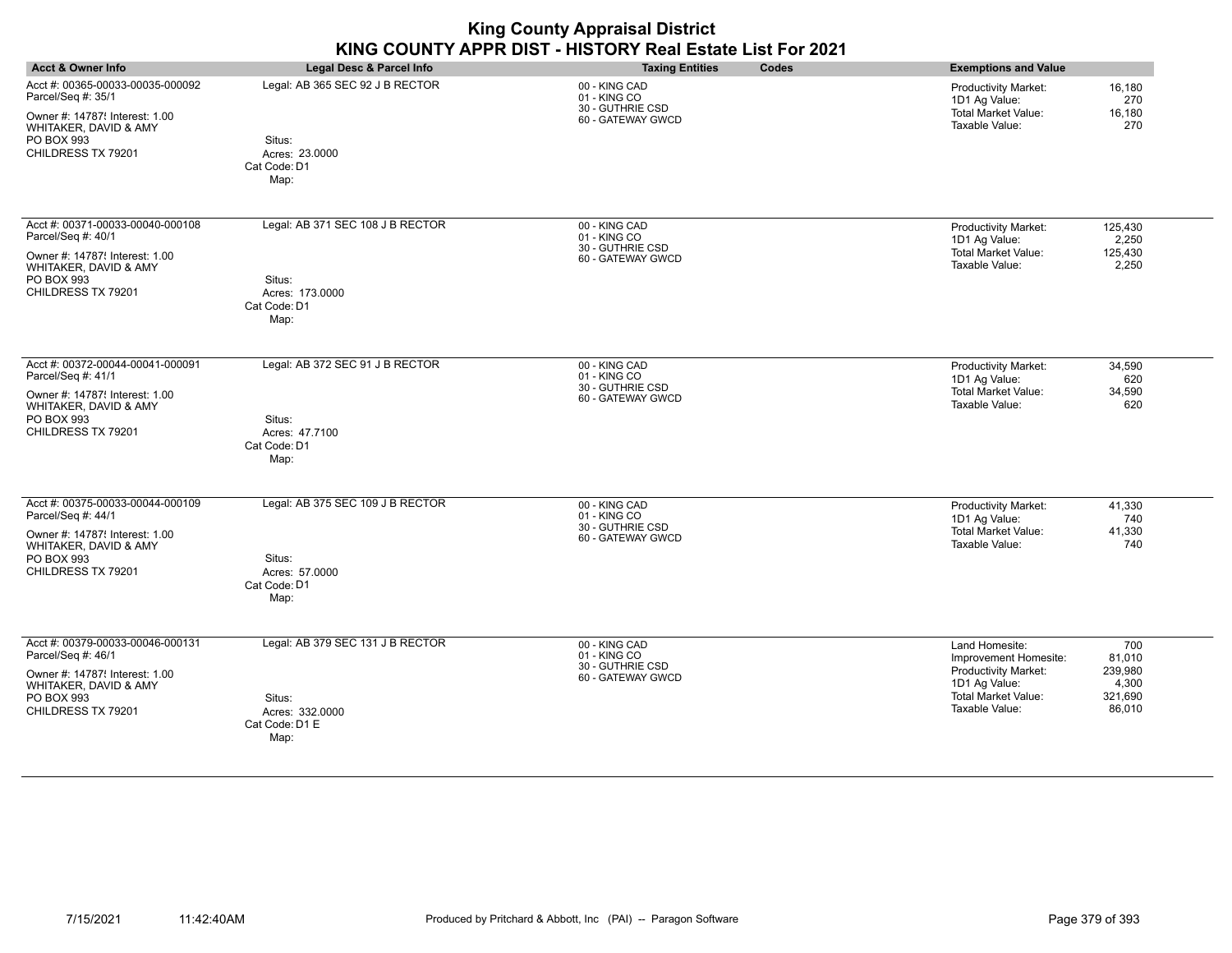# King County Appraisal District

## KING COUNTY APPR DIST - HISTORY Real Estate List For 2021

| Acct & Owner Info | Legal Desc & Parcel Info | Taxing Entities | Codes | Exemptions and Value |
|---|---|---|---|---|
| Acct #: 00365-00033-00035-000092<br>Parcel/Seq #: 35/1<br>Owner #: 14787! Interest: 1.00<br>WHITAKER, DAVID & AMY<br>PO BOX 993<br>CHILDRESS TX 79201 | Legal: AB 365 SEC 92 J B RECTOR<br>Situs:<br>Acres: 23.0000<br>Cat Code: D1<br>Map: | 00 - KING CAD<br>01 - KING CO<br>30 - GUTHRIE CSD<br>60 - GATEWAY GWCD | | Productivity Market: 16,180<br>1D1 Ag Value: 270<br>Total Market Value: 16,180<br>Taxable Value: 270 |
| Acct #: 00371-00033-00040-000108<br>Parcel/Seq #: 40/1<br>Owner #: 14787! Interest: 1.00<br>WHITAKER, DAVID & AMY<br>PO BOX 993<br>CHILDRESS TX 79201 | Legal: AB 371 SEC 108 J B RECTOR<br>Situs:<br>Acres: 173.0000<br>Cat Code: D1<br>Map: | 00 - KING CAD<br>01 - KING CO<br>30 - GUTHRIE CSD<br>60 - GATEWAY GWCD | | Productivity Market: 125,430<br>1D1 Ag Value: 2,250<br>Total Market Value: 125,430<br>Taxable Value: 2,250 |
| Acct #: 00372-00044-00041-000091<br>Parcel/Seq #: 41/1<br>Owner #: 14787! Interest: 1.00<br>WHITAKER, DAVID & AMY<br>PO BOX 993<br>CHILDRESS TX 79201 | Legal: AB 372 SEC 91 J B RECTOR<br>Situs:<br>Acres: 47.7100<br>Cat Code: D1<br>Map: | 00 - KING CAD<br>01 - KING CO<br>30 - GUTHRIE CSD<br>60 - GATEWAY GWCD | | Productivity Market: 34,590<br>1D1 Ag Value: 620<br>Total Market Value: 34,590<br>Taxable Value: 620 |
| Acct #: 00375-00033-00044-000109<br>Parcel/Seq #: 44/1<br>Owner #: 14787! Interest: 1.00<br>WHITAKER, DAVID & AMY<br>PO BOX 993<br>CHILDRESS TX 79201 | Legal: AB 375 SEC 109 J B RECTOR<br>Situs:<br>Acres: 57.0000<br>Cat Code: D1<br>Map: | 00 - KING CAD<br>01 - KING CO<br>30 - GUTHRIE CSD<br>60 - GATEWAY GWCD | | Productivity Market: 41,330<br>1D1 Ag Value: 740<br>Total Market Value: 41,330<br>Taxable Value: 740 |
| Acct #: 00379-00033-00046-000131<br>Parcel/Seq #: 46/1<br>Owner #: 14787! Interest: 1.00<br>WHITAKER, DAVID & AMY<br>PO BOX 993<br>CHILDRESS TX 79201 | Legal: AB 379 SEC 131 J B RECTOR<br>Situs:<br>Acres: 332.0000<br>Cat Code: D1 E<br>Map: | 00 - KING CAD<br>01 - KING CO<br>30 - GUTHRIE CSD<br>60 - GATEWAY GWCD | | Land Homesite: 700<br>Improvement Homesite: 81,010<br>Productivity Market: 239,980<br>1D1 Ag Value: 4,300<br>Total Market Value: 321,690<br>Taxable Value: 86,010 |

7/15/2021 11:42:40AM Produced by Pritchard & Abbott, Inc (PAI) -- Paragon Software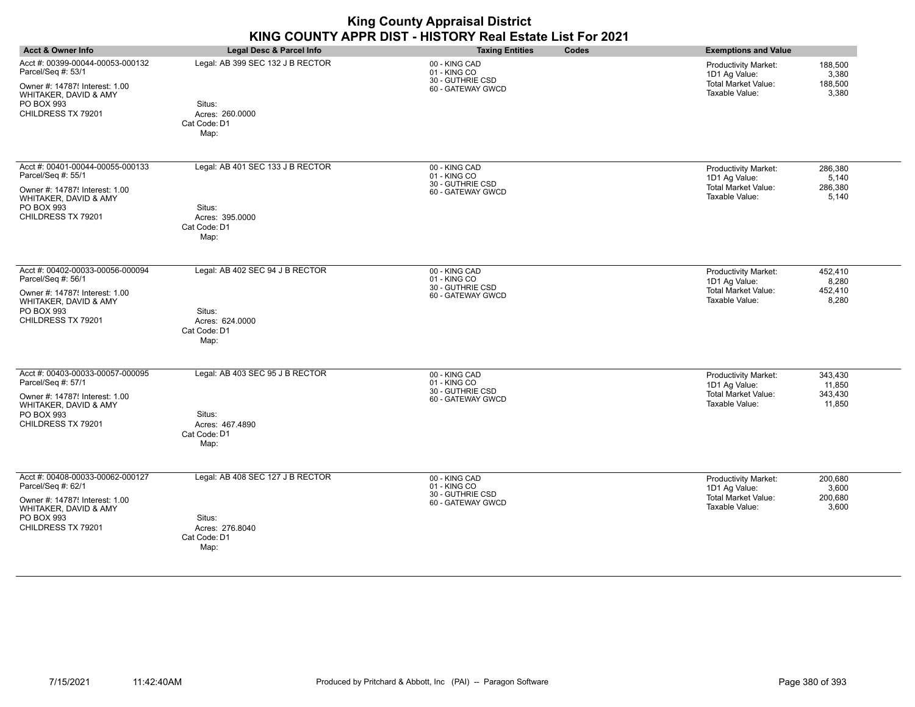# King County Appraisal District

## KING COUNTY APPR DIST - HISTORY Real Estate List For 2021

| Acct & Owner Info | Legal Desc & Parcel Info | Taxing Entities | Codes | Exemptions and Value |
|---|---|---|---|---|
| Acct #: 00399-00044-00053-000132<br>Parcel/Seq #: 53/1<br>Owner #: 14787! Interest: 1.00<br>WHITAKER, DAVID & AMY<br>PO BOX 993<br>CHILDRESS TX 79201 | Legal: AB 399 SEC 132 J B RECTOR<br>Situs:<br>Acres: 260.0000<br>Cat Code: D1<br>Map: | 00 - KING CAD<br>01 - KING CO<br>30 - GUTHRIE CSD<br>60 - GATEWAY GWCD | | Productivity Market: 188,500<br>1D1 Ag Value: 3,380<br>Total Market Value: 188,500<br>Taxable Value: 3,380 |
| Acct #: 00401-00044-00055-000133<br>Parcel/Seq #: 55/1<br>Owner #: 14787! Interest: 1.00<br>WHITAKER, DAVID & AMY<br>PO BOX 993<br>CHILDRESS TX 79201 | Legal: AB 401 SEC 133 J B RECTOR<br>Situs:<br>Acres: 395.0000<br>Cat Code: D1<br>Map: | 00 - KING CAD<br>01 - KING CO<br>30 - GUTHRIE CSD<br>60 - GATEWAY GWCD | | Productivity Market: 286,380<br>1D1 Ag Value: 5,140<br>Total Market Value: 286,380<br>Taxable Value: 5,140 |
| Acct #: 00402-00033-00056-000094<br>Parcel/Seq #: 56/1<br>Owner #: 14787! Interest: 1.00<br>WHITAKER, DAVID & AMY<br>PO BOX 993<br>CHILDRESS TX 79201 | Legal: AB 402 SEC 94 J B RECTOR<br>Situs:<br>Acres: 624.0000<br>Cat Code: D1<br>Map: | 00 - KING CAD<br>01 - KING CO<br>30 - GUTHRIE CSD<br>60 - GATEWAY GWCD | | Productivity Market: 452,410<br>1D1 Ag Value: 8,280<br>Total Market Value: 452,410<br>Taxable Value: 8,280 |
| Acct #: 00403-00033-00057-000095<br>Parcel/Seq #: 57/1<br>Owner #: 14787! Interest: 1.00<br>WHITAKER, DAVID & AMY<br>PO BOX 993<br>CHILDRESS TX 79201 | Legal: AB 403 SEC 95 J B RECTOR<br>Situs:<br>Acres: 467.4890<br>Cat Code: D1<br>Map: | 00 - KING CAD<br>01 - KING CO<br>30 - GUTHRIE CSD<br>60 - GATEWAY GWCD | | Productivity Market: 343,430<br>1D1 Ag Value: 11,850<br>Total Market Value: 343,430<br>Taxable Value: 11,850 |
| Acct #: 00408-00033-00062-000127<br>Parcel/Seq #: 62/1<br>Owner #: 14787! Interest: 1.00<br>WHITAKER, DAVID & AMY<br>PO BOX 993<br>CHILDRESS TX 79201 | Legal: AB 408 SEC 127 J B RECTOR<br>Situs:<br>Acres: 276.8040<br>Cat Code: D1<br>Map: | 00 - KING CAD<br>01 - KING CO<br>30 - GUTHRIE CSD<br>60 - GATEWAY GWCD | | Productivity Market: 200,680<br>1D1 Ag Value: 3,600<br>Total Market Value: 200,680<br>Taxable Value: 3,600 |

7/15/2021 11:42:40AM Produced by Pritchard & Abbott, Inc (PAI) -- Paragon Software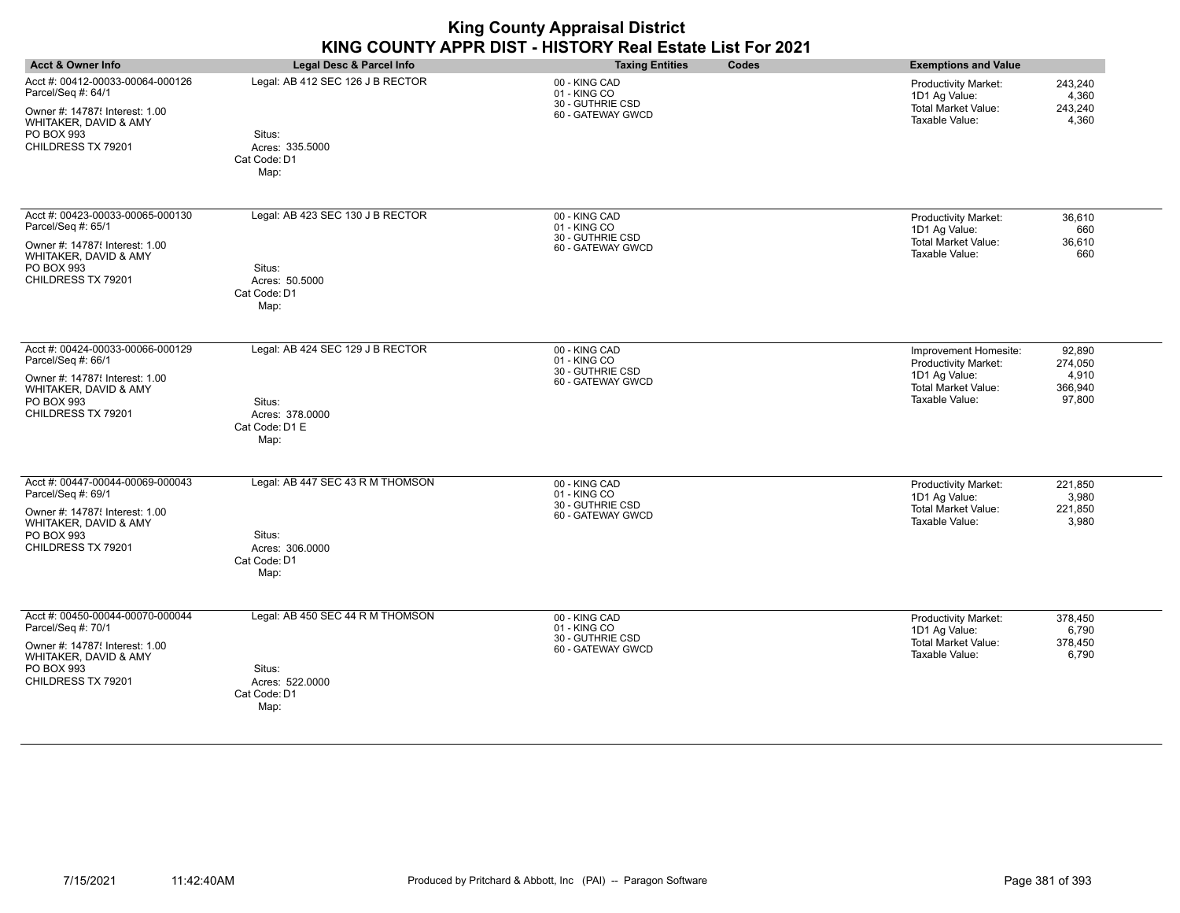# King County Appraisal District

## KING COUNTY APPR DIST - HISTORY Real Estate List For 2021

| Acct & Owner Info | Legal Desc & Parcel Info | Taxing Entities | Codes | Exemptions and Value |
|---|---|---|---|---|
| Acct #: 00412-00033-00064-000126<br>Parcel/Seq #: 64/1<br>Owner #: 14787! Interest: 1.00<br>WHITAKER, DAVID & AMY<br>PO BOX 993<br>CHILDRESS TX 79201 | Legal: AB 412 SEC 126 J B RECTOR<br>Situs:<br>Acres: 335.5000<br>Cat Code: D1<br>Map: | 00 - KING CAD<br>01 - KING CO<br>30 - GUTHRIE CSD<br>60 - GATEWAY GWCD | | Productivity Market: 243,240<br>1D1 Ag Value: 4,360<br>Total Market Value: 243,240<br>Taxable Value: 4,360 |
| Acct #: 00423-00033-00065-000130<br>Parcel/Seq #: 65/1<br>Owner #: 14787! Interest: 1.00<br>WHITAKER, DAVID & AMY<br>PO BOX 993<br>CHILDRESS TX 79201 | Legal: AB 423 SEC 130 J B RECTOR<br>Situs:<br>Acres: 50.5000<br>Cat Code: D1<br>Map: | 00 - KING CAD<br>01 - KING CO<br>30 - GUTHRIE CSD<br>60 - GATEWAY GWCD | | Productivity Market: 36,610<br>1D1 Ag Value: 660<br>Total Market Value: 36,610<br>Taxable Value: 660 |
| Acct #: 00424-00033-00066-000129<br>Parcel/Seq #: 66/1<br>Owner #: 14787! Interest: 1.00<br>WHITAKER, DAVID & AMY<br>PO BOX 993<br>CHILDRESS TX 79201 | Legal: AB 424 SEC 129 J B RECTOR<br>Situs:<br>Acres: 378.0000<br>Cat Code: D1 E<br>Map: | 00 - KING CAD<br>01 - KING CO<br>30 - GUTHRIE CSD<br>60 - GATEWAY GWCD | | Improvement Homesite: 92,890<br>Productivity Market: 274,050<br>1D1 Ag Value: 4,910<br>Total Market Value: 366,940<br>Taxable Value: 97,800 |
| Acct #: 00447-00044-00069-000043<br>Parcel/Seq #: 69/1<br>Owner #: 14787! Interest: 1.00<br>WHITAKER, DAVID & AMY<br>PO BOX 993<br>CHILDRESS TX 79201 | Legal: AB 447 SEC 43 R M THOMSON<br>Situs:<br>Acres: 306.0000<br>Cat Code: D1<br>Map: | 00 - KING CAD<br>01 - KING CO<br>30 - GUTHRIE CSD<br>60 - GATEWAY GWCD | | Productivity Market: 221,850<br>1D1 Ag Value: 3,980<br>Total Market Value: 221,850<br>Taxable Value: 3,980 |
| Acct #: 00450-00044-00070-000044<br>Parcel/Seq #: 70/1<br>Owner #: 14787! Interest: 1.00<br>WHITAKER, DAVID & AMY<br>PO BOX 993<br>CHILDRESS TX 79201 | Legal: AB 450 SEC 44 R M THOMSON<br>Situs:<br>Acres: 522.0000<br>Cat Code: D1<br>Map: | 00 - KING CAD<br>01 - KING CO<br>30 - GUTHRIE CSD<br>60 - GATEWAY GWCD | | Productivity Market: 378,450<br>1D1 Ag Value: 6,790<br>Total Market Value: 378,450<br>Taxable Value: 6,790 |

7/15/2021 11:42:40AM Produced by Pritchard & Abbott, Inc (PAI) -- Paragon Software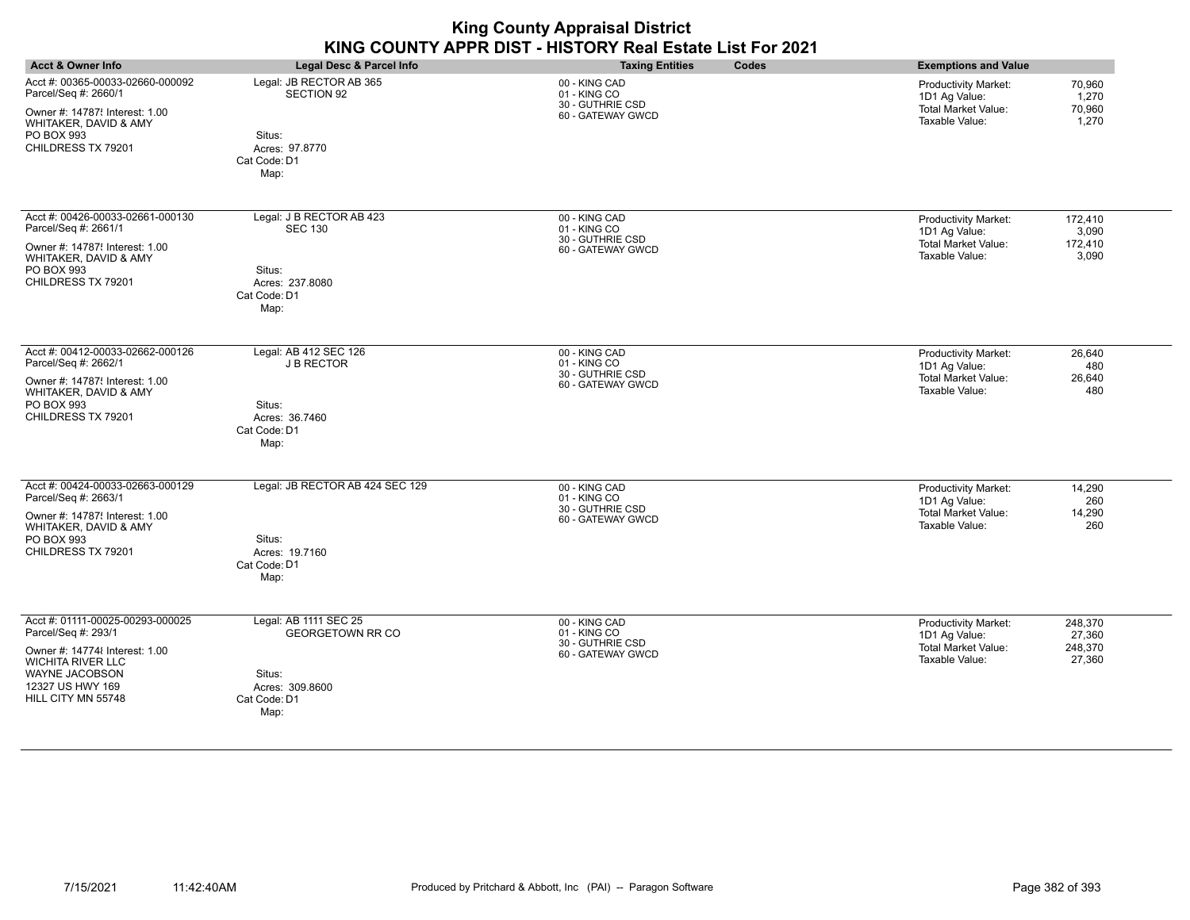# King County Appraisal District

## KING COUNTY APPR DIST - HISTORY Real Estate List For 2021

| Acct & Owner Info | Legal Desc & Parcel Info | Taxing Entities | Codes | Exemptions and Value |
|---|---|---|---|---|
| Acct #: 00365-00033-02660-000092<br>Parcel/Seq #: 2660/1<br>Owner #: 14787! Interest: 1.00<br>WHITAKER, DAVID & AMY<br>PO BOX 993<br>CHILDRESS TX 79201 | Legal: JB RECTOR AB 365<br>SECTION 92<br>Situs:<br>Acres: 97.8770<br>Cat Code: D1<br>Map: | 00 - KING CAD<br>01 - KING CO<br>30 - GUTHRIE CSD<br>60 - GATEWAY GWCD | | Productivity Market: 70,960<br>1D1 Ag Value: 1,270<br>Total Market Value: 70,960<br>Taxable Value: 1,270 |
| Acct #: 00426-00033-02661-000130<br>Parcel/Seq #: 2661/1<br>Owner #: 14787! Interest: 1.00<br>WHITAKER, DAVID & AMY<br>PO BOX 993<br>CHILDRESS TX 79201 | Legal: J B RECTOR AB 423<br>SEC 130<br>Situs:<br>Acres: 237.8080<br>Cat Code: D1<br>Map: | 00 - KING CAD<br>01 - KING CO<br>30 - GUTHRIE CSD<br>60 - GATEWAY GWCD | | Productivity Market: 172,410<br>1D1 Ag Value: 3,090<br>Total Market Value: 172,410<br>Taxable Value: 3,090 |
| Acct #: 00412-00033-02662-000126<br>Parcel/Seq #: 2662/1<br>Owner #: 14787! Interest: 1.00<br>WHITAKER, DAVID & AMY<br>PO BOX 993<br>CHILDRESS TX 79201 | Legal: AB 412 SEC 126<br>J B RECTOR<br>Situs:<br>Acres: 36.7460<br>Cat Code: D1<br>Map: | 00 - KING CAD<br>01 - KING CO<br>30 - GUTHRIE CSD<br>60 - GATEWAY GWCD | | Productivity Market: 26,640<br>1D1 Ag Value: 480<br>Total Market Value: 26,640<br>Taxable Value: 480 |
| Acct #: 00424-00033-02663-000129<br>Parcel/Seq #: 2663/1<br>Owner #: 14787! Interest: 1.00<br>WHITAKER, DAVID & AMY<br>PO BOX 993<br>CHILDRESS TX 79201 | Legal: JB RECTOR AB 424 SEC 129<br>Situs:<br>Acres: 19.7160<br>Cat Code: D1<br>Map: | 00 - KING CAD<br>01 - KING CO<br>30 - GUTHRIE CSD<br>60 - GATEWAY GWCD | | Productivity Market: 14,290<br>1D1 Ag Value: 260<br>Total Market Value: 14,290<br>Taxable Value: 260 |
| Acct #: 01111-00025-00293-000025<br>Parcel/Seq #: 293/1<br>Owner #: 14774! Interest: 1.00<br>WICHITA RIVER LLC<br>WAYNE JACOBSON<br>12327 US HWY 169<br>HILL CITY MN 55748 | Legal: AB 1111 SEC 25<br>GEORGETOWN RR CO<br>Situs:<br>Acres: 309.8600<br>Cat Code: D1<br>Map: | 00 - KING CAD<br>01 - KING CO<br>30 - GUTHRIE CSD<br>60 - GATEWAY GWCD | | Productivity Market: 248,370<br>1D1 Ag Value: 27,360<br>Total Market Value: 248,370<br>Taxable Value: 27,360 |

7/15/2021 11:42:40AM Produced by Pritchard & Abbott, Inc (PAI) -- Paragon Software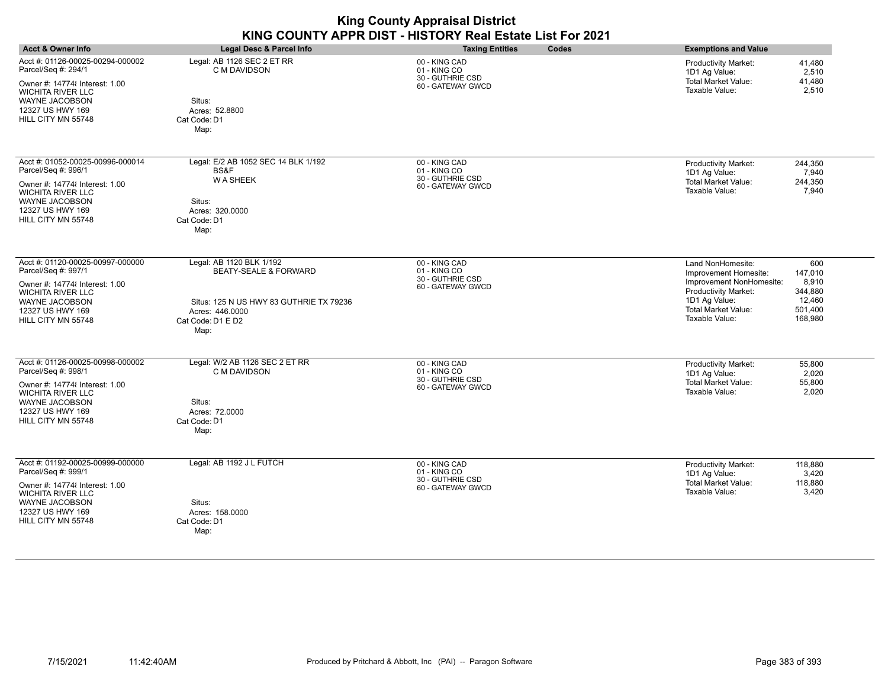# King County Appraisal District

## KING COUNTY APPR DIST - HISTORY Real Estate List For 2021

| Acct & Owner Info | Legal Desc & Parcel Info | Taxing Entities | Codes | Exemptions and Value |
|---|---|---|---|---|
| Acct #: 01126-00025-00294-000002<br>Parcel/Seq #: 294/1<br>Owner #: 14774{ Interest: 1.00<br>WICHITA RIVER LLC<br>WAYNE JACOBSON<br>12327 US HWY 169<br>HILL CITY MN 55748 | Legal: AB 1126 SEC 2 ET RR<br>C M DAVIDSON<br>Situs:<br>Acres: 52.8800<br>Cat Code: D1<br>Map: | 00 - KING CAD<br>01 - KING CO<br>30 - GUTHRIE CSD<br>60 - GATEWAY GWCD | | Productivity Market: 41,480<br>1D1 Ag Value: 2,510<br>Total Market Value: 41,480<br>Taxable Value: 2,510 |
| Acct #: 01052-00025-00996-000014<br>Parcel/Seq #: 996/1<br>Owner #: 14774{ Interest: 1.00<br>WICHITA RIVER LLC<br>WAYNE JACOBSON<br>12327 US HWY 169<br>HILL CITY MN 55748 | Legal: E/2 AB 1052 SEC 14 BLK 1/192<br>BS&F<br>W A SHEEK<br>Situs:<br>Acres: 320.0000<br>Cat Code: D1<br>Map: | 00 - KING CAD<br>01 - KING CO<br>30 - GUTHRIE CSD<br>60 - GATEWAY GWCD | | Productivity Market: 244,350<br>1D1 Ag Value: 7,940<br>Total Market Value: 244,350<br>Taxable Value: 7,940 |
| Acct #: 01120-00025-00997-000000<br>Parcel/Seq #: 997/1<br>Owner #: 14774{ Interest: 1.00<br>WICHITA RIVER LLC<br>WAYNE JACOBSON<br>12327 US HWY 169<br>HILL CITY MN 55748 | Legal: AB 1120 BLK 1/192<br>BEATY-SEALE & FORWARD<br>Situs: 125 N US HWY 83 GUTHRIE TX 79236<br>Acres: 446.0000<br>Cat Code: D1 E D2<br>Map: | 00 - KING CAD<br>01 - KING CO<br>30 - GUTHRIE CSD<br>60 - GATEWAY GWCD | | Land NonHomesite: 600<br>Improvement Homesite: 147,010<br>Improvement NonHomesite: 8,910<br>Productivity Market: 344,880<br>1D1 Ag Value: 12,460<br>Total Market Value: 501,400<br>Taxable Value: 168,980 |
| Acct #: 01126-00025-00998-000002<br>Parcel/Seq #: 998/1<br>Owner #: 14774{ Interest: 1.00<br>WICHITA RIVER LLC<br>WAYNE JACOBSON<br>12327 US HWY 169<br>HILL CITY MN 55748 | Legal: W/2 AB 1126 SEC 2 ET RR<br>C M DAVIDSON<br>Situs:<br>Acres: 72.0000<br>Cat Code: D1<br>Map: | 00 - KING CAD<br>01 - KING CO<br>30 - GUTHRIE CSD<br>60 - GATEWAY GWCD | | Productivity Market: 55,800<br>1D1 Ag Value: 2,020<br>Total Market Value: 55,800<br>Taxable Value: 2,020 |
| Acct #: 01192-00025-00999-000000<br>Parcel/Seq #: 999/1<br>Owner #: 14774{ Interest: 1.00<br>WICHITA RIVER LLC<br>WAYNE JACOBSON<br>12327 US HWY 169<br>HILL CITY MN 55748 | Legal: AB 1192 J L FUTCH<br>Situs:<br>Acres: 158.0000<br>Cat Code: D1<br>Map: | 00 - KING CAD<br>01 - KING CO<br>30 - GUTHRIE CSD<br>60 - GATEWAY GWCD | | Productivity Market: 118,880<br>1D1 Ag Value: 3,420<br>Total Market Value: 118,880<br>Taxable Value: 3,420 |

7/15/2021 11:42:40AM Produced by Pritchard & Abbott, Inc (PAI) -- Paragon Software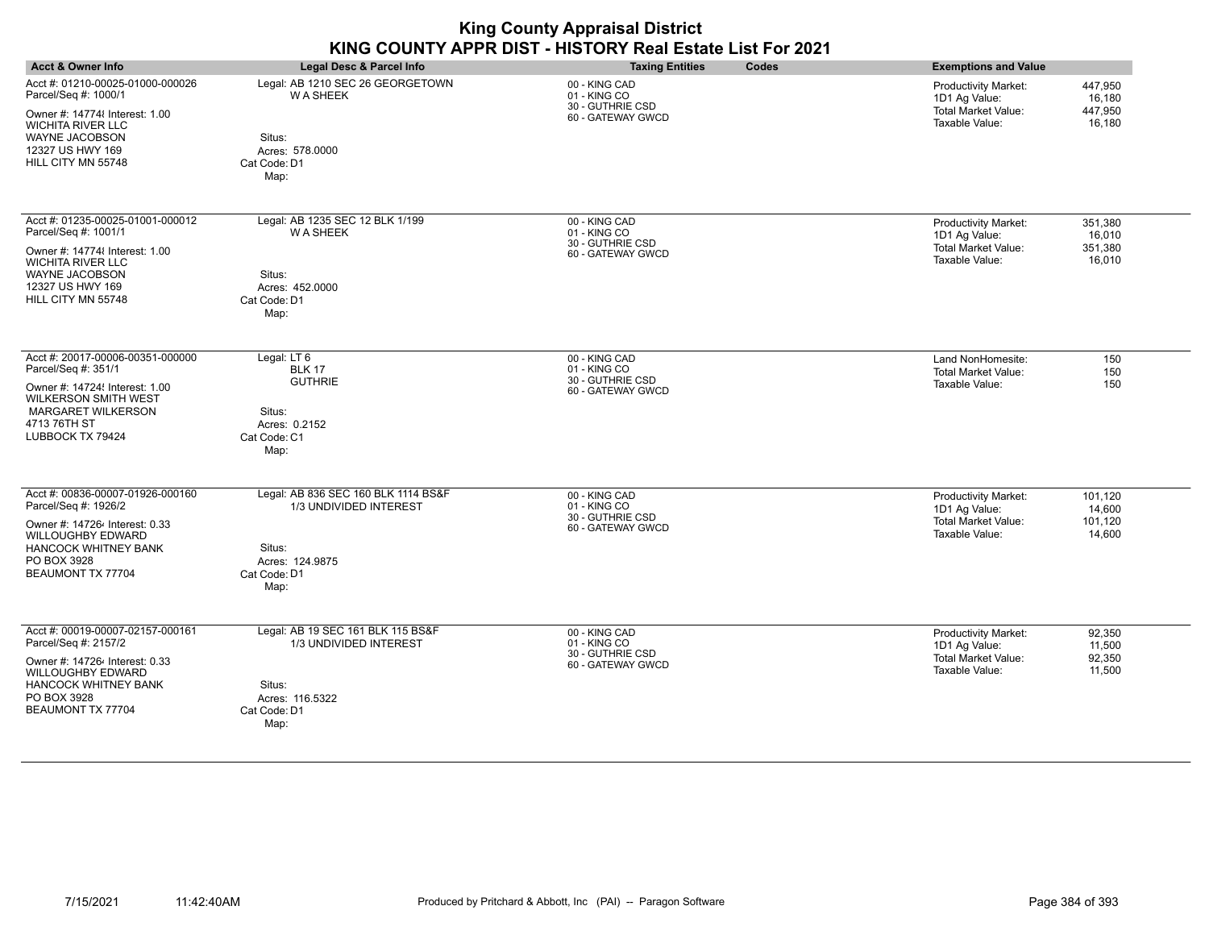# King County Appraisal District

## KING COUNTY APPR DIST - HISTORY Real Estate List For 2021

| Acct & Owner Info | Legal Desc & Parcel Info | Taxing Entities | Codes | Exemptions and Value |
|---|---|---|---|---|
| Acct #: 01210-00025-01000-000026<br>Parcel/Seq #: 1000/1<br>Owner #: 14774( Interest: 1.00<br>WICHITA RIVER LLC<br>WAYNE JACOBSON<br>12327 US HWY 169<br>HILL CITY MN 55748 | Legal: AB 1210 SEC 26 GEORGETOWN<br>W A SHEEK<br>Situs:<br>Acres: 578.0000<br>Cat Code: D1<br>Map: | 00 - KING CAD<br>01 - KING CO<br>30 - GUTHRIE CSD<br>60 - GATEWAY GWCD | | Productivity Market: 447,950<br>1D1 Ag Value: 16,180<br>Total Market Value: 447,950<br>Taxable Value: 16,180 |
| Acct #: 01235-00025-01001-000012<br>Parcel/Seq #: 1001/1<br>Owner #: 14774( Interest: 1.00<br>WICHITA RIVER LLC<br>WAYNE JACOBSON<br>12327 US HWY 169<br>HILL CITY MN 55748 | Legal: AB 1235 SEC 12 BLK 1/199<br>W A SHEEK<br>Situs:<br>Acres: 452.0000<br>Cat Code: D1<br>Map: | 00 - KING CAD<br>01 - KING CO<br>30 - GUTHRIE CSD<br>60 - GATEWAY GWCD | | Productivity Market: 351,380<br>1D1 Ag Value: 16,010<br>Total Market Value: 351,380<br>Taxable Value: 16,010 |
| Acct #: 20017-00006-00351-000000<br>Parcel/Seq #: 351/1<br>Owner #: 14724( Interest: 1.00<br>WILKERSON SMITH WEST<br>MARGARET WILKERSON<br>4713 76TH ST<br>LUBBOCK TX 79424 | Legal: LT 6<br>BLK 17<br>GUTHRIE<br>Situs:<br>Acres: 0.2152<br>Cat Code: C1<br>Map: | 00 - KING CAD<br>01 - KING CO<br>30 - GUTHRIE CSD<br>60 - GATEWAY GWCD | | Land NonHomesite: 150<br>Total Market Value: 150<br>Taxable Value: 150 |
| Acct #: 00836-00007-01926-000160<br>Parcel/Seq #: 1926/2<br>Owner #: 14726( Interest: 0.33<br>WILLOUGHBY EDWARD<br>HANCOCK WHITNEY BANK<br>PO BOX 3928<br>BEAUMONT TX 77704 | Legal: AB 836 SEC 160 BLK 1114 BS&F<br>1/3 UNDIVIDED INTEREST<br>Situs:<br>Acres: 124.9875<br>Cat Code: D1<br>Map: | 00 - KING CAD<br>01 - KING CO<br>30 - GUTHRIE CSD<br>60 - GATEWAY GWCD | | Productivity Market: 101,120<br>1D1 Ag Value: 14,600<br>Total Market Value: 101,120<br>Taxable Value: 14,600 |
| Acct #: 00019-00007-02157-000161<br>Parcel/Seq #: 2157/2<br>Owner #: 14726( Interest: 0.33<br>WILLOUGHBY EDWARD<br>HANCOCK WHITNEY BANK<br>PO BOX 3928<br>BEAUMONT TX 77704 | Legal: AB 19 SEC 161 BLK 115 BS&F<br>1/3 UNDIVIDED INTEREST<br>Situs:<br>Acres: 116.5322<br>Cat Code: D1<br>Map: | 00 - KING CAD<br>01 - KING CO<br>30 - GUTHRIE CSD<br>60 - GATEWAY GWCD | | Productivity Market: 92,350<br>1D1 Ag Value: 11,500<br>Total Market Value: 92,350<br>Taxable Value: 11,500 |

7/15/2021 11:42:40AM Produced by Pritchard & Abbott, Inc (PAI) -- Paragon Software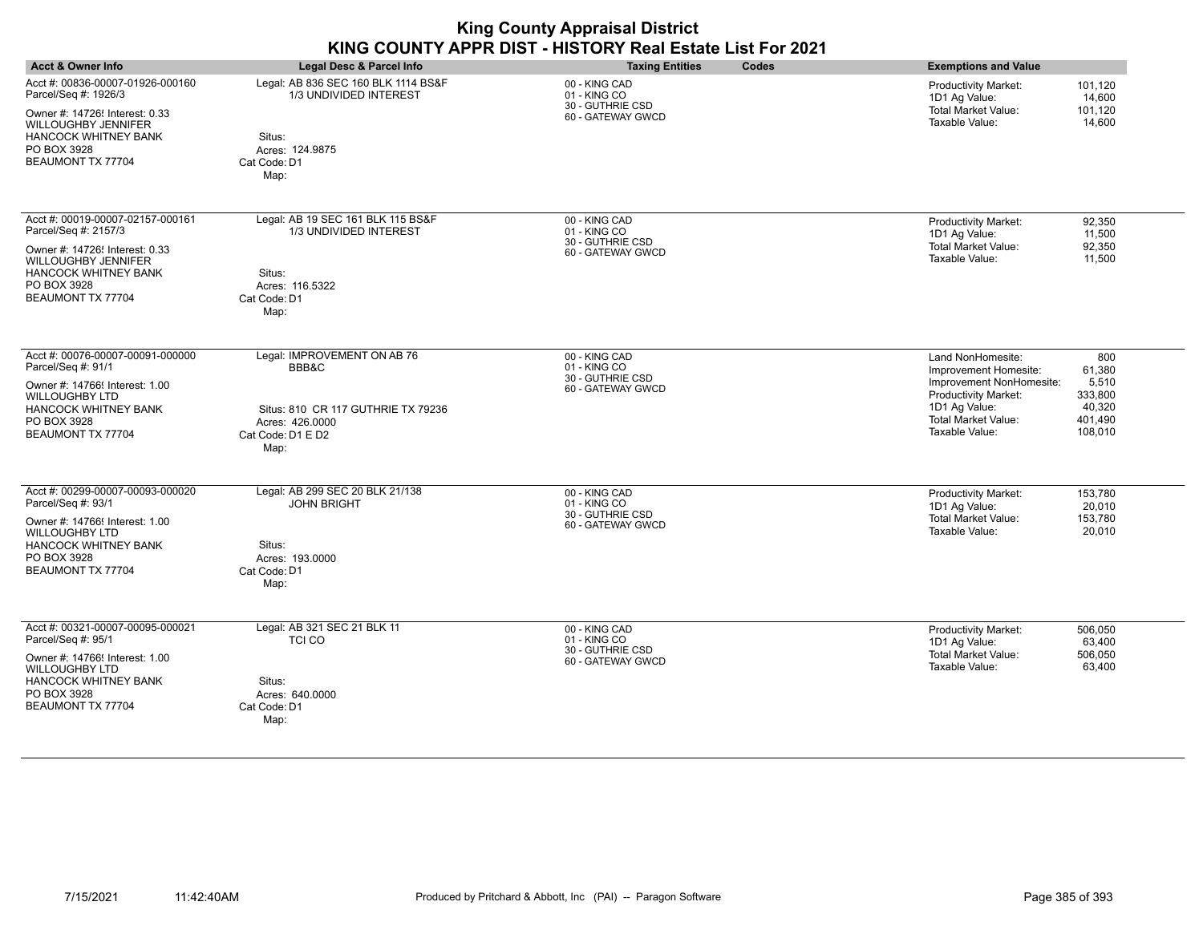# King County Appraisal District

## KING COUNTY APPR DIST - HISTORY Real Estate List For 2021

| Acct & Owner Info | Legal Desc & Parcel Info | Taxing Entities | Codes | Exemptions and Value |
|---|---|---|---|---|
| Acct #: 00836-00007-01926-000160<br>Parcel/Seq #: 1926/3<br>Owner #: 14726! Interest: 0.33<br>WILLOUGHBY JENNIFER<br>HANCOCK WHITNEY BANK<br>PO BOX 3928<br>BEAUMONT TX 77704 | Legal: AB 836 SEC 160 BLK 1114 BS&F 1/3 UNDIVIDED INTEREST<br>Situs:<br>Acres: 124.9875<br>Cat Code: D1<br>Map: | 00 - KING CAD<br>01 - KING CO<br>30 - GUTHRIE CSD<br>60 - GATEWAY GWCD | | Productivity Market: 101,120<br>1D1 Ag Value: 14,600<br>Total Market Value: 101,120<br>Taxable Value: 14,600 |
| Acct #: 00019-00007-02157-000161<br>Parcel/Seq #: 2157/3<br>Owner #: 14726! Interest: 0.33<br>WILLOUGHBY JENNIFER<br>HANCOCK WHITNEY BANK<br>PO BOX 3928<br>BEAUMONT TX 77704 | Legal: AB 19 SEC 161 BLK 115 BS&F 1/3 UNDIVIDED INTEREST<br>Situs:<br>Acres: 116.5322<br>Cat Code: D1<br>Map: | 00 - KING CAD<br>01 - KING CO<br>30 - GUTHRIE CSD<br>60 - GATEWAY GWCD | | Productivity Market: 92,350<br>1D1 Ag Value: 11,500<br>Total Market Value: 92,350<br>Taxable Value: 11,500 |
| Acct #: 00076-00007-00091-000000<br>Parcel/Seq #: 91/1<br>Owner #: 14766! Interest: 1.00<br>WILLOUGHBY LTD<br>HANCOCK WHITNEY BANK<br>PO BOX 3928<br>BEAUMONT TX 77704 | Legal: IMPROVEMENT ON AB 76 BBB&C<br>Situs: 810 CR 117 GUTHRIE TX 79236<br>Acres: 426.0000<br>Cat Code: D1 E D2<br>Map: | 00 - KING CAD<br>01 - KING CO<br>30 - GUTHRIE CSD<br>60 - GATEWAY GWCD | | Land NonHomesite: 800<br>Improvement Homesite: 61,380<br>Improvement NonHomesite: 5,510<br>Productivity Market: 333,800<br>1D1 Ag Value: 40,320<br>Total Market Value: 401,490<br>Taxable Value: 108,010 |
| Acct #: 00299-00007-00093-000020<br>Parcel/Seq #: 93/1<br>Owner #: 14766! Interest: 1.00<br>WILLOUGHBY LTD<br>HANCOCK WHITNEY BANK<br>PO BOX 3928<br>BEAUMONT TX 77704 | Legal: AB 299 SEC 20 BLK 21/138 JOHN BRIGHT<br>Situs:<br>Acres: 193.0000<br>Cat Code: D1<br>Map: | 00 - KING CAD<br>01 - KING CO<br>30 - GUTHRIE CSD<br>60 - GATEWAY GWCD | | Productivity Market: 153,780<br>1D1 Ag Value: 20,010<br>Total Market Value: 153,780<br>Taxable Value: 20,010 |
| Acct #: 00321-00007-00095-000021<br>Parcel/Seq #: 95/1<br>Owner #: 14766! Interest: 1.00<br>WILLOUGHBY LTD<br>HANCOCK WHITNEY BANK<br>PO BOX 3928<br>BEAUMONT TX 77704 | Legal: AB 321 SEC 21 BLK 11 TCI CO<br>Situs:<br>Acres: 640.0000<br>Cat Code: D1<br>Map: | 00 - KING CAD<br>01 - KING CO<br>30 - GUTHRIE CSD<br>60 - GATEWAY GWCD | | Productivity Market: 506,050<br>1D1 Ag Value: 63,400<br>Total Market Value: 506,050<br>Taxable Value: 63,400 |

7/15/2021 11:42:40AM Produced by Pritchard & Abbott, Inc (PAI) -- Paragon Software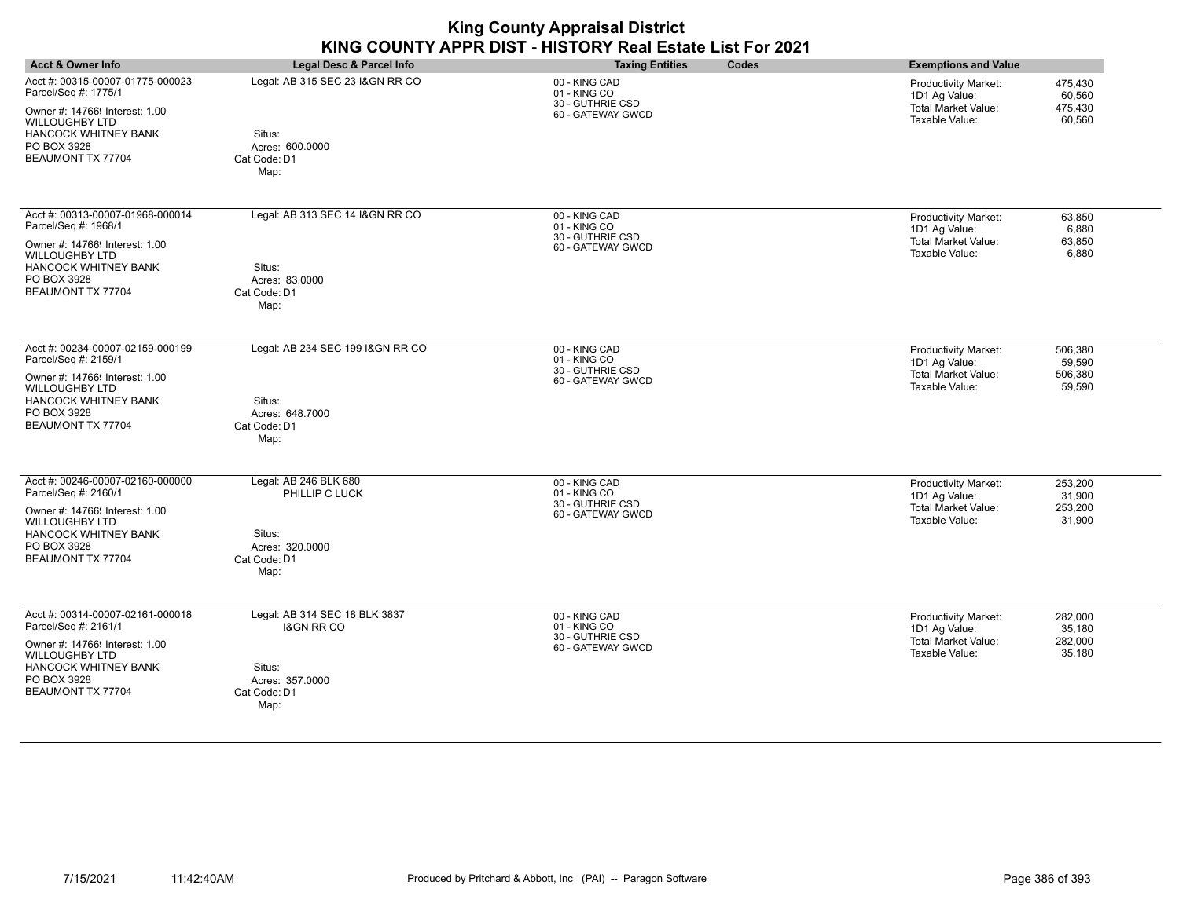# King County Appraisal District
## KING COUNTY APPR DIST - HISTORY Real Estate List For 2021

| Acct & Owner Info | Legal Desc & Parcel Info | Taxing Entities | Codes | Exemptions and Value |
|---|---|---|---|---|
| Acct #: 00315-00007-01775-000023<br>Parcel/Seq #: 1775/1<br>Owner #: 14766( Interest: 1.00<br>WILLOUGHBY LTD<br>HANCOCK WHITNEY BANK<br>PO BOX 3928<br>BEAUMONT TX 77704 | Legal: AB 315 SEC 23 I&GN RR CO<br>Situs:<br>Acres: 600.0000<br>Cat Code: D1<br>Map: | 00 - KING CAD<br>01 - KING CO<br>30 - GUTHRIE CSD<br>60 - GATEWAY GWCD | | Productivity Market: 475,430<br>1D1 Ag Value: 60,560<br>Total Market Value: 475,430<br>Taxable Value: 60,560 |
| Acct #: 00313-00007-01968-000014<br>Parcel/Seq #: 1968/1<br>Owner #: 14766( Interest: 1.00<br>WILLOUGHBY LTD<br>HANCOCK WHITNEY BANK<br>PO BOX 3928<br>BEAUMONT TX 77704 | Legal: AB 313 SEC 14 I&GN RR CO<br>Situs:<br>Acres: 83.0000<br>Cat Code: D1<br>Map: | 00 - KING CAD<br>01 - KING CO<br>30 - GUTHRIE CSD<br>60 - GATEWAY GWCD | | Productivity Market: 63,850<br>1D1 Ag Value: 6,880<br>Total Market Value: 63,850<br>Taxable Value: 6,880 |
| Acct #: 00234-00007-02159-000199<br>Parcel/Seq #: 2159/1<br>Owner #: 14766( Interest: 1.00<br>WILLOUGHBY LTD<br>HANCOCK WHITNEY BANK<br>PO BOX 3928<br>BEAUMONT TX 77704 | Legal: AB 234 SEC 199 I&GN RR CO<br>Situs:<br>Acres: 648.7000<br>Cat Code: D1<br>Map: | 00 - KING CAD<br>01 - KING CO<br>30 - GUTHRIE CSD<br>60 - GATEWAY GWCD | | Productivity Market: 506,380<br>1D1 Ag Value: 59,590<br>Total Market Value: 506,380<br>Taxable Value: 59,590 |
| Acct #: 00246-00007-02160-000000<br>Parcel/Seq #: 2160/1<br>Owner #: 14766( Interest: 1.00<br>WILLOUGHBY LTD<br>HANCOCK WHITNEY BANK<br>PO BOX 3928<br>BEAUMONT TX 77704 | Legal: AB 246 BLK 680 PHILLIP C LUCK<br>Situs:<br>Acres: 320.0000<br>Cat Code: D1<br>Map: | 00 - KING CAD<br>01 - KING CO<br>30 - GUTHRIE CSD<br>60 - GATEWAY GWCD | | Productivity Market: 253,200<br>1D1 Ag Value: 31,900<br>Total Market Value: 253,200<br>Taxable Value: 31,900 |
| Acct #: 00314-00007-02161-000018<br>Parcel/Seq #: 2161/1<br>Owner #: 14766( Interest: 1.00<br>WILLOUGHBY LTD<br>HANCOCK WHITNEY BANK<br>PO BOX 3928<br>BEAUMONT TX 77704 | Legal: AB 314 SEC 18 BLK 3837 I&GN RR CO<br>Situs:<br>Acres: 357.0000<br>Cat Code: D1<br>Map: | 00 - KING CAD<br>01 - KING CO<br>30 - GUTHRIE CSD<br>60 - GATEWAY GWCD | | Productivity Market: 282,000<br>1D1 Ag Value: 35,180<br>Total Market Value: 282,000<br>Taxable Value: 35,180 |

7/15/2021 11:42:40AM Produced by Pritchard & Abbott, Inc (PAI) -- Paragon Software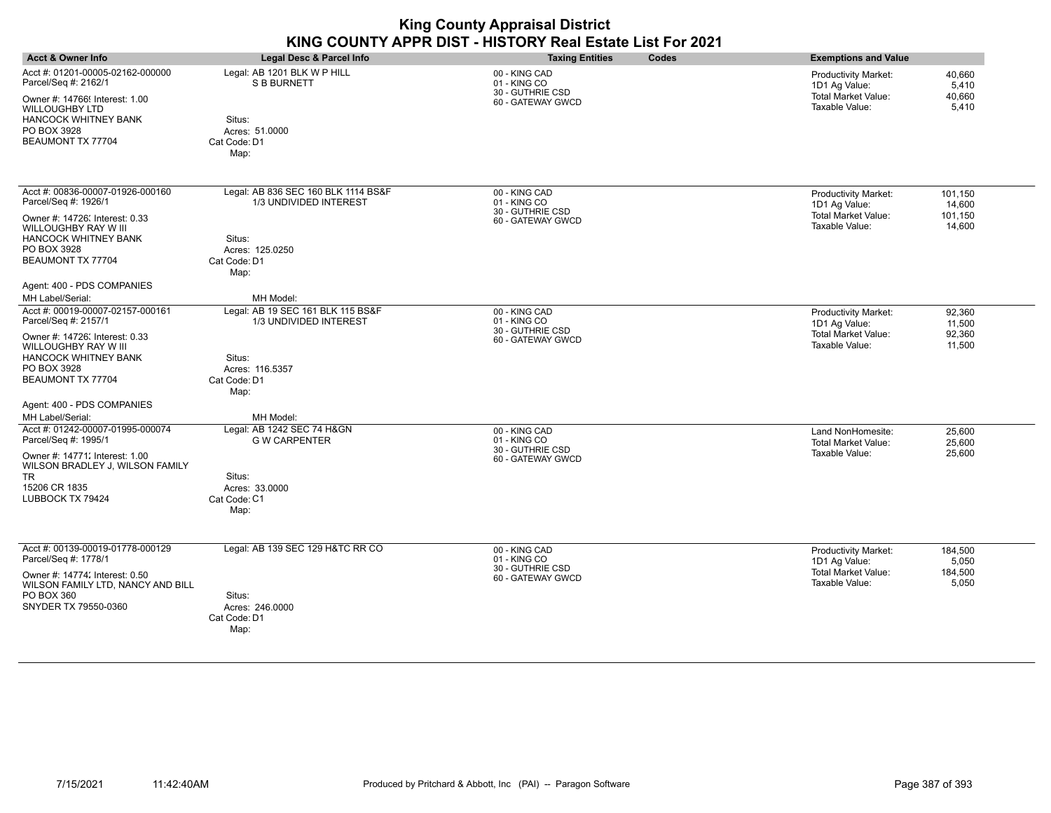# King County Appraisal District
## KING COUNTY APPR DIST - HISTORY Real Estate List For 2021

| Acct & Owner Info | Legal Desc & Parcel Info | Taxing Entities | Codes | Exemptions and Value |
|---|---|---|---|---|
| Acct #: 01201-00005-02162-000000<br>Parcel/Seq #: 2162/1<br>Owner #: 14766 Interest: 1.00<br>WILLOUGHBY LTD<br>HANCOCK WHITNEY BANK<br>PO BOX 3928<br>BEAUMONT TX 77704 | Legal: AB 1201 BLK W P HILL<br>S B BURNETT<br>Situs:<br>Acres: 51.0000<br>Cat Code: D1<br>Map: | 00 - KING CAD<br>01 - KING CO<br>30 - GUTHRIE CSD<br>60 - GATEWAY GWCD | | Productivity Market: 40,660<br>1D1 Ag Value: 5,410<br>Total Market Value: 40,660<br>Taxable Value: 5,410 |
| Acct #: 00836-00007-01926-000160<br>Parcel/Seq #: 1926/1<br>Owner #: 14726 Interest: 0.33<br>WILLOUGHBY RAY W III<br>HANCOCK WHITNEY BANK<br>PO BOX 3928<br>BEAUMONT TX 77704<br>Agent: 400 - PDS COMPANIES<br>MH Label/Serial: | Legal: AB 836 SEC 160 BLK 1114 BS&F<br>1/3 UNDIVIDED INTEREST<br>Situs:<br>Acres: 125.0250<br>Cat Code: D1<br>Map:<br>MH Model: | 00 - KING CAD<br>01 - KING CO<br>30 - GUTHRIE CSD<br>60 - GATEWAY GWCD | | Productivity Market: 101,150<br>1D1 Ag Value: 14,600<br>Total Market Value: 101,150<br>Taxable Value: 14,600 |
| Acct #: 00019-00007-02157-000161<br>Parcel/Seq #: 2157/1<br>Owner #: 14726 Interest: 0.33<br>WILLOUGHBY RAY W III<br>HANCOCK WHITNEY BANK<br>PO BOX 3928<br>BEAUMONT TX 77704<br>Agent: 400 - PDS COMPANIES<br>MH Label/Serial: | Legal: AB 19 SEC 161 BLK 115 BS&F<br>1/3 UNDIVIDED INTEREST<br>Situs:<br>Acres: 116.5357<br>Cat Code: D1<br>Map:<br>MH Model: | 00 - KING CAD<br>01 - KING CO<br>30 - GUTHRIE CSD<br>60 - GATEWAY GWCD | | Productivity Market: 92,360<br>1D1 Ag Value: 11,500<br>Total Market Value: 92,360<br>Taxable Value: 11,500 |
| Acct #: 01242-00007-01995-000074<br>Parcel/Seq #: 1995/1<br>Owner #: 14771 Interest: 1.00<br>WILSON BRADLEY J, WILSON FAMILY TR<br>15206 CR 1835<br>LUBBOCK TX 79424 | Legal: AB 1242 SEC 74 H&GN<br>G W CARPENTER<br>Situs:<br>Acres: 33.0000<br>Cat Code: C1<br>Map: | 00 - KING CAD<br>01 - KING CO<br>30 - GUTHRIE CSD<br>60 - GATEWAY GWCD | | Land NonHomesite: 25,600<br>Total Market Value: 25,600<br>Taxable Value: 25,600 |
| Acct #: 00139-00019-01778-000129<br>Parcel/Seq #: 1778/1<br>Owner #: 14774 Interest: 0.50<br>WILSON FAMILY LTD, NANCY AND BILL<br>PO BOX 360<br>SNYDER TX 79550-0360 | Legal: AB 139 SEC 129 H&TC RR CO<br>Situs:<br>Acres: 246.0000<br>Cat Code: D1<br>Map: | 00 - KING CAD<br>01 - KING CO<br>30 - GUTHRIE CSD<br>60 - GATEWAY GWCD | | Productivity Market: 184,500<br>1D1 Ag Value: 5,050<br>Total Market Value: 184,500<br>Taxable Value: 5,050 |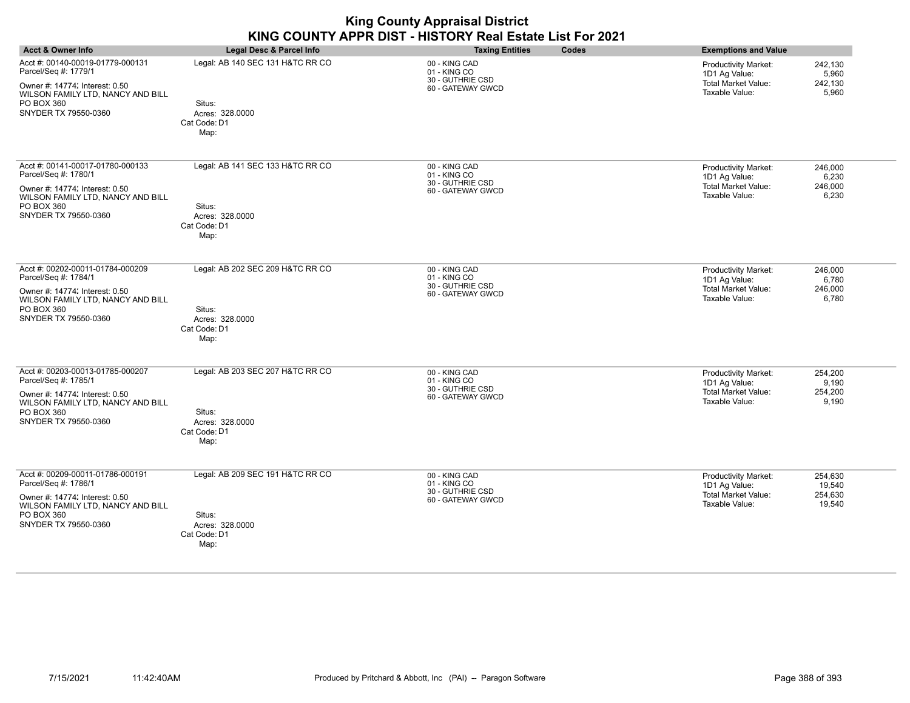# King County Appraisal District

## KING COUNTY APPR DIST - HISTORY Real Estate List For 2021

| Acct & Owner Info | Legal Desc & Parcel Info | Taxing Entities | Codes | Exemptions and Value |
|---|---|---|---|---|
| Acct #: 00140-00019-01779-000131<br>Parcel/Seq #: 1779/1<br>Owner #: 14774; Interest: 0.50<br>WILSON FAMILY LTD, NANCY AND BILL<br>PO BOX 360<br>SNYDER TX 79550-0360 | Legal: AB 140 SEC 131 H&TC RR CO<br>Situs:<br>Acres: 328.0000<br>Cat Code: D1<br>Map: | 00 - KING CAD<br>01 - KING CO<br>30 - GUTHRIE CSD<br>60 - GATEWAY GWCD | | Productivity Market: 242,130<br>1D1 Ag Value: 5,960<br>Total Market Value: 242,130<br>Taxable Value: 5,960 |
| Acct #: 00141-00017-01780-000133<br>Parcel/Seq #: 1780/1<br>Owner #: 14774; Interest: 0.50<br>WILSON FAMILY LTD, NANCY AND BILL<br>PO BOX 360<br>SNYDER TX 79550-0360 | Legal: AB 141 SEC 133 H&TC RR CO<br>Situs:<br>Acres: 328.0000<br>Cat Code: D1<br>Map: | 00 - KING CAD<br>01 - KING CO<br>30 - GUTHRIE CSD<br>60 - GATEWAY GWCD | | Productivity Market: 246,000<br>1D1 Ag Value: 6,230<br>Total Market Value: 246,000<br>Taxable Value: 6,230 |
| Acct #: 00202-00011-01784-000209<br>Parcel/Seq #: 1784/1<br>Owner #: 14774; Interest: 0.50<br>WILSON FAMILY LTD, NANCY AND BILL<br>PO BOX 360<br>SNYDER TX 79550-0360 | Legal: AB 202 SEC 209 H&TC RR CO<br>Situs:<br>Acres: 328.0000<br>Cat Code: D1<br>Map: | 00 - KING CAD<br>01 - KING CO<br>30 - GUTHRIE CSD<br>60 - GATEWAY GWCD | | Productivity Market: 246,000<br>1D1 Ag Value: 6,780<br>Total Market Value: 246,000<br>Taxable Value: 6,780 |
| Acct #: 00203-00013-01785-000207<br>Parcel/Seq #: 1785/1<br>Owner #: 14774; Interest: 0.50<br>WILSON FAMILY LTD, NANCY AND BILL<br>PO BOX 360<br>SNYDER TX 79550-0360 | Legal: AB 203 SEC 207 H&TC RR CO<br>Situs:<br>Acres: 328.0000<br>Cat Code: D1<br>Map: | 00 - KING CAD<br>01 - KING CO<br>30 - GUTHRIE CSD<br>60 - GATEWAY GWCD | | Productivity Market: 254,200<br>1D1 Ag Value: 9,190<br>Total Market Value: 254,200<br>Taxable Value: 9,190 |
| Acct #: 00209-00011-01786-000191<br>Parcel/Seq #: 1786/1<br>Owner #: 14774; Interest: 0.50<br>WILSON FAMILY LTD, NANCY AND BILL<br>PO BOX 360<br>SNYDER TX 79550-0360 | Legal: AB 209 SEC 191 H&TC RR CO<br>Situs:<br>Acres: 328.0000<br>Cat Code: D1<br>Map: | 00 - KING CAD<br>01 - KING CO<br>30 - GUTHRIE CSD<br>60 - GATEWAY GWCD | | Productivity Market: 254,630<br>1D1 Ag Value: 19,540<br>Total Market Value: 254,630<br>Taxable Value: 19,540 |

7/15/2021 11:42:40AM Produced by Pritchard & Abbott, Inc (PAI) -- Paragon Software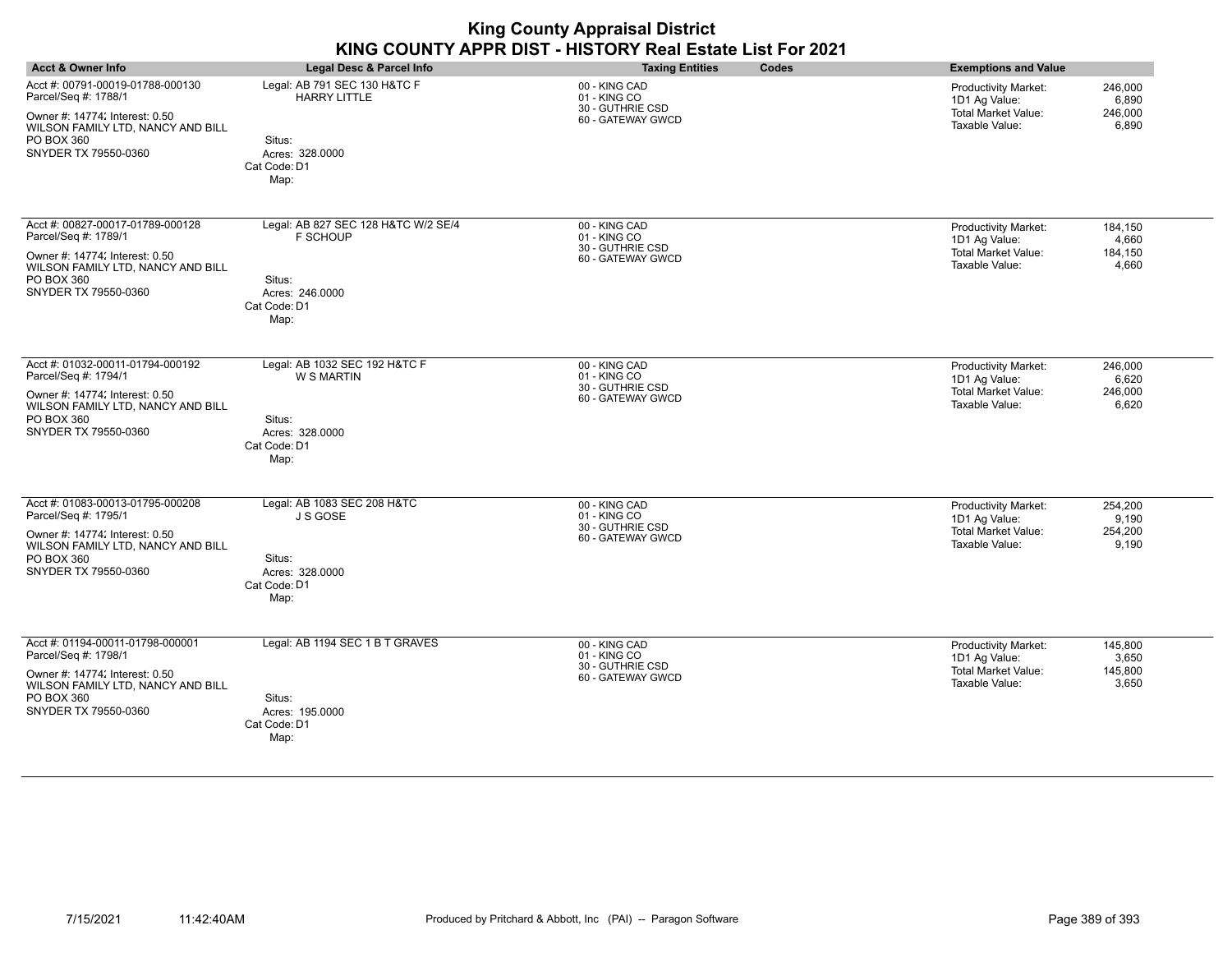# King County Appraisal District

## KING COUNTY APPR DIST - HISTORY Real Estate List For 2021

| Acct & Owner Info | Legal Desc & Parcel Info | Taxing Entities | Codes | Exemptions and Value |
|---|---|---|---|---|
| Acct #: 00791-00019-01788-000130<br>Parcel/Seq #: 1788/1<br>Owner #: 14774; Interest: 0.50<br>WILSON FAMILY LTD, NANCY AND BILL<br>PO BOX 360<br>SNYDER TX 79550-0360 | Legal: AB 791 SEC 130 H&TC F HARRY LITTLE<br>Situs:<br>Acres: 328.0000<br>Cat Code: D1<br>Map: | 00 - KING CAD<br>01 - KING CO<br>30 - GUTHRIE CSD<br>60 - GATEWAY GWCD | | Productivity Market: 246,000<br>1D1 Ag Value: 6,890<br>Total Market Value: 246,000<br>Taxable Value: 6,890 |
| Acct #: 00827-00017-01789-000128<br>Parcel/Seq #: 1789/1<br>Owner #: 14774; Interest: 0.50<br>WILSON FAMILY LTD, NANCY AND BILL<br>PO BOX 360<br>SNYDER TX 79550-0360 | Legal: AB 827 SEC 128 H&TC W/2 SE/4 F SCHOUP<br>Situs:<br>Acres: 246.0000<br>Cat Code: D1<br>Map: | 00 - KING CAD<br>01 - KING CO<br>30 - GUTHRIE CSD<br>60 - GATEWAY GWCD | | Productivity Market: 184,150<br>1D1 Ag Value: 4,660<br>Total Market Value: 184,150<br>Taxable Value: 4,660 |
| Acct #: 01032-00011-01794-000192<br>Parcel/Seq #: 1794/1<br>Owner #: 14774; Interest: 0.50<br>WILSON FAMILY LTD, NANCY AND BILL<br>PO BOX 360<br>SNYDER TX 79550-0360 | Legal: AB 1032 SEC 192 H&TC F W S MARTIN<br>Situs:<br>Acres: 328.0000<br>Cat Code: D1<br>Map: | 00 - KING CAD<br>01 - KING CO<br>30 - GUTHRIE CSD<br>60 - GATEWAY GWCD | | Productivity Market: 246,000<br>1D1 Ag Value: 6,620<br>Total Market Value: 246,000<br>Taxable Value: 6,620 |
| Acct #: 01083-00013-01795-000208<br>Parcel/Seq #: 1795/1<br>Owner #: 14774; Interest: 0.50<br>WILSON FAMILY LTD, NANCY AND BILL<br>PO BOX 360<br>SNYDER TX 79550-0360 | Legal: AB 1083 SEC 208 H&TC J S GOSE<br>Situs:<br>Acres: 328.0000<br>Cat Code: D1<br>Map: | 00 - KING CAD<br>01 - KING CO<br>30 - GUTHRIE CSD<br>60 - GATEWAY GWCD | | Productivity Market: 254,200<br>1D1 Ag Value: 9,190<br>Total Market Value: 254,200<br>Taxable Value: 9,190 |
| Acct #: 01194-00011-01798-000001<br>Parcel/Seq #: 1798/1<br>Owner #: 14774; Interest: 0.50<br>WILSON FAMILY LTD, NANCY AND BILL<br>PO BOX 360<br>SNYDER TX 79550-0360 | Legal: AB 1194 SEC 1 B T GRAVES<br>Situs:<br>Acres: 195.0000<br>Cat Code: D1<br>Map: | 00 - KING CAD<br>01 - KING CO<br>30 - GUTHRIE CSD<br>60 - GATEWAY GWCD | | Productivity Market: 145,800<br>1D1 Ag Value: 3,650<br>Total Market Value: 145,800<br>Taxable Value: 3,650 |

7/15/2021 11:42:40AM Produced by Pritchard & Abbott, Inc (PAI) -- Paragon Software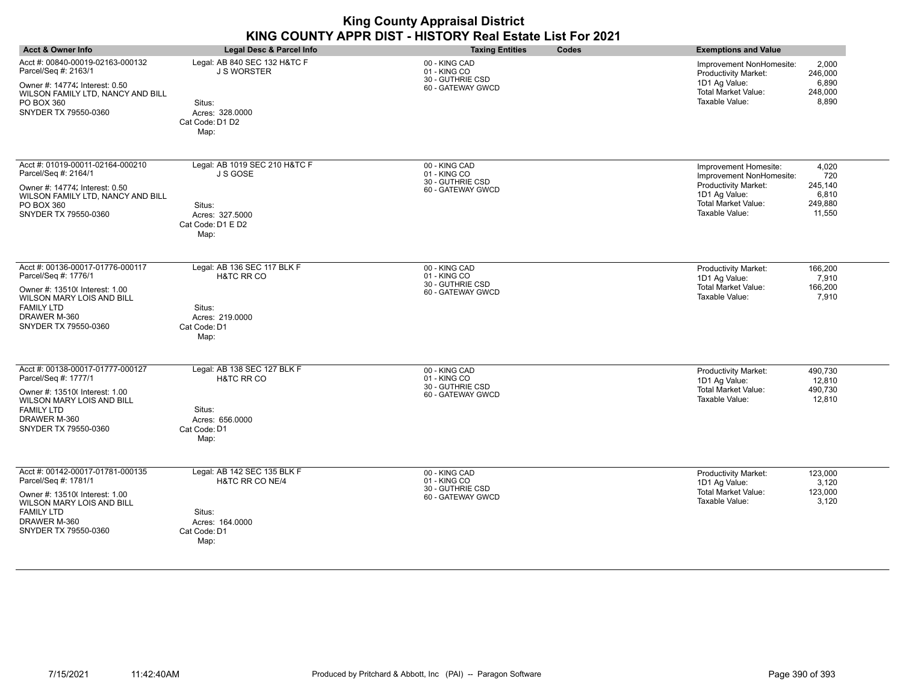# King County Appraisal District

## KING COUNTY APPR DIST - HISTORY Real Estate List For 2021

| Acct & Owner Info | Legal Desc & Parcel Info | Taxing Entities | Codes | Exemptions and Value |
|---|---|---|---|---|
| Acct #: 00840-00019-02163-000132<br>Parcel/Seq #: 2163/1<br>Owner #: 14774; Interest: 0.50<br>WILSON FAMILY LTD, NANCY AND BILL<br>PO BOX 360<br>SNYDER TX 79550-0360 | Legal: AB 840 SEC 132 H&TC F<br>J S WORSTER<br>Situs:<br>Acres: 328.0000<br>Cat Code: D1 D2<br>Map: | 00 - KING CAD<br>01 - KING CO<br>30 - GUTHRIE CSD<br>60 - GATEWAY GWCD | | Improvement NonHomesite: 2,000<br>Productivity Market: 246,000<br>1D1 Ag Value: 6,890<br>Total Market Value: 248,000<br>Taxable Value: 8,890 |
| Acct #: 01019-00011-02164-000210<br>Parcel/Seq #: 2164/1<br>Owner #: 14774; Interest: 0.50<br>WILSON FAMILY LTD, NANCY AND BILL<br>PO BOX 360<br>SNYDER TX 79550-0360 | Legal: AB 1019 SEC 210 H&TC F<br>J S GOSE<br>Situs:<br>Acres: 327.5000<br>Cat Code: D1 E D2<br>Map: | 00 - KING CAD<br>01 - KING CO<br>30 - GUTHRIE CSD<br>60 - GATEWAY GWCD | | Improvement Homesite: 4,020<br>Improvement NonHomesite: 720<br>Productivity Market: 245,140<br>1D1 Ag Value: 6,810<br>Total Market Value: 249,880<br>Taxable Value: 11,550 |
| Acct #: 00136-00017-01776-000117<br>Parcel/Seq #: 1776/1<br>Owner #: 13510( Interest: 1.00<br>WILSON MARY LOIS AND BILL<br>FAMILY LTD<br>DRAWER M-360<br>SNYDER TX 79550-0360 | Legal: AB 136 SEC 117 BLK F<br>H&TC RR CO<br>Situs:<br>Acres: 219.0000<br>Cat Code: D1<br>Map: | 00 - KING CAD<br>01 - KING CO<br>30 - GUTHRIE CSD<br>60 - GATEWAY GWCD | | Productivity Market: 166,200<br>1D1 Ag Value: 7,910<br>Total Market Value: 166,200<br>Taxable Value: 7,910 |
| Acct #: 00138-00017-01777-000127<br>Parcel/Seq #: 1777/1<br>Owner #: 13510( Interest: 1.00<br>WILSON MARY LOIS AND BILL<br>FAMILY LTD<br>DRAWER M-360<br>SNYDER TX 79550-0360 | Legal: AB 138 SEC 127 BLK F<br>H&TC RR CO<br>Situs:<br>Acres: 656.0000<br>Cat Code: D1<br>Map: | 00 - KING CAD<br>01 - KING CO<br>30 - GUTHRIE CSD<br>60 - GATEWAY GWCD | | Productivity Market: 490,730<br>1D1 Ag Value: 12,810<br>Total Market Value: 490,730<br>Taxable Value: 12,810 |
| Acct #: 00142-00017-01781-000135<br>Parcel/Seq #: 1781/1<br>Owner #: 13510( Interest: 1.00<br>WILSON MARY LOIS AND BILL<br>FAMILY LTD<br>DRAWER M-360<br>SNYDER TX 79550-0360 | Legal: AB 142 SEC 135 BLK F<br>H&TC RR CO NE/4<br>Situs:<br>Acres: 164.0000<br>Cat Code: D1<br>Map: | 00 - KING CAD<br>01 - KING CO<br>30 - GUTHRIE CSD<br>60 - GATEWAY GWCD | | Productivity Market: 123,000<br>1D1 Ag Value: 3,120<br>Total Market Value: 123,000<br>Taxable Value: 3,120 |

7/15/2021 11:42:40AM Produced by Pritchard & Abbott, Inc (PAI) -- Paragon Software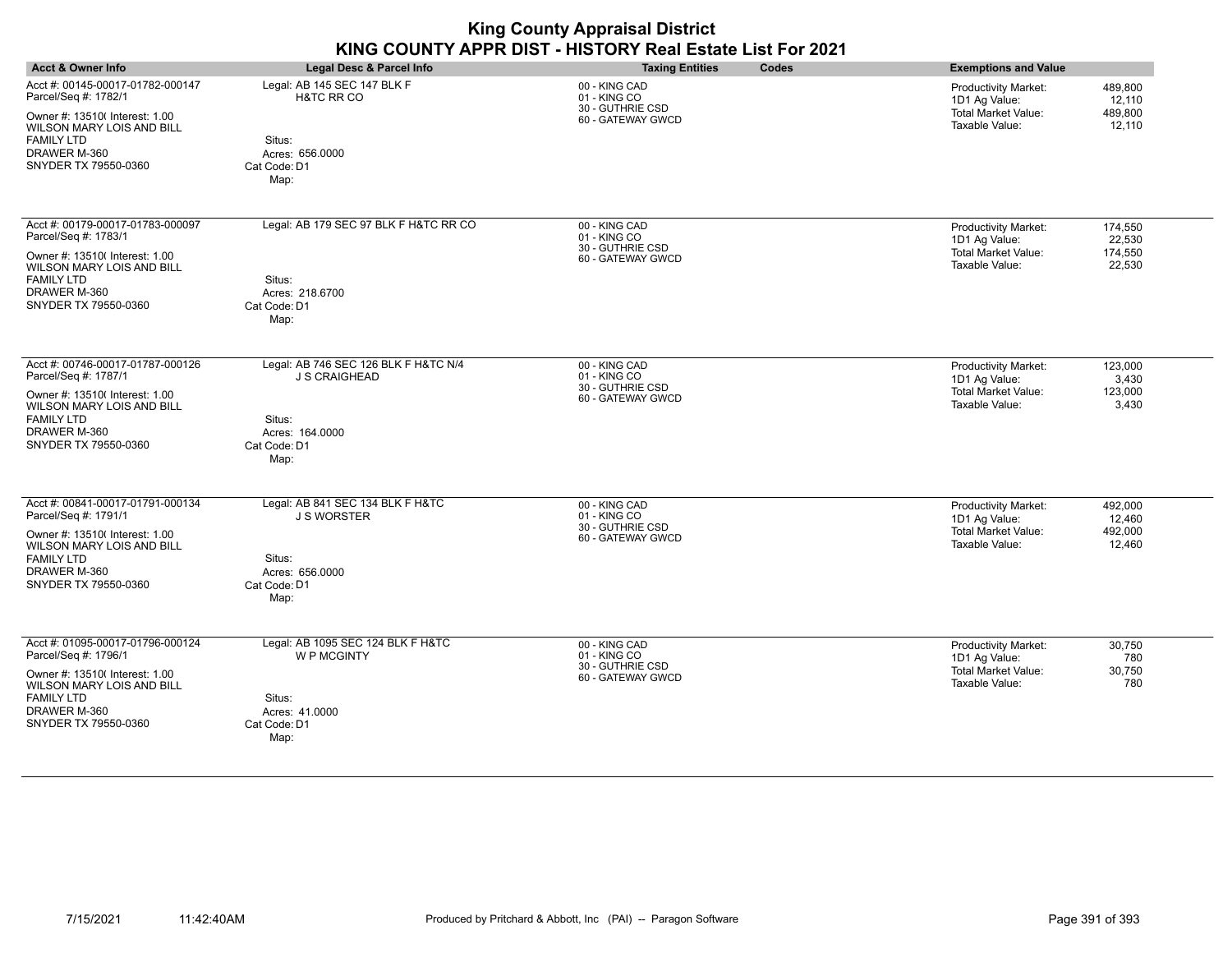# King County Appraisal District

## KING COUNTY APPR DIST - HISTORY Real Estate List For 2021

| Acct & Owner Info | Legal Desc & Parcel Info | Taxing Entities | Codes | Exemptions and Value |
|---|---|---|---|---|
| Acct #: 00145-00017-01782-000147<br>Parcel/Seq #: 1782/1<br>Owner #: 13510( Interest: 1.00<br>WILSON MARY LOIS AND BILL FAMILY LTD<br>DRAWER M-360<br>SNYDER TX 79550-0360 | Legal: AB 145 SEC 147 BLK F H&TC RR CO<br>Situs:<br>Acres: 656.0000<br>Cat Code: D1<br>Map: | 00 - KING CAD<br>01 - KING CO<br>30 - GUTHRIE CSD<br>60 - GATEWAY GWCD | | Productivity Market: 489,800<br>1D1 Ag Value: 12,110<br>Total Market Value: 489,800<br>Taxable Value: 12,110 |
| Acct #: 00179-00017-01783-000097<br>Parcel/Seq #: 1783/1<br>Owner #: 13510( Interest: 1.00<br>WILSON MARY LOIS AND BILL FAMILY LTD<br>DRAWER M-360<br>SNYDER TX 79550-0360 | Legal: AB 179 SEC 97 BLK F H&TC RR CO<br>Situs:<br>Acres: 218.6700<br>Cat Code: D1<br>Map: | 00 - KING CAD<br>01 - KING CO<br>30 - GUTHRIE CSD<br>60 - GATEWAY GWCD | | Productivity Market: 174,550<br>1D1 Ag Value: 22,530<br>Total Market Value: 174,550<br>Taxable Value: 22,530 |
| Acct #: 00746-00017-01787-000126<br>Parcel/Seq #: 1787/1<br>Owner #: 13510( Interest: 1.00<br>WILSON MARY LOIS AND BILL FAMILY LTD<br>DRAWER M-360<br>SNYDER TX 79550-0360 | Legal: AB 746 SEC 126 BLK F H&TC N/4 J S CRAIGHEAD<br>Situs:<br>Acres: 164.0000<br>Cat Code: D1<br>Map: | 00 - KING CAD<br>01 - KING CO<br>30 - GUTHRIE CSD<br>60 - GATEWAY GWCD | | Productivity Market: 123,000<br>1D1 Ag Value: 3,430<br>Total Market Value: 123,000<br>Taxable Value: 3,430 |
| Acct #: 00841-00017-01791-000134<br>Parcel/Seq #: 1791/1<br>Owner #: 13510( Interest: 1.00<br>WILSON MARY LOIS AND BILL FAMILY LTD<br>DRAWER M-360<br>SNYDER TX 79550-0360 | Legal: AB 841 SEC 134 BLK F H&TC J S WORSTER<br>Situs:<br>Acres: 656.0000<br>Cat Code: D1<br>Map: | 00 - KING CAD<br>01 - KING CO<br>30 - GUTHRIE CSD<br>60 - GATEWAY GWCD | | Productivity Market: 492,000<br>1D1 Ag Value: 12,460<br>Total Market Value: 492,000<br>Taxable Value: 12,460 |
| Acct #: 01095-00017-01796-000124<br>Parcel/Seq #: 1796/1<br>Owner #: 13510( Interest: 1.00<br>WILSON MARY LOIS AND BILL FAMILY LTD<br>DRAWER M-360<br>SNYDER TX 79550-0360 | Legal: AB 1095 SEC 124 BLK F H&TC W P MCGINTY<br>Situs:<br>Acres: 41.0000<br>Cat Code: D1<br>Map: | 00 - KING CAD<br>01 - KING CO<br>30 - GUTHRIE CSD<br>60 - GATEWAY GWCD | | Productivity Market: 30,750<br>1D1 Ag Value: 780<br>Total Market Value: 30,750<br>Taxable Value: 780 |

7/15/2021 11:42:40AM Produced by Pritchard & Abbott, Inc (PAI) -- Paragon Software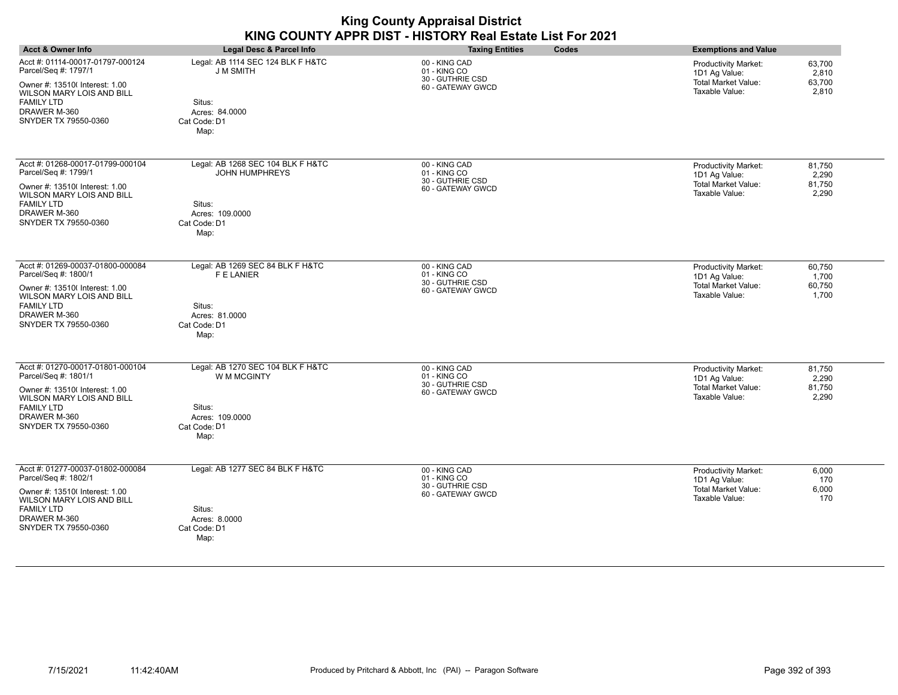# King County Appraisal District
## KING COUNTY APPR DIST - HISTORY Real Estate List For 2021

| Acct & Owner Info | Legal Desc & Parcel Info | Taxing Entities | Codes | Exemptions and Value |
|---|---|---|---|---|
| Acct #: 01114-00017-01797-000124<br>Parcel/Seq #: 1797/1<br>Owner #: 13510( Interest: 1.00<br>WILSON MARY LOIS AND BILL FAMILY LTD<br>DRAWER M-360<br>SNYDER TX 79550-0360 | Legal: AB 1114 SEC 124 BLK F H&TC J M SMITH<br>Situs:<br>Acres: 84.0000<br>Cat Code: D1<br>Map: | 00 - KING CAD<br>01 - KING CO<br>30 - GUTHRIE CSD<br>60 - GATEWAY GWCD | | Productivity Market: 63,700<br>1D1 Ag Value: 2,810<br>Total Market Value: 63,700<br>Taxable Value: 2,810 |
| Acct #: 01268-00017-01799-000104<br>Parcel/Seq #: 1799/1<br>Owner #: 13510( Interest: 1.00<br>WILSON MARY LOIS AND BILL FAMILY LTD<br>DRAWER M-360<br>SNYDER TX 79550-0360 | Legal: AB 1268 SEC 104 BLK F H&TC JOHN HUMPHREYS<br>Situs:<br>Acres: 109.0000<br>Cat Code: D1<br>Map: | 00 - KING CAD<br>01 - KING CO<br>30 - GUTHRIE CSD<br>60 - GATEWAY GWCD | | Productivity Market: 81,750<br>1D1 Ag Value: 2,290<br>Total Market Value: 81,750<br>Taxable Value: 2,290 |
| Acct #: 01269-00037-01800-000084<br>Parcel/Seq #: 1800/1<br>Owner #: 13510( Interest: 1.00<br>WILSON MARY LOIS AND BILL FAMILY LTD<br>DRAWER M-360<br>SNYDER TX 79550-0360 | Legal: AB 1269 SEC 84 BLK F H&TC F E LANIER<br>Situs:<br>Acres: 81.0000<br>Cat Code: D1<br>Map: | 00 - KING CAD<br>01 - KING CO<br>30 - GUTHRIE CSD<br>60 - GATEWAY GWCD | | Productivity Market: 60,750<br>1D1 Ag Value: 1,700<br>Total Market Value: 60,750<br>Taxable Value: 1,700 |
| Acct #: 01270-00017-01801-000104<br>Parcel/Seq #: 1801/1<br>Owner #: 13510( Interest: 1.00<br>WILSON MARY LOIS AND BILL FAMILY LTD<br>DRAWER M-360<br>SNYDER TX 79550-0360 | Legal: AB 1270 SEC 104 BLK F H&TC W M MCGINTY<br>Situs:<br>Acres: 109.0000<br>Cat Code: D1<br>Map: | 00 - KING CAD<br>01 - KING CO<br>30 - GUTHRIE CSD<br>60 - GATEWAY GWCD | | Productivity Market: 81,750<br>1D1 Ag Value: 2,290<br>Total Market Value: 81,750<br>Taxable Value: 2,290 |
| Acct #: 01277-00037-01802-000084<br>Parcel/Seq #: 1802/1<br>Owner #: 13510( Interest: 1.00<br>WILSON MARY LOIS AND BILL FAMILY LTD<br>DRAWER M-360<br>SNYDER TX 79550-0360 | Legal: AB 1277 SEC 84 BLK F H&TC<br>Situs:<br>Acres: 8.0000<br>Cat Code: D1<br>Map: | 00 - KING CAD<br>01 - KING CO<br>30 - GUTHRIE CSD<br>60 - GATEWAY GWCD | | Productivity Market: 6,000<br>1D1 Ag Value: 170<br>Total Market Value: 6,000<br>Taxable Value: 170 |

7/15/2021 11:42:40AM Produced by Pritchard & Abbott, Inc (PAI) -- Paragon Software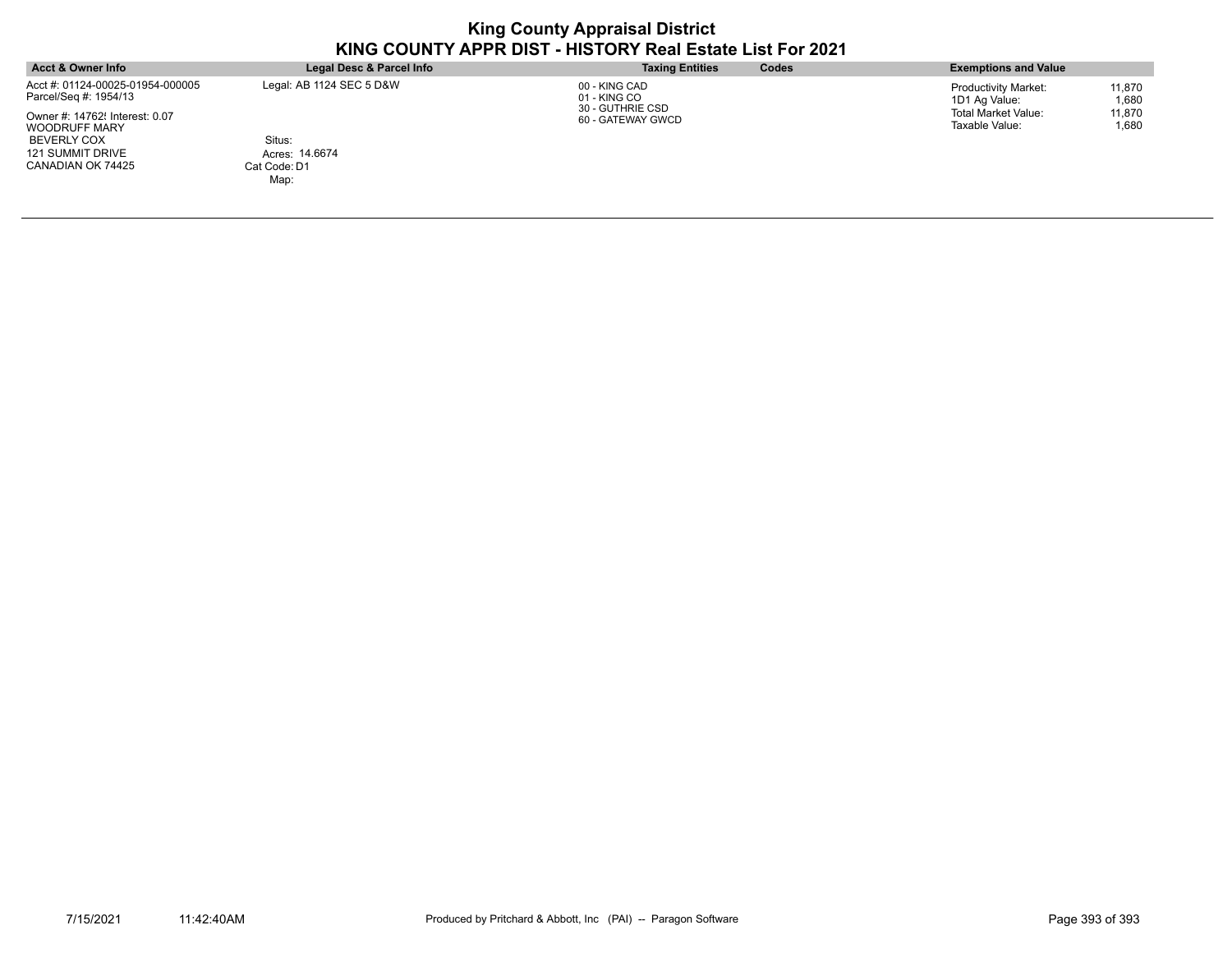# King County Appraisal District
## KING COUNTY APPR DIST - HISTORY Real Estate List For 2021

| Acct & Owner Info | Legal Desc & Parcel Info | Taxing Entities | Codes | Exemptions and Value | |
|---|---|---|---|---|---|
| Acct #: 01124-00025-01954-000005<br>Parcel/Seq #: 1954/13<br>Owner #: 14762! Interest: 0.07<br>WOODRUFF MARY<br>BEVERLY COX<br>121 SUMMIT DRIVE<br>CANADIAN OK 74425 | Legal: AB 1124 SEC 5 D&W<br>Situs:<br>Acres: 14.6674<br>Cat Code: D1<br>Map: | 00 - KING CAD<br>01 - KING CO<br>30 - GUTHRIE CSD<br>60 - GATEWAY GWCD | | Productivity Market:<br>1D1 Ag Value:<br>Total Market Value:<br>Taxable Value: | 11,870<br>1,680<br>11,870<br>1,680 |

7/15/2021 11:42:40AM Produced by Pritchard & Abbott, Inc (PAI) -- Paragon Software